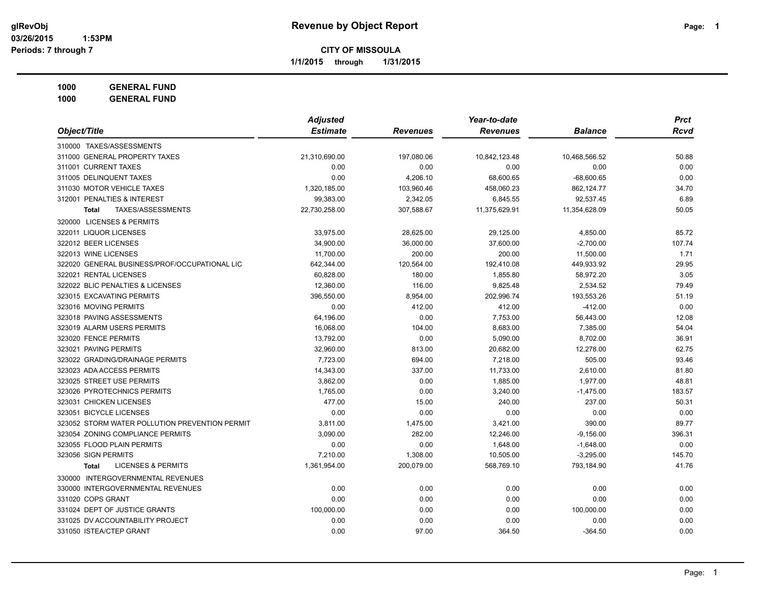# Revenue by Object Report

glRevObj
03/26/2015 1:53PM
Periods: 7 through 7

**CITY OF MISSOULA**

**1/1/2015 through 1/31/2015**

**1000 GENERAL FUND**
**1000 GENERAL FUND**

| Object/Title | Adjusted Estimate | Revenues | Year-to-date Revenues | Balance | Prct Rcvd |
|---|---|---|---|---|---|
| 310000 TAXES/ASSESSMENTS | | | | | |
| 311000 GENERAL PROPERTY TAXES | 21,310,690.00 | 197,080.06 | 10,842,123.48 | 10,468,566.52 | 50.88 |
| 311001 CURRENT TAXES | 0.00 | 0.00 | 0.00 | 0.00 | 0.00 |
| 311005 DELINQUENT TAXES | 0.00 | 4,206.10 | 68,600.65 | -68,600.65 | 0.00 |
| 311030 MOTOR VEHICLE TAXES | 1,320,185.00 | 103,960.46 | 458,060.23 | 862,124.77 | 34.70 |
| 312001 PENALTIES & INTEREST | 99,383.00 | 2,342.05 | 6,845.55 | 92,537.45 | 6.89 |
| **Total** TAXES/ASSESSMENTS | 22,730,258.00 | 307,588.67 | 11,375,629.91 | 11,354,628.09 | 50.05 |
| 320000 LICENSES & PERMITS | | | | | |
| 322011 LIQUOR LICENSES | 33,975.00 | 28,625.00 | 29,125.00 | 4,850.00 | 85.72 |
| 322012 BEER LICENSES | 34,900.00 | 36,000.00 | 37,600.00 | -2,700.00 | 107.74 |
| 322013 WINE LICENSES | 11,700.00 | 200.00 | 200.00 | 11,500.00 | 1.71 |
| 322020 GENERAL BUSINESS/PROF/OCCUPATIONAL LIC | 642,344.00 | 120,564.00 | 192,410.08 | 449,933.92 | 29.95 |
| 322021 RENTAL LICENSES | 60,828.00 | 180.00 | 1,855.80 | 58,972.20 | 3.05 |
| 322022 BLIC PENALTIES & LICENSES | 12,360.00 | 116.00 | 9,825.48 | 2,534.52 | 79.49 |
| 323015 EXCAVATING PERMITS | 396,550.00 | 8,954.00 | 202,996.74 | 193,553.26 | 51.19 |
| 323016 MOVING PERMITS | 0.00 | 412.00 | 412.00 | -412.00 | 0.00 |
| 323018 PAVING ASSESSMENTS | 64,196.00 | 0.00 | 7,753.00 | 56,443.00 | 12.08 |
| 323019 ALARM USERS PERMITS | 16,068.00 | 104.00 | 8,683.00 | 7,385.00 | 54.04 |
| 323020 FENCE PERMITS | 13,792.00 | 0.00 | 5,090.00 | 8,702.00 | 36.91 |
| 323021 PAVING PERMITS | 32,960.00 | 813.00 | 20,682.00 | 12,278.00 | 62.75 |
| 323022 GRADING/DRAINAGE PERMITS | 7,723.00 | 694.00 | 7,218.00 | 505.00 | 93.46 |
| 323023 ADA ACCESS PERMITS | 14,343.00 | 337.00 | 11,733.00 | 2,610.00 | 81.80 |
| 323025 STREET USE PERMITS | 3,862.00 | 0.00 | 1,885.00 | 1,977.00 | 48.81 |
| 323026 PYROTECHNICS PERMITS | 1,765.00 | 0.00 | 3,240.00 | -1,475.00 | 183.57 |
| 323031 CHICKEN LICENSES | 477.00 | 15.00 | 240.00 | 237.00 | 50.31 |
| 323051 BICYCLE LICENSES | 0.00 | 0.00 | 0.00 | 0.00 | 0.00 |
| 323052 STORM WATER POLLUTION PREVENTION PERMIT | 3,811.00 | 1,475.00 | 3,421.00 | 390.00 | 89.77 |
| 323054 ZONING COMPLIANCE PERMITS | 3,090.00 | 282.00 | 12,246.00 | -9,156.00 | 396.31 |
| 323055 FLOOD PLAIN PERMITS | 0.00 | 0.00 | 1,648.00 | -1,648.00 | 0.00 |
| 323056 SIGN PERMITS | 7,210.00 | 1,308.00 | 10,505.00 | -3,295.00 | 145.70 |
| **Total** LICENSES & PERMITS | 1,361,954.00 | 200,079.00 | 568,769.10 | 793,184.90 | 41.76 |
| 330000 INTERGOVERNMENTAL REVENUES | | | | | |
| 330000 INTERGOVERNMENTAL REVENUES | 0.00 | 0.00 | 0.00 | 0.00 | 0.00 |
| 331020 COPS GRANT | 0.00 | 0.00 | 0.00 | 0.00 | 0.00 |
| 331024 DEPT OF JUSTICE GRANTS | 100,000.00 | 0.00 | 0.00 | 100,000.00 | 0.00 |
| 331025 DV ACCOUNTABILITY PROJECT | 0.00 | 0.00 | 0.00 | 0.00 | 0.00 |
| 331050 ISTEA/CTEP GRANT | 0.00 | 97.00 | 364.50 | -364.50 | 0.00 |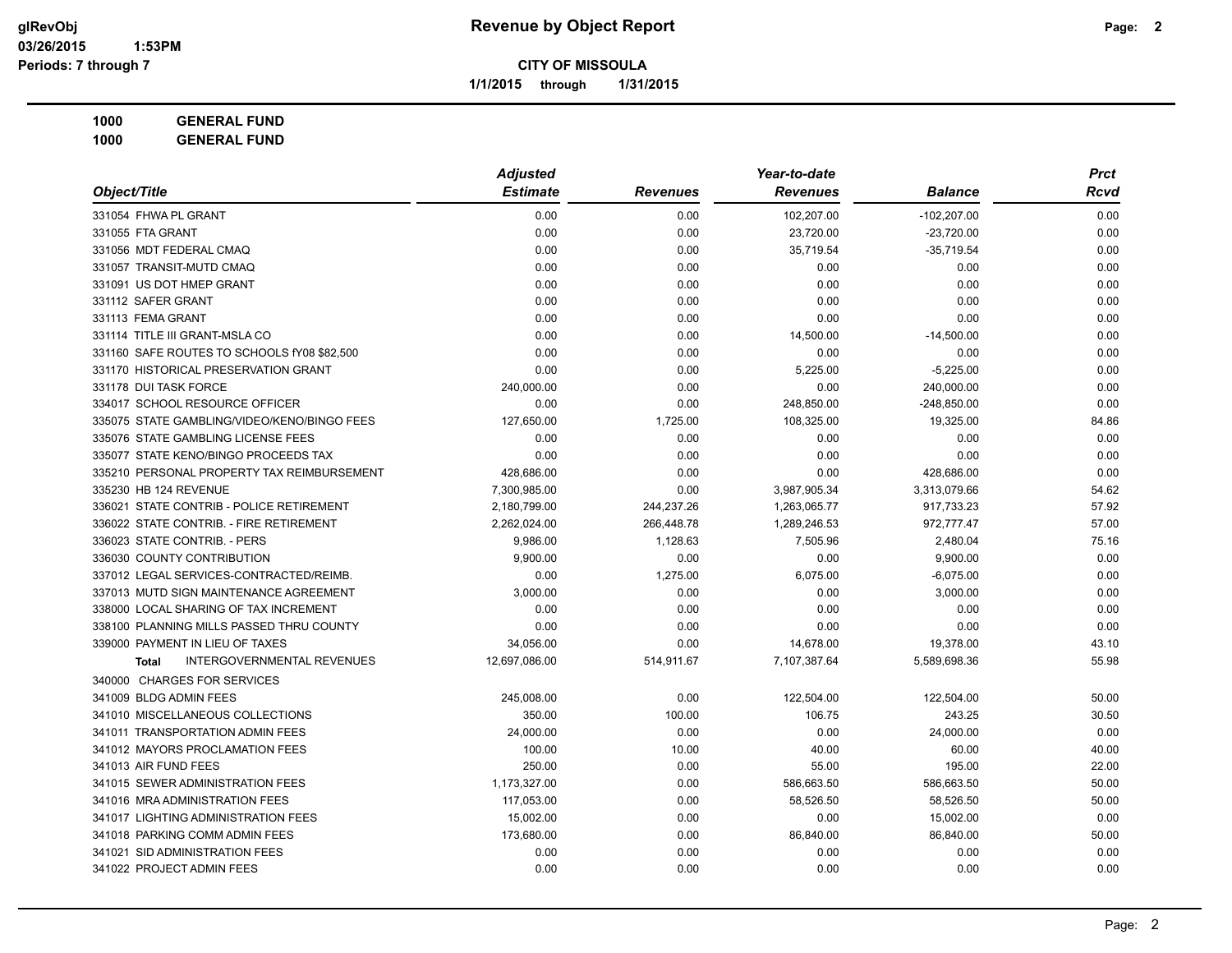**Revenue by Object Report**

**CITY OF MISSOULA**

**1/1/2015 through 1/31/2015**

**1000 GENERAL FUND**

**1000 GENERAL FUND**

| Object/Title | Adjusted Estimate | Revenues | Year-to-date Revenues | Balance | Prct Rcvd |
|---|---|---|---|---|---|
| 331054 FHWA PL GRANT | 0.00 | 0.00 | 102,207.00 | -102,207.00 | 0.00 |
| 331055 FTA GRANT | 0.00 | 0.00 | 23,720.00 | -23,720.00 | 0.00 |
| 331056 MDT FEDERAL CMAQ | 0.00 | 0.00 | 35,719.54 | -35,719.54 | 0.00 |
| 331057 TRANSIT-MUTD CMAQ | 0.00 | 0.00 | 0.00 | 0.00 | 0.00 |
| 331091 US DOT HMEP GRANT | 0.00 | 0.00 | 0.00 | 0.00 | 0.00 |
| 331112 SAFER GRANT | 0.00 | 0.00 | 0.00 | 0.00 | 0.00 |
| 331113 FEMA GRANT | 0.00 | 0.00 | 0.00 | 0.00 | 0.00 |
| 331114 TITLE III GRANT-MSLA CO | 0.00 | 0.00 | 14,500.00 | -14,500.00 | 0.00 |
| 331160 SAFE ROUTES TO SCHOOLS fY08 $82,500 | 0.00 | 0.00 | 0.00 | 0.00 | 0.00 |
| 331170 HISTORICAL PRESERVATION GRANT | 0.00 | 0.00 | 5,225.00 | -5,225.00 | 0.00 |
| 331178 DUI TASK FORCE | 240,000.00 | 0.00 | 0.00 | 240,000.00 | 0.00 |
| 334017 SCHOOL RESOURCE OFFICER | 0.00 | 0.00 | 248,850.00 | -248,850.00 | 0.00 |
| 335075 STATE GAMBLING/VIDEO/KENO/BINGO FEES | 127,650.00 | 1,725.00 | 108,325.00 | 19,325.00 | 84.86 |
| 335076 STATE GAMBLING LICENSE FEES | 0.00 | 0.00 | 0.00 | 0.00 | 0.00 |
| 335077 STATE KENO/BINGO PROCEEDS TAX | 0.00 | 0.00 | 0.00 | 0.00 | 0.00 |
| 335210 PERSONAL PROPERTY TAX REIMBURSEMENT | 428,686.00 | 0.00 | 0.00 | 428,686.00 | 0.00 |
| 335230 HB 124 REVENUE | 7,300,985.00 | 0.00 | 3,987,905.34 | 3,313,079.66 | 54.62 |
| 336021 STATE CONTRIB - POLICE RETIREMENT | 2,180,799.00 | 244,237.26 | 1,263,065.77 | 917,733.23 | 57.92 |
| 336022 STATE CONTRIB. - FIRE RETIREMENT | 2,262,024.00 | 266,448.78 | 1,289,246.53 | 972,777.47 | 57.00 |
| 336023 STATE CONTRIB. - PERS | 9,986.00 | 1,128.63 | 7,505.96 | 2,480.04 | 75.16 |
| 336030 COUNTY CONTRIBUTION | 9,900.00 | 0.00 | 0.00 | 9,900.00 | 0.00 |
| 337012 LEGAL SERVICES-CONTRACTED/REIMB. | 0.00 | 1,275.00 | 6,075.00 | -6,075.00 | 0.00 |
| 337013 MUTD SIGN MAINTENANCE AGREEMENT | 3,000.00 | 0.00 | 0.00 | 3,000.00 | 0.00 |
| 338000 LOCAL SHARING OF TAX INCREMENT | 0.00 | 0.00 | 0.00 | 0.00 | 0.00 |
| 338100 PLANNING MILLS PASSED THRU COUNTY | 0.00 | 0.00 | 0.00 | 0.00 | 0.00 |
| 339000 PAYMENT IN LIEU OF TAXES | 34,056.00 | 0.00 | 14,678.00 | 19,378.00 | 43.10 |
| **Total** INTERGOVERNMENTAL REVENUES | 12,697,086.00 | 514,911.67 | 7,107,387.64 | 5,589,698.36 | 55.98 |
| 340000 CHARGES FOR SERVICES | | | | | |
| 341009 BLDG ADMIN FEES | 245,008.00 | 0.00 | 122,504.00 | 122,504.00 | 50.00 |
| 341010 MISCELLANEOUS COLLECTIONS | 350.00 | 100.00 | 106.75 | 243.25 | 30.50 |
| 341011 TRANSPORTATION ADMIN FEES | 24,000.00 | 0.00 | 0.00 | 24,000.00 | 0.00 |
| 341012 MAYORS PROCLAMATION FEES | 100.00 | 10.00 | 40.00 | 60.00 | 40.00 |
| 341013 AIR FUND FEES | 250.00 | 0.00 | 55.00 | 195.00 | 22.00 |
| 341015 SEWER ADMINISTRATION FEES | 1,173,327.00 | 0.00 | 586,663.50 | 586,663.50 | 50.00 |
| 341016 MRA ADMINISTRATION FEES | 117,053.00 | 0.00 | 58,526.50 | 58,526.50 | 50.00 |
| 341017 LIGHTING ADMINISTRATION FEES | 15,002.00 | 0.00 | 0.00 | 15,002.00 | 0.00 |
| 341018 PARKING COMM ADMIN FEES | 173,680.00 | 0.00 | 86,840.00 | 86,840.00 | 50.00 |
| 341021 SID ADMINISTRATION FEES | 0.00 | 0.00 | 0.00 | 0.00 | 0.00 |
| 341022 PROJECT ADMIN FEES | 0.00 | 0.00 | 0.00 | 0.00 | 0.00 |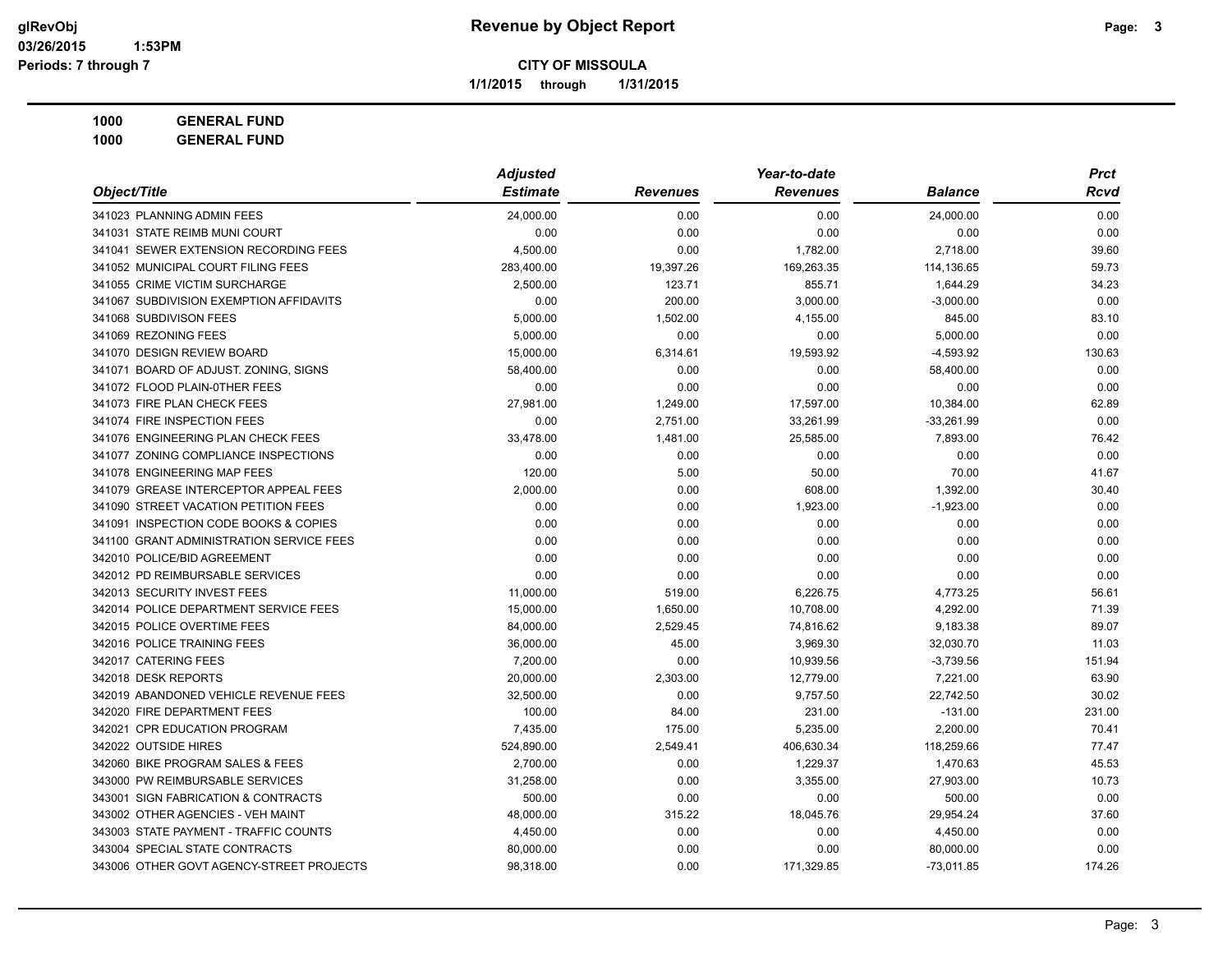**Revenue by Object Report**

**CITY OF MISSOULA**

**1/1/2015 through 1/31/2015**

glRevObj
03/26/2015 1:53PM
Periods: 7 through 7

**1000 GENERAL FUND**
**1000 GENERAL FUND**

| Object/Title | Adjusted Estimate | Revenues | Year-to-date Revenues | Balance | Prct Rcvd |
|---|---|---|---|---|---|
| 341023 PLANNING ADMIN FEES | 24,000.00 | 0.00 | 0.00 | 24,000.00 | 0.00 |
| 341031 STATE REIMB MUNI COURT | 0.00 | 0.00 | 0.00 | 0.00 | 0.00 |
| 341041 SEWER EXTENSION RECORDING FEES | 4,500.00 | 0.00 | 1,782.00 | 2,718.00 | 39.60 |
| 341052 MUNICIPAL COURT FILING FEES | 283,400.00 | 19,397.26 | 169,263.35 | 114,136.65 | 59.73 |
| 341055 CRIME VICTIM SURCHARGE | 2,500.00 | 123.71 | 855.71 | 1,644.29 | 34.23 |
| 341067 SUBDIVISION EXEMPTION AFFIDAVITS | 0.00 | 200.00 | 3,000.00 | -3,000.00 | 0.00 |
| 341068 SUBDIVISON FEES | 5,000.00 | 1,502.00 | 4,155.00 | 845.00 | 83.10 |
| 341069 REZONING FEES | 5,000.00 | 0.00 | 0.00 | 5,000.00 | 0.00 |
| 341070 DESIGN REVIEW BOARD | 15,000.00 | 6,314.61 | 19,593.92 | -4,593.92 | 130.63 |
| 341071 BOARD OF ADJUST. ZONING, SIGNS | 58,400.00 | 0.00 | 0.00 | 58,400.00 | 0.00 |
| 341072 FLOOD PLAIN-0THER FEES | 0.00 | 0.00 | 0.00 | 0.00 | 0.00 |
| 341073 FIRE PLAN CHECK FEES | 27,981.00 | 1,249.00 | 17,597.00 | 10,384.00 | 62.89 |
| 341074 FIRE INSPECTION FEES | 0.00 | 2,751.00 | 33,261.99 | -33,261.99 | 0.00 |
| 341076 ENGINEERING PLAN CHECK FEES | 33,478.00 | 1,481.00 | 25,585.00 | 7,893.00 | 76.42 |
| 341077 ZONING COMPLIANCE INSPECTIONS | 0.00 | 0.00 | 0.00 | 0.00 | 0.00 |
| 341078 ENGINEERING MAP FEES | 120.00 | 5.00 | 50.00 | 70.00 | 41.67 |
| 341079 GREASE INTERCEPTOR APPEAL FEES | 2,000.00 | 0.00 | 608.00 | 1,392.00 | 30.40 |
| 341090 STREET VACATION PETITION FEES | 0.00 | 0.00 | 1,923.00 | -1,923.00 | 0.00 |
| 341091 INSPECTION CODE BOOKS & COPIES | 0.00 | 0.00 | 0.00 | 0.00 | 0.00 |
| 341100 GRANT ADMINISTRATION SERVICE FEES | 0.00 | 0.00 | 0.00 | 0.00 | 0.00 |
| 342010 POLICE/BID AGREEMENT | 0.00 | 0.00 | 0.00 | 0.00 | 0.00 |
| 342012 PD REIMBURSABLE SERVICES | 0.00 | 0.00 | 0.00 | 0.00 | 0.00 |
| 342013 SECURITY INVEST FEES | 11,000.00 | 519.00 | 6,226.75 | 4,773.25 | 56.61 |
| 342014 POLICE DEPARTMENT SERVICE FEES | 15,000.00 | 1,650.00 | 10,708.00 | 4,292.00 | 71.39 |
| 342015 POLICE OVERTIME FEES | 84,000.00 | 2,529.45 | 74,816.62 | 9,183.38 | 89.07 |
| 342016 POLICE TRAINING FEES | 36,000.00 | 45.00 | 3,969.30 | 32,030.70 | 11.03 |
| 342017 CATERING FEES | 7,200.00 | 0.00 | 10,939.56 | -3,739.56 | 151.94 |
| 342018 DESK REPORTS | 20,000.00 | 2,303.00 | 12,779.00 | 7,221.00 | 63.90 |
| 342019 ABANDONED VEHICLE REVENUE FEES | 32,500.00 | 0.00 | 9,757.50 | 22,742.50 | 30.02 |
| 342020 FIRE DEPARTMENT FEES | 100.00 | 84.00 | 231.00 | -131.00 | 231.00 |
| 342021 CPR EDUCATION PROGRAM | 7,435.00 | 175.00 | 5,235.00 | 2,200.00 | 70.41 |
| 342022 OUTSIDE HIRES | 524,890.00 | 2,549.41 | 406,630.34 | 118,259.66 | 77.47 |
| 342060 BIKE PROGRAM SALES & FEES | 2,700.00 | 0.00 | 1,229.37 | 1,470.63 | 45.53 |
| 343000 PW REIMBURSABLE SERVICES | 31,258.00 | 0.00 | 3,355.00 | 27,903.00 | 10.73 |
| 343001 SIGN FABRICATION & CONTRACTS | 500.00 | 0.00 | 0.00 | 500.00 | 0.00 |
| 343002 OTHER AGENCIES - VEH MAINT | 48,000.00 | 315.22 | 18,045.76 | 29,954.24 | 37.60 |
| 343003 STATE PAYMENT - TRAFFIC COUNTS | 4,450.00 | 0.00 | 0.00 | 4,450.00 | 0.00 |
| 343004 SPECIAL STATE CONTRACTS | 80,000.00 | 0.00 | 0.00 | 80,000.00 | 0.00 |
| 343006 OTHER GOVT AGENCY-STREET PROJECTS | 98,318.00 | 0.00 | 171,329.85 | -73,011.85 | 174.26 |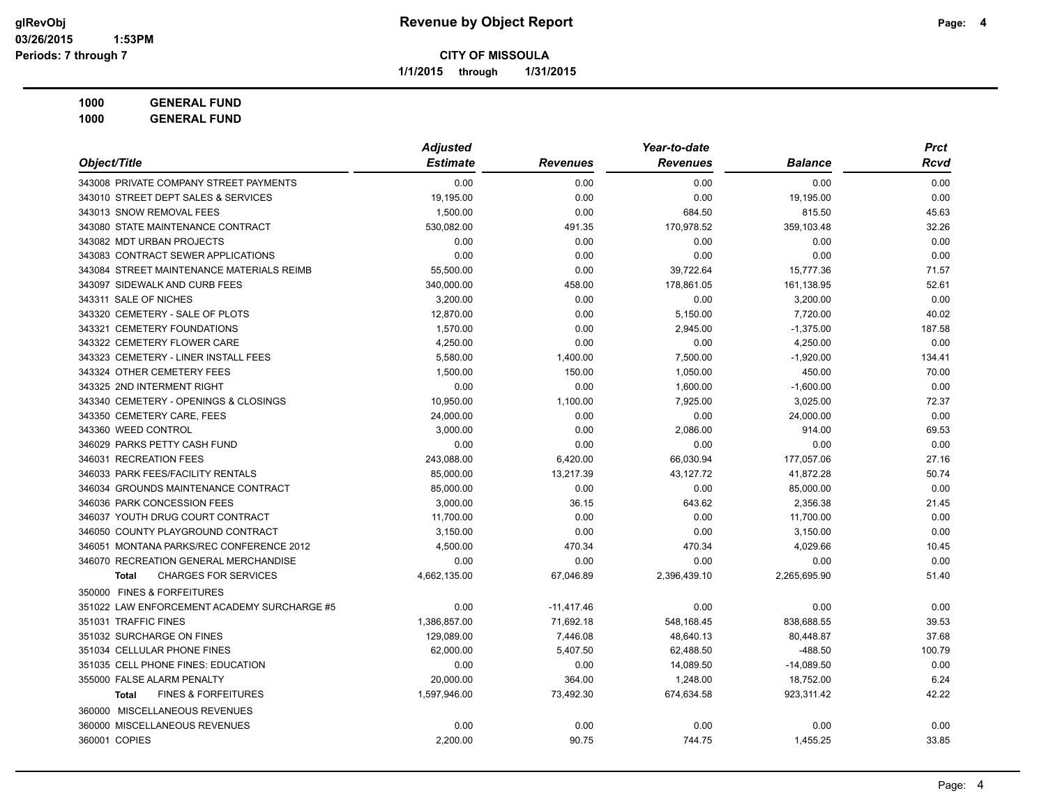**Revenue by Object Report**

**CITY OF MISSOULA**

**1/1/2015 through 1/31/2015**

glRevObj
03/26/2015 1:53PM
Periods: 7 through 7

**1000 GENERAL FUND**

**1000 GENERAL FUND**

| Object/Title | Adjusted Estimate | Revenues | Year-to-date Revenues | Balance | Prct Rcvd |
|---|---|---|---|---|---|
| 343008 PRIVATE COMPANY STREET PAYMENTS | 0.00 | 0.00 | 0.00 | 0.00 | 0.00 |
| 343010 STREET DEPT SALES & SERVICES | 19,195.00 | 0.00 | 0.00 | 19,195.00 | 0.00 |
| 343013 SNOW REMOVAL FEES | 1,500.00 | 0.00 | 684.50 | 815.50 | 45.63 |
| 343080 STATE MAINTENANCE CONTRACT | 530,082.00 | 491.35 | 170,978.52 | 359,103.48 | 32.26 |
| 343082 MDT URBAN PROJECTS | 0.00 | 0.00 | 0.00 | 0.00 | 0.00 |
| 343083 CONTRACT SEWER APPLICATIONS | 0.00 | 0.00 | 0.00 | 0.00 | 0.00 |
| 343084 STREET MAINTENANCE MATERIALS REIMB | 55,500.00 | 0.00 | 39,722.64 | 15,777.36 | 71.57 |
| 343097 SIDEWALK AND CURB FEES | 340,000.00 | 458.00 | 178,861.05 | 161,138.95 | 52.61 |
| 343311 SALE OF NICHES | 3,200.00 | 0.00 | 0.00 | 3,200.00 | 0.00 |
| 343320 CEMETERY - SALE OF PLOTS | 12,870.00 | 0.00 | 5,150.00 | 7,720.00 | 40.02 |
| 343321 CEMETERY FOUNDATIONS | 1,570.00 | 0.00 | 2,945.00 | -1,375.00 | 187.58 |
| 343322 CEMETERY FLOWER CARE | 4,250.00 | 0.00 | 0.00 | 4,250.00 | 0.00 |
| 343323 CEMETERY - LINER INSTALL FEES | 5,580.00 | 1,400.00 | 7,500.00 | -1,920.00 | 134.41 |
| 343324 OTHER CEMETERY FEES | 1,500.00 | 150.00 | 1,050.00 | 450.00 | 70.00 |
| 343325 2ND INTERMENT RIGHT | 0.00 | 0.00 | 1,600.00 | -1,600.00 | 0.00 |
| 343340 CEMETERY - OPENINGS & CLOSINGS | 10,950.00 | 1,100.00 | 7,925.00 | 3,025.00 | 72.37 |
| 343350 CEMETERY CARE, FEES | 24,000.00 | 0.00 | 0.00 | 24,000.00 | 0.00 |
| 343360 WEED CONTROL | 3,000.00 | 0.00 | 2,086.00 | 914.00 | 69.53 |
| 346029 PARKS PETTY CASH FUND | 0.00 | 0.00 | 0.00 | 0.00 | 0.00 |
| 346031 RECREATION FEES | 243,088.00 | 6,420.00 | 66,030.94 | 177,057.06 | 27.16 |
| 346033 PARK FEES/FACILITY RENTALS | 85,000.00 | 13,217.39 | 43,127.72 | 41,872.28 | 50.74 |
| 346034 GROUNDS MAINTENANCE CONTRACT | 85,000.00 | 0.00 | 0.00 | 85,000.00 | 0.00 |
| 346036 PARK CONCESSION FEES | 3,000.00 | 36.15 | 643.62 | 2,356.38 | 21.45 |
| 346037 YOUTH DRUG COURT CONTRACT | 11,700.00 | 0.00 | 0.00 | 11,700.00 | 0.00 |
| 346050 COUNTY PLAYGROUND CONTRACT | 3,150.00 | 0.00 | 0.00 | 3,150.00 | 0.00 |
| 346051 MONTANA PARKS/REC CONFERENCE 2012 | 4,500.00 | 470.34 | 470.34 | 4,029.66 | 10.45 |
| 346070 RECREATION GENERAL MERCHANDISE | 0.00 | 0.00 | 0.00 | 0.00 | 0.00 |
| **Total** CHARGES FOR SERVICES | 4,662,135.00 | 67,046.89 | 2,396,439.10 | 2,265,695.90 | 51.40 |
| 350000 FINES & FORFEITURES | | | | | |
| 351022 LAW ENFORCEMENT ACADEMY SURCHARGE #5 | 0.00 | -11,417.46 | 0.00 | 0.00 | 0.00 |
| 351031 TRAFFIC FINES | 1,386,857.00 | 71,692.18 | 548,168.45 | 838,688.55 | 39.53 |
| 351032 SURCHARGE ON FINES | 129,089.00 | 7,446.08 | 48,640.13 | 80,448.87 | 37.68 |
| 351034 CELLULAR PHONE FINES | 62,000.00 | 5,407.50 | 62,488.50 | -488.50 | 100.79 |
| 351035 CELL PHONE FINES: EDUCATION | 0.00 | 0.00 | 14,089.50 | -14,089.50 | 0.00 |
| 355000 FALSE ALARM PENALTY | 20,000.00 | 364.00 | 1,248.00 | 18,752.00 | 6.24 |
| **Total** FINES & FORFEITURES | 1,597,946.00 | 73,492.30 | 674,634.58 | 923,311.42 | 42.22 |
| 360000 MISCELLANEOUS REVENUES | | | | | |
| 360000 MISCELLANEOUS REVENUES | 0.00 | 0.00 | 0.00 | 0.00 | 0.00 |
| 360001 COPIES | 2,200.00 | 90.75 | 744.75 | 1,455.25 | 33.85 |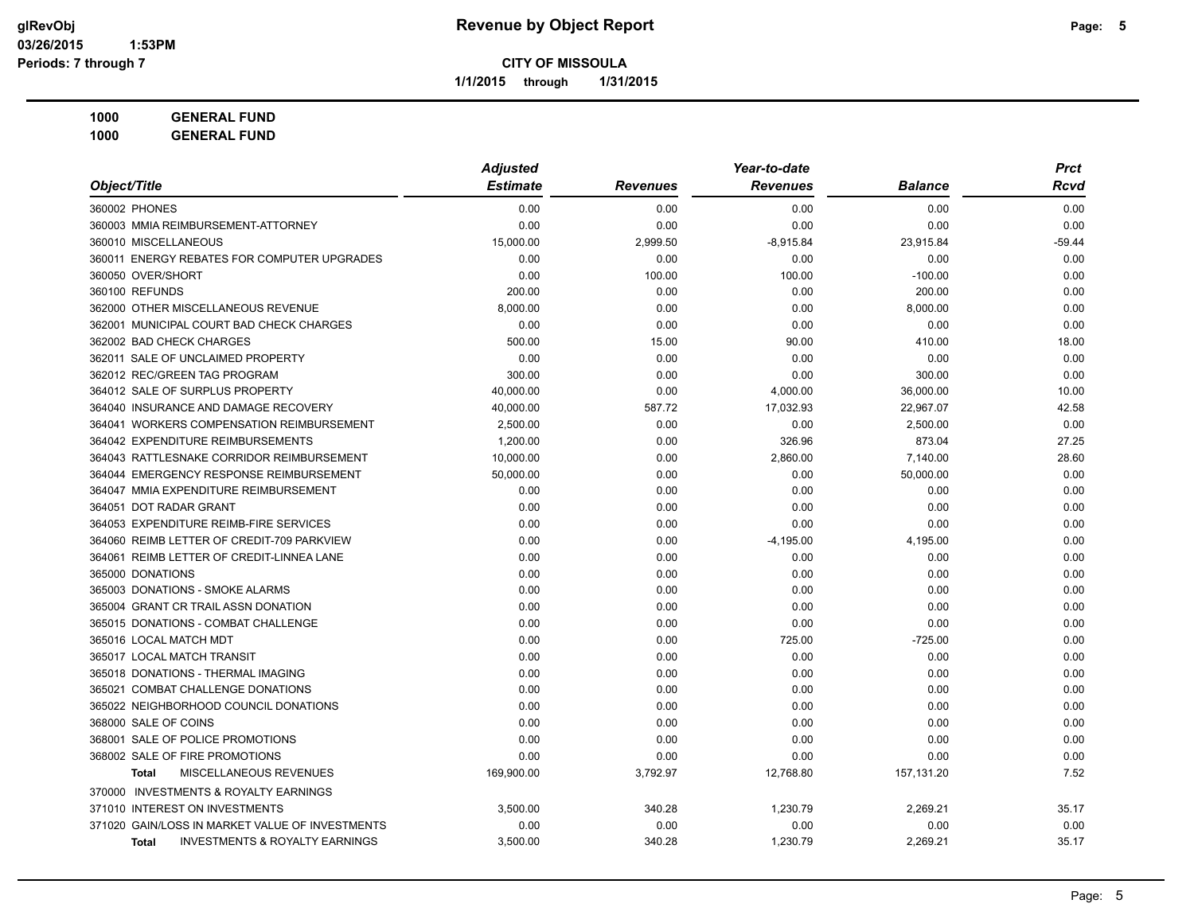# Revenue by Object Report

**CITY OF MISSOULA**

**1/1/2015 through 1/31/2015**

glRevObj
03/26/2015 1:53PM
Periods: 7 through 7

**1000 GENERAL FUND**

**1000 GENERAL FUND**

| Object/Title | Adjusted Estimate | Revenues | Year-to-date Revenues | Balance | Prct Rcvd |
|---|---|---|---|---|---|
| 360002 PHONES | 0.00 | 0.00 | 0.00 | 0.00 | 0.00 |
| 360003 MMIA REIMBURSEMENT-ATTORNEY | 0.00 | 0.00 | 0.00 | 0.00 | 0.00 |
| 360010 MISCELLANEOUS | 15,000.00 | 2,999.50 | -8,915.84 | 23,915.84 | -59.44 |
| 360011 ENERGY REBATES FOR COMPUTER UPGRADES | 0.00 | 0.00 | 0.00 | 0.00 | 0.00 |
| 360050 OVER/SHORT | 0.00 | 100.00 | 100.00 | -100.00 | 0.00 |
| 360100 REFUNDS | 200.00 | 0.00 | 0.00 | 200.00 | 0.00 |
| 362000 OTHER MISCELLANEOUS REVENUE | 8,000.00 | 0.00 | 0.00 | 8,000.00 | 0.00 |
| 362001 MUNICIPAL COURT BAD CHECK CHARGES | 0.00 | 0.00 | 0.00 | 0.00 | 0.00 |
| 362002 BAD CHECK CHARGES | 500.00 | 15.00 | 90.00 | 410.00 | 18.00 |
| 362011 SALE OF UNCLAIMED PROPERTY | 0.00 | 0.00 | 0.00 | 0.00 | 0.00 |
| 362012 REC/GREEN TAG PROGRAM | 300.00 | 0.00 | 0.00 | 300.00 | 0.00 |
| 364012 SALE OF SURPLUS PROPERTY | 40,000.00 | 0.00 | 4,000.00 | 36,000.00 | 10.00 |
| 364040 INSURANCE AND DAMAGE RECOVERY | 40,000.00 | 587.72 | 17,032.93 | 22,967.07 | 42.58 |
| 364041 WORKERS COMPENSATION REIMBURSEMENT | 2,500.00 | 0.00 | 0.00 | 2,500.00 | 0.00 |
| 364042 EXPENDITURE REIMBURSEMENTS | 1,200.00 | 0.00 | 326.96 | 873.04 | 27.25 |
| 364043 RATTLESNAKE CORRIDOR REIMBURSEMENT | 10,000.00 | 0.00 | 2,860.00 | 7,140.00 | 28.60 |
| 364044 EMERGENCY RESPONSE REIMBURSEMENT | 50,000.00 | 0.00 | 0.00 | 50,000.00 | 0.00 |
| 364047 MMIA EXPENDITURE REIMBURSEMENT | 0.00 | 0.00 | 0.00 | 0.00 | 0.00 |
| 364051 DOT RADAR GRANT | 0.00 | 0.00 | 0.00 | 0.00 | 0.00 |
| 364053 EXPENDITURE REIMB-FIRE SERVICES | 0.00 | 0.00 | 0.00 | 0.00 | 0.00 |
| 364060 REIMB LETTER OF CREDIT-709 PARKVIEW | 0.00 | 0.00 | -4,195.00 | 4,195.00 | 0.00 |
| 364061 REIMB LETTER OF CREDIT-LINNEA LANE | 0.00 | 0.00 | 0.00 | 0.00 | 0.00 |
| 365000 DONATIONS | 0.00 | 0.00 | 0.00 | 0.00 | 0.00 |
| 365003 DONATIONS - SMOKE ALARMS | 0.00 | 0.00 | 0.00 | 0.00 | 0.00 |
| 365004 GRANT CR TRAIL ASSN DONATION | 0.00 | 0.00 | 0.00 | 0.00 | 0.00 |
| 365015 DONATIONS - COMBAT CHALLENGE | 0.00 | 0.00 | 0.00 | 0.00 | 0.00 |
| 365016 LOCAL MATCH MDT | 0.00 | 0.00 | 725.00 | -725.00 | 0.00 |
| 365017 LOCAL MATCH TRANSIT | 0.00 | 0.00 | 0.00 | 0.00 | 0.00 |
| 365018 DONATIONS - THERMAL IMAGING | 0.00 | 0.00 | 0.00 | 0.00 | 0.00 |
| 365021 COMBAT CHALLENGE DONATIONS | 0.00 | 0.00 | 0.00 | 0.00 | 0.00 |
| 365022 NEIGHBORHOOD COUNCIL DONATIONS | 0.00 | 0.00 | 0.00 | 0.00 | 0.00 |
| 368000 SALE OF COINS | 0.00 | 0.00 | 0.00 | 0.00 | 0.00 |
| 368001 SALE OF POLICE PROMOTIONS | 0.00 | 0.00 | 0.00 | 0.00 | 0.00 |
| 368002 SALE OF FIRE PROMOTIONS | 0.00 | 0.00 | 0.00 | 0.00 | 0.00 |
| **Total** MISCELLANEOUS REVENUES | 169,900.00 | 3,792.97 | 12,768.80 | 157,131.20 | 7.52 |
| 370000 INVESTMENTS & ROYALTY EARNINGS | | | | | |
| 371010 INTEREST ON INVESTMENTS | 3,500.00 | 340.28 | 1,230.79 | 2,269.21 | 35.17 |
| 371020 GAIN/LOSS IN MARKET VALUE OF INVESTMENTS | 0.00 | 0.00 | 0.00 | 0.00 | 0.00 |
| **Total** INVESTMENTS & ROYALTY EARNINGS | 3,500.00 | 340.28 | 1,230.79 | 2,269.21 | 35.17 |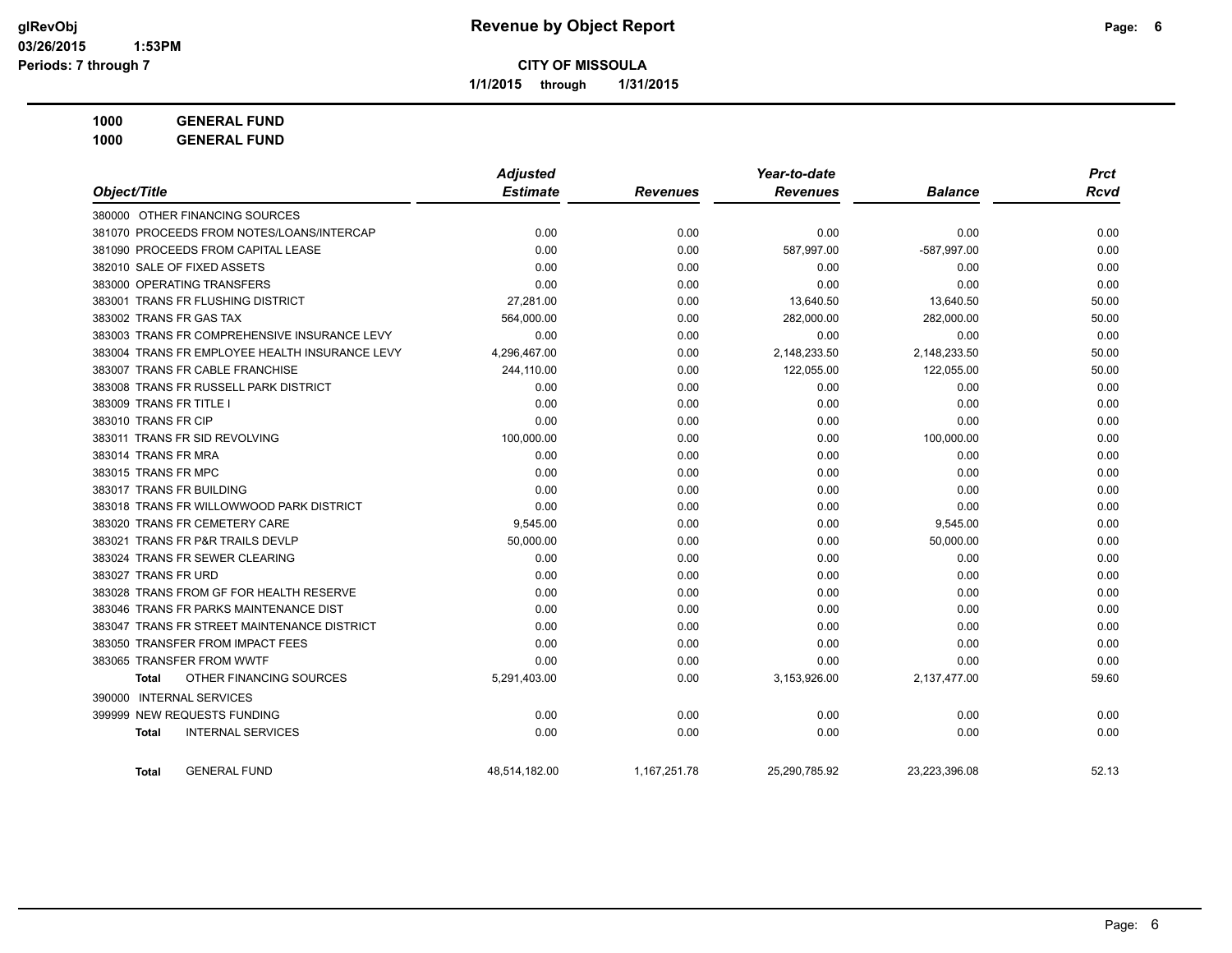# Revenue by Object Report

**CITY OF MISSOULA**

**1/1/2015 through 1/31/2015**

glRevObj
03/26/2015 1:53PM
Periods: 7 through 7

**1000 GENERAL FUND**
**1000 GENERAL FUND**

| Object/Title | Adjusted Estimate | Revenues | Year-to-date Revenues | Balance | Prct Rcvd |
|---|---|---|---|---|---|
| 380000 OTHER FINANCING SOURCES | | | | | |
| 381070 PROCEEDS FROM NOTES/LOANS/INTERCAP | 0.00 | 0.00 | 0.00 | 0.00 | 0.00 |
| 381090 PROCEEDS FROM CAPITAL LEASE | 0.00 | 0.00 | 587,997.00 | -587,997.00 | 0.00 |
| 382010 SALE OF FIXED ASSETS | 0.00 | 0.00 | 0.00 | 0.00 | 0.00 |
| 383000 OPERATING TRANSFERS | 0.00 | 0.00 | 0.00 | 0.00 | 0.00 |
| 383001 TRANS FR FLUSHING DISTRICT | 27,281.00 | 0.00 | 13,640.50 | 13,640.50 | 50.00 |
| 383002 TRANS FR GAS TAX | 564,000.00 | 0.00 | 282,000.00 | 282,000.00 | 50.00 |
| 383003 TRANS FR COMPREHENSIVE INSURANCE LEVY | 0.00 | 0.00 | 0.00 | 0.00 | 0.00 |
| 383004 TRANS FR EMPLOYEE HEALTH INSURANCE LEVY | 4,296,467.00 | 0.00 | 2,148,233.50 | 2,148,233.50 | 50.00 |
| 383007 TRANS FR CABLE FRANCHISE | 244,110.00 | 0.00 | 122,055.00 | 122,055.00 | 50.00 |
| 383008 TRANS FR RUSSELL PARK DISTRICT | 0.00 | 0.00 | 0.00 | 0.00 | 0.00 |
| 383009 TRANS FR TITLE I | 0.00 | 0.00 | 0.00 | 0.00 | 0.00 |
| 383010 TRANS FR CIP | 0.00 | 0.00 | 0.00 | 0.00 | 0.00 |
| 383011 TRANS FR SID REVOLVING | 100,000.00 | 0.00 | 0.00 | 100,000.00 | 0.00 |
| 383014 TRANS FR MRA | 0.00 | 0.00 | 0.00 | 0.00 | 0.00 |
| 383015 TRANS FR MPC | 0.00 | 0.00 | 0.00 | 0.00 | 0.00 |
| 383017 TRANS FR BUILDING | 0.00 | 0.00 | 0.00 | 0.00 | 0.00 |
| 383018 TRANS FR WILLOWWOOD PARK DISTRICT | 0.00 | 0.00 | 0.00 | 0.00 | 0.00 |
| 383020 TRANS FR CEMETERY CARE | 9,545.00 | 0.00 | 0.00 | 9,545.00 | 0.00 |
| 383021 TRANS FR P&R TRAILS DEVLP | 50,000.00 | 0.00 | 0.00 | 50,000.00 | 0.00 |
| 383024 TRANS FR SEWER CLEARING | 0.00 | 0.00 | 0.00 | 0.00 | 0.00 |
| 383027 TRANS FR URD | 0.00 | 0.00 | 0.00 | 0.00 | 0.00 |
| 383028 TRANS FROM GF FOR HEALTH RESERVE | 0.00 | 0.00 | 0.00 | 0.00 | 0.00 |
| 383046 TRANS FR PARKS MAINTENANCE DIST | 0.00 | 0.00 | 0.00 | 0.00 | 0.00 |
| 383047 TRANS FR STREET MAINTENANCE DISTRICT | 0.00 | 0.00 | 0.00 | 0.00 | 0.00 |
| 383050 TRANSFER FROM IMPACT FEES | 0.00 | 0.00 | 0.00 | 0.00 | 0.00 |
| 383065 TRANSFER FROM WWTF | 0.00 | 0.00 | 0.00 | 0.00 | 0.00 |
| **Total** OTHER FINANCING SOURCES | 5,291,403.00 | 0.00 | 3,153,926.00 | 2,137,477.00 | 59.60 |
| 390000 INTERNAL SERVICES | | | | | |
| 399999 NEW REQUESTS FUNDING | 0.00 | 0.00 | 0.00 | 0.00 | 0.00 |
| **Total** INTERNAL SERVICES | 0.00 | 0.00 | 0.00 | 0.00 | 0.00 |
| **Total** GENERAL FUND | 48,514,182.00 | 1,167,251.78 | 25,290,785.92 | 23,223,396.08 | 52.13 |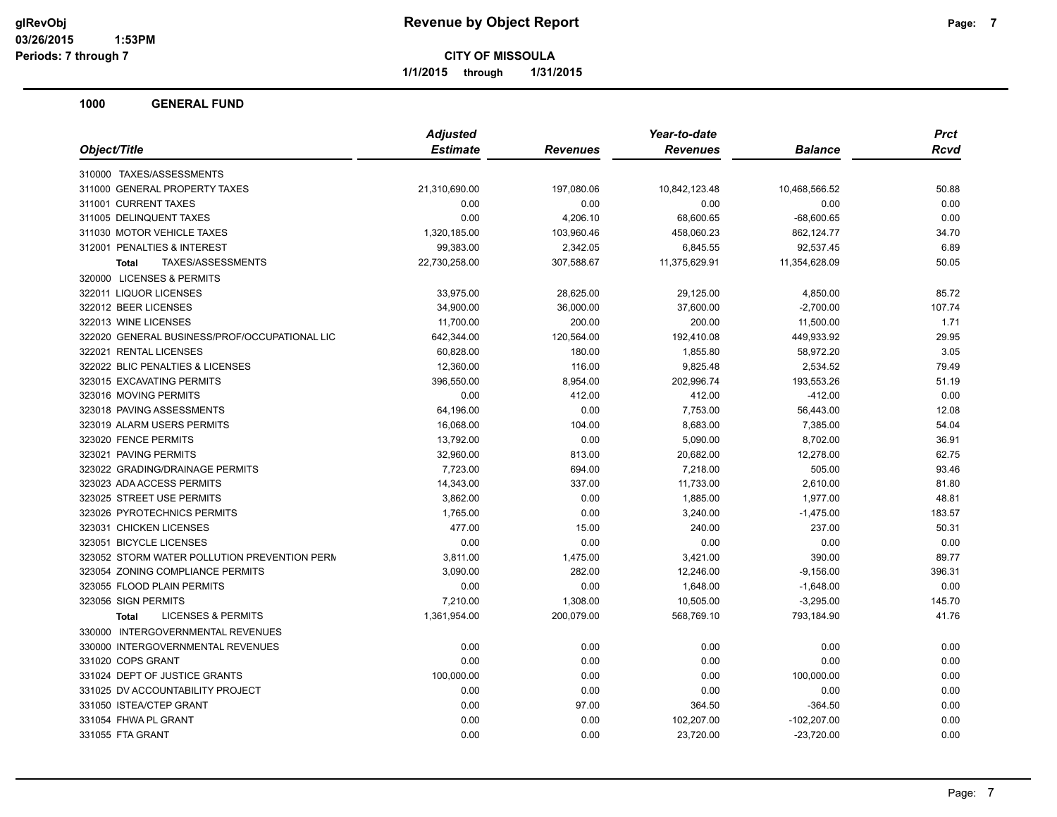# Revenue by Object Report

glRevObj
03/26/2015 1:53PM
Periods: 7 through 7

**CITY OF MISSOULA**

**1/1/2015 through 1/31/2015**

## 1000 GENERAL FUND

| Object/Title | Adjusted Estimate | Revenues | Year-to-date Revenues | Balance | Prct Rcvd |
|---|---|---|---|---|---|
| 310000 TAXES/ASSESSMENTS | | | | | |
| 311000 GENERAL PROPERTY TAXES | 21,310,690.00 | 197,080.06 | 10,842,123.48 | 10,468,566.52 | 50.88 |
| 311001 CURRENT TAXES | 0.00 | 0.00 | 0.00 | 0.00 | 0.00 |
| 311005 DELINQUENT TAXES | 0.00 | 4,206.10 | 68,600.65 | -68,600.65 | 0.00 |
| 311030 MOTOR VEHICLE TAXES | 1,320,185.00 | 103,960.46 | 458,060.23 | 862,124.77 | 34.70 |
| 312001 PENALTIES & INTEREST | 99,383.00 | 2,342.05 | 6,845.55 | 92,537.45 | 6.89 |
| **Total** TAXES/ASSESSMENTS | 22,730,258.00 | 307,588.67 | 11,375,629.91 | 11,354,628.09 | 50.05 |
| 320000 LICENSES & PERMITS | | | | | |
| 322011 LIQUOR LICENSES | 33,975.00 | 28,625.00 | 29,125.00 | 4,850.00 | 85.72 |
| 322012 BEER LICENSES | 34,900.00 | 36,000.00 | 37,600.00 | -2,700.00 | 107.74 |
| 322013 WINE LICENSES | 11,700.00 | 200.00 | 200.00 | 11,500.00 | 1.71 |
| 322020 GENERAL BUSINESS/PROF/OCCUPATIONAL LIC | 642,344.00 | 120,564.00 | 192,410.08 | 449,933.92 | 29.95 |
| 322021 RENTAL LICENSES | 60,828.00 | 180.00 | 1,855.80 | 58,972.20 | 3.05 |
| 322022 BLIC PENALTIES & LICENSES | 12,360.00 | 116.00 | 9,825.48 | 2,534.52 | 79.49 |
| 323015 EXCAVATING PERMITS | 396,550.00 | 8,954.00 | 202,996.74 | 193,553.26 | 51.19 |
| 323016 MOVING PERMITS | 0.00 | 412.00 | 412.00 | -412.00 | 0.00 |
| 323018 PAVING ASSESSMENTS | 64,196.00 | 0.00 | 7,753.00 | 56,443.00 | 12.08 |
| 323019 ALARM USERS PERMITS | 16,068.00 | 104.00 | 8,683.00 | 7,385.00 | 54.04 |
| 323020 FENCE PERMITS | 13,792.00 | 0.00 | 5,090.00 | 8,702.00 | 36.91 |
| 323021 PAVING PERMITS | 32,960.00 | 813.00 | 20,682.00 | 12,278.00 | 62.75 |
| 323022 GRADING/DRAINAGE PERMITS | 7,723.00 | 694.00 | 7,218.00 | 505.00 | 93.46 |
| 323023 ADA ACCESS PERMITS | 14,343.00 | 337.00 | 11,733.00 | 2,610.00 | 81.80 |
| 323025 STREET USE PERMITS | 3,862.00 | 0.00 | 1,885.00 | 1,977.00 | 48.81 |
| 323026 PYROTECHNICS PERMITS | 1,765.00 | 0.00 | 3,240.00 | -1,475.00 | 183.57 |
| 323031 CHICKEN LICENSES | 477.00 | 15.00 | 240.00 | 237.00 | 50.31 |
| 323051 BICYCLE LICENSES | 0.00 | 0.00 | 0.00 | 0.00 | 0.00 |
| 323052 STORM WATER POLLUTION PREVENTION PERM | 3,811.00 | 1,475.00 | 3,421.00 | 390.00 | 89.77 |
| 323054 ZONING COMPLIANCE PERMITS | 3,090.00 | 282.00 | 12,246.00 | -9,156.00 | 396.31 |
| 323055 FLOOD PLAIN PERMITS | 0.00 | 0.00 | 1,648.00 | -1,648.00 | 0.00 |
| 323056 SIGN PERMITS | 7,210.00 | 1,308.00 | 10,505.00 | -3,295.00 | 145.70 |
| **Total** LICENSES & PERMITS | 1,361,954.00 | 200,079.00 | 568,769.10 | 793,184.90 | 41.76 |
| 330000 INTERGOVERNMENTAL REVENUES | | | | | |
| 330000 INTERGOVERNMENTAL REVENUES | 0.00 | 0.00 | 0.00 | 0.00 | 0.00 |
| 331020 COPS GRANT | 0.00 | 0.00 | 0.00 | 0.00 | 0.00 |
| 331024 DEPT OF JUSTICE GRANTS | 100,000.00 | 0.00 | 0.00 | 100,000.00 | 0.00 |
| 331025 DV ACCOUNTABILITY PROJECT | 0.00 | 0.00 | 0.00 | 0.00 | 0.00 |
| 331050 ISTEA/CTEP GRANT | 0.00 | 97.00 | 364.50 | -364.50 | 0.00 |
| 331054 FHWA PL GRANT | 0.00 | 0.00 | 102,207.00 | -102,207.00 | 0.00 |
| 331055 FTA GRANT | 0.00 | 0.00 | 23,720.00 | -23,720.00 | 0.00 |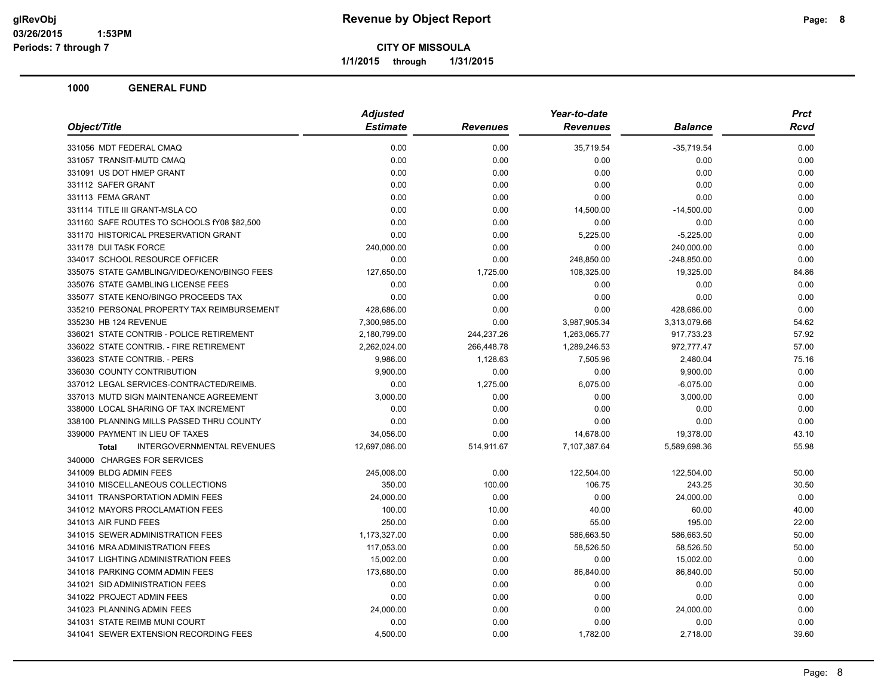**glRevObj**
**03/26/2015 1:53PM**
**Periods: 7 through 7**

# Revenue by Object Report

**CITY OF MISSOULA**

**1/1/2015 through 1/31/2015**

## 1000 GENERAL FUND

| Object/Title | Adjusted Estimate | Revenues | Year-to-date Revenues | Balance | Prct Rcvd |
|---|---|---|---|---|---|
| 331056 MDT FEDERAL CMAQ | 0.00 | 0.00 | 35,719.54 | -35,719.54 | 0.00 |
| 331057 TRANSIT-MUTD CMAQ | 0.00 | 0.00 | 0.00 | 0.00 | 0.00 |
| 331091 US DOT HMEP GRANT | 0.00 | 0.00 | 0.00 | 0.00 | 0.00 |
| 331112 SAFER GRANT | 0.00 | 0.00 | 0.00 | 0.00 | 0.00 |
| 331113 FEMA GRANT | 0.00 | 0.00 | 0.00 | 0.00 | 0.00 |
| 331114 TITLE III GRANT-MSLA CO | 0.00 | 0.00 | 14,500.00 | -14,500.00 | 0.00 |
| 331160 SAFE ROUTES TO SCHOOLS fY08 $82,500 | 0.00 | 0.00 | 0.00 | 0.00 | 0.00 |
| 331170 HISTORICAL PRESERVATION GRANT | 0.00 | 0.00 | 5,225.00 | -5,225.00 | 0.00 |
| 331178 DUI TASK FORCE | 240,000.00 | 0.00 | 0.00 | 240,000.00 | 0.00 |
| 334017 SCHOOL RESOURCE OFFICER | 0.00 | 0.00 | 248,850.00 | -248,850.00 | 0.00 |
| 335075 STATE GAMBLING/VIDEO/KENO/BINGO FEES | 127,650.00 | 1,725.00 | 108,325.00 | 19,325.00 | 84.86 |
| 335076 STATE GAMBLING LICENSE FEES | 0.00 | 0.00 | 0.00 | 0.00 | 0.00 |
| 335077 STATE KENO/BINGO PROCEEDS TAX | 0.00 | 0.00 | 0.00 | 0.00 | 0.00 |
| 335210 PERSONAL PROPERTY TAX REIMBURSEMENT | 428,686.00 | 0.00 | 0.00 | 428,686.00 | 0.00 |
| 335230 HB 124 REVENUE | 7,300,985.00 | 0.00 | 3,987,905.34 | 3,313,079.66 | 54.62 |
| 336021 STATE CONTRIB - POLICE RETIREMENT | 2,180,799.00 | 244,237.26 | 1,263,065.77 | 917,733.23 | 57.92 |
| 336022 STATE CONTRIB. - FIRE RETIREMENT | 2,262,024.00 | 266,448.78 | 1,289,246.53 | 972,777.47 | 57.00 |
| 336023 STATE CONTRIB. - PERS | 9,986.00 | 1,128.63 | 7,505.96 | 2,480.04 | 75.16 |
| 336030 COUNTY CONTRIBUTION | 9,900.00 | 0.00 | 0.00 | 9,900.00 | 0.00 |
| 337012 LEGAL SERVICES-CONTRACTED/REIMB. | 0.00 | 1,275.00 | 6,075.00 | -6,075.00 | 0.00 |
| 337013 MUTD SIGN MAINTENANCE AGREEMENT | 3,000.00 | 0.00 | 0.00 | 3,000.00 | 0.00 |
| 338000 LOCAL SHARING OF TAX INCREMENT | 0.00 | 0.00 | 0.00 | 0.00 | 0.00 |
| 338100 PLANNING MILLS PASSED THRU COUNTY | 0.00 | 0.00 | 0.00 | 0.00 | 0.00 |
| 339000 PAYMENT IN LIEU OF TAXES | 34,056.00 | 0.00 | 14,678.00 | 19,378.00 | 43.10 |
| **Total** INTERGOVERNMENTAL REVENUES | 12,697,086.00 | 514,911.67 | 7,107,387.64 | 5,589,698.36 | 55.98 |
| 340000 CHARGES FOR SERVICES | | | | | |
| 341009 BLDG ADMIN FEES | 245,008.00 | 0.00 | 122,504.00 | 122,504.00 | 50.00 |
| 341010 MISCELLANEOUS COLLECTIONS | 350.00 | 100.00 | 106.75 | 243.25 | 30.50 |
| 341011 TRANSPORTATION ADMIN FEES | 24,000.00 | 0.00 | 0.00 | 24,000.00 | 0.00 |
| 341012 MAYORS PROCLAMATION FEES | 100.00 | 10.00 | 40.00 | 60.00 | 40.00 |
| 341013 AIR FUND FEES | 250.00 | 0.00 | 55.00 | 195.00 | 22.00 |
| 341015 SEWER ADMINISTRATION FEES | 1,173,327.00 | 0.00 | 586,663.50 | 586,663.50 | 50.00 |
| 341016 MRA ADMINISTRATION FEES | 117,053.00 | 0.00 | 58,526.50 | 58,526.50 | 50.00 |
| 341017 LIGHTING ADMINISTRATION FEES | 15,002.00 | 0.00 | 0.00 | 15,002.00 | 0.00 |
| 341018 PARKING COMM ADMIN FEES | 173,680.00 | 0.00 | 86,840.00 | 86,840.00 | 50.00 |
| 341021 SID ADMINISTRATION FEES | 0.00 | 0.00 | 0.00 | 0.00 | 0.00 |
| 341022 PROJECT ADMIN FEES | 0.00 | 0.00 | 0.00 | 0.00 | 0.00 |
| 341023 PLANNING ADMIN FEES | 24,000.00 | 0.00 | 0.00 | 24,000.00 | 0.00 |
| 341031 STATE REIMB MUNI COURT | 0.00 | 0.00 | 0.00 | 0.00 | 0.00 |
| 341041 SEWER EXTENSION RECORDING FEES | 4,500.00 | 0.00 | 1,782.00 | 2,718.00 | 39.60 |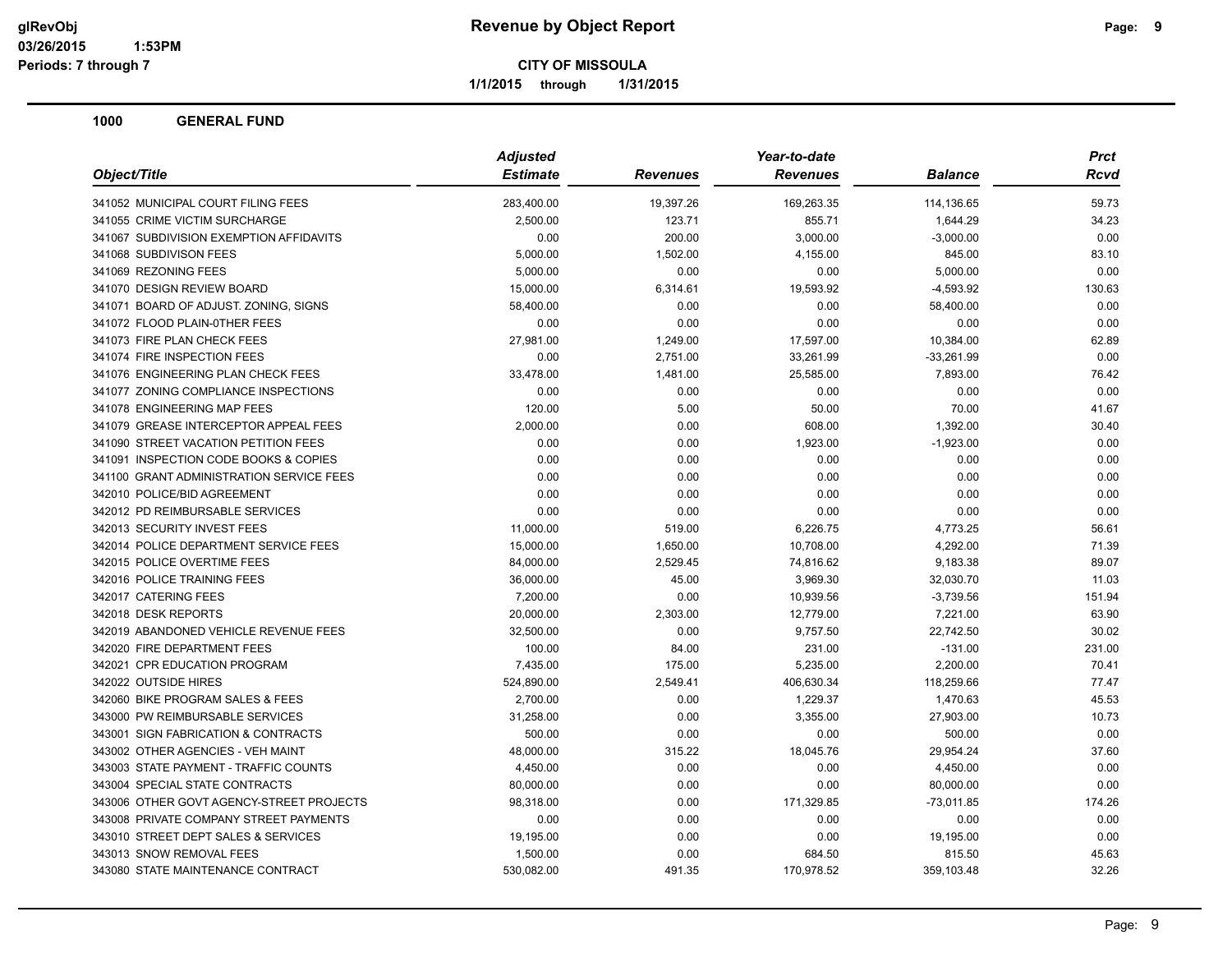**glRevObj** **Revenue by Object Report**

**03/26/2015 1:53PM**

**Periods: 7 through 7**

**CITY OF MISSOULA**

**1/1/2015 through 1/31/2015**

### 1000 GENERAL FUND

| Object/Title | Adjusted Estimate | Revenues | Year-to-date Revenues | Balance | Prct Rcvd |
|---|---|---|---|---|---|
| 341052 MUNICIPAL COURT FILING FEES | 283,400.00 | 19,397.26 | 169,263.35 | 114,136.65 | 59.73 |
| 341055 CRIME VICTIM SURCHARGE | 2,500.00 | 123.71 | 855.71 | 1,644.29 | 34.23 |
| 341067 SUBDIVISION EXEMPTION AFFIDAVITS | 0.00 | 200.00 | 3,000.00 | -3,000.00 | 0.00 |
| 341068 SUBDIVISON FEES | 5,000.00 | 1,502.00 | 4,155.00 | 845.00 | 83.10 |
| 341069 REZONING FEES | 5,000.00 | 0.00 | 0.00 | 5,000.00 | 0.00 |
| 341070 DESIGN REVIEW BOARD | 15,000.00 | 6,314.61 | 19,593.92 | -4,593.92 | 130.63 |
| 341071 BOARD OF ADJUST. ZONING, SIGNS | 58,400.00 | 0.00 | 0.00 | 58,400.00 | 0.00 |
| 341072 FLOOD PLAIN-0THER FEES | 0.00 | 0.00 | 0.00 | 0.00 | 0.00 |
| 341073 FIRE PLAN CHECK FEES | 27,981.00 | 1,249.00 | 17,597.00 | 10,384.00 | 62.89 |
| 341074 FIRE INSPECTION FEES | 0.00 | 2,751.00 | 33,261.99 | -33,261.99 | 0.00 |
| 341076 ENGINEERING PLAN CHECK FEES | 33,478.00 | 1,481.00 | 25,585.00 | 7,893.00 | 76.42 |
| 341077 ZONING COMPLIANCE INSPECTIONS | 0.00 | 0.00 | 0.00 | 0.00 | 0.00 |
| 341078 ENGINEERING MAP FEES | 120.00 | 5.00 | 50.00 | 70.00 | 41.67 |
| 341079 GREASE INTERCEPTOR APPEAL FEES | 2,000.00 | 0.00 | 608.00 | 1,392.00 | 30.40 |
| 341090 STREET VACATION PETITION FEES | 0.00 | 0.00 | 1,923.00 | -1,923.00 | 0.00 |
| 341091 INSPECTION CODE BOOKS & COPIES | 0.00 | 0.00 | 0.00 | 0.00 | 0.00 |
| 341100 GRANT ADMINISTRATION SERVICE FEES | 0.00 | 0.00 | 0.00 | 0.00 | 0.00 |
| 342010 POLICE/BID AGREEMENT | 0.00 | 0.00 | 0.00 | 0.00 | 0.00 |
| 342012 PD REIMBURSABLE SERVICES | 0.00 | 0.00 | 0.00 | 0.00 | 0.00 |
| 342013 SECURITY INVEST FEES | 11,000.00 | 519.00 | 6,226.75 | 4,773.25 | 56.61 |
| 342014 POLICE DEPARTMENT SERVICE FEES | 15,000.00 | 1,650.00 | 10,708.00 | 4,292.00 | 71.39 |
| 342015 POLICE OVERTIME FEES | 84,000.00 | 2,529.45 | 74,816.62 | 9,183.38 | 89.07 |
| 342016 POLICE TRAINING FEES | 36,000.00 | 45.00 | 3,969.30 | 32,030.70 | 11.03 |
| 342017 CATERING FEES | 7,200.00 | 0.00 | 10,939.56 | -3,739.56 | 151.94 |
| 342018 DESK REPORTS | 20,000.00 | 2,303.00 | 12,779.00 | 7,221.00 | 63.90 |
| 342019 ABANDONED VEHICLE REVENUE FEES | 32,500.00 | 0.00 | 9,757.50 | 22,742.50 | 30.02 |
| 342020 FIRE DEPARTMENT FEES | 100.00 | 84.00 | 231.00 | -131.00 | 231.00 |
| 342021 CPR EDUCATION PROGRAM | 7,435.00 | 175.00 | 5,235.00 | 2,200.00 | 70.41 |
| 342022 OUTSIDE HIRES | 524,890.00 | 2,549.41 | 406,630.34 | 118,259.66 | 77.47 |
| 342060 BIKE PROGRAM SALES & FEES | 2,700.00 | 0.00 | 1,229.37 | 1,470.63 | 45.53 |
| 343000 PW REIMBURSABLE SERVICES | 31,258.00 | 0.00 | 3,355.00 | 27,903.00 | 10.73 |
| 343001 SIGN FABRICATION & CONTRACTS | 500.00 | 0.00 | 0.00 | 500.00 | 0.00 |
| 343002 OTHER AGENCIES - VEH MAINT | 48,000.00 | 315.22 | 18,045.76 | 29,954.24 | 37.60 |
| 343003 STATE PAYMENT - TRAFFIC COUNTS | 4,450.00 | 0.00 | 0.00 | 4,450.00 | 0.00 |
| 343004 SPECIAL STATE CONTRACTS | 80,000.00 | 0.00 | 0.00 | 80,000.00 | 0.00 |
| 343006 OTHER GOVT AGENCY-STREET PROJECTS | 98,318.00 | 0.00 | 171,329.85 | -73,011.85 | 174.26 |
| 343008 PRIVATE COMPANY STREET PAYMENTS | 0.00 | 0.00 | 0.00 | 0.00 | 0.00 |
| 343010 STREET DEPT SALES & SERVICES | 19,195.00 | 0.00 | 0.00 | 19,195.00 | 0.00 |
| 343013 SNOW REMOVAL FEES | 1,500.00 | 0.00 | 684.50 | 815.50 | 45.63 |
| 343080 STATE MAINTENANCE CONTRACT | 530,082.00 | 491.35 | 170,978.52 | 359,103.48 | 32.26 |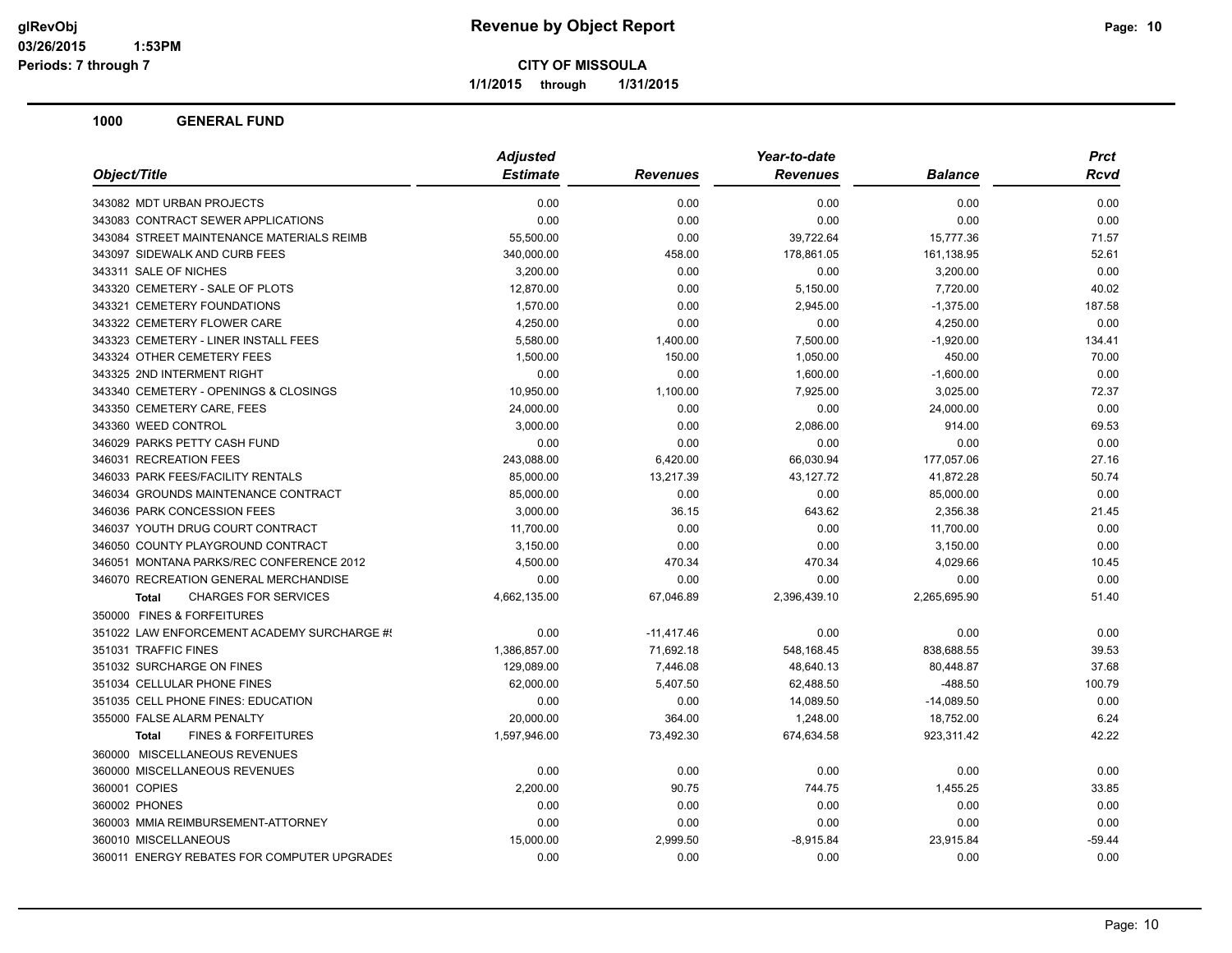# Revenue by Object Report

**CITY OF MISSOULA**

**1/1/2015 through 1/31/2015**

glRevObj
03/26/2015 1:53PM
Periods: 7 through 7

## 1000 GENERAL FUND

| Object/Title | Adjusted Estimate | Revenues | Year-to-date Revenues | Balance | Prct Rcvd |
|---|---|---|---|---|---|
| 343082 MDT URBAN PROJECTS | 0.00 | 0.00 | 0.00 | 0.00 | 0.00 |
| 343083 CONTRACT SEWER APPLICATIONS | 0.00 | 0.00 | 0.00 | 0.00 | 0.00 |
| 343084 STREET MAINTENANCE MATERIALS REIMB | 55,500.00 | 0.00 | 39,722.64 | 15,777.36 | 71.57 |
| 343097 SIDEWALK AND CURB FEES | 340,000.00 | 458.00 | 178,861.05 | 161,138.95 | 52.61 |
| 343311 SALE OF NICHES | 3,200.00 | 0.00 | 0.00 | 3,200.00 | 0.00 |
| 343320 CEMETERY - SALE OF PLOTS | 12,870.00 | 0.00 | 5,150.00 | 7,720.00 | 40.02 |
| 343321 CEMETERY FOUNDATIONS | 1,570.00 | 0.00 | 2,945.00 | -1,375.00 | 187.58 |
| 343322 CEMETERY FLOWER CARE | 4,250.00 | 0.00 | 0.00 | 4,250.00 | 0.00 |
| 343323 CEMETERY - LINER INSTALL FEES | 5,580.00 | 1,400.00 | 7,500.00 | -1,920.00 | 134.41 |
| 343324 OTHER CEMETERY FEES | 1,500.00 | 150.00 | 1,050.00 | 450.00 | 70.00 |
| 343325 2ND INTERMENT RIGHT | 0.00 | 0.00 | 1,600.00 | -1,600.00 | 0.00 |
| 343340 CEMETERY - OPENINGS & CLOSINGS | 10,950.00 | 1,100.00 | 7,925.00 | 3,025.00 | 72.37 |
| 343350 CEMETERY CARE, FEES | 24,000.00 | 0.00 | 0.00 | 24,000.00 | 0.00 |
| 343360 WEED CONTROL | 3,000.00 | 0.00 | 2,086.00 | 914.00 | 69.53 |
| 346029 PARKS PETTY CASH FUND | 0.00 | 0.00 | 0.00 | 0.00 | 0.00 |
| 346031 RECREATION FEES | 243,088.00 | 6,420.00 | 66,030.94 | 177,057.06 | 27.16 |
| 346033 PARK FEES/FACILITY RENTALS | 85,000.00 | 13,217.39 | 43,127.72 | 41,872.28 | 50.74 |
| 346034 GROUNDS MAINTENANCE CONTRACT | 85,000.00 | 0.00 | 0.00 | 85,000.00 | 0.00 |
| 346036 PARK CONCESSION FEES | 3,000.00 | 36.15 | 643.62 | 2,356.38 | 21.45 |
| 346037 YOUTH DRUG COURT CONTRACT | 11,700.00 | 0.00 | 0.00 | 11,700.00 | 0.00 |
| 346050 COUNTY PLAYGROUND CONTRACT | 3,150.00 | 0.00 | 0.00 | 3,150.00 | 0.00 |
| 346051 MONTANA PARKS/REC CONFERENCE 2012 | 4,500.00 | 470.34 | 470.34 | 4,029.66 | 10.45 |
| 346070 RECREATION GENERAL MERCHANDISE | 0.00 | 0.00 | 0.00 | 0.00 | 0.00 |
| **Total** CHARGES FOR SERVICES | 4,662,135.00 | 67,046.89 | 2,396,439.10 | 2,265,695.90 | 51.40 |
| 350000 FINES & FORFEITURES | | | | | |
| 351022 LAW ENFORCEMENT ACADEMY SURCHARGE #! | 0.00 | -11,417.46 | 0.00 | 0.00 | 0.00 |
| 351031 TRAFFIC FINES | 1,386,857.00 | 71,692.18 | 548,168.45 | 838,688.55 | 39.53 |
| 351032 SURCHARGE ON FINES | 129,089.00 | 7,446.08 | 48,640.13 | 80,448.87 | 37.68 |
| 351034 CELLULAR PHONE FINES | 62,000.00 | 5,407.50 | 62,488.50 | -488.50 | 100.79 |
| 351035 CELL PHONE FINES: EDUCATION | 0.00 | 0.00 | 14,089.50 | -14,089.50 | 0.00 |
| 355000 FALSE ALARM PENALTY | 20,000.00 | 364.00 | 1,248.00 | 18,752.00 | 6.24 |
| **Total** FINES & FORFEITURES | 1,597,946.00 | 73,492.30 | 674,634.58 | 923,311.42 | 42.22 |
| 360000 MISCELLANEOUS REVENUES | | | | | |
| 360000 MISCELLANEOUS REVENUES | 0.00 | 0.00 | 0.00 | 0.00 | 0.00 |
| 360001 COPIES | 2,200.00 | 90.75 | 744.75 | 1,455.25 | 33.85 |
| 360002 PHONES | 0.00 | 0.00 | 0.00 | 0.00 | 0.00 |
| 360003 MMIA REIMBURSEMENT-ATTORNEY | 0.00 | 0.00 | 0.00 | 0.00 | 0.00 |
| 360010 MISCELLANEOUS | 15,000.00 | 2,999.50 | -8,915.84 | 23,915.84 | -59.44 |
| 360011 ENERGY REBATES FOR COMPUTER UPGRADES | 0.00 | 0.00 | 0.00 | 0.00 | 0.00 |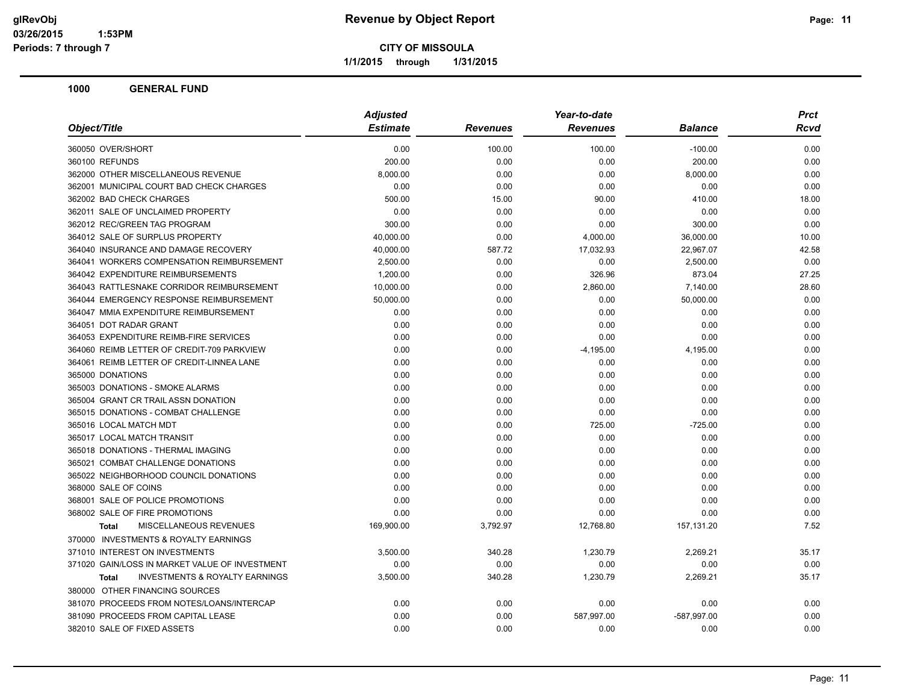# Revenue by Object Report

**CITY OF MISSOULA**

**1/1/2015 through 1/31/2015**

glRevObj
03/26/2015 1:53PM
Periods: 7 through 7

## 1000 GENERAL FUND

| Object/Title | Adjusted Estimate | Revenues | Year-to-date Revenues | Balance | Prct Rcvd |
|---|---|---|---|---|---|
| 360050 OVER/SHORT | 0.00 | 100.00 | 100.00 | -100.00 | 0.00 |
| 360100 REFUNDS | 200.00 | 0.00 | 0.00 | 200.00 | 0.00 |
| 362000 OTHER MISCELLANEOUS REVENUE | 8,000.00 | 0.00 | 0.00 | 8,000.00 | 0.00 |
| 362001 MUNICIPAL COURT BAD CHECK CHARGES | 0.00 | 0.00 | 0.00 | 0.00 | 0.00 |
| 362002 BAD CHECK CHARGES | 500.00 | 15.00 | 90.00 | 410.00 | 18.00 |
| 362011 SALE OF UNCLAIMED PROPERTY | 0.00 | 0.00 | 0.00 | 0.00 | 0.00 |
| 362012 REC/GREEN TAG PROGRAM | 300.00 | 0.00 | 0.00 | 300.00 | 0.00 |
| 364012 SALE OF SURPLUS PROPERTY | 40,000.00 | 0.00 | 4,000.00 | 36,000.00 | 10.00 |
| 364040 INSURANCE AND DAMAGE RECOVERY | 40,000.00 | 587.72 | 17,032.93 | 22,967.07 | 42.58 |
| 364041 WORKERS COMPENSATION REIMBURSEMENT | 2,500.00 | 0.00 | 0.00 | 2,500.00 | 0.00 |
| 364042 EXPENDITURE REIMBURSEMENTS | 1,200.00 | 0.00 | 326.96 | 873.04 | 27.25 |
| 364043 RATTLESNAKE CORRIDOR REIMBURSEMENT | 10,000.00 | 0.00 | 2,860.00 | 7,140.00 | 28.60 |
| 364044 EMERGENCY RESPONSE REIMBURSEMENT | 50,000.00 | 0.00 | 0.00 | 50,000.00 | 0.00 |
| 364047 MMIA EXPENDITURE REIMBURSEMENT | 0.00 | 0.00 | 0.00 | 0.00 | 0.00 |
| 364051 DOT RADAR GRANT | 0.00 | 0.00 | 0.00 | 0.00 | 0.00 |
| 364053 EXPENDITURE REIMB-FIRE SERVICES | 0.00 | 0.00 | 0.00 | 0.00 | 0.00 |
| 364060 REIMB LETTER OF CREDIT-709 PARKVIEW | 0.00 | 0.00 | -4,195.00 | 4,195.00 | 0.00 |
| 364061 REIMB LETTER OF CREDIT-LINNEA LANE | 0.00 | 0.00 | 0.00 | 0.00 | 0.00 |
| 365000 DONATIONS | 0.00 | 0.00 | 0.00 | 0.00 | 0.00 |
| 365003 DONATIONS - SMOKE ALARMS | 0.00 | 0.00 | 0.00 | 0.00 | 0.00 |
| 365004 GRANT CR TRAIL ASSN DONATION | 0.00 | 0.00 | 0.00 | 0.00 | 0.00 |
| 365015 DONATIONS - COMBAT CHALLENGE | 0.00 | 0.00 | 0.00 | 0.00 | 0.00 |
| 365016 LOCAL MATCH MDT | 0.00 | 0.00 | 725.00 | -725.00 | 0.00 |
| 365017 LOCAL MATCH TRANSIT | 0.00 | 0.00 | 0.00 | 0.00 | 0.00 |
| 365018 DONATIONS - THERMAL IMAGING | 0.00 | 0.00 | 0.00 | 0.00 | 0.00 |
| 365021 COMBAT CHALLENGE DONATIONS | 0.00 | 0.00 | 0.00 | 0.00 | 0.00 |
| 365022 NEIGHBORHOOD COUNCIL DONATIONS | 0.00 | 0.00 | 0.00 | 0.00 | 0.00 |
| 368000 SALE OF COINS | 0.00 | 0.00 | 0.00 | 0.00 | 0.00 |
| 368001 SALE OF POLICE PROMOTIONS | 0.00 | 0.00 | 0.00 | 0.00 | 0.00 |
| 368002 SALE OF FIRE PROMOTIONS | 0.00 | 0.00 | 0.00 | 0.00 | 0.00 |
| **Total** MISCELLANEOUS REVENUES | 169,900.00 | 3,792.97 | 12,768.80 | 157,131.20 | 7.52 |
| 370000 INVESTMENTS & ROYALTY EARNINGS | | | | | |
| 371010 INTEREST ON INVESTMENTS | 3,500.00 | 340.28 | 1,230.79 | 2,269.21 | 35.17 |
| 371020 GAIN/LOSS IN MARKET VALUE OF INVESTMENT | 0.00 | 0.00 | 0.00 | 0.00 | 0.00 |
| **Total** INVESTMENTS & ROYALTY EARNINGS | 3,500.00 | 340.28 | 1,230.79 | 2,269.21 | 35.17 |
| 380000 OTHER FINANCING SOURCES | | | | | |
| 381070 PROCEEDS FROM NOTES/LOANS/INTERCAP | 0.00 | 0.00 | 0.00 | 0.00 | 0.00 |
| 381090 PROCEEDS FROM CAPITAL LEASE | 0.00 | 0.00 | 587,997.00 | -587,997.00 | 0.00 |
| 382010 SALE OF FIXED ASSETS | 0.00 | 0.00 | 0.00 | 0.00 | 0.00 |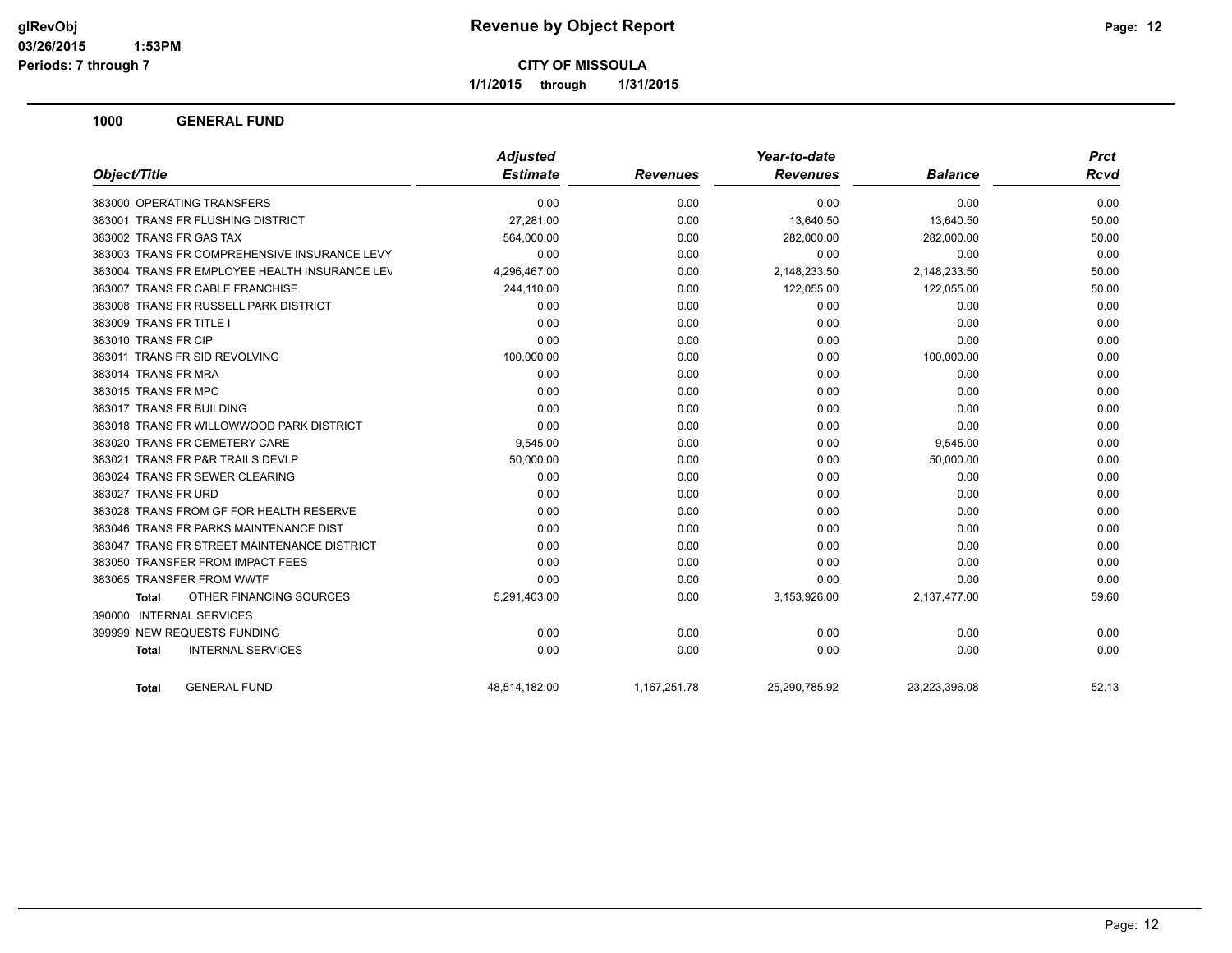# Revenue by Object Report

**CITY OF MISSOULA**

**1/1/2015 through 1/31/2015**

glRevObj
03/26/2015 1:53PM
Periods: 7 through 7

## 1000 GENERAL FUND

| Object/Title | Adjusted Estimate | Revenues | Year-to-date Revenues | Balance | Prct Rcvd |
|---|---|---|---|---|---|
| 383000 OPERATING TRANSFERS | 0.00 | 0.00 | 0.00 | 0.00 | 0.00 |
| 383001 TRANS FR FLUSHING DISTRICT | 27,281.00 | 0.00 | 13,640.50 | 13,640.50 | 50.00 |
| 383002 TRANS FR GAS TAX | 564,000.00 | 0.00 | 282,000.00 | 282,000.00 | 50.00 |
| 383003 TRANS FR COMPREHENSIVE INSURANCE LEVY | 0.00 | 0.00 | 0.00 | 0.00 | 0.00 |
| 383004 TRANS FR EMPLOYEE HEALTH INSURANCE LEV | 4,296,467.00 | 0.00 | 2,148,233.50 | 2,148,233.50 | 50.00 |
| 383007 TRANS FR CABLE FRANCHISE | 244,110.00 | 0.00 | 122,055.00 | 122,055.00 | 50.00 |
| 383008 TRANS FR RUSSELL PARK DISTRICT | 0.00 | 0.00 | 0.00 | 0.00 | 0.00 |
| 383009 TRANS FR TITLE I | 0.00 | 0.00 | 0.00 | 0.00 | 0.00 |
| 383010 TRANS FR CIP | 0.00 | 0.00 | 0.00 | 0.00 | 0.00 |
| 383011 TRANS FR SID REVOLVING | 100,000.00 | 0.00 | 0.00 | 100,000.00 | 0.00 |
| 383014 TRANS FR MRA | 0.00 | 0.00 | 0.00 | 0.00 | 0.00 |
| 383015 TRANS FR MPC | 0.00 | 0.00 | 0.00 | 0.00 | 0.00 |
| 383017 TRANS FR BUILDING | 0.00 | 0.00 | 0.00 | 0.00 | 0.00 |
| 383018 TRANS FR WILLOWWOOD PARK DISTRICT | 0.00 | 0.00 | 0.00 | 0.00 | 0.00 |
| 383020 TRANS FR CEMETERY CARE | 9,545.00 | 0.00 | 0.00 | 9,545.00 | 0.00 |
| 383021 TRANS FR P&R TRAILS DEVLP | 50,000.00 | 0.00 | 0.00 | 50,000.00 | 0.00 |
| 383024 TRANS FR SEWER CLEARING | 0.00 | 0.00 | 0.00 | 0.00 | 0.00 |
| 383027 TRANS FR URD | 0.00 | 0.00 | 0.00 | 0.00 | 0.00 |
| 383028 TRANS FROM GF FOR HEALTH RESERVE | 0.00 | 0.00 | 0.00 | 0.00 | 0.00 |
| 383046 TRANS FR PARKS MAINTENANCE DIST | 0.00 | 0.00 | 0.00 | 0.00 | 0.00 |
| 383047 TRANS FR STREET MAINTENANCE DISTRICT | 0.00 | 0.00 | 0.00 | 0.00 | 0.00 |
| 383050 TRANSFER FROM IMPACT FEES | 0.00 | 0.00 | 0.00 | 0.00 | 0.00 |
| 383065 TRANSFER FROM WWTF | 0.00 | 0.00 | 0.00 | 0.00 | 0.00 |
| **Total** OTHER FINANCING SOURCES | 5,291,403.00 | 0.00 | 3,153,926.00 | 2,137,477.00 | 59.60 |
| 390000 INTERNAL SERVICES | | | | | |
| 399999 NEW REQUESTS FUNDING | 0.00 | 0.00 | 0.00 | 0.00 | 0.00 |
| **Total** INTERNAL SERVICES | 0.00 | 0.00 | 0.00 | 0.00 | 0.00 |
| **Total** GENERAL FUND | 48,514,182.00 | 1,167,251.78 | 25,290,785.92 | 23,223,396.08 | 52.13 |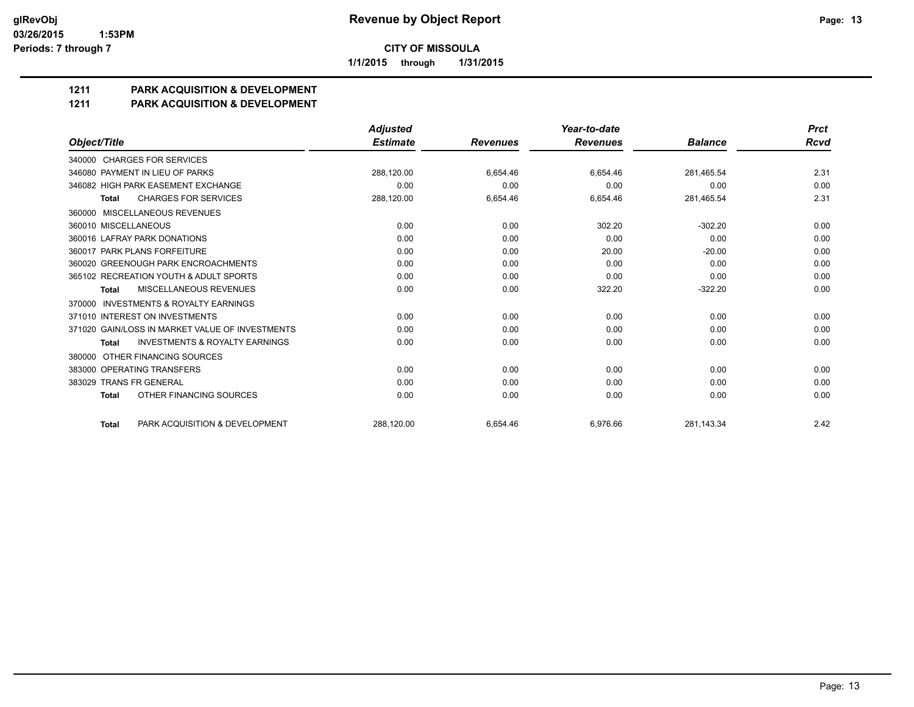**CITY OF MISSOULA**

**1/1/2015 through 1/31/2015**

## 1211 PARK ACQUISITION & DEVELOPMENT

## 1211 PARK ACQUISITION & DEVELOPMENT

| Object/Title | Adjusted Estimate | Revenues | Year-to-date Revenues | Balance | Prct Rcvd |
|---|---|---|---|---|---|
| 340000 CHARGES FOR SERVICES | | | | | |
| 346080 PAYMENT IN LIEU OF PARKS | 288,120.00 | 6,654.46 | 6,654.46 | 281,465.54 | 2.31 |
| 346082 HIGH PARK EASEMENT EXCHANGE | 0.00 | 0.00 | 0.00 | 0.00 | 0.00 |
| **Total** CHARGES FOR SERVICES | 288,120.00 | 6,654.46 | 6,654.46 | 281,465.54 | 2.31 |
| 360000 MISCELLANEOUS REVENUES | | | | | |
| 360010 MISCELLANEOUS | 0.00 | 0.00 | 302.20 | -302.20 | 0.00 |
| 360016 LAFRAY PARK DONATIONS | 0.00 | 0.00 | 0.00 | 0.00 | 0.00 |
| 360017 PARK PLANS FORFEITURE | 0.00 | 0.00 | 20.00 | -20.00 | 0.00 |
| 360020 GREENOUGH PARK ENCROACHMENTS | 0.00 | 0.00 | 0.00 | 0.00 | 0.00 |
| 365102 RECREATION YOUTH & ADULT SPORTS | 0.00 | 0.00 | 0.00 | 0.00 | 0.00 |
| **Total** MISCELLANEOUS REVENUES | 0.00 | 0.00 | 322.20 | -322.20 | 0.00 |
| 370000 INVESTMENTS & ROYALTY EARNINGS | | | | | |
| 371010 INTEREST ON INVESTMENTS | 0.00 | 0.00 | 0.00 | 0.00 | 0.00 |
| 371020 GAIN/LOSS IN MARKET VALUE OF INVESTMENTS | 0.00 | 0.00 | 0.00 | 0.00 | 0.00 |
| **Total** INVESTMENTS & ROYALTY EARNINGS | 0.00 | 0.00 | 0.00 | 0.00 | 0.00 |
| 380000 OTHER FINANCING SOURCES | | | | | |
| 383000 OPERATING TRANSFERS | 0.00 | 0.00 | 0.00 | 0.00 | 0.00 |
| 383029 TRANS FR GENERAL | 0.00 | 0.00 | 0.00 | 0.00 | 0.00 |
| **Total** OTHER FINANCING SOURCES | 0.00 | 0.00 | 0.00 | 0.00 | 0.00 |
| **Total** PARK ACQUISITION & DEVELOPMENT | 288,120.00 | 6,654.46 | 6,976.66 | 281,143.34 | 2.42 |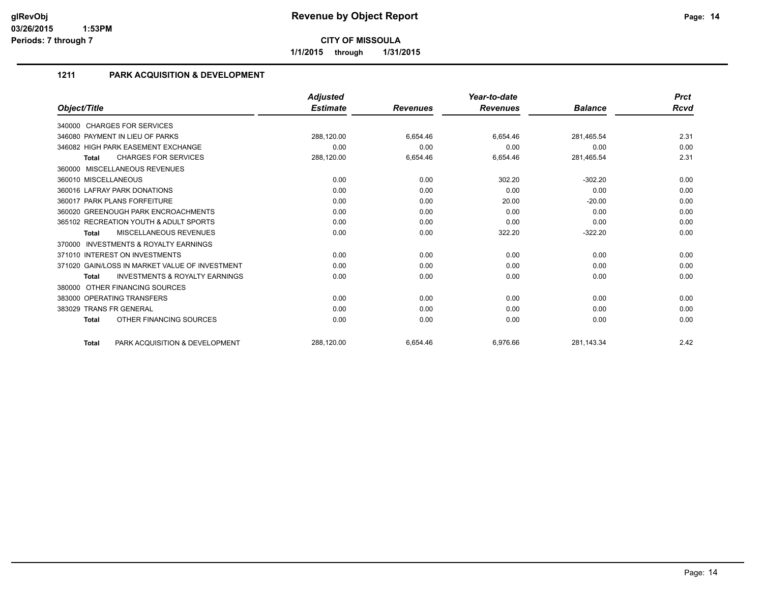# Revenue by Object Report

glRevObj
03/26/2015 1:53PM
Periods: 7 through 7

**CITY OF MISSOULA**

1/1/2015 through 1/31/2015

## 1211 PARK ACQUISITION & DEVELOPMENT

| Object/Title | Adjusted Estimate | Revenues | Year-to-date Revenues | Balance | Prct Rcvd |
|---|---|---|---|---|---|
| 340000 CHARGES FOR SERVICES | | | | | |
| 346080 PAYMENT IN LIEU OF PARKS | 288,120.00 | 6,654.46 | 6,654.46 | 281,465.54 | 2.31 |
| 346082 HIGH PARK EASEMENT EXCHANGE | 0.00 | 0.00 | 0.00 | 0.00 | 0.00 |
| **Total** CHARGES FOR SERVICES | 288,120.00 | 6,654.46 | 6,654.46 | 281,465.54 | 2.31 |
| 360000 MISCELLANEOUS REVENUES | | | | | |
| 360010 MISCELLANEOUS | 0.00 | 0.00 | 302.20 | -302.20 | 0.00 |
| 360016 LAFRAY PARK DONATIONS | 0.00 | 0.00 | 0.00 | 0.00 | 0.00 |
| 360017 PARK PLANS FORFEITURE | 0.00 | 0.00 | 20.00 | -20.00 | 0.00 |
| 360020 GREENOUGH PARK ENCROACHMENTS | 0.00 | 0.00 | 0.00 | 0.00 | 0.00 |
| 365102 RECREATION YOUTH & ADULT SPORTS | 0.00 | 0.00 | 0.00 | 0.00 | 0.00 |
| **Total** MISCELLANEOUS REVENUES | 0.00 | 0.00 | 322.20 | -322.20 | 0.00 |
| 370000 INVESTMENTS & ROYALTY EARNINGS | | | | | |
| 371010 INTEREST ON INVESTMENTS | 0.00 | 0.00 | 0.00 | 0.00 | 0.00 |
| 371020 GAIN/LOSS IN MARKET VALUE OF INVESTMENT | 0.00 | 0.00 | 0.00 | 0.00 | 0.00 |
| **Total** INVESTMENTS & ROYALTY EARNINGS | 0.00 | 0.00 | 0.00 | 0.00 | 0.00 |
| 380000 OTHER FINANCING SOURCES | | | | | |
| 383000 OPERATING TRANSFERS | 0.00 | 0.00 | 0.00 | 0.00 | 0.00 |
| 383029 TRANS FR GENERAL | 0.00 | 0.00 | 0.00 | 0.00 | 0.00 |
| **Total** OTHER FINANCING SOURCES | 0.00 | 0.00 | 0.00 | 0.00 | 0.00 |
| **Total** PARK ACQUISITION & DEVELOPMENT | 288,120.00 | 6,654.46 | 6,976.66 | 281,143.34 | 2.42 |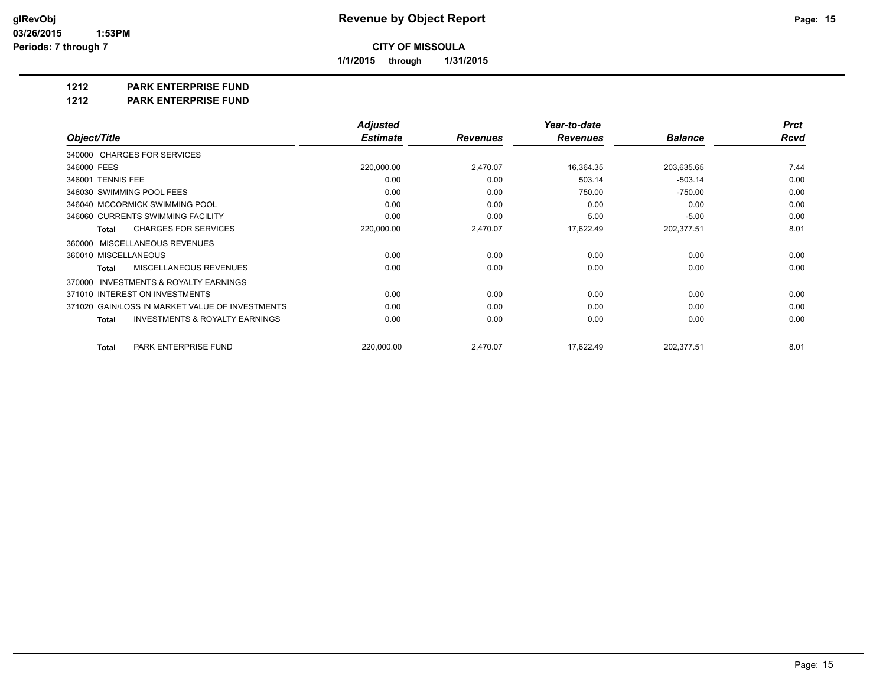**glRevObj**
**03/26/2015 1:53PM**
**Periods: 7 through 7**

# Revenue by Object Report

**CITY OF MISSOULA**

**1/1/2015 through 1/31/2015**

**1212 PARK ENTERPRISE FUND**

**1212 PARK ENTERPRISE FUND**

| Object/Title | Adjusted Estimate | Revenues | Year-to-date Revenues | Balance | Prct Rcvd |
|---|---|---|---|---|---|
| 340000 CHARGES FOR SERVICES | | | | | |
| 346000 FEES | 220,000.00 | 2,470.07 | 16,364.35 | 203,635.65 | 7.44 |
| 346001 TENNIS FEE | 0.00 | 0.00 | 503.14 | -503.14 | 0.00 |
| 346030 SWIMMING POOL FEES | 0.00 | 0.00 | 750.00 | -750.00 | 0.00 |
| 346040 MCCORMICK SWIMMING POOL | 0.00 | 0.00 | 0.00 | 0.00 | 0.00 |
| 346060 CURRENTS SWIMMING FACILITY | 0.00 | 0.00 | 5.00 | -5.00 | 0.00 |
| **Total** CHARGES FOR SERVICES | 220,000.00 | 2,470.07 | 17,622.49 | 202,377.51 | 8.01 |
| 360000 MISCELLANEOUS REVENUES | | | | | |
| 360010 MISCELLANEOUS | 0.00 | 0.00 | 0.00 | 0.00 | 0.00 |
| **Total** MISCELLANEOUS REVENUES | 0.00 | 0.00 | 0.00 | 0.00 | 0.00 |
| 370000 INVESTMENTS & ROYALTY EARNINGS | | | | | |
| 371010 INTEREST ON INVESTMENTS | 0.00 | 0.00 | 0.00 | 0.00 | 0.00 |
| 371020 GAIN/LOSS IN MARKET VALUE OF INVESTMENTS | 0.00 | 0.00 | 0.00 | 0.00 | 0.00 |
| **Total** INVESTMENTS & ROYALTY EARNINGS | 0.00 | 0.00 | 0.00 | 0.00 | 0.00 |
| **Total** PARK ENTERPRISE FUND | 220,000.00 | 2,470.07 | 17,622.49 | 202,377.51 | 8.01 |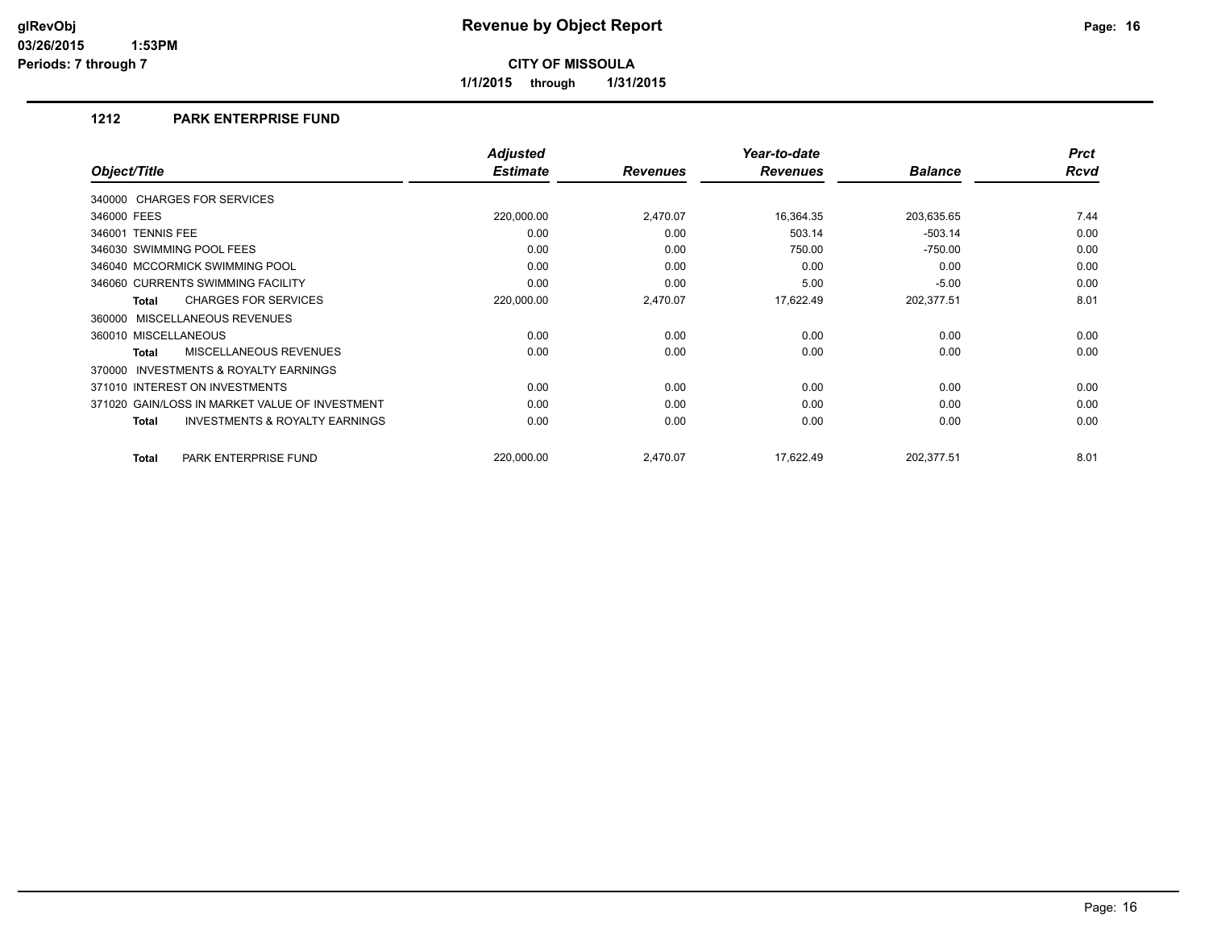# Revenue by Object Report

**CITY OF MISSOULA**

**1/1/2015 through 1/31/2015**

glRevObj
03/26/2015 1:53PM
Periods: 7 through 7

## 1212 PARK ENTERPRISE FUND

| Object/Title | Adjusted Estimate | Revenues | Year-to-date Revenues | Balance | Prct Rcvd |
|---|---|---|---|---|---|
| 340000 CHARGES FOR SERVICES | | | | | |
| 346000 FEES | 220,000.00 | 2,470.07 | 16,364.35 | 203,635.65 | 7.44 |
| 346001 TENNIS FEE | 0.00 | 0.00 | 503.14 | -503.14 | 0.00 |
| 346030 SWIMMING POOL FEES | 0.00 | 0.00 | 750.00 | -750.00 | 0.00 |
| 346040 MCCORMICK SWIMMING POOL | 0.00 | 0.00 | 0.00 | 0.00 | 0.00 |
| 346060 CURRENTS SWIMMING FACILITY | 0.00 | 0.00 | 5.00 | -5.00 | 0.00 |
| **Total** CHARGES FOR SERVICES | 220,000.00 | 2,470.07 | 17,622.49 | 202,377.51 | 8.01 |
| 360000 MISCELLANEOUS REVENUES | | | | | |
| 360010 MISCELLANEOUS | 0.00 | 0.00 | 0.00 | 0.00 | 0.00 |
| **Total** MISCELLANEOUS REVENUES | 0.00 | 0.00 | 0.00 | 0.00 | 0.00 |
| 370000 INVESTMENTS & ROYALTY EARNINGS | | | | | |
| 371010 INTEREST ON INVESTMENTS | 0.00 | 0.00 | 0.00 | 0.00 | 0.00 |
| 371020 GAIN/LOSS IN MARKET VALUE OF INVESTMENT | 0.00 | 0.00 | 0.00 | 0.00 | 0.00 |
| **Total** INVESTMENTS & ROYALTY EARNINGS | 0.00 | 0.00 | 0.00 | 0.00 | 0.00 |
| **Total** PARK ENTERPRISE FUND | 220,000.00 | 2,470.07 | 17,622.49 | 202,377.51 | 8.01 |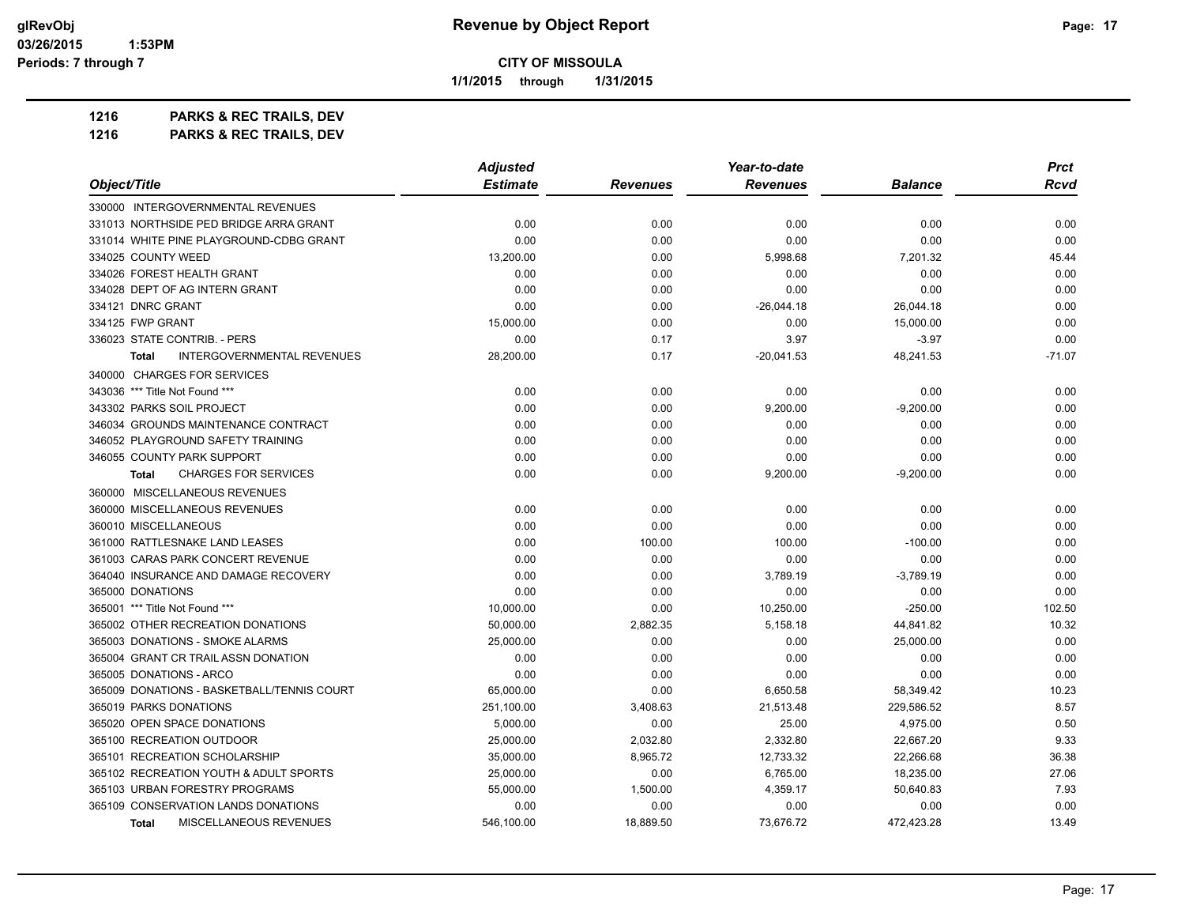# Revenue by Object Report

**CITY OF MISSOULA**

**1/1/2015 through 1/31/2015**

glRevObj
03/26/2015 1:53PM
Periods: 7 through 7

## 1216 PARKS & REC TRAILS, DEV
## 1216 PARKS & REC TRAILS, DEV

| Object/Title | Adjusted Estimate | Revenues | Year-to-date Revenues | Balance | Prct Rcvd |
|---|---|---|---|---|---|
| 330000 INTERGOVERNMENTAL REVENUES | | | | | |
| 331013 NORTHSIDE PED BRIDGE ARRA GRANT | 0.00 | 0.00 | 0.00 | 0.00 | 0.00 |
| 331014 WHITE PINE PLAYGROUND-CDBG GRANT | 0.00 | 0.00 | 0.00 | 0.00 | 0.00 |
| 334025 COUNTY WEED | 13,200.00 | 0.00 | 5,998.68 | 7,201.32 | 45.44 |
| 334026 FOREST HEALTH GRANT | 0.00 | 0.00 | 0.00 | 0.00 | 0.00 |
| 334028 DEPT OF AG INTERN GRANT | 0.00 | 0.00 | 0.00 | 0.00 | 0.00 |
| 334121 DNRC GRANT | 0.00 | 0.00 | -26,044.18 | 26,044.18 | 0.00 |
| 334125 FWP GRANT | 15,000.00 | 0.00 | 0.00 | 15,000.00 | 0.00 |
| 336023 STATE CONTRIB. - PERS | 0.00 | 0.17 | 3.97 | -3.97 | 0.00 |
| **Total** INTERGOVERNMENTAL REVENUES | 28,200.00 | 0.17 | -20,041.53 | 48,241.53 | -71.07 |
| 340000 CHARGES FOR SERVICES | | | | | |
| 343036 *** Title Not Found *** | 0.00 | 0.00 | 0.00 | 0.00 | 0.00 |
| 343302 PARKS SOIL PROJECT | 0.00 | 0.00 | 9,200.00 | -9,200.00 | 0.00 |
| 346034 GROUNDS MAINTENANCE CONTRACT | 0.00 | 0.00 | 0.00 | 0.00 | 0.00 |
| 346052 PLAYGROUND SAFETY TRAINING | 0.00 | 0.00 | 0.00 | 0.00 | 0.00 |
| 346055 COUNTY PARK SUPPORT | 0.00 | 0.00 | 0.00 | 0.00 | 0.00 |
| **Total** CHARGES FOR SERVICES | 0.00 | 0.00 | 9,200.00 | -9,200.00 | 0.00 |
| 360000 MISCELLANEOUS REVENUES | | | | | |
| 360000 MISCELLANEOUS REVENUES | 0.00 | 0.00 | 0.00 | 0.00 | 0.00 |
| 360010 MISCELLANEOUS | 0.00 | 0.00 | 0.00 | 0.00 | 0.00 |
| 361000 RATTLESNAKE LAND LEASES | 0.00 | 100.00 | 100.00 | -100.00 | 0.00 |
| 361003 CARAS PARK CONCERT REVENUE | 0.00 | 0.00 | 0.00 | 0.00 | 0.00 |
| 364040 INSURANCE AND DAMAGE RECOVERY | 0.00 | 0.00 | 3,789.19 | -3,789.19 | 0.00 |
| 365000 DONATIONS | 0.00 | 0.00 | 0.00 | 0.00 | 0.00 |
| 365001 *** Title Not Found *** | 10,000.00 | 0.00 | 10,250.00 | -250.00 | 102.50 |
| 365002 OTHER RECREATION DONATIONS | 50,000.00 | 2,882.35 | 5,158.18 | 44,841.82 | 10.32 |
| 365003 DONATIONS - SMOKE ALARMS | 25,000.00 | 0.00 | 0.00 | 25,000.00 | 0.00 |
| 365004 GRANT CR TRAIL ASSN DONATION | 0.00 | 0.00 | 0.00 | 0.00 | 0.00 |
| 365005 DONATIONS - ARCO | 0.00 | 0.00 | 0.00 | 0.00 | 0.00 |
| 365009 DONATIONS - BASKETBALL/TENNIS COURT | 65,000.00 | 0.00 | 6,650.58 | 58,349.42 | 10.23 |
| 365019 PARKS DONATIONS | 251,100.00 | 3,408.63 | 21,513.48 | 229,586.52 | 8.57 |
| 365020 OPEN SPACE DONATIONS | 5,000.00 | 0.00 | 25.00 | 4,975.00 | 0.50 |
| 365100 RECREATION OUTDOOR | 25,000.00 | 2,032.80 | 2,332.80 | 22,667.20 | 9.33 |
| 365101 RECREATION SCHOLARSHIP | 35,000.00 | 8,965.72 | 12,733.32 | 22,266.68 | 36.38 |
| 365102 RECREATION YOUTH & ADULT SPORTS | 25,000.00 | 0.00 | 6,765.00 | 18,235.00 | 27.06 |
| 365103 URBAN FORESTRY PROGRAMS | 55,000.00 | 1,500.00 | 4,359.17 | 50,640.83 | 7.93 |
| 365109 CONSERVATION LANDS DONATIONS | 0.00 | 0.00 | 0.00 | 0.00 | 0.00 |
| **Total** MISCELLANEOUS REVENUES | 546,100.00 | 18,889.50 | 73,676.72 | 472,423.28 | 13.49 |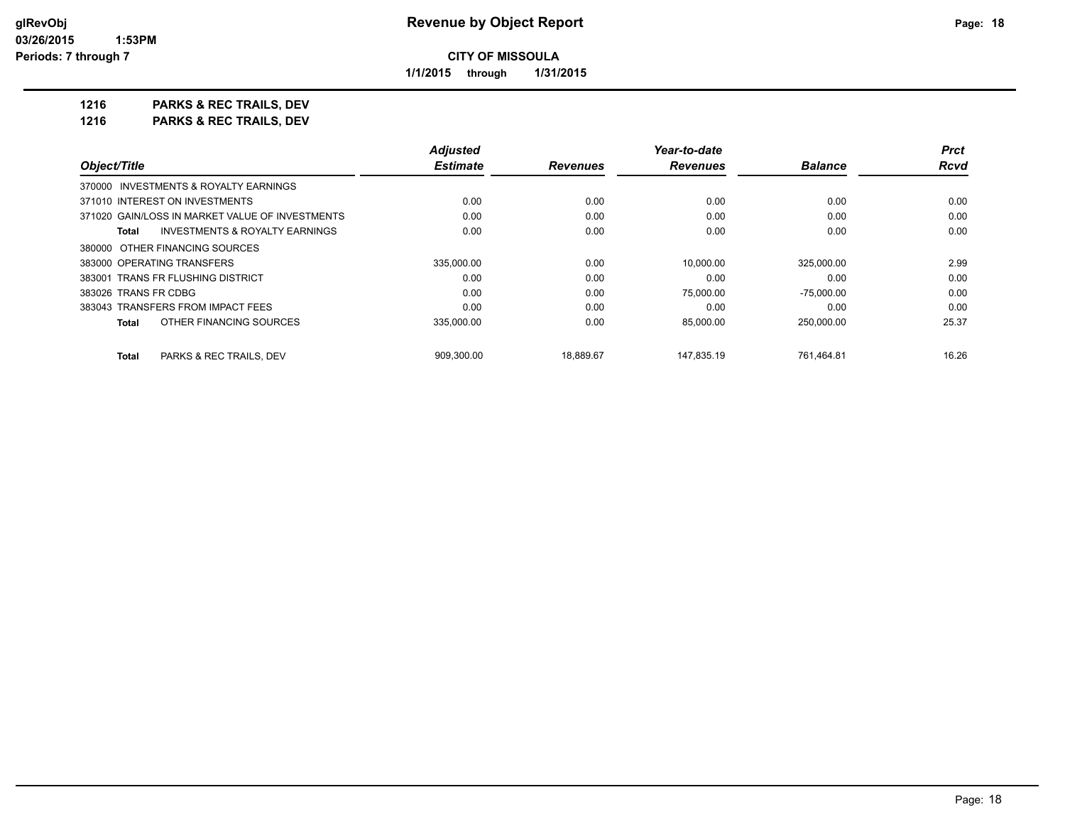**Revenue by Object Report**

**CITY OF MISSOULA**

**1/1/2015 through 1/31/2015**

glRevObj
03/26/2015 1:53PM
Periods: 7 through 7

## 1216 PARKS & REC TRAILS, DEV
## 1216 PARKS & REC TRAILS, DEV

| Object/Title | Adjusted Estimate | Revenues | Year-to-date Revenues | Balance | Prct Rcvd |
|---|---|---|---|---|---|
| 370000 INVESTMENTS & ROYALTY EARNINGS | | | | | |
| 371010 INTEREST ON INVESTMENTS | 0.00 | 0.00 | 0.00 | 0.00 | 0.00 |
| 371020 GAIN/LOSS IN MARKET VALUE OF INVESTMENTS | 0.00 | 0.00 | 0.00 | 0.00 | 0.00 |
| **Total** INVESTMENTS & ROYALTY EARNINGS | 0.00 | 0.00 | 0.00 | 0.00 | 0.00 |
| 380000 OTHER FINANCING SOURCES | | | | | |
| 383000 OPERATING TRANSFERS | 335,000.00 | 0.00 | 10,000.00 | 325,000.00 | 2.99 |
| 383001 TRANS FR FLUSHING DISTRICT | 0.00 | 0.00 | 0.00 | 0.00 | 0.00 |
| 383026 TRANS FR CDBG | 0.00 | 0.00 | 75,000.00 | -75,000.00 | 0.00 |
| 383043 TRANSFERS FROM IMPACT FEES | 0.00 | 0.00 | 0.00 | 0.00 | 0.00 |
| **Total** OTHER FINANCING SOURCES | 335,000.00 | 0.00 | 85,000.00 | 250,000.00 | 25.37 |
| **Total** PARKS & REC TRAILS, DEV | 909,300.00 | 18,889.67 | 147,835.19 | 761,464.81 | 16.26 |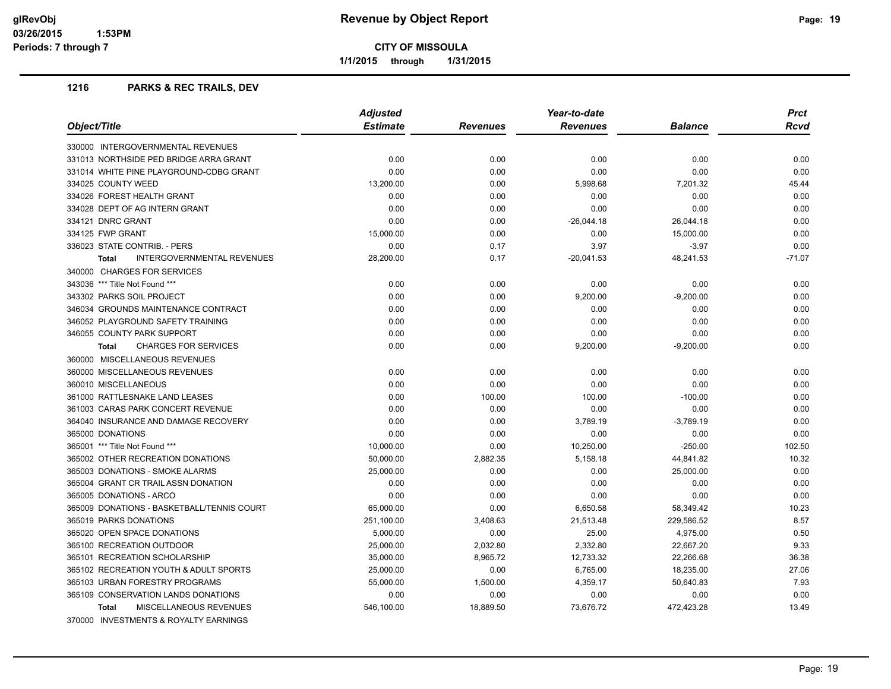# Revenue by Object Report

**CITY OF MISSOULA**

1/1/2015 through 1/31/2015

## 1216 PARKS & REC TRAILS, DEV

| Object/Title | Adjusted Estimate | Revenues | Year-to-date Revenues | Balance | Prct Rcvd |
|---|---|---|---|---|---|
| 330000 INTERGOVERNMENTAL REVENUES | | | | | |
| 331013 NORTHSIDE PED BRIDGE ARRA GRANT | 0.00 | 0.00 | 0.00 | 0.00 | 0.00 |
| 331014 WHITE PINE PLAYGROUND-CDBG GRANT | 0.00 | 0.00 | 0.00 | 0.00 | 0.00 |
| 334025 COUNTY WEED | 13,200.00 | 0.00 | 5,998.68 | 7,201.32 | 45.44 |
| 334026 FOREST HEALTH GRANT | 0.00 | 0.00 | 0.00 | 0.00 | 0.00 |
| 334028 DEPT OF AG INTERN GRANT | 0.00 | 0.00 | 0.00 | 0.00 | 0.00 |
| 334121 DNRC GRANT | 0.00 | 0.00 | -26,044.18 | 26,044.18 | 0.00 |
| 334125 FWP GRANT | 15,000.00 | 0.00 | 0.00 | 15,000.00 | 0.00 |
| 336023 STATE CONTRIB. - PERS | 0.00 | 0.17 | 3.97 | -3.97 | 0.00 |
| **Total** INTERGOVERNMENTAL REVENUES | 28,200.00 | 0.17 | -20,041.53 | 48,241.53 | -71.07 |
| 340000 CHARGES FOR SERVICES | | | | | |
| 343036 *** Title Not Found *** | 0.00 | 0.00 | 0.00 | 0.00 | 0.00 |
| 343302 PARKS SOIL PROJECT | 0.00 | 0.00 | 9,200.00 | -9,200.00 | 0.00 |
| 346034 GROUNDS MAINTENANCE CONTRACT | 0.00 | 0.00 | 0.00 | 0.00 | 0.00 |
| 346052 PLAYGROUND SAFETY TRAINING | 0.00 | 0.00 | 0.00 | 0.00 | 0.00 |
| 346055 COUNTY PARK SUPPORT | 0.00 | 0.00 | 0.00 | 0.00 | 0.00 |
| **Total** CHARGES FOR SERVICES | 0.00 | 0.00 | 9,200.00 | -9,200.00 | 0.00 |
| 360000 MISCELLANEOUS REVENUES | | | | | |
| 360000 MISCELLANEOUS REVENUES | 0.00 | 0.00 | 0.00 | 0.00 | 0.00 |
| 360010 MISCELLANEOUS | 0.00 | 0.00 | 0.00 | 0.00 | 0.00 |
| 361000 RATTLESNAKE LAND LEASES | 0.00 | 100.00 | 100.00 | -100.00 | 0.00 |
| 361003 CARAS PARK CONCERT REVENUE | 0.00 | 0.00 | 0.00 | 0.00 | 0.00 |
| 364040 INSURANCE AND DAMAGE RECOVERY | 0.00 | 0.00 | 3,789.19 | -3,789.19 | 0.00 |
| 365000 DONATIONS | 0.00 | 0.00 | 0.00 | 0.00 | 0.00 |
| 365001 *** Title Not Found *** | 10,000.00 | 0.00 | 10,250.00 | -250.00 | 102.50 |
| 365002 OTHER RECREATION DONATIONS | 50,000.00 | 2,882.35 | 5,158.18 | 44,841.82 | 10.32 |
| 365003 DONATIONS - SMOKE ALARMS | 25,000.00 | 0.00 | 0.00 | 25,000.00 | 0.00 |
| 365004 GRANT CR TRAIL ASSN DONATION | 0.00 | 0.00 | 0.00 | 0.00 | 0.00 |
| 365005 DONATIONS - ARCO | 0.00 | 0.00 | 0.00 | 0.00 | 0.00 |
| 365009 DONATIONS - BASKETBALL/TENNIS COURT | 65,000.00 | 0.00 | 6,650.58 | 58,349.42 | 10.23 |
| 365019 PARKS DONATIONS | 251,100.00 | 3,408.63 | 21,513.48 | 229,586.52 | 8.57 |
| 365020 OPEN SPACE DONATIONS | 5,000.00 | 0.00 | 25.00 | 4,975.00 | 0.50 |
| 365100 RECREATION OUTDOOR | 25,000.00 | 2,032.80 | 2,332.80 | 22,667.20 | 9.33 |
| 365101 RECREATION SCHOLARSHIP | 35,000.00 | 8,965.72 | 12,733.32 | 22,266.68 | 36.38 |
| 365102 RECREATION YOUTH & ADULT SPORTS | 25,000.00 | 0.00 | 6,765.00 | 18,235.00 | 27.06 |
| 365103 URBAN FORESTRY PROGRAMS | 55,000.00 | 1,500.00 | 4,359.17 | 50,640.83 | 7.93 |
| 365109 CONSERVATION LANDS DONATIONS | 0.00 | 0.00 | 0.00 | 0.00 | 0.00 |
| **Total** MISCELLANEOUS REVENUES | 546,100.00 | 18,889.50 | 73,676.72 | 472,423.28 | 13.49 |
| 370000 INVESTMENTS & ROYALTY EARNINGS | | | | | |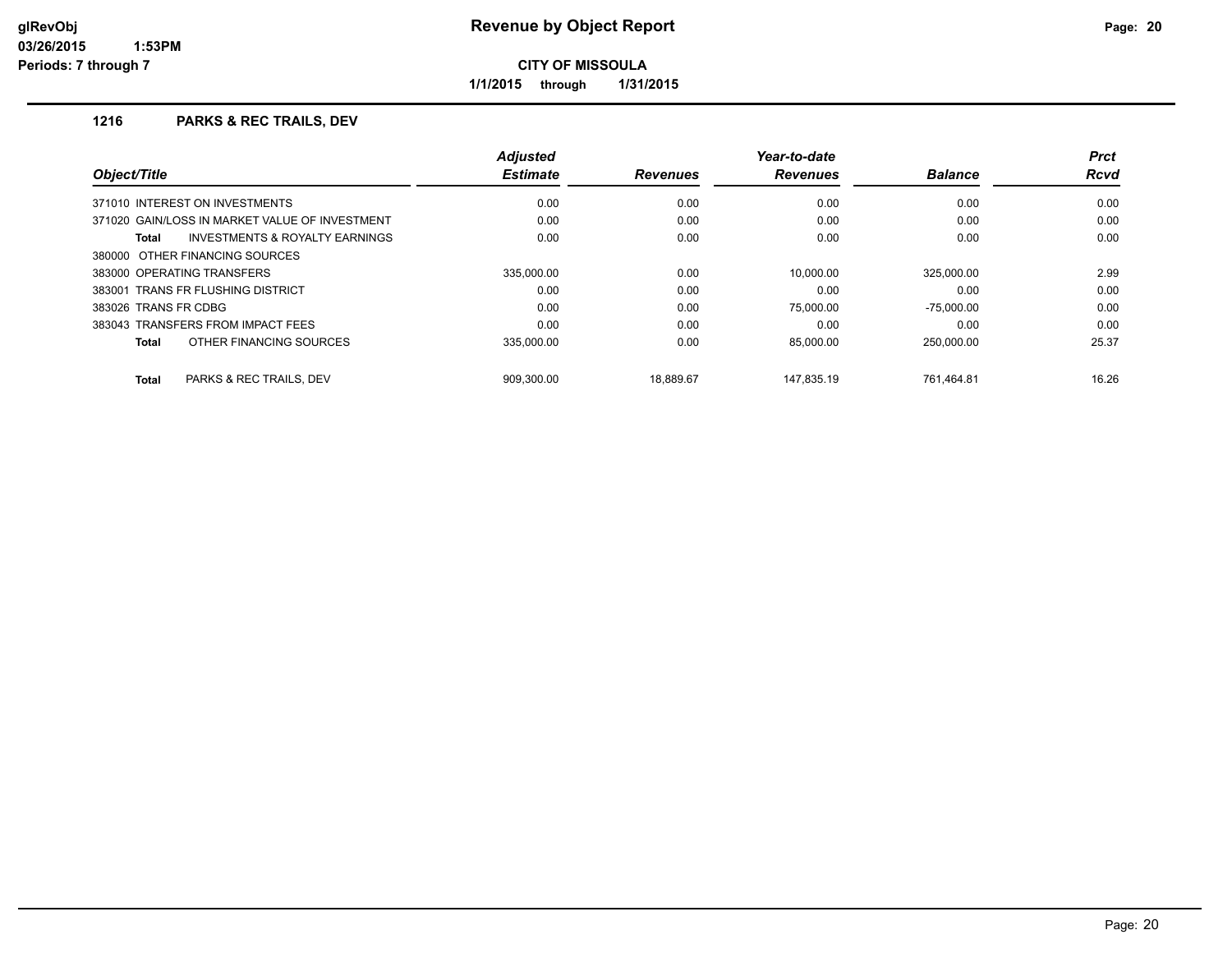# Revenue by Object Report

**CITY OF MISSOULA**

**1/1/2015 through 1/31/2015**

glRevObj
03/26/2015 1:53PM
Periods: 7 through 7

## 1216 PARKS & REC TRAILS, DEV

| Object/Title | Adjusted Estimate | Revenues | Year-to-date Revenues | Balance | Prct Rcvd |
|---|---|---|---|---|---|
| 371010 INTEREST ON INVESTMENTS | 0.00 | 0.00 | 0.00 | 0.00 | 0.00 |
| 371020 GAIN/LOSS IN MARKET VALUE OF INVESTMENT | 0.00 | 0.00 | 0.00 | 0.00 | 0.00 |
| **Total** INVESTMENTS & ROYALTY EARNINGS | 0.00 | 0.00 | 0.00 | 0.00 | 0.00 |
| 380000 OTHER FINANCING SOURCES | | | | | |
| 383000 OPERATING TRANSFERS | 335,000.00 | 0.00 | 10,000.00 | 325,000.00 | 2.99 |
| 383001 TRANS FR FLUSHING DISTRICT | 0.00 | 0.00 | 0.00 | 0.00 | 0.00 |
| 383026 TRANS FR CDBG | 0.00 | 0.00 | 75,000.00 | -75,000.00 | 0.00 |
| 383043 TRANSFERS FROM IMPACT FEES | 0.00 | 0.00 | 0.00 | 0.00 | 0.00 |
| **Total** OTHER FINANCING SOURCES | 335,000.00 | 0.00 | 85,000.00 | 250,000.00 | 25.37 |
| **Total** PARKS & REC TRAILS, DEV | 909,300.00 | 18,889.67 | 147,835.19 | 761,464.81 | 16.26 |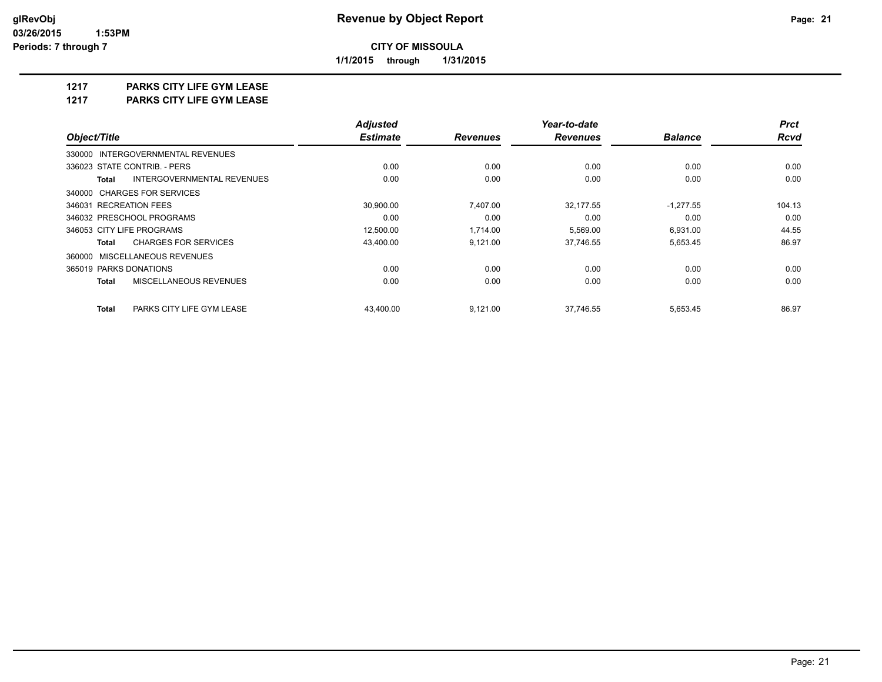glRevObj
03/26/2015 1:53PM
Periods: 7 through 7

# Revenue by Object Report

**CITY OF MISSOULA**

**1/1/2015 through 1/31/2015**

## 1217 PARKS CITY LIFE GYM LEASE
## 1217 PARKS CITY LIFE GYM LEASE

| Object/Title | Adjusted Estimate | Revenues | Year-to-date Revenues | Balance | Prct Rcvd |
|---|---|---|---|---|---|
| 330000 INTERGOVERNMENTAL REVENUES | | | | | |
| 336023 STATE CONTRIB. - PERS | 0.00 | 0.00 | 0.00 | 0.00 | 0.00 |
| **Total** INTERGOVERNMENTAL REVENUES | 0.00 | 0.00 | 0.00 | 0.00 | 0.00 |
| 340000 CHARGES FOR SERVICES | | | | | |
| 346031 RECREATION FEES | 30,900.00 | 7,407.00 | 32,177.55 | -1,277.55 | 104.13 |
| 346032 PRESCHOOL PROGRAMS | 0.00 | 0.00 | 0.00 | 0.00 | 0.00 |
| 346053 CITY LIFE PROGRAMS | 12,500.00 | 1,714.00 | 5,569.00 | 6,931.00 | 44.55 |
| **Total** CHARGES FOR SERVICES | 43,400.00 | 9,121.00 | 37,746.55 | 5,653.45 | 86.97 |
| 360000 MISCELLANEOUS REVENUES | | | | | |
| 365019 PARKS DONATIONS | 0.00 | 0.00 | 0.00 | 0.00 | 0.00 |
| **Total** MISCELLANEOUS REVENUES | 0.00 | 0.00 | 0.00 | 0.00 | 0.00 |
| **Total** PARKS CITY LIFE GYM LEASE | 43,400.00 | 9,121.00 | 37,746.55 | 5,653.45 | 86.97 |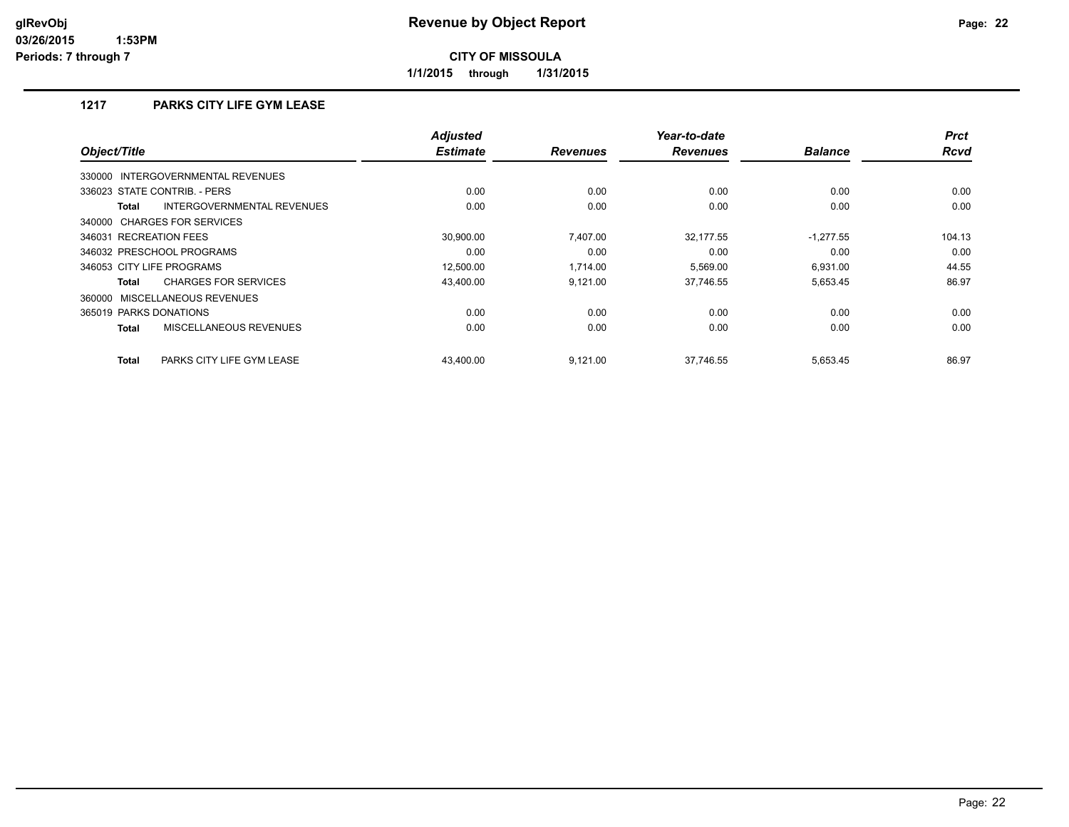# Revenue by Object Report

**CITY OF MISSOULA**

**1/1/2015 through 1/31/2015**

glRevObj
03/26/2015 1:53PM
Periods: 7 through 7

## 1217 PARKS CITY LIFE GYM LEASE

| Object/Title | Adjusted Estimate | Revenues | Year-to-date Revenues | Balance | Prct Rcvd |
|---|---|---|---|---|---|
| 330000 INTERGOVERNMENTAL REVENUES | | | | | |
| 336023 STATE CONTRIB. - PERS | 0.00 | 0.00 | 0.00 | 0.00 | 0.00 |
| **Total** INTERGOVERNMENTAL REVENUES | 0.00 | 0.00 | 0.00 | 0.00 | 0.00 |
| 340000 CHARGES FOR SERVICES | | | | | |
| 346031 RECREATION FEES | 30,900.00 | 7,407.00 | 32,177.55 | -1,277.55 | 104.13 |
| 346032 PRESCHOOL PROGRAMS | 0.00 | 0.00 | 0.00 | 0.00 | 0.00 |
| 346053 CITY LIFE PROGRAMS | 12,500.00 | 1,714.00 | 5,569.00 | 6,931.00 | 44.55 |
| **Total** CHARGES FOR SERVICES | 43,400.00 | 9,121.00 | 37,746.55 | 5,653.45 | 86.97 |
| 360000 MISCELLANEOUS REVENUES | | | | | |
| 365019 PARKS DONATIONS | 0.00 | 0.00 | 0.00 | 0.00 | 0.00 |
| **Total** MISCELLANEOUS REVENUES | 0.00 | 0.00 | 0.00 | 0.00 | 0.00 |
| **Total** PARKS CITY LIFE GYM LEASE | 43,400.00 | 9,121.00 | 37,746.55 | 5,653.45 | 86.97 |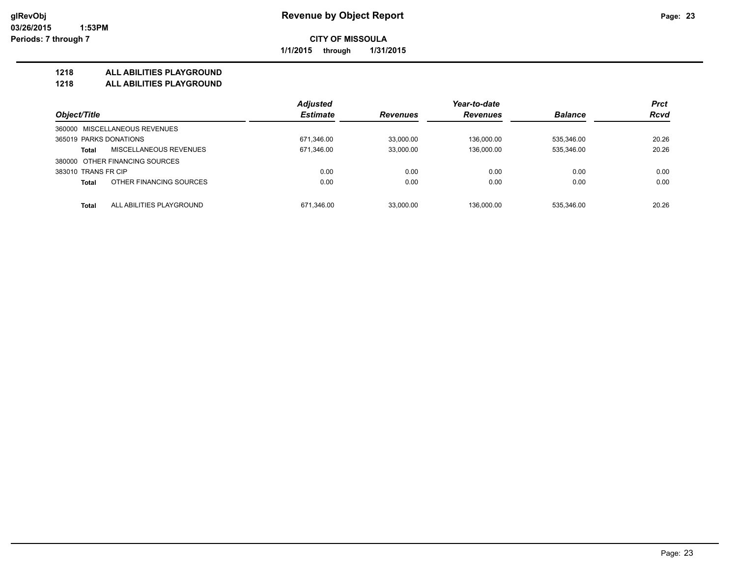# Revenue by Object Report

**CITY OF MISSOULA**

**1/1/2015 through 1/31/2015**

glRevObj
03/26/2015 1:53PM
Periods: 7 through 7

## 1218 ALL ABILITIES PLAYGROUND
## 1218 ALL ABILITIES PLAYGROUND

| Object/Title | | Adjusted Estimate | Revenues | Year-to-date Revenues | Balance | Prct Rcvd |
|---|---|---|---|---|---|---|
| 360000 MISCELLANEOUS REVENUES | | | | | | |
| 365019 PARKS DONATIONS | | 671,346.00 | 33,000.00 | 136,000.00 | 535,346.00 | 20.26 |
| **Total** | MISCELLANEOUS REVENUES | 671,346.00 | 33,000.00 | 136,000.00 | 535,346.00 | 20.26 |
| 380000 OTHER FINANCING SOURCES | | | | | | |
| 383010 TRANS FR CIP | | 0.00 | 0.00 | 0.00 | 0.00 | 0.00 |
| **Total** | OTHER FINANCING SOURCES | 0.00 | 0.00 | 0.00 | 0.00 | 0.00 |
| **Total** | ALL ABILITIES PLAYGROUND | 671,346.00 | 33,000.00 | 136,000.00 | 535,346.00 | 20.26 |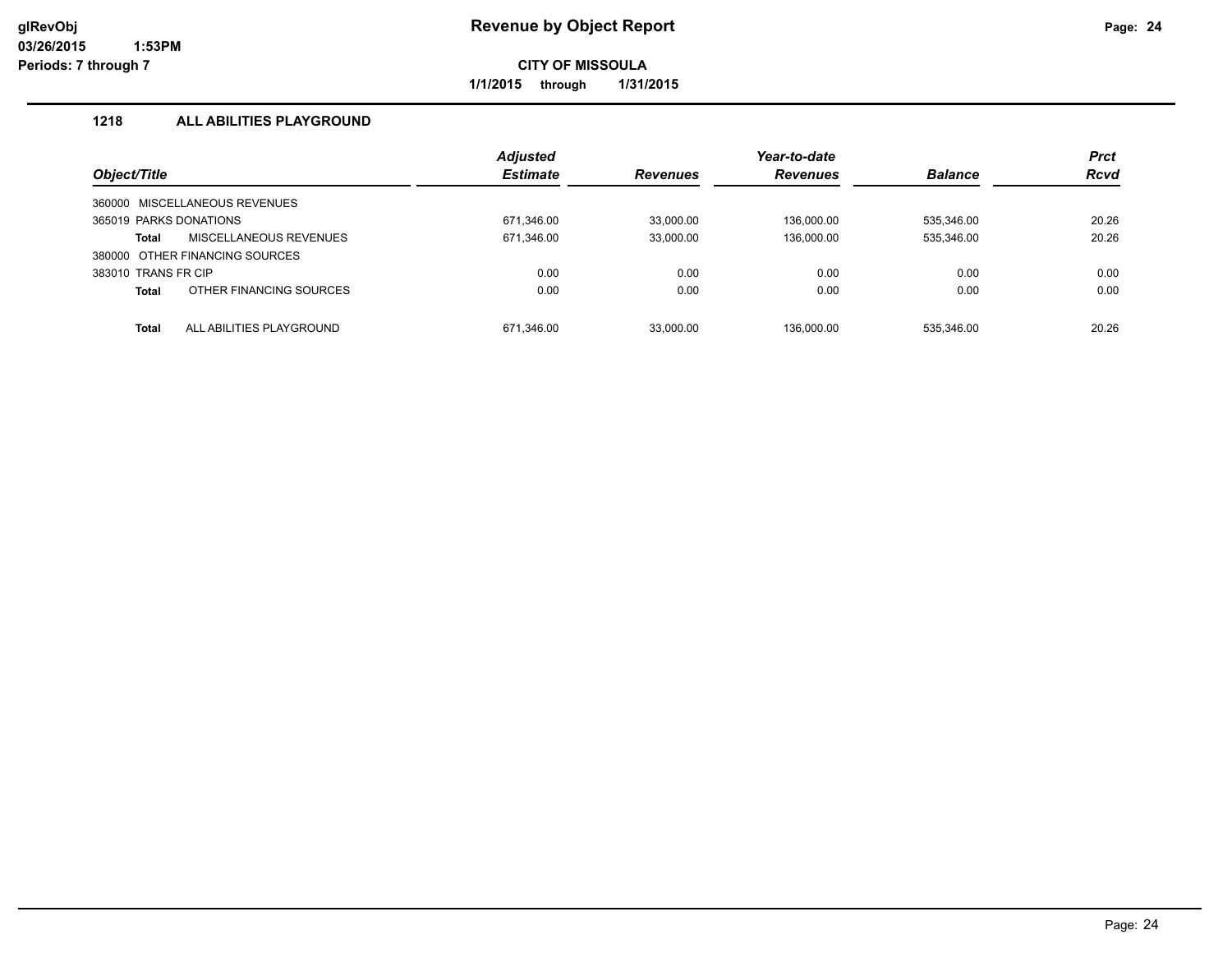**glRevObj** **Revenue by Object Report**
**03/26/2015 1:53PM**
**Periods: 7 through 7**

**CITY OF MISSOULA**
**1/1/2015 through 1/31/2015**

### 1218 ALL ABILITIES PLAYGROUND

| Object/Title | Adjusted Estimate | Revenues | Year-to-date Revenues | Balance | Prct Rcvd |
|---|---|---|---|---|---|
| 360000 MISCELLANEOUS REVENUES | | | | | |
| 365019 PARKS DONATIONS | 671,346.00 | 33,000.00 | 136,000.00 | 535,346.00 | 20.26 |
| **Total** MISCELLANEOUS REVENUES | 671,346.00 | 33,000.00 | 136,000.00 | 535,346.00 | 20.26 |
| 380000 OTHER FINANCING SOURCES | | | | | |
| 383010 TRANS FR CIP | 0.00 | 0.00 | 0.00 | 0.00 | 0.00 |
| **Total** OTHER FINANCING SOURCES | 0.00 | 0.00 | 0.00 | 0.00 | 0.00 |
| **Total** ALL ABILITIES PLAYGROUND | 671,346.00 | 33,000.00 | 136,000.00 | 535,346.00 | 20.26 |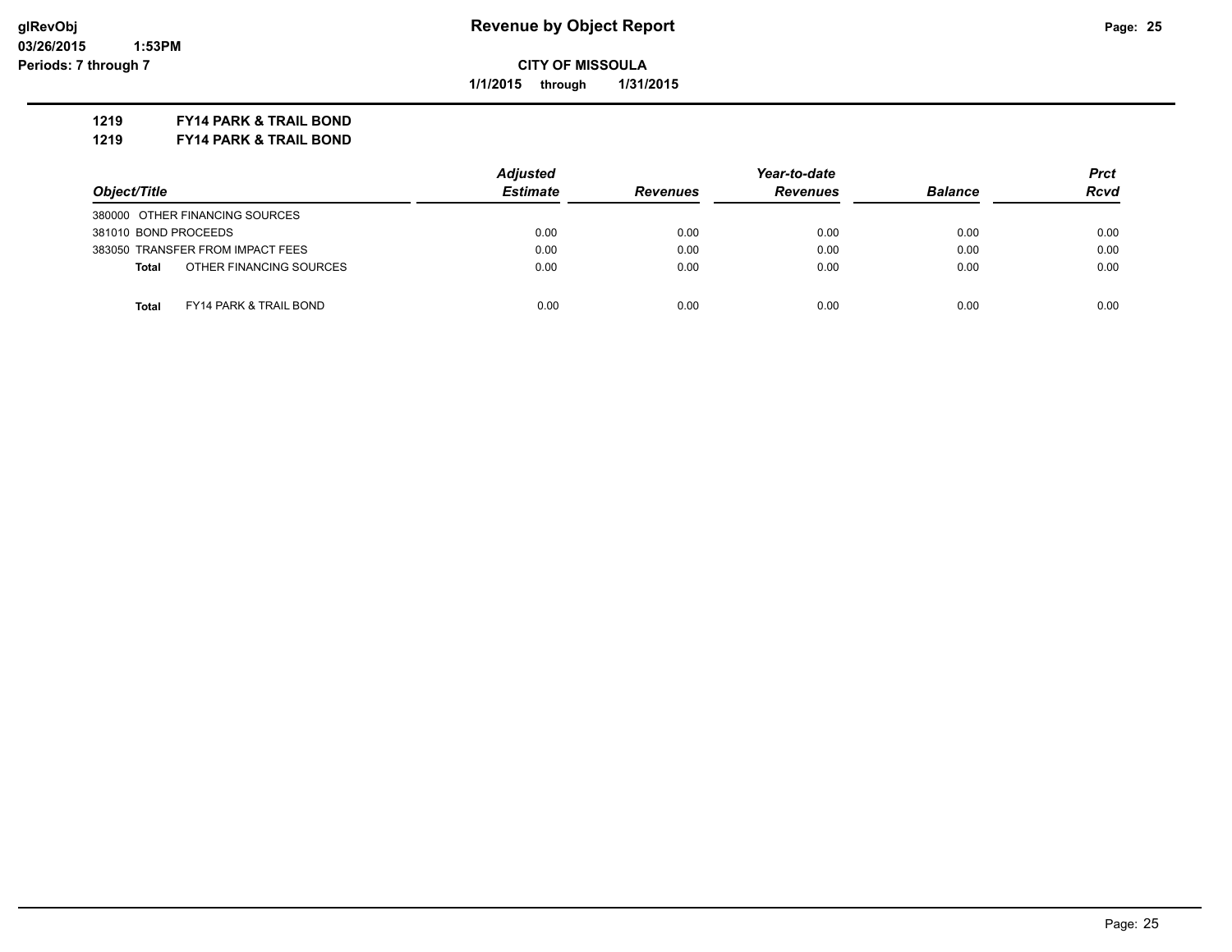**Revenue by Object Report**

**CITY OF MISSOULA**

**1/1/2015 through 1/31/2015**

glRevObj
03/26/2015 1:53PM
Periods: 7 through 7

**1219 FY14 PARK & TRAIL BOND**
**1219 FY14 PARK & TRAIL BOND**

| Object/Title | Adjusted Estimate | Revenues | Year-to-date Revenues | Balance | Prct Rcvd |
|---|---|---|---|---|---|
| 380000 OTHER FINANCING SOURCES | | | | | |
| 381010 BOND PROCEEDS | 0.00 | 0.00 | 0.00 | 0.00 | 0.00 |
| 383050 TRANSFER FROM IMPACT FEES | 0.00 | 0.00 | 0.00 | 0.00 | 0.00 |
| **Total** OTHER FINANCING SOURCES | 0.00 | 0.00 | 0.00 | 0.00 | 0.00 |
| **Total** FY14 PARK & TRAIL BOND | 0.00 | 0.00 | 0.00 | 0.00 | 0.00 |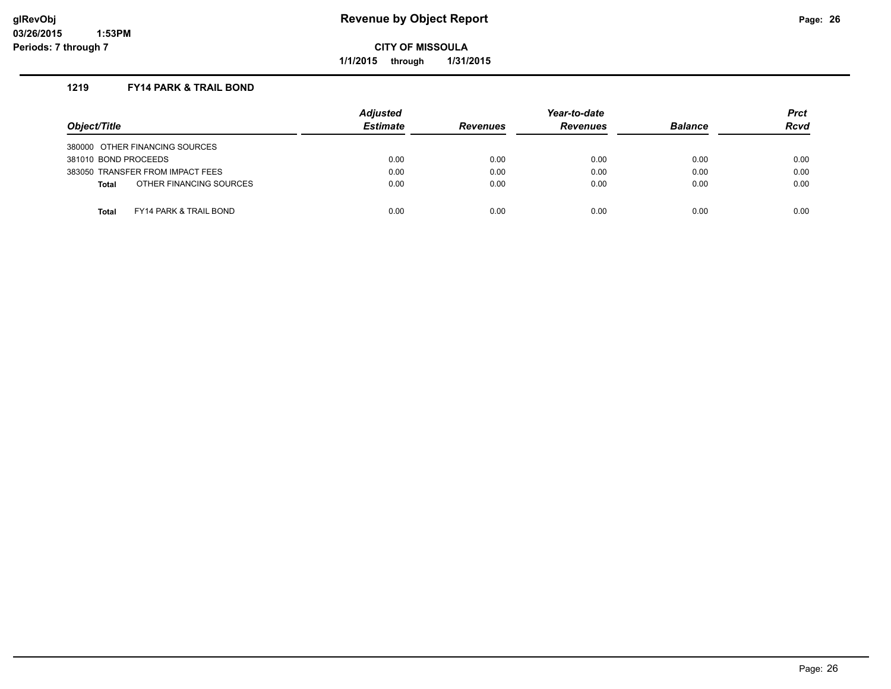glRevObj
03/26/2015 1:53PM
Periods: 7 through 7

# Revenue by Object Report

**CITY OF MISSOULA**

**1/1/2015 through 1/31/2015**

## 1219 FY14 PARK & TRAIL BOND

| Object/Title | Adjusted Estimate | Revenues | Year-to-date Revenues | Balance | Prct Rcvd |
|---|---|---|---|---|---|
| 380000 OTHER FINANCING SOURCES | | | | | |
| 381010 BOND PROCEEDS | 0.00 | 0.00 | 0.00 | 0.00 | 0.00 |
| 383050 TRANSFER FROM IMPACT FEES | 0.00 | 0.00 | 0.00 | 0.00 | 0.00 |
| **Total** OTHER FINANCING SOURCES | 0.00 | 0.00 | 0.00 | 0.00 | 0.00 |
| **Total** FY14 PARK & TRAIL BOND | 0.00 | 0.00 | 0.00 | 0.00 | 0.00 |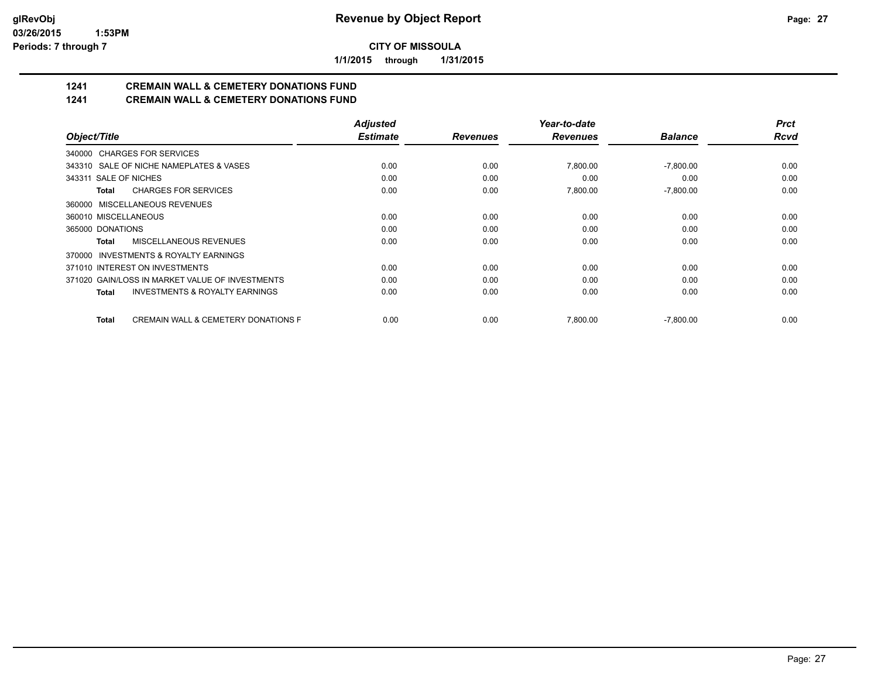**Revenue by Object Report**

**CITY OF MISSOULA**

**1/1/2015 through 1/31/2015**

glRevObj
03/26/2015 1:53PM
Periods: 7 through 7

## 1241 CREMAIN WALL & CEMETERY DONATIONS FUND
## 1241 CREMAIN WALL & CEMETERY DONATIONS FUND

| Object/Title | Adjusted Estimate | Revenues | Year-to-date Revenues | Balance | Prct Rcvd |
|---|---|---|---|---|---|
| 340000 CHARGES FOR SERVICES | | | | | |
| 343310 SALE OF NICHE NAMEPLATES & VASES | 0.00 | 0.00 | 7,800.00 | -7,800.00 | 0.00 |
| 343311 SALE OF NICHES | 0.00 | 0.00 | 0.00 | 0.00 | 0.00 |
| **Total** CHARGES FOR SERVICES | 0.00 | 0.00 | 7,800.00 | -7,800.00 | 0.00 |
| 360000 MISCELLANEOUS REVENUES | | | | | |
| 360010 MISCELLANEOUS | 0.00 | 0.00 | 0.00 | 0.00 | 0.00 |
| 365000 DONATIONS | 0.00 | 0.00 | 0.00 | 0.00 | 0.00 |
| **Total** MISCELLANEOUS REVENUES | 0.00 | 0.00 | 0.00 | 0.00 | 0.00 |
| 370000 INVESTMENTS & ROYALTY EARNINGS | | | | | |
| 371010 INTEREST ON INVESTMENTS | 0.00 | 0.00 | 0.00 | 0.00 | 0.00 |
| 371020 GAIN/LOSS IN MARKET VALUE OF INVESTMENTS | 0.00 | 0.00 | 0.00 | 0.00 | 0.00 |
| **Total** INVESTMENTS & ROYALTY EARNINGS | 0.00 | 0.00 | 0.00 | 0.00 | 0.00 |
| **Total** CREMAIN WALL & CEMETERY DONATIONS F | 0.00 | 0.00 | 7,800.00 | -7,800.00 | 0.00 |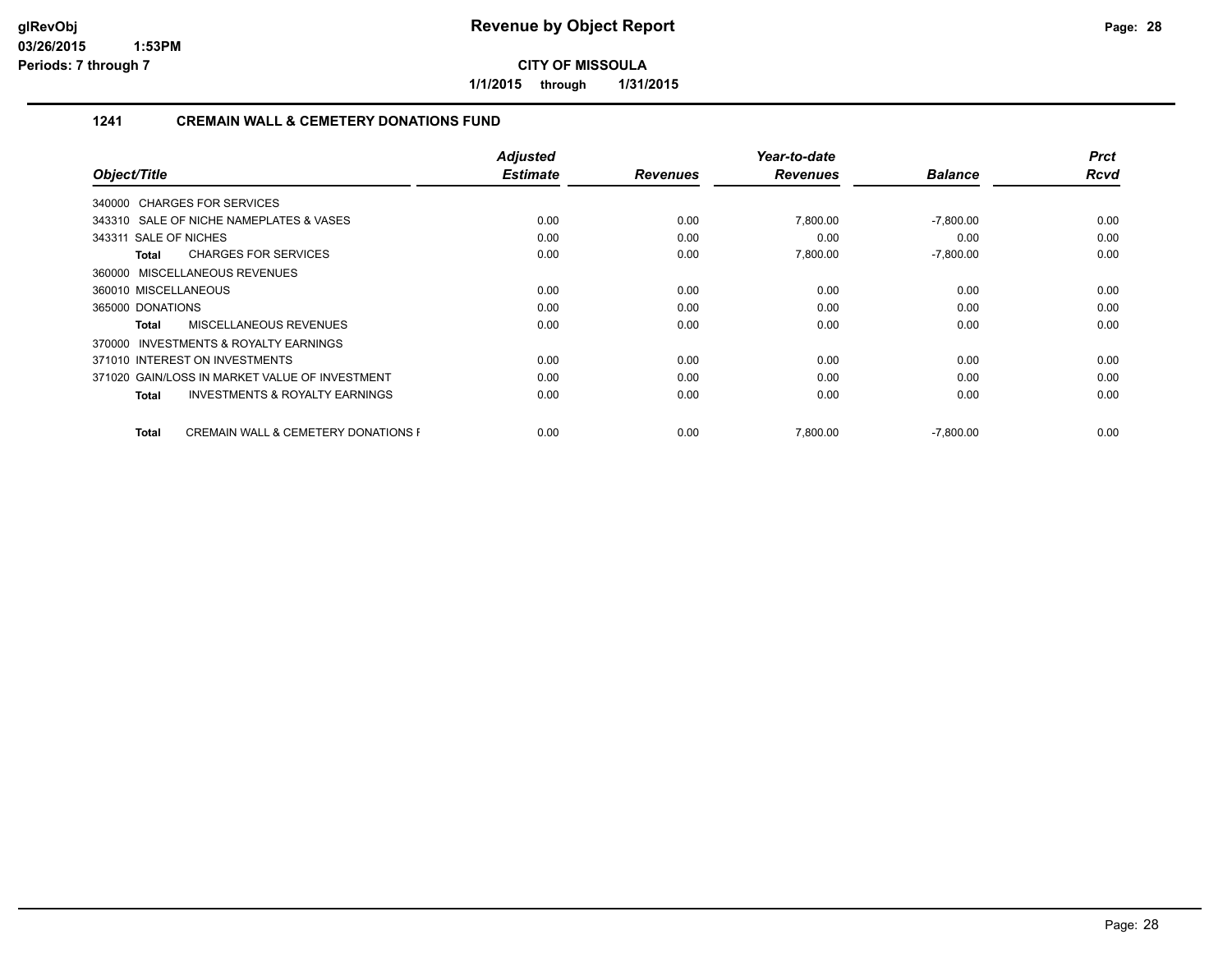# Revenue by Object Report

**CITY OF MISSOULA**

**1/1/2015 through 1/31/2015**

glRevObj
03/26/2015 1:53PM
Periods: 7 through 7

## 1241 CREMAIN WALL & CEMETERY DONATIONS FUND

| Object/Title | Adjusted Estimate | Revenues | Year-to-date Revenues | Balance | Prct Rcvd |
|---|---|---|---|---|---|
| 340000 CHARGES FOR SERVICES | | | | | |
| 343310 SALE OF NICHE NAMEPLATES & VASES | 0.00 | 0.00 | 7,800.00 | -7,800.00 | 0.00 |
| 343311 SALE OF NICHES | 0.00 | 0.00 | 0.00 | 0.00 | 0.00 |
| **Total** CHARGES FOR SERVICES | 0.00 | 0.00 | 7,800.00 | -7,800.00 | 0.00 |
| 360000 MISCELLANEOUS REVENUES | | | | | |
| 360010 MISCELLANEOUS | 0.00 | 0.00 | 0.00 | 0.00 | 0.00 |
| 365000 DONATIONS | 0.00 | 0.00 | 0.00 | 0.00 | 0.00 |
| **Total** MISCELLANEOUS REVENUES | 0.00 | 0.00 | 0.00 | 0.00 | 0.00 |
| 370000 INVESTMENTS & ROYALTY EARNINGS | | | | | |
| 371010 INTEREST ON INVESTMENTS | 0.00 | 0.00 | 0.00 | 0.00 | 0.00 |
| 371020 GAIN/LOSS IN MARKET VALUE OF INVESTMENT | 0.00 | 0.00 | 0.00 | 0.00 | 0.00 |
| **Total** INVESTMENTS & ROYALTY EARNINGS | 0.00 | 0.00 | 0.00 | 0.00 | 0.00 |
| **Total** CREMAIN WALL & CEMETERY DONATIONS F | 0.00 | 0.00 | 7,800.00 | -7,800.00 | 0.00 |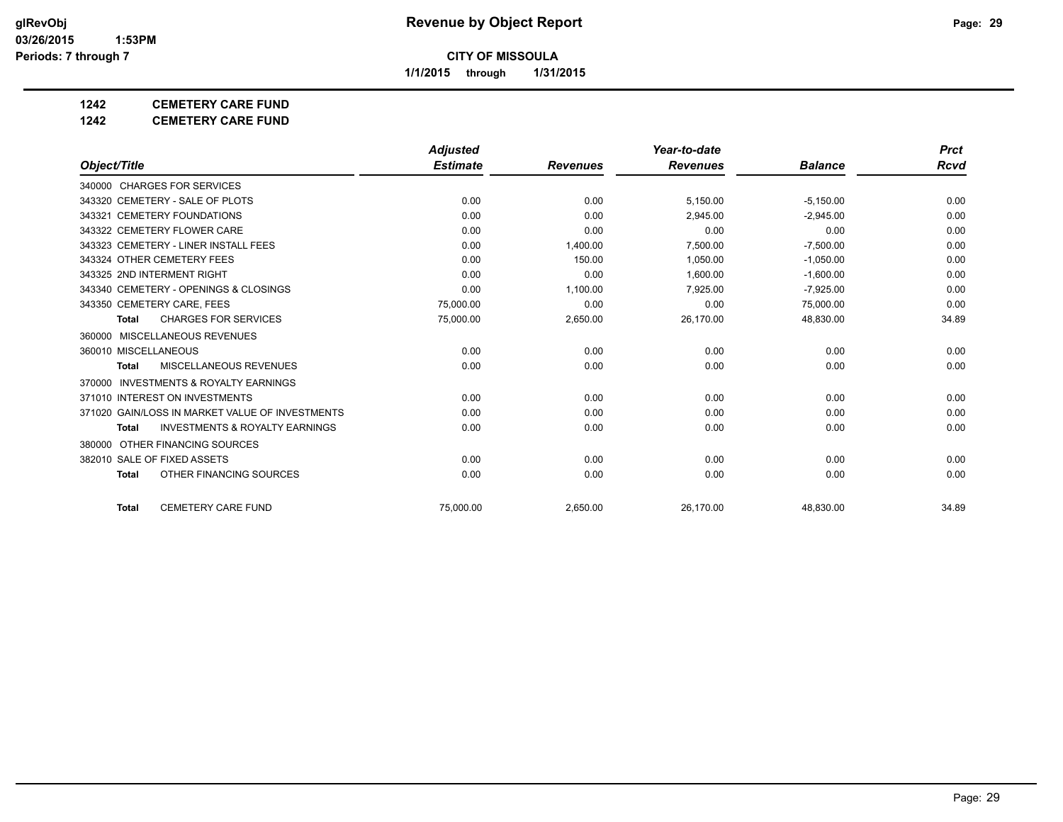**glRevObj**
**03/26/2015 1:53PM**
**Periods: 7 through 7**

# Revenue by Object Report

**CITY OF MISSOULA**

**1/1/2015 through 1/31/2015**

**1242 CEMETERY CARE FUND**
**1242 CEMETERY CARE FUND**

| Object/Title | Adjusted Estimate | Revenues | Year-to-date Revenues | Balance | Prct Rcvd |
|---|---|---|---|---|---|
| 340000 CHARGES FOR SERVICES | | | | | |
| 343320 CEMETERY - SALE OF PLOTS | 0.00 | 0.00 | 5,150.00 | -5,150.00 | 0.00 |
| 343321 CEMETERY FOUNDATIONS | 0.00 | 0.00 | 2,945.00 | -2,945.00 | 0.00 |
| 343322 CEMETERY FLOWER CARE | 0.00 | 0.00 | 0.00 | 0.00 | 0.00 |
| 343323 CEMETERY - LINER INSTALL FEES | 0.00 | 1,400.00 | 7,500.00 | -7,500.00 | 0.00 |
| 343324 OTHER CEMETERY FEES | 0.00 | 150.00 | 1,050.00 | -1,050.00 | 0.00 |
| 343325 2ND INTERMENT RIGHT | 0.00 | 0.00 | 1,600.00 | -1,600.00 | 0.00 |
| 343340 CEMETERY - OPENINGS & CLOSINGS | 0.00 | 1,100.00 | 7,925.00 | -7,925.00 | 0.00 |
| 343350 CEMETERY CARE, FEES | 75,000.00 | 0.00 | 0.00 | 75,000.00 | 0.00 |
| **Total** CHARGES FOR SERVICES | 75,000.00 | 2,650.00 | 26,170.00 | 48,830.00 | 34.89 |
| 360000 MISCELLANEOUS REVENUES | | | | | |
| 360010 MISCELLANEOUS | 0.00 | 0.00 | 0.00 | 0.00 | 0.00 |
| **Total** MISCELLANEOUS REVENUES | 0.00 | 0.00 | 0.00 | 0.00 | 0.00 |
| 370000 INVESTMENTS & ROYALTY EARNINGS | | | | | |
| 371010 INTEREST ON INVESTMENTS | 0.00 | 0.00 | 0.00 | 0.00 | 0.00 |
| 371020 GAIN/LOSS IN MARKET VALUE OF INVESTMENTS | 0.00 | 0.00 | 0.00 | 0.00 | 0.00 |
| **Total** INVESTMENTS & ROYALTY EARNINGS | 0.00 | 0.00 | 0.00 | 0.00 | 0.00 |
| 380000 OTHER FINANCING SOURCES | | | | | |
| 382010 SALE OF FIXED ASSETS | 0.00 | 0.00 | 0.00 | 0.00 | 0.00 |
| **Total** OTHER FINANCING SOURCES | 0.00 | 0.00 | 0.00 | 0.00 | 0.00 |
| **Total** CEMETERY CARE FUND | 75,000.00 | 2,650.00 | 26,170.00 | 48,830.00 | 34.89 |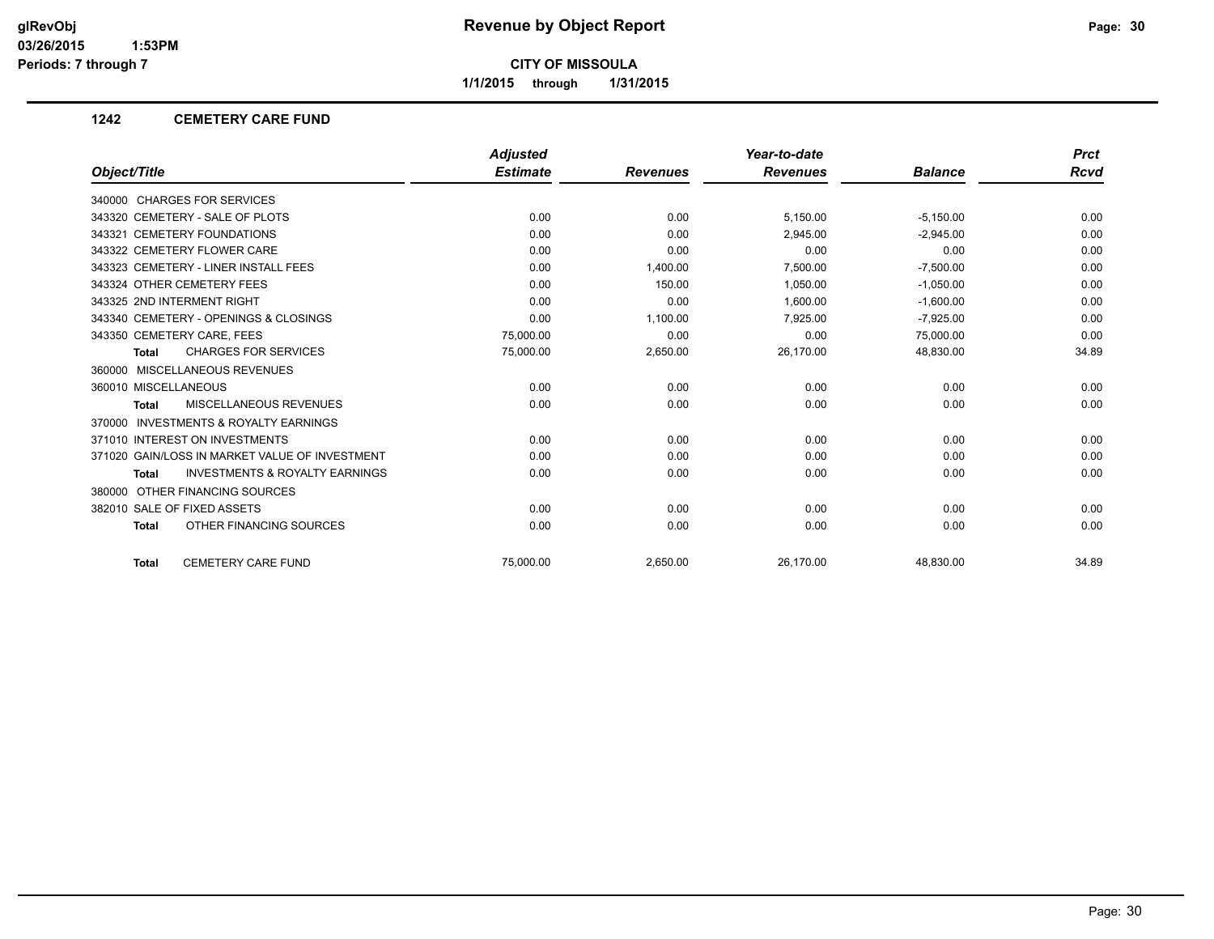# Revenue by Object Report

glRevObj
03/26/2015 1:53PM
Periods: 7 through 7

**CITY OF MISSOULA**

**1/1/2015 through 1/31/2015**

## 1242 CEMETERY CARE FUND

| Object/Title | Adjusted Estimate | Revenues | Year-to-date Revenues | Balance | Prct Rcvd |
|---|---|---|---|---|---|
| 340000 CHARGES FOR SERVICES | | | | | |
| 343320 CEMETERY - SALE OF PLOTS | 0.00 | 0.00 | 5,150.00 | -5,150.00 | 0.00 |
| 343321 CEMETERY FOUNDATIONS | 0.00 | 0.00 | 2,945.00 | -2,945.00 | 0.00 |
| 343322 CEMETERY FLOWER CARE | 0.00 | 0.00 | 0.00 | 0.00 | 0.00 |
| 343323 CEMETERY - LINER INSTALL FEES | 0.00 | 1,400.00 | 7,500.00 | -7,500.00 | 0.00 |
| 343324 OTHER CEMETERY FEES | 0.00 | 150.00 | 1,050.00 | -1,050.00 | 0.00 |
| 343325 2ND INTERMENT RIGHT | 0.00 | 0.00 | 1,600.00 | -1,600.00 | 0.00 |
| 343340 CEMETERY - OPENINGS & CLOSINGS | 0.00 | 1,100.00 | 7,925.00 | -7,925.00 | 0.00 |
| 343350 CEMETERY CARE, FEES | 75,000.00 | 0.00 | 0.00 | 75,000.00 | 0.00 |
| **Total** CHARGES FOR SERVICES | 75,000.00 | 2,650.00 | 26,170.00 | 48,830.00 | 34.89 |
| 360000 MISCELLANEOUS REVENUES | | | | | |
| 360010 MISCELLANEOUS | 0.00 | 0.00 | 0.00 | 0.00 | 0.00 |
| **Total** MISCELLANEOUS REVENUES | 0.00 | 0.00 | 0.00 | 0.00 | 0.00 |
| 370000 INVESTMENTS & ROYALTY EARNINGS | | | | | |
| 371010 INTEREST ON INVESTMENTS | 0.00 | 0.00 | 0.00 | 0.00 | 0.00 |
| 371020 GAIN/LOSS IN MARKET VALUE OF INVESTMENT | 0.00 | 0.00 | 0.00 | 0.00 | 0.00 |
| **Total** INVESTMENTS & ROYALTY EARNINGS | 0.00 | 0.00 | 0.00 | 0.00 | 0.00 |
| 380000 OTHER FINANCING SOURCES | | | | | |
| 382010 SALE OF FIXED ASSETS | 0.00 | 0.00 | 0.00 | 0.00 | 0.00 |
| **Total** OTHER FINANCING SOURCES | 0.00 | 0.00 | 0.00 | 0.00 | 0.00 |
| **Total** CEMETERY CARE FUND | 75,000.00 | 2,650.00 | 26,170.00 | 48,830.00 | 34.89 |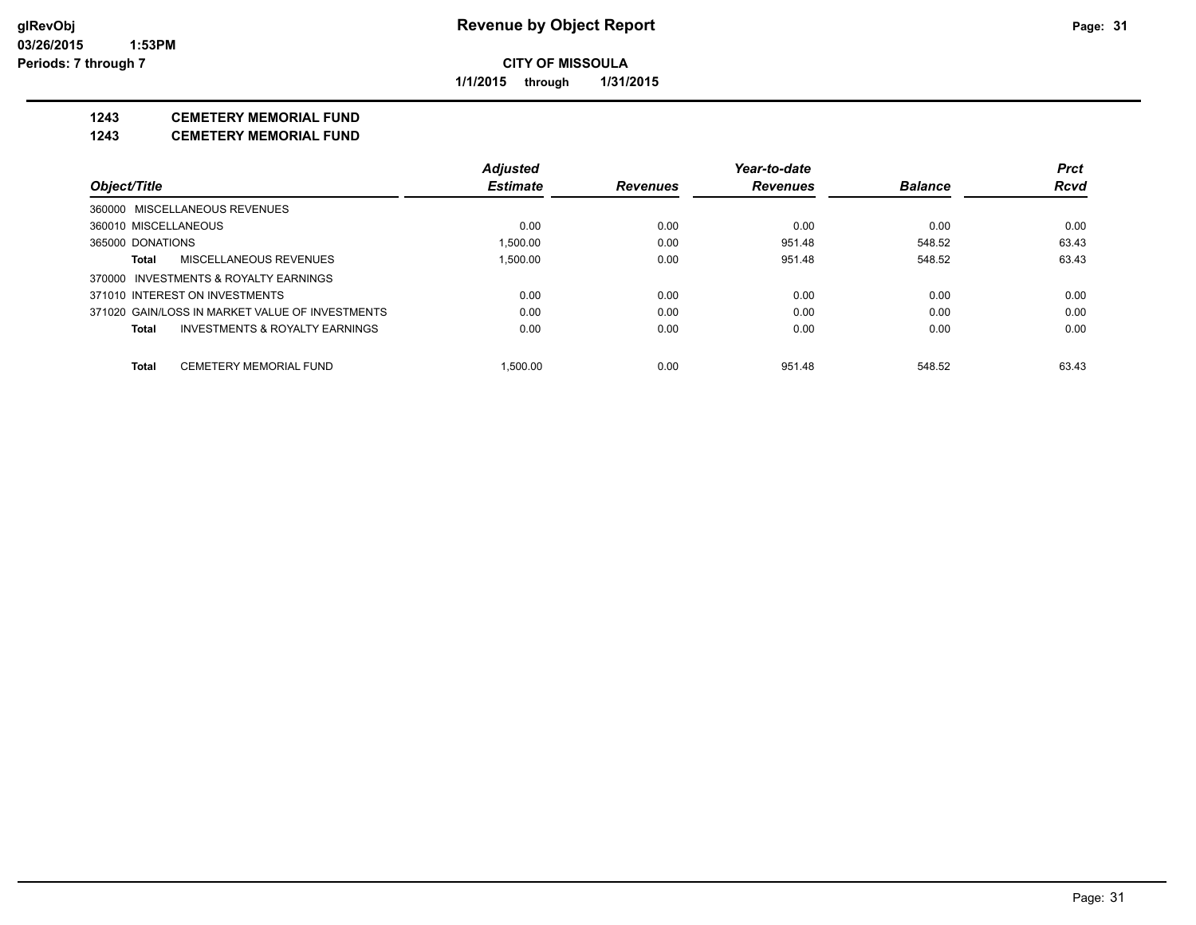# Revenue by Object Report

**CITY OF MISSOULA**

**1/1/2015 through 1/31/2015**

glRevObj
03/26/2015 1:53PM
Periods: 7 through 7

**1243 CEMETERY MEMORIAL FUND**

**1243 CEMETERY MEMORIAL FUND**

| Object/Title | Adjusted Estimate | Revenues | Year-to-date Revenues | Balance | Prct Rcvd |
|---|---|---|---|---|---|
| 360000 MISCELLANEOUS REVENUES | | | | | |
| 360010 MISCELLANEOUS | 0.00 | 0.00 | 0.00 | 0.00 | 0.00 |
| 365000 DONATIONS | 1,500.00 | 0.00 | 951.48 | 548.52 | 63.43 |
| **Total** MISCELLANEOUS REVENUES | 1,500.00 | 0.00 | 951.48 | 548.52 | 63.43 |
| 370000 INVESTMENTS & ROYALTY EARNINGS | | | | | |
| 371010 INTEREST ON INVESTMENTS | 0.00 | 0.00 | 0.00 | 0.00 | 0.00 |
| 371020 GAIN/LOSS IN MARKET VALUE OF INVESTMENTS | 0.00 | 0.00 | 0.00 | 0.00 | 0.00 |
| **Total** INVESTMENTS & ROYALTY EARNINGS | 0.00 | 0.00 | 0.00 | 0.00 | 0.00 |
| **Total** CEMETERY MEMORIAL FUND | 1,500.00 | 0.00 | 951.48 | 548.52 | 63.43 |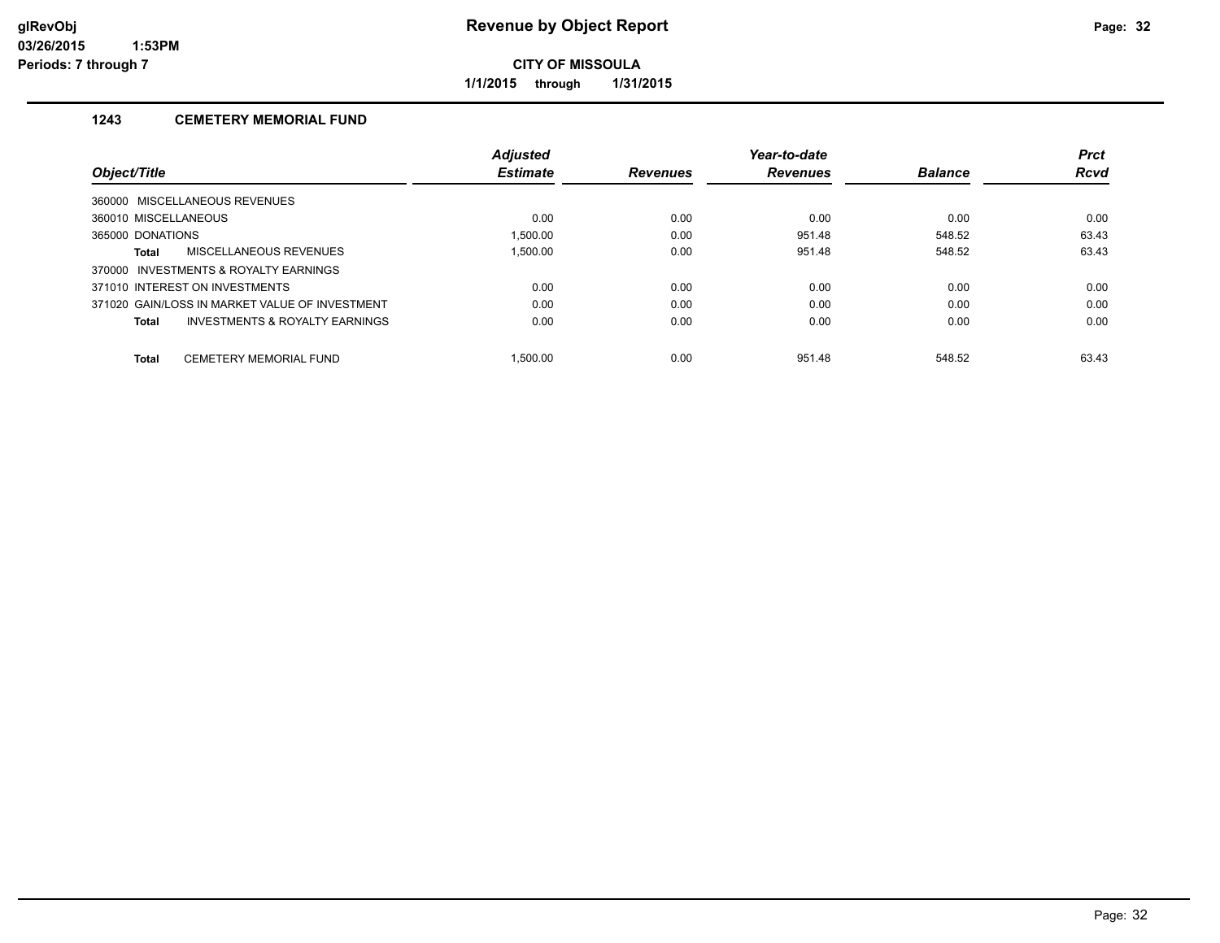# Revenue by Object Report

**CITY OF MISSOULA**

**1/1/2015 through 1/31/2015**

glRevObj
03/26/2015 1:53PM
Periods: 7 through 7

### 1243 CEMETERY MEMORIAL FUND

| Object/Title | Adjusted Estimate | Revenues | Year-to-date Revenues | Balance | Prct Rcvd |
|---|---|---|---|---|---|
| 360000 MISCELLANEOUS REVENUES | | | | | |
| 360010 MISCELLANEOUS | 0.00 | 0.00 | 0.00 | 0.00 | 0.00 |
| 365000 DONATIONS | 1,500.00 | 0.00 | 951.48 | 548.52 | 63.43 |
| **Total** MISCELLANEOUS REVENUES | 1,500.00 | 0.00 | 951.48 | 548.52 | 63.43 |
| 370000 INVESTMENTS & ROYALTY EARNINGS | | | | | |
| 371010 INTEREST ON INVESTMENTS | 0.00 | 0.00 | 0.00 | 0.00 | 0.00 |
| 371020 GAIN/LOSS IN MARKET VALUE OF INVESTMENT | 0.00 | 0.00 | 0.00 | 0.00 | 0.00 |
| **Total** INVESTMENTS & ROYALTY EARNINGS | 0.00 | 0.00 | 0.00 | 0.00 | 0.00 |
| **Total** CEMETERY MEMORIAL FUND | 1,500.00 | 0.00 | 951.48 | 548.52 | 63.43 |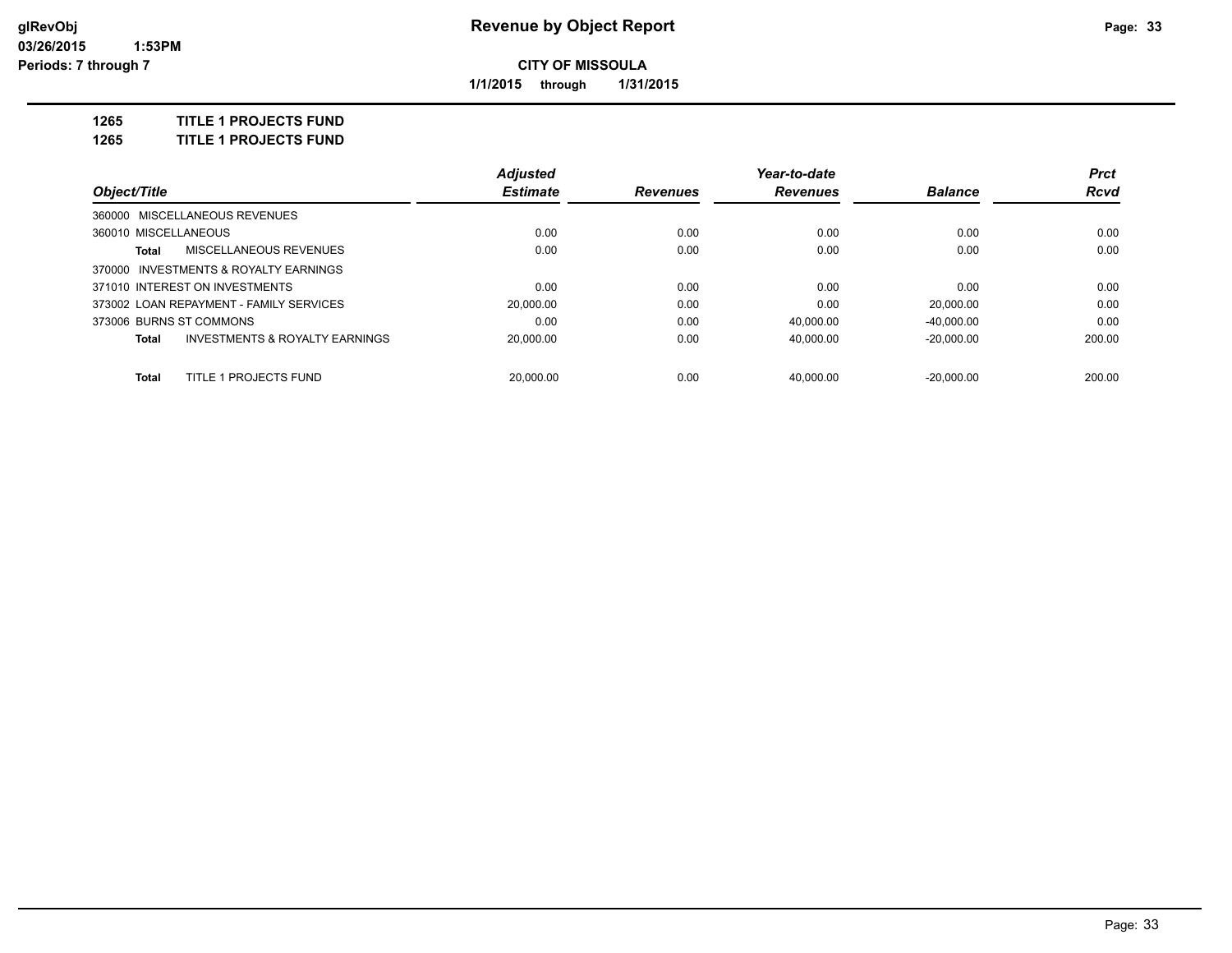**glRevObj**
**03/26/2015 1:53PM**
**Periods: 7 through 7**

# Revenue by Object Report

**CITY OF MISSOULA**

**1/1/2015 through 1/31/2015**

**1265 TITLE 1 PROJECTS FUND**
**1265 TITLE 1 PROJECTS FUND**

| Object/Title | Adjusted Estimate | Revenues | Year-to-date Revenues | Balance | Prct Rcvd |
|---|---|---|---|---|---|
| 360000 MISCELLANEOUS REVENUES | | | | | |
| 360010 MISCELLANEOUS | 0.00 | 0.00 | 0.00 | 0.00 | 0.00 |
| **Total** MISCELLANEOUS REVENUES | 0.00 | 0.00 | 0.00 | 0.00 | 0.00 |
| 370000 INVESTMENTS & ROYALTY EARNINGS | | | | | |
| 371010 INTEREST ON INVESTMENTS | 0.00 | 0.00 | 0.00 | 0.00 | 0.00 |
| 373002 LOAN REPAYMENT - FAMILY SERVICES | 20,000.00 | 0.00 | 0.00 | 20,000.00 | 0.00 |
| 373006 BURNS ST COMMONS | 0.00 | 0.00 | 40,000.00 | -40,000.00 | 0.00 |
| **Total** INVESTMENTS & ROYALTY EARNINGS | 20,000.00 | 0.00 | 40,000.00 | -20,000.00 | 200.00 |
| **Total** TITLE 1 PROJECTS FUND | 20,000.00 | 0.00 | 40,000.00 | -20,000.00 | 200.00 |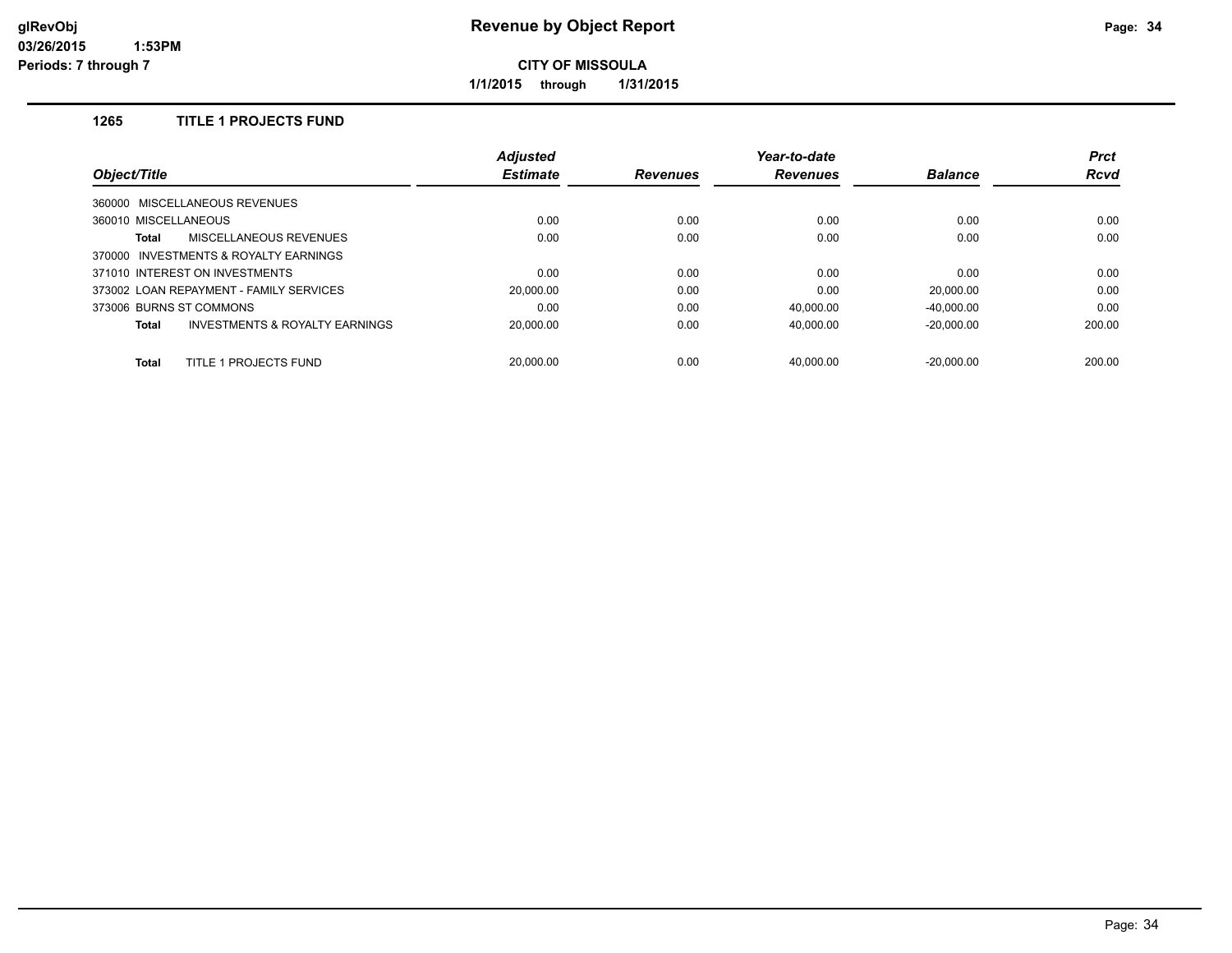glRevObj
03/26/2015 1:53PM
Periods: 7 through 7

# Revenue by Object Report

**CITY OF MISSOULA**

**1/1/2015 through 1/31/2015**

## 1265 TITLE 1 PROJECTS FUND

| Object/Title | Adjusted Estimate | Revenues | Year-to-date Revenues | Balance | Prct Rcvd |
|---|---|---|---|---|---|
| 360000 MISCELLANEOUS REVENUES | | | | | |
| 360010 MISCELLANEOUS | 0.00 | 0.00 | 0.00 | 0.00 | 0.00 |
| **Total** MISCELLANEOUS REVENUES | 0.00 | 0.00 | 0.00 | 0.00 | 0.00 |
| 370000 INVESTMENTS & ROYALTY EARNINGS | | | | | |
| 371010 INTEREST ON INVESTMENTS | 0.00 | 0.00 | 0.00 | 0.00 | 0.00 |
| 373002 LOAN REPAYMENT - FAMILY SERVICES | 20,000.00 | 0.00 | 0.00 | 20,000.00 | 0.00 |
| 373006 BURNS ST COMMONS | 0.00 | 0.00 | 40,000.00 | -40,000.00 | 0.00 |
| **Total** INVESTMENTS & ROYALTY EARNINGS | 20,000.00 | 0.00 | 40,000.00 | -20,000.00 | 200.00 |
| **Total** TITLE 1 PROJECTS FUND | 20,000.00 | 0.00 | 40,000.00 | -20,000.00 | 200.00 |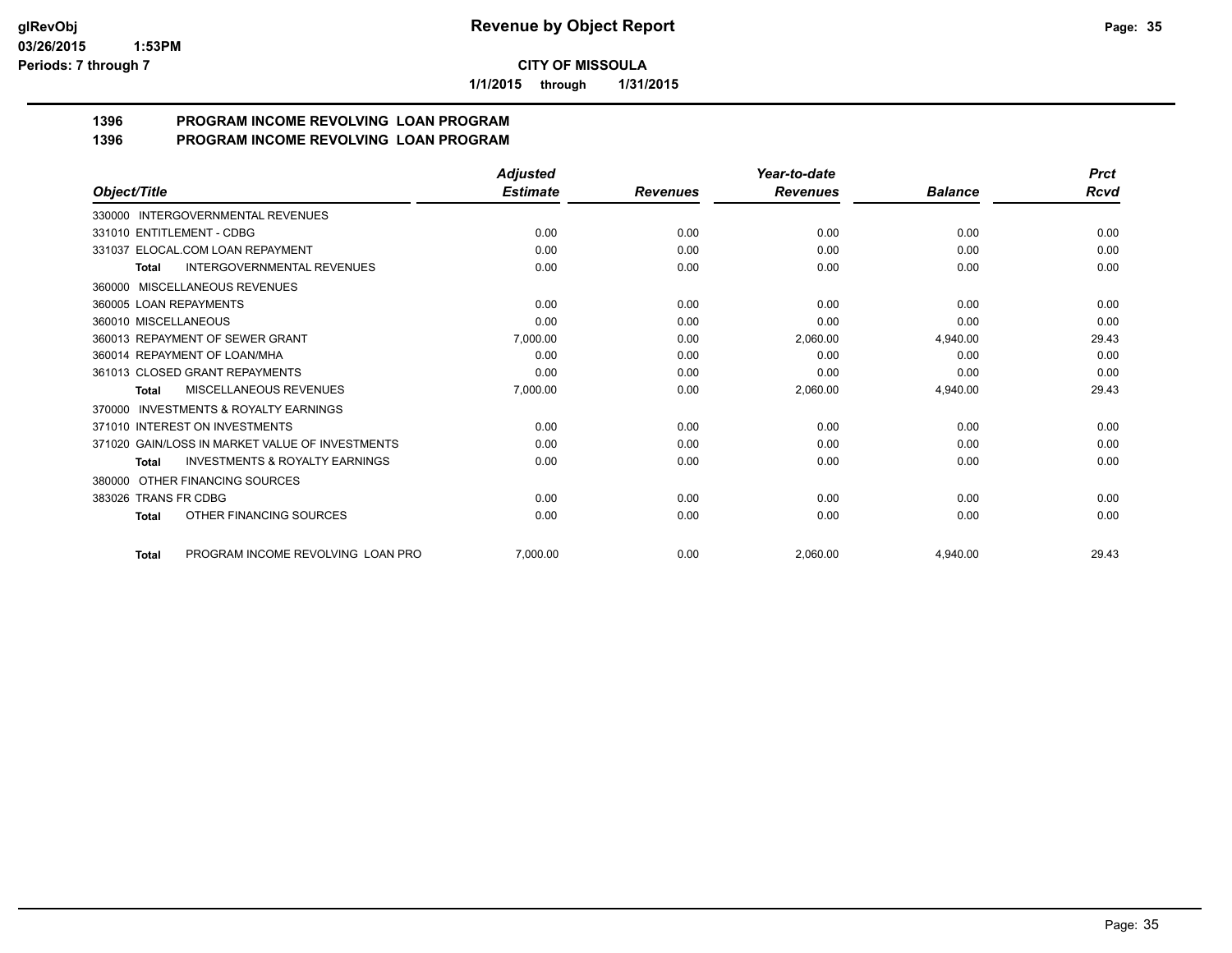**CITY OF MISSOULA**

**Revenue by Object Report**

**1/1/2015 through 1/31/2015**

glRevObj
03/26/2015 1:53PM
Periods: 7 through 7

## 1396 PROGRAM INCOME REVOLVING LOAN PROGRAM
## 1396 PROGRAM INCOME REVOLVING LOAN PROGRAM

| Object/Title | Adjusted Estimate | Revenues | Year-to-date Revenues | Balance | Prct Rcvd |
|---|---|---|---|---|---|
| 330000 INTERGOVERNMENTAL REVENUES | | | | | |
| 331010 ENTITLEMENT - CDBG | 0.00 | 0.00 | 0.00 | 0.00 | 0.00 |
| 331037 ELOCAL.COM LOAN REPAYMENT | 0.00 | 0.00 | 0.00 | 0.00 | 0.00 |
| **Total** INTERGOVERNMENTAL REVENUES | 0.00 | 0.00 | 0.00 | 0.00 | 0.00 |
| 360000 MISCELLANEOUS REVENUES | | | | | |
| 360005 LOAN REPAYMENTS | 0.00 | 0.00 | 0.00 | 0.00 | 0.00 |
| 360010 MISCELLANEOUS | 0.00 | 0.00 | 0.00 | 0.00 | 0.00 |
| 360013 REPAYMENT OF SEWER GRANT | 7,000.00 | 0.00 | 2,060.00 | 4,940.00 | 29.43 |
| 360014 REPAYMENT OF LOAN/MHA | 0.00 | 0.00 | 0.00 | 0.00 | 0.00 |
| 361013 CLOSED GRANT REPAYMENTS | 0.00 | 0.00 | 0.00 | 0.00 | 0.00 |
| **Total** MISCELLANEOUS REVENUES | 7,000.00 | 0.00 | 2,060.00 | 4,940.00 | 29.43 |
| 370000 INVESTMENTS & ROYALTY EARNINGS | | | | | |
| 371010 INTEREST ON INVESTMENTS | 0.00 | 0.00 | 0.00 | 0.00 | 0.00 |
| 371020 GAIN/LOSS IN MARKET VALUE OF INVESTMENTS | 0.00 | 0.00 | 0.00 | 0.00 | 0.00 |
| **Total** INVESTMENTS & ROYALTY EARNINGS | 0.00 | 0.00 | 0.00 | 0.00 | 0.00 |
| 380000 OTHER FINANCING SOURCES | | | | | |
| 383026 TRANS FR CDBG | 0.00 | 0.00 | 0.00 | 0.00 | 0.00 |
| **Total** OTHER FINANCING SOURCES | 0.00 | 0.00 | 0.00 | 0.00 | 0.00 |
| **Total** PROGRAM INCOME REVOLVING LOAN PRO | 7,000.00 | 0.00 | 2,060.00 | 4,940.00 | 29.43 |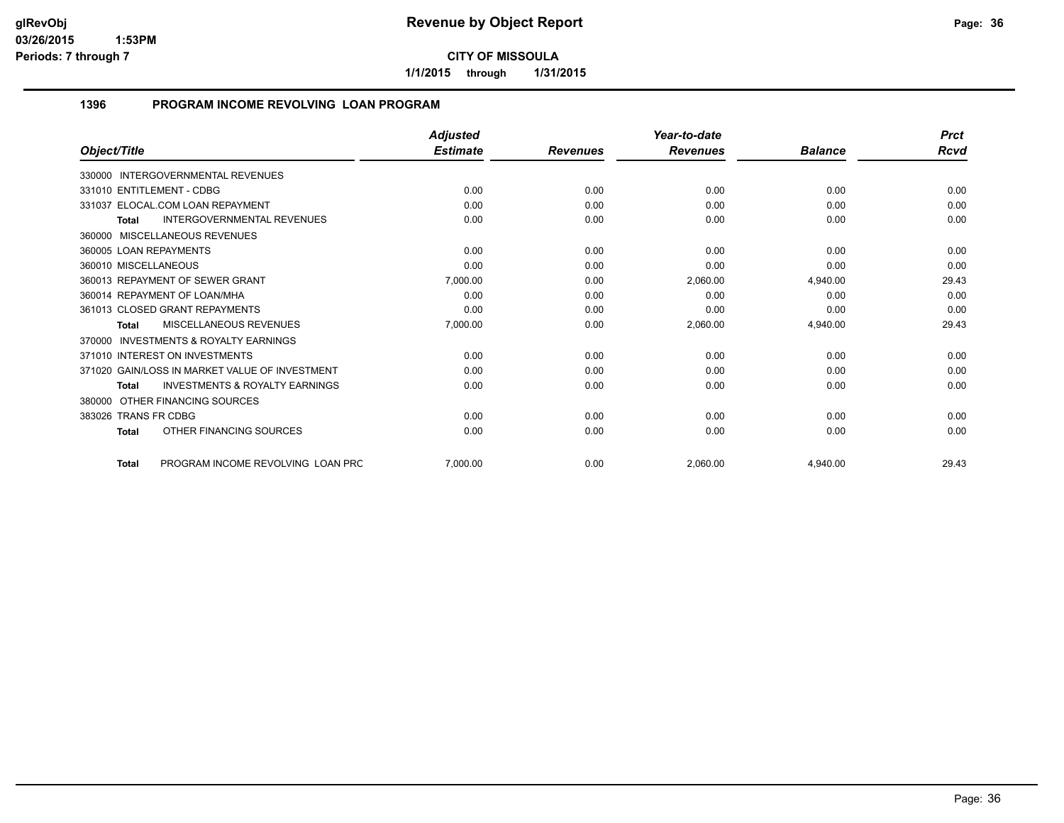# Revenue by Object Report

**CITY OF MISSOULA**

**1/1/2015 through 1/31/2015**

glRevObj
03/26/2015 1:53PM
Periods: 7 through 7

## 1396 PROGRAM INCOME REVOLVING LOAN PROGRAM

| Object/Title | Adjusted Estimate | Revenues | Year-to-date Revenues | Balance | Prct Rcvd |
|---|---|---|---|---|---|
| 330000 INTERGOVERNMENTAL REVENUES | | | | | |
| 331010 ENTITLEMENT - CDBG | 0.00 | 0.00 | 0.00 | 0.00 | 0.00 |
| 331037 ELOCAL.COM LOAN REPAYMENT | 0.00 | 0.00 | 0.00 | 0.00 | 0.00 |
| **Total** INTERGOVERNMENTAL REVENUES | 0.00 | 0.00 | 0.00 | 0.00 | 0.00 |
| 360000 MISCELLANEOUS REVENUES | | | | | |
| 360005 LOAN REPAYMENTS | 0.00 | 0.00 | 0.00 | 0.00 | 0.00 |
| 360010 MISCELLANEOUS | 0.00 | 0.00 | 0.00 | 0.00 | 0.00 |
| 360013 REPAYMENT OF SEWER GRANT | 7,000.00 | 0.00 | 2,060.00 | 4,940.00 | 29.43 |
| 360014 REPAYMENT OF LOAN/MHA | 0.00 | 0.00 | 0.00 | 0.00 | 0.00 |
| 361013 CLOSED GRANT REPAYMENTS | 0.00 | 0.00 | 0.00 | 0.00 | 0.00 |
| **Total** MISCELLANEOUS REVENUES | 7,000.00 | 0.00 | 2,060.00 | 4,940.00 | 29.43 |
| 370000 INVESTMENTS & ROYALTY EARNINGS | | | | | |
| 371010 INTEREST ON INVESTMENTS | 0.00 | 0.00 | 0.00 | 0.00 | 0.00 |
| 371020 GAIN/LOSS IN MARKET VALUE OF INVESTMENT | 0.00 | 0.00 | 0.00 | 0.00 | 0.00 |
| **Total** INVESTMENTS & ROYALTY EARNINGS | 0.00 | 0.00 | 0.00 | 0.00 | 0.00 |
| 380000 OTHER FINANCING SOURCES | | | | | |
| 383026 TRANS FR CDBG | 0.00 | 0.00 | 0.00 | 0.00 | 0.00 |
| **Total** OTHER FINANCING SOURCES | 0.00 | 0.00 | 0.00 | 0.00 | 0.00 |
| **Total** PROGRAM INCOME REVOLVING LOAN PRC | 7,000.00 | 0.00 | 2,060.00 | 4,940.00 | 29.43 |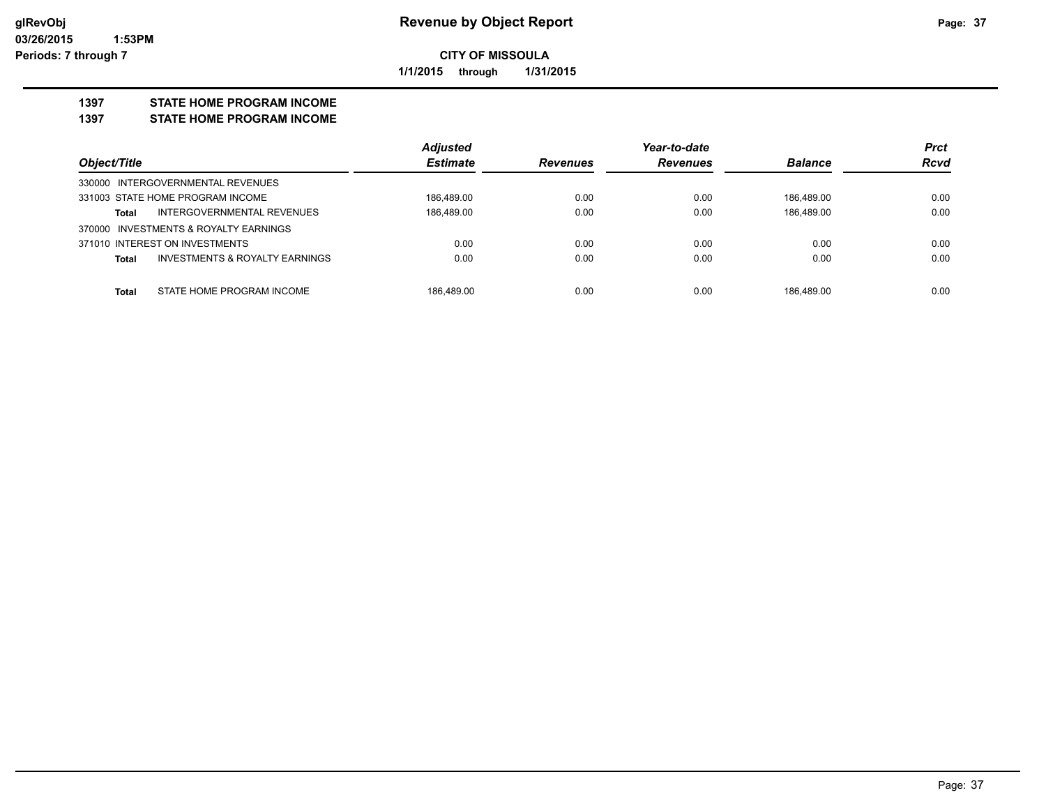# Revenue by Object Report

**CITY OF MISSOULA**

**1/1/2015 through 1/31/2015**

glRevObj
03/26/2015 1:53PM
Periods: 7 through 7

## 1397 STATE HOME PROGRAM INCOME
## 1397 STATE HOME PROGRAM INCOME

| Object/Title | | Adjusted Estimate | Revenues | Year-to-date Revenues | Balance | Prct Rcvd |
|---|---|---|---|---|---|---|
| 330000 INTERGOVERNMENTAL REVENUES | | | | | | |
| 331003 STATE HOME PROGRAM INCOME | | 186,489.00 | 0.00 | 0.00 | 186,489.00 | 0.00 |
| **Total** | INTERGOVERNMENTAL REVENUES | 186,489.00 | 0.00 | 0.00 | 186,489.00 | 0.00 |
| 370000 INVESTMENTS & ROYALTY EARNINGS | | | | | | |
| 371010 INTEREST ON INVESTMENTS | | 0.00 | 0.00 | 0.00 | 0.00 | 0.00 |
| **Total** | INVESTMENTS & ROYALTY EARNINGS | 0.00 | 0.00 | 0.00 | 0.00 | 0.00 |
| **Total** | STATE HOME PROGRAM INCOME | 186,489.00 | 0.00 | 0.00 | 186,489.00 | 0.00 |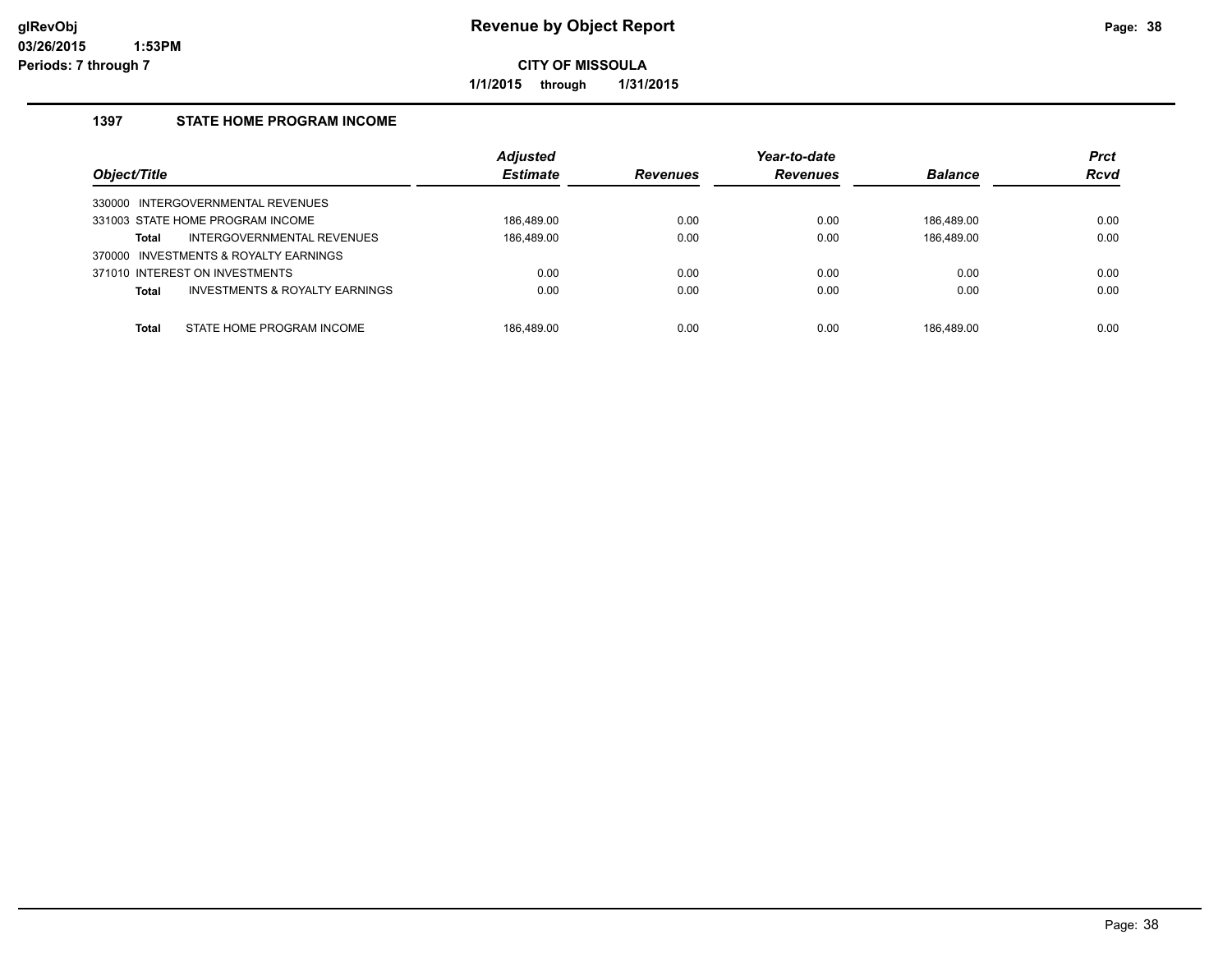# Revenue by Object Report

**glRevObj**
**03/26/2015 1:53PM**
**Periods: 7 through 7**

**CITY OF MISSOULA**

**1/1/2015 through 1/31/2015**

### 1397 STATE HOME PROGRAM INCOME

| Object/Title | Adjusted Estimate | Revenues | Year-to-date Revenues | Balance | Prct Rcvd |
|---|---|---|---|---|---|
| 330000 INTERGOVERNMENTAL REVENUES | | | | | |
| 331003 STATE HOME PROGRAM INCOME | 186,489.00 | 0.00 | 0.00 | 186,489.00 | 0.00 |
| **Total** INTERGOVERNMENTAL REVENUES | 186,489.00 | 0.00 | 0.00 | 186,489.00 | 0.00 |
| 370000 INVESTMENTS & ROYALTY EARNINGS | | | | | |
| 371010 INTEREST ON INVESTMENTS | 0.00 | 0.00 | 0.00 | 0.00 | 0.00 |
| **Total** INVESTMENTS & ROYALTY EARNINGS | 0.00 | 0.00 | 0.00 | 0.00 | 0.00 |
| **Total** STATE HOME PROGRAM INCOME | 186,489.00 | 0.00 | 0.00 | 186,489.00 | 0.00 |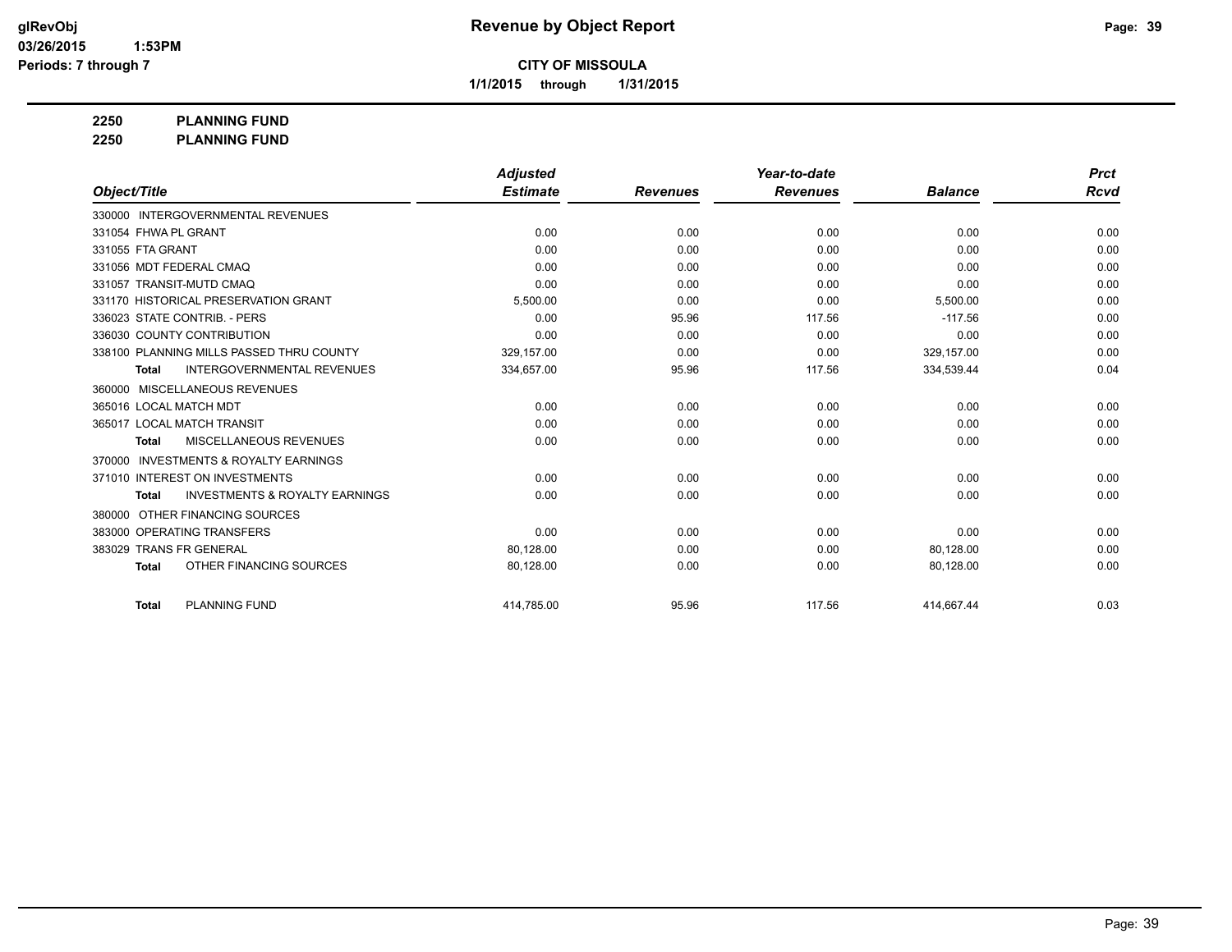**glRevObj**
**03/26/2015 1:53PM**
**Periods: 7 through 7**

# Revenue by Object Report

**CITY OF MISSOULA**

**1/1/2015 through 1/31/2015**

**2250 PLANNING FUND**
**2250 PLANNING FUND**

| Object/Title | Adjusted Estimate | Revenues | Year-to-date Revenues | Balance | Prct Rcvd |
|---|---|---|---|---|---|
| 330000 INTERGOVERNMENTAL REVENUES | | | | | |
| 331054 FHWA PL GRANT | 0.00 | 0.00 | 0.00 | 0.00 | 0.00 |
| 331055 FTA GRANT | 0.00 | 0.00 | 0.00 | 0.00 | 0.00 |
| 331056 MDT FEDERAL CMAQ | 0.00 | 0.00 | 0.00 | 0.00 | 0.00 |
| 331057 TRANSIT-MUTD CMAQ | 0.00 | 0.00 | 0.00 | 0.00 | 0.00 |
| 331170 HISTORICAL PRESERVATION GRANT | 5,500.00 | 0.00 | 0.00 | 5,500.00 | 0.00 |
| 336023 STATE CONTRIB. - PERS | 0.00 | 95.96 | 117.56 | -117.56 | 0.00 |
| 336030 COUNTY CONTRIBUTION | 0.00 | 0.00 | 0.00 | 0.00 | 0.00 |
| 338100 PLANNING MILLS PASSED THRU COUNTY | 329,157.00 | 0.00 | 0.00 | 329,157.00 | 0.00 |
| **Total** INTERGOVERNMENTAL REVENUES | 334,657.00 | 95.96 | 117.56 | 334,539.44 | 0.04 |
| 360000 MISCELLANEOUS REVENUES | | | | | |
| 365016 LOCAL MATCH MDT | 0.00 | 0.00 | 0.00 | 0.00 | 0.00 |
| 365017 LOCAL MATCH TRANSIT | 0.00 | 0.00 | 0.00 | 0.00 | 0.00 |
| **Total** MISCELLANEOUS REVENUES | 0.00 | 0.00 | 0.00 | 0.00 | 0.00 |
| 370000 INVESTMENTS & ROYALTY EARNINGS | | | | | |
| 371010 INTEREST ON INVESTMENTS | 0.00 | 0.00 | 0.00 | 0.00 | 0.00 |
| **Total** INVESTMENTS & ROYALTY EARNINGS | 0.00 | 0.00 | 0.00 | 0.00 | 0.00 |
| 380000 OTHER FINANCING SOURCES | | | | | |
| 383000 OPERATING TRANSFERS | 0.00 | 0.00 | 0.00 | 0.00 | 0.00 |
| 383029 TRANS FR GENERAL | 80,128.00 | 0.00 | 0.00 | 80,128.00 | 0.00 |
| **Total** OTHER FINANCING SOURCES | 80,128.00 | 0.00 | 0.00 | 80,128.00 | 0.00 |
| **Total** PLANNING FUND | 414,785.00 | 95.96 | 117.56 | 414,667.44 | 0.03 |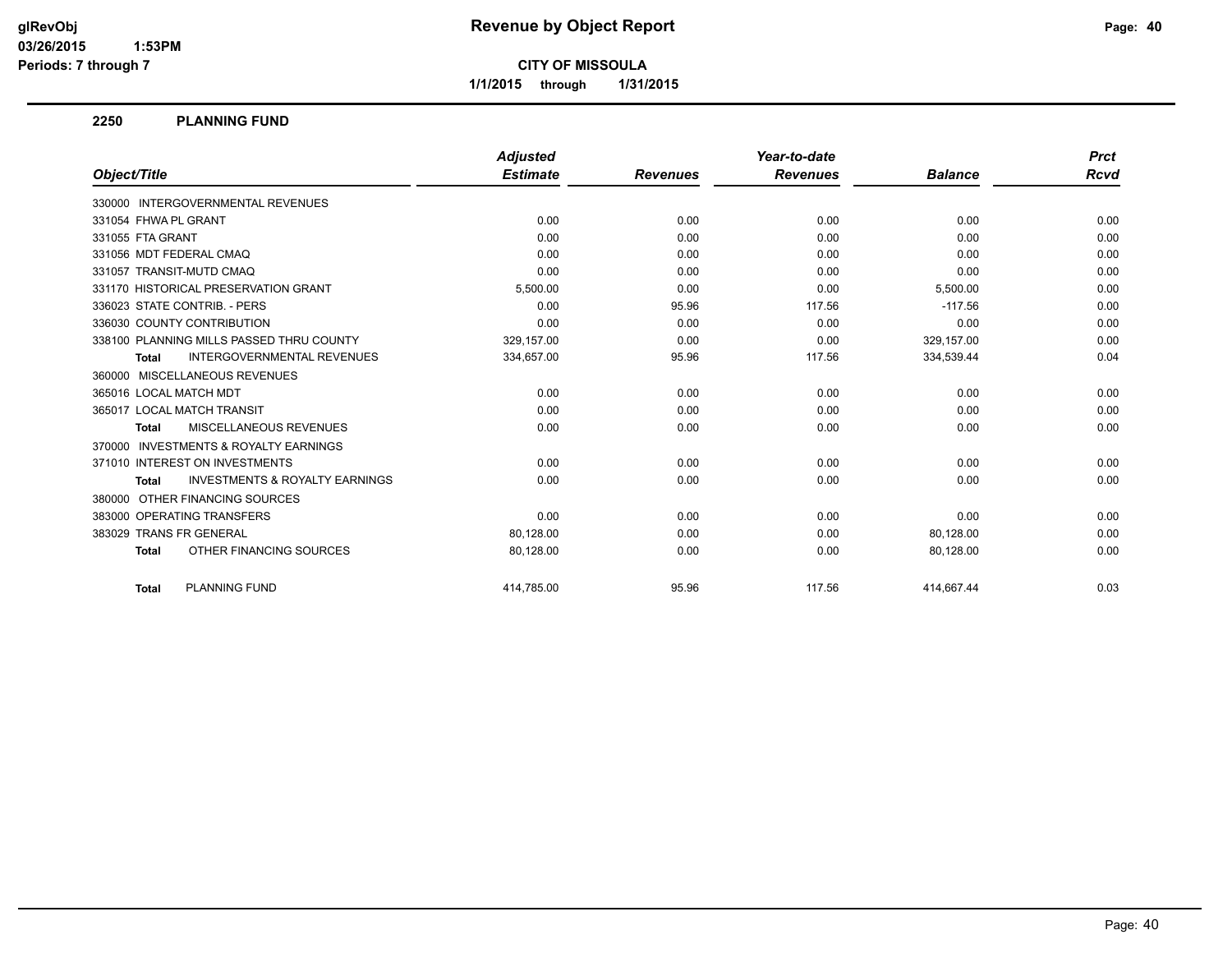**CITY OF MISSOULA**

**1/1/2015 through 1/31/2015**

## 2250 PLANNING FUND

| Object/Title | Adjusted Estimate | Revenues | Year-to-date Revenues | Balance | Prct Rcvd |
|---|---|---|---|---|---|
| 330000 INTERGOVERNMENTAL REVENUES | | | | | |
| 331054 FHWA PL GRANT | 0.00 | 0.00 | 0.00 | 0.00 | 0.00 |
| 331055 FTA GRANT | 0.00 | 0.00 | 0.00 | 0.00 | 0.00 |
| 331056 MDT FEDERAL CMAQ | 0.00 | 0.00 | 0.00 | 0.00 | 0.00 |
| 331057 TRANSIT-MUTD CMAQ | 0.00 | 0.00 | 0.00 | 0.00 | 0.00 |
| 331170 HISTORICAL PRESERVATION GRANT | 5,500.00 | 0.00 | 0.00 | 5,500.00 | 0.00 |
| 336023 STATE CONTRIB. - PERS | 0.00 | 95.96 | 117.56 | -117.56 | 0.00 |
| 336030 COUNTY CONTRIBUTION | 0.00 | 0.00 | 0.00 | 0.00 | 0.00 |
| 338100 PLANNING MILLS PASSED THRU COUNTY | 329,157.00 | 0.00 | 0.00 | 329,157.00 | 0.00 |
| **Total** INTERGOVERNMENTAL REVENUES | 334,657.00 | 95.96 | 117.56 | 334,539.44 | 0.04 |
| 360000 MISCELLANEOUS REVENUES | | | | | |
| 365016 LOCAL MATCH MDT | 0.00 | 0.00 | 0.00 | 0.00 | 0.00 |
| 365017 LOCAL MATCH TRANSIT | 0.00 | 0.00 | 0.00 | 0.00 | 0.00 |
| **Total** MISCELLANEOUS REVENUES | 0.00 | 0.00 | 0.00 | 0.00 | 0.00 |
| 370000 INVESTMENTS & ROYALTY EARNINGS | | | | | |
| 371010 INTEREST ON INVESTMENTS | 0.00 | 0.00 | 0.00 | 0.00 | 0.00 |
| **Total** INVESTMENTS & ROYALTY EARNINGS | 0.00 | 0.00 | 0.00 | 0.00 | 0.00 |
| 380000 OTHER FINANCING SOURCES | | | | | |
| 383000 OPERATING TRANSFERS | 0.00 | 0.00 | 0.00 | 0.00 | 0.00 |
| 383029 TRANS FR GENERAL | 80,128.00 | 0.00 | 0.00 | 80,128.00 | 0.00 |
| **Total** OTHER FINANCING SOURCES | 80,128.00 | 0.00 | 0.00 | 80,128.00 | 0.00 |
| **Total** PLANNING FUND | 414,785.00 | 95.96 | 117.56 | 414,667.44 | 0.03 |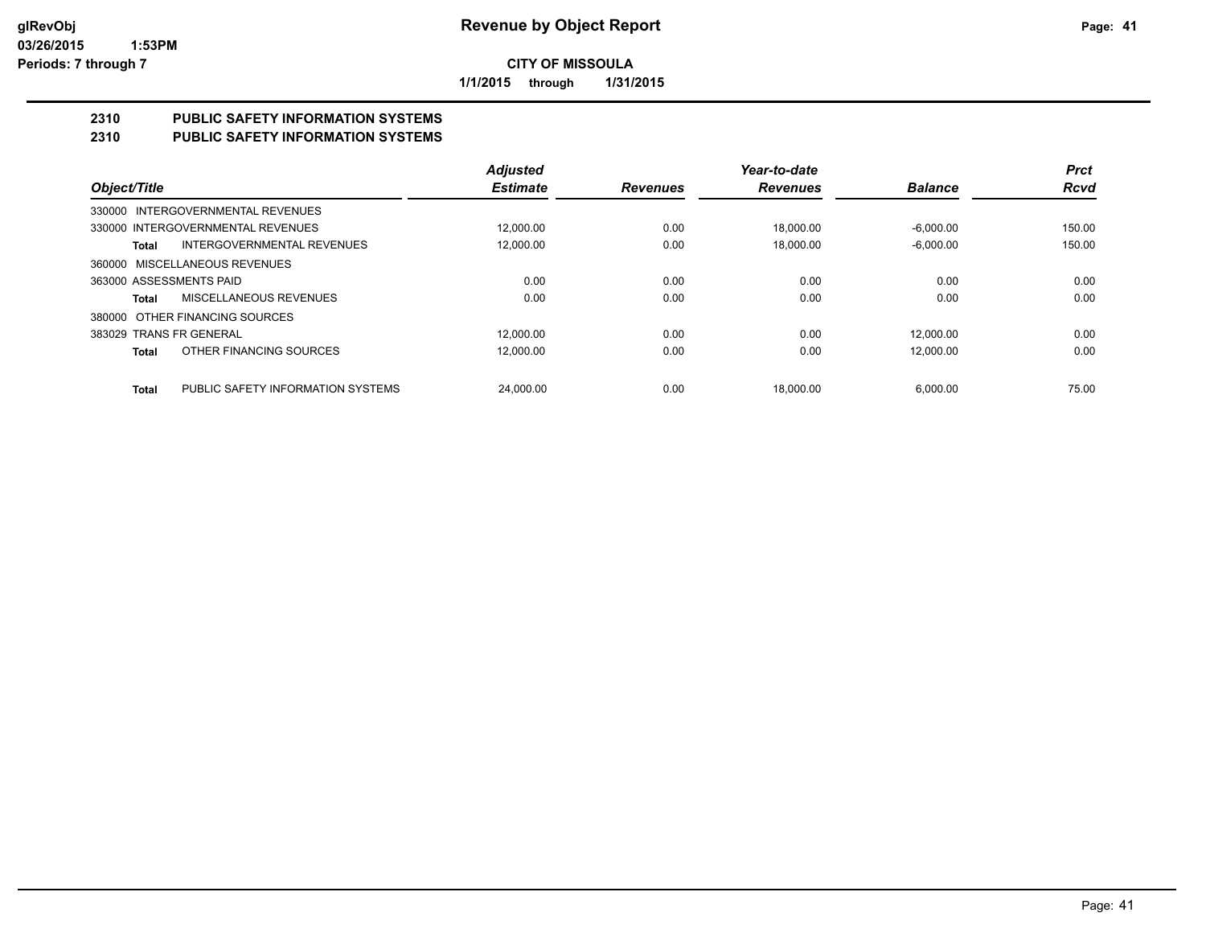# Revenue by Object Report

**CITY OF MISSOULA**

**1/1/2015 through 1/31/2015**

glRevObj
03/26/2015 1:53PM
Periods: 7 through 7

## 2310 PUBLIC SAFETY INFORMATION SYSTEMS
## 2310 PUBLIC SAFETY INFORMATION SYSTEMS

| Object/Title | Adjusted Estimate | Revenues | Year-to-date Revenues | Balance | Prct Rcvd |
|---|---|---|---|---|---|
| 330000 INTERGOVERNMENTAL REVENUES | | | | | |
| 330000 INTERGOVERNMENTAL REVENUES | 12,000.00 | 0.00 | 18,000.00 | -6,000.00 | 150.00 |
| **Total** INTERGOVERNMENTAL REVENUES | 12,000.00 | 0.00 | 18,000.00 | -6,000.00 | 150.00 |
| 360000 MISCELLANEOUS REVENUES | | | | | |
| 363000 ASSESSMENTS PAID | 0.00 | 0.00 | 0.00 | 0.00 | 0.00 |
| **Total** MISCELLANEOUS REVENUES | 0.00 | 0.00 | 0.00 | 0.00 | 0.00 |
| 380000 OTHER FINANCING SOURCES | | | | | |
| 383029 TRANS FR GENERAL | 12,000.00 | 0.00 | 0.00 | 12,000.00 | 0.00 |
| **Total** OTHER FINANCING SOURCES | 12,000.00 | 0.00 | 0.00 | 12,000.00 | 0.00 |
| **Total** PUBLIC SAFETY INFORMATION SYSTEMS | 24,000.00 | 0.00 | 18,000.00 | 6,000.00 | 75.00 |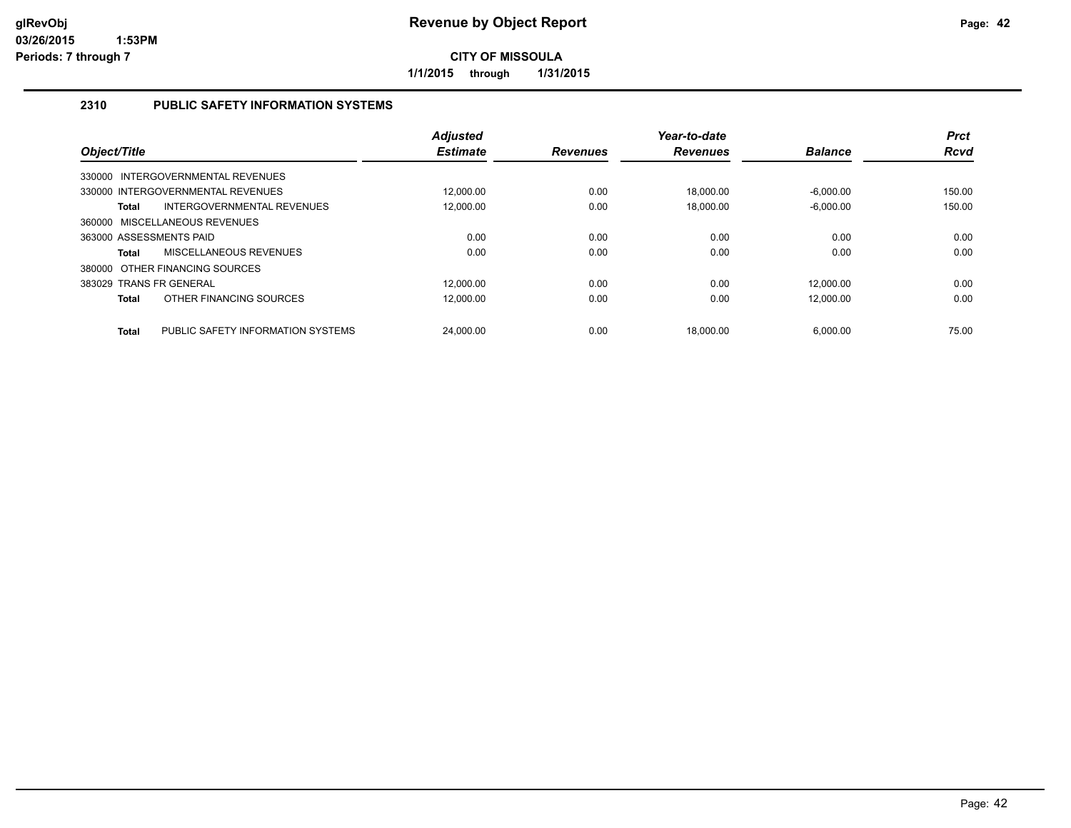# Revenue by Object Report

**CITY OF MISSOULA**

**1/1/2015 through 1/31/2015**

## 2310 PUBLIC SAFETY INFORMATION SYSTEMS

| Object/Title | Adjusted Estimate | Revenues | Year-to-date Revenues | Balance | Prct Rcvd |
|---|---|---|---|---|---|
| 330000 INTERGOVERNMENTAL REVENUES | | | | | |
| 330000 INTERGOVERNMENTAL REVENUES | 12,000.00 | 0.00 | 18,000.00 | -6,000.00 | 150.00 |
| **Total** INTERGOVERNMENTAL REVENUES | 12,000.00 | 0.00 | 18,000.00 | -6,000.00 | 150.00 |
| 360000 MISCELLANEOUS REVENUES | | | | | |
| 363000 ASSESSMENTS PAID | 0.00 | 0.00 | 0.00 | 0.00 | 0.00 |
| **Total** MISCELLANEOUS REVENUES | 0.00 | 0.00 | 0.00 | 0.00 | 0.00 |
| 380000 OTHER FINANCING SOURCES | | | | | |
| 383029 TRANS FR GENERAL | 12,000.00 | 0.00 | 0.00 | 12,000.00 | 0.00 |
| **Total** OTHER FINANCING SOURCES | 12,000.00 | 0.00 | 0.00 | 12,000.00 | 0.00 |
| **Total** PUBLIC SAFETY INFORMATION SYSTEMS | 24,000.00 | 0.00 | 18,000.00 | 6,000.00 | 75.00 |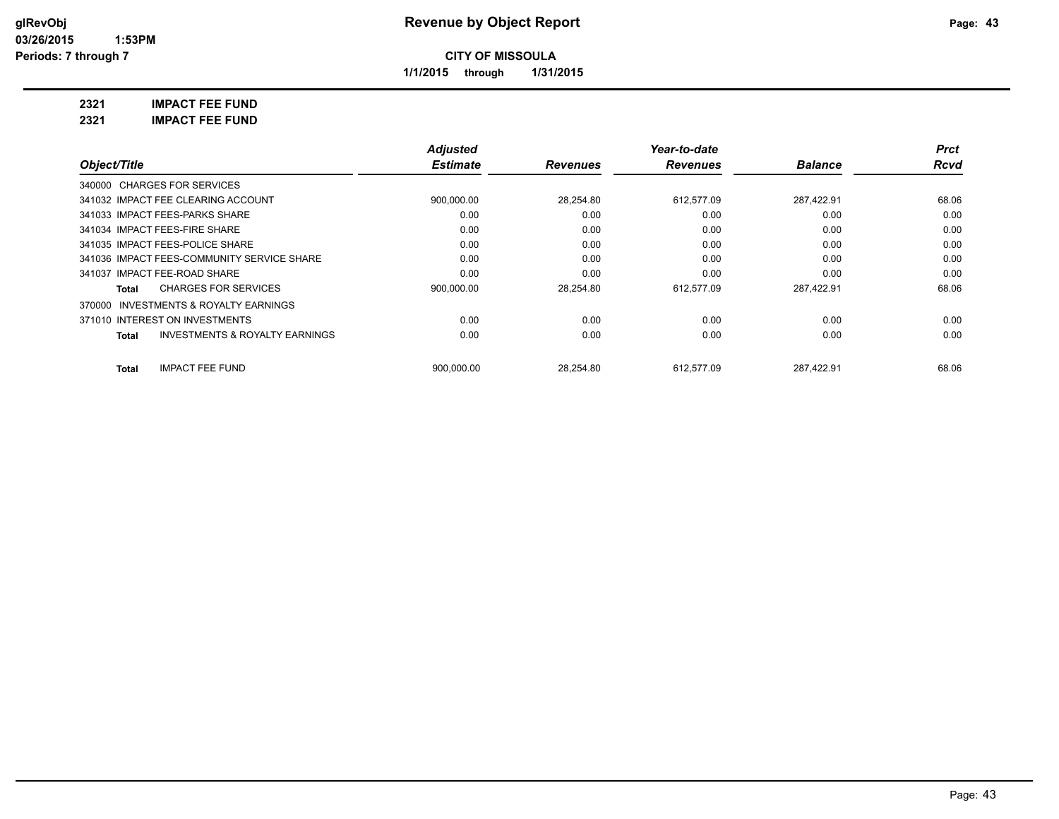# Revenue by Object Report

**glRevObj**
**03/26/2015 1:53PM**
**Periods: 7 through 7**

**CITY OF MISSOULA**
**1/1/2015 through 1/31/2015**

**2321 IMPACT FEE FUND**
**2321 IMPACT FEE FUND**

| Object/Title | Adjusted Estimate | Revenues | Year-to-date Revenues | Balance | Prct Rcvd |
|---|---|---|---|---|---|
| 340000 CHARGES FOR SERVICES | | | | | |
| 341032 IMPACT FEE CLEARING ACCOUNT | 900,000.00 | 28,254.80 | 612,577.09 | 287,422.91 | 68.06 |
| 341033 IMPACT FEES-PARKS SHARE | 0.00 | 0.00 | 0.00 | 0.00 | 0.00 |
| 341034 IMPACT FEES-FIRE SHARE | 0.00 | 0.00 | 0.00 | 0.00 | 0.00 |
| 341035 IMPACT FEES-POLICE SHARE | 0.00 | 0.00 | 0.00 | 0.00 | 0.00 |
| 341036 IMPACT FEES-COMMUNITY SERVICE SHARE | 0.00 | 0.00 | 0.00 | 0.00 | 0.00 |
| 341037 IMPACT FEE-ROAD SHARE | 0.00 | 0.00 | 0.00 | 0.00 | 0.00 |
| **Total** CHARGES FOR SERVICES | 900,000.00 | 28,254.80 | 612,577.09 | 287,422.91 | 68.06 |
| 370000 INVESTMENTS & ROYALTY EARNINGS | | | | | |
| 371010 INTEREST ON INVESTMENTS | 0.00 | 0.00 | 0.00 | 0.00 | 0.00 |
| **Total** INVESTMENTS & ROYALTY EARNINGS | 0.00 | 0.00 | 0.00 | 0.00 | 0.00 |
| **Total** IMPACT FEE FUND | 900,000.00 | 28,254.80 | 612,577.09 | 287,422.91 | 68.06 |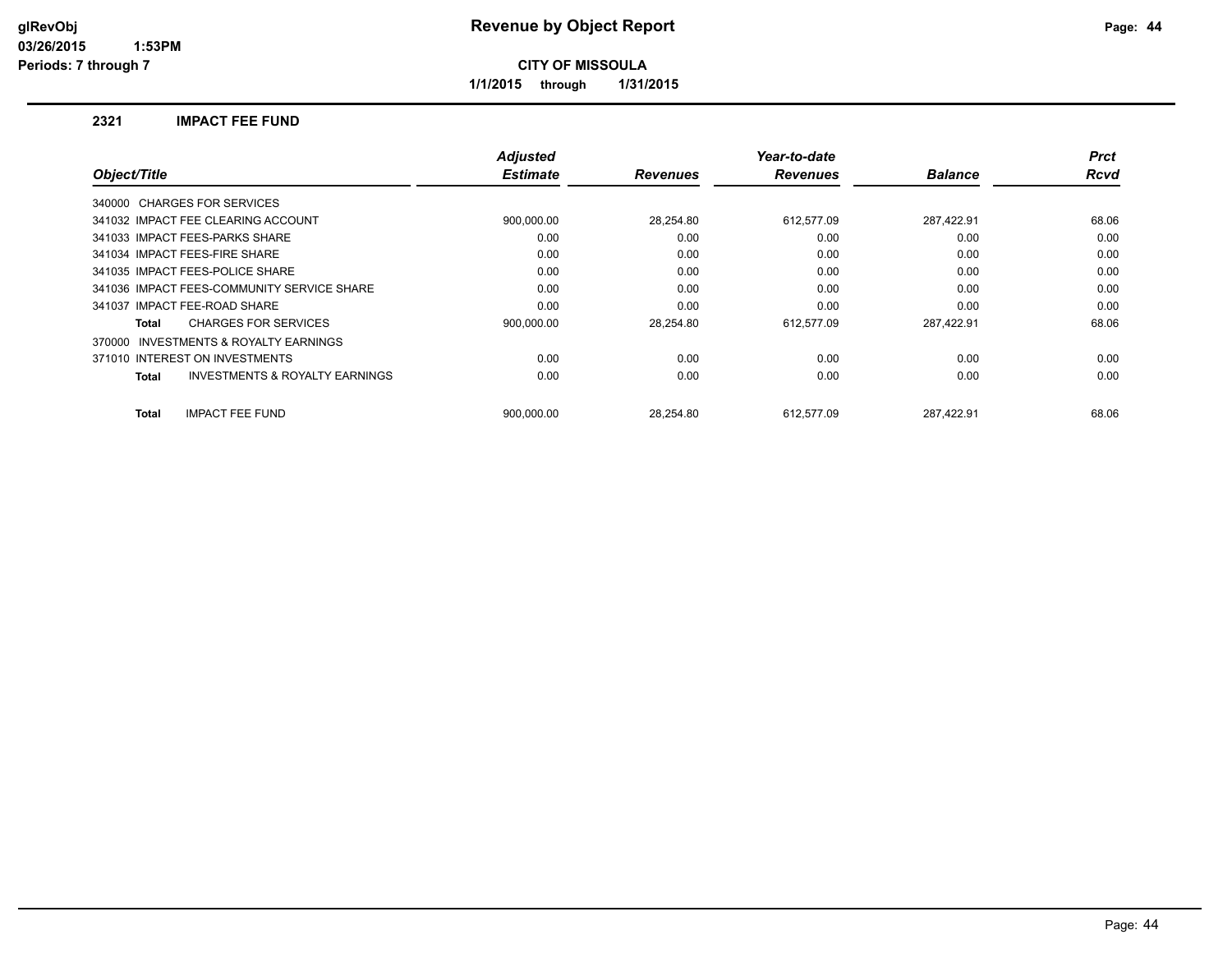glRevObj
03/26/2015 1:53PM
Periods: 7 through 7

# Revenue by Object Report

**CITY OF MISSOULA**

**1/1/2015 through 1/31/2015**

## 2321 IMPACT FEE FUND

| Object/Title | Adjusted Estimate | Revenues | Year-to-date Revenues | Balance | Prct Rcvd |
|---|---|---|---|---|---|
| 340000 CHARGES FOR SERVICES | | | | | |
| 341032 IMPACT FEE CLEARING ACCOUNT | 900,000.00 | 28,254.80 | 612,577.09 | 287,422.91 | 68.06 |
| 341033 IMPACT FEES-PARKS SHARE | 0.00 | 0.00 | 0.00 | 0.00 | 0.00 |
| 341034 IMPACT FEES-FIRE SHARE | 0.00 | 0.00 | 0.00 | 0.00 | 0.00 |
| 341035 IMPACT FEES-POLICE SHARE | 0.00 | 0.00 | 0.00 | 0.00 | 0.00 |
| 341036 IMPACT FEES-COMMUNITY SERVICE SHARE | 0.00 | 0.00 | 0.00 | 0.00 | 0.00 |
| 341037 IMPACT FEE-ROAD SHARE | 0.00 | 0.00 | 0.00 | 0.00 | 0.00 |
| **Total** CHARGES FOR SERVICES | 900,000.00 | 28,254.80 | 612,577.09 | 287,422.91 | 68.06 |
| 370000 INVESTMENTS & ROYALTY EARNINGS | | | | | |
| 371010 INTEREST ON INVESTMENTS | 0.00 | 0.00 | 0.00 | 0.00 | 0.00 |
| **Total** INVESTMENTS & ROYALTY EARNINGS | 0.00 | 0.00 | 0.00 | 0.00 | 0.00 |
| **Total** IMPACT FEE FUND | 900,000.00 | 28,254.80 | 612,577.09 | 287,422.91 | 68.06 |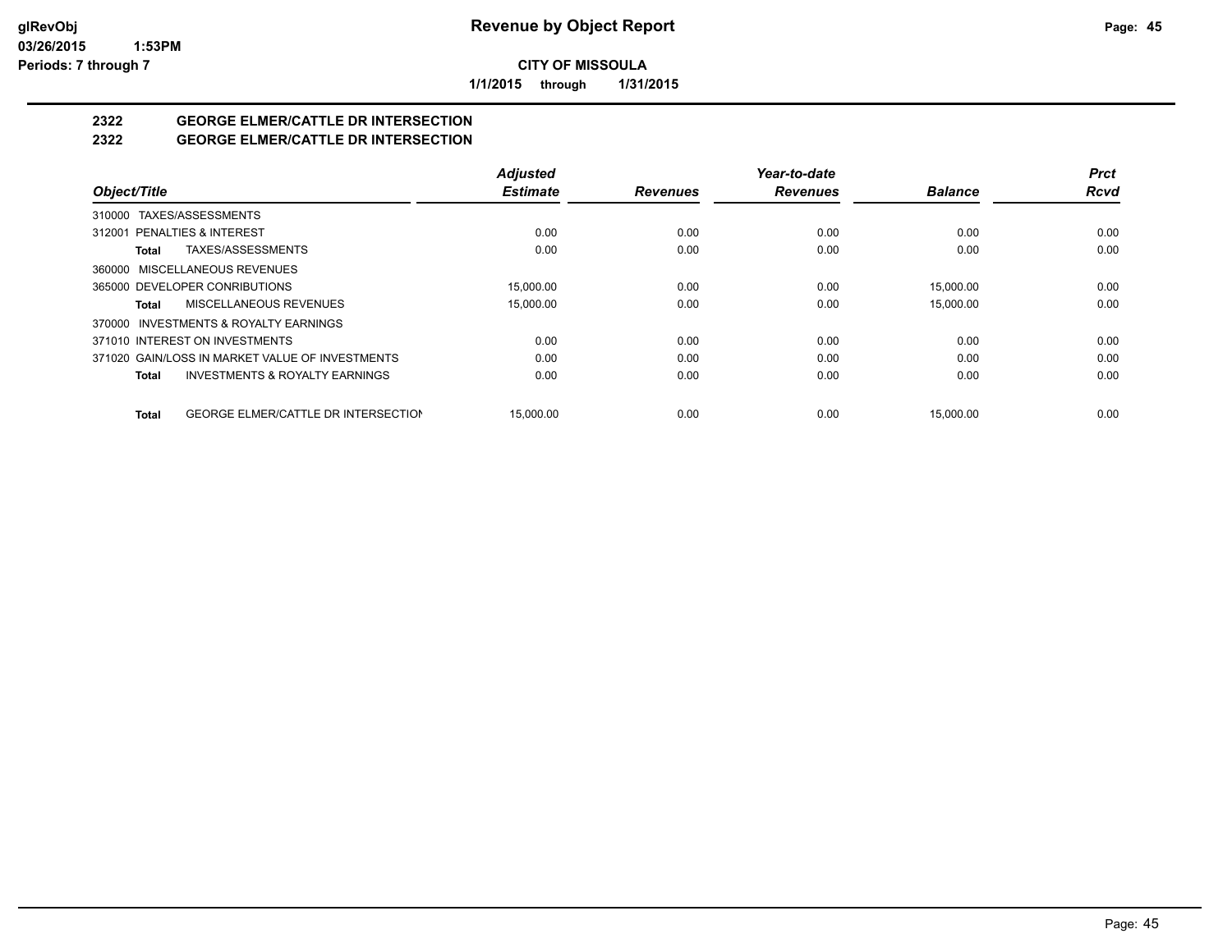**Revenue by Object Report**

**CITY OF MISSOULA**

**1/1/2015 through 1/31/2015**

glRevObj
03/26/2015 1:53PM
Periods: 7 through 7

## 2322 GEORGE ELMER/CATTLE DR INTERSECTION

## 2322 GEORGE ELMER/CATTLE DR INTERSECTION

| Object/Title | Adjusted Estimate | Revenues | Year-to-date Revenues | Balance | Prct Rcvd |
|---|---|---|---|---|---|
| 310000 TAXES/ASSESSMENTS | | | | | |
| 312001 PENALTIES & INTEREST | 0.00 | 0.00 | 0.00 | 0.00 | 0.00 |
| **Total** TAXES/ASSESSMENTS | 0.00 | 0.00 | 0.00 | 0.00 | 0.00 |
| 360000 MISCELLANEOUS REVENUES | | | | | |
| 365000 DEVELOPER CONRIBUTIONS | 15,000.00 | 0.00 | 0.00 | 15,000.00 | 0.00 |
| **Total** MISCELLANEOUS REVENUES | 15,000.00 | 0.00 | 0.00 | 15,000.00 | 0.00 |
| 370000 INVESTMENTS & ROYALTY EARNINGS | | | | | |
| 371010 INTEREST ON INVESTMENTS | 0.00 | 0.00 | 0.00 | 0.00 | 0.00 |
| 371020 GAIN/LOSS IN MARKET VALUE OF INVESTMENTS | 0.00 | 0.00 | 0.00 | 0.00 | 0.00 |
| **Total** INVESTMENTS & ROYALTY EARNINGS | 0.00 | 0.00 | 0.00 | 0.00 | 0.00 |
| **Total** GEORGE ELMER/CATTLE DR INTERSECTION | 15,000.00 | 0.00 | 0.00 | 15,000.00 | 0.00 |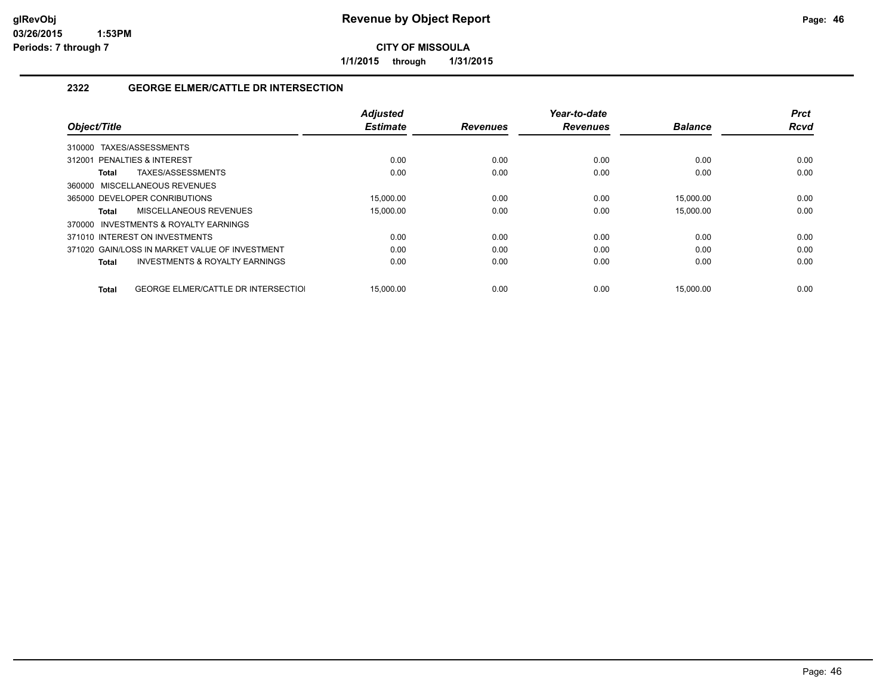# Revenue by Object Report

**CITY OF MISSOULA**

**1/1/2015 through 1/31/2015**

glRevObj
03/26/2015 1:53PM
Periods: 7 through 7

## 2322 GEORGE ELMER/CATTLE DR INTERSECTION

| Object/Title | Adjusted Estimate | Revenues | Year-to-date Revenues | Balance | Prct Rcvd |
|---|---|---|---|---|---|
| 310000 TAXES/ASSESSMENTS | | | | | |
| 312001 PENALTIES & INTEREST | 0.00 | 0.00 | 0.00 | 0.00 | 0.00 |
| **Total** TAXES/ASSESSMENTS | 0.00 | 0.00 | 0.00 | 0.00 | 0.00 |
| 360000 MISCELLANEOUS REVENUES | | | | | |
| 365000 DEVELOPER CONRIBUTIONS | 15,000.00 | 0.00 | 0.00 | 15,000.00 | 0.00 |
| **Total** MISCELLANEOUS REVENUES | 15,000.00 | 0.00 | 0.00 | 15,000.00 | 0.00 |
| 370000 INVESTMENTS & ROYALTY EARNINGS | | | | | |
| 371010 INTEREST ON INVESTMENTS | 0.00 | 0.00 | 0.00 | 0.00 | 0.00 |
| 371020 GAIN/LOSS IN MARKET VALUE OF INVESTMENT | 0.00 | 0.00 | 0.00 | 0.00 | 0.00 |
| **Total** INVESTMENTS & ROYALTY EARNINGS | 0.00 | 0.00 | 0.00 | 0.00 | 0.00 |
| **Total** GEORGE ELMER/CATTLE DR INTERSECTIOI | 15,000.00 | 0.00 | 0.00 | 15,000.00 | 0.00 |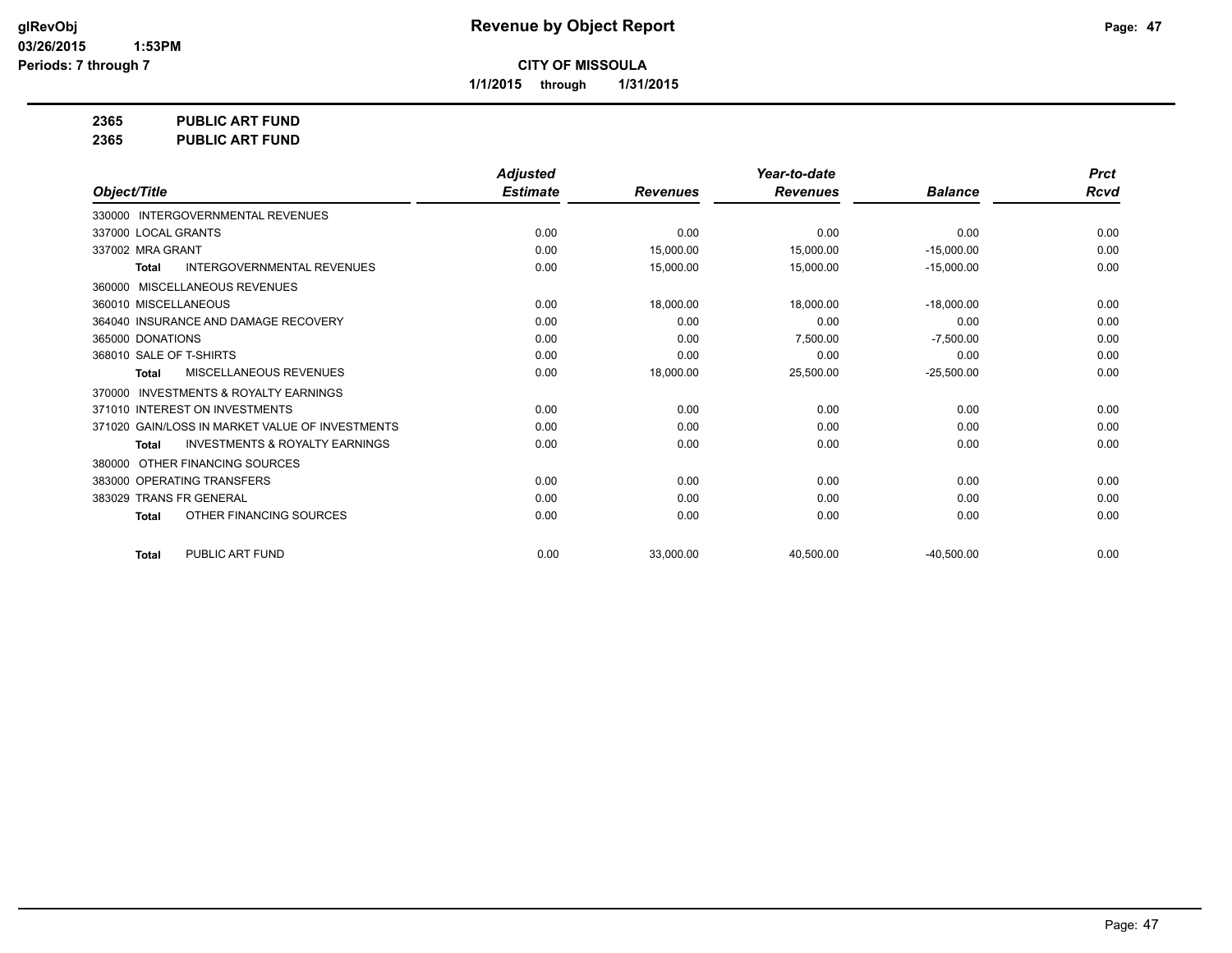**glRevObj** **Revenue by Object Report**
**03/26/2015 1:53PM**
**Periods: 7 through 7**

**CITY OF MISSOULA**
**1/1/2015 through 1/31/2015**

**2365 PUBLIC ART FUND**
**2365 PUBLIC ART FUND**

| Object/Title | Adjusted Estimate | Revenues | Year-to-date Revenues | Balance | Prct Rcvd |
|---|---|---|---|---|---|
| 330000 INTERGOVERNMENTAL REVENUES | | | | | |
| 337000 LOCAL GRANTS | 0.00 | 0.00 | 0.00 | 0.00 | 0.00 |
| 337002 MRA GRANT | 0.00 | 15,000.00 | 15,000.00 | -15,000.00 | 0.00 |
| **Total** INTERGOVERNMENTAL REVENUES | 0.00 | 15,000.00 | 15,000.00 | -15,000.00 | 0.00 |
| 360000 MISCELLANEOUS REVENUES | | | | | |
| 360010 MISCELLANEOUS | 0.00 | 18,000.00 | 18,000.00 | -18,000.00 | 0.00 |
| 364040 INSURANCE AND DAMAGE RECOVERY | 0.00 | 0.00 | 0.00 | 0.00 | 0.00 |
| 365000 DONATIONS | 0.00 | 0.00 | 7,500.00 | -7,500.00 | 0.00 |
| 368010 SALE OF T-SHIRTS | 0.00 | 0.00 | 0.00 | 0.00 | 0.00 |
| **Total** MISCELLANEOUS REVENUES | 0.00 | 18,000.00 | 25,500.00 | -25,500.00 | 0.00 |
| 370000 INVESTMENTS & ROYALTY EARNINGS | | | | | |
| 371010 INTEREST ON INVESTMENTS | 0.00 | 0.00 | 0.00 | 0.00 | 0.00 |
| 371020 GAIN/LOSS IN MARKET VALUE OF INVESTMENTS | 0.00 | 0.00 | 0.00 | 0.00 | 0.00 |
| **Total** INVESTMENTS & ROYALTY EARNINGS | 0.00 | 0.00 | 0.00 | 0.00 | 0.00 |
| 380000 OTHER FINANCING SOURCES | | | | | |
| 383000 OPERATING TRANSFERS | 0.00 | 0.00 | 0.00 | 0.00 | 0.00 |
| 383029 TRANS FR GENERAL | 0.00 | 0.00 | 0.00 | 0.00 | 0.00 |
| **Total** OTHER FINANCING SOURCES | 0.00 | 0.00 | 0.00 | 0.00 | 0.00 |
| **Total** PUBLIC ART FUND | 0.00 | 33,000.00 | 40,500.00 | -40,500.00 | 0.00 |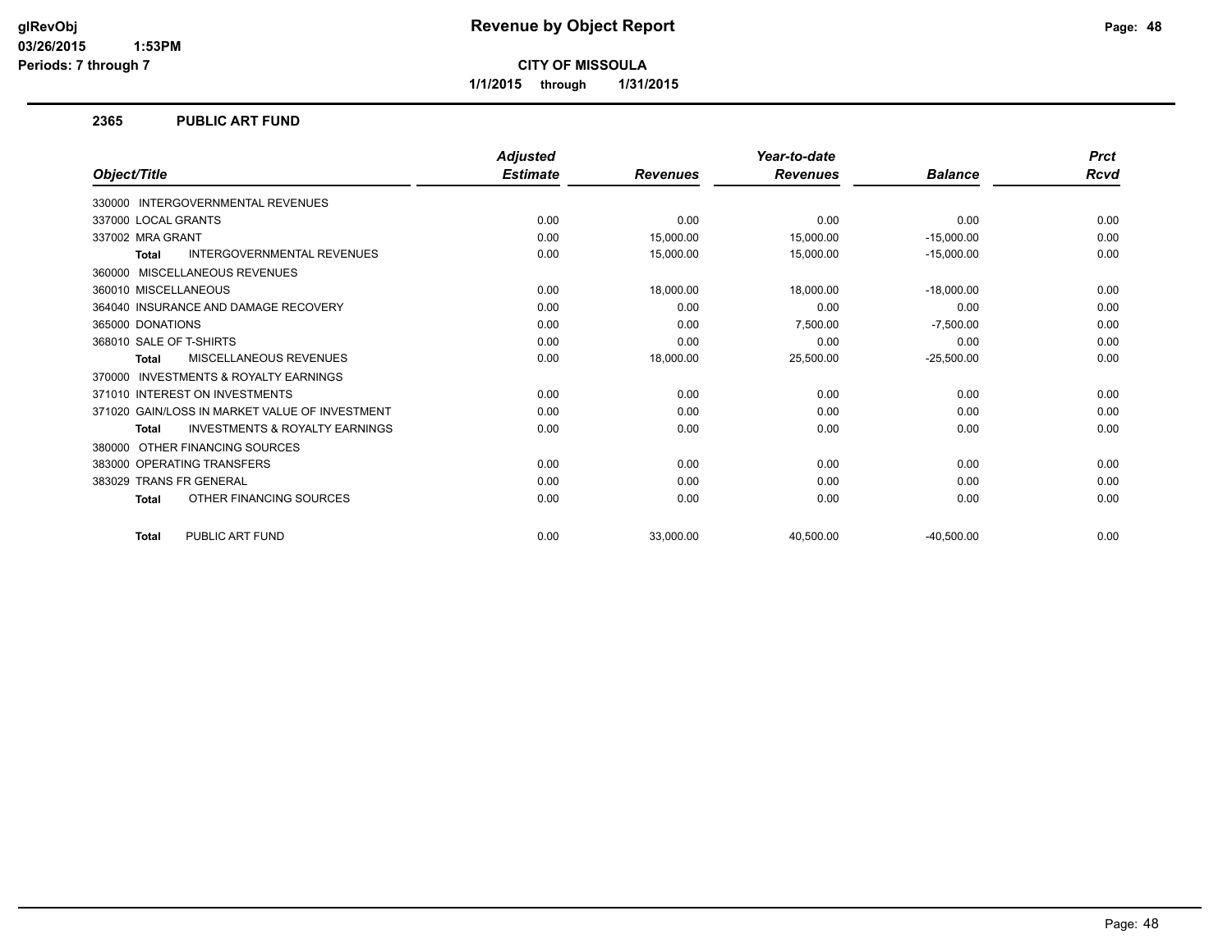**glRevObj**
**03/26/2015 1:53PM**
**Periods: 7 through 7**

# Revenue by Object Report

**CITY OF MISSOULA**

**1/1/2015 through 1/31/2015**

## 2365 PUBLIC ART FUND

| Object/Title | Adjusted Estimate | Revenues | Year-to-date Revenues | Balance | Prct Rcvd |
|---|---|---|---|---|---|
| 330000 INTERGOVERNMENTAL REVENUES | | | | | |
| 337000 LOCAL GRANTS | 0.00 | 0.00 | 0.00 | 0.00 | 0.00 |
| 337002 MRA GRANT | 0.00 | 15,000.00 | 15,000.00 | -15,000.00 | 0.00 |
| **Total** INTERGOVERNMENTAL REVENUES | 0.00 | 15,000.00 | 15,000.00 | -15,000.00 | 0.00 |
| 360000 MISCELLANEOUS REVENUES | | | | | |
| 360010 MISCELLANEOUS | 0.00 | 18,000.00 | 18,000.00 | -18,000.00 | 0.00 |
| 364040 INSURANCE AND DAMAGE RECOVERY | 0.00 | 0.00 | 0.00 | 0.00 | 0.00 |
| 365000 DONATIONS | 0.00 | 0.00 | 7,500.00 | -7,500.00 | 0.00 |
| 368010 SALE OF T-SHIRTS | 0.00 | 0.00 | 0.00 | 0.00 | 0.00 |
| **Total** MISCELLANEOUS REVENUES | 0.00 | 18,000.00 | 25,500.00 | -25,500.00 | 0.00 |
| 370000 INVESTMENTS & ROYALTY EARNINGS | | | | | |
| 371010 INTEREST ON INVESTMENTS | 0.00 | 0.00 | 0.00 | 0.00 | 0.00 |
| 371020 GAIN/LOSS IN MARKET VALUE OF INVESTMENT | 0.00 | 0.00 | 0.00 | 0.00 | 0.00 |
| **Total** INVESTMENTS & ROYALTY EARNINGS | 0.00 | 0.00 | 0.00 | 0.00 | 0.00 |
| 380000 OTHER FINANCING SOURCES | | | | | |
| 383000 OPERATING TRANSFERS | 0.00 | 0.00 | 0.00 | 0.00 | 0.00 |
| 383029 TRANS FR GENERAL | 0.00 | 0.00 | 0.00 | 0.00 | 0.00 |
| **Total** OTHER FINANCING SOURCES | 0.00 | 0.00 | 0.00 | 0.00 | 0.00 |
| **Total** PUBLIC ART FUND | 0.00 | 33,000.00 | 40,500.00 | -40,500.00 | 0.00 |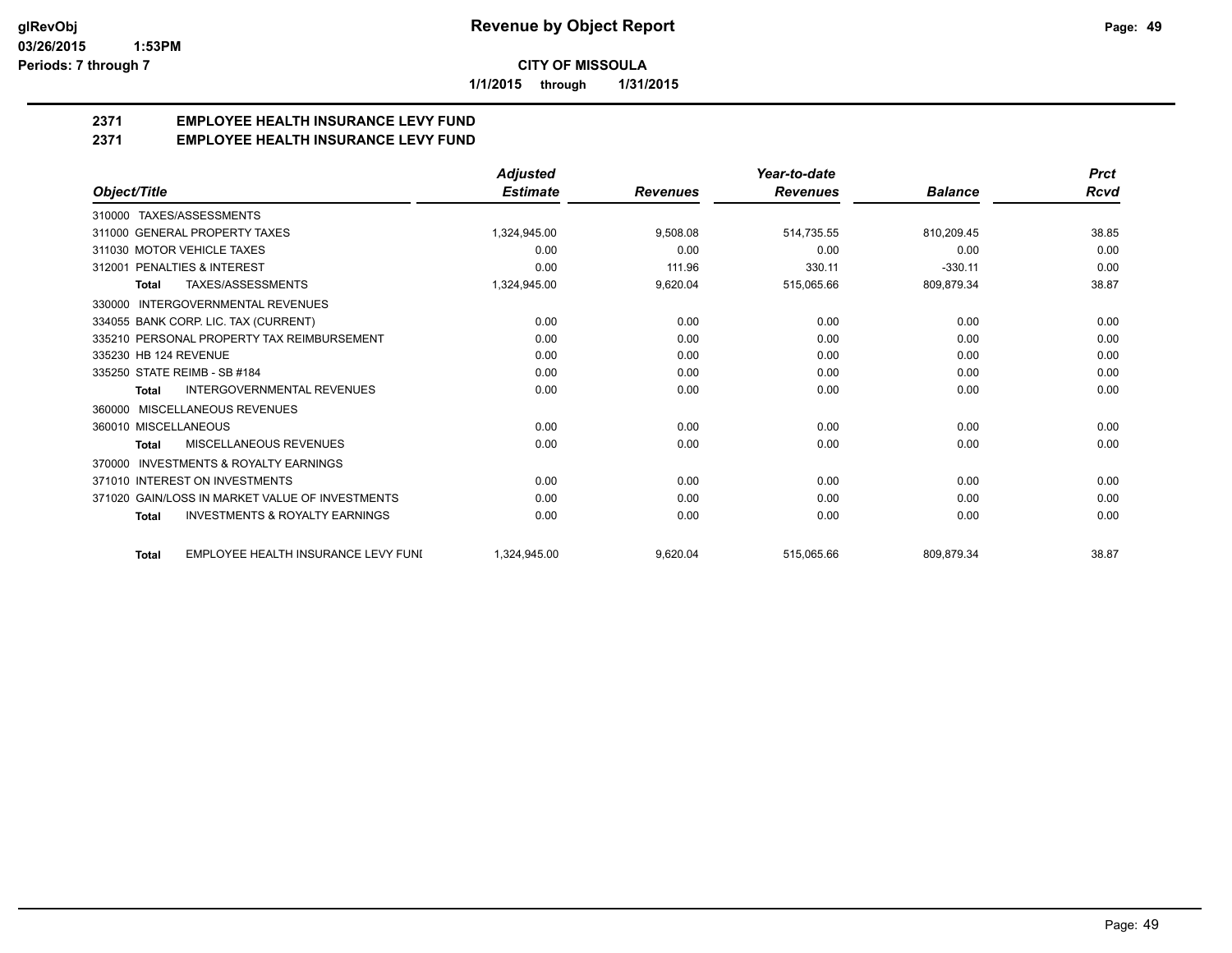# Revenue by Object Report

**CITY OF MISSOULA**

**1/1/2015 through 1/31/2015**

glRevObj
03/26/2015 1:53PM
Periods: 7 through 7

## 2371 EMPLOYEE HEALTH INSURANCE LEVY FUND
## 2371 EMPLOYEE HEALTH INSURANCE LEVY FUND

| Object/Title | Adjusted Estimate | Revenues | Year-to-date Revenues | Balance | Prct Rcvd |
|---|---|---|---|---|---|
| 310000 TAXES/ASSESSMENTS | | | | | |
| 311000 GENERAL PROPERTY TAXES | 1,324,945.00 | 9,508.08 | 514,735.55 | 810,209.45 | 38.85 |
| 311030 MOTOR VEHICLE TAXES | 0.00 | 0.00 | 0.00 | 0.00 | 0.00 |
| 312001 PENALTIES & INTEREST | 0.00 | 111.96 | 330.11 | -330.11 | 0.00 |
| **Total** TAXES/ASSESSMENTS | 1,324,945.00 | 9,620.04 | 515,065.66 | 809,879.34 | 38.87 |
| 330000 INTERGOVERNMENTAL REVENUES | | | | | |
| 334055 BANK CORP. LIC. TAX (CURRENT) | 0.00 | 0.00 | 0.00 | 0.00 | 0.00 |
| 335210 PERSONAL PROPERTY TAX REIMBURSEMENT | 0.00 | 0.00 | 0.00 | 0.00 | 0.00 |
| 335230 HB 124 REVENUE | 0.00 | 0.00 | 0.00 | 0.00 | 0.00 |
| 335250 STATE REIMB - SB #184 | 0.00 | 0.00 | 0.00 | 0.00 | 0.00 |
| **Total** INTERGOVERNMENTAL REVENUES | 0.00 | 0.00 | 0.00 | 0.00 | 0.00 |
| 360000 MISCELLANEOUS REVENUES | | | | | |
| 360010 MISCELLANEOUS | 0.00 | 0.00 | 0.00 | 0.00 | 0.00 |
| **Total** MISCELLANEOUS REVENUES | 0.00 | 0.00 | 0.00 | 0.00 | 0.00 |
| 370000 INVESTMENTS & ROYALTY EARNINGS | | | | | |
| 371010 INTEREST ON INVESTMENTS | 0.00 | 0.00 | 0.00 | 0.00 | 0.00 |
| 371020 GAIN/LOSS IN MARKET VALUE OF INVESTMENTS | 0.00 | 0.00 | 0.00 | 0.00 | 0.00 |
| **Total** INVESTMENTS & ROYALTY EARNINGS | 0.00 | 0.00 | 0.00 | 0.00 | 0.00 |
| **Total** EMPLOYEE HEALTH INSURANCE LEVY FUNI | 1,324,945.00 | 9,620.04 | 515,065.66 | 809,879.34 | 38.87 |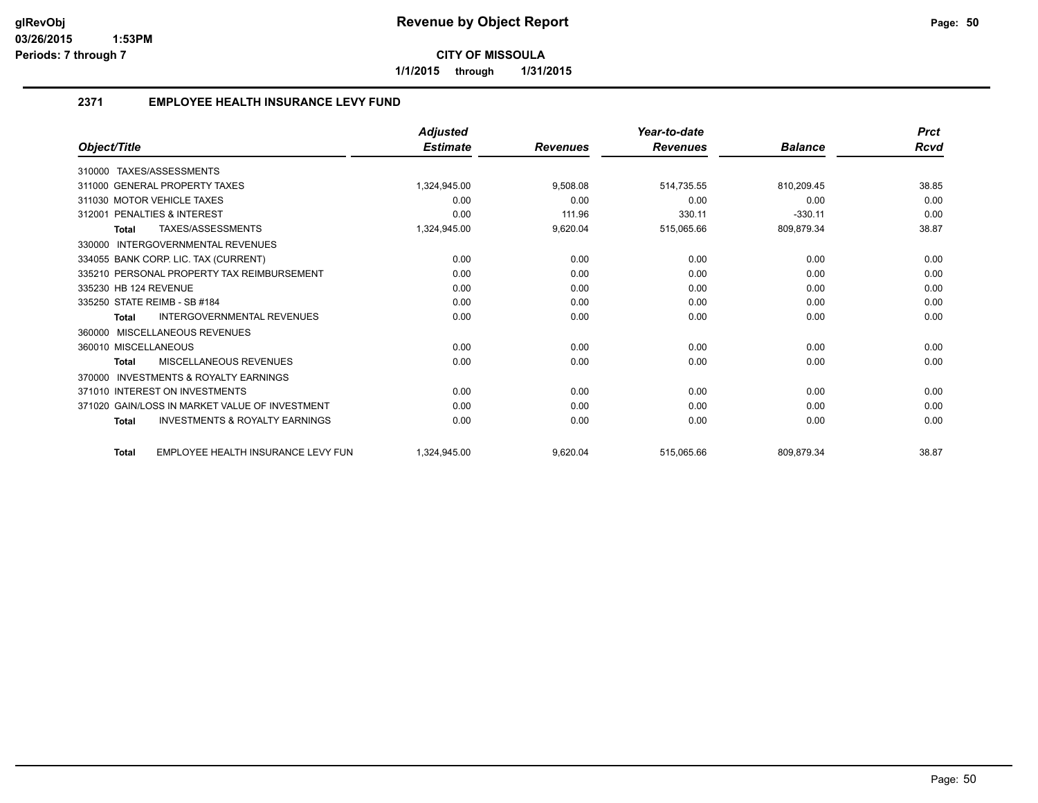# Revenue by Object Report

**CITY OF MISSOULA**

**1/1/2015 through 1/31/2015**

glRevObj
03/26/2015 1:53PM
Periods: 7 through 7

## 2371 EMPLOYEE HEALTH INSURANCE LEVY FUND

| Object/Title | Adjusted Estimate | Revenues | Year-to-date Revenues | Balance | Prct Rcvd |
|---|---|---|---|---|---|
| 310000 TAXES/ASSESSMENTS | | | | | |
| 311000 GENERAL PROPERTY TAXES | 1,324,945.00 | 9,508.08 | 514,735.55 | 810,209.45 | 38.85 |
| 311030 MOTOR VEHICLE TAXES | 0.00 | 0.00 | 0.00 | 0.00 | 0.00 |
| 312001 PENALTIES & INTEREST | 0.00 | 111.96 | 330.11 | -330.11 | 0.00 |
| **Total** TAXES/ASSESSMENTS | 1,324,945.00 | 9,620.04 | 515,065.66 | 809,879.34 | 38.87 |
| 330000 INTERGOVERNMENTAL REVENUES | | | | | |
| 334055 BANK CORP. LIC. TAX (CURRENT) | 0.00 | 0.00 | 0.00 | 0.00 | 0.00 |
| 335210 PERSONAL PROPERTY TAX REIMBURSEMENT | 0.00 | 0.00 | 0.00 | 0.00 | 0.00 |
| 335230 HB 124 REVENUE | 0.00 | 0.00 | 0.00 | 0.00 | 0.00 |
| 335250 STATE REIMB - SB #184 | 0.00 | 0.00 | 0.00 | 0.00 | 0.00 |
| **Total** INTERGOVERNMENTAL REVENUES | 0.00 | 0.00 | 0.00 | 0.00 | 0.00 |
| 360000 MISCELLANEOUS REVENUES | | | | | |
| 360010 MISCELLANEOUS | 0.00 | 0.00 | 0.00 | 0.00 | 0.00 |
| **Total** MISCELLANEOUS REVENUES | 0.00 | 0.00 | 0.00 | 0.00 | 0.00 |
| 370000 INVESTMENTS & ROYALTY EARNINGS | | | | | |
| 371010 INTEREST ON INVESTMENTS | 0.00 | 0.00 | 0.00 | 0.00 | 0.00 |
| 371020 GAIN/LOSS IN MARKET VALUE OF INVESTMENT | 0.00 | 0.00 | 0.00 | 0.00 | 0.00 |
| **Total** INVESTMENTS & ROYALTY EARNINGS | 0.00 | 0.00 | 0.00 | 0.00 | 0.00 |
| **Total** EMPLOYEE HEALTH INSURANCE LEVY FUN | 1,324,945.00 | 9,620.04 | 515,065.66 | 809,879.34 | 38.87 |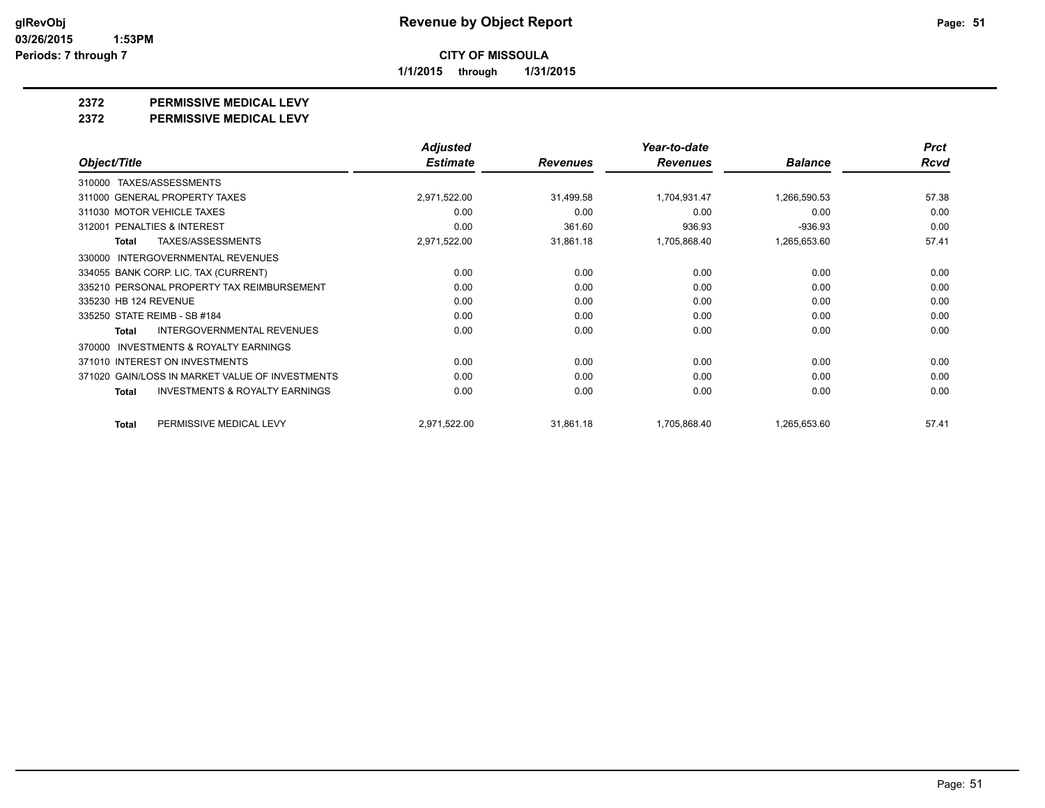# Revenue by Object Report

**CITY OF MISSOULA**

**1/1/2015 through 1/31/2015**

glRevObj
03/26/2015 1:53PM
Periods: 7 through 7

## 2372 PERMISSIVE MEDICAL LEVY

## 2372 PERMISSIVE MEDICAL LEVY

| Object/Title | Adjusted Estimate | Revenues | Year-to-date Revenues | Balance | Prct Rcvd |
|---|---|---|---|---|---|
| 310000 TAXES/ASSESSMENTS | | | | | |
| 311000 GENERAL PROPERTY TAXES | 2,971,522.00 | 31,499.58 | 1,704,931.47 | 1,266,590.53 | 57.38 |
| 311030 MOTOR VEHICLE TAXES | 0.00 | 0.00 | 0.00 | 0.00 | 0.00 |
| 312001 PENALTIES & INTEREST | 0.00 | 361.60 | 936.93 | -936.93 | 0.00 |
| **Total** TAXES/ASSESSMENTS | 2,971,522.00 | 31,861.18 | 1,705,868.40 | 1,265,653.60 | 57.41 |
| 330000 INTERGOVERNMENTAL REVENUES | | | | | |
| 334055 BANK CORP. LIC. TAX (CURRENT) | 0.00 | 0.00 | 0.00 | 0.00 | 0.00 |
| 335210 PERSONAL PROPERTY TAX REIMBURSEMENT | 0.00 | 0.00 | 0.00 | 0.00 | 0.00 |
| 335230 HB 124 REVENUE | 0.00 | 0.00 | 0.00 | 0.00 | 0.00 |
| 335250 STATE REIMB - SB #184 | 0.00 | 0.00 | 0.00 | 0.00 | 0.00 |
| **Total** INTERGOVERNMENTAL REVENUES | 0.00 | 0.00 | 0.00 | 0.00 | 0.00 |
| 370000 INVESTMENTS & ROYALTY EARNINGS | | | | | |
| 371010 INTEREST ON INVESTMENTS | 0.00 | 0.00 | 0.00 | 0.00 | 0.00 |
| 371020 GAIN/LOSS IN MARKET VALUE OF INVESTMENTS | 0.00 | 0.00 | 0.00 | 0.00 | 0.00 |
| **Total** INVESTMENTS & ROYALTY EARNINGS | 0.00 | 0.00 | 0.00 | 0.00 | 0.00 |
| **Total** PERMISSIVE MEDICAL LEVY | 2,971,522.00 | 31,861.18 | 1,705,868.40 | 1,265,653.60 | 57.41 |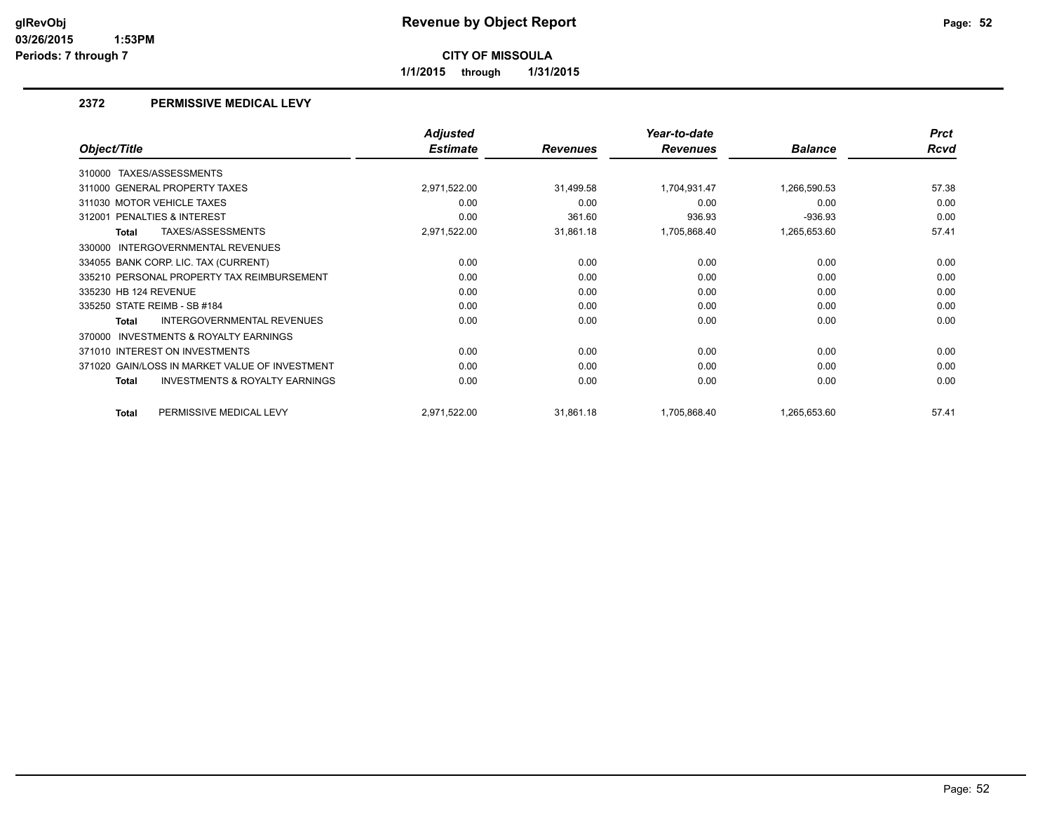# Revenue by Object Report

**CITY OF MISSOULA**

**1/1/2015 through 1/31/2015**

glRevObj
03/26/2015 1:53PM
Periods: 7 through 7

## 2372 PERMISSIVE MEDICAL LEVY

| Object/Title | Adjusted Estimate | Revenues | Year-to-date Revenues | Balance | Prct Rcvd |
|---|---|---|---|---|---|
| 310000 TAXES/ASSESSMENTS | | | | | |
| 311000 GENERAL PROPERTY TAXES | 2,971,522.00 | 31,499.58 | 1,704,931.47 | 1,266,590.53 | 57.38 |
| 311030 MOTOR VEHICLE TAXES | 0.00 | 0.00 | 0.00 | 0.00 | 0.00 |
| 312001 PENALTIES & INTEREST | 0.00 | 361.60 | 936.93 | -936.93 | 0.00 |
| **Total** TAXES/ASSESSMENTS | 2,971,522.00 | 31,861.18 | 1,705,868.40 | 1,265,653.60 | 57.41 |
| 330000 INTERGOVERNMENTAL REVENUES | | | | | |
| 334055 BANK CORP. LIC. TAX (CURRENT) | 0.00 | 0.00 | 0.00 | 0.00 | 0.00 |
| 335210 PERSONAL PROPERTY TAX REIMBURSEMENT | 0.00 | 0.00 | 0.00 | 0.00 | 0.00 |
| 335230 HB 124 REVENUE | 0.00 | 0.00 | 0.00 | 0.00 | 0.00 |
| 335250 STATE REIMB - SB #184 | 0.00 | 0.00 | 0.00 | 0.00 | 0.00 |
| **Total** INTERGOVERNMENTAL REVENUES | 0.00 | 0.00 | 0.00 | 0.00 | 0.00 |
| 370000 INVESTMENTS & ROYALTY EARNINGS | | | | | |
| 371010 INTEREST ON INVESTMENTS | 0.00 | 0.00 | 0.00 | 0.00 | 0.00 |
| 371020 GAIN/LOSS IN MARKET VALUE OF INVESTMENT | 0.00 | 0.00 | 0.00 | 0.00 | 0.00 |
| **Total** INVESTMENTS & ROYALTY EARNINGS | 0.00 | 0.00 | 0.00 | 0.00 | 0.00 |
| **Total** PERMISSIVE MEDICAL LEVY | 2,971,522.00 | 31,861.18 | 1,705,868.40 | 1,265,653.60 | 57.41 |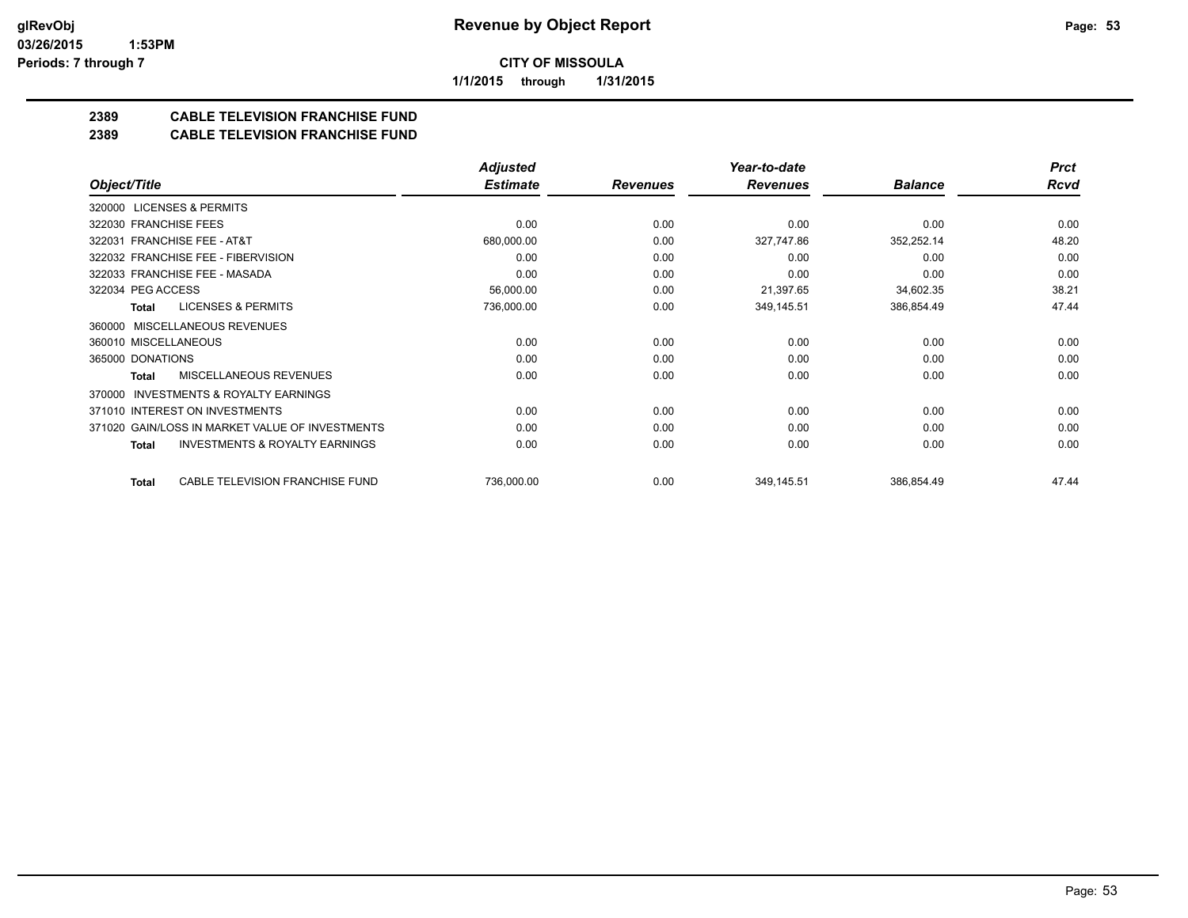**CITY OF MISSOULA**

**1/1/2015 through 1/31/2015**

## 2389 CABLE TELEVISION FRANCHISE FUND

## 2389 CABLE TELEVISION FRANCHISE FUND

| Object/Title | Adjusted Estimate | Revenues | Year-to-date Revenues | Balance | Prct Rcvd |
|---|---|---|---|---|---|
| 320000 LICENSES & PERMITS | | | | | |
| 322030 FRANCHISE FEES | 0.00 | 0.00 | 0.00 | 0.00 | 0.00 |
| 322031 FRANCHISE FEE - AT&T | 680,000.00 | 0.00 | 327,747.86 | 352,252.14 | 48.20 |
| 322032 FRANCHISE FEE - FIBERVISION | 0.00 | 0.00 | 0.00 | 0.00 | 0.00 |
| 322033 FRANCHISE FEE - MASADA | 0.00 | 0.00 | 0.00 | 0.00 | 0.00 |
| 322034 PEG ACCESS | 56,000.00 | 0.00 | 21,397.65 | 34,602.35 | 38.21 |
| **Total** LICENSES & PERMITS | 736,000.00 | 0.00 | 349,145.51 | 386,854.49 | 47.44 |
| 360000 MISCELLANEOUS REVENUES | | | | | |
| 360010 MISCELLANEOUS | 0.00 | 0.00 | 0.00 | 0.00 | 0.00 |
| 365000 DONATIONS | 0.00 | 0.00 | 0.00 | 0.00 | 0.00 |
| **Total** MISCELLANEOUS REVENUES | 0.00 | 0.00 | 0.00 | 0.00 | 0.00 |
| 370000 INVESTMENTS & ROYALTY EARNINGS | | | | | |
| 371010 INTEREST ON INVESTMENTS | 0.00 | 0.00 | 0.00 | 0.00 | 0.00 |
| 371020 GAIN/LOSS IN MARKET VALUE OF INVESTMENTS | 0.00 | 0.00 | 0.00 | 0.00 | 0.00 |
| **Total** INVESTMENTS & ROYALTY EARNINGS | 0.00 | 0.00 | 0.00 | 0.00 | 0.00 |
| **Total** CABLE TELEVISION FRANCHISE FUND | 736,000.00 | 0.00 | 349,145.51 | 386,854.49 | 47.44 |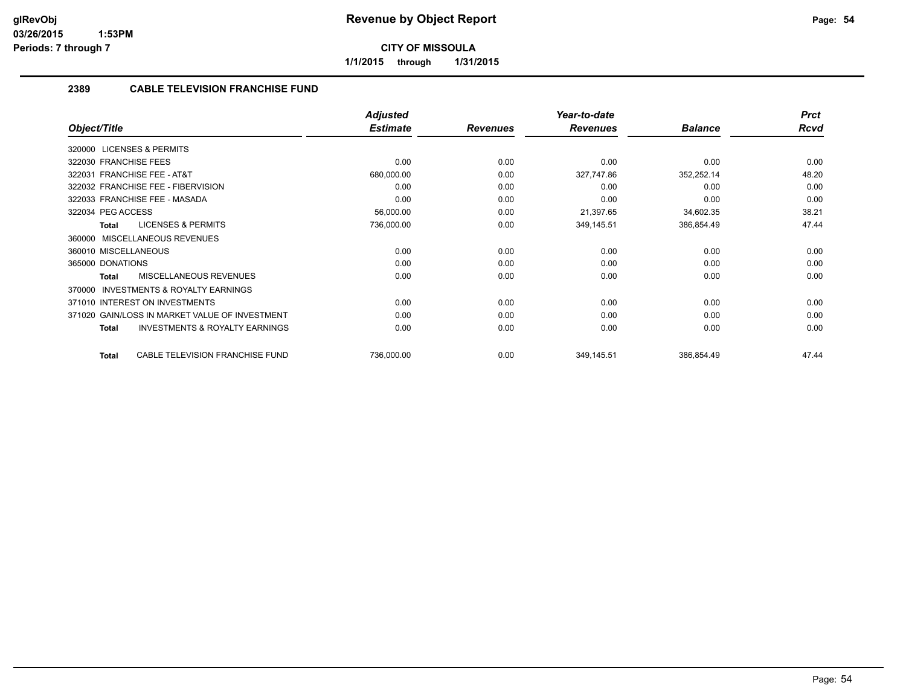# Revenue by Object Report

**CITY OF MISSOULA**

**1/1/2015 through 1/31/2015**

glRevObj
03/26/2015 1:53PM
Periods: 7 through 7

## 2389 CABLE TELEVISION FRANCHISE FUND

| Object/Title | Adjusted Estimate | Revenues | Year-to-date Revenues | Balance | Prct Rcvd |
|---|---|---|---|---|---|
| 320000 LICENSES & PERMITS | | | | | |
| 322030 FRANCHISE FEES | 0.00 | 0.00 | 0.00 | 0.00 | 0.00 |
| 322031 FRANCHISE FEE - AT&T | 680,000.00 | 0.00 | 327,747.86 | 352,252.14 | 48.20 |
| 322032 FRANCHISE FEE - FIBERVISION | 0.00 | 0.00 | 0.00 | 0.00 | 0.00 |
| 322033 FRANCHISE FEE - MASADA | 0.00 | 0.00 | 0.00 | 0.00 | 0.00 |
| 322034 PEG ACCESS | 56,000.00 | 0.00 | 21,397.65 | 34,602.35 | 38.21 |
| **Total** LICENSES & PERMITS | 736,000.00 | 0.00 | 349,145.51 | 386,854.49 | 47.44 |
| 360000 MISCELLANEOUS REVENUES | | | | | |
| 360010 MISCELLANEOUS | 0.00 | 0.00 | 0.00 | 0.00 | 0.00 |
| 365000 DONATIONS | 0.00 | 0.00 | 0.00 | 0.00 | 0.00 |
| **Total** MISCELLANEOUS REVENUES | 0.00 | 0.00 | 0.00 | 0.00 | 0.00 |
| 370000 INVESTMENTS & ROYALTY EARNINGS | | | | | |
| 371010 INTEREST ON INVESTMENTS | 0.00 | 0.00 | 0.00 | 0.00 | 0.00 |
| 371020 GAIN/LOSS IN MARKET VALUE OF INVESTMENT | 0.00 | 0.00 | 0.00 | 0.00 | 0.00 |
| **Total** INVESTMENTS & ROYALTY EARNINGS | 0.00 | 0.00 | 0.00 | 0.00 | 0.00 |
| **Total** CABLE TELEVISION FRANCHISE FUND | 736,000.00 | 0.00 | 349,145.51 | 386,854.49 | 47.44 |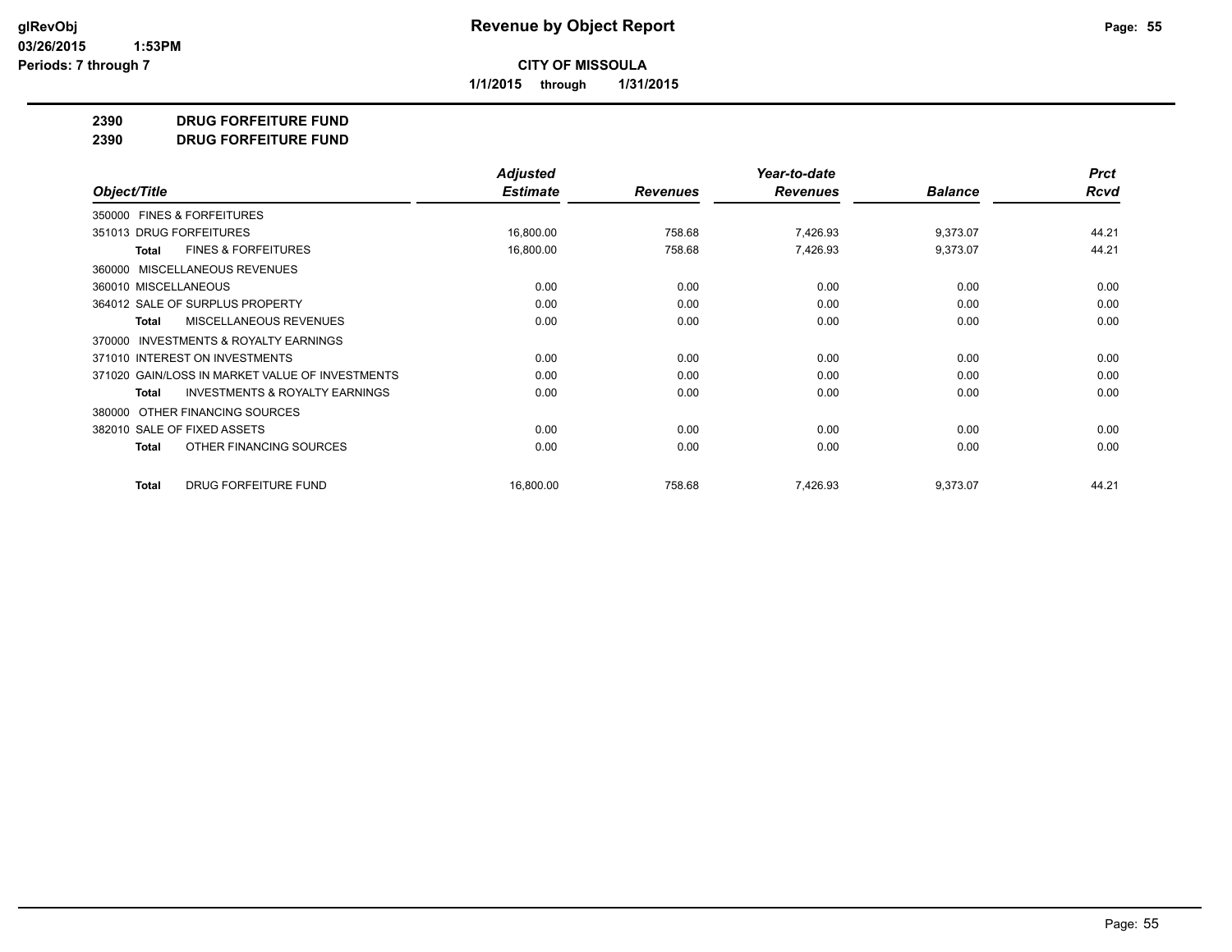# Revenue by Object Report

**CITY OF MISSOULA**

**1/1/2015 through 1/31/2015**

glRevObj
03/26/2015 1:53PM
Periods: 7 through 7

## 2390 DRUG FORFEITURE FUND
## 2390 DRUG FORFEITURE FUND

| Object/Title | Adjusted Estimate | Revenues | Year-to-date Revenues | Balance | Prct Rcvd |
|---|---|---|---|---|---|
| 350000 FINES & FORFEITURES | | | | | |
| 351013 DRUG FORFEITURES | 16,800.00 | 758.68 | 7,426.93 | 9,373.07 | 44.21 |
| **Total** FINES & FORFEITURES | 16,800.00 | 758.68 | 7,426.93 | 9,373.07 | 44.21 |
| 360000 MISCELLANEOUS REVENUES | | | | | |
| 360010 MISCELLANEOUS | 0.00 | 0.00 | 0.00 | 0.00 | 0.00 |
| 364012 SALE OF SURPLUS PROPERTY | 0.00 | 0.00 | 0.00 | 0.00 | 0.00 |
| **Total** MISCELLANEOUS REVENUES | 0.00 | 0.00 | 0.00 | 0.00 | 0.00 |
| 370000 INVESTMENTS & ROYALTY EARNINGS | | | | | |
| 371010 INTEREST ON INVESTMENTS | 0.00 | 0.00 | 0.00 | 0.00 | 0.00 |
| 371020 GAIN/LOSS IN MARKET VALUE OF INVESTMENTS | 0.00 | 0.00 | 0.00 | 0.00 | 0.00 |
| **Total** INVESTMENTS & ROYALTY EARNINGS | 0.00 | 0.00 | 0.00 | 0.00 | 0.00 |
| 380000 OTHER FINANCING SOURCES | | | | | |
| 382010 SALE OF FIXED ASSETS | 0.00 | 0.00 | 0.00 | 0.00 | 0.00 |
| **Total** OTHER FINANCING SOURCES | 0.00 | 0.00 | 0.00 | 0.00 | 0.00 |
| **Total** DRUG FORFEITURE FUND | 16,800.00 | 758.68 | 7,426.93 | 9,373.07 | 44.21 |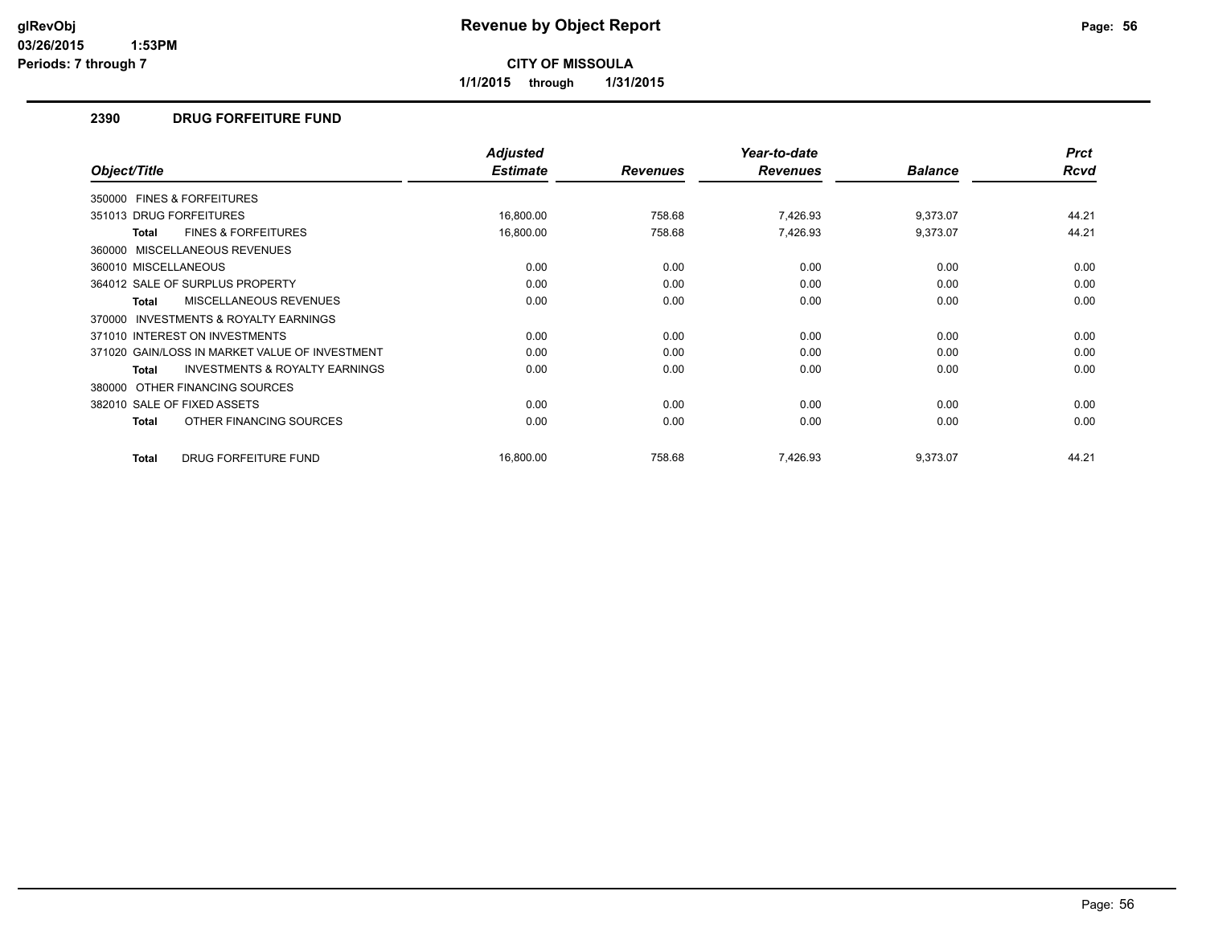# Revenue by Object Report

**CITY OF MISSOULA**

**1/1/2015 through 1/31/2015**

glRevObj
03/26/2015 1:53PM
Periods: 7 through 7

## 2390 DRUG FORFEITURE FUND

| Object/Title | Adjusted Estimate | Revenues | Year-to-date Revenues | Balance | Prct Rcvd |
|---|---|---|---|---|---|
| 350000 FINES & FORFEITURES | | | | | |
| 351013 DRUG FORFEITURES | 16,800.00 | 758.68 | 7,426.93 | 9,373.07 | 44.21 |
| **Total** FINES & FORFEITURES | 16,800.00 | 758.68 | 7,426.93 | 9,373.07 | 44.21 |
| 360000 MISCELLANEOUS REVENUES | | | | | |
| 360010 MISCELLANEOUS | 0.00 | 0.00 | 0.00 | 0.00 | 0.00 |
| 364012 SALE OF SURPLUS PROPERTY | 0.00 | 0.00 | 0.00 | 0.00 | 0.00 |
| **Total** MISCELLANEOUS REVENUES | 0.00 | 0.00 | 0.00 | 0.00 | 0.00 |
| 370000 INVESTMENTS & ROYALTY EARNINGS | | | | | |
| 371010 INTEREST ON INVESTMENTS | 0.00 | 0.00 | 0.00 | 0.00 | 0.00 |
| 371020 GAIN/LOSS IN MARKET VALUE OF INVESTMENT | 0.00 | 0.00 | 0.00 | 0.00 | 0.00 |
| **Total** INVESTMENTS & ROYALTY EARNINGS | 0.00 | 0.00 | 0.00 | 0.00 | 0.00 |
| 380000 OTHER FINANCING SOURCES | | | | | |
| 382010 SALE OF FIXED ASSETS | 0.00 | 0.00 | 0.00 | 0.00 | 0.00 |
| **Total** OTHER FINANCING SOURCES | 0.00 | 0.00 | 0.00 | 0.00 | 0.00 |
| **Total** DRUG FORFEITURE FUND | 16,800.00 | 758.68 | 7,426.93 | 9,373.07 | 44.21 |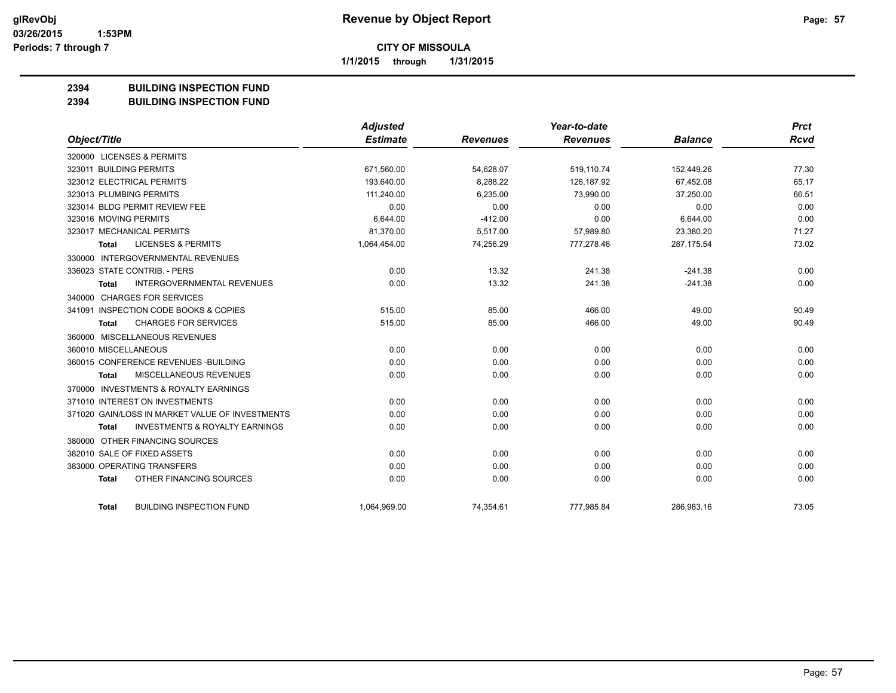# Revenue by Object Report

**CITY OF MISSOULA**

1/1/2015 through 1/31/2015

glRevObj
03/26/2015 1:53PM
Periods: 7 through 7

**2394 BUILDING INSPECTION FUND**
**2394 BUILDING INSPECTION FUND**

| Object/Title | Adjusted Estimate | Revenues | Year-to-date Revenues | Balance | Prct Rcvd |
|---|---|---|---|---|---|
| 320000 LICENSES & PERMITS | | | | | |
| 323011 BUILDING PERMITS | 671,560.00 | 54,628.07 | 519,110.74 | 152,449.26 | 77.30 |
| 323012 ELECTRICAL PERMITS | 193,640.00 | 8,288.22 | 126,187.92 | 67,452.08 | 65.17 |
| 323013 PLUMBING PERMITS | 111,240.00 | 6,235.00 | 73,990.00 | 37,250.00 | 66.51 |
| 323014 BLDG PERMIT REVIEW FEE | 0.00 | 0.00 | 0.00 | 0.00 | 0.00 |
| 323016 MOVING PERMITS | 6,644.00 | -412.00 | 0.00 | 6,644.00 | 0.00 |
| 323017 MECHANICAL PERMITS | 81,370.00 | 5,517.00 | 57,989.80 | 23,380.20 | 71.27 |
| Total LICENSES & PERMITS | 1,064,454.00 | 74,256.29 | 777,278.46 | 287,175.54 | 73.02 |
| 330000 INTERGOVERNMENTAL REVENUES | | | | | |
| 336023 STATE CONTRIB. - PERS | 0.00 | 13.32 | 241.38 | -241.38 | 0.00 |
| Total INTERGOVERNMENTAL REVENUES | 0.00 | 13.32 | 241.38 | -241.38 | 0.00 |
| 340000 CHARGES FOR SERVICES | | | | | |
| 341091 INSPECTION CODE BOOKS & COPIES | 515.00 | 85.00 | 466.00 | 49.00 | 90.49 |
| Total CHARGES FOR SERVICES | 515.00 | 85.00 | 466.00 | 49.00 | 90.49 |
| 360000 MISCELLANEOUS REVENUES | | | | | |
| 360010 MISCELLANEOUS | 0.00 | 0.00 | 0.00 | 0.00 | 0.00 |
| 360015 CONFERENCE REVENUES -BUILDING | 0.00 | 0.00 | 0.00 | 0.00 | 0.00 |
| Total MISCELLANEOUS REVENUES | 0.00 | 0.00 | 0.00 | 0.00 | 0.00 |
| 370000 INVESTMENTS & ROYALTY EARNINGS | | | | | |
| 371010 INTEREST ON INVESTMENTS | 0.00 | 0.00 | 0.00 | 0.00 | 0.00 |
| 371020 GAIN/LOSS IN MARKET VALUE OF INVESTMENTS | 0.00 | 0.00 | 0.00 | 0.00 | 0.00 |
| Total INVESTMENTS & ROYALTY EARNINGS | 0.00 | 0.00 | 0.00 | 0.00 | 0.00 |
| 380000 OTHER FINANCING SOURCES | | | | | |
| 382010 SALE OF FIXED ASSETS | 0.00 | 0.00 | 0.00 | 0.00 | 0.00 |
| 383000 OPERATING TRANSFERS | 0.00 | 0.00 | 0.00 | 0.00 | 0.00 |
| Total OTHER FINANCING SOURCES | 0.00 | 0.00 | 0.00 | 0.00 | 0.00 |
| Total BUILDING INSPECTION FUND | 1,064,969.00 | 74,354.61 | 777,985.84 | 286,983.16 | 73.05 |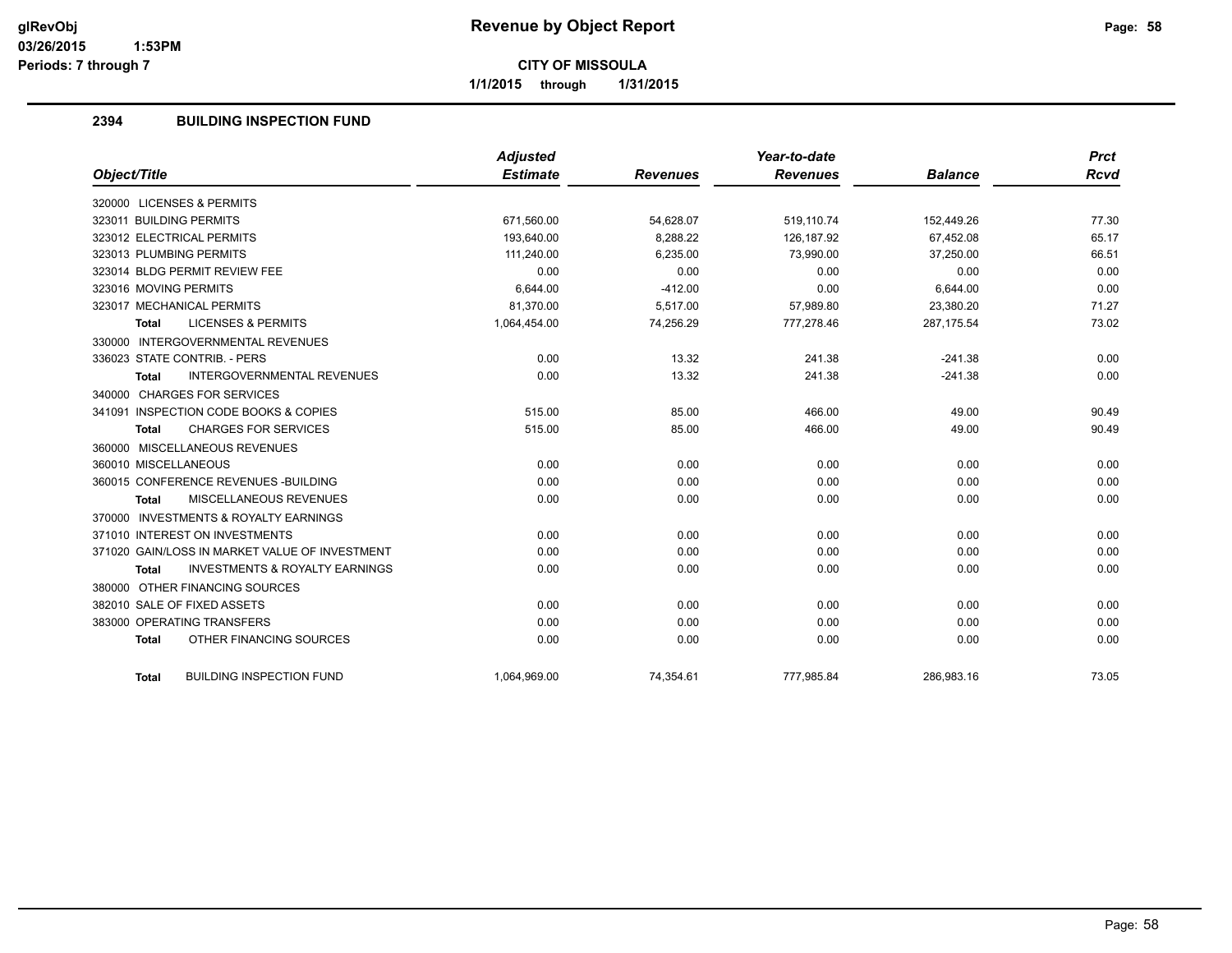# Revenue by Object Report

**CITY OF MISSOULA**

**1/1/2015 through 1/31/2015**

glRevObj
03/26/2015 1:53PM
Periods: 7 through 7

## 2394 BUILDING INSPECTION FUND

| Object/Title | Adjusted Estimate | Revenues | Year-to-date Revenues | Balance | Prct Rcvd |
|---|---|---|---|---|---|
| 320000 LICENSES & PERMITS | | | | | |
| 323011 BUILDING PERMITS | 671,560.00 | 54,628.07 | 519,110.74 | 152,449.26 | 77.30 |
| 323012 ELECTRICAL PERMITS | 193,640.00 | 8,288.22 | 126,187.92 | 67,452.08 | 65.17 |
| 323013 PLUMBING PERMITS | 111,240.00 | 6,235.00 | 73,990.00 | 37,250.00 | 66.51 |
| 323014 BLDG PERMIT REVIEW FEE | 0.00 | 0.00 | 0.00 | 0.00 | 0.00 |
| 323016 MOVING PERMITS | 6,644.00 | -412.00 | 0.00 | 6,644.00 | 0.00 |
| 323017 MECHANICAL PERMITS | 81,370.00 | 5,517.00 | 57,989.80 | 23,380.20 | 71.27 |
| **Total** LICENSES & PERMITS | 1,064,454.00 | 74,256.29 | 777,278.46 | 287,175.54 | 73.02 |
| 330000 INTERGOVERNMENTAL REVENUES | | | | | |
| 336023 STATE CONTRIB. - PERS | 0.00 | 13.32 | 241.38 | -241.38 | 0.00 |
| **Total** INTERGOVERNMENTAL REVENUES | 0.00 | 13.32 | 241.38 | -241.38 | 0.00 |
| 340000 CHARGES FOR SERVICES | | | | | |
| 341091 INSPECTION CODE BOOKS & COPIES | 515.00 | 85.00 | 466.00 | 49.00 | 90.49 |
| **Total** CHARGES FOR SERVICES | 515.00 | 85.00 | 466.00 | 49.00 | 90.49 |
| 360000 MISCELLANEOUS REVENUES | | | | | |
| 360010 MISCELLANEOUS | 0.00 | 0.00 | 0.00 | 0.00 | 0.00 |
| 360015 CONFERENCE REVENUES -BUILDING | 0.00 | 0.00 | 0.00 | 0.00 | 0.00 |
| **Total** MISCELLANEOUS REVENUES | 0.00 | 0.00 | 0.00 | 0.00 | 0.00 |
| 370000 INVESTMENTS & ROYALTY EARNINGS | | | | | |
| 371010 INTEREST ON INVESTMENTS | 0.00 | 0.00 | 0.00 | 0.00 | 0.00 |
| 371020 GAIN/LOSS IN MARKET VALUE OF INVESTMENT | 0.00 | 0.00 | 0.00 | 0.00 | 0.00 |
| **Total** INVESTMENTS & ROYALTY EARNINGS | 0.00 | 0.00 | 0.00 | 0.00 | 0.00 |
| 380000 OTHER FINANCING SOURCES | | | | | |
| 382010 SALE OF FIXED ASSETS | 0.00 | 0.00 | 0.00 | 0.00 | 0.00 |
| 383000 OPERATING TRANSFERS | 0.00 | 0.00 | 0.00 | 0.00 | 0.00 |
| **Total** OTHER FINANCING SOURCES | 0.00 | 0.00 | 0.00 | 0.00 | 0.00 |
| **Total** BUILDING INSPECTION FUND | 1,064,969.00 | 74,354.61 | 777,985.84 | 286,983.16 | 73.05 |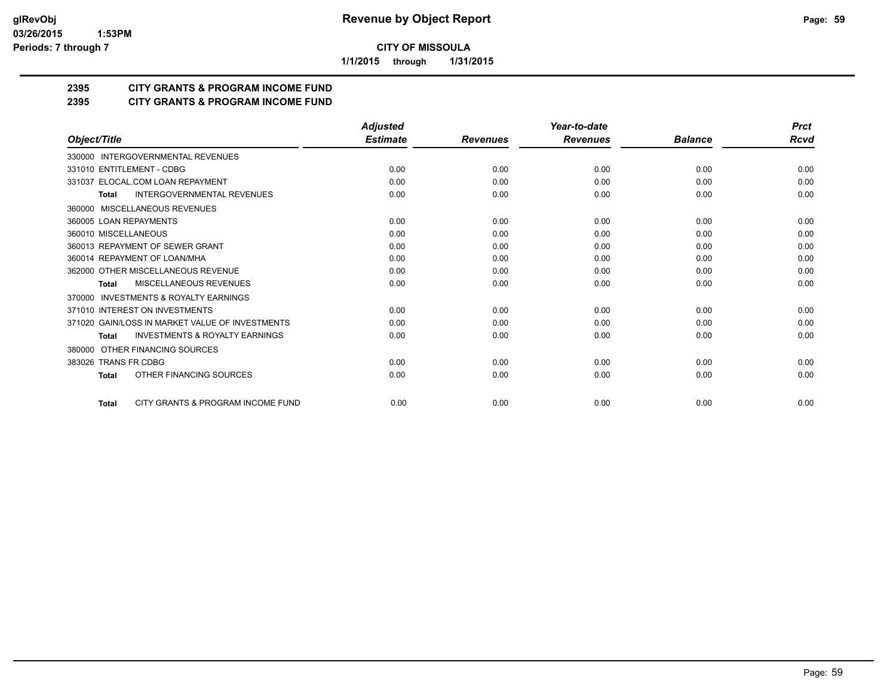# CITY OF MISSOULA

**1/1/2015 through 1/31/2015**

## 2395 CITY GRANTS & PROGRAM INCOME FUND
## 2395 CITY GRANTS & PROGRAM INCOME FUND

| Object/Title | Adjusted Estimate | Revenues | Year-to-date Revenues | Balance | Prct Rcvd |
|---|---|---|---|---|---|
| 330000 INTERGOVERNMENTAL REVENUES | | | | | |
| 331010 ENTITLEMENT - CDBG | 0.00 | 0.00 | 0.00 | 0.00 | 0.00 |
| 331037 ELOCAL.COM LOAN REPAYMENT | 0.00 | 0.00 | 0.00 | 0.00 | 0.00 |
| **Total** INTERGOVERNMENTAL REVENUES | 0.00 | 0.00 | 0.00 | 0.00 | 0.00 |
| 360000 MISCELLANEOUS REVENUES | | | | | |
| 360005 LOAN REPAYMENTS | 0.00 | 0.00 | 0.00 | 0.00 | 0.00 |
| 360010 MISCELLANEOUS | 0.00 | 0.00 | 0.00 | 0.00 | 0.00 |
| 360013 REPAYMENT OF SEWER GRANT | 0.00 | 0.00 | 0.00 | 0.00 | 0.00 |
| 360014 REPAYMENT OF LOAN/MHA | 0.00 | 0.00 | 0.00 | 0.00 | 0.00 |
| 362000 OTHER MISCELLANEOUS REVENUE | 0.00 | 0.00 | 0.00 | 0.00 | 0.00 |
| **Total** MISCELLANEOUS REVENUES | 0.00 | 0.00 | 0.00 | 0.00 | 0.00 |
| 370000 INVESTMENTS & ROYALTY EARNINGS | | | | | |
| 371010 INTEREST ON INVESTMENTS | 0.00 | 0.00 | 0.00 | 0.00 | 0.00 |
| 371020 GAIN/LOSS IN MARKET VALUE OF INVESTMENTS | 0.00 | 0.00 | 0.00 | 0.00 | 0.00 |
| **Total** INVESTMENTS & ROYALTY EARNINGS | 0.00 | 0.00 | 0.00 | 0.00 | 0.00 |
| 380000 OTHER FINANCING SOURCES | | | | | |
| 383026 TRANS FR CDBG | 0.00 | 0.00 | 0.00 | 0.00 | 0.00 |
| **Total** OTHER FINANCING SOURCES | 0.00 | 0.00 | 0.00 | 0.00 | 0.00 |
| **Total** CITY GRANTS & PROGRAM INCOME FUND | 0.00 | 0.00 | 0.00 | 0.00 | 0.00 |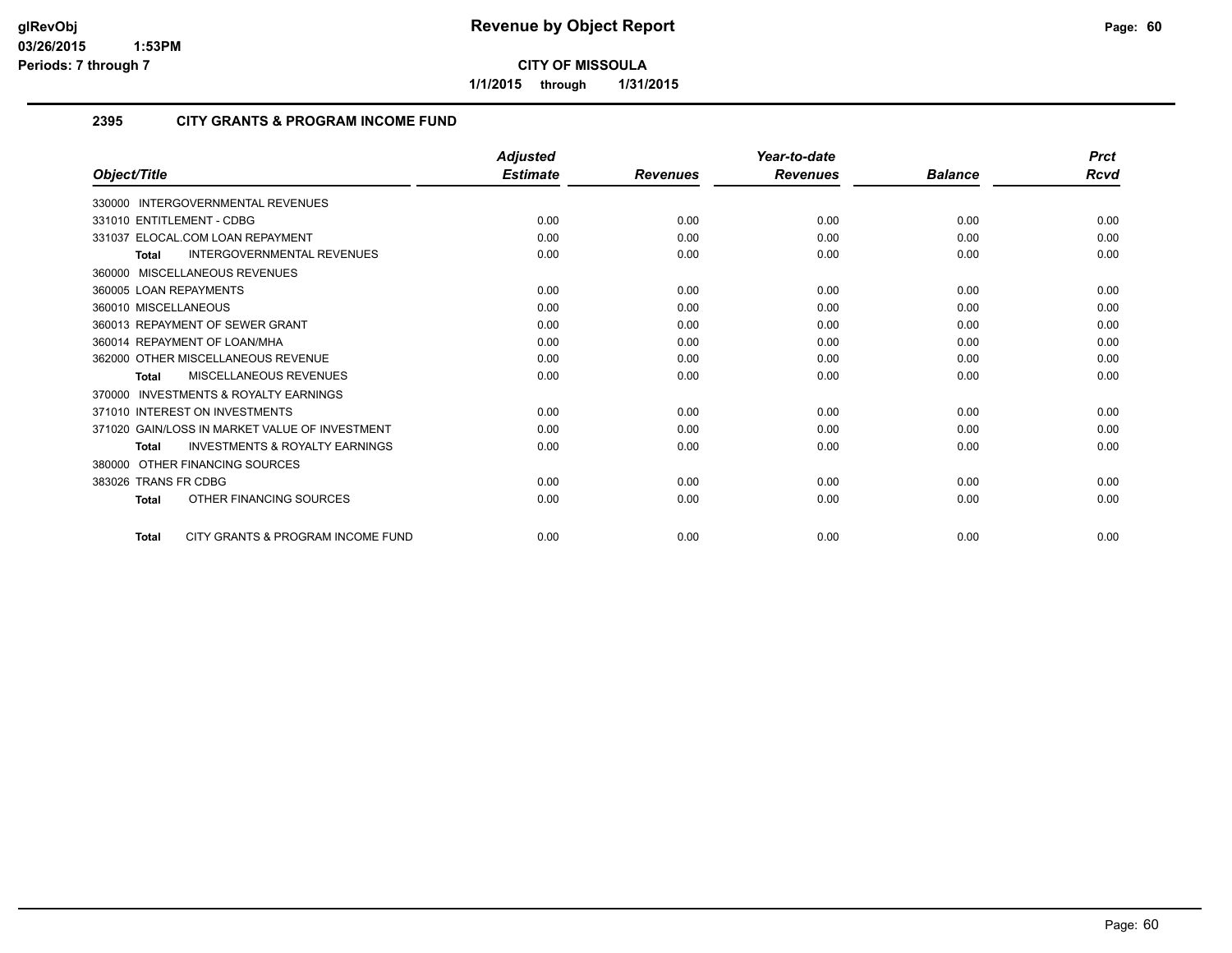# Revenue by Object Report

**CITY OF MISSOULA**

**1/1/2015 through 1/31/2015**

glRevObj
03/26/2015 1:53PM
Periods: 7 through 7

## 2395 CITY GRANTS & PROGRAM INCOME FUND

| Object/Title | Adjusted Estimate | Revenues | Year-to-date Revenues | Balance | Prct Rcvd |
|---|---|---|---|---|---|
| 330000 INTERGOVERNMENTAL REVENUES | | | | | |
| 331010 ENTITLEMENT - CDBG | 0.00 | 0.00 | 0.00 | 0.00 | 0.00 |
| 331037 ELOCAL.COM LOAN REPAYMENT | 0.00 | 0.00 | 0.00 | 0.00 | 0.00 |
| **Total** INTERGOVERNMENTAL REVENUES | 0.00 | 0.00 | 0.00 | 0.00 | 0.00 |
| 360000 MISCELLANEOUS REVENUES | | | | | |
| 360005 LOAN REPAYMENTS | 0.00 | 0.00 | 0.00 | 0.00 | 0.00 |
| 360010 MISCELLANEOUS | 0.00 | 0.00 | 0.00 | 0.00 | 0.00 |
| 360013 REPAYMENT OF SEWER GRANT | 0.00 | 0.00 | 0.00 | 0.00 | 0.00 |
| 360014 REPAYMENT OF LOAN/MHA | 0.00 | 0.00 | 0.00 | 0.00 | 0.00 |
| 362000 OTHER MISCELLANEOUS REVENUE | 0.00 | 0.00 | 0.00 | 0.00 | 0.00 |
| **Total** MISCELLANEOUS REVENUES | 0.00 | 0.00 | 0.00 | 0.00 | 0.00 |
| 370000 INVESTMENTS & ROYALTY EARNINGS | | | | | |
| 371010 INTEREST ON INVESTMENTS | 0.00 | 0.00 | 0.00 | 0.00 | 0.00 |
| 371020 GAIN/LOSS IN MARKET VALUE OF INVESTMENT | 0.00 | 0.00 | 0.00 | 0.00 | 0.00 |
| **Total** INVESTMENTS & ROYALTY EARNINGS | 0.00 | 0.00 | 0.00 | 0.00 | 0.00 |
| 380000 OTHER FINANCING SOURCES | | | | | |
| 383026 TRANS FR CDBG | 0.00 | 0.00 | 0.00 | 0.00 | 0.00 |
| **Total** OTHER FINANCING SOURCES | 0.00 | 0.00 | 0.00 | 0.00 | 0.00 |
| **Total** CITY GRANTS & PROGRAM INCOME FUND | 0.00 | 0.00 | 0.00 | 0.00 | 0.00 |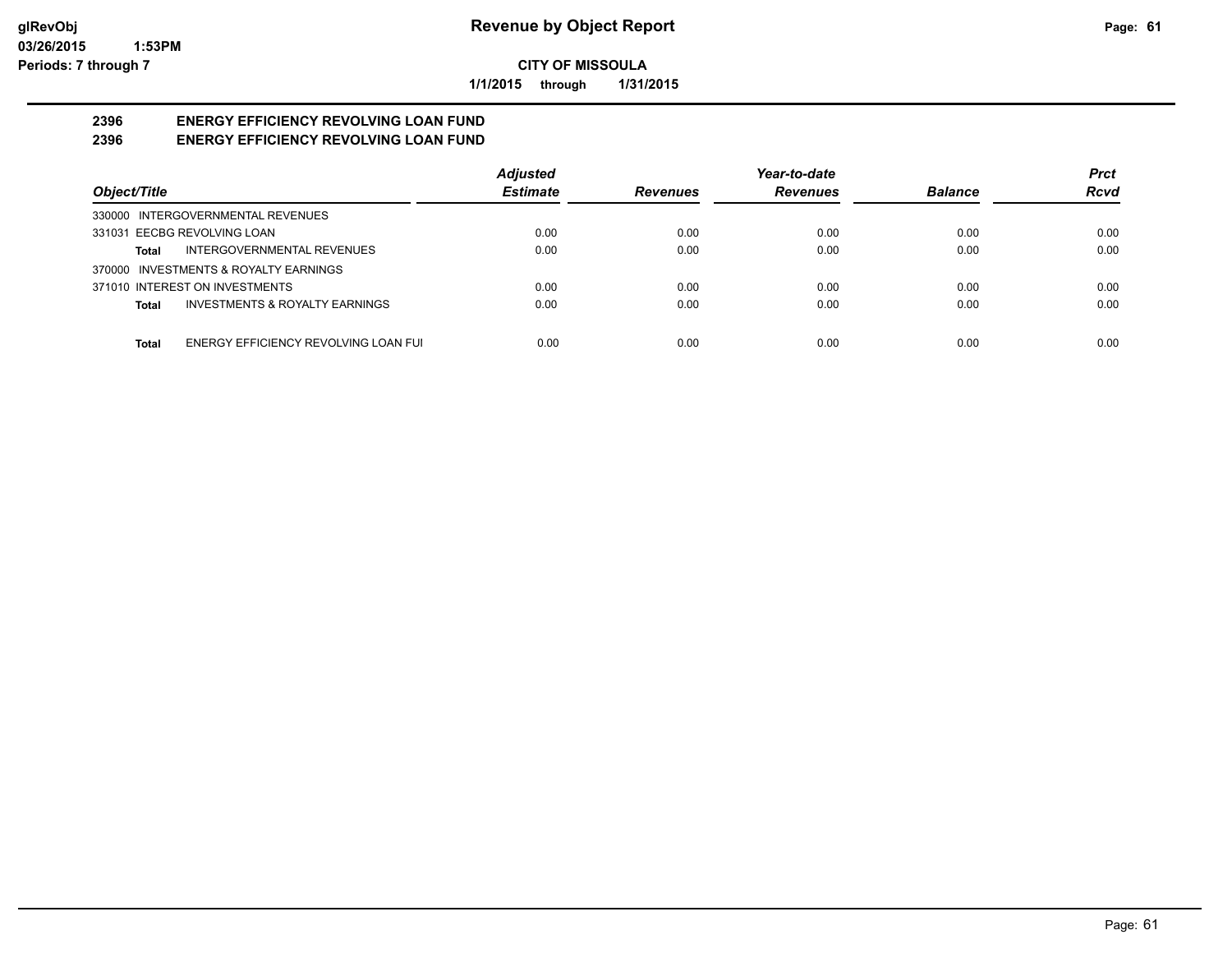**CITY OF MISSOULA**

**1/1/2015 through 1/31/2015**

## 2396 ENERGY EFFICIENCY REVOLVING LOAN FUND
## 2396 ENERGY EFFICIENCY REVOLVING LOAN FUND

| Object/Title | | Adjusted Estimate | Revenues | Year-to-date Revenues | Balance | Prct Rcvd |
|---|---|---|---|---|---|---|
| 330000 INTERGOVERNMENTAL REVENUES | | | | | | |
| 331031 EECBG REVOLVING LOAN | | 0.00 | 0.00 | 0.00 | 0.00 | 0.00 |
| **Total** | INTERGOVERNMENTAL REVENUES | 0.00 | 0.00 | 0.00 | 0.00 | 0.00 |
| 370000 INVESTMENTS & ROYALTY EARNINGS | | | | | | |
| 371010 INTEREST ON INVESTMENTS | | 0.00 | 0.00 | 0.00 | 0.00 | 0.00 |
| **Total** | INVESTMENTS & ROYALTY EARNINGS | 0.00 | 0.00 | 0.00 | 0.00 | 0.00 |
| **Total** | ENERGY EFFICIENCY REVOLVING LOAN FUI | 0.00 | 0.00 | 0.00 | 0.00 | 0.00 |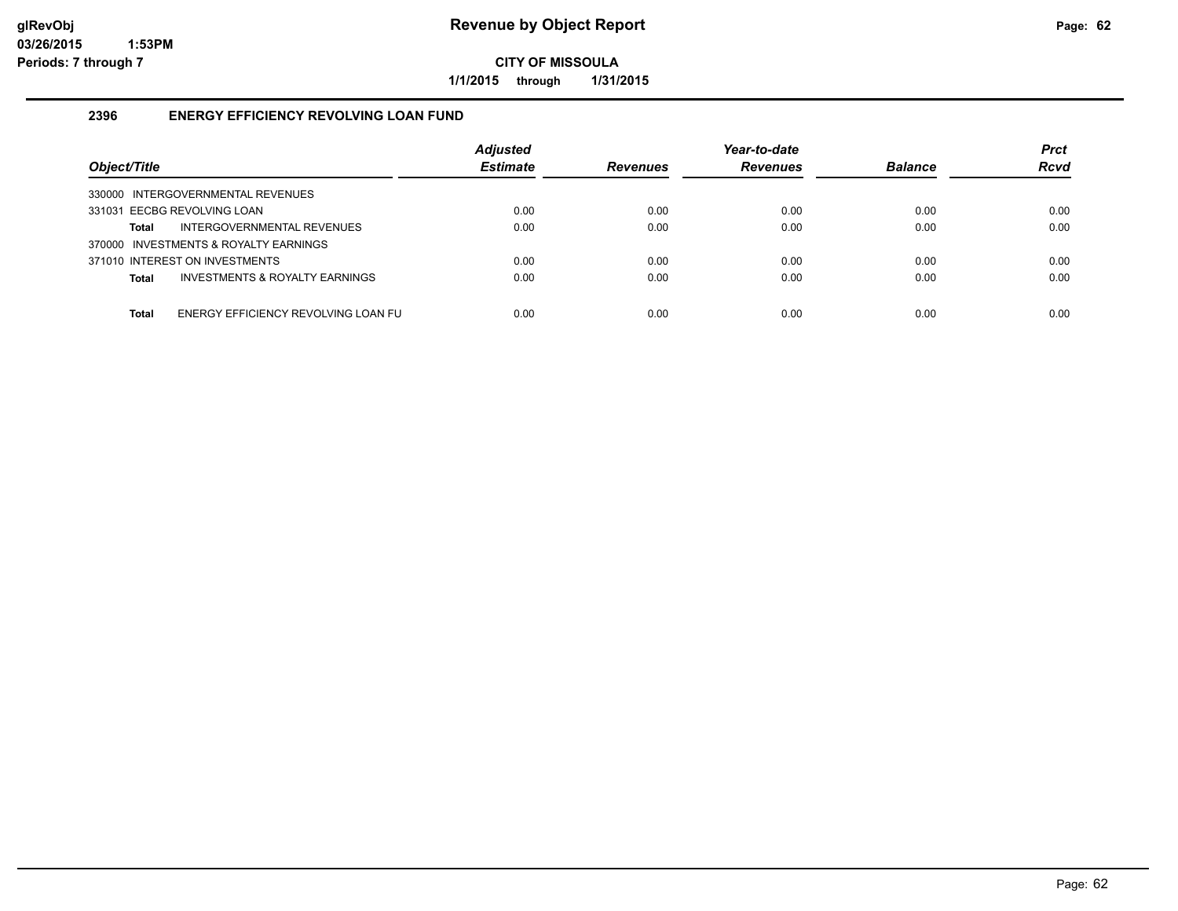# Revenue by Object Report

**CITY OF MISSOULA**

**1/1/2015 through 1/31/2015**

## 2396 ENERGY EFFICIENCY REVOLVING LOAN FUND

| Object/Title | Adjusted Estimate | Revenues | Year-to-date Revenues | Balance | Prct Rcvd |
|---|---|---|---|---|---|
| 330000 INTERGOVERNMENTAL REVENUES | | | | | |
| 331031 EECBG REVOLVING LOAN | 0.00 | 0.00 | 0.00 | 0.00 | 0.00 |
| **Total** INTERGOVERNMENTAL REVENUES | 0.00 | 0.00 | 0.00 | 0.00 | 0.00 |
| 370000 INVESTMENTS & ROYALTY EARNINGS | | | | | |
| 371010 INTEREST ON INVESTMENTS | 0.00 | 0.00 | 0.00 | 0.00 | 0.00 |
| **Total** INVESTMENTS & ROYALTY EARNINGS | 0.00 | 0.00 | 0.00 | 0.00 | 0.00 |
| **Total** ENERGY EFFICIENCY REVOLVING LOAN FU | 0.00 | 0.00 | 0.00 | 0.00 | 0.00 |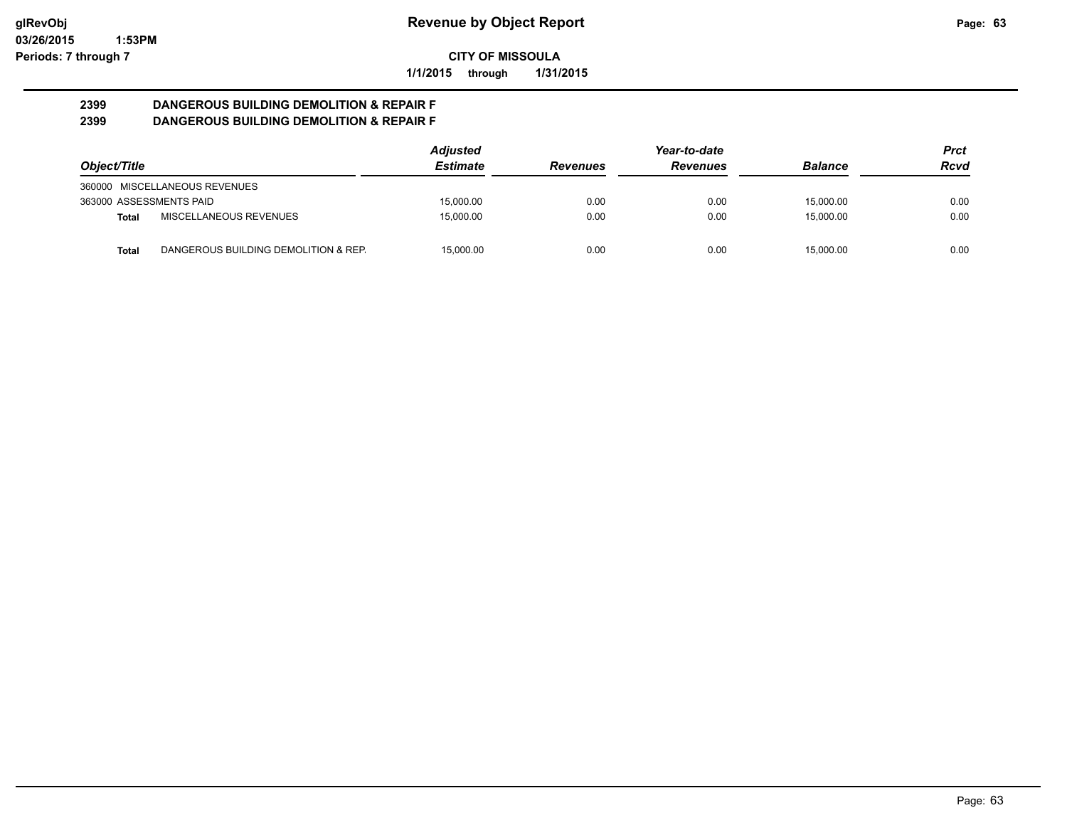# Revenue by Object Report

**CITY OF MISSOULA**

**1/1/2015 through 1/31/2015**

**2399 DANGEROUS BUILDING DEMOLITION & REPAIR F**
**2399 DANGEROUS BUILDING DEMOLITION & REPAIR F**

| Object/Title | | Adjusted Estimate | Revenues | Year-to-date Revenues | Balance | Prct Rcvd |
|---|---|---|---|---|---|---|
| 360000 MISCELLANEOUS REVENUES | | | | | | |
| 363000 ASSESSMENTS PAID | | 15,000.00 | 0.00 | 0.00 | 15,000.00 | 0.00 |
| **Total** | MISCELLANEOUS REVENUES | 15,000.00 | 0.00 | 0.00 | 15,000.00 | 0.00 |
| **Total** | DANGEROUS BUILDING DEMOLITION & REP. | 15,000.00 | 0.00 | 0.00 | 15,000.00 | 0.00 |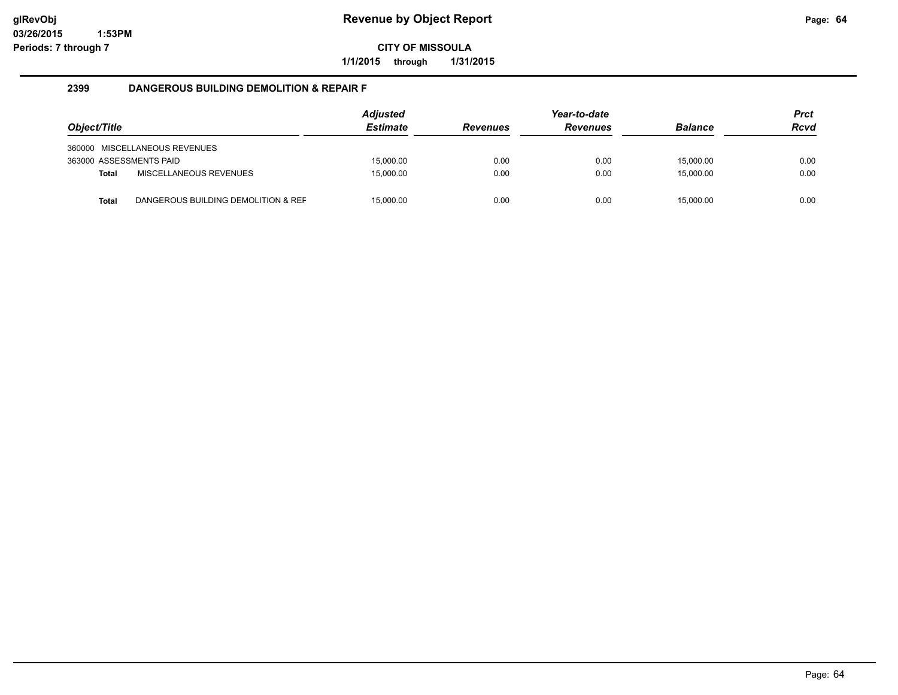# Revenue by Object Report

**CITY OF MISSOULA**

**1/1/2015 through 1/31/2015**

glRevObj
03/26/2015 1:53PM
Periods: 7 through 7

## 2399 DANGEROUS BUILDING DEMOLITION & REPAIR F

| Object/Title | | Adjusted Estimate | Revenues | Year-to-date Revenues | Balance | Prct Rcvd |
|---|---|---|---|---|---|---|
| 360000 | MISCELLANEOUS REVENUES | | | | | |
| 363000 ASSESSMENTS PAID | | 15,000.00 | 0.00 | 0.00 | 15,000.00 | 0.00 |
| **Total** | MISCELLANEOUS REVENUES | 15,000.00 | 0.00 | 0.00 | 15,000.00 | 0.00 |
| **Total** | DANGEROUS BUILDING DEMOLITION & REF | 15,000.00 | 0.00 | 0.00 | 15,000.00 | 0.00 |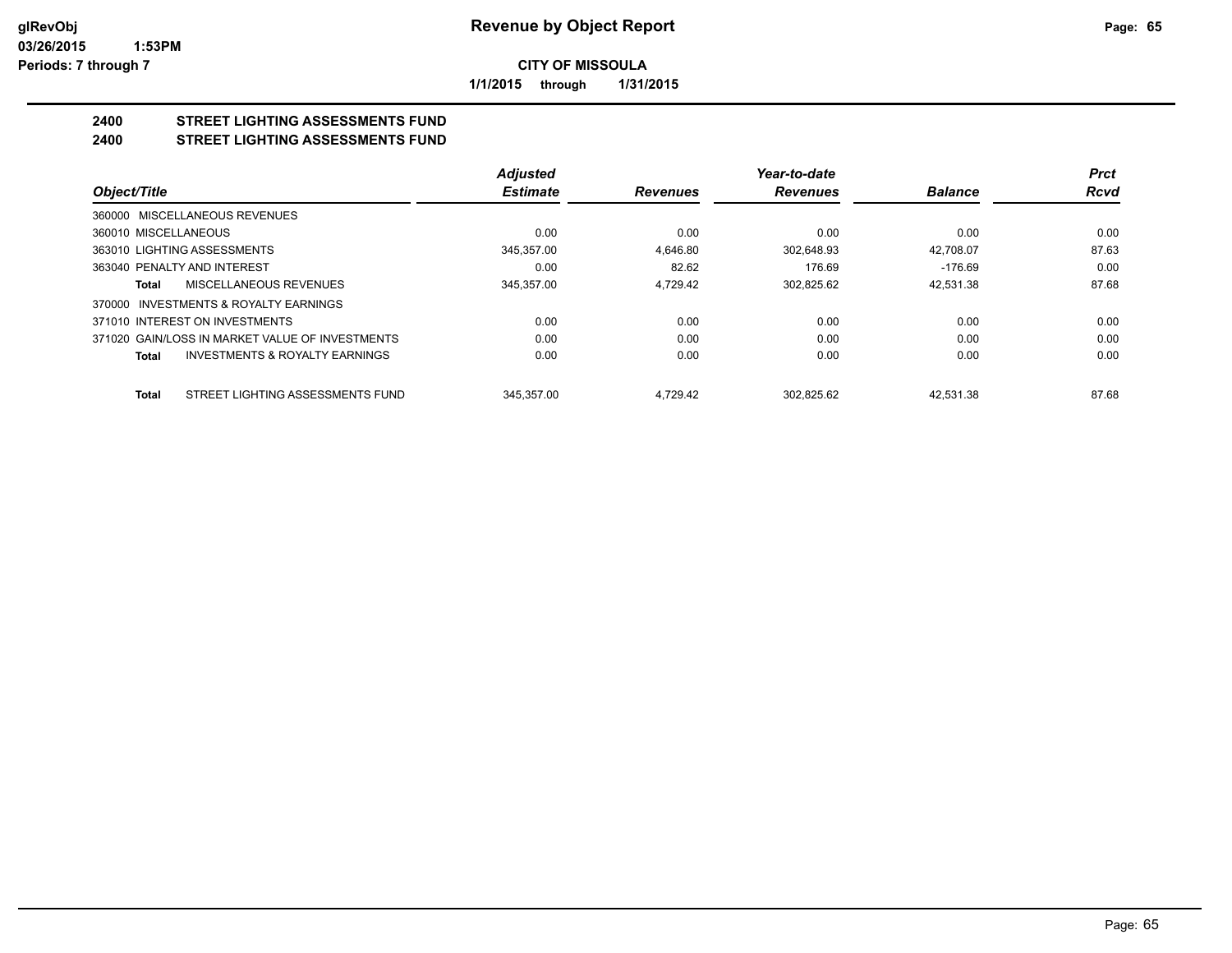**Revenue by Object Report**

**CITY OF MISSOULA**

**1/1/2015 through 1/31/2015**

glRevObj
03/26/2015 1:53PM
Periods: 7 through 7

## 2400 STREET LIGHTING ASSESSMENTS FUND
## 2400 STREET LIGHTING ASSESSMENTS FUND

| Object/Title | Adjusted Estimate | Revenues | Year-to-date Revenues | Balance | Prct Rcvd |
|---|---|---|---|---|---|
| 360000 MISCELLANEOUS REVENUES | | | | | |
| 360010 MISCELLANEOUS | 0.00 | 0.00 | 0.00 | 0.00 | 0.00 |
| 363010 LIGHTING ASSESSMENTS | 345,357.00 | 4,646.80 | 302,648.93 | 42,708.07 | 87.63 |
| 363040 PENALTY AND INTEREST | 0.00 | 82.62 | 176.69 | -176.69 | 0.00 |
| **Total** MISCELLANEOUS REVENUES | 345,357.00 | 4,729.42 | 302,825.62 | 42,531.38 | 87.68 |
| 370000 INVESTMENTS & ROYALTY EARNINGS | | | | | |
| 371010 INTEREST ON INVESTMENTS | 0.00 | 0.00 | 0.00 | 0.00 | 0.00 |
| 371020 GAIN/LOSS IN MARKET VALUE OF INVESTMENTS | 0.00 | 0.00 | 0.00 | 0.00 | 0.00 |
| **Total** INVESTMENTS & ROYALTY EARNINGS | 0.00 | 0.00 | 0.00 | 0.00 | 0.00 |
| **Total** STREET LIGHTING ASSESSMENTS FUND | 345,357.00 | 4,729.42 | 302,825.62 | 42,531.38 | 87.68 |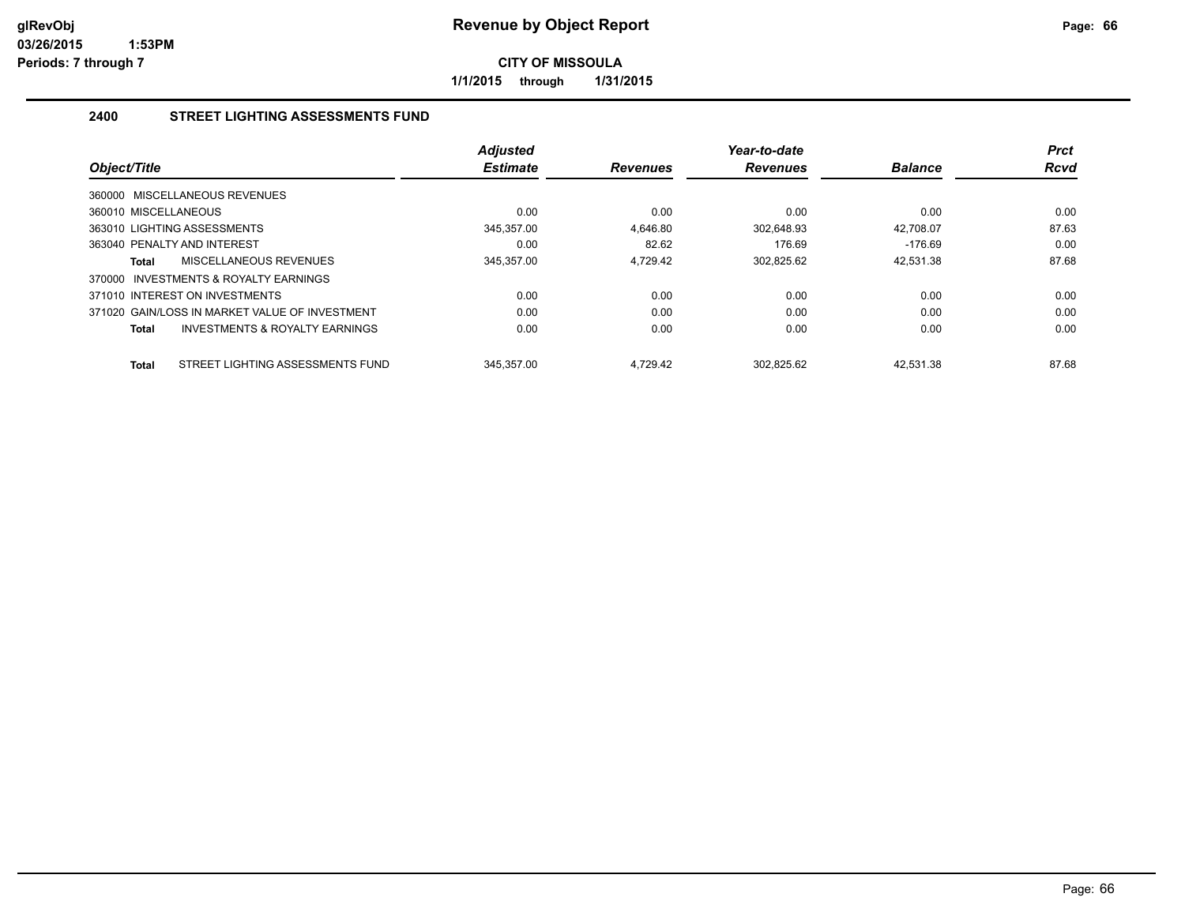# Revenue by Object Report

**CITY OF MISSOULA**

**1/1/2015 through 1/31/2015**

glRevObj
03/26/2015 1:53PM
Periods: 7 through 7

## 2400 STREET LIGHTING ASSESSMENTS FUND

| Object/Title | Adjusted Estimate | Revenues | Year-to-date Revenues | Balance | Prct Rcvd |
|---|---|---|---|---|---|
| 360000 MISCELLANEOUS REVENUES | | | | | |
| 360010 MISCELLANEOUS | 0.00 | 0.00 | 0.00 | 0.00 | 0.00 |
| 363010 LIGHTING ASSESSMENTS | 345,357.00 | 4,646.80 | 302,648.93 | 42,708.07 | 87.63 |
| 363040 PENALTY AND INTEREST | 0.00 | 82.62 | 176.69 | -176.69 | 0.00 |
| **Total** MISCELLANEOUS REVENUES | 345,357.00 | 4,729.42 | 302,825.62 | 42,531.38 | 87.68 |
| 370000 INVESTMENTS & ROYALTY EARNINGS | | | | | |
| 371010 INTEREST ON INVESTMENTS | 0.00 | 0.00 | 0.00 | 0.00 | 0.00 |
| 371020 GAIN/LOSS IN MARKET VALUE OF INVESTMENT | 0.00 | 0.00 | 0.00 | 0.00 | 0.00 |
| **Total** INVESTMENTS & ROYALTY EARNINGS | 0.00 | 0.00 | 0.00 | 0.00 | 0.00 |
| **Total** STREET LIGHTING ASSESSMENTS FUND | 345,357.00 | 4,729.42 | 302,825.62 | 42,531.38 | 87.68 |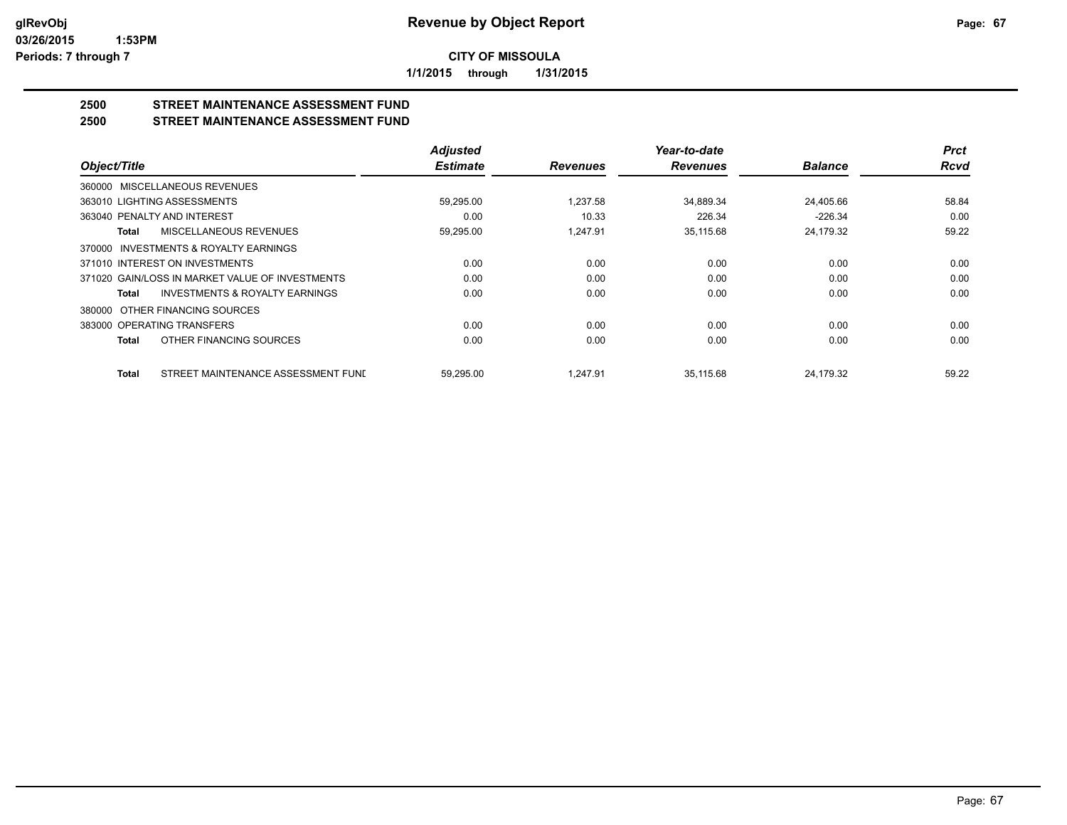**Revenue by Object Report**

**CITY OF MISSOULA**

**1/1/2015 through 1/31/2015**

glRevObj
03/26/2015 1:53PM
Periods: 7 through 7

## 2500 STREET MAINTENANCE ASSESSMENT FUND
## 2500 STREET MAINTENANCE ASSESSMENT FUND

| Object/Title | Adjusted Estimate | Revenues | Year-to-date Revenues | Balance | Prct Rcvd |
|---|---|---|---|---|---|
| 360000 MISCELLANEOUS REVENUES | | | | | |
| 363010 LIGHTING ASSESSMENTS | 59,295.00 | 1,237.58 | 34,889.34 | 24,405.66 | 58.84 |
| 363040 PENALTY AND INTEREST | 0.00 | 10.33 | 226.34 | -226.34 | 0.00 |
| **Total** MISCELLANEOUS REVENUES | 59,295.00 | 1,247.91 | 35,115.68 | 24,179.32 | 59.22 |
| 370000 INVESTMENTS & ROYALTY EARNINGS | | | | | |
| 371010 INTEREST ON INVESTMENTS | 0.00 | 0.00 | 0.00 | 0.00 | 0.00 |
| 371020 GAIN/LOSS IN MARKET VALUE OF INVESTMENTS | 0.00 | 0.00 | 0.00 | 0.00 | 0.00 |
| **Total** INVESTMENTS & ROYALTY EARNINGS | 0.00 | 0.00 | 0.00 | 0.00 | 0.00 |
| 380000 OTHER FINANCING SOURCES | | | | | |
| 383000 OPERATING TRANSFERS | 0.00 | 0.00 | 0.00 | 0.00 | 0.00 |
| **Total** OTHER FINANCING SOURCES | 0.00 | 0.00 | 0.00 | 0.00 | 0.00 |
| **Total** STREET MAINTENANCE ASSESSMENT FUND | 59,295.00 | 1,247.91 | 35,115.68 | 24,179.32 | 59.22 |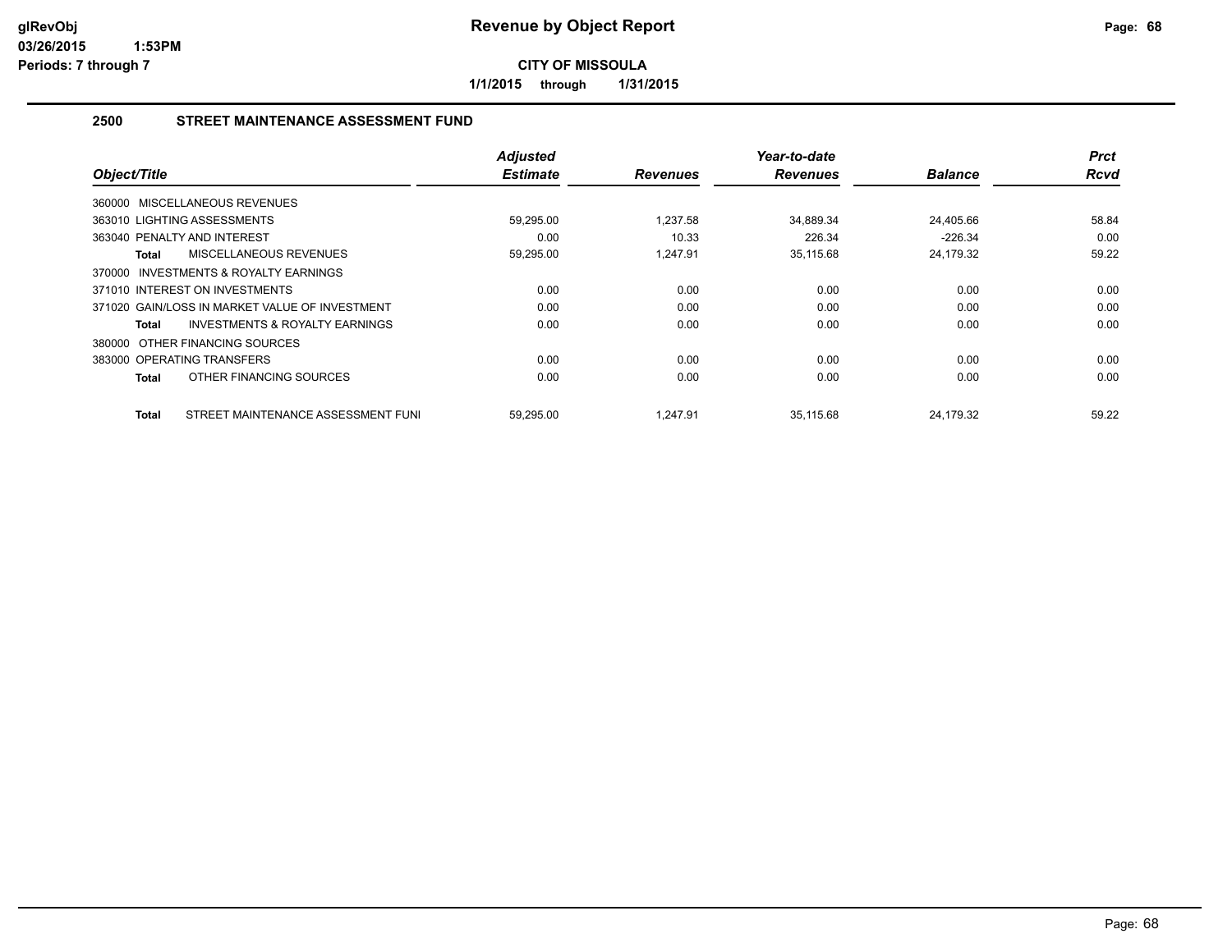# Revenue by Object Report

**CITY OF MISSOULA**

**1/1/2015 through 1/31/2015**

glRevObj
03/26/2015 1:53PM
Periods: 7 through 7

## 2500 STREET MAINTENANCE ASSESSMENT FUND

| Object/Title | Adjusted Estimate | Revenues | Year-to-date Revenues | Balance | Prct Rcvd |
|---|---|---|---|---|---|
| 360000 MISCELLANEOUS REVENUES | | | | | |
| 363010 LIGHTING ASSESSMENTS | 59,295.00 | 1,237.58 | 34,889.34 | 24,405.66 | 58.84 |
| 363040 PENALTY AND INTEREST | 0.00 | 10.33 | 226.34 | -226.34 | 0.00 |
| **Total** MISCELLANEOUS REVENUES | 59,295.00 | 1,247.91 | 35,115.68 | 24,179.32 | 59.22 |
| 370000 INVESTMENTS & ROYALTY EARNINGS | | | | | |
| 371010 INTEREST ON INVESTMENTS | 0.00 | 0.00 | 0.00 | 0.00 | 0.00 |
| 371020 GAIN/LOSS IN MARKET VALUE OF INVESTMENT | 0.00 | 0.00 | 0.00 | 0.00 | 0.00 |
| **Total** INVESTMENTS & ROYALTY EARNINGS | 0.00 | 0.00 | 0.00 | 0.00 | 0.00 |
| 380000 OTHER FINANCING SOURCES | | | | | |
| 383000 OPERATING TRANSFERS | 0.00 | 0.00 | 0.00 | 0.00 | 0.00 |
| **Total** OTHER FINANCING SOURCES | 0.00 | 0.00 | 0.00 | 0.00 | 0.00 |
| **Total** STREET MAINTENANCE ASSESSMENT FUNI | 59,295.00 | 1,247.91 | 35,115.68 | 24,179.32 | 59.22 |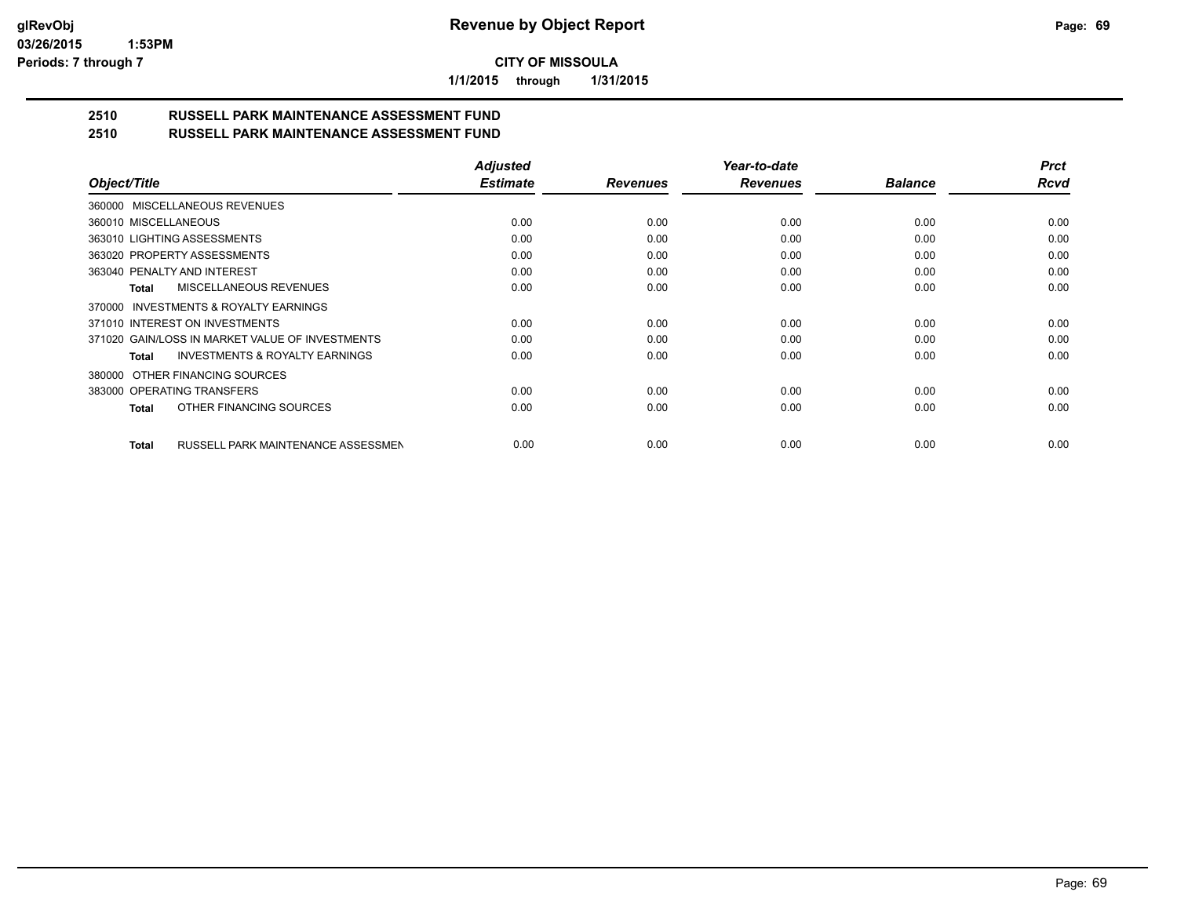**CITY OF MISSOULA**

**1/1/2015 through 1/31/2015**

**Revenue by Object Report**

glRevObj
03/26/2015 1:53PM
Periods: 7 through 7

## 2510 RUSSELL PARK MAINTENANCE ASSESSMENT FUND
## 2510 RUSSELL PARK MAINTENANCE ASSESSMENT FUND

| Object/Title | Adjusted Estimate | Revenues | Year-to-date Revenues | Balance | Prct Rcvd |
|---|---|---|---|---|---|
| 360000 MISCELLANEOUS REVENUES | | | | | |
| 360010 MISCELLANEOUS | 0.00 | 0.00 | 0.00 | 0.00 | 0.00 |
| 363010 LIGHTING ASSESSMENTS | 0.00 | 0.00 | 0.00 | 0.00 | 0.00 |
| 363020 PROPERTY ASSESSMENTS | 0.00 | 0.00 | 0.00 | 0.00 | 0.00 |
| 363040 PENALTY AND INTEREST | 0.00 | 0.00 | 0.00 | 0.00 | 0.00 |
| **Total** MISCELLANEOUS REVENUES | 0.00 | 0.00 | 0.00 | 0.00 | 0.00 |
| 370000 INVESTMENTS & ROYALTY EARNINGS | | | | | |
| 371010 INTEREST ON INVESTMENTS | 0.00 | 0.00 | 0.00 | 0.00 | 0.00 |
| 371020 GAIN/LOSS IN MARKET VALUE OF INVESTMENTS | 0.00 | 0.00 | 0.00 | 0.00 | 0.00 |
| **Total** INVESTMENTS & ROYALTY EARNINGS | 0.00 | 0.00 | 0.00 | 0.00 | 0.00 |
| 380000 OTHER FINANCING SOURCES | | | | | |
| 383000 OPERATING TRANSFERS | 0.00 | 0.00 | 0.00 | 0.00 | 0.00 |
| **Total** OTHER FINANCING SOURCES | 0.00 | 0.00 | 0.00 | 0.00 | 0.00 |
| **Total** RUSSELL PARK MAINTENANCE ASSESSMEN | 0.00 | 0.00 | 0.00 | 0.00 | 0.00 |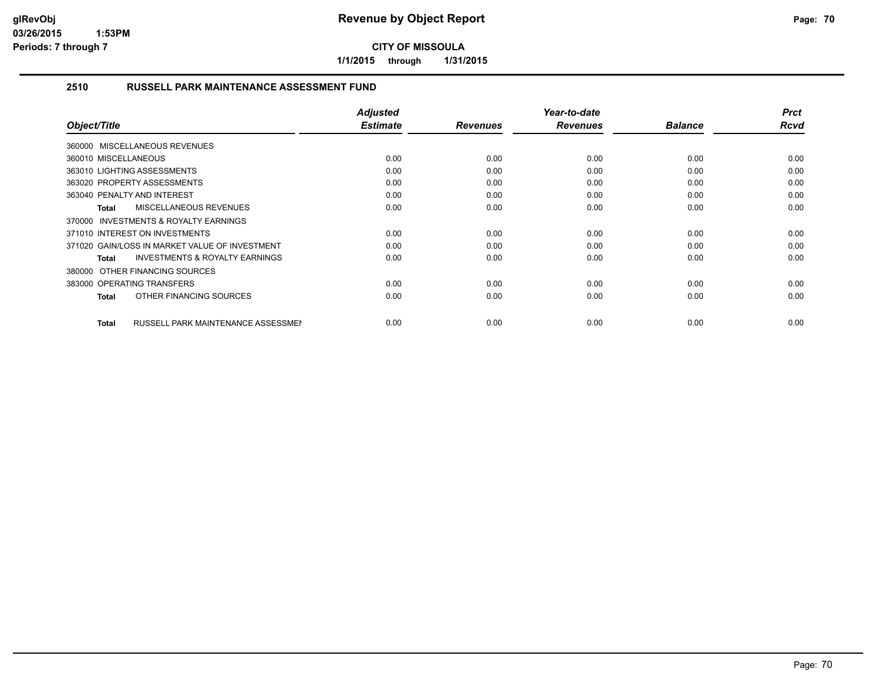**CITY OF MISSOULA**

**1/1/2015 through 1/31/2015**

## 2510 RUSSELL PARK MAINTENANCE ASSESSMENT FUND

| Object/Title | Adjusted Estimate | Revenues | Year-to-date Revenues | Balance | Prct Rcvd |
|---|---|---|---|---|---|
| 360000 MISCELLANEOUS REVENUES | | | | | |
| 360010 MISCELLANEOUS | 0.00 | 0.00 | 0.00 | 0.00 | 0.00 |
| 363010 LIGHTING ASSESSMENTS | 0.00 | 0.00 | 0.00 | 0.00 | 0.00 |
| 363020 PROPERTY ASSESSMENTS | 0.00 | 0.00 | 0.00 | 0.00 | 0.00 |
| 363040 PENALTY AND INTEREST | 0.00 | 0.00 | 0.00 | 0.00 | 0.00 |
| **Total** MISCELLANEOUS REVENUES | 0.00 | 0.00 | 0.00 | 0.00 | 0.00 |
| 370000 INVESTMENTS & ROYALTY EARNINGS | | | | | |
| 371010 INTEREST ON INVESTMENTS | 0.00 | 0.00 | 0.00 | 0.00 | 0.00 |
| 371020 GAIN/LOSS IN MARKET VALUE OF INVESTMENT | 0.00 | 0.00 | 0.00 | 0.00 | 0.00 |
| **Total** INVESTMENTS & ROYALTY EARNINGS | 0.00 | 0.00 | 0.00 | 0.00 | 0.00 |
| 380000 OTHER FINANCING SOURCES | | | | | |
| 383000 OPERATING TRANSFERS | 0.00 | 0.00 | 0.00 | 0.00 | 0.00 |
| **Total** OTHER FINANCING SOURCES | 0.00 | 0.00 | 0.00 | 0.00 | 0.00 |
| **Total** RUSSELL PARK MAINTENANCE ASSESSMEN | 0.00 | 0.00 | 0.00 | 0.00 | 0.00 |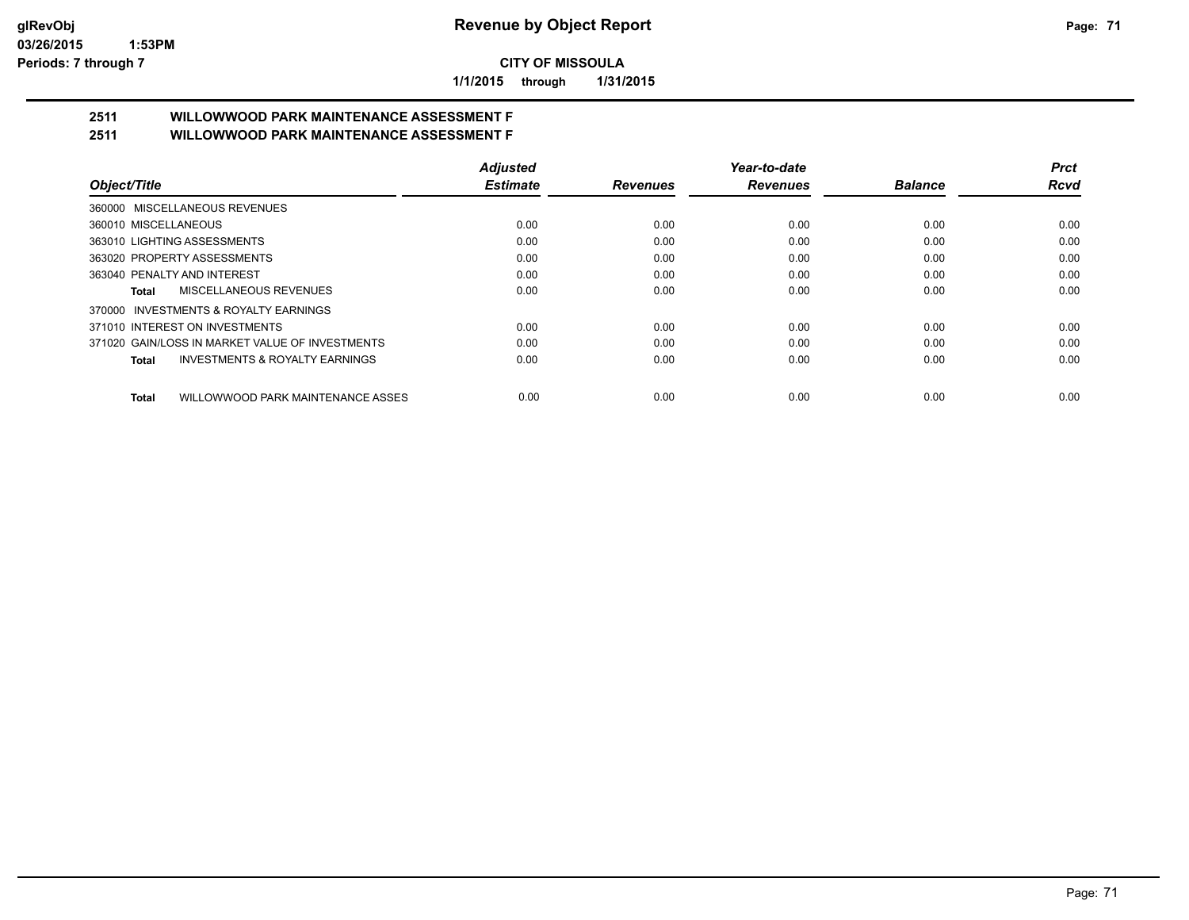**glRevObj** — **Revenue by Object Report**

**03/26/2015 1:53PM**

**Periods: 7 through 7**

**CITY OF MISSOULA**

**1/1/2015 through 1/31/2015**

## 2511 WILLOWWOOD PARK MAINTENANCE ASSESSMENT F
## 2511 WILLOWWOOD PARK MAINTENANCE ASSESSMENT F

| Object/Title | Adjusted Estimate | Revenues | Year-to-date Revenues | Balance | Prct Rcvd |
|---|---|---|---|---|---|
| 360000 MISCELLANEOUS REVENUES | | | | | |
| 360010 MISCELLANEOUS | 0.00 | 0.00 | 0.00 | 0.00 | 0.00 |
| 363010 LIGHTING ASSESSMENTS | 0.00 | 0.00 | 0.00 | 0.00 | 0.00 |
| 363020 PROPERTY ASSESSMENTS | 0.00 | 0.00 | 0.00 | 0.00 | 0.00 |
| 363040 PENALTY AND INTEREST | 0.00 | 0.00 | 0.00 | 0.00 | 0.00 |
| **Total** MISCELLANEOUS REVENUES | 0.00 | 0.00 | 0.00 | 0.00 | 0.00 |
| 370000 INVESTMENTS & ROYALTY EARNINGS | | | | | |
| 371010 INTEREST ON INVESTMENTS | 0.00 | 0.00 | 0.00 | 0.00 | 0.00 |
| 371020 GAIN/LOSS IN MARKET VALUE OF INVESTMENTS | 0.00 | 0.00 | 0.00 | 0.00 | 0.00 |
| **Total** INVESTMENTS & ROYALTY EARNINGS | 0.00 | 0.00 | 0.00 | 0.00 | 0.00 |
| **Total** WILLOWWOOD PARK MAINTENANCE ASSES | 0.00 | 0.00 | 0.00 | 0.00 | 0.00 |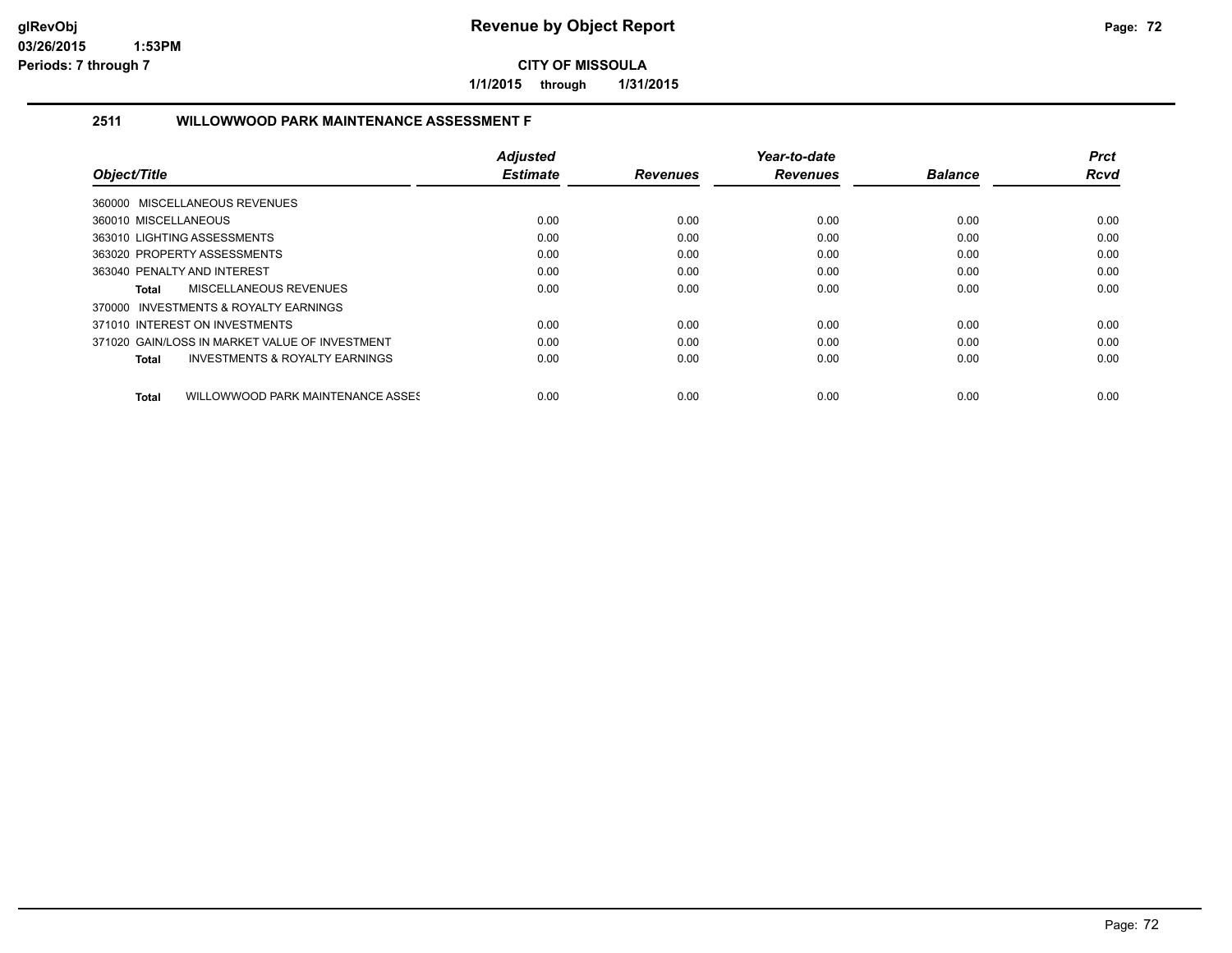# Revenue by Object Report

**CITY OF MISSOULA**

**1/1/2015 through 1/31/2015**

glRevObj
03/26/2015 1:53PM
Periods: 7 through 7

## 2511 WILLOWWOOD PARK MAINTENANCE ASSESSMENT F

| Object/Title | Adjusted Estimate | Revenues | Year-to-date Revenues | Balance | Prct Rcvd |
|---|---|---|---|---|---|
| 360000 MISCELLANEOUS REVENUES | | | | | |
| 360010 MISCELLANEOUS | 0.00 | 0.00 | 0.00 | 0.00 | 0.00 |
| 363010 LIGHTING ASSESSMENTS | 0.00 | 0.00 | 0.00 | 0.00 | 0.00 |
| 363020 PROPERTY ASSESSMENTS | 0.00 | 0.00 | 0.00 | 0.00 | 0.00 |
| 363040 PENALTY AND INTEREST | 0.00 | 0.00 | 0.00 | 0.00 | 0.00 |
| **Total** MISCELLANEOUS REVENUES | 0.00 | 0.00 | 0.00 | 0.00 | 0.00 |
| 370000 INVESTMENTS & ROYALTY EARNINGS | | | | | |
| 371010 INTEREST ON INVESTMENTS | 0.00 | 0.00 | 0.00 | 0.00 | 0.00 |
| 371020 GAIN/LOSS IN MARKET VALUE OF INVESTMENT | 0.00 | 0.00 | 0.00 | 0.00 | 0.00 |
| **Total** INVESTMENTS & ROYALTY EARNINGS | 0.00 | 0.00 | 0.00 | 0.00 | 0.00 |
| **Total** WILLOWWOOD PARK MAINTENANCE ASSES | 0.00 | 0.00 | 0.00 | 0.00 | 0.00 |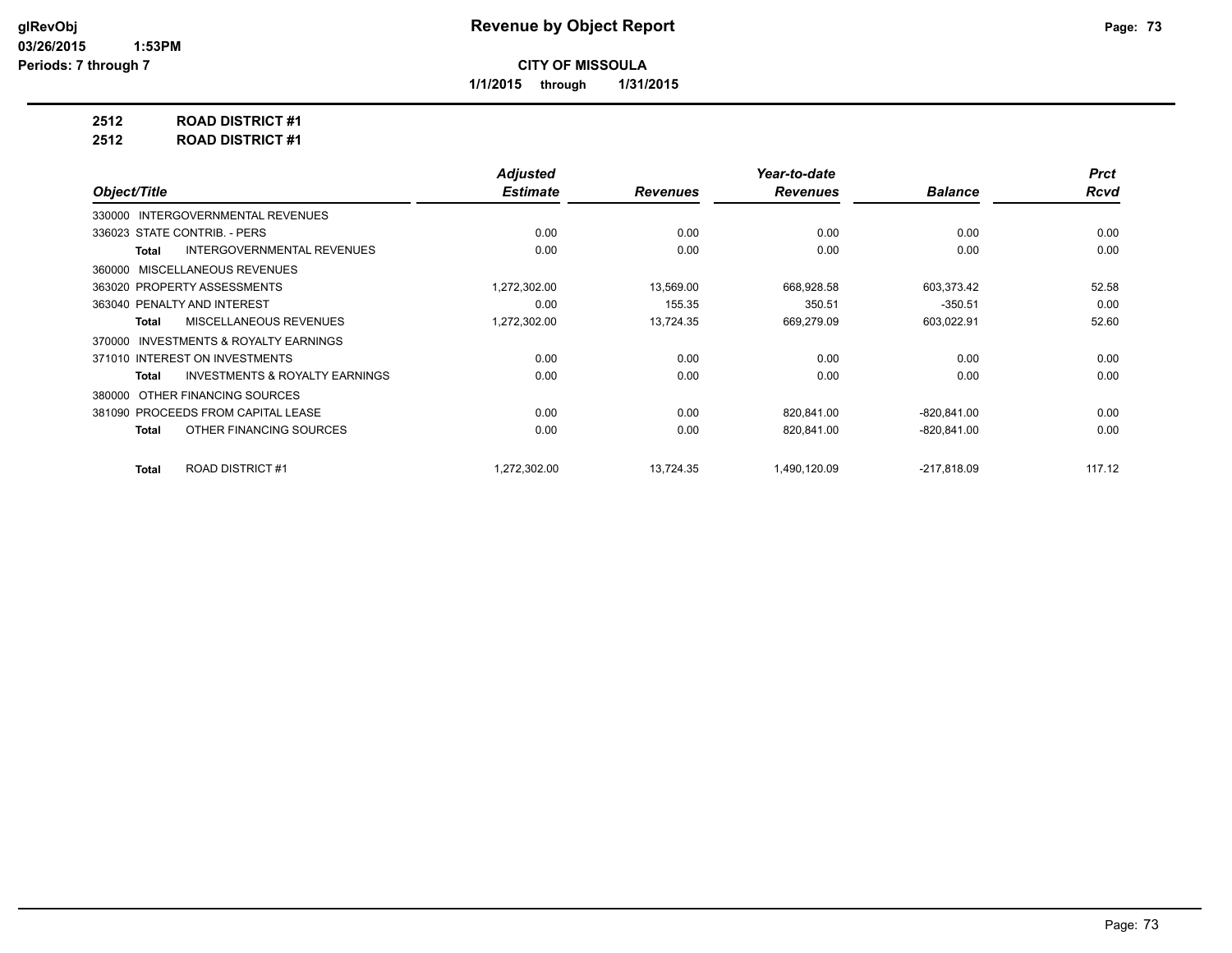# Revenue by Object Report

**CITY OF MISSOULA**

**1/1/2015 through 1/31/2015**

glRevObj
03/26/2015 1:53PM
Periods: 7 through 7

**2512 ROAD DISTRICT #1**

**2512 ROAD DISTRICT #1**

| Object/Title | Adjusted Estimate | Revenues | Year-to-date Revenues | Balance | Prct Rcvd |
|---|---|---|---|---|---|
| 330000 INTERGOVERNMENTAL REVENUES | | | | | |
| 336023 STATE CONTRIB. - PERS | 0.00 | 0.00 | 0.00 | 0.00 | 0.00 |
| **Total** INTERGOVERNMENTAL REVENUES | 0.00 | 0.00 | 0.00 | 0.00 | 0.00 |
| 360000 MISCELLANEOUS REVENUES | | | | | |
| 363020 PROPERTY ASSESSMENTS | 1,272,302.00 | 13,569.00 | 668,928.58 | 603,373.42 | 52.58 |
| 363040 PENALTY AND INTEREST | 0.00 | 155.35 | 350.51 | -350.51 | 0.00 |
| **Total** MISCELLANEOUS REVENUES | 1,272,302.00 | 13,724.35 | 669,279.09 | 603,022.91 | 52.60 |
| 370000 INVESTMENTS & ROYALTY EARNINGS | | | | | |
| 371010 INTEREST ON INVESTMENTS | 0.00 | 0.00 | 0.00 | 0.00 | 0.00 |
| **Total** INVESTMENTS & ROYALTY EARNINGS | 0.00 | 0.00 | 0.00 | 0.00 | 0.00 |
| 380000 OTHER FINANCING SOURCES | | | | | |
| 381090 PROCEEDS FROM CAPITAL LEASE | 0.00 | 0.00 | 820,841.00 | -820,841.00 | 0.00 |
| **Total** OTHER FINANCING SOURCES | 0.00 | 0.00 | 820,841.00 | -820,841.00 | 0.00 |
| **Total** ROAD DISTRICT #1 | 1,272,302.00 | 13,724.35 | 1,490,120.09 | -217,818.09 | 117.12 |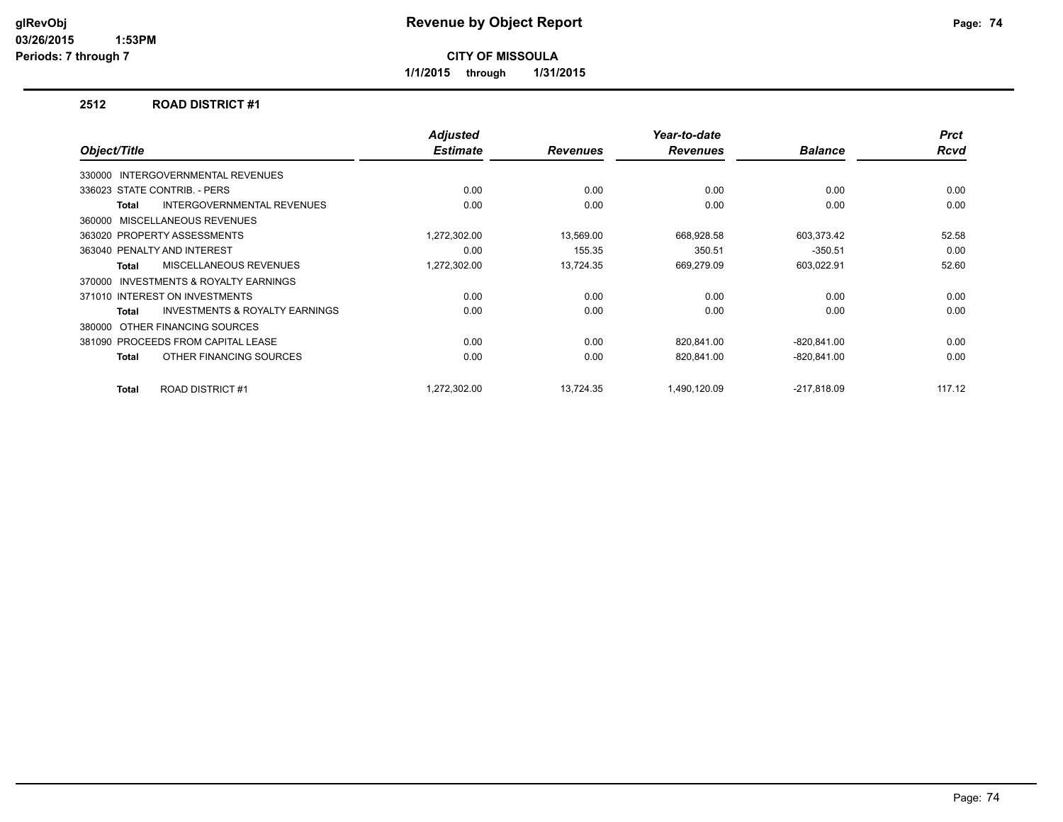# Revenue by Object Report

**CITY OF MISSOULA**

**1/1/2015 through 1/31/2015**

glRevObj
03/26/2015 1:53PM
Periods: 7 through 7

## 2512 ROAD DISTRICT #1

| Object/Title | Adjusted Estimate | Revenues | Year-to-date Revenues | Balance | Prct Rcvd |
|---|---|---|---|---|---|
| 330000 INTERGOVERNMENTAL REVENUES | | | | | |
| 336023 STATE CONTRIB. - PERS | 0.00 | 0.00 | 0.00 | 0.00 | 0.00 |
| **Total** INTERGOVERNMENTAL REVENUES | 0.00 | 0.00 | 0.00 | 0.00 | 0.00 |
| 360000 MISCELLANEOUS REVENUES | | | | | |
| 363020 PROPERTY ASSESSMENTS | 1,272,302.00 | 13,569.00 | 668,928.58 | 603,373.42 | 52.58 |
| 363040 PENALTY AND INTEREST | 0.00 | 155.35 | 350.51 | -350.51 | 0.00 |
| **Total** MISCELLANEOUS REVENUES | 1,272,302.00 | 13,724.35 | 669,279.09 | 603,022.91 | 52.60 |
| 370000 INVESTMENTS & ROYALTY EARNINGS | | | | | |
| 371010 INTEREST ON INVESTMENTS | 0.00 | 0.00 | 0.00 | 0.00 | 0.00 |
| **Total** INVESTMENTS & ROYALTY EARNINGS | 0.00 | 0.00 | 0.00 | 0.00 | 0.00 |
| 380000 OTHER FINANCING SOURCES | | | | | |
| 381090 PROCEEDS FROM CAPITAL LEASE | 0.00 | 0.00 | 820,841.00 | -820,841.00 | 0.00 |
| **Total** OTHER FINANCING SOURCES | 0.00 | 0.00 | 820,841.00 | -820,841.00 | 0.00 |
| **Total** ROAD DISTRICT #1 | 1,272,302.00 | 13,724.35 | 1,490,120.09 | -217,818.09 | 117.12 |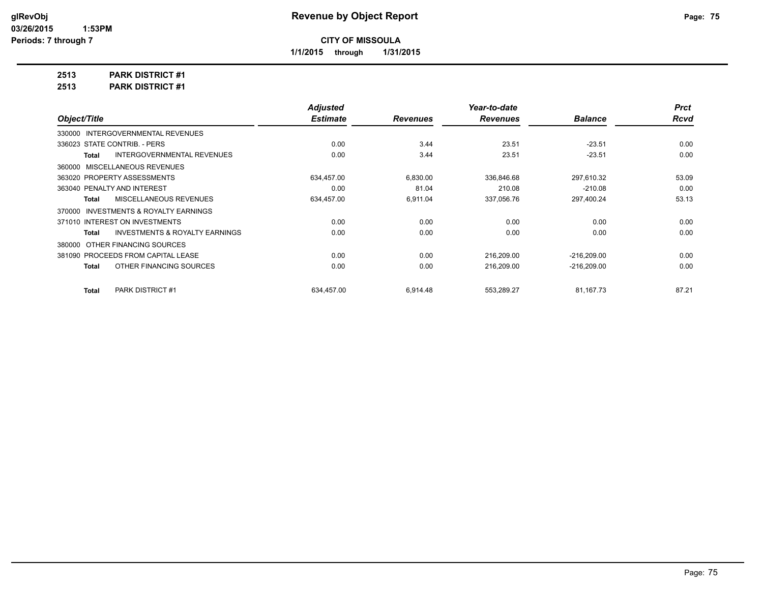**glRevObj**
**03/26/2015 1:53PM**
**Periods: 7 through 7**

# Revenue by Object Report

**CITY OF MISSOULA**

**1/1/2015 through 1/31/2015**

**2513 PARK DISTRICT #1**
**2513 PARK DISTRICT #1**

| Object/Title | Adjusted Estimate | Revenues | Year-to-date Revenues | Balance | Prct Rcvd |
|---|---|---|---|---|---|
| 330000 INTERGOVERNMENTAL REVENUES | | | | | |
| 336023 STATE CONTRIB. - PERS | 0.00 | 3.44 | 23.51 | -23.51 | 0.00 |
| **Total** INTERGOVERNMENTAL REVENUES | 0.00 | 3.44 | 23.51 | -23.51 | 0.00 |
| 360000 MISCELLANEOUS REVENUES | | | | | |
| 363020 PROPERTY ASSESSMENTS | 634,457.00 | 6,830.00 | 336,846.68 | 297,610.32 | 53.09 |
| 363040 PENALTY AND INTEREST | 0.00 | 81.04 | 210.08 | -210.08 | 0.00 |
| **Total** MISCELLANEOUS REVENUES | 634,457.00 | 6,911.04 | 337,056.76 | 297,400.24 | 53.13 |
| 370000 INVESTMENTS & ROYALTY EARNINGS | | | | | |
| 371010 INTEREST ON INVESTMENTS | 0.00 | 0.00 | 0.00 | 0.00 | 0.00 |
| **Total** INVESTMENTS & ROYALTY EARNINGS | 0.00 | 0.00 | 0.00 | 0.00 | 0.00 |
| 380000 OTHER FINANCING SOURCES | | | | | |
| 381090 PROCEEDS FROM CAPITAL LEASE | 0.00 | 0.00 | 216,209.00 | -216,209.00 | 0.00 |
| **Total** OTHER FINANCING SOURCES | 0.00 | 0.00 | 216,209.00 | -216,209.00 | 0.00 |
| **Total** PARK DISTRICT #1 | 634,457.00 | 6,914.48 | 553,289.27 | 81,167.73 | 87.21 |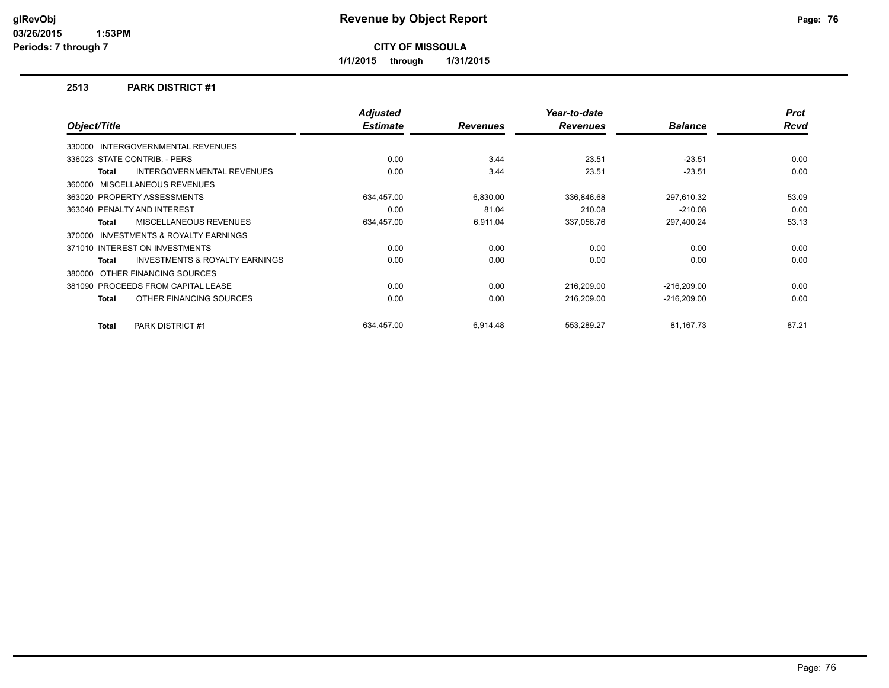**Revenue by Object Report**

**CITY OF MISSOULA**

**1/1/2015 through 1/31/2015**

## 2513 PARK DISTRICT #1

| Object/Title | Adjusted Estimate | Revenues | Year-to-date Revenues | Balance | Prct Rcvd |
|---|---|---|---|---|---|
| 330000 INTERGOVERNMENTAL REVENUES | | | | | |
| 336023 STATE CONTRIB. - PERS | 0.00 | 3.44 | 23.51 | -23.51 | 0.00 |
| **Total** INTERGOVERNMENTAL REVENUES | 0.00 | 3.44 | 23.51 | -23.51 | 0.00 |
| 360000 MISCELLANEOUS REVENUES | | | | | |
| 363020 PROPERTY ASSESSMENTS | 634,457.00 | 6,830.00 | 336,846.68 | 297,610.32 | 53.09 |
| 363040 PENALTY AND INTEREST | 0.00 | 81.04 | 210.08 | -210.08 | 0.00 |
| **Total** MISCELLANEOUS REVENUES | 634,457.00 | 6,911.04 | 337,056.76 | 297,400.24 | 53.13 |
| 370000 INVESTMENTS & ROYALTY EARNINGS | | | | | |
| 371010 INTEREST ON INVESTMENTS | 0.00 | 0.00 | 0.00 | 0.00 | 0.00 |
| **Total** INVESTMENTS & ROYALTY EARNINGS | 0.00 | 0.00 | 0.00 | 0.00 | 0.00 |
| 380000 OTHER FINANCING SOURCES | | | | | |
| 381090 PROCEEDS FROM CAPITAL LEASE | 0.00 | 0.00 | 216,209.00 | -216,209.00 | 0.00 |
| **Total** OTHER FINANCING SOURCES | 0.00 | 0.00 | 216,209.00 | -216,209.00 | 0.00 |
| **Total** PARK DISTRICT #1 | 634,457.00 | 6,914.48 | 553,289.27 | 81,167.73 | 87.21 |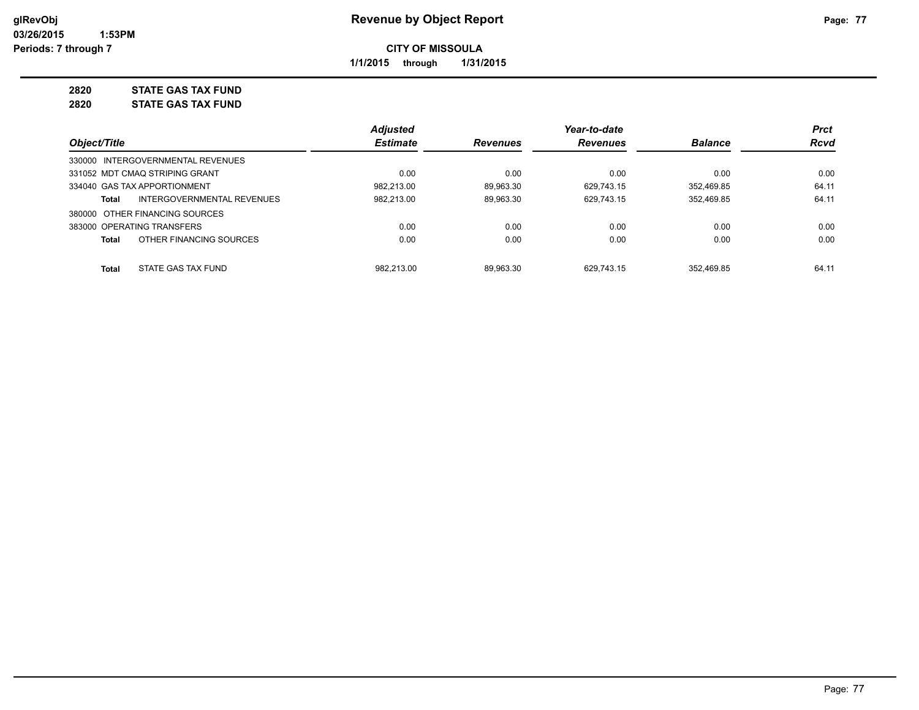# Revenue by Object Report

glRevObj
03/26/2015 1:53PM
Periods: 7 through 7

**CITY OF MISSOULA**

**1/1/2015 through 1/31/2015**

**2820 STATE GAS TAX FUND**

**2820 STATE GAS TAX FUND**

| Object/Title | Adjusted Estimate | Revenues | Year-to-date Revenues | Balance | Prct Rcvd |
|---|---|---|---|---|---|
| 330000 INTERGOVERNMENTAL REVENUES | | | | | |
| 331052 MDT CMAQ STRIPING GRANT | 0.00 | 0.00 | 0.00 | 0.00 | 0.00 |
| 334040 GAS TAX APPORTIONMENT | 982,213.00 | 89,963.30 | 629,743.15 | 352,469.85 | 64.11 |
| **Total** INTERGOVERNMENTAL REVENUES | 982,213.00 | 89,963.30 | 629,743.15 | 352,469.85 | 64.11 |
| 380000 OTHER FINANCING SOURCES | | | | | |
| 383000 OPERATING TRANSFERS | 0.00 | 0.00 | 0.00 | 0.00 | 0.00 |
| **Total** OTHER FINANCING SOURCES | 0.00 | 0.00 | 0.00 | 0.00 | 0.00 |
| **Total** STATE GAS TAX FUND | 982,213.00 | 89,963.30 | 629,743.15 | 352,469.85 | 64.11 |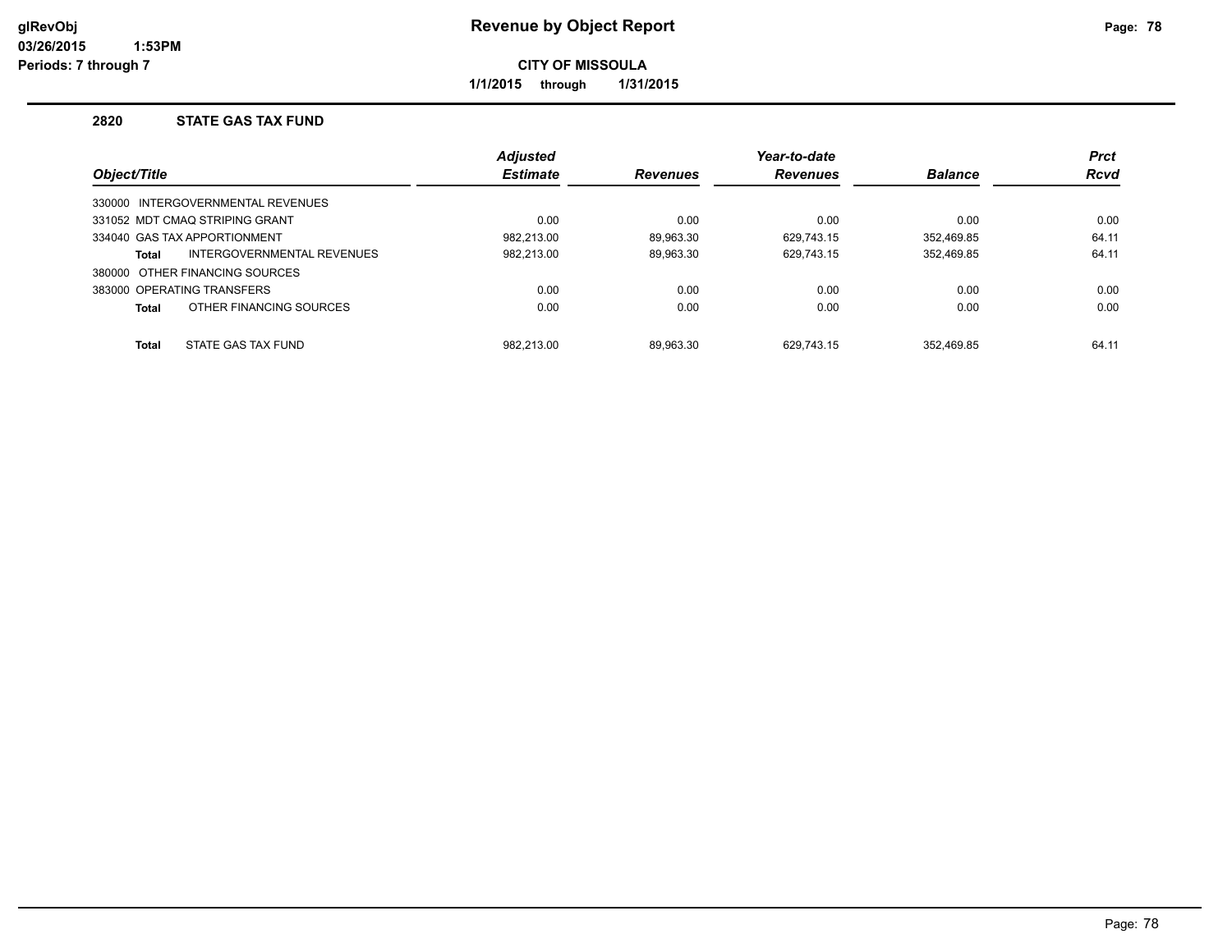# Revenue by Object Report

glRevObj
03/26/2015 1:53PM
Periods: 7 through 7

**CITY OF MISSOULA**

**1/1/2015 through 1/31/2015**

### 2820 STATE GAS TAX FUND

| Object/Title | Adjusted Estimate | Revenues | Year-to-date Revenues | Balance | Prct Rcvd |
|---|---|---|---|---|---|
| 330000 INTERGOVERNMENTAL REVENUES | | | | | |
| 331052 MDT CMAQ STRIPING GRANT | 0.00 | 0.00 | 0.00 | 0.00 | 0.00 |
| 334040 GAS TAX APPORTIONMENT | 982,213.00 | 89,963.30 | 629,743.15 | 352,469.85 | 64.11 |
| **Total** INTERGOVERNMENTAL REVENUES | 982,213.00 | 89,963.30 | 629,743.15 | 352,469.85 | 64.11 |
| 380000 OTHER FINANCING SOURCES | | | | | |
| 383000 OPERATING TRANSFERS | 0.00 | 0.00 | 0.00 | 0.00 | 0.00 |
| **Total** OTHER FINANCING SOURCES | 0.00 | 0.00 | 0.00 | 0.00 | 0.00 |
| **Total** STATE GAS TAX FUND | 982,213.00 | 89,963.30 | 629,743.15 | 352,469.85 | 64.11 |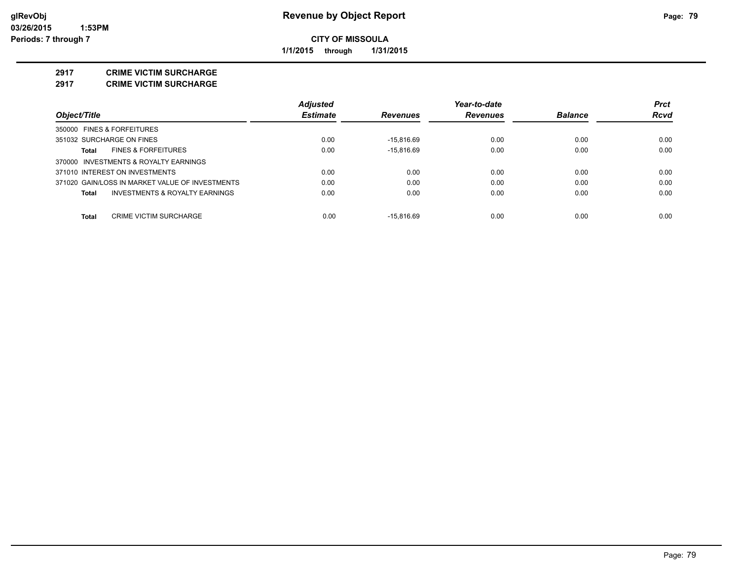**CITY OF MISSOULA**

**1/1/2015 through 1/31/2015**

## 2917 CRIME VICTIM SURCHARGE

## 2917 CRIME VICTIM SURCHARGE

| Object/Title | Adjusted Estimate | Revenues | Year-to-date Revenues | Balance | Prct Rcvd |
|---|---|---|---|---|---|
| 350000 FINES & FORFEITURES | | | | | |
| 351032 SURCHARGE ON FINES | 0.00 | -15,816.69 | 0.00 | 0.00 | 0.00 |
| **Total** FINES & FORFEITURES | 0.00 | -15,816.69 | 0.00 | 0.00 | 0.00 |
| 370000 INVESTMENTS & ROYALTY EARNINGS | | | | | |
| 371010 INTEREST ON INVESTMENTS | 0.00 | 0.00 | 0.00 | 0.00 | 0.00 |
| 371020 GAIN/LOSS IN MARKET VALUE OF INVESTMENTS | 0.00 | 0.00 | 0.00 | 0.00 | 0.00 |
| **Total** INVESTMENTS & ROYALTY EARNINGS | 0.00 | 0.00 | 0.00 | 0.00 | 0.00 |
| **Total** CRIME VICTIM SURCHARGE | 0.00 | -15,816.69 | 0.00 | 0.00 | 0.00 |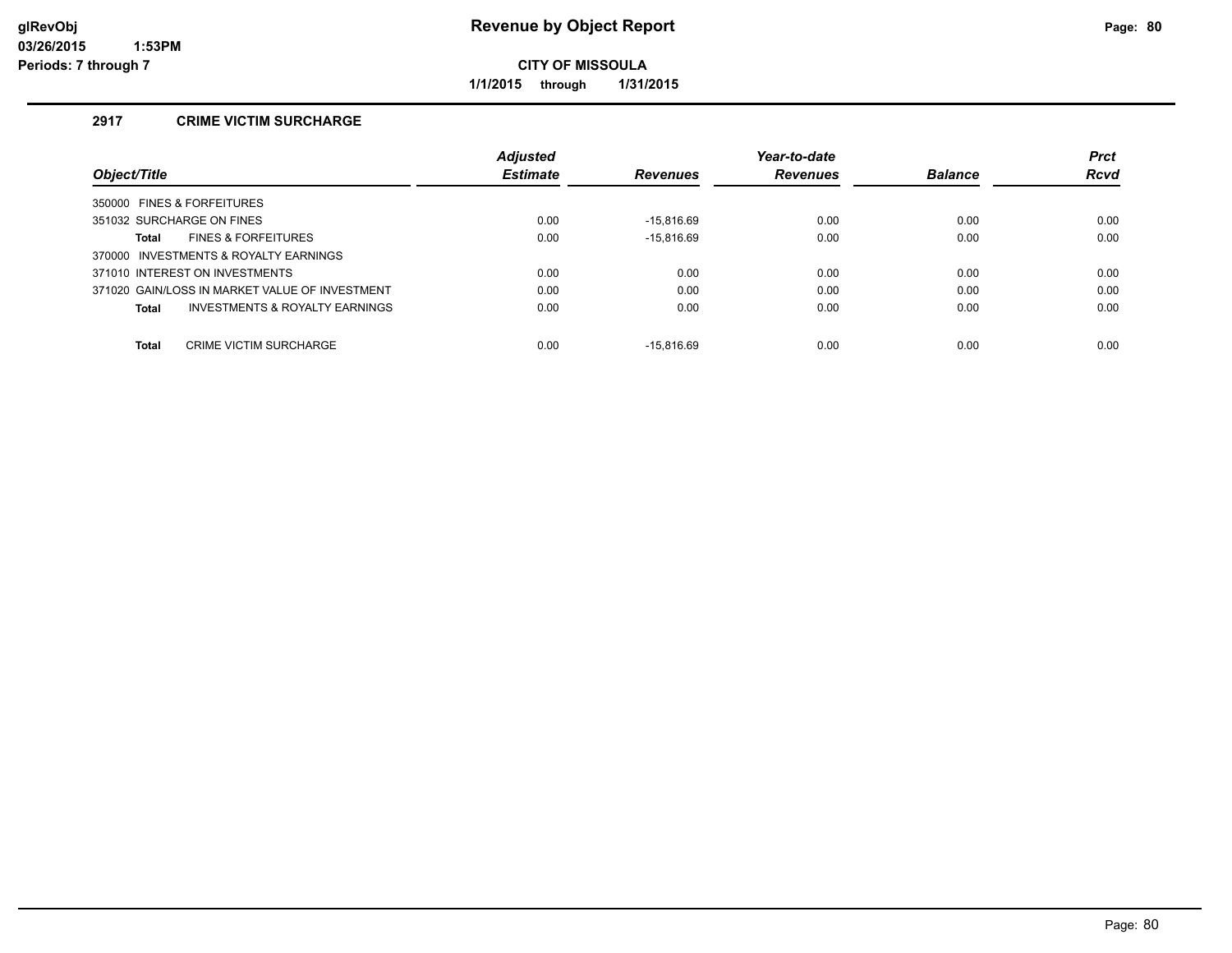# Revenue by Object Report

**CITY OF MISSOULA**

**1/1/2015 through 1/31/2015**

glRevObj
03/26/2015 1:53PM
Periods: 7 through 7

## 2917 CRIME VICTIM SURCHARGE

| Object/Title | Adjusted Estimate | Revenues | Year-to-date Revenues | Balance | Prct Rcvd |
|---|---|---|---|---|---|
| 350000 FINES & FORFEITURES | | | | | |
| 351032 SURCHARGE ON FINES | 0.00 | -15,816.69 | 0.00 | 0.00 | 0.00 |
| **Total** FINES & FORFEITURES | 0.00 | -15,816.69 | 0.00 | 0.00 | 0.00 |
| 370000 INVESTMENTS & ROYALTY EARNINGS | | | | | |
| 371010 INTEREST ON INVESTMENTS | 0.00 | 0.00 | 0.00 | 0.00 | 0.00 |
| 371020 GAIN/LOSS IN MARKET VALUE OF INVESTMENT | 0.00 | 0.00 | 0.00 | 0.00 | 0.00 |
| **Total** INVESTMENTS & ROYALTY EARNINGS | 0.00 | 0.00 | 0.00 | 0.00 | 0.00 |
| **Total** CRIME VICTIM SURCHARGE | 0.00 | -15,816.69 | 0.00 | 0.00 | 0.00 |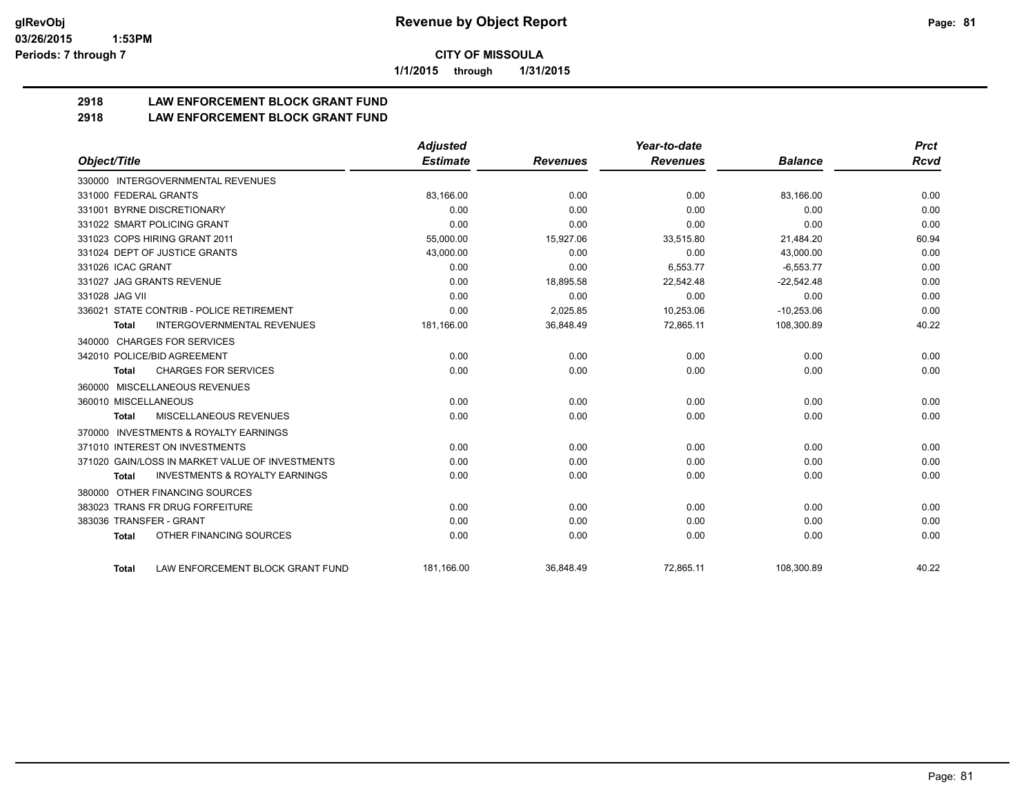# Revenue by Object Report

**CITY OF MISSOULA**

**1/1/2015 through 1/31/2015**

glRevObj
03/26/2015 1:53PM
Periods: 7 through 7

## 2918 LAW ENFORCEMENT BLOCK GRANT FUND
## 2918 LAW ENFORCEMENT BLOCK GRANT FUND

| Object/Title | Adjusted Estimate | Revenues | Year-to-date Revenues | Balance | Prct Rcvd |
|---|---|---|---|---|---|
| 330000 INTERGOVERNMENTAL REVENUES | | | | | |
| 331000 FEDERAL GRANTS | 83,166.00 | 0.00 | 0.00 | 83,166.00 | 0.00 |
| 331001 BYRNE DISCRETIONARY | 0.00 | 0.00 | 0.00 | 0.00 | 0.00 |
| 331022 SMART POLICING GRANT | 0.00 | 0.00 | 0.00 | 0.00 | 0.00 |
| 331023 COPS HIRING GRANT 2011 | 55,000.00 | 15,927.06 | 33,515.80 | 21,484.20 | 60.94 |
| 331024 DEPT OF JUSTICE GRANTS | 43,000.00 | 0.00 | 0.00 | 43,000.00 | 0.00 |
| 331026 ICAC GRANT | 0.00 | 0.00 | 6,553.77 | -6,553.77 | 0.00 |
| 331027 JAG GRANTS REVENUE | 0.00 | 18,895.58 | 22,542.48 | -22,542.48 | 0.00 |
| 331028 JAG VII | 0.00 | 0.00 | 0.00 | 0.00 | 0.00 |
| 336021 STATE CONTRIB - POLICE RETIREMENT | 0.00 | 2,025.85 | 10,253.06 | -10,253.06 | 0.00 |
| **Total** INTERGOVERNMENTAL REVENUES | 181,166.00 | 36,848.49 | 72,865.11 | 108,300.89 | 40.22 |
| 340000 CHARGES FOR SERVICES | | | | | |
| 342010 POLICE/BID AGREEMENT | 0.00 | 0.00 | 0.00 | 0.00 | 0.00 |
| **Total** CHARGES FOR SERVICES | 0.00 | 0.00 | 0.00 | 0.00 | 0.00 |
| 360000 MISCELLANEOUS REVENUES | | | | | |
| 360010 MISCELLANEOUS | 0.00 | 0.00 | 0.00 | 0.00 | 0.00 |
| **Total** MISCELLANEOUS REVENUES | 0.00 | 0.00 | 0.00 | 0.00 | 0.00 |
| 370000 INVESTMENTS & ROYALTY EARNINGS | | | | | |
| 371010 INTEREST ON INVESTMENTS | 0.00 | 0.00 | 0.00 | 0.00 | 0.00 |
| 371020 GAIN/LOSS IN MARKET VALUE OF INVESTMENTS | 0.00 | 0.00 | 0.00 | 0.00 | 0.00 |
| **Total** INVESTMENTS & ROYALTY EARNINGS | 0.00 | 0.00 | 0.00 | 0.00 | 0.00 |
| 380000 OTHER FINANCING SOURCES | | | | | |
| 383023 TRANS FR DRUG FORFEITURE | 0.00 | 0.00 | 0.00 | 0.00 | 0.00 |
| 383036 TRANSFER - GRANT | 0.00 | 0.00 | 0.00 | 0.00 | 0.00 |
| **Total** OTHER FINANCING SOURCES | 0.00 | 0.00 | 0.00 | 0.00 | 0.00 |
| **Total** LAW ENFORCEMENT BLOCK GRANT FUND | 181,166.00 | 36,848.49 | 72,865.11 | 108,300.89 | 40.22 |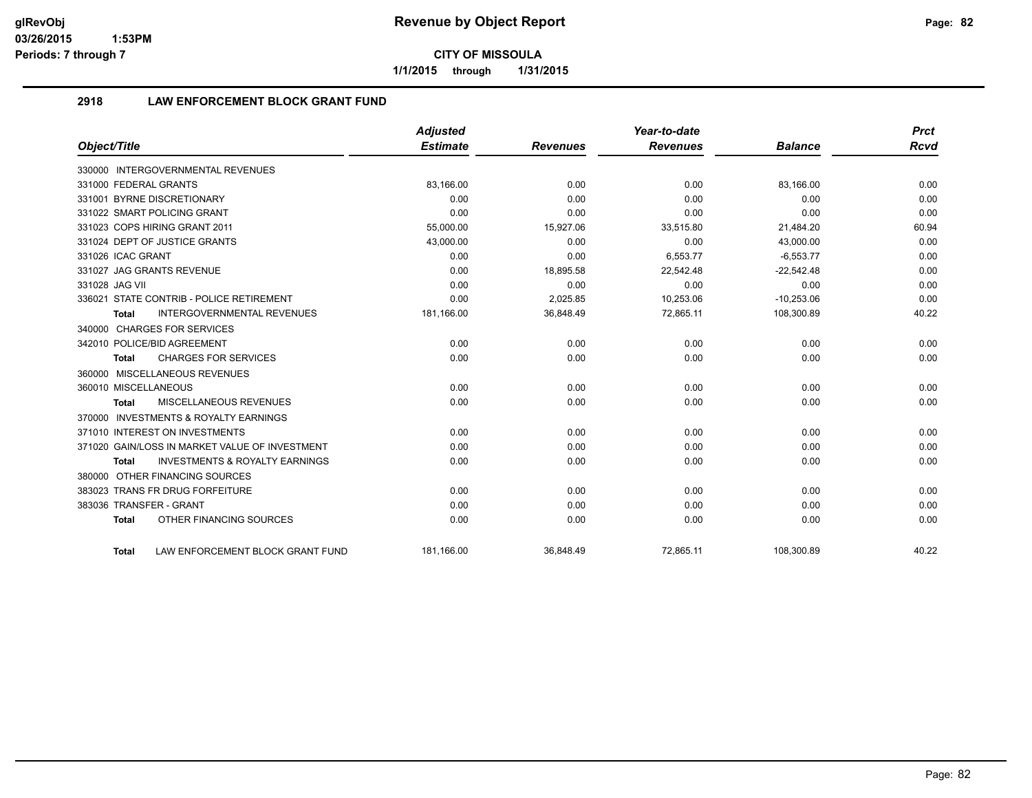# CITY OF MISSOULA

**1/1/2015 through 1/31/2015**

## 2918 LAW ENFORCEMENT BLOCK GRANT FUND

| Object/Title | Adjusted Estimate | Revenues | Year-to-date Revenues | Balance | Prct Rcvd |
|---|---|---|---|---|---|
| 330000 INTERGOVERNMENTAL REVENUES | | | | | |
| 331000 FEDERAL GRANTS | 83,166.00 | 0.00 | 0.00 | 83,166.00 | 0.00 |
| 331001 BYRNE DISCRETIONARY | 0.00 | 0.00 | 0.00 | 0.00 | 0.00 |
| 331022 SMART POLICING GRANT | 0.00 | 0.00 | 0.00 | 0.00 | 0.00 |
| 331023 COPS HIRING GRANT 2011 | 55,000.00 | 15,927.06 | 33,515.80 | 21,484.20 | 60.94 |
| 331024 DEPT OF JUSTICE GRANTS | 43,000.00 | 0.00 | 0.00 | 43,000.00 | 0.00 |
| 331026 ICAC GRANT | 0.00 | 0.00 | 6,553.77 | -6,553.77 | 0.00 |
| 331027 JAG GRANTS REVENUE | 0.00 | 18,895.58 | 22,542.48 | -22,542.48 | 0.00 |
| 331028 JAG VII | 0.00 | 0.00 | 0.00 | 0.00 | 0.00 |
| 336021 STATE CONTRIB - POLICE RETIREMENT | 0.00 | 2,025.85 | 10,253.06 | -10,253.06 | 0.00 |
| **Total** INTERGOVERNMENTAL REVENUES | 181,166.00 | 36,848.49 | 72,865.11 | 108,300.89 | 40.22 |
| 340000 CHARGES FOR SERVICES | | | | | |
| 342010 POLICE/BID AGREEMENT | 0.00 | 0.00 | 0.00 | 0.00 | 0.00 |
| **Total** CHARGES FOR SERVICES | 0.00 | 0.00 | 0.00 | 0.00 | 0.00 |
| 360000 MISCELLANEOUS REVENUES | | | | | |
| 360010 MISCELLANEOUS | 0.00 | 0.00 | 0.00 | 0.00 | 0.00 |
| **Total** MISCELLANEOUS REVENUES | 0.00 | 0.00 | 0.00 | 0.00 | 0.00 |
| 370000 INVESTMENTS & ROYALTY EARNINGS | | | | | |
| 371010 INTEREST ON INVESTMENTS | 0.00 | 0.00 | 0.00 | 0.00 | 0.00 |
| 371020 GAIN/LOSS IN MARKET VALUE OF INVESTMENT | 0.00 | 0.00 | 0.00 | 0.00 | 0.00 |
| **Total** INVESTMENTS & ROYALTY EARNINGS | 0.00 | 0.00 | 0.00 | 0.00 | 0.00 |
| 380000 OTHER FINANCING SOURCES | | | | | |
| 383023 TRANS FR DRUG FORFEITURE | 0.00 | 0.00 | 0.00 | 0.00 | 0.00 |
| 383036 TRANSFER - GRANT | 0.00 | 0.00 | 0.00 | 0.00 | 0.00 |
| **Total** OTHER FINANCING SOURCES | 0.00 | 0.00 | 0.00 | 0.00 | 0.00 |
| **Total** LAW ENFORCEMENT BLOCK GRANT FUND | 181,166.00 | 36,848.49 | 72,865.11 | 108,300.89 | 40.22 |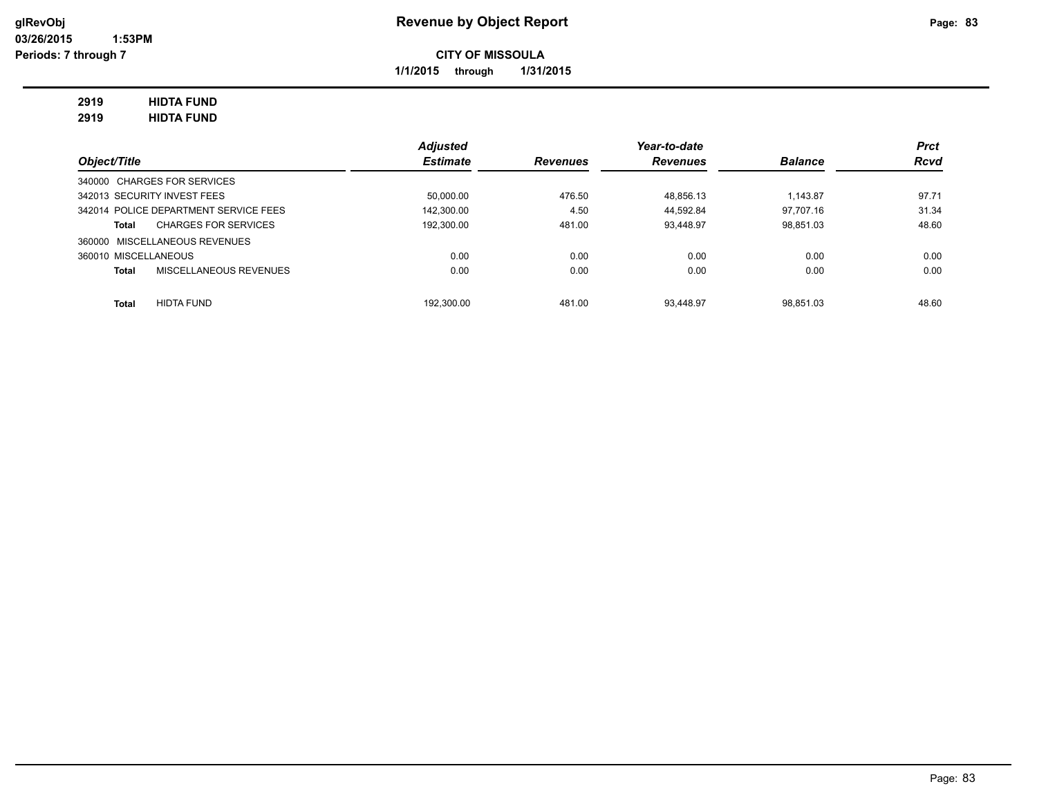glRevObj
03/26/2015 1:53PM
Periods: 7 through 7

# Revenue by Object Report

**CITY OF MISSOULA**

**1/1/2015 through 1/31/2015**

**2919 HIDTA FUND**
**2919 HIDTA FUND**

| Object/Title | Adjusted Estimate | Revenues | Year-to-date Revenues | Balance | Prct Rcvd |
|---|---|---|---|---|---|
| 340000 CHARGES FOR SERVICES | | | | | |
| 342013 SECURITY INVEST FEES | 50,000.00 | 476.50 | 48,856.13 | 1,143.87 | 97.71 |
| 342014 POLICE DEPARTMENT SERVICE FEES | 142,300.00 | 4.50 | 44,592.84 | 97,707.16 | 31.34 |
| **Total** CHARGES FOR SERVICES | 192,300.00 | 481.00 | 93,448.97 | 98,851.03 | 48.60 |
| 360000 MISCELLANEOUS REVENUES | | | | | |
| 360010 MISCELLANEOUS | 0.00 | 0.00 | 0.00 | 0.00 | 0.00 |
| **Total** MISCELLANEOUS REVENUES | 0.00 | 0.00 | 0.00 | 0.00 | 0.00 |
| **Total** HIDTA FUND | 192,300.00 | 481.00 | 93,448.97 | 98,851.03 | 48.60 |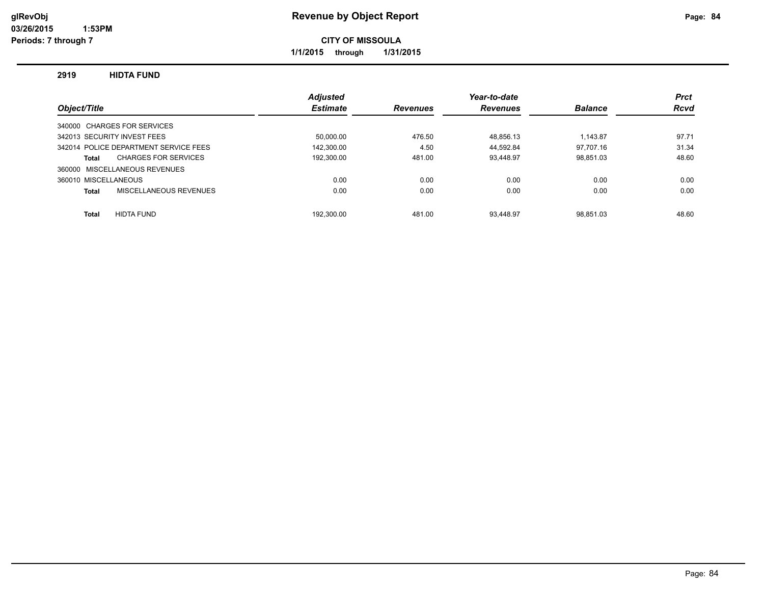**glRevObj**
**03/26/2015 1:53PM**
**Periods: 7 through 7**

# Revenue by Object Report

**CITY OF MISSOULA**

**1/1/2015 through 1/31/2015**

## 2919 HIDTA FUND

| Object/Title | Adjusted Estimate | Revenues | Year-to-date Revenues | Balance | Prct Rcvd |
|---|---|---|---|---|---|
| 340000 CHARGES FOR SERVICES | | | | | |
| 342013 SECURITY INVEST FEES | 50,000.00 | 476.50 | 48,856.13 | 1,143.87 | 97.71 |
| 342014 POLICE DEPARTMENT SERVICE FEES | 142,300.00 | 4.50 | 44,592.84 | 97,707.16 | 31.34 |
| **Total** CHARGES FOR SERVICES | 192,300.00 | 481.00 | 93,448.97 | 98,851.03 | 48.60 |
| 360000 MISCELLANEOUS REVENUES | | | | | |
| 360010 MISCELLANEOUS | 0.00 | 0.00 | 0.00 | 0.00 | 0.00 |
| **Total** MISCELLANEOUS REVENUES | 0.00 | 0.00 | 0.00 | 0.00 | 0.00 |
| **Total** HIDTA FUND | 192,300.00 | 481.00 | 93,448.97 | 98,851.03 | 48.60 |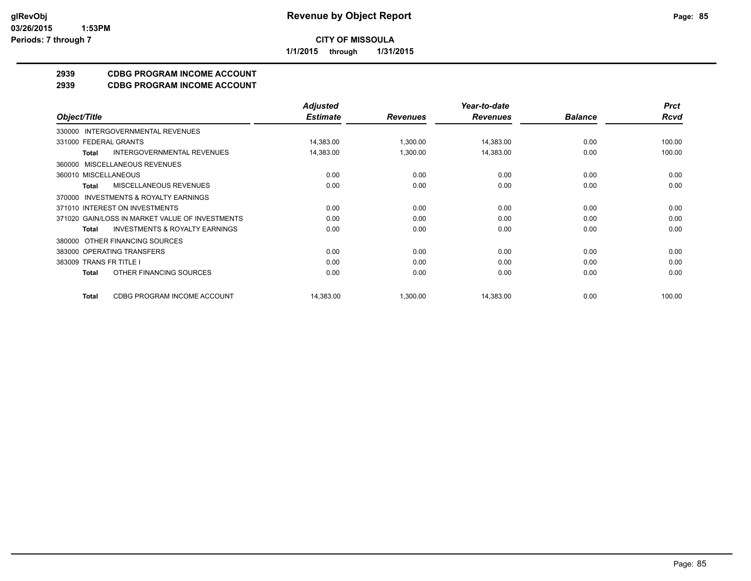**glRevObj**
**03/26/2015 1:53PM**
**Periods: 7 through 7**

# Revenue by Object Report

**CITY OF MISSOULA**

**1/1/2015 through 1/31/2015**

## 2939 CDBG PROGRAM INCOME ACCOUNT
## 2939 CDBG PROGRAM INCOME ACCOUNT

| Object/Title | Adjusted Estimate | Revenues | Year-to-date Revenues | Balance | Prct Rcvd |
|---|---|---|---|---|---|
| 330000 INTERGOVERNMENTAL REVENUES | | | | | |
| 331000 FEDERAL GRANTS | 14,383.00 | 1,300.00 | 14,383.00 | 0.00 | 100.00 |
| **Total** INTERGOVERNMENTAL REVENUES | 14,383.00 | 1,300.00 | 14,383.00 | 0.00 | 100.00 |
| 360000 MISCELLANEOUS REVENUES | | | | | |
| 360010 MISCELLANEOUS | 0.00 | 0.00 | 0.00 | 0.00 | 0.00 |
| **Total** MISCELLANEOUS REVENUES | 0.00 | 0.00 | 0.00 | 0.00 | 0.00 |
| 370000 INVESTMENTS & ROYALTY EARNINGS | | | | | |
| 371010 INTEREST ON INVESTMENTS | 0.00 | 0.00 | 0.00 | 0.00 | 0.00 |
| 371020 GAIN/LOSS IN MARKET VALUE OF INVESTMENTS | 0.00 | 0.00 | 0.00 | 0.00 | 0.00 |
| **Total** INVESTMENTS & ROYALTY EARNINGS | 0.00 | 0.00 | 0.00 | 0.00 | 0.00 |
| 380000 OTHER FINANCING SOURCES | | | | | |
| 383000 OPERATING TRANSFERS | 0.00 | 0.00 | 0.00 | 0.00 | 0.00 |
| 383009 TRANS FR TITLE I | 0.00 | 0.00 | 0.00 | 0.00 | 0.00 |
| **Total** OTHER FINANCING SOURCES | 0.00 | 0.00 | 0.00 | 0.00 | 0.00 |
| **Total** CDBG PROGRAM INCOME ACCOUNT | 14,383.00 | 1,300.00 | 14,383.00 | 0.00 | 100.00 |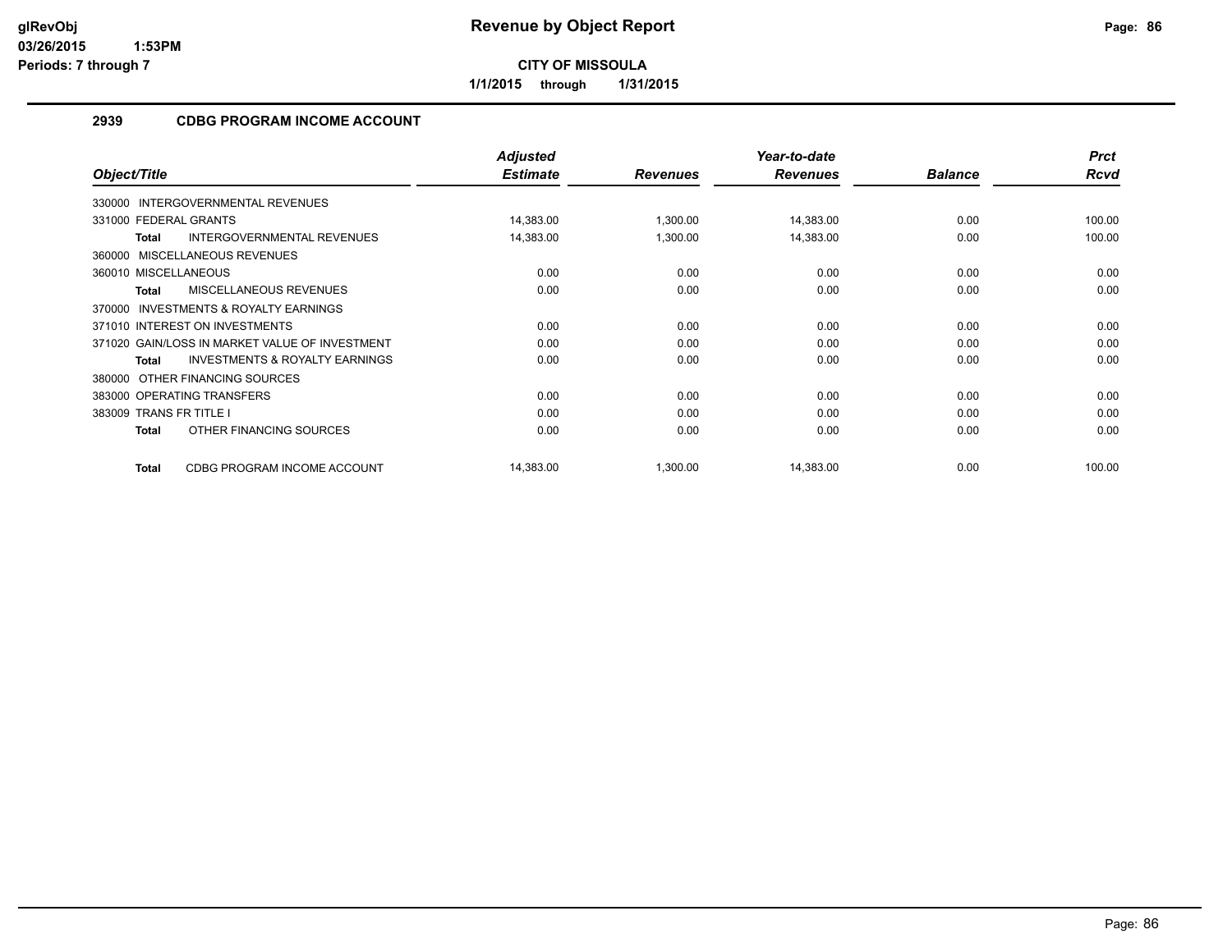# Revenue by Object Report

**CITY OF MISSOULA**

**1/1/2015 through 1/31/2015**

glRevObj
03/26/2015 1:53PM
Periods: 7 through 7

## 2939 CDBG PROGRAM INCOME ACCOUNT

| Object/Title | Adjusted Estimate | Revenues | Year-to-date Revenues | Balance | Prct Rcvd |
|---|---|---|---|---|---|
| 330000 INTERGOVERNMENTAL REVENUES | | | | | |
| 331000 FEDERAL GRANTS | 14,383.00 | 1,300.00 | 14,383.00 | 0.00 | 100.00 |
| **Total** INTERGOVERNMENTAL REVENUES | 14,383.00 | 1,300.00 | 14,383.00 | 0.00 | 100.00 |
| 360000 MISCELLANEOUS REVENUES | | | | | |
| 360010 MISCELLANEOUS | 0.00 | 0.00 | 0.00 | 0.00 | 0.00 |
| **Total** MISCELLANEOUS REVENUES | 0.00 | 0.00 | 0.00 | 0.00 | 0.00 |
| 370000 INVESTMENTS & ROYALTY EARNINGS | | | | | |
| 371010 INTEREST ON INVESTMENTS | 0.00 | 0.00 | 0.00 | 0.00 | 0.00 |
| 371020 GAIN/LOSS IN MARKET VALUE OF INVESTMENT | 0.00 | 0.00 | 0.00 | 0.00 | 0.00 |
| **Total** INVESTMENTS & ROYALTY EARNINGS | 0.00 | 0.00 | 0.00 | 0.00 | 0.00 |
| 380000 OTHER FINANCING SOURCES | | | | | |
| 383000 OPERATING TRANSFERS | 0.00 | 0.00 | 0.00 | 0.00 | 0.00 |
| 383009 TRANS FR TITLE I | 0.00 | 0.00 | 0.00 | 0.00 | 0.00 |
| **Total** OTHER FINANCING SOURCES | 0.00 | 0.00 | 0.00 | 0.00 | 0.00 |
| **Total** CDBG PROGRAM INCOME ACCOUNT | 14,383.00 | 1,300.00 | 14,383.00 | 0.00 | 100.00 |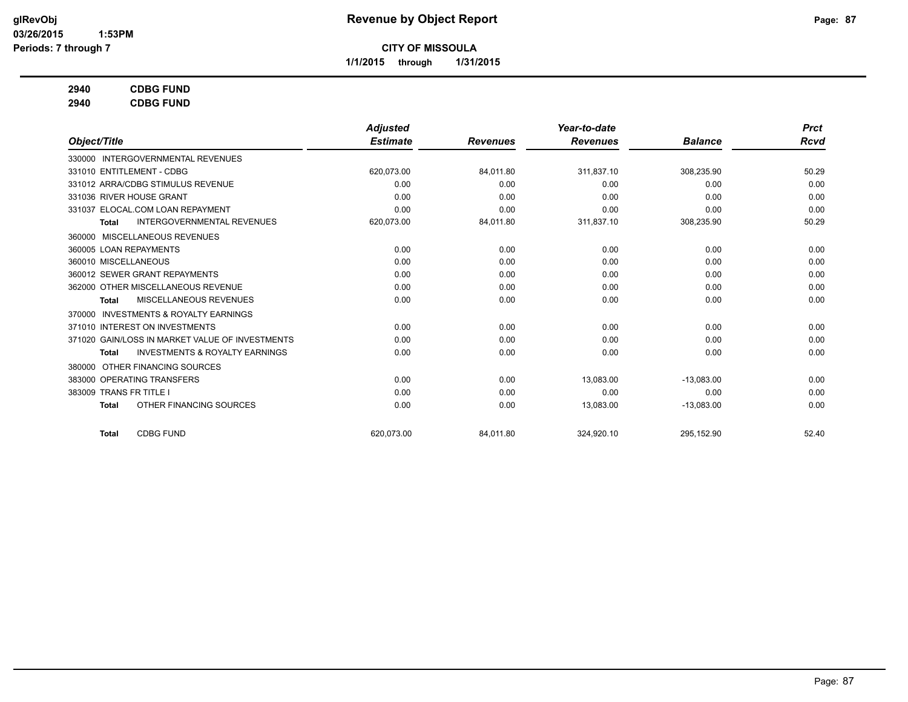# Revenue by Object Report

**CITY OF MISSOULA**

**1/1/2015 through 1/31/2015**

glRevObj
03/26/2015 1:53PM
Periods: 7 through 7

**2940 CDBG FUND**
**2940 CDBG FUND**

| Object/Title | Adjusted Estimate | Revenues | Year-to-date Revenues | Balance | Prct Rcvd |
|---|---|---|---|---|---|
| 330000 INTERGOVERNMENTAL REVENUES | | | | | |
| 331010 ENTITLEMENT - CDBG | 620,073.00 | 84,011.80 | 311,837.10 | 308,235.90 | 50.29 |
| 331012 ARRA/CDBG STIMULUS REVENUE | 0.00 | 0.00 | 0.00 | 0.00 | 0.00 |
| 331036 RIVER HOUSE GRANT | 0.00 | 0.00 | 0.00 | 0.00 | 0.00 |
| 331037 ELOCAL.COM LOAN REPAYMENT | 0.00 | 0.00 | 0.00 | 0.00 | 0.00 |
| Total INTERGOVERNMENTAL REVENUES | 620,073.00 | 84,011.80 | 311,837.10 | 308,235.90 | 50.29 |
| 360000 MISCELLANEOUS REVENUES | | | | | |
| 360005 LOAN REPAYMENTS | 0.00 | 0.00 | 0.00 | 0.00 | 0.00 |
| 360010 MISCELLANEOUS | 0.00 | 0.00 | 0.00 | 0.00 | 0.00 |
| 360012 SEWER GRANT REPAYMENTS | 0.00 | 0.00 | 0.00 | 0.00 | 0.00 |
| 362000 OTHER MISCELLANEOUS REVENUE | 0.00 | 0.00 | 0.00 | 0.00 | 0.00 |
| Total MISCELLANEOUS REVENUES | 0.00 | 0.00 | 0.00 | 0.00 | 0.00 |
| 370000 INVESTMENTS & ROYALTY EARNINGS | | | | | |
| 371010 INTEREST ON INVESTMENTS | 0.00 | 0.00 | 0.00 | 0.00 | 0.00 |
| 371020 GAIN/LOSS IN MARKET VALUE OF INVESTMENTS | 0.00 | 0.00 | 0.00 | 0.00 | 0.00 |
| Total INVESTMENTS & ROYALTY EARNINGS | 0.00 | 0.00 | 0.00 | 0.00 | 0.00 |
| 380000 OTHER FINANCING SOURCES | | | | | |
| 383000 OPERATING TRANSFERS | 0.00 | 0.00 | 13,083.00 | -13,083.00 | 0.00 |
| 383009 TRANS FR TITLE I | 0.00 | 0.00 | 0.00 | 0.00 | 0.00 |
| Total OTHER FINANCING SOURCES | 0.00 | 0.00 | 13,083.00 | -13,083.00 | 0.00 |
| Total CDBG FUND | 620,073.00 | 84,011.80 | 324,920.10 | 295,152.90 | 52.40 |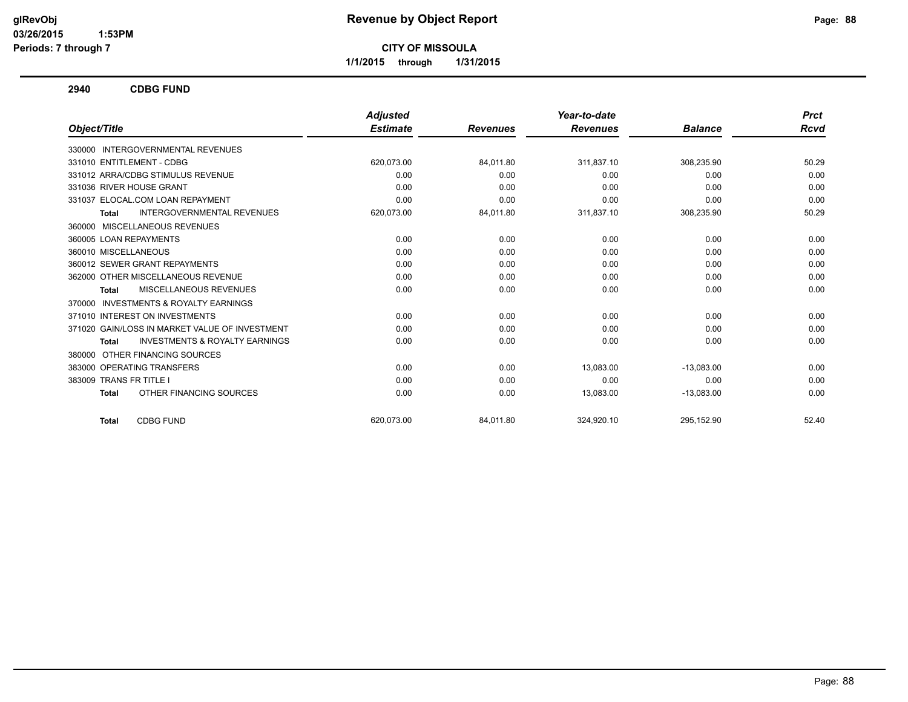# Revenue by Object Report

**CITY OF MISSOULA**

**1/1/2015 through 1/31/2015**

glRevObj
03/26/2015 1:53PM
Periods: 7 through 7

## 2940 CDBG FUND

| Object/Title | Adjusted Estimate | Revenues | Year-to-date Revenues | Balance | Prct Rcvd |
|---|---|---|---|---|---|
| 330000 INTERGOVERNMENTAL REVENUES | | | | | |
| 331010 ENTITLEMENT - CDBG | 620,073.00 | 84,011.80 | 311,837.10 | 308,235.90 | 50.29 |
| 331012 ARRA/CDBG STIMULUS REVENUE | 0.00 | 0.00 | 0.00 | 0.00 | 0.00 |
| 331036 RIVER HOUSE GRANT | 0.00 | 0.00 | 0.00 | 0.00 | 0.00 |
| 331037 ELOCAL.COM LOAN REPAYMENT | 0.00 | 0.00 | 0.00 | 0.00 | 0.00 |
| **Total** INTERGOVERNMENTAL REVENUES | 620,073.00 | 84,011.80 | 311,837.10 | 308,235.90 | 50.29 |
| 360000 MISCELLANEOUS REVENUES | | | | | |
| 360005 LOAN REPAYMENTS | 0.00 | 0.00 | 0.00 | 0.00 | 0.00 |
| 360010 MISCELLANEOUS | 0.00 | 0.00 | 0.00 | 0.00 | 0.00 |
| 360012 SEWER GRANT REPAYMENTS | 0.00 | 0.00 | 0.00 | 0.00 | 0.00 |
| 362000 OTHER MISCELLANEOUS REVENUE | 0.00 | 0.00 | 0.00 | 0.00 | 0.00 |
| **Total** MISCELLANEOUS REVENUES | 0.00 | 0.00 | 0.00 | 0.00 | 0.00 |
| 370000 INVESTMENTS & ROYALTY EARNINGS | | | | | |
| 371010 INTEREST ON INVESTMENTS | 0.00 | 0.00 | 0.00 | 0.00 | 0.00 |
| 371020 GAIN/LOSS IN MARKET VALUE OF INVESTMENT | 0.00 | 0.00 | 0.00 | 0.00 | 0.00 |
| **Total** INVESTMENTS & ROYALTY EARNINGS | 0.00 | 0.00 | 0.00 | 0.00 | 0.00 |
| 380000 OTHER FINANCING SOURCES | | | | | |
| 383000 OPERATING TRANSFERS | 0.00 | 0.00 | 13,083.00 | -13,083.00 | 0.00 |
| 383009 TRANS FR TITLE I | 0.00 | 0.00 | 0.00 | 0.00 | 0.00 |
| **Total** OTHER FINANCING SOURCES | 0.00 | 0.00 | 13,083.00 | -13,083.00 | 0.00 |
| **Total** CDBG FUND | 620,073.00 | 84,011.80 | 324,920.10 | 295,152.90 | 52.40 |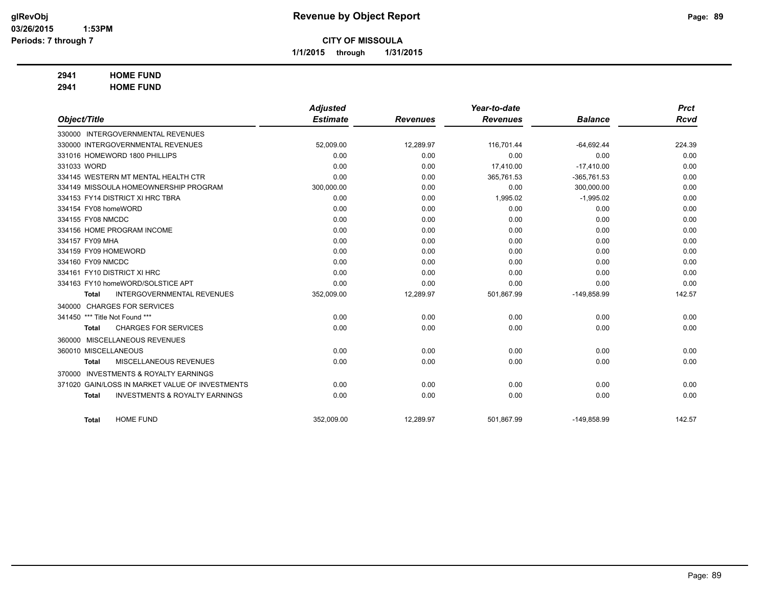# Revenue by Object Report

**CITY OF MISSOULA**

**1/1/2015 through 1/31/2015**

glRevObj
03/26/2015 1:53PM
Periods: 7 through 7

**2941 HOME FUND**
**2941 HOME FUND**

| Object/Title | Adjusted Estimate | Revenues | Year-to-date Revenues | Balance | Prct Rcvd |
|---|---|---|---|---|---|
| 330000 INTERGOVERNMENTAL REVENUES | | | | | |
| 330000 INTERGOVERNMENTAL REVENUES | 52,009.00 | 12,289.97 | 116,701.44 | -64,692.44 | 224.39 |
| 331016 HOMEWORD 1800 PHILLIPS | 0.00 | 0.00 | 0.00 | 0.00 | 0.00 |
| 331033 WORD | 0.00 | 0.00 | 17,410.00 | -17,410.00 | 0.00 |
| 334145 WESTERN MT MENTAL HEALTH CTR | 0.00 | 0.00 | 365,761.53 | -365,761.53 | 0.00 |
| 334149 MISSOULA HOMEOWNERSHIP PROGRAM | 300,000.00 | 0.00 | 0.00 | 300,000.00 | 0.00 |
| 334153 FY14 DISTRICT XI HRC TBRA | 0.00 | 0.00 | 1,995.02 | -1,995.02 | 0.00 |
| 334154 FY08 homeWORD | 0.00 | 0.00 | 0.00 | 0.00 | 0.00 |
| 334155 FY08 NMCDC | 0.00 | 0.00 | 0.00 | 0.00 | 0.00 |
| 334156 HOME PROGRAM INCOME | 0.00 | 0.00 | 0.00 | 0.00 | 0.00 |
| 334157 FY09 MHA | 0.00 | 0.00 | 0.00 | 0.00 | 0.00 |
| 334159 FY09 HOMEWORD | 0.00 | 0.00 | 0.00 | 0.00 | 0.00 |
| 334160 FY09 NMCDC | 0.00 | 0.00 | 0.00 | 0.00 | 0.00 |
| 334161 FY10 DISTRICT XI HRC | 0.00 | 0.00 | 0.00 | 0.00 | 0.00 |
| 334163 FY10 homeWORD/SOLSTICE APT | 0.00 | 0.00 | 0.00 | 0.00 | 0.00 |
| **Total** INTERGOVERNMENTAL REVENUES | 352,009.00 | 12,289.97 | 501,867.99 | -149,858.99 | 142.57 |
| 340000 CHARGES FOR SERVICES | | | | | |
| 341450 *** Title Not Found *** | 0.00 | 0.00 | 0.00 | 0.00 | 0.00 |
| **Total** CHARGES FOR SERVICES | 0.00 | 0.00 | 0.00 | 0.00 | 0.00 |
| 360000 MISCELLANEOUS REVENUES | | | | | |
| 360010 MISCELLANEOUS | 0.00 | 0.00 | 0.00 | 0.00 | 0.00 |
| **Total** MISCELLANEOUS REVENUES | 0.00 | 0.00 | 0.00 | 0.00 | 0.00 |
| 370000 INVESTMENTS & ROYALTY EARNINGS | | | | | |
| 371020 GAIN/LOSS IN MARKET VALUE OF INVESTMENTS | 0.00 | 0.00 | 0.00 | 0.00 | 0.00 |
| **Total** INVESTMENTS & ROYALTY EARNINGS | 0.00 | 0.00 | 0.00 | 0.00 | 0.00 |
| **Total** HOME FUND | 352,009.00 | 12,289.97 | 501,867.99 | -149,858.99 | 142.57 |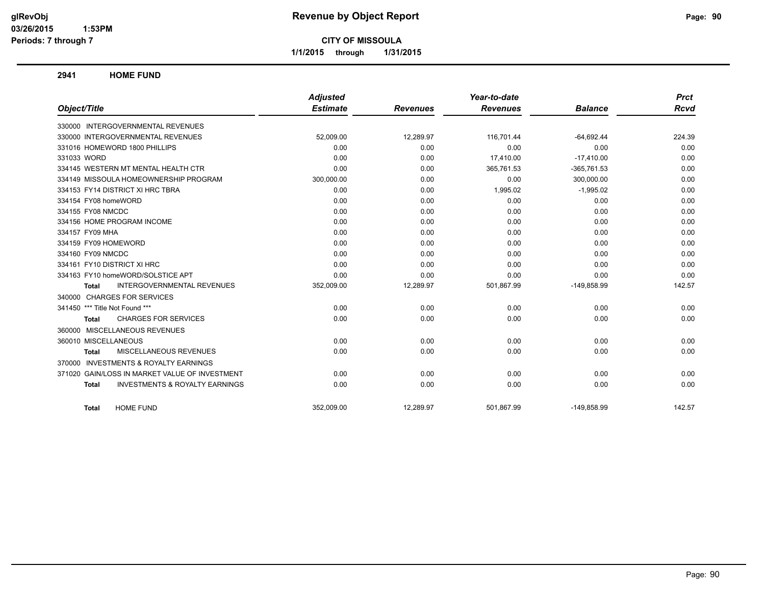# Revenue by Object Report

glRevObj
03/26/2015 1:53PM
Periods: 7 through 7

**CITY OF MISSOULA**

**1/1/2015 through 1/31/2015**

## 2941 HOME FUND

| Object/Title | Adjusted Estimate | Revenues | Year-to-date Revenues | Balance | Prct Rcvd |
|---|---|---|---|---|---|
| 330000 INTERGOVERNMENTAL REVENUES | | | | | |
| 330000 INTERGOVERNMENTAL REVENUES | 52,009.00 | 12,289.97 | 116,701.44 | -64,692.44 | 224.39 |
| 331016 HOMEWORD 1800 PHILLIPS | 0.00 | 0.00 | 0.00 | 0.00 | 0.00 |
| 331033 WORD | 0.00 | 0.00 | 17,410.00 | -17,410.00 | 0.00 |
| 334145 WESTERN MT MENTAL HEALTH CTR | 0.00 | 0.00 | 365,761.53 | -365,761.53 | 0.00 |
| 334149 MISSOULA HOMEOWNERSHIP PROGRAM | 300,000.00 | 0.00 | 0.00 | 300,000.00 | 0.00 |
| 334153 FY14 DISTRICT XI HRC TBRA | 0.00 | 0.00 | 1,995.02 | -1,995.02 | 0.00 |
| 334154 FY08 homeWORD | 0.00 | 0.00 | 0.00 | 0.00 | 0.00 |
| 334155 FY08 NMCDC | 0.00 | 0.00 | 0.00 | 0.00 | 0.00 |
| 334156 HOME PROGRAM INCOME | 0.00 | 0.00 | 0.00 | 0.00 | 0.00 |
| 334157 FY09 MHA | 0.00 | 0.00 | 0.00 | 0.00 | 0.00 |
| 334159 FY09 HOMEWORD | 0.00 | 0.00 | 0.00 | 0.00 | 0.00 |
| 334160 FY09 NMCDC | 0.00 | 0.00 | 0.00 | 0.00 | 0.00 |
| 334161 FY10 DISTRICT XI HRC | 0.00 | 0.00 | 0.00 | 0.00 | 0.00 |
| 334163 FY10 homeWORD/SOLSTICE APT | 0.00 | 0.00 | 0.00 | 0.00 | 0.00 |
| **Total** INTERGOVERNMENTAL REVENUES | 352,009.00 | 12,289.97 | 501,867.99 | -149,858.99 | 142.57 |
| 340000 CHARGES FOR SERVICES | | | | | |
| 341450 *** Title Not Found *** | 0.00 | 0.00 | 0.00 | 0.00 | 0.00 |
| **Total** CHARGES FOR SERVICES | 0.00 | 0.00 | 0.00 | 0.00 | 0.00 |
| 360000 MISCELLANEOUS REVENUES | | | | | |
| 360010 MISCELLANEOUS | 0.00 | 0.00 | 0.00 | 0.00 | 0.00 |
| **Total** MISCELLANEOUS REVENUES | 0.00 | 0.00 | 0.00 | 0.00 | 0.00 |
| 370000 INVESTMENTS & ROYALTY EARNINGS | | | | | |
| 371020 GAIN/LOSS IN MARKET VALUE OF INVESTMENT | 0.00 | 0.00 | 0.00 | 0.00 | 0.00 |
| **Total** INVESTMENTS & ROYALTY EARNINGS | 0.00 | 0.00 | 0.00 | 0.00 | 0.00 |
| **Total** HOME FUND | 352,009.00 | 12,289.97 | 501,867.99 | -149,858.99 | 142.57 |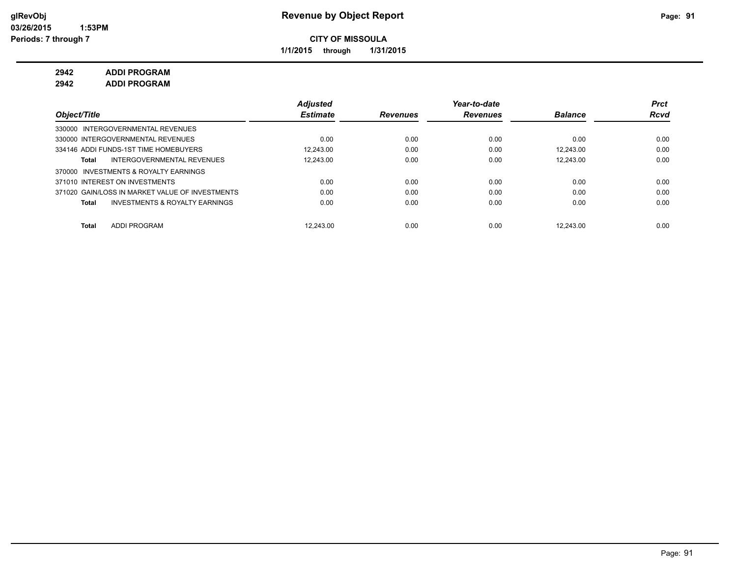**glRevObj**
**03/26/2015 1:53PM**
**Periods: 7 through 7**

# Revenue by Object Report

**CITY OF MISSOULA**

**1/1/2015 through 1/31/2015**

**2942 ADDI PROGRAM**
**2942 ADDI PROGRAM**

| Object/Title | Adjusted Estimate | Revenues | Year-to-date Revenues | Balance | Prct Rcvd |
|---|---|---|---|---|---|
| 330000 INTERGOVERNMENTAL REVENUES | | | | | |
| 330000 INTERGOVERNMENTAL REVENUES | 0.00 | 0.00 | 0.00 | 0.00 | 0.00 |
| 334146 ADDI FUNDS-1ST TIME HOMEBUYERS | 12,243.00 | 0.00 | 0.00 | 12,243.00 | 0.00 |
| **Total** INTERGOVERNMENTAL REVENUES | 12,243.00 | 0.00 | 0.00 | 12,243.00 | 0.00 |
| 370000 INVESTMENTS & ROYALTY EARNINGS | | | | | |
| 371010 INTEREST ON INVESTMENTS | 0.00 | 0.00 | 0.00 | 0.00 | 0.00 |
| 371020 GAIN/LOSS IN MARKET VALUE OF INVESTMENTS | 0.00 | 0.00 | 0.00 | 0.00 | 0.00 |
| **Total** INVESTMENTS & ROYALTY EARNINGS | 0.00 | 0.00 | 0.00 | 0.00 | 0.00 |
| **Total** ADDI PROGRAM | 12,243.00 | 0.00 | 0.00 | 12,243.00 | 0.00 |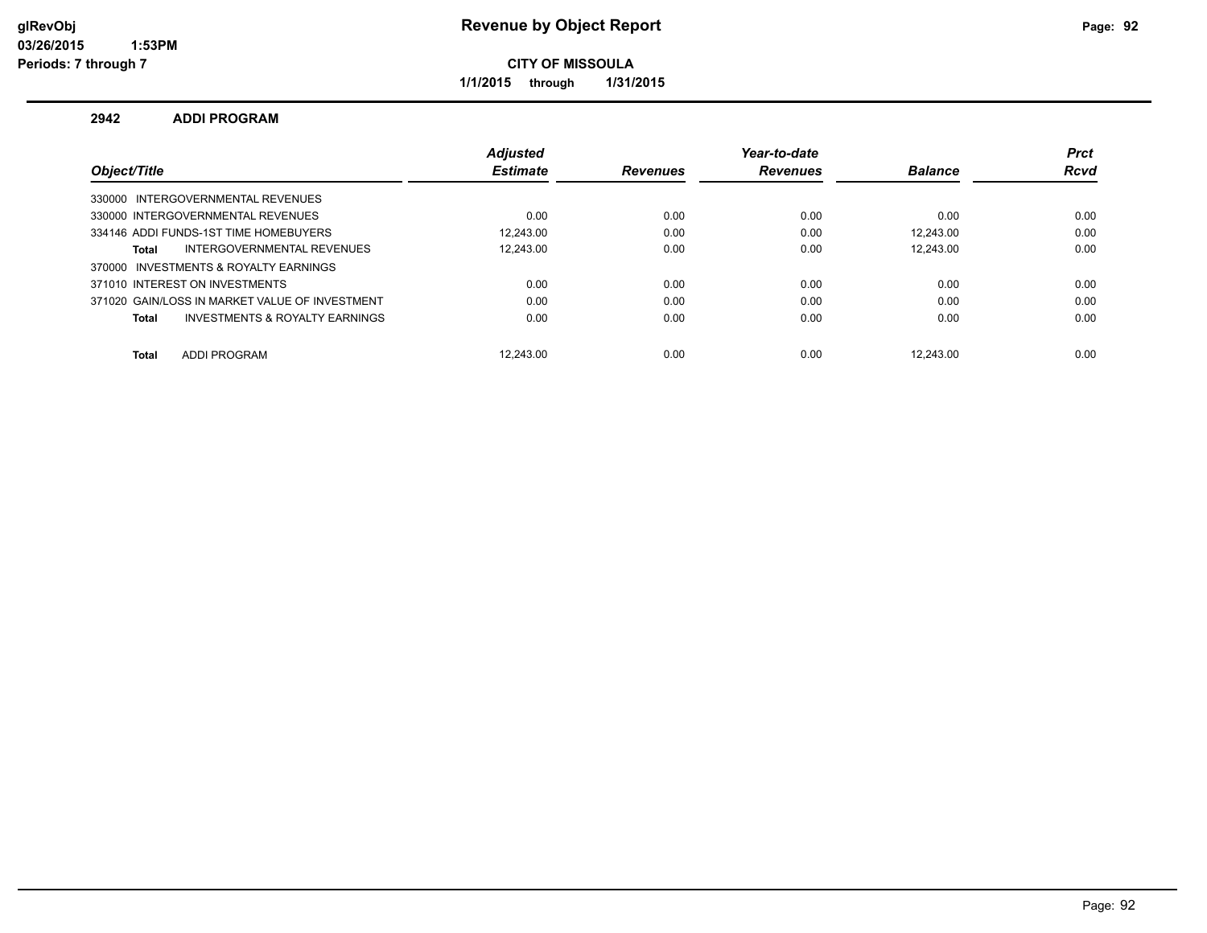# Revenue by Object Report

glRevObj
03/26/2015 1:53PM
Periods: 7 through 7

**CITY OF MISSOULA**

1/1/2015 through 1/31/2015

## 2942 ADDI PROGRAM

| Object/Title | Adjusted Estimate | Revenues | Year-to-date Revenues | Balance | Prct Rcvd |
|---|---|---|---|---|---|
| 330000 INTERGOVERNMENTAL REVENUES | | | | | |
| 330000 INTERGOVERNMENTAL REVENUES | 0.00 | 0.00 | 0.00 | 0.00 | 0.00 |
| 334146 ADDI FUNDS-1ST TIME HOMEBUYERS | 12,243.00 | 0.00 | 0.00 | 12,243.00 | 0.00 |
| **Total** INTERGOVERNMENTAL REVENUES | 12,243.00 | 0.00 | 0.00 | 12,243.00 | 0.00 |
| 370000 INVESTMENTS & ROYALTY EARNINGS | | | | | |
| 371010 INTEREST ON INVESTMENTS | 0.00 | 0.00 | 0.00 | 0.00 | 0.00 |
| 371020 GAIN/LOSS IN MARKET VALUE OF INVESTMENT | 0.00 | 0.00 | 0.00 | 0.00 | 0.00 |
| **Total** INVESTMENTS & ROYALTY EARNINGS | 0.00 | 0.00 | 0.00 | 0.00 | 0.00 |
| **Total** ADDI PROGRAM | 12,243.00 | 0.00 | 0.00 | 12,243.00 | 0.00 |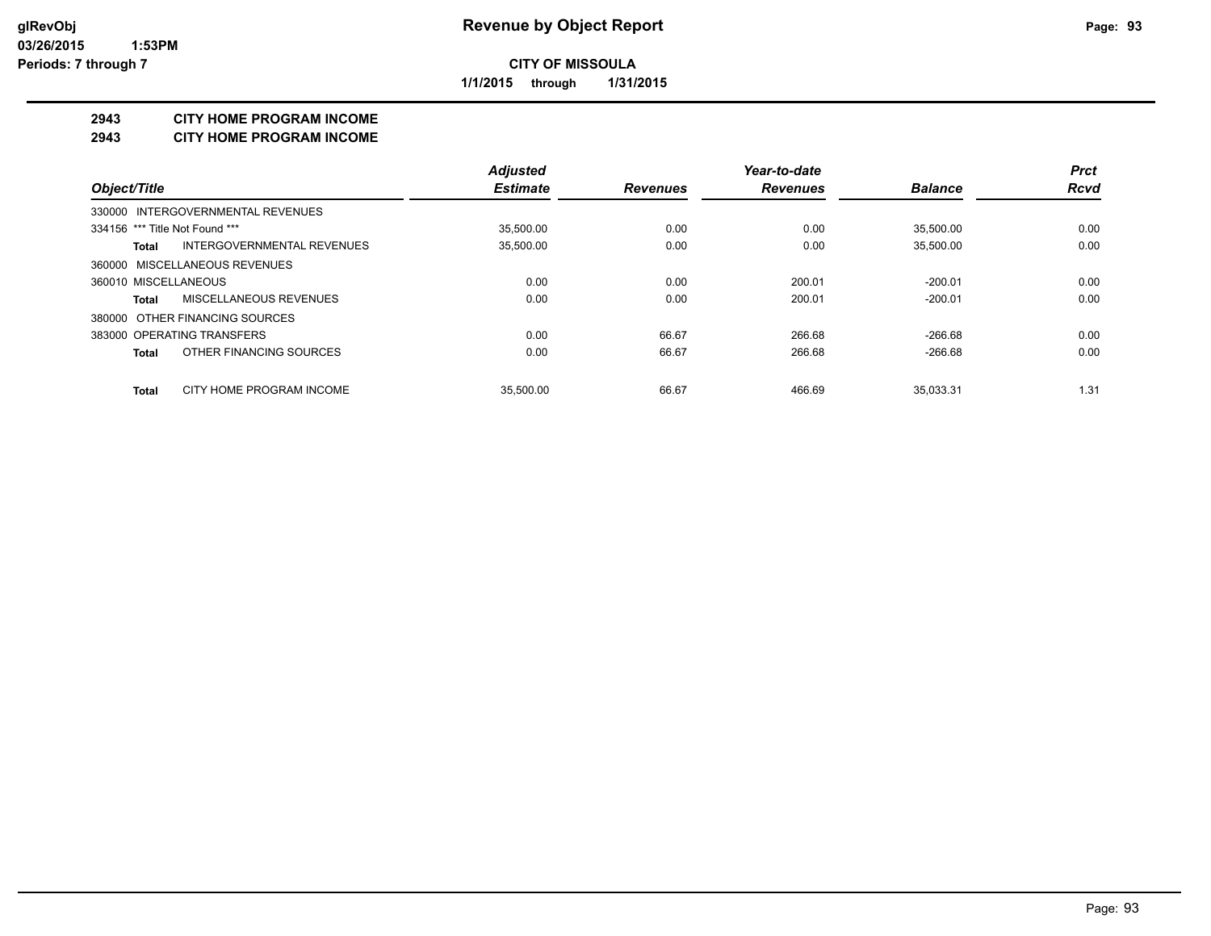# Revenue by Object Report

**CITY OF MISSOULA**

**1/1/2015 through 1/31/2015**

glRevObj
03/26/2015 1:53PM
Periods: 7 through 7

## 2943 CITY HOME PROGRAM INCOME
## 2943 CITY HOME PROGRAM INCOME

| Object/Title | Adjusted Estimate | Revenues | Year-to-date Revenues | Balance | Prct Rcvd |
|---|---|---|---|---|---|
| 330000 INTERGOVERNMENTAL REVENUES | | | | | |
| 334156 *** Title Not Found *** | 35,500.00 | 0.00 | 0.00 | 35,500.00 | 0.00 |
| **Total** INTERGOVERNMENTAL REVENUES | 35,500.00 | 0.00 | 0.00 | 35,500.00 | 0.00 |
| 360000 MISCELLANEOUS REVENUES | | | | | |
| 360010 MISCELLANEOUS | 0.00 | 0.00 | 200.01 | -200.01 | 0.00 |
| **Total** MISCELLANEOUS REVENUES | 0.00 | 0.00 | 200.01 | -200.01 | 0.00 |
| 380000 OTHER FINANCING SOURCES | | | | | |
| 383000 OPERATING TRANSFERS | 0.00 | 66.67 | 266.68 | -266.68 | 0.00 |
| **Total** OTHER FINANCING SOURCES | 0.00 | 66.67 | 266.68 | -266.68 | 0.00 |
| **Total** CITY HOME PROGRAM INCOME | 35,500.00 | 66.67 | 466.69 | 35,033.31 | 1.31 |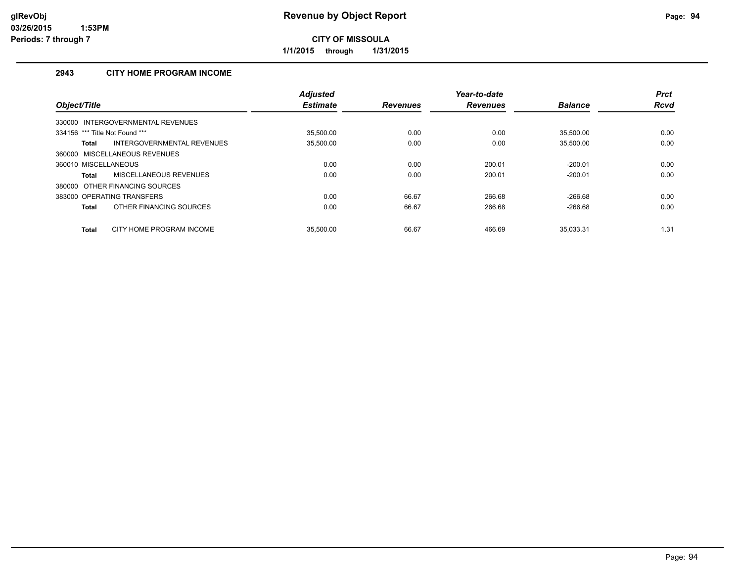# Revenue by Object Report

**CITY OF MISSOULA**

**1/1/2015 through 1/31/2015**

glRevObj
03/26/2015 1:53PM
Periods: 7 through 7

## 2943 CITY HOME PROGRAM INCOME

| Object/Title | Adjusted Estimate | Revenues | Year-to-date Revenues | Balance | Prct Rcvd |
|---|---|---|---|---|---|
| 330000 INTERGOVERNMENTAL REVENUES | | | | | |
| 334156 *** Title Not Found *** | 35,500.00 | 0.00 | 0.00 | 35,500.00 | 0.00 |
| **Total** INTERGOVERNMENTAL REVENUES | 35,500.00 | 0.00 | 0.00 | 35,500.00 | 0.00 |
| 360000 MISCELLANEOUS REVENUES | | | | | |
| 360010 MISCELLANEOUS | 0.00 | 0.00 | 200.01 | -200.01 | 0.00 |
| **Total** MISCELLANEOUS REVENUES | 0.00 | 0.00 | 200.01 | -200.01 | 0.00 |
| 380000 OTHER FINANCING SOURCES | | | | | |
| 383000 OPERATING TRANSFERS | 0.00 | 66.67 | 266.68 | -266.68 | 0.00 |
| **Total** OTHER FINANCING SOURCES | 0.00 | 66.67 | 266.68 | -266.68 | 0.00 |
| **Total** CITY HOME PROGRAM INCOME | 35,500.00 | 66.67 | 466.69 | 35,033.31 | 1.31 |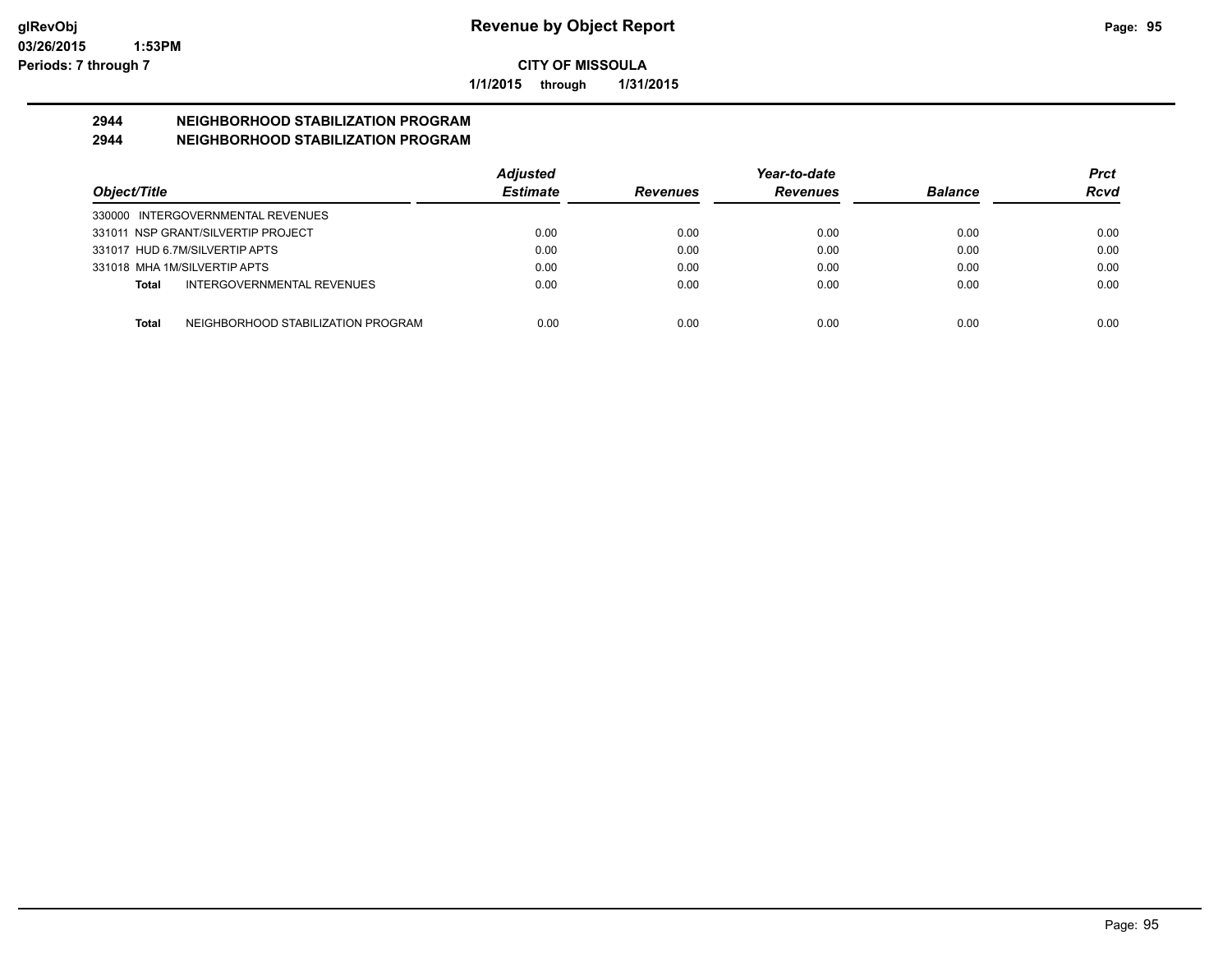**CITY OF MISSOULA**

**1/1/2015 through 1/31/2015**

## 2944 NEIGHBORHOOD STABILIZATION PROGRAM
## 2944 NEIGHBORHOOD STABILIZATION PROGRAM

| Object/Title | Adjusted Estimate | Revenues | Year-to-date Revenues | Balance | Prct Rcvd |
|---|---|---|---|---|---|
| 330000 INTERGOVERNMENTAL REVENUES | | | | | |
| 331011 NSP GRANT/SILVERTIP PROJECT | 0.00 | 0.00 | 0.00 | 0.00 | 0.00 |
| 331017 HUD 6.7M/SILVERTIP APTS | 0.00 | 0.00 | 0.00 | 0.00 | 0.00 |
| 331018 MHA 1M/SILVERTIP APTS | 0.00 | 0.00 | 0.00 | 0.00 | 0.00 |
| **Total** INTERGOVERNMENTAL REVENUES | 0.00 | 0.00 | 0.00 | 0.00 | 0.00 |
| **Total** NEIGHBORHOOD STABILIZATION PROGRAM | 0.00 | 0.00 | 0.00 | 0.00 | 0.00 |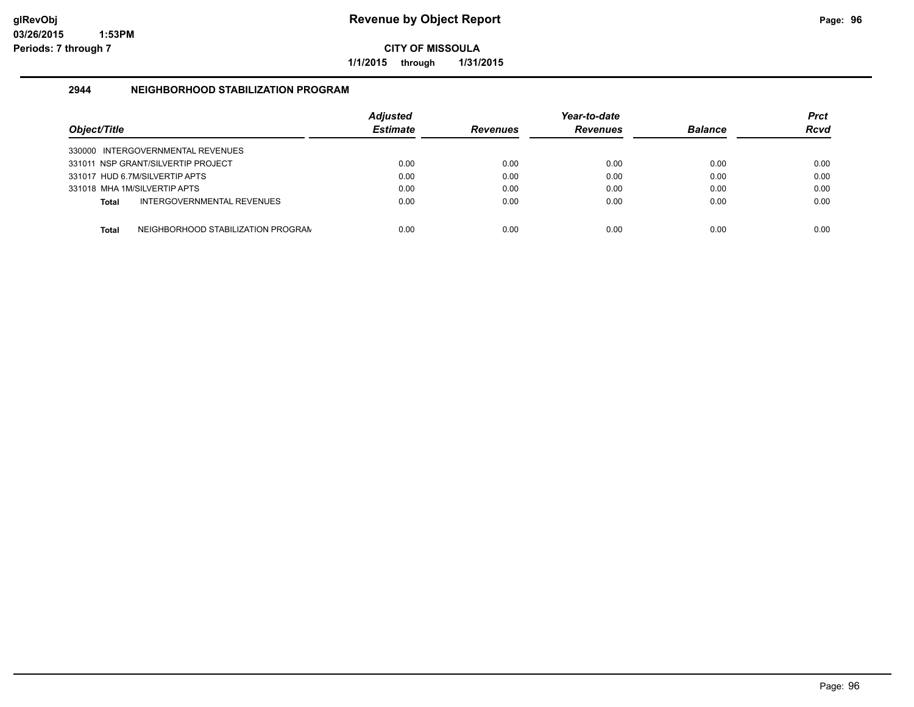**glRevObj**
**03/26/2015 1:53PM**
**Periods: 7 through 7**

# Revenue by Object Report

**CITY OF MISSOULA**

**1/1/2015 through 1/31/2015**

## 2944 NEIGHBORHOOD STABILIZATION PROGRAM

| Object/Title | Adjusted Estimate | Revenues | Year-to-date Revenues | Balance | Prct Rcvd |
|---|---|---|---|---|---|
| 330000 INTERGOVERNMENTAL REVENUES | | | | | |
| 331011 NSP GRANT/SILVERTIP PROJECT | 0.00 | 0.00 | 0.00 | 0.00 | 0.00 |
| 331017 HUD 6.7M/SILVERTIP APTS | 0.00 | 0.00 | 0.00 | 0.00 | 0.00 |
| 331018 MHA 1M/SILVERTIP APTS | 0.00 | 0.00 | 0.00 | 0.00 | 0.00 |
| **Total** INTERGOVERNMENTAL REVENUES | 0.00 | 0.00 | 0.00 | 0.00 | 0.00 |
| **Total** NEIGHBORHOOD STABILIZATION PROGRAM | 0.00 | 0.00 | 0.00 | 0.00 | 0.00 |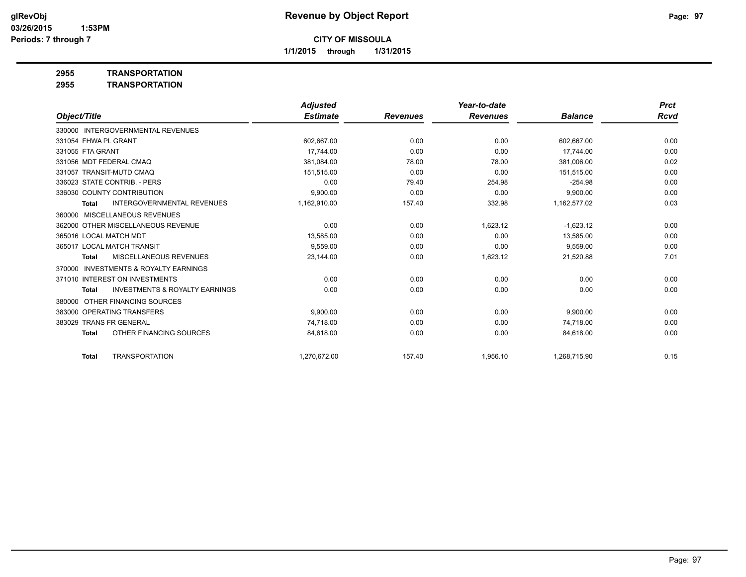**glRevObj** 03/26/2015 1:53PM
**Periods: 7 through 7**

# Revenue by Object Report

**CITY OF MISSOULA**

**1/1/2015 through 1/31/2015**

**2955 TRANSPORTATION**
**2955 TRANSPORTATION**

| Object/Title | Adjusted Estimate | Revenues | Year-to-date Revenues | Balance | Prct Rcvd |
|---|---|---|---|---|---|
| 330000 INTERGOVERNMENTAL REVENUES | | | | | |
| 331054 FHWA PL GRANT | 602,667.00 | 0.00 | 0.00 | 602,667.00 | 0.00 |
| 331055 FTA GRANT | 17,744.00 | 0.00 | 0.00 | 17,744.00 | 0.00 |
| 331056 MDT FEDERAL CMAQ | 381,084.00 | 78.00 | 78.00 | 381,006.00 | 0.02 |
| 331057 TRANSIT-MUTD CMAQ | 151,515.00 | 0.00 | 0.00 | 151,515.00 | 0.00 |
| 336023 STATE CONTRIB. - PERS | 0.00 | 79.40 | 254.98 | -254.98 | 0.00 |
| 336030 COUNTY CONTRIBUTION | 9,900.00 | 0.00 | 0.00 | 9,900.00 | 0.00 |
| **Total** INTERGOVERNMENTAL REVENUES | 1,162,910.00 | 157.40 | 332.98 | 1,162,577.02 | 0.03 |
| 360000 MISCELLANEOUS REVENUES | | | | | |
| 362000 OTHER MISCELLANEOUS REVENUE | 0.00 | 0.00 | 1,623.12 | -1,623.12 | 0.00 |
| 365016 LOCAL MATCH MDT | 13,585.00 | 0.00 | 0.00 | 13,585.00 | 0.00 |
| 365017 LOCAL MATCH TRANSIT | 9,559.00 | 0.00 | 0.00 | 9,559.00 | 0.00 |
| **Total** MISCELLANEOUS REVENUES | 23,144.00 | 0.00 | 1,623.12 | 21,520.88 | 7.01 |
| 370000 INVESTMENTS & ROYALTY EARNINGS | | | | | |
| 371010 INTEREST ON INVESTMENTS | 0.00 | 0.00 | 0.00 | 0.00 | 0.00 |
| **Total** INVESTMENTS & ROYALTY EARNINGS | 0.00 | 0.00 | 0.00 | 0.00 | 0.00 |
| 380000 OTHER FINANCING SOURCES | | | | | |
| 383000 OPERATING TRANSFERS | 9,900.00 | 0.00 | 0.00 | 9,900.00 | 0.00 |
| 383029 TRANS FR GENERAL | 74,718.00 | 0.00 | 0.00 | 74,718.00 | 0.00 |
| **Total** OTHER FINANCING SOURCES | 84,618.00 | 0.00 | 0.00 | 84,618.00 | 0.00 |
| **Total** TRANSPORTATION | 1,270,672.00 | 157.40 | 1,956.10 | 1,268,715.90 | 0.15 |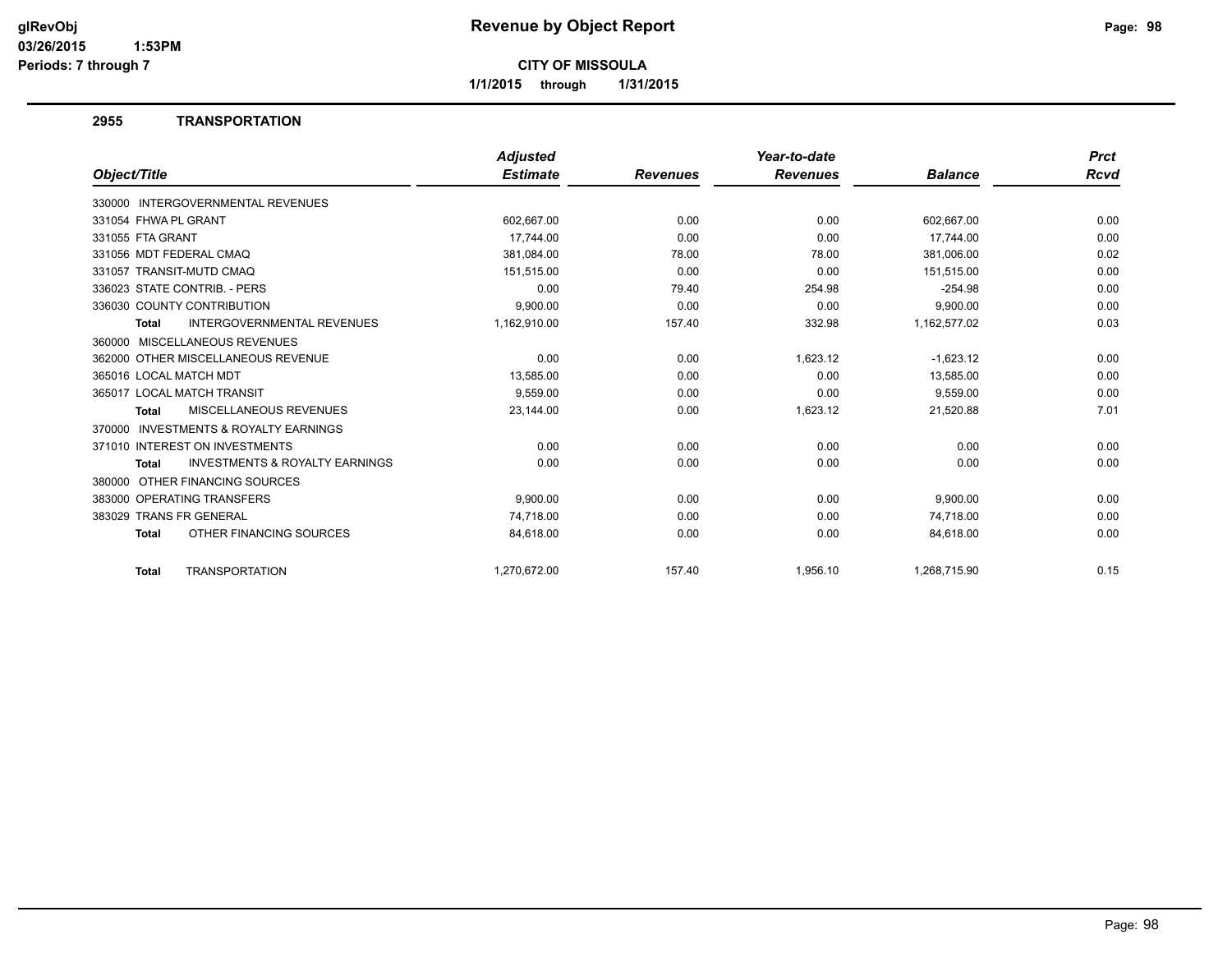# Revenue by Object Report

**CITY OF MISSOULA**

**1/1/2015 through 1/31/2015**

glRevObj
03/26/2015 1:53PM
Periods: 7 through 7

## 2955 TRANSPORTATION

| Object/Title | Adjusted Estimate | Revenues | Year-to-date Revenues | Balance | Prct Rcvd |
|---|---|---|---|---|---|
| 330000 INTERGOVERNMENTAL REVENUES | | | | | |
| 331054 FHWA PL GRANT | 602,667.00 | 0.00 | 0.00 | 602,667.00 | 0.00 |
| 331055 FTA GRANT | 17,744.00 | 0.00 | 0.00 | 17,744.00 | 0.00 |
| 331056 MDT FEDERAL CMAQ | 381,084.00 | 78.00 | 78.00 | 381,006.00 | 0.02 |
| 331057 TRANSIT-MUTD CMAQ | 151,515.00 | 0.00 | 0.00 | 151,515.00 | 0.00 |
| 336023 STATE CONTRIB. - PERS | 0.00 | 79.40 | 254.98 | -254.98 | 0.00 |
| 336030 COUNTY CONTRIBUTION | 9,900.00 | 0.00 | 0.00 | 9,900.00 | 0.00 |
| **Total** INTERGOVERNMENTAL REVENUES | 1,162,910.00 | 157.40 | 332.98 | 1,162,577.02 | 0.03 |
| 360000 MISCELLANEOUS REVENUES | | | | | |
| 362000 OTHER MISCELLANEOUS REVENUE | 0.00 | 0.00 | 1,623.12 | -1,623.12 | 0.00 |
| 365016 LOCAL MATCH MDT | 13,585.00 | 0.00 | 0.00 | 13,585.00 | 0.00 |
| 365017 LOCAL MATCH TRANSIT | 9,559.00 | 0.00 | 0.00 | 9,559.00 | 0.00 |
| **Total** MISCELLANEOUS REVENUES | 23,144.00 | 0.00 | 1,623.12 | 21,520.88 | 7.01 |
| 370000 INVESTMENTS & ROYALTY EARNINGS | | | | | |
| 371010 INTEREST ON INVESTMENTS | 0.00 | 0.00 | 0.00 | 0.00 | 0.00 |
| **Total** INVESTMENTS & ROYALTY EARNINGS | 0.00 | 0.00 | 0.00 | 0.00 | 0.00 |
| 380000 OTHER FINANCING SOURCES | | | | | |
| 383000 OPERATING TRANSFERS | 9,900.00 | 0.00 | 0.00 | 9,900.00 | 0.00 |
| 383029 TRANS FR GENERAL | 74,718.00 | 0.00 | 0.00 | 74,718.00 | 0.00 |
| **Total** OTHER FINANCING SOURCES | 84,618.00 | 0.00 | 0.00 | 84,618.00 | 0.00 |
| **Total** TRANSPORTATION | 1,270,672.00 | 157.40 | 1,956.10 | 1,268,715.90 | 0.15 |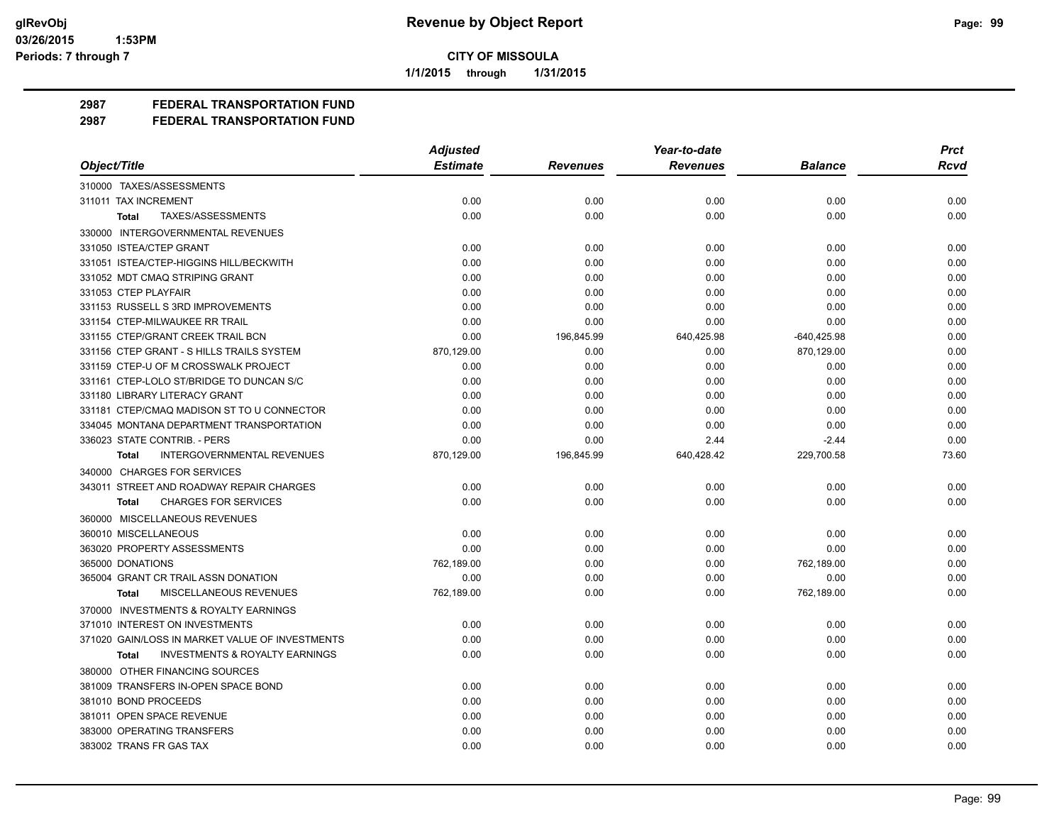# CITY OF MISSOULA

1/1/2015 through 1/31/2015

## 2987 FEDERAL TRANSPORTATION FUND
## 2987 FEDERAL TRANSPORTATION FUND

| Object/Title | Adjusted Estimate | Revenues | Year-to-date Revenues | Balance | Prct Rcvd |
|---|---|---|---|---|---|
| 310000 TAXES/ASSESSMENTS | | | | | |
| 311011 TAX INCREMENT | 0.00 | 0.00 | 0.00 | 0.00 | 0.00 |
| **Total** TAXES/ASSESSMENTS | 0.00 | 0.00 | 0.00 | 0.00 | 0.00 |
| 330000 INTERGOVERNMENTAL REVENUES | | | | | |
| 331050 ISTEA/CTEP GRANT | 0.00 | 0.00 | 0.00 | 0.00 | 0.00 |
| 331051 ISTEA/CTEP-HIGGINS HILL/BECKWITH | 0.00 | 0.00 | 0.00 | 0.00 | 0.00 |
| 331052 MDT CMAQ STRIPING GRANT | 0.00 | 0.00 | 0.00 | 0.00 | 0.00 |
| 331053 CTEP PLAYFAIR | 0.00 | 0.00 | 0.00 | 0.00 | 0.00 |
| 331153 RUSSELL S 3RD IMPROVEMENTS | 0.00 | 0.00 | 0.00 | 0.00 | 0.00 |
| 331154 CTEP-MILWAUKEE RR TRAIL | 0.00 | 0.00 | 0.00 | 0.00 | 0.00 |
| 331155 CTEP/GRANT CREEK TRAIL BCN | 0.00 | 196,845.99 | 640,425.98 | -640,425.98 | 0.00 |
| 331156 CTEP GRANT - S HILLS TRAILS SYSTEM | 870,129.00 | 0.00 | 0.00 | 870,129.00 | 0.00 |
| 331159 CTEP-U OF M CROSSWALK PROJECT | 0.00 | 0.00 | 0.00 | 0.00 | 0.00 |
| 331161 CTEP-LOLO ST/BRIDGE TO DUNCAN S/C | 0.00 | 0.00 | 0.00 | 0.00 | 0.00 |
| 331180 LIBRARY LITERACY GRANT | 0.00 | 0.00 | 0.00 | 0.00 | 0.00 |
| 331181 CTEP/CMAQ MADISON ST TO U CONNECTOR | 0.00 | 0.00 | 0.00 | 0.00 | 0.00 |
| 334045 MONTANA DEPARTMENT TRANSPORTATION | 0.00 | 0.00 | 0.00 | 0.00 | 0.00 |
| 336023 STATE CONTRIB. - PERS | 0.00 | 0.00 | 2.44 | -2.44 | 0.00 |
| **Total** INTERGOVERNMENTAL REVENUES | 870,129.00 | 196,845.99 | 640,428.42 | 229,700.58 | 73.60 |
| 340000 CHARGES FOR SERVICES | | | | | |
| 343011 STREET AND ROADWAY REPAIR CHARGES | 0.00 | 0.00 | 0.00 | 0.00 | 0.00 |
| **Total** CHARGES FOR SERVICES | 0.00 | 0.00 | 0.00 | 0.00 | 0.00 |
| 360000 MISCELLANEOUS REVENUES | | | | | |
| 360010 MISCELLANEOUS | 0.00 | 0.00 | 0.00 | 0.00 | 0.00 |
| 363020 PROPERTY ASSESSMENTS | 0.00 | 0.00 | 0.00 | 0.00 | 0.00 |
| 365000 DONATIONS | 762,189.00 | 0.00 | 0.00 | 762,189.00 | 0.00 |
| 365004 GRANT CR TRAIL ASSN DONATION | 0.00 | 0.00 | 0.00 | 0.00 | 0.00 |
| **Total** MISCELLANEOUS REVENUES | 762,189.00 | 0.00 | 0.00 | 762,189.00 | 0.00 |
| 370000 INVESTMENTS & ROYALTY EARNINGS | | | | | |
| 371010 INTEREST ON INVESTMENTS | 0.00 | 0.00 | 0.00 | 0.00 | 0.00 |
| 371020 GAIN/LOSS IN MARKET VALUE OF INVESTMENTS | 0.00 | 0.00 | 0.00 | 0.00 | 0.00 |
| **Total** INVESTMENTS & ROYALTY EARNINGS | 0.00 | 0.00 | 0.00 | 0.00 | 0.00 |
| 380000 OTHER FINANCING SOURCES | | | | | |
| 381009 TRANSFERS IN-OPEN SPACE BOND | 0.00 | 0.00 | 0.00 | 0.00 | 0.00 |
| 381010 BOND PROCEEDS | 0.00 | 0.00 | 0.00 | 0.00 | 0.00 |
| 381011 OPEN SPACE REVENUE | 0.00 | 0.00 | 0.00 | 0.00 | 0.00 |
| 383000 OPERATING TRANSFERS | 0.00 | 0.00 | 0.00 | 0.00 | 0.00 |
| 383002 TRANS FR GAS TAX | 0.00 | 0.00 | 0.00 | 0.00 | 0.00 |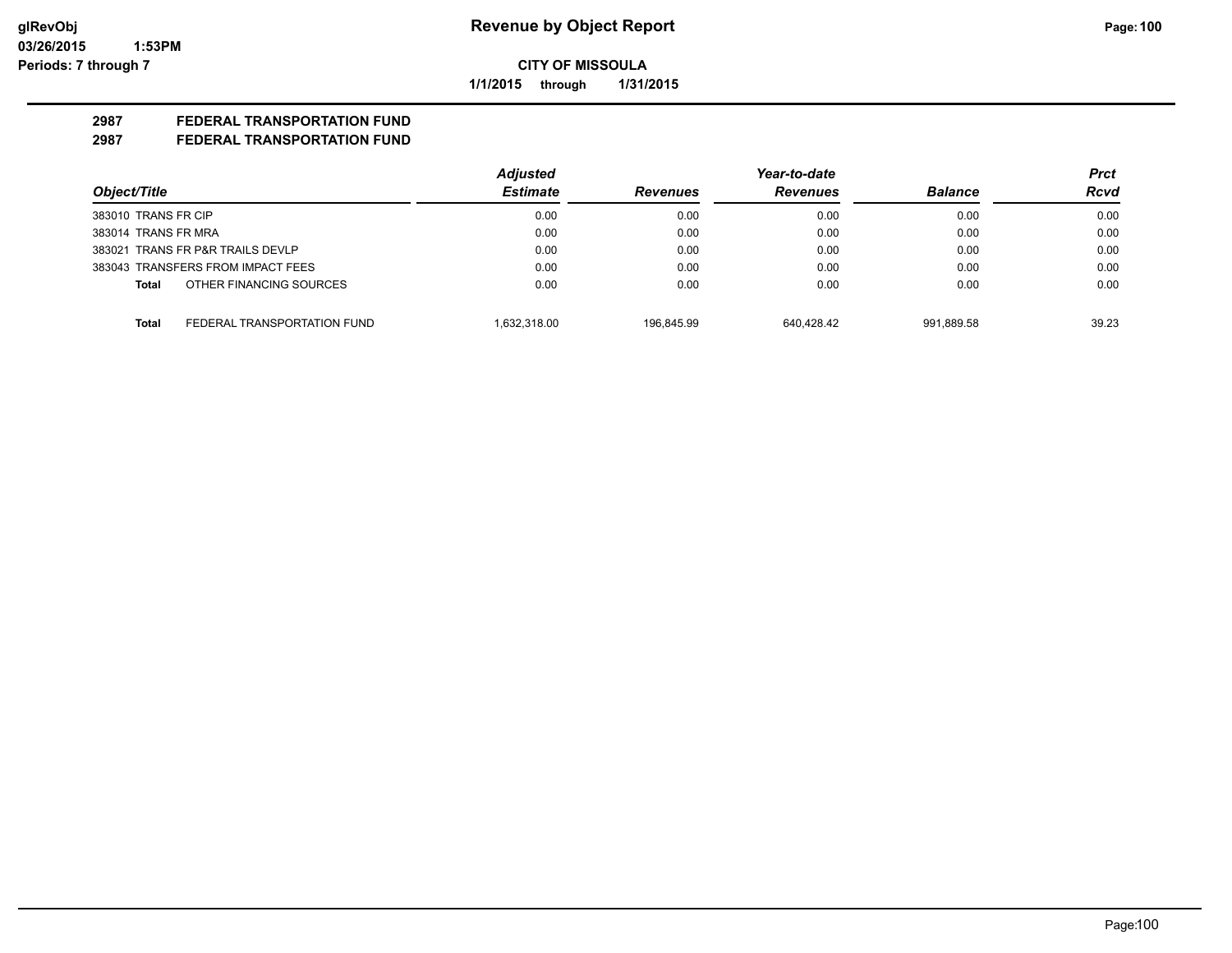**CITY OF MISSOULA**

**1/1/2015 through 1/31/2015**

**2987 FEDERAL TRANSPORTATION FUND**

**2987 FEDERAL TRANSPORTATION FUND**

| Object/Title | | Adjusted Estimate | Revenues | Year-to-date Revenues | Balance | Prct Rcvd |
|---|---|---|---|---|---|---|
| 383010 TRANS FR CIP | | 0.00 | 0.00 | 0.00 | 0.00 | 0.00 |
| 383014 TRANS FR MRA | | 0.00 | 0.00 | 0.00 | 0.00 | 0.00 |
| 383021 TRANS FR P&R TRAILS DEVLP | | 0.00 | 0.00 | 0.00 | 0.00 | 0.00 |
| 383043 TRANSFERS FROM IMPACT FEES | | 0.00 | 0.00 | 0.00 | 0.00 | 0.00 |
| **Total** | OTHER FINANCING SOURCES | 0.00 | 0.00 | 0.00 | 0.00 | 0.00 |
| **Total** | FEDERAL TRANSPORTATION FUND | 1,632,318.00 | 196,845.99 | 640,428.42 | 991,889.58 | 39.23 |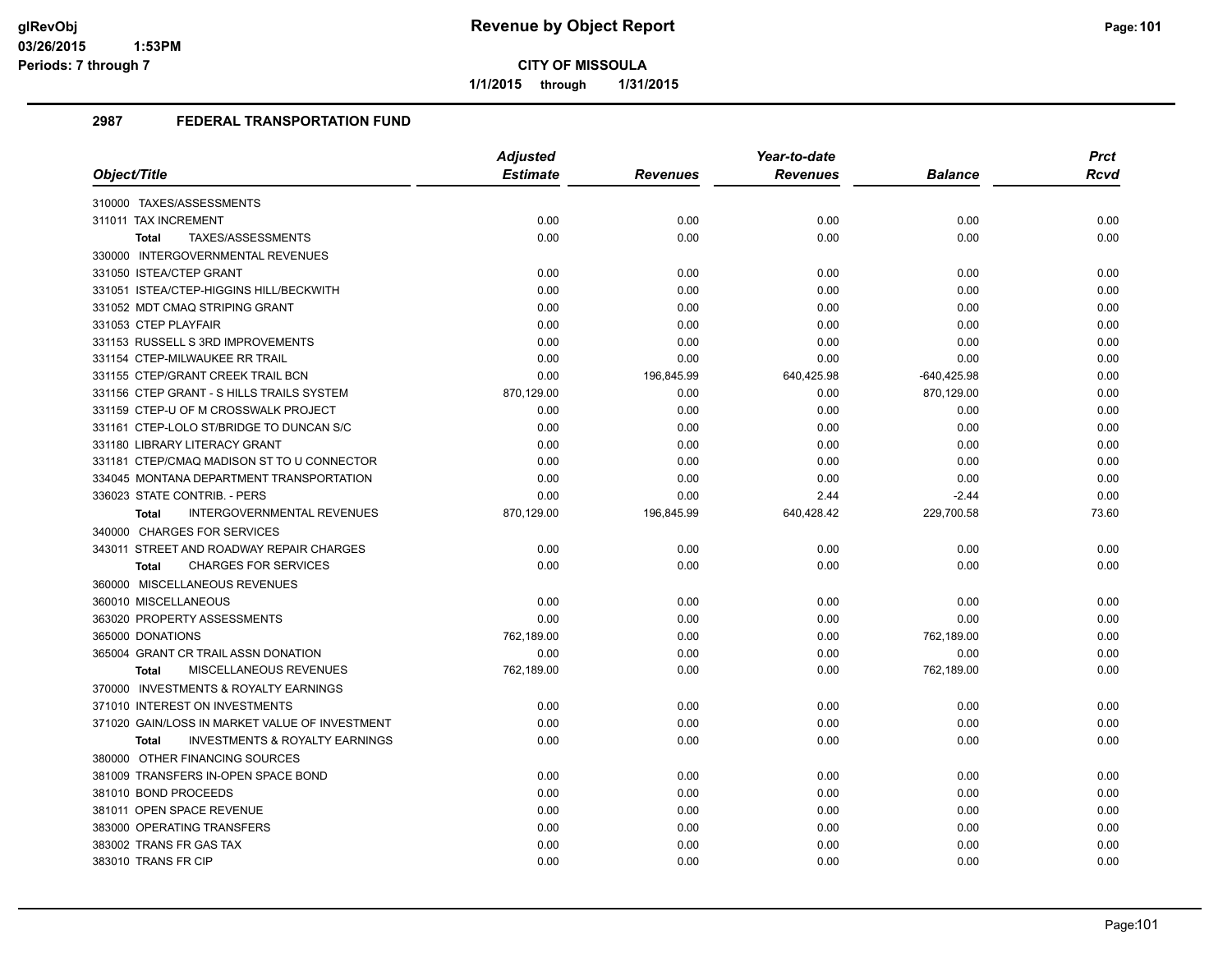# Revenue by Object Report

**CITY OF MISSOULA**

**1/1/2015 through 1/31/2015**

glRevObj
03/26/2015 1:53PM
Periods: 7 through 7

## 2987 FEDERAL TRANSPORTATION FUND

| Object/Title | Adjusted Estimate | Revenues | Year-to-date Revenues | Balance | Prct Rcvd |
|---|---|---|---|---|---|
| 310000 TAXES/ASSESSMENTS | | | | | |
| 311011 TAX INCREMENT | 0.00 | 0.00 | 0.00 | 0.00 | 0.00 |
| **Total** TAXES/ASSESSMENTS | 0.00 | 0.00 | 0.00 | 0.00 | 0.00 |
| 330000 INTERGOVERNMENTAL REVENUES | | | | | |
| 331050 ISTEA/CTEP GRANT | 0.00 | 0.00 | 0.00 | 0.00 | 0.00 |
| 331051 ISTEA/CTEP-HIGGINS HILL/BECKWITH | 0.00 | 0.00 | 0.00 | 0.00 | 0.00 |
| 331052 MDT CMAQ STRIPING GRANT | 0.00 | 0.00 | 0.00 | 0.00 | 0.00 |
| 331053 CTEP PLAYFAIR | 0.00 | 0.00 | 0.00 | 0.00 | 0.00 |
| 331153 RUSSELL S 3RD IMPROVEMENTS | 0.00 | 0.00 | 0.00 | 0.00 | 0.00 |
| 331154 CTEP-MILWAUKEE RR TRAIL | 0.00 | 0.00 | 0.00 | 0.00 | 0.00 |
| 331155 CTEP/GRANT CREEK TRAIL BCN | 0.00 | 196,845.99 | 640,425.98 | -640,425.98 | 0.00 |
| 331156 CTEP GRANT - S HILLS TRAILS SYSTEM | 870,129.00 | 0.00 | 0.00 | 870,129.00 | 0.00 |
| 331159 CTEP-U OF M CROSSWALK PROJECT | 0.00 | 0.00 | 0.00 | 0.00 | 0.00 |
| 331161 CTEP-LOLO ST/BRIDGE TO DUNCAN S/C | 0.00 | 0.00 | 0.00 | 0.00 | 0.00 |
| 331180 LIBRARY LITERACY GRANT | 0.00 | 0.00 | 0.00 | 0.00 | 0.00 |
| 331181 CTEP/CMAQ MADISON ST TO U CONNECTOR | 0.00 | 0.00 | 0.00 | 0.00 | 0.00 |
| 334045 MONTANA DEPARTMENT TRANSPORTATION | 0.00 | 0.00 | 0.00 | 0.00 | 0.00 |
| 336023 STATE CONTRIB. - PERS | 0.00 | 0.00 | 2.44 | -2.44 | 0.00 |
| **Total** INTERGOVERNMENTAL REVENUES | 870,129.00 | 196,845.99 | 640,428.42 | 229,700.58 | 73.60 |
| 340000 CHARGES FOR SERVICES | | | | | |
| 343011 STREET AND ROADWAY REPAIR CHARGES | 0.00 | 0.00 | 0.00 | 0.00 | 0.00 |
| **Total** CHARGES FOR SERVICES | 0.00 | 0.00 | 0.00 | 0.00 | 0.00 |
| 360000 MISCELLANEOUS REVENUES | | | | | |
| 360010 MISCELLANEOUS | 0.00 | 0.00 | 0.00 | 0.00 | 0.00 |
| 363020 PROPERTY ASSESSMENTS | 0.00 | 0.00 | 0.00 | 0.00 | 0.00 |
| 365000 DONATIONS | 762,189.00 | 0.00 | 0.00 | 762,189.00 | 0.00 |
| 365004 GRANT CR TRAIL ASSN DONATION | 0.00 | 0.00 | 0.00 | 0.00 | 0.00 |
| **Total** MISCELLANEOUS REVENUES | 762,189.00 | 0.00 | 0.00 | 762,189.00 | 0.00 |
| 370000 INVESTMENTS & ROYALTY EARNINGS | | | | | |
| 371010 INTEREST ON INVESTMENTS | 0.00 | 0.00 | 0.00 | 0.00 | 0.00 |
| 371020 GAIN/LOSS IN MARKET VALUE OF INVESTMENT | 0.00 | 0.00 | 0.00 | 0.00 | 0.00 |
| **Total** INVESTMENTS & ROYALTY EARNINGS | 0.00 | 0.00 | 0.00 | 0.00 | 0.00 |
| 380000 OTHER FINANCING SOURCES | | | | | |
| 381009 TRANSFERS IN-OPEN SPACE BOND | 0.00 | 0.00 | 0.00 | 0.00 | 0.00 |
| 381010 BOND PROCEEDS | 0.00 | 0.00 | 0.00 | 0.00 | 0.00 |
| 381011 OPEN SPACE REVENUE | 0.00 | 0.00 | 0.00 | 0.00 | 0.00 |
| 383000 OPERATING TRANSFERS | 0.00 | 0.00 | 0.00 | 0.00 | 0.00 |
| 383002 TRANS FR GAS TAX | 0.00 | 0.00 | 0.00 | 0.00 | 0.00 |
| 383010 TRANS FR CIP | 0.00 | 0.00 | 0.00 | 0.00 | 0.00 |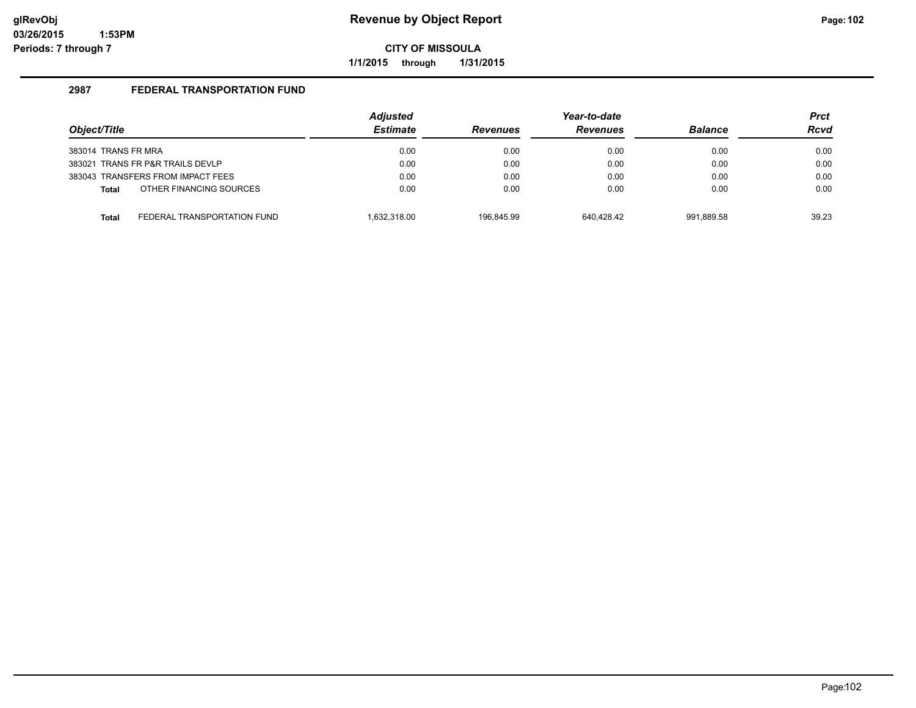# Revenue by Object Report

**CITY OF MISSOULA**

**1/1/2015 through 1/31/2015**

glRevObj
03/26/2015 1:53PM
Periods: 7 through 7

## 2987 FEDERAL TRANSPORTATION FUND

| Object/Title | Adjusted Estimate | Revenues | Year-to-date Revenues | Balance | Prct Rcvd |
|---|---|---|---|---|---|
| 383014 TRANS FR MRA | 0.00 | 0.00 | 0.00 | 0.00 | 0.00 |
| 383021 TRANS FR P&R TRAILS DEVLP | 0.00 | 0.00 | 0.00 | 0.00 | 0.00 |
| 383043 TRANSFERS FROM IMPACT FEES | 0.00 | 0.00 | 0.00 | 0.00 | 0.00 |
| **Total** OTHER FINANCING SOURCES | 0.00 | 0.00 | 0.00 | 0.00 | 0.00 |
| **Total** FEDERAL TRANSPORTATION FUND | 1,632,318.00 | 196,845.99 | 640,428.42 | 991,889.58 | 39.23 |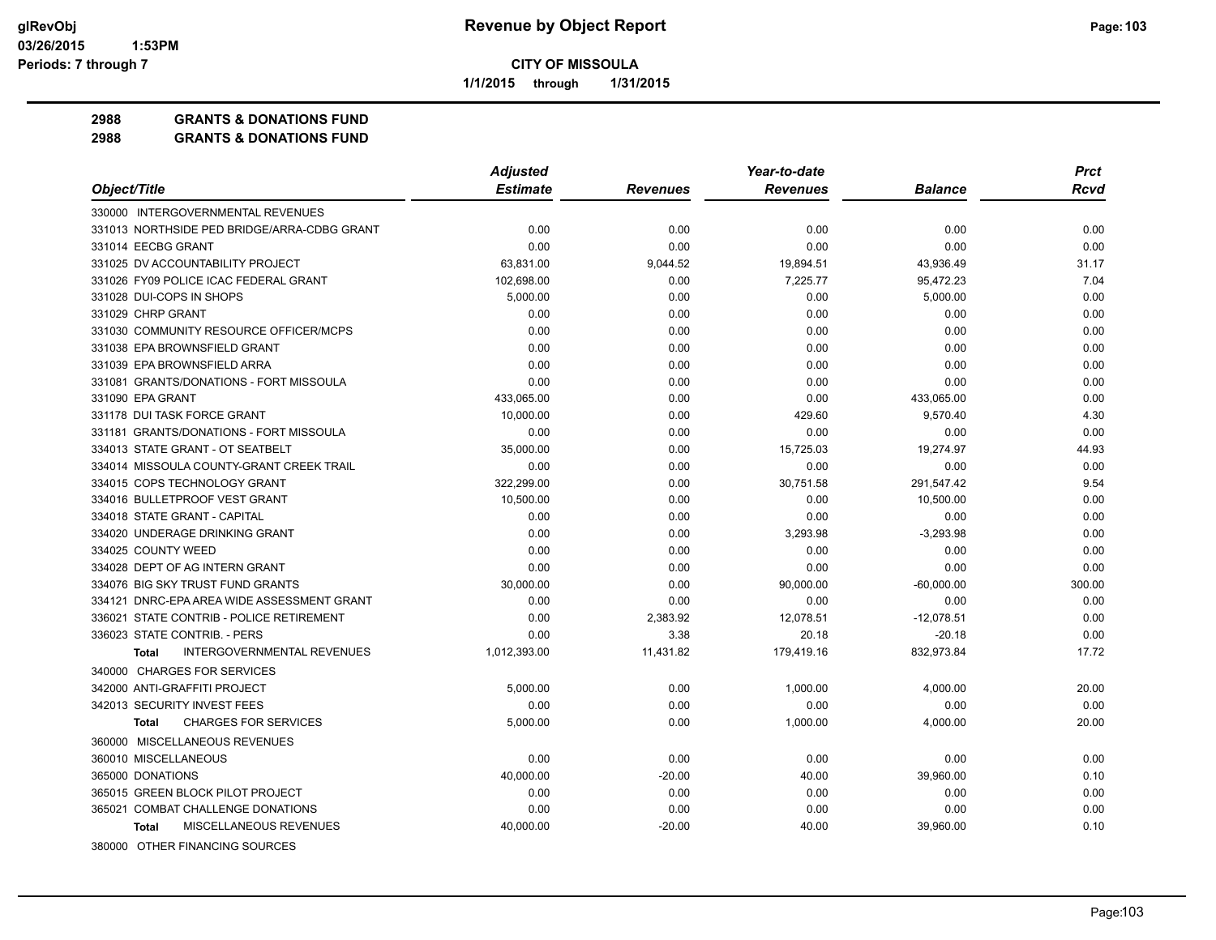# Revenue by Object Report

**CITY OF MISSOULA**

**1/1/2015 through 1/31/2015**

glRevObj
03/26/2015 1:53PM
Periods: 7 through 7

**2988 GRANTS & DONATIONS FUND**

**2988 GRANTS & DONATIONS FUND**

| Object/Title | Adjusted Estimate | Revenues | Year-to-date Revenues | Balance | Prct Rcvd |
|---|---|---|---|---|---|
| 330000 INTERGOVERNMENTAL REVENUES | | | | | |
| 331013 NORTHSIDE PED BRIDGE/ARRA-CDBG GRANT | 0.00 | 0.00 | 0.00 | 0.00 | 0.00 |
| 331014 EECBG GRANT | 0.00 | 0.00 | 0.00 | 0.00 | 0.00 |
| 331025 DV ACCOUNTABILITY PROJECT | 63,831.00 | 9,044.52 | 19,894.51 | 43,936.49 | 31.17 |
| 331026 FY09 POLICE ICAC FEDERAL GRANT | 102,698.00 | 0.00 | 7,225.77 | 95,472.23 | 7.04 |
| 331028 DUI-COPS IN SHOPS | 5,000.00 | 0.00 | 0.00 | 5,000.00 | 0.00 |
| 331029 CHRP GRANT | 0.00 | 0.00 | 0.00 | 0.00 | 0.00 |
| 331030 COMMUNITY RESOURCE OFFICER/MCPS | 0.00 | 0.00 | 0.00 | 0.00 | 0.00 |
| 331038 EPA BROWNSFIELD GRANT | 0.00 | 0.00 | 0.00 | 0.00 | 0.00 |
| 331039 EPA BROWNSFIELD ARRA | 0.00 | 0.00 | 0.00 | 0.00 | 0.00 |
| 331081 GRANTS/DONATIONS - FORT MISSOULA | 0.00 | 0.00 | 0.00 | 0.00 | 0.00 |
| 331090 EPA GRANT | 433,065.00 | 0.00 | 0.00 | 433,065.00 | 0.00 |
| 331178 DUI TASK FORCE GRANT | 10,000.00 | 0.00 | 429.60 | 9,570.40 | 4.30 |
| 331181 GRANTS/DONATIONS - FORT MISSOULA | 0.00 | 0.00 | 0.00 | 0.00 | 0.00 |
| 334013 STATE GRANT - OT SEATBELT | 35,000.00 | 0.00 | 15,725.03 | 19,274.97 | 44.93 |
| 334014 MISSOULA COUNTY-GRANT CREEK TRAIL | 0.00 | 0.00 | 0.00 | 0.00 | 0.00 |
| 334015 COPS TECHNOLOGY GRANT | 322,299.00 | 0.00 | 30,751.58 | 291,547.42 | 9.54 |
| 334016 BULLETPROOF VEST GRANT | 10,500.00 | 0.00 | 0.00 | 10,500.00 | 0.00 |
| 334018 STATE GRANT - CAPITAL | 0.00 | 0.00 | 0.00 | 0.00 | 0.00 |
| 334020 UNDERAGE DRINKING GRANT | 0.00 | 0.00 | 3,293.98 | -3,293.98 | 0.00 |
| 334025 COUNTY WEED | 0.00 | 0.00 | 0.00 | 0.00 | 0.00 |
| 334028 DEPT OF AG INTERN GRANT | 0.00 | 0.00 | 0.00 | 0.00 | 0.00 |
| 334076 BIG SKY TRUST FUND GRANTS | 30,000.00 | 0.00 | 90,000.00 | -60,000.00 | 300.00 |
| 334121 DNRC-EPA AREA WIDE ASSESSMENT GRANT | 0.00 | 0.00 | 0.00 | 0.00 | 0.00 |
| 336021 STATE CONTRIB - POLICE RETIREMENT | 0.00 | 2,383.92 | 12,078.51 | -12,078.51 | 0.00 |
| 336023 STATE CONTRIB. - PERS | 0.00 | 3.38 | 20.18 | -20.18 | 0.00 |
| **Total** INTERGOVERNMENTAL REVENUES | 1,012,393.00 | 11,431.82 | 179,419.16 | 832,973.84 | 17.72 |
| 340000 CHARGES FOR SERVICES | | | | | |
| 342000 ANTI-GRAFFITI PROJECT | 5,000.00 | 0.00 | 1,000.00 | 4,000.00 | 20.00 |
| 342013 SECURITY INVEST FEES | 0.00 | 0.00 | 0.00 | 0.00 | 0.00 |
| **Total** CHARGES FOR SERVICES | 5,000.00 | 0.00 | 1,000.00 | 4,000.00 | 20.00 |
| 360000 MISCELLANEOUS REVENUES | | | | | |
| 360010 MISCELLANEOUS | 0.00 | 0.00 | 0.00 | 0.00 | 0.00 |
| 365000 DONATIONS | 40,000.00 | -20.00 | 40.00 | 39,960.00 | 0.10 |
| 365015 GREEN BLOCK PILOT PROJECT | 0.00 | 0.00 | 0.00 | 0.00 | 0.00 |
| 365021 COMBAT CHALLENGE DONATIONS | 0.00 | 0.00 | 0.00 | 0.00 | 0.00 |
| **Total** MISCELLANEOUS REVENUES | 40,000.00 | -20.00 | 40.00 | 39,960.00 | 0.10 |
| 380000 OTHER FINANCING SOURCES | | | | | |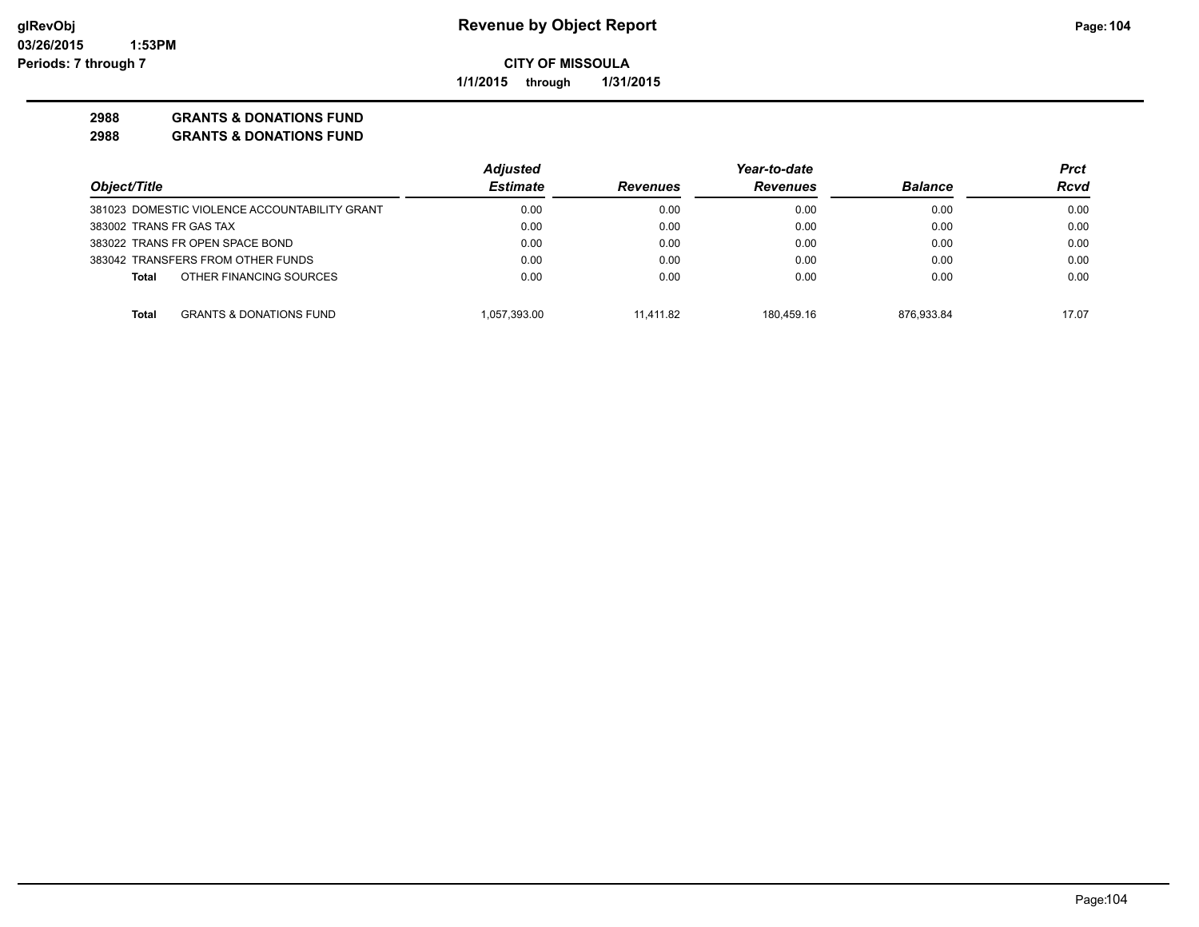**Revenue by Object Report**

**CITY OF MISSOULA**

**1/1/2015 through 1/31/2015**

**2988 GRANTS & DONATIONS FUND**

**2988 GRANTS & DONATIONS FUND**

| Object/Title | Adjusted Estimate | Revenues | Year-to-date Revenues | Balance | Prct Rcvd |
|---|---|---|---|---|---|
| 381023 DOMESTIC VIOLENCE ACCOUNTABILITY GRANT | 0.00 | 0.00 | 0.00 | 0.00 | 0.00 |
| 383002 TRANS FR GAS TAX | 0.00 | 0.00 | 0.00 | 0.00 | 0.00 |
| 383022 TRANS FR OPEN SPACE BOND | 0.00 | 0.00 | 0.00 | 0.00 | 0.00 |
| 383042 TRANSFERS FROM OTHER FUNDS | 0.00 | 0.00 | 0.00 | 0.00 | 0.00 |
| **Total** OTHER FINANCING SOURCES | 0.00 | 0.00 | 0.00 | 0.00 | 0.00 |
| **Total** GRANTS & DONATIONS FUND | 1,057,393.00 | 11,411.82 | 180,459.16 | 876,933.84 | 17.07 |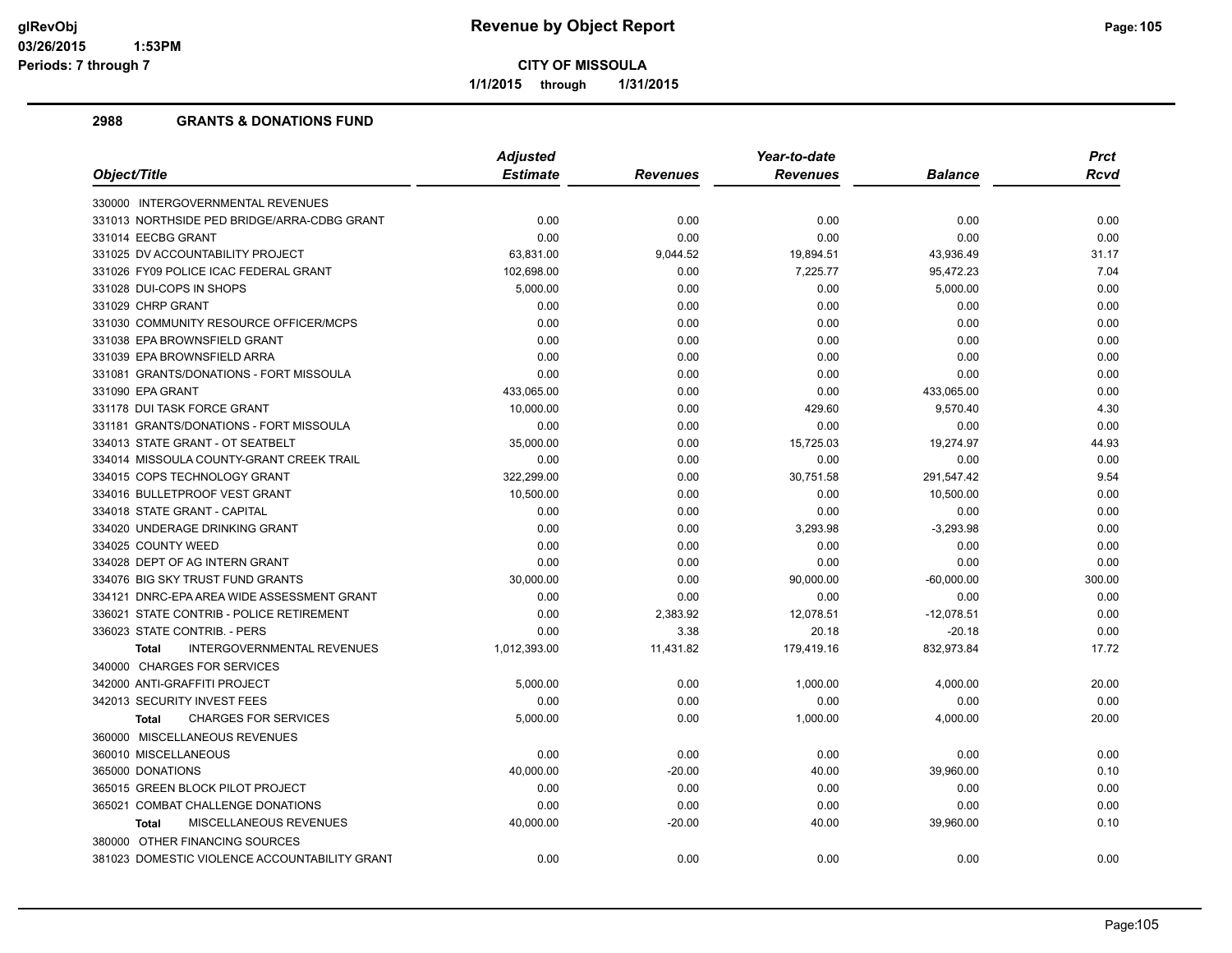**Revenue by Object Report**

**CITY OF MISSOULA**

**1/1/2015 through 1/31/2015**

glRevObj
03/26/2015 1:53PM
Periods: 7 through 7

## 2988 GRANTS & DONATIONS FUND

| Object/Title | Adjusted Estimate | Revenues | Year-to-date Revenues | Balance | Prct Rcvd |
|---|---|---|---|---|---|
| 330000 INTERGOVERNMENTAL REVENUES | | | | | |
| 331013 NORTHSIDE PED BRIDGE/ARRA-CDBG GRANT | 0.00 | 0.00 | 0.00 | 0.00 | 0.00 |
| 331014 EECBG GRANT | 0.00 | 0.00 | 0.00 | 0.00 | 0.00 |
| 331025 DV ACCOUNTABILITY PROJECT | 63,831.00 | 9,044.52 | 19,894.51 | 43,936.49 | 31.17 |
| 331026 FY09 POLICE ICAC FEDERAL GRANT | 102,698.00 | 0.00 | 7,225.77 | 95,472.23 | 7.04 |
| 331028 DUI-COPS IN SHOPS | 5,000.00 | 0.00 | 0.00 | 5,000.00 | 0.00 |
| 331029 CHRP GRANT | 0.00 | 0.00 | 0.00 | 0.00 | 0.00 |
| 331030 COMMUNITY RESOURCE OFFICER/MCPS | 0.00 | 0.00 | 0.00 | 0.00 | 0.00 |
| 331038 EPA BROWNSFIELD GRANT | 0.00 | 0.00 | 0.00 | 0.00 | 0.00 |
| 331039 EPA BROWNSFIELD ARRA | 0.00 | 0.00 | 0.00 | 0.00 | 0.00 |
| 331081 GRANTS/DONATIONS - FORT MISSOULA | 0.00 | 0.00 | 0.00 | 0.00 | 0.00 |
| 331090 EPA GRANT | 433,065.00 | 0.00 | 0.00 | 433,065.00 | 0.00 |
| 331178 DUI TASK FORCE GRANT | 10,000.00 | 0.00 | 429.60 | 9,570.40 | 4.30 |
| 331181 GRANTS/DONATIONS - FORT MISSOULA | 0.00 | 0.00 | 0.00 | 0.00 | 0.00 |
| 334013 STATE GRANT - OT SEATBELT | 35,000.00 | 0.00 | 15,725.03 | 19,274.97 | 44.93 |
| 334014 MISSOULA COUNTY-GRANT CREEK TRAIL | 0.00 | 0.00 | 0.00 | 0.00 | 0.00 |
| 334015 COPS TECHNOLOGY GRANT | 322,299.00 | 0.00 | 30,751.58 | 291,547.42 | 9.54 |
| 334016 BULLETPROOF VEST GRANT | 10,500.00 | 0.00 | 0.00 | 10,500.00 | 0.00 |
| 334018 STATE GRANT - CAPITAL | 0.00 | 0.00 | 0.00 | 0.00 | 0.00 |
| 334020 UNDERAGE DRINKING GRANT | 0.00 | 0.00 | 3,293.98 | -3,293.98 | 0.00 |
| 334025 COUNTY WEED | 0.00 | 0.00 | 0.00 | 0.00 | 0.00 |
| 334028 DEPT OF AG INTERN GRANT | 0.00 | 0.00 | 0.00 | 0.00 | 0.00 |
| 334076 BIG SKY TRUST FUND GRANTS | 30,000.00 | 0.00 | 90,000.00 | -60,000.00 | 300.00 |
| 334121 DNRC-EPA AREA WIDE ASSESSMENT GRANT | 0.00 | 0.00 | 0.00 | 0.00 | 0.00 |
| 336021 STATE CONTRIB - POLICE RETIREMENT | 0.00 | 2,383.92 | 12,078.51 | -12,078.51 | 0.00 |
| 336023 STATE CONTRIB. - PERS | 0.00 | 3.38 | 20.18 | -20.18 | 0.00 |
| **Total** INTERGOVERNMENTAL REVENUES | 1,012,393.00 | 11,431.82 | 179,419.16 | 832,973.84 | 17.72 |
| 340000 CHARGES FOR SERVICES | | | | | |
| 342000 ANTI-GRAFFITI PROJECT | 5,000.00 | 0.00 | 1,000.00 | 4,000.00 | 20.00 |
| 342013 SECURITY INVEST FEES | 0.00 | 0.00 | 0.00 | 0.00 | 0.00 |
| **Total** CHARGES FOR SERVICES | 5,000.00 | 0.00 | 1,000.00 | 4,000.00 | 20.00 |
| 360000 MISCELLANEOUS REVENUES | | | | | |
| 360010 MISCELLANEOUS | 0.00 | 0.00 | 0.00 | 0.00 | 0.00 |
| 365000 DONATIONS | 40,000.00 | -20.00 | 40.00 | 39,960.00 | 0.10 |
| 365015 GREEN BLOCK PILOT PROJECT | 0.00 | 0.00 | 0.00 | 0.00 | 0.00 |
| 365021 COMBAT CHALLENGE DONATIONS | 0.00 | 0.00 | 0.00 | 0.00 | 0.00 |
| **Total** MISCELLANEOUS REVENUES | 40,000.00 | -20.00 | 40.00 | 39,960.00 | 0.10 |
| 380000 OTHER FINANCING SOURCES | | | | | |
| 381023 DOMESTIC VIOLENCE ACCOUNTABILITY GRANT | 0.00 | 0.00 | 0.00 | 0.00 | 0.00 |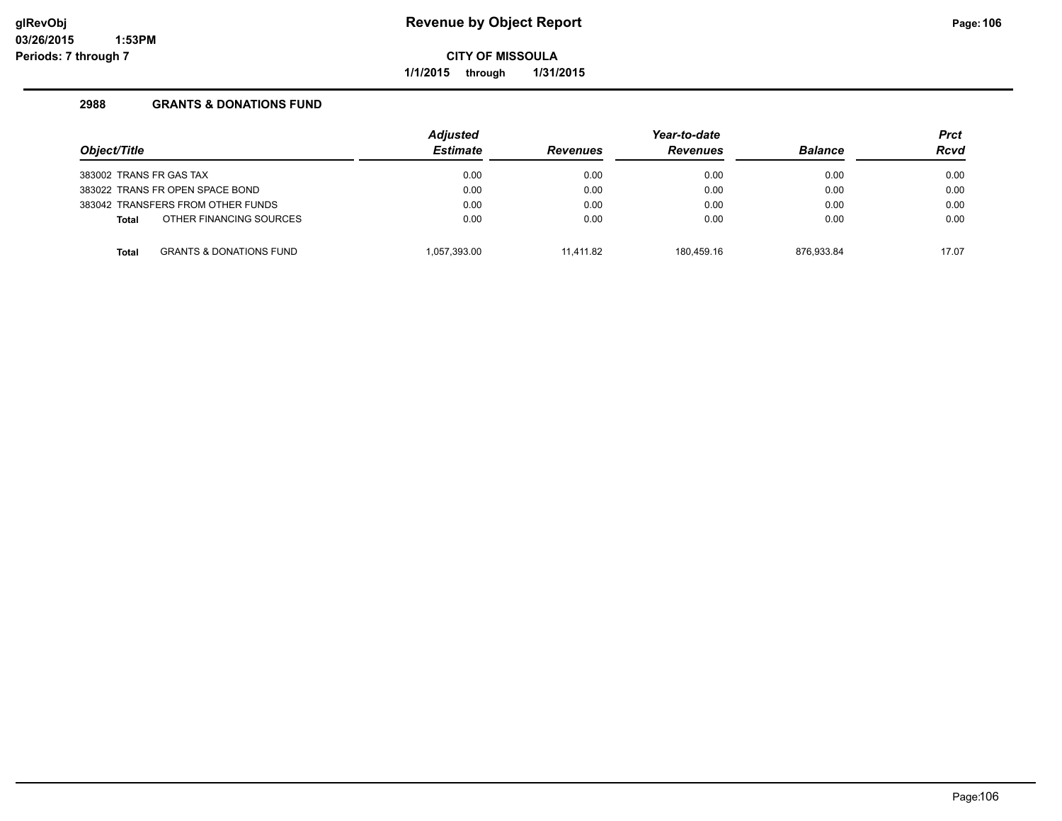**Revenue by Object Report**

**CITY OF MISSOULA**

**1/1/2015 through 1/31/2015**

glRevObj
03/26/2015 1:53PM
Periods: 7 through 7

## 2988 GRANTS & DONATIONS FUND

| Object/Title | | Adjusted Estimate | Revenues | Year-to-date Revenues | Balance | Prct Rcvd |
|---|---|---|---|---|---|---|
| 383002 TRANS FR GAS TAX | | 0.00 | 0.00 | 0.00 | 0.00 | 0.00 |
| 383022 TRANS FR OPEN SPACE BOND | | 0.00 | 0.00 | 0.00 | 0.00 | 0.00 |
| 383042 TRANSFERS FROM OTHER FUNDS | | 0.00 | 0.00 | 0.00 | 0.00 | 0.00 |
| **Total** | OTHER FINANCING SOURCES | 0.00 | 0.00 | 0.00 | 0.00 | 0.00 |
| **Total** | GRANTS & DONATIONS FUND | 1,057,393.00 | 11,411.82 | 180,459.16 | 876,933.84 | 17.07 |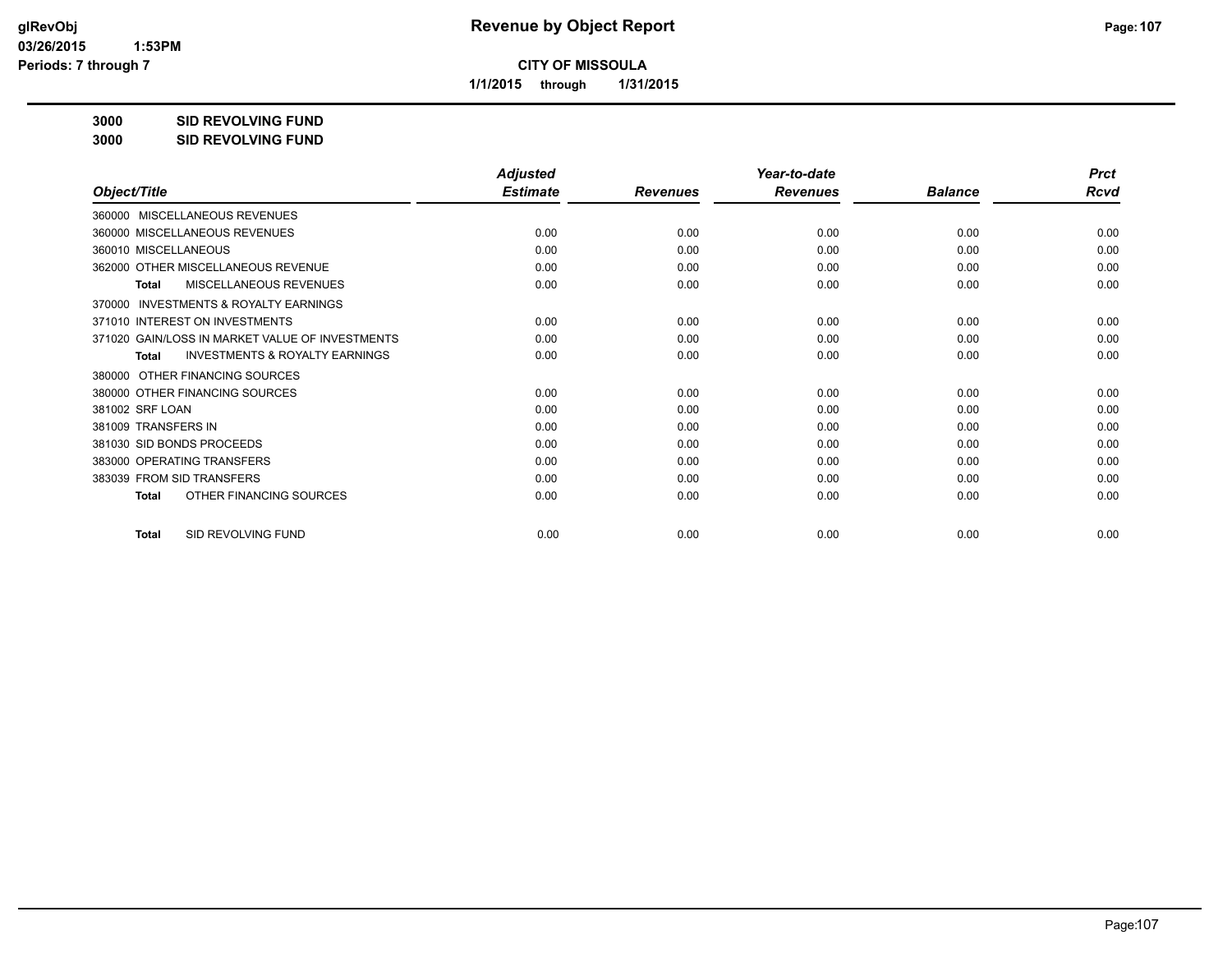# Revenue by Object Report

**CITY OF MISSOULA**

**1/1/2015 through 1/31/2015**

glRevObj
03/26/2015 1:53PM
Periods: 7 through 7

**3000 SID REVOLVING FUND**
**3000 SID REVOLVING FUND**

| Object/Title | Adjusted Estimate | Revenues | Year-to-date Revenues | Balance | Prct Rcvd |
|---|---|---|---|---|---|
| 360000 MISCELLANEOUS REVENUES | | | | | |
| 360000 MISCELLANEOUS REVENUES | 0.00 | 0.00 | 0.00 | 0.00 | 0.00 |
| 360010 MISCELLANEOUS | 0.00 | 0.00 | 0.00 | 0.00 | 0.00 |
| 362000 OTHER MISCELLANEOUS REVENUE | 0.00 | 0.00 | 0.00 | 0.00 | 0.00 |
| **Total** MISCELLANEOUS REVENUES | 0.00 | 0.00 | 0.00 | 0.00 | 0.00 |
| 370000 INVESTMENTS & ROYALTY EARNINGS | | | | | |
| 371010 INTEREST ON INVESTMENTS | 0.00 | 0.00 | 0.00 | 0.00 | 0.00 |
| 371020 GAIN/LOSS IN MARKET VALUE OF INVESTMENTS | 0.00 | 0.00 | 0.00 | 0.00 | 0.00 |
| **Total** INVESTMENTS & ROYALTY EARNINGS | 0.00 | 0.00 | 0.00 | 0.00 | 0.00 |
| 380000 OTHER FINANCING SOURCES | | | | | |
| 380000 OTHER FINANCING SOURCES | 0.00 | 0.00 | 0.00 | 0.00 | 0.00 |
| 381002 SRF LOAN | 0.00 | 0.00 | 0.00 | 0.00 | 0.00 |
| 381009 TRANSFERS IN | 0.00 | 0.00 | 0.00 | 0.00 | 0.00 |
| 381030 SID BONDS PROCEEDS | 0.00 | 0.00 | 0.00 | 0.00 | 0.00 |
| 383000 OPERATING TRANSFERS | 0.00 | 0.00 | 0.00 | 0.00 | 0.00 |
| 383039 FROM SID TRANSFERS | 0.00 | 0.00 | 0.00 | 0.00 | 0.00 |
| **Total** OTHER FINANCING SOURCES | 0.00 | 0.00 | 0.00 | 0.00 | 0.00 |
| **Total** SID REVOLVING FUND | 0.00 | 0.00 | 0.00 | 0.00 | 0.00 |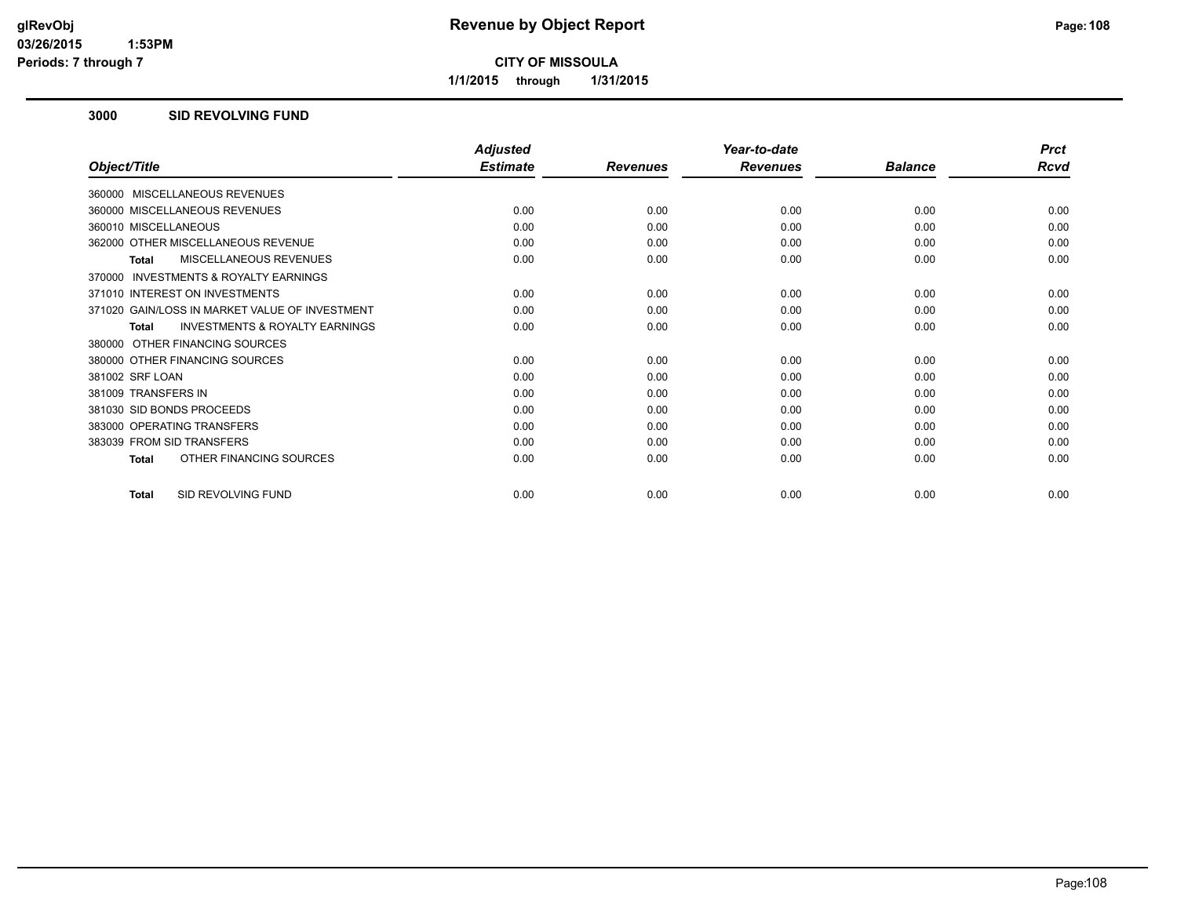# Revenue by Object Report

**CITY OF MISSOULA**

**1/1/2015 through 1/31/2015**

glRevObj
03/26/2015 1:53PM
Periods: 7 through 7

## 3000 SID REVOLVING FUND

| Object/Title | Adjusted Estimate | Revenues | Year-to-date Revenues | Balance | Prct Rcvd |
|---|---|---|---|---|---|
| 360000 MISCELLANEOUS REVENUES | | | | | |
| 360000 MISCELLANEOUS REVENUES | 0.00 | 0.00 | 0.00 | 0.00 | 0.00 |
| 360010 MISCELLANEOUS | 0.00 | 0.00 | 0.00 | 0.00 | 0.00 |
| 362000 OTHER MISCELLANEOUS REVENUE | 0.00 | 0.00 | 0.00 | 0.00 | 0.00 |
| **Total** MISCELLANEOUS REVENUES | 0.00 | 0.00 | 0.00 | 0.00 | 0.00 |
| 370000 INVESTMENTS & ROYALTY EARNINGS | | | | | |
| 371010 INTEREST ON INVESTMENTS | 0.00 | 0.00 | 0.00 | 0.00 | 0.00 |
| 371020 GAIN/LOSS IN MARKET VALUE OF INVESTMENT | 0.00 | 0.00 | 0.00 | 0.00 | 0.00 |
| **Total** INVESTMENTS & ROYALTY EARNINGS | 0.00 | 0.00 | 0.00 | 0.00 | 0.00 |
| 380000 OTHER FINANCING SOURCES | | | | | |
| 380000 OTHER FINANCING SOURCES | 0.00 | 0.00 | 0.00 | 0.00 | 0.00 |
| 381002 SRF LOAN | 0.00 | 0.00 | 0.00 | 0.00 | 0.00 |
| 381009 TRANSFERS IN | 0.00 | 0.00 | 0.00 | 0.00 | 0.00 |
| 381030 SID BONDS PROCEEDS | 0.00 | 0.00 | 0.00 | 0.00 | 0.00 |
| 383000 OPERATING TRANSFERS | 0.00 | 0.00 | 0.00 | 0.00 | 0.00 |
| 383039 FROM SID TRANSFERS | 0.00 | 0.00 | 0.00 | 0.00 | 0.00 |
| **Total** OTHER FINANCING SOURCES | 0.00 | 0.00 | 0.00 | 0.00 | 0.00 |
| **Total** SID REVOLVING FUND | 0.00 | 0.00 | 0.00 | 0.00 | 0.00 |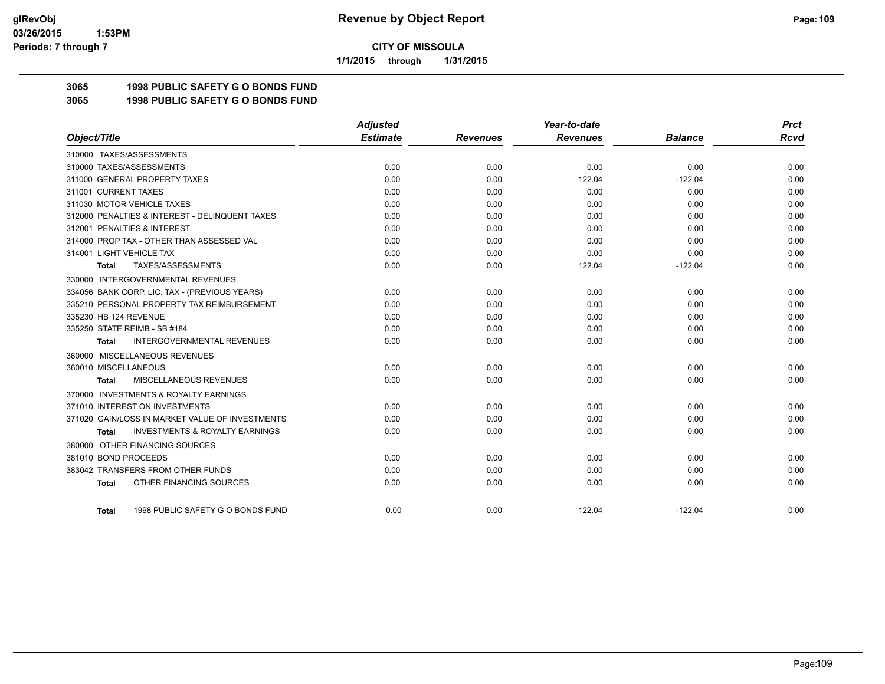**glRevObj**
**03/26/2015 1:53PM**
**Periods: 7 through 7**

# Revenue by Object Report

**CITY OF MISSOULA**

**1/1/2015 through 1/31/2015**

## 3065 1998 PUBLIC SAFETY G O BONDS FUND
## 3065 1998 PUBLIC SAFETY G O BONDS FUND

| Object/Title | Adjusted Estimate | Revenues | Year-to-date Revenues | Balance | Prct Rcvd |
|---|---|---|---|---|---|
| 310000 TAXES/ASSESSMENTS | | | | | |
| 310000 TAXES/ASSESSMENTS | 0.00 | 0.00 | 0.00 | 0.00 | 0.00 |
| 311000 GENERAL PROPERTY TAXES | 0.00 | 0.00 | 122.04 | -122.04 | 0.00 |
| 311001 CURRENT TAXES | 0.00 | 0.00 | 0.00 | 0.00 | 0.00 |
| 311030 MOTOR VEHICLE TAXES | 0.00 | 0.00 | 0.00 | 0.00 | 0.00 |
| 312000 PENALTIES & INTEREST - DELINQUENT TAXES | 0.00 | 0.00 | 0.00 | 0.00 | 0.00 |
| 312001 PENALTIES & INTEREST | 0.00 | 0.00 | 0.00 | 0.00 | 0.00 |
| 314000 PROP TAX - OTHER THAN ASSESSED VAL | 0.00 | 0.00 | 0.00 | 0.00 | 0.00 |
| 314001 LIGHT VEHICLE TAX | 0.00 | 0.00 | 0.00 | 0.00 | 0.00 |
| **Total** TAXES/ASSESSMENTS | 0.00 | 0.00 | 122.04 | -122.04 | 0.00 |
| 330000 INTERGOVERNMENTAL REVENUES | | | | | |
| 334056 BANK CORP. LIC. TAX - (PREVIOUS YEARS) | 0.00 | 0.00 | 0.00 | 0.00 | 0.00 |
| 335210 PERSONAL PROPERTY TAX REIMBURSEMENT | 0.00 | 0.00 | 0.00 | 0.00 | 0.00 |
| 335230 HB 124 REVENUE | 0.00 | 0.00 | 0.00 | 0.00 | 0.00 |
| 335250 STATE REIMB - SB #184 | 0.00 | 0.00 | 0.00 | 0.00 | 0.00 |
| **Total** INTERGOVERNMENTAL REVENUES | 0.00 | 0.00 | 0.00 | 0.00 | 0.00 |
| 360000 MISCELLANEOUS REVENUES | | | | | |
| 360010 MISCELLANEOUS | 0.00 | 0.00 | 0.00 | 0.00 | 0.00 |
| **Total** MISCELLANEOUS REVENUES | 0.00 | 0.00 | 0.00 | 0.00 | 0.00 |
| 370000 INVESTMENTS & ROYALTY EARNINGS | | | | | |
| 371010 INTEREST ON INVESTMENTS | 0.00 | 0.00 | 0.00 | 0.00 | 0.00 |
| 371020 GAIN/LOSS IN MARKET VALUE OF INVESTMENTS | 0.00 | 0.00 | 0.00 | 0.00 | 0.00 |
| **Total** INVESTMENTS & ROYALTY EARNINGS | 0.00 | 0.00 | 0.00 | 0.00 | 0.00 |
| 380000 OTHER FINANCING SOURCES | | | | | |
| 381010 BOND PROCEEDS | 0.00 | 0.00 | 0.00 | 0.00 | 0.00 |
| 383042 TRANSFERS FROM OTHER FUNDS | 0.00 | 0.00 | 0.00 | 0.00 | 0.00 |
| **Total** OTHER FINANCING SOURCES | 0.00 | 0.00 | 0.00 | 0.00 | 0.00 |
| **Total** 1998 PUBLIC SAFETY G O BONDS FUND | 0.00 | 0.00 | 122.04 | -122.04 | 0.00 |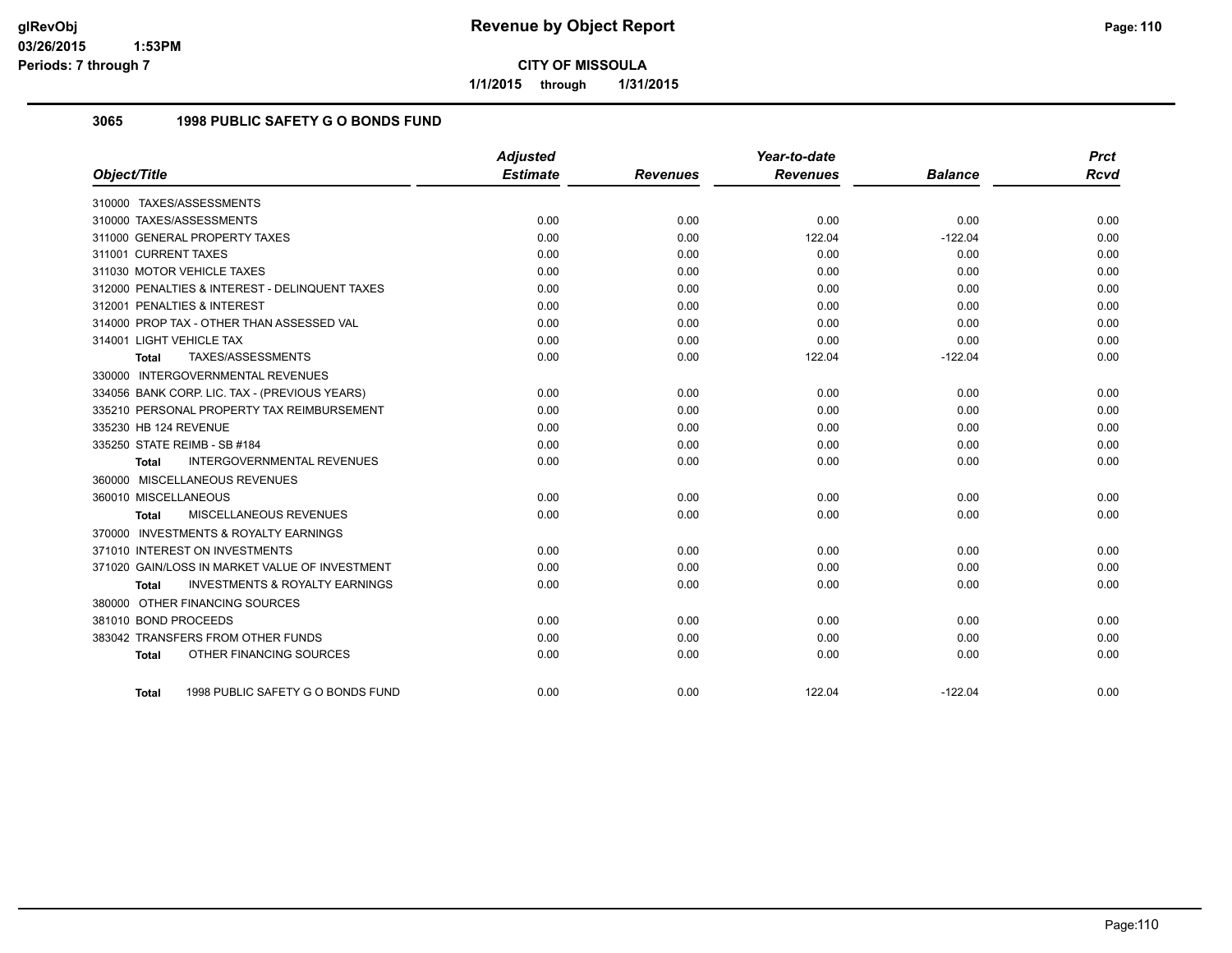# Revenue by Object Report

**CITY OF MISSOULA**

**1/1/2015 through 1/31/2015**

glRevObj
03/26/2015 1:53PM
Periods: 7 through 7

## 3065 1998 PUBLIC SAFETY G O BONDS FUND

| Object/Title | Adjusted Estimate | Revenues | Year-to-date Revenues | Balance | Prct Rcvd |
|---|---|---|---|---|---|
| 310000 TAXES/ASSESSMENTS | | | | | |
| 310000 TAXES/ASSESSMENTS | 0.00 | 0.00 | 0.00 | 0.00 | 0.00 |
| 311000 GENERAL PROPERTY TAXES | 0.00 | 0.00 | 122.04 | -122.04 | 0.00 |
| 311001 CURRENT TAXES | 0.00 | 0.00 | 0.00 | 0.00 | 0.00 |
| 311030 MOTOR VEHICLE TAXES | 0.00 | 0.00 | 0.00 | 0.00 | 0.00 |
| 312000 PENALTIES & INTEREST - DELINQUENT TAXES | 0.00 | 0.00 | 0.00 | 0.00 | 0.00 |
| 312001 PENALTIES & INTEREST | 0.00 | 0.00 | 0.00 | 0.00 | 0.00 |
| 314000 PROP TAX - OTHER THAN ASSESSED VAL | 0.00 | 0.00 | 0.00 | 0.00 | 0.00 |
| 314001 LIGHT VEHICLE TAX | 0.00 | 0.00 | 0.00 | 0.00 | 0.00 |
| **Total** TAXES/ASSESSMENTS | 0.00 | 0.00 | 122.04 | -122.04 | 0.00 |
| 330000 INTERGOVERNMENTAL REVENUES | | | | | |
| 334056 BANK CORP. LIC. TAX - (PREVIOUS YEARS) | 0.00 | 0.00 | 0.00 | 0.00 | 0.00 |
| 335210 PERSONAL PROPERTY TAX REIMBURSEMENT | 0.00 | 0.00 | 0.00 | 0.00 | 0.00 |
| 335230 HB 124 REVENUE | 0.00 | 0.00 | 0.00 | 0.00 | 0.00 |
| 335250 STATE REIMB - SB #184 | 0.00 | 0.00 | 0.00 | 0.00 | 0.00 |
| **Total** INTERGOVERNMENTAL REVENUES | 0.00 | 0.00 | 0.00 | 0.00 | 0.00 |
| 360000 MISCELLANEOUS REVENUES | | | | | |
| 360010 MISCELLANEOUS | 0.00 | 0.00 | 0.00 | 0.00 | 0.00 |
| **Total** MISCELLANEOUS REVENUES | 0.00 | 0.00 | 0.00 | 0.00 | 0.00 |
| 370000 INVESTMENTS & ROYALTY EARNINGS | | | | | |
| 371010 INTEREST ON INVESTMENTS | 0.00 | 0.00 | 0.00 | 0.00 | 0.00 |
| 371020 GAIN/LOSS IN MARKET VALUE OF INVESTMENT | 0.00 | 0.00 | 0.00 | 0.00 | 0.00 |
| **Total** INVESTMENTS & ROYALTY EARNINGS | 0.00 | 0.00 | 0.00 | 0.00 | 0.00 |
| 380000 OTHER FINANCING SOURCES | | | | | |
| 381010 BOND PROCEEDS | 0.00 | 0.00 | 0.00 | 0.00 | 0.00 |
| 383042 TRANSFERS FROM OTHER FUNDS | 0.00 | 0.00 | 0.00 | 0.00 | 0.00 |
| **Total** OTHER FINANCING SOURCES | 0.00 | 0.00 | 0.00 | 0.00 | 0.00 |
| **Total** 1998 PUBLIC SAFETY G O BONDS FUND | 0.00 | 0.00 | 122.04 | -122.04 | 0.00 |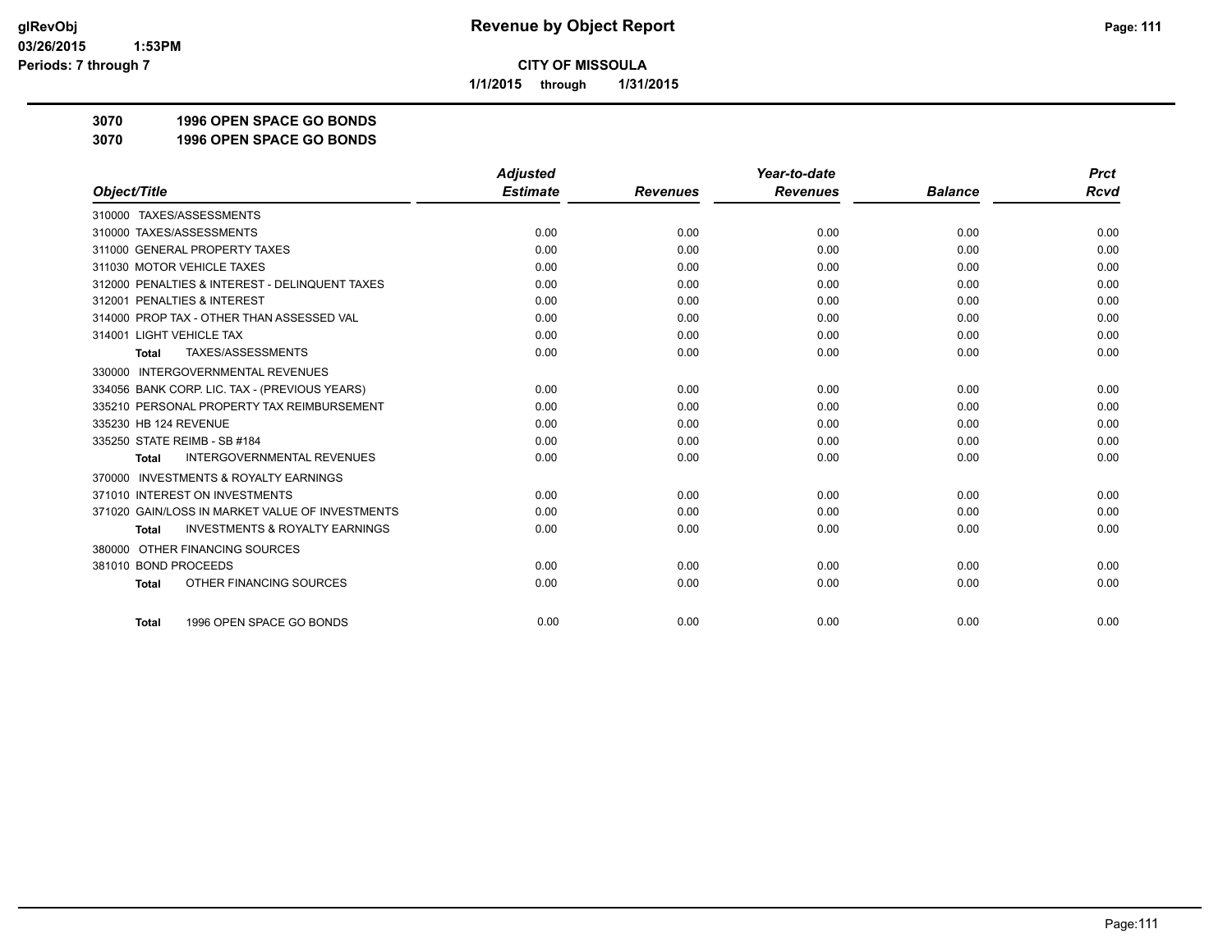# Revenue by Object Report

glRevObj
03/26/2015 1:53PM
Periods: 7 through 7

**CITY OF MISSOULA**

**1/1/2015 through 1/31/2015**

**3070 1996 OPEN SPACE GO BONDS**

**3070 1996 OPEN SPACE GO BONDS**

| Object/Title | Adjusted Estimate | Revenues | Year-to-date Revenues | Balance | Prct Rcvd |
|---|---|---|---|---|---|
| 310000 TAXES/ASSESSMENTS | | | | | |
| 310000 TAXES/ASSESSMENTS | 0.00 | 0.00 | 0.00 | 0.00 | 0.00 |
| 311000 GENERAL PROPERTY TAXES | 0.00 | 0.00 | 0.00 | 0.00 | 0.00 |
| 311030 MOTOR VEHICLE TAXES | 0.00 | 0.00 | 0.00 | 0.00 | 0.00 |
| 312000 PENALTIES & INTEREST - DELINQUENT TAXES | 0.00 | 0.00 | 0.00 | 0.00 | 0.00 |
| 312001 PENALTIES & INTEREST | 0.00 | 0.00 | 0.00 | 0.00 | 0.00 |
| 314000 PROP TAX - OTHER THAN ASSESSED VAL | 0.00 | 0.00 | 0.00 | 0.00 | 0.00 |
| 314001 LIGHT VEHICLE TAX | 0.00 | 0.00 | 0.00 | 0.00 | 0.00 |
| **Total** TAXES/ASSESSMENTS | 0.00 | 0.00 | 0.00 | 0.00 | 0.00 |
| 330000 INTERGOVERNMENTAL REVENUES | | | | | |
| 334056 BANK CORP. LIC. TAX - (PREVIOUS YEARS) | 0.00 | 0.00 | 0.00 | 0.00 | 0.00 |
| 335210 PERSONAL PROPERTY TAX REIMBURSEMENT | 0.00 | 0.00 | 0.00 | 0.00 | 0.00 |
| 335230 HB 124 REVENUE | 0.00 | 0.00 | 0.00 | 0.00 | 0.00 |
| 335250 STATE REIMB - SB #184 | 0.00 | 0.00 | 0.00 | 0.00 | 0.00 |
| **Total** INTERGOVERNMENTAL REVENUES | 0.00 | 0.00 | 0.00 | 0.00 | 0.00 |
| 370000 INVESTMENTS & ROYALTY EARNINGS | | | | | |
| 371010 INTEREST ON INVESTMENTS | 0.00 | 0.00 | 0.00 | 0.00 | 0.00 |
| 371020 GAIN/LOSS IN MARKET VALUE OF INVESTMENTS | 0.00 | 0.00 | 0.00 | 0.00 | 0.00 |
| **Total** INVESTMENTS & ROYALTY EARNINGS | 0.00 | 0.00 | 0.00 | 0.00 | 0.00 |
| 380000 OTHER FINANCING SOURCES | | | | | |
| 381010 BOND PROCEEDS | 0.00 | 0.00 | 0.00 | 0.00 | 0.00 |
| **Total** OTHER FINANCING SOURCES | 0.00 | 0.00 | 0.00 | 0.00 | 0.00 |
| **Total** 1996 OPEN SPACE GO BONDS | 0.00 | 0.00 | 0.00 | 0.00 | 0.00 |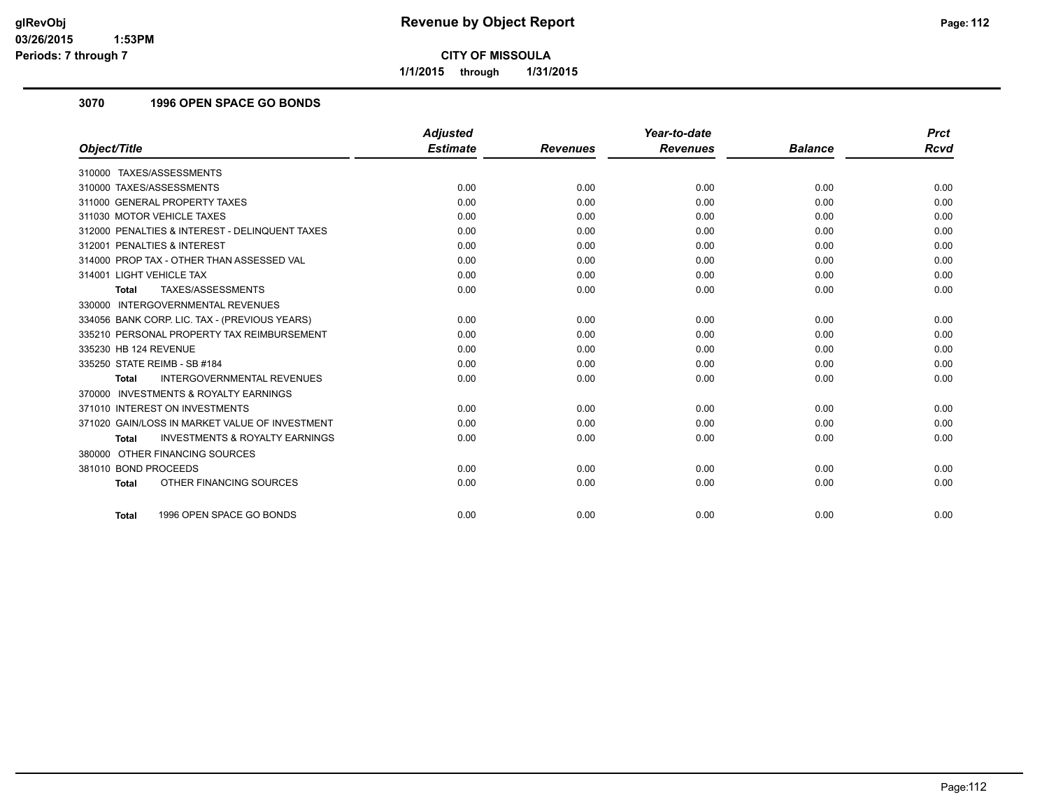**glRevObj** **Revenue by Object Report**
**03/26/2015 1:53PM**
**Periods: 7 through 7**

**CITY OF MISSOULA**

**1/1/2015 through 1/31/2015**

### 3070 1996 OPEN SPACE GO BONDS

| Object/Title | Adjusted Estimate | Revenues | Year-to-date Revenues | Balance | Prct Rcvd |
|---|---|---|---|---|---|
| 310000 TAXES/ASSESSMENTS | | | | | |
| 310000 TAXES/ASSESSMENTS | 0.00 | 0.00 | 0.00 | 0.00 | 0.00 |
| 311000 GENERAL PROPERTY TAXES | 0.00 | 0.00 | 0.00 | 0.00 | 0.00 |
| 311030 MOTOR VEHICLE TAXES | 0.00 | 0.00 | 0.00 | 0.00 | 0.00 |
| 312000 PENALTIES & INTEREST - DELINQUENT TAXES | 0.00 | 0.00 | 0.00 | 0.00 | 0.00 |
| 312001 PENALTIES & INTEREST | 0.00 | 0.00 | 0.00 | 0.00 | 0.00 |
| 314000 PROP TAX - OTHER THAN ASSESSED VAL | 0.00 | 0.00 | 0.00 | 0.00 | 0.00 |
| 314001 LIGHT VEHICLE TAX | 0.00 | 0.00 | 0.00 | 0.00 | 0.00 |
| **Total** TAXES/ASSESSMENTS | 0.00 | 0.00 | 0.00 | 0.00 | 0.00 |
| 330000 INTERGOVERNMENTAL REVENUES | | | | | |
| 334056 BANK CORP. LIC. TAX - (PREVIOUS YEARS) | 0.00 | 0.00 | 0.00 | 0.00 | 0.00 |
| 335210 PERSONAL PROPERTY TAX REIMBURSEMENT | 0.00 | 0.00 | 0.00 | 0.00 | 0.00 |
| 335230 HB 124 REVENUE | 0.00 | 0.00 | 0.00 | 0.00 | 0.00 |
| 335250 STATE REIMB - SB #184 | 0.00 | 0.00 | 0.00 | 0.00 | 0.00 |
| **Total** INTERGOVERNMENTAL REVENUES | 0.00 | 0.00 | 0.00 | 0.00 | 0.00 |
| 370000 INVESTMENTS & ROYALTY EARNINGS | | | | | |
| 371010 INTEREST ON INVESTMENTS | 0.00 | 0.00 | 0.00 | 0.00 | 0.00 |
| 371020 GAIN/LOSS IN MARKET VALUE OF INVESTMENT | 0.00 | 0.00 | 0.00 | 0.00 | 0.00 |
| **Total** INVESTMENTS & ROYALTY EARNINGS | 0.00 | 0.00 | 0.00 | 0.00 | 0.00 |
| 380000 OTHER FINANCING SOURCES | | | | | |
| 381010 BOND PROCEEDS | 0.00 | 0.00 | 0.00 | 0.00 | 0.00 |
| **Total** OTHER FINANCING SOURCES | 0.00 | 0.00 | 0.00 | 0.00 | 0.00 |
| **Total** 1996 OPEN SPACE GO BONDS | 0.00 | 0.00 | 0.00 | 0.00 | 0.00 |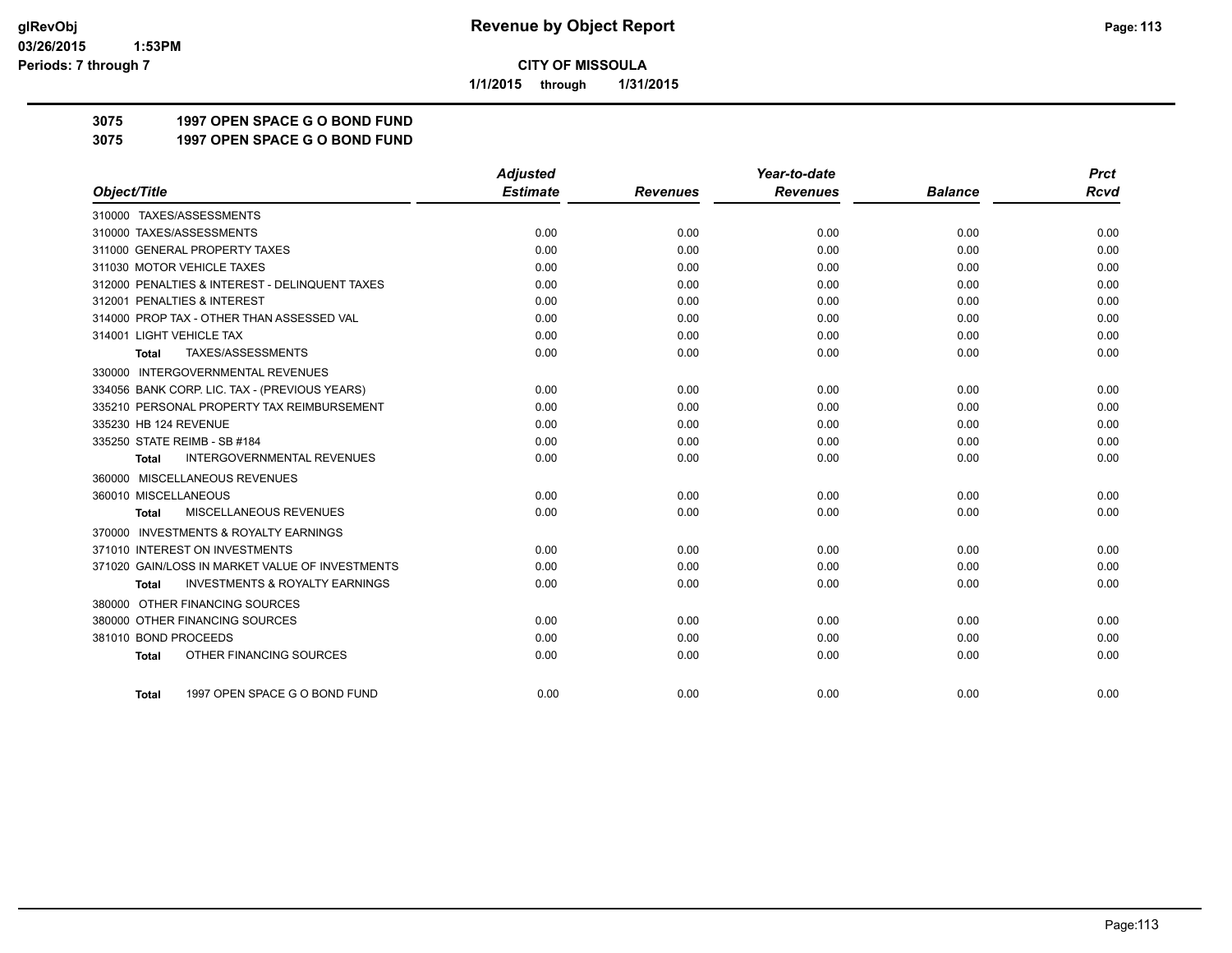# Revenue by Object Report

**CITY OF MISSOULA**

1/1/2015 through 1/31/2015

glRevObj
03/26/2015 1:53PM
Periods: 7 through 7

## 3075 1997 OPEN SPACE G O BOND FUND
## 3075 1997 OPEN SPACE G O BOND FUND

| Object/Title | Adjusted Estimate | Revenues | Year-to-date Revenues | Balance | Prct Rcvd |
|---|---|---|---|---|---|
| 310000 TAXES/ASSESSMENTS | | | | | |
| 310000 TAXES/ASSESSMENTS | 0.00 | 0.00 | 0.00 | 0.00 | 0.00 |
| 311000 GENERAL PROPERTY TAXES | 0.00 | 0.00 | 0.00 | 0.00 | 0.00 |
| 311030 MOTOR VEHICLE TAXES | 0.00 | 0.00 | 0.00 | 0.00 | 0.00 |
| 312000 PENALTIES & INTEREST - DELINQUENT TAXES | 0.00 | 0.00 | 0.00 | 0.00 | 0.00 |
| 312001 PENALTIES & INTEREST | 0.00 | 0.00 | 0.00 | 0.00 | 0.00 |
| 314000 PROP TAX - OTHER THAN ASSESSED VAL | 0.00 | 0.00 | 0.00 | 0.00 | 0.00 |
| 314001 LIGHT VEHICLE TAX | 0.00 | 0.00 | 0.00 | 0.00 | 0.00 |
| **Total** TAXES/ASSESSMENTS | 0.00 | 0.00 | 0.00 | 0.00 | 0.00 |
| 330000 INTERGOVERNMENTAL REVENUES | | | | | |
| 334056 BANK CORP. LIC. TAX - (PREVIOUS YEARS) | 0.00 | 0.00 | 0.00 | 0.00 | 0.00 |
| 335210 PERSONAL PROPERTY TAX REIMBURSEMENT | 0.00 | 0.00 | 0.00 | 0.00 | 0.00 |
| 335230 HB 124 REVENUE | 0.00 | 0.00 | 0.00 | 0.00 | 0.00 |
| 335250 STATE REIMB - SB #184 | 0.00 | 0.00 | 0.00 | 0.00 | 0.00 |
| **Total** INTERGOVERNMENTAL REVENUES | 0.00 | 0.00 | 0.00 | 0.00 | 0.00 |
| 360000 MISCELLANEOUS REVENUES | | | | | |
| 360010 MISCELLANEOUS | 0.00 | 0.00 | 0.00 | 0.00 | 0.00 |
| **Total** MISCELLANEOUS REVENUES | 0.00 | 0.00 | 0.00 | 0.00 | 0.00 |
| 370000 INVESTMENTS & ROYALTY EARNINGS | | | | | |
| 371010 INTEREST ON INVESTMENTS | 0.00 | 0.00 | 0.00 | 0.00 | 0.00 |
| 371020 GAIN/LOSS IN MARKET VALUE OF INVESTMENTS | 0.00 | 0.00 | 0.00 | 0.00 | 0.00 |
| **Total** INVESTMENTS & ROYALTY EARNINGS | 0.00 | 0.00 | 0.00 | 0.00 | 0.00 |
| 380000 OTHER FINANCING SOURCES | | | | | |
| 380000 OTHER FINANCING SOURCES | 0.00 | 0.00 | 0.00 | 0.00 | 0.00 |
| 381010 BOND PROCEEDS | 0.00 | 0.00 | 0.00 | 0.00 | 0.00 |
| **Total** OTHER FINANCING SOURCES | 0.00 | 0.00 | 0.00 | 0.00 | 0.00 |
| **Total** 1997 OPEN SPACE G O BOND FUND | 0.00 | 0.00 | 0.00 | 0.00 | 0.00 |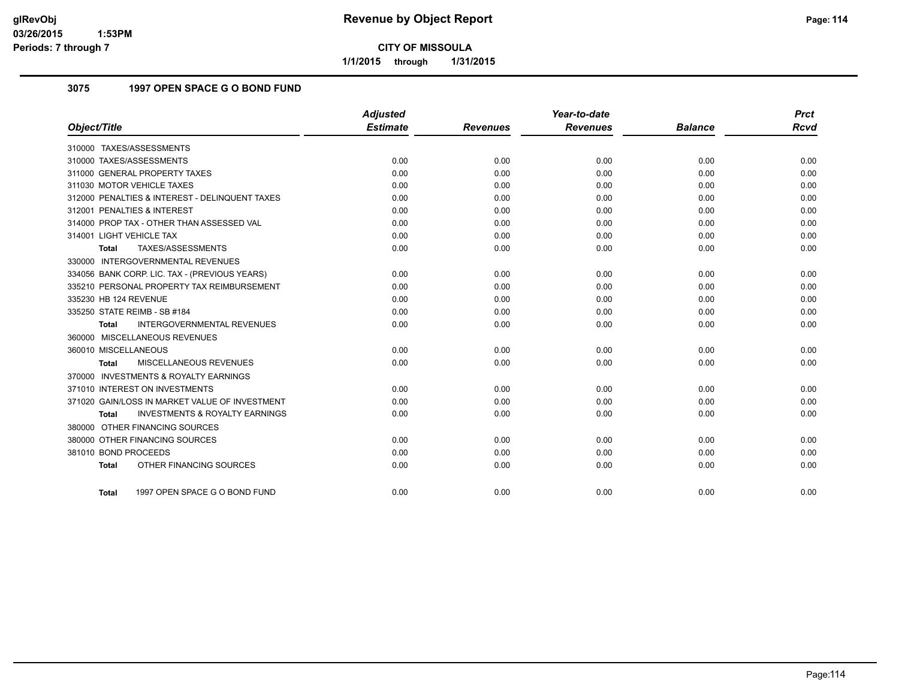**Revenue by Object Report**

**CITY OF MISSOULA**

**1/1/2015 through 1/31/2015**

## 3075 1997 OPEN SPACE G O BOND FUND

| Object/Title | Adjusted Estimate | Revenues | Year-to-date Revenues | Balance | Prct Rcvd |
|---|---|---|---|---|---|
| 310000 TAXES/ASSESSMENTS | | | | | |
| 310000 TAXES/ASSESSMENTS | 0.00 | 0.00 | 0.00 | 0.00 | 0.00 |
| 311000 GENERAL PROPERTY TAXES | 0.00 | 0.00 | 0.00 | 0.00 | 0.00 |
| 311030 MOTOR VEHICLE TAXES | 0.00 | 0.00 | 0.00 | 0.00 | 0.00 |
| 312000 PENALTIES & INTEREST - DELINQUENT TAXES | 0.00 | 0.00 | 0.00 | 0.00 | 0.00 |
| 312001 PENALTIES & INTEREST | 0.00 | 0.00 | 0.00 | 0.00 | 0.00 |
| 314000 PROP TAX - OTHER THAN ASSESSED VAL | 0.00 | 0.00 | 0.00 | 0.00 | 0.00 |
| 314001 LIGHT VEHICLE TAX | 0.00 | 0.00 | 0.00 | 0.00 | 0.00 |
| **Total** TAXES/ASSESSMENTS | 0.00 | 0.00 | 0.00 | 0.00 | 0.00 |
| 330000 INTERGOVERNMENTAL REVENUES | | | | | |
| 334056 BANK CORP. LIC. TAX - (PREVIOUS YEARS) | 0.00 | 0.00 | 0.00 | 0.00 | 0.00 |
| 335210 PERSONAL PROPERTY TAX REIMBURSEMENT | 0.00 | 0.00 | 0.00 | 0.00 | 0.00 |
| 335230 HB 124 REVENUE | 0.00 | 0.00 | 0.00 | 0.00 | 0.00 |
| 335250 STATE REIMB - SB #184 | 0.00 | 0.00 | 0.00 | 0.00 | 0.00 |
| **Total** INTERGOVERNMENTAL REVENUES | 0.00 | 0.00 | 0.00 | 0.00 | 0.00 |
| 360000 MISCELLANEOUS REVENUES | | | | | |
| 360010 MISCELLANEOUS | 0.00 | 0.00 | 0.00 | 0.00 | 0.00 |
| **Total** MISCELLANEOUS REVENUES | 0.00 | 0.00 | 0.00 | 0.00 | 0.00 |
| 370000 INVESTMENTS & ROYALTY EARNINGS | | | | | |
| 371010 INTEREST ON INVESTMENTS | 0.00 | 0.00 | 0.00 | 0.00 | 0.00 |
| 371020 GAIN/LOSS IN MARKET VALUE OF INVESTMENT | 0.00 | 0.00 | 0.00 | 0.00 | 0.00 |
| **Total** INVESTMENTS & ROYALTY EARNINGS | 0.00 | 0.00 | 0.00 | 0.00 | 0.00 |
| 380000 OTHER FINANCING SOURCES | | | | | |
| 380000 OTHER FINANCING SOURCES | 0.00 | 0.00 | 0.00 | 0.00 | 0.00 |
| 381010 BOND PROCEEDS | 0.00 | 0.00 | 0.00 | 0.00 | 0.00 |
| **Total** OTHER FINANCING SOURCES | 0.00 | 0.00 | 0.00 | 0.00 | 0.00 |
| **Total** 1997 OPEN SPACE G O BOND FUND | 0.00 | 0.00 | 0.00 | 0.00 | 0.00 |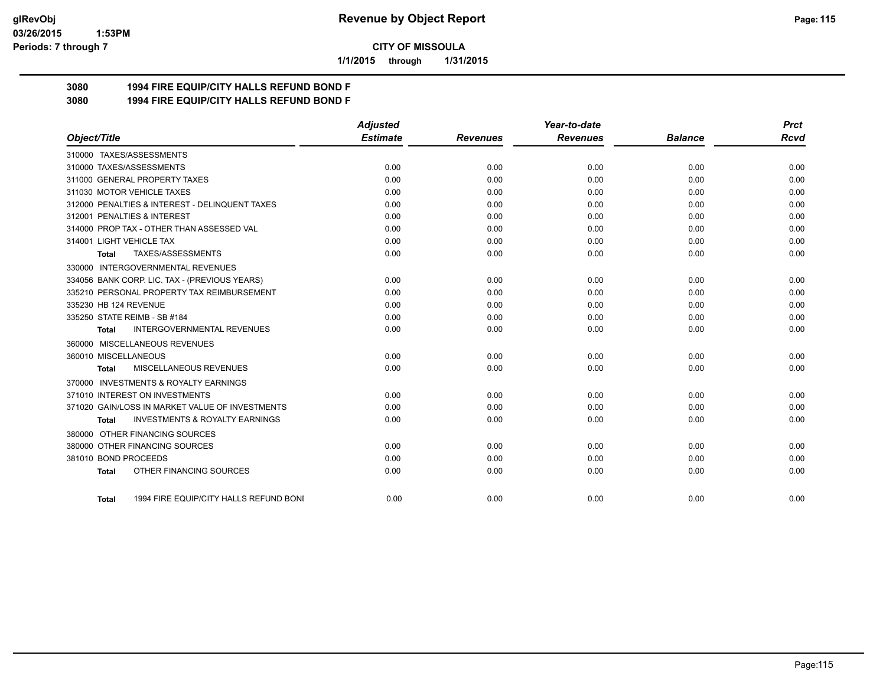# CITY OF MISSOULA

**1/1/2015 through 1/31/2015**

**3080 1994 FIRE EQUIP/CITY HALLS REFUND BOND F**

**3080 1994 FIRE EQUIP/CITY HALLS REFUND BOND F**

| Object/Title | Adjusted Estimate | Revenues | Year-to-date Revenues | Balance | Prct Rcvd |
|---|---|---|---|---|---|
| 310000 TAXES/ASSESSMENTS | | | | | |
| 310000 TAXES/ASSESSMENTS | 0.00 | 0.00 | 0.00 | 0.00 | 0.00 |
| 311000 GENERAL PROPERTY TAXES | 0.00 | 0.00 | 0.00 | 0.00 | 0.00 |
| 311030 MOTOR VEHICLE TAXES | 0.00 | 0.00 | 0.00 | 0.00 | 0.00 |
| 312000 PENALTIES & INTEREST - DELINQUENT TAXES | 0.00 | 0.00 | 0.00 | 0.00 | 0.00 |
| 312001 PENALTIES & INTEREST | 0.00 | 0.00 | 0.00 | 0.00 | 0.00 |
| 314000 PROP TAX - OTHER THAN ASSESSED VAL | 0.00 | 0.00 | 0.00 | 0.00 | 0.00 |
| 314001 LIGHT VEHICLE TAX | 0.00 | 0.00 | 0.00 | 0.00 | 0.00 |
| **Total** TAXES/ASSESSMENTS | 0.00 | 0.00 | 0.00 | 0.00 | 0.00 |
| 330000 INTERGOVERNMENTAL REVENUES | | | | | |
| 334056 BANK CORP. LIC. TAX - (PREVIOUS YEARS) | 0.00 | 0.00 | 0.00 | 0.00 | 0.00 |
| 335210 PERSONAL PROPERTY TAX REIMBURSEMENT | 0.00 | 0.00 | 0.00 | 0.00 | 0.00 |
| 335230 HB 124 REVENUE | 0.00 | 0.00 | 0.00 | 0.00 | 0.00 |
| 335250 STATE REIMB - SB #184 | 0.00 | 0.00 | 0.00 | 0.00 | 0.00 |
| **Total** INTERGOVERNMENTAL REVENUES | 0.00 | 0.00 | 0.00 | 0.00 | 0.00 |
| 360000 MISCELLANEOUS REVENUES | | | | | |
| 360010 MISCELLANEOUS | 0.00 | 0.00 | 0.00 | 0.00 | 0.00 |
| **Total** MISCELLANEOUS REVENUES | 0.00 | 0.00 | 0.00 | 0.00 | 0.00 |
| 370000 INVESTMENTS & ROYALTY EARNINGS | | | | | |
| 371010 INTEREST ON INVESTMENTS | 0.00 | 0.00 | 0.00 | 0.00 | 0.00 |
| 371020 GAIN/LOSS IN MARKET VALUE OF INVESTMENTS | 0.00 | 0.00 | 0.00 | 0.00 | 0.00 |
| **Total** INVESTMENTS & ROYALTY EARNINGS | 0.00 | 0.00 | 0.00 | 0.00 | 0.00 |
| 380000 OTHER FINANCING SOURCES | | | | | |
| 380000 OTHER FINANCING SOURCES | 0.00 | 0.00 | 0.00 | 0.00 | 0.00 |
| 381010 BOND PROCEEDS | 0.00 | 0.00 | 0.00 | 0.00 | 0.00 |
| **Total** OTHER FINANCING SOURCES | 0.00 | 0.00 | 0.00 | 0.00 | 0.00 |
| **Total** 1994 FIRE EQUIP/CITY HALLS REFUND BONI | 0.00 | 0.00 | 0.00 | 0.00 | 0.00 |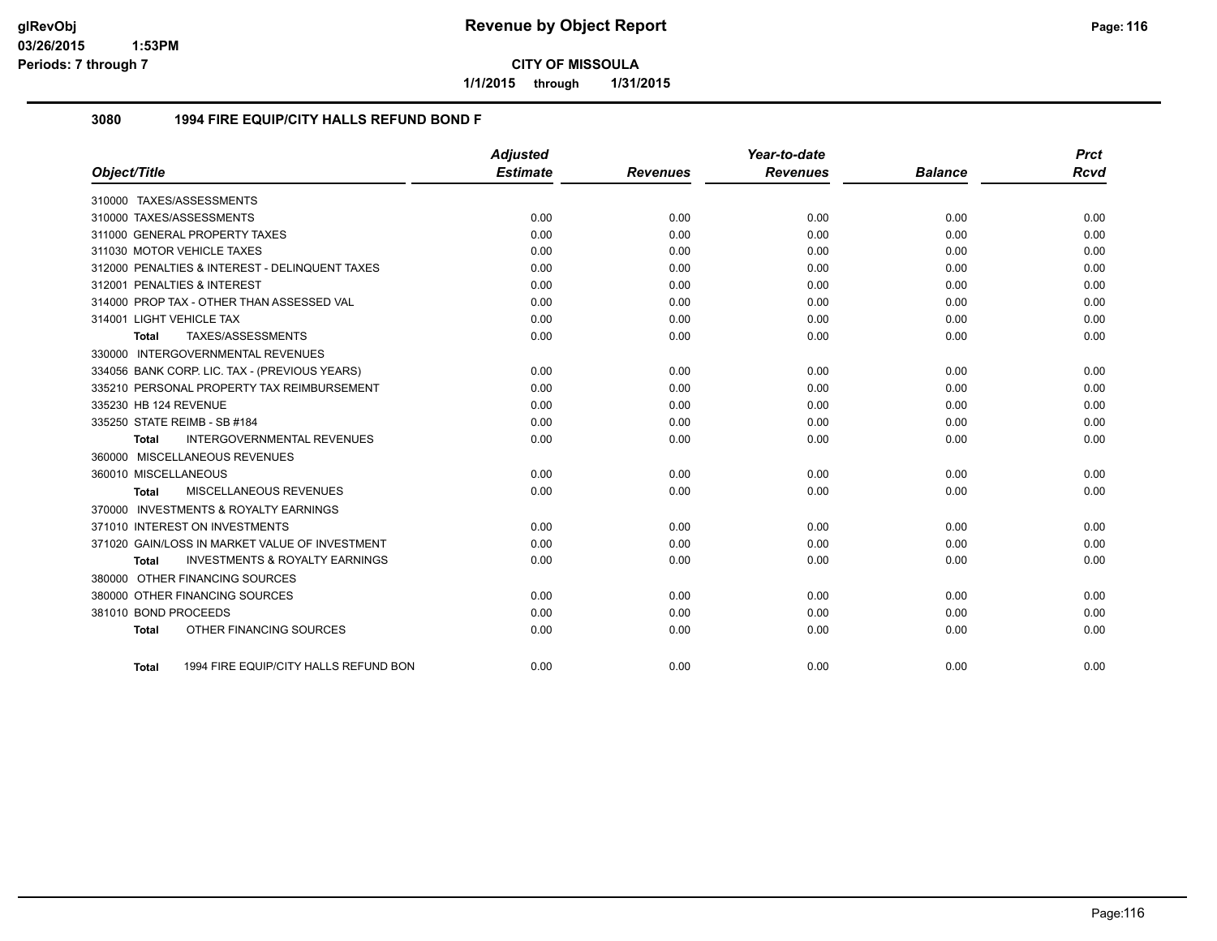# Revenue by Object Report

**CITY OF MISSOULA**

**1/1/2015 through 1/31/2015**

glRevObj
03/26/2015 1:53PM
Periods: 7 through 7

## 3080 1994 FIRE EQUIP/CITY HALLS REFUND BOND F

| Object/Title | Adjusted Estimate | Revenues | Year-to-date Revenues | Balance | Prct Rcvd |
|---|---|---|---|---|---|
| 310000 TAXES/ASSESSMENTS | | | | | |
| 310000 TAXES/ASSESSMENTS | 0.00 | 0.00 | 0.00 | 0.00 | 0.00 |
| 311000 GENERAL PROPERTY TAXES | 0.00 | 0.00 | 0.00 | 0.00 | 0.00 |
| 311030 MOTOR VEHICLE TAXES | 0.00 | 0.00 | 0.00 | 0.00 | 0.00 |
| 312000 PENALTIES & INTEREST - DELINQUENT TAXES | 0.00 | 0.00 | 0.00 | 0.00 | 0.00 |
| 312001 PENALTIES & INTEREST | 0.00 | 0.00 | 0.00 | 0.00 | 0.00 |
| 314000 PROP TAX - OTHER THAN ASSESSED VAL | 0.00 | 0.00 | 0.00 | 0.00 | 0.00 |
| 314001 LIGHT VEHICLE TAX | 0.00 | 0.00 | 0.00 | 0.00 | 0.00 |
| **Total** TAXES/ASSESSMENTS | 0.00 | 0.00 | 0.00 | 0.00 | 0.00 |
| 330000 INTERGOVERNMENTAL REVENUES | | | | | |
| 334056 BANK CORP. LIC. TAX - (PREVIOUS YEARS) | 0.00 | 0.00 | 0.00 | 0.00 | 0.00 |
| 335210 PERSONAL PROPERTY TAX REIMBURSEMENT | 0.00 | 0.00 | 0.00 | 0.00 | 0.00 |
| 335230 HB 124 REVENUE | 0.00 | 0.00 | 0.00 | 0.00 | 0.00 |
| 335250 STATE REIMB - SB #184 | 0.00 | 0.00 | 0.00 | 0.00 | 0.00 |
| **Total** INTERGOVERNMENTAL REVENUES | 0.00 | 0.00 | 0.00 | 0.00 | 0.00 |
| 360000 MISCELLANEOUS REVENUES | | | | | |
| 360010 MISCELLANEOUS | 0.00 | 0.00 | 0.00 | 0.00 | 0.00 |
| **Total** MISCELLANEOUS REVENUES | 0.00 | 0.00 | 0.00 | 0.00 | 0.00 |
| 370000 INVESTMENTS & ROYALTY EARNINGS | | | | | |
| 371010 INTEREST ON INVESTMENTS | 0.00 | 0.00 | 0.00 | 0.00 | 0.00 |
| 371020 GAIN/LOSS IN MARKET VALUE OF INVESTMENT | 0.00 | 0.00 | 0.00 | 0.00 | 0.00 |
| **Total** INVESTMENTS & ROYALTY EARNINGS | 0.00 | 0.00 | 0.00 | 0.00 | 0.00 |
| 380000 OTHER FINANCING SOURCES | | | | | |
| 380000 OTHER FINANCING SOURCES | 0.00 | 0.00 | 0.00 | 0.00 | 0.00 |
| 381010 BOND PROCEEDS | 0.00 | 0.00 | 0.00 | 0.00 | 0.00 |
| **Total** OTHER FINANCING SOURCES | 0.00 | 0.00 | 0.00 | 0.00 | 0.00 |
| **Total** 1994 FIRE EQUIP/CITY HALLS REFUND BON | 0.00 | 0.00 | 0.00 | 0.00 | 0.00 |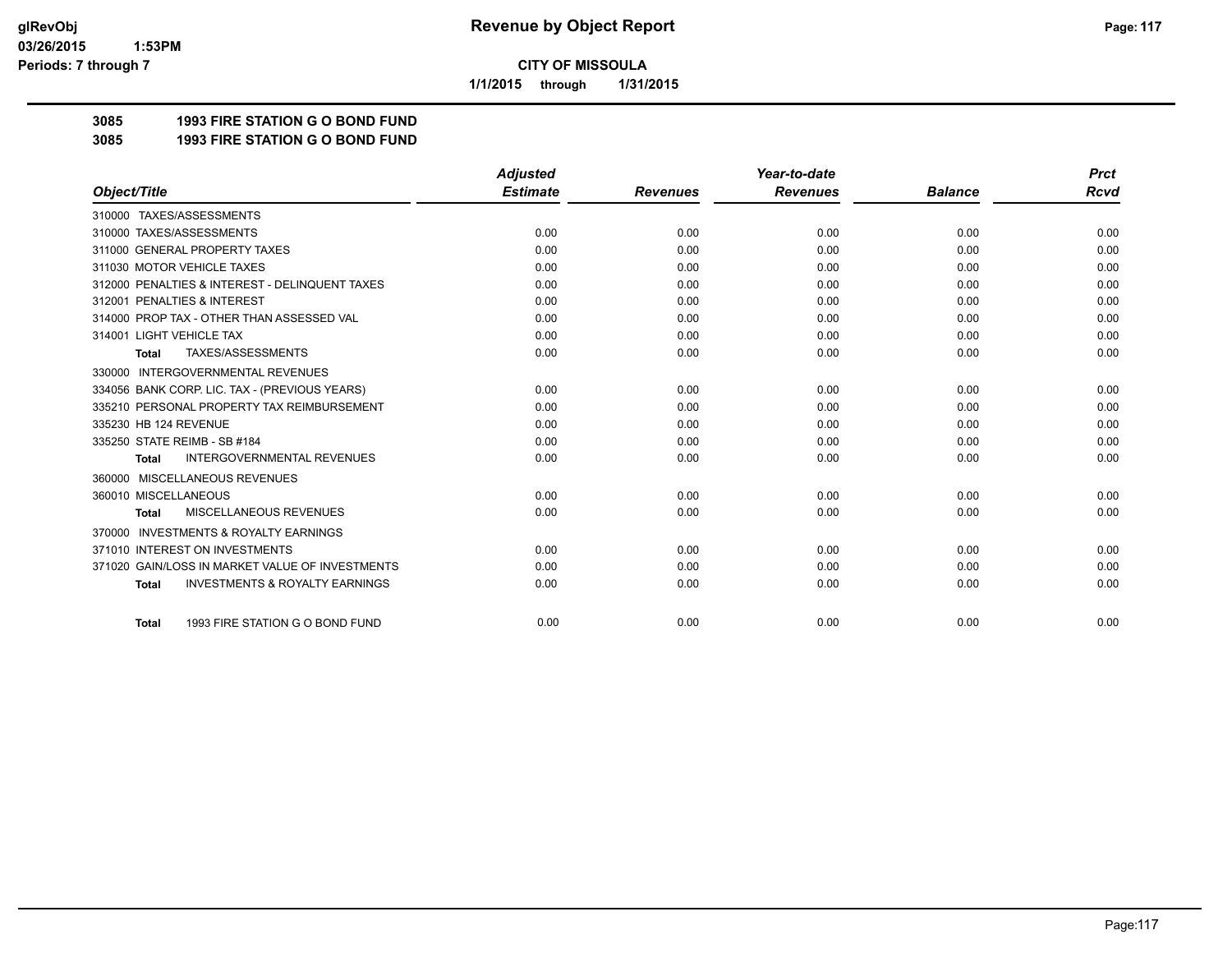**glRevObj**
**03/26/2015 1:53PM**
**Periods: 7 through 7**

# Revenue by Object Report

**CITY OF MISSOULA**

**1/1/2015 through 1/31/2015**

## 3085 1993 FIRE STATION G O BOND FUND
## 3085 1993 FIRE STATION G O BOND FUND

| Object/Title | Adjusted Estimate | Revenues | Year-to-date Revenues | Balance | Prct Rcvd |
|---|---|---|---|---|---|
| 310000 TAXES/ASSESSMENTS | | | | | |
| 310000 TAXES/ASSESSMENTS | 0.00 | 0.00 | 0.00 | 0.00 | 0.00 |
| 311000 GENERAL PROPERTY TAXES | 0.00 | 0.00 | 0.00 | 0.00 | 0.00 |
| 311030 MOTOR VEHICLE TAXES | 0.00 | 0.00 | 0.00 | 0.00 | 0.00 |
| 312000 PENALTIES & INTEREST - DELINQUENT TAXES | 0.00 | 0.00 | 0.00 | 0.00 | 0.00 |
| 312001 PENALTIES & INTEREST | 0.00 | 0.00 | 0.00 | 0.00 | 0.00 |
| 314000 PROP TAX - OTHER THAN ASSESSED VAL | 0.00 | 0.00 | 0.00 | 0.00 | 0.00 |
| 314001 LIGHT VEHICLE TAX | 0.00 | 0.00 | 0.00 | 0.00 | 0.00 |
| **Total** TAXES/ASSESSMENTS | 0.00 | 0.00 | 0.00 | 0.00 | 0.00 |
| 330000 INTERGOVERNMENTAL REVENUES | | | | | |
| 334056 BANK CORP. LIC. TAX - (PREVIOUS YEARS) | 0.00 | 0.00 | 0.00 | 0.00 | 0.00 |
| 335210 PERSONAL PROPERTY TAX REIMBURSEMENT | 0.00 | 0.00 | 0.00 | 0.00 | 0.00 |
| 335230 HB 124 REVENUE | 0.00 | 0.00 | 0.00 | 0.00 | 0.00 |
| 335250 STATE REIMB - SB #184 | 0.00 | 0.00 | 0.00 | 0.00 | 0.00 |
| **Total** INTERGOVERNMENTAL REVENUES | 0.00 | 0.00 | 0.00 | 0.00 | 0.00 |
| 360000 MISCELLANEOUS REVENUES | | | | | |
| 360010 MISCELLANEOUS | 0.00 | 0.00 | 0.00 | 0.00 | 0.00 |
| **Total** MISCELLANEOUS REVENUES | 0.00 | 0.00 | 0.00 | 0.00 | 0.00 |
| 370000 INVESTMENTS & ROYALTY EARNINGS | | | | | |
| 371010 INTEREST ON INVESTMENTS | 0.00 | 0.00 | 0.00 | 0.00 | 0.00 |
| 371020 GAIN/LOSS IN MARKET VALUE OF INVESTMENTS | 0.00 | 0.00 | 0.00 | 0.00 | 0.00 |
| **Total** INVESTMENTS & ROYALTY EARNINGS | 0.00 | 0.00 | 0.00 | 0.00 | 0.00 |
| **Total** 1993 FIRE STATION G O BOND FUND | 0.00 | 0.00 | 0.00 | 0.00 | 0.00 |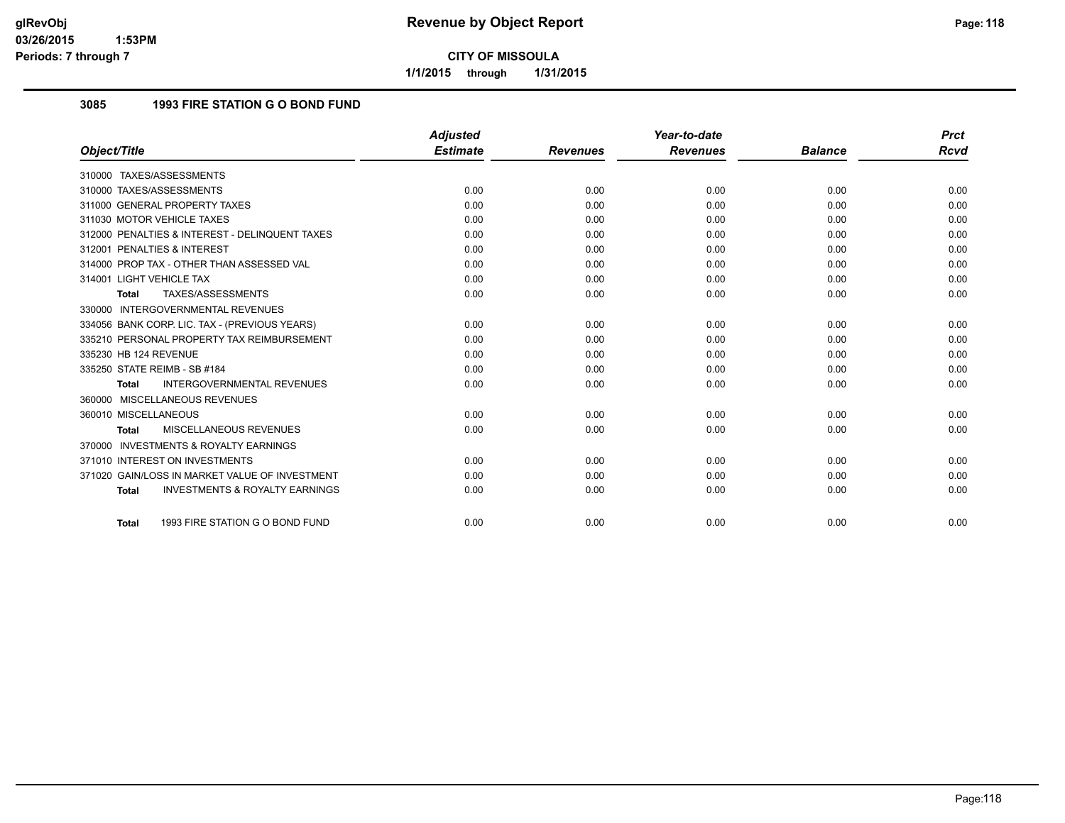**CITY OF MISSOULA**

**1/1/2015 through 1/31/2015**

## 3085 1993 FIRE STATION G O BOND FUND

| Object/Title | Adjusted Estimate | Revenues | Year-to-date Revenues | Balance | Prct Rcvd |
|---|---|---|---|---|---|
| 310000 TAXES/ASSESSMENTS | | | | | |
| 310000 TAXES/ASSESSMENTS | 0.00 | 0.00 | 0.00 | 0.00 | 0.00 |
| 311000 GENERAL PROPERTY TAXES | 0.00 | 0.00 | 0.00 | 0.00 | 0.00 |
| 311030 MOTOR VEHICLE TAXES | 0.00 | 0.00 | 0.00 | 0.00 | 0.00 |
| 312000 PENALTIES & INTEREST - DELINQUENT TAXES | 0.00 | 0.00 | 0.00 | 0.00 | 0.00 |
| 312001 PENALTIES & INTEREST | 0.00 | 0.00 | 0.00 | 0.00 | 0.00 |
| 314000 PROP TAX - OTHER THAN ASSESSED VAL | 0.00 | 0.00 | 0.00 | 0.00 | 0.00 |
| 314001 LIGHT VEHICLE TAX | 0.00 | 0.00 | 0.00 | 0.00 | 0.00 |
| **Total** TAXES/ASSESSMENTS | 0.00 | 0.00 | 0.00 | 0.00 | 0.00 |
| 330000 INTERGOVERNMENTAL REVENUES | | | | | |
| 334056 BANK CORP. LIC. TAX - (PREVIOUS YEARS) | 0.00 | 0.00 | 0.00 | 0.00 | 0.00 |
| 335210 PERSONAL PROPERTY TAX REIMBURSEMENT | 0.00 | 0.00 | 0.00 | 0.00 | 0.00 |
| 335230 HB 124 REVENUE | 0.00 | 0.00 | 0.00 | 0.00 | 0.00 |
| 335250 STATE REIMB - SB #184 | 0.00 | 0.00 | 0.00 | 0.00 | 0.00 |
| **Total** INTERGOVERNMENTAL REVENUES | 0.00 | 0.00 | 0.00 | 0.00 | 0.00 |
| 360000 MISCELLANEOUS REVENUES | | | | | |
| 360010 MISCELLANEOUS | 0.00 | 0.00 | 0.00 | 0.00 | 0.00 |
| **Total** MISCELLANEOUS REVENUES | 0.00 | 0.00 | 0.00 | 0.00 | 0.00 |
| 370000 INVESTMENTS & ROYALTY EARNINGS | | | | | |
| 371010 INTEREST ON INVESTMENTS | 0.00 | 0.00 | 0.00 | 0.00 | 0.00 |
| 371020 GAIN/LOSS IN MARKET VALUE OF INVESTMENT | 0.00 | 0.00 | 0.00 | 0.00 | 0.00 |
| **Total** INVESTMENTS & ROYALTY EARNINGS | 0.00 | 0.00 | 0.00 | 0.00 | 0.00 |
| **Total** 1993 FIRE STATION G O BOND FUND | 0.00 | 0.00 | 0.00 | 0.00 | 0.00 |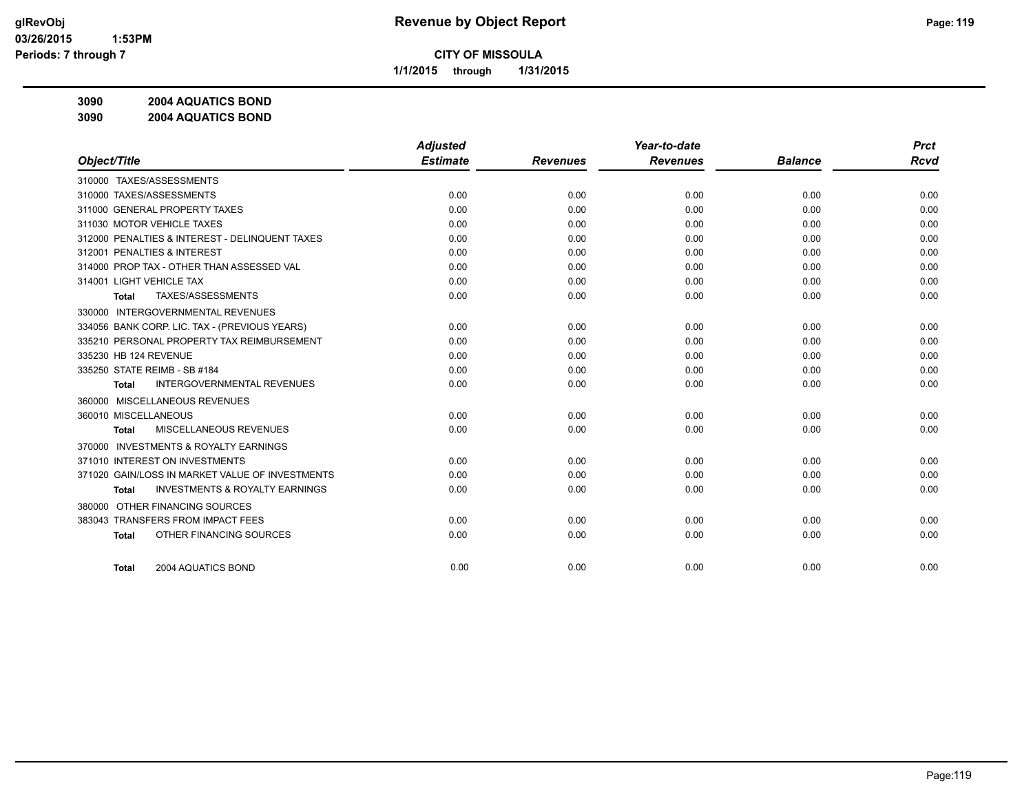# Revenue by Object Report

**CITY OF MISSOULA**

**1/1/2015 through 1/31/2015**

glRevObj
03/26/2015 1:53PM
Periods: 7 through 7

**3090 2004 AQUATICS BOND**

**3090 2004 AQUATICS BOND**

| Object/Title | Adjusted Estimate | Revenues | Year-to-date Revenues | Balance | Prct Rcvd |
|---|---|---|---|---|---|
| 310000 TAXES/ASSESSMENTS | | | | | |
| 310000 TAXES/ASSESSMENTS | 0.00 | 0.00 | 0.00 | 0.00 | 0.00 |
| 311000 GENERAL PROPERTY TAXES | 0.00 | 0.00 | 0.00 | 0.00 | 0.00 |
| 311030 MOTOR VEHICLE TAXES | 0.00 | 0.00 | 0.00 | 0.00 | 0.00 |
| 312000 PENALTIES & INTEREST - DELINQUENT TAXES | 0.00 | 0.00 | 0.00 | 0.00 | 0.00 |
| 312001 PENALTIES & INTEREST | 0.00 | 0.00 | 0.00 | 0.00 | 0.00 |
| 314000 PROP TAX - OTHER THAN ASSESSED VAL | 0.00 | 0.00 | 0.00 | 0.00 | 0.00 |
| 314001 LIGHT VEHICLE TAX | 0.00 | 0.00 | 0.00 | 0.00 | 0.00 |
| **Total** TAXES/ASSESSMENTS | 0.00 | 0.00 | 0.00 | 0.00 | 0.00 |
| 330000 INTERGOVERNMENTAL REVENUES | | | | | |
| 334056 BANK CORP. LIC. TAX - (PREVIOUS YEARS) | 0.00 | 0.00 | 0.00 | 0.00 | 0.00 |
| 335210 PERSONAL PROPERTY TAX REIMBURSEMENT | 0.00 | 0.00 | 0.00 | 0.00 | 0.00 |
| 335230 HB 124 REVENUE | 0.00 | 0.00 | 0.00 | 0.00 | 0.00 |
| 335250 STATE REIMB - SB #184 | 0.00 | 0.00 | 0.00 | 0.00 | 0.00 |
| **Total** INTERGOVERNMENTAL REVENUES | 0.00 | 0.00 | 0.00 | 0.00 | 0.00 |
| 360000 MISCELLANEOUS REVENUES | | | | | |
| 360010 MISCELLANEOUS | 0.00 | 0.00 | 0.00 | 0.00 | 0.00 |
| **Total** MISCELLANEOUS REVENUES | 0.00 | 0.00 | 0.00 | 0.00 | 0.00 |
| 370000 INVESTMENTS & ROYALTY EARNINGS | | | | | |
| 371010 INTEREST ON INVESTMENTS | 0.00 | 0.00 | 0.00 | 0.00 | 0.00 |
| 371020 GAIN/LOSS IN MARKET VALUE OF INVESTMENTS | 0.00 | 0.00 | 0.00 | 0.00 | 0.00 |
| **Total** INVESTMENTS & ROYALTY EARNINGS | 0.00 | 0.00 | 0.00 | 0.00 | 0.00 |
| 380000 OTHER FINANCING SOURCES | | | | | |
| 383043 TRANSFERS FROM IMPACT FEES | 0.00 | 0.00 | 0.00 | 0.00 | 0.00 |
| **Total** OTHER FINANCING SOURCES | 0.00 | 0.00 | 0.00 | 0.00 | 0.00 |
| **Total** 2004 AQUATICS BOND | 0.00 | 0.00 | 0.00 | 0.00 | 0.00 |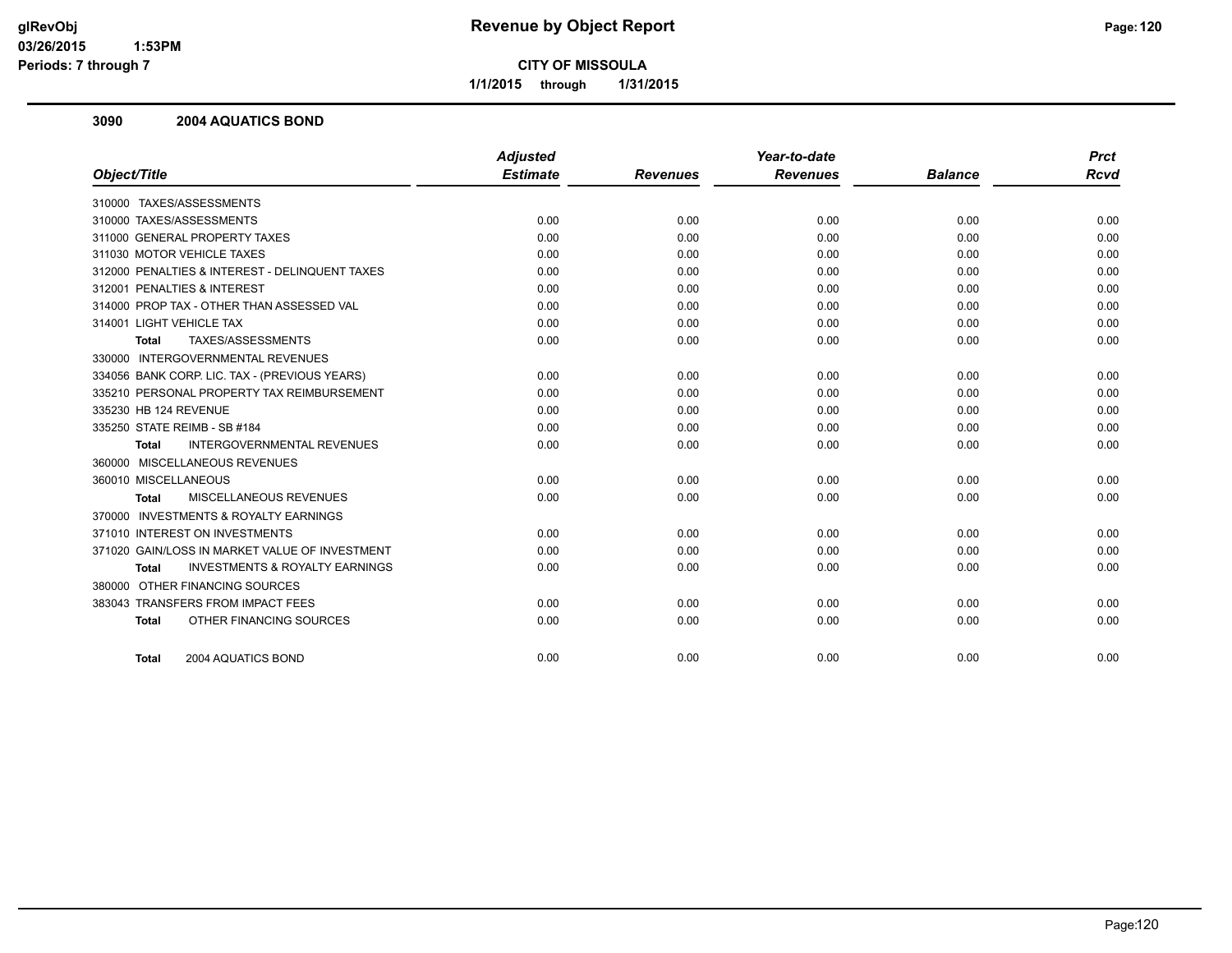**Revenue by Object Report**

**CITY OF MISSOULA**

**1/1/2015 through 1/31/2015**

glRevObj
03/26/2015 1:53PM
Periods: 7 through 7

### 3090 2004 AQUATICS BOND

| Object/Title | Adjusted Estimate | Revenues | Year-to-date Revenues | Balance | Prct Rcvd |
|---|---|---|---|---|---|
| 310000 TAXES/ASSESSMENTS | | | | | |
| 310000 TAXES/ASSESSMENTS | 0.00 | 0.00 | 0.00 | 0.00 | 0.00 |
| 311000 GENERAL PROPERTY TAXES | 0.00 | 0.00 | 0.00 | 0.00 | 0.00 |
| 311030 MOTOR VEHICLE TAXES | 0.00 | 0.00 | 0.00 | 0.00 | 0.00 |
| 312000 PENALTIES & INTEREST - DELINQUENT TAXES | 0.00 | 0.00 | 0.00 | 0.00 | 0.00 |
| 312001 PENALTIES & INTEREST | 0.00 | 0.00 | 0.00 | 0.00 | 0.00 |
| 314000 PROP TAX - OTHER THAN ASSESSED VAL | 0.00 | 0.00 | 0.00 | 0.00 | 0.00 |
| 314001 LIGHT VEHICLE TAX | 0.00 | 0.00 | 0.00 | 0.00 | 0.00 |
| **Total** TAXES/ASSESSMENTS | 0.00 | 0.00 | 0.00 | 0.00 | 0.00 |
| 330000 INTERGOVERNMENTAL REVENUES | | | | | |
| 334056 BANK CORP. LIC. TAX - (PREVIOUS YEARS) | 0.00 | 0.00 | 0.00 | 0.00 | 0.00 |
| 335210 PERSONAL PROPERTY TAX REIMBURSEMENT | 0.00 | 0.00 | 0.00 | 0.00 | 0.00 |
| 335230 HB 124 REVENUE | 0.00 | 0.00 | 0.00 | 0.00 | 0.00 |
| 335250 STATE REIMB - SB #184 | 0.00 | 0.00 | 0.00 | 0.00 | 0.00 |
| **Total** INTERGOVERNMENTAL REVENUES | 0.00 | 0.00 | 0.00 | 0.00 | 0.00 |
| 360000 MISCELLANEOUS REVENUES | | | | | |
| 360010 MISCELLANEOUS | 0.00 | 0.00 | 0.00 | 0.00 | 0.00 |
| **Total** MISCELLANEOUS REVENUES | 0.00 | 0.00 | 0.00 | 0.00 | 0.00 |
| 370000 INVESTMENTS & ROYALTY EARNINGS | | | | | |
| 371010 INTEREST ON INVESTMENTS | 0.00 | 0.00 | 0.00 | 0.00 | 0.00 |
| 371020 GAIN/LOSS IN MARKET VALUE OF INVESTMENT | 0.00 | 0.00 | 0.00 | 0.00 | 0.00 |
| **Total** INVESTMENTS & ROYALTY EARNINGS | 0.00 | 0.00 | 0.00 | 0.00 | 0.00 |
| 380000 OTHER FINANCING SOURCES | | | | | |
| 383043 TRANSFERS FROM IMPACT FEES | 0.00 | 0.00 | 0.00 | 0.00 | 0.00 |
| **Total** OTHER FINANCING SOURCES | 0.00 | 0.00 | 0.00 | 0.00 | 0.00 |
| **Total** 2004 AQUATICS BOND | 0.00 | 0.00 | 0.00 | 0.00 | 0.00 |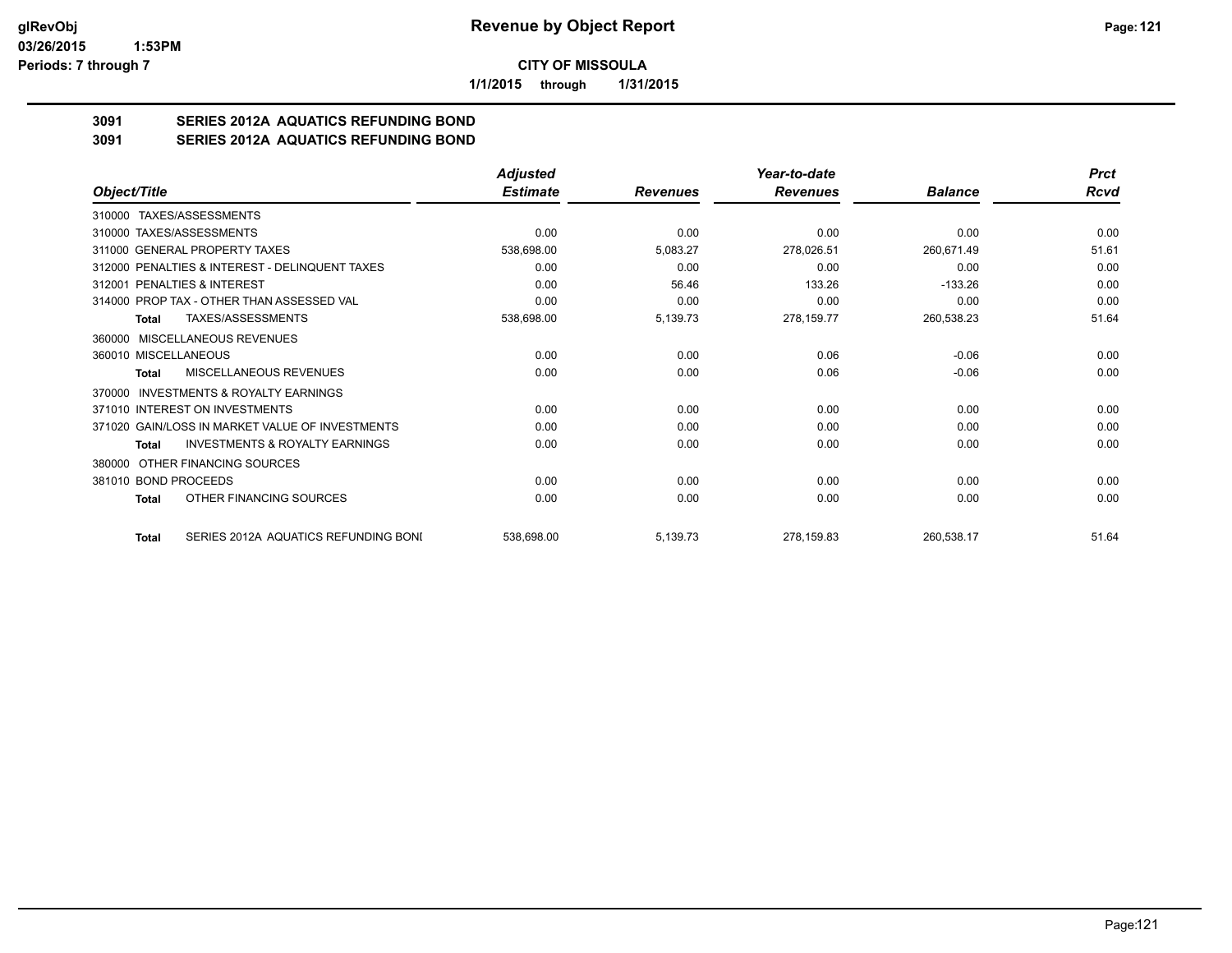# CITY OF MISSOULA

**1/1/2015 through 1/31/2015**

## 3091 SERIES 2012A AQUATICS REFUNDING BOND
## 3091 SERIES 2012A AQUATICS REFUNDING BOND

| Object/Title | Adjusted Estimate | Revenues | Year-to-date Revenues | Balance | Prct Rcvd |
|---|---|---|---|---|---|
| 310000 TAXES/ASSESSMENTS | | | | | |
| 310000 TAXES/ASSESSMENTS | 0.00 | 0.00 | 0.00 | 0.00 | 0.00 |
| 311000 GENERAL PROPERTY TAXES | 538,698.00 | 5,083.27 | 278,026.51 | 260,671.49 | 51.61 |
| 312000 PENALTIES & INTEREST - DELINQUENT TAXES | 0.00 | 0.00 | 0.00 | 0.00 | 0.00 |
| 312001 PENALTIES & INTEREST | 0.00 | 56.46 | 133.26 | -133.26 | 0.00 |
| 314000 PROP TAX - OTHER THAN ASSESSED VAL | 0.00 | 0.00 | 0.00 | 0.00 | 0.00 |
| Total TAXES/ASSESSMENTS | 538,698.00 | 5,139.73 | 278,159.77 | 260,538.23 | 51.64 |
| 360000 MISCELLANEOUS REVENUES | | | | | |
| 360010 MISCELLANEOUS | 0.00 | 0.00 | 0.06 | -0.06 | 0.00 |
| Total MISCELLANEOUS REVENUES | 0.00 | 0.00 | 0.06 | -0.06 | 0.00 |
| 370000 INVESTMENTS & ROYALTY EARNINGS | | | | | |
| 371010 INTEREST ON INVESTMENTS | 0.00 | 0.00 | 0.00 | 0.00 | 0.00 |
| 371020 GAIN/LOSS IN MARKET VALUE OF INVESTMENTS | 0.00 | 0.00 | 0.00 | 0.00 | 0.00 |
| Total INVESTMENTS & ROYALTY EARNINGS | 0.00 | 0.00 | 0.00 | 0.00 | 0.00 |
| 380000 OTHER FINANCING SOURCES | | | | | |
| 381010 BOND PROCEEDS | 0.00 | 0.00 | 0.00 | 0.00 | 0.00 |
| Total OTHER FINANCING SOURCES | 0.00 | 0.00 | 0.00 | 0.00 | 0.00 |
| Total SERIES 2012A AQUATICS REFUNDING BONI | 538,698.00 | 5,139.73 | 278,159.83 | 260,538.17 | 51.64 |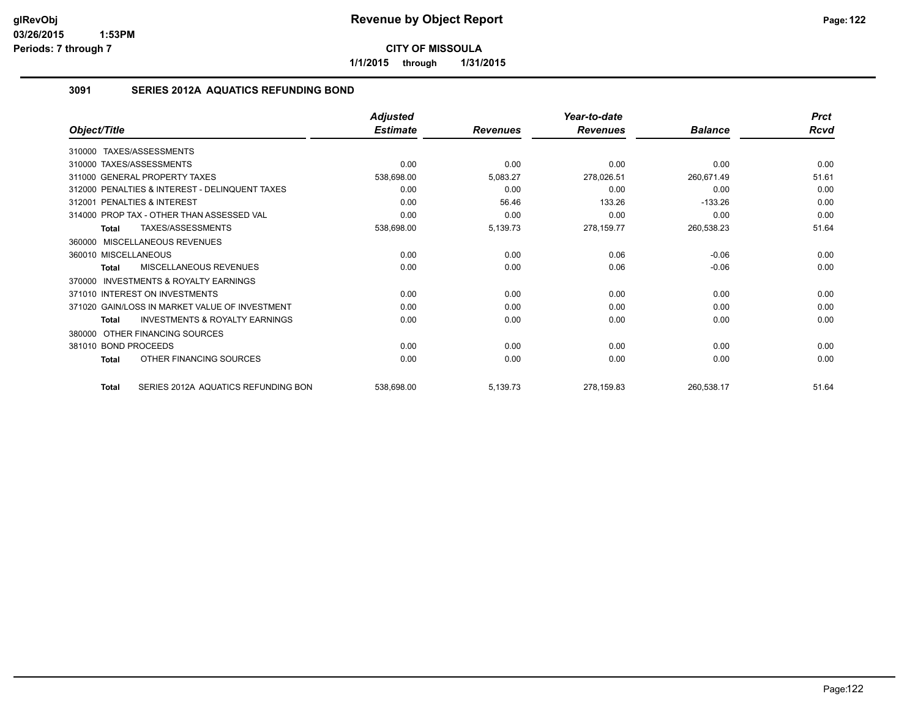# Revenue by Object Report

**CITY OF MISSOULA**

**1/1/2015 through 1/31/2015**

glRevObj
03/26/2015 1:53PM
Periods: 7 through 7

## 3091 SERIES 2012A AQUATICS REFUNDING BOND

| Object/Title | Adjusted Estimate | Revenues | Year-to-date Revenues | Balance | Prct Rcvd |
|---|---|---|---|---|---|
| 310000 TAXES/ASSESSMENTS | | | | | |
| 310000 TAXES/ASSESSMENTS | 0.00 | 0.00 | 0.00 | 0.00 | 0.00 |
| 311000 GENERAL PROPERTY TAXES | 538,698.00 | 5,083.27 | 278,026.51 | 260,671.49 | 51.61 |
| 312000 PENALTIES & INTEREST - DELINQUENT TAXES | 0.00 | 0.00 | 0.00 | 0.00 | 0.00 |
| 312001 PENALTIES & INTEREST | 0.00 | 56.46 | 133.26 | -133.26 | 0.00 |
| 314000 PROP TAX - OTHER THAN ASSESSED VAL | 0.00 | 0.00 | 0.00 | 0.00 | 0.00 |
| **Total** TAXES/ASSESSMENTS | 538,698.00 | 5,139.73 | 278,159.77 | 260,538.23 | 51.64 |
| 360000 MISCELLANEOUS REVENUES | | | | | |
| 360010 MISCELLANEOUS | 0.00 | 0.00 | 0.06 | -0.06 | 0.00 |
| **Total** MISCELLANEOUS REVENUES | 0.00 | 0.00 | 0.06 | -0.06 | 0.00 |
| 370000 INVESTMENTS & ROYALTY EARNINGS | | | | | |
| 371010 INTEREST ON INVESTMENTS | 0.00 | 0.00 | 0.00 | 0.00 | 0.00 |
| 371020 GAIN/LOSS IN MARKET VALUE OF INVESTMENT | 0.00 | 0.00 | 0.00 | 0.00 | 0.00 |
| **Total** INVESTMENTS & ROYALTY EARNINGS | 0.00 | 0.00 | 0.00 | 0.00 | 0.00 |
| 380000 OTHER FINANCING SOURCES | | | | | |
| 381010 BOND PROCEEDS | 0.00 | 0.00 | 0.00 | 0.00 | 0.00 |
| **Total** OTHER FINANCING SOURCES | 0.00 | 0.00 | 0.00 | 0.00 | 0.00 |
| **Total** SERIES 2012A AQUATICS REFUNDING BON | 538,698.00 | 5,139.73 | 278,159.83 | 260,538.17 | 51.64 |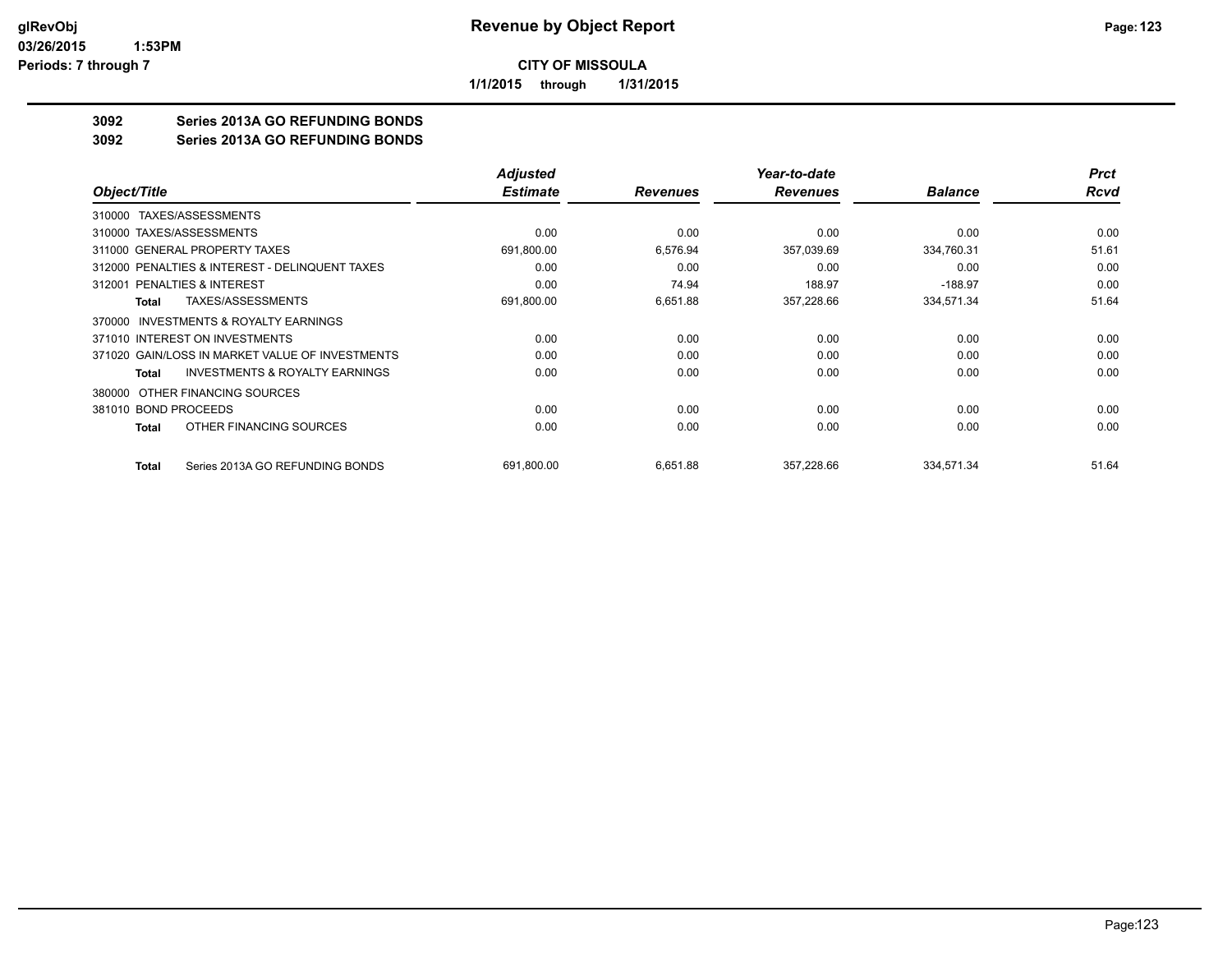# Revenue by Object Report

**CITY OF MISSOULA**

**1/1/2015 through 1/31/2015**

glRevObj
03/26/2015 1:53PM
Periods: 7 through 7

## 3092 Series 2013A GO REFUNDING BONDS
## 3092 Series 2013A GO REFUNDING BONDS

| Object/Title | Adjusted Estimate | Revenues | Year-to-date Revenues | Balance | Prct Rcvd |
|---|---|---|---|---|---|
| 310000 TAXES/ASSESSMENTS | | | | | |
| 310000 TAXES/ASSESSMENTS | 0.00 | 0.00 | 0.00 | 0.00 | 0.00 |
| 311000 GENERAL PROPERTY TAXES | 691,800.00 | 6,576.94 | 357,039.69 | 334,760.31 | 51.61 |
| 312000 PENALTIES & INTEREST - DELINQUENT TAXES | 0.00 | 0.00 | 0.00 | 0.00 | 0.00 |
| 312001 PENALTIES & INTEREST | 0.00 | 74.94 | 188.97 | -188.97 | 0.00 |
| **Total** TAXES/ASSESSMENTS | 691,800.00 | 6,651.88 | 357,228.66 | 334,571.34 | 51.64 |
| 370000 INVESTMENTS & ROYALTY EARNINGS | | | | | |
| 371010 INTEREST ON INVESTMENTS | 0.00 | 0.00 | 0.00 | 0.00 | 0.00 |
| 371020 GAIN/LOSS IN MARKET VALUE OF INVESTMENTS | 0.00 | 0.00 | 0.00 | 0.00 | 0.00 |
| **Total** INVESTMENTS & ROYALTY EARNINGS | 0.00 | 0.00 | 0.00 | 0.00 | 0.00 |
| 380000 OTHER FINANCING SOURCES | | | | | |
| 381010 BOND PROCEEDS | 0.00 | 0.00 | 0.00 | 0.00 | 0.00 |
| **Total** OTHER FINANCING SOURCES | 0.00 | 0.00 | 0.00 | 0.00 | 0.00 |
| **Total** Series 2013A GO REFUNDING BONDS | 691,800.00 | 6,651.88 | 357,228.66 | 334,571.34 | 51.64 |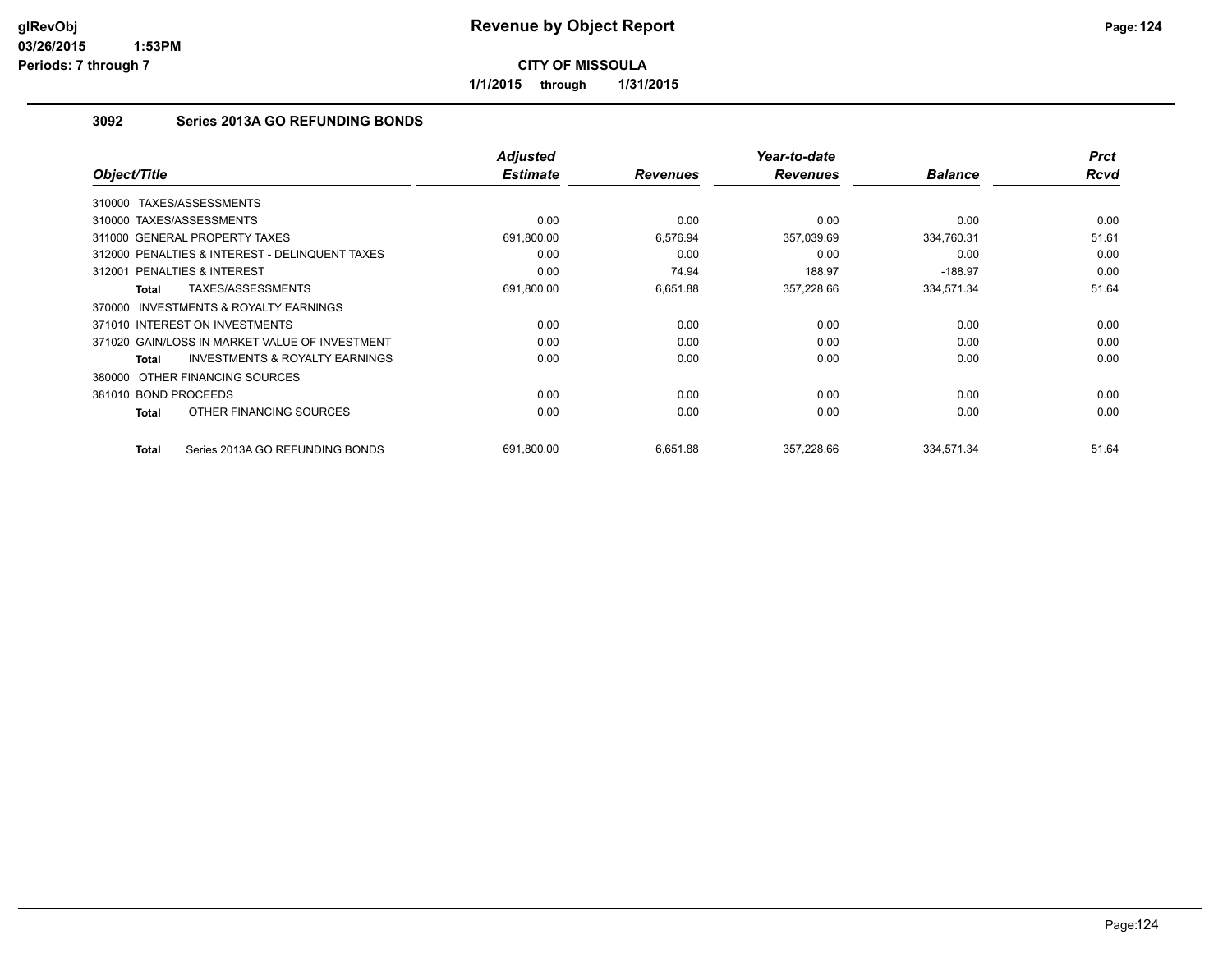# Revenue by Object Report

**CITY OF MISSOULA**

**1/1/2015 through 1/31/2015**

glRevObj
03/26/2015 1:53PM
Periods: 7 through 7

## 3092 Series 2013A GO REFUNDING BONDS

| Object/Title | Adjusted Estimate | Revenues | Year-to-date Revenues | Balance | Prct Rcvd |
|---|---|---|---|---|---|
| 310000 TAXES/ASSESSMENTS | | | | | |
| 310000 TAXES/ASSESSMENTS | 0.00 | 0.00 | 0.00 | 0.00 | 0.00 |
| 311000 GENERAL PROPERTY TAXES | 691,800.00 | 6,576.94 | 357,039.69 | 334,760.31 | 51.61 |
| 312000 PENALTIES & INTEREST - DELINQUENT TAXES | 0.00 | 0.00 | 0.00 | 0.00 | 0.00 |
| 312001 PENALTIES & INTEREST | 0.00 | 74.94 | 188.97 | -188.97 | 0.00 |
| **Total** TAXES/ASSESSMENTS | 691,800.00 | 6,651.88 | 357,228.66 | 334,571.34 | 51.64 |
| 370000 INVESTMENTS & ROYALTY EARNINGS | | | | | |
| 371010 INTEREST ON INVESTMENTS | 0.00 | 0.00 | 0.00 | 0.00 | 0.00 |
| 371020 GAIN/LOSS IN MARKET VALUE OF INVESTMENT | 0.00 | 0.00 | 0.00 | 0.00 | 0.00 |
| **Total** INVESTMENTS & ROYALTY EARNINGS | 0.00 | 0.00 | 0.00 | 0.00 | 0.00 |
| 380000 OTHER FINANCING SOURCES | | | | | |
| 381010 BOND PROCEEDS | 0.00 | 0.00 | 0.00 | 0.00 | 0.00 |
| **Total** OTHER FINANCING SOURCES | 0.00 | 0.00 | 0.00 | 0.00 | 0.00 |
| **Total** Series 2013A GO REFUNDING BONDS | 691,800.00 | 6,651.88 | 357,228.66 | 334,571.34 | 51.64 |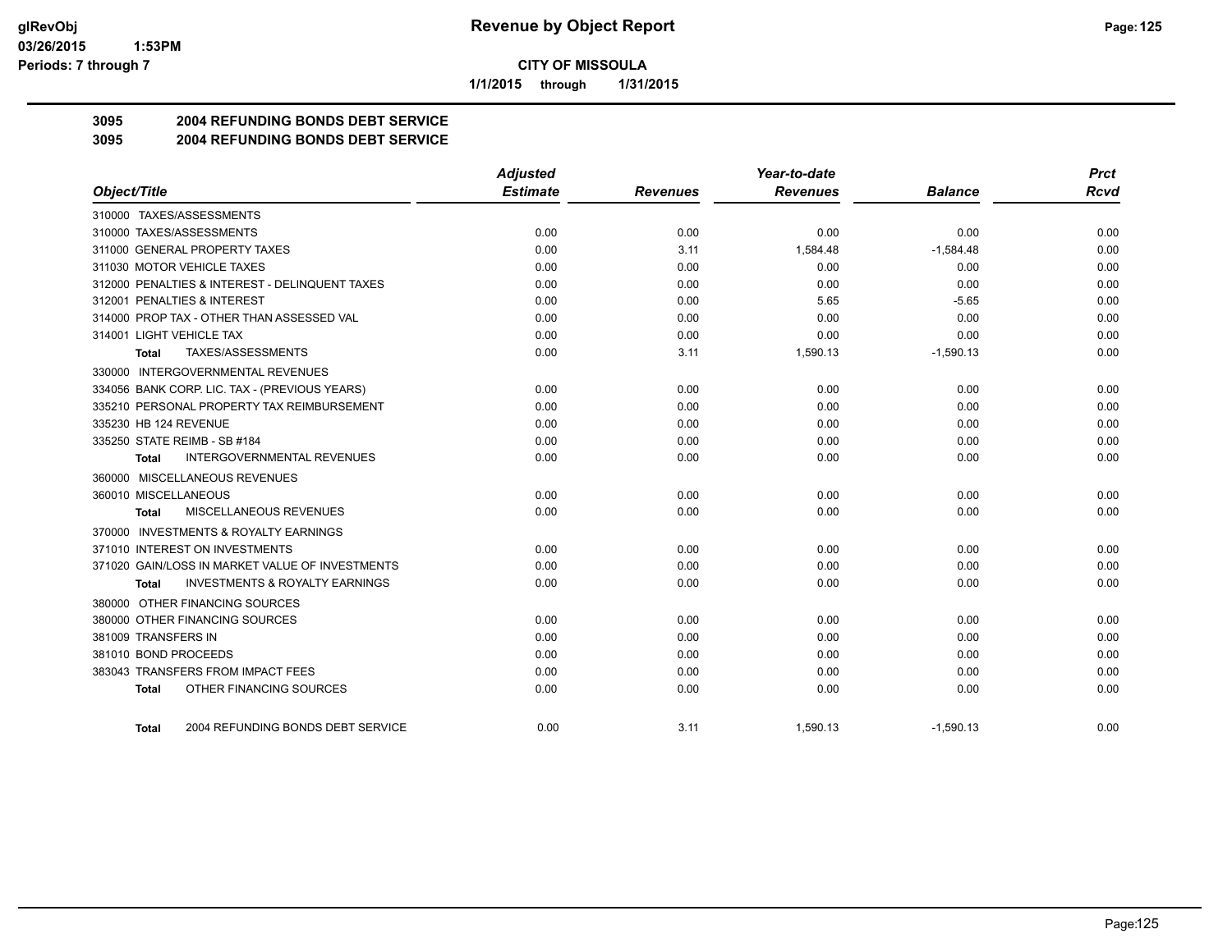**Revenue by Object Report**

**CITY OF MISSOULA**

**1/1/2015 through 1/31/2015**

glRevObj
03/26/2015 1:53PM
Periods: 7 through 7

## 3095 2004 REFUNDING BONDS DEBT SERVICE

## 3095 2004 REFUNDING BONDS DEBT SERVICE

| Object/Title | Adjusted Estimate | Revenues | Year-to-date Revenues | Balance | Prct Rcvd |
|---|---|---|---|---|---|
| 310000 TAXES/ASSESSMENTS | | | | | |
| 310000 TAXES/ASSESSMENTS | 0.00 | 0.00 | 0.00 | 0.00 | 0.00 |
| 311000 GENERAL PROPERTY TAXES | 0.00 | 3.11 | 1,584.48 | -1,584.48 | 0.00 |
| 311030 MOTOR VEHICLE TAXES | 0.00 | 0.00 | 0.00 | 0.00 | 0.00 |
| 312000 PENALTIES & INTEREST - DELINQUENT TAXES | 0.00 | 0.00 | 0.00 | 0.00 | 0.00 |
| 312001 PENALTIES & INTEREST | 0.00 | 0.00 | 5.65 | -5.65 | 0.00 |
| 314000 PROP TAX - OTHER THAN ASSESSED VAL | 0.00 | 0.00 | 0.00 | 0.00 | 0.00 |
| 314001 LIGHT VEHICLE TAX | 0.00 | 0.00 | 0.00 | 0.00 | 0.00 |
| **Total** TAXES/ASSESSMENTS | 0.00 | 3.11 | 1,590.13 | -1,590.13 | 0.00 |
| 330000 INTERGOVERNMENTAL REVENUES | | | | | |
| 334056 BANK CORP. LIC. TAX - (PREVIOUS YEARS) | 0.00 | 0.00 | 0.00 | 0.00 | 0.00 |
| 335210 PERSONAL PROPERTY TAX REIMBURSEMENT | 0.00 | 0.00 | 0.00 | 0.00 | 0.00 |
| 335230 HB 124 REVENUE | 0.00 | 0.00 | 0.00 | 0.00 | 0.00 |
| 335250 STATE REIMB - SB #184 | 0.00 | 0.00 | 0.00 | 0.00 | 0.00 |
| **Total** INTERGOVERNMENTAL REVENUES | 0.00 | 0.00 | 0.00 | 0.00 | 0.00 |
| 360000 MISCELLANEOUS REVENUES | | | | | |
| 360010 MISCELLANEOUS | 0.00 | 0.00 | 0.00 | 0.00 | 0.00 |
| **Total** MISCELLANEOUS REVENUES | 0.00 | 0.00 | 0.00 | 0.00 | 0.00 |
| 370000 INVESTMENTS & ROYALTY EARNINGS | | | | | |
| 371010 INTEREST ON INVESTMENTS | 0.00 | 0.00 | 0.00 | 0.00 | 0.00 |
| 371020 GAIN/LOSS IN MARKET VALUE OF INVESTMENTS | 0.00 | 0.00 | 0.00 | 0.00 | 0.00 |
| **Total** INVESTMENTS & ROYALTY EARNINGS | 0.00 | 0.00 | 0.00 | 0.00 | 0.00 |
| 380000 OTHER FINANCING SOURCES | | | | | |
| 380000 OTHER FINANCING SOURCES | 0.00 | 0.00 | 0.00 | 0.00 | 0.00 |
| 381009 TRANSFERS IN | 0.00 | 0.00 | 0.00 | 0.00 | 0.00 |
| 381010 BOND PROCEEDS | 0.00 | 0.00 | 0.00 | 0.00 | 0.00 |
| 383043 TRANSFERS FROM IMPACT FEES | 0.00 | 0.00 | 0.00 | 0.00 | 0.00 |
| **Total** OTHER FINANCING SOURCES | 0.00 | 0.00 | 0.00 | 0.00 | 0.00 |
| **Total** 2004 REFUNDING BONDS DEBT SERVICE | 0.00 | 3.11 | 1,590.13 | -1,590.13 | 0.00 |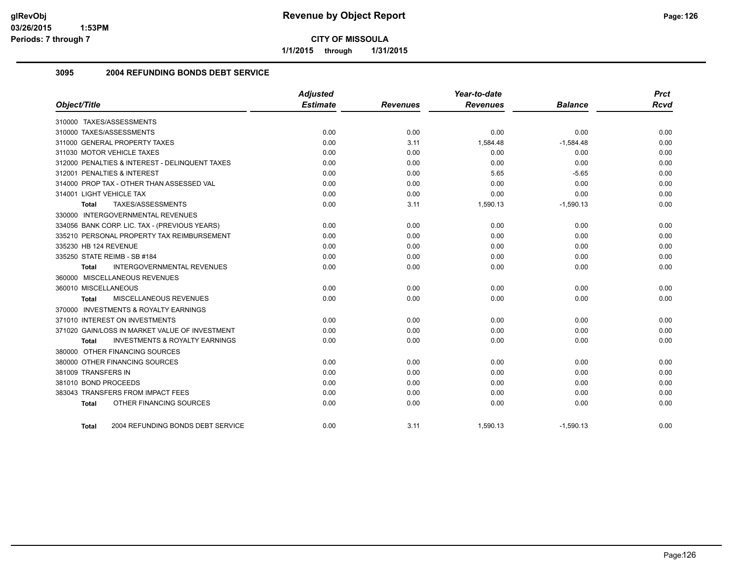**CITY OF MISSOULA**

**1/1/2015 through 1/31/2015**

## 3095 2004 REFUNDING BONDS DEBT SERVICE

| Object/Title | Adjusted Estimate | Revenues | Year-to-date Revenues | Balance | Prct Rcvd |
|---|---|---|---|---|---|
| 310000 TAXES/ASSESSMENTS | | | | | |
| 310000 TAXES/ASSESSMENTS | 0.00 | 0.00 | 0.00 | 0.00 | 0.00 |
| 311000 GENERAL PROPERTY TAXES | 0.00 | 3.11 | 1,584.48 | -1,584.48 | 0.00 |
| 311030 MOTOR VEHICLE TAXES | 0.00 | 0.00 | 0.00 | 0.00 | 0.00 |
| 312000 PENALTIES & INTEREST - DELINQUENT TAXES | 0.00 | 0.00 | 0.00 | 0.00 | 0.00 |
| 312001 PENALTIES & INTEREST | 0.00 | 0.00 | 5.65 | -5.65 | 0.00 |
| 314000 PROP TAX - OTHER THAN ASSESSED VAL | 0.00 | 0.00 | 0.00 | 0.00 | 0.00 |
| 314001 LIGHT VEHICLE TAX | 0.00 | 0.00 | 0.00 | 0.00 | 0.00 |
| **Total** TAXES/ASSESSMENTS | 0.00 | 3.11 | 1,590.13 | -1,590.13 | 0.00 |
| 330000 INTERGOVERNMENTAL REVENUES | | | | | |
| 334056 BANK CORP. LIC. TAX - (PREVIOUS YEARS) | 0.00 | 0.00 | 0.00 | 0.00 | 0.00 |
| 335210 PERSONAL PROPERTY TAX REIMBURSEMENT | 0.00 | 0.00 | 0.00 | 0.00 | 0.00 |
| 335230 HB 124 REVENUE | 0.00 | 0.00 | 0.00 | 0.00 | 0.00 |
| 335250 STATE REIMB - SB #184 | 0.00 | 0.00 | 0.00 | 0.00 | 0.00 |
| **Total** INTERGOVERNMENTAL REVENUES | 0.00 | 0.00 | 0.00 | 0.00 | 0.00 |
| 360000 MISCELLANEOUS REVENUES | | | | | |
| 360010 MISCELLANEOUS | 0.00 | 0.00 | 0.00 | 0.00 | 0.00 |
| **Total** MISCELLANEOUS REVENUES | 0.00 | 0.00 | 0.00 | 0.00 | 0.00 |
| 370000 INVESTMENTS & ROYALTY EARNINGS | | | | | |
| 371010 INTEREST ON INVESTMENTS | 0.00 | 0.00 | 0.00 | 0.00 | 0.00 |
| 371020 GAIN/LOSS IN MARKET VALUE OF INVESTMENT | 0.00 | 0.00 | 0.00 | 0.00 | 0.00 |
| **Total** INVESTMENTS & ROYALTY EARNINGS | 0.00 | 0.00 | 0.00 | 0.00 | 0.00 |
| 380000 OTHER FINANCING SOURCES | | | | | |
| 380000 OTHER FINANCING SOURCES | 0.00 | 0.00 | 0.00 | 0.00 | 0.00 |
| 381009 TRANSFERS IN | 0.00 | 0.00 | 0.00 | 0.00 | 0.00 |
| 381010 BOND PROCEEDS | 0.00 | 0.00 | 0.00 | 0.00 | 0.00 |
| 383043 TRANSFERS FROM IMPACT FEES | 0.00 | 0.00 | 0.00 | 0.00 | 0.00 |
| **Total** OTHER FINANCING SOURCES | 0.00 | 0.00 | 0.00 | 0.00 | 0.00 |
| **Total** 2004 REFUNDING BONDS DEBT SERVICE | 0.00 | 3.11 | 1,590.13 | -1,590.13 | 0.00 |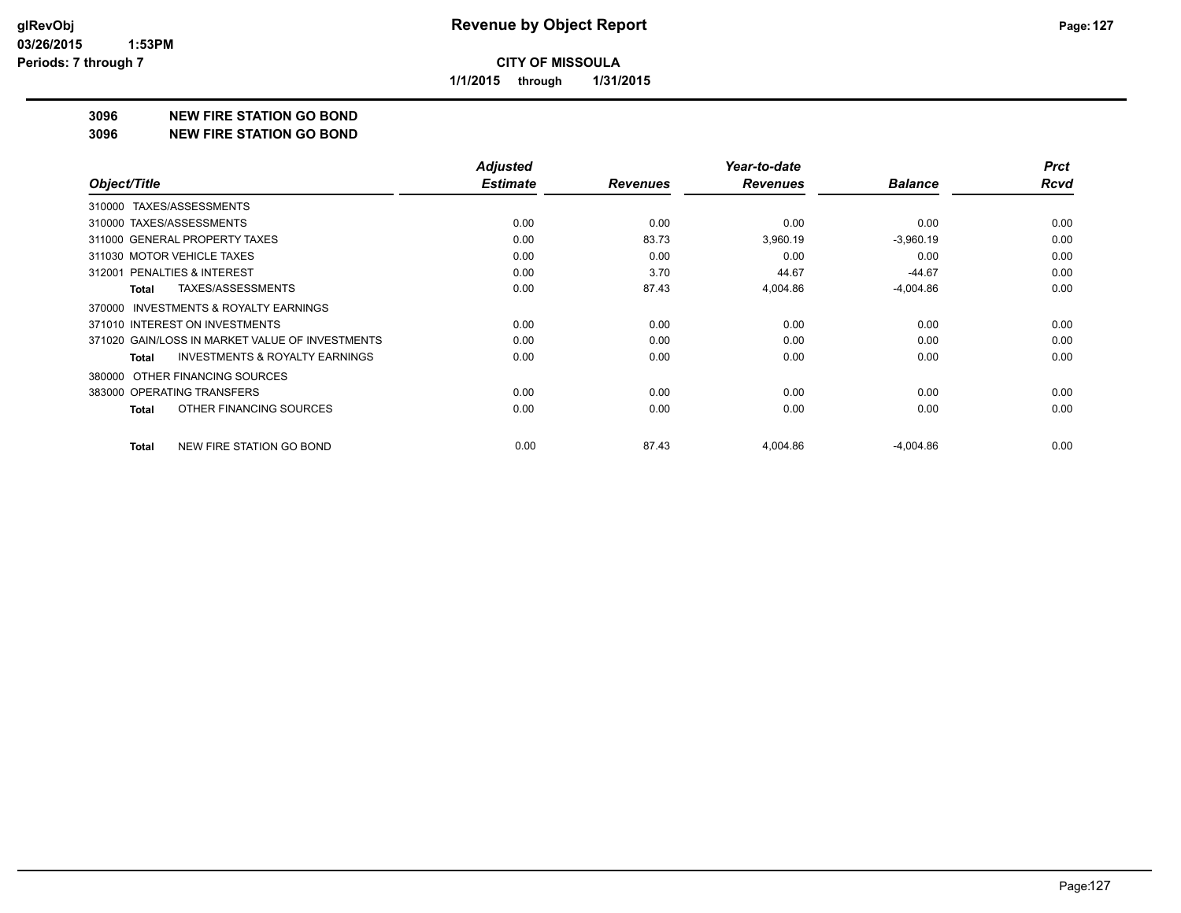**CITY OF MISSOULA**

**1/1/2015 through 1/31/2015**

**Revenue by Object Report**

## 3096 NEW FIRE STATION GO BOND

## 3096 NEW FIRE STATION GO BOND

| Object/Title | Adjusted Estimate | Revenues | Year-to-date Revenues | Balance | Prct Rcvd |
|---|---|---|---|---|---|
| 310000 TAXES/ASSESSMENTS | | | | | |
| 310000 TAXES/ASSESSMENTS | 0.00 | 0.00 | 0.00 | 0.00 | 0.00 |
| 311000 GENERAL PROPERTY TAXES | 0.00 | 83.73 | 3,960.19 | -3,960.19 | 0.00 |
| 311030 MOTOR VEHICLE TAXES | 0.00 | 0.00 | 0.00 | 0.00 | 0.00 |
| 312001 PENALTIES & INTEREST | 0.00 | 3.70 | 44.67 | -44.67 | 0.00 |
| **Total** TAXES/ASSESSMENTS | 0.00 | 87.43 | 4,004.86 | -4,004.86 | 0.00 |
| 370000 INVESTMENTS & ROYALTY EARNINGS | | | | | |
| 371010 INTEREST ON INVESTMENTS | 0.00 | 0.00 | 0.00 | 0.00 | 0.00 |
| 371020 GAIN/LOSS IN MARKET VALUE OF INVESTMENTS | 0.00 | 0.00 | 0.00 | 0.00 | 0.00 |
| **Total** INVESTMENTS & ROYALTY EARNINGS | 0.00 | 0.00 | 0.00 | 0.00 | 0.00 |
| 380000 OTHER FINANCING SOURCES | | | | | |
| 383000 OPERATING TRANSFERS | 0.00 | 0.00 | 0.00 | 0.00 | 0.00 |
| **Total** OTHER FINANCING SOURCES | 0.00 | 0.00 | 0.00 | 0.00 | 0.00 |
| **Total** NEW FIRE STATION GO BOND | 0.00 | 87.43 | 4,004.86 | -4,004.86 | 0.00 |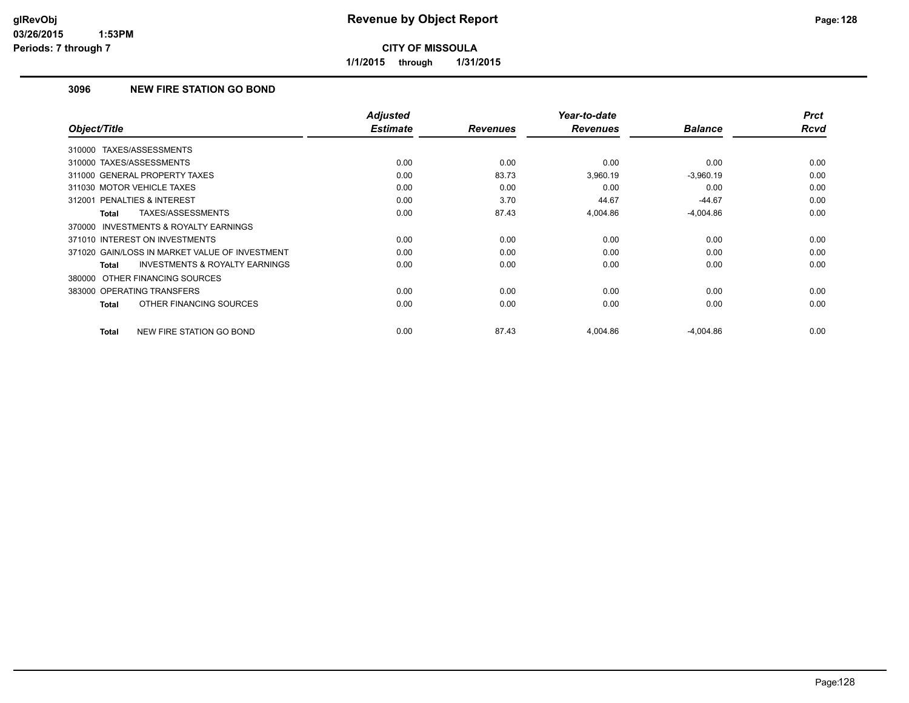# Revenue by Object Report

glRevObj
03/26/2015 1:53PM
Periods: 7 through 7

**CITY OF MISSOULA**

**1/1/2015 through 1/31/2015**

## 3096 NEW FIRE STATION GO BOND

| Object/Title | Adjusted Estimate | Revenues | Year-to-date Revenues | Balance | Prct Rcvd |
|---|---|---|---|---|---|
| 310000 TAXES/ASSESSMENTS | | | | | |
| 310000 TAXES/ASSESSMENTS | 0.00 | 0.00 | 0.00 | 0.00 | 0.00 |
| 311000 GENERAL PROPERTY TAXES | 0.00 | 83.73 | 3,960.19 | -3,960.19 | 0.00 |
| 311030 MOTOR VEHICLE TAXES | 0.00 | 0.00 | 0.00 | 0.00 | 0.00 |
| 312001 PENALTIES & INTEREST | 0.00 | 3.70 | 44.67 | -44.67 | 0.00 |
| **Total** TAXES/ASSESSMENTS | 0.00 | 87.43 | 4,004.86 | -4,004.86 | 0.00 |
| 370000 INVESTMENTS & ROYALTY EARNINGS | | | | | |
| 371010 INTEREST ON INVESTMENTS | 0.00 | 0.00 | 0.00 | 0.00 | 0.00 |
| 371020 GAIN/LOSS IN MARKET VALUE OF INVESTMENT | 0.00 | 0.00 | 0.00 | 0.00 | 0.00 |
| **Total** INVESTMENTS & ROYALTY EARNINGS | 0.00 | 0.00 | 0.00 | 0.00 | 0.00 |
| 380000 OTHER FINANCING SOURCES | | | | | |
| 383000 OPERATING TRANSFERS | 0.00 | 0.00 | 0.00 | 0.00 | 0.00 |
| **Total** OTHER FINANCING SOURCES | 0.00 | 0.00 | 0.00 | 0.00 | 0.00 |
| **Total** NEW FIRE STATION GO BOND | 0.00 | 87.43 | 4,004.86 | -4,004.86 | 0.00 |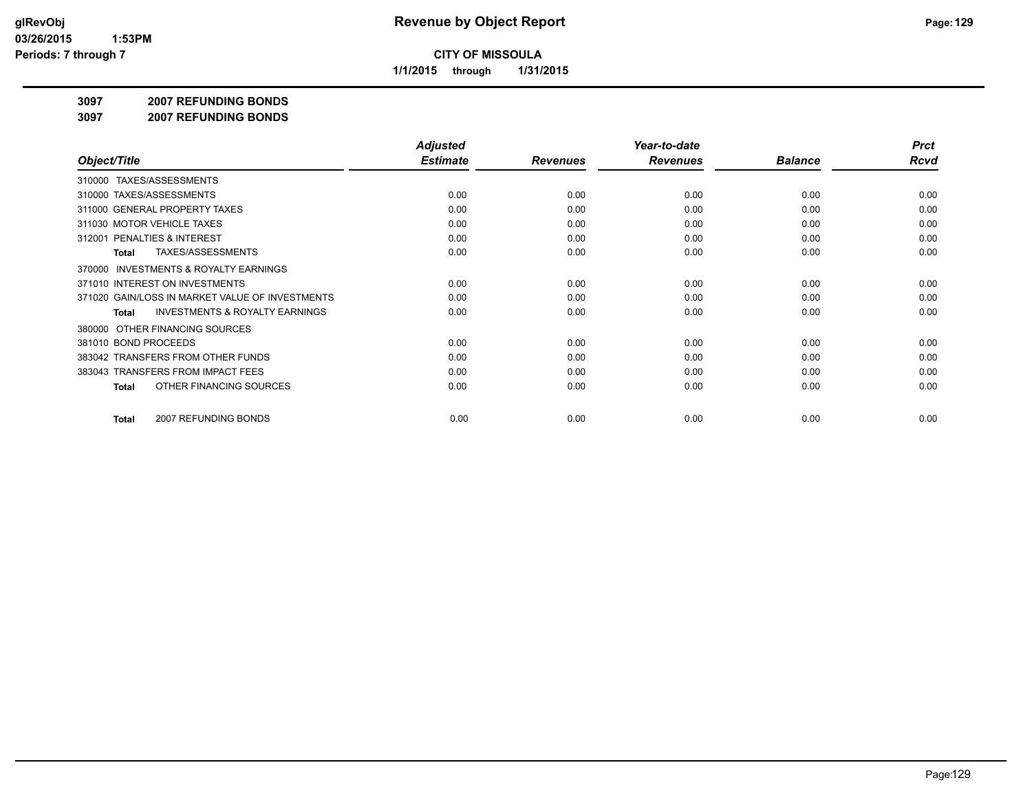# Revenue by Object Report

**CITY OF MISSOULA**

**1/1/2015 through 1/31/2015**

glRevObj
03/26/2015 1:53PM
Periods: 7 through 7

## 3097 2007 REFUNDING BONDS

### 3097 2007 REFUNDING BONDS

| Object/Title | Adjusted Estimate | Revenues | Year-to-date Revenues | Balance | Prct Rcvd |
|---|---|---|---|---|---|
| 310000 TAXES/ASSESSMENTS | | | | | |
| 310000 TAXES/ASSESSMENTS | 0.00 | 0.00 | 0.00 | 0.00 | 0.00 |
| 311000 GENERAL PROPERTY TAXES | 0.00 | 0.00 | 0.00 | 0.00 | 0.00 |
| 311030 MOTOR VEHICLE TAXES | 0.00 | 0.00 | 0.00 | 0.00 | 0.00 |
| 312001 PENALTIES & INTEREST | 0.00 | 0.00 | 0.00 | 0.00 | 0.00 |
| **Total** TAXES/ASSESSMENTS | 0.00 | 0.00 | 0.00 | 0.00 | 0.00 |
| 370000 INVESTMENTS & ROYALTY EARNINGS | | | | | |
| 371010 INTEREST ON INVESTMENTS | 0.00 | 0.00 | 0.00 | 0.00 | 0.00 |
| 371020 GAIN/LOSS IN MARKET VALUE OF INVESTMENTS | 0.00 | 0.00 | 0.00 | 0.00 | 0.00 |
| **Total** INVESTMENTS & ROYALTY EARNINGS | 0.00 | 0.00 | 0.00 | 0.00 | 0.00 |
| 380000 OTHER FINANCING SOURCES | | | | | |
| 381010 BOND PROCEEDS | 0.00 | 0.00 | 0.00 | 0.00 | 0.00 |
| 383042 TRANSFERS FROM OTHER FUNDS | 0.00 | 0.00 | 0.00 | 0.00 | 0.00 |
| 383043 TRANSFERS FROM IMPACT FEES | 0.00 | 0.00 | 0.00 | 0.00 | 0.00 |
| **Total** OTHER FINANCING SOURCES | 0.00 | 0.00 | 0.00 | 0.00 | 0.00 |
| **Total** 2007 REFUNDING BONDS | 0.00 | 0.00 | 0.00 | 0.00 | 0.00 |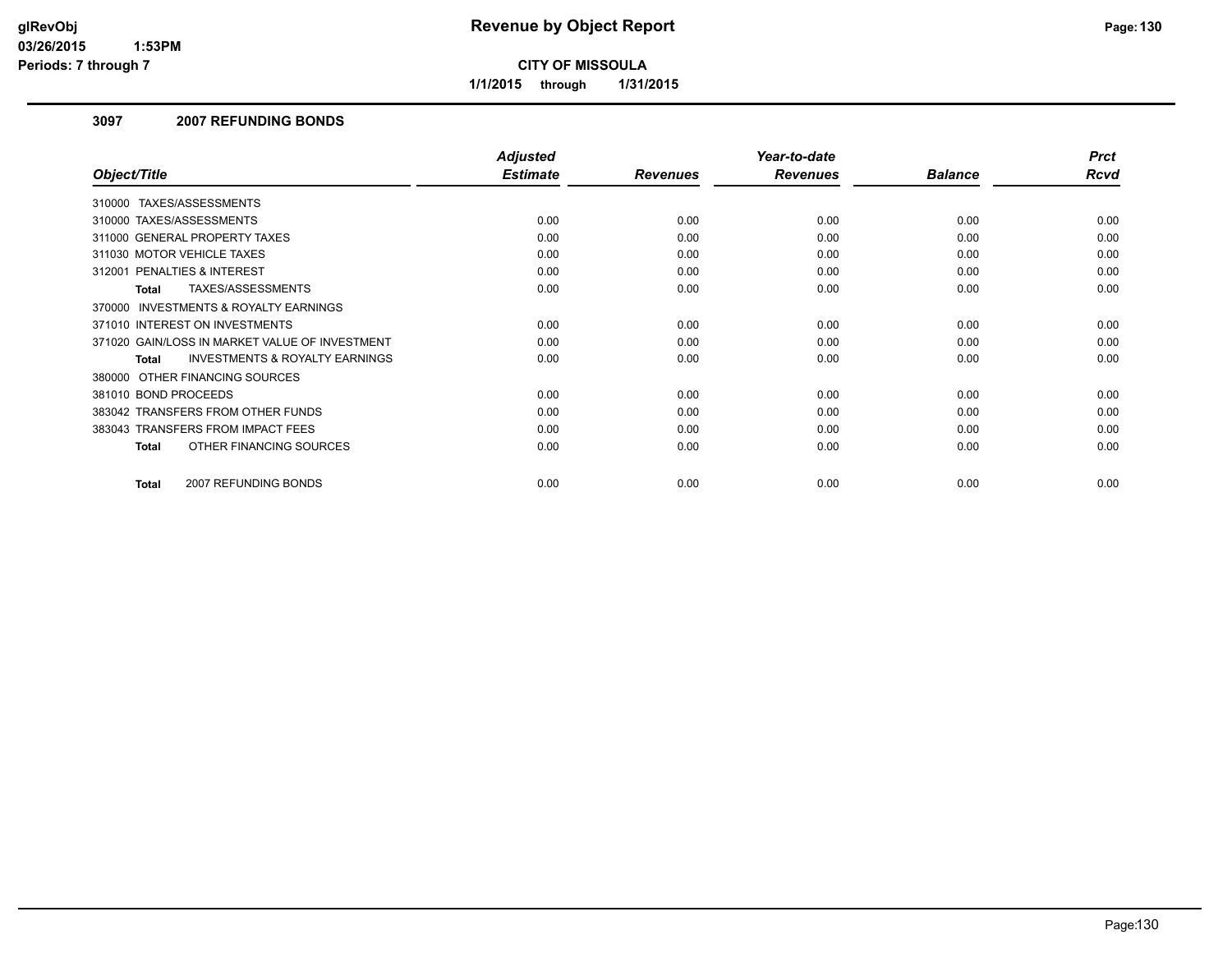# Revenue by Object Report

**CITY OF MISSOULA**

**1/1/2015 through 1/31/2015**

glRevObj
03/26/2015 1:53PM
Periods: 7 through 7

### 3097 2007 REFUNDING BONDS

| Object/Title | Adjusted Estimate | Revenues | Year-to-date Revenues | Balance | Prct Rcvd |
|---|---|---|---|---|---|
| 310000 TAXES/ASSESSMENTS | | | | | |
| 310000 TAXES/ASSESSMENTS | 0.00 | 0.00 | 0.00 | 0.00 | 0.00 |
| 311000 GENERAL PROPERTY TAXES | 0.00 | 0.00 | 0.00 | 0.00 | 0.00 |
| 311030 MOTOR VEHICLE TAXES | 0.00 | 0.00 | 0.00 | 0.00 | 0.00 |
| 312001 PENALTIES & INTEREST | 0.00 | 0.00 | 0.00 | 0.00 | 0.00 |
| **Total** TAXES/ASSESSMENTS | 0.00 | 0.00 | 0.00 | 0.00 | 0.00 |
| 370000 INVESTMENTS & ROYALTY EARNINGS | | | | | |
| 371010 INTEREST ON INVESTMENTS | 0.00 | 0.00 | 0.00 | 0.00 | 0.00 |
| 371020 GAIN/LOSS IN MARKET VALUE OF INVESTMENT | 0.00 | 0.00 | 0.00 | 0.00 | 0.00 |
| **Total** INVESTMENTS & ROYALTY EARNINGS | 0.00 | 0.00 | 0.00 | 0.00 | 0.00 |
| 380000 OTHER FINANCING SOURCES | | | | | |
| 381010 BOND PROCEEDS | 0.00 | 0.00 | 0.00 | 0.00 | 0.00 |
| 383042 TRANSFERS FROM OTHER FUNDS | 0.00 | 0.00 | 0.00 | 0.00 | 0.00 |
| 383043 TRANSFERS FROM IMPACT FEES | 0.00 | 0.00 | 0.00 | 0.00 | 0.00 |
| **Total** OTHER FINANCING SOURCES | 0.00 | 0.00 | 0.00 | 0.00 | 0.00 |
| **Total** 2007 REFUNDING BONDS | 0.00 | 0.00 | 0.00 | 0.00 | 0.00 |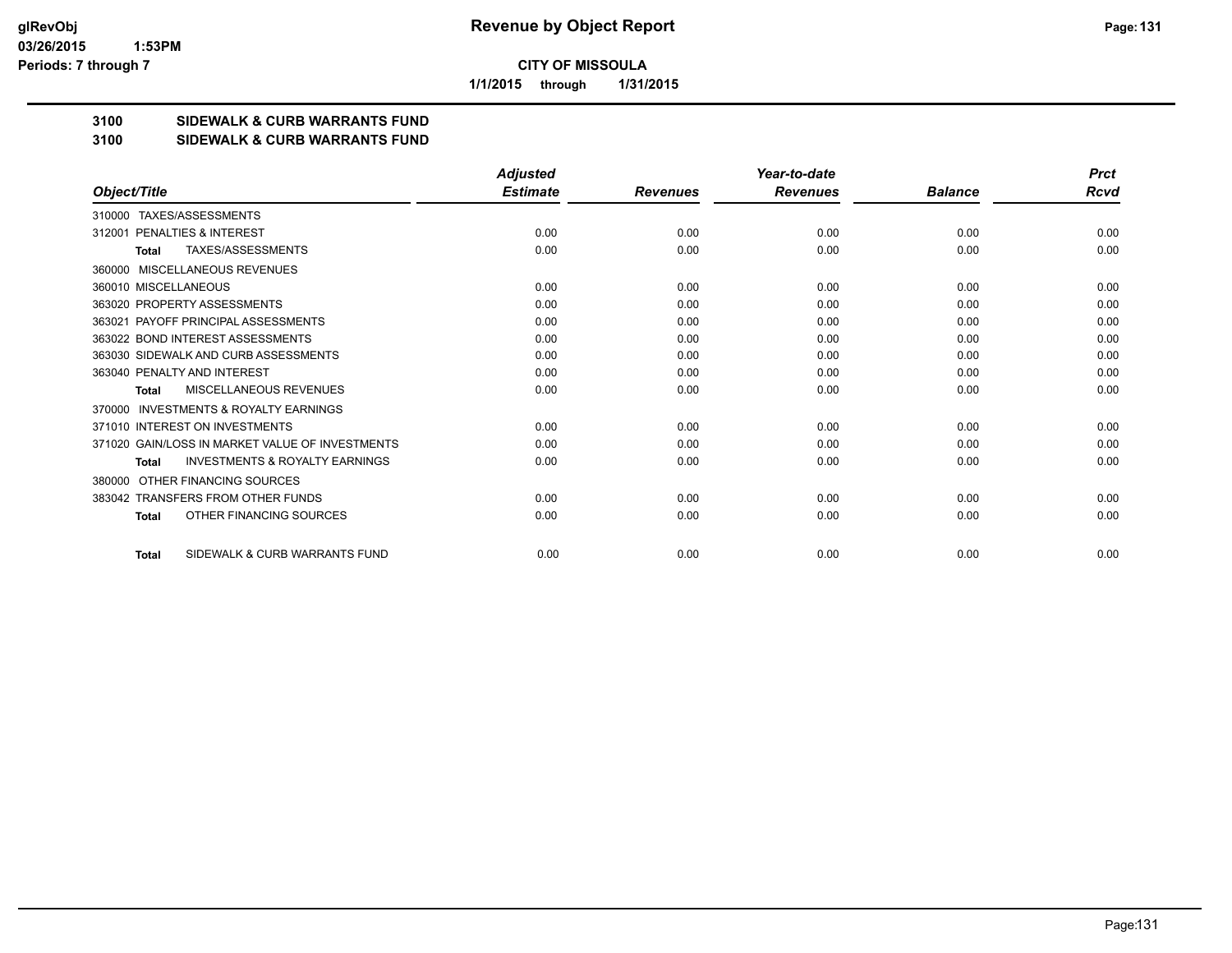**Revenue by Object Report**

**CITY OF MISSOULA**

**1/1/2015 through 1/31/2015**

glRevObj
03/26/2015 1:53PM
Periods: 7 through 7

## 3100 SIDEWALK & CURB WARRANTS FUND
## 3100 SIDEWALK & CURB WARRANTS FUND

| Object/Title | Adjusted Estimate | Revenues | Year-to-date Revenues | Balance | Prct Rcvd |
|---|---|---|---|---|---|
| 310000 TAXES/ASSESSMENTS | | | | | |
| 312001 PENALTIES & INTEREST | 0.00 | 0.00 | 0.00 | 0.00 | 0.00 |
| **Total** TAXES/ASSESSMENTS | 0.00 | 0.00 | 0.00 | 0.00 | 0.00 |
| 360000 MISCELLANEOUS REVENUES | | | | | |
| 360010 MISCELLANEOUS | 0.00 | 0.00 | 0.00 | 0.00 | 0.00 |
| 363020 PROPERTY ASSESSMENTS | 0.00 | 0.00 | 0.00 | 0.00 | 0.00 |
| 363021 PAYOFF PRINCIPAL ASSESSMENTS | 0.00 | 0.00 | 0.00 | 0.00 | 0.00 |
| 363022 BOND INTEREST ASSESSMENTS | 0.00 | 0.00 | 0.00 | 0.00 | 0.00 |
| 363030 SIDEWALK AND CURB ASSESSMENTS | 0.00 | 0.00 | 0.00 | 0.00 | 0.00 |
| 363040 PENALTY AND INTEREST | 0.00 | 0.00 | 0.00 | 0.00 | 0.00 |
| **Total** MISCELLANEOUS REVENUES | 0.00 | 0.00 | 0.00 | 0.00 | 0.00 |
| 370000 INVESTMENTS & ROYALTY EARNINGS | | | | | |
| 371010 INTEREST ON INVESTMENTS | 0.00 | 0.00 | 0.00 | 0.00 | 0.00 |
| 371020 GAIN/LOSS IN MARKET VALUE OF INVESTMENTS | 0.00 | 0.00 | 0.00 | 0.00 | 0.00 |
| **Total** INVESTMENTS & ROYALTY EARNINGS | 0.00 | 0.00 | 0.00 | 0.00 | 0.00 |
| 380000 OTHER FINANCING SOURCES | | | | | |
| 383042 TRANSFERS FROM OTHER FUNDS | 0.00 | 0.00 | 0.00 | 0.00 | 0.00 |
| **Total** OTHER FINANCING SOURCES | 0.00 | 0.00 | 0.00 | 0.00 | 0.00 |
| **Total** SIDEWALK & CURB WARRANTS FUND | 0.00 | 0.00 | 0.00 | 0.00 | 0.00 |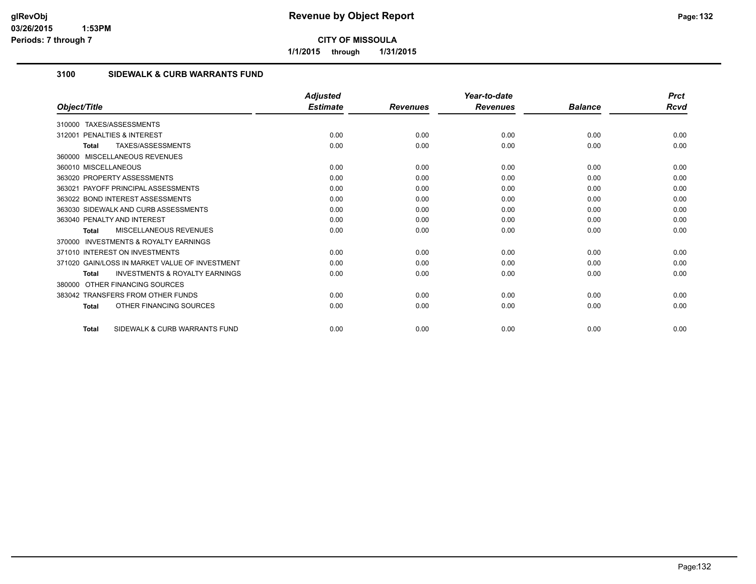# Revenue by Object Report

**CITY OF MISSOULA**

**1/1/2015 through 1/31/2015**

glRevObj
03/26/2015 1:53PM
Periods: 7 through 7

## 3100 SIDEWALK & CURB WARRANTS FUND

| Object/Title | Adjusted Estimate | Revenues | Year-to-date Revenues | Balance | Prct Rcvd |
|---|---|---|---|---|---|
| 310000 TAXES/ASSESSMENTS | | | | | |
| 312001 PENALTIES & INTEREST | 0.00 | 0.00 | 0.00 | 0.00 | 0.00 |
| **Total** TAXES/ASSESSMENTS | 0.00 | 0.00 | 0.00 | 0.00 | 0.00 |
| 360000 MISCELLANEOUS REVENUES | | | | | |
| 360010 MISCELLANEOUS | 0.00 | 0.00 | 0.00 | 0.00 | 0.00 |
| 363020 PROPERTY ASSESSMENTS | 0.00 | 0.00 | 0.00 | 0.00 | 0.00 |
| 363021 PAYOFF PRINCIPAL ASSESSMENTS | 0.00 | 0.00 | 0.00 | 0.00 | 0.00 |
| 363022 BOND INTEREST ASSESSMENTS | 0.00 | 0.00 | 0.00 | 0.00 | 0.00 |
| 363030 SIDEWALK AND CURB ASSESSMENTS | 0.00 | 0.00 | 0.00 | 0.00 | 0.00 |
| 363040 PENALTY AND INTEREST | 0.00 | 0.00 | 0.00 | 0.00 | 0.00 |
| **Total** MISCELLANEOUS REVENUES | 0.00 | 0.00 | 0.00 | 0.00 | 0.00 |
| 370000 INVESTMENTS & ROYALTY EARNINGS | | | | | |
| 371010 INTEREST ON INVESTMENTS | 0.00 | 0.00 | 0.00 | 0.00 | 0.00 |
| 371020 GAIN/LOSS IN MARKET VALUE OF INVESTMENT | 0.00 | 0.00 | 0.00 | 0.00 | 0.00 |
| **Total** INVESTMENTS & ROYALTY EARNINGS | 0.00 | 0.00 | 0.00 | 0.00 | 0.00 |
| 380000 OTHER FINANCING SOURCES | | | | | |
| 383042 TRANSFERS FROM OTHER FUNDS | 0.00 | 0.00 | 0.00 | 0.00 | 0.00 |
| **Total** OTHER FINANCING SOURCES | 0.00 | 0.00 | 0.00 | 0.00 | 0.00 |
| **Total** SIDEWALK & CURB WARRANTS FUND | 0.00 | 0.00 | 0.00 | 0.00 | 0.00 |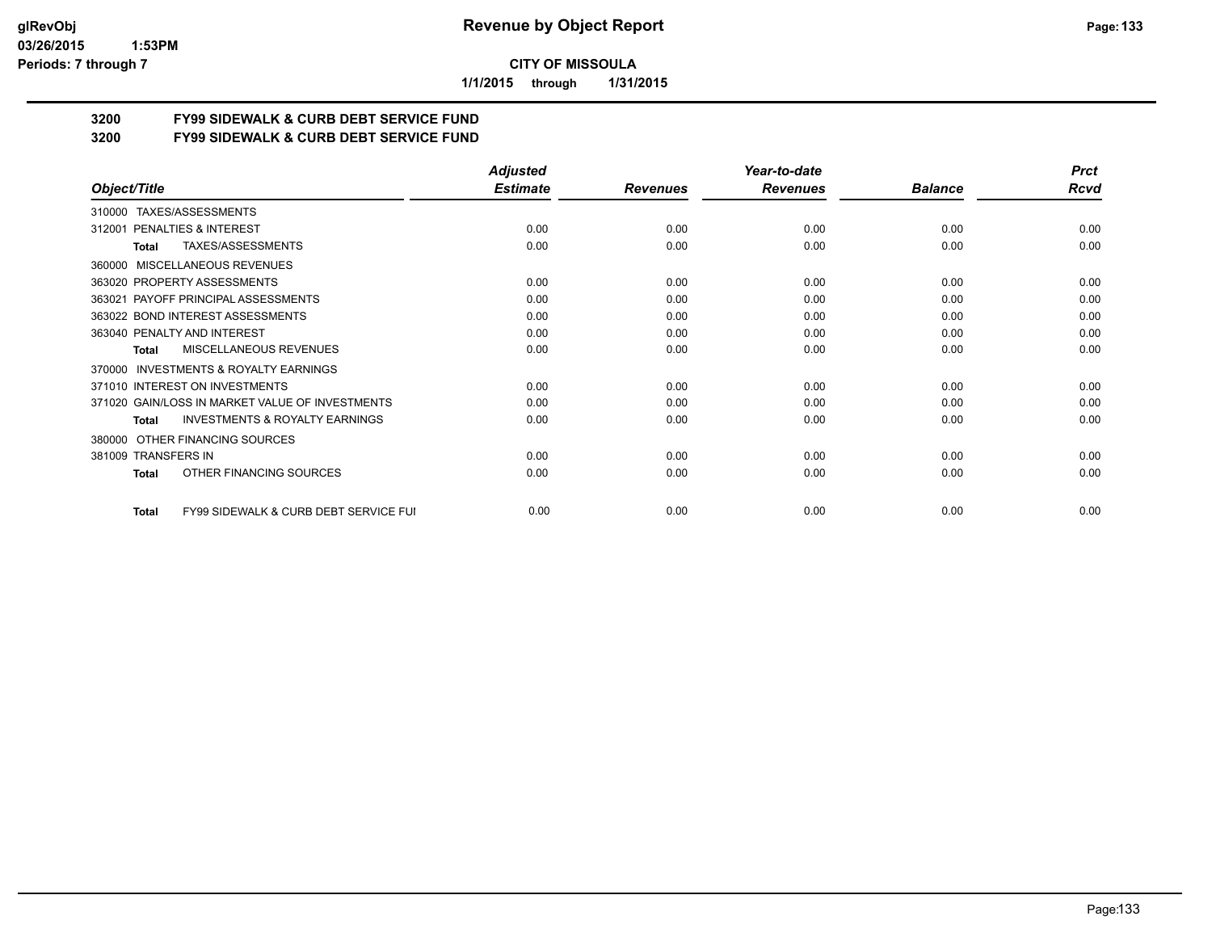**CITY OF MISSOULA**

**1/1/2015 through 1/31/2015**

## 3200 FY99 SIDEWALK & CURB DEBT SERVICE FUND
## 3200 FY99 SIDEWALK & CURB DEBT SERVICE FUND

| Object/Title | Adjusted Estimate | Revenues | Year-to-date Revenues | Balance | Prct Rcvd |
|---|---|---|---|---|---|
| 310000 TAXES/ASSESSMENTS | | | | | |
| 312001 PENALTIES & INTEREST | 0.00 | 0.00 | 0.00 | 0.00 | 0.00 |
| **Total** TAXES/ASSESSMENTS | 0.00 | 0.00 | 0.00 | 0.00 | 0.00 |
| 360000 MISCELLANEOUS REVENUES | | | | | |
| 363020 PROPERTY ASSESSMENTS | 0.00 | 0.00 | 0.00 | 0.00 | 0.00 |
| 363021 PAYOFF PRINCIPAL ASSESSMENTS | 0.00 | 0.00 | 0.00 | 0.00 | 0.00 |
| 363022 BOND INTEREST ASSESSMENTS | 0.00 | 0.00 | 0.00 | 0.00 | 0.00 |
| 363040 PENALTY AND INTEREST | 0.00 | 0.00 | 0.00 | 0.00 | 0.00 |
| **Total** MISCELLANEOUS REVENUES | 0.00 | 0.00 | 0.00 | 0.00 | 0.00 |
| 370000 INVESTMENTS & ROYALTY EARNINGS | | | | | |
| 371010 INTEREST ON INVESTMENTS | 0.00 | 0.00 | 0.00 | 0.00 | 0.00 |
| 371020 GAIN/LOSS IN MARKET VALUE OF INVESTMENTS | 0.00 | 0.00 | 0.00 | 0.00 | 0.00 |
| **Total** INVESTMENTS & ROYALTY EARNINGS | 0.00 | 0.00 | 0.00 | 0.00 | 0.00 |
| 380000 OTHER FINANCING SOURCES | | | | | |
| 381009 TRANSFERS IN | 0.00 | 0.00 | 0.00 | 0.00 | 0.00 |
| **Total** OTHER FINANCING SOURCES | 0.00 | 0.00 | 0.00 | 0.00 | 0.00 |
| **Total** FY99 SIDEWALK & CURB DEBT SERVICE FUI | 0.00 | 0.00 | 0.00 | 0.00 | 0.00 |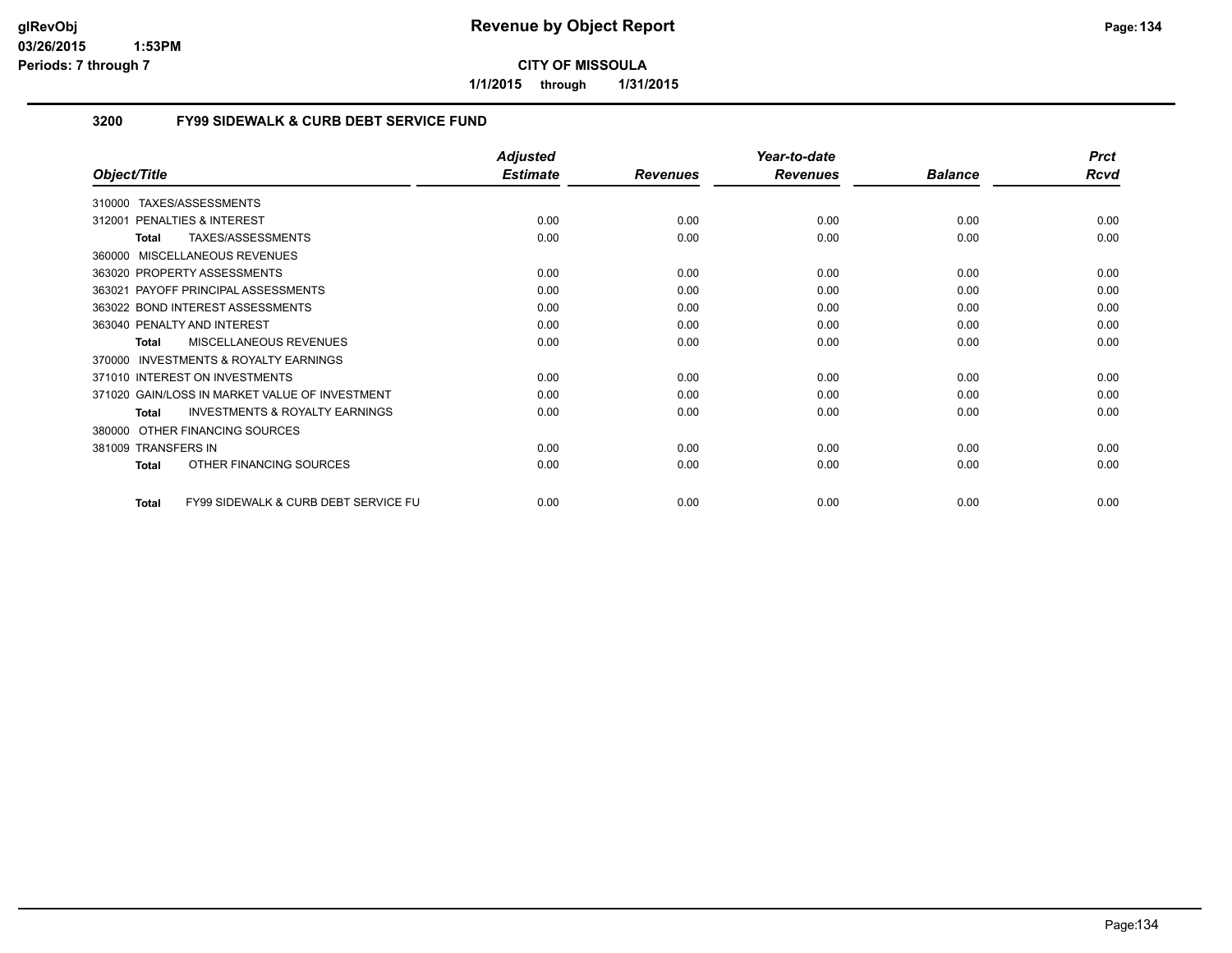# Revenue by Object Report

**CITY OF MISSOULA**

**1/1/2015 through 1/31/2015**

glRevObj
03/26/2015 1:53PM
Periods: 7 through 7

## 3200 FY99 SIDEWALK & CURB DEBT SERVICE FUND

| Object/Title | Adjusted Estimate | Revenues | Year-to-date Revenues | Balance | Prct Rcvd |
|---|---|---|---|---|---|
| 310000 TAXES/ASSESSMENTS | | | | | |
| 312001 PENALTIES & INTEREST | 0.00 | 0.00 | 0.00 | 0.00 | 0.00 |
| **Total** TAXES/ASSESSMENTS | 0.00 | 0.00 | 0.00 | 0.00 | 0.00 |
| 360000 MISCELLANEOUS REVENUES | | | | | |
| 363020 PROPERTY ASSESSMENTS | 0.00 | 0.00 | 0.00 | 0.00 | 0.00 |
| 363021 PAYOFF PRINCIPAL ASSESSMENTS | 0.00 | 0.00 | 0.00 | 0.00 | 0.00 |
| 363022 BOND INTEREST ASSESSMENTS | 0.00 | 0.00 | 0.00 | 0.00 | 0.00 |
| 363040 PENALTY AND INTEREST | 0.00 | 0.00 | 0.00 | 0.00 | 0.00 |
| **Total** MISCELLANEOUS REVENUES | 0.00 | 0.00 | 0.00 | 0.00 | 0.00 |
| 370000 INVESTMENTS & ROYALTY EARNINGS | | | | | |
| 371010 INTEREST ON INVESTMENTS | 0.00 | 0.00 | 0.00 | 0.00 | 0.00 |
| 371020 GAIN/LOSS IN MARKET VALUE OF INVESTMENT | 0.00 | 0.00 | 0.00 | 0.00 | 0.00 |
| **Total** INVESTMENTS & ROYALTY EARNINGS | 0.00 | 0.00 | 0.00 | 0.00 | 0.00 |
| 380000 OTHER FINANCING SOURCES | | | | | |
| 381009 TRANSFERS IN | 0.00 | 0.00 | 0.00 | 0.00 | 0.00 |
| **Total** OTHER FINANCING SOURCES | 0.00 | 0.00 | 0.00 | 0.00 | 0.00 |
| **Total** FY99 SIDEWALK & CURB DEBT SERVICE FU | 0.00 | 0.00 | 0.00 | 0.00 | 0.00 |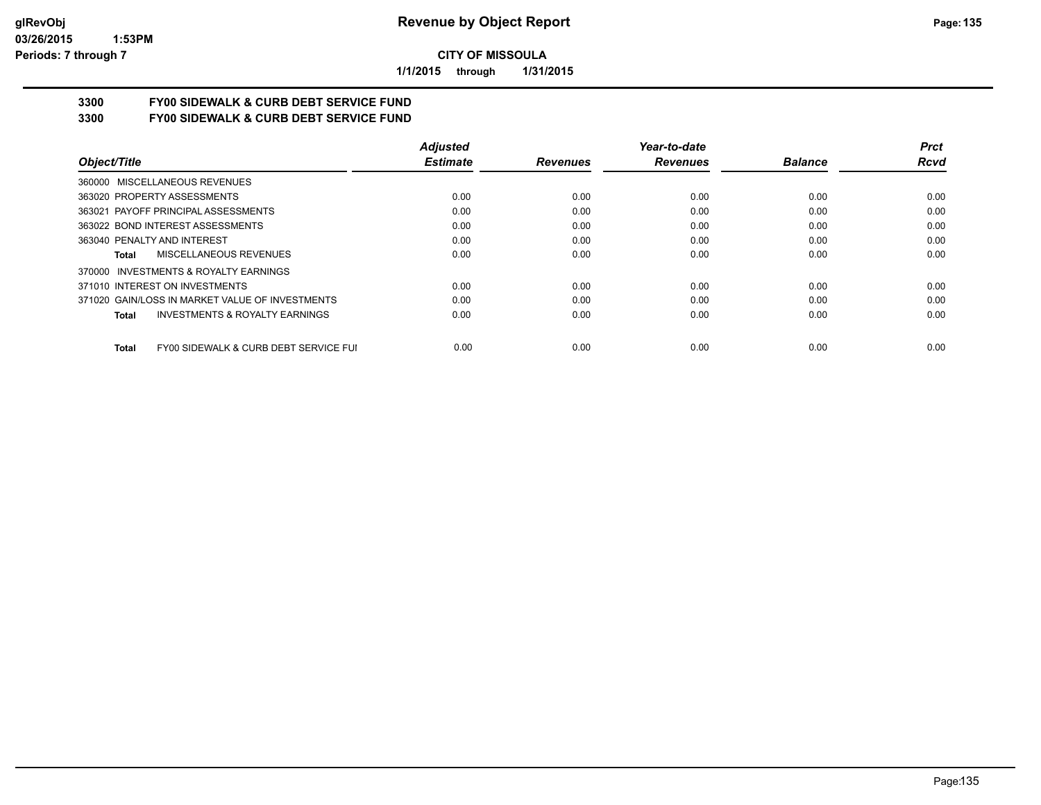**Revenue by Object Report**

**CITY OF MISSOULA**

**1/1/2015 through 1/31/2015**

glRevObj
03/26/2015 1:53PM
Periods: 7 through 7

## 3300 FY00 SIDEWALK & CURB DEBT SERVICE FUND
## 3300 FY00 SIDEWALK & CURB DEBT SERVICE FUND

| Object/Title | Adjusted Estimate | Revenues | Year-to-date Revenues | Balance | Prct Rcvd |
|---|---|---|---|---|---|
| 360000 MISCELLANEOUS REVENUES | | | | | |
| 363020 PROPERTY ASSESSMENTS | 0.00 | 0.00 | 0.00 | 0.00 | 0.00 |
| 363021 PAYOFF PRINCIPAL ASSESSMENTS | 0.00 | 0.00 | 0.00 | 0.00 | 0.00 |
| 363022 BOND INTEREST ASSESSMENTS | 0.00 | 0.00 | 0.00 | 0.00 | 0.00 |
| 363040 PENALTY AND INTEREST | 0.00 | 0.00 | 0.00 | 0.00 | 0.00 |
| **Total** MISCELLANEOUS REVENUES | 0.00 | 0.00 | 0.00 | 0.00 | 0.00 |
| 370000 INVESTMENTS & ROYALTY EARNINGS | | | | | |
| 371010 INTEREST ON INVESTMENTS | 0.00 | 0.00 | 0.00 | 0.00 | 0.00 |
| 371020 GAIN/LOSS IN MARKET VALUE OF INVESTMENTS | 0.00 | 0.00 | 0.00 | 0.00 | 0.00 |
| **Total** INVESTMENTS & ROYALTY EARNINGS | 0.00 | 0.00 | 0.00 | 0.00 | 0.00 |
| **Total** FY00 SIDEWALK & CURB DEBT SERVICE FUI | 0.00 | 0.00 | 0.00 | 0.00 | 0.00 |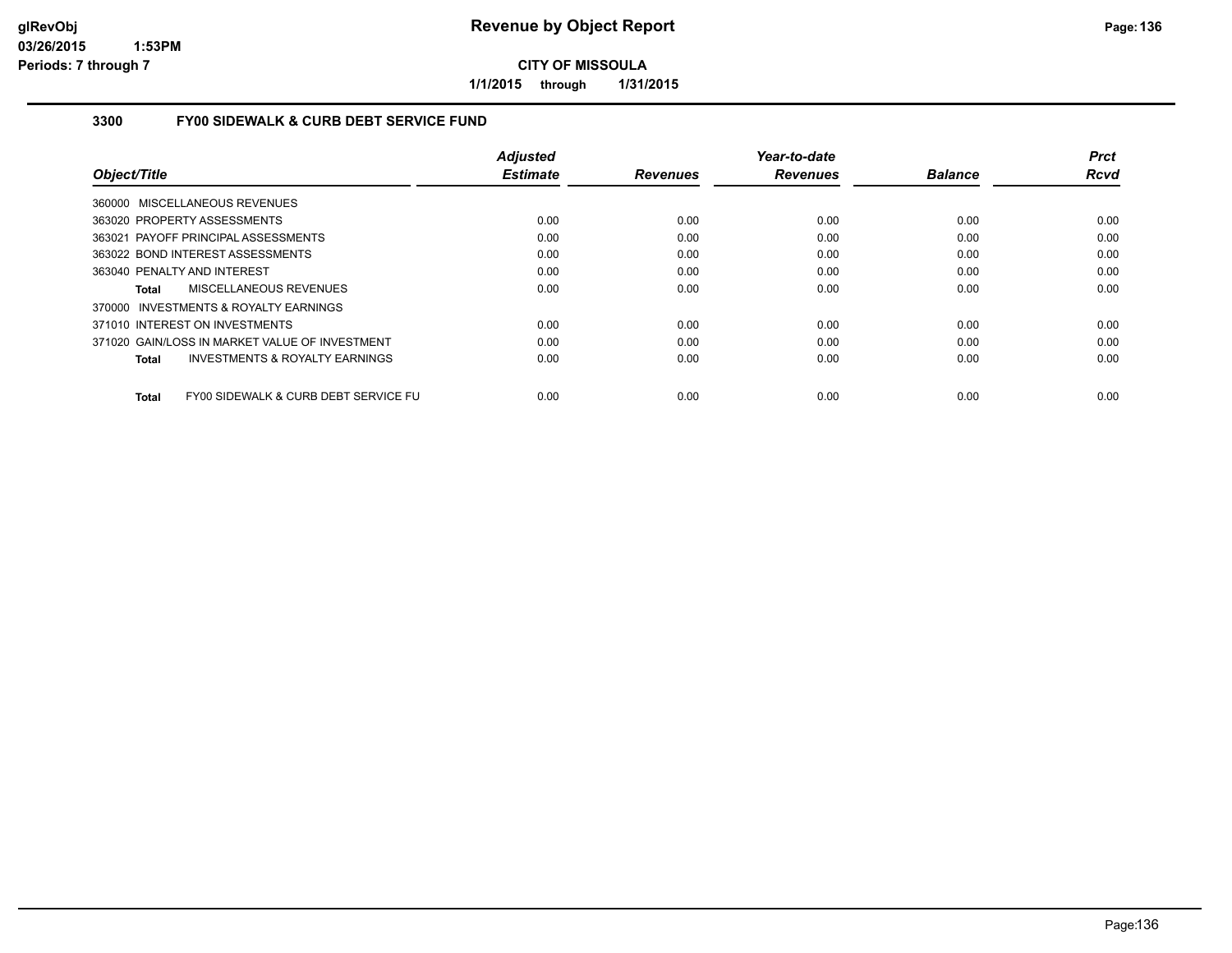# Revenue by Object Report

**CITY OF MISSOULA**

**1/1/2015 through 1/31/2015**

glRevObj
03/26/2015 1:53PM
Periods: 7 through 7

## 3300 FY00 SIDEWALK & CURB DEBT SERVICE FUND

| Object/Title | Adjusted Estimate | Revenues | Year-to-date Revenues | Balance | Prct Rcvd |
|---|---|---|---|---|---|
| 360000 MISCELLANEOUS REVENUES | | | | | |
| 363020 PROPERTY ASSESSMENTS | 0.00 | 0.00 | 0.00 | 0.00 | 0.00 |
| 363021 PAYOFF PRINCIPAL ASSESSMENTS | 0.00 | 0.00 | 0.00 | 0.00 | 0.00 |
| 363022 BOND INTEREST ASSESSMENTS | 0.00 | 0.00 | 0.00 | 0.00 | 0.00 |
| 363040 PENALTY AND INTEREST | 0.00 | 0.00 | 0.00 | 0.00 | 0.00 |
| **Total** MISCELLANEOUS REVENUES | 0.00 | 0.00 | 0.00 | 0.00 | 0.00 |
| 370000 INVESTMENTS & ROYALTY EARNINGS | | | | | |
| 371010 INTEREST ON INVESTMENTS | 0.00 | 0.00 | 0.00 | 0.00 | 0.00 |
| 371020 GAIN/LOSS IN MARKET VALUE OF INVESTMENT | 0.00 | 0.00 | 0.00 | 0.00 | 0.00 |
| **Total** INVESTMENTS & ROYALTY EARNINGS | 0.00 | 0.00 | 0.00 | 0.00 | 0.00 |
| **Total** FY00 SIDEWALK & CURB DEBT SERVICE FU | 0.00 | 0.00 | 0.00 | 0.00 | 0.00 |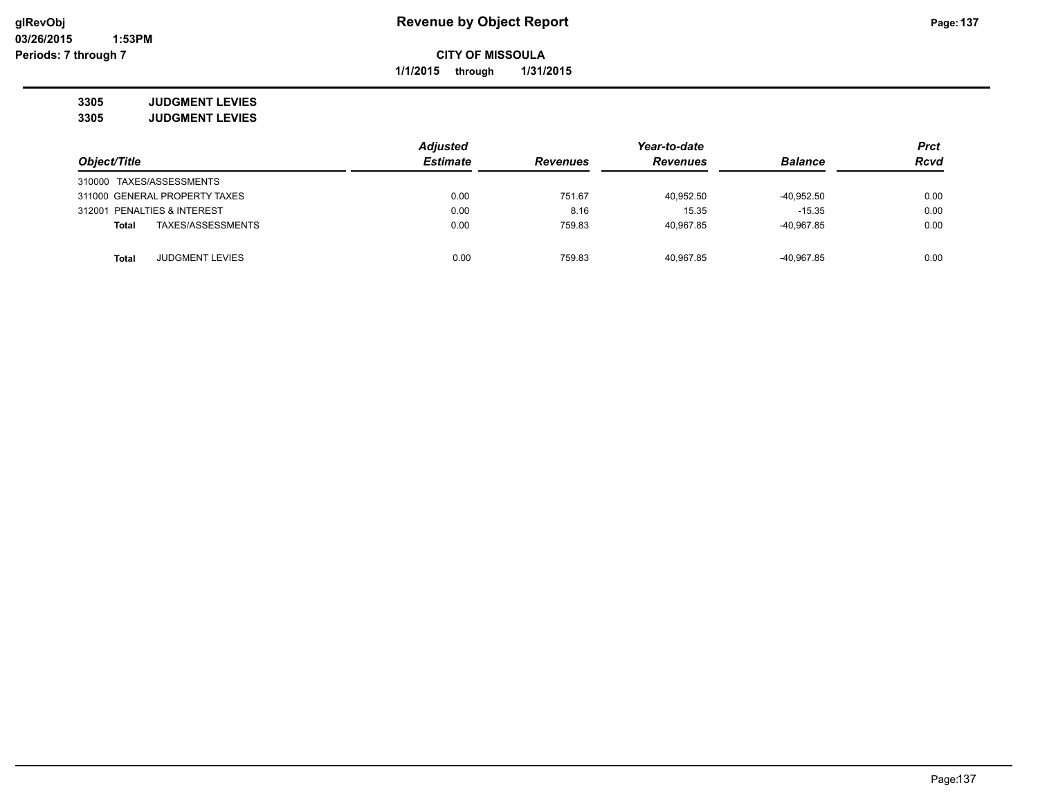# Revenue by Object Report

**CITY OF MISSOULA**

**1/1/2015 through 1/31/2015**

glRevObj
03/26/2015 1:53PM
Periods: 7 through 7

**3305 JUDGMENT LEVIES**
**3305 JUDGMENT LEVIES**

| Object/Title | Adjusted Estimate | Revenues | Year-to-date Revenues | Balance | Prct Rcvd |
|---|---|---|---|---|---|
| 310000 TAXES/ASSESSMENTS | | | | | |
| 311000 GENERAL PROPERTY TAXES | 0.00 | 751.67 | 40,952.50 | -40,952.50 | 0.00 |
| 312001 PENALTIES & INTEREST | 0.00 | 8.16 | 15.35 | -15.35 | 0.00 |
| **Total** TAXES/ASSESSMENTS | 0.00 | 759.83 | 40,967.85 | -40,967.85 | 0.00 |
| | | | | | |
| **Total** JUDGMENT LEVIES | 0.00 | 759.83 | 40,967.85 | -40,967.85 | 0.00 |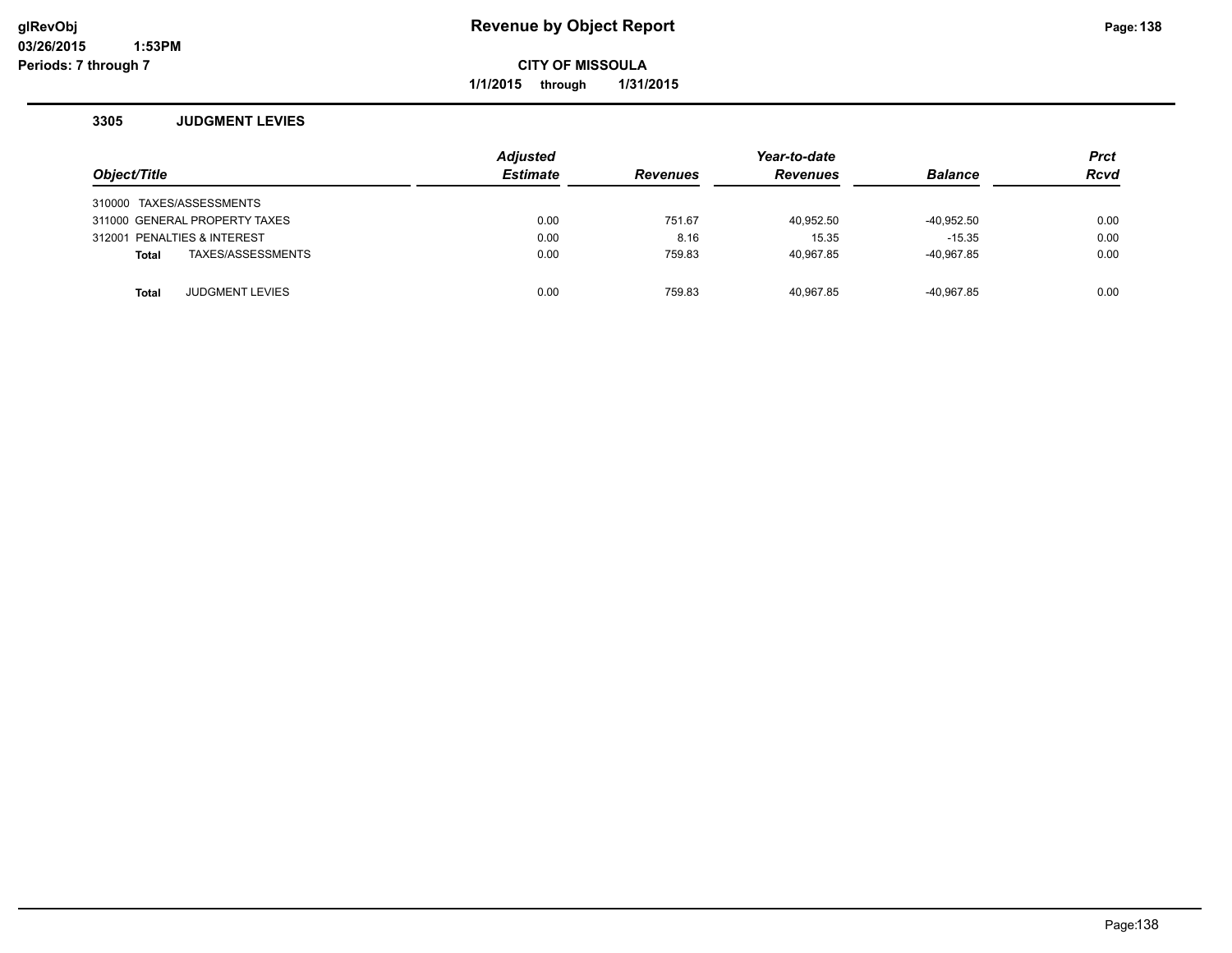**Revenue by Object Report**

**CITY OF MISSOULA**

**1/1/2015 through 1/31/2015**

glRevObj
03/26/2015 1:53PM
Periods: 7 through 7

### 3305 JUDGMENT LEVIES

| Object/Title | Adjusted Estimate | Revenues | Year-to-date Revenues | Balance | Prct Rcvd |
|---|---|---|---|---|---|
| 310000 TAXES/ASSESSMENTS | | | | | |
| 311000 GENERAL PROPERTY TAXES | 0.00 | 751.67 | 40,952.50 | -40,952.50 | 0.00 |
| 312001 PENALTIES & INTEREST | 0.00 | 8.16 | 15.35 | -15.35 | 0.00 |
| **Total** TAXES/ASSESSMENTS | 0.00 | 759.83 | 40,967.85 | -40,967.85 | 0.00 |
| | | | | | |
| **Total** JUDGMENT LEVIES | 0.00 | 759.83 | 40,967.85 | -40,967.85 | 0.00 |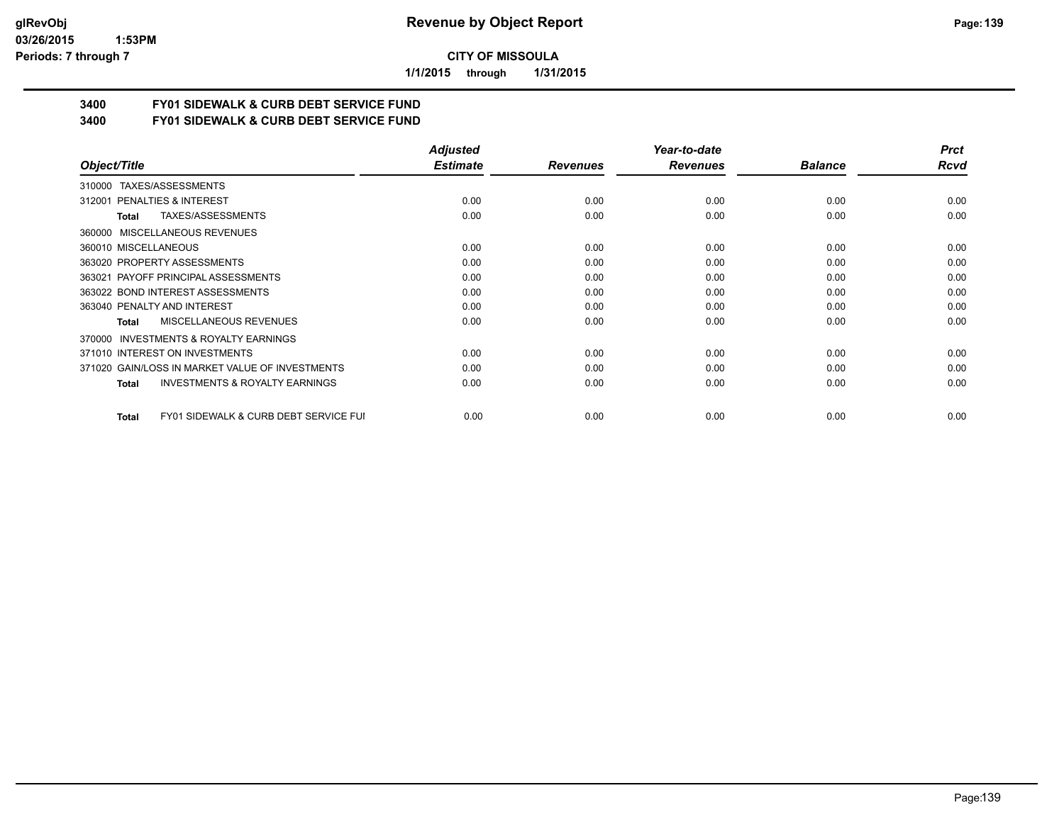# Revenue by Object Report

**CITY OF MISSOULA**

**1/1/2015 through 1/31/2015**

## 3400 FY01 SIDEWALK & CURB DEBT SERVICE FUND
## 3400 FY01 SIDEWALK & CURB DEBT SERVICE FUND

| Object/Title | Adjusted Estimate | Revenues | Year-to-date Revenues | Balance | Prct Rcvd |
|---|---|---|---|---|---|
| 310000 TAXES/ASSESSMENTS | | | | | |
| 312001 PENALTIES & INTEREST | 0.00 | 0.00 | 0.00 | 0.00 | 0.00 |
| **Total** TAXES/ASSESSMENTS | 0.00 | 0.00 | 0.00 | 0.00 | 0.00 |
| 360000 MISCELLANEOUS REVENUES | | | | | |
| 360010 MISCELLANEOUS | 0.00 | 0.00 | 0.00 | 0.00 | 0.00 |
| 363020 PROPERTY ASSESSMENTS | 0.00 | 0.00 | 0.00 | 0.00 | 0.00 |
| 363021 PAYOFF PRINCIPAL ASSESSMENTS | 0.00 | 0.00 | 0.00 | 0.00 | 0.00 |
| 363022 BOND INTEREST ASSESSMENTS | 0.00 | 0.00 | 0.00 | 0.00 | 0.00 |
| 363040 PENALTY AND INTEREST | 0.00 | 0.00 | 0.00 | 0.00 | 0.00 |
| **Total** MISCELLANEOUS REVENUES | 0.00 | 0.00 | 0.00 | 0.00 | 0.00 |
| 370000 INVESTMENTS & ROYALTY EARNINGS | | | | | |
| 371010 INTEREST ON INVESTMENTS | 0.00 | 0.00 | 0.00 | 0.00 | 0.00 |
| 371020 GAIN/LOSS IN MARKET VALUE OF INVESTMENTS | 0.00 | 0.00 | 0.00 | 0.00 | 0.00 |
| **Total** INVESTMENTS & ROYALTY EARNINGS | 0.00 | 0.00 | 0.00 | 0.00 | 0.00 |
| **Total** FY01 SIDEWALK & CURB DEBT SERVICE FUI | 0.00 | 0.00 | 0.00 | 0.00 | 0.00 |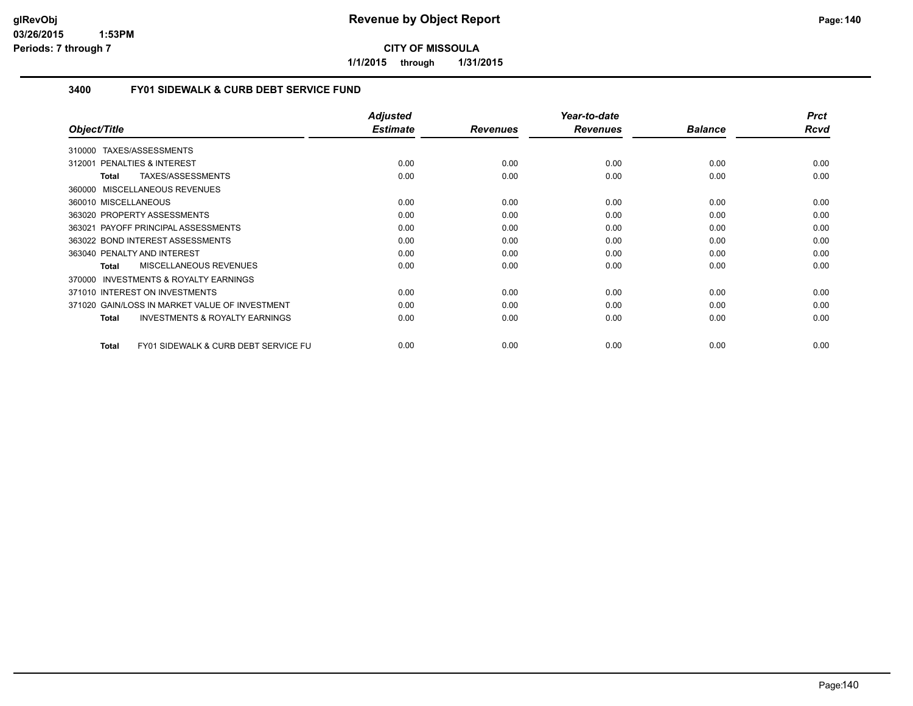**CITY OF MISSOULA**

**1/1/2015 through 1/31/2015**

## 3400 FY01 SIDEWALK & CURB DEBT SERVICE FUND

| Object/Title | Adjusted Estimate | Revenues | Year-to-date Revenues | Balance | Prct Rcvd |
|---|---|---|---|---|---|
| 310000 TAXES/ASSESSMENTS | | | | | |
| 312001 PENALTIES & INTEREST | 0.00 | 0.00 | 0.00 | 0.00 | 0.00 |
| **Total** TAXES/ASSESSMENTS | 0.00 | 0.00 | 0.00 | 0.00 | 0.00 |
| 360000 MISCELLANEOUS REVENUES | | | | | |
| 360010 MISCELLANEOUS | 0.00 | 0.00 | 0.00 | 0.00 | 0.00 |
| 363020 PROPERTY ASSESSMENTS | 0.00 | 0.00 | 0.00 | 0.00 | 0.00 |
| 363021 PAYOFF PRINCIPAL ASSESSMENTS | 0.00 | 0.00 | 0.00 | 0.00 | 0.00 |
| 363022 BOND INTEREST ASSESSMENTS | 0.00 | 0.00 | 0.00 | 0.00 | 0.00 |
| 363040 PENALTY AND INTEREST | 0.00 | 0.00 | 0.00 | 0.00 | 0.00 |
| **Total** MISCELLANEOUS REVENUES | 0.00 | 0.00 | 0.00 | 0.00 | 0.00 |
| 370000 INVESTMENTS & ROYALTY EARNINGS | | | | | |
| 371010 INTEREST ON INVESTMENTS | 0.00 | 0.00 | 0.00 | 0.00 | 0.00 |
| 371020 GAIN/LOSS IN MARKET VALUE OF INVESTMENT | 0.00 | 0.00 | 0.00 | 0.00 | 0.00 |
| **Total** INVESTMENTS & ROYALTY EARNINGS | 0.00 | 0.00 | 0.00 | 0.00 | 0.00 |
| **Total** FY01 SIDEWALK & CURB DEBT SERVICE FU | 0.00 | 0.00 | 0.00 | 0.00 | 0.00 |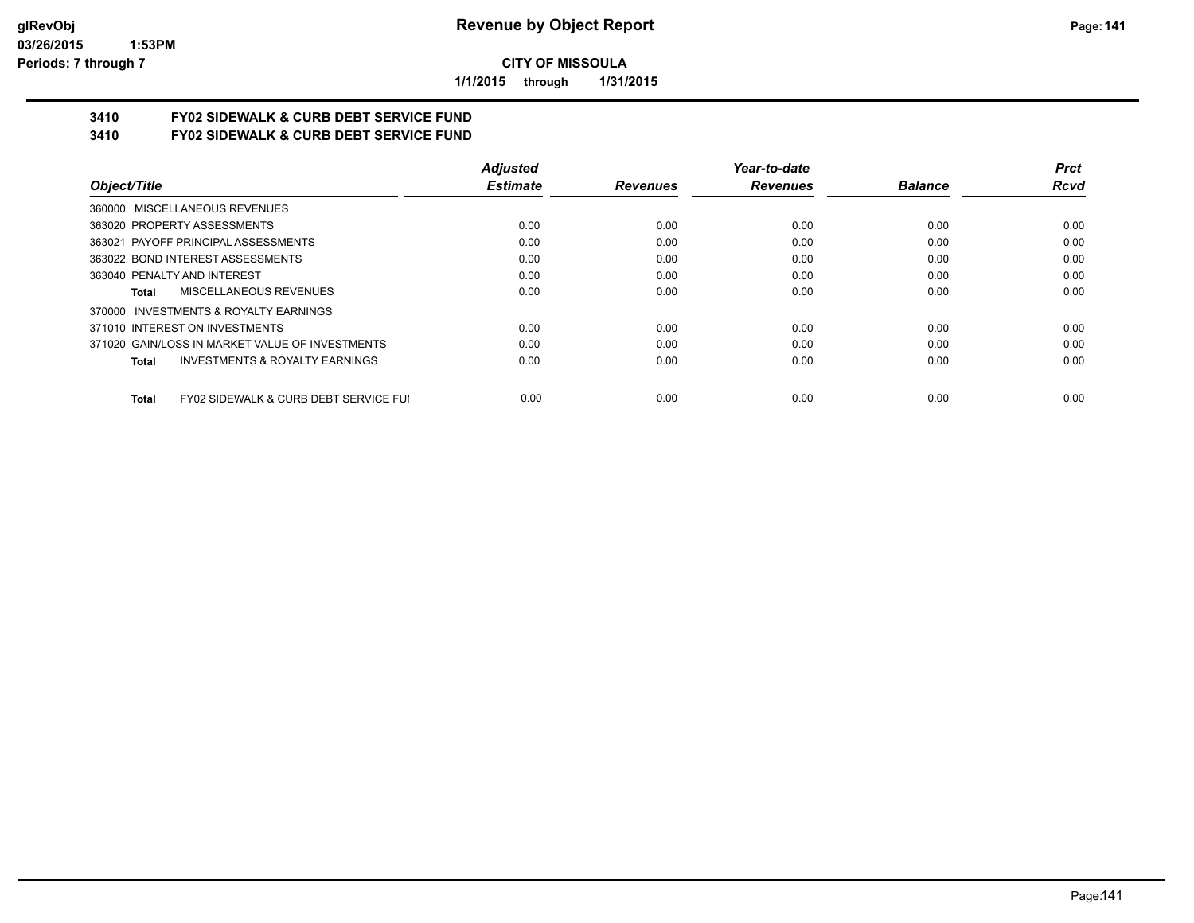**CITY OF MISSOULA**

**1/1/2015 through 1/31/2015**

## 3410 FY02 SIDEWALK & CURB DEBT SERVICE FUND
## 3410 FY02 SIDEWALK & CURB DEBT SERVICE FUND

| Object/Title | Adjusted Estimate | Revenues | Year-to-date Revenues | Balance | Prct Rcvd |
|---|---|---|---|---|---|
| 360000 MISCELLANEOUS REVENUES | | | | | |
| 363020 PROPERTY ASSESSMENTS | 0.00 | 0.00 | 0.00 | 0.00 | 0.00 |
| 363021 PAYOFF PRINCIPAL ASSESSMENTS | 0.00 | 0.00 | 0.00 | 0.00 | 0.00 |
| 363022 BOND INTEREST ASSESSMENTS | 0.00 | 0.00 | 0.00 | 0.00 | 0.00 |
| 363040 PENALTY AND INTEREST | 0.00 | 0.00 | 0.00 | 0.00 | 0.00 |
| **Total** MISCELLANEOUS REVENUES | 0.00 | 0.00 | 0.00 | 0.00 | 0.00 |
| 370000 INVESTMENTS & ROYALTY EARNINGS | | | | | |
| 371010 INTEREST ON INVESTMENTS | 0.00 | 0.00 | 0.00 | 0.00 | 0.00 |
| 371020 GAIN/LOSS IN MARKET VALUE OF INVESTMENTS | 0.00 | 0.00 | 0.00 | 0.00 | 0.00 |
| **Total** INVESTMENTS & ROYALTY EARNINGS | 0.00 | 0.00 | 0.00 | 0.00 | 0.00 |
| **Total** FY02 SIDEWALK & CURB DEBT SERVICE FUI | 0.00 | 0.00 | 0.00 | 0.00 | 0.00 |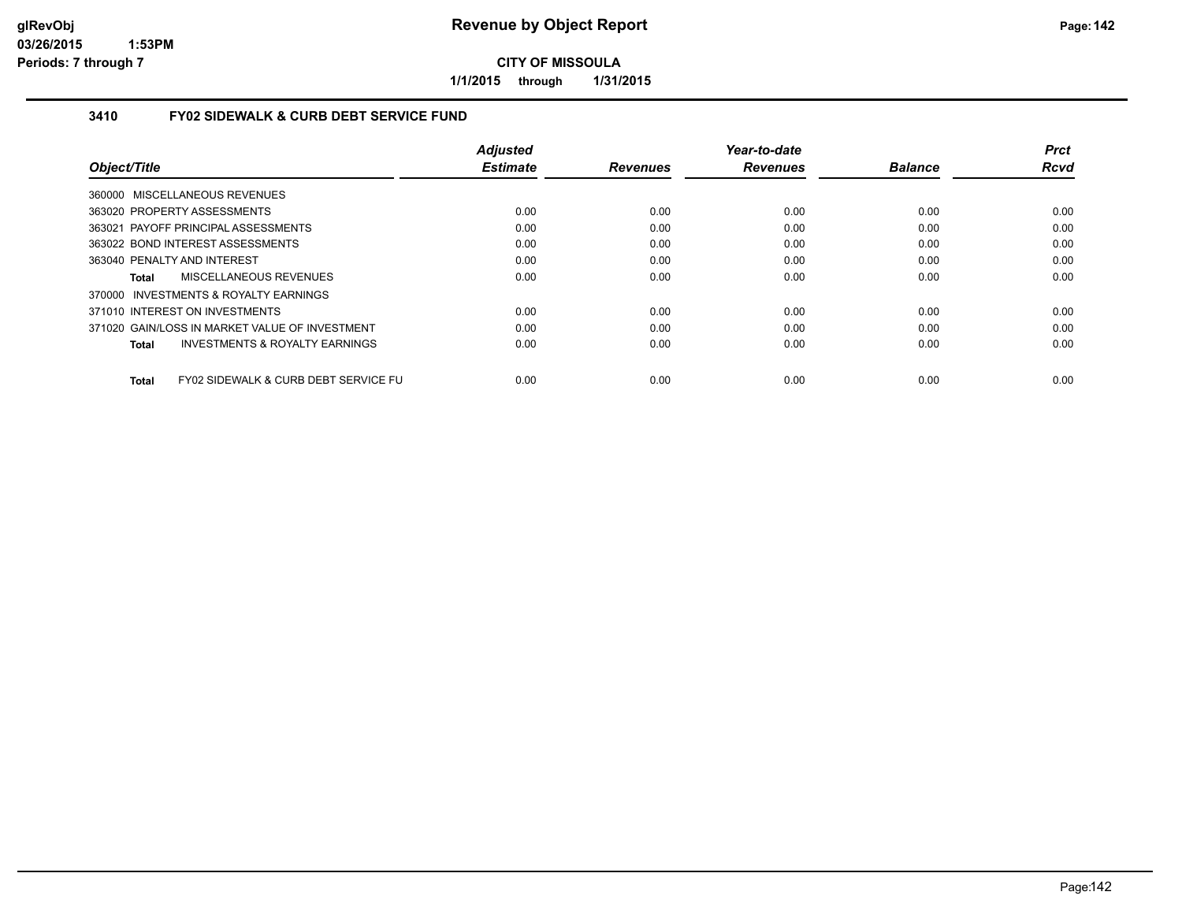# Revenue by Object Report

**CITY OF MISSOULA**

**1/1/2015 through 1/31/2015**

glRevObj
03/26/2015 1:53PM
Periods: 7 through 7

## 3410 FY02 SIDEWALK & CURB DEBT SERVICE FUND

| Object/Title | Adjusted Estimate | Revenues | Year-to-date Revenues | Balance | Prct Rcvd |
|---|---|---|---|---|---|
| 360000 MISCELLANEOUS REVENUES | | | | | |
| 363020 PROPERTY ASSESSMENTS | 0.00 | 0.00 | 0.00 | 0.00 | 0.00 |
| 363021 PAYOFF PRINCIPAL ASSESSMENTS | 0.00 | 0.00 | 0.00 | 0.00 | 0.00 |
| 363022 BOND INTEREST ASSESSMENTS | 0.00 | 0.00 | 0.00 | 0.00 | 0.00 |
| 363040 PENALTY AND INTEREST | 0.00 | 0.00 | 0.00 | 0.00 | 0.00 |
| **Total** MISCELLANEOUS REVENUES | 0.00 | 0.00 | 0.00 | 0.00 | 0.00 |
| 370000 INVESTMENTS & ROYALTY EARNINGS | | | | | |
| 371010 INTEREST ON INVESTMENTS | 0.00 | 0.00 | 0.00 | 0.00 | 0.00 |
| 371020 GAIN/LOSS IN MARKET VALUE OF INVESTMENT | 0.00 | 0.00 | 0.00 | 0.00 | 0.00 |
| **Total** INVESTMENTS & ROYALTY EARNINGS | 0.00 | 0.00 | 0.00 | 0.00 | 0.00 |
| **Total** FY02 SIDEWALK & CURB DEBT SERVICE FU | 0.00 | 0.00 | 0.00 | 0.00 | 0.00 |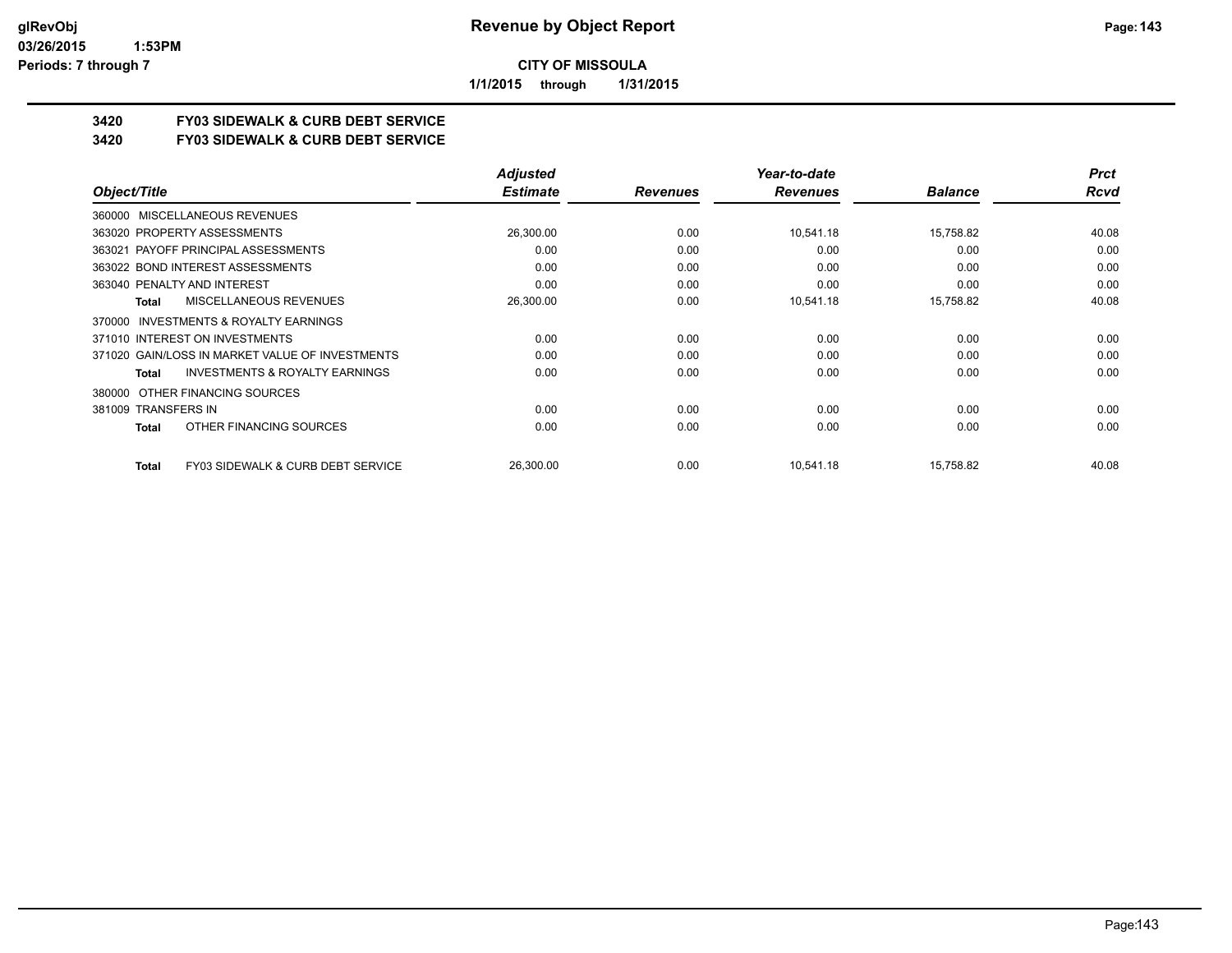**Revenue by Object Report**

**CITY OF MISSOULA**

**1/1/2015 through 1/31/2015**

glRevObj
03/26/2015 1:53PM
Periods: 7 through 7

## 3420 FY03 SIDEWALK & CURB DEBT SERVICE

## 3420 FY03 SIDEWALK & CURB DEBT SERVICE

| Object/Title | Adjusted Estimate | Revenues | Year-to-date Revenues | Balance | Prct Rcvd |
|---|---|---|---|---|---|
| 360000 MISCELLANEOUS REVENUES | | | | | |
| 363020 PROPERTY ASSESSMENTS | 26,300.00 | 0.00 | 10,541.18 | 15,758.82 | 40.08 |
| 363021 PAYOFF PRINCIPAL ASSESSMENTS | 0.00 | 0.00 | 0.00 | 0.00 | 0.00 |
| 363022 BOND INTEREST ASSESSMENTS | 0.00 | 0.00 | 0.00 | 0.00 | 0.00 |
| 363040 PENALTY AND INTEREST | 0.00 | 0.00 | 0.00 | 0.00 | 0.00 |
| **Total** MISCELLANEOUS REVENUES | 26,300.00 | 0.00 | 10,541.18 | 15,758.82 | 40.08 |
| 370000 INVESTMENTS & ROYALTY EARNINGS | | | | | |
| 371010 INTEREST ON INVESTMENTS | 0.00 | 0.00 | 0.00 | 0.00 | 0.00 |
| 371020 GAIN/LOSS IN MARKET VALUE OF INVESTMENTS | 0.00 | 0.00 | 0.00 | 0.00 | 0.00 |
| **Total** INVESTMENTS & ROYALTY EARNINGS | 0.00 | 0.00 | 0.00 | 0.00 | 0.00 |
| 380000 OTHER FINANCING SOURCES | | | | | |
| 381009 TRANSFERS IN | 0.00 | 0.00 | 0.00 | 0.00 | 0.00 |
| **Total** OTHER FINANCING SOURCES | 0.00 | 0.00 | 0.00 | 0.00 | 0.00 |
| **Total** FY03 SIDEWALK & CURB DEBT SERVICE | 26,300.00 | 0.00 | 10,541.18 | 15,758.82 | 40.08 |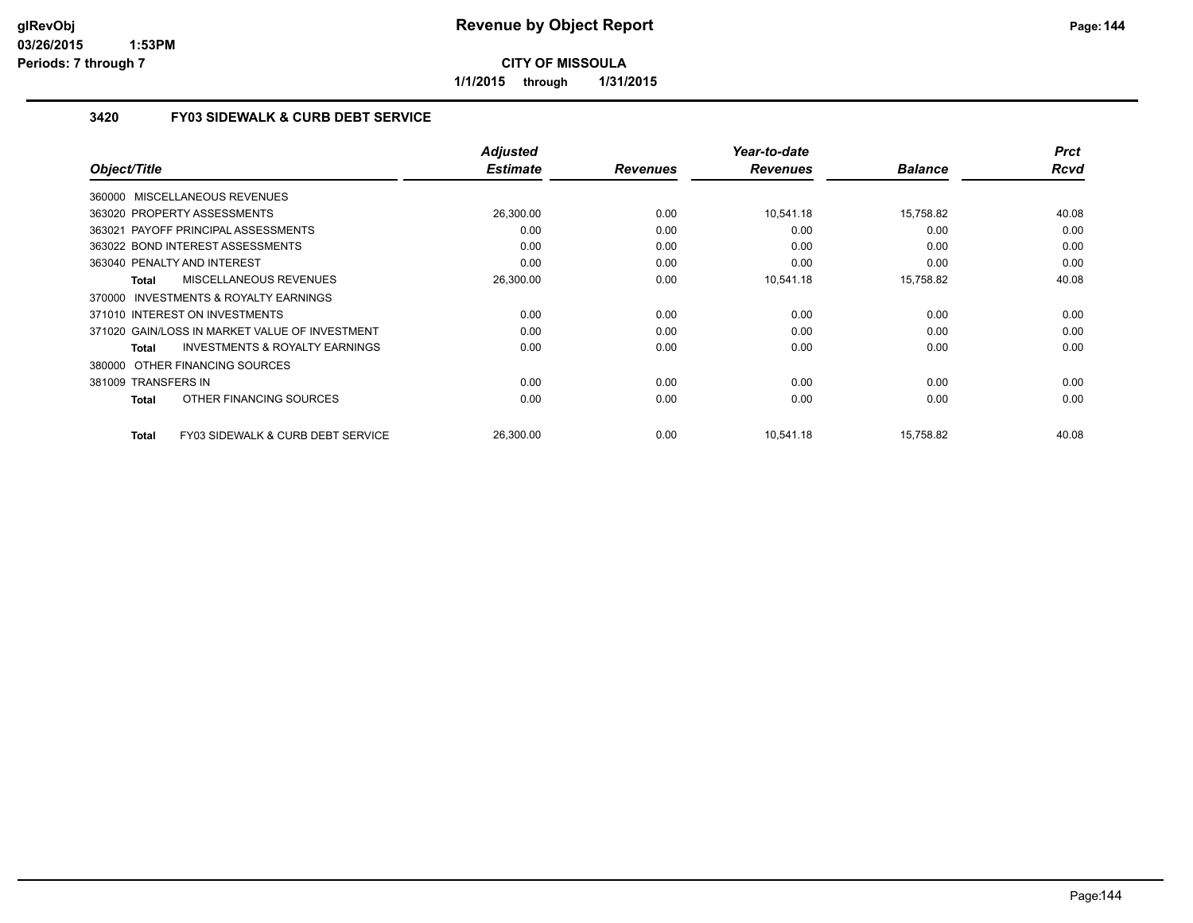# Revenue by Object Report

**CITY OF MISSOULA**

**1/1/2015 through 1/31/2015**

glRevObj
03/26/2015 1:53PM
Periods: 7 through 7

## 3420 FY03 SIDEWALK & CURB DEBT SERVICE

| Object/Title | Adjusted Estimate | Revenues | Year-to-date Revenues | Balance | Prct Rcvd |
|---|---|---|---|---|---|
| 360000 MISCELLANEOUS REVENUES | | | | | |
| 363020 PROPERTY ASSESSMENTS | 26,300.00 | 0.00 | 10,541.18 | 15,758.82 | 40.08 |
| 363021 PAYOFF PRINCIPAL ASSESSMENTS | 0.00 | 0.00 | 0.00 | 0.00 | 0.00 |
| 363022 BOND INTEREST ASSESSMENTS | 0.00 | 0.00 | 0.00 | 0.00 | 0.00 |
| 363040 PENALTY AND INTEREST | 0.00 | 0.00 | 0.00 | 0.00 | 0.00 |
| **Total** MISCELLANEOUS REVENUES | 26,300.00 | 0.00 | 10,541.18 | 15,758.82 | 40.08 |
| 370000 INVESTMENTS & ROYALTY EARNINGS | | | | | |
| 371010 INTEREST ON INVESTMENTS | 0.00 | 0.00 | 0.00 | 0.00 | 0.00 |
| 371020 GAIN/LOSS IN MARKET VALUE OF INVESTMENT | 0.00 | 0.00 | 0.00 | 0.00 | 0.00 |
| **Total** INVESTMENTS & ROYALTY EARNINGS | 0.00 | 0.00 | 0.00 | 0.00 | 0.00 |
| 380000 OTHER FINANCING SOURCES | | | | | |
| 381009 TRANSFERS IN | 0.00 | 0.00 | 0.00 | 0.00 | 0.00 |
| **Total** OTHER FINANCING SOURCES | 0.00 | 0.00 | 0.00 | 0.00 | 0.00 |
| **Total** FY03 SIDEWALK & CURB DEBT SERVICE | 26,300.00 | 0.00 | 10,541.18 | 15,758.82 | 40.08 |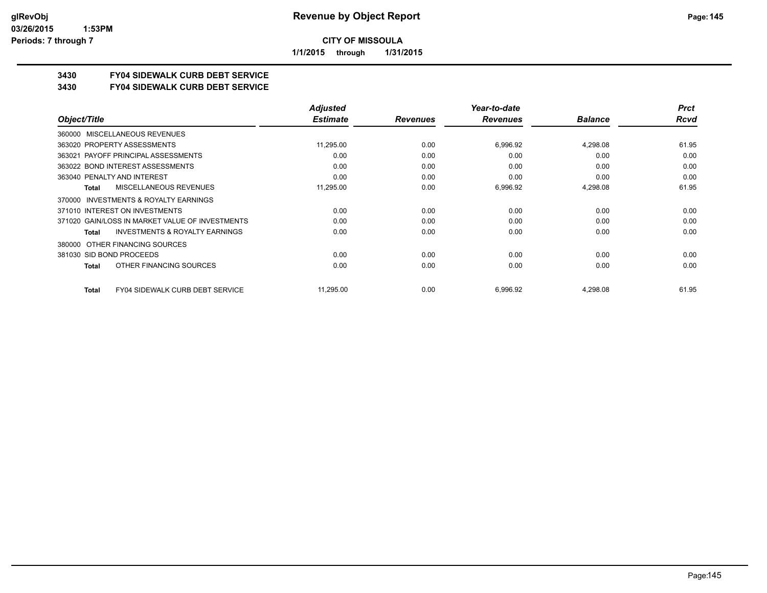**CITY OF MISSOULA**

**1/1/2015 through 1/31/2015**

## 3430 FY04 SIDEWALK CURB DEBT SERVICE

## 3430 FY04 SIDEWALK CURB DEBT SERVICE

| Object/Title | Adjusted Estimate | Revenues | Year-to-date Revenues | Balance | Prct Rcvd |
|---|---|---|---|---|---|
| 360000 MISCELLANEOUS REVENUES | | | | | |
| 363020 PROPERTY ASSESSMENTS | 11,295.00 | 0.00 | 6,996.92 | 4,298.08 | 61.95 |
| 363021 PAYOFF PRINCIPAL ASSESSMENTS | 0.00 | 0.00 | 0.00 | 0.00 | 0.00 |
| 363022 BOND INTEREST ASSESSMENTS | 0.00 | 0.00 | 0.00 | 0.00 | 0.00 |
| 363040 PENALTY AND INTEREST | 0.00 | 0.00 | 0.00 | 0.00 | 0.00 |
| **Total** MISCELLANEOUS REVENUES | 11,295.00 | 0.00 | 6,996.92 | 4,298.08 | 61.95 |
| 370000 INVESTMENTS & ROYALTY EARNINGS | | | | | |
| 371010 INTEREST ON INVESTMENTS | 0.00 | 0.00 | 0.00 | 0.00 | 0.00 |
| 371020 GAIN/LOSS IN MARKET VALUE OF INVESTMENTS | 0.00 | 0.00 | 0.00 | 0.00 | 0.00 |
| **Total** INVESTMENTS & ROYALTY EARNINGS | 0.00 | 0.00 | 0.00 | 0.00 | 0.00 |
| 380000 OTHER FINANCING SOURCES | | | | | |
| 381030 SID BOND PROCEEDS | 0.00 | 0.00 | 0.00 | 0.00 | 0.00 |
| **Total** OTHER FINANCING SOURCES | 0.00 | 0.00 | 0.00 | 0.00 | 0.00 |
| **Total** FY04 SIDEWALK CURB DEBT SERVICE | 11,295.00 | 0.00 | 6,996.92 | 4,298.08 | 61.95 |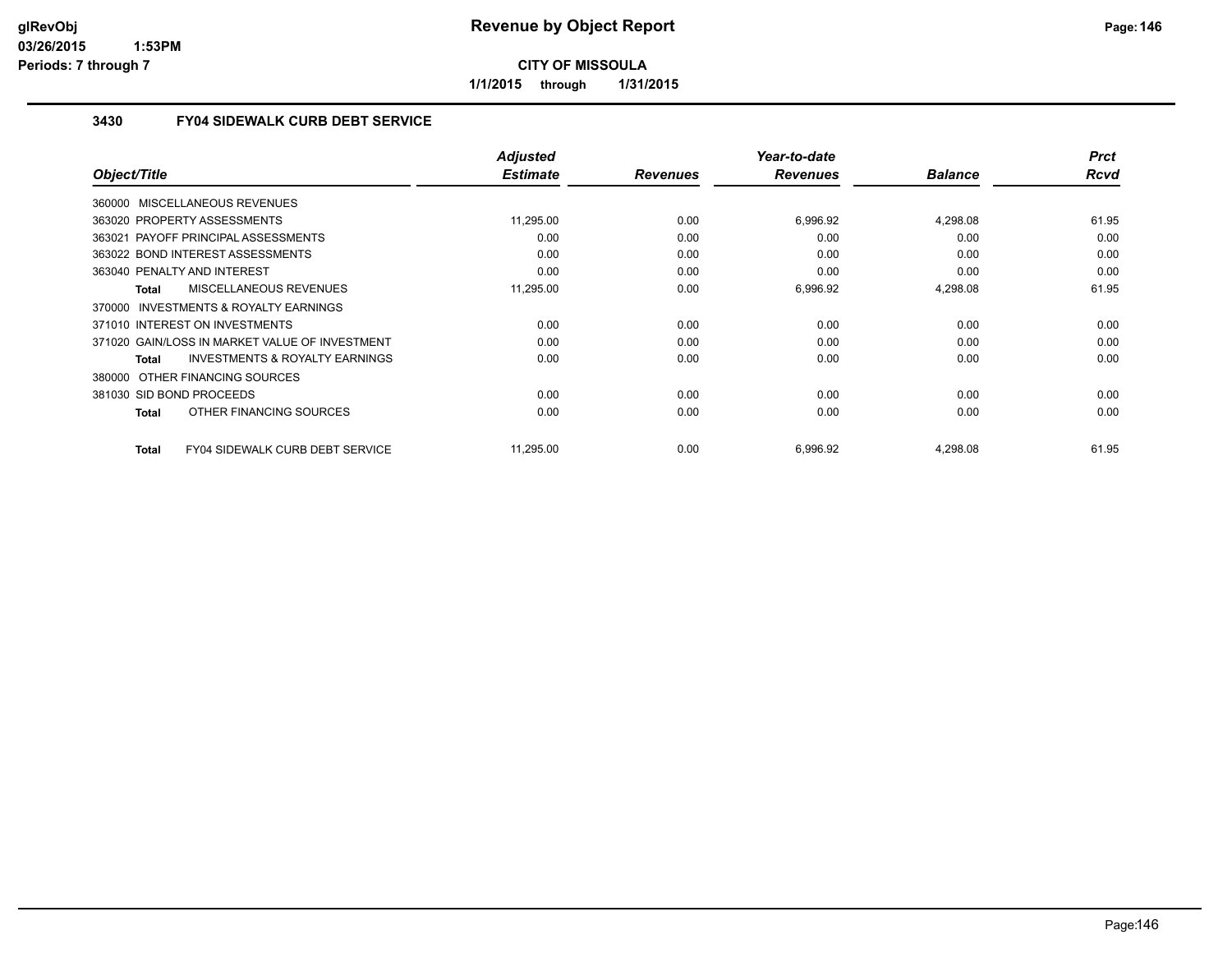# Revenue by Object Report

**CITY OF MISSOULA**

**1/1/2015 through 1/31/2015**

### 3430 FY04 SIDEWALK CURB DEBT SERVICE

| Object/Title | Adjusted Estimate | Revenues | Year-to-date Revenues | Balance | Prct Rcvd |
|---|---|---|---|---|---|
| 360000 MISCELLANEOUS REVENUES | | | | | |
| 363020 PROPERTY ASSESSMENTS | 11,295.00 | 0.00 | 6,996.92 | 4,298.08 | 61.95 |
| 363021 PAYOFF PRINCIPAL ASSESSMENTS | 0.00 | 0.00 | 0.00 | 0.00 | 0.00 |
| 363022 BOND INTEREST ASSESSMENTS | 0.00 | 0.00 | 0.00 | 0.00 | 0.00 |
| 363040 PENALTY AND INTEREST | 0.00 | 0.00 | 0.00 | 0.00 | 0.00 |
| **Total** MISCELLANEOUS REVENUES | 11,295.00 | 0.00 | 6,996.92 | 4,298.08 | 61.95 |
| 370000 INVESTMENTS & ROYALTY EARNINGS | | | | | |
| 371010 INTEREST ON INVESTMENTS | 0.00 | 0.00 | 0.00 | 0.00 | 0.00 |
| 371020 GAIN/LOSS IN MARKET VALUE OF INVESTMENT | 0.00 | 0.00 | 0.00 | 0.00 | 0.00 |
| **Total** INVESTMENTS & ROYALTY EARNINGS | 0.00 | 0.00 | 0.00 | 0.00 | 0.00 |
| 380000 OTHER FINANCING SOURCES | | | | | |
| 381030 SID BOND PROCEEDS | 0.00 | 0.00 | 0.00 | 0.00 | 0.00 |
| **Total** OTHER FINANCING SOURCES | 0.00 | 0.00 | 0.00 | 0.00 | 0.00 |
| **Total** FY04 SIDEWALK CURB DEBT SERVICE | 11,295.00 | 0.00 | 6,996.92 | 4,298.08 | 61.95 |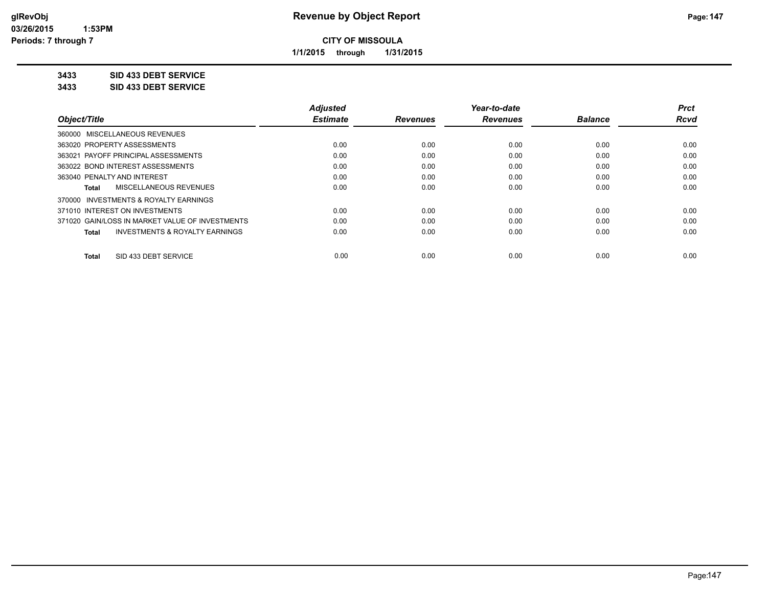**Revenue by Object Report**

**CITY OF MISSOULA**

**1/1/2015 through 1/31/2015**

glRevObj
03/26/2015 1:53PM
Periods: 7 through 7

**3433 SID 433 DEBT SERVICE**

**3433 SID 433 DEBT SERVICE**

| Object/Title | Adjusted Estimate | Revenues | Year-to-date Revenues | Balance | Prct Rcvd |
|---|---|---|---|---|---|
| 360000 MISCELLANEOUS REVENUES | | | | | |
| 363020 PROPERTY ASSESSMENTS | 0.00 | 0.00 | 0.00 | 0.00 | 0.00 |
| 363021 PAYOFF PRINCIPAL ASSESSMENTS | 0.00 | 0.00 | 0.00 | 0.00 | 0.00 |
| 363022 BOND INTEREST ASSESSMENTS | 0.00 | 0.00 | 0.00 | 0.00 | 0.00 |
| 363040 PENALTY AND INTEREST | 0.00 | 0.00 | 0.00 | 0.00 | 0.00 |
| **Total** MISCELLANEOUS REVENUES | 0.00 | 0.00 | 0.00 | 0.00 | 0.00 |
| 370000 INVESTMENTS & ROYALTY EARNINGS | | | | | |
| 371010 INTEREST ON INVESTMENTS | 0.00 | 0.00 | 0.00 | 0.00 | 0.00 |
| 371020 GAIN/LOSS IN MARKET VALUE OF INVESTMENTS | 0.00 | 0.00 | 0.00 | 0.00 | 0.00 |
| **Total** INVESTMENTS & ROYALTY EARNINGS | 0.00 | 0.00 | 0.00 | 0.00 | 0.00 |
| **Total** SID 433 DEBT SERVICE | 0.00 | 0.00 | 0.00 | 0.00 | 0.00 |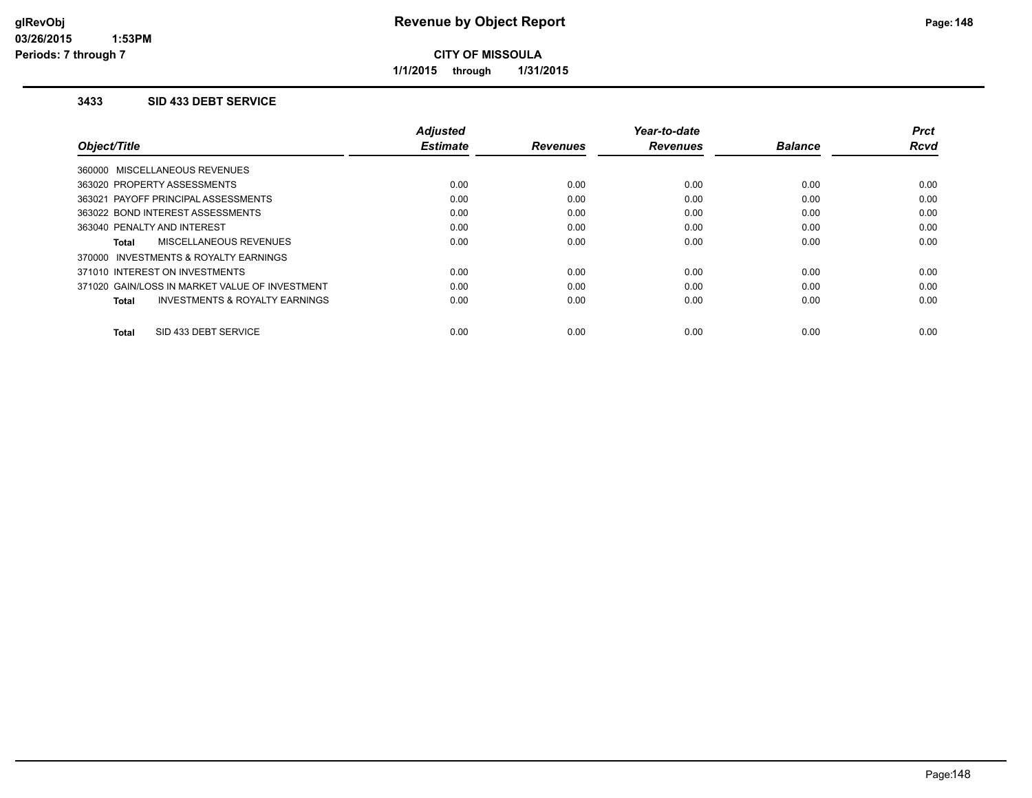# Revenue by Object Report

**CITY OF MISSOULA**

**1/1/2015 through 1/31/2015**

glRevObj
03/26/2015 1:53PM
Periods: 7 through 7

## 3433 SID 433 DEBT SERVICE

| Object/Title | Adjusted Estimate | Revenues | Year-to-date Revenues | Balance | Prct Rcvd |
|---|---|---|---|---|---|
| 360000 MISCELLANEOUS REVENUES | | | | | |
| 363020 PROPERTY ASSESSMENTS | 0.00 | 0.00 | 0.00 | 0.00 | 0.00 |
| 363021 PAYOFF PRINCIPAL ASSESSMENTS | 0.00 | 0.00 | 0.00 | 0.00 | 0.00 |
| 363022 BOND INTEREST ASSESSMENTS | 0.00 | 0.00 | 0.00 | 0.00 | 0.00 |
| 363040 PENALTY AND INTEREST | 0.00 | 0.00 | 0.00 | 0.00 | 0.00 |
| **Total** MISCELLANEOUS REVENUES | 0.00 | 0.00 | 0.00 | 0.00 | 0.00 |
| 370000 INVESTMENTS & ROYALTY EARNINGS | | | | | |
| 371010 INTEREST ON INVESTMENTS | 0.00 | 0.00 | 0.00 | 0.00 | 0.00 |
| 371020 GAIN/LOSS IN MARKET VALUE OF INVESTMENT | 0.00 | 0.00 | 0.00 | 0.00 | 0.00 |
| **Total** INVESTMENTS & ROYALTY EARNINGS | 0.00 | 0.00 | 0.00 | 0.00 | 0.00 |
| **Total** SID 433 DEBT SERVICE | 0.00 | 0.00 | 0.00 | 0.00 | 0.00 |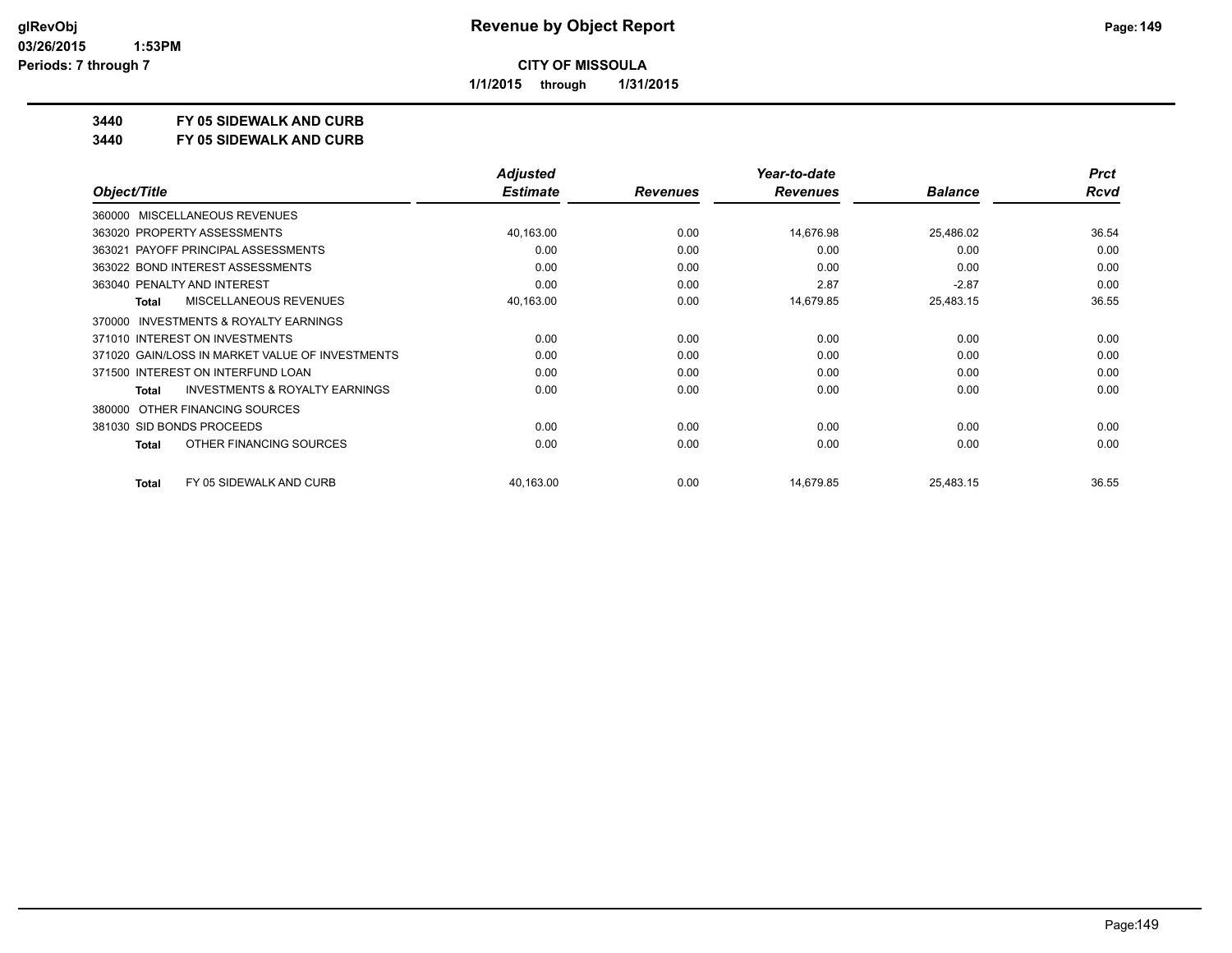# Revenue by Object Report

**CITY OF MISSOULA**

**1/1/2015 through 1/31/2015**

**3440 FY 05 SIDEWALK AND CURB**

**3440 FY 05 SIDEWALK AND CURB**

| Object/Title | Adjusted Estimate | Revenues | Year-to-date Revenues | Balance | Prct Rcvd |
|---|---|---|---|---|---|
| 360000 MISCELLANEOUS REVENUES | | | | | |
| 363020 PROPERTY ASSESSMENTS | 40,163.00 | 0.00 | 14,676.98 | 25,486.02 | 36.54 |
| 363021 PAYOFF PRINCIPAL ASSESSMENTS | 0.00 | 0.00 | 0.00 | 0.00 | 0.00 |
| 363022 BOND INTEREST ASSESSMENTS | 0.00 | 0.00 | 0.00 | 0.00 | 0.00 |
| 363040 PENALTY AND INTEREST | 0.00 | 0.00 | 2.87 | -2.87 | 0.00 |
| **Total** MISCELLANEOUS REVENUES | 40,163.00 | 0.00 | 14,679.85 | 25,483.15 | 36.55 |
| 370000 INVESTMENTS & ROYALTY EARNINGS | | | | | |
| 371010 INTEREST ON INVESTMENTS | 0.00 | 0.00 | 0.00 | 0.00 | 0.00 |
| 371020 GAIN/LOSS IN MARKET VALUE OF INVESTMENTS | 0.00 | 0.00 | 0.00 | 0.00 | 0.00 |
| 371500 INTEREST ON INTERFUND LOAN | 0.00 | 0.00 | 0.00 | 0.00 | 0.00 |
| **Total** INVESTMENTS & ROYALTY EARNINGS | 0.00 | 0.00 | 0.00 | 0.00 | 0.00 |
| 380000 OTHER FINANCING SOURCES | | | | | |
| 381030 SID BONDS PROCEEDS | 0.00 | 0.00 | 0.00 | 0.00 | 0.00 |
| **Total** OTHER FINANCING SOURCES | 0.00 | 0.00 | 0.00 | 0.00 | 0.00 |
| **Total** FY 05 SIDEWALK AND CURB | 40,163.00 | 0.00 | 14,679.85 | 25,483.15 | 36.55 |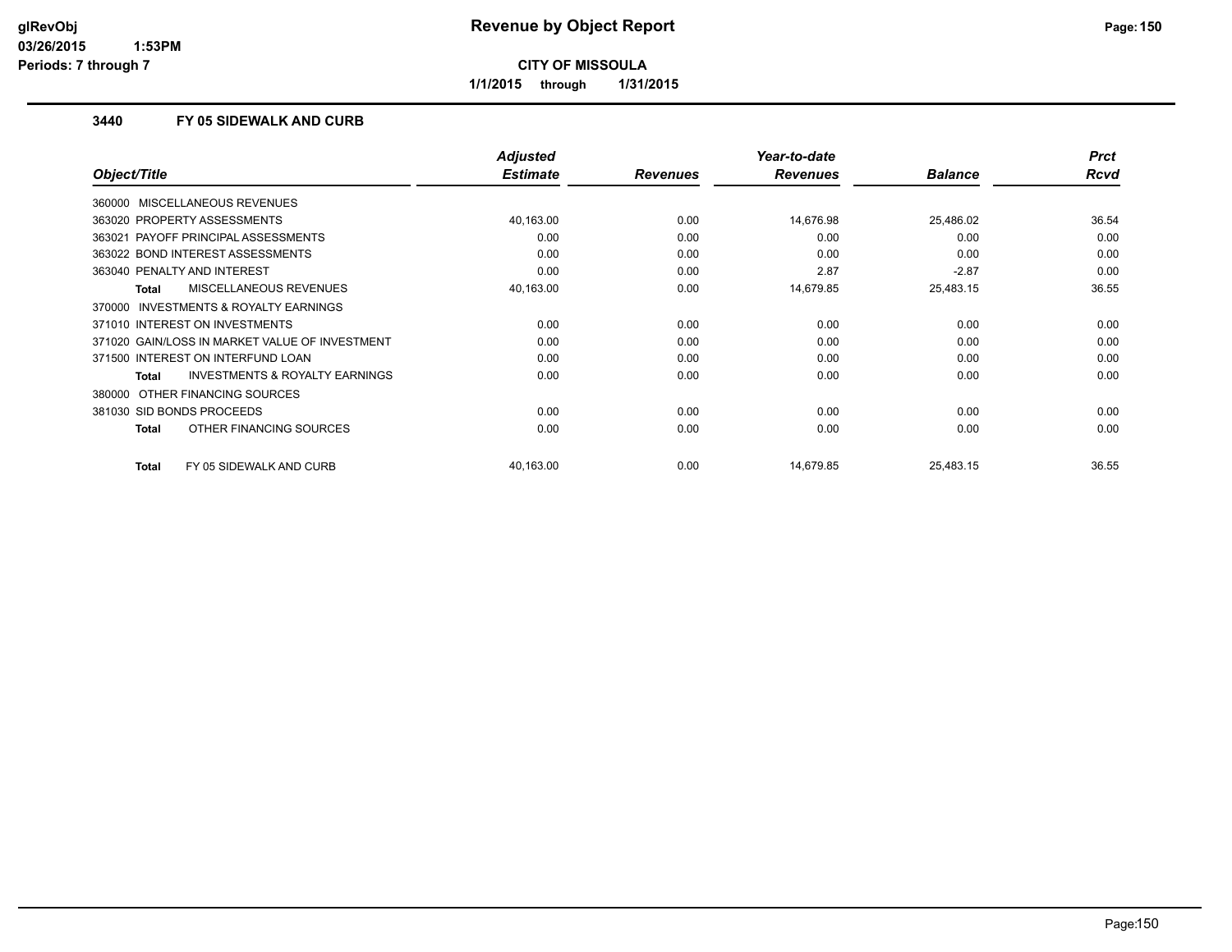# Revenue by Object Report

**CITY OF MISSOULA**

**1/1/2015 through 1/31/2015**

glRevObj
03/26/2015 1:53PM
Periods: 7 through 7

### 3440 FY 05 SIDEWALK AND CURB

| Object/Title | Adjusted Estimate | Revenues | Year-to-date Revenues | Balance | Prct Rcvd |
|---|---|---|---|---|---|
| 360000 MISCELLANEOUS REVENUES | | | | | |
| 363020 PROPERTY ASSESSMENTS | 40,163.00 | 0.00 | 14,676.98 | 25,486.02 | 36.54 |
| 363021 PAYOFF PRINCIPAL ASSESSMENTS | 0.00 | 0.00 | 0.00 | 0.00 | 0.00 |
| 363022 BOND INTEREST ASSESSMENTS | 0.00 | 0.00 | 0.00 | 0.00 | 0.00 |
| 363040 PENALTY AND INTEREST | 0.00 | 0.00 | 2.87 | -2.87 | 0.00 |
| **Total** MISCELLANEOUS REVENUES | 40,163.00 | 0.00 | 14,679.85 | 25,483.15 | 36.55 |
| 370000 INVESTMENTS & ROYALTY EARNINGS | | | | | |
| 371010 INTEREST ON INVESTMENTS | 0.00 | 0.00 | 0.00 | 0.00 | 0.00 |
| 371020 GAIN/LOSS IN MARKET VALUE OF INVESTMENT | 0.00 | 0.00 | 0.00 | 0.00 | 0.00 |
| 371500 INTEREST ON INTERFUND LOAN | 0.00 | 0.00 | 0.00 | 0.00 | 0.00 |
| **Total** INVESTMENTS & ROYALTY EARNINGS | 0.00 | 0.00 | 0.00 | 0.00 | 0.00 |
| 380000 OTHER FINANCING SOURCES | | | | | |
| 381030 SID BONDS PROCEEDS | 0.00 | 0.00 | 0.00 | 0.00 | 0.00 |
| **Total** OTHER FINANCING SOURCES | 0.00 | 0.00 | 0.00 | 0.00 | 0.00 |
| **Total** FY 05 SIDEWALK AND CURB | 40,163.00 | 0.00 | 14,679.85 | 25,483.15 | 36.55 |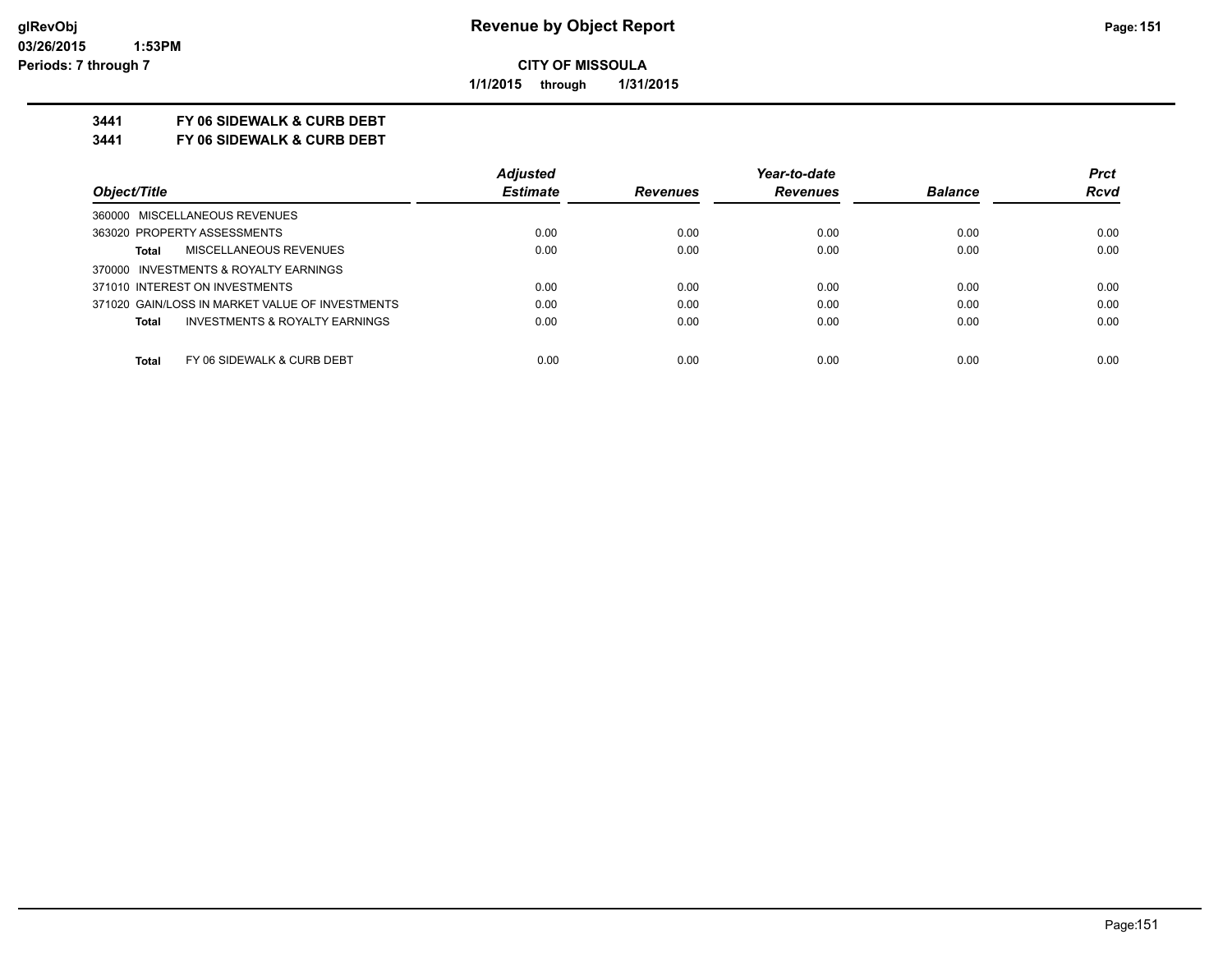# Revenue by Object Report

**CITY OF MISSOULA**

**1/1/2015 through 1/31/2015**

glRevObj
03/26/2015 1:53PM
Periods: 7 through 7

**3441 FY 06 SIDEWALK & CURB DEBT**

**3441 FY 06 SIDEWALK & CURB DEBT**

| Object/Title | Adjusted Estimate | Revenues | Year-to-date Revenues | Balance | Prct Rcvd |
|---|---|---|---|---|---|
| 360000 MISCELLANEOUS REVENUES | | | | | |
| 363020 PROPERTY ASSESSMENTS | 0.00 | 0.00 | 0.00 | 0.00 | 0.00 |
| **Total** MISCELLANEOUS REVENUES | 0.00 | 0.00 | 0.00 | 0.00 | 0.00 |
| 370000 INVESTMENTS & ROYALTY EARNINGS | | | | | |
| 371010 INTEREST ON INVESTMENTS | 0.00 | 0.00 | 0.00 | 0.00 | 0.00 |
| 371020 GAIN/LOSS IN MARKET VALUE OF INVESTMENTS | 0.00 | 0.00 | 0.00 | 0.00 | 0.00 |
| **Total** INVESTMENTS & ROYALTY EARNINGS | 0.00 | 0.00 | 0.00 | 0.00 | 0.00 |
| **Total** FY 06 SIDEWALK & CURB DEBT | 0.00 | 0.00 | 0.00 | 0.00 | 0.00 |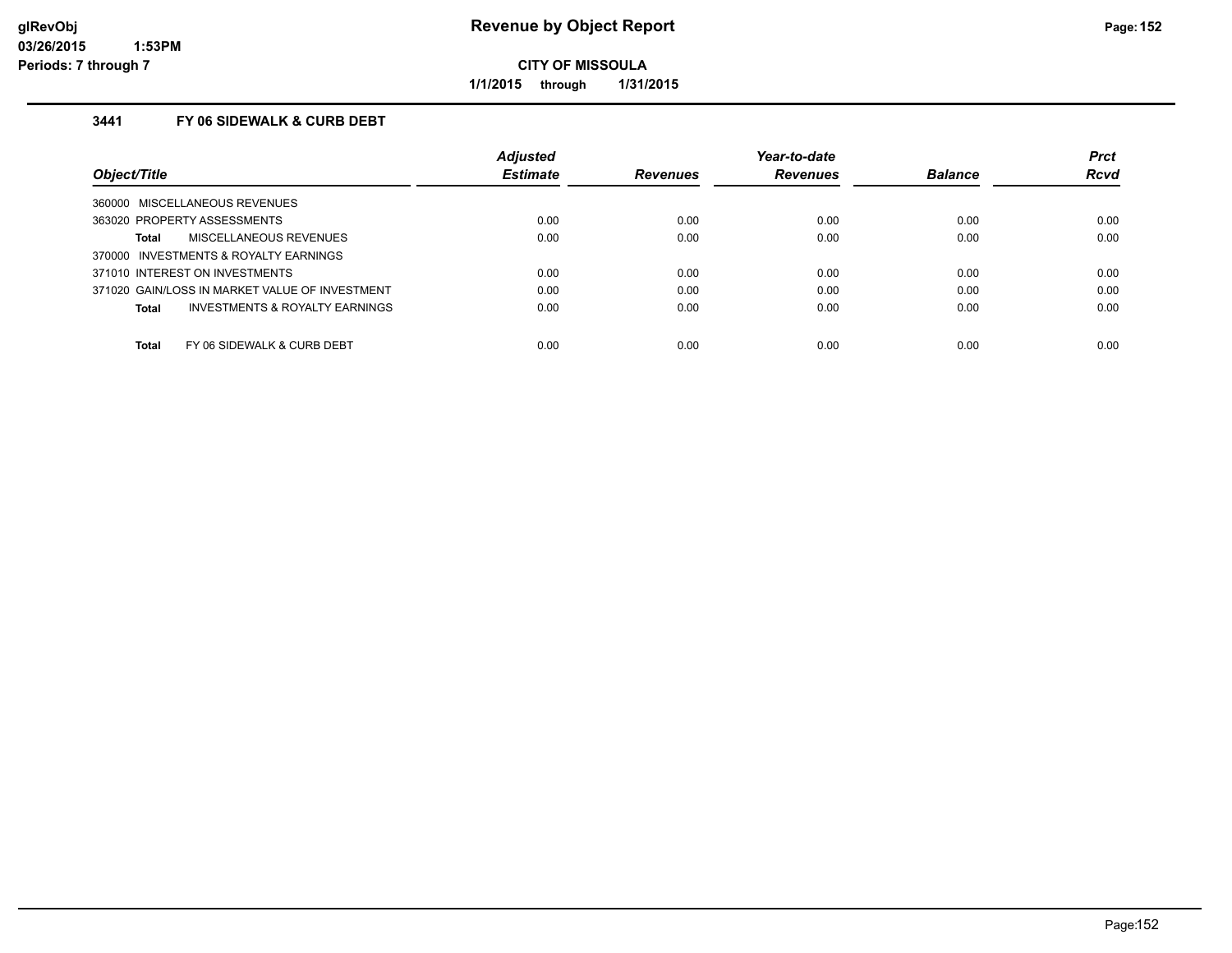# Revenue by Object Report

**CITY OF MISSOULA**

**1/1/2015 through 1/31/2015**

glRevObj
03/26/2015 1:53PM
Periods: 7 through 7

### 3441 FY 06 SIDEWALK & CURB DEBT

| Object/Title | Adjusted Estimate | Revenues | Year-to-date Revenues | Balance | Prct Rcvd |
|---|---|---|---|---|---|
| 360000 MISCELLANEOUS REVENUES | | | | | |
| 363020 PROPERTY ASSESSMENTS | 0.00 | 0.00 | 0.00 | 0.00 | 0.00 |
| **Total** MISCELLANEOUS REVENUES | 0.00 | 0.00 | 0.00 | 0.00 | 0.00 |
| 370000 INVESTMENTS & ROYALTY EARNINGS | | | | | |
| 371010 INTEREST ON INVESTMENTS | 0.00 | 0.00 | 0.00 | 0.00 | 0.00 |
| 371020 GAIN/LOSS IN MARKET VALUE OF INVESTMENT | 0.00 | 0.00 | 0.00 | 0.00 | 0.00 |
| **Total** INVESTMENTS & ROYALTY EARNINGS | 0.00 | 0.00 | 0.00 | 0.00 | 0.00 |
| **Total** FY 06 SIDEWALK & CURB DEBT | 0.00 | 0.00 | 0.00 | 0.00 | 0.00 |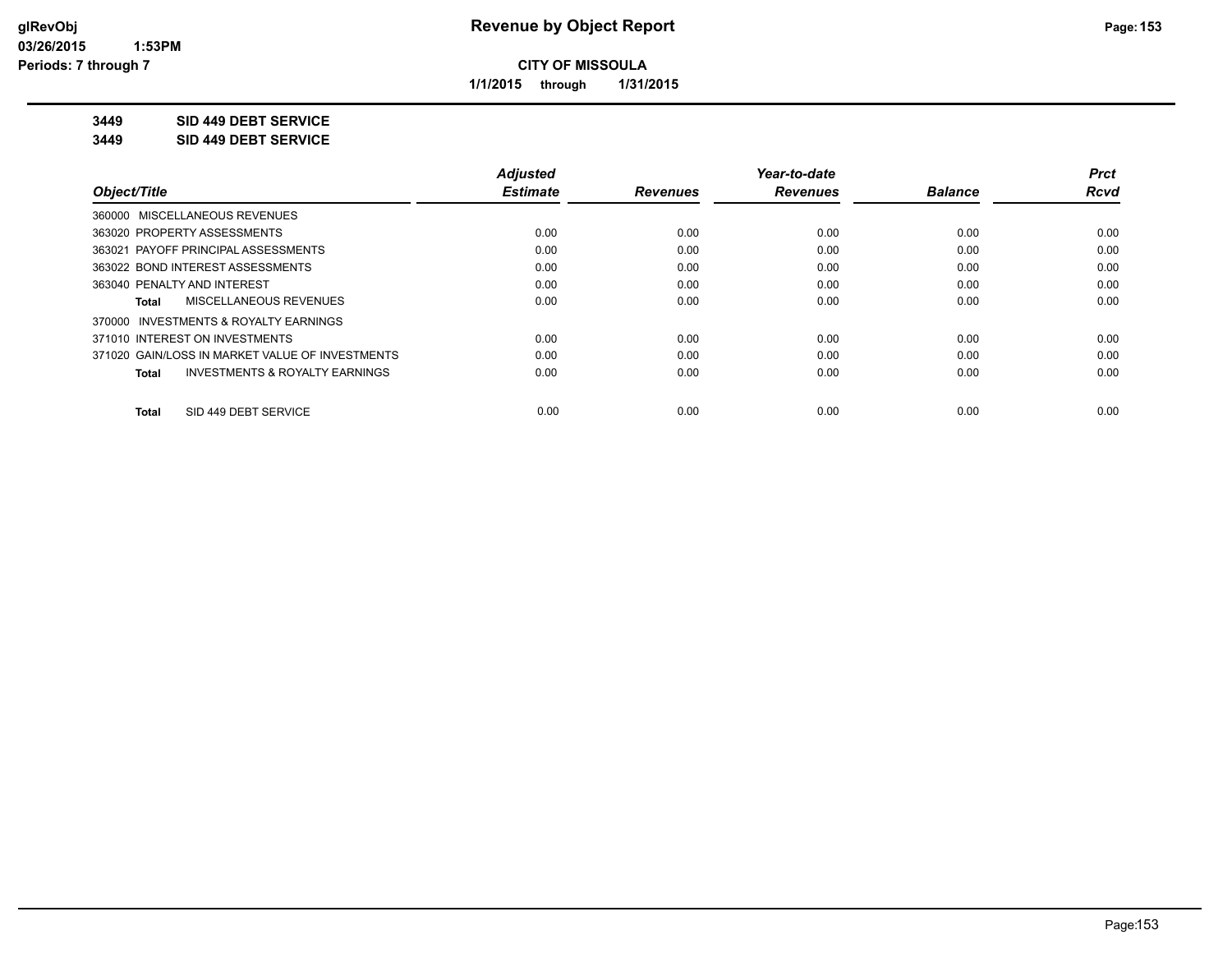# Revenue by Object Report

**CITY OF MISSOULA**

**1/1/2015 through 1/31/2015**

glRevObj
03/26/2015 1:53PM
Periods: 7 through 7

**3449 SID 449 DEBT SERVICE**

**3449 SID 449 DEBT SERVICE**

| Object/Title | Adjusted Estimate | Revenues | Year-to-date Revenues | Balance | Prct Rcvd |
|---|---|---|---|---|---|
| 360000 MISCELLANEOUS REVENUES | | | | | |
| 363020 PROPERTY ASSESSMENTS | 0.00 | 0.00 | 0.00 | 0.00 | 0.00 |
| 363021 PAYOFF PRINCIPAL ASSESSMENTS | 0.00 | 0.00 | 0.00 | 0.00 | 0.00 |
| 363022 BOND INTEREST ASSESSMENTS | 0.00 | 0.00 | 0.00 | 0.00 | 0.00 |
| 363040 PENALTY AND INTEREST | 0.00 | 0.00 | 0.00 | 0.00 | 0.00 |
| **Total** MISCELLANEOUS REVENUES | 0.00 | 0.00 | 0.00 | 0.00 | 0.00 |
| 370000 INVESTMENTS & ROYALTY EARNINGS | | | | | |
| 371010 INTEREST ON INVESTMENTS | 0.00 | 0.00 | 0.00 | 0.00 | 0.00 |
| 371020 GAIN/LOSS IN MARKET VALUE OF INVESTMENTS | 0.00 | 0.00 | 0.00 | 0.00 | 0.00 |
| **Total** INVESTMENTS & ROYALTY EARNINGS | 0.00 | 0.00 | 0.00 | 0.00 | 0.00 |
| **Total** SID 449 DEBT SERVICE | 0.00 | 0.00 | 0.00 | 0.00 | 0.00 |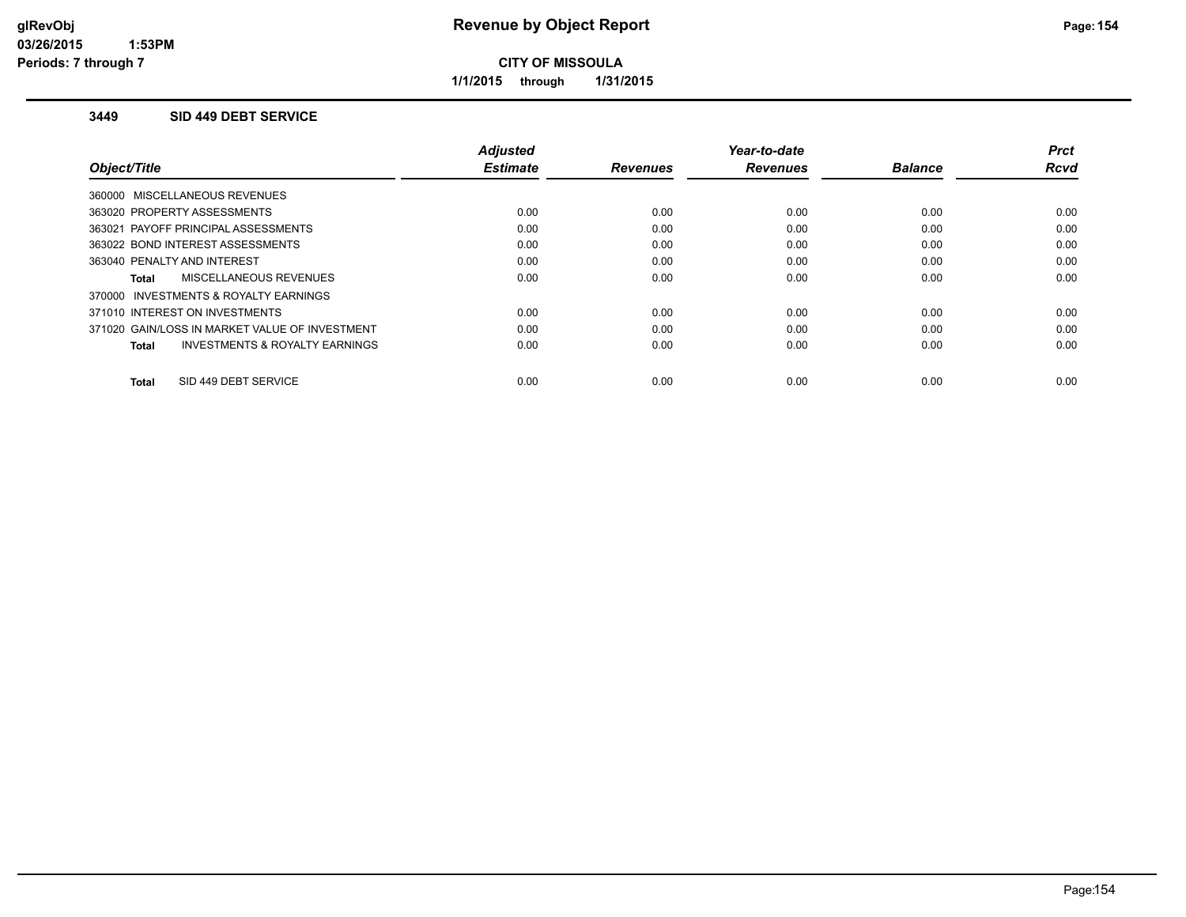**glRevObj**
**03/26/2015 1:53PM**
**Periods: 7 through 7**

# Revenue by Object Report

**CITY OF MISSOULA**

**1/1/2015 through 1/31/2015**

## 3449 SID 449 DEBT SERVICE

| Object/Title | Adjusted Estimate | Revenues | Year-to-date Revenues | Balance | Prct Rcvd |
|---|---|---|---|---|---|
| 360000 MISCELLANEOUS REVENUES | | | | | |
| 363020 PROPERTY ASSESSMENTS | 0.00 | 0.00 | 0.00 | 0.00 | 0.00 |
| 363021 PAYOFF PRINCIPAL ASSESSMENTS | 0.00 | 0.00 | 0.00 | 0.00 | 0.00 |
| 363022 BOND INTEREST ASSESSMENTS | 0.00 | 0.00 | 0.00 | 0.00 | 0.00 |
| 363040 PENALTY AND INTEREST | 0.00 | 0.00 | 0.00 | 0.00 | 0.00 |
| **Total** MISCELLANEOUS REVENUES | 0.00 | 0.00 | 0.00 | 0.00 | 0.00 |
| 370000 INVESTMENTS & ROYALTY EARNINGS | | | | | |
| 371010 INTEREST ON INVESTMENTS | 0.00 | 0.00 | 0.00 | 0.00 | 0.00 |
| 371020 GAIN/LOSS IN MARKET VALUE OF INVESTMENT | 0.00 | 0.00 | 0.00 | 0.00 | 0.00 |
| **Total** INVESTMENTS & ROYALTY EARNINGS | 0.00 | 0.00 | 0.00 | 0.00 | 0.00 |
| **Total** SID 449 DEBT SERVICE | 0.00 | 0.00 | 0.00 | 0.00 | 0.00 |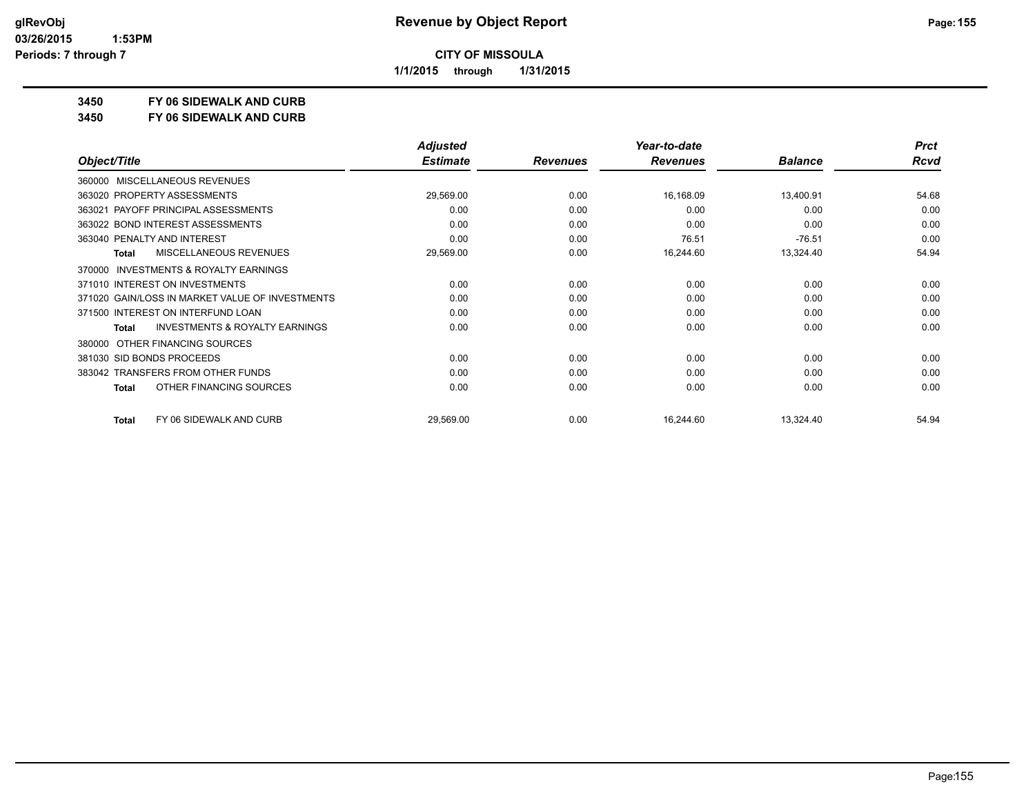**CITY OF MISSOULA**

**1/1/2015 through 1/31/2015**

**3450 FY 06 SIDEWALK AND CURB**

**3450 FY 06 SIDEWALK AND CURB**

| Object/Title | Adjusted Estimate | Revenues | Year-to-date Revenues | Balance | Prct Rcvd |
|---|---|---|---|---|---|
| 360000 MISCELLANEOUS REVENUES | | | | | |
| 363020 PROPERTY ASSESSMENTS | 29,569.00 | 0.00 | 16,168.09 | 13,400.91 | 54.68 |
| 363021 PAYOFF PRINCIPAL ASSESSMENTS | 0.00 | 0.00 | 0.00 | 0.00 | 0.00 |
| 363022 BOND INTEREST ASSESSMENTS | 0.00 | 0.00 | 0.00 | 0.00 | 0.00 |
| 363040 PENALTY AND INTEREST | 0.00 | 0.00 | 76.51 | -76.51 | 0.00 |
| **Total** MISCELLANEOUS REVENUES | 29,569.00 | 0.00 | 16,244.60 | 13,324.40 | 54.94 |
| 370000 INVESTMENTS & ROYALTY EARNINGS | | | | | |
| 371010 INTEREST ON INVESTMENTS | 0.00 | 0.00 | 0.00 | 0.00 | 0.00 |
| 371020 GAIN/LOSS IN MARKET VALUE OF INVESTMENTS | 0.00 | 0.00 | 0.00 | 0.00 | 0.00 |
| 371500 INTEREST ON INTERFUND LOAN | 0.00 | 0.00 | 0.00 | 0.00 | 0.00 |
| **Total** INVESTMENTS & ROYALTY EARNINGS | 0.00 | 0.00 | 0.00 | 0.00 | 0.00 |
| 380000 OTHER FINANCING SOURCES | | | | | |
| 381030 SID BONDS PROCEEDS | 0.00 | 0.00 | 0.00 | 0.00 | 0.00 |
| 383042 TRANSFERS FROM OTHER FUNDS | 0.00 | 0.00 | 0.00 | 0.00 | 0.00 |
| **Total** OTHER FINANCING SOURCES | 0.00 | 0.00 | 0.00 | 0.00 | 0.00 |
| **Total** FY 06 SIDEWALK AND CURB | 29,569.00 | 0.00 | 16,244.60 | 13,324.40 | 54.94 |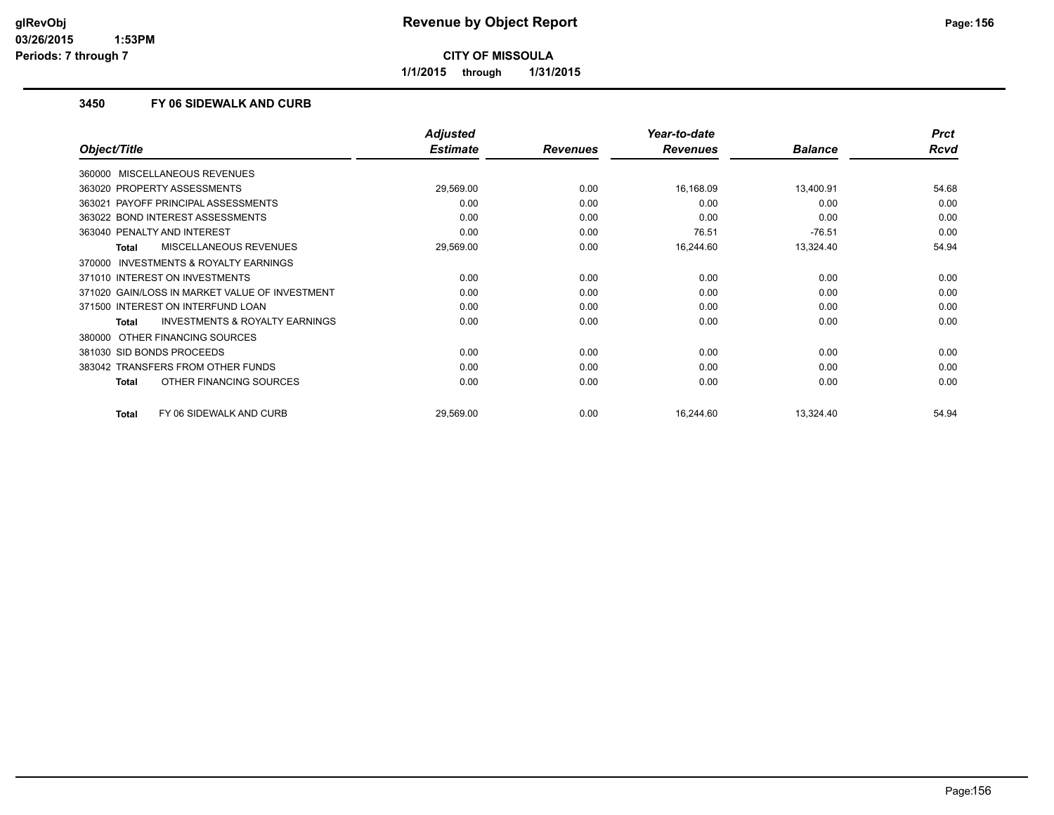**Revenue by Object Report**

**CITY OF MISSOULA**

**1/1/2015 through 1/31/2015**

### 3450 FY 06 SIDEWALK AND CURB

| Object/Title | Adjusted Estimate | Revenues | Year-to-date Revenues | Balance | Prct Rcvd |
|---|---|---|---|---|---|
| 360000 MISCELLANEOUS REVENUES | | | | | |
| 363020 PROPERTY ASSESSMENTS | 29,569.00 | 0.00 | 16,168.09 | 13,400.91 | 54.68 |
| 363021 PAYOFF PRINCIPAL ASSESSMENTS | 0.00 | 0.00 | 0.00 | 0.00 | 0.00 |
| 363022 BOND INTEREST ASSESSMENTS | 0.00 | 0.00 | 0.00 | 0.00 | 0.00 |
| 363040 PENALTY AND INTEREST | 0.00 | 0.00 | 76.51 | -76.51 | 0.00 |
| **Total** MISCELLANEOUS REVENUES | 29,569.00 | 0.00 | 16,244.60 | 13,324.40 | 54.94 |
| 370000 INVESTMENTS & ROYALTY EARNINGS | | | | | |
| 371010 INTEREST ON INVESTMENTS | 0.00 | 0.00 | 0.00 | 0.00 | 0.00 |
| 371020 GAIN/LOSS IN MARKET VALUE OF INVESTMENT | 0.00 | 0.00 | 0.00 | 0.00 | 0.00 |
| 371500 INTEREST ON INTERFUND LOAN | 0.00 | 0.00 | 0.00 | 0.00 | 0.00 |
| **Total** INVESTMENTS & ROYALTY EARNINGS | 0.00 | 0.00 | 0.00 | 0.00 | 0.00 |
| 380000 OTHER FINANCING SOURCES | | | | | |
| 381030 SID BONDS PROCEEDS | 0.00 | 0.00 | 0.00 | 0.00 | 0.00 |
| 383042 TRANSFERS FROM OTHER FUNDS | 0.00 | 0.00 | 0.00 | 0.00 | 0.00 |
| **Total** OTHER FINANCING SOURCES | 0.00 | 0.00 | 0.00 | 0.00 | 0.00 |
| **Total** FY 06 SIDEWALK AND CURB | 29,569.00 | 0.00 | 16,244.60 | 13,324.40 | 54.94 |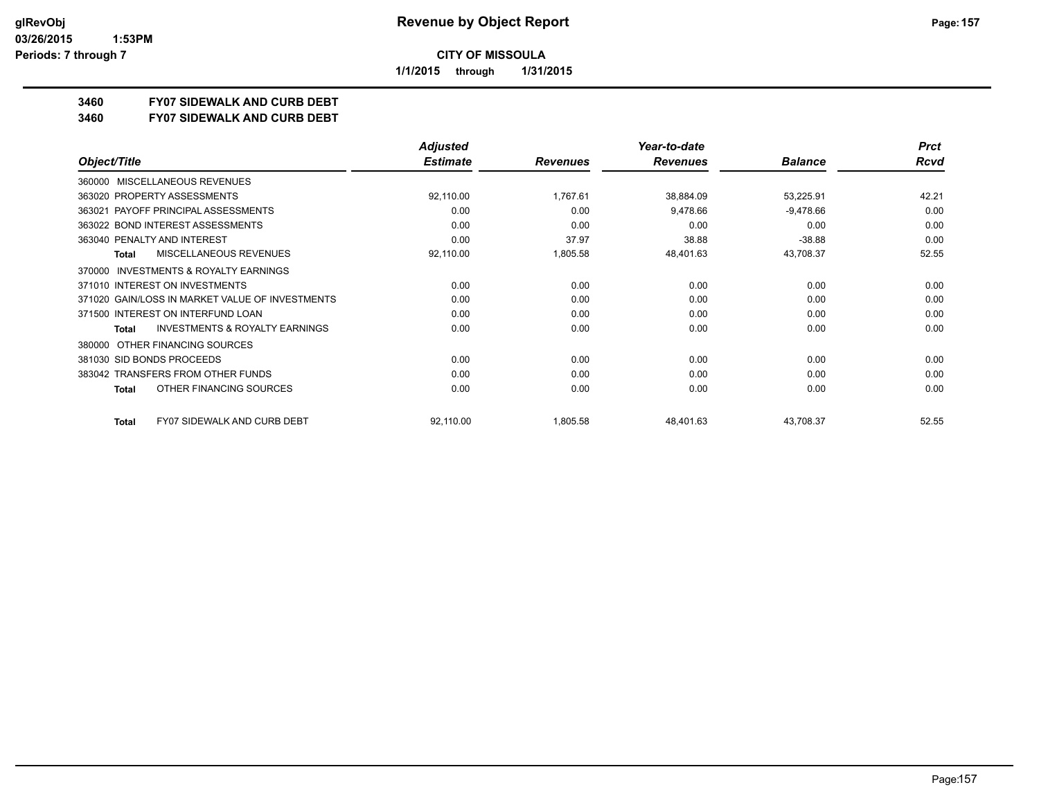# Revenue by Object Report

**CITY OF MISSOULA**

**1/1/2015 through 1/31/2015**

glRevObj
03/26/2015 1:53PM
Periods: 7 through 7

## 3460 FY07 SIDEWALK AND CURB DEBT
## 3460 FY07 SIDEWALK AND CURB DEBT

| Object/Title | Adjusted Estimate | Revenues | Year-to-date Revenues | Balance | Prct Rcvd |
|---|---|---|---|---|---|
| 360000 MISCELLANEOUS REVENUES | | | | | |
| 363020 PROPERTY ASSESSMENTS | 92,110.00 | 1,767.61 | 38,884.09 | 53,225.91 | 42.21 |
| 363021 PAYOFF PRINCIPAL ASSESSMENTS | 0.00 | 0.00 | 9,478.66 | -9,478.66 | 0.00 |
| 363022 BOND INTEREST ASSESSMENTS | 0.00 | 0.00 | 0.00 | 0.00 | 0.00 |
| 363040 PENALTY AND INTEREST | 0.00 | 37.97 | 38.88 | -38.88 | 0.00 |
| **Total** MISCELLANEOUS REVENUES | 92,110.00 | 1,805.58 | 48,401.63 | 43,708.37 | 52.55 |
| 370000 INVESTMENTS & ROYALTY EARNINGS | | | | | |
| 371010 INTEREST ON INVESTMENTS | 0.00 | 0.00 | 0.00 | 0.00 | 0.00 |
| 371020 GAIN/LOSS IN MARKET VALUE OF INVESTMENTS | 0.00 | 0.00 | 0.00 | 0.00 | 0.00 |
| 371500 INTEREST ON INTERFUND LOAN | 0.00 | 0.00 | 0.00 | 0.00 | 0.00 |
| **Total** INVESTMENTS & ROYALTY EARNINGS | 0.00 | 0.00 | 0.00 | 0.00 | 0.00 |
| 380000 OTHER FINANCING SOURCES | | | | | |
| 381030 SID BONDS PROCEEDS | 0.00 | 0.00 | 0.00 | 0.00 | 0.00 |
| 383042 TRANSFERS FROM OTHER FUNDS | 0.00 | 0.00 | 0.00 | 0.00 | 0.00 |
| **Total** OTHER FINANCING SOURCES | 0.00 | 0.00 | 0.00 | 0.00 | 0.00 |
| **Total** FY07 SIDEWALK AND CURB DEBT | 92,110.00 | 1,805.58 | 48,401.63 | 43,708.37 | 52.55 |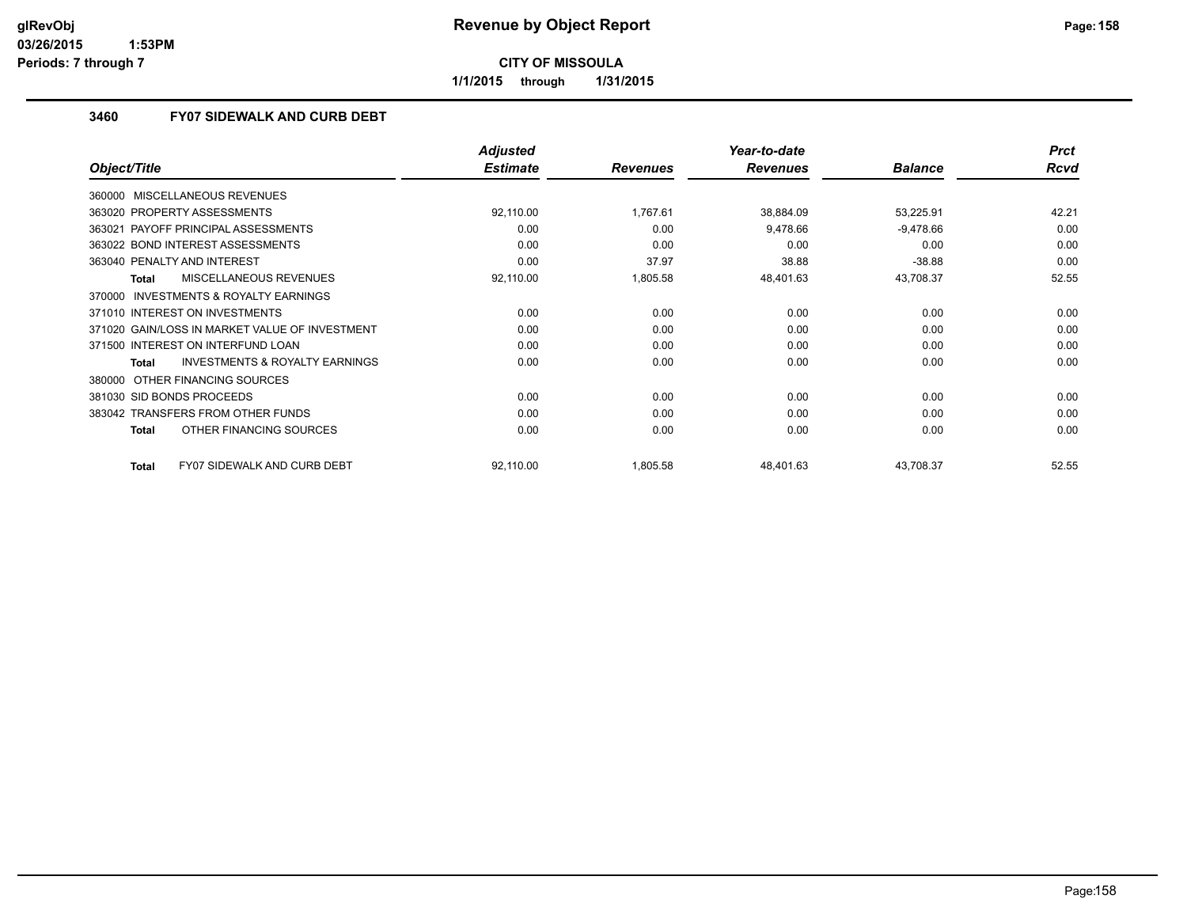**Revenue by Object Report**

**CITY OF MISSOULA**

**1/1/2015 through 1/31/2015**

glRevObj
03/26/2015 1:53PM
Periods: 7 through 7

## 3460 FY07 SIDEWALK AND CURB DEBT

| Object/Title | Adjusted Estimate | Revenues | Year-to-date Revenues | Balance | Prct Rcvd |
|---|---|---|---|---|---|
| 360000 MISCELLANEOUS REVENUES | | | | | |
| 363020 PROPERTY ASSESSMENTS | 92,110.00 | 1,767.61 | 38,884.09 | 53,225.91 | 42.21 |
| 363021 PAYOFF PRINCIPAL ASSESSMENTS | 0.00 | 0.00 | 9,478.66 | -9,478.66 | 0.00 |
| 363022 BOND INTEREST ASSESSMENTS | 0.00 | 0.00 | 0.00 | 0.00 | 0.00 |
| 363040 PENALTY AND INTEREST | 0.00 | 37.97 | 38.88 | -38.88 | 0.00 |
| **Total** MISCELLANEOUS REVENUES | 92,110.00 | 1,805.58 | 48,401.63 | 43,708.37 | 52.55 |
| 370000 INVESTMENTS & ROYALTY EARNINGS | | | | | |
| 371010 INTEREST ON INVESTMENTS | 0.00 | 0.00 | 0.00 | 0.00 | 0.00 |
| 371020 GAIN/LOSS IN MARKET VALUE OF INVESTMENT | 0.00 | 0.00 | 0.00 | 0.00 | 0.00 |
| 371500 INTEREST ON INTERFUND LOAN | 0.00 | 0.00 | 0.00 | 0.00 | 0.00 |
| **Total** INVESTMENTS & ROYALTY EARNINGS | 0.00 | 0.00 | 0.00 | 0.00 | 0.00 |
| 380000 OTHER FINANCING SOURCES | | | | | |
| 381030 SID BONDS PROCEEDS | 0.00 | 0.00 | 0.00 | 0.00 | 0.00 |
| 383042 TRANSFERS FROM OTHER FUNDS | 0.00 | 0.00 | 0.00 | 0.00 | 0.00 |
| **Total** OTHER FINANCING SOURCES | 0.00 | 0.00 | 0.00 | 0.00 | 0.00 |
| **Total** FY07 SIDEWALK AND CURB DEBT | 92,110.00 | 1,805.58 | 48,401.63 | 43,708.37 | 52.55 |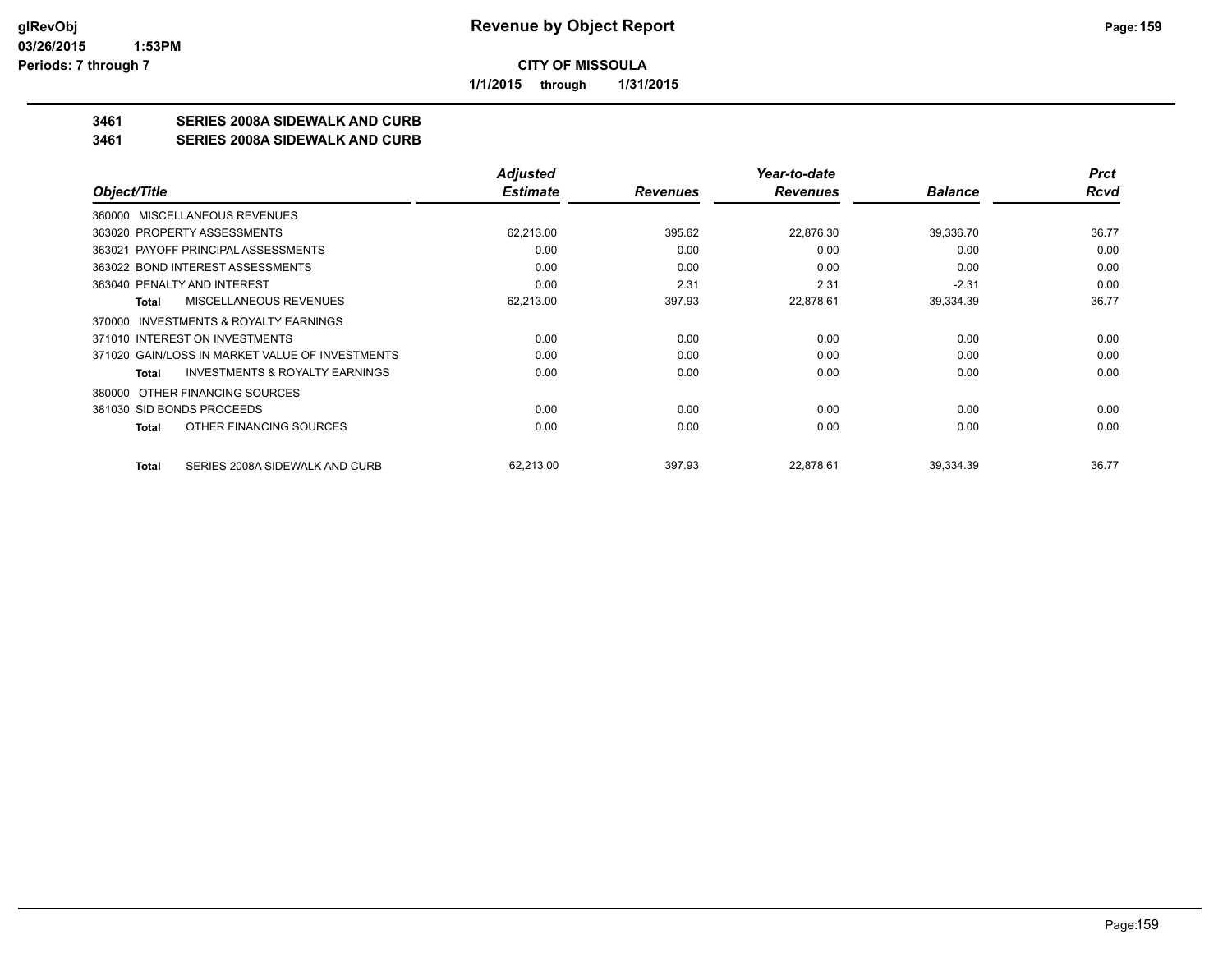# Revenue by Object Report

**CITY OF MISSOULA**

**1/1/2015 through 1/31/2015**

## 3461 SERIES 2008A SIDEWALK AND CURB
## 3461 SERIES 2008A SIDEWALK AND CURB

| Object/Title | Adjusted Estimate | Revenues | Year-to-date Revenues | Balance | Prct Rcvd |
|---|---|---|---|---|---|
| 360000 MISCELLANEOUS REVENUES | | | | | |
| 363020 PROPERTY ASSESSMENTS | 62,213.00 | 395.62 | 22,876.30 | 39,336.70 | 36.77 |
| 363021 PAYOFF PRINCIPAL ASSESSMENTS | 0.00 | 0.00 | 0.00 | 0.00 | 0.00 |
| 363022 BOND INTEREST ASSESSMENTS | 0.00 | 0.00 | 0.00 | 0.00 | 0.00 |
| 363040 PENALTY AND INTEREST | 0.00 | 2.31 | 2.31 | -2.31 | 0.00 |
| **Total** MISCELLANEOUS REVENUES | 62,213.00 | 397.93 | 22,878.61 | 39,334.39 | 36.77 |
| 370000 INVESTMENTS & ROYALTY EARNINGS | | | | | |
| 371010 INTEREST ON INVESTMENTS | 0.00 | 0.00 | 0.00 | 0.00 | 0.00 |
| 371020 GAIN/LOSS IN MARKET VALUE OF INVESTMENTS | 0.00 | 0.00 | 0.00 | 0.00 | 0.00 |
| **Total** INVESTMENTS & ROYALTY EARNINGS | 0.00 | 0.00 | 0.00 | 0.00 | 0.00 |
| 380000 OTHER FINANCING SOURCES | | | | | |
| 381030 SID BONDS PROCEEDS | 0.00 | 0.00 | 0.00 | 0.00 | 0.00 |
| **Total** OTHER FINANCING SOURCES | 0.00 | 0.00 | 0.00 | 0.00 | 0.00 |
| **Total** SERIES 2008A SIDEWALK AND CURB | 62,213.00 | 397.93 | 22,878.61 | 39,334.39 | 36.77 |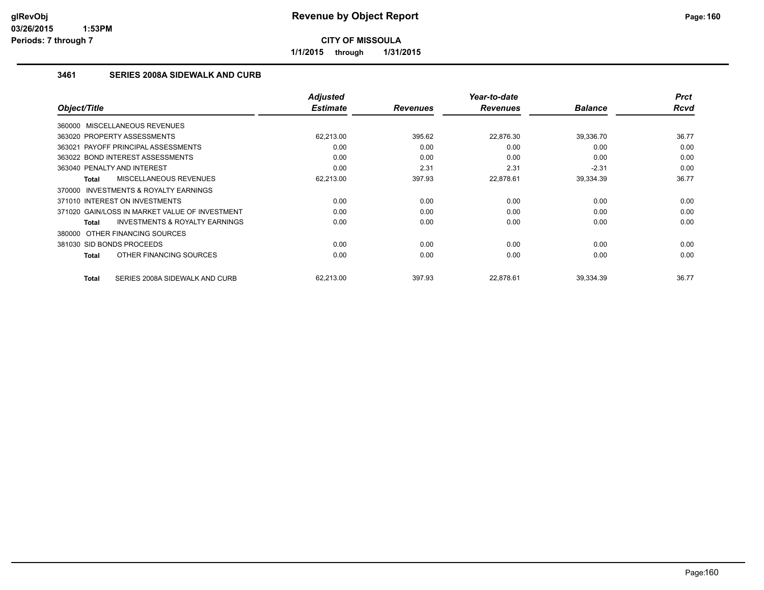# Revenue by Object Report

**CITY OF MISSOULA**

**1/1/2015 through 1/31/2015**

glRevObj
03/26/2015 1:53PM
Periods: 7 through 7

### 3461 SERIES 2008A SIDEWALK AND CURB

| Object/Title | Adjusted Estimate | Revenues | Year-to-date Revenues | Balance | Prct Rcvd |
|---|---|---|---|---|---|
| 360000 MISCELLANEOUS REVENUES | | | | | |
| 363020 PROPERTY ASSESSMENTS | 62,213.00 | 395.62 | 22,876.30 | 39,336.70 | 36.77 |
| 363021 PAYOFF PRINCIPAL ASSESSMENTS | 0.00 | 0.00 | 0.00 | 0.00 | 0.00 |
| 363022 BOND INTEREST ASSESSMENTS | 0.00 | 0.00 | 0.00 | 0.00 | 0.00 |
| 363040 PENALTY AND INTEREST | 0.00 | 2.31 | 2.31 | -2.31 | 0.00 |
| **Total** MISCELLANEOUS REVENUES | 62,213.00 | 397.93 | 22,878.61 | 39,334.39 | 36.77 |
| 370000 INVESTMENTS & ROYALTY EARNINGS | | | | | |
| 371010 INTEREST ON INVESTMENTS | 0.00 | 0.00 | 0.00 | 0.00 | 0.00 |
| 371020 GAIN/LOSS IN MARKET VALUE OF INVESTMENT | 0.00 | 0.00 | 0.00 | 0.00 | 0.00 |
| **Total** INVESTMENTS & ROYALTY EARNINGS | 0.00 | 0.00 | 0.00 | 0.00 | 0.00 |
| 380000 OTHER FINANCING SOURCES | | | | | |
| 381030 SID BONDS PROCEEDS | 0.00 | 0.00 | 0.00 | 0.00 | 0.00 |
| **Total** OTHER FINANCING SOURCES | 0.00 | 0.00 | 0.00 | 0.00 | 0.00 |
| **Total** SERIES 2008A SIDEWALK AND CURB | 62,213.00 | 397.93 | 22,878.61 | 39,334.39 | 36.77 |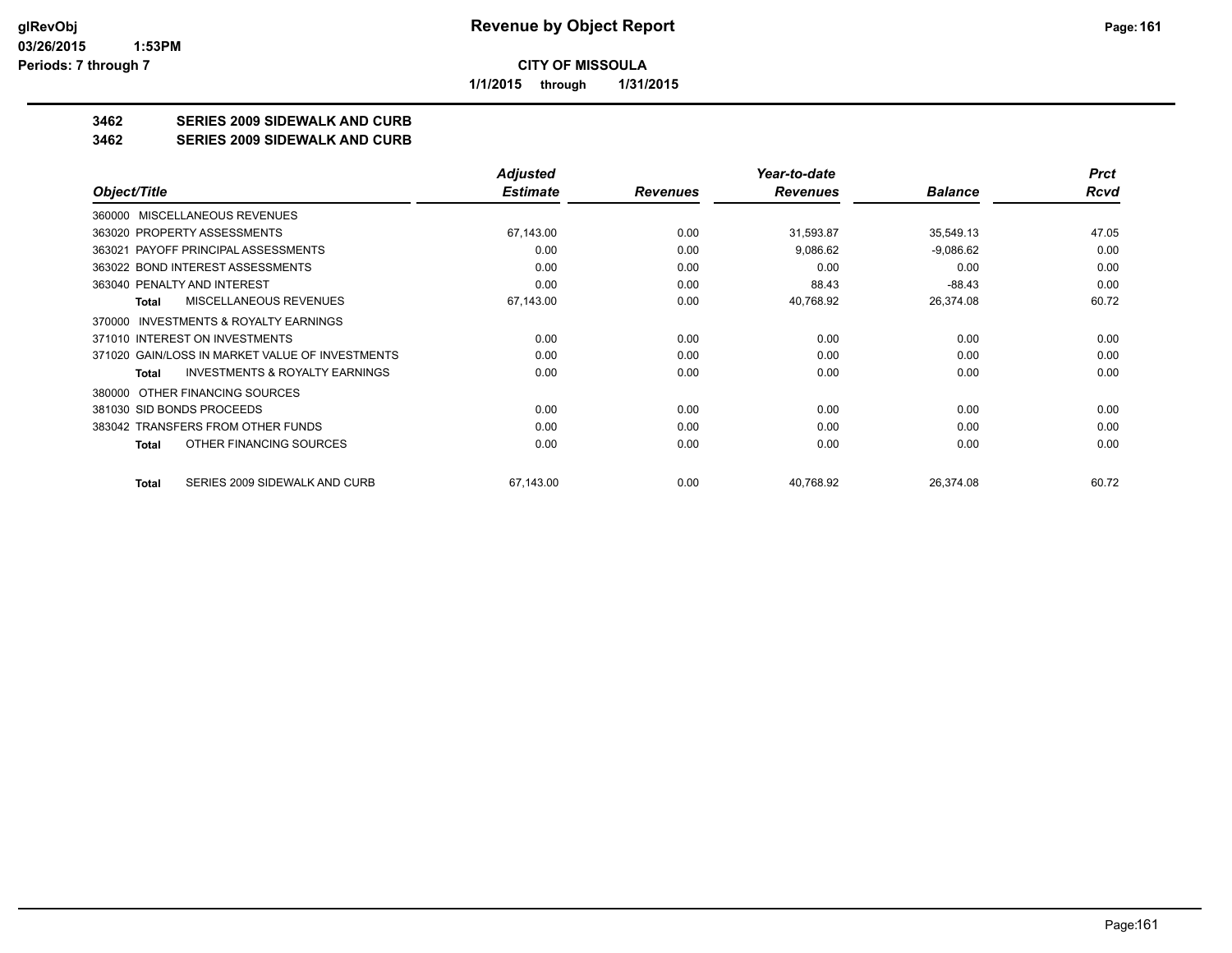**CITY OF MISSOULA**

**1/1/2015 through 1/31/2015**

**3462 SERIES 2009 SIDEWALK AND CURB**

**3462 SERIES 2009 SIDEWALK AND CURB**

| Object/Title | Adjusted Estimate | Revenues | Year-to-date Revenues | Balance | Prct Rcvd |
|---|---|---|---|---|---|
| 360000 MISCELLANEOUS REVENUES | | | | | |
| 363020 PROPERTY ASSESSMENTS | 67,143.00 | 0.00 | 31,593.87 | 35,549.13 | 47.05 |
| 363021 PAYOFF PRINCIPAL ASSESSMENTS | 0.00 | 0.00 | 9,086.62 | -9,086.62 | 0.00 |
| 363022 BOND INTEREST ASSESSMENTS | 0.00 | 0.00 | 0.00 | 0.00 | 0.00 |
| 363040 PENALTY AND INTEREST | 0.00 | 0.00 | 88.43 | -88.43 | 0.00 |
| Total MISCELLANEOUS REVENUES | 67,143.00 | 0.00 | 40,768.92 | 26,374.08 | 60.72 |
| 370000 INVESTMENTS & ROYALTY EARNINGS | | | | | |
| 371010 INTEREST ON INVESTMENTS | 0.00 | 0.00 | 0.00 | 0.00 | 0.00 |
| 371020 GAIN/LOSS IN MARKET VALUE OF INVESTMENTS | 0.00 | 0.00 | 0.00 | 0.00 | 0.00 |
| Total INVESTMENTS & ROYALTY EARNINGS | 0.00 | 0.00 | 0.00 | 0.00 | 0.00 |
| 380000 OTHER FINANCING SOURCES | | | | | |
| 381030 SID BONDS PROCEEDS | 0.00 | 0.00 | 0.00 | 0.00 | 0.00 |
| 383042 TRANSFERS FROM OTHER FUNDS | 0.00 | 0.00 | 0.00 | 0.00 | 0.00 |
| Total OTHER FINANCING SOURCES | 0.00 | 0.00 | 0.00 | 0.00 | 0.00 |
| Total SERIES 2009 SIDEWALK AND CURB | 67,143.00 | 0.00 | 40,768.92 | 26,374.08 | 60.72 |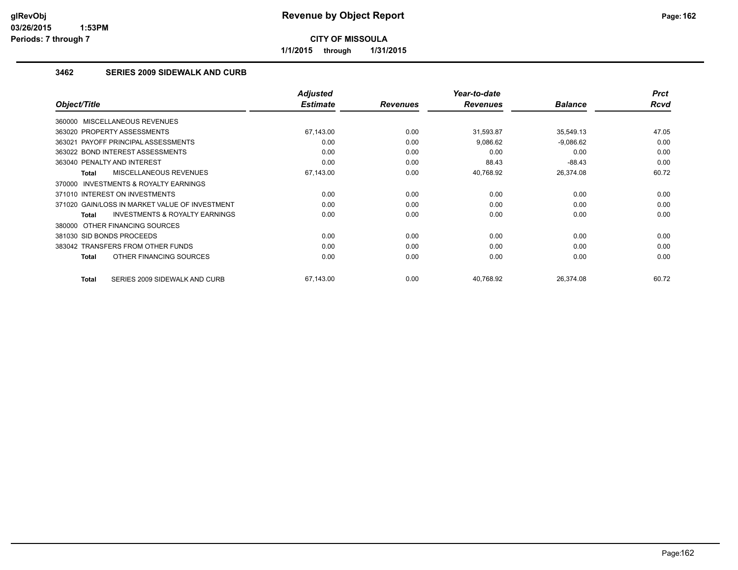# Revenue by Object Report

**CITY OF MISSOULA**

**1/1/2015 through 1/31/2015**

glRevObj
03/26/2015 1:53PM
Periods: 7 through 7

### 3462 SERIES 2009 SIDEWALK AND CURB

| Object/Title | Adjusted Estimate | Revenues | Year-to-date Revenues | Balance | Prct Rcvd |
|---|---|---|---|---|---|
| 360000 MISCELLANEOUS REVENUES | | | | | |
| 363020 PROPERTY ASSESSMENTS | 67,143.00 | 0.00 | 31,593.87 | 35,549.13 | 47.05 |
| 363021 PAYOFF PRINCIPAL ASSESSMENTS | 0.00 | 0.00 | 9,086.62 | -9,086.62 | 0.00 |
| 363022 BOND INTEREST ASSESSMENTS | 0.00 | 0.00 | 0.00 | 0.00 | 0.00 |
| 363040 PENALTY AND INTEREST | 0.00 | 0.00 | 88.43 | -88.43 | 0.00 |
| **Total** MISCELLANEOUS REVENUES | 67,143.00 | 0.00 | 40,768.92 | 26,374.08 | 60.72 |
| 370000 INVESTMENTS & ROYALTY EARNINGS | | | | | |
| 371010 INTEREST ON INVESTMENTS | 0.00 | 0.00 | 0.00 | 0.00 | 0.00 |
| 371020 GAIN/LOSS IN MARKET VALUE OF INVESTMENT | 0.00 | 0.00 | 0.00 | 0.00 | 0.00 |
| **Total** INVESTMENTS & ROYALTY EARNINGS | 0.00 | 0.00 | 0.00 | 0.00 | 0.00 |
| 380000 OTHER FINANCING SOURCES | | | | | |
| 381030 SID BONDS PROCEEDS | 0.00 | 0.00 | 0.00 | 0.00 | 0.00 |
| 383042 TRANSFERS FROM OTHER FUNDS | 0.00 | 0.00 | 0.00 | 0.00 | 0.00 |
| **Total** OTHER FINANCING SOURCES | 0.00 | 0.00 | 0.00 | 0.00 | 0.00 |
| **Total** SERIES 2009 SIDEWALK AND CURB | 67,143.00 | 0.00 | 40,768.92 | 26,374.08 | 60.72 |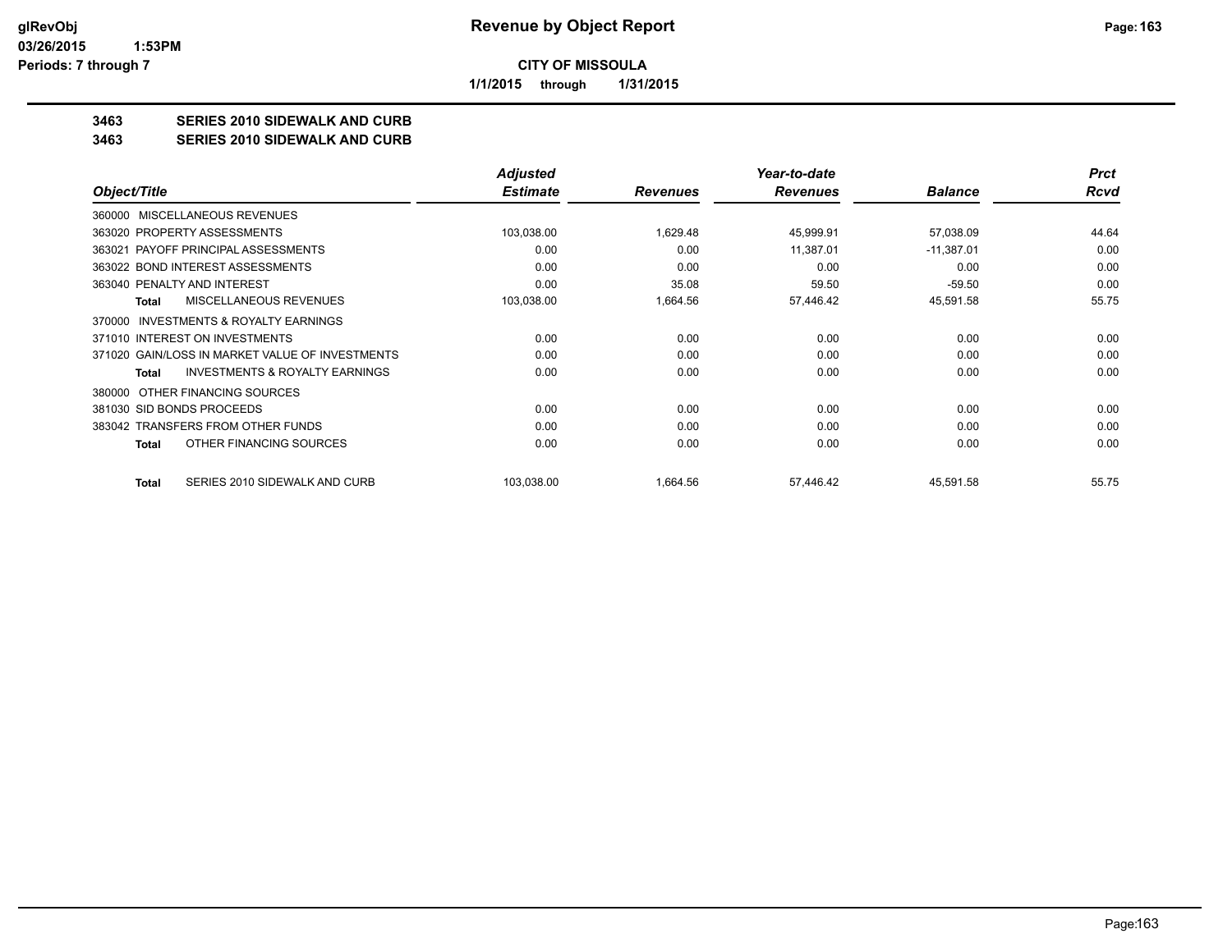# CITY OF MISSOULA

**1/1/2015 through 1/31/2015**

## 3463 SERIES 2010 SIDEWALK AND CURB
## 3463 SERIES 2010 SIDEWALK AND CURB

| Object/Title | Adjusted Estimate | Revenues | Year-to-date Revenues | Balance | Prct Rcvd |
|---|---|---|---|---|---|
| 360000 MISCELLANEOUS REVENUES | | | | | |
| 363020 PROPERTY ASSESSMENTS | 103,038.00 | 1,629.48 | 45,999.91 | 57,038.09 | 44.64 |
| 363021 PAYOFF PRINCIPAL ASSESSMENTS | 0.00 | 0.00 | 11,387.01 | -11,387.01 | 0.00 |
| 363022 BOND INTEREST ASSESSMENTS | 0.00 | 0.00 | 0.00 | 0.00 | 0.00 |
| 363040 PENALTY AND INTEREST | 0.00 | 35.08 | 59.50 | -59.50 | 0.00 |
| **Total** MISCELLANEOUS REVENUES | 103,038.00 | 1,664.56 | 57,446.42 | 45,591.58 | 55.75 |
| 370000 INVESTMENTS & ROYALTY EARNINGS | | | | | |
| 371010 INTEREST ON INVESTMENTS | 0.00 | 0.00 | 0.00 | 0.00 | 0.00 |
| 371020 GAIN/LOSS IN MARKET VALUE OF INVESTMENTS | 0.00 | 0.00 | 0.00 | 0.00 | 0.00 |
| **Total** INVESTMENTS & ROYALTY EARNINGS | 0.00 | 0.00 | 0.00 | 0.00 | 0.00 |
| 380000 OTHER FINANCING SOURCES | | | | | |
| 381030 SID BONDS PROCEEDS | 0.00 | 0.00 | 0.00 | 0.00 | 0.00 |
| 383042 TRANSFERS FROM OTHER FUNDS | 0.00 | 0.00 | 0.00 | 0.00 | 0.00 |
| **Total** OTHER FINANCING SOURCES | 0.00 | 0.00 | 0.00 | 0.00 | 0.00 |
| **Total** SERIES 2010 SIDEWALK AND CURB | 103,038.00 | 1,664.56 | 57,446.42 | 45,591.58 | 55.75 |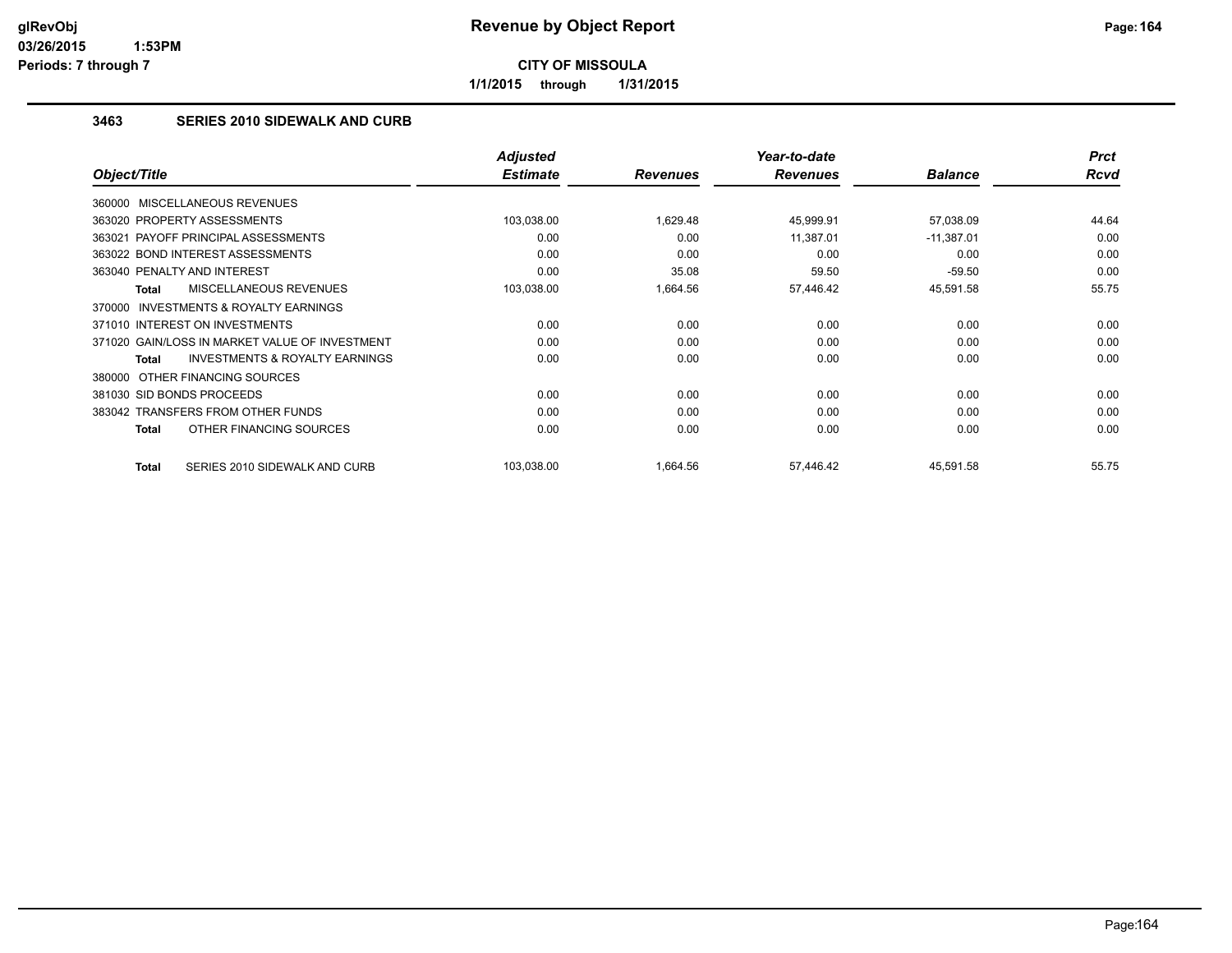# Revenue by Object Report

**CITY OF MISSOULA**

**1/1/2015 through 1/31/2015**

### 3463 SERIES 2010 SIDEWALK AND CURB

| Object/Title | Adjusted Estimate | Revenues | Year-to-date Revenues | Balance | Prct Rcvd |
|---|---|---|---|---|---|
| 360000 MISCELLANEOUS REVENUES | | | | | |
| 363020 PROPERTY ASSESSMENTS | 103,038.00 | 1,629.48 | 45,999.91 | 57,038.09 | 44.64 |
| 363021 PAYOFF PRINCIPAL ASSESSMENTS | 0.00 | 0.00 | 11,387.01 | -11,387.01 | 0.00 |
| 363022 BOND INTEREST ASSESSMENTS | 0.00 | 0.00 | 0.00 | 0.00 | 0.00 |
| 363040 PENALTY AND INTEREST | 0.00 | 35.08 | 59.50 | -59.50 | 0.00 |
| **Total** MISCELLANEOUS REVENUES | 103,038.00 | 1,664.56 | 57,446.42 | 45,591.58 | 55.75 |
| 370000 INVESTMENTS & ROYALTY EARNINGS | | | | | |
| 371010 INTEREST ON INVESTMENTS | 0.00 | 0.00 | 0.00 | 0.00 | 0.00 |
| 371020 GAIN/LOSS IN MARKET VALUE OF INVESTMENT | 0.00 | 0.00 | 0.00 | 0.00 | 0.00 |
| **Total** INVESTMENTS & ROYALTY EARNINGS | 0.00 | 0.00 | 0.00 | 0.00 | 0.00 |
| 380000 OTHER FINANCING SOURCES | | | | | |
| 381030 SID BONDS PROCEEDS | 0.00 | 0.00 | 0.00 | 0.00 | 0.00 |
| 383042 TRANSFERS FROM OTHER FUNDS | 0.00 | 0.00 | 0.00 | 0.00 | 0.00 |
| **Total** OTHER FINANCING SOURCES | 0.00 | 0.00 | 0.00 | 0.00 | 0.00 |
| **Total** SERIES 2010 SIDEWALK AND CURB | 103,038.00 | 1,664.56 | 57,446.42 | 45,591.58 | 55.75 |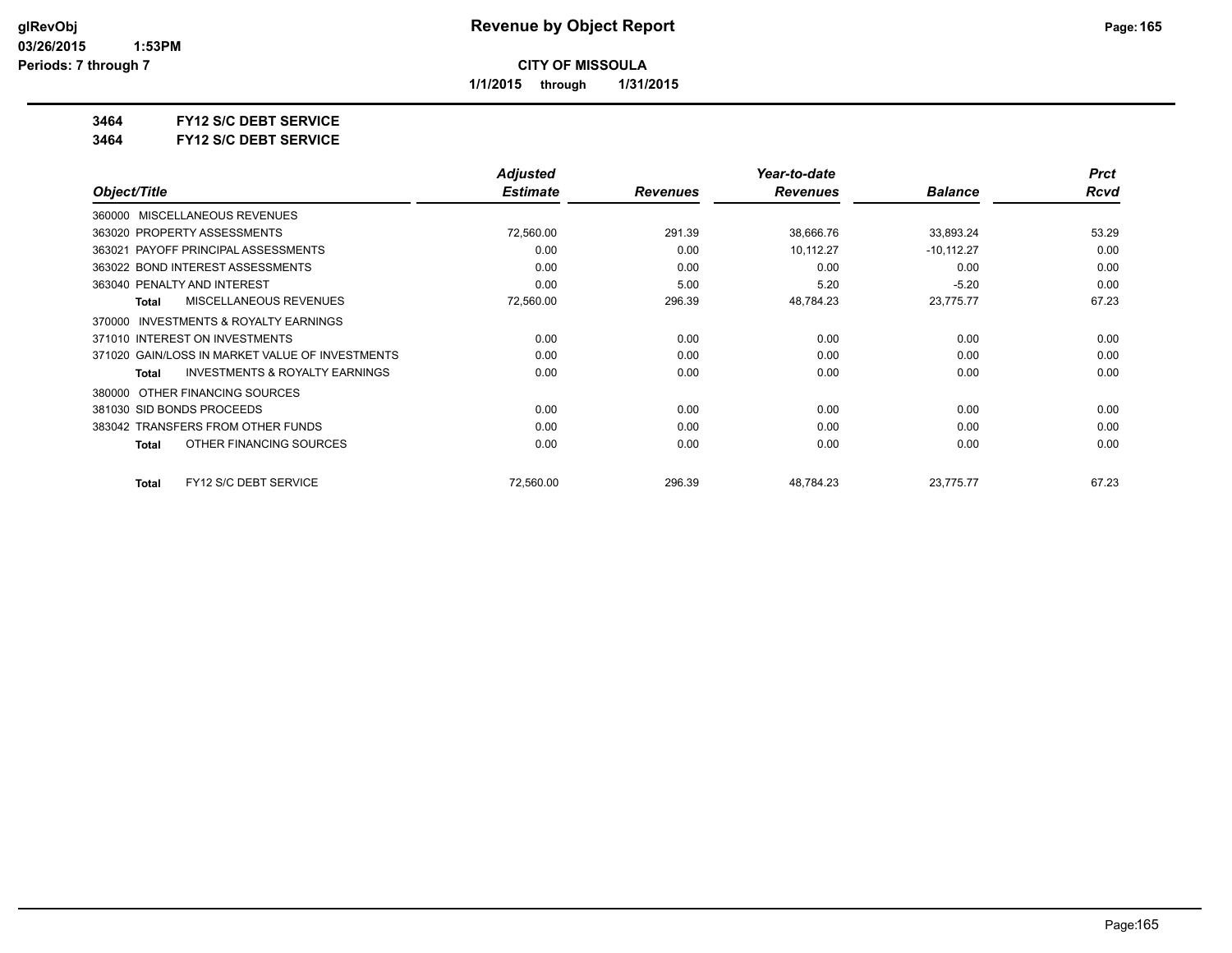# Revenue by Object Report

**CITY OF MISSOULA**

**1/1/2015 through 1/31/2015**

glRevObj
03/26/2015 1:53PM
Periods: 7 through 7

## 3464 FY12 S/C DEBT SERVICE
## 3464 FY12 S/C DEBT SERVICE

| Object/Title | Adjusted Estimate | Revenues | Year-to-date Revenues | Balance | Prct Rcvd |
|---|---|---|---|---|---|
| 360000 MISCELLANEOUS REVENUES | | | | | |
| 363020 PROPERTY ASSESSMENTS | 72,560.00 | 291.39 | 38,666.76 | 33,893.24 | 53.29 |
| 363021 PAYOFF PRINCIPAL ASSESSMENTS | 0.00 | 0.00 | 10,112.27 | -10,112.27 | 0.00 |
| 363022 BOND INTEREST ASSESSMENTS | 0.00 | 0.00 | 0.00 | 0.00 | 0.00 |
| 363040 PENALTY AND INTEREST | 0.00 | 5.00 | 5.20 | -5.20 | 0.00 |
| **Total** MISCELLANEOUS REVENUES | 72,560.00 | 296.39 | 48,784.23 | 23,775.77 | 67.23 |
| 370000 INVESTMENTS & ROYALTY EARNINGS | | | | | |
| 371010 INTEREST ON INVESTMENTS | 0.00 | 0.00 | 0.00 | 0.00 | 0.00 |
| 371020 GAIN/LOSS IN MARKET VALUE OF INVESTMENTS | 0.00 | 0.00 | 0.00 | 0.00 | 0.00 |
| **Total** INVESTMENTS & ROYALTY EARNINGS | 0.00 | 0.00 | 0.00 | 0.00 | 0.00 |
| 380000 OTHER FINANCING SOURCES | | | | | |
| 381030 SID BONDS PROCEEDS | 0.00 | 0.00 | 0.00 | 0.00 | 0.00 |
| 383042 TRANSFERS FROM OTHER FUNDS | 0.00 | 0.00 | 0.00 | 0.00 | 0.00 |
| **Total** OTHER FINANCING SOURCES | 0.00 | 0.00 | 0.00 | 0.00 | 0.00 |
| **Total** FY12 S/C DEBT SERVICE | 72,560.00 | 296.39 | 48,784.23 | 23,775.77 | 67.23 |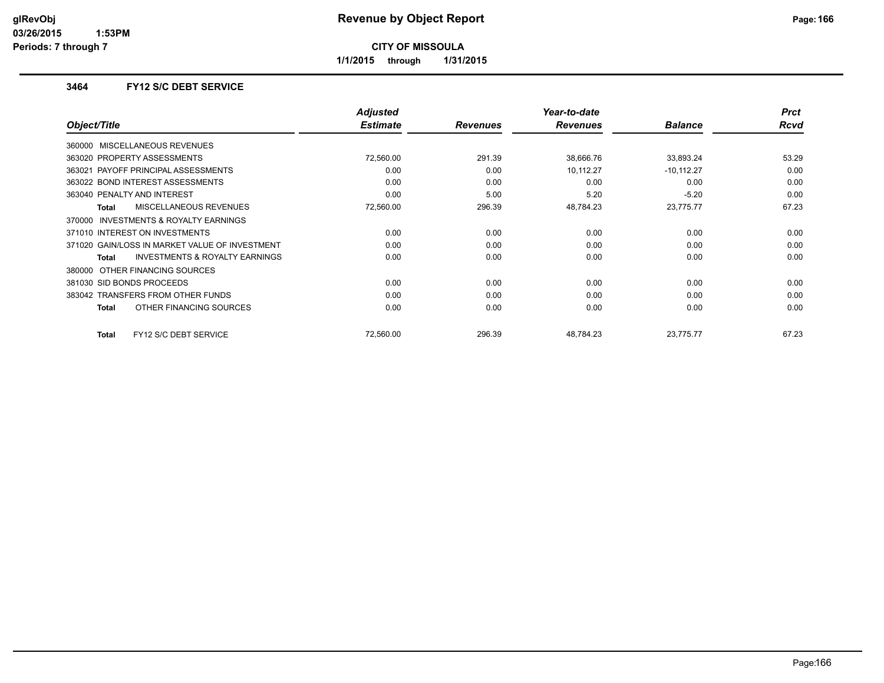**Revenue by Object Report**

**CITY OF MISSOULA**

**1/1/2015 through 1/31/2015**

glRevObj
03/26/2015 1:53PM
Periods: 7 through 7

### 3464 FY12 S/C DEBT SERVICE

| Object/Title | Adjusted Estimate | Revenues | Year-to-date Revenues | Balance | Prct Rcvd |
|---|---|---|---|---|---|
| 360000 MISCELLANEOUS REVENUES | | | | | |
| 363020 PROPERTY ASSESSMENTS | 72,560.00 | 291.39 | 38,666.76 | 33,893.24 | 53.29 |
| 363021 PAYOFF PRINCIPAL ASSESSMENTS | 0.00 | 0.00 | 10,112.27 | -10,112.27 | 0.00 |
| 363022 BOND INTEREST ASSESSMENTS | 0.00 | 0.00 | 0.00 | 0.00 | 0.00 |
| 363040 PENALTY AND INTEREST | 0.00 | 5.00 | 5.20 | -5.20 | 0.00 |
| **Total** MISCELLANEOUS REVENUES | 72,560.00 | 296.39 | 48,784.23 | 23,775.77 | 67.23 |
| 370000 INVESTMENTS & ROYALTY EARNINGS | | | | | |
| 371010 INTEREST ON INVESTMENTS | 0.00 | 0.00 | 0.00 | 0.00 | 0.00 |
| 371020 GAIN/LOSS IN MARKET VALUE OF INVESTMENT | 0.00 | 0.00 | 0.00 | 0.00 | 0.00 |
| **Total** INVESTMENTS & ROYALTY EARNINGS | 0.00 | 0.00 | 0.00 | 0.00 | 0.00 |
| 380000 OTHER FINANCING SOURCES | | | | | |
| 381030 SID BONDS PROCEEDS | 0.00 | 0.00 | 0.00 | 0.00 | 0.00 |
| 383042 TRANSFERS FROM OTHER FUNDS | 0.00 | 0.00 | 0.00 | 0.00 | 0.00 |
| **Total** OTHER FINANCING SOURCES | 0.00 | 0.00 | 0.00 | 0.00 | 0.00 |
| **Total** FY12 S/C DEBT SERVICE | 72,560.00 | 296.39 | 48,784.23 | 23,775.77 | 67.23 |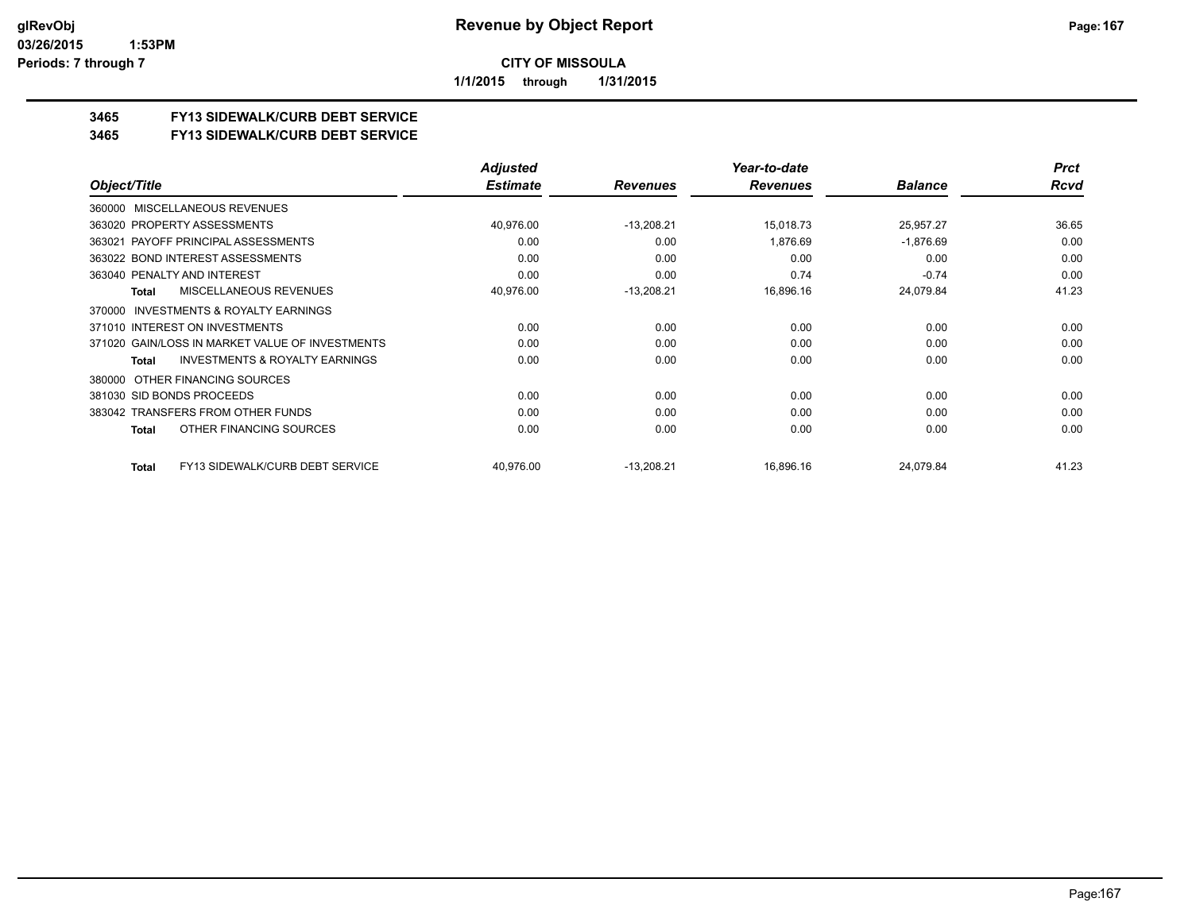**glRevObj**
**03/26/2015 1:53PM**
**Periods: 7 through 7**

# Revenue by Object Report

**CITY OF MISSOULA**

**1/1/2015 through 1/31/2015**

## 3465 FY13 SIDEWALK/CURB DEBT SERVICE
## 3465 FY13 SIDEWALK/CURB DEBT SERVICE

| Object/Title | Adjusted Estimate | Revenues | Year-to-date Revenues | Balance | Prct Rcvd |
|---|---|---|---|---|---|
| 360000 MISCELLANEOUS REVENUES | | | | | |
| 363020 PROPERTY ASSESSMENTS | 40,976.00 | -13,208.21 | 15,018.73 | 25,957.27 | 36.65 |
| 363021 PAYOFF PRINCIPAL ASSESSMENTS | 0.00 | 0.00 | 1,876.69 | -1,876.69 | 0.00 |
| 363022 BOND INTEREST ASSESSMENTS | 0.00 | 0.00 | 0.00 | 0.00 | 0.00 |
| 363040 PENALTY AND INTEREST | 0.00 | 0.00 | 0.74 | -0.74 | 0.00 |
| **Total** MISCELLANEOUS REVENUES | 40,976.00 | -13,208.21 | 16,896.16 | 24,079.84 | 41.23 |
| 370000 INVESTMENTS & ROYALTY EARNINGS | | | | | |
| 371010 INTEREST ON INVESTMENTS | 0.00 | 0.00 | 0.00 | 0.00 | 0.00 |
| 371020 GAIN/LOSS IN MARKET VALUE OF INVESTMENTS | 0.00 | 0.00 | 0.00 | 0.00 | 0.00 |
| **Total** INVESTMENTS & ROYALTY EARNINGS | 0.00 | 0.00 | 0.00 | 0.00 | 0.00 |
| 380000 OTHER FINANCING SOURCES | | | | | |
| 381030 SID BONDS PROCEEDS | 0.00 | 0.00 | 0.00 | 0.00 | 0.00 |
| 383042 TRANSFERS FROM OTHER FUNDS | 0.00 | 0.00 | 0.00 | 0.00 | 0.00 |
| **Total** OTHER FINANCING SOURCES | 0.00 | 0.00 | 0.00 | 0.00 | 0.00 |
| **Total** FY13 SIDEWALK/CURB DEBT SERVICE | 40,976.00 | -13,208.21 | 16,896.16 | 24,079.84 | 41.23 |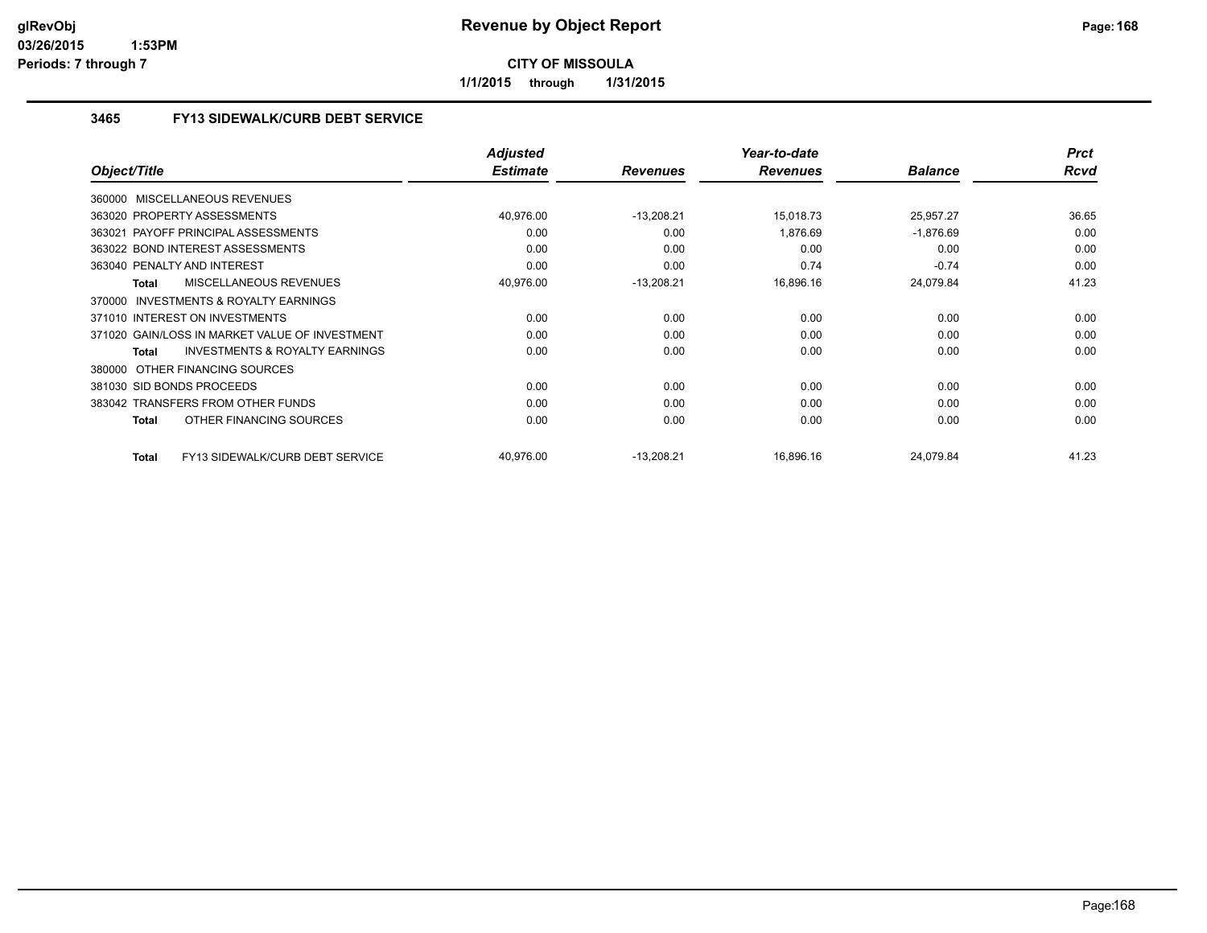glRevObj
03/26/2015 1:53PM
Periods: 7 through 7

# Revenue by Object Report

**CITY OF MISSOULA**

**1/1/2015 through 1/31/2015**

## 3465 FY13 SIDEWALK/CURB DEBT SERVICE

| Object/Title | Adjusted Estimate | Revenues | Year-to-date Revenues | Balance | Prct Rcvd |
|---|---|---|---|---|---|
| 360000 MISCELLANEOUS REVENUES | | | | | |
| 363020 PROPERTY ASSESSMENTS | 40,976.00 | -13,208.21 | 15,018.73 | 25,957.27 | 36.65 |
| 363021 PAYOFF PRINCIPAL ASSESSMENTS | 0.00 | 0.00 | 1,876.69 | -1,876.69 | 0.00 |
| 363022 BOND INTEREST ASSESSMENTS | 0.00 | 0.00 | 0.00 | 0.00 | 0.00 |
| 363040 PENALTY AND INTEREST | 0.00 | 0.00 | 0.74 | -0.74 | 0.00 |
| **Total** MISCELLANEOUS REVENUES | 40,976.00 | -13,208.21 | 16,896.16 | 24,079.84 | 41.23 |
| 370000 INVESTMENTS & ROYALTY EARNINGS | | | | | |
| 371010 INTEREST ON INVESTMENTS | 0.00 | 0.00 | 0.00 | 0.00 | 0.00 |
| 371020 GAIN/LOSS IN MARKET VALUE OF INVESTMENT | 0.00 | 0.00 | 0.00 | 0.00 | 0.00 |
| **Total** INVESTMENTS & ROYALTY EARNINGS | 0.00 | 0.00 | 0.00 | 0.00 | 0.00 |
| 380000 OTHER FINANCING SOURCES | | | | | |
| 381030 SID BONDS PROCEEDS | 0.00 | 0.00 | 0.00 | 0.00 | 0.00 |
| 383042 TRANSFERS FROM OTHER FUNDS | 0.00 | 0.00 | 0.00 | 0.00 | 0.00 |
| **Total** OTHER FINANCING SOURCES | 0.00 | 0.00 | 0.00 | 0.00 | 0.00 |
| **Total** FY13 SIDEWALK/CURB DEBT SERVICE | 40,976.00 | -13,208.21 | 16,896.16 | 24,079.84 | 41.23 |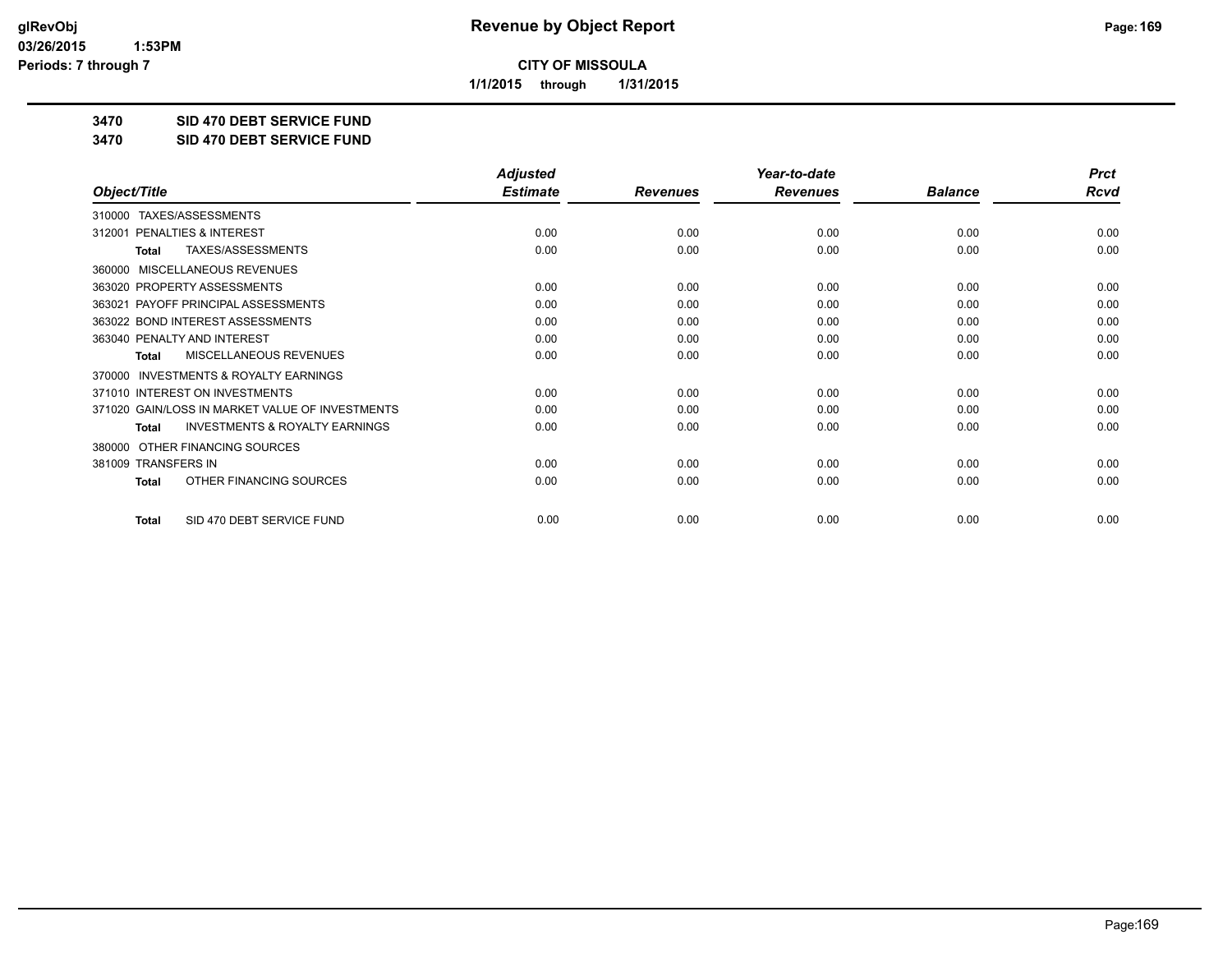**CITY OF MISSOULA**

**1/1/2015 through 1/31/2015**

**3470 SID 470 DEBT SERVICE FUND**

**3470 SID 470 DEBT SERVICE FUND**

| Object/Title | Adjusted Estimate | Revenues | Year-to-date Revenues | Balance | Prct Rcvd |
|---|---|---|---|---|---|
| 310000 TAXES/ASSESSMENTS | | | | | |
| 312001 PENALTIES & INTEREST | 0.00 | 0.00 | 0.00 | 0.00 | 0.00 |
| **Total** TAXES/ASSESSMENTS | 0.00 | 0.00 | 0.00 | 0.00 | 0.00 |
| 360000 MISCELLANEOUS REVENUES | | | | | |
| 363020 PROPERTY ASSESSMENTS | 0.00 | 0.00 | 0.00 | 0.00 | 0.00 |
| 363021 PAYOFF PRINCIPAL ASSESSMENTS | 0.00 | 0.00 | 0.00 | 0.00 | 0.00 |
| 363022 BOND INTEREST ASSESSMENTS | 0.00 | 0.00 | 0.00 | 0.00 | 0.00 |
| 363040 PENALTY AND INTEREST | 0.00 | 0.00 | 0.00 | 0.00 | 0.00 |
| **Total** MISCELLANEOUS REVENUES | 0.00 | 0.00 | 0.00 | 0.00 | 0.00 |
| 370000 INVESTMENTS & ROYALTY EARNINGS | | | | | |
| 371010 INTEREST ON INVESTMENTS | 0.00 | 0.00 | 0.00 | 0.00 | 0.00 |
| 371020 GAIN/LOSS IN MARKET VALUE OF INVESTMENTS | 0.00 | 0.00 | 0.00 | 0.00 | 0.00 |
| **Total** INVESTMENTS & ROYALTY EARNINGS | 0.00 | 0.00 | 0.00 | 0.00 | 0.00 |
| 380000 OTHER FINANCING SOURCES | | | | | |
| 381009 TRANSFERS IN | 0.00 | 0.00 | 0.00 | 0.00 | 0.00 |
| **Total** OTHER FINANCING SOURCES | 0.00 | 0.00 | 0.00 | 0.00 | 0.00 |
| **Total** SID 470 DEBT SERVICE FUND | 0.00 | 0.00 | 0.00 | 0.00 | 0.00 |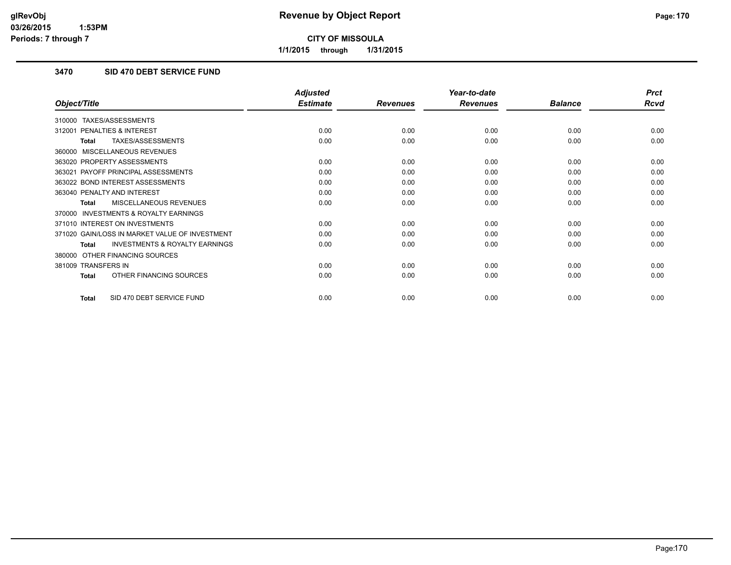# Revenue by Object Report

**CITY OF MISSOULA**

**1/1/2015 through 1/31/2015**

glRevObj
03/26/2015 1:53PM
Periods: 7 through 7

## 3470 SID 470 DEBT SERVICE FUND

| Object/Title | Adjusted Estimate | Revenues | Year-to-date Revenues | Balance | Prct Rcvd |
|---|---|---|---|---|---|
| 310000 TAXES/ASSESSMENTS | | | | | |
| 312001 PENALTIES & INTEREST | 0.00 | 0.00 | 0.00 | 0.00 | 0.00 |
| **Total** TAXES/ASSESSMENTS | 0.00 | 0.00 | 0.00 | 0.00 | 0.00 |
| 360000 MISCELLANEOUS REVENUES | | | | | |
| 363020 PROPERTY ASSESSMENTS | 0.00 | 0.00 | 0.00 | 0.00 | 0.00 |
| 363021 PAYOFF PRINCIPAL ASSESSMENTS | 0.00 | 0.00 | 0.00 | 0.00 | 0.00 |
| 363022 BOND INTEREST ASSESSMENTS | 0.00 | 0.00 | 0.00 | 0.00 | 0.00 |
| 363040 PENALTY AND INTEREST | 0.00 | 0.00 | 0.00 | 0.00 | 0.00 |
| **Total** MISCELLANEOUS REVENUES | 0.00 | 0.00 | 0.00 | 0.00 | 0.00 |
| 370000 INVESTMENTS & ROYALTY EARNINGS | | | | | |
| 371010 INTEREST ON INVESTMENTS | 0.00 | 0.00 | 0.00 | 0.00 | 0.00 |
| 371020 GAIN/LOSS IN MARKET VALUE OF INVESTMENT | 0.00 | 0.00 | 0.00 | 0.00 | 0.00 |
| **Total** INVESTMENTS & ROYALTY EARNINGS | 0.00 | 0.00 | 0.00 | 0.00 | 0.00 |
| 380000 OTHER FINANCING SOURCES | | | | | |
| 381009 TRANSFERS IN | 0.00 | 0.00 | 0.00 | 0.00 | 0.00 |
| **Total** OTHER FINANCING SOURCES | 0.00 | 0.00 | 0.00 | 0.00 | 0.00 |
| **Total** SID 470 DEBT SERVICE FUND | 0.00 | 0.00 | 0.00 | 0.00 | 0.00 |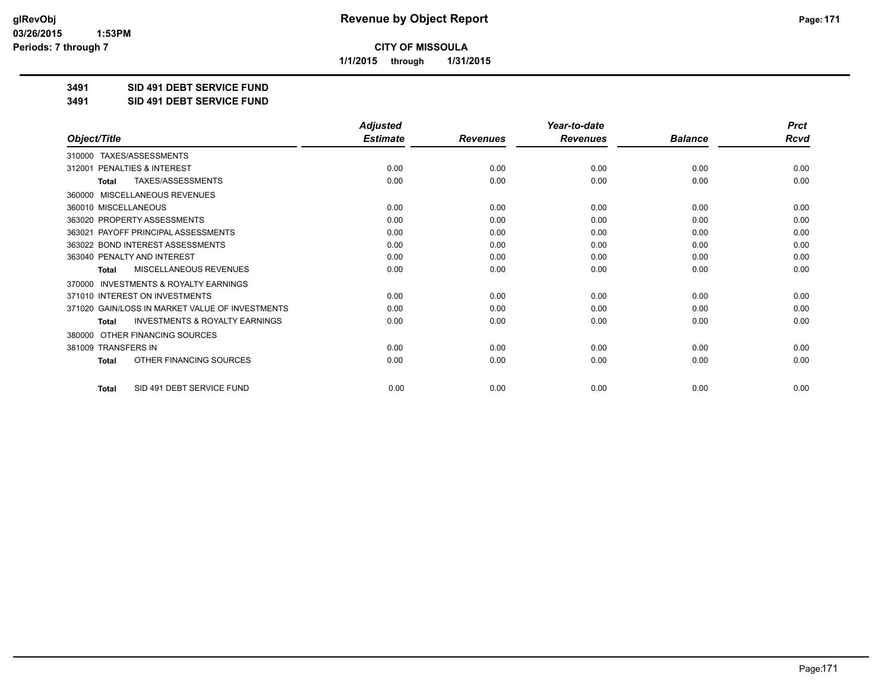# Revenue by Object Report

**CITY OF MISSOULA**

**1/1/2015 through 1/31/2015**

glRevObj
03/26/2015 1:53PM
Periods: 7 through 7

**3491 SID 491 DEBT SERVICE FUND**

**3491 SID 491 DEBT SERVICE FUND**

| Object/Title | Adjusted Estimate | Revenues | Year-to-date Revenues | Balance | Prct Rcvd |
|---|---|---|---|---|---|
| 310000 TAXES/ASSESSMENTS | | | | | |
| 312001 PENALTIES & INTEREST | 0.00 | 0.00 | 0.00 | 0.00 | 0.00 |
| **Total** TAXES/ASSESSMENTS | 0.00 | 0.00 | 0.00 | 0.00 | 0.00 |
| 360000 MISCELLANEOUS REVENUES | | | | | |
| 360010 MISCELLANEOUS | 0.00 | 0.00 | 0.00 | 0.00 | 0.00 |
| 363020 PROPERTY ASSESSMENTS | 0.00 | 0.00 | 0.00 | 0.00 | 0.00 |
| 363021 PAYOFF PRINCIPAL ASSESSMENTS | 0.00 | 0.00 | 0.00 | 0.00 | 0.00 |
| 363022 BOND INTEREST ASSESSMENTS | 0.00 | 0.00 | 0.00 | 0.00 | 0.00 |
| 363040 PENALTY AND INTEREST | 0.00 | 0.00 | 0.00 | 0.00 | 0.00 |
| **Total** MISCELLANEOUS REVENUES | 0.00 | 0.00 | 0.00 | 0.00 | 0.00 |
| 370000 INVESTMENTS & ROYALTY EARNINGS | | | | | |
| 371010 INTEREST ON INVESTMENTS | 0.00 | 0.00 | 0.00 | 0.00 | 0.00 |
| 371020 GAIN/LOSS IN MARKET VALUE OF INVESTMENTS | 0.00 | 0.00 | 0.00 | 0.00 | 0.00 |
| **Total** INVESTMENTS & ROYALTY EARNINGS | 0.00 | 0.00 | 0.00 | 0.00 | 0.00 |
| 380000 OTHER FINANCING SOURCES | | | | | |
| 381009 TRANSFERS IN | 0.00 | 0.00 | 0.00 | 0.00 | 0.00 |
| **Total** OTHER FINANCING SOURCES | 0.00 | 0.00 | 0.00 | 0.00 | 0.00 |
| **Total** SID 491 DEBT SERVICE FUND | 0.00 | 0.00 | 0.00 | 0.00 | 0.00 |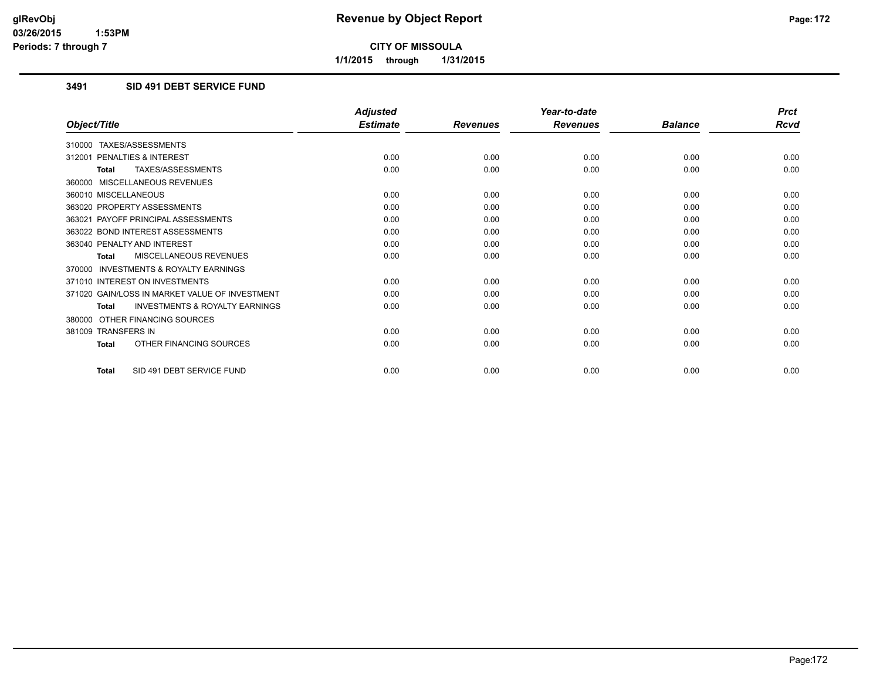# Revenue by Object Report

**CITY OF MISSOULA**

**1/1/2015 through 1/31/2015**

glRevObj
03/26/2015 1:53PM
Periods: 7 through 7

### 3491 SID 491 DEBT SERVICE FUND

| Object/Title | Adjusted Estimate | Revenues | Year-to-date Revenues | Balance | Prct Rcvd |
|---|---|---|---|---|---|
| 310000 TAXES/ASSESSMENTS | | | | | |
| 312001 PENALTIES & INTEREST | 0.00 | 0.00 | 0.00 | 0.00 | 0.00 |
| **Total** TAXES/ASSESSMENTS | 0.00 | 0.00 | 0.00 | 0.00 | 0.00 |
| 360000 MISCELLANEOUS REVENUES | | | | | |
| 360010 MISCELLANEOUS | 0.00 | 0.00 | 0.00 | 0.00 | 0.00 |
| 363020 PROPERTY ASSESSMENTS | 0.00 | 0.00 | 0.00 | 0.00 | 0.00 |
| 363021 PAYOFF PRINCIPAL ASSESSMENTS | 0.00 | 0.00 | 0.00 | 0.00 | 0.00 |
| 363022 BOND INTEREST ASSESSMENTS | 0.00 | 0.00 | 0.00 | 0.00 | 0.00 |
| 363040 PENALTY AND INTEREST | 0.00 | 0.00 | 0.00 | 0.00 | 0.00 |
| **Total** MISCELLANEOUS REVENUES | 0.00 | 0.00 | 0.00 | 0.00 | 0.00 |
| 370000 INVESTMENTS & ROYALTY EARNINGS | | | | | |
| 371010 INTEREST ON INVESTMENTS | 0.00 | 0.00 | 0.00 | 0.00 | 0.00 |
| 371020 GAIN/LOSS IN MARKET VALUE OF INVESTMENT | 0.00 | 0.00 | 0.00 | 0.00 | 0.00 |
| **Total** INVESTMENTS & ROYALTY EARNINGS | 0.00 | 0.00 | 0.00 | 0.00 | 0.00 |
| 380000 OTHER FINANCING SOURCES | | | | | |
| 381009 TRANSFERS IN | 0.00 | 0.00 | 0.00 | 0.00 | 0.00 |
| **Total** OTHER FINANCING SOURCES | 0.00 | 0.00 | 0.00 | 0.00 | 0.00 |
| **Total** SID 491 DEBT SERVICE FUND | 0.00 | 0.00 | 0.00 | 0.00 | 0.00 |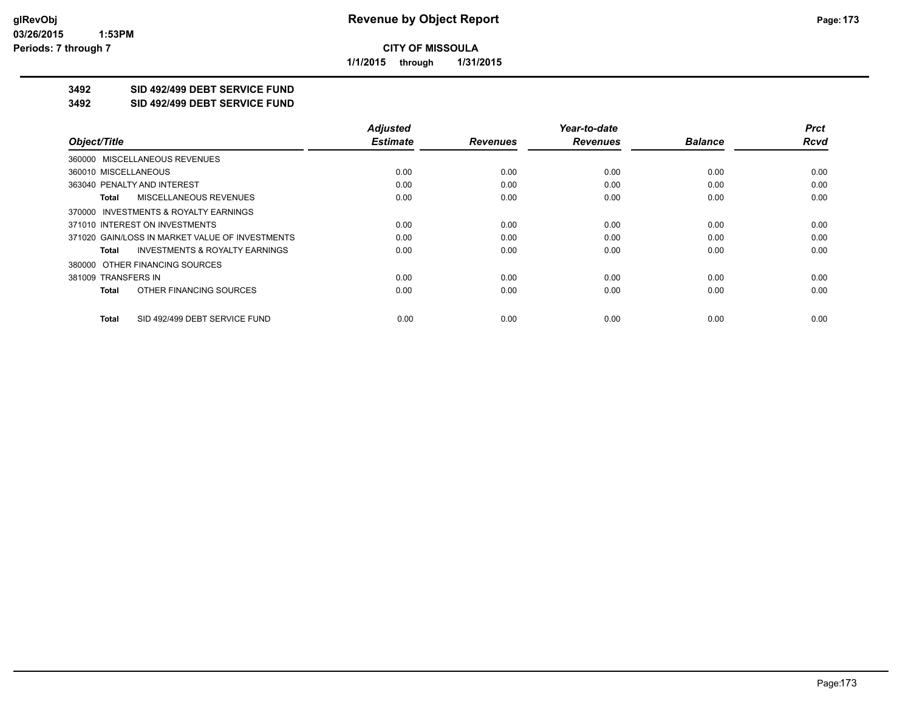**CITY OF MISSOULA**

**1/1/2015 through 1/31/2015**

# 3492 SID 492/499 DEBT SERVICE FUND

## 3492 SID 492/499 DEBT SERVICE FUND

| Object/Title | Adjusted Estimate | Revenues | Year-to-date Revenues | Balance | Prct Rcvd |
|---|---|---|---|---|---|
| 360000 MISCELLANEOUS REVENUES | | | | | |
| 360010 MISCELLANEOUS | 0.00 | 0.00 | 0.00 | 0.00 | 0.00 |
| 363040 PENALTY AND INTEREST | 0.00 | 0.00 | 0.00 | 0.00 | 0.00 |
| **Total** MISCELLANEOUS REVENUES | 0.00 | 0.00 | 0.00 | 0.00 | 0.00 |
| 370000 INVESTMENTS & ROYALTY EARNINGS | | | | | |
| 371010 INTEREST ON INVESTMENTS | 0.00 | 0.00 | 0.00 | 0.00 | 0.00 |
| 371020 GAIN/LOSS IN MARKET VALUE OF INVESTMENTS | 0.00 | 0.00 | 0.00 | 0.00 | 0.00 |
| **Total** INVESTMENTS & ROYALTY EARNINGS | 0.00 | 0.00 | 0.00 | 0.00 | 0.00 |
| 380000 OTHER FINANCING SOURCES | | | | | |
| 381009 TRANSFERS IN | 0.00 | 0.00 | 0.00 | 0.00 | 0.00 |
| **Total** OTHER FINANCING SOURCES | 0.00 | 0.00 | 0.00 | 0.00 | 0.00 |
| **Total** SID 492/499 DEBT SERVICE FUND | 0.00 | 0.00 | 0.00 | 0.00 | 0.00 |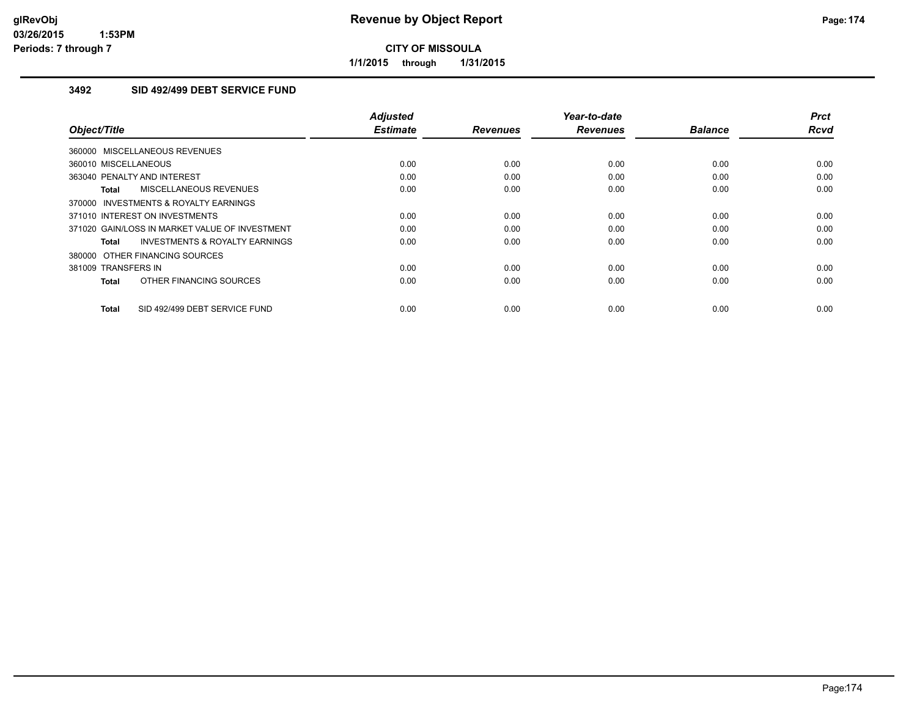# Revenue by Object Report

**CITY OF MISSOULA**

**1/1/2015 through 1/31/2015**

## 3492 SID 492/499 DEBT SERVICE FUND

| Object/Title | Adjusted Estimate | Revenues | Year-to-date Revenues | Balance | Prct Rcvd |
|---|---|---|---|---|---|
| 360000 MISCELLANEOUS REVENUES | | | | | |
| 360010 MISCELLANEOUS | 0.00 | 0.00 | 0.00 | 0.00 | 0.00 |
| 363040 PENALTY AND INTEREST | 0.00 | 0.00 | 0.00 | 0.00 | 0.00 |
| **Total** MISCELLANEOUS REVENUES | 0.00 | 0.00 | 0.00 | 0.00 | 0.00 |
| 370000 INVESTMENTS & ROYALTY EARNINGS | | | | | |
| 371010 INTEREST ON INVESTMENTS | 0.00 | 0.00 | 0.00 | 0.00 | 0.00 |
| 371020 GAIN/LOSS IN MARKET VALUE OF INVESTMENT | 0.00 | 0.00 | 0.00 | 0.00 | 0.00 |
| **Total** INVESTMENTS & ROYALTY EARNINGS | 0.00 | 0.00 | 0.00 | 0.00 | 0.00 |
| 380000 OTHER FINANCING SOURCES | | | | | |
| 381009 TRANSFERS IN | 0.00 | 0.00 | 0.00 | 0.00 | 0.00 |
| **Total** OTHER FINANCING SOURCES | 0.00 | 0.00 | 0.00 | 0.00 | 0.00 |
| **Total** SID 492/499 DEBT SERVICE FUND | 0.00 | 0.00 | 0.00 | 0.00 | 0.00 |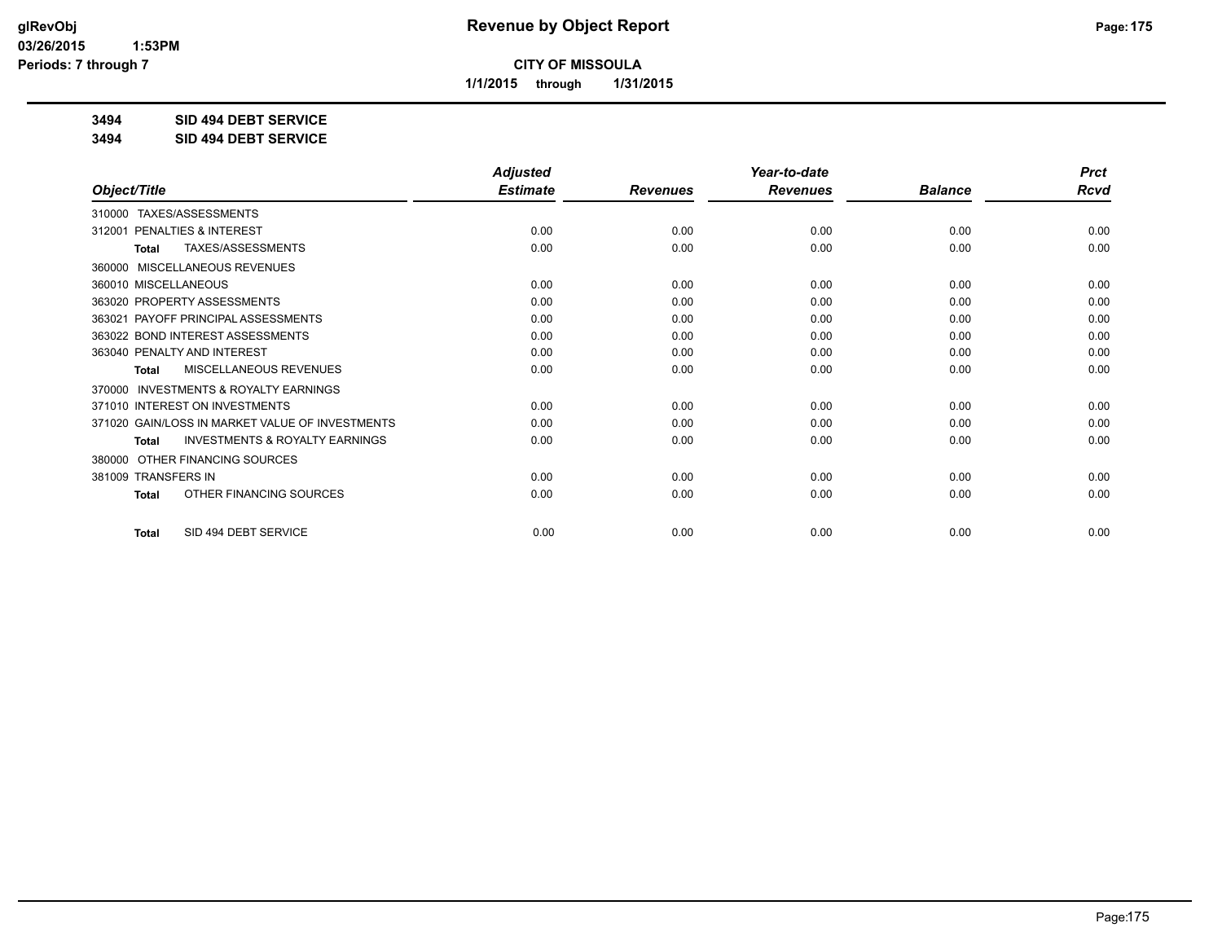**CITY OF MISSOULA**

**1/1/2015 through 1/31/2015**

**3494 SID 494 DEBT SERVICE**

**3494 SID 494 DEBT SERVICE**

| Object/Title | Adjusted Estimate | Revenues | Year-to-date Revenues | Balance | Prct Rcvd |
|---|---|---|---|---|---|
| 310000 TAXES/ASSESSMENTS | | | | | |
| 312001 PENALTIES & INTEREST | 0.00 | 0.00 | 0.00 | 0.00 | 0.00 |
| **Total** TAXES/ASSESSMENTS | 0.00 | 0.00 | 0.00 | 0.00 | 0.00 |
| 360000 MISCELLANEOUS REVENUES | | | | | |
| 360010 MISCELLANEOUS | 0.00 | 0.00 | 0.00 | 0.00 | 0.00 |
| 363020 PROPERTY ASSESSMENTS | 0.00 | 0.00 | 0.00 | 0.00 | 0.00 |
| 363021 PAYOFF PRINCIPAL ASSESSMENTS | 0.00 | 0.00 | 0.00 | 0.00 | 0.00 |
| 363022 BOND INTEREST ASSESSMENTS | 0.00 | 0.00 | 0.00 | 0.00 | 0.00 |
| 363040 PENALTY AND INTEREST | 0.00 | 0.00 | 0.00 | 0.00 | 0.00 |
| **Total** MISCELLANEOUS REVENUES | 0.00 | 0.00 | 0.00 | 0.00 | 0.00 |
| 370000 INVESTMENTS & ROYALTY EARNINGS | | | | | |
| 371010 INTEREST ON INVESTMENTS | 0.00 | 0.00 | 0.00 | 0.00 | 0.00 |
| 371020 GAIN/LOSS IN MARKET VALUE OF INVESTMENTS | 0.00 | 0.00 | 0.00 | 0.00 | 0.00 |
| **Total** INVESTMENTS & ROYALTY EARNINGS | 0.00 | 0.00 | 0.00 | 0.00 | 0.00 |
| 380000 OTHER FINANCING SOURCES | | | | | |
| 381009 TRANSFERS IN | 0.00 | 0.00 | 0.00 | 0.00 | 0.00 |
| **Total** OTHER FINANCING SOURCES | 0.00 | 0.00 | 0.00 | 0.00 | 0.00 |
| **Total** SID 494 DEBT SERVICE | 0.00 | 0.00 | 0.00 | 0.00 | 0.00 |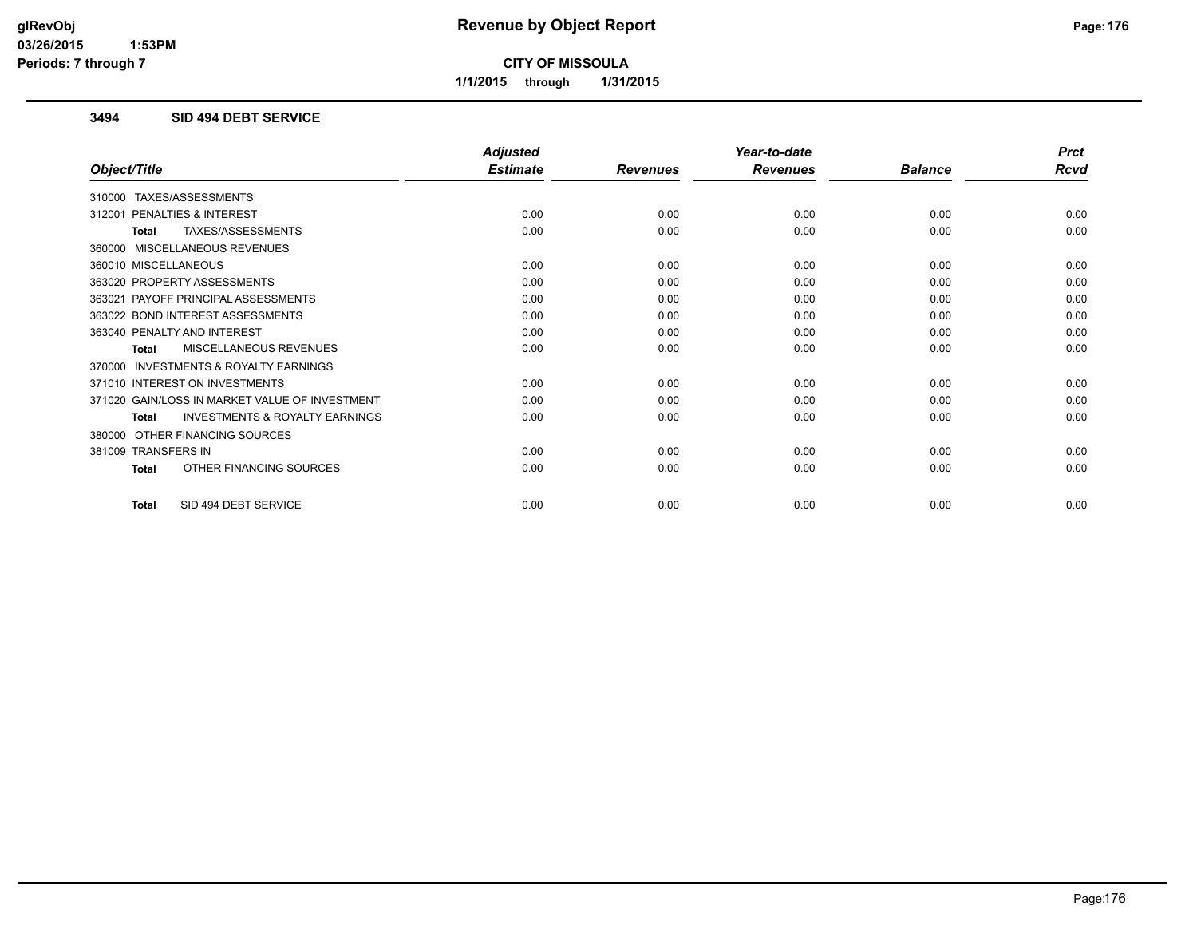**CITY OF MISSOULA**

**1/1/2015 through 1/31/2015**

### 3494 SID 494 DEBT SERVICE

| Object/Title | Adjusted Estimate | Revenues | Year-to-date Revenues | Balance | Prct Rcvd |
|---|---|---|---|---|---|
| 310000 TAXES/ASSESSMENTS | | | | | |
| 312001 PENALTIES & INTEREST | 0.00 | 0.00 | 0.00 | 0.00 | 0.00 |
| **Total** TAXES/ASSESSMENTS | 0.00 | 0.00 | 0.00 | 0.00 | 0.00 |
| 360000 MISCELLANEOUS REVENUES | | | | | |
| 360010 MISCELLANEOUS | 0.00 | 0.00 | 0.00 | 0.00 | 0.00 |
| 363020 PROPERTY ASSESSMENTS | 0.00 | 0.00 | 0.00 | 0.00 | 0.00 |
| 363021 PAYOFF PRINCIPAL ASSESSMENTS | 0.00 | 0.00 | 0.00 | 0.00 | 0.00 |
| 363022 BOND INTEREST ASSESSMENTS | 0.00 | 0.00 | 0.00 | 0.00 | 0.00 |
| 363040 PENALTY AND INTEREST | 0.00 | 0.00 | 0.00 | 0.00 | 0.00 |
| **Total** MISCELLANEOUS REVENUES | 0.00 | 0.00 | 0.00 | 0.00 | 0.00 |
| 370000 INVESTMENTS & ROYALTY EARNINGS | | | | | |
| 371010 INTEREST ON INVESTMENTS | 0.00 | 0.00 | 0.00 | 0.00 | 0.00 |
| 371020 GAIN/LOSS IN MARKET VALUE OF INVESTMENT | 0.00 | 0.00 | 0.00 | 0.00 | 0.00 |
| **Total** INVESTMENTS & ROYALTY EARNINGS | 0.00 | 0.00 | 0.00 | 0.00 | 0.00 |
| 380000 OTHER FINANCING SOURCES | | | | | |
| 381009 TRANSFERS IN | 0.00 | 0.00 | 0.00 | 0.00 | 0.00 |
| **Total** OTHER FINANCING SOURCES | 0.00 | 0.00 | 0.00 | 0.00 | 0.00 |
| **Total** SID 494 DEBT SERVICE | 0.00 | 0.00 | 0.00 | 0.00 | 0.00 |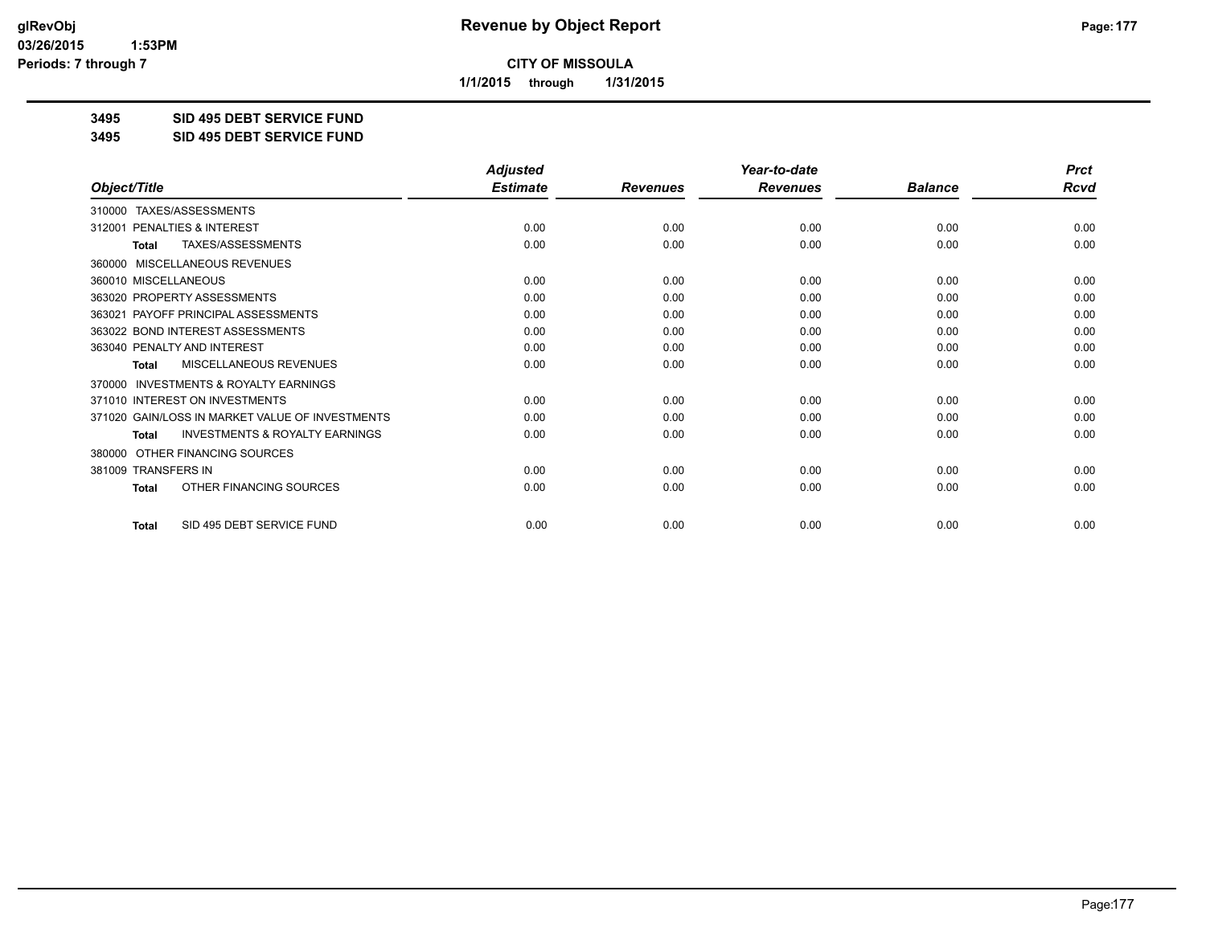# CITY OF MISSOULA

**1/1/2015 through 1/31/2015**

**3495 SID 495 DEBT SERVICE FUND**

**3495 SID 495 DEBT SERVICE FUND**

| Object/Title | Adjusted Estimate | Revenues | Year-to-date Revenues | Balance | Prct Rcvd |
|---|---|---|---|---|---|
| 310000 TAXES/ASSESSMENTS | | | | | |
| 312001 PENALTIES & INTEREST | 0.00 | 0.00 | 0.00 | 0.00 | 0.00 |
| **Total** TAXES/ASSESSMENTS | 0.00 | 0.00 | 0.00 | 0.00 | 0.00 |
| 360000 MISCELLANEOUS REVENUES | | | | | |
| 360010 MISCELLANEOUS | 0.00 | 0.00 | 0.00 | 0.00 | 0.00 |
| 363020 PROPERTY ASSESSMENTS | 0.00 | 0.00 | 0.00 | 0.00 | 0.00 |
| 363021 PAYOFF PRINCIPAL ASSESSMENTS | 0.00 | 0.00 | 0.00 | 0.00 | 0.00 |
| 363022 BOND INTEREST ASSESSMENTS | 0.00 | 0.00 | 0.00 | 0.00 | 0.00 |
| 363040 PENALTY AND INTEREST | 0.00 | 0.00 | 0.00 | 0.00 | 0.00 |
| **Total** MISCELLANEOUS REVENUES | 0.00 | 0.00 | 0.00 | 0.00 | 0.00 |
| 370000 INVESTMENTS & ROYALTY EARNINGS | | | | | |
| 371010 INTEREST ON INVESTMENTS | 0.00 | 0.00 | 0.00 | 0.00 | 0.00 |
| 371020 GAIN/LOSS IN MARKET VALUE OF INVESTMENTS | 0.00 | 0.00 | 0.00 | 0.00 | 0.00 |
| **Total** INVESTMENTS & ROYALTY EARNINGS | 0.00 | 0.00 | 0.00 | 0.00 | 0.00 |
| 380000 OTHER FINANCING SOURCES | | | | | |
| 381009 TRANSFERS IN | 0.00 | 0.00 | 0.00 | 0.00 | 0.00 |
| **Total** OTHER FINANCING SOURCES | 0.00 | 0.00 | 0.00 | 0.00 | 0.00 |
| **Total** SID 495 DEBT SERVICE FUND | 0.00 | 0.00 | 0.00 | 0.00 | 0.00 |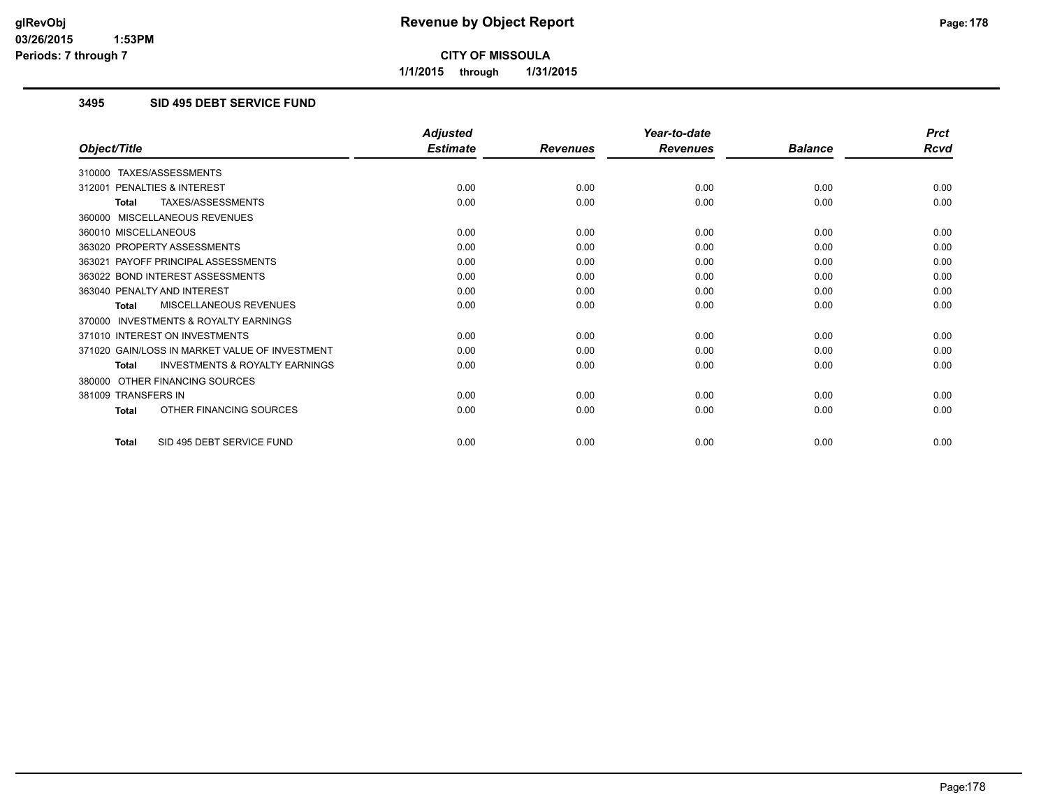**CITY OF MISSOULA**

**1/1/2015 through 1/31/2015**

### 3495 SID 495 DEBT SERVICE FUND

| Object/Title | Adjusted Estimate | Revenues | Year-to-date Revenues | Balance | Prct Rcvd |
|---|---|---|---|---|---|
| 310000 TAXES/ASSESSMENTS | | | | | |
| 312001 PENALTIES & INTEREST | 0.00 | 0.00 | 0.00 | 0.00 | 0.00 |
| **Total** TAXES/ASSESSMENTS | 0.00 | 0.00 | 0.00 | 0.00 | 0.00 |
| 360000 MISCELLANEOUS REVENUES | | | | | |
| 360010 MISCELLANEOUS | 0.00 | 0.00 | 0.00 | 0.00 | 0.00 |
| 363020 PROPERTY ASSESSMENTS | 0.00 | 0.00 | 0.00 | 0.00 | 0.00 |
| 363021 PAYOFF PRINCIPAL ASSESSMENTS | 0.00 | 0.00 | 0.00 | 0.00 | 0.00 |
| 363022 BOND INTEREST ASSESSMENTS | 0.00 | 0.00 | 0.00 | 0.00 | 0.00 |
| 363040 PENALTY AND INTEREST | 0.00 | 0.00 | 0.00 | 0.00 | 0.00 |
| **Total** MISCELLANEOUS REVENUES | 0.00 | 0.00 | 0.00 | 0.00 | 0.00 |
| 370000 INVESTMENTS & ROYALTY EARNINGS | | | | | |
| 371010 INTEREST ON INVESTMENTS | 0.00 | 0.00 | 0.00 | 0.00 | 0.00 |
| 371020 GAIN/LOSS IN MARKET VALUE OF INVESTMENT | 0.00 | 0.00 | 0.00 | 0.00 | 0.00 |
| **Total** INVESTMENTS & ROYALTY EARNINGS | 0.00 | 0.00 | 0.00 | 0.00 | 0.00 |
| 380000 OTHER FINANCING SOURCES | | | | | |
| 381009 TRANSFERS IN | 0.00 | 0.00 | 0.00 | 0.00 | 0.00 |
| **Total** OTHER FINANCING SOURCES | 0.00 | 0.00 | 0.00 | 0.00 | 0.00 |
| **Total** SID 495 DEBT SERVICE FUND | 0.00 | 0.00 | 0.00 | 0.00 | 0.00 |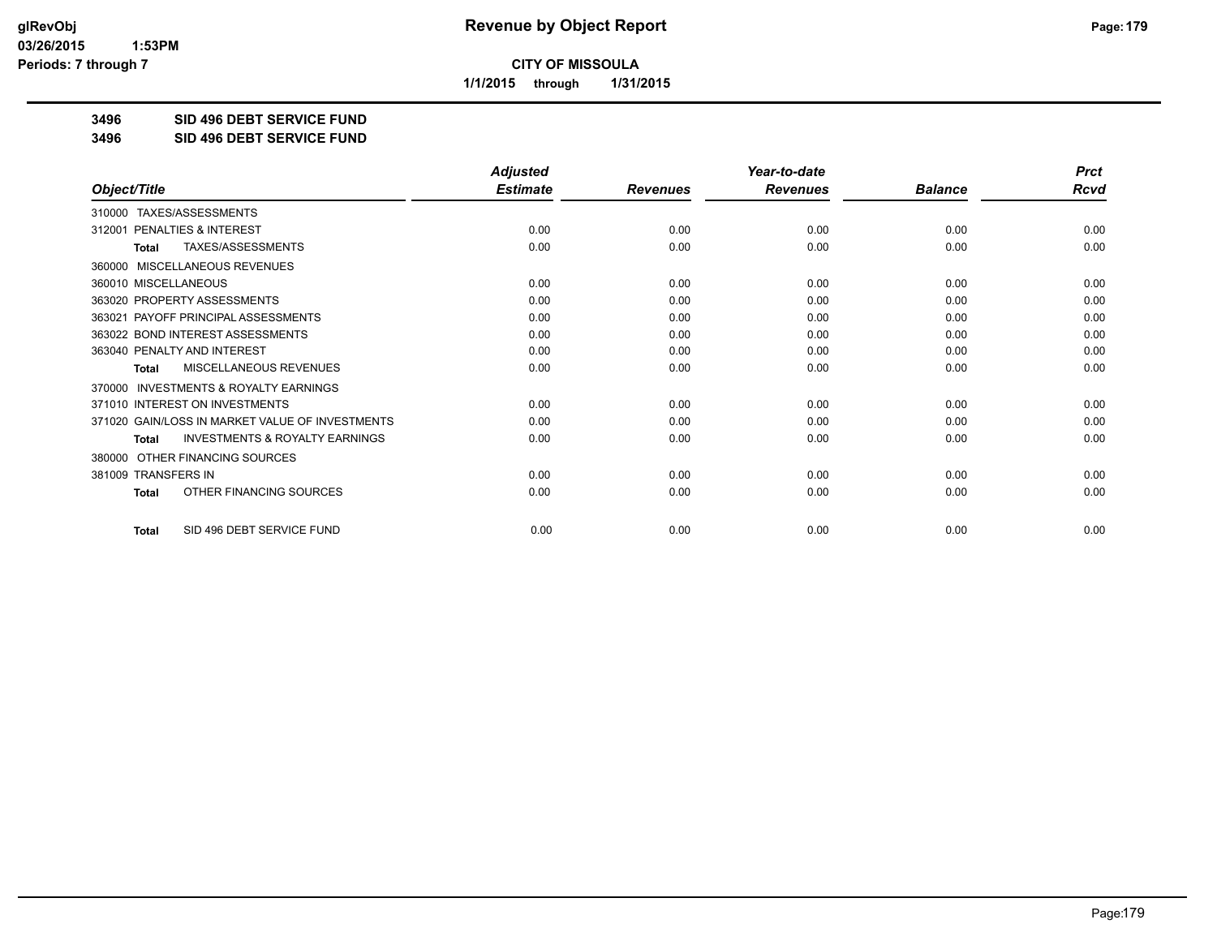# Revenue by Object Report

**CITY OF MISSOULA**

**1/1/2015 through 1/31/2015**

**3496 SID 496 DEBT SERVICE FUND**

**3496 SID 496 DEBT SERVICE FUND**

| Object/Title | Adjusted Estimate | Revenues | Year-to-date Revenues | Balance | Prct Rcvd |
|---|---|---|---|---|---|
| 310000 TAXES/ASSESSMENTS | | | | | |
| 312001 PENALTIES & INTEREST | 0.00 | 0.00 | 0.00 | 0.00 | 0.00 |
| **Total** TAXES/ASSESSMENTS | 0.00 | 0.00 | 0.00 | 0.00 | 0.00 |
| 360000 MISCELLANEOUS REVENUES | | | | | |
| 360010 MISCELLANEOUS | 0.00 | 0.00 | 0.00 | 0.00 | 0.00 |
| 363020 PROPERTY ASSESSMENTS | 0.00 | 0.00 | 0.00 | 0.00 | 0.00 |
| 363021 PAYOFF PRINCIPAL ASSESSMENTS | 0.00 | 0.00 | 0.00 | 0.00 | 0.00 |
| 363022 BOND INTEREST ASSESSMENTS | 0.00 | 0.00 | 0.00 | 0.00 | 0.00 |
| 363040 PENALTY AND INTEREST | 0.00 | 0.00 | 0.00 | 0.00 | 0.00 |
| **Total** MISCELLANEOUS REVENUES | 0.00 | 0.00 | 0.00 | 0.00 | 0.00 |
| 370000 INVESTMENTS & ROYALTY EARNINGS | | | | | |
| 371010 INTEREST ON INVESTMENTS | 0.00 | 0.00 | 0.00 | 0.00 | 0.00 |
| 371020 GAIN/LOSS IN MARKET VALUE OF INVESTMENTS | 0.00 | 0.00 | 0.00 | 0.00 | 0.00 |
| **Total** INVESTMENTS & ROYALTY EARNINGS | 0.00 | 0.00 | 0.00 | 0.00 | 0.00 |
| 380000 OTHER FINANCING SOURCES | | | | | |
| 381009 TRANSFERS IN | 0.00 | 0.00 | 0.00 | 0.00 | 0.00 |
| **Total** OTHER FINANCING SOURCES | 0.00 | 0.00 | 0.00 | 0.00 | 0.00 |
| **Total** SID 496 DEBT SERVICE FUND | 0.00 | 0.00 | 0.00 | 0.00 | 0.00 |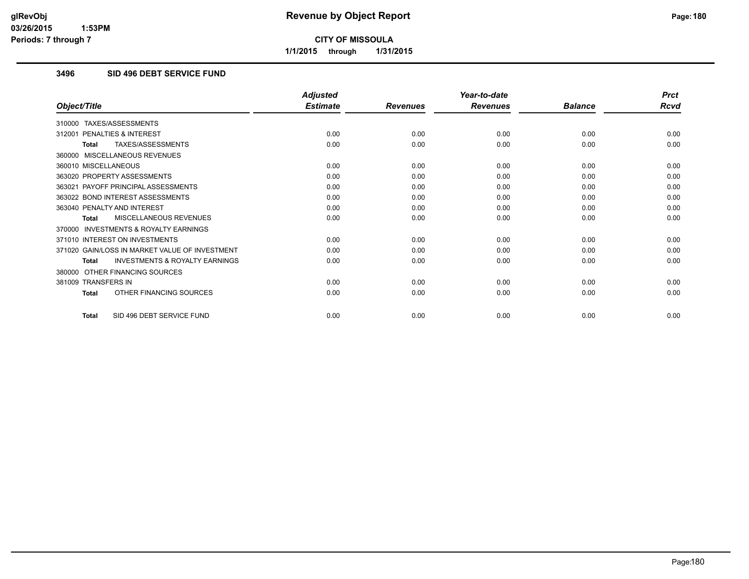# Revenue by Object Report

**CITY OF MISSOULA**

**1/1/2015 through 1/31/2015**

glRevObj
03/26/2015 1:53PM
Periods: 7 through 7

### 3496 SID 496 DEBT SERVICE FUND

| Object/Title | Adjusted Estimate | Revenues | Year-to-date Revenues | Balance | Prct Rcvd |
|---|---|---|---|---|---|
| 310000 TAXES/ASSESSMENTS | | | | | |
| 312001 PENALTIES & INTEREST | 0.00 | 0.00 | 0.00 | 0.00 | 0.00 |
| **Total** TAXES/ASSESSMENTS | 0.00 | 0.00 | 0.00 | 0.00 | 0.00 |
| 360000 MISCELLANEOUS REVENUES | | | | | |
| 360010 MISCELLANEOUS | 0.00 | 0.00 | 0.00 | 0.00 | 0.00 |
| 363020 PROPERTY ASSESSMENTS | 0.00 | 0.00 | 0.00 | 0.00 | 0.00 |
| 363021 PAYOFF PRINCIPAL ASSESSMENTS | 0.00 | 0.00 | 0.00 | 0.00 | 0.00 |
| 363022 BOND INTEREST ASSESSMENTS | 0.00 | 0.00 | 0.00 | 0.00 | 0.00 |
| 363040 PENALTY AND INTEREST | 0.00 | 0.00 | 0.00 | 0.00 | 0.00 |
| **Total** MISCELLANEOUS REVENUES | 0.00 | 0.00 | 0.00 | 0.00 | 0.00 |
| 370000 INVESTMENTS & ROYALTY EARNINGS | | | | | |
| 371010 INTEREST ON INVESTMENTS | 0.00 | 0.00 | 0.00 | 0.00 | 0.00 |
| 371020 GAIN/LOSS IN MARKET VALUE OF INVESTMENT | 0.00 | 0.00 | 0.00 | 0.00 | 0.00 |
| **Total** INVESTMENTS & ROYALTY EARNINGS | 0.00 | 0.00 | 0.00 | 0.00 | 0.00 |
| 380000 OTHER FINANCING SOURCES | | | | | |
| 381009 TRANSFERS IN | 0.00 | 0.00 | 0.00 | 0.00 | 0.00 |
| **Total** OTHER FINANCING SOURCES | 0.00 | 0.00 | 0.00 | 0.00 | 0.00 |
| **Total** SID 496 DEBT SERVICE FUND | 0.00 | 0.00 | 0.00 | 0.00 | 0.00 |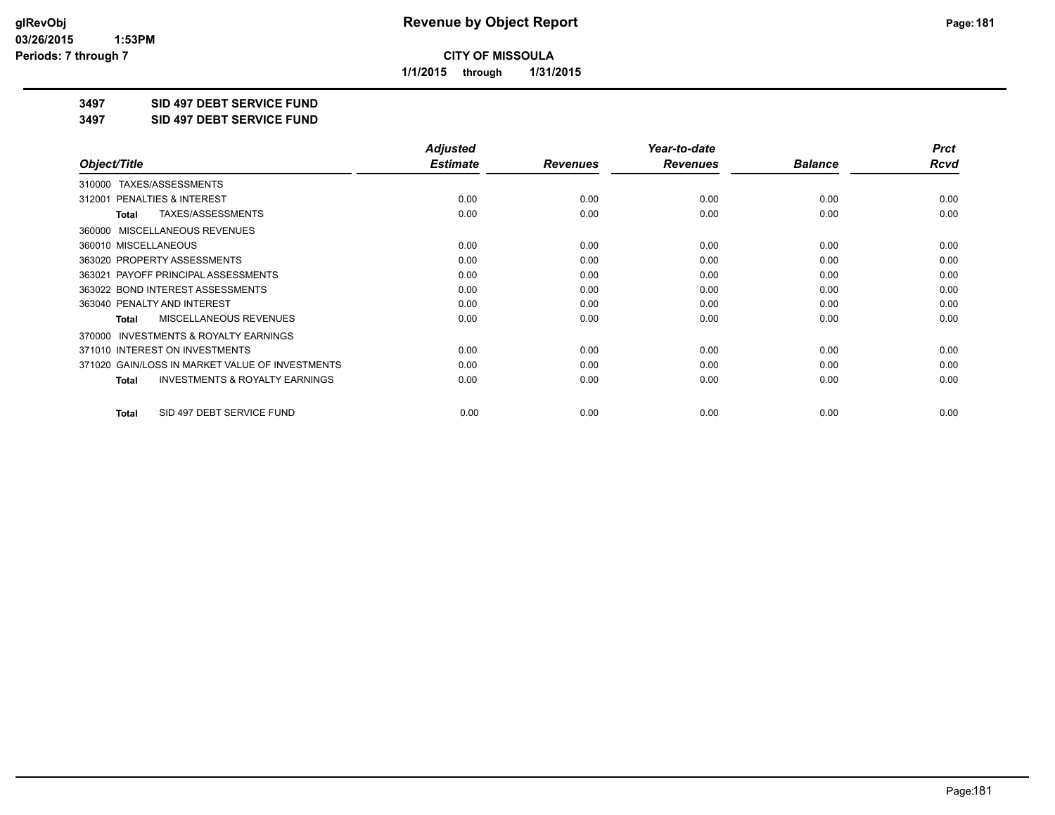**CITY OF MISSOULA**

**1/1/2015 through 1/31/2015**

**Revenue by Object Report**

**3497 SID 497 DEBT SERVICE FUND**

**3497 SID 497 DEBT SERVICE FUND**

| Object/Title | Adjusted Estimate | Revenues | Year-to-date Revenues | Balance | Prct Rcvd |
|---|---|---|---|---|---|
| 310000 TAXES/ASSESSMENTS | | | | | |
| 312001 PENALTIES & INTEREST | 0.00 | 0.00 | 0.00 | 0.00 | 0.00 |
| **Total** TAXES/ASSESSMENTS | 0.00 | 0.00 | 0.00 | 0.00 | 0.00 |
| 360000 MISCELLANEOUS REVENUES | | | | | |
| 360010 MISCELLANEOUS | 0.00 | 0.00 | 0.00 | 0.00 | 0.00 |
| 363020 PROPERTY ASSESSMENTS | 0.00 | 0.00 | 0.00 | 0.00 | 0.00 |
| 363021 PAYOFF PRINCIPAL ASSESSMENTS | 0.00 | 0.00 | 0.00 | 0.00 | 0.00 |
| 363022 BOND INTEREST ASSESSMENTS | 0.00 | 0.00 | 0.00 | 0.00 | 0.00 |
| 363040 PENALTY AND INTEREST | 0.00 | 0.00 | 0.00 | 0.00 | 0.00 |
| **Total** MISCELLANEOUS REVENUES | 0.00 | 0.00 | 0.00 | 0.00 | 0.00 |
| 370000 INVESTMENTS & ROYALTY EARNINGS | | | | | |
| 371010 INTEREST ON INVESTMENTS | 0.00 | 0.00 | 0.00 | 0.00 | 0.00 |
| 371020 GAIN/LOSS IN MARKET VALUE OF INVESTMENTS | 0.00 | 0.00 | 0.00 | 0.00 | 0.00 |
| **Total** INVESTMENTS & ROYALTY EARNINGS | 0.00 | 0.00 | 0.00 | 0.00 | 0.00 |
| **Total** SID 497 DEBT SERVICE FUND | 0.00 | 0.00 | 0.00 | 0.00 | 0.00 |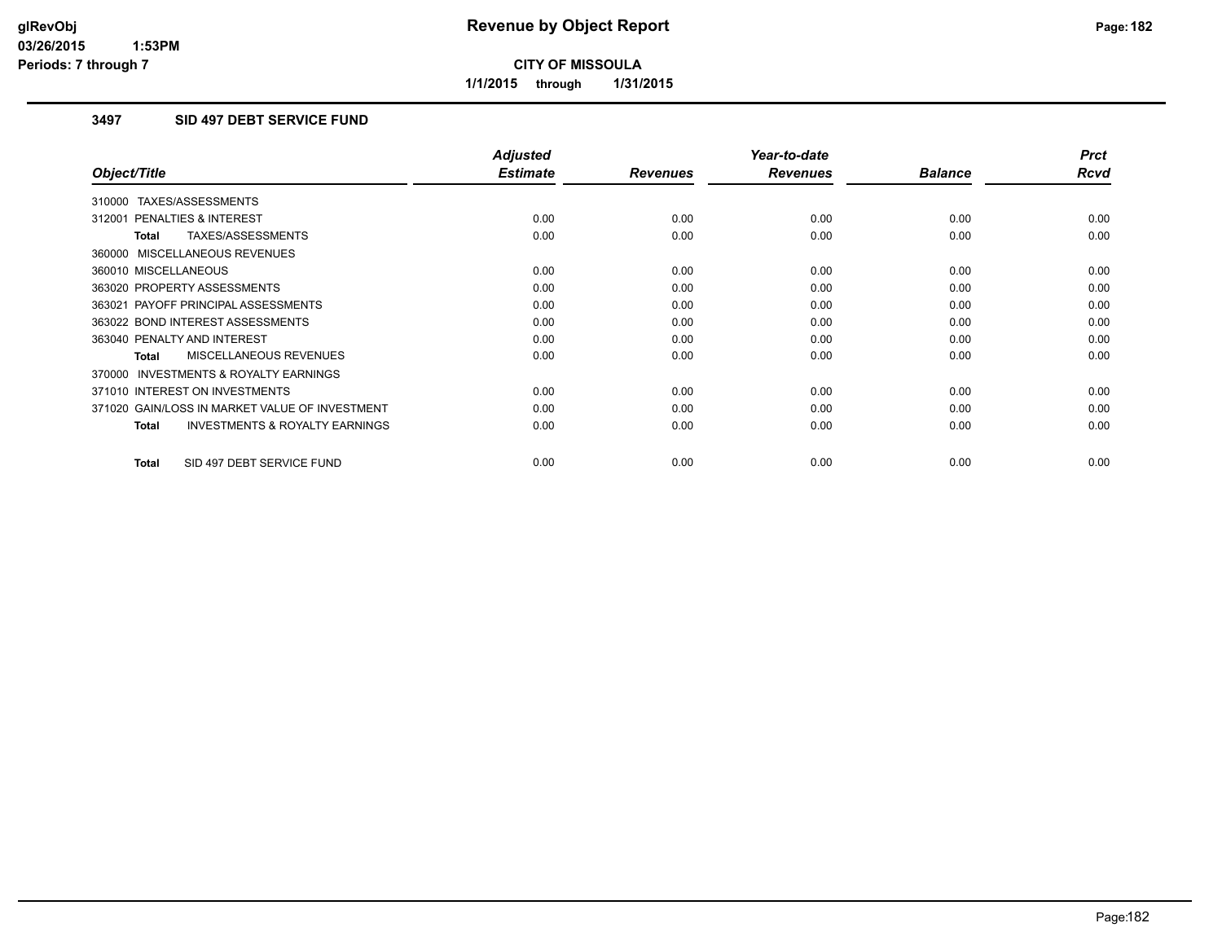glRevObj
03/26/2015 1:53PM
Periods: 7 through 7

# Revenue by Object Report

**CITY OF MISSOULA**

**1/1/2015 through 1/31/2015**

## 3497 SID 497 DEBT SERVICE FUND

| Object/Title | Adjusted Estimate | Revenues | Year-to-date Revenues | Balance | Prct Rcvd |
|---|---|---|---|---|---|
| 310000 TAXES/ASSESSMENTS | | | | | |
| 312001 PENALTIES & INTEREST | 0.00 | 0.00 | 0.00 | 0.00 | 0.00 |
| **Total** TAXES/ASSESSMENTS | 0.00 | 0.00 | 0.00 | 0.00 | 0.00 |
| 360000 MISCELLANEOUS REVENUES | | | | | |
| 360010 MISCELLANEOUS | 0.00 | 0.00 | 0.00 | 0.00 | 0.00 |
| 363020 PROPERTY ASSESSMENTS | 0.00 | 0.00 | 0.00 | 0.00 | 0.00 |
| 363021 PAYOFF PRINCIPAL ASSESSMENTS | 0.00 | 0.00 | 0.00 | 0.00 | 0.00 |
| 363022 BOND INTEREST ASSESSMENTS | 0.00 | 0.00 | 0.00 | 0.00 | 0.00 |
| 363040 PENALTY AND INTEREST | 0.00 | 0.00 | 0.00 | 0.00 | 0.00 |
| **Total** MISCELLANEOUS REVENUES | 0.00 | 0.00 | 0.00 | 0.00 | 0.00 |
| 370000 INVESTMENTS & ROYALTY EARNINGS | | | | | |
| 371010 INTEREST ON INVESTMENTS | 0.00 | 0.00 | 0.00 | 0.00 | 0.00 |
| 371020 GAIN/LOSS IN MARKET VALUE OF INVESTMENT | 0.00 | 0.00 | 0.00 | 0.00 | 0.00 |
| **Total** INVESTMENTS & ROYALTY EARNINGS | 0.00 | 0.00 | 0.00 | 0.00 | 0.00 |
| **Total** SID 497 DEBT SERVICE FUND | 0.00 | 0.00 | 0.00 | 0.00 | 0.00 |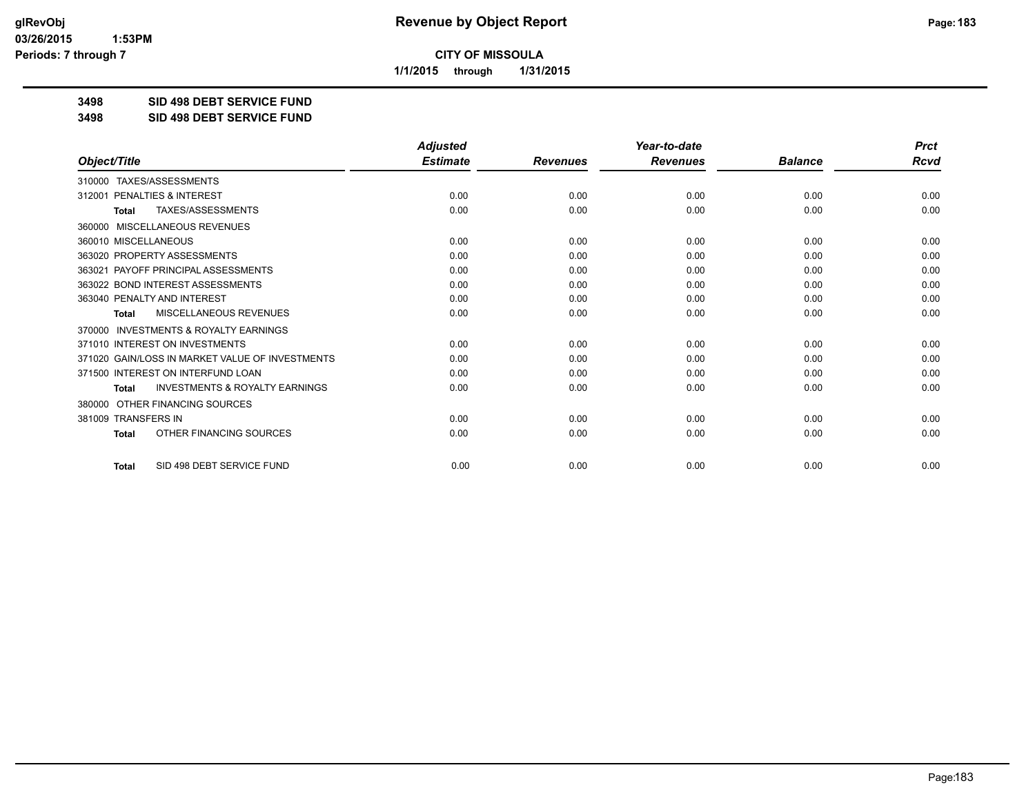**Revenue by Object Report**

**CITY OF MISSOULA**

**1/1/2015 through 1/31/2015**

**3498 SID 498 DEBT SERVICE FUND**

**3498 SID 498 DEBT SERVICE FUND**

| Object/Title | Adjusted Estimate | Revenues | Year-to-date Revenues | Balance | Prct Rcvd |
|---|---|---|---|---|---|
| 310000 TAXES/ASSESSMENTS | | | | | |
| 312001 PENALTIES & INTEREST | 0.00 | 0.00 | 0.00 | 0.00 | 0.00 |
| **Total** TAXES/ASSESSMENTS | 0.00 | 0.00 | 0.00 | 0.00 | 0.00 |
| 360000 MISCELLANEOUS REVENUES | | | | | |
| 360010 MISCELLANEOUS | 0.00 | 0.00 | 0.00 | 0.00 | 0.00 |
| 363020 PROPERTY ASSESSMENTS | 0.00 | 0.00 | 0.00 | 0.00 | 0.00 |
| 363021 PAYOFF PRINCIPAL ASSESSMENTS | 0.00 | 0.00 | 0.00 | 0.00 | 0.00 |
| 363022 BOND INTEREST ASSESSMENTS | 0.00 | 0.00 | 0.00 | 0.00 | 0.00 |
| 363040 PENALTY AND INTEREST | 0.00 | 0.00 | 0.00 | 0.00 | 0.00 |
| **Total** MISCELLANEOUS REVENUES | 0.00 | 0.00 | 0.00 | 0.00 | 0.00 |
| 370000 INVESTMENTS & ROYALTY EARNINGS | | | | | |
| 371010 INTEREST ON INVESTMENTS | 0.00 | 0.00 | 0.00 | 0.00 | 0.00 |
| 371020 GAIN/LOSS IN MARKET VALUE OF INVESTMENTS | 0.00 | 0.00 | 0.00 | 0.00 | 0.00 |
| 371500 INTEREST ON INTERFUND LOAN | 0.00 | 0.00 | 0.00 | 0.00 | 0.00 |
| **Total** INVESTMENTS & ROYALTY EARNINGS | 0.00 | 0.00 | 0.00 | 0.00 | 0.00 |
| 380000 OTHER FINANCING SOURCES | | | | | |
| 381009 TRANSFERS IN | 0.00 | 0.00 | 0.00 | 0.00 | 0.00 |
| **Total** OTHER FINANCING SOURCES | 0.00 | 0.00 | 0.00 | 0.00 | 0.00 |
| **Total** SID 498 DEBT SERVICE FUND | 0.00 | 0.00 | 0.00 | 0.00 | 0.00 |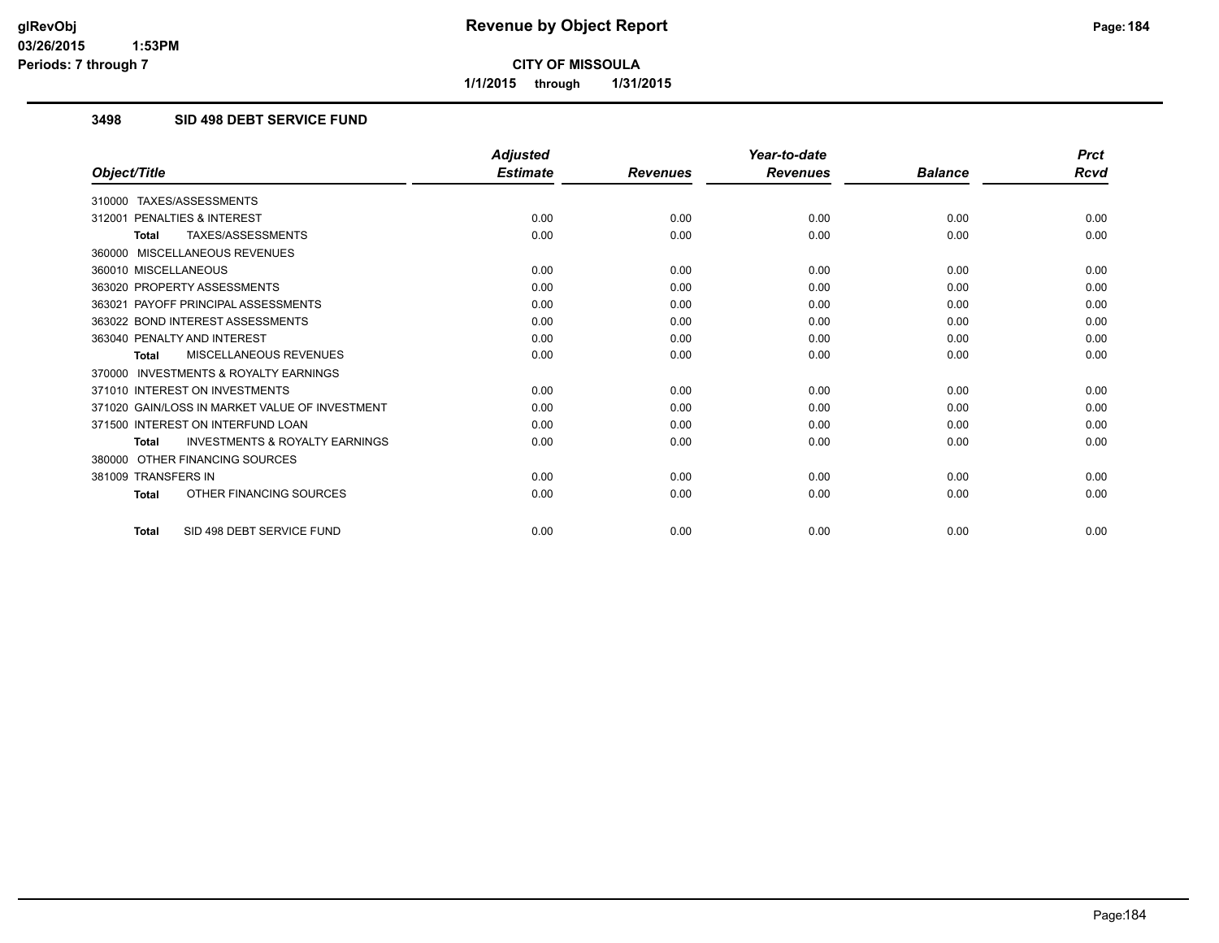# Revenue by Object Report

**CITY OF MISSOULA**

**1/1/2015 through 1/31/2015**

glRevObj
03/26/2015 1:53PM
Periods: 7 through 7

## 3498 SID 498 DEBT SERVICE FUND

| Object/Title | Adjusted Estimate | Revenues | Year-to-date Revenues | Balance | Prct Rcvd |
|---|---|---|---|---|---|
| 310000 TAXES/ASSESSMENTS | | | | | |
| 312001 PENALTIES & INTEREST | 0.00 | 0.00 | 0.00 | 0.00 | 0.00 |
| **Total** TAXES/ASSESSMENTS | 0.00 | 0.00 | 0.00 | 0.00 | 0.00 |
| 360000 MISCELLANEOUS REVENUES | | | | | |
| 360010 MISCELLANEOUS | 0.00 | 0.00 | 0.00 | 0.00 | 0.00 |
| 363020 PROPERTY ASSESSMENTS | 0.00 | 0.00 | 0.00 | 0.00 | 0.00 |
| 363021 PAYOFF PRINCIPAL ASSESSMENTS | 0.00 | 0.00 | 0.00 | 0.00 | 0.00 |
| 363022 BOND INTEREST ASSESSMENTS | 0.00 | 0.00 | 0.00 | 0.00 | 0.00 |
| 363040 PENALTY AND INTEREST | 0.00 | 0.00 | 0.00 | 0.00 | 0.00 |
| **Total** MISCELLANEOUS REVENUES | 0.00 | 0.00 | 0.00 | 0.00 | 0.00 |
| 370000 INVESTMENTS & ROYALTY EARNINGS | | | | | |
| 371010 INTEREST ON INVESTMENTS | 0.00 | 0.00 | 0.00 | 0.00 | 0.00 |
| 371020 GAIN/LOSS IN MARKET VALUE OF INVESTMENT | 0.00 | 0.00 | 0.00 | 0.00 | 0.00 |
| 371500 INTEREST ON INTERFUND LOAN | 0.00 | 0.00 | 0.00 | 0.00 | 0.00 |
| **Total** INVESTMENTS & ROYALTY EARNINGS | 0.00 | 0.00 | 0.00 | 0.00 | 0.00 |
| 380000 OTHER FINANCING SOURCES | | | | | |
| 381009 TRANSFERS IN | 0.00 | 0.00 | 0.00 | 0.00 | 0.00 |
| **Total** OTHER FINANCING SOURCES | 0.00 | 0.00 | 0.00 | 0.00 | 0.00 |
| **Total** SID 498 DEBT SERVICE FUND | 0.00 | 0.00 | 0.00 | 0.00 | 0.00 |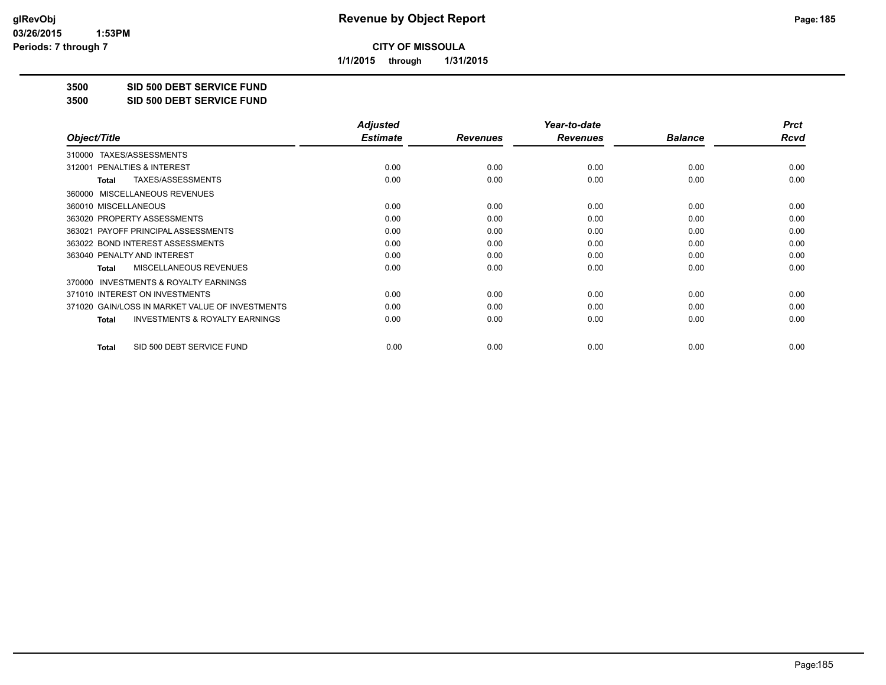# CITY OF MISSOULA

**1/1/2015 through 1/31/2015**

## 3500 SID 500 DEBT SERVICE FUND
## 3500 SID 500 DEBT SERVICE FUND

| Object/Title | Adjusted Estimate | Revenues | Year-to-date Revenues | Balance | Prct Rcvd |
|---|---|---|---|---|---|
| 310000 TAXES/ASSESSMENTS | | | | | |
| 312001 PENALTIES & INTEREST | 0.00 | 0.00 | 0.00 | 0.00 | 0.00 |
| **Total** TAXES/ASSESSMENTS | 0.00 | 0.00 | 0.00 | 0.00 | 0.00 |
| 360000 MISCELLANEOUS REVENUES | | | | | |
| 360010 MISCELLANEOUS | 0.00 | 0.00 | 0.00 | 0.00 | 0.00 |
| 363020 PROPERTY ASSESSMENTS | 0.00 | 0.00 | 0.00 | 0.00 | 0.00 |
| 363021 PAYOFF PRINCIPAL ASSESSMENTS | 0.00 | 0.00 | 0.00 | 0.00 | 0.00 |
| 363022 BOND INTEREST ASSESSMENTS | 0.00 | 0.00 | 0.00 | 0.00 | 0.00 |
| 363040 PENALTY AND INTEREST | 0.00 | 0.00 | 0.00 | 0.00 | 0.00 |
| **Total** MISCELLANEOUS REVENUES | 0.00 | 0.00 | 0.00 | 0.00 | 0.00 |
| 370000 INVESTMENTS & ROYALTY EARNINGS | | | | | |
| 371010 INTEREST ON INVESTMENTS | 0.00 | 0.00 | 0.00 | 0.00 | 0.00 |
| 371020 GAIN/LOSS IN MARKET VALUE OF INVESTMENTS | 0.00 | 0.00 | 0.00 | 0.00 | 0.00 |
| **Total** INVESTMENTS & ROYALTY EARNINGS | 0.00 | 0.00 | 0.00 | 0.00 | 0.00 |
| **Total** SID 500 DEBT SERVICE FUND | 0.00 | 0.00 | 0.00 | 0.00 | 0.00 |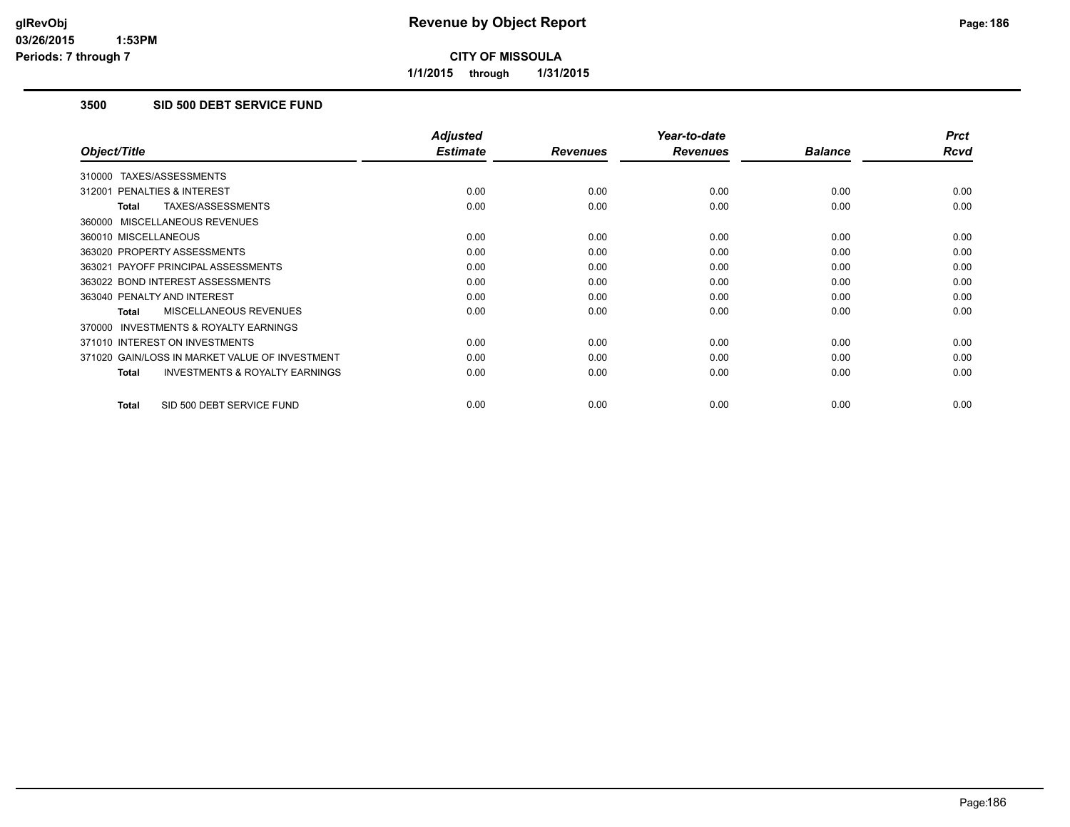# Revenue by Object Report

**CITY OF MISSOULA**

1/1/2015 through 1/31/2015

glRevObj
03/26/2015 1:53PM
Periods: 7 through 7

## 3500 SID 500 DEBT SERVICE FUND

| Object/Title | Adjusted Estimate | Revenues | Year-to-date Revenues | Balance | Prct Rcvd |
|---|---|---|---|---|---|
| 310000 TAXES/ASSESSMENTS | | | | | |
| 312001 PENALTIES & INTEREST | 0.00 | 0.00 | 0.00 | 0.00 | 0.00 |
| **Total** TAXES/ASSESSMENTS | 0.00 | 0.00 | 0.00 | 0.00 | 0.00 |
| 360000 MISCELLANEOUS REVENUES | | | | | |
| 360010 MISCELLANEOUS | 0.00 | 0.00 | 0.00 | 0.00 | 0.00 |
| 363020 PROPERTY ASSESSMENTS | 0.00 | 0.00 | 0.00 | 0.00 | 0.00 |
| 363021 PAYOFF PRINCIPAL ASSESSMENTS | 0.00 | 0.00 | 0.00 | 0.00 | 0.00 |
| 363022 BOND INTEREST ASSESSMENTS | 0.00 | 0.00 | 0.00 | 0.00 | 0.00 |
| 363040 PENALTY AND INTEREST | 0.00 | 0.00 | 0.00 | 0.00 | 0.00 |
| **Total** MISCELLANEOUS REVENUES | 0.00 | 0.00 | 0.00 | 0.00 | 0.00 |
| 370000 INVESTMENTS & ROYALTY EARNINGS | | | | | |
| 371010 INTEREST ON INVESTMENTS | 0.00 | 0.00 | 0.00 | 0.00 | 0.00 |
| 371020 GAIN/LOSS IN MARKET VALUE OF INVESTMENT | 0.00 | 0.00 | 0.00 | 0.00 | 0.00 |
| **Total** INVESTMENTS & ROYALTY EARNINGS | 0.00 | 0.00 | 0.00 | 0.00 | 0.00 |
| **Total** SID 500 DEBT SERVICE FUND | 0.00 | 0.00 | 0.00 | 0.00 | 0.00 |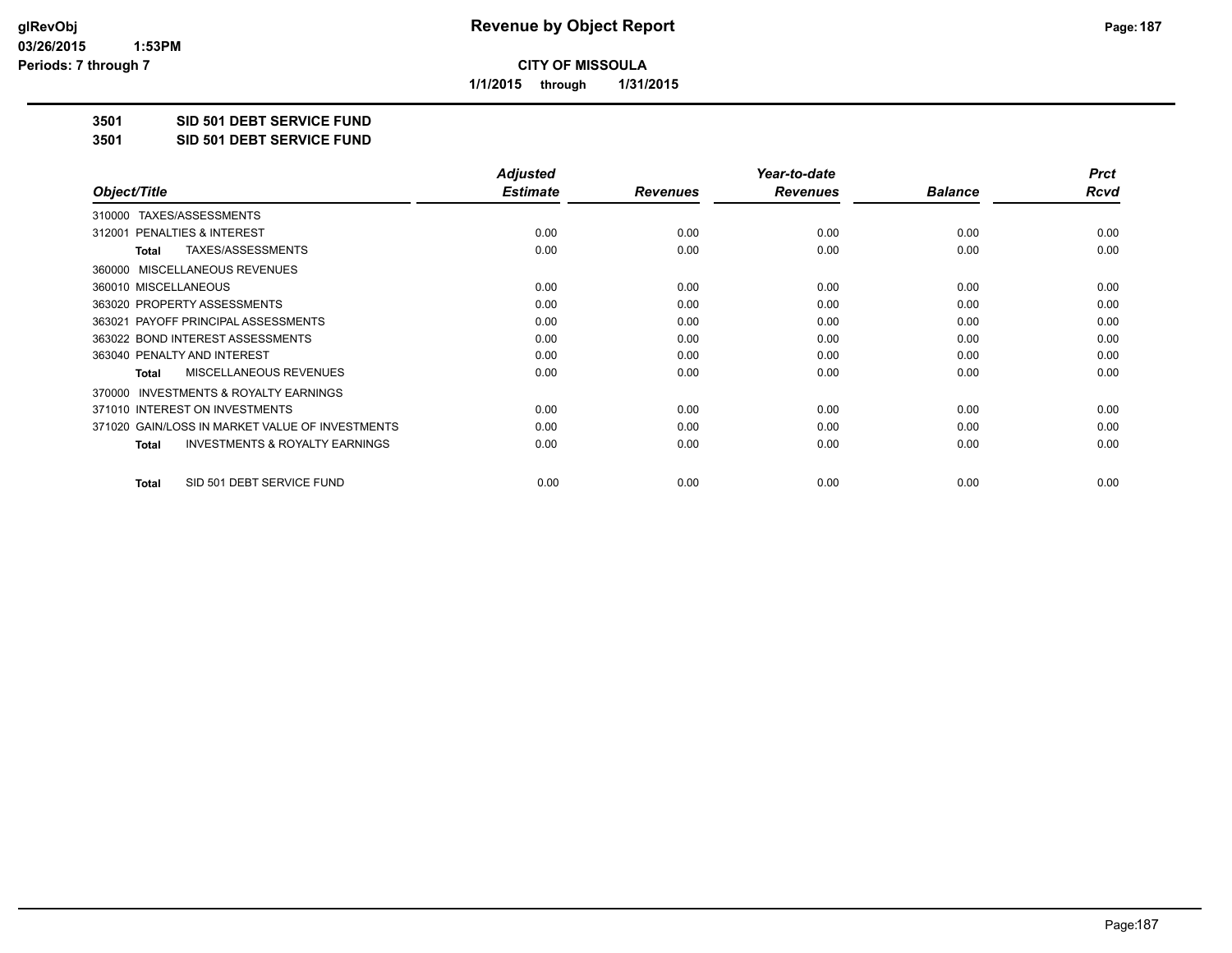# Revenue by Object Report

**CITY OF MISSOULA**

**1/1/2015 through 1/31/2015**

glRevObj
03/26/2015 1:53PM
Periods: 7 through 7

**3501 SID 501 DEBT SERVICE FUND**

**3501 SID 501 DEBT SERVICE FUND**

| Object/Title | Adjusted Estimate | Revenues | Year-to-date Revenues | Balance | Prct Rcvd |
|---|---|---|---|---|---|
| 310000 TAXES/ASSESSMENTS | | | | | |
| 312001 PENALTIES & INTEREST | 0.00 | 0.00 | 0.00 | 0.00 | 0.00 |
| **Total** TAXES/ASSESSMENTS | 0.00 | 0.00 | 0.00 | 0.00 | 0.00 |
| 360000 MISCELLANEOUS REVENUES | | | | | |
| 360010 MISCELLANEOUS | 0.00 | 0.00 | 0.00 | 0.00 | 0.00 |
| 363020 PROPERTY ASSESSMENTS | 0.00 | 0.00 | 0.00 | 0.00 | 0.00 |
| 363021 PAYOFF PRINCIPAL ASSESSMENTS | 0.00 | 0.00 | 0.00 | 0.00 | 0.00 |
| 363022 BOND INTEREST ASSESSMENTS | 0.00 | 0.00 | 0.00 | 0.00 | 0.00 |
| 363040 PENALTY AND INTEREST | 0.00 | 0.00 | 0.00 | 0.00 | 0.00 |
| **Total** MISCELLANEOUS REVENUES | 0.00 | 0.00 | 0.00 | 0.00 | 0.00 |
| 370000 INVESTMENTS & ROYALTY EARNINGS | | | | | |
| 371010 INTEREST ON INVESTMENTS | 0.00 | 0.00 | 0.00 | 0.00 | 0.00 |
| 371020 GAIN/LOSS IN MARKET VALUE OF INVESTMENTS | 0.00 | 0.00 | 0.00 | 0.00 | 0.00 |
| **Total** INVESTMENTS & ROYALTY EARNINGS | 0.00 | 0.00 | 0.00 | 0.00 | 0.00 |
| **Total** SID 501 DEBT SERVICE FUND | 0.00 | 0.00 | 0.00 | 0.00 | 0.00 |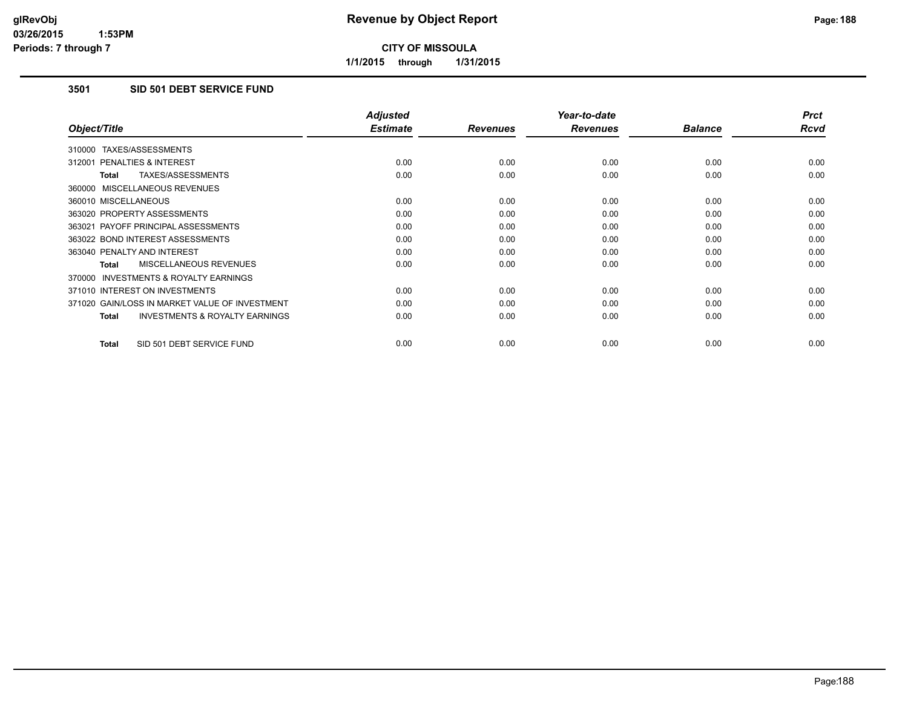# Revenue by Object Report

**CITY OF MISSOULA**

**1/1/2015 through 1/31/2015**

### 3501 SID 501 DEBT SERVICE FUND

| Object/Title | Adjusted Estimate | Revenues | Year-to-date Revenues | Balance | Prct Rcvd |
|---|---|---|---|---|---|
| 310000 TAXES/ASSESSMENTS | | | | | |
| 312001 PENALTIES & INTEREST | 0.00 | 0.00 | 0.00 | 0.00 | 0.00 |
| **Total** TAXES/ASSESSMENTS | 0.00 | 0.00 | 0.00 | 0.00 | 0.00 |
| 360000 MISCELLANEOUS REVENUES | | | | | |
| 360010 MISCELLANEOUS | 0.00 | 0.00 | 0.00 | 0.00 | 0.00 |
| 363020 PROPERTY ASSESSMENTS | 0.00 | 0.00 | 0.00 | 0.00 | 0.00 |
| 363021 PAYOFF PRINCIPAL ASSESSMENTS | 0.00 | 0.00 | 0.00 | 0.00 | 0.00 |
| 363022 BOND INTEREST ASSESSMENTS | 0.00 | 0.00 | 0.00 | 0.00 | 0.00 |
| 363040 PENALTY AND INTEREST | 0.00 | 0.00 | 0.00 | 0.00 | 0.00 |
| **Total** MISCELLANEOUS REVENUES | 0.00 | 0.00 | 0.00 | 0.00 | 0.00 |
| 370000 INVESTMENTS & ROYALTY EARNINGS | | | | | |
| 371010 INTEREST ON INVESTMENTS | 0.00 | 0.00 | 0.00 | 0.00 | 0.00 |
| 371020 GAIN/LOSS IN MARKET VALUE OF INVESTMENT | 0.00 | 0.00 | 0.00 | 0.00 | 0.00 |
| **Total** INVESTMENTS & ROYALTY EARNINGS | 0.00 | 0.00 | 0.00 | 0.00 | 0.00 |
| **Total** SID 501 DEBT SERVICE FUND | 0.00 | 0.00 | 0.00 | 0.00 | 0.00 |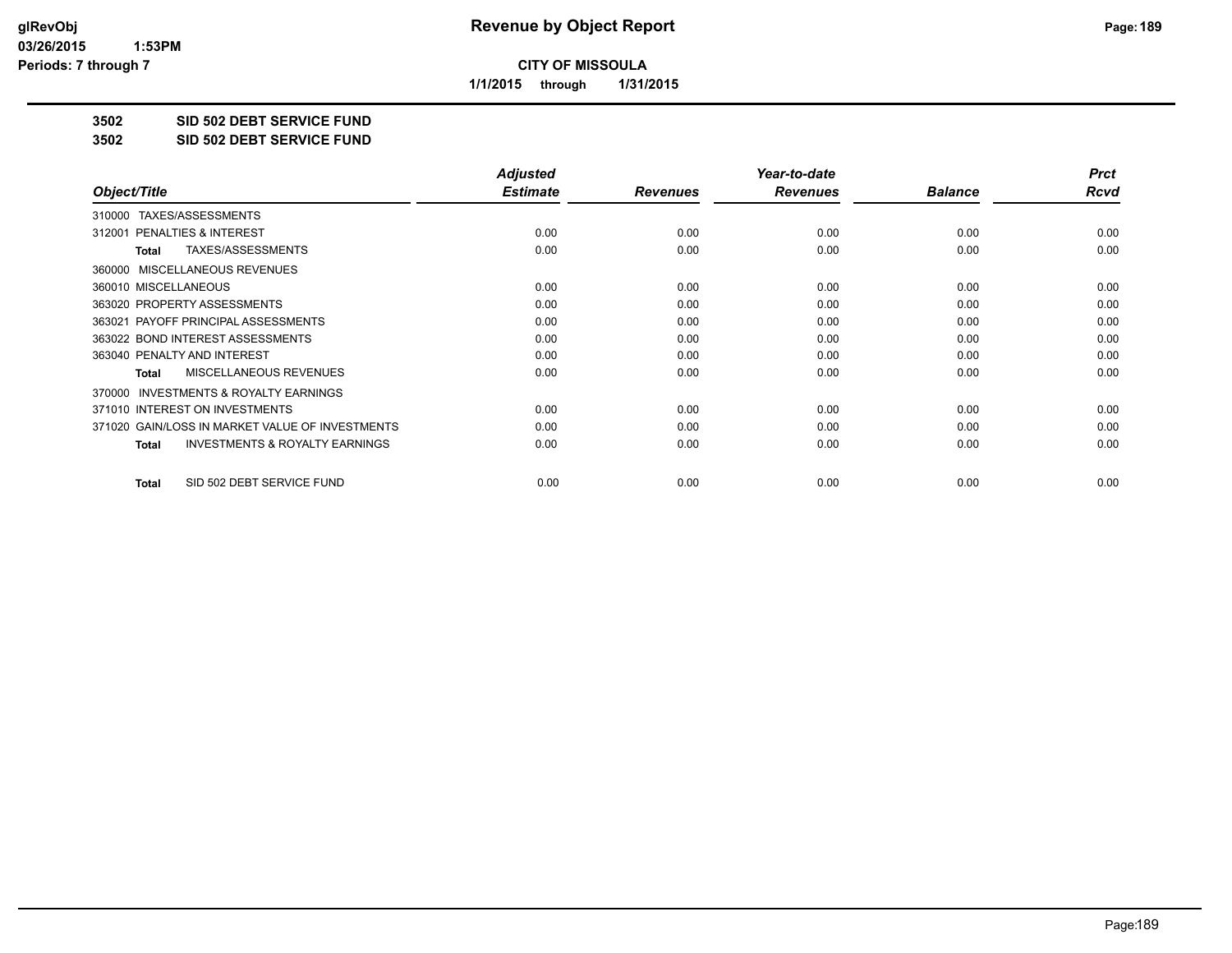# CITY OF MISSOULA

**1/1/2015 through 1/31/2015**

**3502 SID 502 DEBT SERVICE FUND**

**3502 SID 502 DEBT SERVICE FUND**

| Object/Title | Adjusted Estimate | Revenues | Year-to-date Revenues | Balance | Prct Rcvd |
|---|---|---|---|---|---|
| 310000 TAXES/ASSESSMENTS | | | | | |
| 312001 PENALTIES & INTEREST | 0.00 | 0.00 | 0.00 | 0.00 | 0.00 |
| **Total** TAXES/ASSESSMENTS | 0.00 | 0.00 | 0.00 | 0.00 | 0.00 |
| 360000 MISCELLANEOUS REVENUES | | | | | |
| 360010 MISCELLANEOUS | 0.00 | 0.00 | 0.00 | 0.00 | 0.00 |
| 363020 PROPERTY ASSESSMENTS | 0.00 | 0.00 | 0.00 | 0.00 | 0.00 |
| 363021 PAYOFF PRINCIPAL ASSESSMENTS | 0.00 | 0.00 | 0.00 | 0.00 | 0.00 |
| 363022 BOND INTEREST ASSESSMENTS | 0.00 | 0.00 | 0.00 | 0.00 | 0.00 |
| 363040 PENALTY AND INTEREST | 0.00 | 0.00 | 0.00 | 0.00 | 0.00 |
| **Total** MISCELLANEOUS REVENUES | 0.00 | 0.00 | 0.00 | 0.00 | 0.00 |
| 370000 INVESTMENTS & ROYALTY EARNINGS | | | | | |
| 371010 INTEREST ON INVESTMENTS | 0.00 | 0.00 | 0.00 | 0.00 | 0.00 |
| 371020 GAIN/LOSS IN MARKET VALUE OF INVESTMENTS | 0.00 | 0.00 | 0.00 | 0.00 | 0.00 |
| **Total** INVESTMENTS & ROYALTY EARNINGS | 0.00 | 0.00 | 0.00 | 0.00 | 0.00 |
| **Total** SID 502 DEBT SERVICE FUND | 0.00 | 0.00 | 0.00 | 0.00 | 0.00 |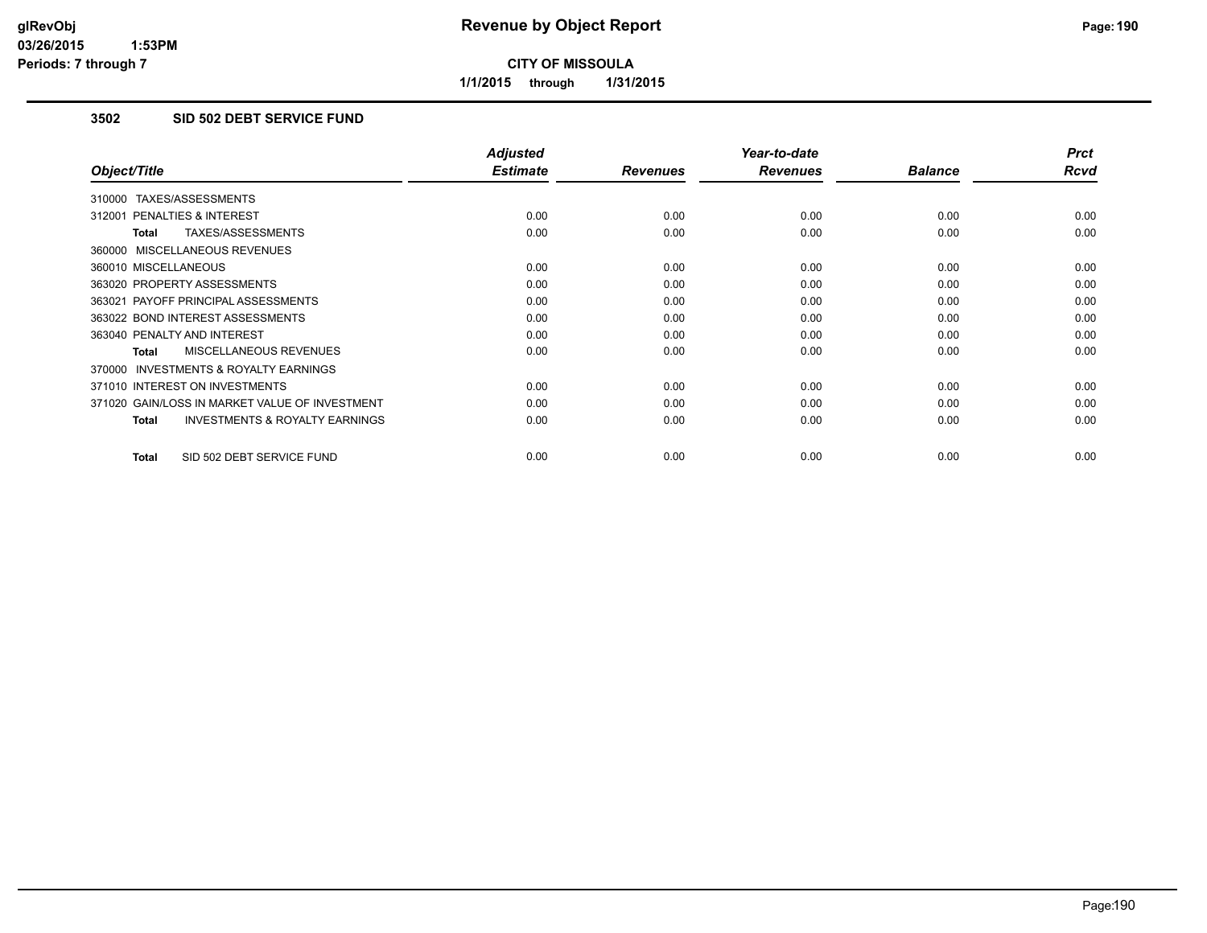# Revenue by Object Report

**CITY OF MISSOULA**

**1/1/2015 through 1/31/2015**

glRevObj
03/26/2015 1:53PM
Periods: 7 through 7

### 3502 SID 502 DEBT SERVICE FUND

| Object/Title | Adjusted Estimate | Revenues | Year-to-date Revenues | Balance | Prct Rcvd |
|---|---|---|---|---|---|
| 310000 TAXES/ASSESSMENTS | | | | | |
| 312001 PENALTIES & INTEREST | 0.00 | 0.00 | 0.00 | 0.00 | 0.00 |
| **Total** TAXES/ASSESSMENTS | 0.00 | 0.00 | 0.00 | 0.00 | 0.00 |
| 360000 MISCELLANEOUS REVENUES | | | | | |
| 360010 MISCELLANEOUS | 0.00 | 0.00 | 0.00 | 0.00 | 0.00 |
| 363020 PROPERTY ASSESSMENTS | 0.00 | 0.00 | 0.00 | 0.00 | 0.00 |
| 363021 PAYOFF PRINCIPAL ASSESSMENTS | 0.00 | 0.00 | 0.00 | 0.00 | 0.00 |
| 363022 BOND INTEREST ASSESSMENTS | 0.00 | 0.00 | 0.00 | 0.00 | 0.00 |
| 363040 PENALTY AND INTEREST | 0.00 | 0.00 | 0.00 | 0.00 | 0.00 |
| **Total** MISCELLANEOUS REVENUES | 0.00 | 0.00 | 0.00 | 0.00 | 0.00 |
| 370000 INVESTMENTS & ROYALTY EARNINGS | | | | | |
| 371010 INTEREST ON INVESTMENTS | 0.00 | 0.00 | 0.00 | 0.00 | 0.00 |
| 371020 GAIN/LOSS IN MARKET VALUE OF INVESTMENT | 0.00 | 0.00 | 0.00 | 0.00 | 0.00 |
| **Total** INVESTMENTS & ROYALTY EARNINGS | 0.00 | 0.00 | 0.00 | 0.00 | 0.00 |
| **Total** SID 502 DEBT SERVICE FUND | 0.00 | 0.00 | 0.00 | 0.00 | 0.00 |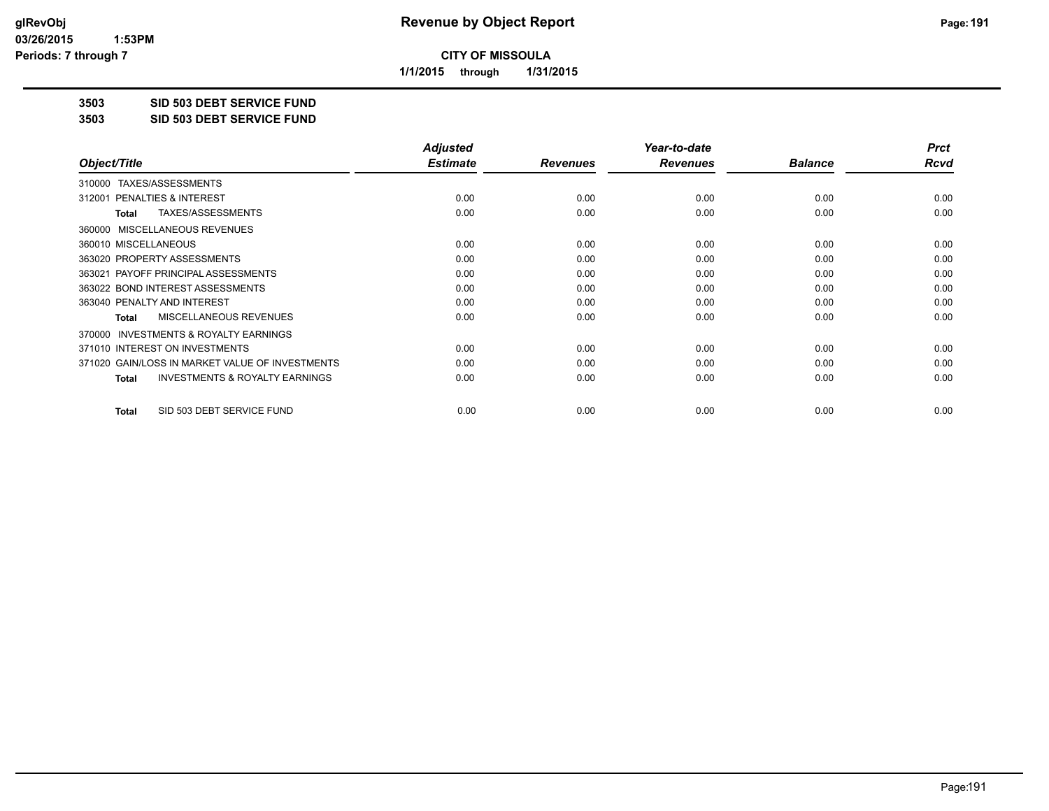# Revenue by Object Report

**CITY OF MISSOULA**

**1/1/2015 through 1/31/2015**

glRevObj
03/26/2015 1:53PM
Periods: 7 through 7

**3503 SID 503 DEBT SERVICE FUND**

**3503 SID 503 DEBT SERVICE FUND**

| Object/Title | Adjusted Estimate | Revenues | Year-to-date Revenues | Balance | Prct Rcvd |
|---|---|---|---|---|---|
| 310000 TAXES/ASSESSMENTS | | | | | |
| 312001 PENALTIES & INTEREST | 0.00 | 0.00 | 0.00 | 0.00 | 0.00 |
| **Total** TAXES/ASSESSMENTS | 0.00 | 0.00 | 0.00 | 0.00 | 0.00 |
| 360000 MISCELLANEOUS REVENUES | | | | | |
| 360010 MISCELLANEOUS | 0.00 | 0.00 | 0.00 | 0.00 | 0.00 |
| 363020 PROPERTY ASSESSMENTS | 0.00 | 0.00 | 0.00 | 0.00 | 0.00 |
| 363021 PAYOFF PRINCIPAL ASSESSMENTS | 0.00 | 0.00 | 0.00 | 0.00 | 0.00 |
| 363022 BOND INTEREST ASSESSMENTS | 0.00 | 0.00 | 0.00 | 0.00 | 0.00 |
| 363040 PENALTY AND INTEREST | 0.00 | 0.00 | 0.00 | 0.00 | 0.00 |
| **Total** MISCELLANEOUS REVENUES | 0.00 | 0.00 | 0.00 | 0.00 | 0.00 |
| 370000 INVESTMENTS & ROYALTY EARNINGS | | | | | |
| 371010 INTEREST ON INVESTMENTS | 0.00 | 0.00 | 0.00 | 0.00 | 0.00 |
| 371020 GAIN/LOSS IN MARKET VALUE OF INVESTMENTS | 0.00 | 0.00 | 0.00 | 0.00 | 0.00 |
| **Total** INVESTMENTS & ROYALTY EARNINGS | 0.00 | 0.00 | 0.00 | 0.00 | 0.00 |
| **Total** SID 503 DEBT SERVICE FUND | 0.00 | 0.00 | 0.00 | 0.00 | 0.00 |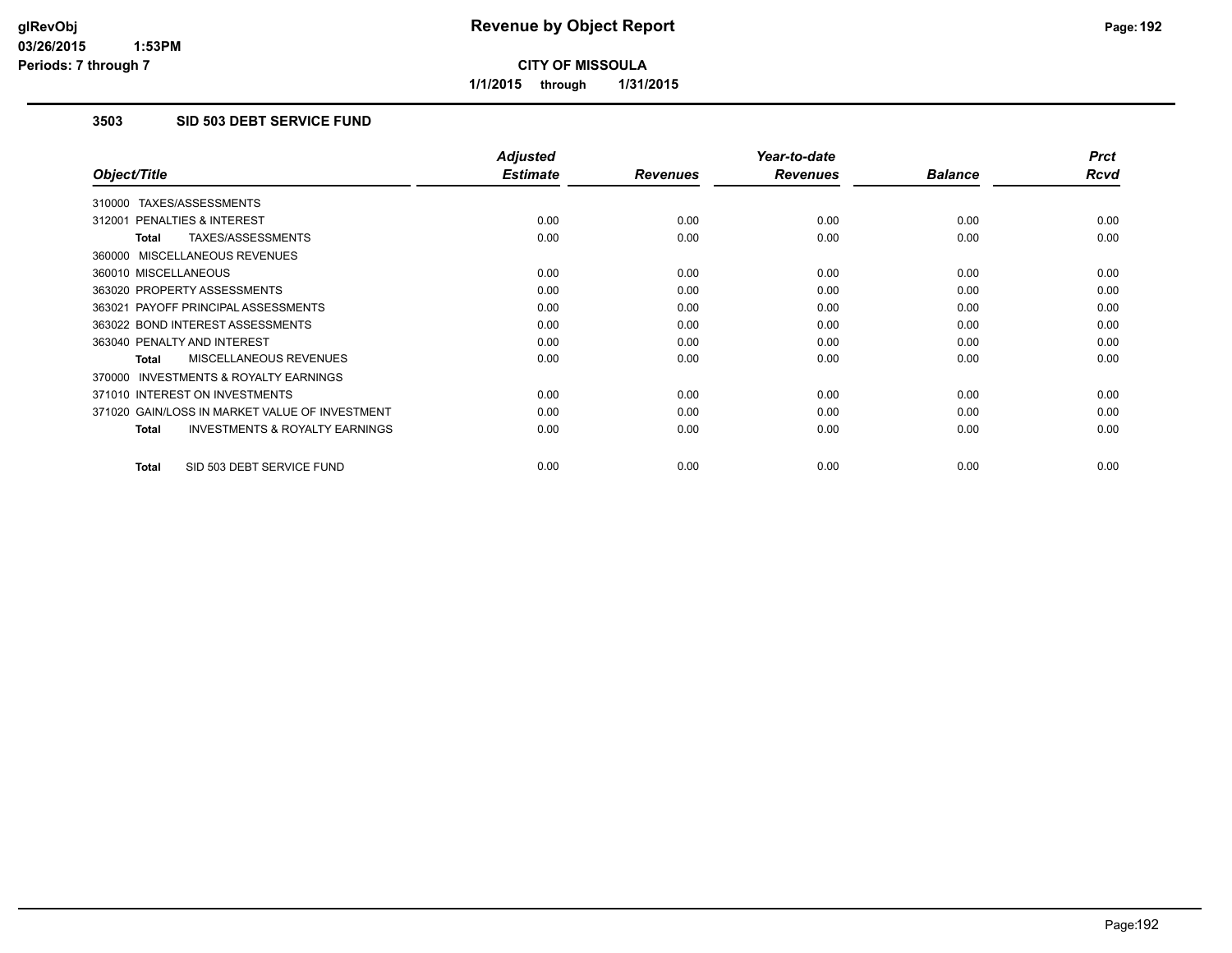# Revenue by Object Report

**CITY OF MISSOULA**

**1/1/2015 through 1/31/2015**

glRevObj
03/26/2015 1:53PM
Periods: 7 through 7

## 3503 SID 503 DEBT SERVICE FUND

| Object/Title | Adjusted Estimate | Revenues | Year-to-date Revenues | Balance | Prct Rcvd |
|---|---|---|---|---|---|
| 310000 TAXES/ASSESSMENTS | | | | | |
| 312001 PENALTIES & INTEREST | 0.00 | 0.00 | 0.00 | 0.00 | 0.00 |
| **Total** TAXES/ASSESSMENTS | 0.00 | 0.00 | 0.00 | 0.00 | 0.00 |
| 360000 MISCELLANEOUS REVENUES | | | | | |
| 360010 MISCELLANEOUS | 0.00 | 0.00 | 0.00 | 0.00 | 0.00 |
| 363020 PROPERTY ASSESSMENTS | 0.00 | 0.00 | 0.00 | 0.00 | 0.00 |
| 363021 PAYOFF PRINCIPAL ASSESSMENTS | 0.00 | 0.00 | 0.00 | 0.00 | 0.00 |
| 363022 BOND INTEREST ASSESSMENTS | 0.00 | 0.00 | 0.00 | 0.00 | 0.00 |
| 363040 PENALTY AND INTEREST | 0.00 | 0.00 | 0.00 | 0.00 | 0.00 |
| **Total** MISCELLANEOUS REVENUES | 0.00 | 0.00 | 0.00 | 0.00 | 0.00 |
| 370000 INVESTMENTS & ROYALTY EARNINGS | | | | | |
| 371010 INTEREST ON INVESTMENTS | 0.00 | 0.00 | 0.00 | 0.00 | 0.00 |
| 371020 GAIN/LOSS IN MARKET VALUE OF INVESTMENT | 0.00 | 0.00 | 0.00 | 0.00 | 0.00 |
| **Total** INVESTMENTS & ROYALTY EARNINGS | 0.00 | 0.00 | 0.00 | 0.00 | 0.00 |
| **Total** SID 503 DEBT SERVICE FUND | 0.00 | 0.00 | 0.00 | 0.00 | 0.00 |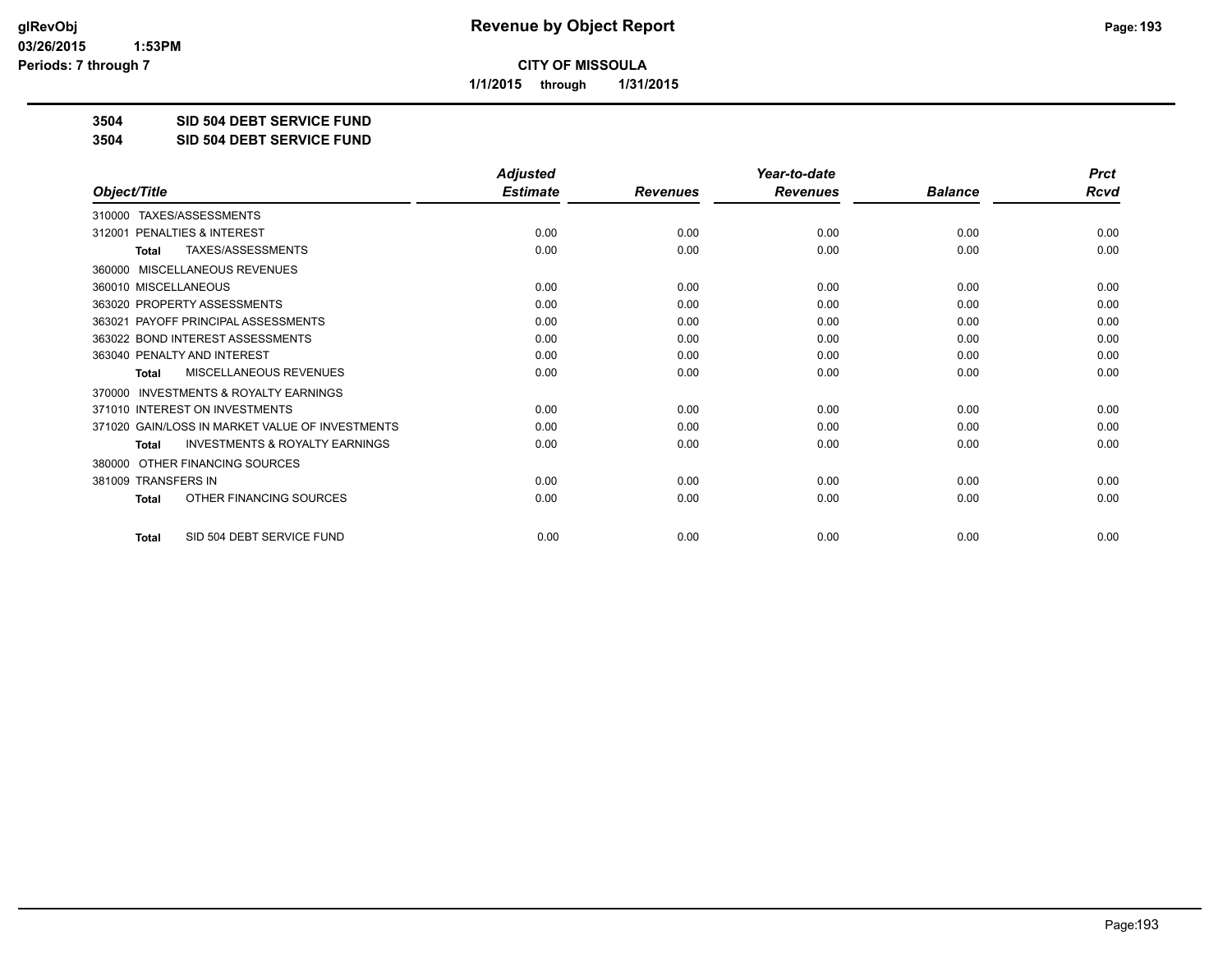**CITY OF MISSOULA**

**1/1/2015 through 1/31/2015**

**3504 SID 504 DEBT SERVICE FUND**

**3504 SID 504 DEBT SERVICE FUND**

| Object/Title | Adjusted Estimate | Revenues | Year-to-date Revenues | Balance | Prct Rcvd |
|---|---|---|---|---|---|
| 310000 TAXES/ASSESSMENTS | | | | | |
| 312001 PENALTIES & INTEREST | 0.00 | 0.00 | 0.00 | 0.00 | 0.00 |
| **Total** TAXES/ASSESSMENTS | 0.00 | 0.00 | 0.00 | 0.00 | 0.00 |
| 360000 MISCELLANEOUS REVENUES | | | | | |
| 360010 MISCELLANEOUS | 0.00 | 0.00 | 0.00 | 0.00 | 0.00 |
| 363020 PROPERTY ASSESSMENTS | 0.00 | 0.00 | 0.00 | 0.00 | 0.00 |
| 363021 PAYOFF PRINCIPAL ASSESSMENTS | 0.00 | 0.00 | 0.00 | 0.00 | 0.00 |
| 363022 BOND INTEREST ASSESSMENTS | 0.00 | 0.00 | 0.00 | 0.00 | 0.00 |
| 363040 PENALTY AND INTEREST | 0.00 | 0.00 | 0.00 | 0.00 | 0.00 |
| **Total** MISCELLANEOUS REVENUES | 0.00 | 0.00 | 0.00 | 0.00 | 0.00 |
| 370000 INVESTMENTS & ROYALTY EARNINGS | | | | | |
| 371010 INTEREST ON INVESTMENTS | 0.00 | 0.00 | 0.00 | 0.00 | 0.00 |
| 371020 GAIN/LOSS IN MARKET VALUE OF INVESTMENTS | 0.00 | 0.00 | 0.00 | 0.00 | 0.00 |
| **Total** INVESTMENTS & ROYALTY EARNINGS | 0.00 | 0.00 | 0.00 | 0.00 | 0.00 |
| 380000 OTHER FINANCING SOURCES | | | | | |
| 381009 TRANSFERS IN | 0.00 | 0.00 | 0.00 | 0.00 | 0.00 |
| **Total** OTHER FINANCING SOURCES | 0.00 | 0.00 | 0.00 | 0.00 | 0.00 |
| **Total** SID 504 DEBT SERVICE FUND | 0.00 | 0.00 | 0.00 | 0.00 | 0.00 |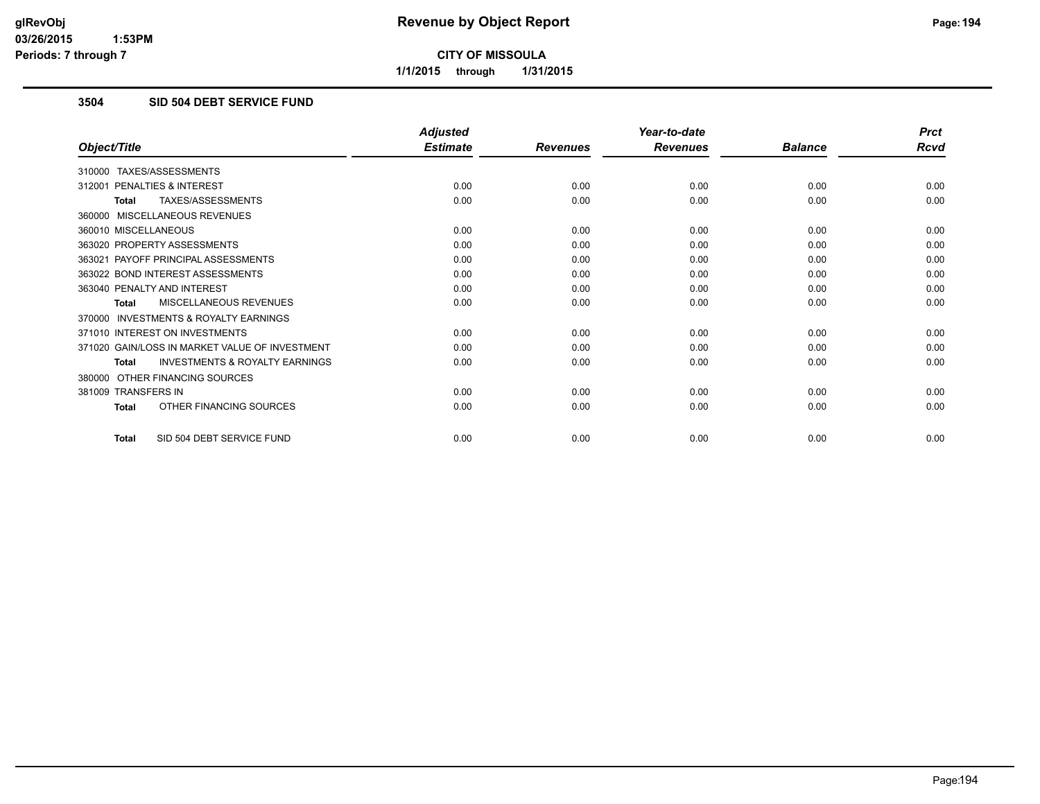**glRevObj**
**03/26/2015 1:53PM**
**Periods: 7 through 7**

# Revenue by Object Report

**CITY OF MISSOULA**

**1/1/2015 through 1/31/2015**

## 3504 SID 504 DEBT SERVICE FUND

| Object/Title | Adjusted Estimate | Revenues | Year-to-date Revenues | Balance | Prct Rcvd |
|---|---|---|---|---|---|
| 310000 TAXES/ASSESSMENTS | | | | | |
| 312001 PENALTIES & INTEREST | 0.00 | 0.00 | 0.00 | 0.00 | 0.00 |
| **Total** TAXES/ASSESSMENTS | 0.00 | 0.00 | 0.00 | 0.00 | 0.00 |
| 360000 MISCELLANEOUS REVENUES | | | | | |
| 360010 MISCELLANEOUS | 0.00 | 0.00 | 0.00 | 0.00 | 0.00 |
| 363020 PROPERTY ASSESSMENTS | 0.00 | 0.00 | 0.00 | 0.00 | 0.00 |
| 363021 PAYOFF PRINCIPAL ASSESSMENTS | 0.00 | 0.00 | 0.00 | 0.00 | 0.00 |
| 363022 BOND INTEREST ASSESSMENTS | 0.00 | 0.00 | 0.00 | 0.00 | 0.00 |
| 363040 PENALTY AND INTEREST | 0.00 | 0.00 | 0.00 | 0.00 | 0.00 |
| **Total** MISCELLANEOUS REVENUES | 0.00 | 0.00 | 0.00 | 0.00 | 0.00 |
| 370000 INVESTMENTS & ROYALTY EARNINGS | | | | | |
| 371010 INTEREST ON INVESTMENTS | 0.00 | 0.00 | 0.00 | 0.00 | 0.00 |
| 371020 GAIN/LOSS IN MARKET VALUE OF INVESTMENT | 0.00 | 0.00 | 0.00 | 0.00 | 0.00 |
| **Total** INVESTMENTS & ROYALTY EARNINGS | 0.00 | 0.00 | 0.00 | 0.00 | 0.00 |
| 380000 OTHER FINANCING SOURCES | | | | | |
| 381009 TRANSFERS IN | 0.00 | 0.00 | 0.00 | 0.00 | 0.00 |
| **Total** OTHER FINANCING SOURCES | 0.00 | 0.00 | 0.00 | 0.00 | 0.00 |
| **Total** SID 504 DEBT SERVICE FUND | 0.00 | 0.00 | 0.00 | 0.00 | 0.00 |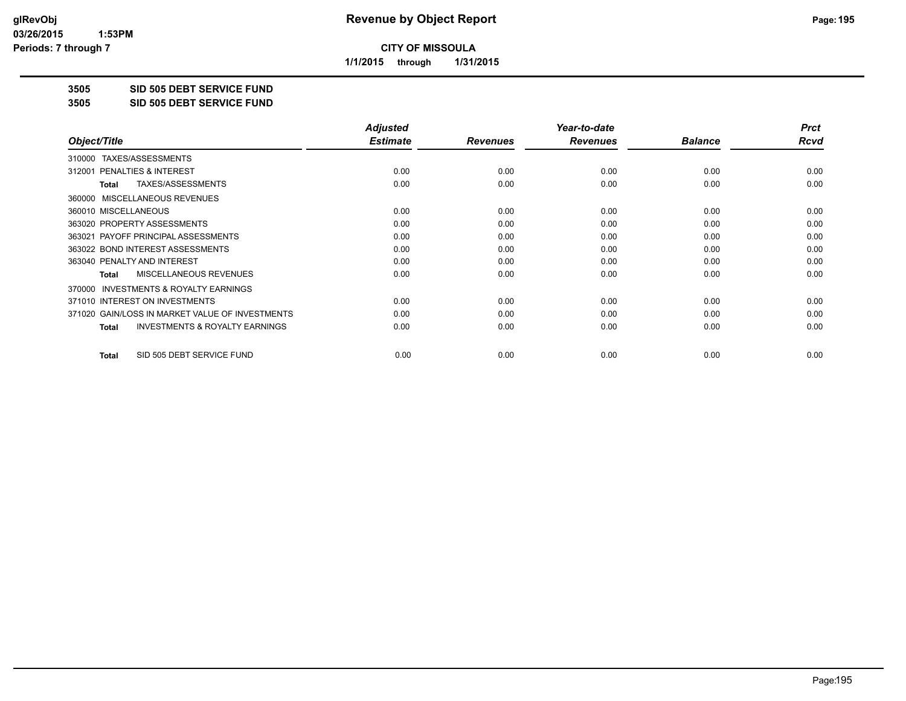**CITY OF MISSOULA**

**1/1/2015 through 1/31/2015**

**3505 SID 505 DEBT SERVICE FUND**

**3505 SID 505 DEBT SERVICE FUND**

| Object/Title | Adjusted Estimate | Revenues | Year-to-date Revenues | Balance | Prct Rcvd |
|---|---|---|---|---|---|
| 310000 TAXES/ASSESSMENTS | | | | | |
| 312001 PENALTIES & INTEREST | 0.00 | 0.00 | 0.00 | 0.00 | 0.00 |
| **Total** TAXES/ASSESSMENTS | 0.00 | 0.00 | 0.00 | 0.00 | 0.00 |
| 360000 MISCELLANEOUS REVENUES | | | | | |
| 360010 MISCELLANEOUS | 0.00 | 0.00 | 0.00 | 0.00 | 0.00 |
| 363020 PROPERTY ASSESSMENTS | 0.00 | 0.00 | 0.00 | 0.00 | 0.00 |
| 363021 PAYOFF PRINCIPAL ASSESSMENTS | 0.00 | 0.00 | 0.00 | 0.00 | 0.00 |
| 363022 BOND INTEREST ASSESSMENTS | 0.00 | 0.00 | 0.00 | 0.00 | 0.00 |
| 363040 PENALTY AND INTEREST | 0.00 | 0.00 | 0.00 | 0.00 | 0.00 |
| **Total** MISCELLANEOUS REVENUES | 0.00 | 0.00 | 0.00 | 0.00 | 0.00 |
| 370000 INVESTMENTS & ROYALTY EARNINGS | | | | | |
| 371010 INTEREST ON INVESTMENTS | 0.00 | 0.00 | 0.00 | 0.00 | 0.00 |
| 371020 GAIN/LOSS IN MARKET VALUE OF INVESTMENTS | 0.00 | 0.00 | 0.00 | 0.00 | 0.00 |
| **Total** INVESTMENTS & ROYALTY EARNINGS | 0.00 | 0.00 | 0.00 | 0.00 | 0.00 |
| **Total** SID 505 DEBT SERVICE FUND | 0.00 | 0.00 | 0.00 | 0.00 | 0.00 |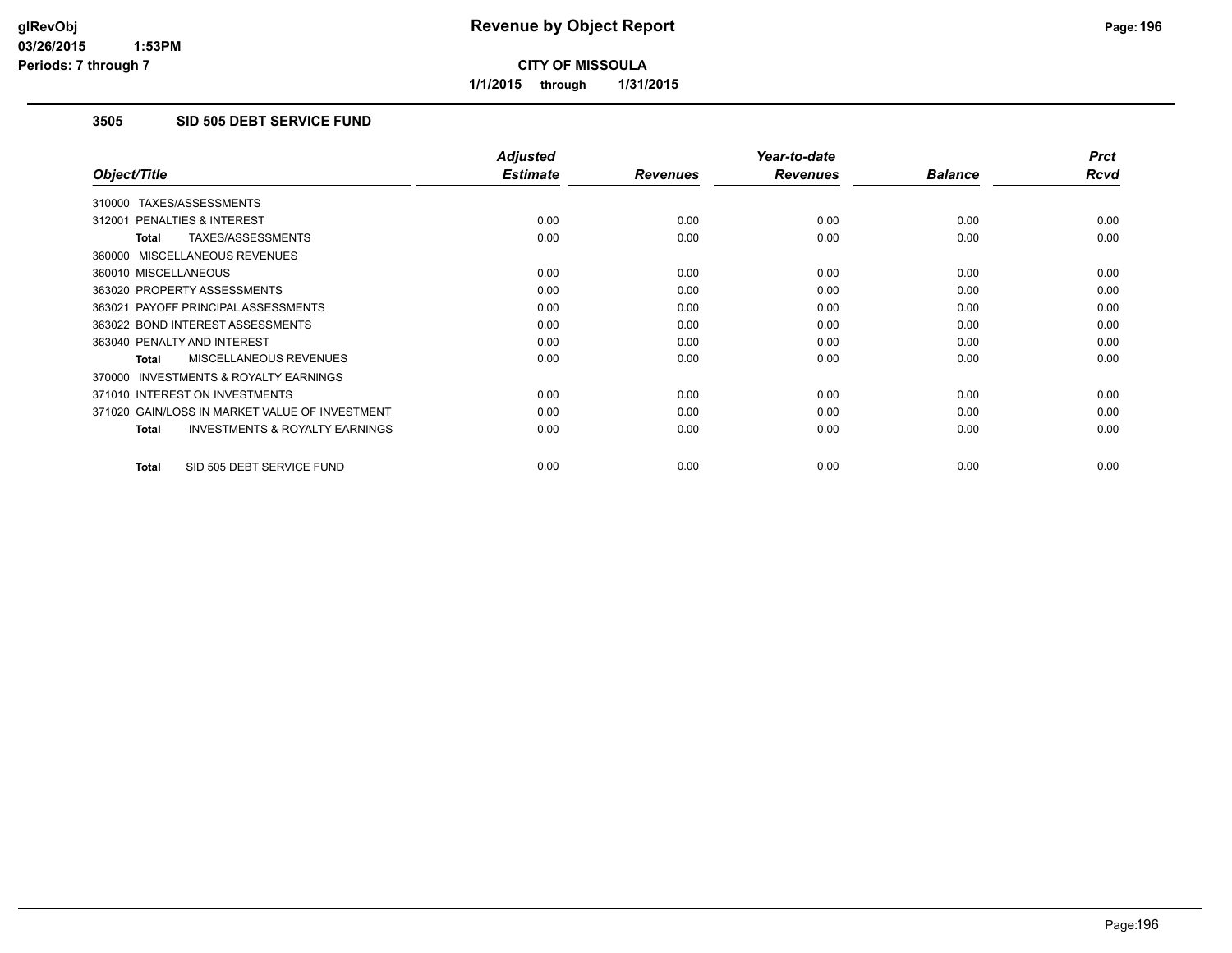# Revenue by Object Report

**CITY OF MISSOULA**

**1/1/2015 through 1/31/2015**

glRevObj
03/26/2015 1:53PM
Periods: 7 through 7

## 3505 SID 505 DEBT SERVICE FUND

| Object/Title | Adjusted Estimate | Revenues | Year-to-date Revenues | Balance | Prct Rcvd |
|---|---|---|---|---|---|
| 310000 TAXES/ASSESSMENTS | | | | | |
| 312001 PENALTIES & INTEREST | 0.00 | 0.00 | 0.00 | 0.00 | 0.00 |
| **Total** TAXES/ASSESSMENTS | 0.00 | 0.00 | 0.00 | 0.00 | 0.00 |
| 360000 MISCELLANEOUS REVENUES | | | | | |
| 360010 MISCELLANEOUS | 0.00 | 0.00 | 0.00 | 0.00 | 0.00 |
| 363020 PROPERTY ASSESSMENTS | 0.00 | 0.00 | 0.00 | 0.00 | 0.00 |
| 363021 PAYOFF PRINCIPAL ASSESSMENTS | 0.00 | 0.00 | 0.00 | 0.00 | 0.00 |
| 363022 BOND INTEREST ASSESSMENTS | 0.00 | 0.00 | 0.00 | 0.00 | 0.00 |
| 363040 PENALTY AND INTEREST | 0.00 | 0.00 | 0.00 | 0.00 | 0.00 |
| **Total** MISCELLANEOUS REVENUES | 0.00 | 0.00 | 0.00 | 0.00 | 0.00 |
| 370000 INVESTMENTS & ROYALTY EARNINGS | | | | | |
| 371010 INTEREST ON INVESTMENTS | 0.00 | 0.00 | 0.00 | 0.00 | 0.00 |
| 371020 GAIN/LOSS IN MARKET VALUE OF INVESTMENT | 0.00 | 0.00 | 0.00 | 0.00 | 0.00 |
| **Total** INVESTMENTS & ROYALTY EARNINGS | 0.00 | 0.00 | 0.00 | 0.00 | 0.00 |
| **Total** SID 505 DEBT SERVICE FUND | 0.00 | 0.00 | 0.00 | 0.00 | 0.00 |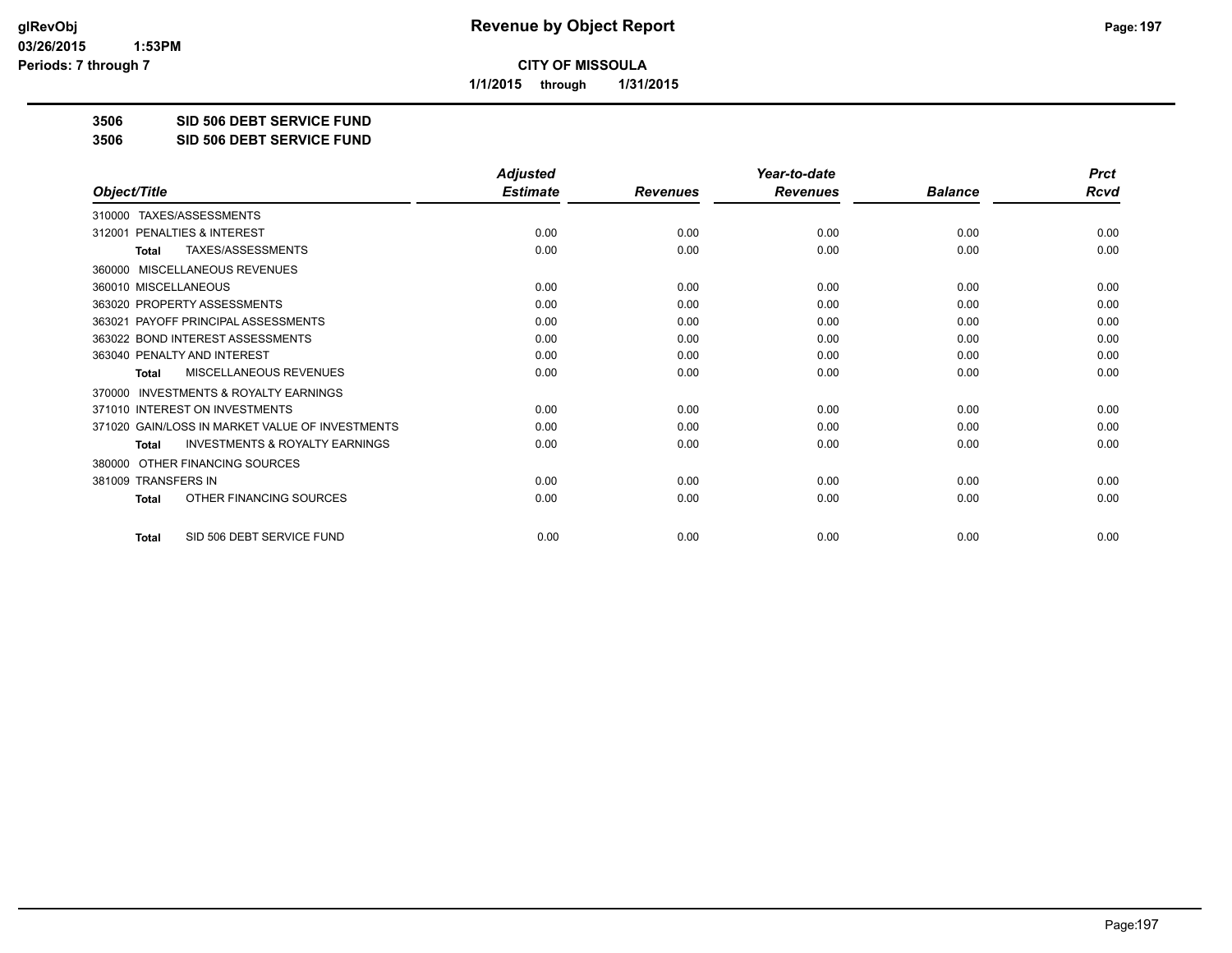**CITY OF MISSOULA**

**1/1/2015 through 1/31/2015**

## 3506 SID 506 DEBT SERVICE FUND

## 3506 SID 506 DEBT SERVICE FUND

| Object/Title | Adjusted Estimate | Revenues | Year-to-date Revenues | Balance | Prct Rcvd |
|---|---|---|---|---|---|
| 310000 TAXES/ASSESSMENTS | | | | | |
| 312001 PENALTIES & INTEREST | 0.00 | 0.00 | 0.00 | 0.00 | 0.00 |
| **Total** TAXES/ASSESSMENTS | 0.00 | 0.00 | 0.00 | 0.00 | 0.00 |
| 360000 MISCELLANEOUS REVENUES | | | | | |
| 360010 MISCELLANEOUS | 0.00 | 0.00 | 0.00 | 0.00 | 0.00 |
| 363020 PROPERTY ASSESSMENTS | 0.00 | 0.00 | 0.00 | 0.00 | 0.00 |
| 363021 PAYOFF PRINCIPAL ASSESSMENTS | 0.00 | 0.00 | 0.00 | 0.00 | 0.00 |
| 363022 BOND INTEREST ASSESSMENTS | 0.00 | 0.00 | 0.00 | 0.00 | 0.00 |
| 363040 PENALTY AND INTEREST | 0.00 | 0.00 | 0.00 | 0.00 | 0.00 |
| **Total** MISCELLANEOUS REVENUES | 0.00 | 0.00 | 0.00 | 0.00 | 0.00 |
| 370000 INVESTMENTS & ROYALTY EARNINGS | | | | | |
| 371010 INTEREST ON INVESTMENTS | 0.00 | 0.00 | 0.00 | 0.00 | 0.00 |
| 371020 GAIN/LOSS IN MARKET VALUE OF INVESTMENTS | 0.00 | 0.00 | 0.00 | 0.00 | 0.00 |
| **Total** INVESTMENTS & ROYALTY EARNINGS | 0.00 | 0.00 | 0.00 | 0.00 | 0.00 |
| 380000 OTHER FINANCING SOURCES | | | | | |
| 381009 TRANSFERS IN | 0.00 | 0.00 | 0.00 | 0.00 | 0.00 |
| **Total** OTHER FINANCING SOURCES | 0.00 | 0.00 | 0.00 | 0.00 | 0.00 |
| **Total** SID 506 DEBT SERVICE FUND | 0.00 | 0.00 | 0.00 | 0.00 | 0.00 |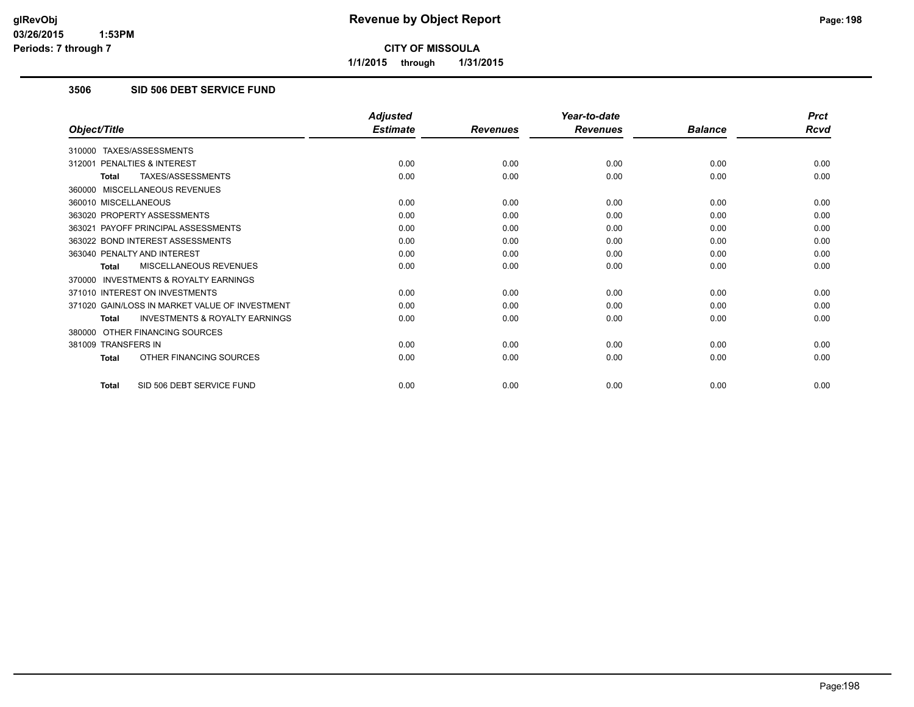# Revenue by Object Report

**CITY OF MISSOULA**

**1/1/2015 through 1/31/2015**

glRevObj
03/26/2015 1:53PM
Periods: 7 through 7

## 3506 SID 506 DEBT SERVICE FUND

| Object/Title | Adjusted Estimate | Revenues | Year-to-date Revenues | Balance | Prct Rcvd |
|---|---|---|---|---|---|
| 310000 TAXES/ASSESSMENTS | | | | | |
| 312001 PENALTIES & INTEREST | 0.00 | 0.00 | 0.00 | 0.00 | 0.00 |
| **Total** TAXES/ASSESSMENTS | 0.00 | 0.00 | 0.00 | 0.00 | 0.00 |
| 360000 MISCELLANEOUS REVENUES | | | | | |
| 360010 MISCELLANEOUS | 0.00 | 0.00 | 0.00 | 0.00 | 0.00 |
| 363020 PROPERTY ASSESSMENTS | 0.00 | 0.00 | 0.00 | 0.00 | 0.00 |
| 363021 PAYOFF PRINCIPAL ASSESSMENTS | 0.00 | 0.00 | 0.00 | 0.00 | 0.00 |
| 363022 BOND INTEREST ASSESSMENTS | 0.00 | 0.00 | 0.00 | 0.00 | 0.00 |
| 363040 PENALTY AND INTEREST | 0.00 | 0.00 | 0.00 | 0.00 | 0.00 |
| **Total** MISCELLANEOUS REVENUES | 0.00 | 0.00 | 0.00 | 0.00 | 0.00 |
| 370000 INVESTMENTS & ROYALTY EARNINGS | | | | | |
| 371010 INTEREST ON INVESTMENTS | 0.00 | 0.00 | 0.00 | 0.00 | 0.00 |
| 371020 GAIN/LOSS IN MARKET VALUE OF INVESTMENT | 0.00 | 0.00 | 0.00 | 0.00 | 0.00 |
| **Total** INVESTMENTS & ROYALTY EARNINGS | 0.00 | 0.00 | 0.00 | 0.00 | 0.00 |
| 380000 OTHER FINANCING SOURCES | | | | | |
| 381009 TRANSFERS IN | 0.00 | 0.00 | 0.00 | 0.00 | 0.00 |
| **Total** OTHER FINANCING SOURCES | 0.00 | 0.00 | 0.00 | 0.00 | 0.00 |
| **Total** SID 506 DEBT SERVICE FUND | 0.00 | 0.00 | 0.00 | 0.00 | 0.00 |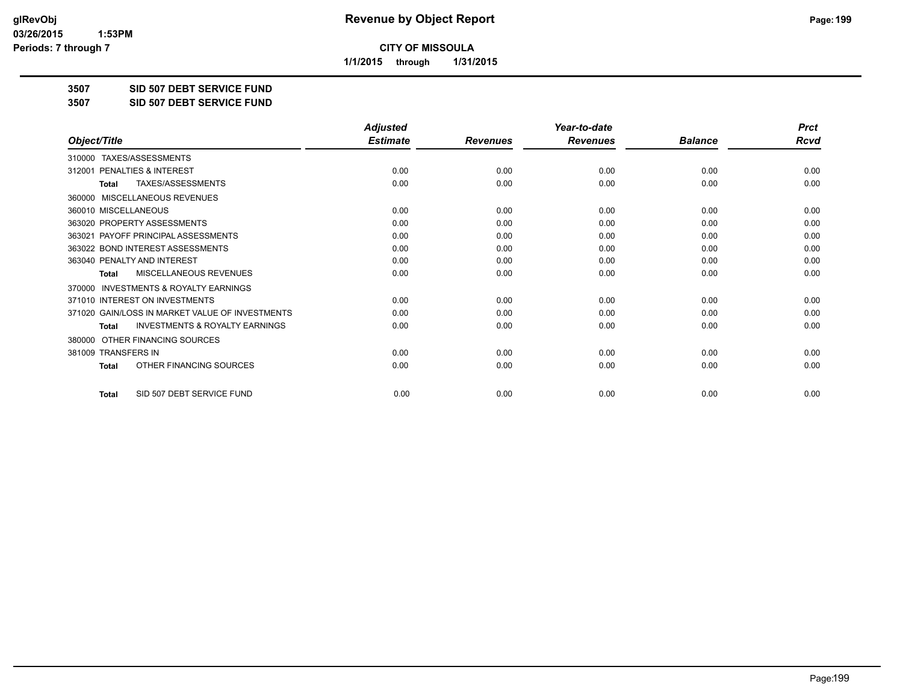**CITY OF MISSOULA**

**1/1/2015 through 1/31/2015**

**3507 SID 507 DEBT SERVICE FUND**

**3507 SID 507 DEBT SERVICE FUND**

| Object/Title | Adjusted Estimate | Revenues | Year-to-date Revenues | Balance | Prct Rcvd |
|---|---|---|---|---|---|
| 310000 TAXES/ASSESSMENTS | | | | | |
| 312001 PENALTIES & INTEREST | 0.00 | 0.00 | 0.00 | 0.00 | 0.00 |
| **Total** TAXES/ASSESSMENTS | 0.00 | 0.00 | 0.00 | 0.00 | 0.00 |
| 360000 MISCELLANEOUS REVENUES | | | | | |
| 360010 MISCELLANEOUS | 0.00 | 0.00 | 0.00 | 0.00 | 0.00 |
| 363020 PROPERTY ASSESSMENTS | 0.00 | 0.00 | 0.00 | 0.00 | 0.00 |
| 363021 PAYOFF PRINCIPAL ASSESSMENTS | 0.00 | 0.00 | 0.00 | 0.00 | 0.00 |
| 363022 BOND INTEREST ASSESSMENTS | 0.00 | 0.00 | 0.00 | 0.00 | 0.00 |
| 363040 PENALTY AND INTEREST | 0.00 | 0.00 | 0.00 | 0.00 | 0.00 |
| **Total** MISCELLANEOUS REVENUES | 0.00 | 0.00 | 0.00 | 0.00 | 0.00 |
| 370000 INVESTMENTS & ROYALTY EARNINGS | | | | | |
| 371010 INTEREST ON INVESTMENTS | 0.00 | 0.00 | 0.00 | 0.00 | 0.00 |
| 371020 GAIN/LOSS IN MARKET VALUE OF INVESTMENTS | 0.00 | 0.00 | 0.00 | 0.00 | 0.00 |
| **Total** INVESTMENTS & ROYALTY EARNINGS | 0.00 | 0.00 | 0.00 | 0.00 | 0.00 |
| 380000 OTHER FINANCING SOURCES | | | | | |
| 381009 TRANSFERS IN | 0.00 | 0.00 | 0.00 | 0.00 | 0.00 |
| **Total** OTHER FINANCING SOURCES | 0.00 | 0.00 | 0.00 | 0.00 | 0.00 |
| **Total** SID 507 DEBT SERVICE FUND | 0.00 | 0.00 | 0.00 | 0.00 | 0.00 |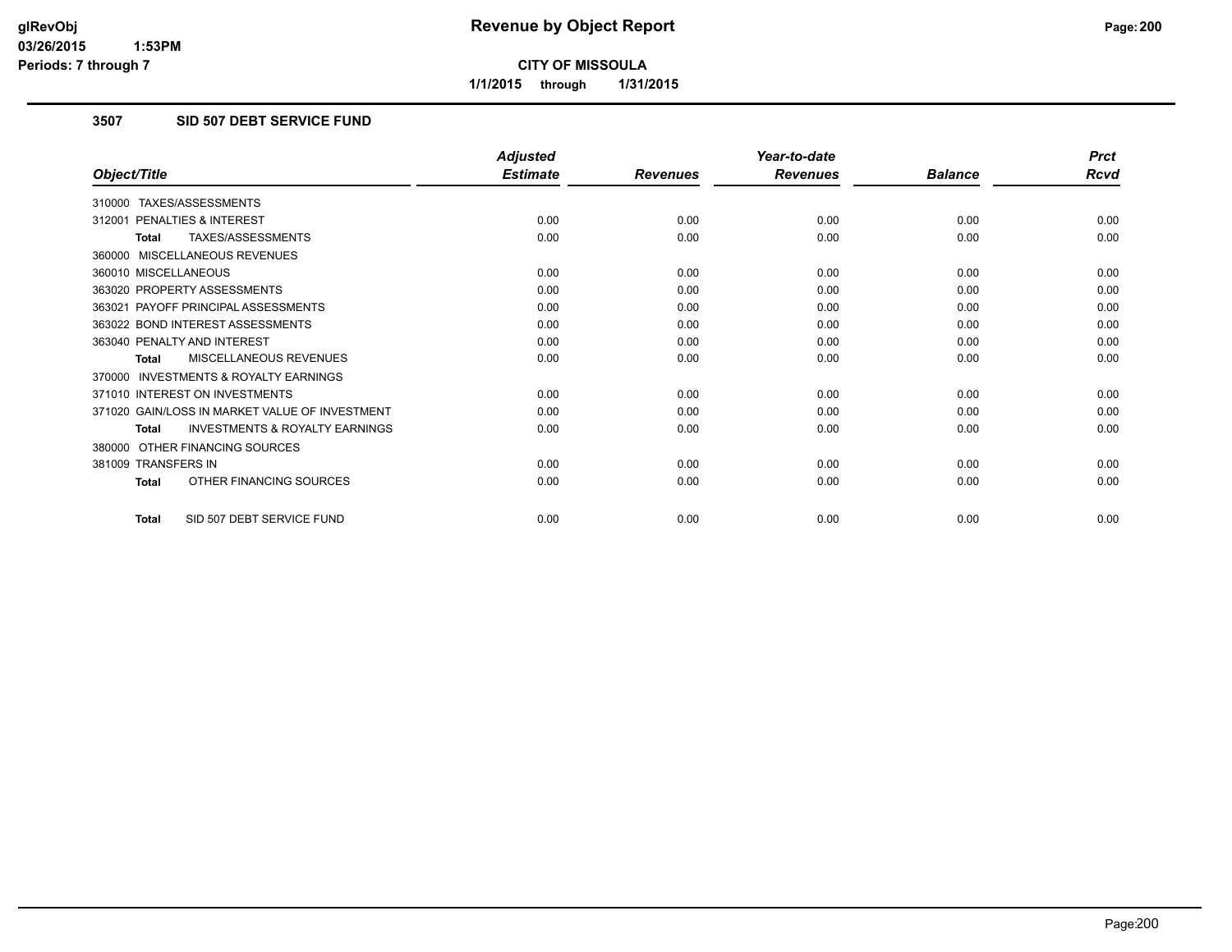# Revenue by Object Report

**CITY OF MISSOULA**

**1/1/2015 through 1/31/2015**

glRevObj
03/26/2015 1:53PM
Periods: 7 through 7

## 3507 SID 507 DEBT SERVICE FUND

| Object/Title | Adjusted Estimate | Revenues | Year-to-date Revenues | Balance | Prct Rcvd |
|---|---|---|---|---|---|
| 310000 TAXES/ASSESSMENTS | | | | | |
| 312001 PENALTIES & INTEREST | 0.00 | 0.00 | 0.00 | 0.00 | 0.00 |
| **Total** TAXES/ASSESSMENTS | 0.00 | 0.00 | 0.00 | 0.00 | 0.00 |
| 360000 MISCELLANEOUS REVENUES | | | | | |
| 360010 MISCELLANEOUS | 0.00 | 0.00 | 0.00 | 0.00 | 0.00 |
| 363020 PROPERTY ASSESSMENTS | 0.00 | 0.00 | 0.00 | 0.00 | 0.00 |
| 363021 PAYOFF PRINCIPAL ASSESSMENTS | 0.00 | 0.00 | 0.00 | 0.00 | 0.00 |
| 363022 BOND INTEREST ASSESSMENTS | 0.00 | 0.00 | 0.00 | 0.00 | 0.00 |
| 363040 PENALTY AND INTEREST | 0.00 | 0.00 | 0.00 | 0.00 | 0.00 |
| **Total** MISCELLANEOUS REVENUES | 0.00 | 0.00 | 0.00 | 0.00 | 0.00 |
| 370000 INVESTMENTS & ROYALTY EARNINGS | | | | | |
| 371010 INTEREST ON INVESTMENTS | 0.00 | 0.00 | 0.00 | 0.00 | 0.00 |
| 371020 GAIN/LOSS IN MARKET VALUE OF INVESTMENT | 0.00 | 0.00 | 0.00 | 0.00 | 0.00 |
| **Total** INVESTMENTS & ROYALTY EARNINGS | 0.00 | 0.00 | 0.00 | 0.00 | 0.00 |
| 380000 OTHER FINANCING SOURCES | | | | | |
| 381009 TRANSFERS IN | 0.00 | 0.00 | 0.00 | 0.00 | 0.00 |
| **Total** OTHER FINANCING SOURCES | 0.00 | 0.00 | 0.00 | 0.00 | 0.00 |
| **Total** SID 507 DEBT SERVICE FUND | 0.00 | 0.00 | 0.00 | 0.00 | 0.00 |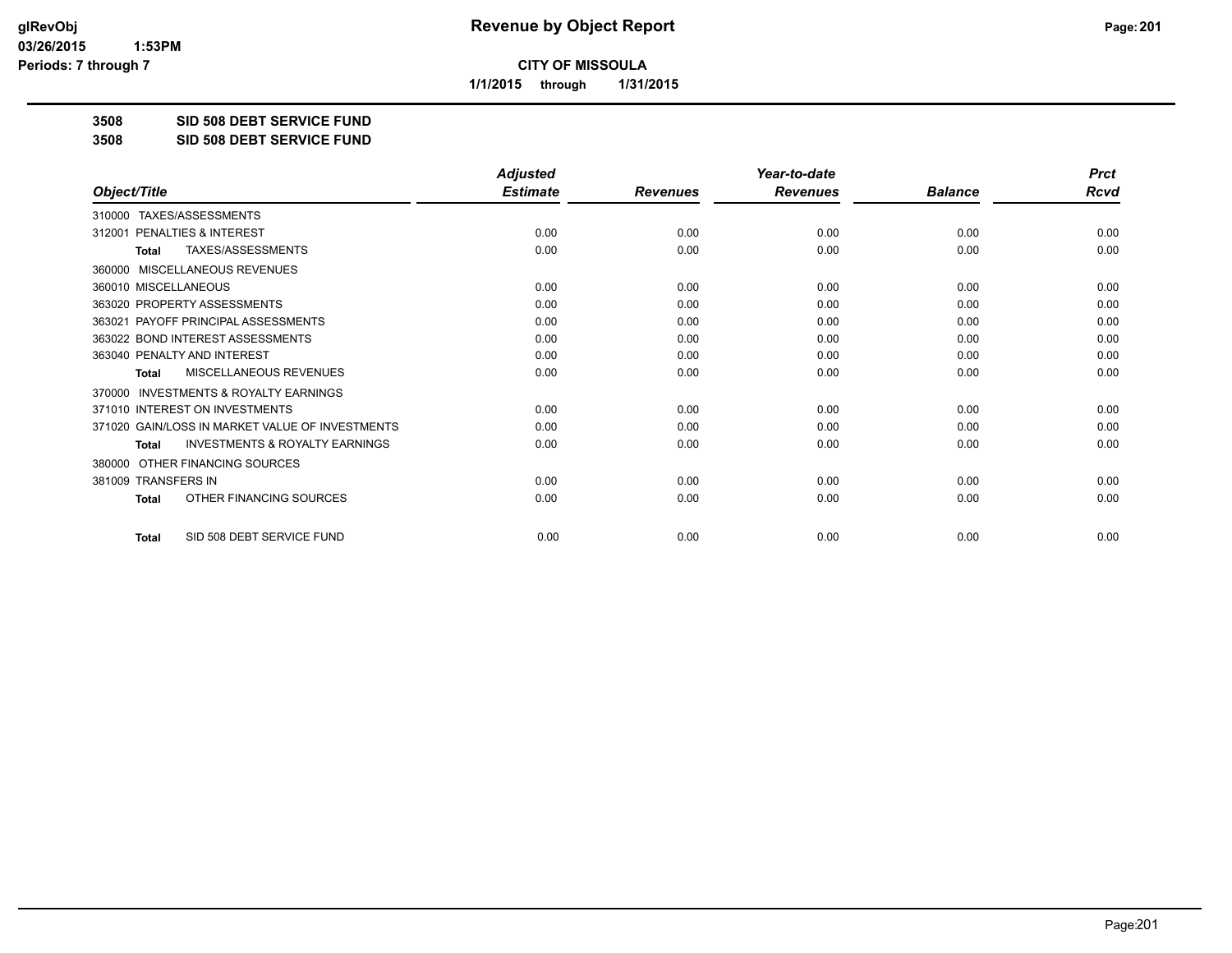# CITY OF MISSOULA

**1/1/2015 through 1/31/2015**

## 3508 SID 508 DEBT SERVICE FUND

## 3508 SID 508 DEBT SERVICE FUND

| Object/Title | Adjusted Estimate | Revenues | Year-to-date Revenues | Balance | Prct Rcvd |
|---|---|---|---|---|---|
| 310000 TAXES/ASSESSMENTS | | | | | |
| 312001 PENALTIES & INTEREST | 0.00 | 0.00 | 0.00 | 0.00 | 0.00 |
| **Total** TAXES/ASSESSMENTS | 0.00 | 0.00 | 0.00 | 0.00 | 0.00 |
| 360000 MISCELLANEOUS REVENUES | | | | | |
| 360010 MISCELLANEOUS | 0.00 | 0.00 | 0.00 | 0.00 | 0.00 |
| 363020 PROPERTY ASSESSMENTS | 0.00 | 0.00 | 0.00 | 0.00 | 0.00 |
| 363021 PAYOFF PRINCIPAL ASSESSMENTS | 0.00 | 0.00 | 0.00 | 0.00 | 0.00 |
| 363022 BOND INTEREST ASSESSMENTS | 0.00 | 0.00 | 0.00 | 0.00 | 0.00 |
| 363040 PENALTY AND INTEREST | 0.00 | 0.00 | 0.00 | 0.00 | 0.00 |
| **Total** MISCELLANEOUS REVENUES | 0.00 | 0.00 | 0.00 | 0.00 | 0.00 |
| 370000 INVESTMENTS & ROYALTY EARNINGS | | | | | |
| 371010 INTEREST ON INVESTMENTS | 0.00 | 0.00 | 0.00 | 0.00 | 0.00 |
| 371020 GAIN/LOSS IN MARKET VALUE OF INVESTMENTS | 0.00 | 0.00 | 0.00 | 0.00 | 0.00 |
| **Total** INVESTMENTS & ROYALTY EARNINGS | 0.00 | 0.00 | 0.00 | 0.00 | 0.00 |
| 380000 OTHER FINANCING SOURCES | | | | | |
| 381009 TRANSFERS IN | 0.00 | 0.00 | 0.00 | 0.00 | 0.00 |
| **Total** OTHER FINANCING SOURCES | 0.00 | 0.00 | 0.00 | 0.00 | 0.00 |
| **Total** SID 508 DEBT SERVICE FUND | 0.00 | 0.00 | 0.00 | 0.00 | 0.00 |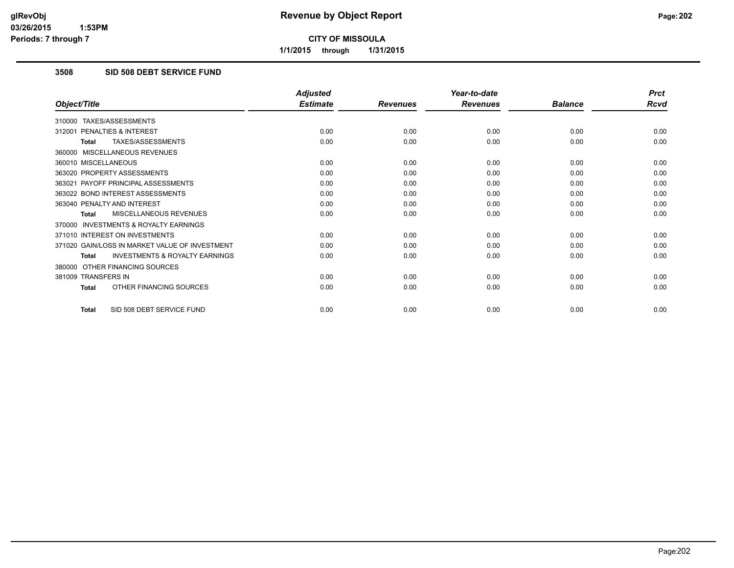# Revenue by Object Report

**CITY OF MISSOULA**

**1/1/2015 through 1/31/2015**

## 3508 SID 508 DEBT SERVICE FUND

| Object/Title | Adjusted Estimate | Revenues | Year-to-date Revenues | Balance | Prct Rcvd |
|---|---|---|---|---|---|
| 310000 TAXES/ASSESSMENTS | | | | | |
| 312001 PENALTIES & INTEREST | 0.00 | 0.00 | 0.00 | 0.00 | 0.00 |
| **Total** TAXES/ASSESSMENTS | 0.00 | 0.00 | 0.00 | 0.00 | 0.00 |
| 360000 MISCELLANEOUS REVENUES | | | | | |
| 360010 MISCELLANEOUS | 0.00 | 0.00 | 0.00 | 0.00 | 0.00 |
| 363020 PROPERTY ASSESSMENTS | 0.00 | 0.00 | 0.00 | 0.00 | 0.00 |
| 363021 PAYOFF PRINCIPAL ASSESSMENTS | 0.00 | 0.00 | 0.00 | 0.00 | 0.00 |
| 363022 BOND INTEREST ASSESSMENTS | 0.00 | 0.00 | 0.00 | 0.00 | 0.00 |
| 363040 PENALTY AND INTEREST | 0.00 | 0.00 | 0.00 | 0.00 | 0.00 |
| **Total** MISCELLANEOUS REVENUES | 0.00 | 0.00 | 0.00 | 0.00 | 0.00 |
| 370000 INVESTMENTS & ROYALTY EARNINGS | | | | | |
| 371010 INTEREST ON INVESTMENTS | 0.00 | 0.00 | 0.00 | 0.00 | 0.00 |
| 371020 GAIN/LOSS IN MARKET VALUE OF INVESTMENT | 0.00 | 0.00 | 0.00 | 0.00 | 0.00 |
| **Total** INVESTMENTS & ROYALTY EARNINGS | 0.00 | 0.00 | 0.00 | 0.00 | 0.00 |
| 380000 OTHER FINANCING SOURCES | | | | | |
| 381009 TRANSFERS IN | 0.00 | 0.00 | 0.00 | 0.00 | 0.00 |
| **Total** OTHER FINANCING SOURCES | 0.00 | 0.00 | 0.00 | 0.00 | 0.00 |
| **Total** SID 508 DEBT SERVICE FUND | 0.00 | 0.00 | 0.00 | 0.00 | 0.00 |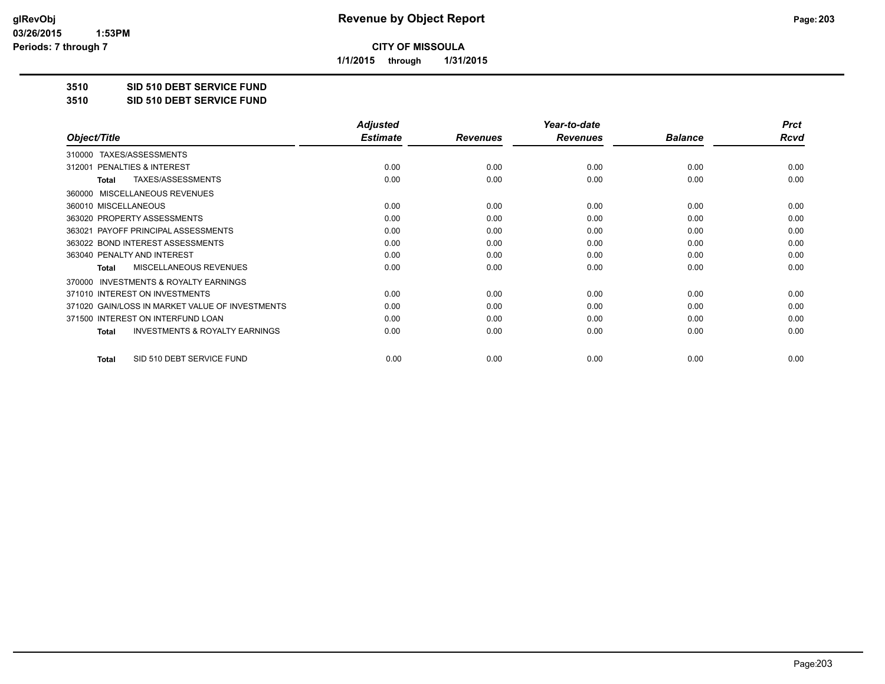## Revenue by Object Report

**CITY OF MISSOULA**

**1/1/2015 through 1/31/2015**

glRevObj
03/26/2015 1:53PM
Periods: 7 through 7

**3510 SID 510 DEBT SERVICE FUND**

**3510 SID 510 DEBT SERVICE FUND**

| Object/Title | Adjusted Estimate | Revenues | Year-to-date Revenues | Balance | Prct Rcvd |
|---|---|---|---|---|---|
| 310000 TAXES/ASSESSMENTS | | | | | |
| 312001 PENALTIES & INTEREST | 0.00 | 0.00 | 0.00 | 0.00 | 0.00 |
| **Total** TAXES/ASSESSMENTS | 0.00 | 0.00 | 0.00 | 0.00 | 0.00 |
| 360000 MISCELLANEOUS REVENUES | | | | | |
| 360010 MISCELLANEOUS | 0.00 | 0.00 | 0.00 | 0.00 | 0.00 |
| 363020 PROPERTY ASSESSMENTS | 0.00 | 0.00 | 0.00 | 0.00 | 0.00 |
| 363021 PAYOFF PRINCIPAL ASSESSMENTS | 0.00 | 0.00 | 0.00 | 0.00 | 0.00 |
| 363022 BOND INTEREST ASSESSMENTS | 0.00 | 0.00 | 0.00 | 0.00 | 0.00 |
| 363040 PENALTY AND INTEREST | 0.00 | 0.00 | 0.00 | 0.00 | 0.00 |
| **Total** MISCELLANEOUS REVENUES | 0.00 | 0.00 | 0.00 | 0.00 | 0.00 |
| 370000 INVESTMENTS & ROYALTY EARNINGS | | | | | |
| 371010 INTEREST ON INVESTMENTS | 0.00 | 0.00 | 0.00 | 0.00 | 0.00 |
| 371020 GAIN/LOSS IN MARKET VALUE OF INVESTMENTS | 0.00 | 0.00 | 0.00 | 0.00 | 0.00 |
| 371500 INTEREST ON INTERFUND LOAN | 0.00 | 0.00 | 0.00 | 0.00 | 0.00 |
| **Total** INVESTMENTS & ROYALTY EARNINGS | 0.00 | 0.00 | 0.00 | 0.00 | 0.00 |
| **Total** SID 510 DEBT SERVICE FUND | 0.00 | 0.00 | 0.00 | 0.00 | 0.00 |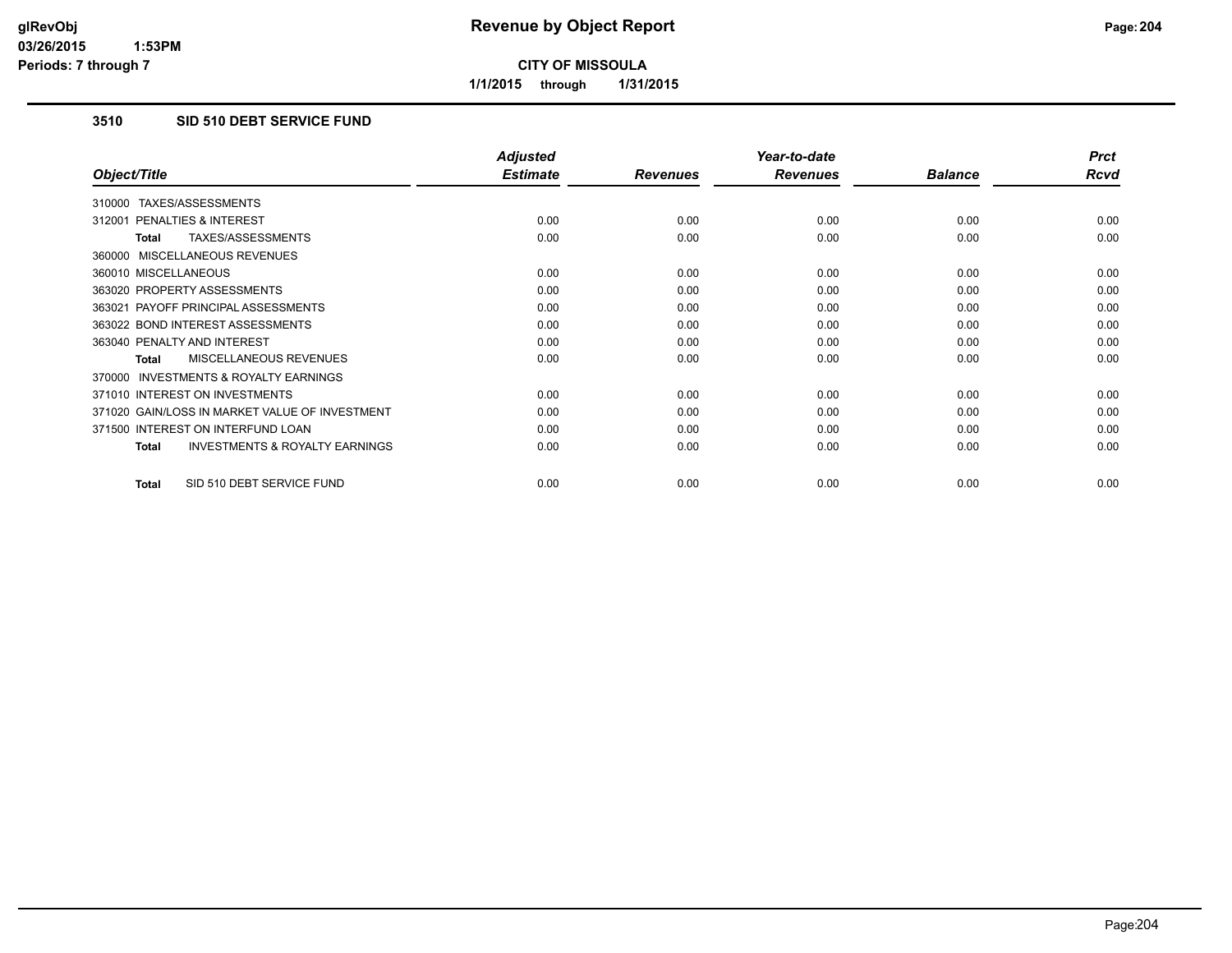# Revenue by Object Report

**CITY OF MISSOULA**

**1/1/2015 through 1/31/2015**

## 3510 SID 510 DEBT SERVICE FUND

| Object/Title | Adjusted Estimate | Revenues | Year-to-date Revenues | Balance | Prct Rcvd |
|---|---|---|---|---|---|
| 310000 TAXES/ASSESSMENTS | | | | | |
| 312001 PENALTIES & INTEREST | 0.00 | 0.00 | 0.00 | 0.00 | 0.00 |
| **Total** TAXES/ASSESSMENTS | 0.00 | 0.00 | 0.00 | 0.00 | 0.00 |
| 360000 MISCELLANEOUS REVENUES | | | | | |
| 360010 MISCELLANEOUS | 0.00 | 0.00 | 0.00 | 0.00 | 0.00 |
| 363020 PROPERTY ASSESSMENTS | 0.00 | 0.00 | 0.00 | 0.00 | 0.00 |
| 363021 PAYOFF PRINCIPAL ASSESSMENTS | 0.00 | 0.00 | 0.00 | 0.00 | 0.00 |
| 363022 BOND INTEREST ASSESSMENTS | 0.00 | 0.00 | 0.00 | 0.00 | 0.00 |
| 363040 PENALTY AND INTEREST | 0.00 | 0.00 | 0.00 | 0.00 | 0.00 |
| **Total** MISCELLANEOUS REVENUES | 0.00 | 0.00 | 0.00 | 0.00 | 0.00 |
| 370000 INVESTMENTS & ROYALTY EARNINGS | | | | | |
| 371010 INTEREST ON INVESTMENTS | 0.00 | 0.00 | 0.00 | 0.00 | 0.00 |
| 371020 GAIN/LOSS IN MARKET VALUE OF INVESTMENT | 0.00 | 0.00 | 0.00 | 0.00 | 0.00 |
| 371500 INTEREST ON INTERFUND LOAN | 0.00 | 0.00 | 0.00 | 0.00 | 0.00 |
| **Total** INVESTMENTS & ROYALTY EARNINGS | 0.00 | 0.00 | 0.00 | 0.00 | 0.00 |
| **Total** SID 510 DEBT SERVICE FUND | 0.00 | 0.00 | 0.00 | 0.00 | 0.00 |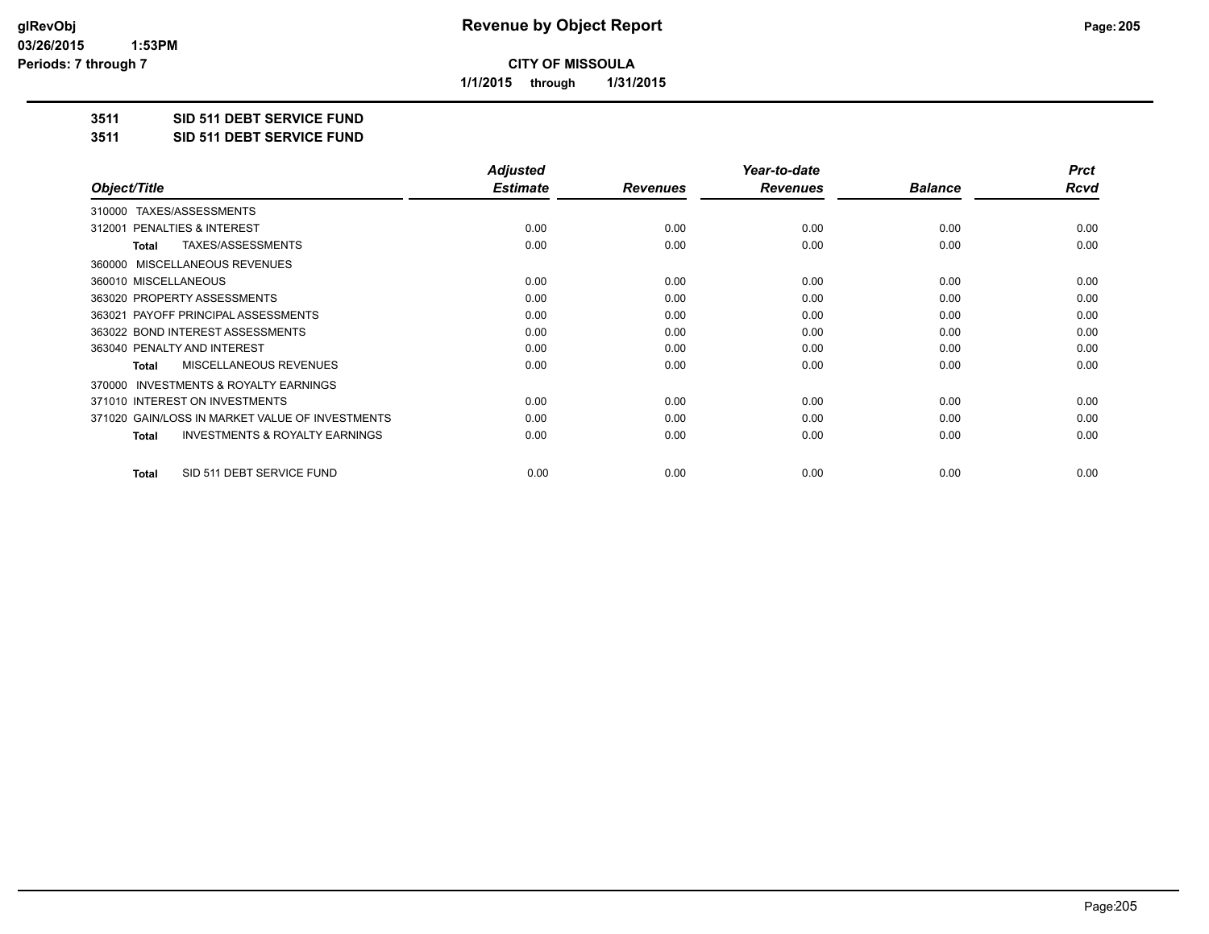# Revenue by Object Report

**CITY OF MISSOULA**

**1/1/2015 through 1/31/2015**

glRevObj
03/26/2015 1:53PM
Periods: 7 through 7

**3511 SID 511 DEBT SERVICE FUND**

**3511 SID 511 DEBT SERVICE FUND**

| Object/Title | Adjusted Estimate | Revenues | Year-to-date Revenues | Balance | Prct Rcvd |
|---|---|---|---|---|---|
| 310000 TAXES/ASSESSMENTS | | | | | |
| 312001 PENALTIES & INTEREST | 0.00 | 0.00 | 0.00 | 0.00 | 0.00 |
| **Total** TAXES/ASSESSMENTS | 0.00 | 0.00 | 0.00 | 0.00 | 0.00 |
| 360000 MISCELLANEOUS REVENUES | | | | | |
| 360010 MISCELLANEOUS | 0.00 | 0.00 | 0.00 | 0.00 | 0.00 |
| 363020 PROPERTY ASSESSMENTS | 0.00 | 0.00 | 0.00 | 0.00 | 0.00 |
| 363021 PAYOFF PRINCIPAL ASSESSMENTS | 0.00 | 0.00 | 0.00 | 0.00 | 0.00 |
| 363022 BOND INTEREST ASSESSMENTS | 0.00 | 0.00 | 0.00 | 0.00 | 0.00 |
| 363040 PENALTY AND INTEREST | 0.00 | 0.00 | 0.00 | 0.00 | 0.00 |
| **Total** MISCELLANEOUS REVENUES | 0.00 | 0.00 | 0.00 | 0.00 | 0.00 |
| 370000 INVESTMENTS & ROYALTY EARNINGS | | | | | |
| 371010 INTEREST ON INVESTMENTS | 0.00 | 0.00 | 0.00 | 0.00 | 0.00 |
| 371020 GAIN/LOSS IN MARKET VALUE OF INVESTMENTS | 0.00 | 0.00 | 0.00 | 0.00 | 0.00 |
| **Total** INVESTMENTS & ROYALTY EARNINGS | 0.00 | 0.00 | 0.00 | 0.00 | 0.00 |
| **Total** SID 511 DEBT SERVICE FUND | 0.00 | 0.00 | 0.00 | 0.00 | 0.00 |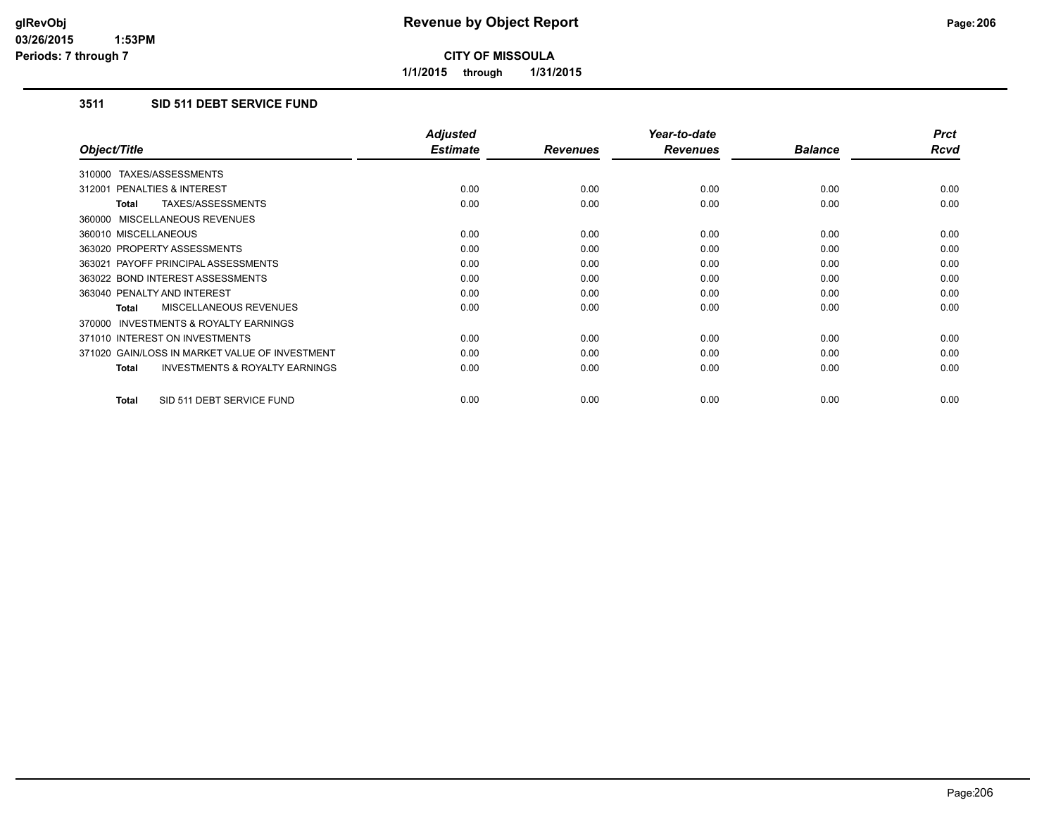# Revenue by Object Report

**CITY OF MISSOULA**

**1/1/2015 through 1/31/2015**

glRevObj
03/26/2015 1:53PM
Periods: 7 through 7

## 3511 SID 511 DEBT SERVICE FUND

| Object/Title | Adjusted Estimate | Revenues | Year-to-date Revenues | Balance | Prct Rcvd |
|---|---|---|---|---|---|
| 310000 TAXES/ASSESSMENTS | | | | | |
| 312001 PENALTIES & INTEREST | 0.00 | 0.00 | 0.00 | 0.00 | 0.00 |
| **Total** TAXES/ASSESSMENTS | 0.00 | 0.00 | 0.00 | 0.00 | 0.00 |
| 360000 MISCELLANEOUS REVENUES | | | | | |
| 360010 MISCELLANEOUS | 0.00 | 0.00 | 0.00 | 0.00 | 0.00 |
| 363020 PROPERTY ASSESSMENTS | 0.00 | 0.00 | 0.00 | 0.00 | 0.00 |
| 363021 PAYOFF PRINCIPAL ASSESSMENTS | 0.00 | 0.00 | 0.00 | 0.00 | 0.00 |
| 363022 BOND INTEREST ASSESSMENTS | 0.00 | 0.00 | 0.00 | 0.00 | 0.00 |
| 363040 PENALTY AND INTEREST | 0.00 | 0.00 | 0.00 | 0.00 | 0.00 |
| **Total** MISCELLANEOUS REVENUES | 0.00 | 0.00 | 0.00 | 0.00 | 0.00 |
| 370000 INVESTMENTS & ROYALTY EARNINGS | | | | | |
| 371010 INTEREST ON INVESTMENTS | 0.00 | 0.00 | 0.00 | 0.00 | 0.00 |
| 371020 GAIN/LOSS IN MARKET VALUE OF INVESTMENT | 0.00 | 0.00 | 0.00 | 0.00 | 0.00 |
| **Total** INVESTMENTS & ROYALTY EARNINGS | 0.00 | 0.00 | 0.00 | 0.00 | 0.00 |
| **Total** SID 511 DEBT SERVICE FUND | 0.00 | 0.00 | 0.00 | 0.00 | 0.00 |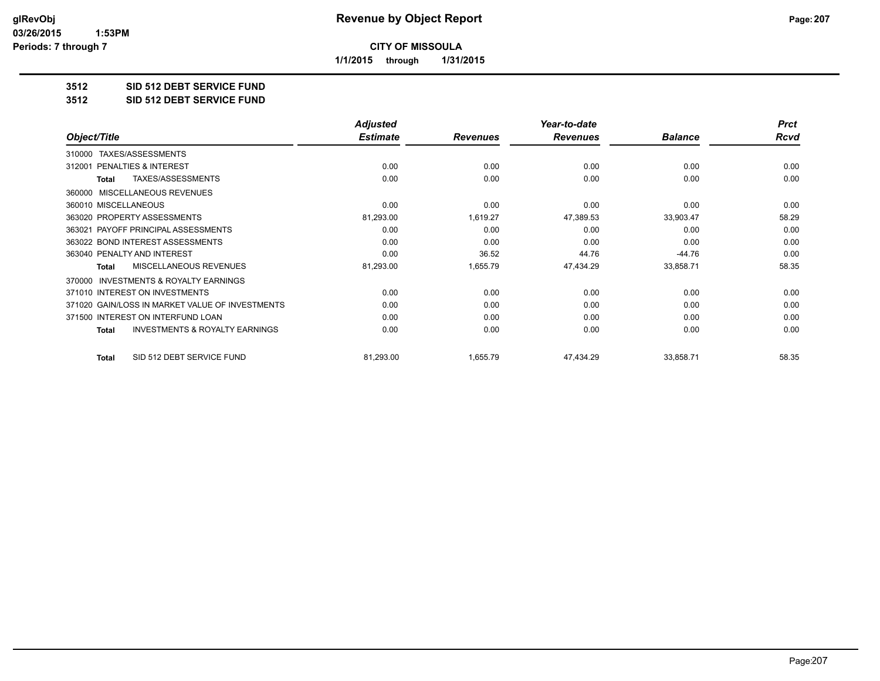# Revenue by Object Report

**CITY OF MISSOULA**

**1/1/2015 through 1/31/2015**

glRevObj
03/26/2015 1:53PM
Periods: 7 through 7

## 3512 SID 512 DEBT SERVICE FUND
## 3512 SID 512 DEBT SERVICE FUND

| Object/Title | Adjusted Estimate | Revenues | Year-to-date Revenues | Balance | Prct Rcvd |
|---|---|---|---|---|---|
| 310000 TAXES/ASSESSMENTS | | | | | |
| 312001 PENALTIES & INTEREST | 0.00 | 0.00 | 0.00 | 0.00 | 0.00 |
| **Total** TAXES/ASSESSMENTS | 0.00 | 0.00 | 0.00 | 0.00 | 0.00 |
| 360000 MISCELLANEOUS REVENUES | | | | | |
| 360010 MISCELLANEOUS | 0.00 | 0.00 | 0.00 | 0.00 | 0.00 |
| 363020 PROPERTY ASSESSMENTS | 81,293.00 | 1,619.27 | 47,389.53 | 33,903.47 | 58.29 |
| 363021 PAYOFF PRINCIPAL ASSESSMENTS | 0.00 | 0.00 | 0.00 | 0.00 | 0.00 |
| 363022 BOND INTEREST ASSESSMENTS | 0.00 | 0.00 | 0.00 | 0.00 | 0.00 |
| 363040 PENALTY AND INTEREST | 0.00 | 36.52 | 44.76 | -44.76 | 0.00 |
| **Total** MISCELLANEOUS REVENUES | 81,293.00 | 1,655.79 | 47,434.29 | 33,858.71 | 58.35 |
| 370000 INVESTMENTS & ROYALTY EARNINGS | | | | | |
| 371010 INTEREST ON INVESTMENTS | 0.00 | 0.00 | 0.00 | 0.00 | 0.00 |
| 371020 GAIN/LOSS IN MARKET VALUE OF INVESTMENTS | 0.00 | 0.00 | 0.00 | 0.00 | 0.00 |
| 371500 INTEREST ON INTERFUND LOAN | 0.00 | 0.00 | 0.00 | 0.00 | 0.00 |
| **Total** INVESTMENTS & ROYALTY EARNINGS | 0.00 | 0.00 | 0.00 | 0.00 | 0.00 |
| **Total** SID 512 DEBT SERVICE FUND | 81,293.00 | 1,655.79 | 47,434.29 | 33,858.71 | 58.35 |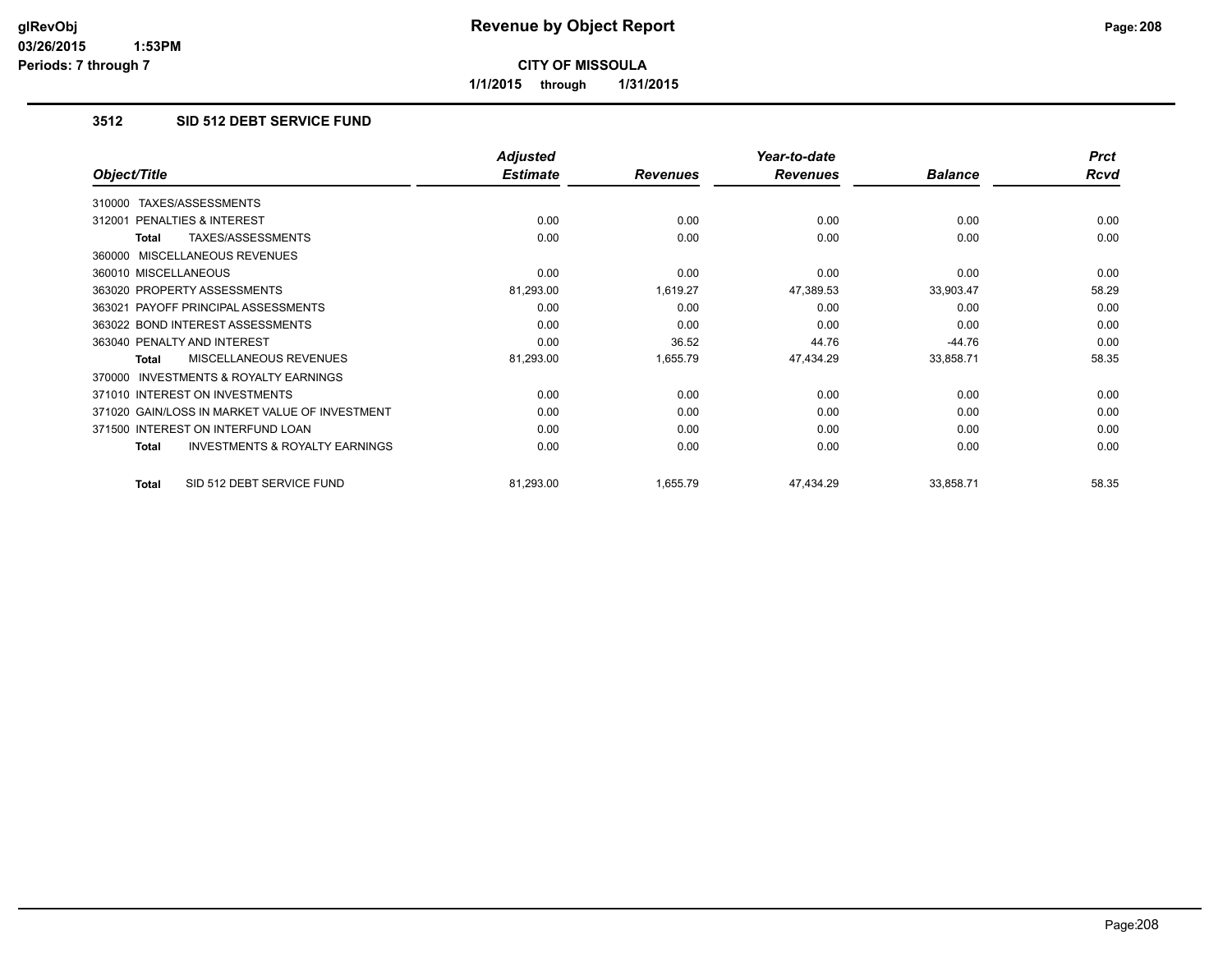# Revenue by Object Report

**CITY OF MISSOULA**

**1/1/2015 through 1/31/2015**

glRevObj
03/26/2015 1:53PM
Periods: 7 through 7

### 3512 SID 512 DEBT SERVICE FUND

| Object/Title | Adjusted Estimate | Revenues | Year-to-date Revenues | Balance | Prct Rcvd |
|---|---|---|---|---|---|
| 310000 TAXES/ASSESSMENTS | | | | | |
| 312001 PENALTIES & INTEREST | 0.00 | 0.00 | 0.00 | 0.00 | 0.00 |
| **Total** TAXES/ASSESSMENTS | 0.00 | 0.00 | 0.00 | 0.00 | 0.00 |
| 360000 MISCELLANEOUS REVENUES | | | | | |
| 360010 MISCELLANEOUS | 0.00 | 0.00 | 0.00 | 0.00 | 0.00 |
| 363020 PROPERTY ASSESSMENTS | 81,293.00 | 1,619.27 | 47,389.53 | 33,903.47 | 58.29 |
| 363021 PAYOFF PRINCIPAL ASSESSMENTS | 0.00 | 0.00 | 0.00 | 0.00 | 0.00 |
| 363022 BOND INTEREST ASSESSMENTS | 0.00 | 0.00 | 0.00 | 0.00 | 0.00 |
| 363040 PENALTY AND INTEREST | 0.00 | 36.52 | 44.76 | -44.76 | 0.00 |
| **Total** MISCELLANEOUS REVENUES | 81,293.00 | 1,655.79 | 47,434.29 | 33,858.71 | 58.35 |
| 370000 INVESTMENTS & ROYALTY EARNINGS | | | | | |
| 371010 INTEREST ON INVESTMENTS | 0.00 | 0.00 | 0.00 | 0.00 | 0.00 |
| 371020 GAIN/LOSS IN MARKET VALUE OF INVESTMENT | 0.00 | 0.00 | 0.00 | 0.00 | 0.00 |
| 371500 INTEREST ON INTERFUND LOAN | 0.00 | 0.00 | 0.00 | 0.00 | 0.00 |
| **Total** INVESTMENTS & ROYALTY EARNINGS | 0.00 | 0.00 | 0.00 | 0.00 | 0.00 |
| **Total** SID 512 DEBT SERVICE FUND | 81,293.00 | 1,655.79 | 47,434.29 | 33,858.71 | 58.35 |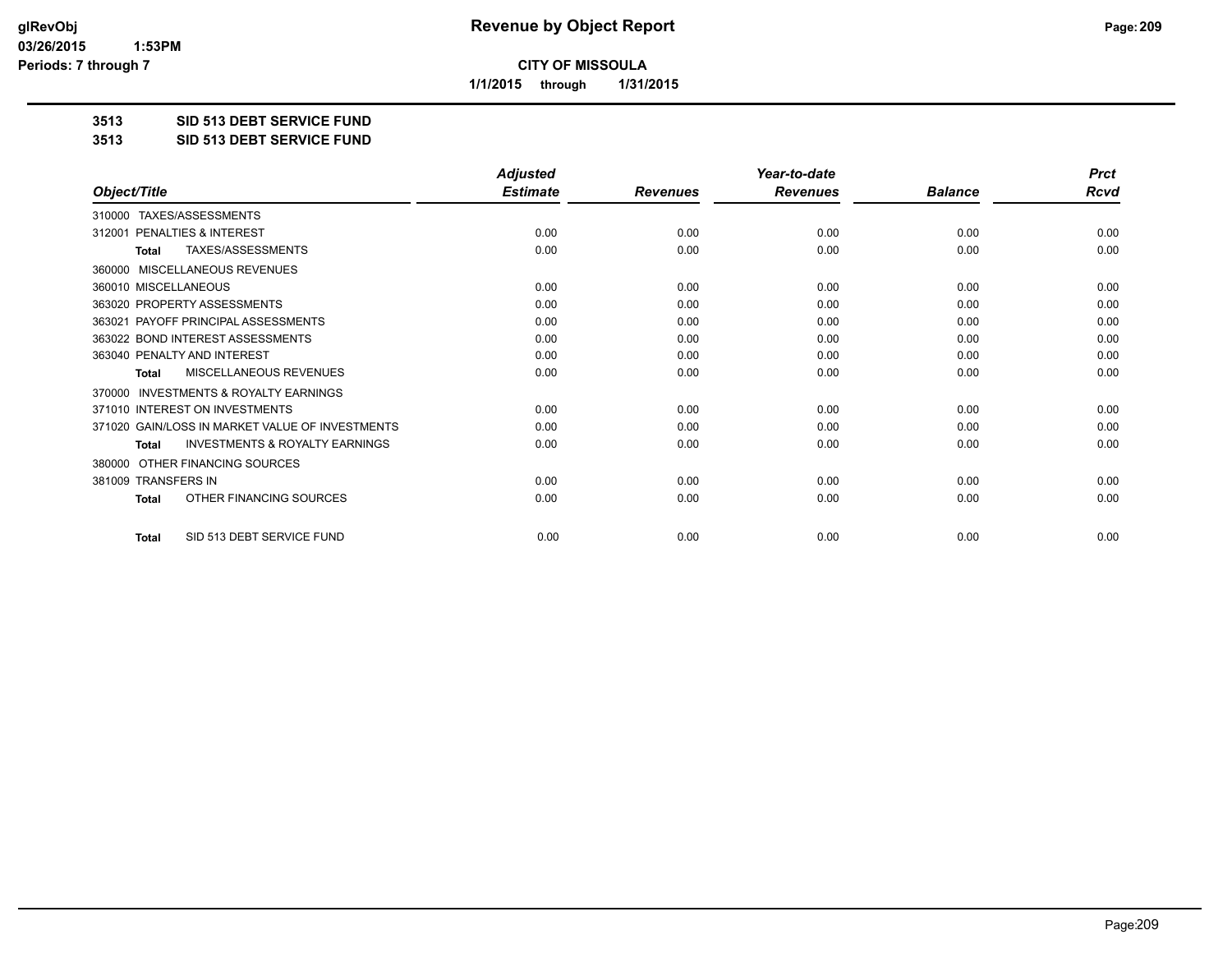# Revenue by Object Report

**CITY OF MISSOULA**

**1/1/2015 through 1/31/2015**

glRevObj
03/26/2015 1:53PM
Periods: 7 through 7

**3513 SID 513 DEBT SERVICE FUND**

**3513 SID 513 DEBT SERVICE FUND**

| Object/Title | Adjusted Estimate | Revenues | Year-to-date Revenues | Balance | Prct Rcvd |
|---|---|---|---|---|---|
| 310000 TAXES/ASSESSMENTS | | | | | |
| 312001 PENALTIES & INTEREST | 0.00 | 0.00 | 0.00 | 0.00 | 0.00 |
| **Total** TAXES/ASSESSMENTS | 0.00 | 0.00 | 0.00 | 0.00 | 0.00 |
| 360000 MISCELLANEOUS REVENUES | | | | | |
| 360010 MISCELLANEOUS | 0.00 | 0.00 | 0.00 | 0.00 | 0.00 |
| 363020 PROPERTY ASSESSMENTS | 0.00 | 0.00 | 0.00 | 0.00 | 0.00 |
| 363021 PAYOFF PRINCIPAL ASSESSMENTS | 0.00 | 0.00 | 0.00 | 0.00 | 0.00 |
| 363022 BOND INTEREST ASSESSMENTS | 0.00 | 0.00 | 0.00 | 0.00 | 0.00 |
| 363040 PENALTY AND INTEREST | 0.00 | 0.00 | 0.00 | 0.00 | 0.00 |
| **Total** MISCELLANEOUS REVENUES | 0.00 | 0.00 | 0.00 | 0.00 | 0.00 |
| 370000 INVESTMENTS & ROYALTY EARNINGS | | | | | |
| 371010 INTEREST ON INVESTMENTS | 0.00 | 0.00 | 0.00 | 0.00 | 0.00 |
| 371020 GAIN/LOSS IN MARKET VALUE OF INVESTMENTS | 0.00 | 0.00 | 0.00 | 0.00 | 0.00 |
| **Total** INVESTMENTS & ROYALTY EARNINGS | 0.00 | 0.00 | 0.00 | 0.00 | 0.00 |
| 380000 OTHER FINANCING SOURCES | | | | | |
| 381009 TRANSFERS IN | 0.00 | 0.00 | 0.00 | 0.00 | 0.00 |
| **Total** OTHER FINANCING SOURCES | 0.00 | 0.00 | 0.00 | 0.00 | 0.00 |
| **Total** SID 513 DEBT SERVICE FUND | 0.00 | 0.00 | 0.00 | 0.00 | 0.00 |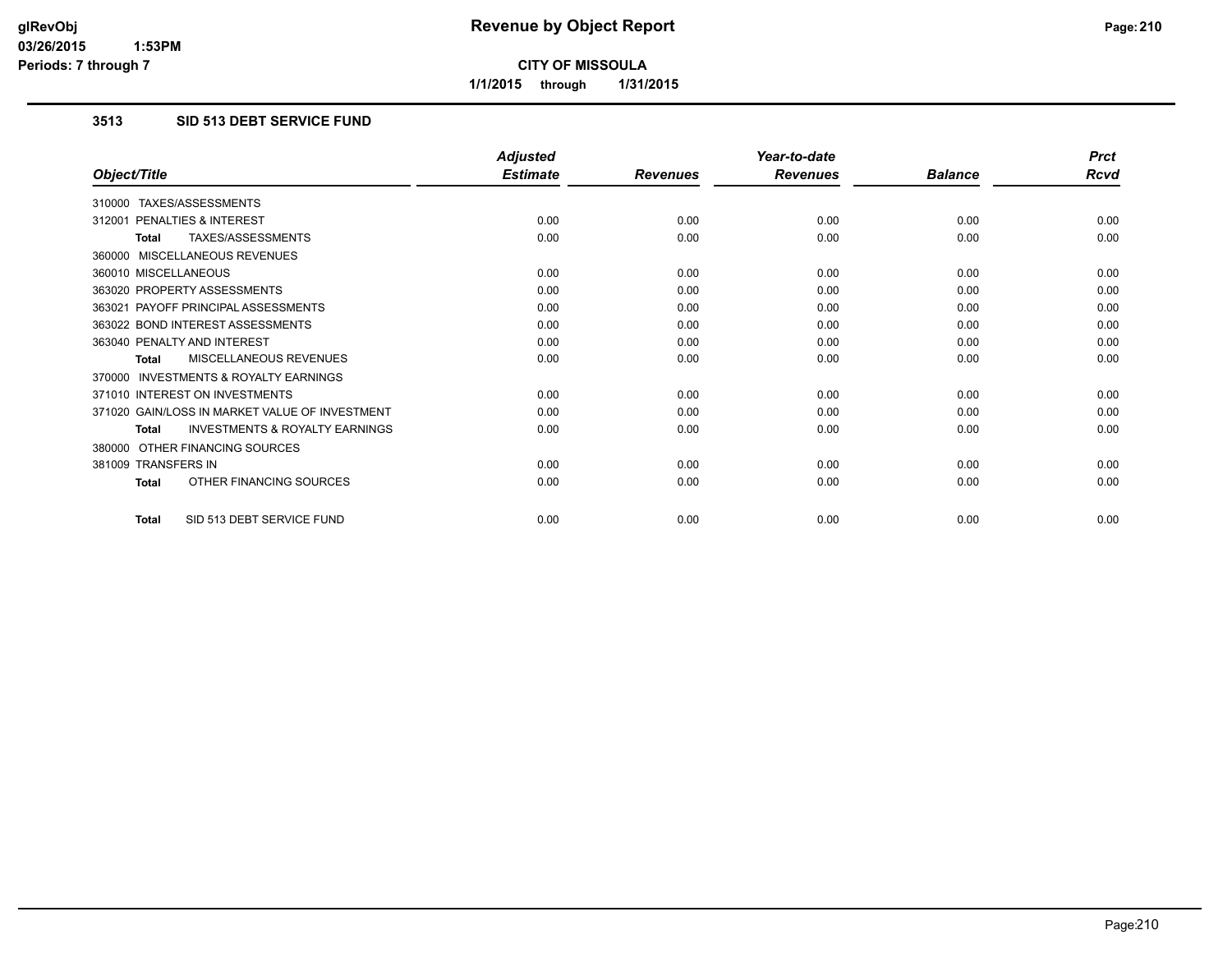**CITY OF MISSOULA**

**1/1/2015 through 1/31/2015**

### 3513 SID 513 DEBT SERVICE FUND

| Object/Title | Adjusted Estimate | Revenues | Year-to-date Revenues | Balance | Prct Rcvd |
|---|---|---|---|---|---|
| 310000 TAXES/ASSESSMENTS | | | | | |
| 312001 PENALTIES & INTEREST | 0.00 | 0.00 | 0.00 | 0.00 | 0.00 |
| **Total** TAXES/ASSESSMENTS | 0.00 | 0.00 | 0.00 | 0.00 | 0.00 |
| 360000 MISCELLANEOUS REVENUES | | | | | |
| 360010 MISCELLANEOUS | 0.00 | 0.00 | 0.00 | 0.00 | 0.00 |
| 363020 PROPERTY ASSESSMENTS | 0.00 | 0.00 | 0.00 | 0.00 | 0.00 |
| 363021 PAYOFF PRINCIPAL ASSESSMENTS | 0.00 | 0.00 | 0.00 | 0.00 | 0.00 |
| 363022 BOND INTEREST ASSESSMENTS | 0.00 | 0.00 | 0.00 | 0.00 | 0.00 |
| 363040 PENALTY AND INTEREST | 0.00 | 0.00 | 0.00 | 0.00 | 0.00 |
| **Total** MISCELLANEOUS REVENUES | 0.00 | 0.00 | 0.00 | 0.00 | 0.00 |
| 370000 INVESTMENTS & ROYALTY EARNINGS | | | | | |
| 371010 INTEREST ON INVESTMENTS | 0.00 | 0.00 | 0.00 | 0.00 | 0.00 |
| 371020 GAIN/LOSS IN MARKET VALUE OF INVESTMENT | 0.00 | 0.00 | 0.00 | 0.00 | 0.00 |
| **Total** INVESTMENTS & ROYALTY EARNINGS | 0.00 | 0.00 | 0.00 | 0.00 | 0.00 |
| 380000 OTHER FINANCING SOURCES | | | | | |
| 381009 TRANSFERS IN | 0.00 | 0.00 | 0.00 | 0.00 | 0.00 |
| **Total** OTHER FINANCING SOURCES | 0.00 | 0.00 | 0.00 | 0.00 | 0.00 |
| **Total** SID 513 DEBT SERVICE FUND | 0.00 | 0.00 | 0.00 | 0.00 | 0.00 |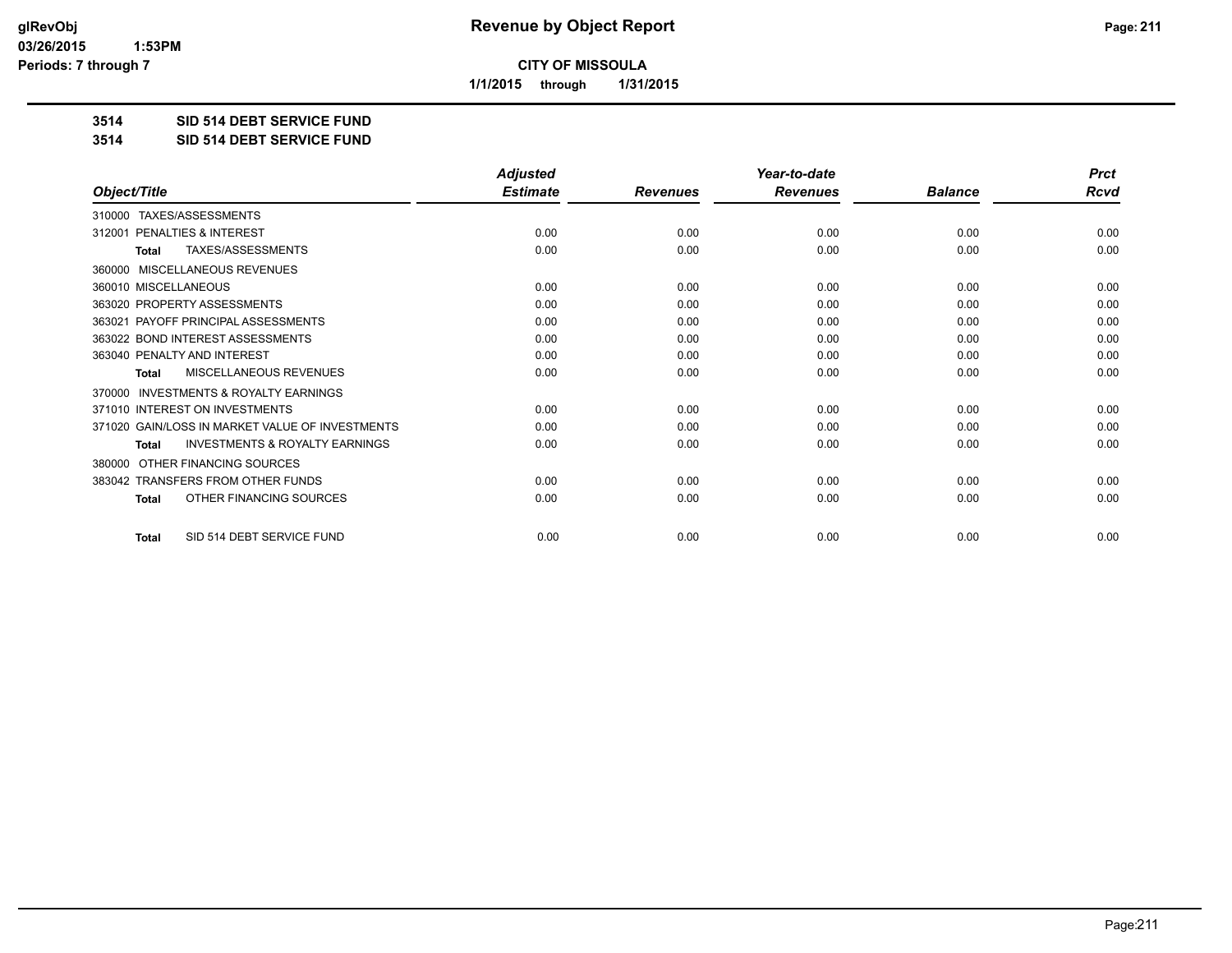**CITY OF MISSOULA**

**1/1/2015 through 1/31/2015**

**3514 SID 514 DEBT SERVICE FUND**

**3514 SID 514 DEBT SERVICE FUND**

| Object/Title | Adjusted Estimate | Revenues | Year-to-date Revenues | Balance | Prct Rcvd |
|---|---|---|---|---|---|
| 310000 TAXES/ASSESSMENTS | | | | | |
| 312001 PENALTIES & INTEREST | 0.00 | 0.00 | 0.00 | 0.00 | 0.00 |
| **Total** TAXES/ASSESSMENTS | 0.00 | 0.00 | 0.00 | 0.00 | 0.00 |
| 360000 MISCELLANEOUS REVENUES | | | | | |
| 360010 MISCELLANEOUS | 0.00 | 0.00 | 0.00 | 0.00 | 0.00 |
| 363020 PROPERTY ASSESSMENTS | 0.00 | 0.00 | 0.00 | 0.00 | 0.00 |
| 363021 PAYOFF PRINCIPAL ASSESSMENTS | 0.00 | 0.00 | 0.00 | 0.00 | 0.00 |
| 363022 BOND INTEREST ASSESSMENTS | 0.00 | 0.00 | 0.00 | 0.00 | 0.00 |
| 363040 PENALTY AND INTEREST | 0.00 | 0.00 | 0.00 | 0.00 | 0.00 |
| **Total** MISCELLANEOUS REVENUES | 0.00 | 0.00 | 0.00 | 0.00 | 0.00 |
| 370000 INVESTMENTS & ROYALTY EARNINGS | | | | | |
| 371010 INTEREST ON INVESTMENTS | 0.00 | 0.00 | 0.00 | 0.00 | 0.00 |
| 371020 GAIN/LOSS IN MARKET VALUE OF INVESTMENTS | 0.00 | 0.00 | 0.00 | 0.00 | 0.00 |
| **Total** INVESTMENTS & ROYALTY EARNINGS | 0.00 | 0.00 | 0.00 | 0.00 | 0.00 |
| 380000 OTHER FINANCING SOURCES | | | | | |
| 383042 TRANSFERS FROM OTHER FUNDS | 0.00 | 0.00 | 0.00 | 0.00 | 0.00 |
| **Total** OTHER FINANCING SOURCES | 0.00 | 0.00 | 0.00 | 0.00 | 0.00 |
| **Total** SID 514 DEBT SERVICE FUND | 0.00 | 0.00 | 0.00 | 0.00 | 0.00 |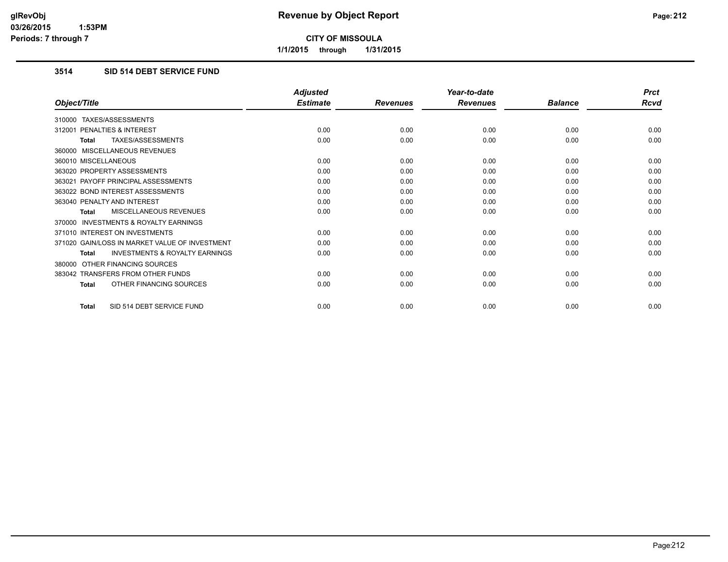# Revenue by Object Report

**CITY OF MISSOULA**

**1/1/2015 through 1/31/2015**

## 3514 SID 514 DEBT SERVICE FUND

| Object/Title | Adjusted Estimate | Revenues | Year-to-date Revenues | Balance | Prct Rcvd |
|---|---|---|---|---|---|
| 310000 TAXES/ASSESSMENTS | | | | | |
| 312001 PENALTIES & INTEREST | 0.00 | 0.00 | 0.00 | 0.00 | 0.00 |
| **Total** TAXES/ASSESSMENTS | 0.00 | 0.00 | 0.00 | 0.00 | 0.00 |
| 360000 MISCELLANEOUS REVENUES | | | | | |
| 360010 MISCELLANEOUS | 0.00 | 0.00 | 0.00 | 0.00 | 0.00 |
| 363020 PROPERTY ASSESSMENTS | 0.00 | 0.00 | 0.00 | 0.00 | 0.00 |
| 363021 PAYOFF PRINCIPAL ASSESSMENTS | 0.00 | 0.00 | 0.00 | 0.00 | 0.00 |
| 363022 BOND INTEREST ASSESSMENTS | 0.00 | 0.00 | 0.00 | 0.00 | 0.00 |
| 363040 PENALTY AND INTEREST | 0.00 | 0.00 | 0.00 | 0.00 | 0.00 |
| **Total** MISCELLANEOUS REVENUES | 0.00 | 0.00 | 0.00 | 0.00 | 0.00 |
| 370000 INVESTMENTS & ROYALTY EARNINGS | | | | | |
| 371010 INTEREST ON INVESTMENTS | 0.00 | 0.00 | 0.00 | 0.00 | 0.00 |
| 371020 GAIN/LOSS IN MARKET VALUE OF INVESTMENT | 0.00 | 0.00 | 0.00 | 0.00 | 0.00 |
| **Total** INVESTMENTS & ROYALTY EARNINGS | 0.00 | 0.00 | 0.00 | 0.00 | 0.00 |
| 380000 OTHER FINANCING SOURCES | | | | | |
| 383042 TRANSFERS FROM OTHER FUNDS | 0.00 | 0.00 | 0.00 | 0.00 | 0.00 |
| **Total** OTHER FINANCING SOURCES | 0.00 | 0.00 | 0.00 | 0.00 | 0.00 |
| **Total** SID 514 DEBT SERVICE FUND | 0.00 | 0.00 | 0.00 | 0.00 | 0.00 |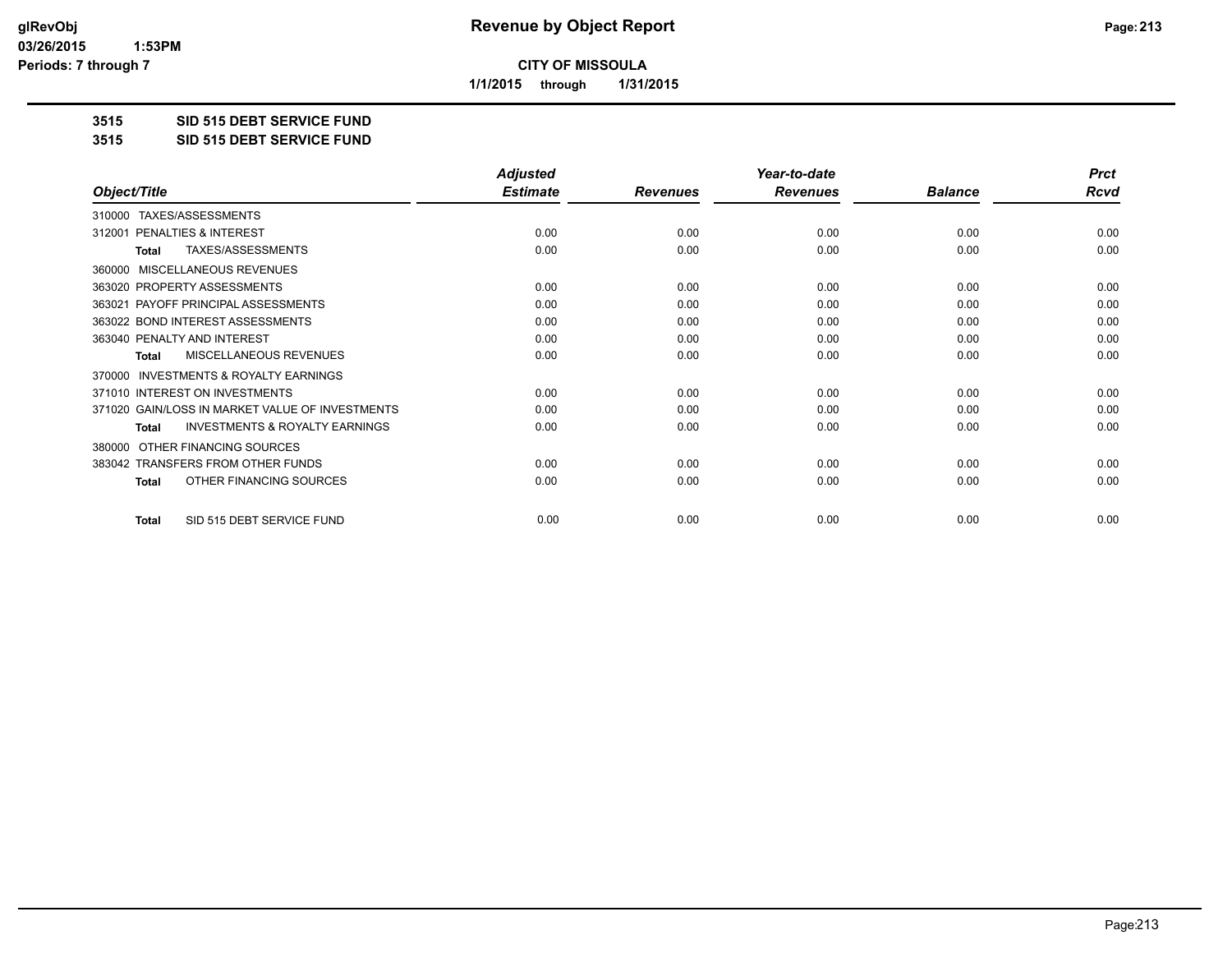# Revenue by Object Report

**CITY OF MISSOULA**

**1/1/2015 through 1/31/2015**

glRevObj
03/26/2015 1:53PM
Periods: 7 through 7

## 3515 SID 515 DEBT SERVICE FUND

## 3515 SID 515 DEBT SERVICE FUND

| Object/Title | Adjusted Estimate | Revenues | Year-to-date Revenues | Balance | Prct Rcvd |
|---|---|---|---|---|---|
| 310000 TAXES/ASSESSMENTS | | | | | |
| 312001 PENALTIES & INTEREST | 0.00 | 0.00 | 0.00 | 0.00 | 0.00 |
| **Total** TAXES/ASSESSMENTS | 0.00 | 0.00 | 0.00 | 0.00 | 0.00 |
| 360000 MISCELLANEOUS REVENUES | | | | | |
| 363020 PROPERTY ASSESSMENTS | 0.00 | 0.00 | 0.00 | 0.00 | 0.00 |
| 363021 PAYOFF PRINCIPAL ASSESSMENTS | 0.00 | 0.00 | 0.00 | 0.00 | 0.00 |
| 363022 BOND INTEREST ASSESSMENTS | 0.00 | 0.00 | 0.00 | 0.00 | 0.00 |
| 363040 PENALTY AND INTEREST | 0.00 | 0.00 | 0.00 | 0.00 | 0.00 |
| **Total** MISCELLANEOUS REVENUES | 0.00 | 0.00 | 0.00 | 0.00 | 0.00 |
| 370000 INVESTMENTS & ROYALTY EARNINGS | | | | | |
| 371010 INTEREST ON INVESTMENTS | 0.00 | 0.00 | 0.00 | 0.00 | 0.00 |
| 371020 GAIN/LOSS IN MARKET VALUE OF INVESTMENTS | 0.00 | 0.00 | 0.00 | 0.00 | 0.00 |
| **Total** INVESTMENTS & ROYALTY EARNINGS | 0.00 | 0.00 | 0.00 | 0.00 | 0.00 |
| 380000 OTHER FINANCING SOURCES | | | | | |
| 383042 TRANSFERS FROM OTHER FUNDS | 0.00 | 0.00 | 0.00 | 0.00 | 0.00 |
| **Total** OTHER FINANCING SOURCES | 0.00 | 0.00 | 0.00 | 0.00 | 0.00 |
| **Total** SID 515 DEBT SERVICE FUND | 0.00 | 0.00 | 0.00 | 0.00 | 0.00 |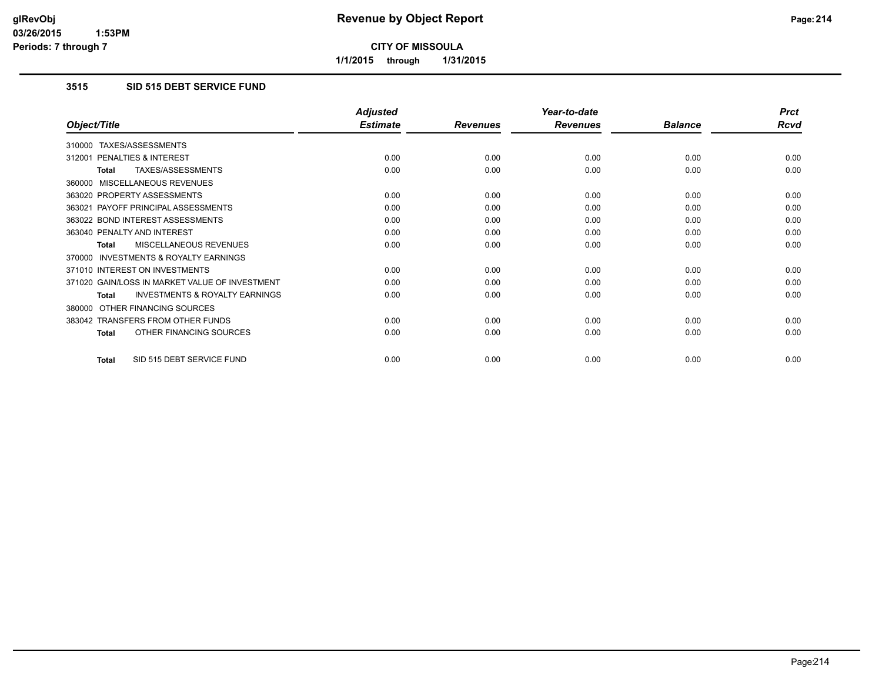# Revenue by Object Report

**CITY OF MISSOULA**

**1/1/2015 through 1/31/2015**

### 3515 SID 515 DEBT SERVICE FUND

| Object/Title | Adjusted Estimate | Revenues | Year-to-date Revenues | Balance | Prct Rcvd |
|---|---|---|---|---|---|
| 310000 TAXES/ASSESSMENTS | | | | | |
| 312001 PENALTIES & INTEREST | 0.00 | 0.00 | 0.00 | 0.00 | 0.00 |
| **Total** TAXES/ASSESSMENTS | 0.00 | 0.00 | 0.00 | 0.00 | 0.00 |
| 360000 MISCELLANEOUS REVENUES | | | | | |
| 363020 PROPERTY ASSESSMENTS | 0.00 | 0.00 | 0.00 | 0.00 | 0.00 |
| 363021 PAYOFF PRINCIPAL ASSESSMENTS | 0.00 | 0.00 | 0.00 | 0.00 | 0.00 |
| 363022 BOND INTEREST ASSESSMENTS | 0.00 | 0.00 | 0.00 | 0.00 | 0.00 |
| 363040 PENALTY AND INTEREST | 0.00 | 0.00 | 0.00 | 0.00 | 0.00 |
| **Total** MISCELLANEOUS REVENUES | 0.00 | 0.00 | 0.00 | 0.00 | 0.00 |
| 370000 INVESTMENTS & ROYALTY EARNINGS | | | | | |
| 371010 INTEREST ON INVESTMENTS | 0.00 | 0.00 | 0.00 | 0.00 | 0.00 |
| 371020 GAIN/LOSS IN MARKET VALUE OF INVESTMENT | 0.00 | 0.00 | 0.00 | 0.00 | 0.00 |
| **Total** INVESTMENTS & ROYALTY EARNINGS | 0.00 | 0.00 | 0.00 | 0.00 | 0.00 |
| 380000 OTHER FINANCING SOURCES | | | | | |
| 383042 TRANSFERS FROM OTHER FUNDS | 0.00 | 0.00 | 0.00 | 0.00 | 0.00 |
| **Total** OTHER FINANCING SOURCES | 0.00 | 0.00 | 0.00 | 0.00 | 0.00 |
| **Total** SID 515 DEBT SERVICE FUND | 0.00 | 0.00 | 0.00 | 0.00 | 0.00 |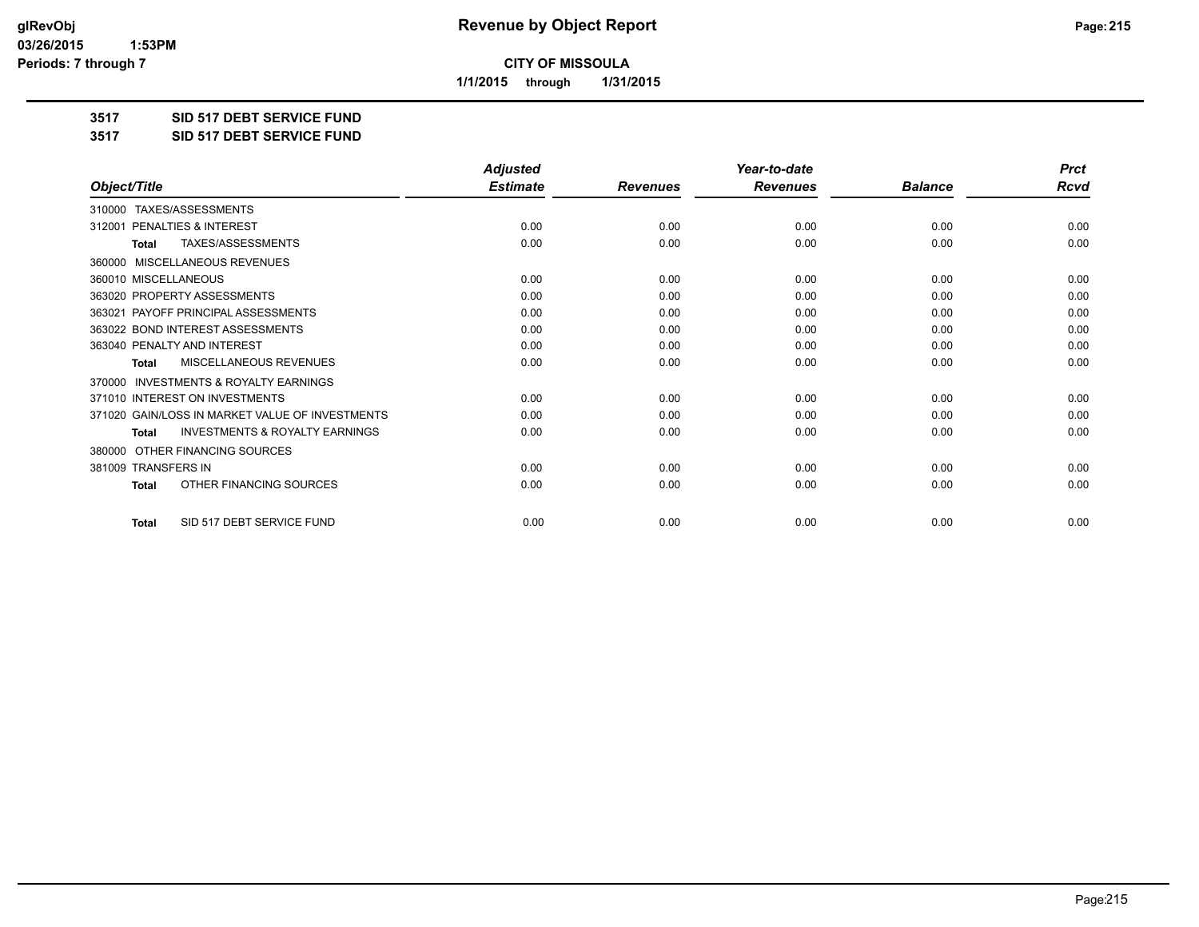# Revenue by Object Report

**CITY OF MISSOULA**

**1/1/2015 through 1/31/2015**

glRevObj
03/26/2015 1:53PM
Periods: 7 through 7

## 3517 SID 517 DEBT SERVICE FUND
## 3517 SID 517 DEBT SERVICE FUND

| Object/Title | Adjusted Estimate | Revenues | Year-to-date Revenues | Balance | Prct Rcvd |
|---|---|---|---|---|---|
| 310000 TAXES/ASSESSMENTS | | | | | |
| 312001 PENALTIES & INTEREST | 0.00 | 0.00 | 0.00 | 0.00 | 0.00 |
| **Total** TAXES/ASSESSMENTS | 0.00 | 0.00 | 0.00 | 0.00 | 0.00 |
| 360000 MISCELLANEOUS REVENUES | | | | | |
| 360010 MISCELLANEOUS | 0.00 | 0.00 | 0.00 | 0.00 | 0.00 |
| 363020 PROPERTY ASSESSMENTS | 0.00 | 0.00 | 0.00 | 0.00 | 0.00 |
| 363021 PAYOFF PRINCIPAL ASSESSMENTS | 0.00 | 0.00 | 0.00 | 0.00 | 0.00 |
| 363022 BOND INTEREST ASSESSMENTS | 0.00 | 0.00 | 0.00 | 0.00 | 0.00 |
| 363040 PENALTY AND INTEREST | 0.00 | 0.00 | 0.00 | 0.00 | 0.00 |
| **Total** MISCELLANEOUS REVENUES | 0.00 | 0.00 | 0.00 | 0.00 | 0.00 |
| 370000 INVESTMENTS & ROYALTY EARNINGS | | | | | |
| 371010 INTEREST ON INVESTMENTS | 0.00 | 0.00 | 0.00 | 0.00 | 0.00 |
| 371020 GAIN/LOSS IN MARKET VALUE OF INVESTMENTS | 0.00 | 0.00 | 0.00 | 0.00 | 0.00 |
| **Total** INVESTMENTS & ROYALTY EARNINGS | 0.00 | 0.00 | 0.00 | 0.00 | 0.00 |
| 380000 OTHER FINANCING SOURCES | | | | | |
| 381009 TRANSFERS IN | 0.00 | 0.00 | 0.00 | 0.00 | 0.00 |
| **Total** OTHER FINANCING SOURCES | 0.00 | 0.00 | 0.00 | 0.00 | 0.00 |
| **Total** SID 517 DEBT SERVICE FUND | 0.00 | 0.00 | 0.00 | 0.00 | 0.00 |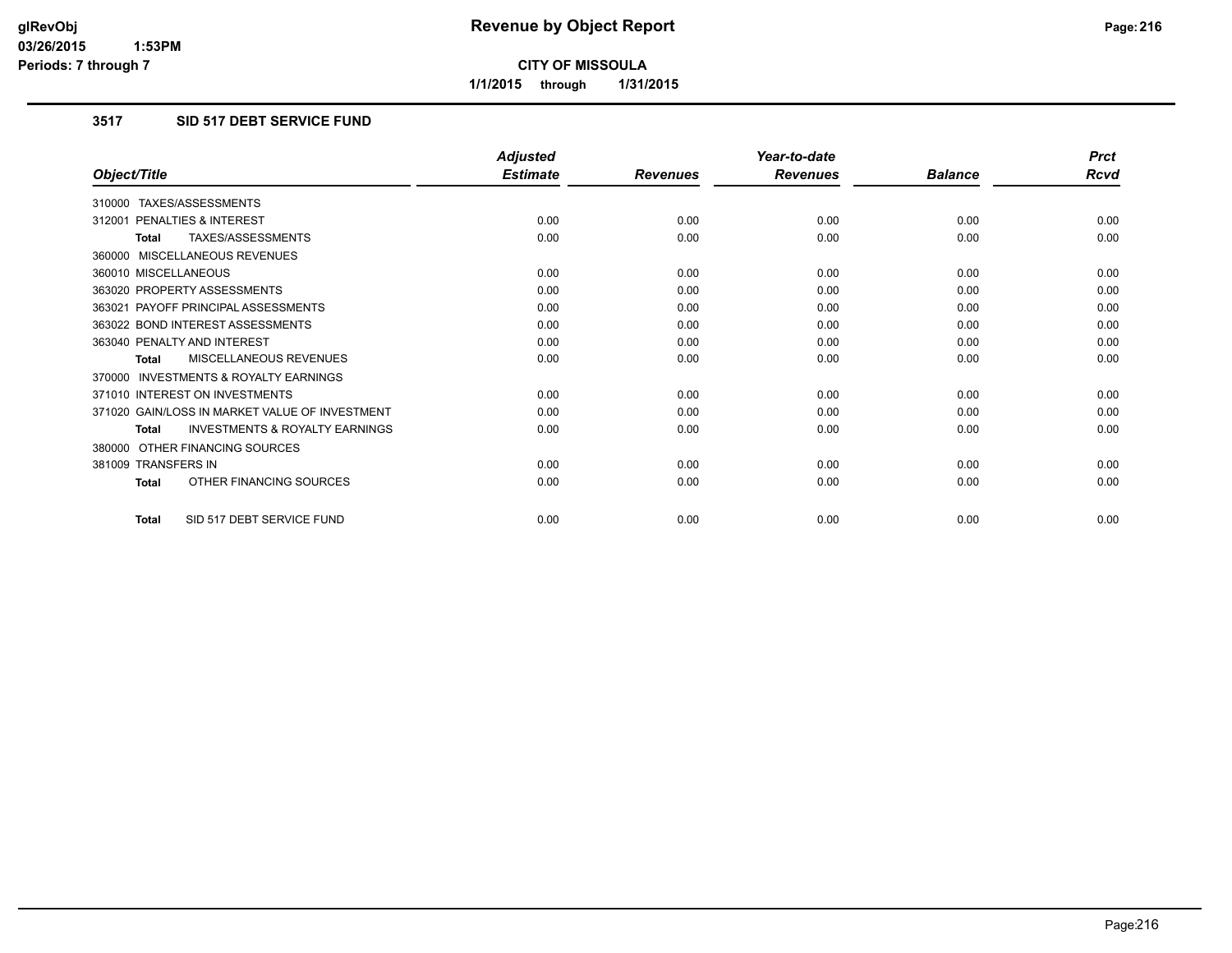# Revenue by Object Report

**CITY OF MISSOULA**

**1/1/2015 through 1/31/2015**

glRevObj
03/26/2015 1:53PM
Periods: 7 through 7

### 3517 SID 517 DEBT SERVICE FUND

| Object/Title | Adjusted Estimate | Revenues | Year-to-date Revenues | Balance | Prct Rcvd |
|---|---|---|---|---|---|
| 310000 TAXES/ASSESSMENTS | | | | | |
| 312001 PENALTIES & INTEREST | 0.00 | 0.00 | 0.00 | 0.00 | 0.00 |
| **Total** TAXES/ASSESSMENTS | 0.00 | 0.00 | 0.00 | 0.00 | 0.00 |
| 360000 MISCELLANEOUS REVENUES | | | | | |
| 360010 MISCELLANEOUS | 0.00 | 0.00 | 0.00 | 0.00 | 0.00 |
| 363020 PROPERTY ASSESSMENTS | 0.00 | 0.00 | 0.00 | 0.00 | 0.00 |
| 363021 PAYOFF PRINCIPAL ASSESSMENTS | 0.00 | 0.00 | 0.00 | 0.00 | 0.00 |
| 363022 BOND INTEREST ASSESSMENTS | 0.00 | 0.00 | 0.00 | 0.00 | 0.00 |
| 363040 PENALTY AND INTEREST | 0.00 | 0.00 | 0.00 | 0.00 | 0.00 |
| **Total** MISCELLANEOUS REVENUES | 0.00 | 0.00 | 0.00 | 0.00 | 0.00 |
| 370000 INVESTMENTS & ROYALTY EARNINGS | | | | | |
| 371010 INTEREST ON INVESTMENTS | 0.00 | 0.00 | 0.00 | 0.00 | 0.00 |
| 371020 GAIN/LOSS IN MARKET VALUE OF INVESTMENT | 0.00 | 0.00 | 0.00 | 0.00 | 0.00 |
| **Total** INVESTMENTS & ROYALTY EARNINGS | 0.00 | 0.00 | 0.00 | 0.00 | 0.00 |
| 380000 OTHER FINANCING SOURCES | | | | | |
| 381009 TRANSFERS IN | 0.00 | 0.00 | 0.00 | 0.00 | 0.00 |
| **Total** OTHER FINANCING SOURCES | 0.00 | 0.00 | 0.00 | 0.00 | 0.00 |
| **Total** SID 517 DEBT SERVICE FUND | 0.00 | 0.00 | 0.00 | 0.00 | 0.00 |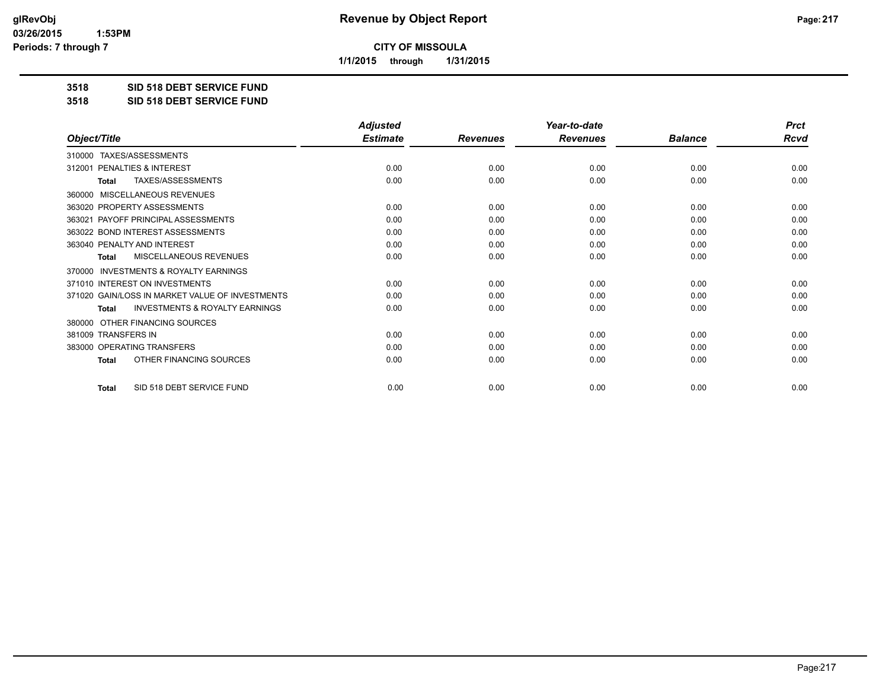# Revenue by Object Report

**CITY OF MISSOULA**

**1/1/2015 through 1/31/2015**

glRevObj
03/26/2015 1:53PM
Periods: 7 through 7

**3518 SID 518 DEBT SERVICE FUND**

**3518 SID 518 DEBT SERVICE FUND**

| Object/Title | Adjusted Estimate | Revenues | Year-to-date Revenues | Balance | Prct Rcvd |
|---|---|---|---|---|---|
| 310000 TAXES/ASSESSMENTS | | | | | |
| 312001 PENALTIES & INTEREST | 0.00 | 0.00 | 0.00 | 0.00 | 0.00 |
| **Total** TAXES/ASSESSMENTS | 0.00 | 0.00 | 0.00 | 0.00 | 0.00 |
| 360000 MISCELLANEOUS REVENUES | | | | | |
| 363020 PROPERTY ASSESSMENTS | 0.00 | 0.00 | 0.00 | 0.00 | 0.00 |
| 363021 PAYOFF PRINCIPAL ASSESSMENTS | 0.00 | 0.00 | 0.00 | 0.00 | 0.00 |
| 363022 BOND INTEREST ASSESSMENTS | 0.00 | 0.00 | 0.00 | 0.00 | 0.00 |
| 363040 PENALTY AND INTEREST | 0.00 | 0.00 | 0.00 | 0.00 | 0.00 |
| **Total** MISCELLANEOUS REVENUES | 0.00 | 0.00 | 0.00 | 0.00 | 0.00 |
| 370000 INVESTMENTS & ROYALTY EARNINGS | | | | | |
| 371010 INTEREST ON INVESTMENTS | 0.00 | 0.00 | 0.00 | 0.00 | 0.00 |
| 371020 GAIN/LOSS IN MARKET VALUE OF INVESTMENTS | 0.00 | 0.00 | 0.00 | 0.00 | 0.00 |
| **Total** INVESTMENTS & ROYALTY EARNINGS | 0.00 | 0.00 | 0.00 | 0.00 | 0.00 |
| 380000 OTHER FINANCING SOURCES | | | | | |
| 381009 TRANSFERS IN | 0.00 | 0.00 | 0.00 | 0.00 | 0.00 |
| 383000 OPERATING TRANSFERS | 0.00 | 0.00 | 0.00 | 0.00 | 0.00 |
| **Total** OTHER FINANCING SOURCES | 0.00 | 0.00 | 0.00 | 0.00 | 0.00 |
| **Total** SID 518 DEBT SERVICE FUND | 0.00 | 0.00 | 0.00 | 0.00 | 0.00 |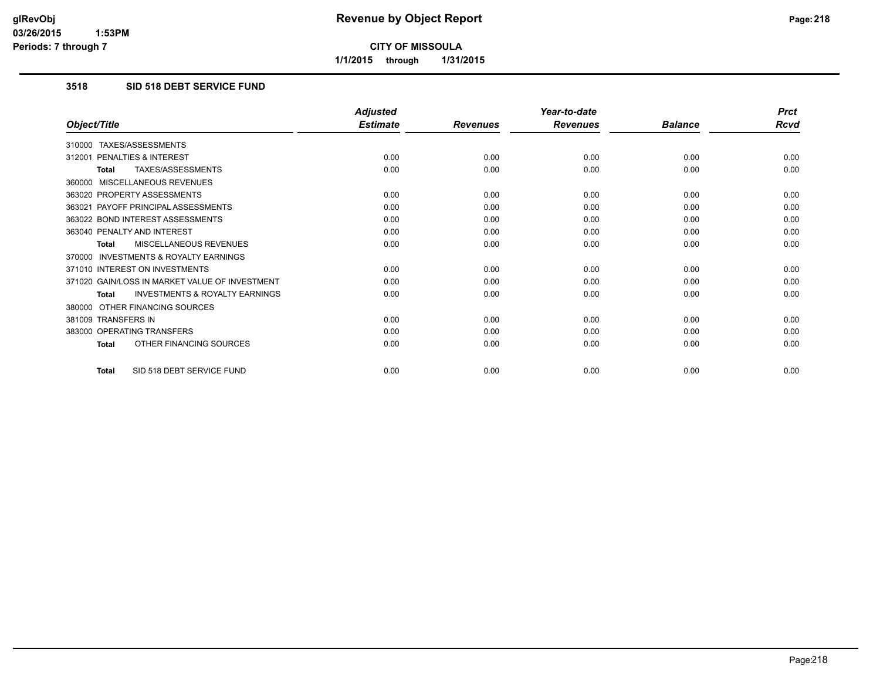# Revenue by Object Report

**CITY OF MISSOULA**

**1/1/2015 through 1/31/2015**

glRevObj
03/26/2015 1:53PM
Periods: 7 through 7

## 3518 SID 518 DEBT SERVICE FUND

| Object/Title | Adjusted Estimate | Revenues | Year-to-date Revenues | Balance | Prct Rcvd |
|---|---|---|---|---|---|
| 310000 TAXES/ASSESSMENTS | | | | | |
| 312001 PENALTIES & INTEREST | 0.00 | 0.00 | 0.00 | 0.00 | 0.00 |
| **Total** TAXES/ASSESSMENTS | 0.00 | 0.00 | 0.00 | 0.00 | 0.00 |
| 360000 MISCELLANEOUS REVENUES | | | | | |
| 363020 PROPERTY ASSESSMENTS | 0.00 | 0.00 | 0.00 | 0.00 | 0.00 |
| 363021 PAYOFF PRINCIPAL ASSESSMENTS | 0.00 | 0.00 | 0.00 | 0.00 | 0.00 |
| 363022 BOND INTEREST ASSESSMENTS | 0.00 | 0.00 | 0.00 | 0.00 | 0.00 |
| 363040 PENALTY AND INTEREST | 0.00 | 0.00 | 0.00 | 0.00 | 0.00 |
| **Total** MISCELLANEOUS REVENUES | 0.00 | 0.00 | 0.00 | 0.00 | 0.00 |
| 370000 INVESTMENTS & ROYALTY EARNINGS | | | | | |
| 371010 INTEREST ON INVESTMENTS | 0.00 | 0.00 | 0.00 | 0.00 | 0.00 |
| 371020 GAIN/LOSS IN MARKET VALUE OF INVESTMENT | 0.00 | 0.00 | 0.00 | 0.00 | 0.00 |
| **Total** INVESTMENTS & ROYALTY EARNINGS | 0.00 | 0.00 | 0.00 | 0.00 | 0.00 |
| 380000 OTHER FINANCING SOURCES | | | | | |
| 381009 TRANSFERS IN | 0.00 | 0.00 | 0.00 | 0.00 | 0.00 |
| 383000 OPERATING TRANSFERS | 0.00 | 0.00 | 0.00 | 0.00 | 0.00 |
| **Total** OTHER FINANCING SOURCES | 0.00 | 0.00 | 0.00 | 0.00 | 0.00 |
| **Total** SID 518 DEBT SERVICE FUND | 0.00 | 0.00 | 0.00 | 0.00 | 0.00 |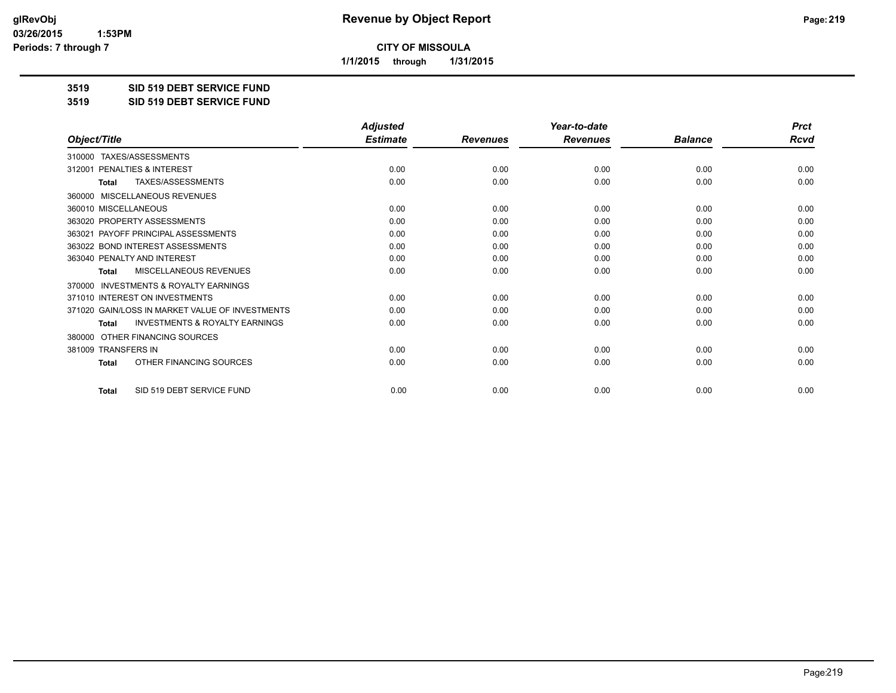# Revenue by Object Report

**CITY OF MISSOULA**

**1/1/2015 through 1/31/2015**

**3519 SID 519 DEBT SERVICE FUND**

**3519 SID 519 DEBT SERVICE FUND**

| Object/Title | Adjusted Estimate | Revenues | Year-to-date Revenues | Balance | Prct Rcvd |
|---|---|---|---|---|---|
| 310000 TAXES/ASSESSMENTS | | | | | |
| 312001 PENALTIES & INTEREST | 0.00 | 0.00 | 0.00 | 0.00 | 0.00 |
| **Total** TAXES/ASSESSMENTS | 0.00 | 0.00 | 0.00 | 0.00 | 0.00 |
| 360000 MISCELLANEOUS REVENUES | | | | | |
| 360010 MISCELLANEOUS | 0.00 | 0.00 | 0.00 | 0.00 | 0.00 |
| 363020 PROPERTY ASSESSMENTS | 0.00 | 0.00 | 0.00 | 0.00 | 0.00 |
| 363021 PAYOFF PRINCIPAL ASSESSMENTS | 0.00 | 0.00 | 0.00 | 0.00 | 0.00 |
| 363022 BOND INTEREST ASSESSMENTS | 0.00 | 0.00 | 0.00 | 0.00 | 0.00 |
| 363040 PENALTY AND INTEREST | 0.00 | 0.00 | 0.00 | 0.00 | 0.00 |
| **Total** MISCELLANEOUS REVENUES | 0.00 | 0.00 | 0.00 | 0.00 | 0.00 |
| 370000 INVESTMENTS & ROYALTY EARNINGS | | | | | |
| 371010 INTEREST ON INVESTMENTS | 0.00 | 0.00 | 0.00 | 0.00 | 0.00 |
| 371020 GAIN/LOSS IN MARKET VALUE OF INVESTMENTS | 0.00 | 0.00 | 0.00 | 0.00 | 0.00 |
| **Total** INVESTMENTS & ROYALTY EARNINGS | 0.00 | 0.00 | 0.00 | 0.00 | 0.00 |
| 380000 OTHER FINANCING SOURCES | | | | | |
| 381009 TRANSFERS IN | 0.00 | 0.00 | 0.00 | 0.00 | 0.00 |
| **Total** OTHER FINANCING SOURCES | 0.00 | 0.00 | 0.00 | 0.00 | 0.00 |
| **Total** SID 519 DEBT SERVICE FUND | 0.00 | 0.00 | 0.00 | 0.00 | 0.00 |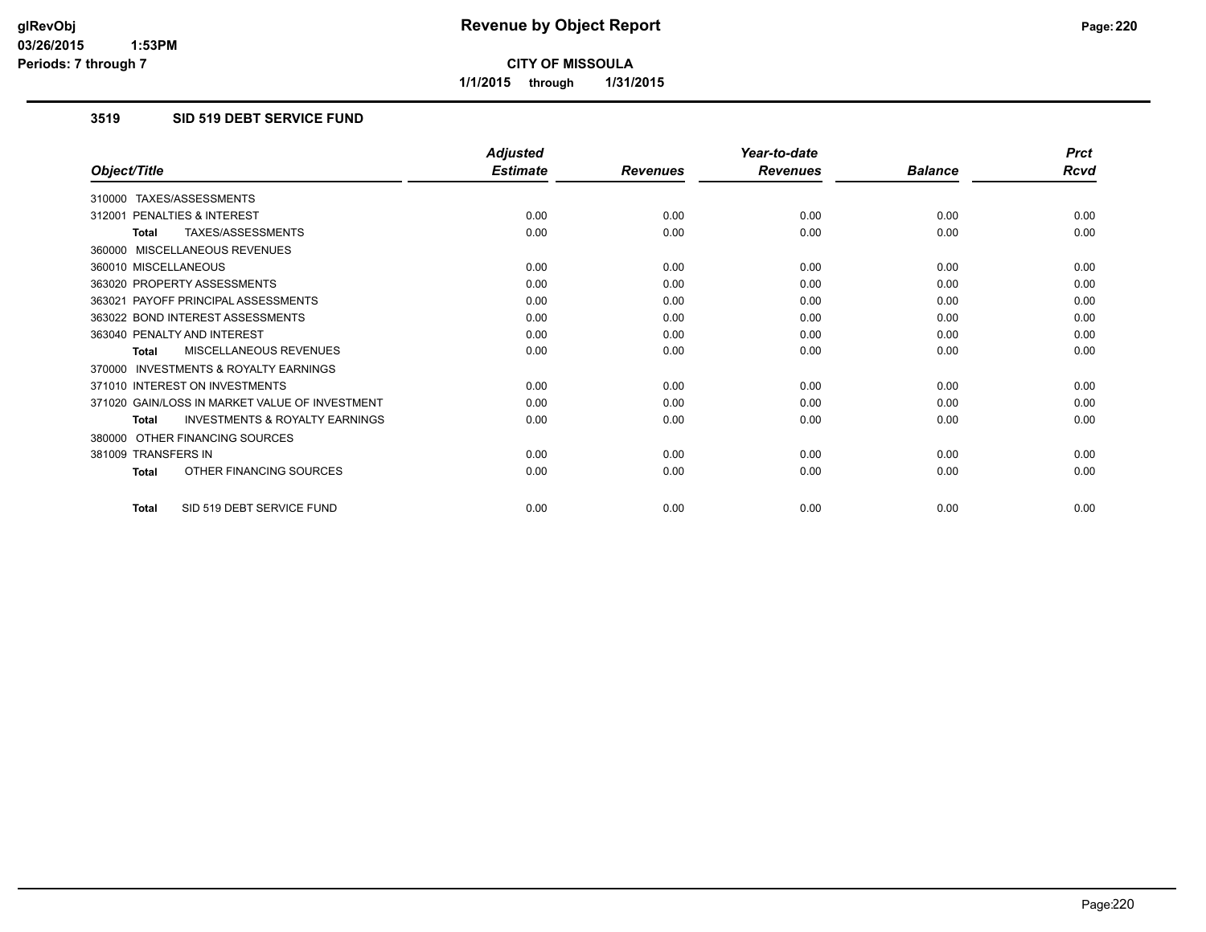**CITY OF MISSOULA**

**1/1/2015 through 1/31/2015**

### 3519 SID 519 DEBT SERVICE FUND

| Object/Title | Adjusted Estimate | Revenues | Year-to-date Revenues | Balance | Prct Rcvd |
|---|---|---|---|---|---|
| 310000 TAXES/ASSESSMENTS | | | | | |
| 312001 PENALTIES & INTEREST | 0.00 | 0.00 | 0.00 | 0.00 | 0.00 |
| **Total** TAXES/ASSESSMENTS | 0.00 | 0.00 | 0.00 | 0.00 | 0.00 |
| 360000 MISCELLANEOUS REVENUES | | | | | |
| 360010 MISCELLANEOUS | 0.00 | 0.00 | 0.00 | 0.00 | 0.00 |
| 363020 PROPERTY ASSESSMENTS | 0.00 | 0.00 | 0.00 | 0.00 | 0.00 |
| 363021 PAYOFF PRINCIPAL ASSESSMENTS | 0.00 | 0.00 | 0.00 | 0.00 | 0.00 |
| 363022 BOND INTEREST ASSESSMENTS | 0.00 | 0.00 | 0.00 | 0.00 | 0.00 |
| 363040 PENALTY AND INTEREST | 0.00 | 0.00 | 0.00 | 0.00 | 0.00 |
| **Total** MISCELLANEOUS REVENUES | 0.00 | 0.00 | 0.00 | 0.00 | 0.00 |
| 370000 INVESTMENTS & ROYALTY EARNINGS | | | | | |
| 371010 INTEREST ON INVESTMENTS | 0.00 | 0.00 | 0.00 | 0.00 | 0.00 |
| 371020 GAIN/LOSS IN MARKET VALUE OF INVESTMENT | 0.00 | 0.00 | 0.00 | 0.00 | 0.00 |
| **Total** INVESTMENTS & ROYALTY EARNINGS | 0.00 | 0.00 | 0.00 | 0.00 | 0.00 |
| 380000 OTHER FINANCING SOURCES | | | | | |
| 381009 TRANSFERS IN | 0.00 | 0.00 | 0.00 | 0.00 | 0.00 |
| **Total** OTHER FINANCING SOURCES | 0.00 | 0.00 | 0.00 | 0.00 | 0.00 |
| **Total** SID 519 DEBT SERVICE FUND | 0.00 | 0.00 | 0.00 | 0.00 | 0.00 |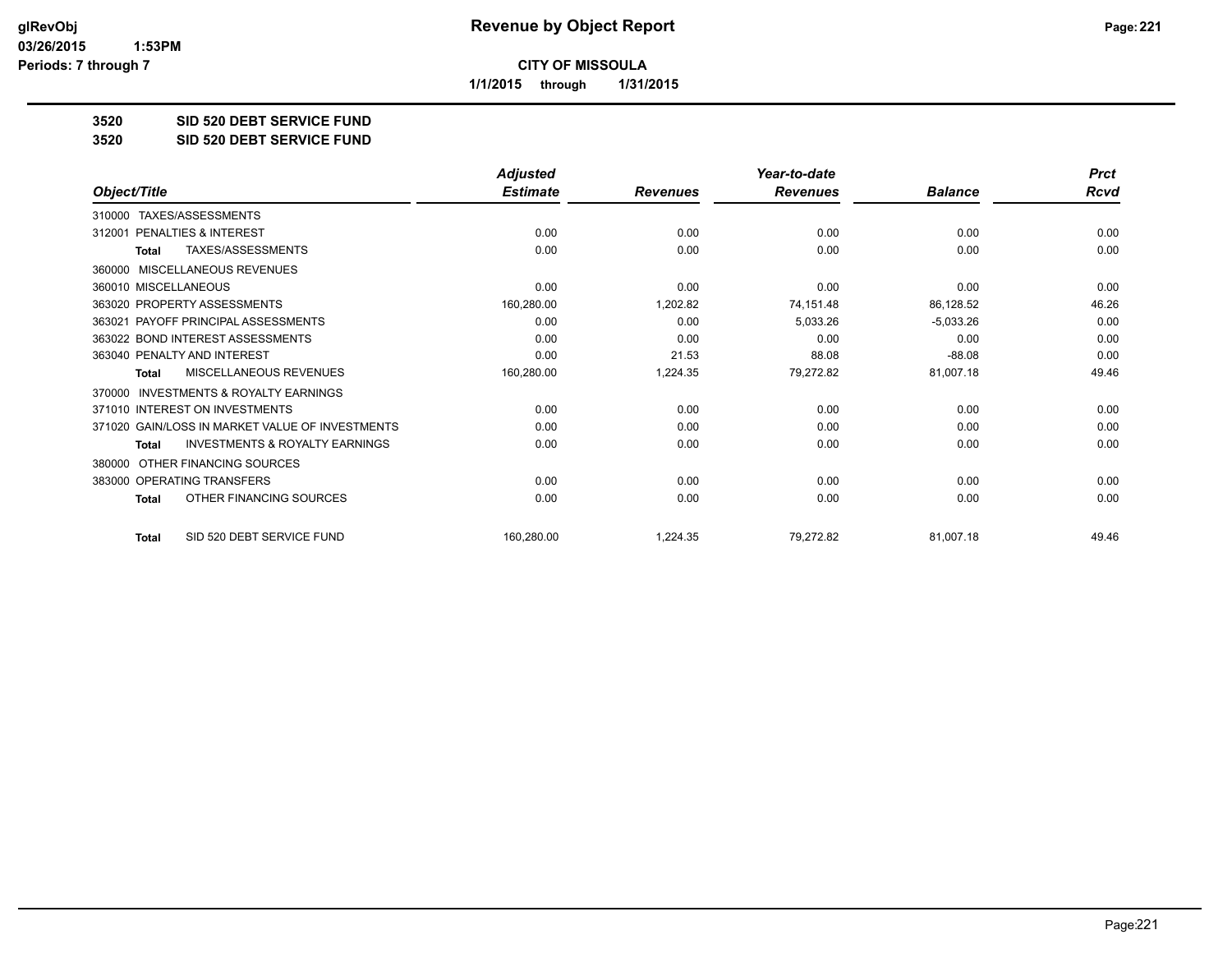# Revenue by Object Report

**CITY OF MISSOULA**

**1/1/2015 through 1/31/2015**

glRevObj
03/26/2015 1:53PM
Periods: 7 through 7

**3520 SID 520 DEBT SERVICE FUND**
**3520 SID 520 DEBT SERVICE FUND**

| Object/Title | Adjusted Estimate | Revenues | Year-to-date Revenues | Balance | Prct Rcvd |
|---|---|---|---|---|---|
| 310000 TAXES/ASSESSMENTS | | | | | |
| 312001 PENALTIES & INTEREST | 0.00 | 0.00 | 0.00 | 0.00 | 0.00 |
| **Total** TAXES/ASSESSMENTS | 0.00 | 0.00 | 0.00 | 0.00 | 0.00 |
| 360000 MISCELLANEOUS REVENUES | | | | | |
| 360010 MISCELLANEOUS | 0.00 | 0.00 | 0.00 | 0.00 | 0.00 |
| 363020 PROPERTY ASSESSMENTS | 160,280.00 | 1,202.82 | 74,151.48 | 86,128.52 | 46.26 |
| 363021 PAYOFF PRINCIPAL ASSESSMENTS | 0.00 | 0.00 | 5,033.26 | -5,033.26 | 0.00 |
| 363022 BOND INTEREST ASSESSMENTS | 0.00 | 0.00 | 0.00 | 0.00 | 0.00 |
| 363040 PENALTY AND INTEREST | 0.00 | 21.53 | 88.08 | -88.08 | 0.00 |
| **Total** MISCELLANEOUS REVENUES | 160,280.00 | 1,224.35 | 79,272.82 | 81,007.18 | 49.46 |
| 370000 INVESTMENTS & ROYALTY EARNINGS | | | | | |
| 371010 INTEREST ON INVESTMENTS | 0.00 | 0.00 | 0.00 | 0.00 | 0.00 |
| 371020 GAIN/LOSS IN MARKET VALUE OF INVESTMENTS | 0.00 | 0.00 | 0.00 | 0.00 | 0.00 |
| **Total** INVESTMENTS & ROYALTY EARNINGS | 0.00 | 0.00 | 0.00 | 0.00 | 0.00 |
| 380000 OTHER FINANCING SOURCES | | | | | |
| 383000 OPERATING TRANSFERS | 0.00 | 0.00 | 0.00 | 0.00 | 0.00 |
| **Total** OTHER FINANCING SOURCES | 0.00 | 0.00 | 0.00 | 0.00 | 0.00 |
| **Total** SID 520 DEBT SERVICE FUND | 160,280.00 | 1,224.35 | 79,272.82 | 81,007.18 | 49.46 |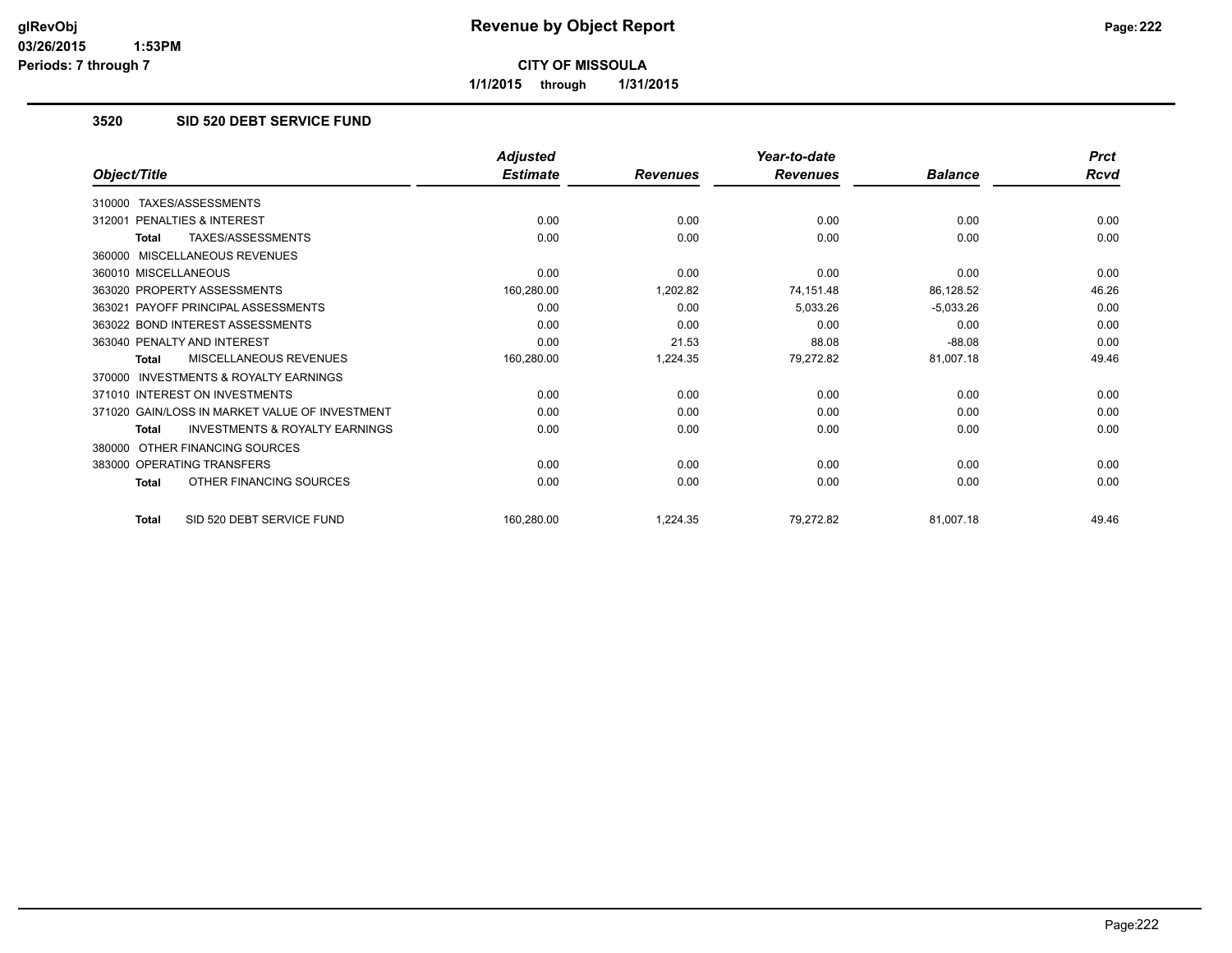# Revenue by Object Report

**CITY OF MISSOULA**

1/1/2015 through 1/31/2015

## 3520 SID 520 DEBT SERVICE FUND

| Object/Title | Adjusted Estimate | Revenues | Year-to-date Revenues | Balance | Prct Rcvd |
|---|---|---|---|---|---|
| 310000 TAXES/ASSESSMENTS | | | | | |
| 312001 PENALTIES & INTEREST | 0.00 | 0.00 | 0.00 | 0.00 | 0.00 |
| **Total** TAXES/ASSESSMENTS | 0.00 | 0.00 | 0.00 | 0.00 | 0.00 |
| 360000 MISCELLANEOUS REVENUES | | | | | |
| 360010 MISCELLANEOUS | 0.00 | 0.00 | 0.00 | 0.00 | 0.00 |
| 363020 PROPERTY ASSESSMENTS | 160,280.00 | 1,202.82 | 74,151.48 | 86,128.52 | 46.26 |
| 363021 PAYOFF PRINCIPAL ASSESSMENTS | 0.00 | 0.00 | 5,033.26 | -5,033.26 | 0.00 |
| 363022 BOND INTEREST ASSESSMENTS | 0.00 | 0.00 | 0.00 | 0.00 | 0.00 |
| 363040 PENALTY AND INTEREST | 0.00 | 21.53 | 88.08 | -88.08 | 0.00 |
| **Total** MISCELLANEOUS REVENUES | 160,280.00 | 1,224.35 | 79,272.82 | 81,007.18 | 49.46 |
| 370000 INVESTMENTS & ROYALTY EARNINGS | | | | | |
| 371010 INTEREST ON INVESTMENTS | 0.00 | 0.00 | 0.00 | 0.00 | 0.00 |
| 371020 GAIN/LOSS IN MARKET VALUE OF INVESTMENT | 0.00 | 0.00 | 0.00 | 0.00 | 0.00 |
| **Total** INVESTMENTS & ROYALTY EARNINGS | 0.00 | 0.00 | 0.00 | 0.00 | 0.00 |
| 380000 OTHER FINANCING SOURCES | | | | | |
| 383000 OPERATING TRANSFERS | 0.00 | 0.00 | 0.00 | 0.00 | 0.00 |
| **Total** OTHER FINANCING SOURCES | 0.00 | 0.00 | 0.00 | 0.00 | 0.00 |
| **Total** SID 520 DEBT SERVICE FUND | 160,280.00 | 1,224.35 | 79,272.82 | 81,007.18 | 49.46 |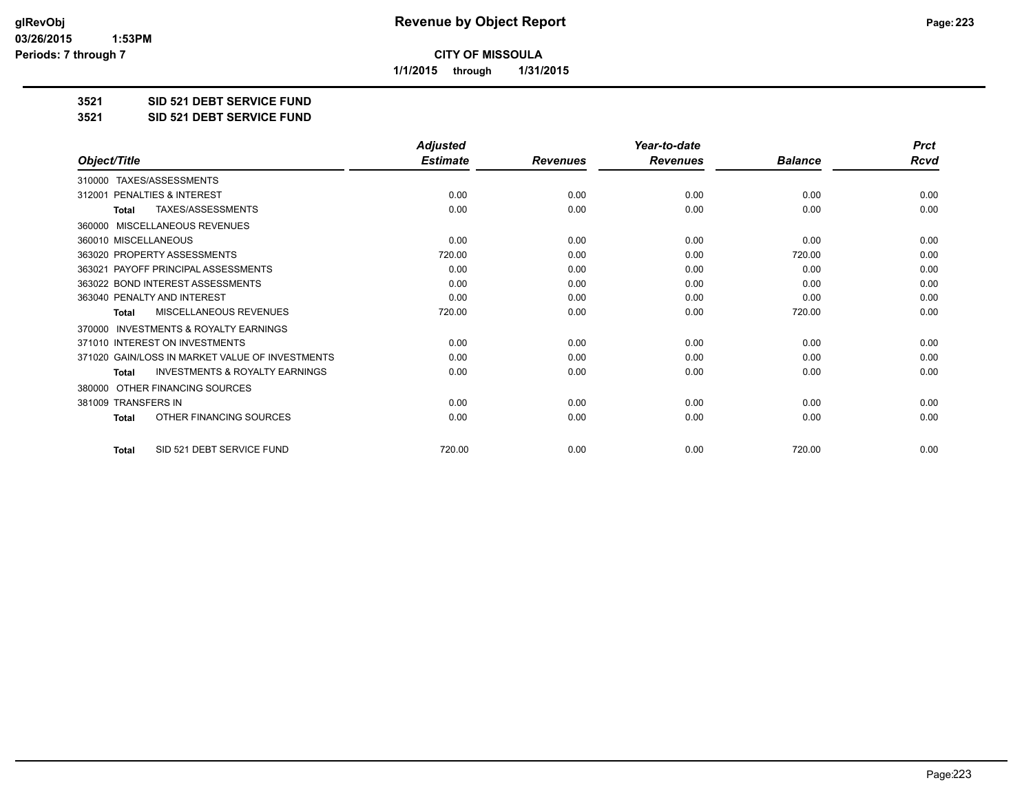# Revenue by Object Report

**CITY OF MISSOULA**

**1/1/2015 through 1/31/2015**

**3521 SID 521 DEBT SERVICE FUND**

**3521 SID 521 DEBT SERVICE FUND**

| Object/Title | Adjusted Estimate | Revenues | Year-to-date Revenues | Balance | Prct Rcvd |
|---|---|---|---|---|---|
| 310000 TAXES/ASSESSMENTS | | | | | |
| 312001 PENALTIES & INTEREST | 0.00 | 0.00 | 0.00 | 0.00 | 0.00 |
| **Total** TAXES/ASSESSMENTS | 0.00 | 0.00 | 0.00 | 0.00 | 0.00 |
| 360000 MISCELLANEOUS REVENUES | | | | | |
| 360010 MISCELLANEOUS | 0.00 | 0.00 | 0.00 | 0.00 | 0.00 |
| 363020 PROPERTY ASSESSMENTS | 720.00 | 0.00 | 0.00 | 720.00 | 0.00 |
| 363021 PAYOFF PRINCIPAL ASSESSMENTS | 0.00 | 0.00 | 0.00 | 0.00 | 0.00 |
| 363022 BOND INTEREST ASSESSMENTS | 0.00 | 0.00 | 0.00 | 0.00 | 0.00 |
| 363040 PENALTY AND INTEREST | 0.00 | 0.00 | 0.00 | 0.00 | 0.00 |
| **Total** MISCELLANEOUS REVENUES | 720.00 | 0.00 | 0.00 | 720.00 | 0.00 |
| 370000 INVESTMENTS & ROYALTY EARNINGS | | | | | |
| 371010 INTEREST ON INVESTMENTS | 0.00 | 0.00 | 0.00 | 0.00 | 0.00 |
| 371020 GAIN/LOSS IN MARKET VALUE OF INVESTMENTS | 0.00 | 0.00 | 0.00 | 0.00 | 0.00 |
| **Total** INVESTMENTS & ROYALTY EARNINGS | 0.00 | 0.00 | 0.00 | 0.00 | 0.00 |
| 380000 OTHER FINANCING SOURCES | | | | | |
| 381009 TRANSFERS IN | 0.00 | 0.00 | 0.00 | 0.00 | 0.00 |
| **Total** OTHER FINANCING SOURCES | 0.00 | 0.00 | 0.00 | 0.00 | 0.00 |
| **Total** SID 521 DEBT SERVICE FUND | 720.00 | 0.00 | 0.00 | 720.00 | 0.00 |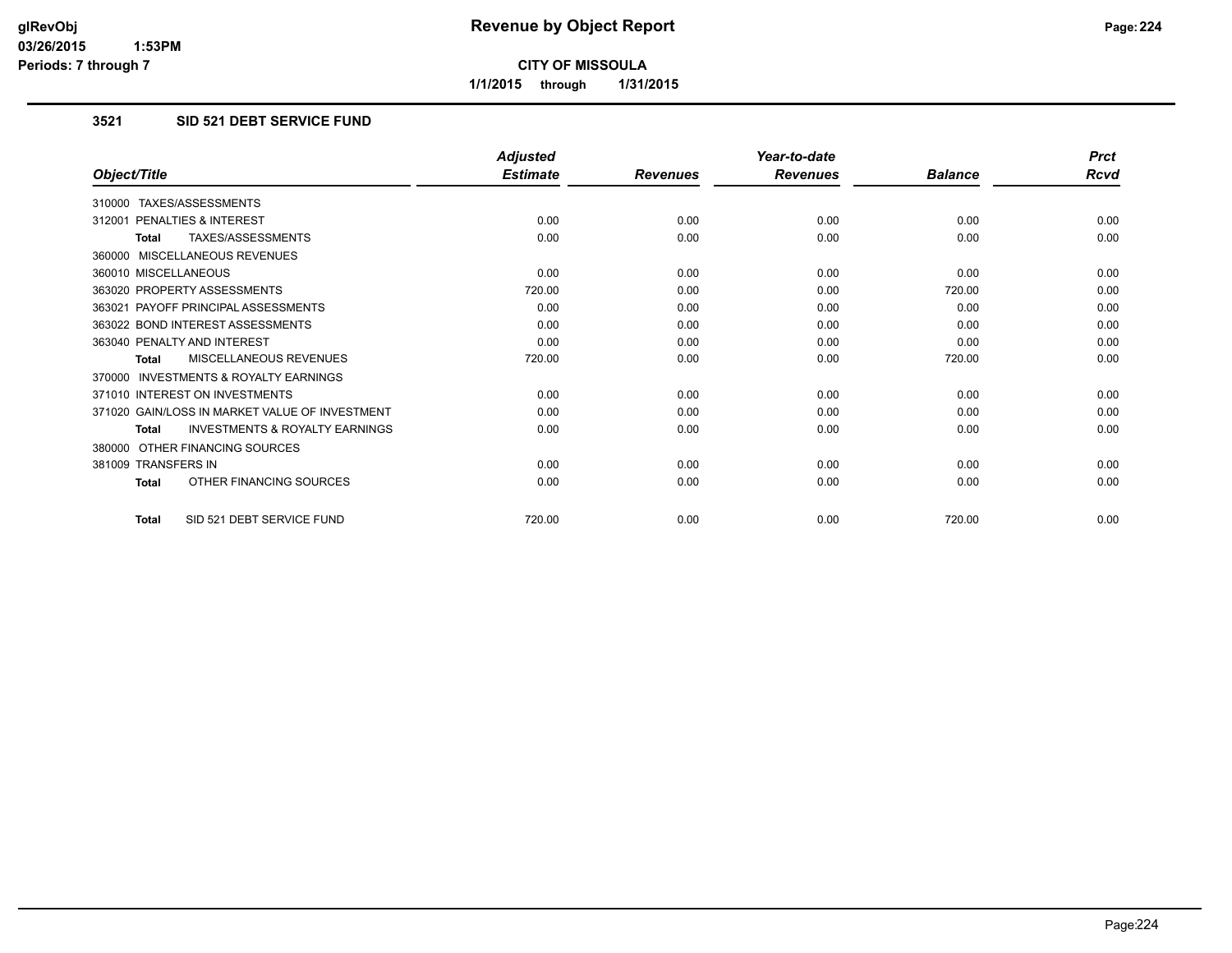## Revenue by Object Report

**CITY OF MISSOULA**

**1/1/2015 through 1/31/2015**

glRevObj
03/26/2015 1:53PM
Periods: 7 through 7

### 3521 SID 521 DEBT SERVICE FUND

| Object/Title | Adjusted Estimate | Revenues | Year-to-date Revenues | Balance | Prct Rcvd |
|---|---|---|---|---|---|
| 310000 TAXES/ASSESSMENTS | | | | | |
| 312001 PENALTIES & INTEREST | 0.00 | 0.00 | 0.00 | 0.00 | 0.00 |
| **Total** TAXES/ASSESSMENTS | 0.00 | 0.00 | 0.00 | 0.00 | 0.00 |
| 360000 MISCELLANEOUS REVENUES | | | | | |
| 360010 MISCELLANEOUS | 0.00 | 0.00 | 0.00 | 0.00 | 0.00 |
| 363020 PROPERTY ASSESSMENTS | 720.00 | 0.00 | 0.00 | 720.00 | 0.00 |
| 363021 PAYOFF PRINCIPAL ASSESSMENTS | 0.00 | 0.00 | 0.00 | 0.00 | 0.00 |
| 363022 BOND INTEREST ASSESSMENTS | 0.00 | 0.00 | 0.00 | 0.00 | 0.00 |
| 363040 PENALTY AND INTEREST | 0.00 | 0.00 | 0.00 | 0.00 | 0.00 |
| **Total** MISCELLANEOUS REVENUES | 720.00 | 0.00 | 0.00 | 720.00 | 0.00 |
| 370000 INVESTMENTS & ROYALTY EARNINGS | | | | | |
| 371010 INTEREST ON INVESTMENTS | 0.00 | 0.00 | 0.00 | 0.00 | 0.00 |
| 371020 GAIN/LOSS IN MARKET VALUE OF INVESTMENT | 0.00 | 0.00 | 0.00 | 0.00 | 0.00 |
| **Total** INVESTMENTS & ROYALTY EARNINGS | 0.00 | 0.00 | 0.00 | 0.00 | 0.00 |
| 380000 OTHER FINANCING SOURCES | | | | | |
| 381009 TRANSFERS IN | 0.00 | 0.00 | 0.00 | 0.00 | 0.00 |
| **Total** OTHER FINANCING SOURCES | 0.00 | 0.00 | 0.00 | 0.00 | 0.00 |
| **Total** SID 521 DEBT SERVICE FUND | 720.00 | 0.00 | 0.00 | 720.00 | 0.00 |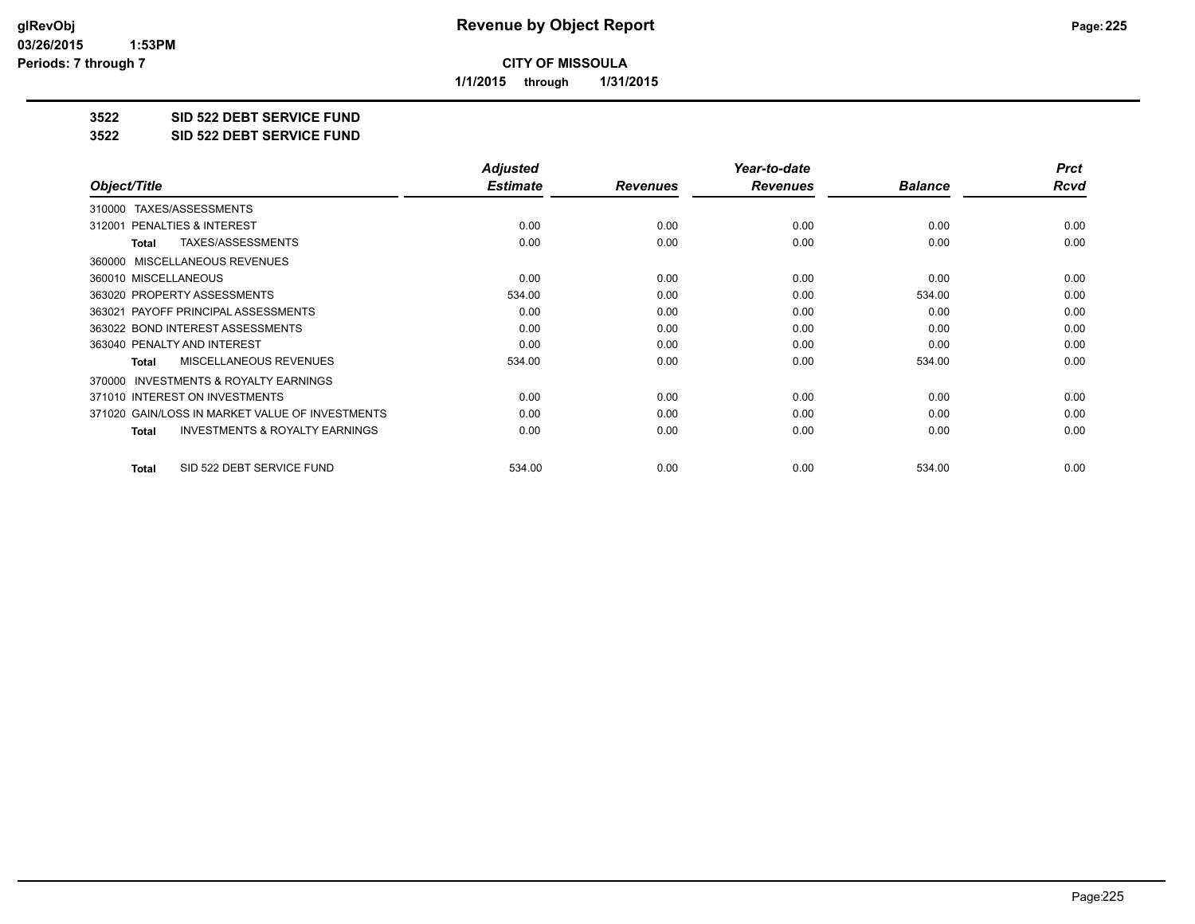**glRevObj**
**03/26/2015 1:53PM**
**Periods: 7 through 7**

# Revenue by Object Report

**CITY OF MISSOULA**

**1/1/2015 through 1/31/2015**

**3522 SID 522 DEBT SERVICE FUND**

**3522 SID 522 DEBT SERVICE FUND**

| *Object/Title* | *Adjusted Estimate* | *Revenues* | *Year-to-date Revenues* | *Balance* | *Prct Rcvd* |
|---|---|---|---|---|---|
| 310000 TAXES/ASSESSMENTS | | | | | |
| 312001 PENALTIES & INTEREST | 0.00 | 0.00 | 0.00 | 0.00 | 0.00 |
| **Total** TAXES/ASSESSMENTS | 0.00 | 0.00 | 0.00 | 0.00 | 0.00 |
| 360000 MISCELLANEOUS REVENUES | | | | | |
| 360010 MISCELLANEOUS | 0.00 | 0.00 | 0.00 | 0.00 | 0.00 |
| 363020 PROPERTY ASSESSMENTS | 534.00 | 0.00 | 0.00 | 534.00 | 0.00 |
| 363021 PAYOFF PRINCIPAL ASSESSMENTS | 0.00 | 0.00 | 0.00 | 0.00 | 0.00 |
| 363022 BOND INTEREST ASSESSMENTS | 0.00 | 0.00 | 0.00 | 0.00 | 0.00 |
| 363040 PENALTY AND INTEREST | 0.00 | 0.00 | 0.00 | 0.00 | 0.00 |
| **Total** MISCELLANEOUS REVENUES | 534.00 | 0.00 | 0.00 | 534.00 | 0.00 |
| 370000 INVESTMENTS & ROYALTY EARNINGS | | | | | |
| 371010 INTEREST ON INVESTMENTS | 0.00 | 0.00 | 0.00 | 0.00 | 0.00 |
| 371020 GAIN/LOSS IN MARKET VALUE OF INVESTMENTS | 0.00 | 0.00 | 0.00 | 0.00 | 0.00 |
| **Total** INVESTMENTS & ROYALTY EARNINGS | 0.00 | 0.00 | 0.00 | 0.00 | 0.00 |
| **Total** SID 522 DEBT SERVICE FUND | 534.00 | 0.00 | 0.00 | 534.00 | 0.00 |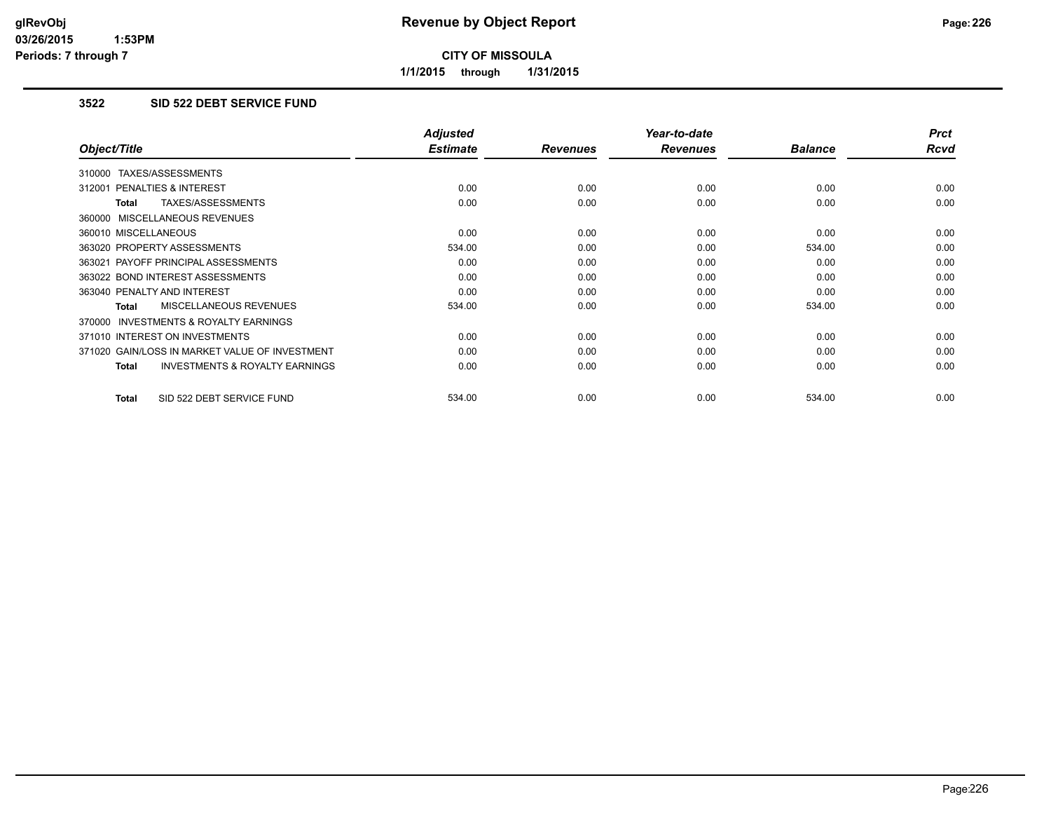**CITY OF MISSOULA**

**1/1/2015 through 1/31/2015**

### 3522 SID 522 DEBT SERVICE FUND

| Object/Title | Adjusted Estimate | Revenues | Year-to-date Revenues | Balance | Prct Rcvd |
|---|---|---|---|---|---|
| 310000 TAXES/ASSESSMENTS | | | | | |
| 312001 PENALTIES & INTEREST | 0.00 | 0.00 | 0.00 | 0.00 | 0.00 |
| **Total** TAXES/ASSESSMENTS | 0.00 | 0.00 | 0.00 | 0.00 | 0.00 |
| 360000 MISCELLANEOUS REVENUES | | | | | |
| 360010 MISCELLANEOUS | 0.00 | 0.00 | 0.00 | 0.00 | 0.00 |
| 363020 PROPERTY ASSESSMENTS | 534.00 | 0.00 | 0.00 | 534.00 | 0.00 |
| 363021 PAYOFF PRINCIPAL ASSESSMENTS | 0.00 | 0.00 | 0.00 | 0.00 | 0.00 |
| 363022 BOND INTEREST ASSESSMENTS | 0.00 | 0.00 | 0.00 | 0.00 | 0.00 |
| 363040 PENALTY AND INTEREST | 0.00 | 0.00 | 0.00 | 0.00 | 0.00 |
| **Total** MISCELLANEOUS REVENUES | 534.00 | 0.00 | 0.00 | 534.00 | 0.00 |
| 370000 INVESTMENTS & ROYALTY EARNINGS | | | | | |
| 371010 INTEREST ON INVESTMENTS | 0.00 | 0.00 | 0.00 | 0.00 | 0.00 |
| 371020 GAIN/LOSS IN MARKET VALUE OF INVESTMENT | 0.00 | 0.00 | 0.00 | 0.00 | 0.00 |
| **Total** INVESTMENTS & ROYALTY EARNINGS | 0.00 | 0.00 | 0.00 | 0.00 | 0.00 |
| **Total** SID 522 DEBT SERVICE FUND | 534.00 | 0.00 | 0.00 | 534.00 | 0.00 |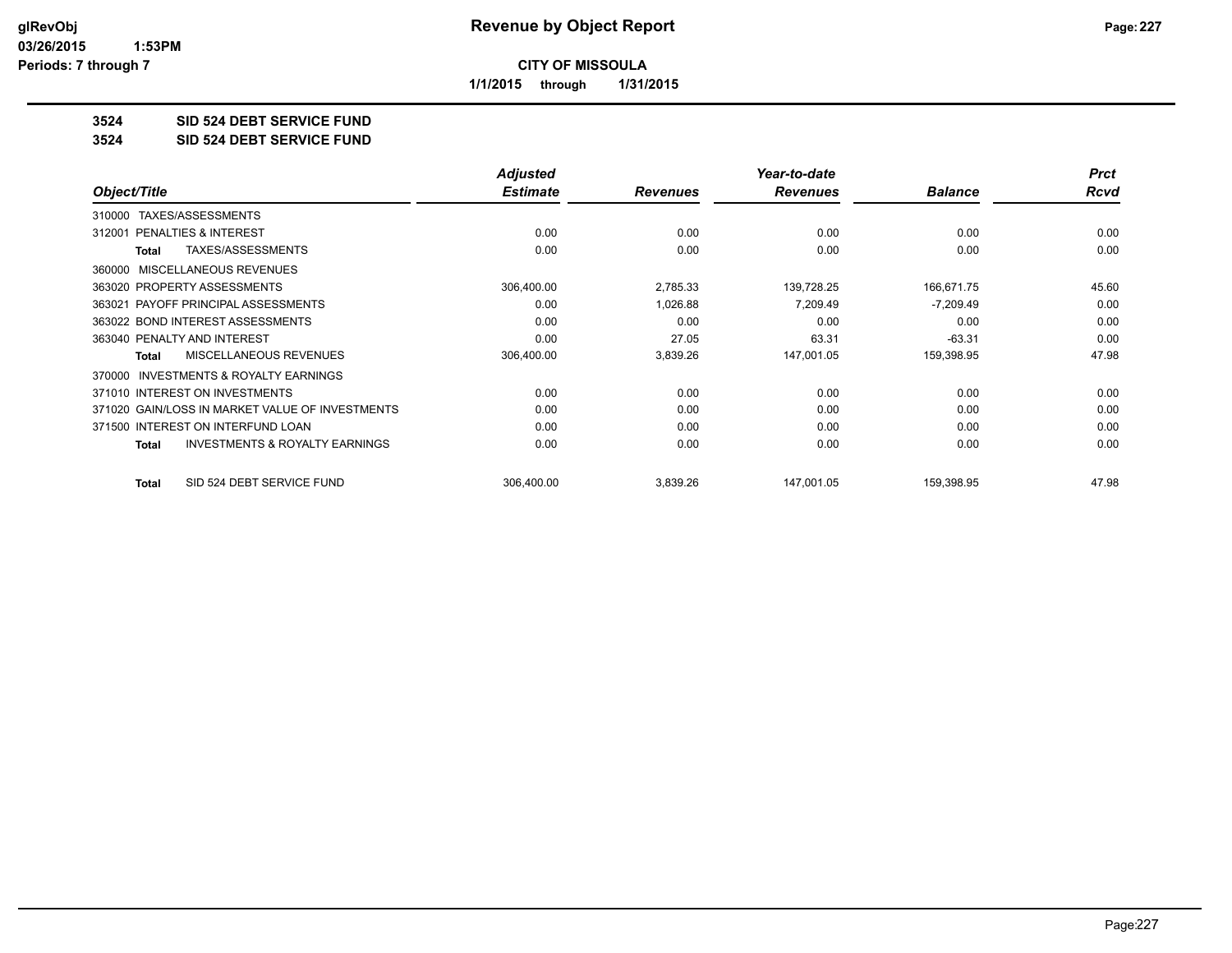# Revenue by Object Report

**CITY OF MISSOULA**

**1/1/2015 through 1/31/2015**

glRevObj
03/26/2015 1:53PM
Periods: 7 through 7

**3524 SID 524 DEBT SERVICE FUND**

**3524 SID 524 DEBT SERVICE FUND**

| Object/Title | Adjusted Estimate | Revenues | Year-to-date Revenues | Balance | Prct Rcvd |
|---|---|---|---|---|---|
| 310000 TAXES/ASSESSMENTS | | | | | |
| 312001 PENALTIES & INTEREST | 0.00 | 0.00 | 0.00 | 0.00 | 0.00 |
| **Total** TAXES/ASSESSMENTS | 0.00 | 0.00 | 0.00 | 0.00 | 0.00 |
| 360000 MISCELLANEOUS REVENUES | | | | | |
| 363020 PROPERTY ASSESSMENTS | 306,400.00 | 2,785.33 | 139,728.25 | 166,671.75 | 45.60 |
| 363021 PAYOFF PRINCIPAL ASSESSMENTS | 0.00 | 1,026.88 | 7,209.49 | -7,209.49 | 0.00 |
| 363022 BOND INTEREST ASSESSMENTS | 0.00 | 0.00 | 0.00 | 0.00 | 0.00 |
| 363040 PENALTY AND INTEREST | 0.00 | 27.05 | 63.31 | -63.31 | 0.00 |
| **Total** MISCELLANEOUS REVENUES | 306,400.00 | 3,839.26 | 147,001.05 | 159,398.95 | 47.98 |
| 370000 INVESTMENTS & ROYALTY EARNINGS | | | | | |
| 371010 INTEREST ON INVESTMENTS | 0.00 | 0.00 | 0.00 | 0.00 | 0.00 |
| 371020 GAIN/LOSS IN MARKET VALUE OF INVESTMENTS | 0.00 | 0.00 | 0.00 | 0.00 | 0.00 |
| 371500 INTEREST ON INTERFUND LOAN | 0.00 | 0.00 | 0.00 | 0.00 | 0.00 |
| **Total** INVESTMENTS & ROYALTY EARNINGS | 0.00 | 0.00 | 0.00 | 0.00 | 0.00 |
| **Total** SID 524 DEBT SERVICE FUND | 306,400.00 | 3,839.26 | 147,001.05 | 159,398.95 | 47.98 |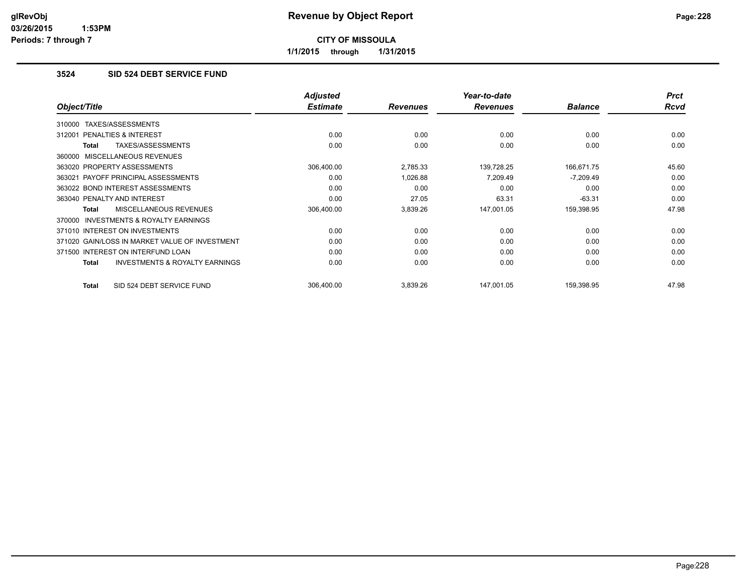# Revenue by Object Report

**CITY OF MISSOULA**

**1/1/2015 through 1/31/2015**

### 3524 SID 524 DEBT SERVICE FUND

| Object/Title | Adjusted Estimate | Revenues | Year-to-date Revenues | Balance | Prct Rcvd |
|---|---|---|---|---|---|
| 310000 TAXES/ASSESSMENTS | | | | | |
| 312001 PENALTIES & INTEREST | 0.00 | 0.00 | 0.00 | 0.00 | 0.00 |
| **Total** TAXES/ASSESSMENTS | 0.00 | 0.00 | 0.00 | 0.00 | 0.00 |
| 360000 MISCELLANEOUS REVENUES | | | | | |
| 363020 PROPERTY ASSESSMENTS | 306,400.00 | 2,785.33 | 139,728.25 | 166,671.75 | 45.60 |
| 363021 PAYOFF PRINCIPAL ASSESSMENTS | 0.00 | 1,026.88 | 7,209.49 | -7,209.49 | 0.00 |
| 363022 BOND INTEREST ASSESSMENTS | 0.00 | 0.00 | 0.00 | 0.00 | 0.00 |
| 363040 PENALTY AND INTEREST | 0.00 | 27.05 | 63.31 | -63.31 | 0.00 |
| **Total** MISCELLANEOUS REVENUES | 306,400.00 | 3,839.26 | 147,001.05 | 159,398.95 | 47.98 |
| 370000 INVESTMENTS & ROYALTY EARNINGS | | | | | |
| 371010 INTEREST ON INVESTMENTS | 0.00 | 0.00 | 0.00 | 0.00 | 0.00 |
| 371020 GAIN/LOSS IN MARKET VALUE OF INVESTMENT | 0.00 | 0.00 | 0.00 | 0.00 | 0.00 |
| 371500 INTEREST ON INTERFUND LOAN | 0.00 | 0.00 | 0.00 | 0.00 | 0.00 |
| **Total** INVESTMENTS & ROYALTY EARNINGS | 0.00 | 0.00 | 0.00 | 0.00 | 0.00 |
| **Total** SID 524 DEBT SERVICE FUND | 306,400.00 | 3,839.26 | 147,001.05 | 159,398.95 | 47.98 |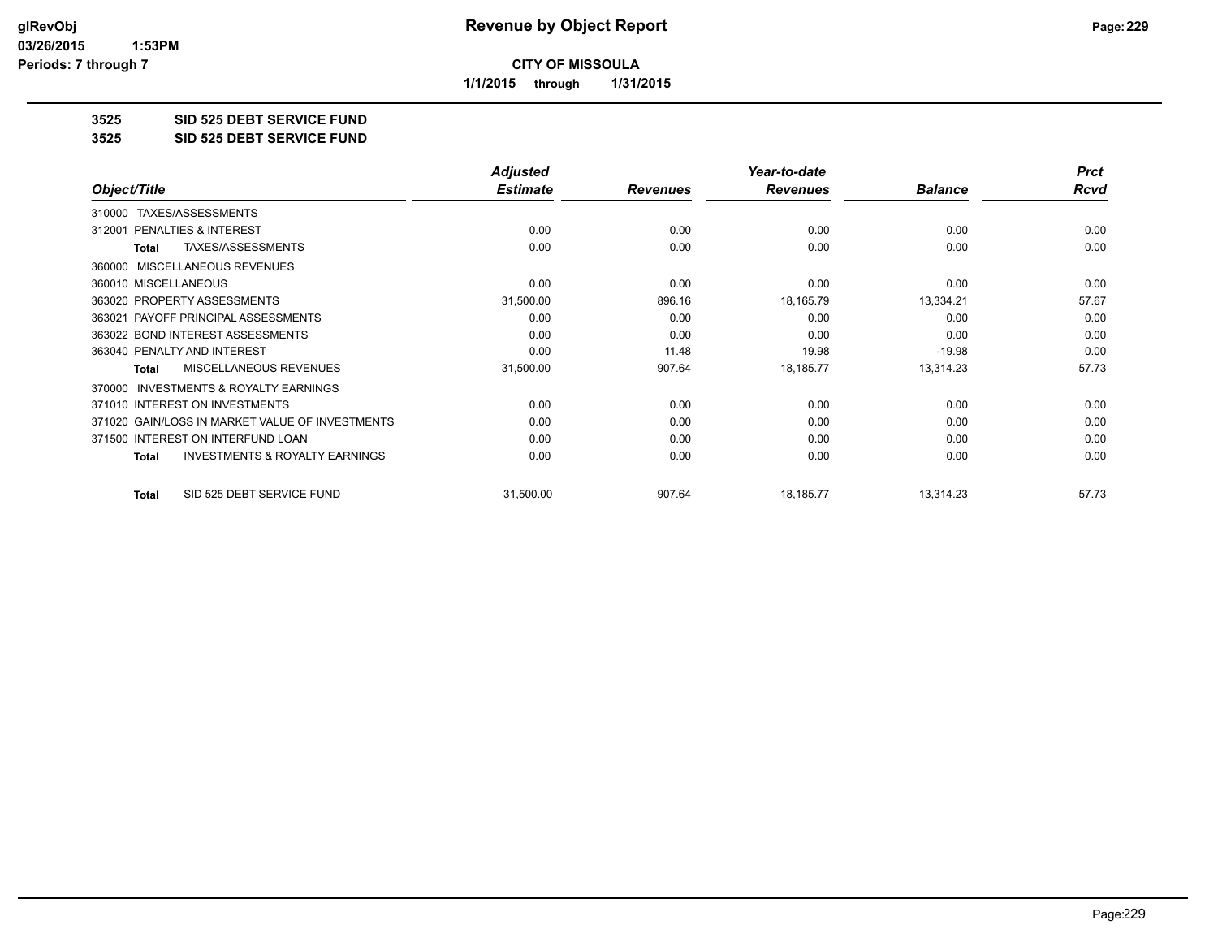# Revenue by Object Report

**CITY OF MISSOULA**

**1/1/2015 through 1/31/2015**

glRevObj
03/26/2015 1:53PM
Periods: 7 through 7

**3525 SID 525 DEBT SERVICE FUND**

**3525 SID 525 DEBT SERVICE FUND**

| Object/Title | Adjusted Estimate | Revenues | Year-to-date Revenues | Balance | Prct Rcvd |
|---|---|---|---|---|---|
| 310000 TAXES/ASSESSMENTS | | | | | |
| 312001 PENALTIES & INTEREST | 0.00 | 0.00 | 0.00 | 0.00 | 0.00 |
| **Total** TAXES/ASSESSMENTS | 0.00 | 0.00 | 0.00 | 0.00 | 0.00 |
| 360000 MISCELLANEOUS REVENUES | | | | | |
| 360010 MISCELLANEOUS | 0.00 | 0.00 | 0.00 | 0.00 | 0.00 |
| 363020 PROPERTY ASSESSMENTS | 31,500.00 | 896.16 | 18,165.79 | 13,334.21 | 57.67 |
| 363021 PAYOFF PRINCIPAL ASSESSMENTS | 0.00 | 0.00 | 0.00 | 0.00 | 0.00 |
| 363022 BOND INTEREST ASSESSMENTS | 0.00 | 0.00 | 0.00 | 0.00 | 0.00 |
| 363040 PENALTY AND INTEREST | 0.00 | 11.48 | 19.98 | -19.98 | 0.00 |
| **Total** MISCELLANEOUS REVENUES | 31,500.00 | 907.64 | 18,185.77 | 13,314.23 | 57.73 |
| 370000 INVESTMENTS & ROYALTY EARNINGS | | | | | |
| 371010 INTEREST ON INVESTMENTS | 0.00 | 0.00 | 0.00 | 0.00 | 0.00 |
| 371020 GAIN/LOSS IN MARKET VALUE OF INVESTMENTS | 0.00 | 0.00 | 0.00 | 0.00 | 0.00 |
| 371500 INTEREST ON INTERFUND LOAN | 0.00 | 0.00 | 0.00 | 0.00 | 0.00 |
| **Total** INVESTMENTS & ROYALTY EARNINGS | 0.00 | 0.00 | 0.00 | 0.00 | 0.00 |
| **Total** SID 525 DEBT SERVICE FUND | 31,500.00 | 907.64 | 18,185.77 | 13,314.23 | 57.73 |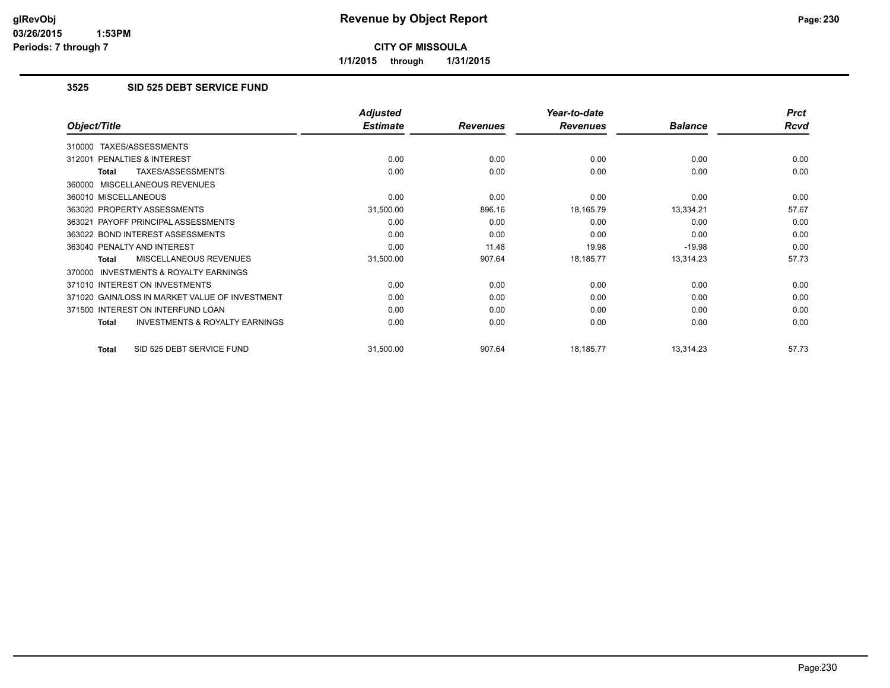# Revenue by Object Report

**CITY OF MISSOULA**

**1/1/2015 through 1/31/2015**

### 3525 SID 525 DEBT SERVICE FUND

| Object/Title | Adjusted Estimate | Revenues | Year-to-date Revenues | Balance | Prct Rcvd |
|---|---|---|---|---|---|
| 310000 TAXES/ASSESSMENTS | | | | | |
| 312001 PENALTIES & INTEREST | 0.00 | 0.00 | 0.00 | 0.00 | 0.00 |
| **Total** TAXES/ASSESSMENTS | 0.00 | 0.00 | 0.00 | 0.00 | 0.00 |
| 360000 MISCELLANEOUS REVENUES | | | | | |
| 360010 MISCELLANEOUS | 0.00 | 0.00 | 0.00 | 0.00 | 0.00 |
| 363020 PROPERTY ASSESSMENTS | 31,500.00 | 896.16 | 18,165.79 | 13,334.21 | 57.67 |
| 363021 PAYOFF PRINCIPAL ASSESSMENTS | 0.00 | 0.00 | 0.00 | 0.00 | 0.00 |
| 363022 BOND INTEREST ASSESSMENTS | 0.00 | 0.00 | 0.00 | 0.00 | 0.00 |
| 363040 PENALTY AND INTEREST | 0.00 | 11.48 | 19.98 | -19.98 | 0.00 |
| **Total** MISCELLANEOUS REVENUES | 31,500.00 | 907.64 | 18,185.77 | 13,314.23 | 57.73 |
| 370000 INVESTMENTS & ROYALTY EARNINGS | | | | | |
| 371010 INTEREST ON INVESTMENTS | 0.00 | 0.00 | 0.00 | 0.00 | 0.00 |
| 371020 GAIN/LOSS IN MARKET VALUE OF INVESTMENT | 0.00 | 0.00 | 0.00 | 0.00 | 0.00 |
| 371500 INTEREST ON INTERFUND LOAN | 0.00 | 0.00 | 0.00 | 0.00 | 0.00 |
| **Total** INVESTMENTS & ROYALTY EARNINGS | 0.00 | 0.00 | 0.00 | 0.00 | 0.00 |
| **Total** SID 525 DEBT SERVICE FUND | 31,500.00 | 907.64 | 18,185.77 | 13,314.23 | 57.73 |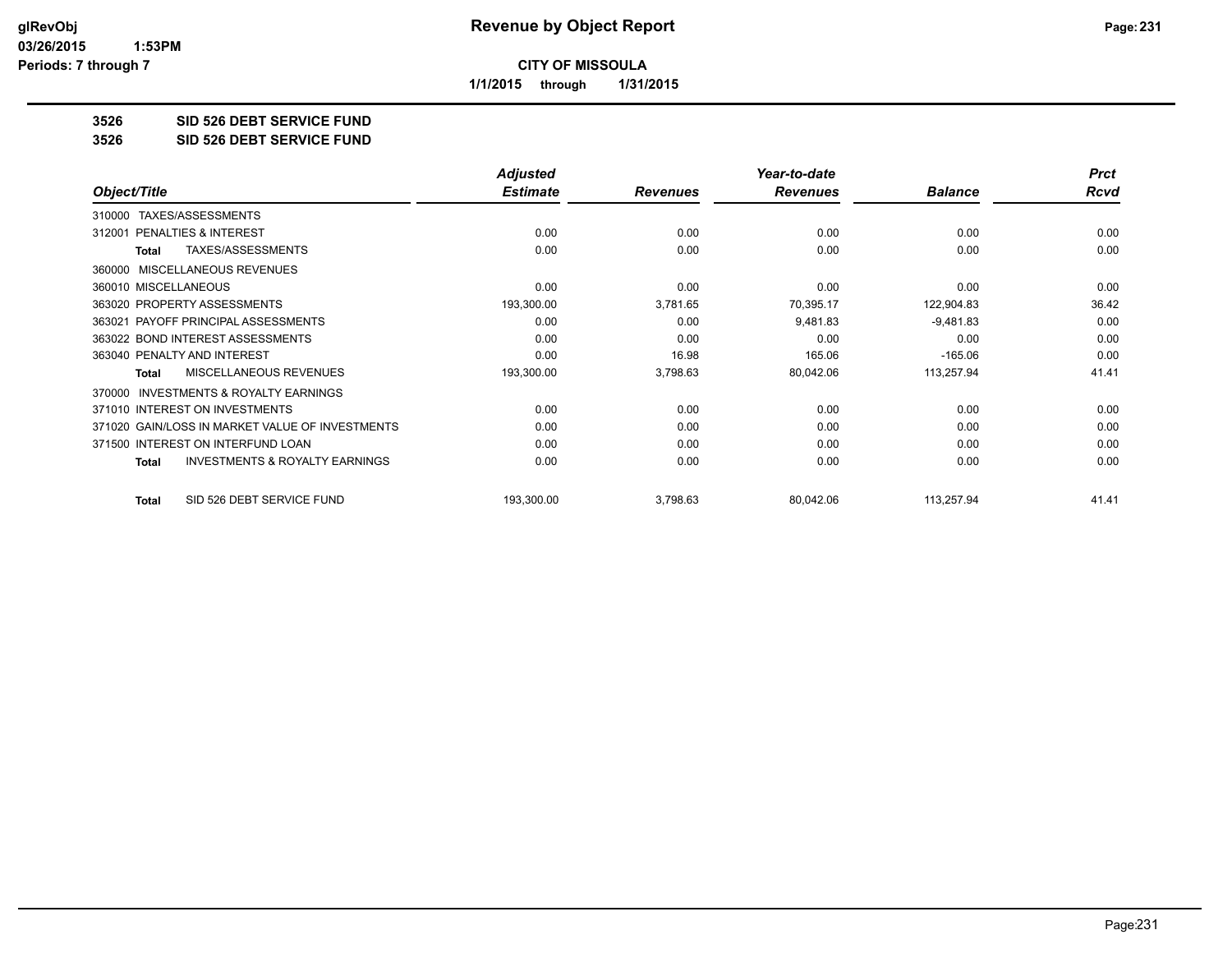**glRevObj**
**03/26/2015 1:53PM**
**Periods: 7 through 7**

# Revenue by Object Report

**CITY OF MISSOULA**

**1/1/2015 through 1/31/2015**

## 3526 SID 526 DEBT SERVICE FUND

## 3526 SID 526 DEBT SERVICE FUND

| Object/Title | Adjusted Estimate | Revenues | Year-to-date Revenues | Balance | Prct Rcvd |
|---|---|---|---|---|---|
| 310000 TAXES/ASSESSMENTS | | | | | |
| 312001 PENALTIES & INTEREST | 0.00 | 0.00 | 0.00 | 0.00 | 0.00 |
| **Total** TAXES/ASSESSMENTS | 0.00 | 0.00 | 0.00 | 0.00 | 0.00 |
| 360000 MISCELLANEOUS REVENUES | | | | | |
| 360010 MISCELLANEOUS | 0.00 | 0.00 | 0.00 | 0.00 | 0.00 |
| 363020 PROPERTY ASSESSMENTS | 193,300.00 | 3,781.65 | 70,395.17 | 122,904.83 | 36.42 |
| 363021 PAYOFF PRINCIPAL ASSESSMENTS | 0.00 | 0.00 | 9,481.83 | -9,481.83 | 0.00 |
| 363022 BOND INTEREST ASSESSMENTS | 0.00 | 0.00 | 0.00 | 0.00 | 0.00 |
| 363040 PENALTY AND INTEREST | 0.00 | 16.98 | 165.06 | -165.06 | 0.00 |
| **Total** MISCELLANEOUS REVENUES | 193,300.00 | 3,798.63 | 80,042.06 | 113,257.94 | 41.41 |
| 370000 INVESTMENTS & ROYALTY EARNINGS | | | | | |
| 371010 INTEREST ON INVESTMENTS | 0.00 | 0.00 | 0.00 | 0.00 | 0.00 |
| 371020 GAIN/LOSS IN MARKET VALUE OF INVESTMENTS | 0.00 | 0.00 | 0.00 | 0.00 | 0.00 |
| 371500 INTEREST ON INTERFUND LOAN | 0.00 | 0.00 | 0.00 | 0.00 | 0.00 |
| **Total** INVESTMENTS & ROYALTY EARNINGS | 0.00 | 0.00 | 0.00 | 0.00 | 0.00 |
| **Total** SID 526 DEBT SERVICE FUND | 193,300.00 | 3,798.63 | 80,042.06 | 113,257.94 | 41.41 |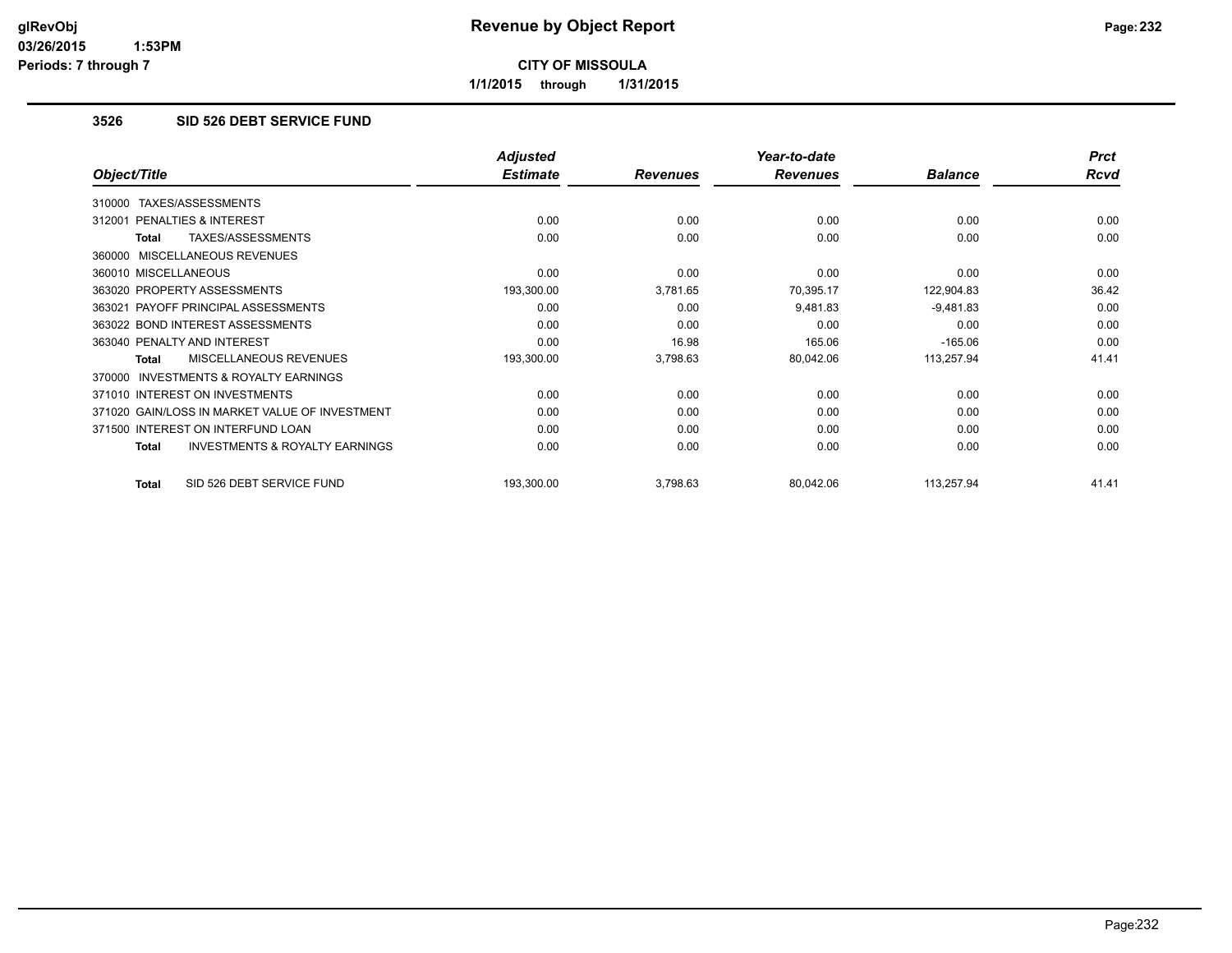# CITY OF MISSOULA

## Revenue by Object Report

1/1/2015 through 1/31/2015

### 3526 SID 526 DEBT SERVICE FUND

| Object/Title | Adjusted Estimate | Revenues | Year-to-date Revenues | Balance | Prct Rcvd |
|---|---|---|---|---|---|
| 310000 TAXES/ASSESSMENTS | | | | | |
| 312001 PENALTIES & INTEREST | 0.00 | 0.00 | 0.00 | 0.00 | 0.00 |
| **Total** TAXES/ASSESSMENTS | 0.00 | 0.00 | 0.00 | 0.00 | 0.00 |
| 360000 MISCELLANEOUS REVENUES | | | | | |
| 360010 MISCELLANEOUS | 0.00 | 0.00 | 0.00 | 0.00 | 0.00 |
| 363020 PROPERTY ASSESSMENTS | 193,300.00 | 3,781.65 | 70,395.17 | 122,904.83 | 36.42 |
| 363021 PAYOFF PRINCIPAL ASSESSMENTS | 0.00 | 0.00 | 9,481.83 | -9,481.83 | 0.00 |
| 363022 BOND INTEREST ASSESSMENTS | 0.00 | 0.00 | 0.00 | 0.00 | 0.00 |
| 363040 PENALTY AND INTEREST | 0.00 | 16.98 | 165.06 | -165.06 | 0.00 |
| **Total** MISCELLANEOUS REVENUES | 193,300.00 | 3,798.63 | 80,042.06 | 113,257.94 | 41.41 |
| 370000 INVESTMENTS & ROYALTY EARNINGS | | | | | |
| 371010 INTEREST ON INVESTMENTS | 0.00 | 0.00 | 0.00 | 0.00 | 0.00 |
| 371020 GAIN/LOSS IN MARKET VALUE OF INVESTMENT | 0.00 | 0.00 | 0.00 | 0.00 | 0.00 |
| 371500 INTEREST ON INTERFUND LOAN | 0.00 | 0.00 | 0.00 | 0.00 | 0.00 |
| **Total** INVESTMENTS & ROYALTY EARNINGS | 0.00 | 0.00 | 0.00 | 0.00 | 0.00 |
| **Total** SID 526 DEBT SERVICE FUND | 193,300.00 | 3,798.63 | 80,042.06 | 113,257.94 | 41.41 |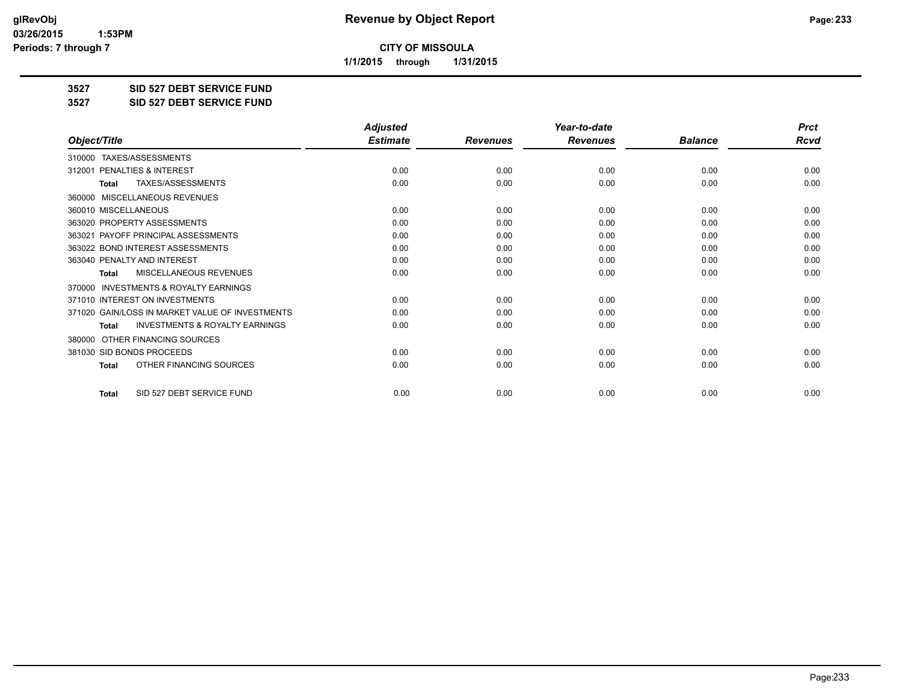**CITY OF MISSOULA**

**1/1/2015 through 1/31/2015**

## 3527 SID 527 DEBT SERVICE FUND

## 3527 SID 527 DEBT SERVICE FUND

| Object/Title | Adjusted Estimate | Revenues | Year-to-date Revenues | Balance | Prct Rcvd |
|---|---|---|---|---|---|
| 310000 TAXES/ASSESSMENTS | | | | | |
| 312001 PENALTIES & INTEREST | 0.00 | 0.00 | 0.00 | 0.00 | 0.00 |
| **Total** TAXES/ASSESSMENTS | 0.00 | 0.00 | 0.00 | 0.00 | 0.00 |
| 360000 MISCELLANEOUS REVENUES | | | | | |
| 360010 MISCELLANEOUS | 0.00 | 0.00 | 0.00 | 0.00 | 0.00 |
| 363020 PROPERTY ASSESSMENTS | 0.00 | 0.00 | 0.00 | 0.00 | 0.00 |
| 363021 PAYOFF PRINCIPAL ASSESSMENTS | 0.00 | 0.00 | 0.00 | 0.00 | 0.00 |
| 363022 BOND INTEREST ASSESSMENTS | 0.00 | 0.00 | 0.00 | 0.00 | 0.00 |
| 363040 PENALTY AND INTEREST | 0.00 | 0.00 | 0.00 | 0.00 | 0.00 |
| **Total** MISCELLANEOUS REVENUES | 0.00 | 0.00 | 0.00 | 0.00 | 0.00 |
| 370000 INVESTMENTS & ROYALTY EARNINGS | | | | | |
| 371010 INTEREST ON INVESTMENTS | 0.00 | 0.00 | 0.00 | 0.00 | 0.00 |
| 371020 GAIN/LOSS IN MARKET VALUE OF INVESTMENTS | 0.00 | 0.00 | 0.00 | 0.00 | 0.00 |
| **Total** INVESTMENTS & ROYALTY EARNINGS | 0.00 | 0.00 | 0.00 | 0.00 | 0.00 |
| 380000 OTHER FINANCING SOURCES | | | | | |
| 381030 SID BONDS PROCEEDS | 0.00 | 0.00 | 0.00 | 0.00 | 0.00 |
| **Total** OTHER FINANCING SOURCES | 0.00 | 0.00 | 0.00 | 0.00 | 0.00 |
| **Total** SID 527 DEBT SERVICE FUND | 0.00 | 0.00 | 0.00 | 0.00 | 0.00 |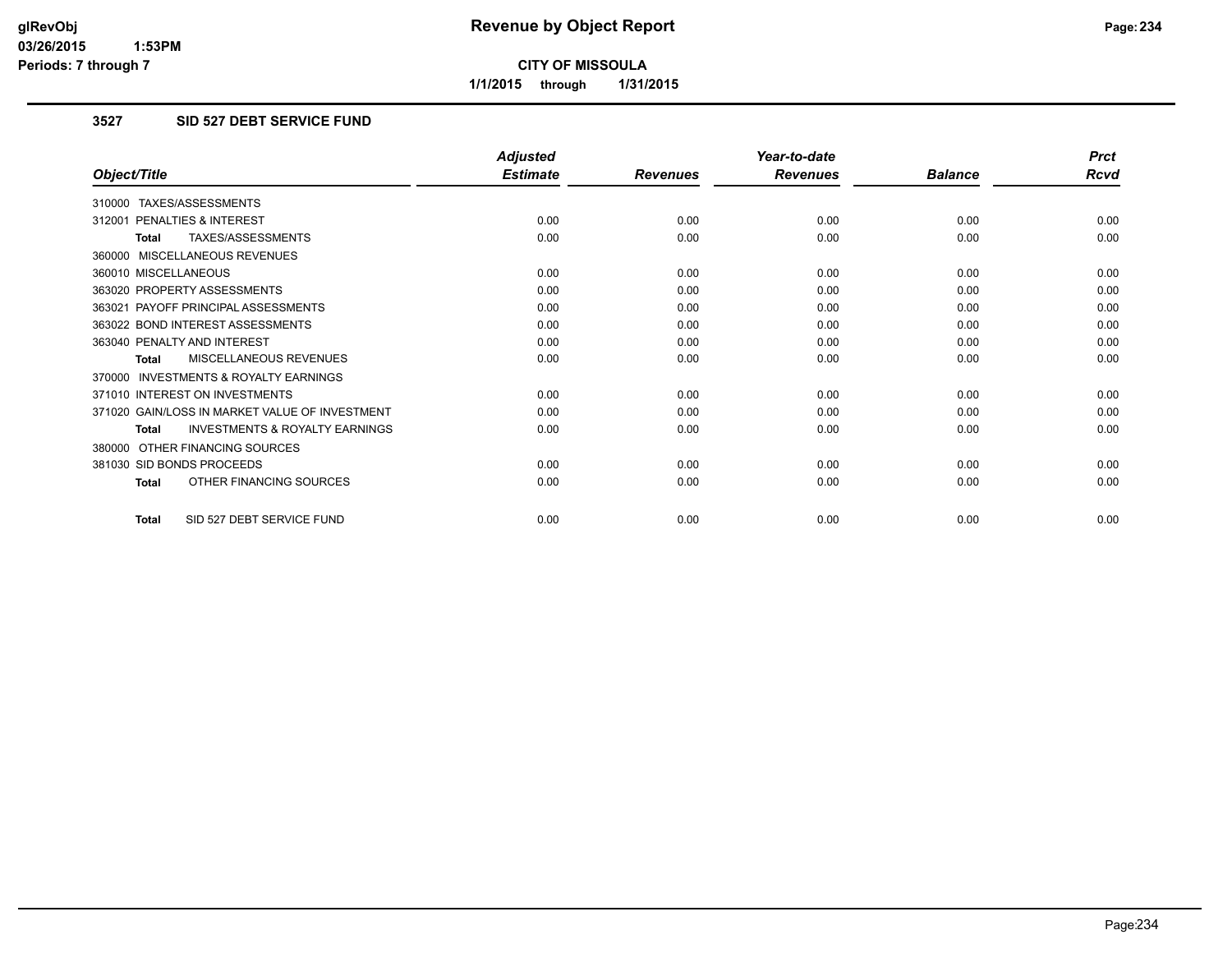# Revenue by Object Report

**CITY OF MISSOULA**

**1/1/2015 through 1/31/2015**

glRevObj
03/26/2015 1:53PM
Periods: 7 through 7

### 3527 SID 527 DEBT SERVICE FUND

| Object/Title | Adjusted Estimate | Revenues | Year-to-date Revenues | Balance | Prct Rcvd |
|---|---|---|---|---|---|
| 310000 TAXES/ASSESSMENTS | | | | | |
| 312001 PENALTIES & INTEREST | 0.00 | 0.00 | 0.00 | 0.00 | 0.00 |
| **Total** TAXES/ASSESSMENTS | 0.00 | 0.00 | 0.00 | 0.00 | 0.00 |
| 360000 MISCELLANEOUS REVENUES | | | | | |
| 360010 MISCELLANEOUS | 0.00 | 0.00 | 0.00 | 0.00 | 0.00 |
| 363020 PROPERTY ASSESSMENTS | 0.00 | 0.00 | 0.00 | 0.00 | 0.00 |
| 363021 PAYOFF PRINCIPAL ASSESSMENTS | 0.00 | 0.00 | 0.00 | 0.00 | 0.00 |
| 363022 BOND INTEREST ASSESSMENTS | 0.00 | 0.00 | 0.00 | 0.00 | 0.00 |
| 363040 PENALTY AND INTEREST | 0.00 | 0.00 | 0.00 | 0.00 | 0.00 |
| **Total** MISCELLANEOUS REVENUES | 0.00 | 0.00 | 0.00 | 0.00 | 0.00 |
| 370000 INVESTMENTS & ROYALTY EARNINGS | | | | | |
| 371010 INTEREST ON INVESTMENTS | 0.00 | 0.00 | 0.00 | 0.00 | 0.00 |
| 371020 GAIN/LOSS IN MARKET VALUE OF INVESTMENT | 0.00 | 0.00 | 0.00 | 0.00 | 0.00 |
| **Total** INVESTMENTS & ROYALTY EARNINGS | 0.00 | 0.00 | 0.00 | 0.00 | 0.00 |
| 380000 OTHER FINANCING SOURCES | | | | | |
| 381030 SID BONDS PROCEEDS | 0.00 | 0.00 | 0.00 | 0.00 | 0.00 |
| **Total** OTHER FINANCING SOURCES | 0.00 | 0.00 | 0.00 | 0.00 | 0.00 |
| **Total** SID 527 DEBT SERVICE FUND | 0.00 | 0.00 | 0.00 | 0.00 | 0.00 |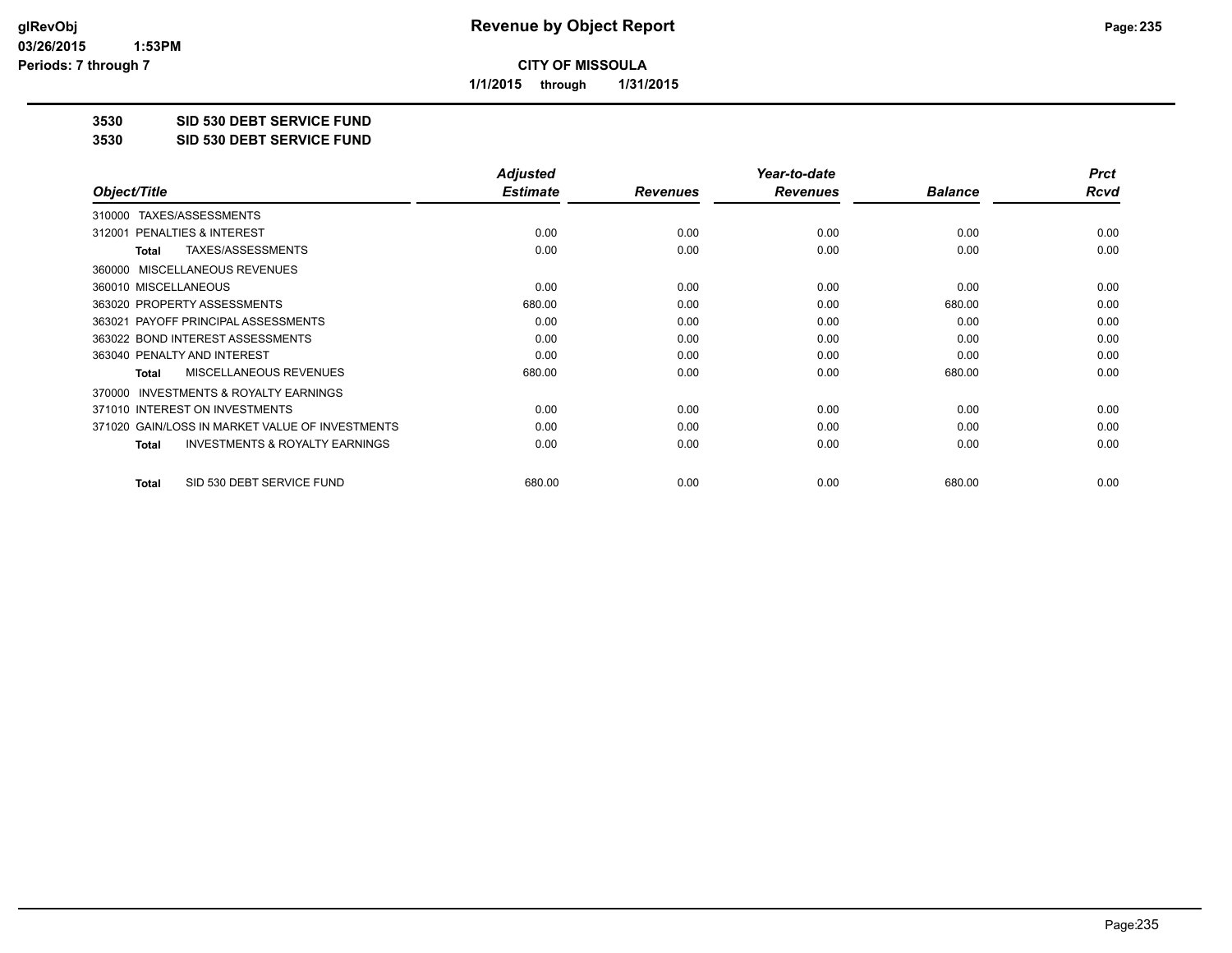**CITY OF MISSOULA**

**1/1/2015 through 1/31/2015**

**Revenue by Object Report**

glRevObj
03/26/2015 1:53PM
Periods: 7 through 7

**3530 SID 530 DEBT SERVICE FUND**

**3530 SID 530 DEBT SERVICE FUND**

| Object/Title | Adjusted Estimate | Revenues | Year-to-date Revenues | Balance | Prct Rcvd |
|---|---|---|---|---|---|
| 310000 TAXES/ASSESSMENTS | | | | | |
| 312001 PENALTIES & INTEREST | 0.00 | 0.00 | 0.00 | 0.00 | 0.00 |
| **Total** TAXES/ASSESSMENTS | 0.00 | 0.00 | 0.00 | 0.00 | 0.00 |
| 360000 MISCELLANEOUS REVENUES | | | | | |
| 360010 MISCELLANEOUS | 0.00 | 0.00 | 0.00 | 0.00 | 0.00 |
| 363020 PROPERTY ASSESSMENTS | 680.00 | 0.00 | 0.00 | 680.00 | 0.00 |
| 363021 PAYOFF PRINCIPAL ASSESSMENTS | 0.00 | 0.00 | 0.00 | 0.00 | 0.00 |
| 363022 BOND INTEREST ASSESSMENTS | 0.00 | 0.00 | 0.00 | 0.00 | 0.00 |
| 363040 PENALTY AND INTEREST | 0.00 | 0.00 | 0.00 | 0.00 | 0.00 |
| **Total** MISCELLANEOUS REVENUES | 680.00 | 0.00 | 0.00 | 680.00 | 0.00 |
| 370000 INVESTMENTS & ROYALTY EARNINGS | | | | | |
| 371010 INTEREST ON INVESTMENTS | 0.00 | 0.00 | 0.00 | 0.00 | 0.00 |
| 371020 GAIN/LOSS IN MARKET VALUE OF INVESTMENTS | 0.00 | 0.00 | 0.00 | 0.00 | 0.00 |
| **Total** INVESTMENTS & ROYALTY EARNINGS | 0.00 | 0.00 | 0.00 | 0.00 | 0.00 |
| **Total** SID 530 DEBT SERVICE FUND | 680.00 | 0.00 | 0.00 | 680.00 | 0.00 |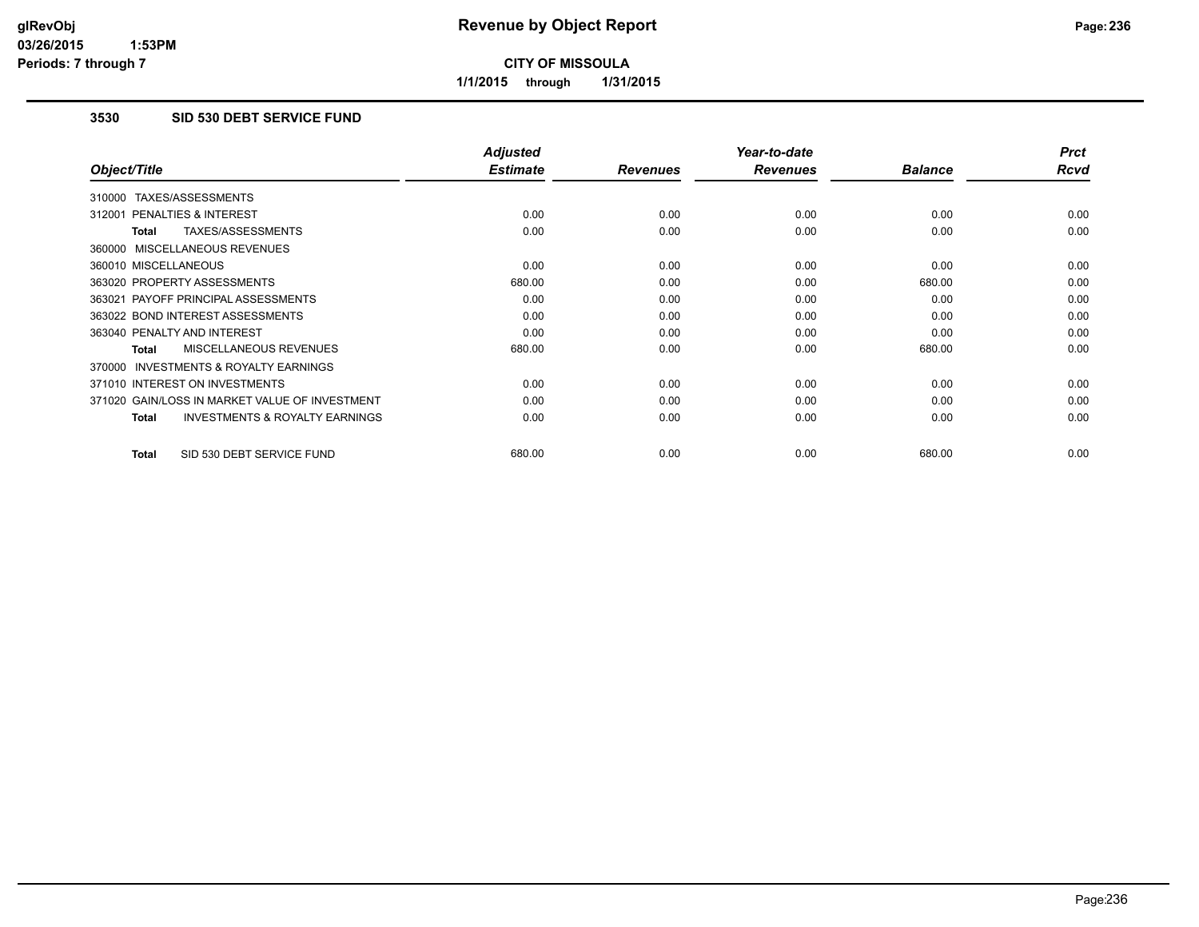# Revenue by Object Report

**CITY OF MISSOULA**

**1/1/2015 through 1/31/2015**

glRevObj
03/26/2015 1:53PM
Periods: 7 through 7

## 3530 SID 530 DEBT SERVICE FUND

| Object/Title | Adjusted Estimate | Revenues | Year-to-date Revenues | Balance | Prct Rcvd |
|---|---|---|---|---|---|
| 310000 TAXES/ASSESSMENTS | | | | | |
| 312001 PENALTIES & INTEREST | 0.00 | 0.00 | 0.00 | 0.00 | 0.00 |
| **Total** TAXES/ASSESSMENTS | 0.00 | 0.00 | 0.00 | 0.00 | 0.00 |
| 360000 MISCELLANEOUS REVENUES | | | | | |
| 360010 MISCELLANEOUS | 0.00 | 0.00 | 0.00 | 0.00 | 0.00 |
| 363020 PROPERTY ASSESSMENTS | 680.00 | 0.00 | 0.00 | 680.00 | 0.00 |
| 363021 PAYOFF PRINCIPAL ASSESSMENTS | 0.00 | 0.00 | 0.00 | 0.00 | 0.00 |
| 363022 BOND INTEREST ASSESSMENTS | 0.00 | 0.00 | 0.00 | 0.00 | 0.00 |
| 363040 PENALTY AND INTEREST | 0.00 | 0.00 | 0.00 | 0.00 | 0.00 |
| **Total** MISCELLANEOUS REVENUES | 680.00 | 0.00 | 0.00 | 680.00 | 0.00 |
| 370000 INVESTMENTS & ROYALTY EARNINGS | | | | | |
| 371010 INTEREST ON INVESTMENTS | 0.00 | 0.00 | 0.00 | 0.00 | 0.00 |
| 371020 GAIN/LOSS IN MARKET VALUE OF INVESTMENT | 0.00 | 0.00 | 0.00 | 0.00 | 0.00 |
| **Total** INVESTMENTS & ROYALTY EARNINGS | 0.00 | 0.00 | 0.00 | 0.00 | 0.00 |
| **Total** SID 530 DEBT SERVICE FUND | 680.00 | 0.00 | 0.00 | 680.00 | 0.00 |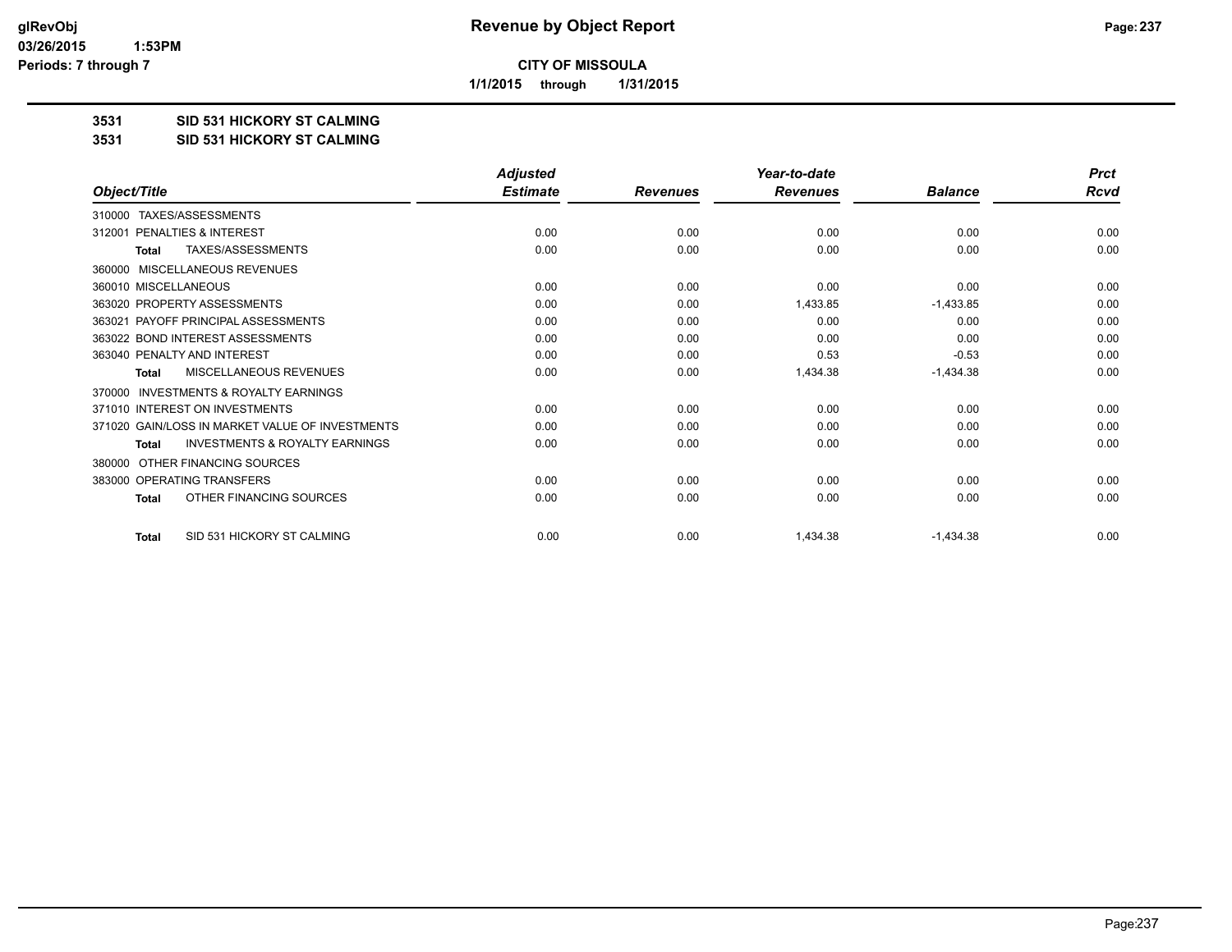**Revenue by Object Report**

**CITY OF MISSOULA**

**1/1/2015 through 1/31/2015**

glRevObj
03/26/2015 1:53PM
Periods: 7 through 7

## 3531 SID 531 HICKORY ST CALMING

## 3531 SID 531 HICKORY ST CALMING

| Object/Title | Adjusted Estimate | Revenues | Year-to-date Revenues | Balance | Prct Rcvd |
|---|---|---|---|---|---|
| 310000 TAXES/ASSESSMENTS | | | | | |
| 312001 PENALTIES & INTEREST | 0.00 | 0.00 | 0.00 | 0.00 | 0.00 |
| **Total** TAXES/ASSESSMENTS | 0.00 | 0.00 | 0.00 | 0.00 | 0.00 |
| 360000 MISCELLANEOUS REVENUES | | | | | |
| 360010 MISCELLANEOUS | 0.00 | 0.00 | 0.00 | 0.00 | 0.00 |
| 363020 PROPERTY ASSESSMENTS | 0.00 | 0.00 | 1,433.85 | -1,433.85 | 0.00 |
| 363021 PAYOFF PRINCIPAL ASSESSMENTS | 0.00 | 0.00 | 0.00 | 0.00 | 0.00 |
| 363022 BOND INTEREST ASSESSMENTS | 0.00 | 0.00 | 0.00 | 0.00 | 0.00 |
| 363040 PENALTY AND INTEREST | 0.00 | 0.00 | 0.53 | -0.53 | 0.00 |
| **Total** MISCELLANEOUS REVENUES | 0.00 | 0.00 | 1,434.38 | -1,434.38 | 0.00 |
| 370000 INVESTMENTS & ROYALTY EARNINGS | | | | | |
| 371010 INTEREST ON INVESTMENTS | 0.00 | 0.00 | 0.00 | 0.00 | 0.00 |
| 371020 GAIN/LOSS IN MARKET VALUE OF INVESTMENTS | 0.00 | 0.00 | 0.00 | 0.00 | 0.00 |
| **Total** INVESTMENTS & ROYALTY EARNINGS | 0.00 | 0.00 | 0.00 | 0.00 | 0.00 |
| 380000 OTHER FINANCING SOURCES | | | | | |
| 383000 OPERATING TRANSFERS | 0.00 | 0.00 | 0.00 | 0.00 | 0.00 |
| **Total** OTHER FINANCING SOURCES | 0.00 | 0.00 | 0.00 | 0.00 | 0.00 |
| **Total** SID 531 HICKORY ST CALMING | 0.00 | 0.00 | 1,434.38 | -1,434.38 | 0.00 |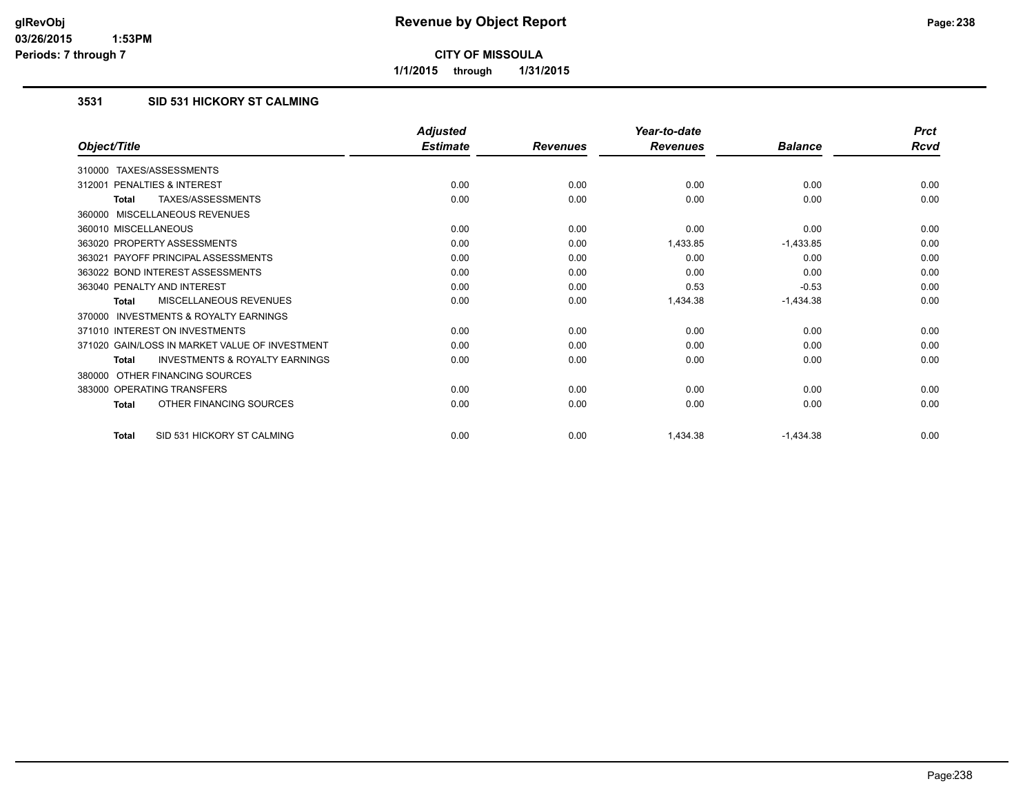**glRevObj**
**03/26/2015 1:53PM**
**Periods: 7 through 7**

# Revenue by Object Report

**CITY OF MISSOULA**

**1/1/2015 through 1/31/2015**

### 3531 SID 531 HICKORY ST CALMING

| Object/Title | Adjusted Estimate | Revenues | Year-to-date Revenues | Balance | Prct Rcvd |
|---|---|---|---|---|---|
| 310000 TAXES/ASSESSMENTS | | | | | |
| 312001 PENALTIES & INTEREST | 0.00 | 0.00 | 0.00 | 0.00 | 0.00 |
| **Total** TAXES/ASSESSMENTS | 0.00 | 0.00 | 0.00 | 0.00 | 0.00 |
| 360000 MISCELLANEOUS REVENUES | | | | | |
| 360010 MISCELLANEOUS | 0.00 | 0.00 | 0.00 | 0.00 | 0.00 |
| 363020 PROPERTY ASSESSMENTS | 0.00 | 0.00 | 1,433.85 | -1,433.85 | 0.00 |
| 363021 PAYOFF PRINCIPAL ASSESSMENTS | 0.00 | 0.00 | 0.00 | 0.00 | 0.00 |
| 363022 BOND INTEREST ASSESSMENTS | 0.00 | 0.00 | 0.00 | 0.00 | 0.00 |
| 363040 PENALTY AND INTEREST | 0.00 | 0.00 | 0.53 | -0.53 | 0.00 |
| **Total** MISCELLANEOUS REVENUES | 0.00 | 0.00 | 1,434.38 | -1,434.38 | 0.00 |
| 370000 INVESTMENTS & ROYALTY EARNINGS | | | | | |
| 371010 INTEREST ON INVESTMENTS | 0.00 | 0.00 | 0.00 | 0.00 | 0.00 |
| 371020 GAIN/LOSS IN MARKET VALUE OF INVESTMENT | 0.00 | 0.00 | 0.00 | 0.00 | 0.00 |
| **Total** INVESTMENTS & ROYALTY EARNINGS | 0.00 | 0.00 | 0.00 | 0.00 | 0.00 |
| 380000 OTHER FINANCING SOURCES | | | | | |
| 383000 OPERATING TRANSFERS | 0.00 | 0.00 | 0.00 | 0.00 | 0.00 |
| **Total** OTHER FINANCING SOURCES | 0.00 | 0.00 | 0.00 | 0.00 | 0.00 |
| **Total** SID 531 HICKORY ST CALMING | 0.00 | 0.00 | 1,434.38 | -1,434.38 | 0.00 |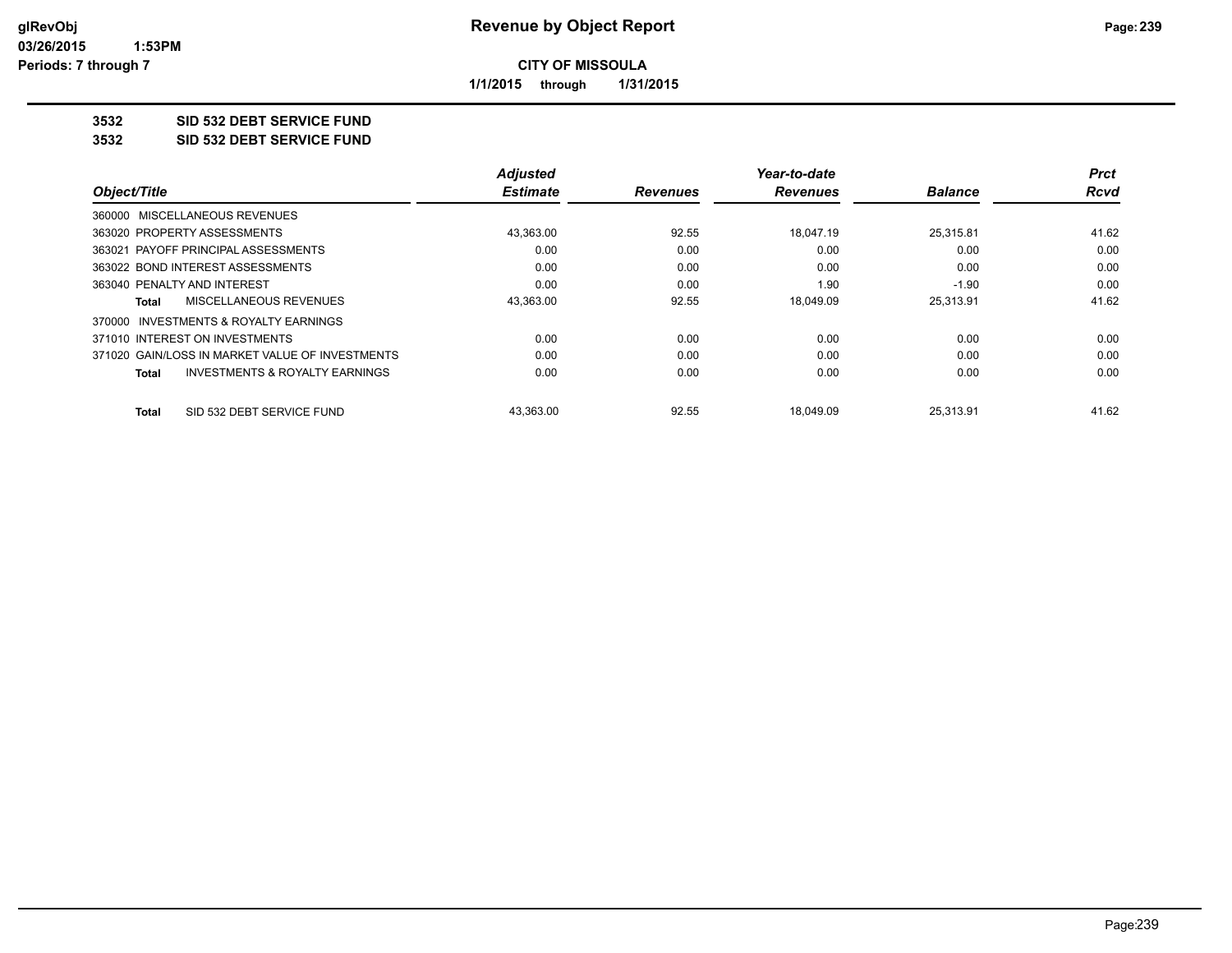# Revenue by Object Report

**CITY OF MISSOULA**

**1/1/2015 through 1/31/2015**

glRevObj
03/26/2015 1:53PM
Periods: 7 through 7

**3532 SID 532 DEBT SERVICE FUND**

**3532 SID 532 DEBT SERVICE FUND**

| Object/Title | Adjusted Estimate | Revenues | Year-to-date Revenues | Balance | Prct Rcvd |
|---|---|---|---|---|---|
| 360000 MISCELLANEOUS REVENUES | | | | | |
| 363020 PROPERTY ASSESSMENTS | 43,363.00 | 92.55 | 18,047.19 | 25,315.81 | 41.62 |
| 363021 PAYOFF PRINCIPAL ASSESSMENTS | 0.00 | 0.00 | 0.00 | 0.00 | 0.00 |
| 363022 BOND INTEREST ASSESSMENTS | 0.00 | 0.00 | 0.00 | 0.00 | 0.00 |
| 363040 PENALTY AND INTEREST | 0.00 | 0.00 | 1.90 | -1.90 | 0.00 |
| **Total** MISCELLANEOUS REVENUES | 43,363.00 | 92.55 | 18,049.09 | 25,313.91 | 41.62 |
| 370000 INVESTMENTS & ROYALTY EARNINGS | | | | | |
| 371010 INTEREST ON INVESTMENTS | 0.00 | 0.00 | 0.00 | 0.00 | 0.00 |
| 371020 GAIN/LOSS IN MARKET VALUE OF INVESTMENTS | 0.00 | 0.00 | 0.00 | 0.00 | 0.00 |
| **Total** INVESTMENTS & ROYALTY EARNINGS | 0.00 | 0.00 | 0.00 | 0.00 | 0.00 |
| **Total** SID 532 DEBT SERVICE FUND | 43,363.00 | 92.55 | 18,049.09 | 25,313.91 | 41.62 |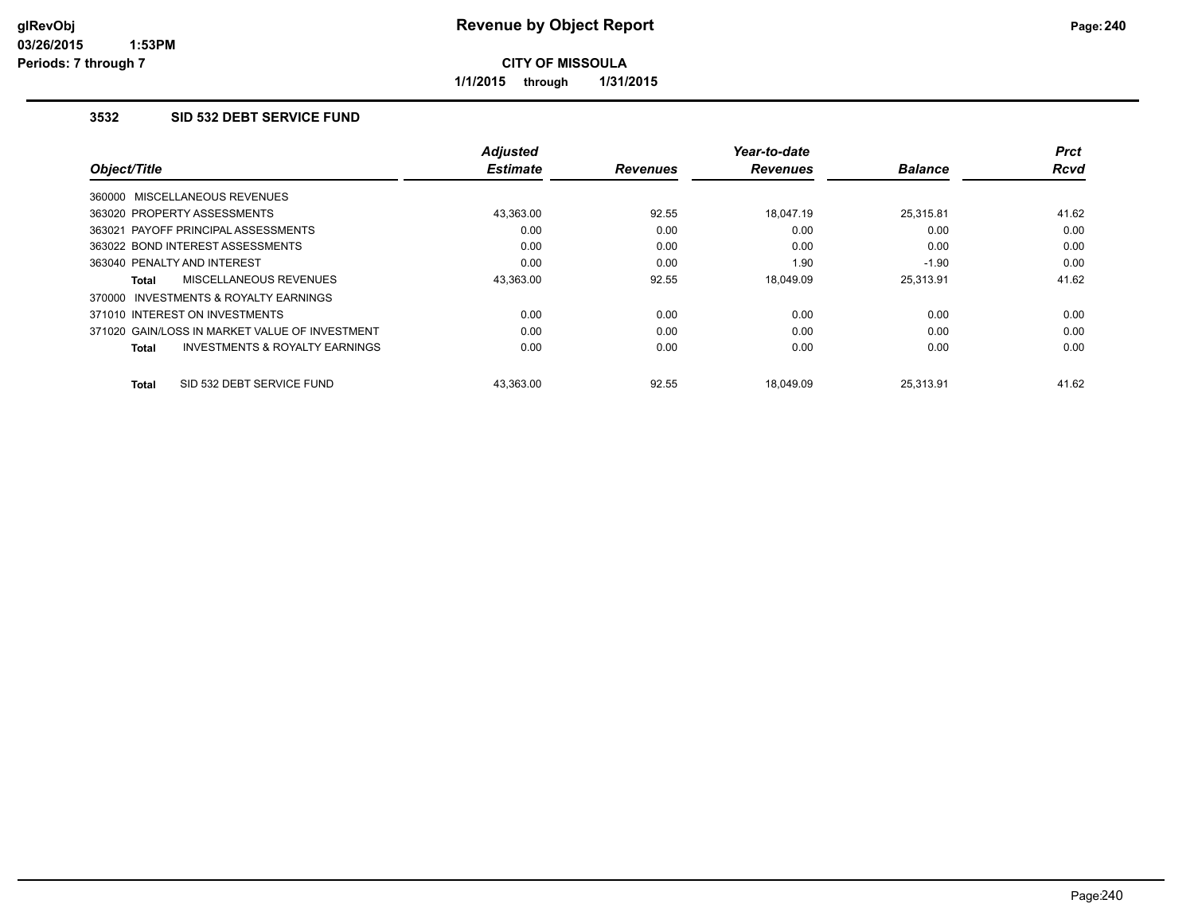# Revenue by Object Report

**CITY OF MISSOULA**

**1/1/2015 through 1/31/2015**

glRevObj
03/26/2015 1:53PM
Periods: 7 through 7

### 3532 SID 532 DEBT SERVICE FUND

| Object/Title | Adjusted Estimate | Revenues | Year-to-date Revenues | Balance | Prct Rcvd |
|---|---|---|---|---|---|
| 360000 MISCELLANEOUS REVENUES | | | | | |
| 363020 PROPERTY ASSESSMENTS | 43,363.00 | 92.55 | 18,047.19 | 25,315.81 | 41.62 |
| 363021 PAYOFF PRINCIPAL ASSESSMENTS | 0.00 | 0.00 | 0.00 | 0.00 | 0.00 |
| 363022 BOND INTEREST ASSESSMENTS | 0.00 | 0.00 | 0.00 | 0.00 | 0.00 |
| 363040 PENALTY AND INTEREST | 0.00 | 0.00 | 1.90 | -1.90 | 0.00 |
| Total MISCELLANEOUS REVENUES | 43,363.00 | 92.55 | 18,049.09 | 25,313.91 | 41.62 |
| 370000 INVESTMENTS & ROYALTY EARNINGS | | | | | |
| 371010 INTEREST ON INVESTMENTS | 0.00 | 0.00 | 0.00 | 0.00 | 0.00 |
| 371020 GAIN/LOSS IN MARKET VALUE OF INVESTMENT | 0.00 | 0.00 | 0.00 | 0.00 | 0.00 |
| Total INVESTMENTS & ROYALTY EARNINGS | 0.00 | 0.00 | 0.00 | 0.00 | 0.00 |
| Total SID 532 DEBT SERVICE FUND | 43,363.00 | 92.55 | 18,049.09 | 25,313.91 | 41.62 |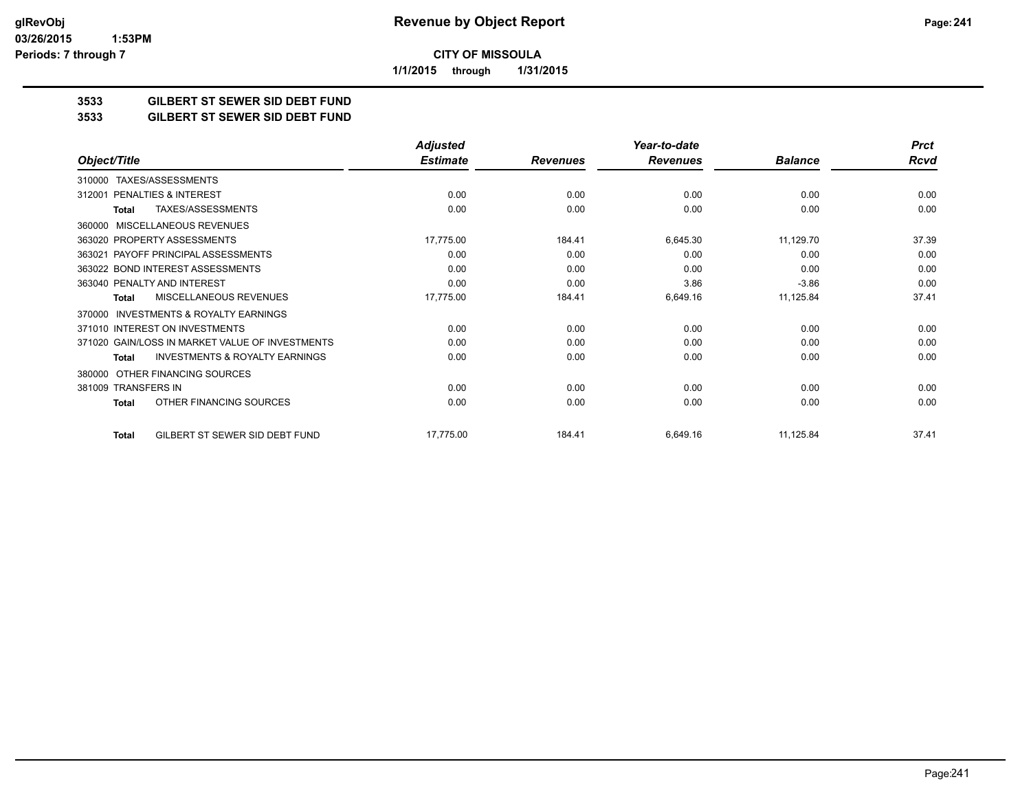**glRevObj**
**03/26/2015 1:53PM**
**Periods: 7 through 7**

# Revenue by Object Report

**CITY OF MISSOULA**

**1/1/2015 through 1/31/2015**

## 3533 GILBERT ST SEWER SID DEBT FUND
## 3533 GILBERT ST SEWER SID DEBT FUND

| Object/Title | Adjusted Estimate | Revenues | Year-to-date Revenues | Balance | Prct Rcvd |
|---|---|---|---|---|---|
| 310000 TAXES/ASSESSMENTS | | | | | |
| 312001 PENALTIES & INTEREST | 0.00 | 0.00 | 0.00 | 0.00 | 0.00 |
| **Total** TAXES/ASSESSMENTS | 0.00 | 0.00 | 0.00 | 0.00 | 0.00 |
| 360000 MISCELLANEOUS REVENUES | | | | | |
| 363020 PROPERTY ASSESSMENTS | 17,775.00 | 184.41 | 6,645.30 | 11,129.70 | 37.39 |
| 363021 PAYOFF PRINCIPAL ASSESSMENTS | 0.00 | 0.00 | 0.00 | 0.00 | 0.00 |
| 363022 BOND INTEREST ASSESSMENTS | 0.00 | 0.00 | 0.00 | 0.00 | 0.00 |
| 363040 PENALTY AND INTEREST | 0.00 | 0.00 | 3.86 | -3.86 | 0.00 |
| **Total** MISCELLANEOUS REVENUES | 17,775.00 | 184.41 | 6,649.16 | 11,125.84 | 37.41 |
| 370000 INVESTMENTS & ROYALTY EARNINGS | | | | | |
| 371010 INTEREST ON INVESTMENTS | 0.00 | 0.00 | 0.00 | 0.00 | 0.00 |
| 371020 GAIN/LOSS IN MARKET VALUE OF INVESTMENTS | 0.00 | 0.00 | 0.00 | 0.00 | 0.00 |
| **Total** INVESTMENTS & ROYALTY EARNINGS | 0.00 | 0.00 | 0.00 | 0.00 | 0.00 |
| 380000 OTHER FINANCING SOURCES | | | | | |
| 381009 TRANSFERS IN | 0.00 | 0.00 | 0.00 | 0.00 | 0.00 |
| **Total** OTHER FINANCING SOURCES | 0.00 | 0.00 | 0.00 | 0.00 | 0.00 |
| **Total** GILBERT ST SEWER SID DEBT FUND | 17,775.00 | 184.41 | 6,649.16 | 11,125.84 | 37.41 |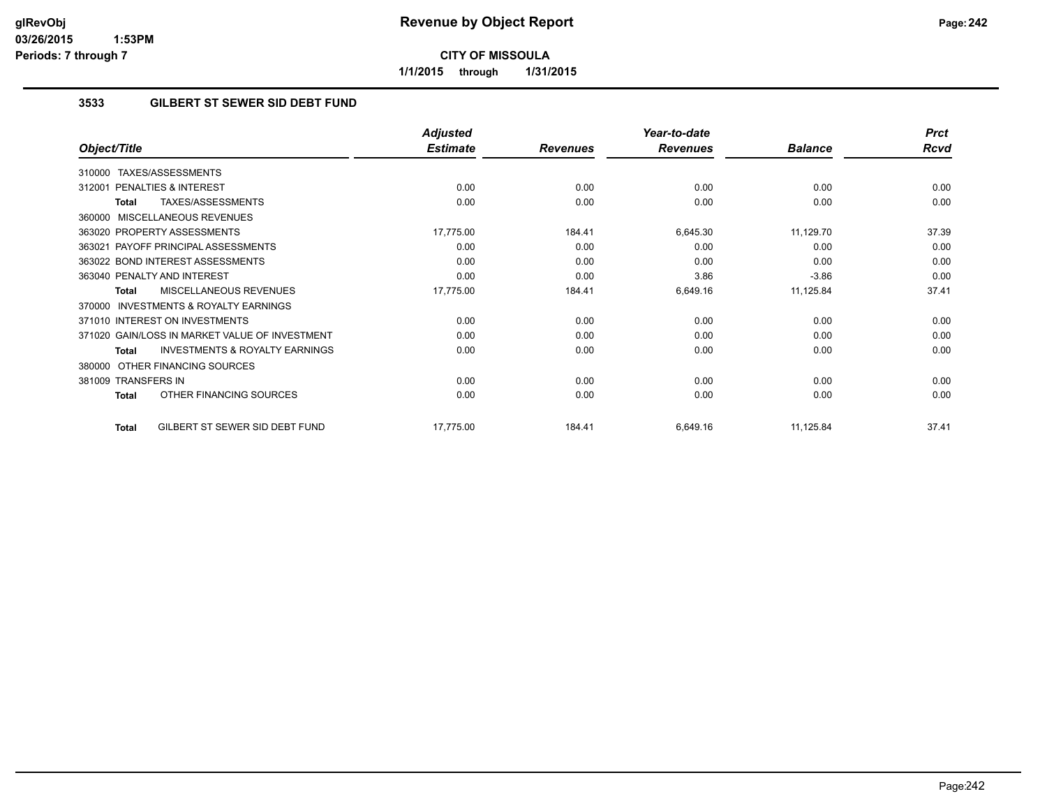**CITY OF MISSOULA**

**1/1/2015 through 1/31/2015**

### 3533 GILBERT ST SEWER SID DEBT FUND

| Object/Title | Adjusted Estimate | Revenues | Year-to-date Revenues | Balance | Prct Rcvd |
|---|---|---|---|---|---|
| 310000 TAXES/ASSESSMENTS | | | | | |
| 312001 PENALTIES & INTEREST | 0.00 | 0.00 | 0.00 | 0.00 | 0.00 |
| **Total** TAXES/ASSESSMENTS | 0.00 | 0.00 | 0.00 | 0.00 | 0.00 |
| 360000 MISCELLANEOUS REVENUES | | | | | |
| 363020 PROPERTY ASSESSMENTS | 17,775.00 | 184.41 | 6,645.30 | 11,129.70 | 37.39 |
| 363021 PAYOFF PRINCIPAL ASSESSMENTS | 0.00 | 0.00 | 0.00 | 0.00 | 0.00 |
| 363022 BOND INTEREST ASSESSMENTS | 0.00 | 0.00 | 0.00 | 0.00 | 0.00 |
| 363040 PENALTY AND INTEREST | 0.00 | 0.00 | 3.86 | -3.86 | 0.00 |
| **Total** MISCELLANEOUS REVENUES | 17,775.00 | 184.41 | 6,649.16 | 11,125.84 | 37.41 |
| 370000 INVESTMENTS & ROYALTY EARNINGS | | | | | |
| 371010 INTEREST ON INVESTMENTS | 0.00 | 0.00 | 0.00 | 0.00 | 0.00 |
| 371020 GAIN/LOSS IN MARKET VALUE OF INVESTMENT | 0.00 | 0.00 | 0.00 | 0.00 | 0.00 |
| **Total** INVESTMENTS & ROYALTY EARNINGS | 0.00 | 0.00 | 0.00 | 0.00 | 0.00 |
| 380000 OTHER FINANCING SOURCES | | | | | |
| 381009 TRANSFERS IN | 0.00 | 0.00 | 0.00 | 0.00 | 0.00 |
| **Total** OTHER FINANCING SOURCES | 0.00 | 0.00 | 0.00 | 0.00 | 0.00 |
| **Total** GILBERT ST SEWER SID DEBT FUND | 17,775.00 | 184.41 | 6,649.16 | 11,125.84 | 37.41 |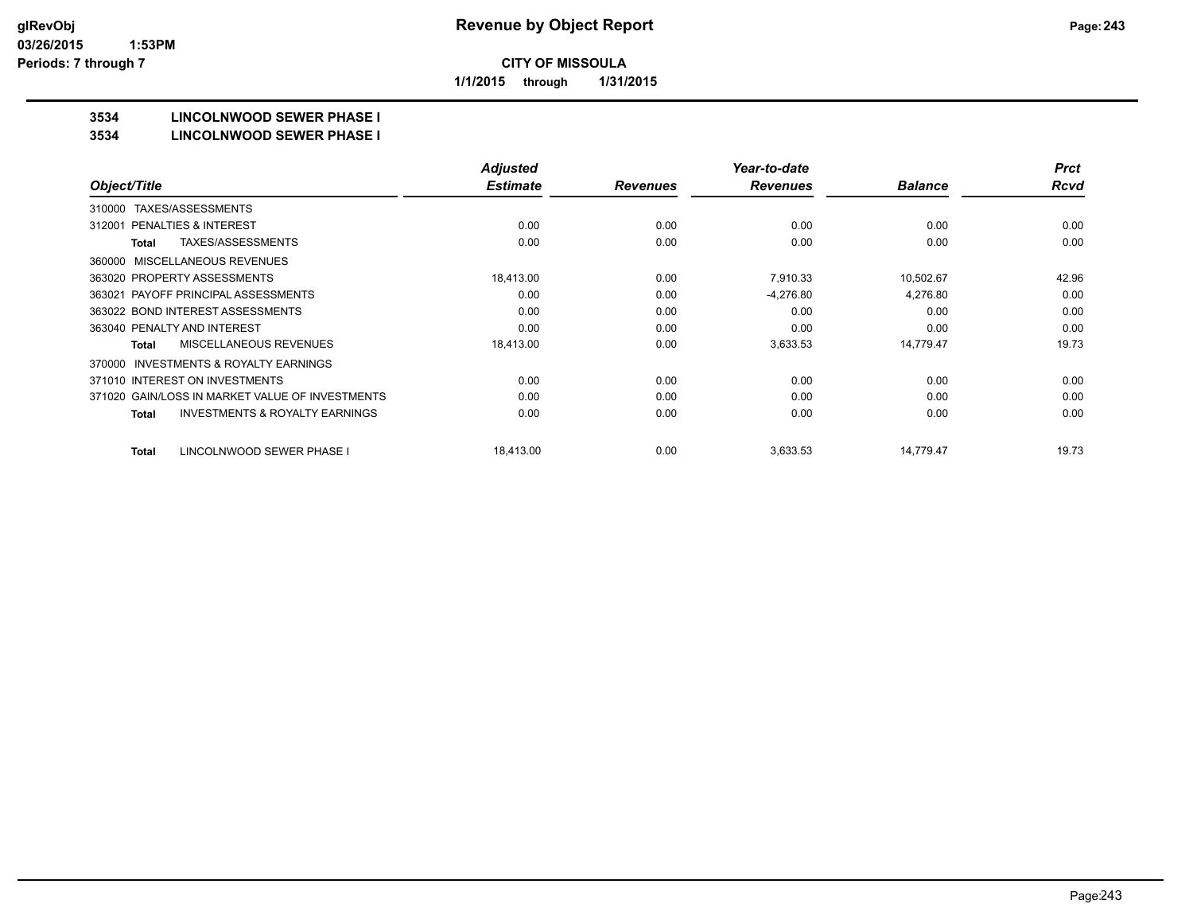# Revenue by Object Report

**CITY OF MISSOULA**

**1/1/2015 through 1/31/2015**

Periods: 7 through 7

## 3534 LINCOLNWOOD SEWER PHASE I
## 3534 LINCOLNWOOD SEWER PHASE I

| Object/Title | Adjusted Estimate | Revenues | Year-to-date Revenues | Balance | Prct Rcvd |
|---|---|---|---|---|---|
| 310000 TAXES/ASSESSMENTS | | | | | |
| 312001 PENALTIES & INTEREST | 0.00 | 0.00 | 0.00 | 0.00 | 0.00 |
| **Total** TAXES/ASSESSMENTS | 0.00 | 0.00 | 0.00 | 0.00 | 0.00 |
| 360000 MISCELLANEOUS REVENUES | | | | | |
| 363020 PROPERTY ASSESSMENTS | 18,413.00 | 0.00 | 7,910.33 | 10,502.67 | 42.96 |
| 363021 PAYOFF PRINCIPAL ASSESSMENTS | 0.00 | 0.00 | -4,276.80 | 4,276.80 | 0.00 |
| 363022 BOND INTEREST ASSESSMENTS | 0.00 | 0.00 | 0.00 | 0.00 | 0.00 |
| 363040 PENALTY AND INTEREST | 0.00 | 0.00 | 0.00 | 0.00 | 0.00 |
| **Total** MISCELLANEOUS REVENUES | 18,413.00 | 0.00 | 3,633.53 | 14,779.47 | 19.73 |
| 370000 INVESTMENTS & ROYALTY EARNINGS | | | | | |
| 371010 INTEREST ON INVESTMENTS | 0.00 | 0.00 | 0.00 | 0.00 | 0.00 |
| 371020 GAIN/LOSS IN MARKET VALUE OF INVESTMENTS | 0.00 | 0.00 | 0.00 | 0.00 | 0.00 |
| **Total** INVESTMENTS & ROYALTY EARNINGS | 0.00 | 0.00 | 0.00 | 0.00 | 0.00 |
| **Total** LINCOLNWOOD SEWER PHASE I | 18,413.00 | 0.00 | 3,633.53 | 14,779.47 | 19.73 |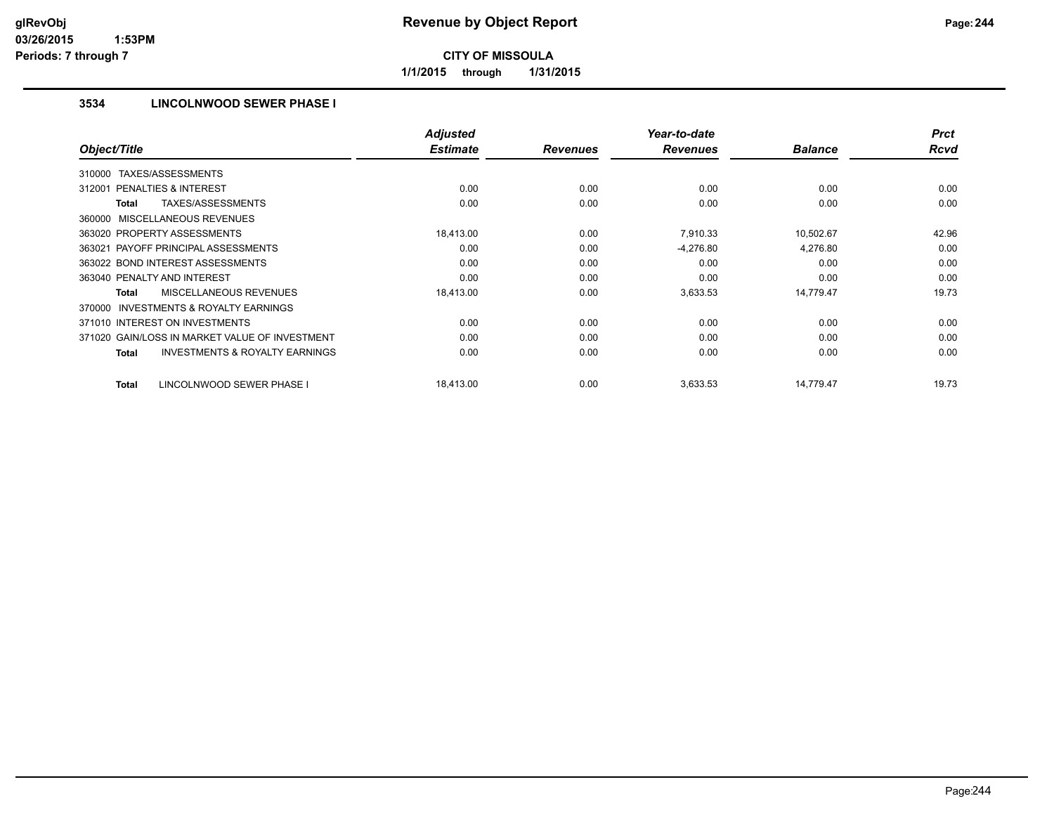# Revenue by Object Report

**CITY OF MISSOULA**

1/1/2015 through 1/31/2015

glRevObj
03/26/2015 1:53PM
Periods: 7 through 7

### 3534 LINCOLNWOOD SEWER PHASE I

| Object/Title | Adjusted Estimate | Revenues | Year-to-date Revenues | Balance | Prct Rcvd |
|---|---|---|---|---|---|
| 310000 TAXES/ASSESSMENTS | | | | | |
| 312001 PENALTIES & INTEREST | 0.00 | 0.00 | 0.00 | 0.00 | 0.00 |
| **Total** TAXES/ASSESSMENTS | 0.00 | 0.00 | 0.00 | 0.00 | 0.00 |
| 360000 MISCELLANEOUS REVENUES | | | | | |
| 363020 PROPERTY ASSESSMENTS | 18,413.00 | 0.00 | 7,910.33 | 10,502.67 | 42.96 |
| 363021 PAYOFF PRINCIPAL ASSESSMENTS | 0.00 | 0.00 | -4,276.80 | 4,276.80 | 0.00 |
| 363022 BOND INTEREST ASSESSMENTS | 0.00 | 0.00 | 0.00 | 0.00 | 0.00 |
| 363040 PENALTY AND INTEREST | 0.00 | 0.00 | 0.00 | 0.00 | 0.00 |
| **Total** MISCELLANEOUS REVENUES | 18,413.00 | 0.00 | 3,633.53 | 14,779.47 | 19.73 |
| 370000 INVESTMENTS & ROYALTY EARNINGS | | | | | |
| 371010 INTEREST ON INVESTMENTS | 0.00 | 0.00 | 0.00 | 0.00 | 0.00 |
| 371020 GAIN/LOSS IN MARKET VALUE OF INVESTMENT | 0.00 | 0.00 | 0.00 | 0.00 | 0.00 |
| **Total** INVESTMENTS & ROYALTY EARNINGS | 0.00 | 0.00 | 0.00 | 0.00 | 0.00 |
| **Total** LINCOLNWOOD SEWER PHASE I | 18,413.00 | 0.00 | 3,633.53 | 14,779.47 | 19.73 |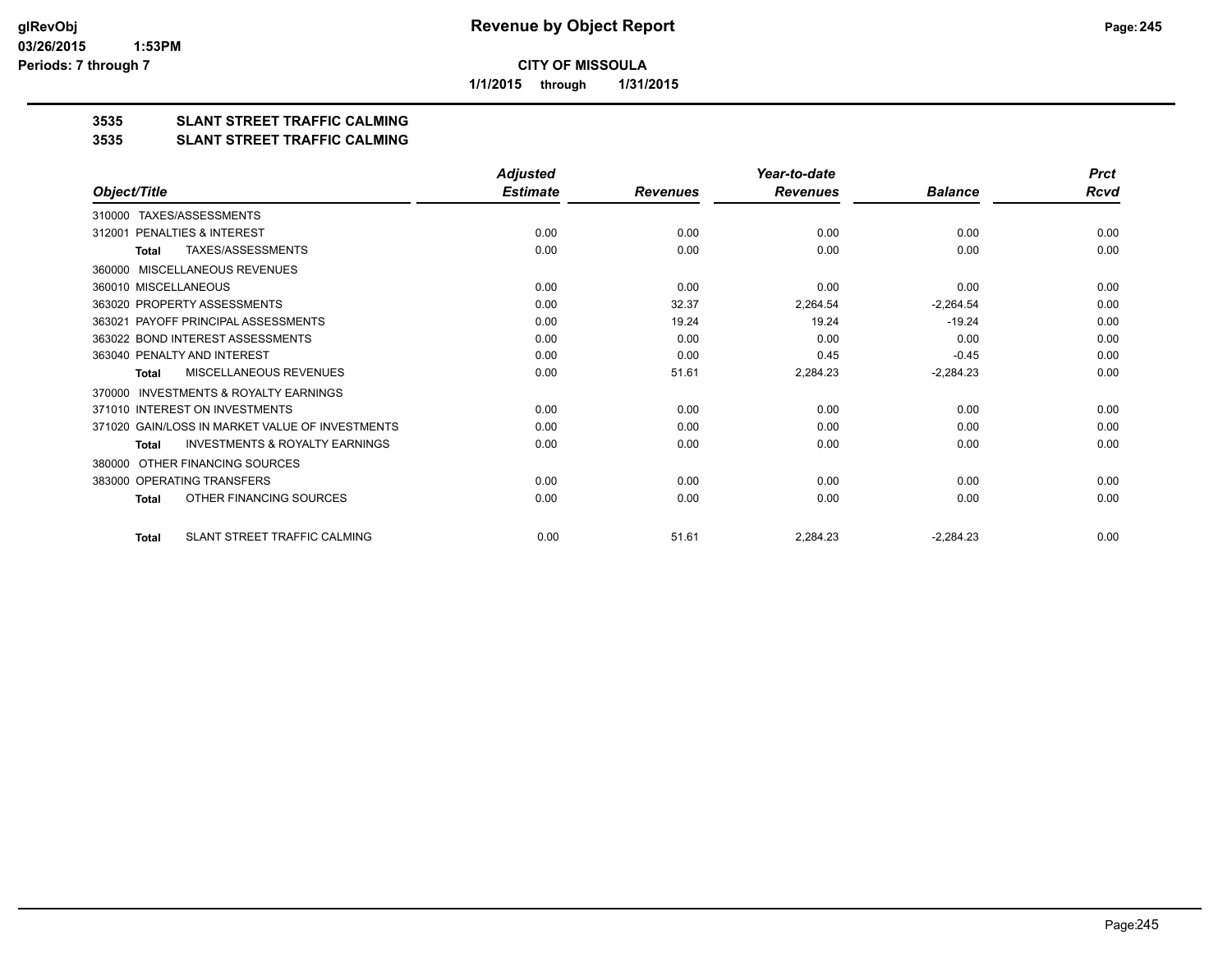glRevObj
03/26/2015 1:53PM
Periods: 7 through 7

# Revenue by Object Report

**CITY OF MISSOULA**

**1/1/2015 through 1/31/2015**

## 3535 SLANT STREET TRAFFIC CALMING
## 3535 SLANT STREET TRAFFIC CALMING

| Object/Title | Adjusted Estimate | Revenues | Year-to-date Revenues | Balance | Prct Rcvd |
|---|---|---|---|---|---|
| 310000 TAXES/ASSESSMENTS | | | | | |
| 312001 PENALTIES & INTEREST | 0.00 | 0.00 | 0.00 | 0.00 | 0.00 |
| **Total** TAXES/ASSESSMENTS | 0.00 | 0.00 | 0.00 | 0.00 | 0.00 |
| 360000 MISCELLANEOUS REVENUES | | | | | |
| 360010 MISCELLANEOUS | 0.00 | 0.00 | 0.00 | 0.00 | 0.00 |
| 363020 PROPERTY ASSESSMENTS | 0.00 | 32.37 | 2,264.54 | -2,264.54 | 0.00 |
| 363021 PAYOFF PRINCIPAL ASSESSMENTS | 0.00 | 19.24 | 19.24 | -19.24 | 0.00 |
| 363022 BOND INTEREST ASSESSMENTS | 0.00 | 0.00 | 0.00 | 0.00 | 0.00 |
| 363040 PENALTY AND INTEREST | 0.00 | 0.00 | 0.45 | -0.45 | 0.00 |
| **Total** MISCELLANEOUS REVENUES | 0.00 | 51.61 | 2,284.23 | -2,284.23 | 0.00 |
| 370000 INVESTMENTS & ROYALTY EARNINGS | | | | | |
| 371010 INTEREST ON INVESTMENTS | 0.00 | 0.00 | 0.00 | 0.00 | 0.00 |
| 371020 GAIN/LOSS IN MARKET VALUE OF INVESTMENTS | 0.00 | 0.00 | 0.00 | 0.00 | 0.00 |
| **Total** INVESTMENTS & ROYALTY EARNINGS | 0.00 | 0.00 | 0.00 | 0.00 | 0.00 |
| 380000 OTHER FINANCING SOURCES | | | | | |
| 383000 OPERATING TRANSFERS | 0.00 | 0.00 | 0.00 | 0.00 | 0.00 |
| **Total** OTHER FINANCING SOURCES | 0.00 | 0.00 | 0.00 | 0.00 | 0.00 |
| **Total** SLANT STREET TRAFFIC CALMING | 0.00 | 51.61 | 2,284.23 | -2,284.23 | 0.00 |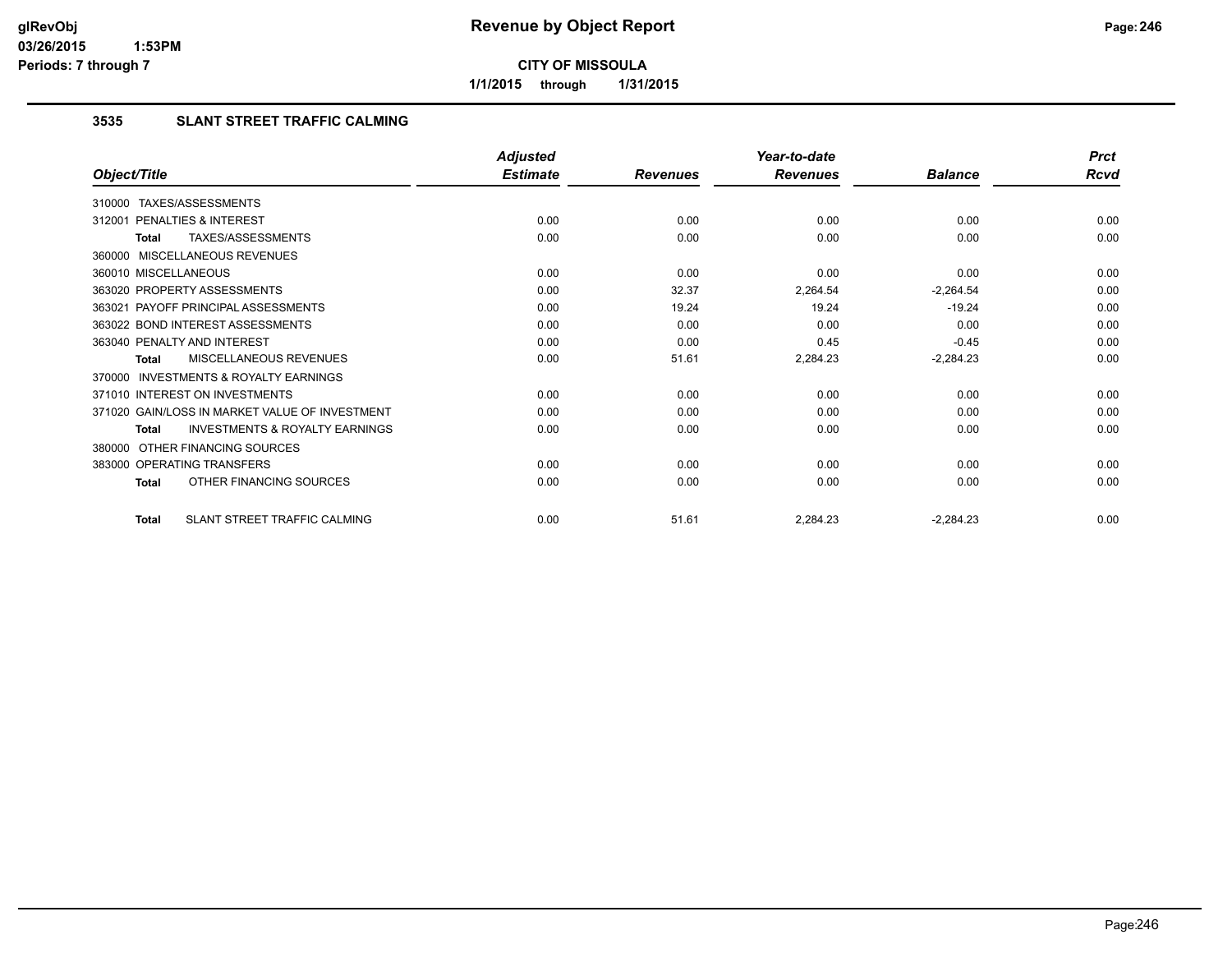**glRevObj**
**03/26/2015 1:53PM**
**Periods: 7 through 7**

# Revenue by Object Report

**CITY OF MISSOULA**

**1/1/2015 through 1/31/2015**

## 3535 SLANT STREET TRAFFIC CALMING

| Object/Title | Adjusted Estimate | Revenues | Year-to-date Revenues | Balance | Prct Rcvd |
|---|---|---|---|---|---|
| 310000 TAXES/ASSESSMENTS | | | | | |
| 312001 PENALTIES & INTEREST | 0.00 | 0.00 | 0.00 | 0.00 | 0.00 |
| **Total** TAXES/ASSESSMENTS | 0.00 | 0.00 | 0.00 | 0.00 | 0.00 |
| 360000 MISCELLANEOUS REVENUES | | | | | |
| 360010 MISCELLANEOUS | 0.00 | 0.00 | 0.00 | 0.00 | 0.00 |
| 363020 PROPERTY ASSESSMENTS | 0.00 | 32.37 | 2,264.54 | -2,264.54 | 0.00 |
| 363021 PAYOFF PRINCIPAL ASSESSMENTS | 0.00 | 19.24 | 19.24 | -19.24 | 0.00 |
| 363022 BOND INTEREST ASSESSMENTS | 0.00 | 0.00 | 0.00 | 0.00 | 0.00 |
| 363040 PENALTY AND INTEREST | 0.00 | 0.00 | 0.45 | -0.45 | 0.00 |
| **Total** MISCELLANEOUS REVENUES | 0.00 | 51.61 | 2,284.23 | -2,284.23 | 0.00 |
| 370000 INVESTMENTS & ROYALTY EARNINGS | | | | | |
| 371010 INTEREST ON INVESTMENTS | 0.00 | 0.00 | 0.00 | 0.00 | 0.00 |
| 371020 GAIN/LOSS IN MARKET VALUE OF INVESTMENT | 0.00 | 0.00 | 0.00 | 0.00 | 0.00 |
| **Total** INVESTMENTS & ROYALTY EARNINGS | 0.00 | 0.00 | 0.00 | 0.00 | 0.00 |
| 380000 OTHER FINANCING SOURCES | | | | | |
| 383000 OPERATING TRANSFERS | 0.00 | 0.00 | 0.00 | 0.00 | 0.00 |
| **Total** OTHER FINANCING SOURCES | 0.00 | 0.00 | 0.00 | 0.00 | 0.00 |
| **Total** SLANT STREET TRAFFIC CALMING | 0.00 | 51.61 | 2,284.23 | -2,284.23 | 0.00 |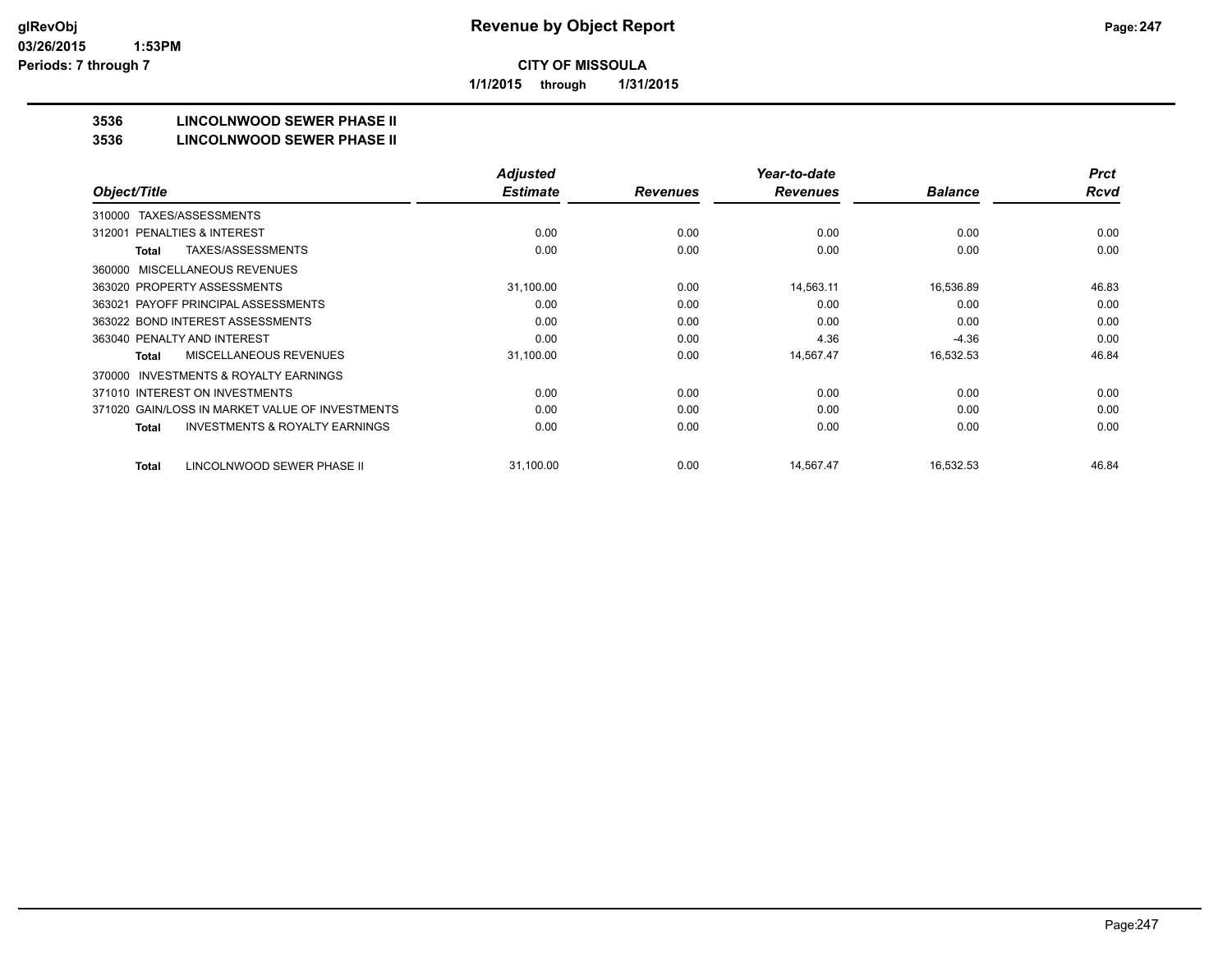# Revenue by Object Report

**CITY OF MISSOULA**

**1/1/2015 through 1/31/2015**

glRevObj
03/26/2015 1:53PM
Periods: 7 through 7

## 3536 LINCOLNWOOD SEWER PHASE II
## 3536 LINCOLNWOOD SEWER PHASE II

| Object/Title | Adjusted Estimate | Revenues | Year-to-date Revenues | Balance | Prct Rcvd |
|---|---|---|---|---|---|
| 310000 TAXES/ASSESSMENTS | | | | | |
| 312001 PENALTIES & INTEREST | 0.00 | 0.00 | 0.00 | 0.00 | 0.00 |
| **Total** TAXES/ASSESSMENTS | 0.00 | 0.00 | 0.00 | 0.00 | 0.00 |
| 360000 MISCELLANEOUS REVENUES | | | | | |
| 363020 PROPERTY ASSESSMENTS | 31,100.00 | 0.00 | 14,563.11 | 16,536.89 | 46.83 |
| 363021 PAYOFF PRINCIPAL ASSESSMENTS | 0.00 | 0.00 | 0.00 | 0.00 | 0.00 |
| 363022 BOND INTEREST ASSESSMENTS | 0.00 | 0.00 | 0.00 | 0.00 | 0.00 |
| 363040 PENALTY AND INTEREST | 0.00 | 0.00 | 4.36 | -4.36 | 0.00 |
| **Total** MISCELLANEOUS REVENUES | 31,100.00 | 0.00 | 14,567.47 | 16,532.53 | 46.84 |
| 370000 INVESTMENTS & ROYALTY EARNINGS | | | | | |
| 371010 INTEREST ON INVESTMENTS | 0.00 | 0.00 | 0.00 | 0.00 | 0.00 |
| 371020 GAIN/LOSS IN MARKET VALUE OF INVESTMENTS | 0.00 | 0.00 | 0.00 | 0.00 | 0.00 |
| **Total** INVESTMENTS & ROYALTY EARNINGS | 0.00 | 0.00 | 0.00 | 0.00 | 0.00 |
| **Total** LINCOLNWOOD SEWER PHASE II | 31,100.00 | 0.00 | 14,567.47 | 16,532.53 | 46.84 |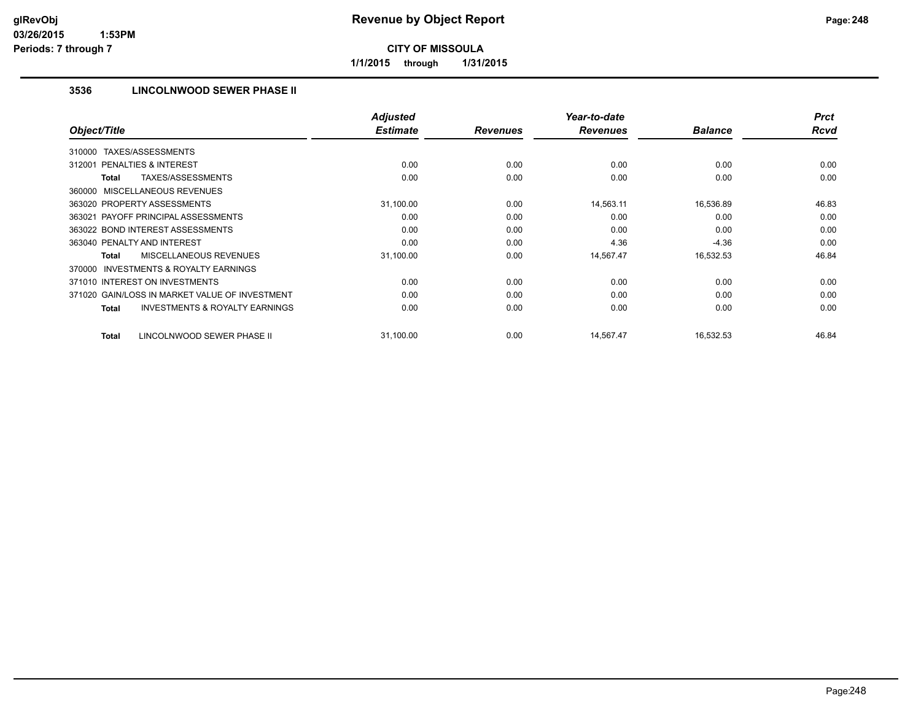# Revenue by Object Report

**CITY OF MISSOULA**

**1/1/2015 through 1/31/2015**

glRevObj
03/26/2015 1:53PM
Periods: 7 through 7

### 3536 LINCOLNWOOD SEWER PHASE II

| Object/Title | Adjusted Estimate | Revenues | Year-to-date Revenues | Balance | Prct Rcvd |
|---|---|---|---|---|---|
| 310000 TAXES/ASSESSMENTS | | | | | |
| 312001 PENALTIES & INTEREST | 0.00 | 0.00 | 0.00 | 0.00 | 0.00 |
| **Total** TAXES/ASSESSMENTS | 0.00 | 0.00 | 0.00 | 0.00 | 0.00 |
| 360000 MISCELLANEOUS REVENUES | | | | | |
| 363020 PROPERTY ASSESSMENTS | 31,100.00 | 0.00 | 14,563.11 | 16,536.89 | 46.83 |
| 363021 PAYOFF PRINCIPAL ASSESSMENTS | 0.00 | 0.00 | 0.00 | 0.00 | 0.00 |
| 363022 BOND INTEREST ASSESSMENTS | 0.00 | 0.00 | 0.00 | 0.00 | 0.00 |
| 363040 PENALTY AND INTEREST | 0.00 | 0.00 | 4.36 | -4.36 | 0.00 |
| **Total** MISCELLANEOUS REVENUES | 31,100.00 | 0.00 | 14,567.47 | 16,532.53 | 46.84 |
| 370000 INVESTMENTS & ROYALTY EARNINGS | | | | | |
| 371010 INTEREST ON INVESTMENTS | 0.00 | 0.00 | 0.00 | 0.00 | 0.00 |
| 371020 GAIN/LOSS IN MARKET VALUE OF INVESTMENT | 0.00 | 0.00 | 0.00 | 0.00 | 0.00 |
| **Total** INVESTMENTS & ROYALTY EARNINGS | 0.00 | 0.00 | 0.00 | 0.00 | 0.00 |
| **Total** LINCOLNWOOD SEWER PHASE II | 31,100.00 | 0.00 | 14,567.47 | 16,532.53 | 46.84 |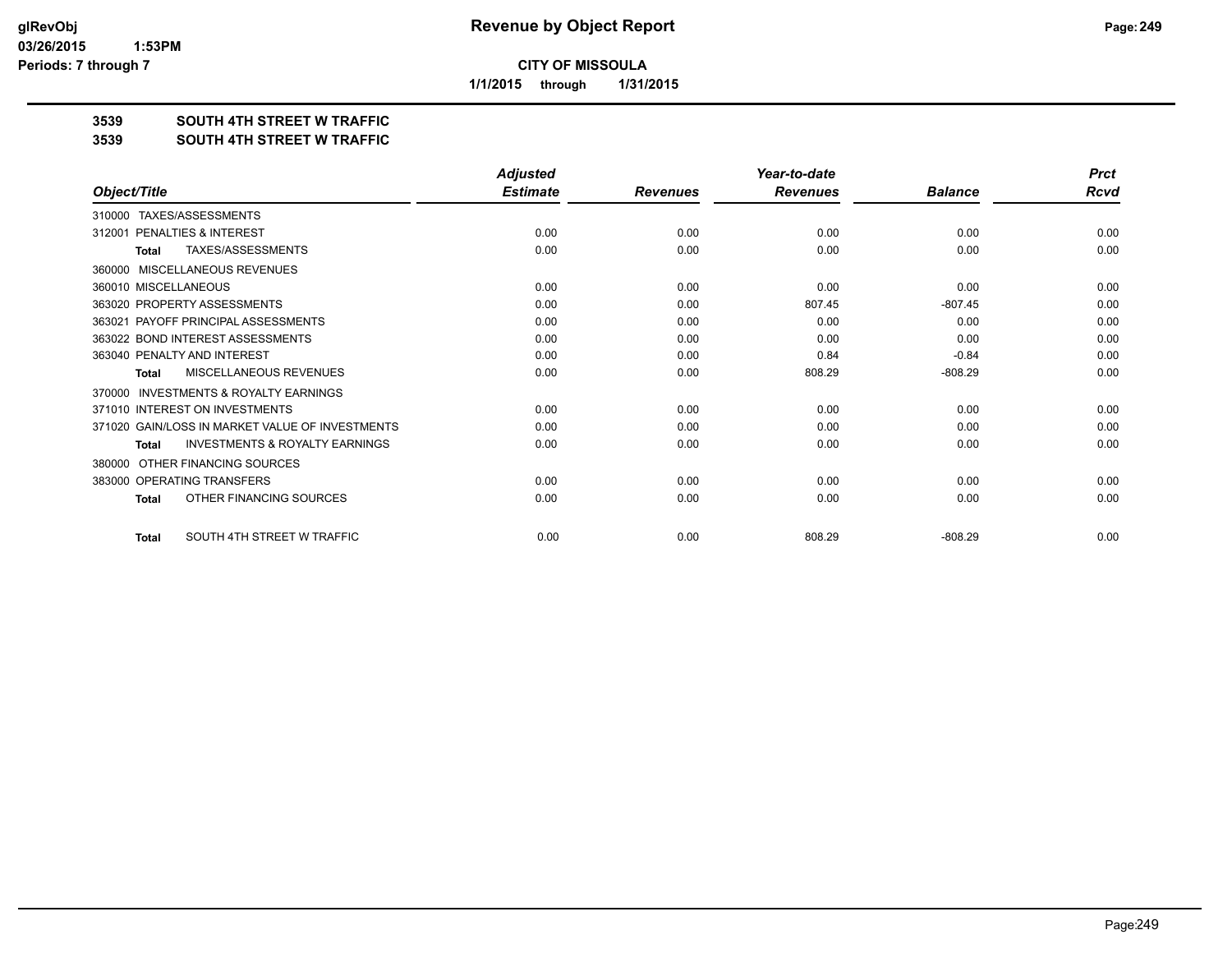glRevObj
03/26/2015 1:53PM
Periods: 7 through 7

# Revenue by Object Report

**CITY OF MISSOULA**

**1/1/2015 through 1/31/2015**

**3539 SOUTH 4TH STREET W TRAFFIC**

**3539 SOUTH 4TH STREET W TRAFFIC**

| Object/Title | Adjusted Estimate | Revenues | Year-to-date Revenues | Balance | Prct Rcvd |
|---|---|---|---|---|---|
| 310000 TAXES/ASSESSMENTS | | | | | |
| 312001 PENALTIES & INTEREST | 0.00 | 0.00 | 0.00 | 0.00 | 0.00 |
| Total TAXES/ASSESSMENTS | 0.00 | 0.00 | 0.00 | 0.00 | 0.00 |
| 360000 MISCELLANEOUS REVENUES | | | | | |
| 360010 MISCELLANEOUS | 0.00 | 0.00 | 0.00 | 0.00 | 0.00 |
| 363020 PROPERTY ASSESSMENTS | 0.00 | 0.00 | 807.45 | -807.45 | 0.00 |
| 363021 PAYOFF PRINCIPAL ASSESSMENTS | 0.00 | 0.00 | 0.00 | 0.00 | 0.00 |
| 363022 BOND INTEREST ASSESSMENTS | 0.00 | 0.00 | 0.00 | 0.00 | 0.00 |
| 363040 PENALTY AND INTEREST | 0.00 | 0.00 | 0.84 | -0.84 | 0.00 |
| Total MISCELLANEOUS REVENUES | 0.00 | 0.00 | 808.29 | -808.29 | 0.00 |
| 370000 INVESTMENTS & ROYALTY EARNINGS | | | | | |
| 371010 INTEREST ON INVESTMENTS | 0.00 | 0.00 | 0.00 | 0.00 | 0.00 |
| 371020 GAIN/LOSS IN MARKET VALUE OF INVESTMENTS | 0.00 | 0.00 | 0.00 | 0.00 | 0.00 |
| Total INVESTMENTS & ROYALTY EARNINGS | 0.00 | 0.00 | 0.00 | 0.00 | 0.00 |
| 380000 OTHER FINANCING SOURCES | | | | | |
| 383000 OPERATING TRANSFERS | 0.00 | 0.00 | 0.00 | 0.00 | 0.00 |
| Total OTHER FINANCING SOURCES | 0.00 | 0.00 | 0.00 | 0.00 | 0.00 |
| Total SOUTH 4TH STREET W TRAFFIC | 0.00 | 0.00 | 808.29 | -808.29 | 0.00 |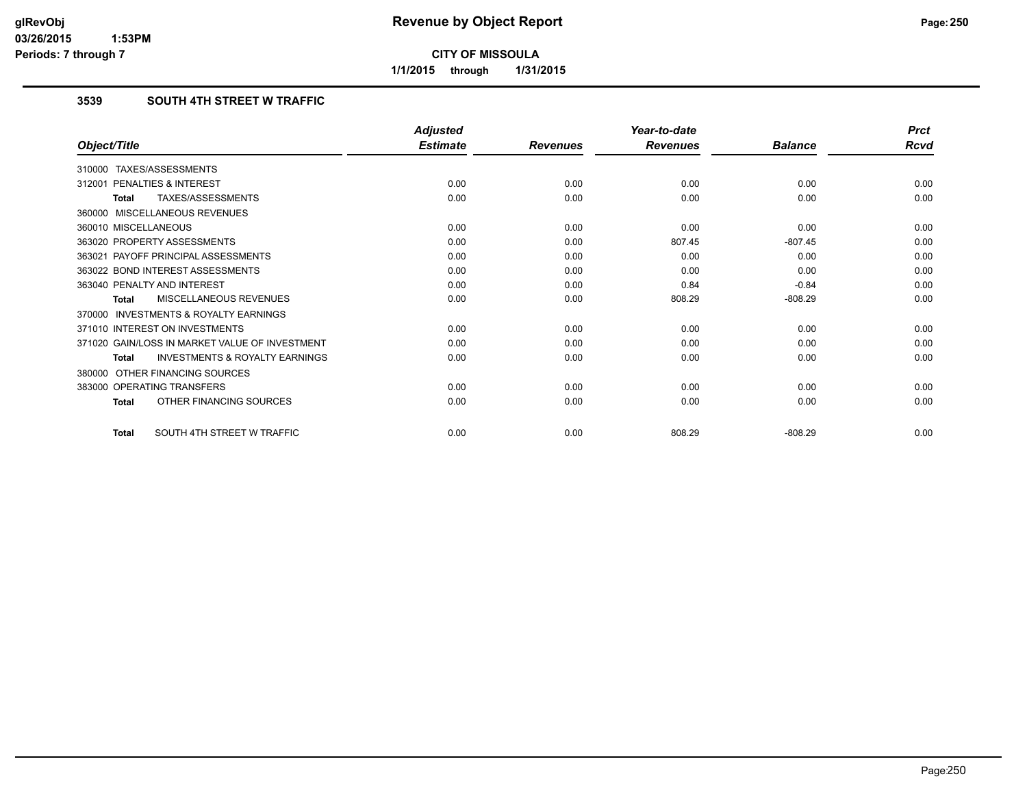# Revenue by Object Report

**CITY OF MISSOULA**

**1/1/2015 through 1/31/2015**

glRevObj
03/26/2015 1:53PM
Periods: 7 through 7

## 3539 SOUTH 4TH STREET W TRAFFIC

| Object/Title | Adjusted Estimate | Revenues | Year-to-date Revenues | Balance | Prct Rcvd |
|---|---|---|---|---|---|
| 310000 TAXES/ASSESSMENTS | | | | | |
| 312001 PENALTIES & INTEREST | 0.00 | 0.00 | 0.00 | 0.00 | 0.00 |
| **Total** TAXES/ASSESSMENTS | 0.00 | 0.00 | 0.00 | 0.00 | 0.00 |
| 360000 MISCELLANEOUS REVENUES | | | | | |
| 360010 MISCELLANEOUS | 0.00 | 0.00 | 0.00 | 0.00 | 0.00 |
| 363020 PROPERTY ASSESSMENTS | 0.00 | 0.00 | 807.45 | -807.45 | 0.00 |
| 363021 PAYOFF PRINCIPAL ASSESSMENTS | 0.00 | 0.00 | 0.00 | 0.00 | 0.00 |
| 363022 BOND INTEREST ASSESSMENTS | 0.00 | 0.00 | 0.00 | 0.00 | 0.00 |
| 363040 PENALTY AND INTEREST | 0.00 | 0.00 | 0.84 | -0.84 | 0.00 |
| **Total** MISCELLANEOUS REVENUES | 0.00 | 0.00 | 808.29 | -808.29 | 0.00 |
| 370000 INVESTMENTS & ROYALTY EARNINGS | | | | | |
| 371010 INTEREST ON INVESTMENTS | 0.00 | 0.00 | 0.00 | 0.00 | 0.00 |
| 371020 GAIN/LOSS IN MARKET VALUE OF INVESTMENT | 0.00 | 0.00 | 0.00 | 0.00 | 0.00 |
| **Total** INVESTMENTS & ROYALTY EARNINGS | 0.00 | 0.00 | 0.00 | 0.00 | 0.00 |
| 380000 OTHER FINANCING SOURCES | | | | | |
| 383000 OPERATING TRANSFERS | 0.00 | 0.00 | 0.00 | 0.00 | 0.00 |
| **Total** OTHER FINANCING SOURCES | 0.00 | 0.00 | 0.00 | 0.00 | 0.00 |
| **Total** SOUTH 4TH STREET W TRAFFIC | 0.00 | 0.00 | 808.29 | -808.29 | 0.00 |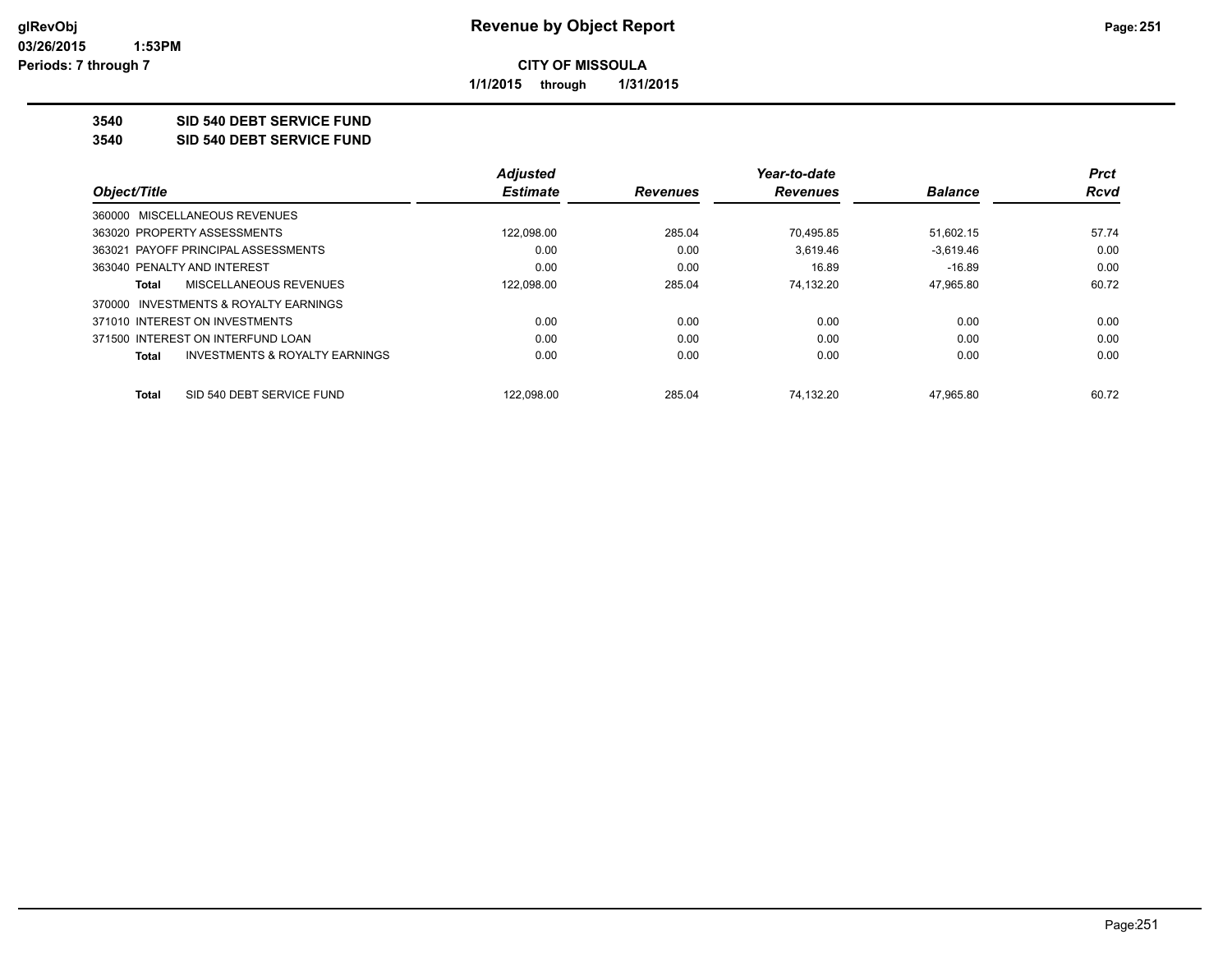# Revenue by Object Report

**CITY OF MISSOULA**

**1/1/2015 through 1/31/2015**

glRevObj
03/26/2015 1:53PM
Periods: 7 through 7

**3540 SID 540 DEBT SERVICE FUND**

**3540 SID 540 DEBT SERVICE FUND**

| Object/Title | Adjusted Estimate | Revenues | Year-to-date Revenues | Balance | Prct Rcvd |
|---|---|---|---|---|---|
| 360000 MISCELLANEOUS REVENUES | | | | | |
| 363020 PROPERTY ASSESSMENTS | 122,098.00 | 285.04 | 70,495.85 | 51,602.15 | 57.74 |
| 363021 PAYOFF PRINCIPAL ASSESSMENTS | 0.00 | 0.00 | 3,619.46 | -3,619.46 | 0.00 |
| 363040 PENALTY AND INTEREST | 0.00 | 0.00 | 16.89 | -16.89 | 0.00 |
| **Total** MISCELLANEOUS REVENUES | 122,098.00 | 285.04 | 74,132.20 | 47,965.80 | 60.72 |
| 370000 INVESTMENTS & ROYALTY EARNINGS | | | | | |
| 371010 INTEREST ON INVESTMENTS | 0.00 | 0.00 | 0.00 | 0.00 | 0.00 |
| 371500 INTEREST ON INTERFUND LOAN | 0.00 | 0.00 | 0.00 | 0.00 | 0.00 |
| **Total** INVESTMENTS & ROYALTY EARNINGS | 0.00 | 0.00 | 0.00 | 0.00 | 0.00 |
| **Total** SID 540 DEBT SERVICE FUND | 122,098.00 | 285.04 | 74,132.20 | 47,965.80 | 60.72 |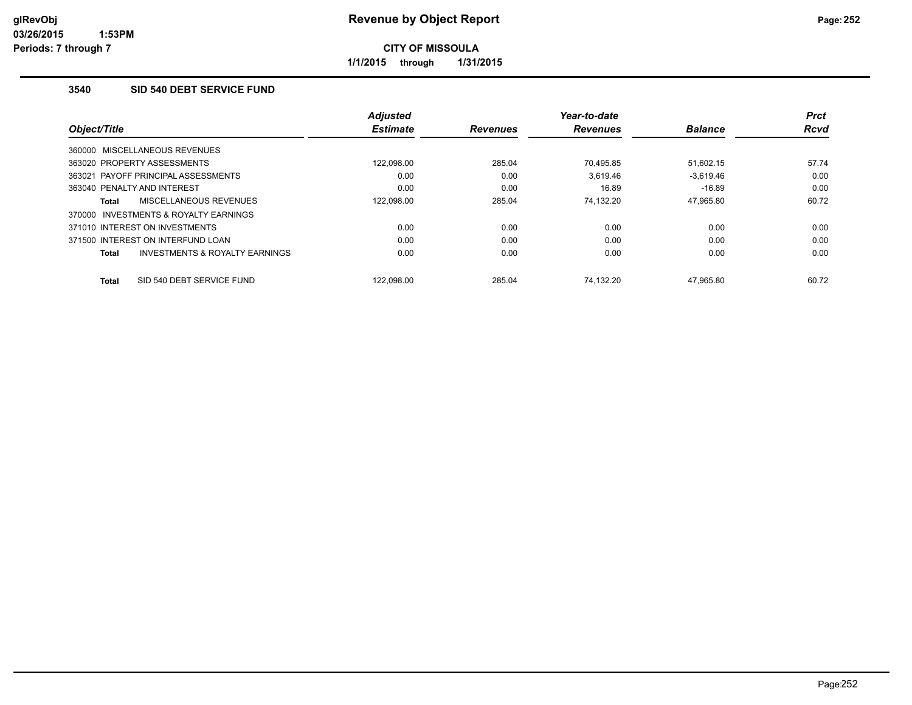**glRevObj**
**03/26/2015 1:53PM**
**Periods: 7 through 7**

# Revenue by Object Report

**CITY OF MISSOULA**

**1/1/2015 through 1/31/2015**

## 3540 SID 540 DEBT SERVICE FUND

| Object/Title | Adjusted Estimate | Revenues | Year-to-date Revenues | Balance | Prct Rcvd |
|---|---|---|---|---|---|
| 360000 MISCELLANEOUS REVENUES | | | | | |
| 363020 PROPERTY ASSESSMENTS | 122,098.00 | 285.04 | 70,495.85 | 51,602.15 | 57.74 |
| 363021 PAYOFF PRINCIPAL ASSESSMENTS | 0.00 | 0.00 | 3,619.46 | -3,619.46 | 0.00 |
| 363040 PENALTY AND INTEREST | 0.00 | 0.00 | 16.89 | -16.89 | 0.00 |
| **Total** MISCELLANEOUS REVENUES | 122,098.00 | 285.04 | 74,132.20 | 47,965.80 | 60.72 |
| 370000 INVESTMENTS & ROYALTY EARNINGS | | | | | |
| 371010 INTEREST ON INVESTMENTS | 0.00 | 0.00 | 0.00 | 0.00 | 0.00 |
| 371500 INTEREST ON INTERFUND LOAN | 0.00 | 0.00 | 0.00 | 0.00 | 0.00 |
| **Total** INVESTMENTS & ROYALTY EARNINGS | 0.00 | 0.00 | 0.00 | 0.00 | 0.00 |
| **Total** SID 540 DEBT SERVICE FUND | 122,098.00 | 285.04 | 74,132.20 | 47,965.80 | 60.72 |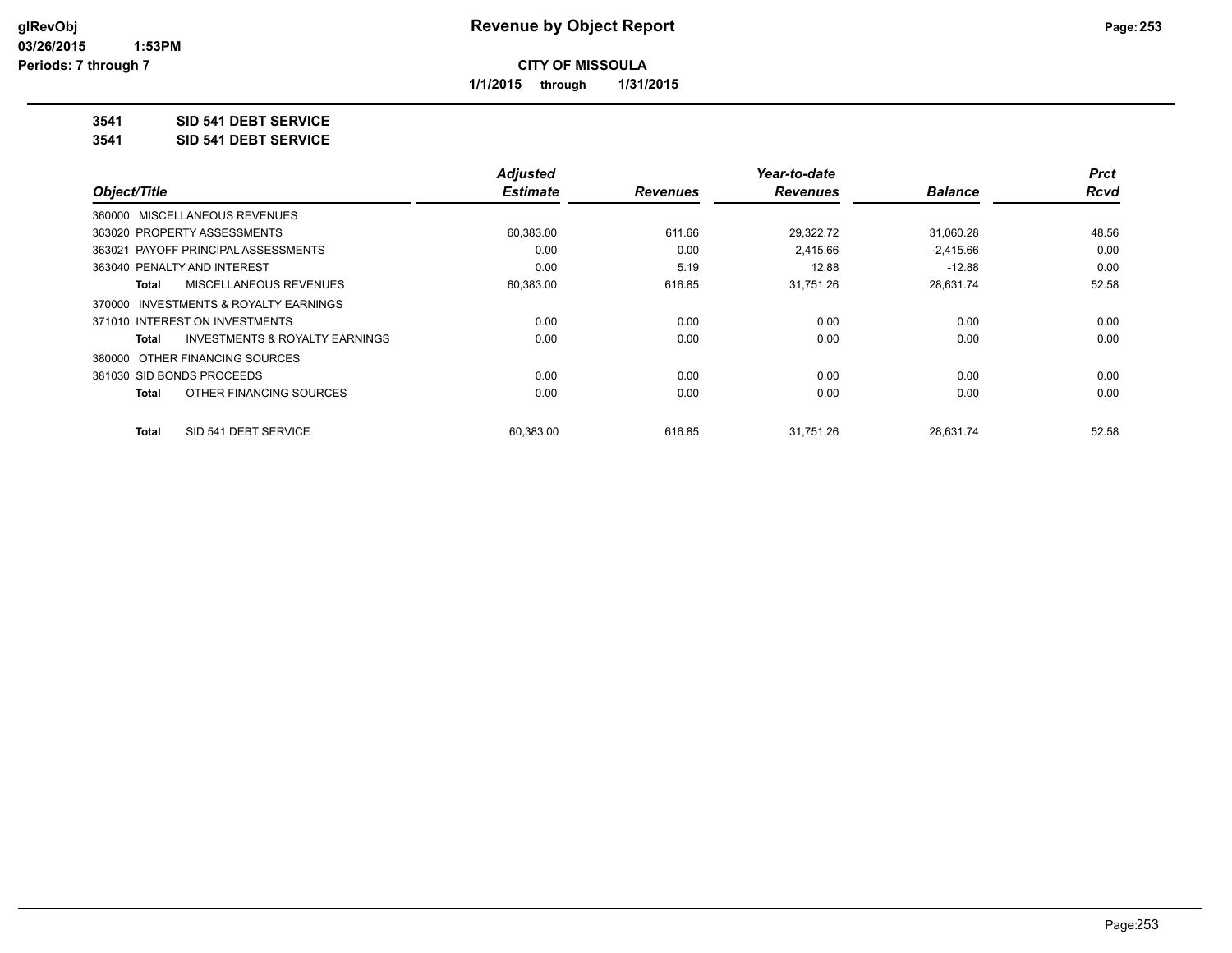# Revenue by Object Report

**CITY OF MISSOULA**

**1/1/2015 through 1/31/2015**

glRevObj
03/26/2015 1:53PM
Periods: 7 through 7

**3541 SID 541 DEBT SERVICE**

**3541 SID 541 DEBT SERVICE**

| Object/Title | Adjusted Estimate | Revenues | Year-to-date Revenues | Balance | Prct Rcvd |
|---|---|---|---|---|---|
| 360000 MISCELLANEOUS REVENUES | | | | | |
| 363020 PROPERTY ASSESSMENTS | 60,383.00 | 611.66 | 29,322.72 | 31,060.28 | 48.56 |
| 363021 PAYOFF PRINCIPAL ASSESSMENTS | 0.00 | 0.00 | 2,415.66 | -2,415.66 | 0.00 |
| 363040 PENALTY AND INTEREST | 0.00 | 5.19 | 12.88 | -12.88 | 0.00 |
| **Total** MISCELLANEOUS REVENUES | 60,383.00 | 616.85 | 31,751.26 | 28,631.74 | 52.58 |
| 370000 INVESTMENTS & ROYALTY EARNINGS | | | | | |
| 371010 INTEREST ON INVESTMENTS | 0.00 | 0.00 | 0.00 | 0.00 | 0.00 |
| **Total** INVESTMENTS & ROYALTY EARNINGS | 0.00 | 0.00 | 0.00 | 0.00 | 0.00 |
| 380000 OTHER FINANCING SOURCES | | | | | |
| 381030 SID BONDS PROCEEDS | 0.00 | 0.00 | 0.00 | 0.00 | 0.00 |
| **Total** OTHER FINANCING SOURCES | 0.00 | 0.00 | 0.00 | 0.00 | 0.00 |
| **Total** SID 541 DEBT SERVICE | 60,383.00 | 616.85 | 31,751.26 | 28,631.74 | 52.58 |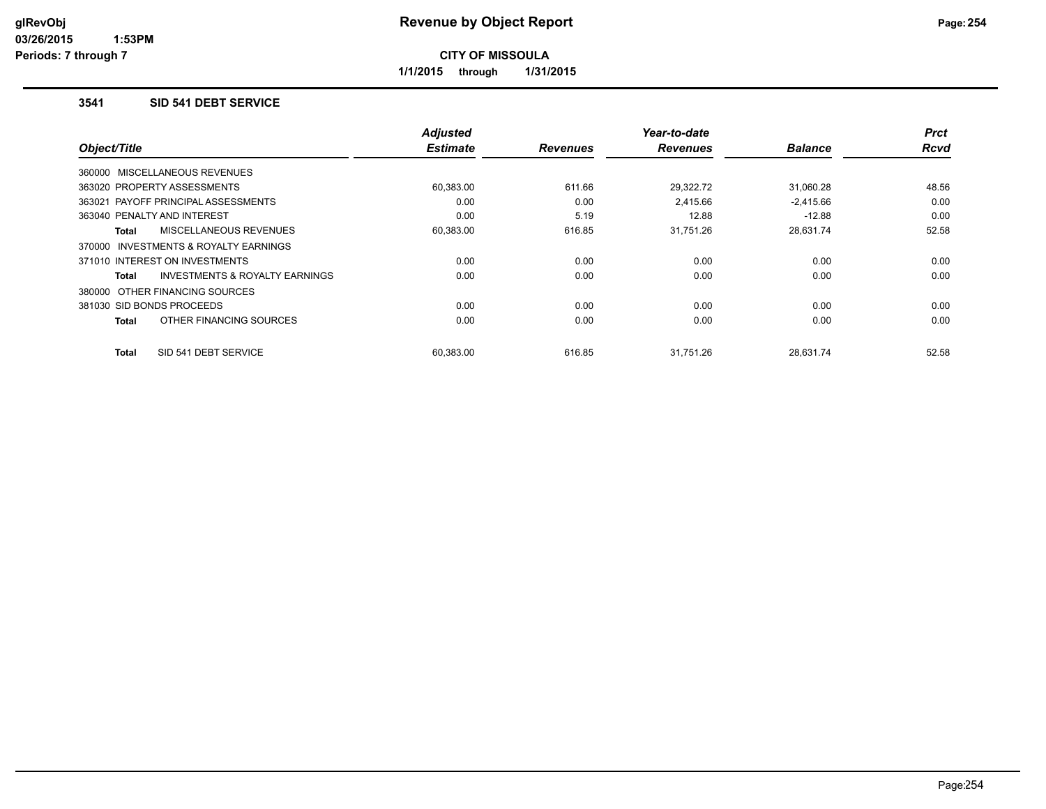# Revenue by Object Report

**CITY OF MISSOULA**

**1/1/2015 through 1/31/2015**

### 3541 SID 541 DEBT SERVICE

| Object/Title | Adjusted Estimate | Revenues | Year-to-date Revenues | Balance | Prct Rcvd |
|---|---|---|---|---|---|
| 360000 MISCELLANEOUS REVENUES | | | | | |
| 363020 PROPERTY ASSESSMENTS | 60,383.00 | 611.66 | 29,322.72 | 31,060.28 | 48.56 |
| 363021 PAYOFF PRINCIPAL ASSESSMENTS | 0.00 | 0.00 | 2,415.66 | -2,415.66 | 0.00 |
| 363040 PENALTY AND INTEREST | 0.00 | 5.19 | 12.88 | -12.88 | 0.00 |
| **Total** MISCELLANEOUS REVENUES | 60,383.00 | 616.85 | 31,751.26 | 28,631.74 | 52.58 |
| 370000 INVESTMENTS & ROYALTY EARNINGS | | | | | |
| 371010 INTEREST ON INVESTMENTS | 0.00 | 0.00 | 0.00 | 0.00 | 0.00 |
| **Total** INVESTMENTS & ROYALTY EARNINGS | 0.00 | 0.00 | 0.00 | 0.00 | 0.00 |
| 380000 OTHER FINANCING SOURCES | | | | | |
| 381030 SID BONDS PROCEEDS | 0.00 | 0.00 | 0.00 | 0.00 | 0.00 |
| **Total** OTHER FINANCING SOURCES | 0.00 | 0.00 | 0.00 | 0.00 | 0.00 |
| **Total** SID 541 DEBT SERVICE | 60,383.00 | 616.85 | 31,751.26 | 28,631.74 | 52.58 |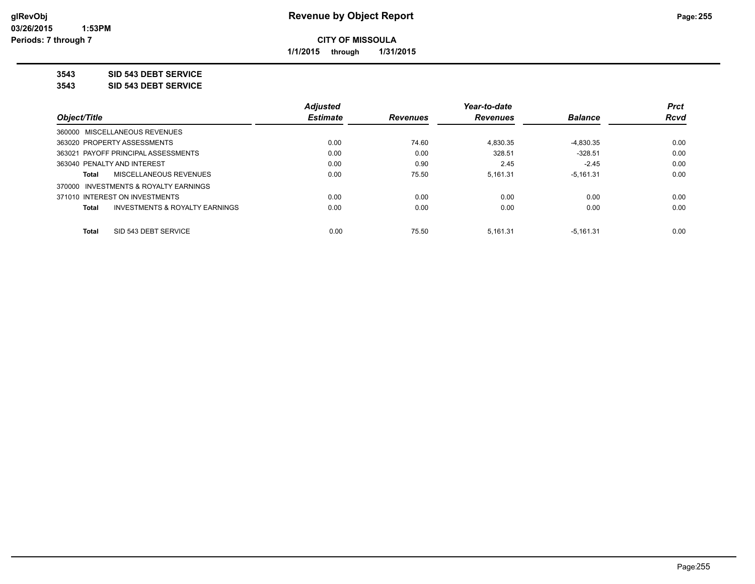**Revenue by Object Report**

**CITY OF MISSOULA**

**1/1/2015 through 1/31/2015**

glRevObj
03/26/2015 1:53PM
Periods: 7 through 7

**3543 SID 543 DEBT SERVICE**

**3543 SID 543 DEBT SERVICE**

| Object/Title | Adjusted Estimate | Revenues | Year-to-date Revenues | Balance | Prct Rcvd |
|---|---|---|---|---|---|
| 360000 MISCELLANEOUS REVENUES | | | | | |
| 363020 PROPERTY ASSESSMENTS | 0.00 | 74.60 | 4,830.35 | -4,830.35 | 0.00 |
| 363021 PAYOFF PRINCIPAL ASSESSMENTS | 0.00 | 0.00 | 328.51 | -328.51 | 0.00 |
| 363040 PENALTY AND INTEREST | 0.00 | 0.90 | 2.45 | -2.45 | 0.00 |
| **Total** MISCELLANEOUS REVENUES | 0.00 | 75.50 | 5,161.31 | -5,161.31 | 0.00 |
| 370000 INVESTMENTS & ROYALTY EARNINGS | | | | | |
| 371010 INTEREST ON INVESTMENTS | 0.00 | 0.00 | 0.00 | 0.00 | 0.00 |
| **Total** INVESTMENTS & ROYALTY EARNINGS | 0.00 | 0.00 | 0.00 | 0.00 | 0.00 |
| **Total** SID 543 DEBT SERVICE | 0.00 | 75.50 | 5,161.31 | -5,161.31 | 0.00 |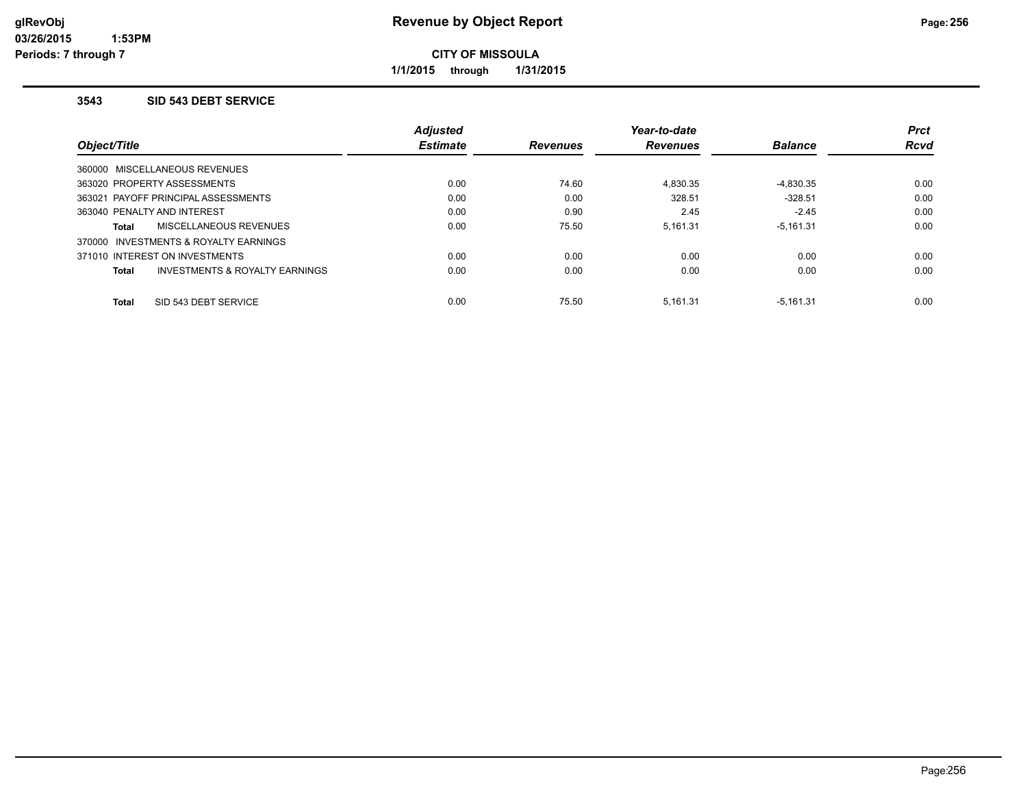# Revenue by Object Report

**CITY OF MISSOULA**

**1/1/2015 through 1/31/2015**

glRevObj
03/26/2015 1:53PM
Periods: 7 through 7

### 3543 SID 543 DEBT SERVICE

| Object/Title | Adjusted Estimate | Revenues | Year-to-date Revenues | Balance | Prct Rcvd |
|---|---|---|---|---|---|
| 360000 MISCELLANEOUS REVENUES | | | | | |
| 363020 PROPERTY ASSESSMENTS | 0.00 | 74.60 | 4,830.35 | -4,830.35 | 0.00 |
| 363021 PAYOFF PRINCIPAL ASSESSMENTS | 0.00 | 0.00 | 328.51 | -328.51 | 0.00 |
| 363040 PENALTY AND INTEREST | 0.00 | 0.90 | 2.45 | -2.45 | 0.00 |
| **Total** MISCELLANEOUS REVENUES | 0.00 | 75.50 | 5,161.31 | -5,161.31 | 0.00 |
| 370000 INVESTMENTS & ROYALTY EARNINGS | | | | | |
| 371010 INTEREST ON INVESTMENTS | 0.00 | 0.00 | 0.00 | 0.00 | 0.00 |
| **Total** INVESTMENTS & ROYALTY EARNINGS | 0.00 | 0.00 | 0.00 | 0.00 | 0.00 |
| **Total** SID 543 DEBT SERVICE | 0.00 | 75.50 | 5,161.31 | -5,161.31 | 0.00 |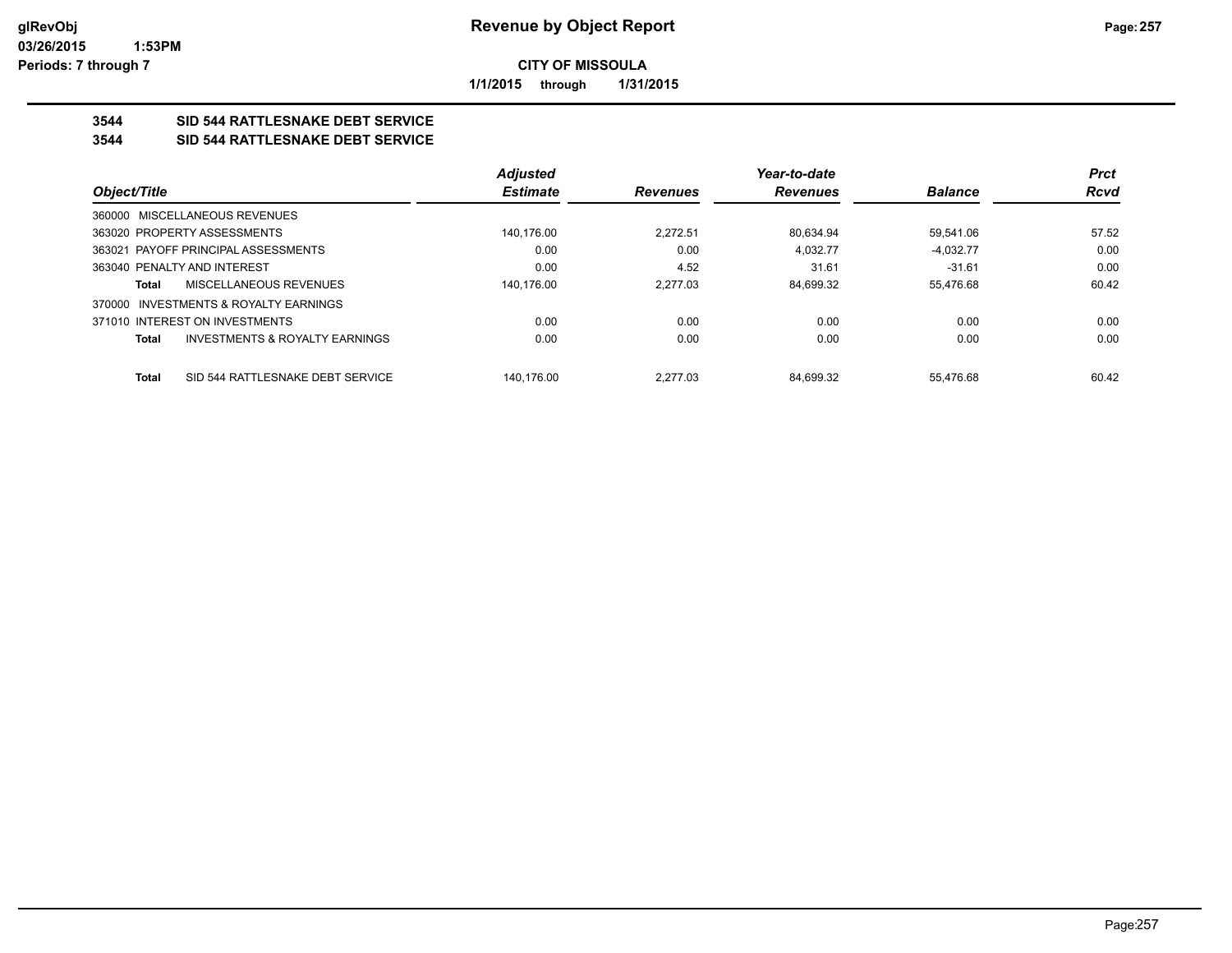# Revenue by Object Report

**CITY OF MISSOULA**

**1/1/2015 through 1/31/2015**

glRevObj
03/26/2015 1:53PM
Periods: 7 through 7

**3544 SID 544 RATTLESNAKE DEBT SERVICE**

**3544 SID 544 RATTLESNAKE DEBT SERVICE**

| Object/Title | Adjusted Estimate | Revenues | Year-to-date Revenues | Balance | Prct Rcvd |
|---|---|---|---|---|---|
| 360000 MISCELLANEOUS REVENUES | | | | | |
| 363020 PROPERTY ASSESSMENTS | 140,176.00 | 2,272.51 | 80,634.94 | 59,541.06 | 57.52 |
| 363021 PAYOFF PRINCIPAL ASSESSMENTS | 0.00 | 0.00 | 4,032.77 | -4,032.77 | 0.00 |
| 363040 PENALTY AND INTEREST | 0.00 | 4.52 | 31.61 | -31.61 | 0.00 |
| **Total** MISCELLANEOUS REVENUES | 140,176.00 | 2,277.03 | 84,699.32 | 55,476.68 | 60.42 |
| 370000 INVESTMENTS & ROYALTY EARNINGS | | | | | |
| 371010 INTEREST ON INVESTMENTS | 0.00 | 0.00 | 0.00 | 0.00 | 0.00 |
| **Total** INVESTMENTS & ROYALTY EARNINGS | 0.00 | 0.00 | 0.00 | 0.00 | 0.00 |
| **Total** SID 544 RATTLESNAKE DEBT SERVICE | 140,176.00 | 2,277.03 | 84,699.32 | 55,476.68 | 60.42 |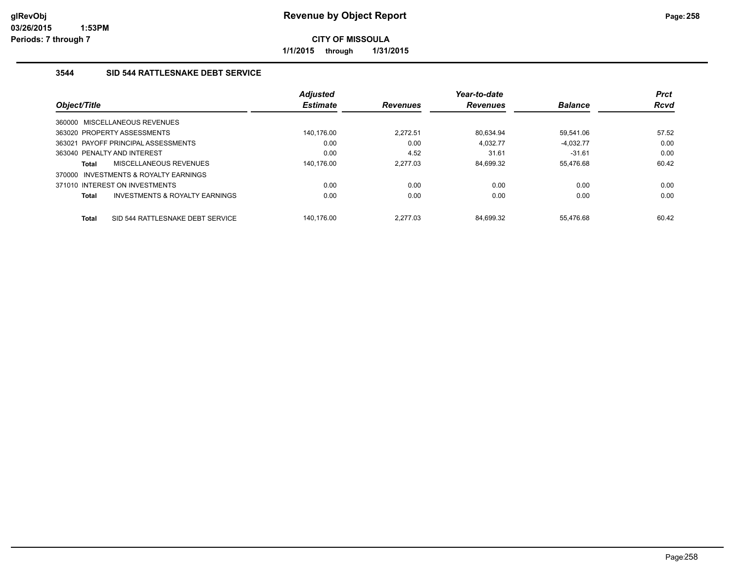**Revenue by Object Report**

**CITY OF MISSOULA**

**1/1/2015 through 1/31/2015**

glRevObj
03/26/2015 1:53PM
Periods: 7 through 7

### 3544 SID 544 RATTLESNAKE DEBT SERVICE

| Object/Title | | Adjusted Estimate | Revenues | Year-to-date Revenues | Balance | Prct Rcvd |
|---|---|---|---|---|---|---|
| 360000 MISCELLANEOUS REVENUES | | | | | | |
| 363020 PROPERTY ASSESSMENTS | | 140,176.00 | 2,272.51 | 80,634.94 | 59,541.06 | 57.52 |
| 363021 PAYOFF PRINCIPAL ASSESSMENTS | | 0.00 | 0.00 | 4,032.77 | -4,032.77 | 0.00 |
| 363040 PENALTY AND INTEREST | | 0.00 | 4.52 | 31.61 | -31.61 | 0.00 |
| **Total** | MISCELLANEOUS REVENUES | 140,176.00 | 2,277.03 | 84,699.32 | 55,476.68 | 60.42 |
| 370000 INVESTMENTS & ROYALTY EARNINGS | | | | | | |
| 371010 INTEREST ON INVESTMENTS | | 0.00 | 0.00 | 0.00 | 0.00 | 0.00 |
| **Total** | INVESTMENTS & ROYALTY EARNINGS | 0.00 | 0.00 | 0.00 | 0.00 | 0.00 |
| **Total** | SID 544 RATTLESNAKE DEBT SERVICE | 140,176.00 | 2,277.03 | 84,699.32 | 55,476.68 | 60.42 |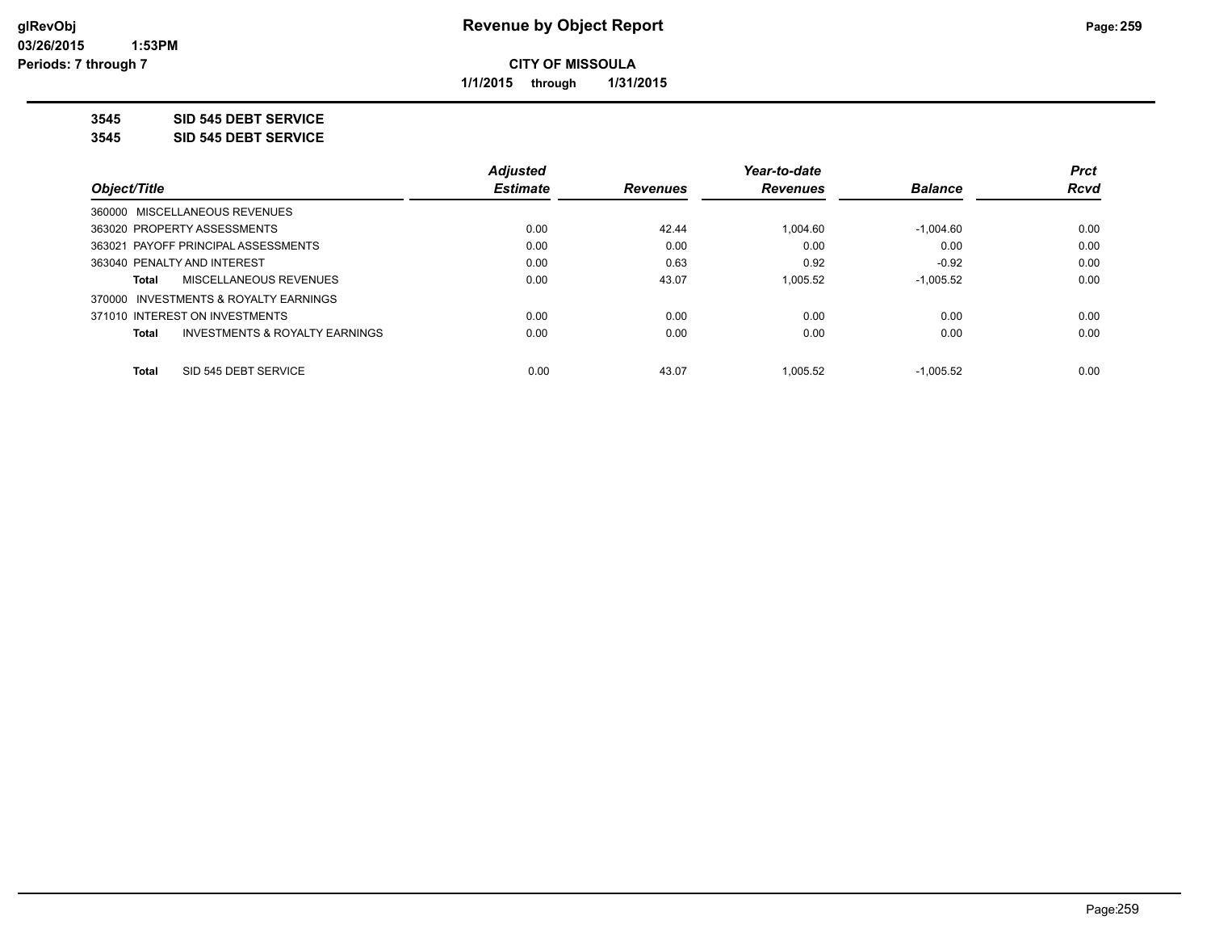**Revenue by Object Report**

glRevObj
03/26/2015 1:53PM
Periods: 7 through 7

**CITY OF MISSOULA**

1/1/2015 through 1/31/2015

**3545 SID 545 DEBT SERVICE**

**3545 SID 545 DEBT SERVICE**

| Object/Title | Adjusted Estimate | Revenues | Year-to-date Revenues | Balance | Prct Rcvd |
|---|---|---|---|---|---|
| 360000 MISCELLANEOUS REVENUES | | | | | |
| 363020 PROPERTY ASSESSMENTS | 0.00 | 42.44 | 1,004.60 | -1,004.60 | 0.00 |
| 363021 PAYOFF PRINCIPAL ASSESSMENTS | 0.00 | 0.00 | 0.00 | 0.00 | 0.00 |
| 363040 PENALTY AND INTEREST | 0.00 | 0.63 | 0.92 | -0.92 | 0.00 |
| **Total** MISCELLANEOUS REVENUES | 0.00 | 43.07 | 1,005.52 | -1,005.52 | 0.00 |
| 370000 INVESTMENTS & ROYALTY EARNINGS | | | | | |
| 371010 INTEREST ON INVESTMENTS | 0.00 | 0.00 | 0.00 | 0.00 | 0.00 |
| **Total** INVESTMENTS & ROYALTY EARNINGS | 0.00 | 0.00 | 0.00 | 0.00 | 0.00 |
| **Total** SID 545 DEBT SERVICE | 0.00 | 43.07 | 1,005.52 | -1,005.52 | 0.00 |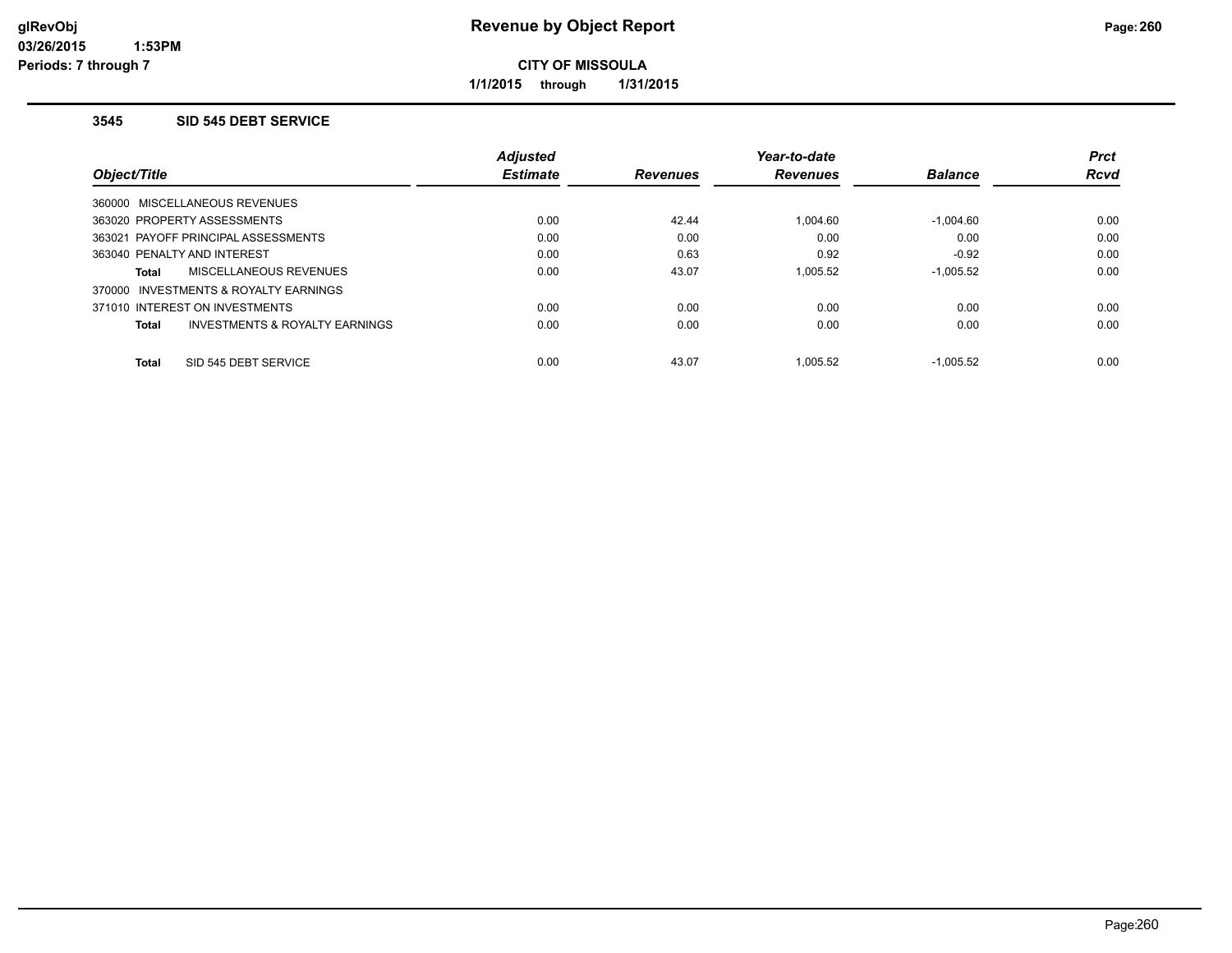# Revenue by Object Report

**CITY OF MISSOULA**

**1/1/2015 through 1/31/2015**

### 3545 SID 545 DEBT SERVICE

| Object/Title | Adjusted Estimate | Revenues | Year-to-date Revenues | Balance | Prct Rcvd |
|---|---|---|---|---|---|
| 360000 MISCELLANEOUS REVENUES | | | | | |
| 363020 PROPERTY ASSESSMENTS | 0.00 | 42.44 | 1,004.60 | -1,004.60 | 0.00 |
| 363021 PAYOFF PRINCIPAL ASSESSMENTS | 0.00 | 0.00 | 0.00 | 0.00 | 0.00 |
| 363040 PENALTY AND INTEREST | 0.00 | 0.63 | 0.92 | -0.92 | 0.00 |
| **Total** MISCELLANEOUS REVENUES | 0.00 | 43.07 | 1,005.52 | -1,005.52 | 0.00 |
| 370000 INVESTMENTS & ROYALTY EARNINGS | | | | | |
| 371010 INTEREST ON INVESTMENTS | 0.00 | 0.00 | 0.00 | 0.00 | 0.00 |
| **Total** INVESTMENTS & ROYALTY EARNINGS | 0.00 | 0.00 | 0.00 | 0.00 | 0.00 |
| **Total** SID 545 DEBT SERVICE | 0.00 | 43.07 | 1,005.52 | -1,005.52 | 0.00 |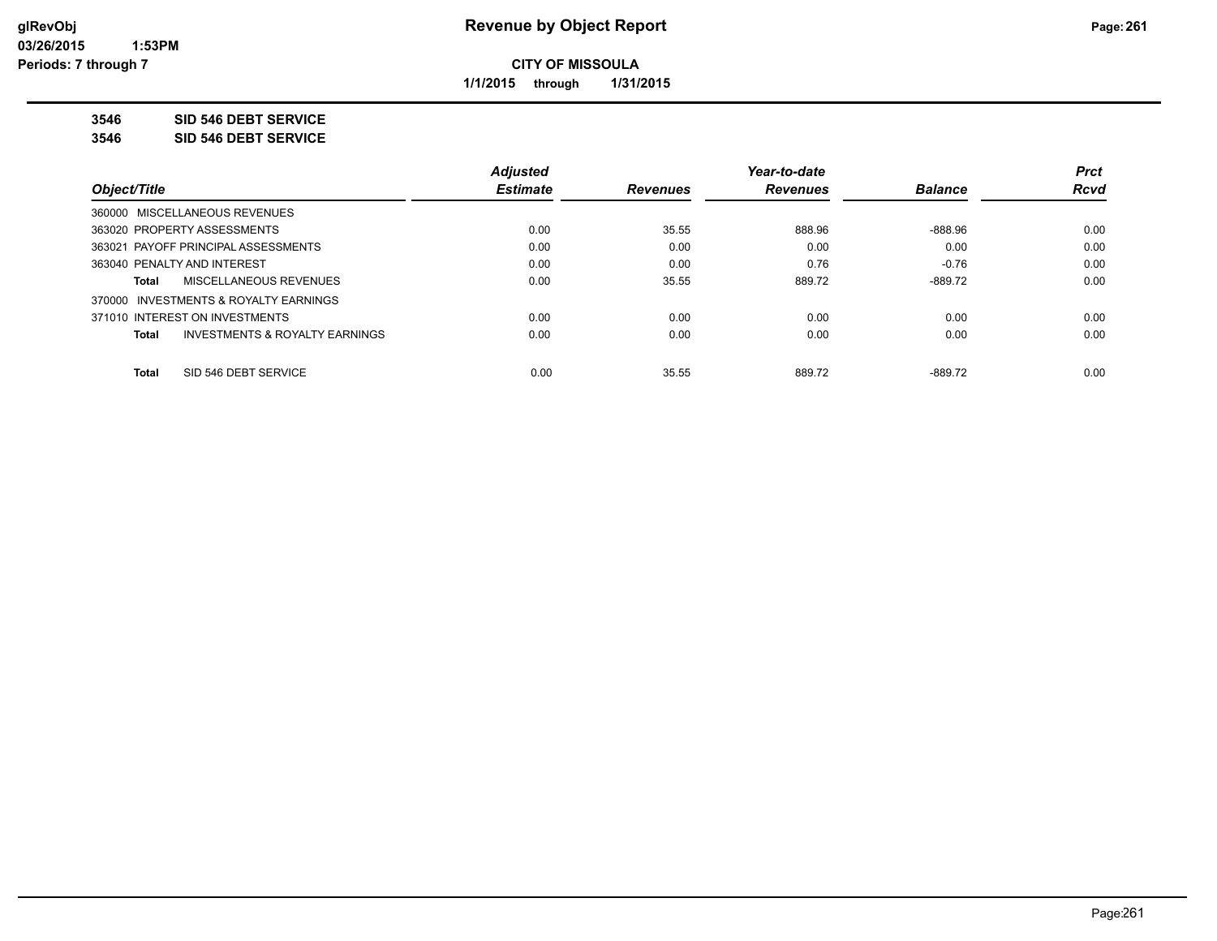**Revenue by Object Report**

**CITY OF MISSOULA**

**1/1/2015 through 1/31/2015**

glRevObj
03/26/2015 1:53PM
Periods: 7 through 7

**3546 SID 546 DEBT SERVICE**

**3546 SID 546 DEBT SERVICE**

| Object/Title | Adjusted Estimate | Revenues | Year-to-date Revenues | Balance | Prct Rcvd |
|---|---|---|---|---|---|
| 360000 MISCELLANEOUS REVENUES | | | | | |
| 363020 PROPERTY ASSESSMENTS | 0.00 | 35.55 | 888.96 | -888.96 | 0.00 |
| 363021 PAYOFF PRINCIPAL ASSESSMENTS | 0.00 | 0.00 | 0.00 | 0.00 | 0.00 |
| 363040 PENALTY AND INTEREST | 0.00 | 0.00 | 0.76 | -0.76 | 0.00 |
| **Total** MISCELLANEOUS REVENUES | 0.00 | 35.55 | 889.72 | -889.72 | 0.00 |
| 370000 INVESTMENTS & ROYALTY EARNINGS | | | | | |
| 371010 INTEREST ON INVESTMENTS | 0.00 | 0.00 | 0.00 | 0.00 | 0.00 |
| **Total** INVESTMENTS & ROYALTY EARNINGS | 0.00 | 0.00 | 0.00 | 0.00 | 0.00 |
| **Total** SID 546 DEBT SERVICE | 0.00 | 35.55 | 889.72 | -889.72 | 0.00 |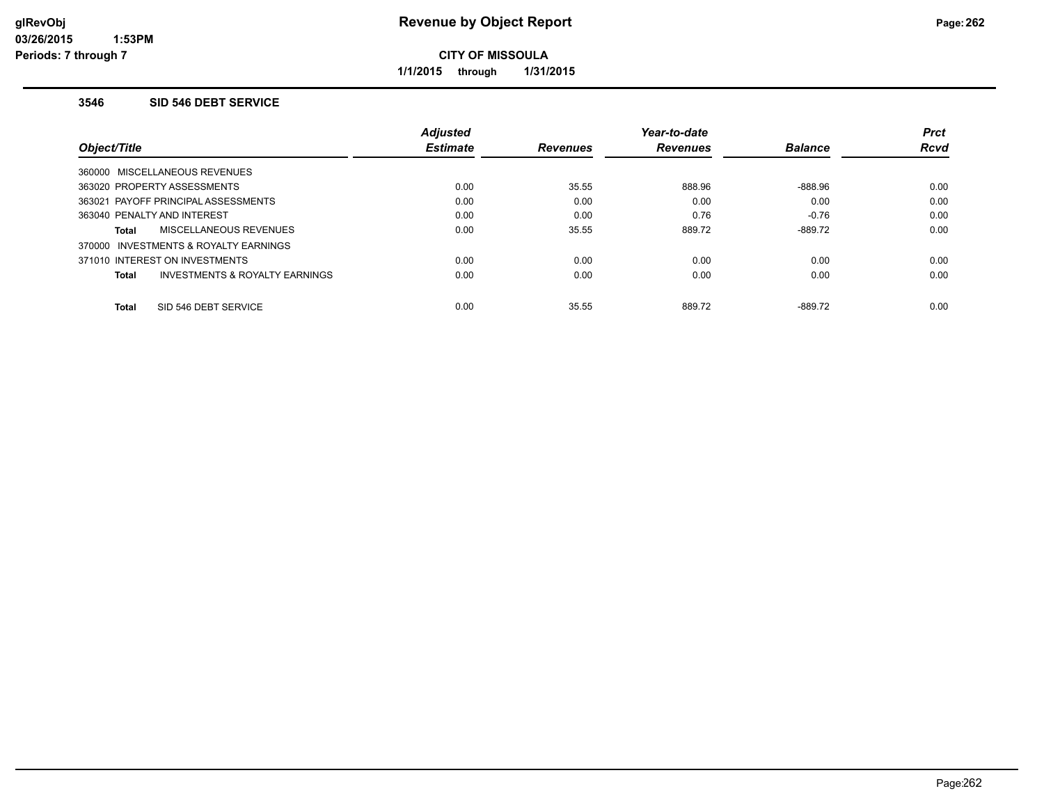# Revenue by Object Report

glRevObj
03/26/2015 1:53PM
Periods: 7 through 7

**CITY OF MISSOULA**

**1/1/2015 through 1/31/2015**

### 3546 SID 546 DEBT SERVICE

| Object/Title | Adjusted Estimate | Revenues | Year-to-date Revenues | Balance | Prct Rcvd |
|---|---|---|---|---|---|
| 360000 MISCELLANEOUS REVENUES | | | | | |
| 363020 PROPERTY ASSESSMENTS | 0.00 | 35.55 | 888.96 | -888.96 | 0.00 |
| 363021 PAYOFF PRINCIPAL ASSESSMENTS | 0.00 | 0.00 | 0.00 | 0.00 | 0.00 |
| 363040 PENALTY AND INTEREST | 0.00 | 0.00 | 0.76 | -0.76 | 0.00 |
| **Total** MISCELLANEOUS REVENUES | 0.00 | 35.55 | 889.72 | -889.72 | 0.00 |
| 370000 INVESTMENTS & ROYALTY EARNINGS | | | | | |
| 371010 INTEREST ON INVESTMENTS | 0.00 | 0.00 | 0.00 | 0.00 | 0.00 |
| **Total** INVESTMENTS & ROYALTY EARNINGS | 0.00 | 0.00 | 0.00 | 0.00 | 0.00 |
| **Total** SID 546 DEBT SERVICE | 0.00 | 35.55 | 889.72 | -889.72 | 0.00 |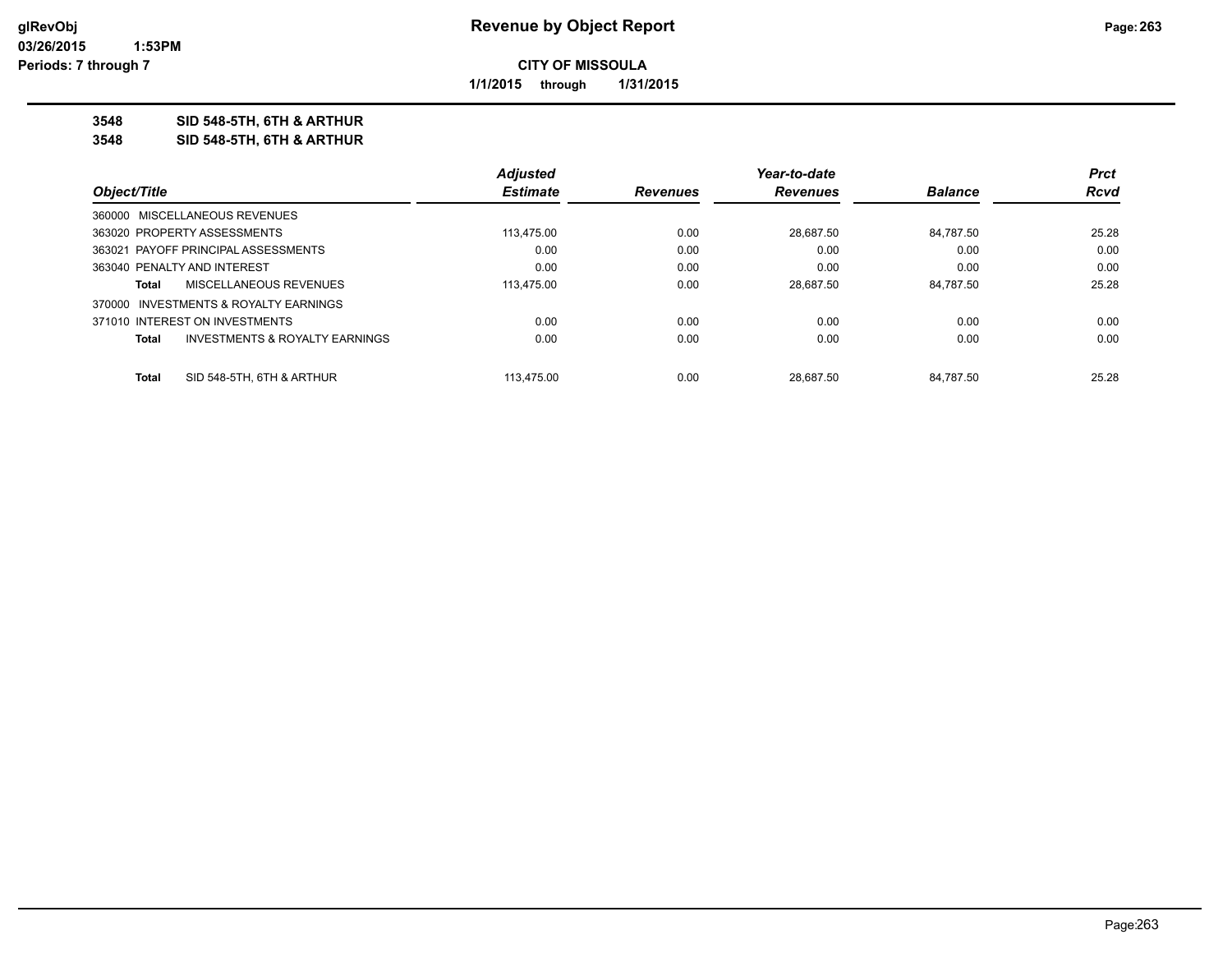# Revenue by Object Report

**CITY OF MISSOULA**

**1/1/2015 through 1/31/2015**

glRevObj
03/26/2015 1:53PM
Periods: 7 through 7

**3548 SID 548-5TH, 6TH & ARTHUR**

**3548 SID 548-5TH, 6TH & ARTHUR**

| Object/Title | Adjusted Estimate | Revenues | Year-to-date Revenues | Balance | Prct Rcvd |
|---|---|---|---|---|---|
| 360000 MISCELLANEOUS REVENUES | | | | | |
| 363020 PROPERTY ASSESSMENTS | 113,475.00 | 0.00 | 28,687.50 | 84,787.50 | 25.28 |
| 363021 PAYOFF PRINCIPAL ASSESSMENTS | 0.00 | 0.00 | 0.00 | 0.00 | 0.00 |
| 363040 PENALTY AND INTEREST | 0.00 | 0.00 | 0.00 | 0.00 | 0.00 |
| **Total** MISCELLANEOUS REVENUES | 113,475.00 | 0.00 | 28,687.50 | 84,787.50 | 25.28 |
| 370000 INVESTMENTS & ROYALTY EARNINGS | | | | | |
| 371010 INTEREST ON INVESTMENTS | 0.00 | 0.00 | 0.00 | 0.00 | 0.00 |
| **Total** INVESTMENTS & ROYALTY EARNINGS | 0.00 | 0.00 | 0.00 | 0.00 | 0.00 |
| **Total** SID 548-5TH, 6TH & ARTHUR | 113,475.00 | 0.00 | 28,687.50 | 84,787.50 | 25.28 |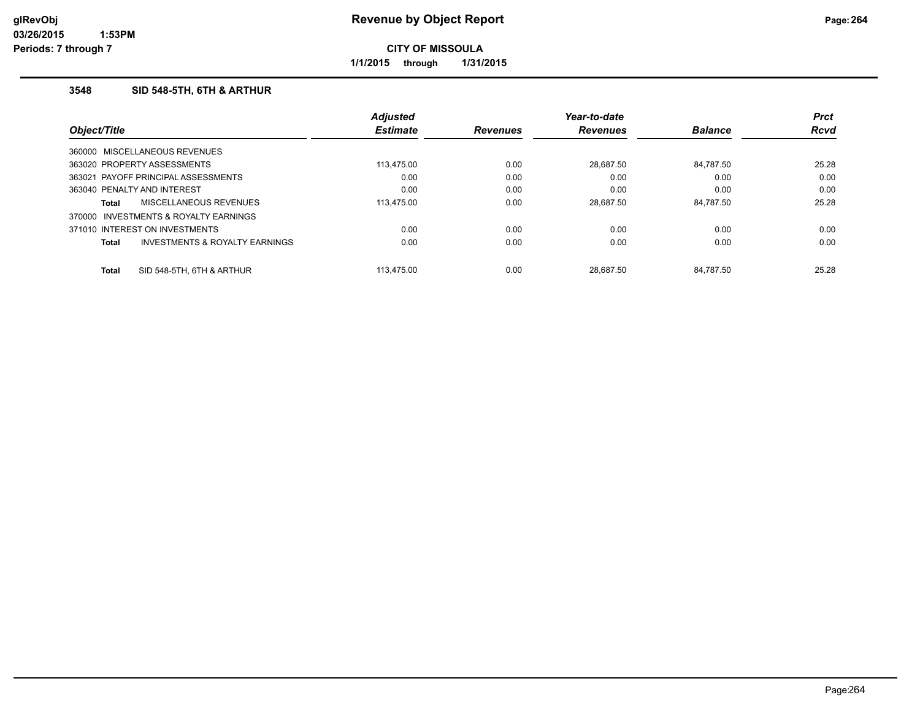# Revenue by Object Report

**CITY OF MISSOULA**

**1/1/2015 through 1/31/2015**

glRevObj
03/26/2015 1:53PM
Periods: 7 through 7

### 3548 SID 548-5TH, 6TH & ARTHUR

| Object/Title | Adjusted Estimate | Revenues | Year-to-date Revenues | Balance | Prct Rcvd |
|---|---|---|---|---|---|
| 360000 MISCELLANEOUS REVENUES | | | | | |
| 363020 PROPERTY ASSESSMENTS | 113,475.00 | 0.00 | 28,687.50 | 84,787.50 | 25.28 |
| 363021 PAYOFF PRINCIPAL ASSESSMENTS | 0.00 | 0.00 | 0.00 | 0.00 | 0.00 |
| 363040 PENALTY AND INTEREST | 0.00 | 0.00 | 0.00 | 0.00 | 0.00 |
| **Total** MISCELLANEOUS REVENUES | 113,475.00 | 0.00 | 28,687.50 | 84,787.50 | 25.28 |
| 370000 INVESTMENTS & ROYALTY EARNINGS | | | | | |
| 371010 INTEREST ON INVESTMENTS | 0.00 | 0.00 | 0.00 | 0.00 | 0.00 |
| **Total** INVESTMENTS & ROYALTY EARNINGS | 0.00 | 0.00 | 0.00 | 0.00 | 0.00 |
| **Total** SID 548-5TH, 6TH & ARTHUR | 113,475.00 | 0.00 | 28,687.50 | 84,787.50 | 25.28 |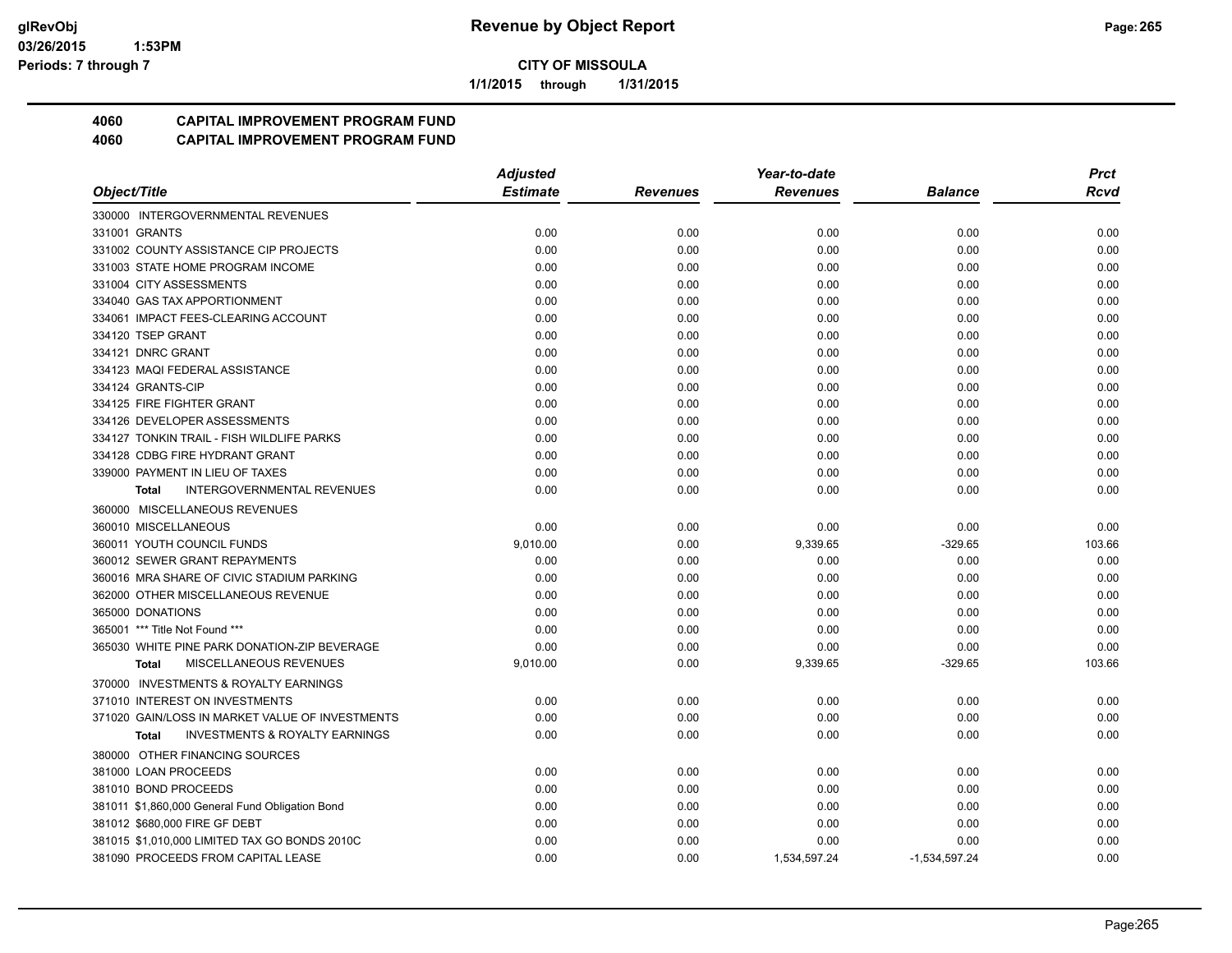# Revenue by Object Report

**CITY OF MISSOULA**

1/1/2015 through 1/31/2015

**4060 CAPITAL IMPROVEMENT PROGRAM FUND**
**4060 CAPITAL IMPROVEMENT PROGRAM FUND**

| Object/Title | Adjusted Estimate | Revenues | Year-to-date Revenues | Balance | Prct Rcvd |
|---|---|---|---|---|---|
| 330000 INTERGOVERNMENTAL REVENUES | | | | | |
| 331001 GRANTS | 0.00 | 0.00 | 0.00 | 0.00 | 0.00 |
| 331002 COUNTY ASSISTANCE CIP PROJECTS | 0.00 | 0.00 | 0.00 | 0.00 | 0.00 |
| 331003 STATE HOME PROGRAM INCOME | 0.00 | 0.00 | 0.00 | 0.00 | 0.00 |
| 331004 CITY ASSESSMENTS | 0.00 | 0.00 | 0.00 | 0.00 | 0.00 |
| 334040 GAS TAX APPORTIONMENT | 0.00 | 0.00 | 0.00 | 0.00 | 0.00 |
| 334061 IMPACT FEES-CLEARING ACCOUNT | 0.00 | 0.00 | 0.00 | 0.00 | 0.00 |
| 334120 TSEP GRANT | 0.00 | 0.00 | 0.00 | 0.00 | 0.00 |
| 334121 DNRC GRANT | 0.00 | 0.00 | 0.00 | 0.00 | 0.00 |
| 334123 MAQI FEDERAL ASSISTANCE | 0.00 | 0.00 | 0.00 | 0.00 | 0.00 |
| 334124 GRANTS-CIP | 0.00 | 0.00 | 0.00 | 0.00 | 0.00 |
| 334125 FIRE FIGHTER GRANT | 0.00 | 0.00 | 0.00 | 0.00 | 0.00 |
| 334126 DEVELOPER ASSESSMENTS | 0.00 | 0.00 | 0.00 | 0.00 | 0.00 |
| 334127 TONKIN TRAIL - FISH WILDLIFE PARKS | 0.00 | 0.00 | 0.00 | 0.00 | 0.00 |
| 334128 CDBG FIRE HYDRANT GRANT | 0.00 | 0.00 | 0.00 | 0.00 | 0.00 |
| 339000 PAYMENT IN LIEU OF TAXES | 0.00 | 0.00 | 0.00 | 0.00 | 0.00 |
| **Total** INTERGOVERNMENTAL REVENUES | 0.00 | 0.00 | 0.00 | 0.00 | 0.00 |
| 360000 MISCELLANEOUS REVENUES | | | | | |
| 360010 MISCELLANEOUS | 0.00 | 0.00 | 0.00 | 0.00 | 0.00 |
| 360011 YOUTH COUNCIL FUNDS | 9,010.00 | 0.00 | 9,339.65 | -329.65 | 103.66 |
| 360012 SEWER GRANT REPAYMENTS | 0.00 | 0.00 | 0.00 | 0.00 | 0.00 |
| 360016 MRA SHARE OF CIVIC STADIUM PARKING | 0.00 | 0.00 | 0.00 | 0.00 | 0.00 |
| 362000 OTHER MISCELLANEOUS REVENUE | 0.00 | 0.00 | 0.00 | 0.00 | 0.00 |
| 365000 DONATIONS | 0.00 | 0.00 | 0.00 | 0.00 | 0.00 |
| 365001 *** Title Not Found *** | 0.00 | 0.00 | 0.00 | 0.00 | 0.00 |
| 365030 WHITE PINE PARK DONATION-ZIP BEVERAGE | 0.00 | 0.00 | 0.00 | 0.00 | 0.00 |
| **Total** MISCELLANEOUS REVENUES | 9,010.00 | 0.00 | 9,339.65 | -329.65 | 103.66 |
| 370000 INVESTMENTS & ROYALTY EARNINGS | | | | | |
| 371010 INTEREST ON INVESTMENTS | 0.00 | 0.00 | 0.00 | 0.00 | 0.00 |
| 371020 GAIN/LOSS IN MARKET VALUE OF INVESTMENTS | 0.00 | 0.00 | 0.00 | 0.00 | 0.00 |
| **Total** INVESTMENTS & ROYALTY EARNINGS | 0.00 | 0.00 | 0.00 | 0.00 | 0.00 |
| 380000 OTHER FINANCING SOURCES | | | | | |
| 381000 LOAN PROCEEDS | 0.00 | 0.00 | 0.00 | 0.00 | 0.00 |
| 381010 BOND PROCEEDS | 0.00 | 0.00 | 0.00 | 0.00 | 0.00 |
| 381011 $1,860,000 General Fund Obligation Bond | 0.00 | 0.00 | 0.00 | 0.00 | 0.00 |
| 381012 $680,000 FIRE GF DEBT | 0.00 | 0.00 | 0.00 | 0.00 | 0.00 |
| 381015 $1,010,000 LIMITED TAX GO BONDS 2010C | 0.00 | 0.00 | 0.00 | 0.00 | 0.00 |
| 381090 PROCEEDS FROM CAPITAL LEASE | 0.00 | 0.00 | 1,534,597.24 | -1,534,597.24 | 0.00 |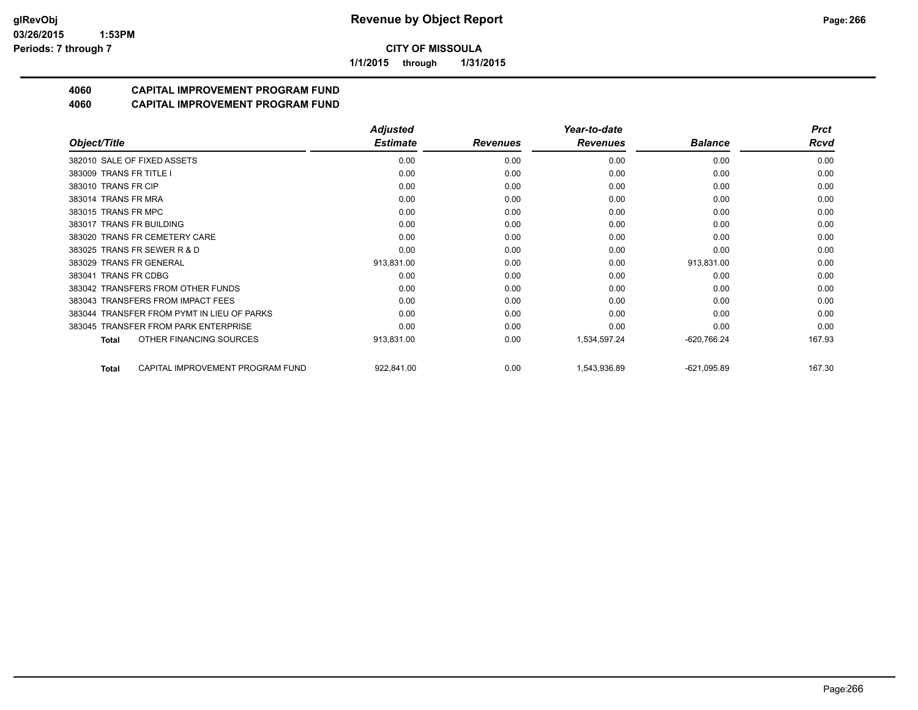**CITY OF MISSOULA**

**1/1/2015 through 1/31/2015**

## 4060 CAPITAL IMPROVEMENT PROGRAM FUND
## 4060 CAPITAL IMPROVEMENT PROGRAM FUND

| Object/Title | | Adjusted Estimate | Revenues | Year-to-date Revenues | Balance | Prct Rcvd |
|---|---|---|---|---|---|---|
| 382010 SALE OF FIXED ASSETS | | 0.00 | 0.00 | 0.00 | 0.00 | 0.00 |
| 383009 TRANS FR TITLE I | | 0.00 | 0.00 | 0.00 | 0.00 | 0.00 |
| 383010 TRANS FR CIP | | 0.00 | 0.00 | 0.00 | 0.00 | 0.00 |
| 383014 TRANS FR MRA | | 0.00 | 0.00 | 0.00 | 0.00 | 0.00 |
| 383015 TRANS FR MPC | | 0.00 | 0.00 | 0.00 | 0.00 | 0.00 |
| 383017 TRANS FR BUILDING | | 0.00 | 0.00 | 0.00 | 0.00 | 0.00 |
| 383020 TRANS FR CEMETERY CARE | | 0.00 | 0.00 | 0.00 | 0.00 | 0.00 |
| 383025 TRANS FR SEWER R & D | | 0.00 | 0.00 | 0.00 | 0.00 | 0.00 |
| 383029 TRANS FR GENERAL | | 913,831.00 | 0.00 | 0.00 | 913,831.00 | 0.00 |
| 383041 TRANS FR CDBG | | 0.00 | 0.00 | 0.00 | 0.00 | 0.00 |
| 383042 TRANSFERS FROM OTHER FUNDS | | 0.00 | 0.00 | 0.00 | 0.00 | 0.00 |
| 383043 TRANSFERS FROM IMPACT FEES | | 0.00 | 0.00 | 0.00 | 0.00 | 0.00 |
| 383044 TRANSFER FROM PYMT IN LIEU OF PARKS | | 0.00 | 0.00 | 0.00 | 0.00 | 0.00 |
| 383045 TRANSFER FROM PARK ENTERPRISE | | 0.00 | 0.00 | 0.00 | 0.00 | 0.00 |
| **Total** | OTHER FINANCING SOURCES | 913,831.00 | 0.00 | 1,534,597.24 | -620,766.24 | 167.93 |
| **Total** | CAPITAL IMPROVEMENT PROGRAM FUND | 922,841.00 | 0.00 | 1,543,936.89 | -621,095.89 | 167.30 |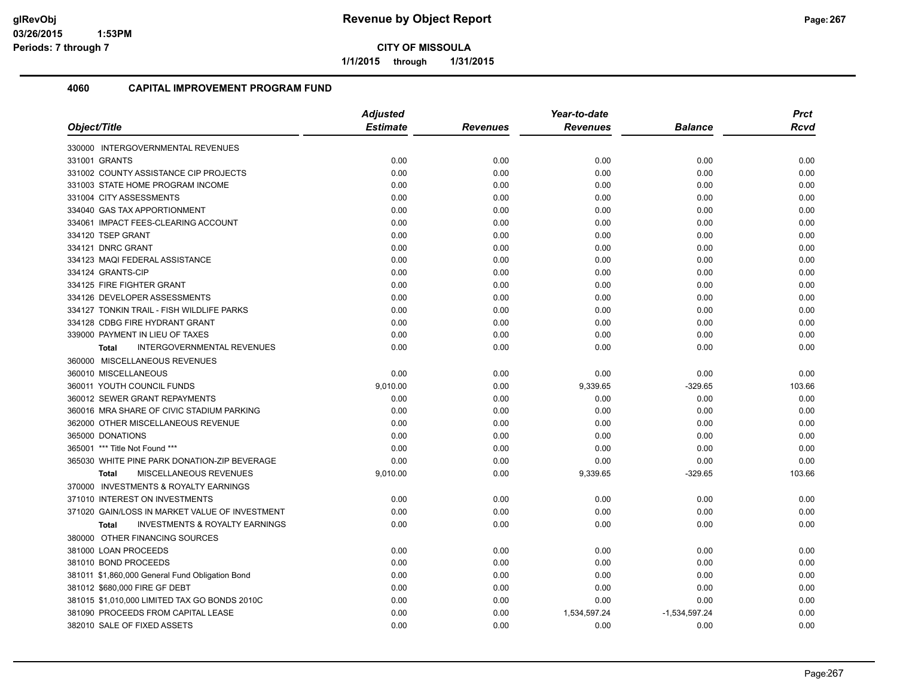# Revenue by Object Report

**CITY OF MISSOULA**

1/1/2015 through 1/31/2015

## 4060 CAPITAL IMPROVEMENT PROGRAM FUND

| Object/Title | Adjusted Estimate | Revenues | Year-to-date Revenues | Balance | Prct Rcvd |
|---|---|---|---|---|---|
| 330000 INTERGOVERNMENTAL REVENUES | | | | | |
| 331001 GRANTS | 0.00 | 0.00 | 0.00 | 0.00 | 0.00 |
| 331002 COUNTY ASSISTANCE CIP PROJECTS | 0.00 | 0.00 | 0.00 | 0.00 | 0.00 |
| 331003 STATE HOME PROGRAM INCOME | 0.00 | 0.00 | 0.00 | 0.00 | 0.00 |
| 331004 CITY ASSESSMENTS | 0.00 | 0.00 | 0.00 | 0.00 | 0.00 |
| 334040 GAS TAX APPORTIONMENT | 0.00 | 0.00 | 0.00 | 0.00 | 0.00 |
| 334061 IMPACT FEES-CLEARING ACCOUNT | 0.00 | 0.00 | 0.00 | 0.00 | 0.00 |
| 334120 TSEP GRANT | 0.00 | 0.00 | 0.00 | 0.00 | 0.00 |
| 334121 DNRC GRANT | 0.00 | 0.00 | 0.00 | 0.00 | 0.00 |
| 334123 MAQI FEDERAL ASSISTANCE | 0.00 | 0.00 | 0.00 | 0.00 | 0.00 |
| 334124 GRANTS-CIP | 0.00 | 0.00 | 0.00 | 0.00 | 0.00 |
| 334125 FIRE FIGHTER GRANT | 0.00 | 0.00 | 0.00 | 0.00 | 0.00 |
| 334126 DEVELOPER ASSESSMENTS | 0.00 | 0.00 | 0.00 | 0.00 | 0.00 |
| 334127 TONKIN TRAIL - FISH WILDLIFE PARKS | 0.00 | 0.00 | 0.00 | 0.00 | 0.00 |
| 334128 CDBG FIRE HYDRANT GRANT | 0.00 | 0.00 | 0.00 | 0.00 | 0.00 |
| 339000 PAYMENT IN LIEU OF TAXES | 0.00 | 0.00 | 0.00 | 0.00 | 0.00 |
| **Total** INTERGOVERNMENTAL REVENUES | 0.00 | 0.00 | 0.00 | 0.00 | 0.00 |
| 360000 MISCELLANEOUS REVENUES | | | | | |
| 360010 MISCELLANEOUS | 0.00 | 0.00 | 0.00 | 0.00 | 0.00 |
| 360011 YOUTH COUNCIL FUNDS | 9,010.00 | 0.00 | 9,339.65 | -329.65 | 103.66 |
| 360012 SEWER GRANT REPAYMENTS | 0.00 | 0.00 | 0.00 | 0.00 | 0.00 |
| 360016 MRA SHARE OF CIVIC STADIUM PARKING | 0.00 | 0.00 | 0.00 | 0.00 | 0.00 |
| 362000 OTHER MISCELLANEOUS REVENUE | 0.00 | 0.00 | 0.00 | 0.00 | 0.00 |
| 365000 DONATIONS | 0.00 | 0.00 | 0.00 | 0.00 | 0.00 |
| 365001 *** Title Not Found *** | 0.00 | 0.00 | 0.00 | 0.00 | 0.00 |
| 365030 WHITE PINE PARK DONATION-ZIP BEVERAGE | 0.00 | 0.00 | 0.00 | 0.00 | 0.00 |
| **Total** MISCELLANEOUS REVENUES | 9,010.00 | 0.00 | 9,339.65 | -329.65 | 103.66 |
| 370000 INVESTMENTS & ROYALTY EARNINGS | | | | | |
| 371010 INTEREST ON INVESTMENTS | 0.00 | 0.00 | 0.00 | 0.00 | 0.00 |
| 371020 GAIN/LOSS IN MARKET VALUE OF INVESTMENT | 0.00 | 0.00 | 0.00 | 0.00 | 0.00 |
| **Total** INVESTMENTS & ROYALTY EARNINGS | 0.00 | 0.00 | 0.00 | 0.00 | 0.00 |
| 380000 OTHER FINANCING SOURCES | | | | | |
| 381000 LOAN PROCEEDS | 0.00 | 0.00 | 0.00 | 0.00 | 0.00 |
| 381010 BOND PROCEEDS | 0.00 | 0.00 | 0.00 | 0.00 | 0.00 |
| 381011 $1,860,000 General Fund Obligation Bond | 0.00 | 0.00 | 0.00 | 0.00 | 0.00 |
| 381012 $680,000 FIRE GF DEBT | 0.00 | 0.00 | 0.00 | 0.00 | 0.00 |
| 381015 $1,010,000 LIMITED TAX GO BONDS 2010C | 0.00 | 0.00 | 0.00 | 0.00 | 0.00 |
| 381090 PROCEEDS FROM CAPITAL LEASE | 0.00 | 0.00 | 1,534,597.24 | -1,534,597.24 | 0.00 |
| 382010 SALE OF FIXED ASSETS | 0.00 | 0.00 | 0.00 | 0.00 | 0.00 |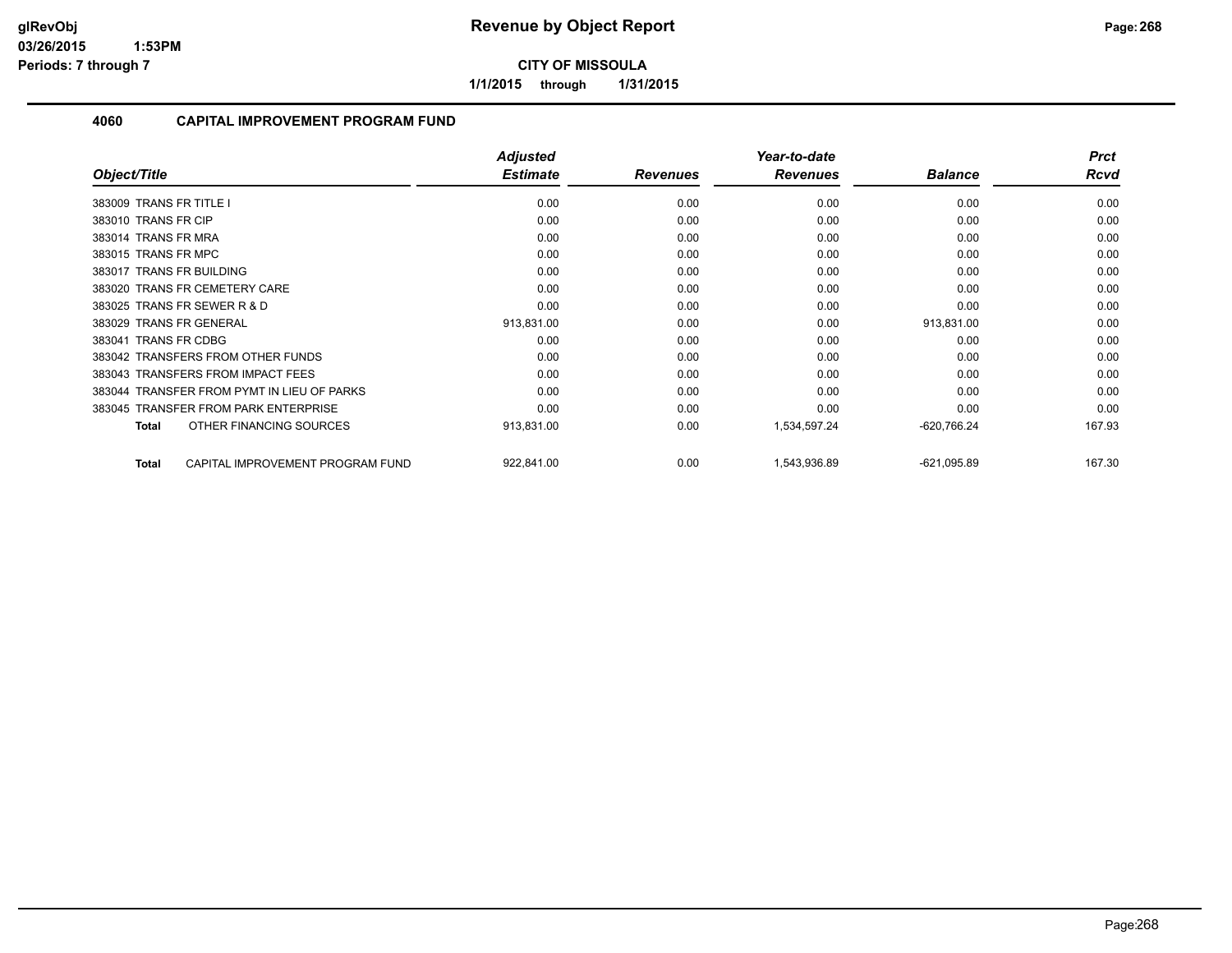# Revenue by Object Report

**CITY OF MISSOULA**

**1/1/2015 through 1/31/2015**

## 4060 CAPITAL IMPROVEMENT PROGRAM FUND

| Object/Title | Adjusted Estimate | Revenues | Year-to-date Revenues | Balance | Prct Rcvd |
|---|---|---|---|---|---|
| 383009 TRANS FR TITLE I | 0.00 | 0.00 | 0.00 | 0.00 | 0.00 |
| 383010 TRANS FR CIP | 0.00 | 0.00 | 0.00 | 0.00 | 0.00 |
| 383014 TRANS FR MRA | 0.00 | 0.00 | 0.00 | 0.00 | 0.00 |
| 383015 TRANS FR MPC | 0.00 | 0.00 | 0.00 | 0.00 | 0.00 |
| 383017 TRANS FR BUILDING | 0.00 | 0.00 | 0.00 | 0.00 | 0.00 |
| 383020 TRANS FR CEMETERY CARE | 0.00 | 0.00 | 0.00 | 0.00 | 0.00 |
| 383025 TRANS FR SEWER R & D | 0.00 | 0.00 | 0.00 | 0.00 | 0.00 |
| 383029 TRANS FR GENERAL | 913,831.00 | 0.00 | 0.00 | 913,831.00 | 0.00 |
| 383041 TRANS FR CDBG | 0.00 | 0.00 | 0.00 | 0.00 | 0.00 |
| 383042 TRANSFERS FROM OTHER FUNDS | 0.00 | 0.00 | 0.00 | 0.00 | 0.00 |
| 383043 TRANSFERS FROM IMPACT FEES | 0.00 | 0.00 | 0.00 | 0.00 | 0.00 |
| 383044 TRANSFER FROM PYMT IN LIEU OF PARKS | 0.00 | 0.00 | 0.00 | 0.00 | 0.00 |
| 383045 TRANSFER FROM PARK ENTERPRISE | 0.00 | 0.00 | 0.00 | 0.00 | 0.00 |
| **Total** OTHER FINANCING SOURCES | 913,831.00 | 0.00 | 1,534,597.24 | -620,766.24 | 167.93 |
| **Total** CAPITAL IMPROVEMENT PROGRAM FUND | 922,841.00 | 0.00 | 1,543,936.89 | -621,095.89 | 167.30 |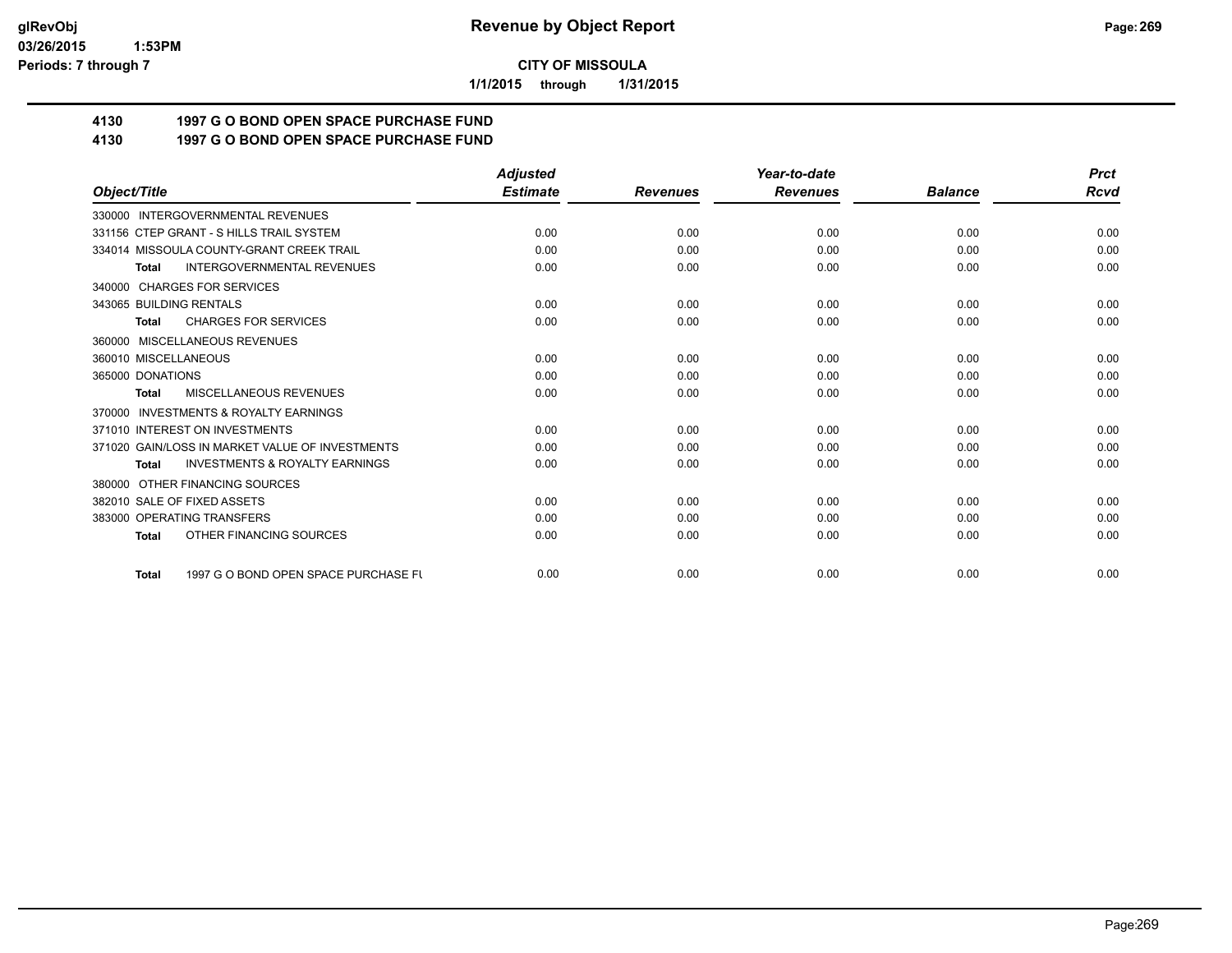**CITY OF MISSOULA**

**1/1/2015 through 1/31/2015**

## 4130 1997 G O BOND OPEN SPACE PURCHASE FUND
## 4130 1997 G O BOND OPEN SPACE PURCHASE FUND

| Object/Title | Adjusted Estimate | Revenues | Year-to-date Revenues | Balance | Prct Rcvd |
|---|---|---|---|---|---|
| 330000 INTERGOVERNMENTAL REVENUES | | | | | |
| 331156 CTEP GRANT - S HILLS TRAIL SYSTEM | 0.00 | 0.00 | 0.00 | 0.00 | 0.00 |
| 334014 MISSOULA COUNTY-GRANT CREEK TRAIL | 0.00 | 0.00 | 0.00 | 0.00 | 0.00 |
| **Total** INTERGOVERNMENTAL REVENUES | 0.00 | 0.00 | 0.00 | 0.00 | 0.00 |
| 340000 CHARGES FOR SERVICES | | | | | |
| 343065 BUILDING RENTALS | 0.00 | 0.00 | 0.00 | 0.00 | 0.00 |
| **Total** CHARGES FOR SERVICES | 0.00 | 0.00 | 0.00 | 0.00 | 0.00 |
| 360000 MISCELLANEOUS REVENUES | | | | | |
| 360010 MISCELLANEOUS | 0.00 | 0.00 | 0.00 | 0.00 | 0.00 |
| 365000 DONATIONS | 0.00 | 0.00 | 0.00 | 0.00 | 0.00 |
| **Total** MISCELLANEOUS REVENUES | 0.00 | 0.00 | 0.00 | 0.00 | 0.00 |
| 370000 INVESTMENTS & ROYALTY EARNINGS | | | | | |
| 371010 INTEREST ON INVESTMENTS | 0.00 | 0.00 | 0.00 | 0.00 | 0.00 |
| 371020 GAIN/LOSS IN MARKET VALUE OF INVESTMENTS | 0.00 | 0.00 | 0.00 | 0.00 | 0.00 |
| **Total** INVESTMENTS & ROYALTY EARNINGS | 0.00 | 0.00 | 0.00 | 0.00 | 0.00 |
| 380000 OTHER FINANCING SOURCES | | | | | |
| 382010 SALE OF FIXED ASSETS | 0.00 | 0.00 | 0.00 | 0.00 | 0.00 |
| 383000 OPERATING TRANSFERS | 0.00 | 0.00 | 0.00 | 0.00 | 0.00 |
| **Total** OTHER FINANCING SOURCES | 0.00 | 0.00 | 0.00 | 0.00 | 0.00 |
| **Total** 1997 G O BOND OPEN SPACE PURCHASE FU | 0.00 | 0.00 | 0.00 | 0.00 | 0.00 |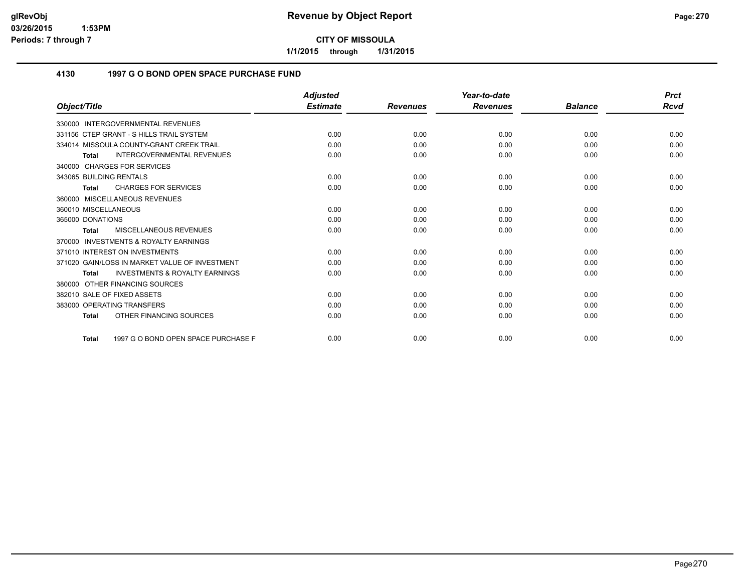**CITY OF MISSOULA**

**1/1/2015 through 1/31/2015**

## 4130 1997 G O BOND OPEN SPACE PURCHASE FUND

| Object/Title | Adjusted Estimate | Revenues | Year-to-date Revenues | Balance | Prct Rcvd |
|---|---|---|---|---|---|
| 330000 INTERGOVERNMENTAL REVENUES | | | | | |
| 331156 CTEP GRANT - S HILLS TRAIL SYSTEM | 0.00 | 0.00 | 0.00 | 0.00 | 0.00 |
| 334014 MISSOULA COUNTY-GRANT CREEK TRAIL | 0.00 | 0.00 | 0.00 | 0.00 | 0.00 |
| **Total** INTERGOVERNMENTAL REVENUES | 0.00 | 0.00 | 0.00 | 0.00 | 0.00 |
| 340000 CHARGES FOR SERVICES | | | | | |
| 343065 BUILDING RENTALS | 0.00 | 0.00 | 0.00 | 0.00 | 0.00 |
| **Total** CHARGES FOR SERVICES | 0.00 | 0.00 | 0.00 | 0.00 | 0.00 |
| 360000 MISCELLANEOUS REVENUES | | | | | |
| 360010 MISCELLANEOUS | 0.00 | 0.00 | 0.00 | 0.00 | 0.00 |
| 365000 DONATIONS | 0.00 | 0.00 | 0.00 | 0.00 | 0.00 |
| **Total** MISCELLANEOUS REVENUES | 0.00 | 0.00 | 0.00 | 0.00 | 0.00 |
| 370000 INVESTMENTS & ROYALTY EARNINGS | | | | | |
| 371010 INTEREST ON INVESTMENTS | 0.00 | 0.00 | 0.00 | 0.00 | 0.00 |
| 371020 GAIN/LOSS IN MARKET VALUE OF INVESTMENT | 0.00 | 0.00 | 0.00 | 0.00 | 0.00 |
| **Total** INVESTMENTS & ROYALTY EARNINGS | 0.00 | 0.00 | 0.00 | 0.00 | 0.00 |
| 380000 OTHER FINANCING SOURCES | | | | | |
| 382010 SALE OF FIXED ASSETS | 0.00 | 0.00 | 0.00 | 0.00 | 0.00 |
| 383000 OPERATING TRANSFERS | 0.00 | 0.00 | 0.00 | 0.00 | 0.00 |
| **Total** OTHER FINANCING SOURCES | 0.00 | 0.00 | 0.00 | 0.00 | 0.00 |
| **Total** 1997 G O BOND OPEN SPACE PURCHASE F | 0.00 | 0.00 | 0.00 | 0.00 | 0.00 |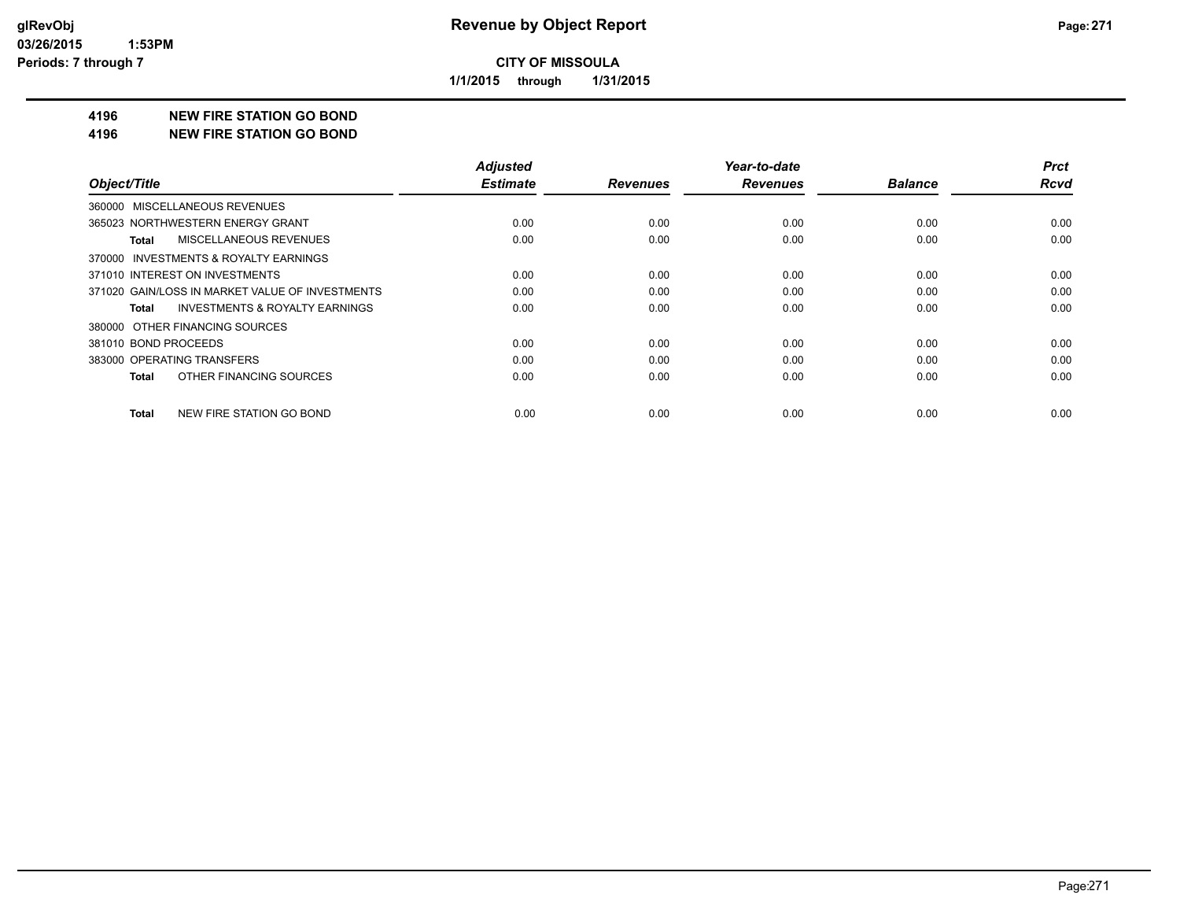**CITY OF MISSOULA**

**1/1/2015 through 1/31/2015**

## 4196 NEW FIRE STATION GO BOND

## 4196 NEW FIRE STATION GO BOND

| Object/Title | Adjusted Estimate | Revenues | Year-to-date Revenues | Balance | Prct Rcvd |
|---|---|---|---|---|---|
| 360000 MISCELLANEOUS REVENUES | | | | | |
| 365023 NORTHWESTERN ENERGY GRANT | 0.00 | 0.00 | 0.00 | 0.00 | 0.00 |
| **Total** MISCELLANEOUS REVENUES | 0.00 | 0.00 | 0.00 | 0.00 | 0.00 |
| 370000 INVESTMENTS & ROYALTY EARNINGS | | | | | |
| 371010 INTEREST ON INVESTMENTS | 0.00 | 0.00 | 0.00 | 0.00 | 0.00 |
| 371020 GAIN/LOSS IN MARKET VALUE OF INVESTMENTS | 0.00 | 0.00 | 0.00 | 0.00 | 0.00 |
| **Total** INVESTMENTS & ROYALTY EARNINGS | 0.00 | 0.00 | 0.00 | 0.00 | 0.00 |
| 380000 OTHER FINANCING SOURCES | | | | | |
| 381010 BOND PROCEEDS | 0.00 | 0.00 | 0.00 | 0.00 | 0.00 |
| 383000 OPERATING TRANSFERS | 0.00 | 0.00 | 0.00 | 0.00 | 0.00 |
| **Total** OTHER FINANCING SOURCES | 0.00 | 0.00 | 0.00 | 0.00 | 0.00 |
| **Total** NEW FIRE STATION GO BOND | 0.00 | 0.00 | 0.00 | 0.00 | 0.00 |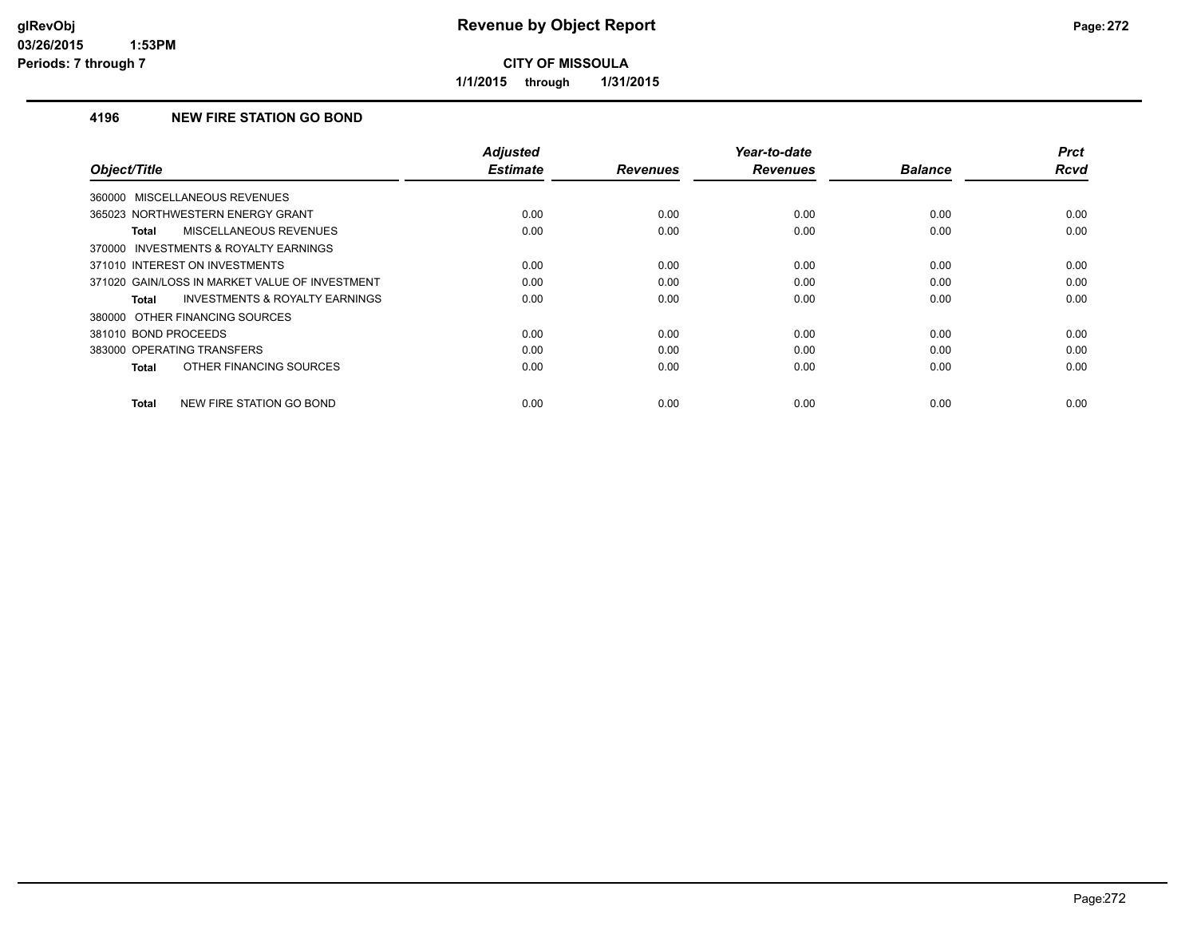# Revenue by Object Report

**CITY OF MISSOULA**

**1/1/2015 through 1/31/2015**

glRevObj
03/26/2015 1:53PM
Periods: 7 through 7

## 4196 NEW FIRE STATION GO BOND

| Object/Title | Adjusted Estimate | Revenues | Year-to-date Revenues | Balance | Prct Rcvd |
|---|---|---|---|---|---|
| 360000 MISCELLANEOUS REVENUES | | | | | |
| 365023 NORTHWESTERN ENERGY GRANT | 0.00 | 0.00 | 0.00 | 0.00 | 0.00 |
| **Total** MISCELLANEOUS REVENUES | 0.00 | 0.00 | 0.00 | 0.00 | 0.00 |
| 370000 INVESTMENTS & ROYALTY EARNINGS | | | | | |
| 371010 INTEREST ON INVESTMENTS | 0.00 | 0.00 | 0.00 | 0.00 | 0.00 |
| 371020 GAIN/LOSS IN MARKET VALUE OF INVESTMENT | 0.00 | 0.00 | 0.00 | 0.00 | 0.00 |
| **Total** INVESTMENTS & ROYALTY EARNINGS | 0.00 | 0.00 | 0.00 | 0.00 | 0.00 |
| 380000 OTHER FINANCING SOURCES | | | | | |
| 381010 BOND PROCEEDS | 0.00 | 0.00 | 0.00 | 0.00 | 0.00 |
| 383000 OPERATING TRANSFERS | 0.00 | 0.00 | 0.00 | 0.00 | 0.00 |
| **Total** OTHER FINANCING SOURCES | 0.00 | 0.00 | 0.00 | 0.00 | 0.00 |
| **Total** NEW FIRE STATION GO BOND | 0.00 | 0.00 | 0.00 | 0.00 | 0.00 |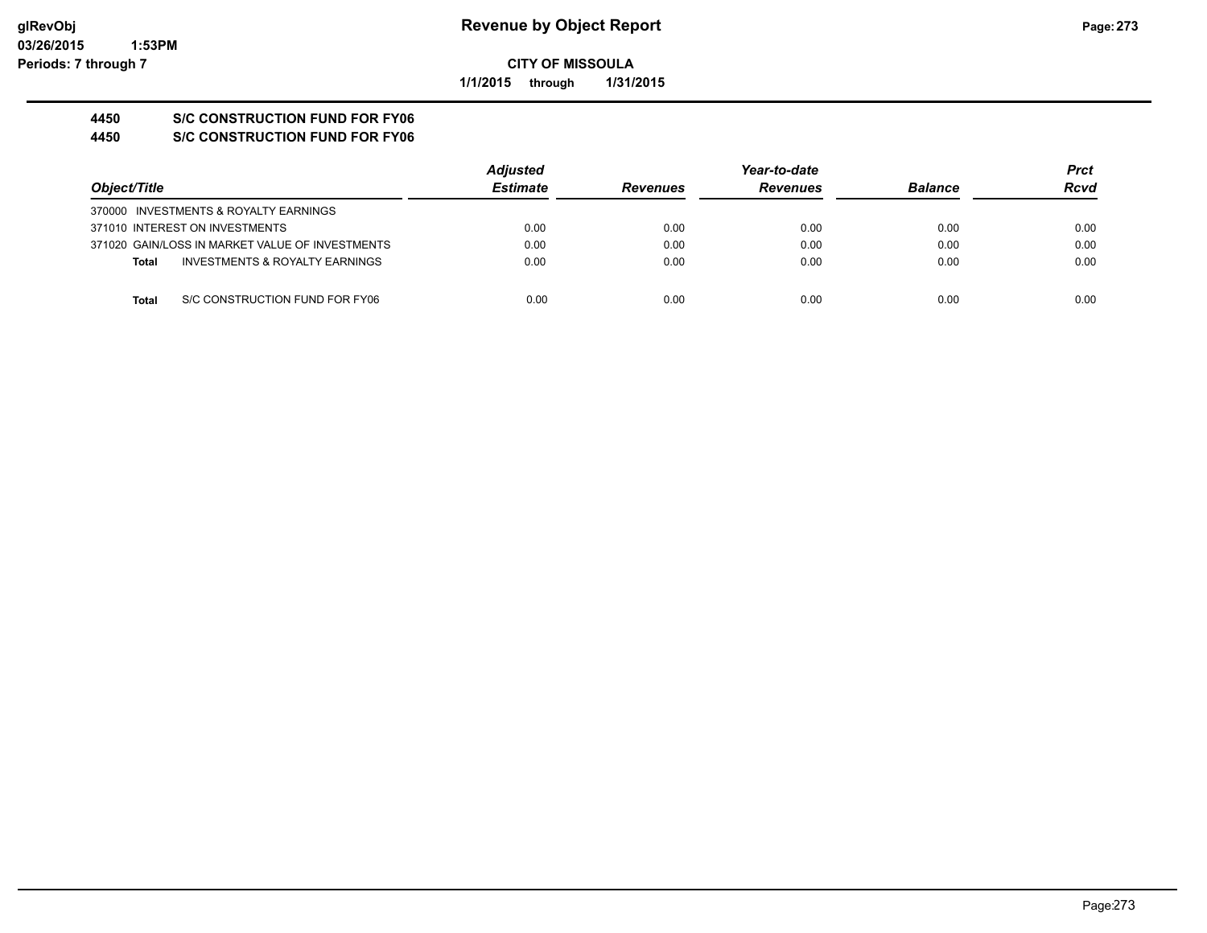**CITY OF MISSOULA**

**1/1/2015 through 1/31/2015**

# 4450 S/C CONSTRUCTION FUND FOR FY06

## 4450 S/C CONSTRUCTION FUND FOR FY06

| Object/Title | Adjusted Estimate | Revenues | Year-to-date Revenues | Balance | Prct Rcvd |
|---|---|---|---|---|---|
| 370000 INVESTMENTS & ROYALTY EARNINGS | | | | | |
| 371010 INTEREST ON INVESTMENTS | 0.00 | 0.00 | 0.00 | 0.00 | 0.00 |
| 371020 GAIN/LOSS IN MARKET VALUE OF INVESTMENTS | 0.00 | 0.00 | 0.00 | 0.00 | 0.00 |
| **Total** INVESTMENTS & ROYALTY EARNINGS | 0.00 | 0.00 | 0.00 | 0.00 | 0.00 |
| **Total** S/C CONSTRUCTION FUND FOR FY06 | 0.00 | 0.00 | 0.00 | 0.00 | 0.00 |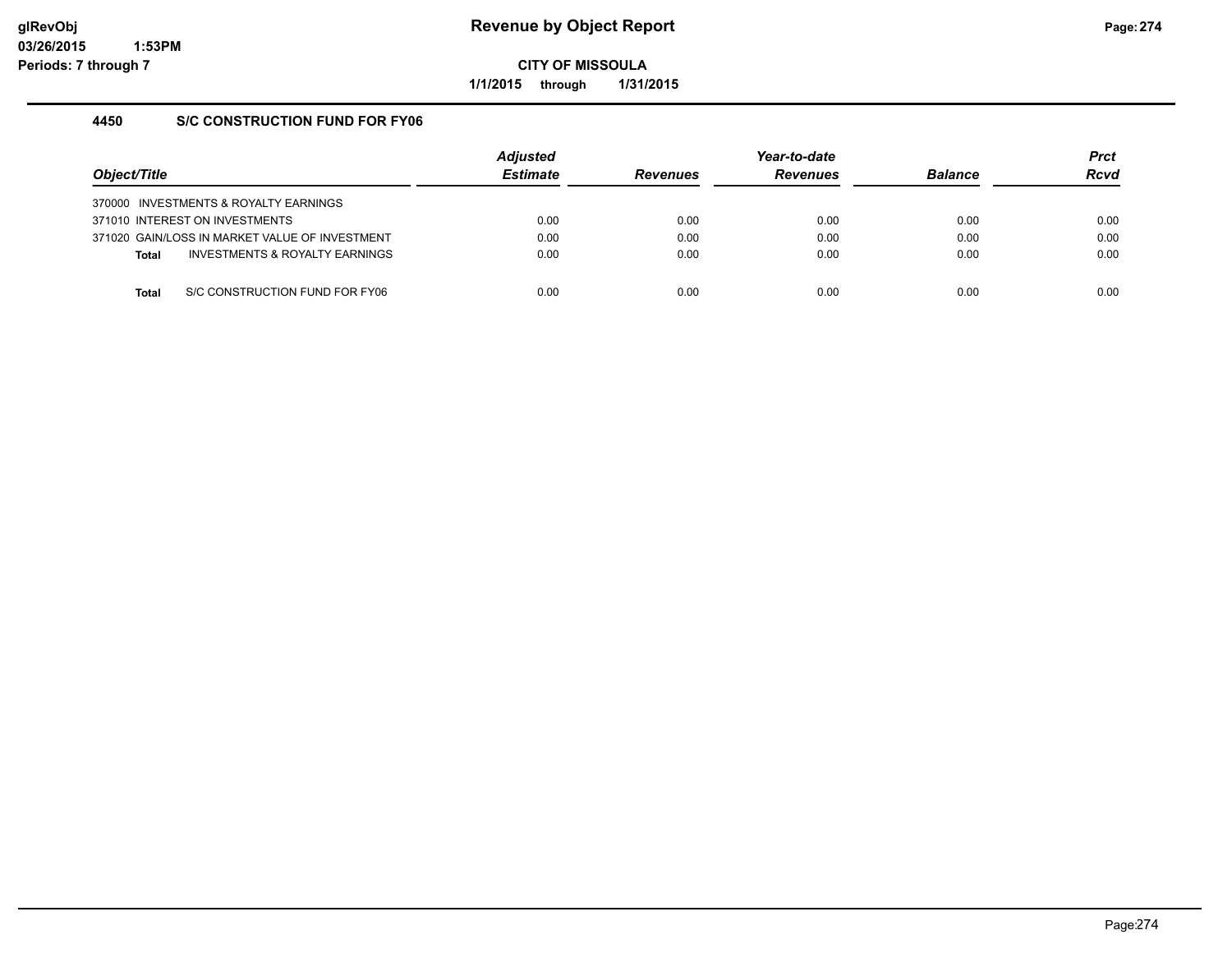**CITY OF MISSOULA**

**1/1/2015 through 1/31/2015**

## 4450 S/C CONSTRUCTION FUND FOR FY06

| Object/Title | Adjusted Estimate | Revenues | Year-to-date Revenues | Balance | Prct Rcvd |
|---|---|---|---|---|---|
| 370000 INVESTMENTS & ROYALTY EARNINGS | | | | | |
| 371010 INTEREST ON INVESTMENTS | 0.00 | 0.00 | 0.00 | 0.00 | 0.00 |
| 371020 GAIN/LOSS IN MARKET VALUE OF INVESTMENT | 0.00 | 0.00 | 0.00 | 0.00 | 0.00 |
| **Total** INVESTMENTS & ROYALTY EARNINGS | 0.00 | 0.00 | 0.00 | 0.00 | 0.00 |
| **Total** S/C CONSTRUCTION FUND FOR FY06 | 0.00 | 0.00 | 0.00 | 0.00 | 0.00 |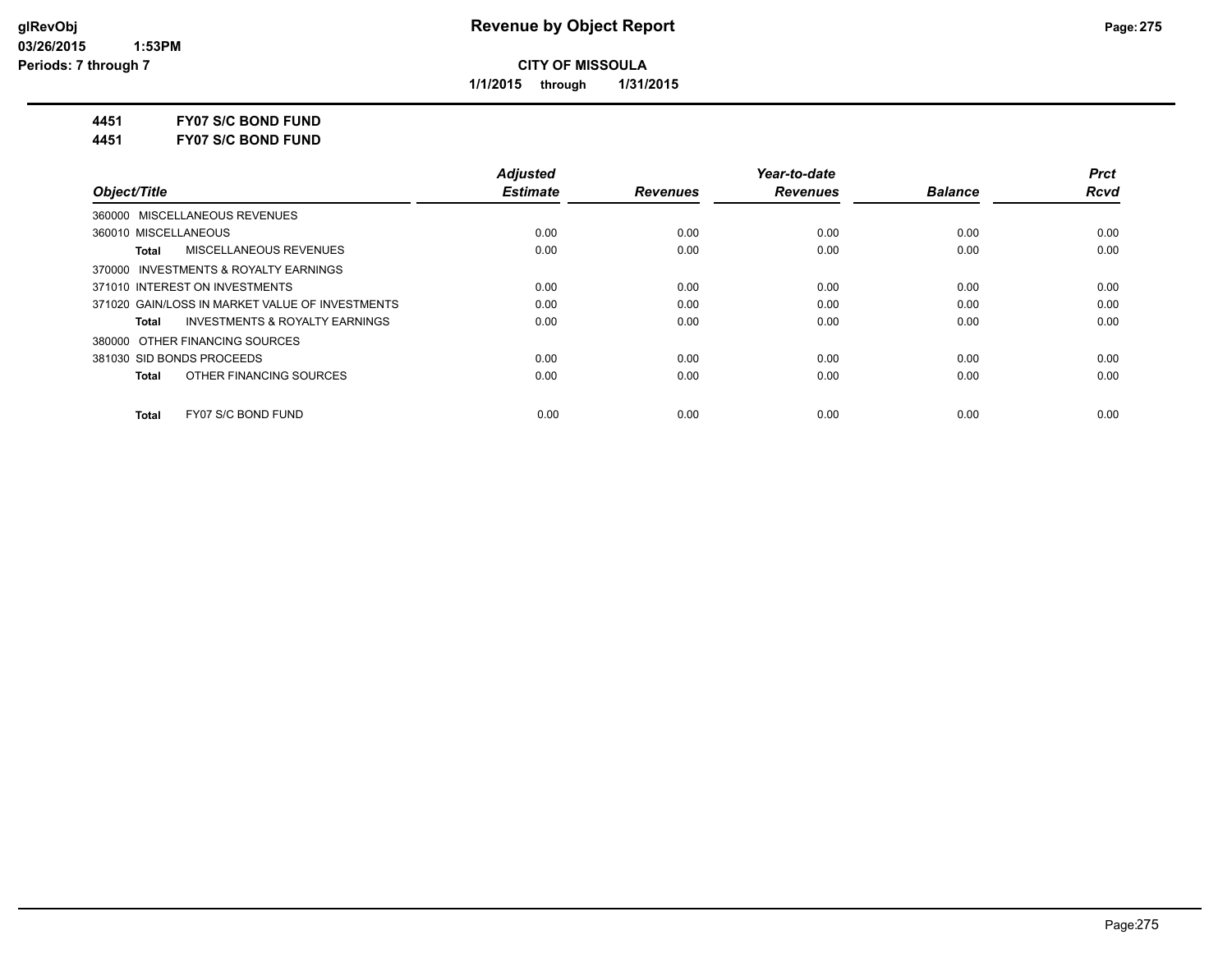**Revenue by Object Report**

**CITY OF MISSOULA**

**1/1/2015 through 1/31/2015**

**4451 FY07 S/C BOND FUND**

**4451 FY07 S/C BOND FUND**

| Object/Title | Adjusted Estimate | Revenues | Year-to-date Revenues | Balance | Prct Rcvd |
|---|---|---|---|---|---|
| 360000 MISCELLANEOUS REVENUES | | | | | |
| 360010 MISCELLANEOUS | 0.00 | 0.00 | 0.00 | 0.00 | 0.00 |
| **Total** MISCELLANEOUS REVENUES | 0.00 | 0.00 | 0.00 | 0.00 | 0.00 |
| 370000 INVESTMENTS & ROYALTY EARNINGS | | | | | |
| 371010 INTEREST ON INVESTMENTS | 0.00 | 0.00 | 0.00 | 0.00 | 0.00 |
| 371020 GAIN/LOSS IN MARKET VALUE OF INVESTMENTS | 0.00 | 0.00 | 0.00 | 0.00 | 0.00 |
| **Total** INVESTMENTS & ROYALTY EARNINGS | 0.00 | 0.00 | 0.00 | 0.00 | 0.00 |
| 380000 OTHER FINANCING SOURCES | | | | | |
| 381030 SID BONDS PROCEEDS | 0.00 | 0.00 | 0.00 | 0.00 | 0.00 |
| **Total** OTHER FINANCING SOURCES | 0.00 | 0.00 | 0.00 | 0.00 | 0.00 |
| **Total** FY07 S/C BOND FUND | 0.00 | 0.00 | 0.00 | 0.00 | 0.00 |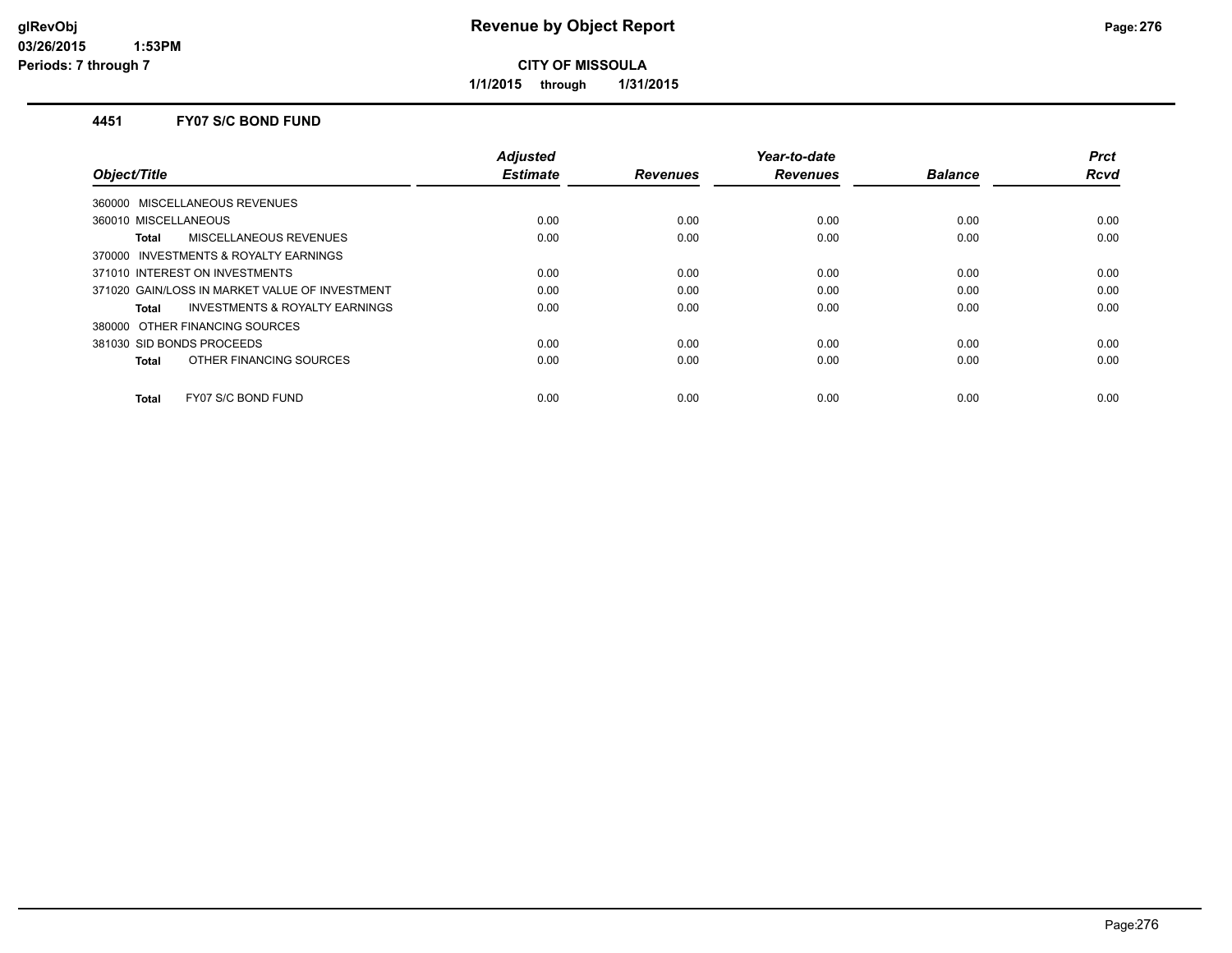**CITY OF MISSOULA**

**1/1/2015 through 1/31/2015**

### 4451 FY07 S/C BOND FUND

| Object/Title | Adjusted Estimate | Revenues | Year-to-date Revenues | Balance | Prct Rcvd |
|---|---|---|---|---|---|
| 360000 MISCELLANEOUS REVENUES | | | | | |
| 360010 MISCELLANEOUS | 0.00 | 0.00 | 0.00 | 0.00 | 0.00 |
| **Total** MISCELLANEOUS REVENUES | 0.00 | 0.00 | 0.00 | 0.00 | 0.00 |
| 370000 INVESTMENTS & ROYALTY EARNINGS | | | | | |
| 371010 INTEREST ON INVESTMENTS | 0.00 | 0.00 | 0.00 | 0.00 | 0.00 |
| 371020 GAIN/LOSS IN MARKET VALUE OF INVESTMENT | 0.00 | 0.00 | 0.00 | 0.00 | 0.00 |
| **Total** INVESTMENTS & ROYALTY EARNINGS | 0.00 | 0.00 | 0.00 | 0.00 | 0.00 |
| 380000 OTHER FINANCING SOURCES | | | | | |
| 381030 SID BONDS PROCEEDS | 0.00 | 0.00 | 0.00 | 0.00 | 0.00 |
| **Total** OTHER FINANCING SOURCES | 0.00 | 0.00 | 0.00 | 0.00 | 0.00 |
| **Total** FY07 S/C BOND FUND | 0.00 | 0.00 | 0.00 | 0.00 | 0.00 |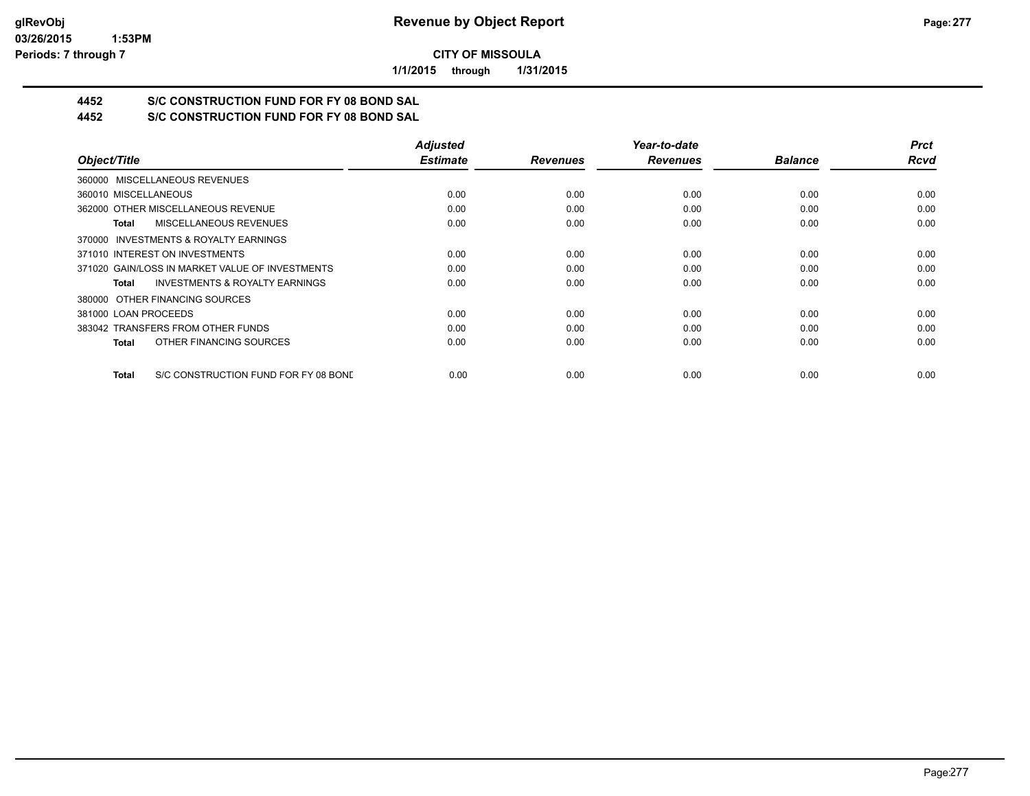# Revenue by Object Report

**CITY OF MISSOULA**

**1/1/2015 through 1/31/2015**

## 4452 S/C CONSTRUCTION FUND FOR FY 08 BOND SAL
## 4452 S/C CONSTRUCTION FUND FOR FY 08 BOND SAL

| Object/Title | Adjusted Estimate | Revenues | Year-to-date Revenues | Balance | Prct Rcvd |
|---|---|---|---|---|---|
| 360000 MISCELLANEOUS REVENUES | | | | | |
| 360010 MISCELLANEOUS | 0.00 | 0.00 | 0.00 | 0.00 | 0.00 |
| 362000 OTHER MISCELLANEOUS REVENUE | 0.00 | 0.00 | 0.00 | 0.00 | 0.00 |
| **Total** MISCELLANEOUS REVENUES | 0.00 | 0.00 | 0.00 | 0.00 | 0.00 |
| 370000 INVESTMENTS & ROYALTY EARNINGS | | | | | |
| 371010 INTEREST ON INVESTMENTS | 0.00 | 0.00 | 0.00 | 0.00 | 0.00 |
| 371020 GAIN/LOSS IN MARKET VALUE OF INVESTMENTS | 0.00 | 0.00 | 0.00 | 0.00 | 0.00 |
| **Total** INVESTMENTS & ROYALTY EARNINGS | 0.00 | 0.00 | 0.00 | 0.00 | 0.00 |
| 380000 OTHER FINANCING SOURCES | | | | | |
| 381000 LOAN PROCEEDS | 0.00 | 0.00 | 0.00 | 0.00 | 0.00 |
| 383042 TRANSFERS FROM OTHER FUNDS | 0.00 | 0.00 | 0.00 | 0.00 | 0.00 |
| **Total** OTHER FINANCING SOURCES | 0.00 | 0.00 | 0.00 | 0.00 | 0.00 |
| **Total** S/C CONSTRUCTION FUND FOR FY 08 BOND | 0.00 | 0.00 | 0.00 | 0.00 | 0.00 |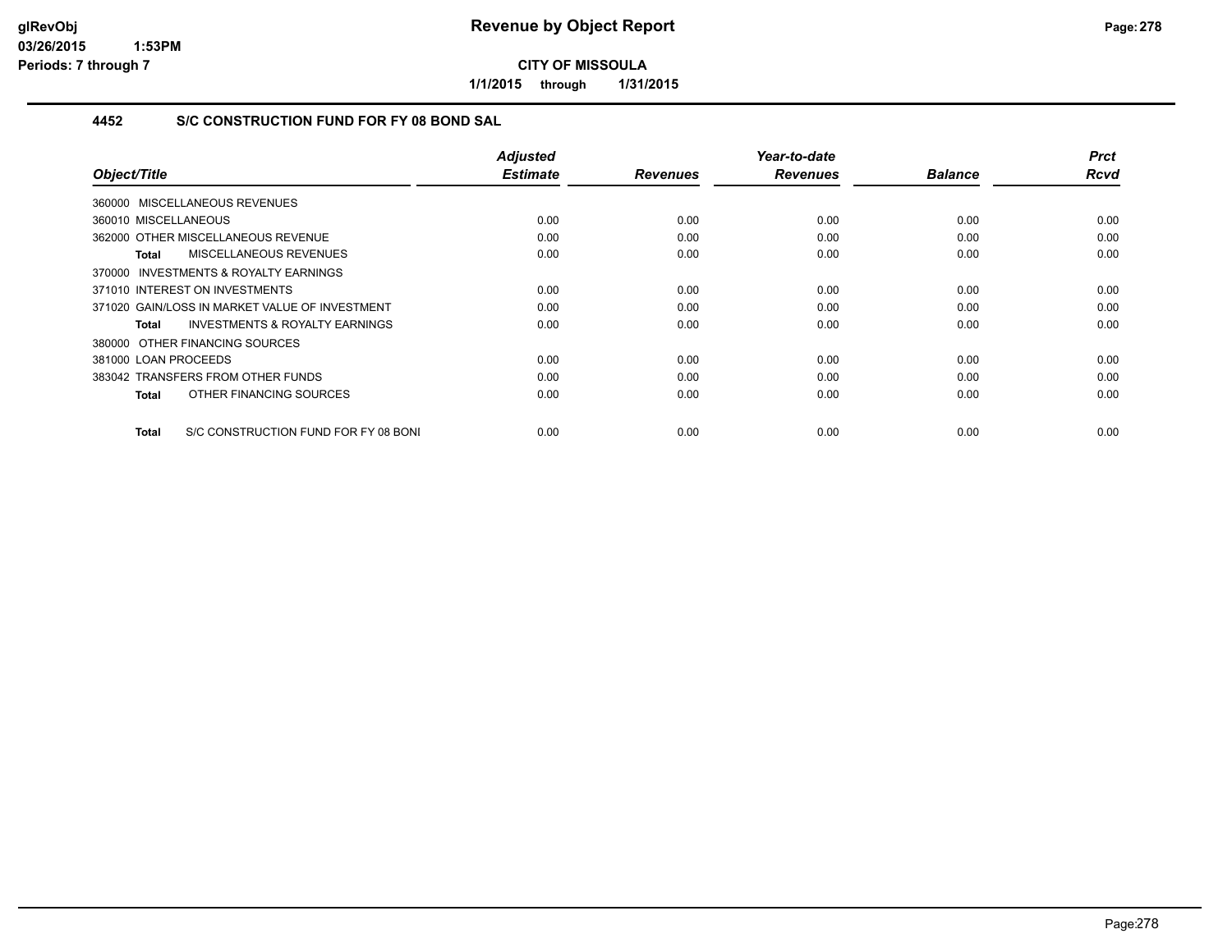**CITY OF MISSOULA**

**1/1/2015 through 1/31/2015**

### 4452 S/C CONSTRUCTION FUND FOR FY 08 BOND SAL

| Object/Title | Adjusted Estimate | Revenues | Year-to-date Revenues | Balance | Prct Rcvd |
|---|---|---|---|---|---|
| 360000 MISCELLANEOUS REVENUES | | | | | |
| 360010 MISCELLANEOUS | 0.00 | 0.00 | 0.00 | 0.00 | 0.00 |
| 362000 OTHER MISCELLANEOUS REVENUE | 0.00 | 0.00 | 0.00 | 0.00 | 0.00 |
| **Total** MISCELLANEOUS REVENUES | 0.00 | 0.00 | 0.00 | 0.00 | 0.00 |
| 370000 INVESTMENTS & ROYALTY EARNINGS | | | | | |
| 371010 INTEREST ON INVESTMENTS | 0.00 | 0.00 | 0.00 | 0.00 | 0.00 |
| 371020 GAIN/LOSS IN MARKET VALUE OF INVESTMENT | 0.00 | 0.00 | 0.00 | 0.00 | 0.00 |
| **Total** INVESTMENTS & ROYALTY EARNINGS | 0.00 | 0.00 | 0.00 | 0.00 | 0.00 |
| 380000 OTHER FINANCING SOURCES | | | | | |
| 381000 LOAN PROCEEDS | 0.00 | 0.00 | 0.00 | 0.00 | 0.00 |
| 383042 TRANSFERS FROM OTHER FUNDS | 0.00 | 0.00 | 0.00 | 0.00 | 0.00 |
| **Total** OTHER FINANCING SOURCES | 0.00 | 0.00 | 0.00 | 0.00 | 0.00 |
| **Total** S/C CONSTRUCTION FUND FOR FY 08 BONI | 0.00 | 0.00 | 0.00 | 0.00 | 0.00 |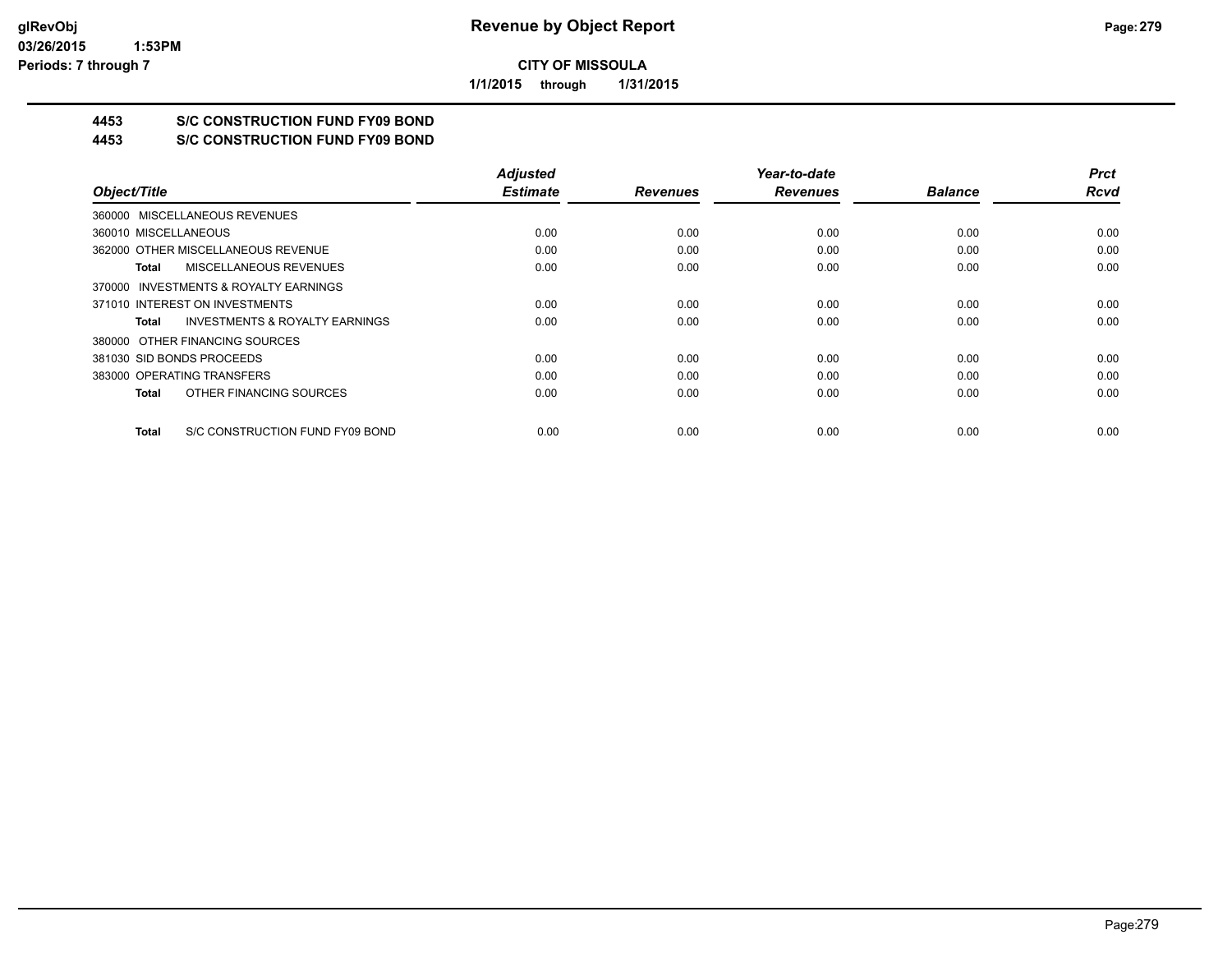# Revenue by Object Report

**CITY OF MISSOULA**

**1/1/2015 through 1/31/2015**

**4453 S/C CONSTRUCTION FUND FY09 BOND**

**4453 S/C CONSTRUCTION FUND FY09 BOND**

| Object/Title | Adjusted Estimate | Revenues | Year-to-date Revenues | Balance | Prct Rcvd |
|---|---|---|---|---|---|
| 360000 MISCELLANEOUS REVENUES | | | | | |
| 360010 MISCELLANEOUS | 0.00 | 0.00 | 0.00 | 0.00 | 0.00 |
| 362000 OTHER MISCELLANEOUS REVENUE | 0.00 | 0.00 | 0.00 | 0.00 | 0.00 |
| **Total** MISCELLANEOUS REVENUES | 0.00 | 0.00 | 0.00 | 0.00 | 0.00 |
| 370000 INVESTMENTS & ROYALTY EARNINGS | | | | | |
| 371010 INTEREST ON INVESTMENTS | 0.00 | 0.00 | 0.00 | 0.00 | 0.00 |
| **Total** INVESTMENTS & ROYALTY EARNINGS | 0.00 | 0.00 | 0.00 | 0.00 | 0.00 |
| 380000 OTHER FINANCING SOURCES | | | | | |
| 381030 SID BONDS PROCEEDS | 0.00 | 0.00 | 0.00 | 0.00 | 0.00 |
| 383000 OPERATING TRANSFERS | 0.00 | 0.00 | 0.00 | 0.00 | 0.00 |
| **Total** OTHER FINANCING SOURCES | 0.00 | 0.00 | 0.00 | 0.00 | 0.00 |
| **Total** S/C CONSTRUCTION FUND FY09 BOND | 0.00 | 0.00 | 0.00 | 0.00 | 0.00 |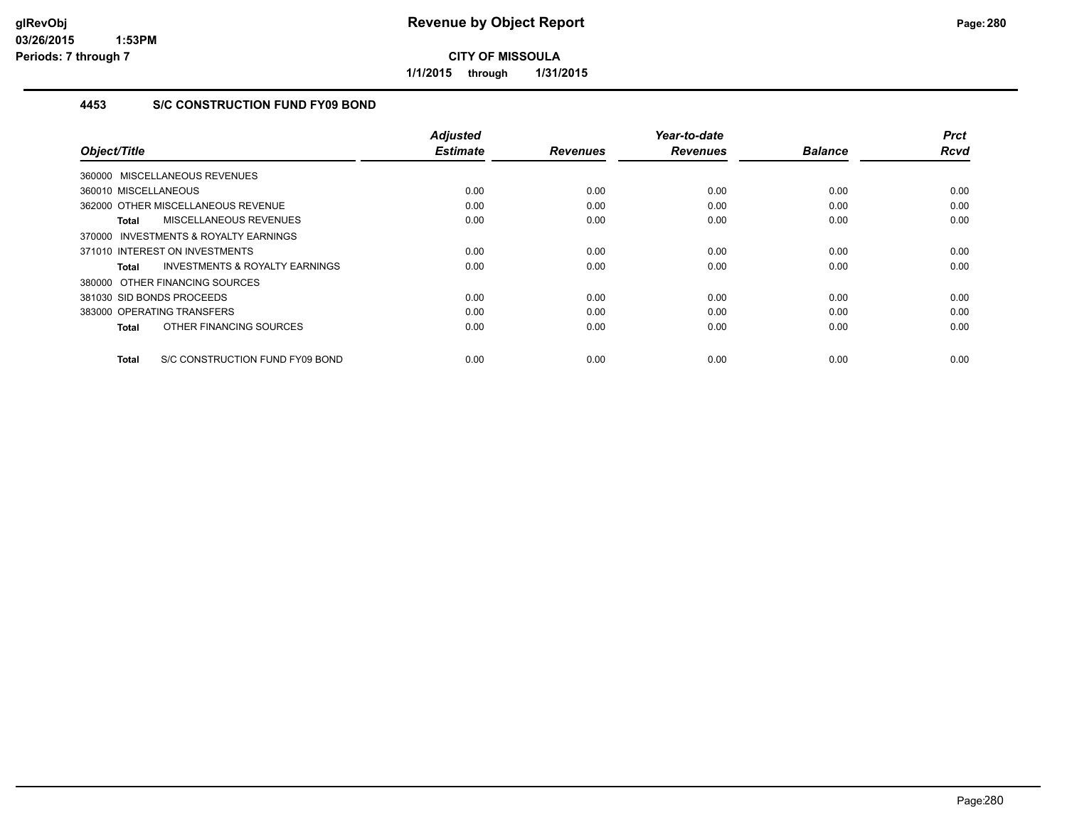# Revenue by Object Report

**CITY OF MISSOULA**

**1/1/2015 through 1/31/2015**

glRevObj
03/26/2015 1:53PM
Periods: 7 through 7

### 4453 S/C CONSTRUCTION FUND FY09 BOND

| Object/Title | Adjusted Estimate | Revenues | Year-to-date Revenues | Balance | Prct Rcvd |
|---|---|---|---|---|---|
| 360000 MISCELLANEOUS REVENUES | | | | | |
| 360010 MISCELLANEOUS | 0.00 | 0.00 | 0.00 | 0.00 | 0.00 |
| 362000 OTHER MISCELLANEOUS REVENUE | 0.00 | 0.00 | 0.00 | 0.00 | 0.00 |
| **Total** MISCELLANEOUS REVENUES | 0.00 | 0.00 | 0.00 | 0.00 | 0.00 |
| 370000 INVESTMENTS & ROYALTY EARNINGS | | | | | |
| 371010 INTEREST ON INVESTMENTS | 0.00 | 0.00 | 0.00 | 0.00 | 0.00 |
| **Total** INVESTMENTS & ROYALTY EARNINGS | 0.00 | 0.00 | 0.00 | 0.00 | 0.00 |
| 380000 OTHER FINANCING SOURCES | | | | | |
| 381030 SID BONDS PROCEEDS | 0.00 | 0.00 | 0.00 | 0.00 | 0.00 |
| 383000 OPERATING TRANSFERS | 0.00 | 0.00 | 0.00 | 0.00 | 0.00 |
| **Total** OTHER FINANCING SOURCES | 0.00 | 0.00 | 0.00 | 0.00 | 0.00 |
| **Total** S/C CONSTRUCTION FUND FY09 BOND | 0.00 | 0.00 | 0.00 | 0.00 | 0.00 |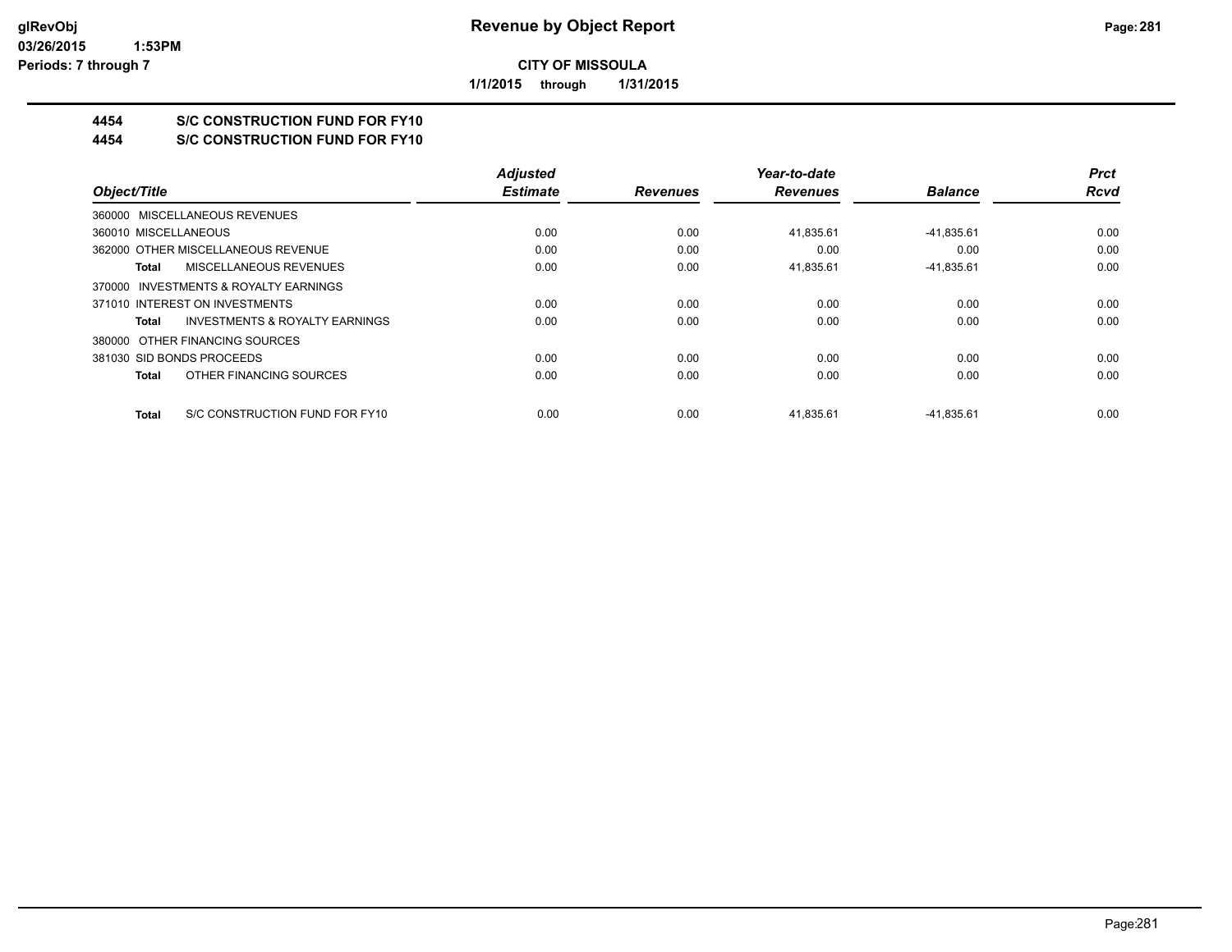# Revenue by Object Report

**CITY OF MISSOULA**

**1/1/2015 through 1/31/2015**

glRevObj
03/26/2015 1:53PM
Periods: 7 through 7

## 4454 S/C CONSTRUCTION FUND FOR FY10
## 4454 S/C CONSTRUCTION FUND FOR FY10

| Object/Title | Adjusted Estimate | Revenues | Year-to-date Revenues | Balance | Prct Rcvd |
|---|---|---|---|---|---|
| 360000 MISCELLANEOUS REVENUES | | | | | |
| 360010 MISCELLANEOUS | 0.00 | 0.00 | 41,835.61 | -41,835.61 | 0.00 |
| 362000 OTHER MISCELLANEOUS REVENUE | 0.00 | 0.00 | 0.00 | 0.00 | 0.00 |
| **Total** MISCELLANEOUS REVENUES | 0.00 | 0.00 | 41,835.61 | -41,835.61 | 0.00 |
| 370000 INVESTMENTS & ROYALTY EARNINGS | | | | | |
| 371010 INTEREST ON INVESTMENTS | 0.00 | 0.00 | 0.00 | 0.00 | 0.00 |
| **Total** INVESTMENTS & ROYALTY EARNINGS | 0.00 | 0.00 | 0.00 | 0.00 | 0.00 |
| 380000 OTHER FINANCING SOURCES | | | | | |
| 381030 SID BONDS PROCEEDS | 0.00 | 0.00 | 0.00 | 0.00 | 0.00 |
| **Total** OTHER FINANCING SOURCES | 0.00 | 0.00 | 0.00 | 0.00 | 0.00 |
| **Total** S/C CONSTRUCTION FUND FOR FY10 | 0.00 | 0.00 | 41,835.61 | -41,835.61 | 0.00 |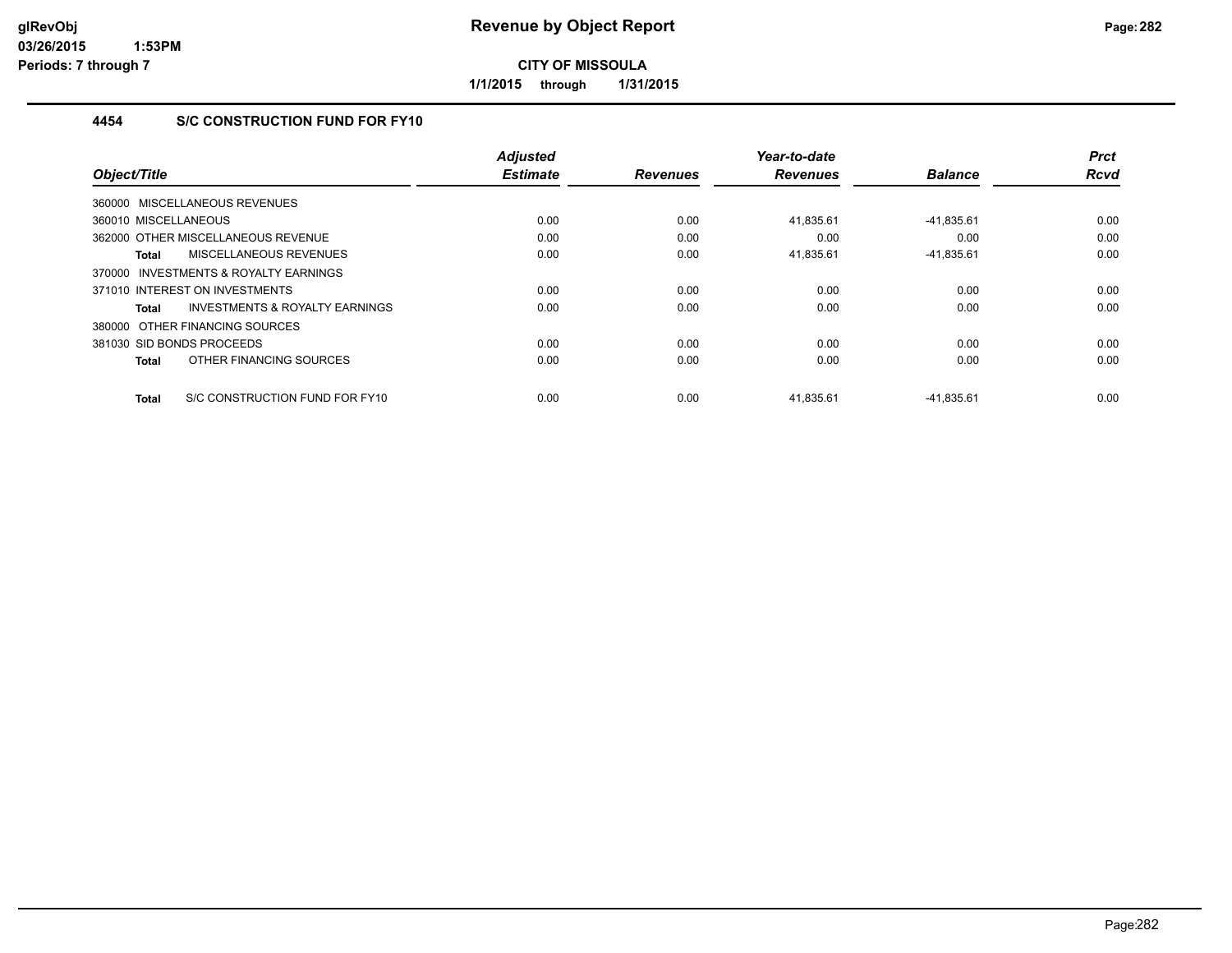# Revenue by Object Report

**CITY OF MISSOULA**

**1/1/2015 through 1/31/2015**

### 4454 S/C CONSTRUCTION FUND FOR FY10

| Object/Title | Adjusted Estimate | Revenues | Year-to-date Revenues | Balance | Prct Rcvd |
|---|---|---|---|---|---|
| 360000 MISCELLANEOUS REVENUES | | | | | |
| 360010 MISCELLANEOUS | 0.00 | 0.00 | 41,835.61 | -41,835.61 | 0.00 |
| 362000 OTHER MISCELLANEOUS REVENUE | 0.00 | 0.00 | 0.00 | 0.00 | 0.00 |
| **Total** MISCELLANEOUS REVENUES | 0.00 | 0.00 | 41,835.61 | -41,835.61 | 0.00 |
| 370000 INVESTMENTS & ROYALTY EARNINGS | | | | | |
| 371010 INTEREST ON INVESTMENTS | 0.00 | 0.00 | 0.00 | 0.00 | 0.00 |
| **Total** INVESTMENTS & ROYALTY EARNINGS | 0.00 | 0.00 | 0.00 | 0.00 | 0.00 |
| 380000 OTHER FINANCING SOURCES | | | | | |
| 381030 SID BONDS PROCEEDS | 0.00 | 0.00 | 0.00 | 0.00 | 0.00 |
| **Total** OTHER FINANCING SOURCES | 0.00 | 0.00 | 0.00 | 0.00 | 0.00 |
| **Total** S/C CONSTRUCTION FUND FOR FY10 | 0.00 | 0.00 | 41,835.61 | -41,835.61 | 0.00 |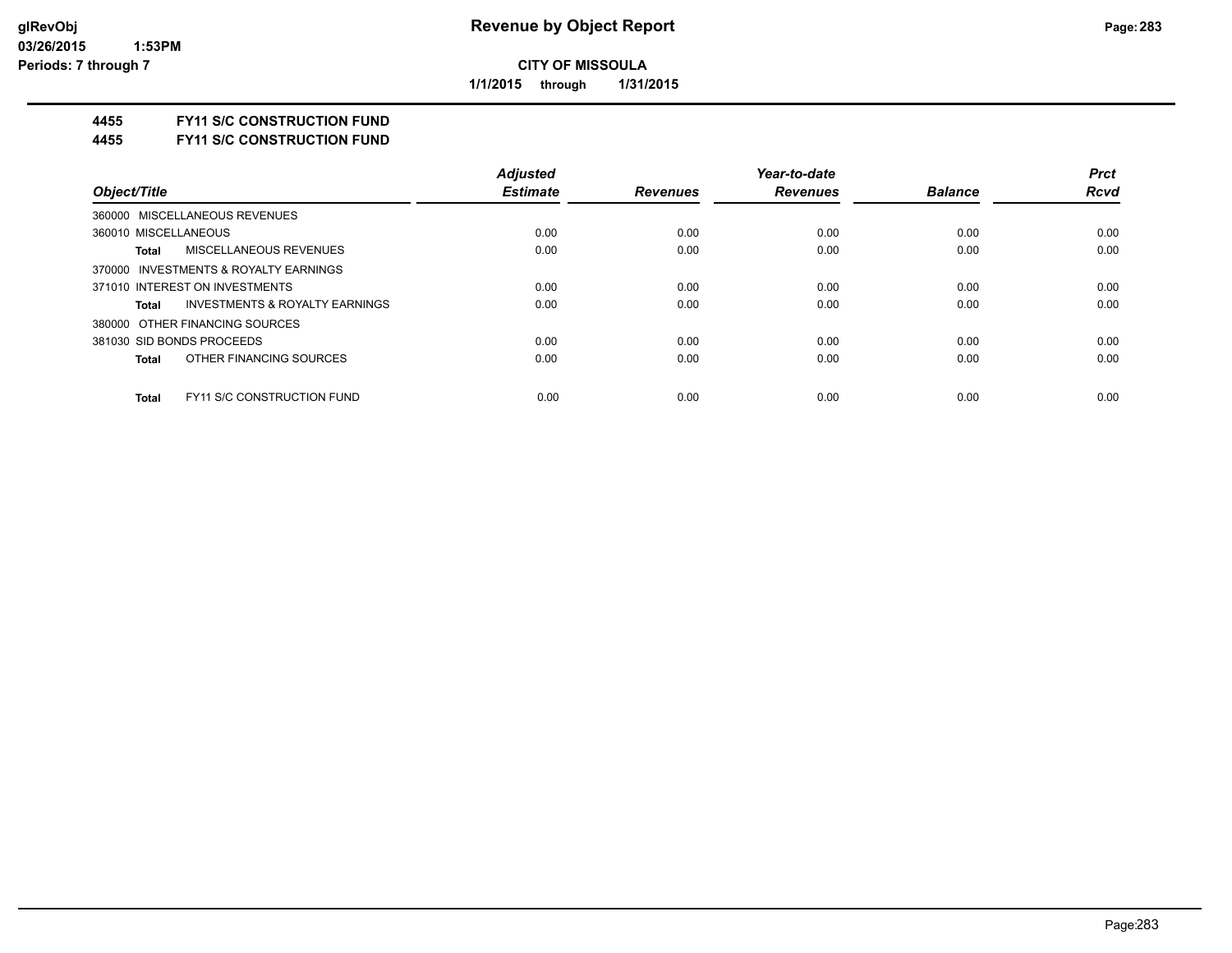**CITY OF MISSOULA**

**1/1/2015 through 1/31/2015**

**4455 FY11 S/C CONSTRUCTION FUND**

**4455 FY11 S/C CONSTRUCTION FUND**

| Object/Title | Adjusted Estimate | Revenues | Year-to-date Revenues | Balance | Prct Rcvd |
|---|---|---|---|---|---|
| 360000 MISCELLANEOUS REVENUES | | | | | |
| 360010 MISCELLANEOUS | 0.00 | 0.00 | 0.00 | 0.00 | 0.00 |
| **Total** MISCELLANEOUS REVENUES | 0.00 | 0.00 | 0.00 | 0.00 | 0.00 |
| 370000 INVESTMENTS & ROYALTY EARNINGS | | | | | |
| 371010 INTEREST ON INVESTMENTS | 0.00 | 0.00 | 0.00 | 0.00 | 0.00 |
| **Total** INVESTMENTS & ROYALTY EARNINGS | 0.00 | 0.00 | 0.00 | 0.00 | 0.00 |
| 380000 OTHER FINANCING SOURCES | | | | | |
| 381030 SID BONDS PROCEEDS | 0.00 | 0.00 | 0.00 | 0.00 | 0.00 |
| **Total** OTHER FINANCING SOURCES | 0.00 | 0.00 | 0.00 | 0.00 | 0.00 |
| **Total** FY11 S/C CONSTRUCTION FUND | 0.00 | 0.00 | 0.00 | 0.00 | 0.00 |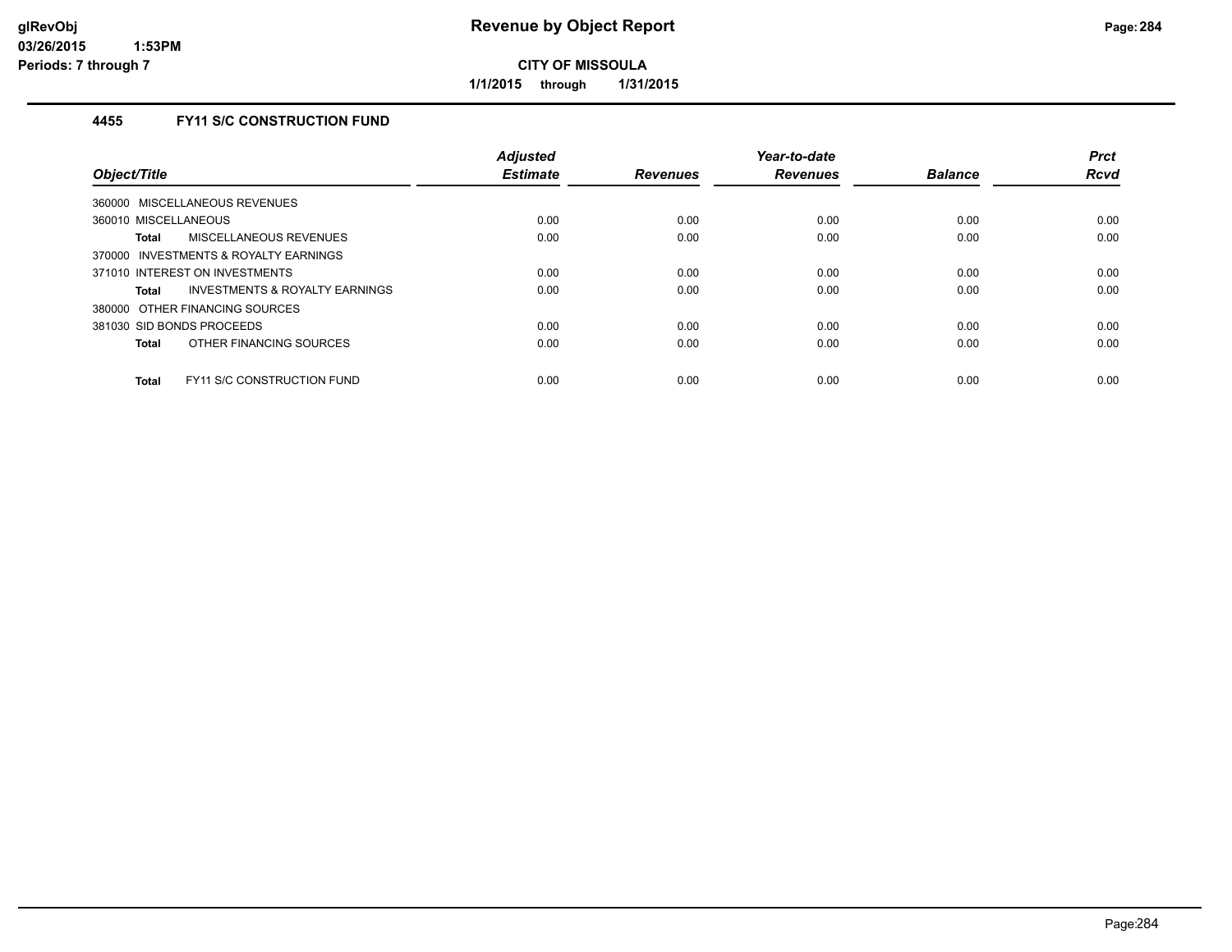# Revenue by Object Report

glRevObj
03/26/2015 1:53PM
Periods: 7 through 7

**CITY OF MISSOULA**

**1/1/2015 through 1/31/2015**

### 4455 FY11 S/C CONSTRUCTION FUND

| Object/Title | Adjusted Estimate | Revenues | Year-to-date Revenues | Balance | Prct Rcvd |
|---|---|---|---|---|---|
| 360000 MISCELLANEOUS REVENUES | | | | | |
| 360010 MISCELLANEOUS | 0.00 | 0.00 | 0.00 | 0.00 | 0.00 |
| **Total** MISCELLANEOUS REVENUES | 0.00 | 0.00 | 0.00 | 0.00 | 0.00 |
| 370000 INVESTMENTS & ROYALTY EARNINGS | | | | | |
| 371010 INTEREST ON INVESTMENTS | 0.00 | 0.00 | 0.00 | 0.00 | 0.00 |
| **Total** INVESTMENTS & ROYALTY EARNINGS | 0.00 | 0.00 | 0.00 | 0.00 | 0.00 |
| 380000 OTHER FINANCING SOURCES | | | | | |
| 381030 SID BONDS PROCEEDS | 0.00 | 0.00 | 0.00 | 0.00 | 0.00 |
| **Total** OTHER FINANCING SOURCES | 0.00 | 0.00 | 0.00 | 0.00 | 0.00 |
| **Total** FY11 S/C CONSTRUCTION FUND | 0.00 | 0.00 | 0.00 | 0.00 | 0.00 |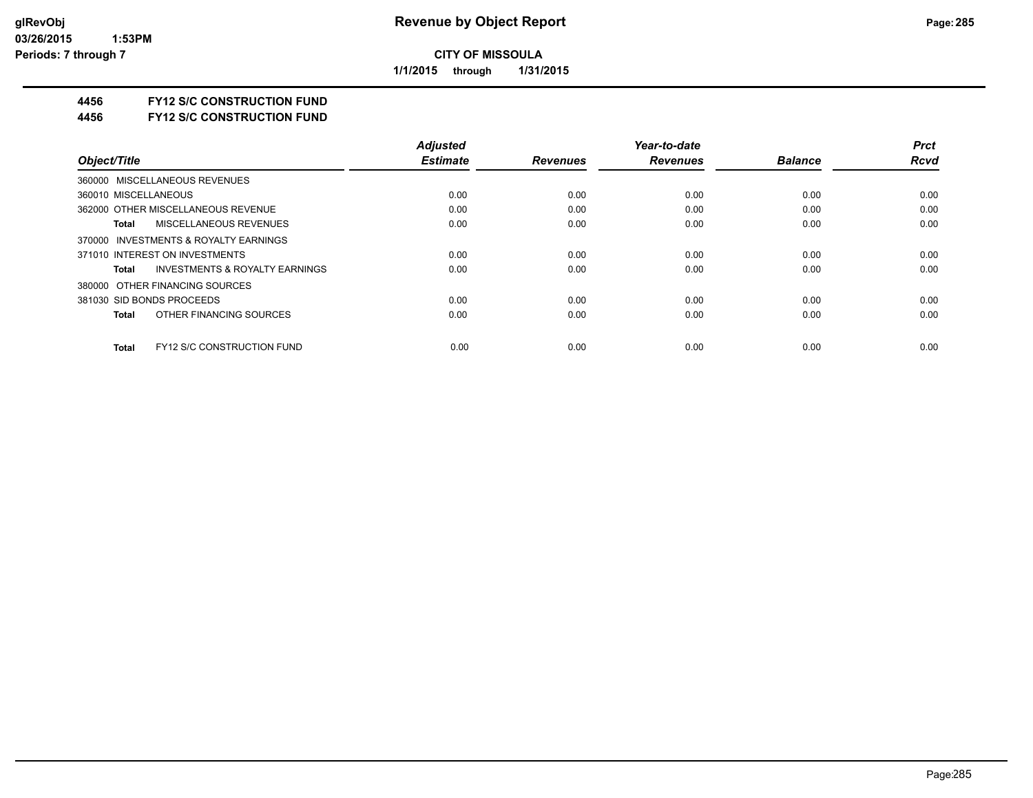# Revenue by Object Report

**CITY OF MISSOULA**

**1/1/2015 through 1/31/2015**

**4456 FY12 S/C CONSTRUCTION FUND**

**4456 FY12 S/C CONSTRUCTION FUND**

| Object/Title | Adjusted Estimate | Revenues | Year-to-date Revenues | Balance | Prct Rcvd |
|---|---|---|---|---|---|
| 360000 MISCELLANEOUS REVENUES | | | | | |
| 360010 MISCELLANEOUS | 0.00 | 0.00 | 0.00 | 0.00 | 0.00 |
| 362000 OTHER MISCELLANEOUS REVENUE | 0.00 | 0.00 | 0.00 | 0.00 | 0.00 |
| **Total** MISCELLANEOUS REVENUES | 0.00 | 0.00 | 0.00 | 0.00 | 0.00 |
| 370000 INVESTMENTS & ROYALTY EARNINGS | | | | | |
| 371010 INTEREST ON INVESTMENTS | 0.00 | 0.00 | 0.00 | 0.00 | 0.00 |
| **Total** INVESTMENTS & ROYALTY EARNINGS | 0.00 | 0.00 | 0.00 | 0.00 | 0.00 |
| 380000 OTHER FINANCING SOURCES | | | | | |
| 381030 SID BONDS PROCEEDS | 0.00 | 0.00 | 0.00 | 0.00 | 0.00 |
| **Total** OTHER FINANCING SOURCES | 0.00 | 0.00 | 0.00 | 0.00 | 0.00 |
| **Total** FY12 S/C CONSTRUCTION FUND | 0.00 | 0.00 | 0.00 | 0.00 | 0.00 |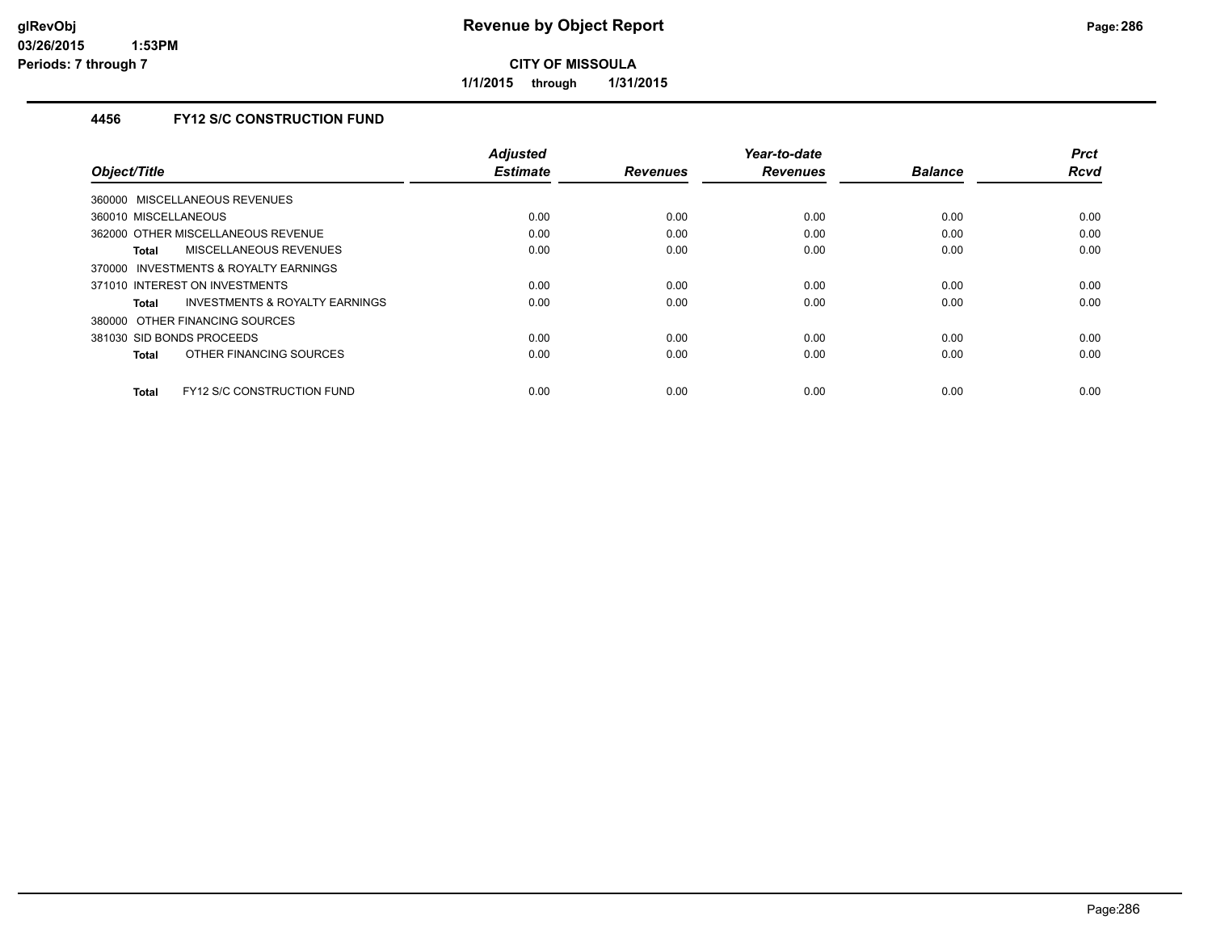# Revenue by Object Report

**CITY OF MISSOULA**

**1/1/2015 through 1/31/2015**

glRevObj
03/26/2015 1:53PM
Periods: 7 through 7

## 4456 FY12 S/C CONSTRUCTION FUND

| Object/Title | Adjusted Estimate | Revenues | Year-to-date Revenues | Balance | Prct Rcvd |
|---|---|---|---|---|---|
| 360000 MISCELLANEOUS REVENUES | | | | | |
| 360010 MISCELLANEOUS | 0.00 | 0.00 | 0.00 | 0.00 | 0.00 |
| 362000 OTHER MISCELLANEOUS REVENUE | 0.00 | 0.00 | 0.00 | 0.00 | 0.00 |
| **Total** MISCELLANEOUS REVENUES | 0.00 | 0.00 | 0.00 | 0.00 | 0.00 |
| 370000 INVESTMENTS & ROYALTY EARNINGS | | | | | |
| 371010 INTEREST ON INVESTMENTS | 0.00 | 0.00 | 0.00 | 0.00 | 0.00 |
| **Total** INVESTMENTS & ROYALTY EARNINGS | 0.00 | 0.00 | 0.00 | 0.00 | 0.00 |
| 380000 OTHER FINANCING SOURCES | | | | | |
| 381030 SID BONDS PROCEEDS | 0.00 | 0.00 | 0.00 | 0.00 | 0.00 |
| **Total** OTHER FINANCING SOURCES | 0.00 | 0.00 | 0.00 | 0.00 | 0.00 |
| **Total** FY12 S/C CONSTRUCTION FUND | 0.00 | 0.00 | 0.00 | 0.00 | 0.00 |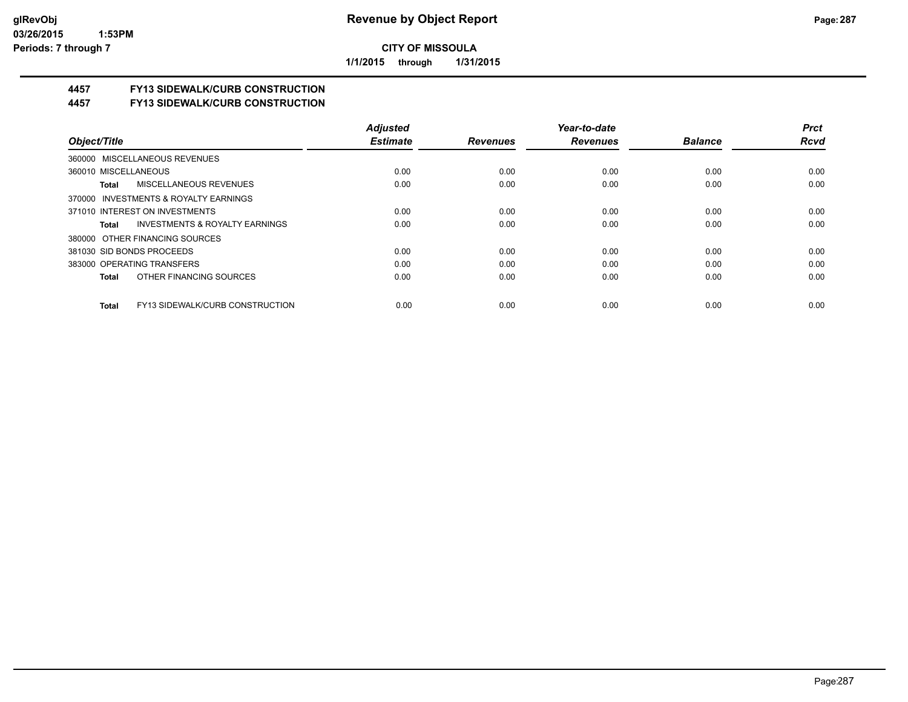**CITY OF MISSOULA**

**1/1/2015 through 1/31/2015**

## 4457 FY13 SIDEWALK/CURB CONSTRUCTION

## 4457 FY13 SIDEWALK/CURB CONSTRUCTION

| Object/Title | Adjusted Estimate | Revenues | Year-to-date Revenues | Balance | Prct Rcvd |
|---|---|---|---|---|---|
| 360000 MISCELLANEOUS REVENUES | | | | | |
| 360010 MISCELLANEOUS | 0.00 | 0.00 | 0.00 | 0.00 | 0.00 |
| **Total** MISCELLANEOUS REVENUES | 0.00 | 0.00 | 0.00 | 0.00 | 0.00 |
| 370000 INVESTMENTS & ROYALTY EARNINGS | | | | | |
| 371010 INTEREST ON INVESTMENTS | 0.00 | 0.00 | 0.00 | 0.00 | 0.00 |
| **Total** INVESTMENTS & ROYALTY EARNINGS | 0.00 | 0.00 | 0.00 | 0.00 | 0.00 |
| 380000 OTHER FINANCING SOURCES | | | | | |
| 381030 SID BONDS PROCEEDS | 0.00 | 0.00 | 0.00 | 0.00 | 0.00 |
| 383000 OPERATING TRANSFERS | 0.00 | 0.00 | 0.00 | 0.00 | 0.00 |
| **Total** OTHER FINANCING SOURCES | 0.00 | 0.00 | 0.00 | 0.00 | 0.00 |
| **Total** FY13 SIDEWALK/CURB CONSTRUCTION | 0.00 | 0.00 | 0.00 | 0.00 | 0.00 |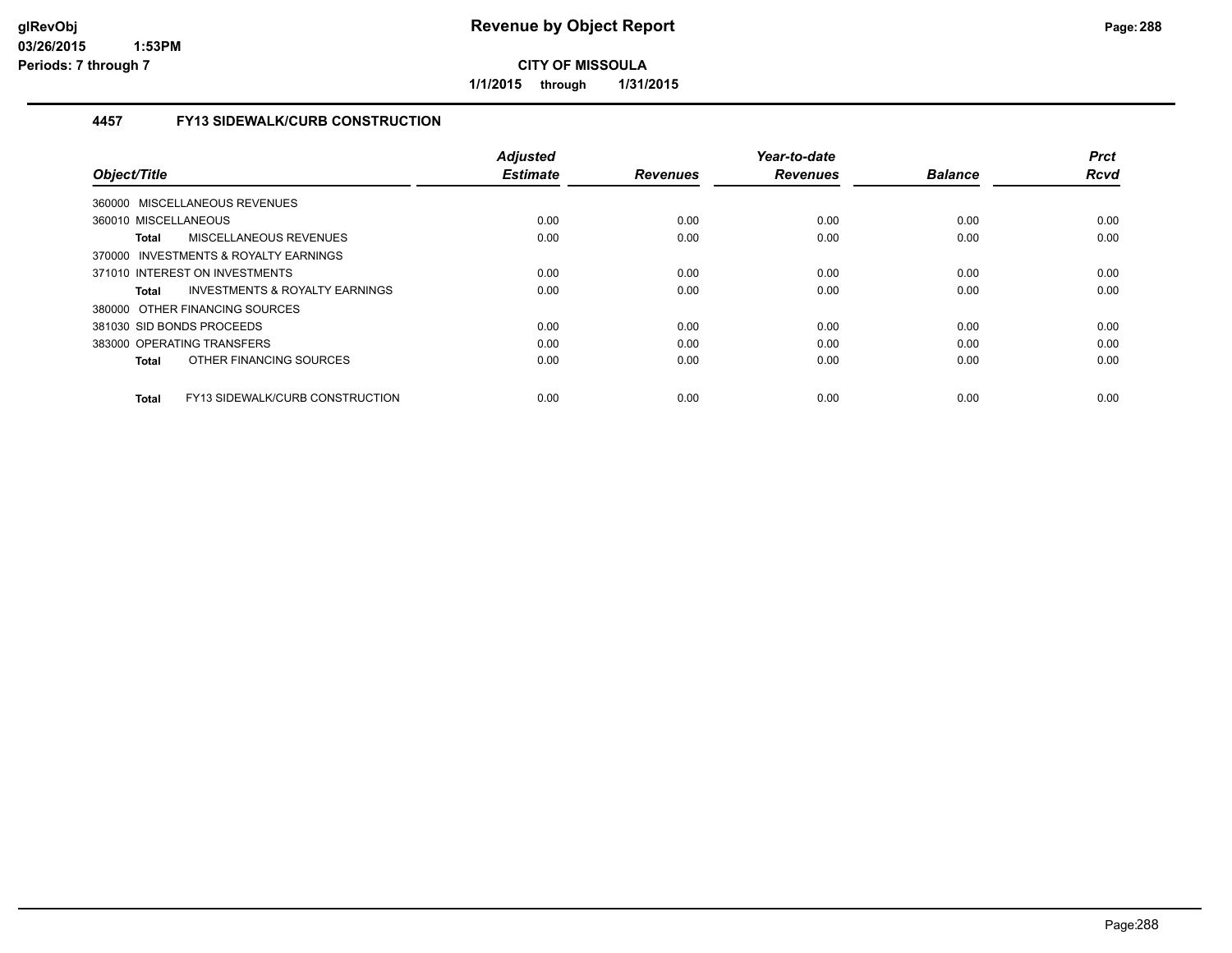# Revenue by Object Report

**CITY OF MISSOULA**

**1/1/2015 through 1/31/2015**

glRevObj
03/26/2015 1:53PM
Periods: 7 through 7

## 4457 FY13 SIDEWALK/CURB CONSTRUCTION

| Object/Title | Adjusted Estimate | Revenues | Year-to-date Revenues | Balance | Prct Rcvd |
|---|---|---|---|---|---|
| 360000 MISCELLANEOUS REVENUES | | | | | |
| 360010 MISCELLANEOUS | 0.00 | 0.00 | 0.00 | 0.00 | 0.00 |
| **Total** MISCELLANEOUS REVENUES | 0.00 | 0.00 | 0.00 | 0.00 | 0.00 |
| 370000 INVESTMENTS & ROYALTY EARNINGS | | | | | |
| 371010 INTEREST ON INVESTMENTS | 0.00 | 0.00 | 0.00 | 0.00 | 0.00 |
| **Total** INVESTMENTS & ROYALTY EARNINGS | 0.00 | 0.00 | 0.00 | 0.00 | 0.00 |
| 380000 OTHER FINANCING SOURCES | | | | | |
| 381030 SID BONDS PROCEEDS | 0.00 | 0.00 | 0.00 | 0.00 | 0.00 |
| 383000 OPERATING TRANSFERS | 0.00 | 0.00 | 0.00 | 0.00 | 0.00 |
| **Total** OTHER FINANCING SOURCES | 0.00 | 0.00 | 0.00 | 0.00 | 0.00 |
| **Total** FY13 SIDEWALK/CURB CONSTRUCTION | 0.00 | 0.00 | 0.00 | 0.00 | 0.00 |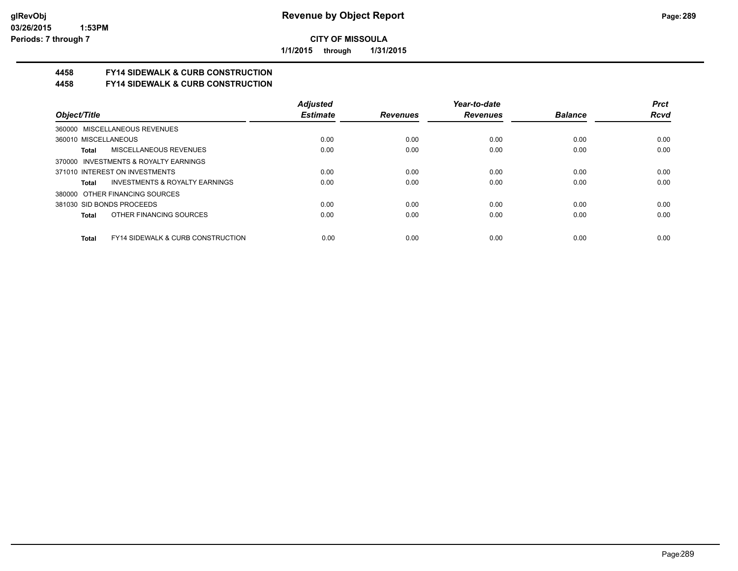**CITY OF MISSOULA**

**1/1/2015 through 1/31/2015**

## 4458 FY14 SIDEWALK & CURB CONSTRUCTION
## 4458 FY14 SIDEWALK & CURB CONSTRUCTION

| Object/Title | Adjusted Estimate | Revenues | Year-to-date Revenues | Balance | Prct Rcvd |
|---|---|---|---|---|---|
| 360000 MISCELLANEOUS REVENUES | | | | | |
| 360010 MISCELLANEOUS | 0.00 | 0.00 | 0.00 | 0.00 | 0.00 |
| **Total** MISCELLANEOUS REVENUES | 0.00 | 0.00 | 0.00 | 0.00 | 0.00 |
| 370000 INVESTMENTS & ROYALTY EARNINGS | | | | | |
| 371010 INTEREST ON INVESTMENTS | 0.00 | 0.00 | 0.00 | 0.00 | 0.00 |
| **Total** INVESTMENTS & ROYALTY EARNINGS | 0.00 | 0.00 | 0.00 | 0.00 | 0.00 |
| 380000 OTHER FINANCING SOURCES | | | | | |
| 381030 SID BONDS PROCEEDS | 0.00 | 0.00 | 0.00 | 0.00 | 0.00 |
| **Total** OTHER FINANCING SOURCES | 0.00 | 0.00 | 0.00 | 0.00 | 0.00 |
| **Total** FY14 SIDEWALK & CURB CONSTRUCTION | 0.00 | 0.00 | 0.00 | 0.00 | 0.00 |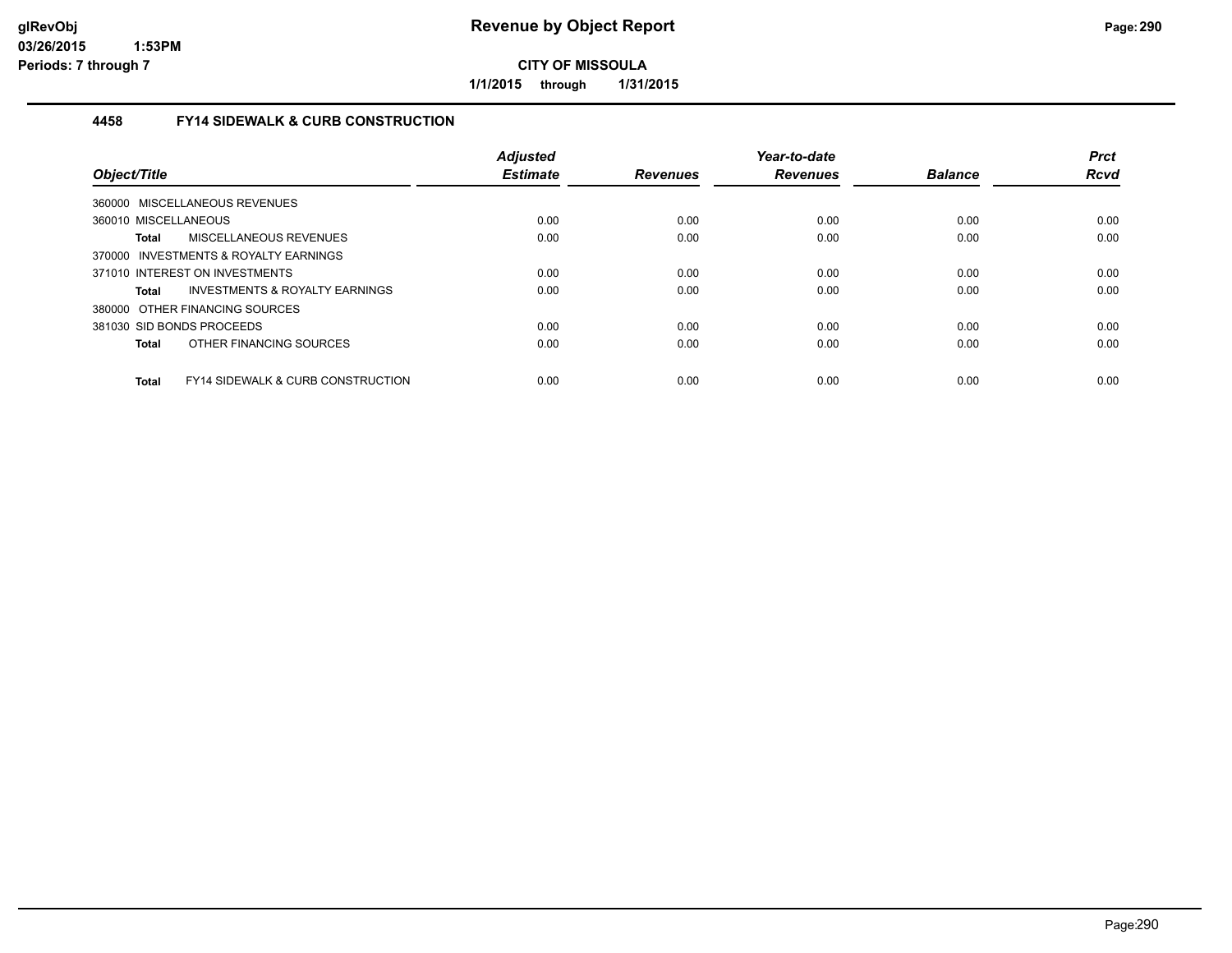# Revenue by Object Report

**CITY OF MISSOULA**

**1/1/2015 through 1/31/2015**

glRevObj
03/26/2015 1:53PM
Periods: 7 through 7

## 4458 FY14 SIDEWALK & CURB CONSTRUCTION

| Object/Title | Adjusted Estimate | Revenues | Year-to-date Revenues | Balance | Prct Rcvd |
|---|---|---|---|---|---|
| 360000 MISCELLANEOUS REVENUES | | | | | |
| 360010 MISCELLANEOUS | 0.00 | 0.00 | 0.00 | 0.00 | 0.00 |
| **Total** MISCELLANEOUS REVENUES | 0.00 | 0.00 | 0.00 | 0.00 | 0.00 |
| 370000 INVESTMENTS & ROYALTY EARNINGS | | | | | |
| 371010 INTEREST ON INVESTMENTS | 0.00 | 0.00 | 0.00 | 0.00 | 0.00 |
| **Total** INVESTMENTS & ROYALTY EARNINGS | 0.00 | 0.00 | 0.00 | 0.00 | 0.00 |
| 380000 OTHER FINANCING SOURCES | | | | | |
| 381030 SID BONDS PROCEEDS | 0.00 | 0.00 | 0.00 | 0.00 | 0.00 |
| **Total** OTHER FINANCING SOURCES | 0.00 | 0.00 | 0.00 | 0.00 | 0.00 |
| **Total** FY14 SIDEWALK & CURB CONSTRUCTION | 0.00 | 0.00 | 0.00 | 0.00 | 0.00 |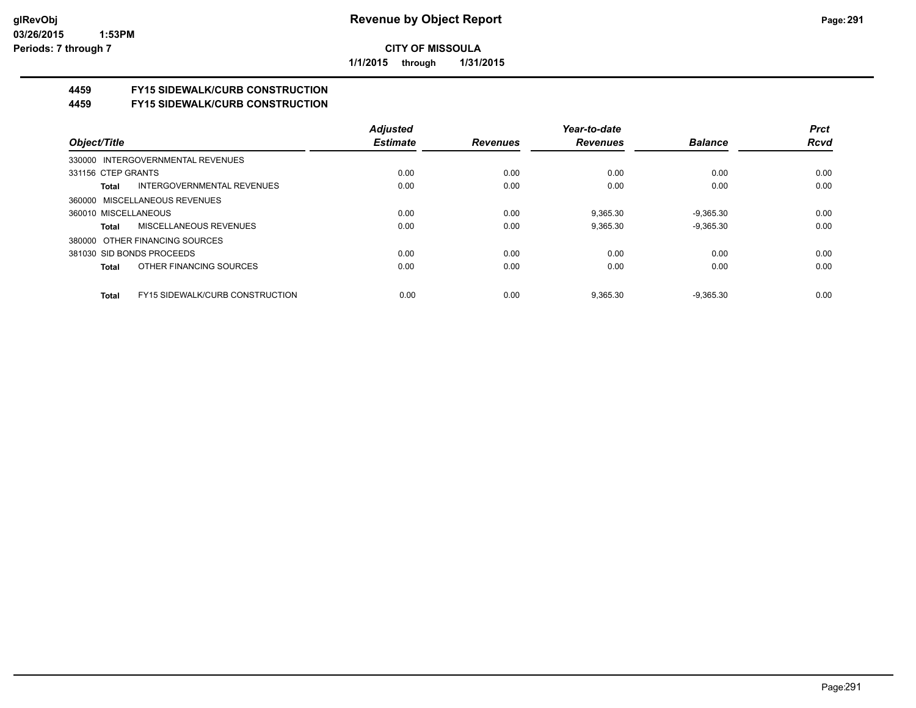**CITY OF MISSOULA**

**1/1/2015 through 1/31/2015**

## 4459 FY15 SIDEWALK/CURB CONSTRUCTION

## 4459 FY15 SIDEWALK/CURB CONSTRUCTION

| Object/Title | Adjusted Estimate | Revenues | Year-to-date Revenues | Balance | Prct Rcvd |
|---|---|---|---|---|---|
| 330000 INTERGOVERNMENTAL REVENUES | | | | | |
| 331156 CTEP GRANTS | 0.00 | 0.00 | 0.00 | 0.00 | 0.00 |
| **Total** INTERGOVERNMENTAL REVENUES | 0.00 | 0.00 | 0.00 | 0.00 | 0.00 |
| 360000 MISCELLANEOUS REVENUES | | | | | |
| 360010 MISCELLANEOUS | 0.00 | 0.00 | 9,365.30 | -9,365.30 | 0.00 |
| **Total** MISCELLANEOUS REVENUES | 0.00 | 0.00 | 9,365.30 | -9,365.30 | 0.00 |
| 380000 OTHER FINANCING SOURCES | | | | | |
| 381030 SID BONDS PROCEEDS | 0.00 | 0.00 | 0.00 | 0.00 | 0.00 |
| **Total** OTHER FINANCING SOURCES | 0.00 | 0.00 | 0.00 | 0.00 | 0.00 |
| **Total** FY15 SIDEWALK/CURB CONSTRUCTION | 0.00 | 0.00 | 9,365.30 | -9,365.30 | 0.00 |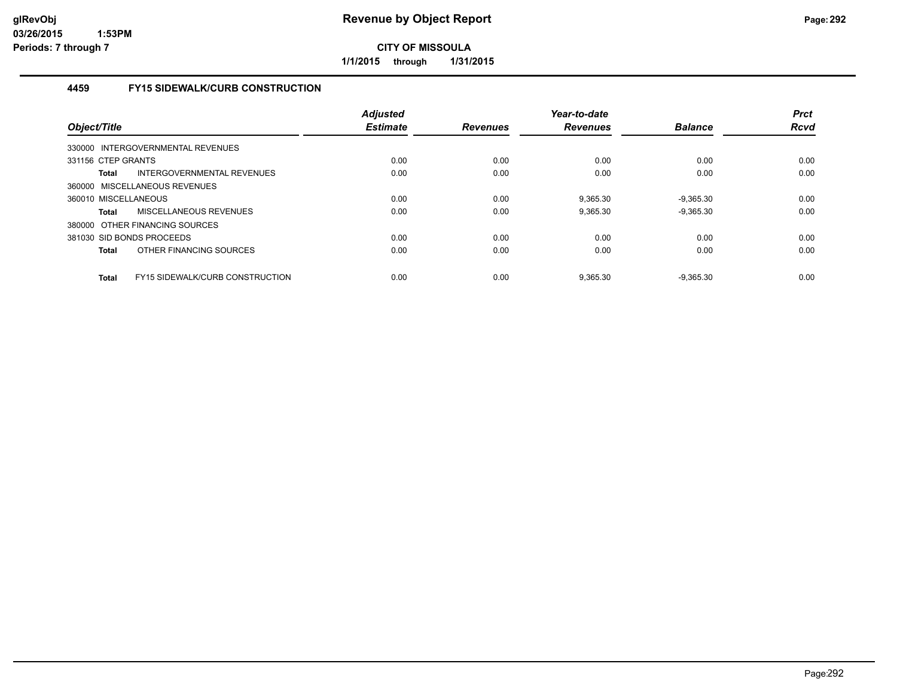**Revenue by Object Report**

**CITY OF MISSOULA**

**1/1/2015 through 1/31/2015**

glRevObj
03/26/2015 1:53PM
Periods: 7 through 7

## 4459 FY15 SIDEWALK/CURB CONSTRUCTION

| Object/Title | | Adjusted Estimate | Revenues | Year-to-date Revenues | Balance | Prct Rcvd |
|---|---|---|---|---|---|---|
| 330000 INTERGOVERNMENTAL REVENUES | | | | | | |
| 331156 CTEP GRANTS | | 0.00 | 0.00 | 0.00 | 0.00 | 0.00 |
| **Total** | INTERGOVERNMENTAL REVENUES | 0.00 | 0.00 | 0.00 | 0.00 | 0.00 |
| 360000 MISCELLANEOUS REVENUES | | | | | | |
| 360010 MISCELLANEOUS | | 0.00 | 0.00 | 9,365.30 | -9,365.30 | 0.00 |
| **Total** | MISCELLANEOUS REVENUES | 0.00 | 0.00 | 9,365.30 | -9,365.30 | 0.00 |
| 380000 OTHER FINANCING SOURCES | | | | | | |
| 381030 SID BONDS PROCEEDS | | 0.00 | 0.00 | 0.00 | 0.00 | 0.00 |
| **Total** | OTHER FINANCING SOURCES | 0.00 | 0.00 | 0.00 | 0.00 | 0.00 |
| **Total** | FY15 SIDEWALK/CURB CONSTRUCTION | 0.00 | 0.00 | 9,365.30 | -9,365.30 | 0.00 |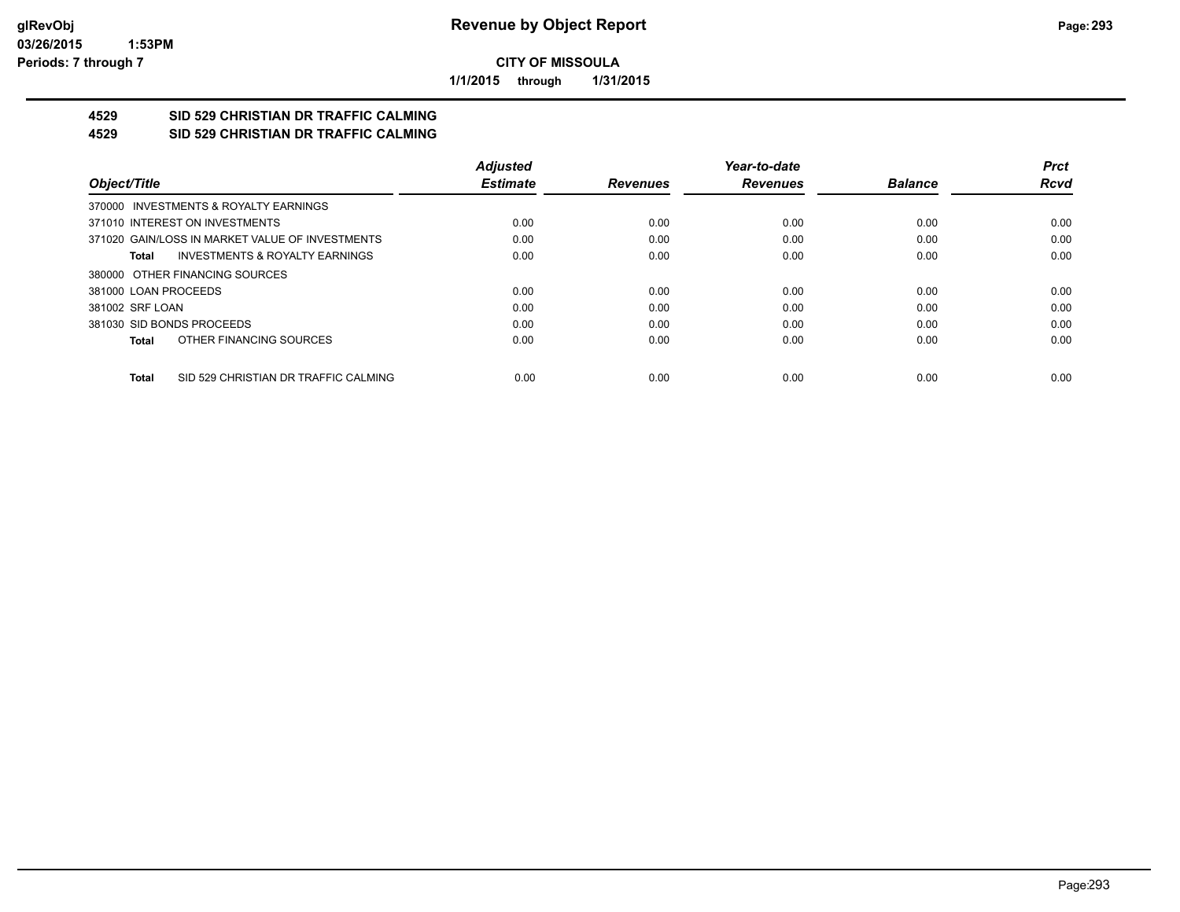**glRevObj**
**03/26/2015 1:53PM**
**Periods: 7 through 7**

# Revenue by Object Report

**CITY OF MISSOULA**

**1/1/2015 through 1/31/2015**

## 4529 SID 529 CHRISTIAN DR TRAFFIC CALMING
## 4529 SID 529 CHRISTIAN DR TRAFFIC CALMING

| Object/Title | Adjusted Estimate | Revenues | Year-to-date Revenues | Balance | Prct Rcvd |
|---|---|---|---|---|---|
| 370000 INVESTMENTS & ROYALTY EARNINGS | | | | | |
| 371010 INTEREST ON INVESTMENTS | 0.00 | 0.00 | 0.00 | 0.00 | 0.00 |
| 371020 GAIN/LOSS IN MARKET VALUE OF INVESTMENTS | 0.00 | 0.00 | 0.00 | 0.00 | 0.00 |
| **Total** INVESTMENTS & ROYALTY EARNINGS | 0.00 | 0.00 | 0.00 | 0.00 | 0.00 |
| 380000 OTHER FINANCING SOURCES | | | | | |
| 381000 LOAN PROCEEDS | 0.00 | 0.00 | 0.00 | 0.00 | 0.00 |
| 381002 SRF LOAN | 0.00 | 0.00 | 0.00 | 0.00 | 0.00 |
| 381030 SID BONDS PROCEEDS | 0.00 | 0.00 | 0.00 | 0.00 | 0.00 |
| **Total** OTHER FINANCING SOURCES | 0.00 | 0.00 | 0.00 | 0.00 | 0.00 |
| **Total** SID 529 CHRISTIAN DR TRAFFIC CALMING | 0.00 | 0.00 | 0.00 | 0.00 | 0.00 |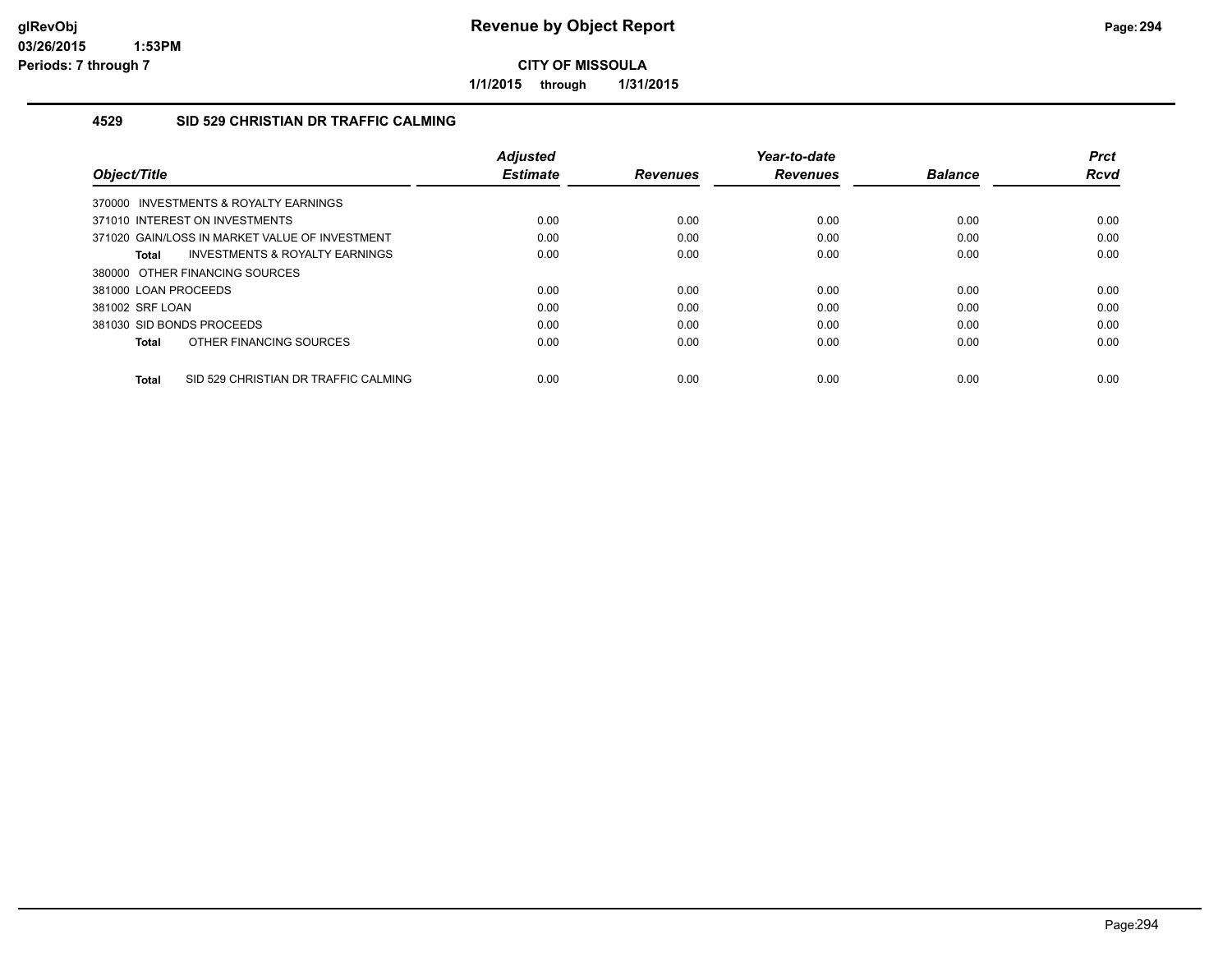# Revenue by Object Report

**CITY OF MISSOULA**

**1/1/2015 through 1/31/2015**

### 4529 SID 529 CHRISTIAN DR TRAFFIC CALMING

| Object/Title | Adjusted Estimate | Revenues | Year-to-date Revenues | Balance | Prct Rcvd |
|---|---|---|---|---|---|
| 370000 INVESTMENTS & ROYALTY EARNINGS | | | | | |
| 371010 INTEREST ON INVESTMENTS | 0.00 | 0.00 | 0.00 | 0.00 | 0.00 |
| 371020 GAIN/LOSS IN MARKET VALUE OF INVESTMENT | 0.00 | 0.00 | 0.00 | 0.00 | 0.00 |
| **Total** INVESTMENTS & ROYALTY EARNINGS | 0.00 | 0.00 | 0.00 | 0.00 | 0.00 |
| 380000 OTHER FINANCING SOURCES | | | | | |
| 381000 LOAN PROCEEDS | 0.00 | 0.00 | 0.00 | 0.00 | 0.00 |
| 381002 SRF LOAN | 0.00 | 0.00 | 0.00 | 0.00 | 0.00 |
| 381030 SID BONDS PROCEEDS | 0.00 | 0.00 | 0.00 | 0.00 | 0.00 |
| **Total** OTHER FINANCING SOURCES | 0.00 | 0.00 | 0.00 | 0.00 | 0.00 |
| **Total** SID 529 CHRISTIAN DR TRAFFIC CALMING | 0.00 | 0.00 | 0.00 | 0.00 | 0.00 |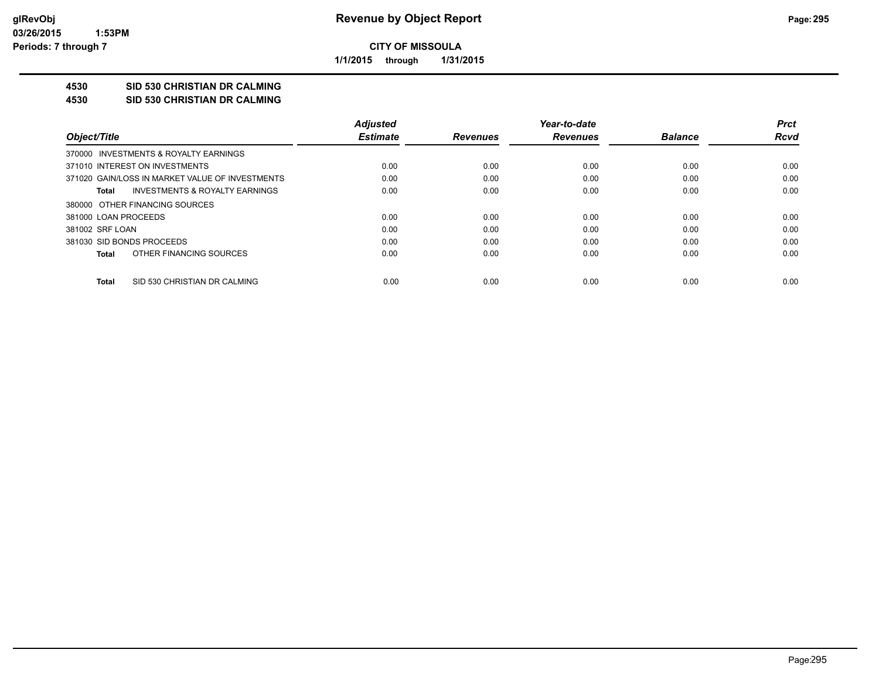**CITY OF MISSOULA**

**1/1/2015 through 1/31/2015**

**4530 SID 530 CHRISTIAN DR CALMING**

**4530 SID 530 CHRISTIAN DR CALMING**

| Object/Title | Adjusted Estimate | Revenues | Year-to-date Revenues | Balance | Prct Rcvd |
|---|---|---|---|---|---|
| 370000 INVESTMENTS & ROYALTY EARNINGS | | | | | |
| 371010 INTEREST ON INVESTMENTS | 0.00 | 0.00 | 0.00 | 0.00 | 0.00 |
| 371020 GAIN/LOSS IN MARKET VALUE OF INVESTMENTS | 0.00 | 0.00 | 0.00 | 0.00 | 0.00 |
| **Total** INVESTMENTS & ROYALTY EARNINGS | 0.00 | 0.00 | 0.00 | 0.00 | 0.00 |
| 380000 OTHER FINANCING SOURCES | | | | | |
| 381000 LOAN PROCEEDS | 0.00 | 0.00 | 0.00 | 0.00 | 0.00 |
| 381002 SRF LOAN | 0.00 | 0.00 | 0.00 | 0.00 | 0.00 |
| 381030 SID BONDS PROCEEDS | 0.00 | 0.00 | 0.00 | 0.00 | 0.00 |
| **Total** OTHER FINANCING SOURCES | 0.00 | 0.00 | 0.00 | 0.00 | 0.00 |
| **Total** SID 530 CHRISTIAN DR CALMING | 0.00 | 0.00 | 0.00 | 0.00 | 0.00 |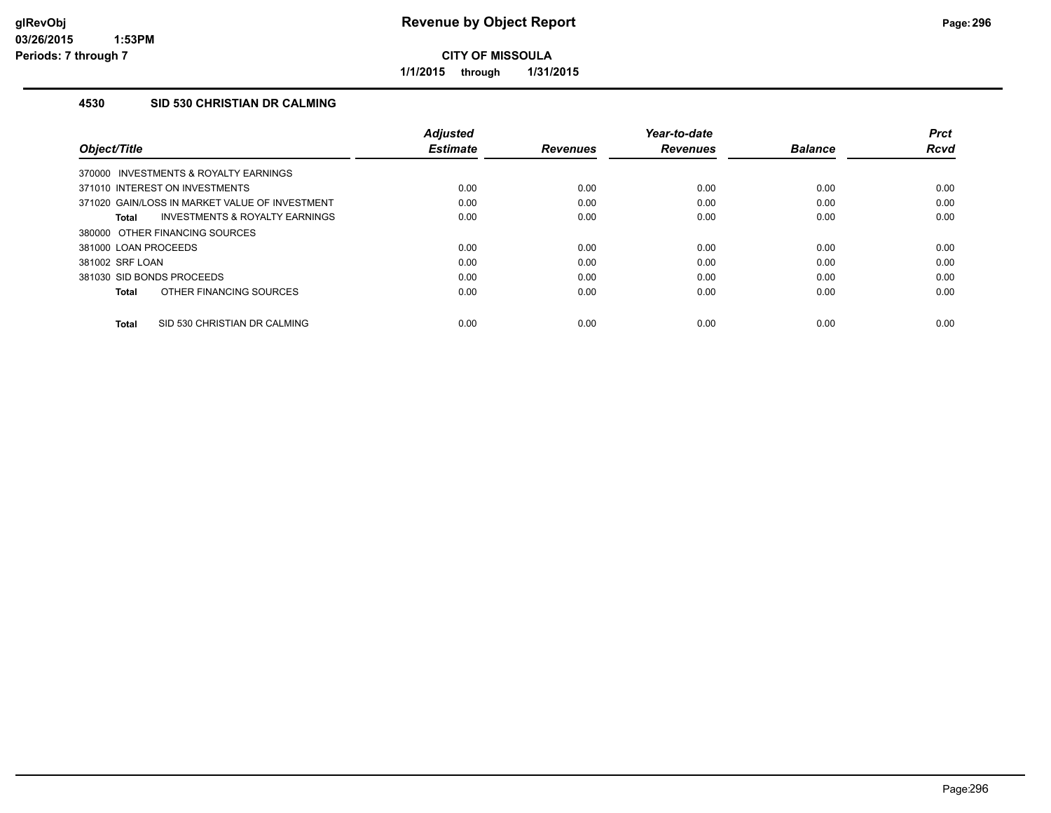# Revenue by Object Report

**CITY OF MISSOULA**

**1/1/2015 through 1/31/2015**

glRevObj
03/26/2015 1:53PM
Periods: 7 through 7

### 4530 SID 530 CHRISTIAN DR CALMING

| Object/Title | Adjusted Estimate | Revenues | Year-to-date Revenues | Balance | Prct Rcvd |
|---|---|---|---|---|---|
| 370000 INVESTMENTS & ROYALTY EARNINGS | | | | | |
| 371010 INTEREST ON INVESTMENTS | 0.00 | 0.00 | 0.00 | 0.00 | 0.00 |
| 371020 GAIN/LOSS IN MARKET VALUE OF INVESTMENT | 0.00 | 0.00 | 0.00 | 0.00 | 0.00 |
| **Total** INVESTMENTS & ROYALTY EARNINGS | 0.00 | 0.00 | 0.00 | 0.00 | 0.00 |
| 380000 OTHER FINANCING SOURCES | | | | | |
| 381000 LOAN PROCEEDS | 0.00 | 0.00 | 0.00 | 0.00 | 0.00 |
| 381002 SRF LOAN | 0.00 | 0.00 | 0.00 | 0.00 | 0.00 |
| 381030 SID BONDS PROCEEDS | 0.00 | 0.00 | 0.00 | 0.00 | 0.00 |
| **Total** OTHER FINANCING SOURCES | 0.00 | 0.00 | 0.00 | 0.00 | 0.00 |
| **Total** SID 530 CHRISTIAN DR CALMING | 0.00 | 0.00 | 0.00 | 0.00 | 0.00 |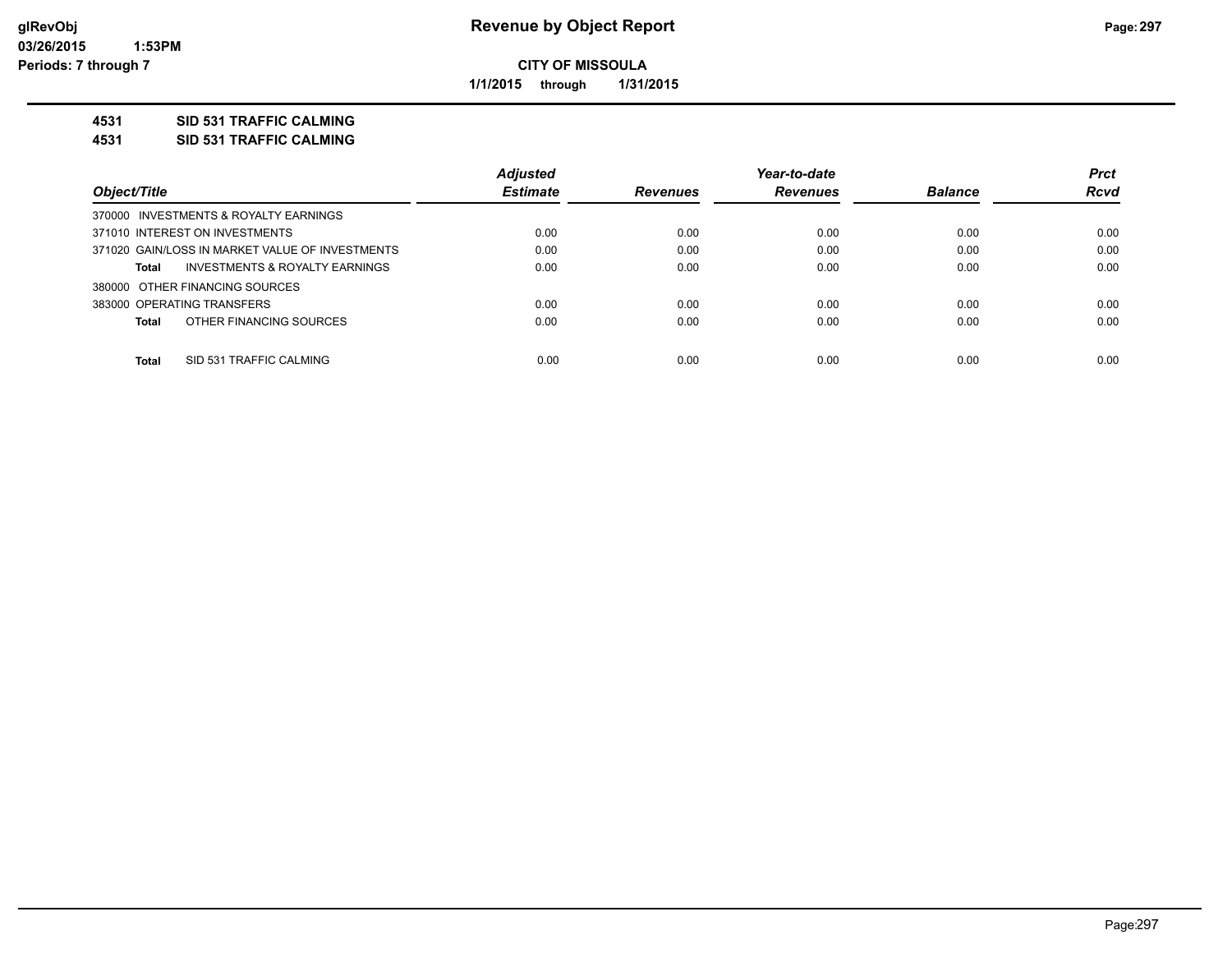# Revenue by Object Report

**CITY OF MISSOULA**

**1/1/2015 through 1/31/2015**

glRevObj
03/26/2015 1:53PM
Periods: 7 through 7

**4531 SID 531 TRAFFIC CALMING**

**4531 SID 531 TRAFFIC CALMING**

| Object/Title | Adjusted Estimate | Revenues | Year-to-date Revenues | Balance | Prct Rcvd |
|---|---|---|---|---|---|
| 370000 INVESTMENTS & ROYALTY EARNINGS | | | | | |
| 371010 INTEREST ON INVESTMENTS | 0.00 | 0.00 | 0.00 | 0.00 | 0.00 |
| 371020 GAIN/LOSS IN MARKET VALUE OF INVESTMENTS | 0.00 | 0.00 | 0.00 | 0.00 | 0.00 |
| Total INVESTMENTS & ROYALTY EARNINGS | 0.00 | 0.00 | 0.00 | 0.00 | 0.00 |
| 380000 OTHER FINANCING SOURCES | | | | | |
| 383000 OPERATING TRANSFERS | 0.00 | 0.00 | 0.00 | 0.00 | 0.00 |
| Total OTHER FINANCING SOURCES | 0.00 | 0.00 | 0.00 | 0.00 | 0.00 |
| Total SID 531 TRAFFIC CALMING | 0.00 | 0.00 | 0.00 | 0.00 | 0.00 |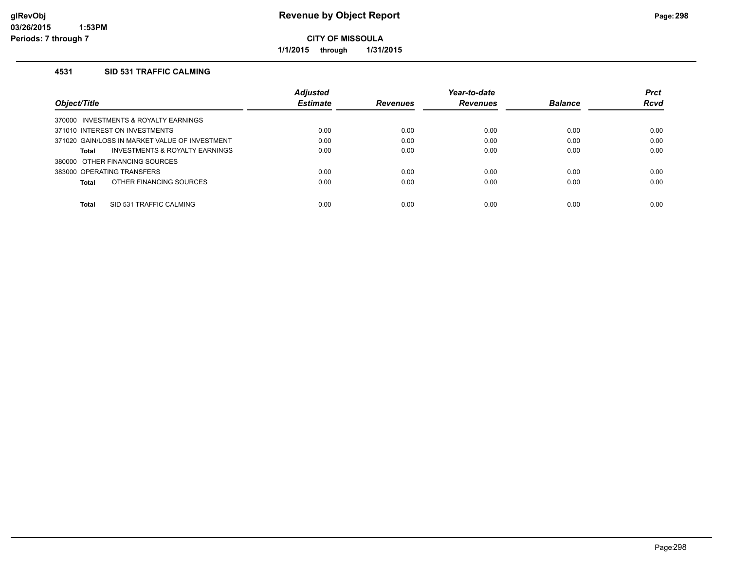# Revenue by Object Report

**CITY OF MISSOULA**

**1/1/2015 through 1/31/2015**

### 4531 SID 531 TRAFFIC CALMING

| Object/Title | Adjusted Estimate | Revenues | Year-to-date Revenues | Balance | Prct Rcvd |
|---|---|---|---|---|---|
| 370000 INVESTMENTS & ROYALTY EARNINGS | | | | | |
| 371010 INTEREST ON INVESTMENTS | 0.00 | 0.00 | 0.00 | 0.00 | 0.00 |
| 371020 GAIN/LOSS IN MARKET VALUE OF INVESTMENT | 0.00 | 0.00 | 0.00 | 0.00 | 0.00 |
| **Total** INVESTMENTS & ROYALTY EARNINGS | 0.00 | 0.00 | 0.00 | 0.00 | 0.00 |
| 380000 OTHER FINANCING SOURCES | | | | | |
| 383000 OPERATING TRANSFERS | 0.00 | 0.00 | 0.00 | 0.00 | 0.00 |
| **Total** OTHER FINANCING SOURCES | 0.00 | 0.00 | 0.00 | 0.00 | 0.00 |
| **Total** SID 531 TRAFFIC CALMING | 0.00 | 0.00 | 0.00 | 0.00 | 0.00 |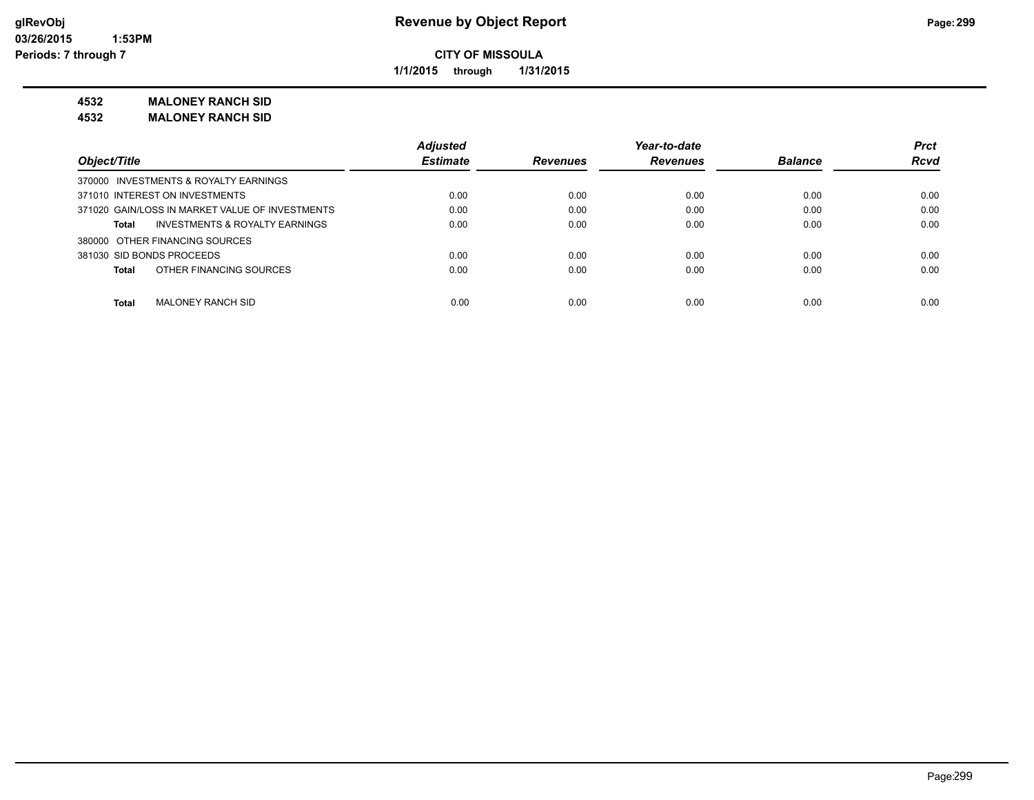# Revenue by Object Report

**CITY OF MISSOULA**

**1/1/2015 through 1/31/2015**

**4532 MALONEY RANCH SID**

**4532 MALONEY RANCH SID**

| Object/Title | Adjusted Estimate | Revenues | Year-to-date Revenues | Balance | Prct Rcvd |
|---|---|---|---|---|---|
| 370000 INVESTMENTS & ROYALTY EARNINGS | | | | | |
| 371010 INTEREST ON INVESTMENTS | 0.00 | 0.00 | 0.00 | 0.00 | 0.00 |
| 371020 GAIN/LOSS IN MARKET VALUE OF INVESTMENTS | 0.00 | 0.00 | 0.00 | 0.00 | 0.00 |
| **Total** INVESTMENTS & ROYALTY EARNINGS | 0.00 | 0.00 | 0.00 | 0.00 | 0.00 |
| 380000 OTHER FINANCING SOURCES | | | | | |
| 381030 SID BONDS PROCEEDS | 0.00 | 0.00 | 0.00 | 0.00 | 0.00 |
| **Total** OTHER FINANCING SOURCES | 0.00 | 0.00 | 0.00 | 0.00 | 0.00 |
| **Total** MALONEY RANCH SID | 0.00 | 0.00 | 0.00 | 0.00 | 0.00 |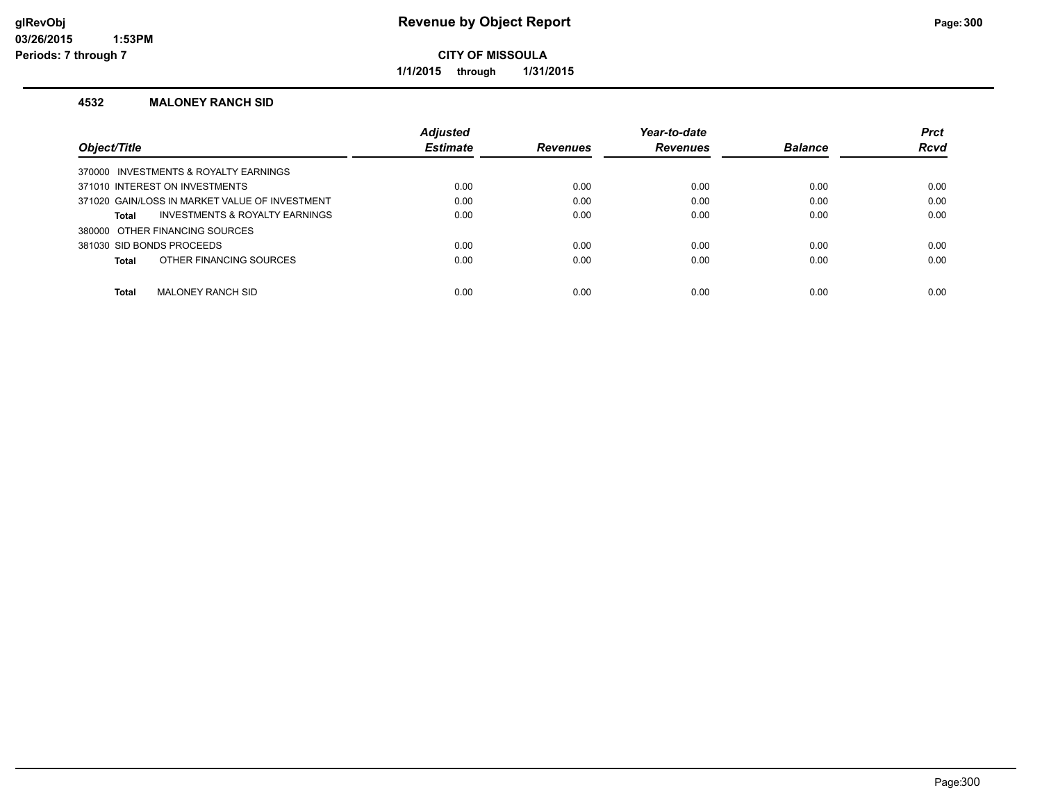# Revenue by Object Report

**CITY OF MISSOULA**

**1/1/2015 through 1/31/2015**

### 4532 MALONEY RANCH SID

| Object/Title | Adjusted Estimate | Revenues | Year-to-date Revenues | Balance | Prct Rcvd |
|---|---|---|---|---|---|
| 370000 INVESTMENTS & ROYALTY EARNINGS | | | | | |
| 371010 INTEREST ON INVESTMENTS | 0.00 | 0.00 | 0.00 | 0.00 | 0.00 |
| 371020 GAIN/LOSS IN MARKET VALUE OF INVESTMENT | 0.00 | 0.00 | 0.00 | 0.00 | 0.00 |
| **Total** INVESTMENTS & ROYALTY EARNINGS | 0.00 | 0.00 | 0.00 | 0.00 | 0.00 |
| 380000 OTHER FINANCING SOURCES | | | | | |
| 381030 SID BONDS PROCEEDS | 0.00 | 0.00 | 0.00 | 0.00 | 0.00 |
| **Total** OTHER FINANCING SOURCES | 0.00 | 0.00 | 0.00 | 0.00 | 0.00 |
| **Total** MALONEY RANCH SID | 0.00 | 0.00 | 0.00 | 0.00 | 0.00 |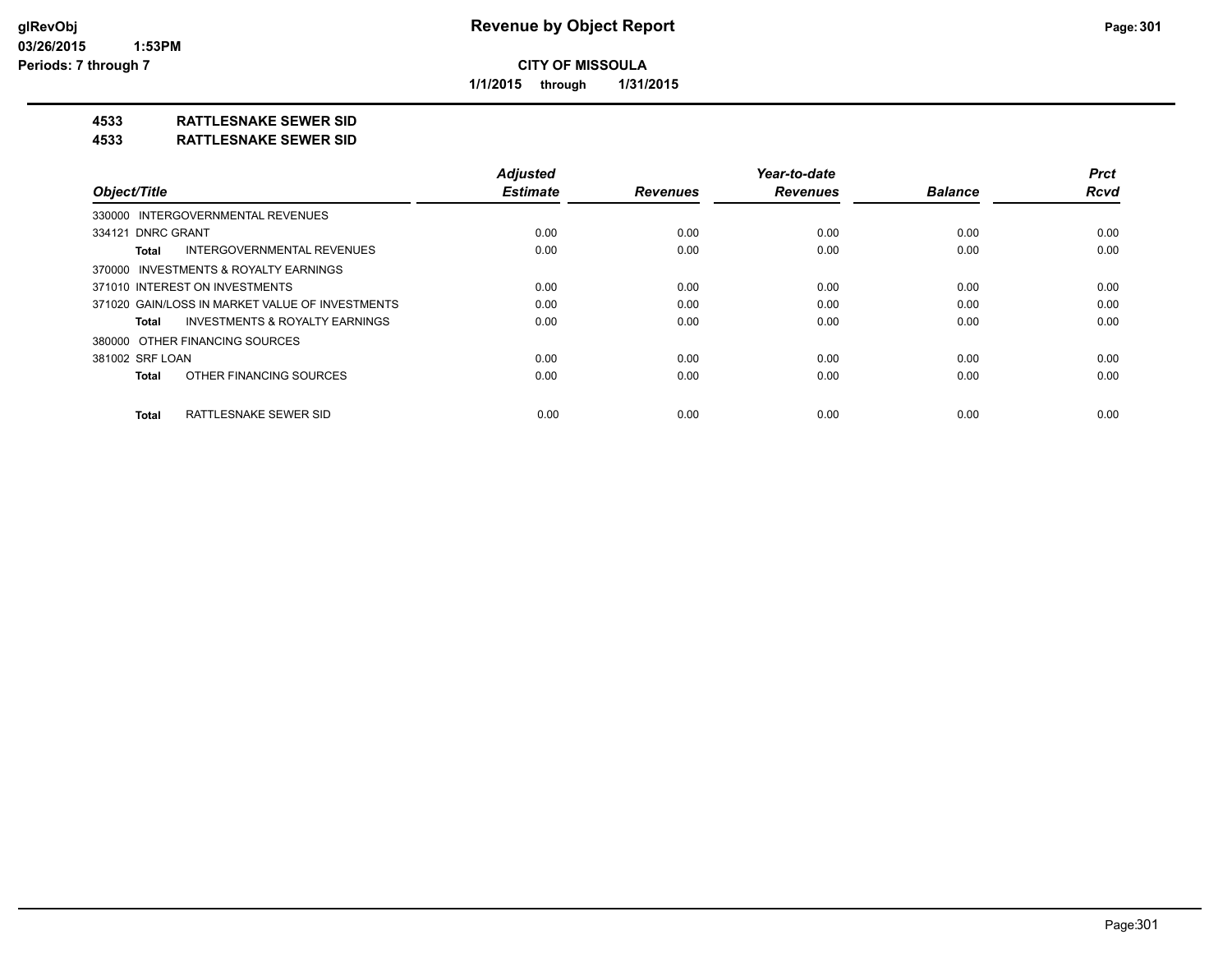**CITY OF MISSOULA**

**1/1/2015 through 1/31/2015**

## 4533 RATTLESNAKE SEWER SID

## 4533 RATTLESNAKE SEWER SID

| Object/Title | Adjusted Estimate | Revenues | Year-to-date Revenues | Balance | Prct Rcvd |
|---|---|---|---|---|---|
| 330000 INTERGOVERNMENTAL REVENUES | | | | | |
| 334121 DNRC GRANT | 0.00 | 0.00 | 0.00 | 0.00 | 0.00 |
| **Total** INTERGOVERNMENTAL REVENUES | 0.00 | 0.00 | 0.00 | 0.00 | 0.00 |
| 370000 INVESTMENTS & ROYALTY EARNINGS | | | | | |
| 371010 INTEREST ON INVESTMENTS | 0.00 | 0.00 | 0.00 | 0.00 | 0.00 |
| 371020 GAIN/LOSS IN MARKET VALUE OF INVESTMENTS | 0.00 | 0.00 | 0.00 | 0.00 | 0.00 |
| **Total** INVESTMENTS & ROYALTY EARNINGS | 0.00 | 0.00 | 0.00 | 0.00 | 0.00 |
| 380000 OTHER FINANCING SOURCES | | | | | |
| 381002 SRF LOAN | 0.00 | 0.00 | 0.00 | 0.00 | 0.00 |
| **Total** OTHER FINANCING SOURCES | 0.00 | 0.00 | 0.00 | 0.00 | 0.00 |
| **Total** RATTLESNAKE SEWER SID | 0.00 | 0.00 | 0.00 | 0.00 | 0.00 |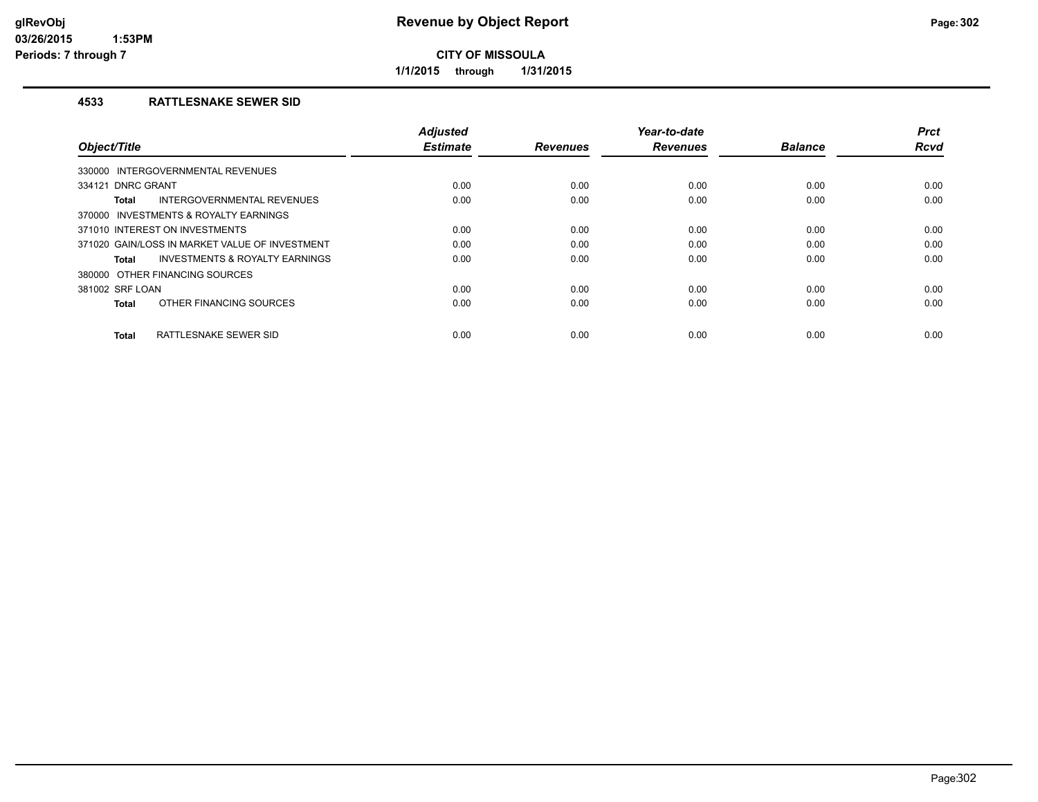**glRevObj**
**03/26/2015 1:53PM**
**Periods: 7 through 7**

# Revenue by Object Report

**CITY OF MISSOULA**

**1/1/2015 through 1/31/2015**

## 4533 RATTLESNAKE SEWER SID

| Object/Title | Adjusted Estimate | Revenues | Year-to-date Revenues | Balance | Prct Rcvd |
|---|---|---|---|---|---|
| 330000 INTERGOVERNMENTAL REVENUES | | | | | |
| 334121 DNRC GRANT | 0.00 | 0.00 | 0.00 | 0.00 | 0.00 |
| **Total** INTERGOVERNMENTAL REVENUES | 0.00 | 0.00 | 0.00 | 0.00 | 0.00 |
| 370000 INVESTMENTS & ROYALTY EARNINGS | | | | | |
| 371010 INTEREST ON INVESTMENTS | 0.00 | 0.00 | 0.00 | 0.00 | 0.00 |
| 371020 GAIN/LOSS IN MARKET VALUE OF INVESTMENT | 0.00 | 0.00 | 0.00 | 0.00 | 0.00 |
| **Total** INVESTMENTS & ROYALTY EARNINGS | 0.00 | 0.00 | 0.00 | 0.00 | 0.00 |
| 380000 OTHER FINANCING SOURCES | | | | | |
| 381002 SRF LOAN | 0.00 | 0.00 | 0.00 | 0.00 | 0.00 |
| **Total** OTHER FINANCING SOURCES | 0.00 | 0.00 | 0.00 | 0.00 | 0.00 |
| **Total** RATTLESNAKE SEWER SID | 0.00 | 0.00 | 0.00 | 0.00 | 0.00 |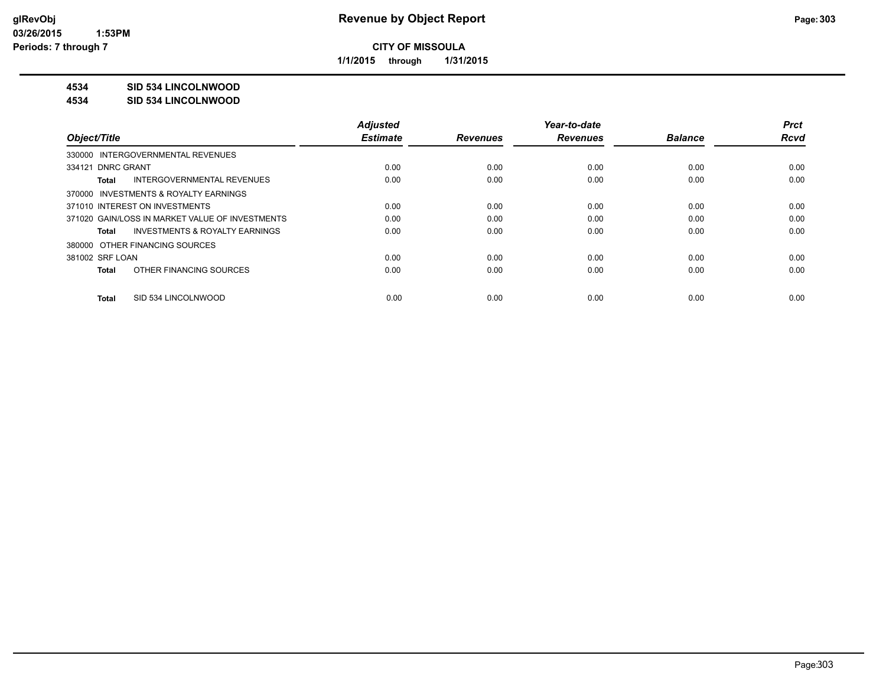**Revenue by Object Report**

**CITY OF MISSOULA**

**1/1/2015 through 1/31/2015**

glRevObj
03/26/2015 1:53PM
Periods: 7 through 7

**4534 SID 534 LINCOLNWOOD**

**4534 SID 534 LINCOLNWOOD**

| Object/Title | Adjusted Estimate | Revenues | Year-to-date Revenues | Balance | Prct Rcvd |
|---|---|---|---|---|---|
| 330000 INTERGOVERNMENTAL REVENUES | | | | | |
| 334121 DNRC GRANT | 0.00 | 0.00 | 0.00 | 0.00 | 0.00 |
| **Total** INTERGOVERNMENTAL REVENUES | 0.00 | 0.00 | 0.00 | 0.00 | 0.00 |
| 370000 INVESTMENTS & ROYALTY EARNINGS | | | | | |
| 371010 INTEREST ON INVESTMENTS | 0.00 | 0.00 | 0.00 | 0.00 | 0.00 |
| 371020 GAIN/LOSS IN MARKET VALUE OF INVESTMENTS | 0.00 | 0.00 | 0.00 | 0.00 | 0.00 |
| **Total** INVESTMENTS & ROYALTY EARNINGS | 0.00 | 0.00 | 0.00 | 0.00 | 0.00 |
| 380000 OTHER FINANCING SOURCES | | | | | |
| 381002 SRF LOAN | 0.00 | 0.00 | 0.00 | 0.00 | 0.00 |
| **Total** OTHER FINANCING SOURCES | 0.00 | 0.00 | 0.00 | 0.00 | 0.00 |
| **Total** SID 534 LINCOLNWOOD | 0.00 | 0.00 | 0.00 | 0.00 | 0.00 |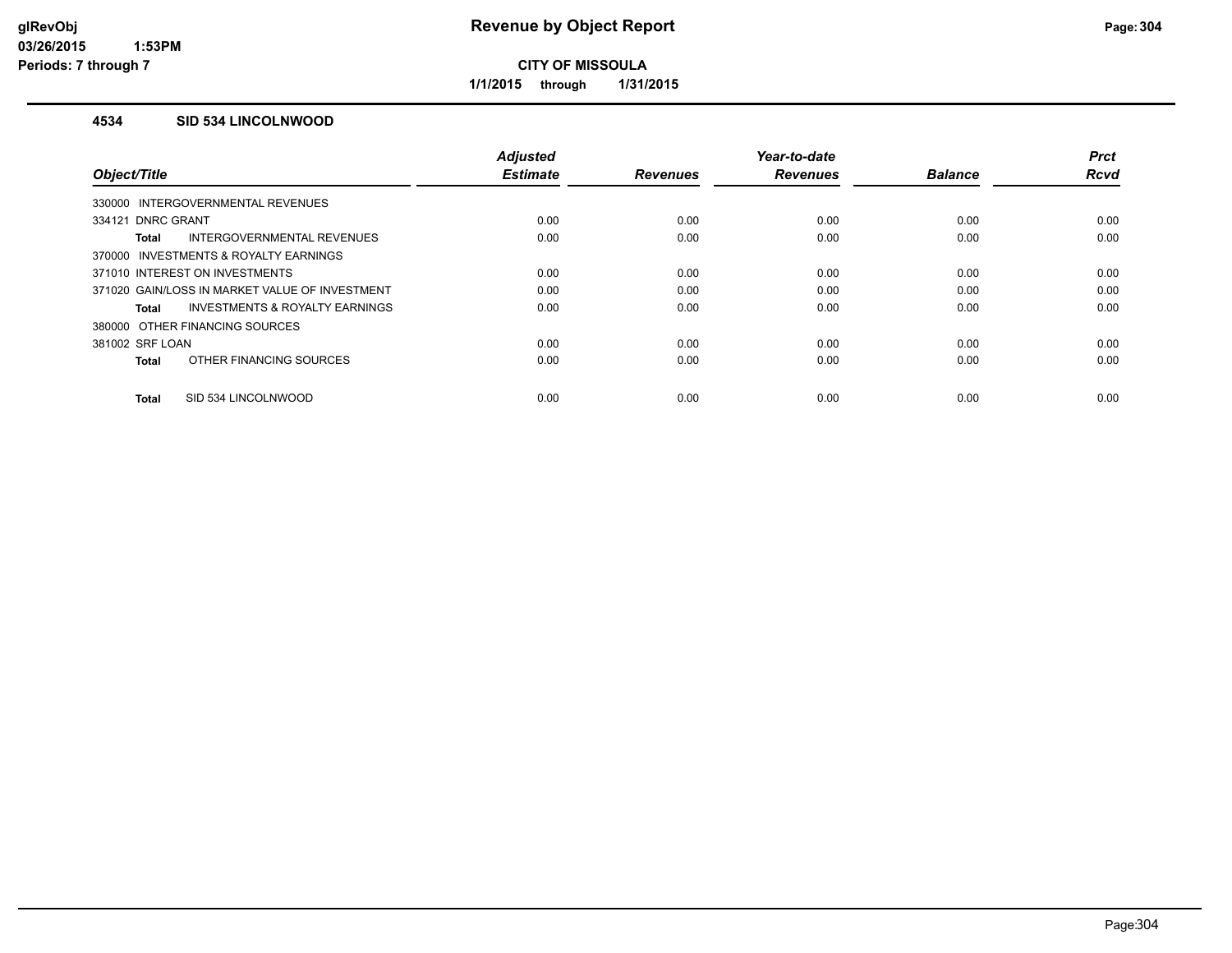# Revenue by Object Report

**CITY OF MISSOULA**

**1/1/2015 through 1/31/2015**

glRevObj
03/26/2015 1:53PM
Periods: 7 through 7

### 4534 SID 534 LINCOLNWOOD

| Object/Title | Adjusted Estimate | Revenues | Year-to-date Revenues | Balance | Prct Rcvd |
|---|---|---|---|---|---|
| 330000 INTERGOVERNMENTAL REVENUES | | | | | |
| 334121 DNRC GRANT | 0.00 | 0.00 | 0.00 | 0.00 | 0.00 |
| **Total** INTERGOVERNMENTAL REVENUES | 0.00 | 0.00 | 0.00 | 0.00 | 0.00 |
| 370000 INVESTMENTS & ROYALTY EARNINGS | | | | | |
| 371010 INTEREST ON INVESTMENTS | 0.00 | 0.00 | 0.00 | 0.00 | 0.00 |
| 371020 GAIN/LOSS IN MARKET VALUE OF INVESTMENT | 0.00 | 0.00 | 0.00 | 0.00 | 0.00 |
| **Total** INVESTMENTS & ROYALTY EARNINGS | 0.00 | 0.00 | 0.00 | 0.00 | 0.00 |
| 380000 OTHER FINANCING SOURCES | | | | | |
| 381002 SRF LOAN | 0.00 | 0.00 | 0.00 | 0.00 | 0.00 |
| **Total** OTHER FINANCING SOURCES | 0.00 | 0.00 | 0.00 | 0.00 | 0.00 |
| **Total** SID 534 LINCOLNWOOD | 0.00 | 0.00 | 0.00 | 0.00 | 0.00 |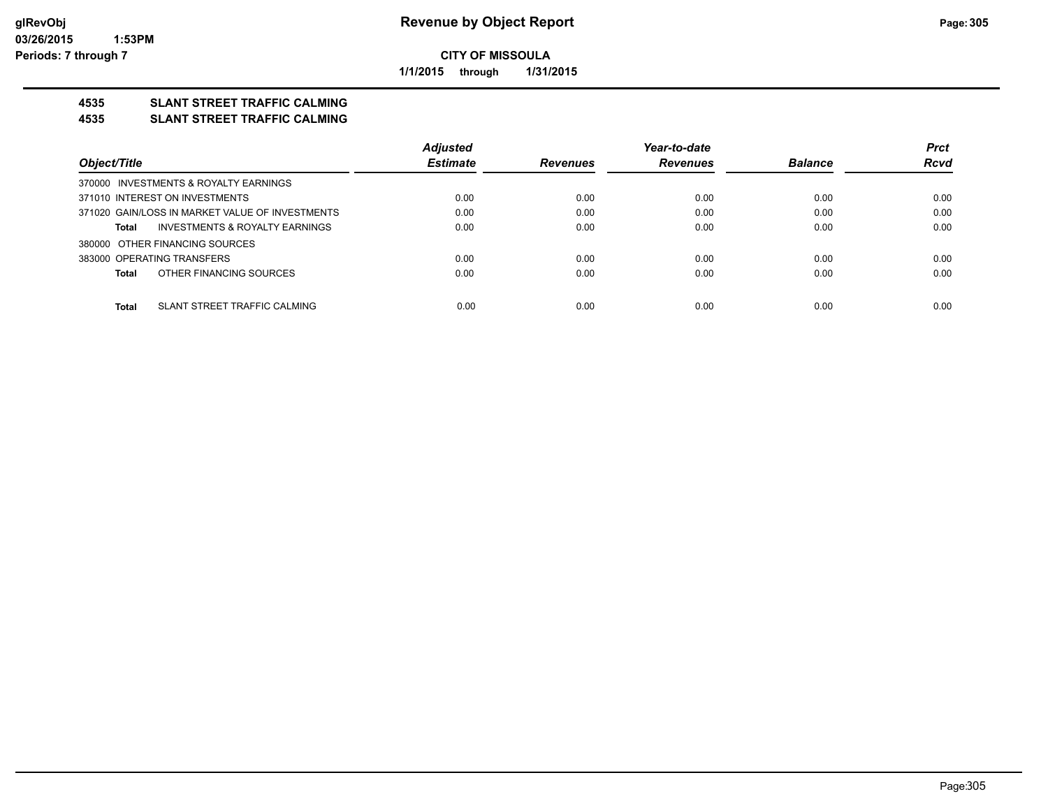**glRevObj**
**03/26/2015 1:53PM**
**Periods: 7 through 7**

# Revenue by Object Report

**CITY OF MISSOULA**

**1/1/2015 through 1/31/2015**

## 4535 SLANT STREET TRAFFIC CALMING
## 4535 SLANT STREET TRAFFIC CALMING

| Object/Title | Adjusted Estimate | Revenues | Year-to-date Revenues | Balance | Prct Rcvd |
|---|---|---|---|---|---|
| 370000 INVESTMENTS & ROYALTY EARNINGS | | | | | |
| 371010 INTEREST ON INVESTMENTS | 0.00 | 0.00 | 0.00 | 0.00 | 0.00 |
| 371020 GAIN/LOSS IN MARKET VALUE OF INVESTMENTS | 0.00 | 0.00 | 0.00 | 0.00 | 0.00 |
| **Total** INVESTMENTS & ROYALTY EARNINGS | 0.00 | 0.00 | 0.00 | 0.00 | 0.00 |
| 380000 OTHER FINANCING SOURCES | | | | | |
| 383000 OPERATING TRANSFERS | 0.00 | 0.00 | 0.00 | 0.00 | 0.00 |
| **Total** OTHER FINANCING SOURCES | 0.00 | 0.00 | 0.00 | 0.00 | 0.00 |
| **Total** SLANT STREET TRAFFIC CALMING | 0.00 | 0.00 | 0.00 | 0.00 | 0.00 |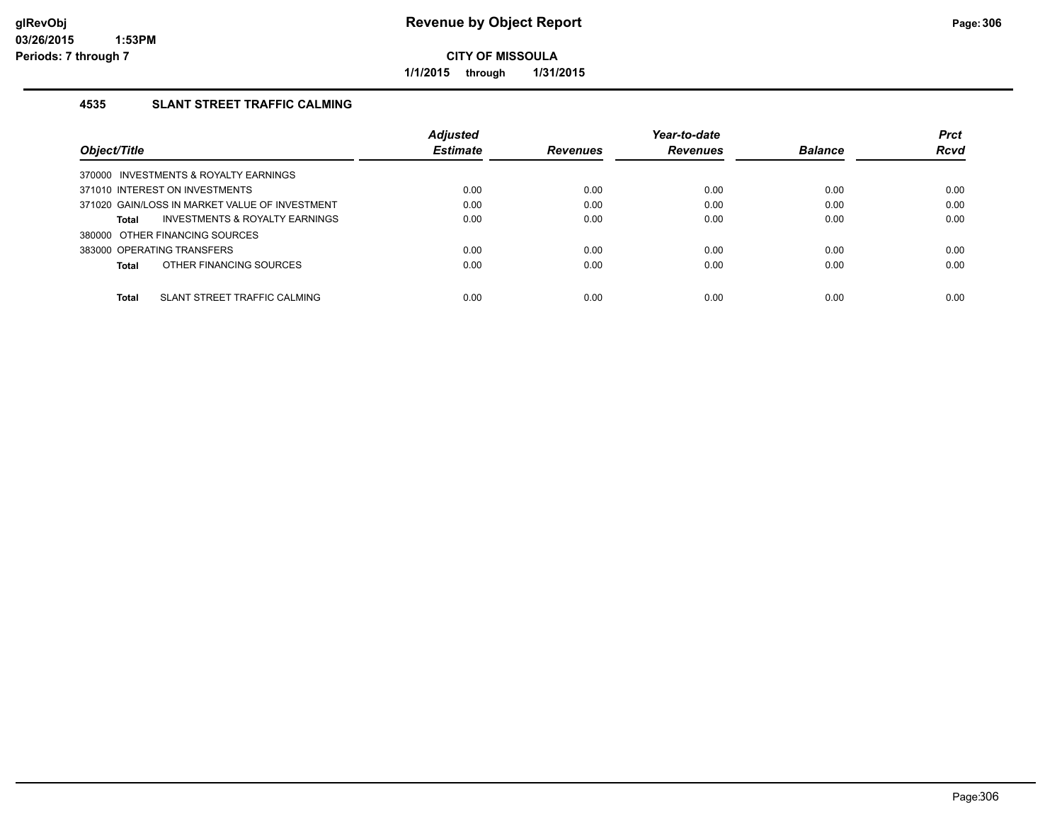# Revenue by Object Report

**CITY OF MISSOULA**

**1/1/2015 through 1/31/2015**

## 4535 SLANT STREET TRAFFIC CALMING

| Object/Title | Adjusted Estimate | Revenues | Year-to-date Revenues | Balance | Prct Rcvd |
|---|---|---|---|---|---|
| 370000 INVESTMENTS & ROYALTY EARNINGS | | | | | |
| 371010 INTEREST ON INVESTMENTS | 0.00 | 0.00 | 0.00 | 0.00 | 0.00 |
| 371020 GAIN/LOSS IN MARKET VALUE OF INVESTMENT | 0.00 | 0.00 | 0.00 | 0.00 | 0.00 |
| **Total** INVESTMENTS & ROYALTY EARNINGS | 0.00 | 0.00 | 0.00 | 0.00 | 0.00 |
| 380000 OTHER FINANCING SOURCES | | | | | |
| 383000 OPERATING TRANSFERS | 0.00 | 0.00 | 0.00 | 0.00 | 0.00 |
| **Total** OTHER FINANCING SOURCES | 0.00 | 0.00 | 0.00 | 0.00 | 0.00 |
| **Total** SLANT STREET TRAFFIC CALMING | 0.00 | 0.00 | 0.00 | 0.00 | 0.00 |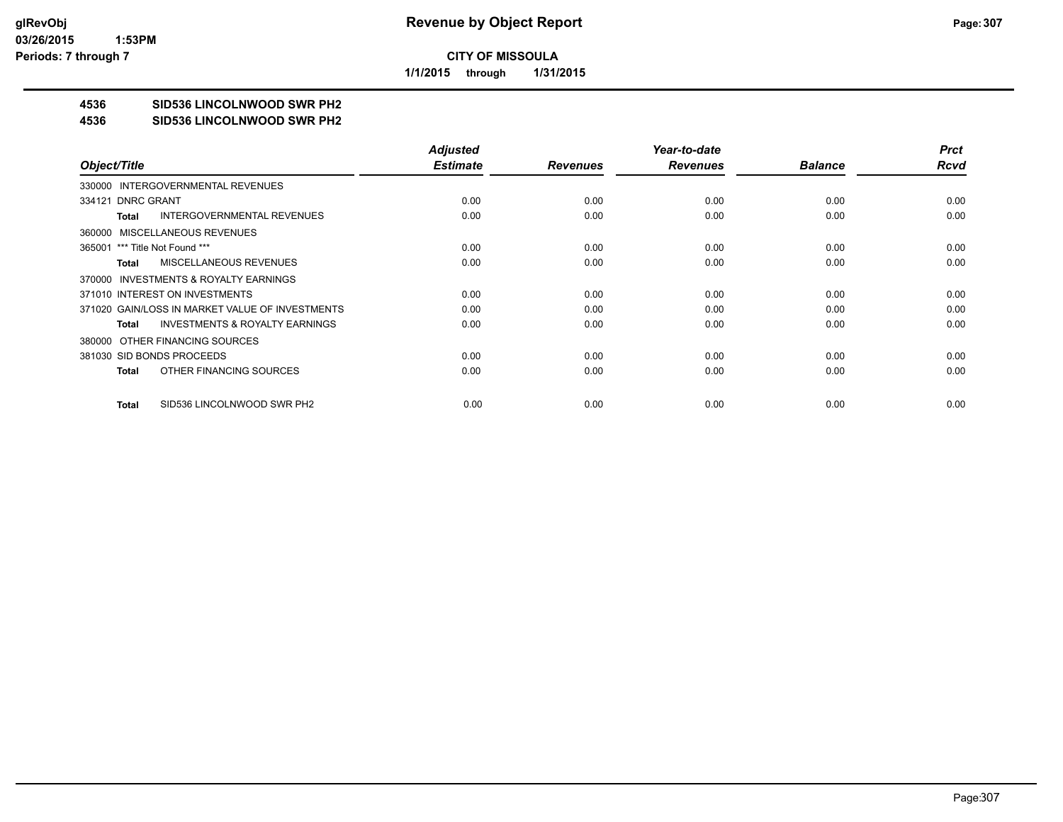**CITY OF MISSOULA**

**1/1/2015 through 1/31/2015**

**4536 SID536 LINCOLNWOOD SWR PH2**

**4536 SID536 LINCOLNWOOD SWR PH2**

| Object/Title | Adjusted Estimate | Revenues | Year-to-date Revenues | Balance | Prct Rcvd |
|---|---|---|---|---|---|
| 330000 INTERGOVERNMENTAL REVENUES | | | | | |
| 334121 DNRC GRANT | 0.00 | 0.00 | 0.00 | 0.00 | 0.00 |
| **Total** INTERGOVERNMENTAL REVENUES | 0.00 | 0.00 | 0.00 | 0.00 | 0.00 |
| 360000 MISCELLANEOUS REVENUES | | | | | |
| 365001 *** Title Not Found *** | 0.00 | 0.00 | 0.00 | 0.00 | 0.00 |
| **Total** MISCELLANEOUS REVENUES | 0.00 | 0.00 | 0.00 | 0.00 | 0.00 |
| 370000 INVESTMENTS & ROYALTY EARNINGS | | | | | |
| 371010 INTEREST ON INVESTMENTS | 0.00 | 0.00 | 0.00 | 0.00 | 0.00 |
| 371020 GAIN/LOSS IN MARKET VALUE OF INVESTMENTS | 0.00 | 0.00 | 0.00 | 0.00 | 0.00 |
| **Total** INVESTMENTS & ROYALTY EARNINGS | 0.00 | 0.00 | 0.00 | 0.00 | 0.00 |
| 380000 OTHER FINANCING SOURCES | | | | | |
| 381030 SID BONDS PROCEEDS | 0.00 | 0.00 | 0.00 | 0.00 | 0.00 |
| **Total** OTHER FINANCING SOURCES | 0.00 | 0.00 | 0.00 | 0.00 | 0.00 |
| **Total** SID536 LINCOLNWOOD SWR PH2 | 0.00 | 0.00 | 0.00 | 0.00 | 0.00 |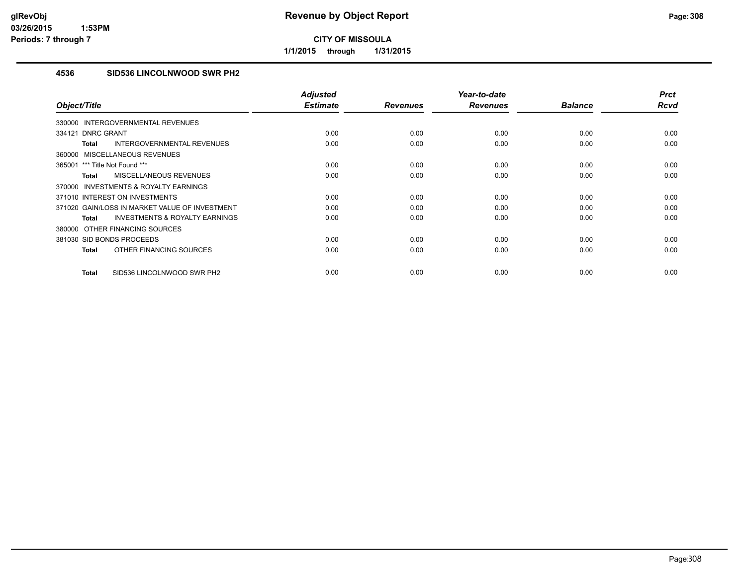# Revenue by Object Report

**CITY OF MISSOULA**

**1/1/2015 through 1/31/2015**

glRevObj
03/26/2015 1:53PM
Periods: 7 through 7

### 4536 SID536 LINCOLNWOOD SWR PH2

| Object/Title | Adjusted Estimate | Revenues | Year-to-date Revenues | Balance | Prct Rcvd |
|---|---|---|---|---|---|
| 330000 INTERGOVERNMENTAL REVENUES | | | | | |
| 334121 DNRC GRANT | 0.00 | 0.00 | 0.00 | 0.00 | 0.00 |
| **Total** INTERGOVERNMENTAL REVENUES | 0.00 | 0.00 | 0.00 | 0.00 | 0.00 |
| 360000 MISCELLANEOUS REVENUES | | | | | |
| 365001 *** Title Not Found *** | 0.00 | 0.00 | 0.00 | 0.00 | 0.00 |
| **Total** MISCELLANEOUS REVENUES | 0.00 | 0.00 | 0.00 | 0.00 | 0.00 |
| 370000 INVESTMENTS & ROYALTY EARNINGS | | | | | |
| 371010 INTEREST ON INVESTMENTS | 0.00 | 0.00 | 0.00 | 0.00 | 0.00 |
| 371020 GAIN/LOSS IN MARKET VALUE OF INVESTMENT | 0.00 | 0.00 | 0.00 | 0.00 | 0.00 |
| **Total** INVESTMENTS & ROYALTY EARNINGS | 0.00 | 0.00 | 0.00 | 0.00 | 0.00 |
| 380000 OTHER FINANCING SOURCES | | | | | |
| 381030 SID BONDS PROCEEDS | 0.00 | 0.00 | 0.00 | 0.00 | 0.00 |
| **Total** OTHER FINANCING SOURCES | 0.00 | 0.00 | 0.00 | 0.00 | 0.00 |
| **Total** SID536 LINCOLNWOOD SWR PH2 | 0.00 | 0.00 | 0.00 | 0.00 | 0.00 |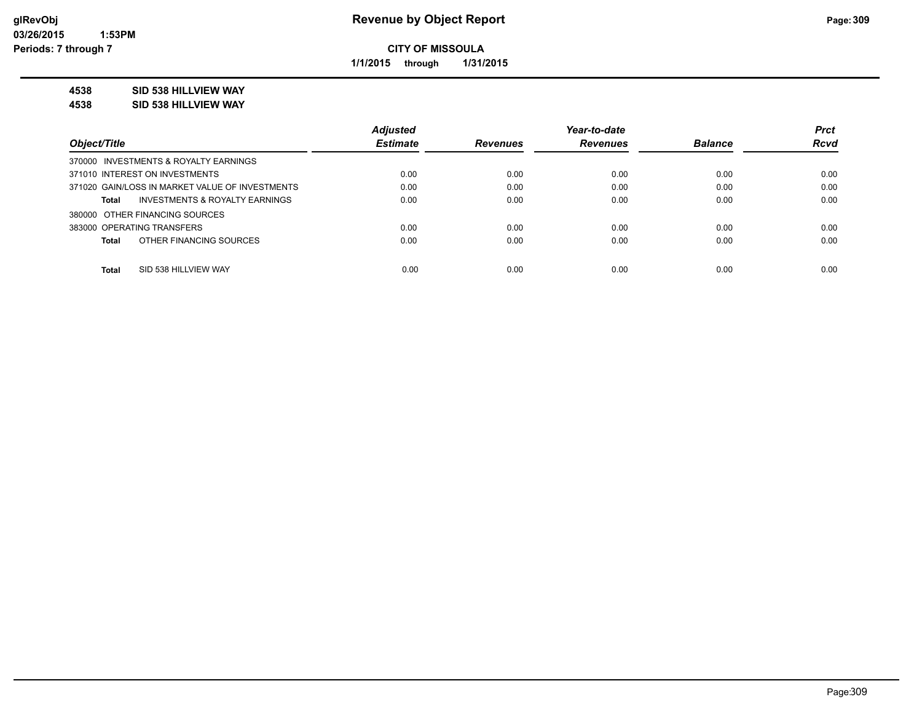**CITY OF MISSOULA**

**1/1/2015 through 1/31/2015**

**4538 SID 538 HILLVIEW WAY**

**4538 SID 538 HILLVIEW WAY**

| Object/Title | Adjusted Estimate | Revenues | Year-to-date Revenues | Balance | Prct Rcvd |
|---|---|---|---|---|---|
| 370000 INVESTMENTS & ROYALTY EARNINGS | | | | | |
| 371010 INTEREST ON INVESTMENTS | 0.00 | 0.00 | 0.00 | 0.00 | 0.00 |
| 371020 GAIN/LOSS IN MARKET VALUE OF INVESTMENTS | 0.00 | 0.00 | 0.00 | 0.00 | 0.00 |
| **Total** INVESTMENTS & ROYALTY EARNINGS | 0.00 | 0.00 | 0.00 | 0.00 | 0.00 |
| 380000 OTHER FINANCING SOURCES | | | | | |
| 383000 OPERATING TRANSFERS | 0.00 | 0.00 | 0.00 | 0.00 | 0.00 |
| **Total** OTHER FINANCING SOURCES | 0.00 | 0.00 | 0.00 | 0.00 | 0.00 |
| **Total** SID 538 HILLVIEW WAY | 0.00 | 0.00 | 0.00 | 0.00 | 0.00 |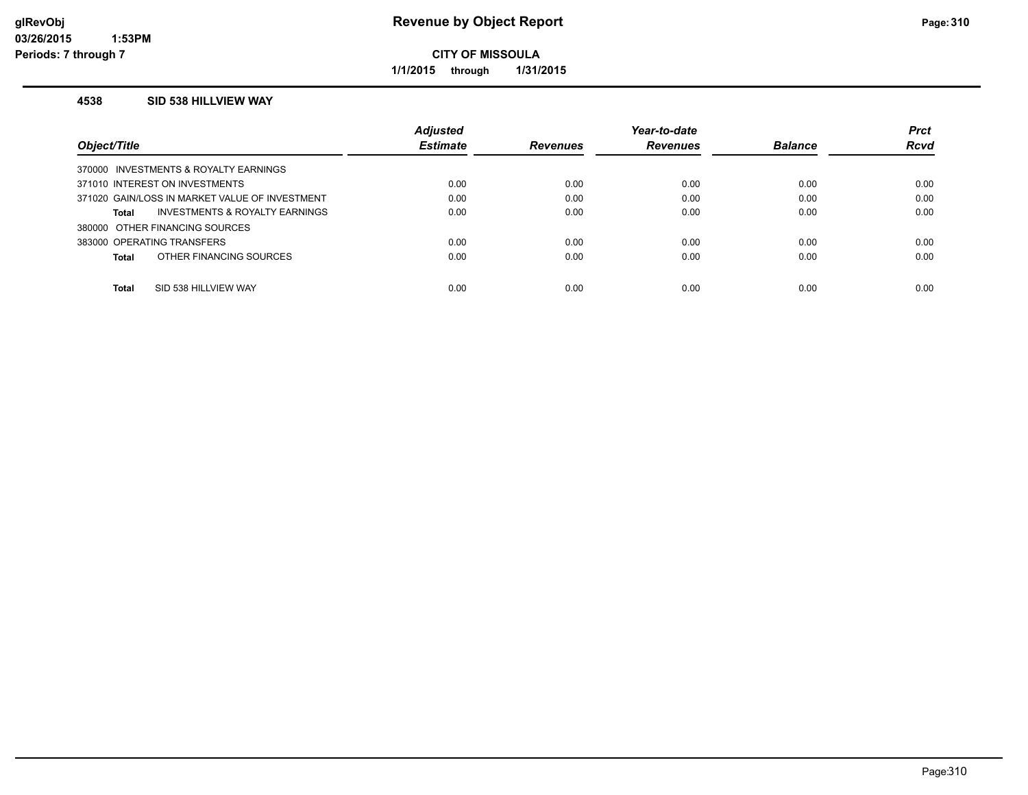# Revenue by Object Report

**CITY OF MISSOULA**

**1/1/2015 through 1/31/2015**

## 4538 SID 538 HILLVIEW WAY

| Object/Title | Adjusted Estimate | Revenues | Year-to-date Revenues | Balance | Prct Rcvd |
|---|---|---|---|---|---|
| 370000 INVESTMENTS & ROYALTY EARNINGS | | | | | |
| 371010 INTEREST ON INVESTMENTS | 0.00 | 0.00 | 0.00 | 0.00 | 0.00 |
| 371020 GAIN/LOSS IN MARKET VALUE OF INVESTMENT | 0.00 | 0.00 | 0.00 | 0.00 | 0.00 |
| **Total** INVESTMENTS & ROYALTY EARNINGS | 0.00 | 0.00 | 0.00 | 0.00 | 0.00 |
| 380000 OTHER FINANCING SOURCES | | | | | |
| 383000 OPERATING TRANSFERS | 0.00 | 0.00 | 0.00 | 0.00 | 0.00 |
| **Total** OTHER FINANCING SOURCES | 0.00 | 0.00 | 0.00 | 0.00 | 0.00 |
| **Total** SID 538 HILLVIEW WAY | 0.00 | 0.00 | 0.00 | 0.00 | 0.00 |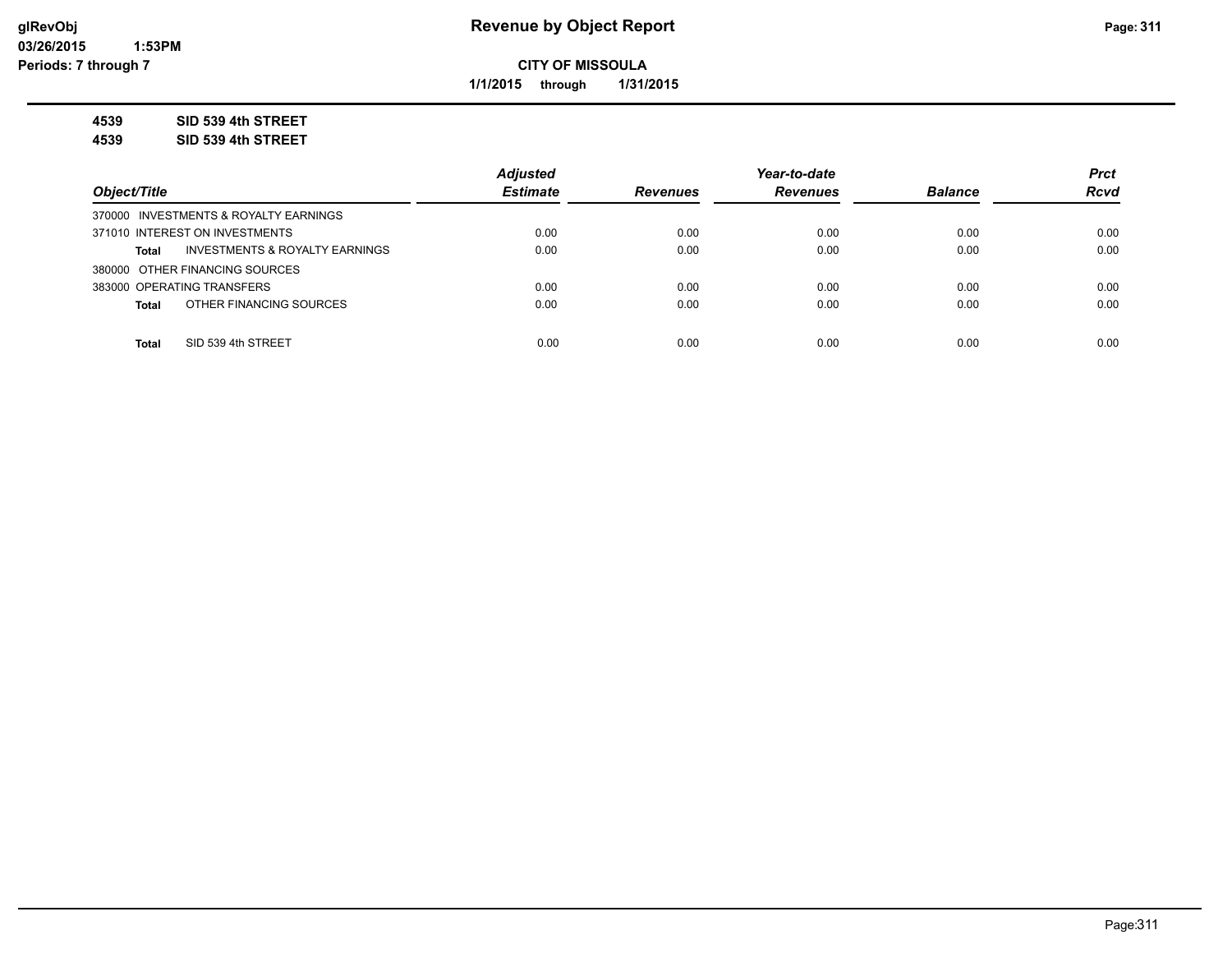**CITY OF MISSOULA**

**1/1/2015 through 1/31/2015**

**4539 SID 539 4th STREET**

**4539 SID 539 4th STREET**

| Object/Title | Adjusted Estimate | Revenues | Year-to-date Revenues | Balance | Prct Rcvd |
|---|---|---|---|---|---|
| 370000 INVESTMENTS & ROYALTY EARNINGS | | | | | |
| 371010 INTEREST ON INVESTMENTS | 0.00 | 0.00 | 0.00 | 0.00 | 0.00 |
| **Total** INVESTMENTS & ROYALTY EARNINGS | 0.00 | 0.00 | 0.00 | 0.00 | 0.00 |
| 380000 OTHER FINANCING SOURCES | | | | | |
| 383000 OPERATING TRANSFERS | 0.00 | 0.00 | 0.00 | 0.00 | 0.00 |
| **Total** OTHER FINANCING SOURCES | 0.00 | 0.00 | 0.00 | 0.00 | 0.00 |
| **Total** SID 539 4th STREET | 0.00 | 0.00 | 0.00 | 0.00 | 0.00 |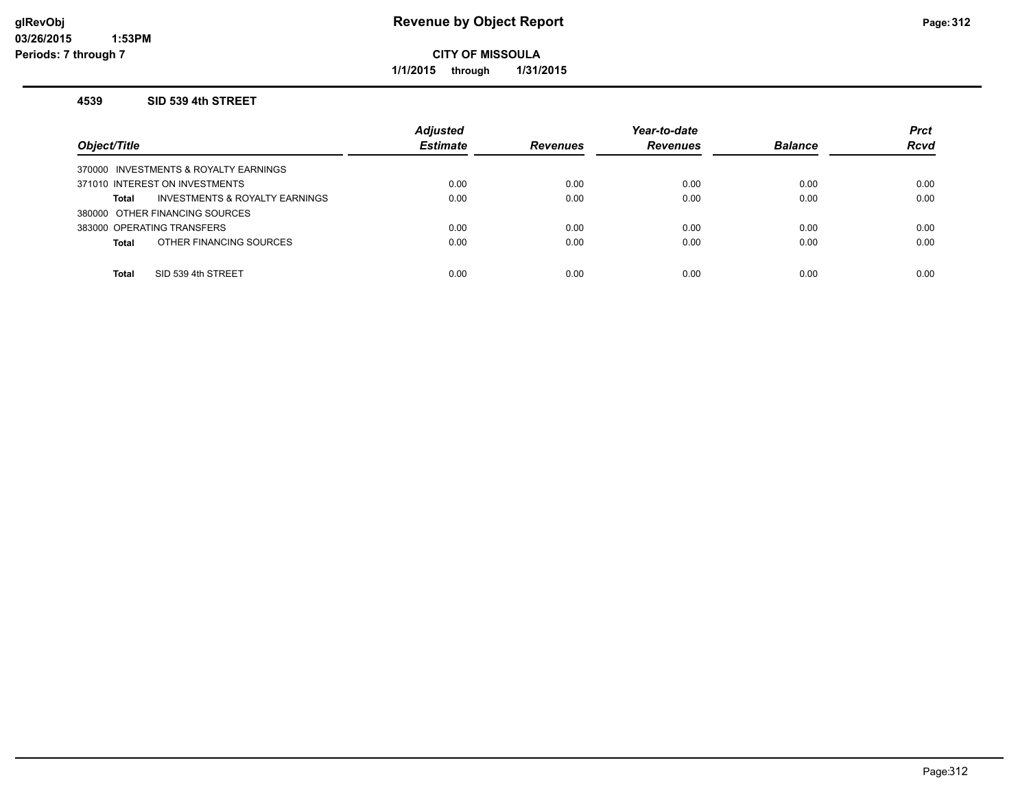# Revenue by Object Report

**CITY OF MISSOULA**

**1/1/2015 through 1/31/2015**

glRevObj
03/26/2015 1:53PM
Periods: 7 through 7

### 4539 SID 539 4th STREET

| Object/Title | Adjusted Estimate | Revenues | Year-to-date Revenues | Balance | Prct Rcvd |
|---|---|---|---|---|---|
| 370000 INVESTMENTS & ROYALTY EARNINGS | | | | | |
| 371010 INTEREST ON INVESTMENTS | 0.00 | 0.00 | 0.00 | 0.00 | 0.00 |
| **Total** INVESTMENTS & ROYALTY EARNINGS | 0.00 | 0.00 | 0.00 | 0.00 | 0.00 |
| 380000 OTHER FINANCING SOURCES | | | | | |
| 383000 OPERATING TRANSFERS | 0.00 | 0.00 | 0.00 | 0.00 | 0.00 |
| **Total** OTHER FINANCING SOURCES | 0.00 | 0.00 | 0.00 | 0.00 | 0.00 |
| **Total** SID 539 4th STREET | 0.00 | 0.00 | 0.00 | 0.00 | 0.00 |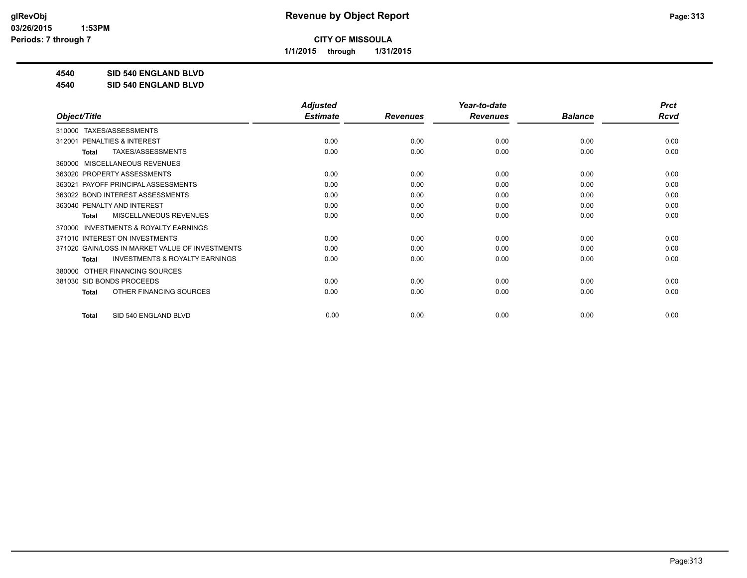# Revenue by Object Report

**CITY OF MISSOULA**

**1/1/2015 through 1/31/2015**

**4540 SID 540 ENGLAND BLVD**

**4540 SID 540 ENGLAND BLVD**

| Object/Title | Adjusted Estimate | Revenues | Year-to-date Revenues | Balance | Prct Rcvd |
|---|---|---|---|---|---|
| 310000 TAXES/ASSESSMENTS | | | | | |
| 312001 PENALTIES & INTEREST | 0.00 | 0.00 | 0.00 | 0.00 | 0.00 |
| **Total** TAXES/ASSESSMENTS | 0.00 | 0.00 | 0.00 | 0.00 | 0.00 |
| 360000 MISCELLANEOUS REVENUES | | | | | |
| 363020 PROPERTY ASSESSMENTS | 0.00 | 0.00 | 0.00 | 0.00 | 0.00 |
| 363021 PAYOFF PRINCIPAL ASSESSMENTS | 0.00 | 0.00 | 0.00 | 0.00 | 0.00 |
| 363022 BOND INTEREST ASSESSMENTS | 0.00 | 0.00 | 0.00 | 0.00 | 0.00 |
| 363040 PENALTY AND INTEREST | 0.00 | 0.00 | 0.00 | 0.00 | 0.00 |
| **Total** MISCELLANEOUS REVENUES | 0.00 | 0.00 | 0.00 | 0.00 | 0.00 |
| 370000 INVESTMENTS & ROYALTY EARNINGS | | | | | |
| 371010 INTEREST ON INVESTMENTS | 0.00 | 0.00 | 0.00 | 0.00 | 0.00 |
| 371020 GAIN/LOSS IN MARKET VALUE OF INVESTMENTS | 0.00 | 0.00 | 0.00 | 0.00 | 0.00 |
| **Total** INVESTMENTS & ROYALTY EARNINGS | 0.00 | 0.00 | 0.00 | 0.00 | 0.00 |
| 380000 OTHER FINANCING SOURCES | | | | | |
| 381030 SID BONDS PROCEEDS | 0.00 | 0.00 | 0.00 | 0.00 | 0.00 |
| **Total** OTHER FINANCING SOURCES | 0.00 | 0.00 | 0.00 | 0.00 | 0.00 |
| **Total** SID 540 ENGLAND BLVD | 0.00 | 0.00 | 0.00 | 0.00 | 0.00 |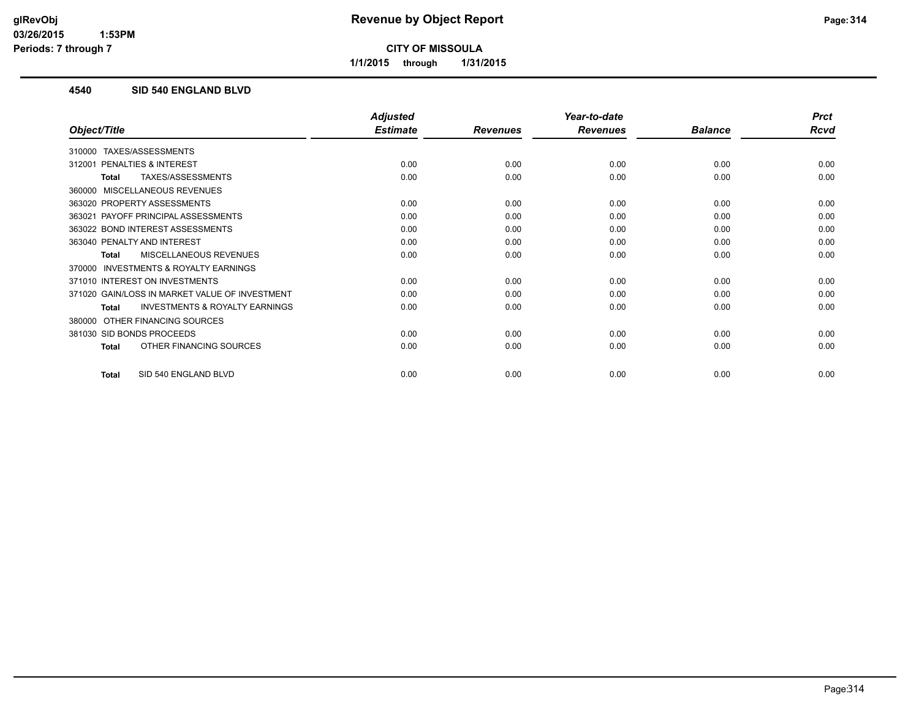# Revenue by Object Report

**CITY OF MISSOULA**

**1/1/2015 through 1/31/2015**

glRevObj
03/26/2015 1:53PM
Periods: 7 through 7

## 4540 SID 540 ENGLAND BLVD

| Object/Title | Adjusted Estimate | Revenues | Year-to-date Revenues | Balance | Prct Rcvd |
|---|---|---|---|---|---|
| 310000 TAXES/ASSESSMENTS | | | | | |
| 312001 PENALTIES & INTEREST | 0.00 | 0.00 | 0.00 | 0.00 | 0.00 |
| **Total** TAXES/ASSESSMENTS | 0.00 | 0.00 | 0.00 | 0.00 | 0.00 |
| 360000 MISCELLANEOUS REVENUES | | | | | |
| 363020 PROPERTY ASSESSMENTS | 0.00 | 0.00 | 0.00 | 0.00 | 0.00 |
| 363021 PAYOFF PRINCIPAL ASSESSMENTS | 0.00 | 0.00 | 0.00 | 0.00 | 0.00 |
| 363022 BOND INTEREST ASSESSMENTS | 0.00 | 0.00 | 0.00 | 0.00 | 0.00 |
| 363040 PENALTY AND INTEREST | 0.00 | 0.00 | 0.00 | 0.00 | 0.00 |
| **Total** MISCELLANEOUS REVENUES | 0.00 | 0.00 | 0.00 | 0.00 | 0.00 |
| 370000 INVESTMENTS & ROYALTY EARNINGS | | | | | |
| 371010 INTEREST ON INVESTMENTS | 0.00 | 0.00 | 0.00 | 0.00 | 0.00 |
| 371020 GAIN/LOSS IN MARKET VALUE OF INVESTMENT | 0.00 | 0.00 | 0.00 | 0.00 | 0.00 |
| **Total** INVESTMENTS & ROYALTY EARNINGS | 0.00 | 0.00 | 0.00 | 0.00 | 0.00 |
| 380000 OTHER FINANCING SOURCES | | | | | |
| 381030 SID BONDS PROCEEDS | 0.00 | 0.00 | 0.00 | 0.00 | 0.00 |
| **Total** OTHER FINANCING SOURCES | 0.00 | 0.00 | 0.00 | 0.00 | 0.00 |
| **Total** SID 540 ENGLAND BLVD | 0.00 | 0.00 | 0.00 | 0.00 | 0.00 |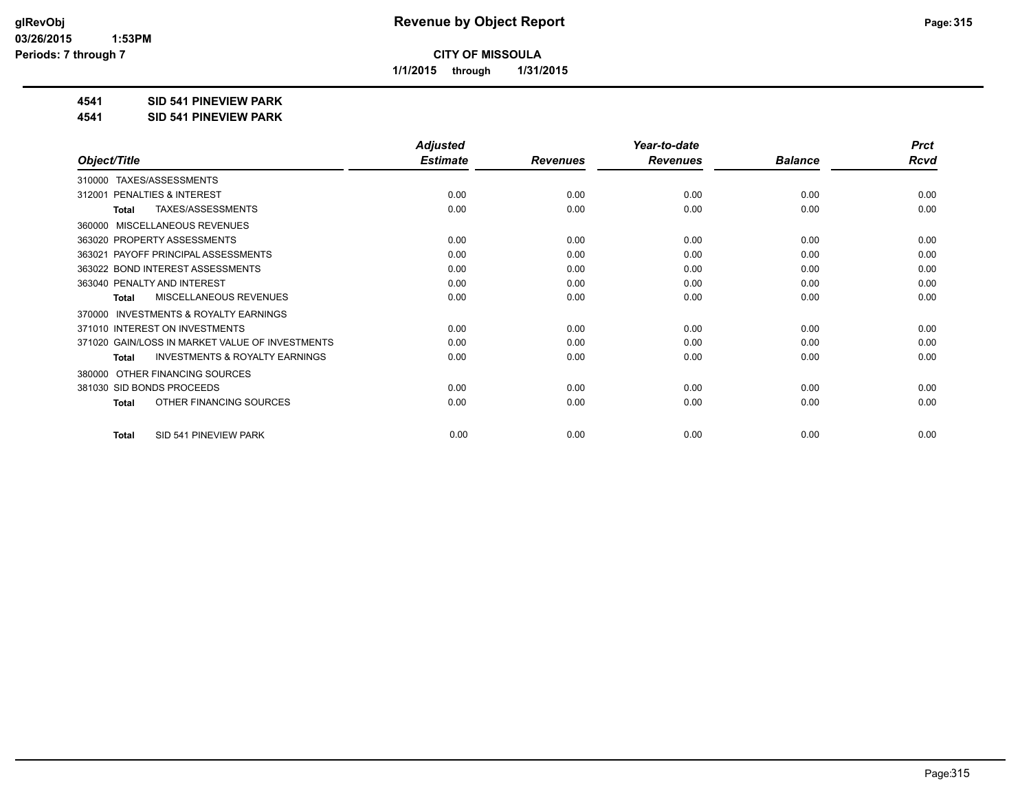**glRevObj**
**03/26/2015 1:53PM**
**Periods: 7 through 7**

# Revenue by Object Report

**CITY OF MISSOULA**

**1/1/2015 through 1/31/2015**

**4541 SID 541 PINEVIEW PARK**
**4541 SID 541 PINEVIEW PARK**

| Object/Title | Adjusted Estimate | Revenues | Year-to-date Revenues | Balance | Prct Rcvd |
|---|---|---|---|---|---|
| 310000 TAXES/ASSESSMENTS | | | | | |
| 312001 PENALTIES & INTEREST | 0.00 | 0.00 | 0.00 | 0.00 | 0.00 |
| **Total** TAXES/ASSESSMENTS | 0.00 | 0.00 | 0.00 | 0.00 | 0.00 |
| 360000 MISCELLANEOUS REVENUES | | | | | |
| 363020 PROPERTY ASSESSMENTS | 0.00 | 0.00 | 0.00 | 0.00 | 0.00 |
| 363021 PAYOFF PRINCIPAL ASSESSMENTS | 0.00 | 0.00 | 0.00 | 0.00 | 0.00 |
| 363022 BOND INTEREST ASSESSMENTS | 0.00 | 0.00 | 0.00 | 0.00 | 0.00 |
| 363040 PENALTY AND INTEREST | 0.00 | 0.00 | 0.00 | 0.00 | 0.00 |
| **Total** MISCELLANEOUS REVENUES | 0.00 | 0.00 | 0.00 | 0.00 | 0.00 |
| 370000 INVESTMENTS & ROYALTY EARNINGS | | | | | |
| 371010 INTEREST ON INVESTMENTS | 0.00 | 0.00 | 0.00 | 0.00 | 0.00 |
| 371020 GAIN/LOSS IN MARKET VALUE OF INVESTMENTS | 0.00 | 0.00 | 0.00 | 0.00 | 0.00 |
| **Total** INVESTMENTS & ROYALTY EARNINGS | 0.00 | 0.00 | 0.00 | 0.00 | 0.00 |
| 380000 OTHER FINANCING SOURCES | | | | | |
| 381030 SID BONDS PROCEEDS | 0.00 | 0.00 | 0.00 | 0.00 | 0.00 |
| **Total** OTHER FINANCING SOURCES | 0.00 | 0.00 | 0.00 | 0.00 | 0.00 |
| **Total** SID 541 PINEVIEW PARK | 0.00 | 0.00 | 0.00 | 0.00 | 0.00 |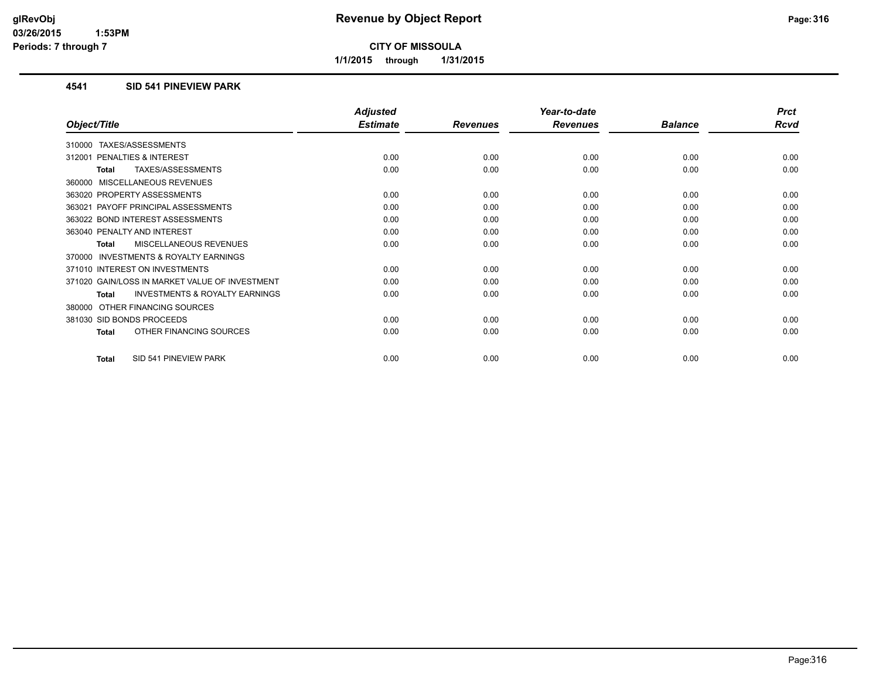# Revenue by Object Report

**CITY OF MISSOULA**

**1/1/2015 through 1/31/2015**

glRevObj
03/26/2015 1:53PM
Periods: 7 through 7

## 4541 SID 541 PINEVIEW PARK

| Object/Title | Adjusted Estimate | Revenues | Year-to-date Revenues | Balance | Prct Rcvd |
|---|---|---|---|---|---|
| 310000 TAXES/ASSESSMENTS | | | | | |
| 312001 PENALTIES & INTEREST | 0.00 | 0.00 | 0.00 | 0.00 | 0.00 |
| **Total** TAXES/ASSESSMENTS | 0.00 | 0.00 | 0.00 | 0.00 | 0.00 |
| 360000 MISCELLANEOUS REVENUES | | | | | |
| 363020 PROPERTY ASSESSMENTS | 0.00 | 0.00 | 0.00 | 0.00 | 0.00 |
| 363021 PAYOFF PRINCIPAL ASSESSMENTS | 0.00 | 0.00 | 0.00 | 0.00 | 0.00 |
| 363022 BOND INTEREST ASSESSMENTS | 0.00 | 0.00 | 0.00 | 0.00 | 0.00 |
| 363040 PENALTY AND INTEREST | 0.00 | 0.00 | 0.00 | 0.00 | 0.00 |
| **Total** MISCELLANEOUS REVENUES | 0.00 | 0.00 | 0.00 | 0.00 | 0.00 |
| 370000 INVESTMENTS & ROYALTY EARNINGS | | | | | |
| 371010 INTEREST ON INVESTMENTS | 0.00 | 0.00 | 0.00 | 0.00 | 0.00 |
| 371020 GAIN/LOSS IN MARKET VALUE OF INVESTMENT | 0.00 | 0.00 | 0.00 | 0.00 | 0.00 |
| **Total** INVESTMENTS & ROYALTY EARNINGS | 0.00 | 0.00 | 0.00 | 0.00 | 0.00 |
| 380000 OTHER FINANCING SOURCES | | | | | |
| 381030 SID BONDS PROCEEDS | 0.00 | 0.00 | 0.00 | 0.00 | 0.00 |
| **Total** OTHER FINANCING SOURCES | 0.00 | 0.00 | 0.00 | 0.00 | 0.00 |
| **Total** SID 541 PINEVIEW PARK | 0.00 | 0.00 | 0.00 | 0.00 | 0.00 |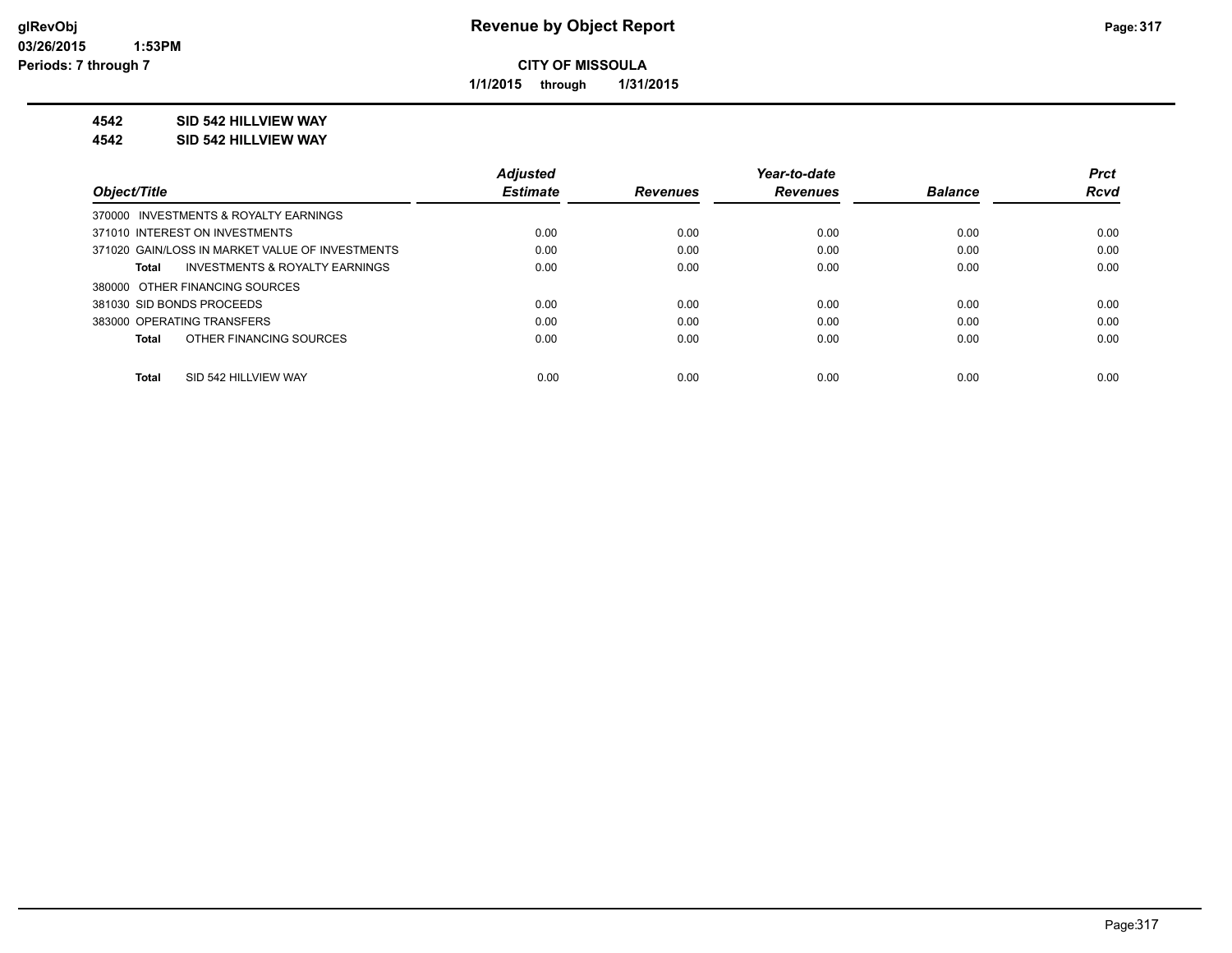**CITY OF MISSOULA**

**1/1/2015 through 1/31/2015**

**4542 SID 542 HILLVIEW WAY**

**4542 SID 542 HILLVIEW WAY**

| Object/Title | Adjusted Estimate | Revenues | Year-to-date Revenues | Balance | Prct Rcvd |
|---|---|---|---|---|---|
| 370000 INVESTMENTS & ROYALTY EARNINGS | | | | | |
| 371010 INTEREST ON INVESTMENTS | 0.00 | 0.00 | 0.00 | 0.00 | 0.00 |
| 371020 GAIN/LOSS IN MARKET VALUE OF INVESTMENTS | 0.00 | 0.00 | 0.00 | 0.00 | 0.00 |
| **Total** INVESTMENTS & ROYALTY EARNINGS | 0.00 | 0.00 | 0.00 | 0.00 | 0.00 |
| 380000 OTHER FINANCING SOURCES | | | | | |
| 381030 SID BONDS PROCEEDS | 0.00 | 0.00 | 0.00 | 0.00 | 0.00 |
| 383000 OPERATING TRANSFERS | 0.00 | 0.00 | 0.00 | 0.00 | 0.00 |
| **Total** OTHER FINANCING SOURCES | 0.00 | 0.00 | 0.00 | 0.00 | 0.00 |
| **Total** SID 542 HILLVIEW WAY | 0.00 | 0.00 | 0.00 | 0.00 | 0.00 |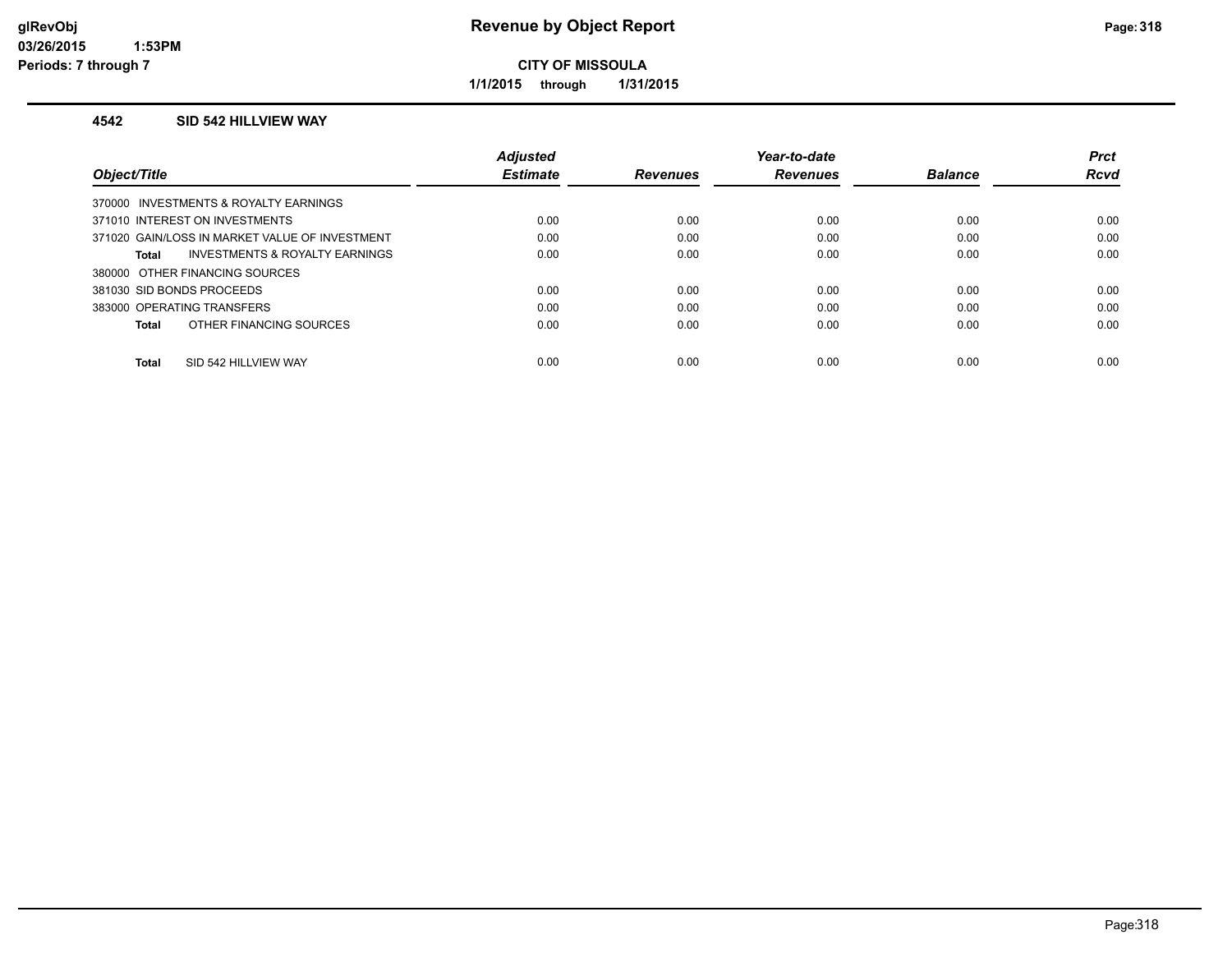# Revenue by Object Report

**CITY OF MISSOULA**

**1/1/2015 through 1/31/2015**

### 4542 SID 542 HILLVIEW WAY

| Object/Title | Adjusted Estimate | Revenues | Year-to-date Revenues | Balance | Prct Rcvd |
|---|---|---|---|---|---|
| 370000 INVESTMENTS & ROYALTY EARNINGS | | | | | |
| 371010 INTEREST ON INVESTMENTS | 0.00 | 0.00 | 0.00 | 0.00 | 0.00 |
| 371020 GAIN/LOSS IN MARKET VALUE OF INVESTMENT | 0.00 | 0.00 | 0.00 | 0.00 | 0.00 |
| **Total** INVESTMENTS & ROYALTY EARNINGS | 0.00 | 0.00 | 0.00 | 0.00 | 0.00 |
| 380000 OTHER FINANCING SOURCES | | | | | |
| 381030 SID BONDS PROCEEDS | 0.00 | 0.00 | 0.00 | 0.00 | 0.00 |
| 383000 OPERATING TRANSFERS | 0.00 | 0.00 | 0.00 | 0.00 | 0.00 |
| **Total** OTHER FINANCING SOURCES | 0.00 | 0.00 | 0.00 | 0.00 | 0.00 |
| **Total** SID 542 HILLVIEW WAY | 0.00 | 0.00 | 0.00 | 0.00 | 0.00 |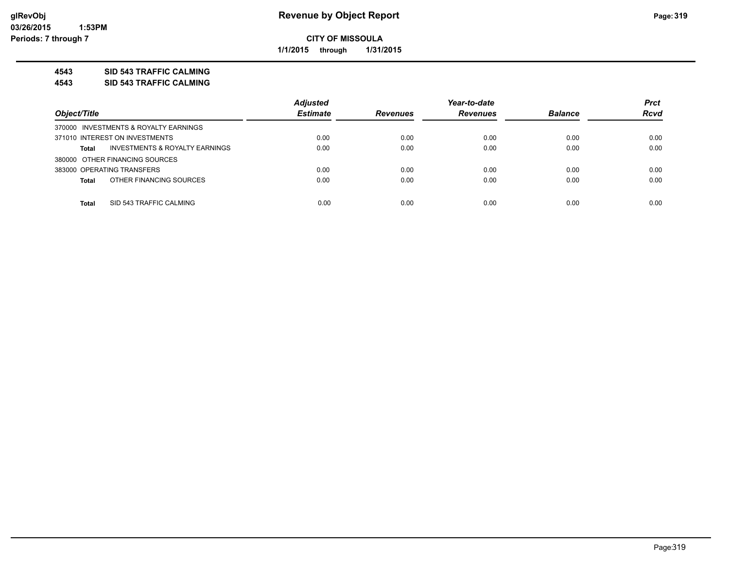# Revenue by Object Report

**CITY OF MISSOULA**

**1/1/2015 through 1/31/2015**

**4543 SID 543 TRAFFIC CALMING**

**4543 SID 543 TRAFFIC CALMING**

| Object/Title | Adjusted Estimate | Revenues | Year-to-date Revenues | Balance | Prct Rcvd |
|---|---|---|---|---|---|
| 370000 INVESTMENTS & ROYALTY EARNINGS | | | | | |
| 371010 INTEREST ON INVESTMENTS | 0.00 | 0.00 | 0.00 | 0.00 | 0.00 |
| **Total** INVESTMENTS & ROYALTY EARNINGS | 0.00 | 0.00 | 0.00 | 0.00 | 0.00 |
| 380000 OTHER FINANCING SOURCES | | | | | |
| 383000 OPERATING TRANSFERS | 0.00 | 0.00 | 0.00 | 0.00 | 0.00 |
| **Total** OTHER FINANCING SOURCES | 0.00 | 0.00 | 0.00 | 0.00 | 0.00 |
| **Total** SID 543 TRAFFIC CALMING | 0.00 | 0.00 | 0.00 | 0.00 | 0.00 |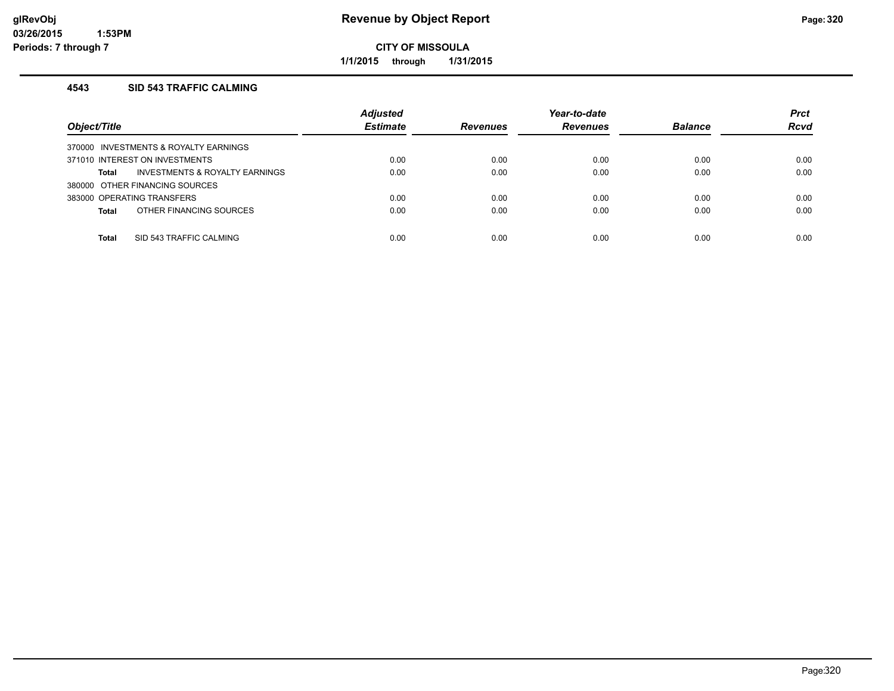# Revenue by Object Report

**CITY OF MISSOULA**

**1/1/2015 through 1/31/2015**

## 4543 SID 543 TRAFFIC CALMING

| Object/Title | Adjusted Estimate | Revenues | Year-to-date Revenues | Balance | Prct Rcvd |
|---|---|---|---|---|---|
| 370000 INVESTMENTS & ROYALTY EARNINGS | | | | | |
| 371010 INTEREST ON INVESTMENTS | 0.00 | 0.00 | 0.00 | 0.00 | 0.00 |
| **Total** INVESTMENTS & ROYALTY EARNINGS | 0.00 | 0.00 | 0.00 | 0.00 | 0.00 |
| 380000 OTHER FINANCING SOURCES | | | | | |
| 383000 OPERATING TRANSFERS | 0.00 | 0.00 | 0.00 | 0.00 | 0.00 |
| **Total** OTHER FINANCING SOURCES | 0.00 | 0.00 | 0.00 | 0.00 | 0.00 |
| **Total** SID 543 TRAFFIC CALMING | 0.00 | 0.00 | 0.00 | 0.00 | 0.00 |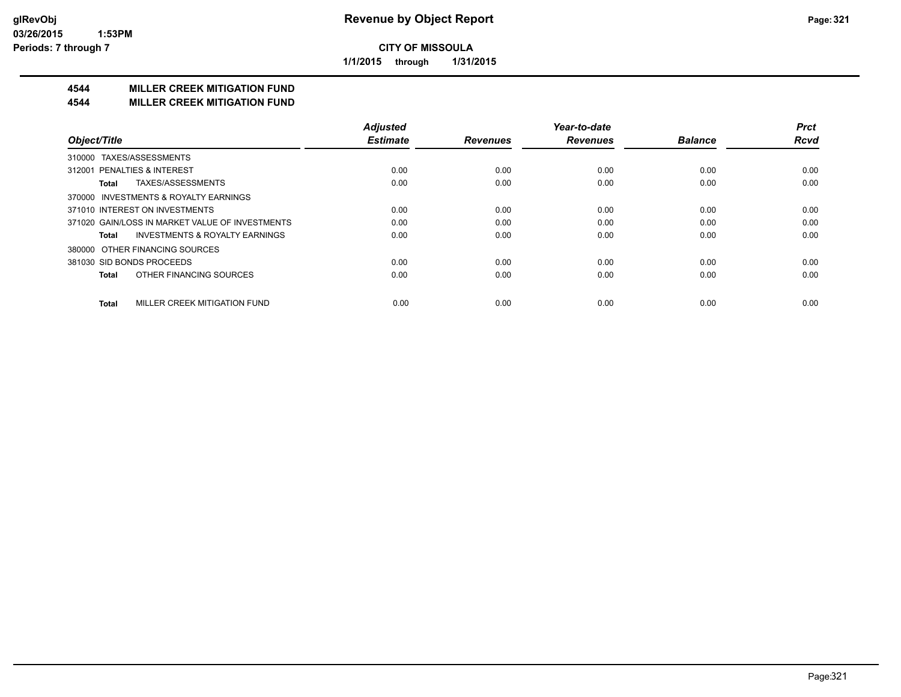**CITY OF MISSOULA**

**1/1/2015 through 1/31/2015**

## 4544 MILLER CREEK MITIGATION FUND
## 4544 MILLER CREEK MITIGATION FUND

| Object/Title | Adjusted Estimate | Revenues | Year-to-date Revenues | Balance | Prct Rcvd |
|---|---|---|---|---|---|
| 310000 TAXES/ASSESSMENTS | | | | | |
| 312001 PENALTIES & INTEREST | 0.00 | 0.00 | 0.00 | 0.00 | 0.00 |
| **Total** TAXES/ASSESSMENTS | 0.00 | 0.00 | 0.00 | 0.00 | 0.00 |
| 370000 INVESTMENTS & ROYALTY EARNINGS | | | | | |
| 371010 INTEREST ON INVESTMENTS | 0.00 | 0.00 | 0.00 | 0.00 | 0.00 |
| 371020 GAIN/LOSS IN MARKET VALUE OF INVESTMENTS | 0.00 | 0.00 | 0.00 | 0.00 | 0.00 |
| **Total** INVESTMENTS & ROYALTY EARNINGS | 0.00 | 0.00 | 0.00 | 0.00 | 0.00 |
| 380000 OTHER FINANCING SOURCES | | | | | |
| 381030 SID BONDS PROCEEDS | 0.00 | 0.00 | 0.00 | 0.00 | 0.00 |
| **Total** OTHER FINANCING SOURCES | 0.00 | 0.00 | 0.00 | 0.00 | 0.00 |
| **Total** MILLER CREEK MITIGATION FUND | 0.00 | 0.00 | 0.00 | 0.00 | 0.00 |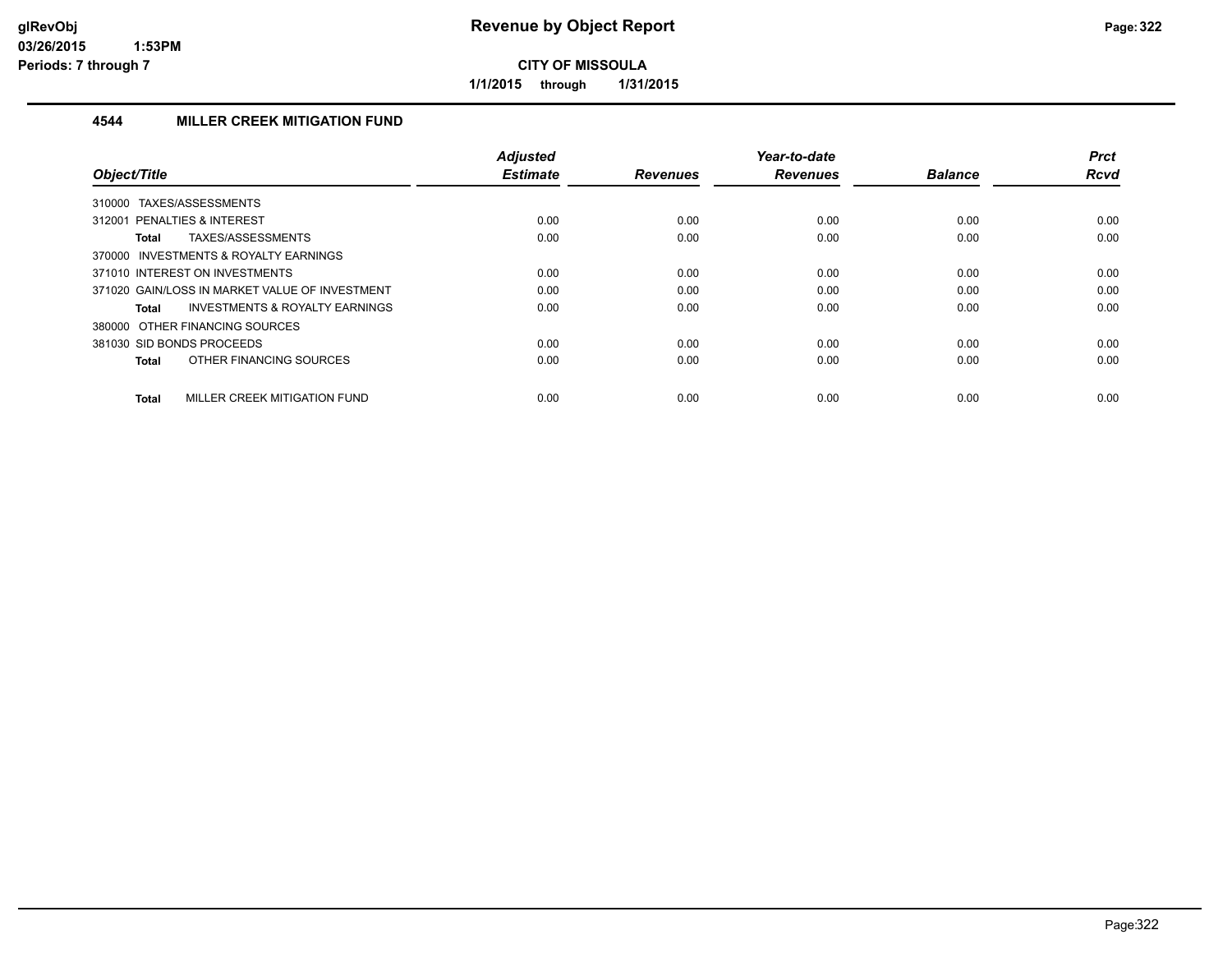**CITY OF MISSOULA**

**1/1/2015 through 1/31/2015**

## 4544 MILLER CREEK MITIGATION FUND

| Object/Title | Adjusted Estimate | Revenues | Year-to-date Revenues | Balance | Prct Rcvd |
|---|---|---|---|---|---|
| 310000 TAXES/ASSESSMENTS | | | | | |
| 312001 PENALTIES & INTEREST | 0.00 | 0.00 | 0.00 | 0.00 | 0.00 |
| **Total** TAXES/ASSESSMENTS | 0.00 | 0.00 | 0.00 | 0.00 | 0.00 |
| 370000 INVESTMENTS & ROYALTY EARNINGS | | | | | |
| 371010 INTEREST ON INVESTMENTS | 0.00 | 0.00 | 0.00 | 0.00 | 0.00 |
| 371020 GAIN/LOSS IN MARKET VALUE OF INVESTMENT | 0.00 | 0.00 | 0.00 | 0.00 | 0.00 |
| **Total** INVESTMENTS & ROYALTY EARNINGS | 0.00 | 0.00 | 0.00 | 0.00 | 0.00 |
| 380000 OTHER FINANCING SOURCES | | | | | |
| 381030 SID BONDS PROCEEDS | 0.00 | 0.00 | 0.00 | 0.00 | 0.00 |
| **Total** OTHER FINANCING SOURCES | 0.00 | 0.00 | 0.00 | 0.00 | 0.00 |
| **Total** MILLER CREEK MITIGATION FUND | 0.00 | 0.00 | 0.00 | 0.00 | 0.00 |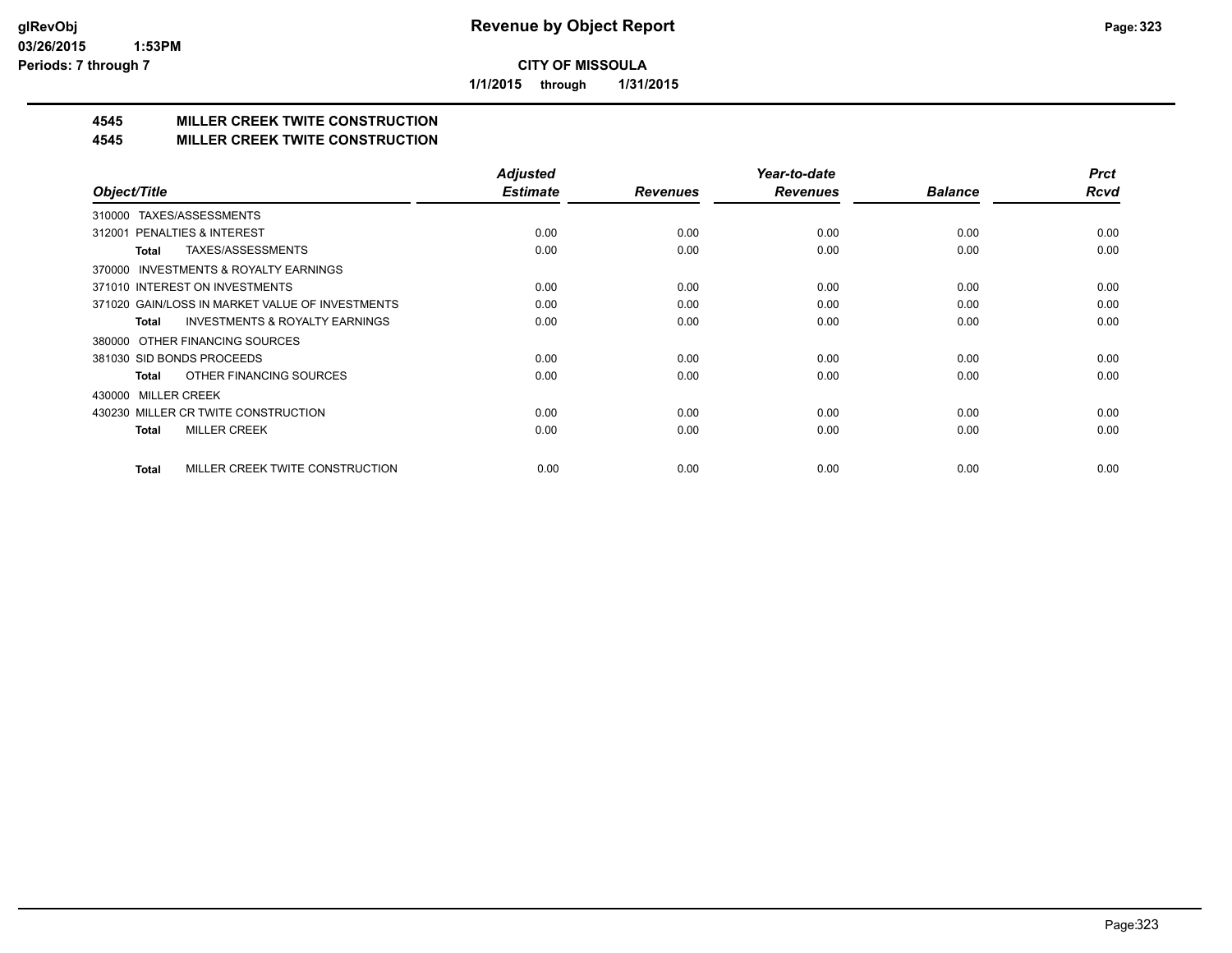**CITY OF MISSOULA**

**1/1/2015 through 1/31/2015**

## 4545 MILLER CREEK TWITE CONSTRUCTION
## 4545 MILLER CREEK TWITE CONSTRUCTION

| Object/Title | Adjusted Estimate | Revenues | Year-to-date Revenues | Balance | Prct Rcvd |
|---|---|---|---|---|---|
| 310000 TAXES/ASSESSMENTS | | | | | |
| 312001 PENALTIES & INTEREST | 0.00 | 0.00 | 0.00 | 0.00 | 0.00 |
| **Total** TAXES/ASSESSMENTS | 0.00 | 0.00 | 0.00 | 0.00 | 0.00 |
| 370000 INVESTMENTS & ROYALTY EARNINGS | | | | | |
| 371010 INTEREST ON INVESTMENTS | 0.00 | 0.00 | 0.00 | 0.00 | 0.00 |
| 371020 GAIN/LOSS IN MARKET VALUE OF INVESTMENTS | 0.00 | 0.00 | 0.00 | 0.00 | 0.00 |
| **Total** INVESTMENTS & ROYALTY EARNINGS | 0.00 | 0.00 | 0.00 | 0.00 | 0.00 |
| 380000 OTHER FINANCING SOURCES | | | | | |
| 381030 SID BONDS PROCEEDS | 0.00 | 0.00 | 0.00 | 0.00 | 0.00 |
| **Total** OTHER FINANCING SOURCES | 0.00 | 0.00 | 0.00 | 0.00 | 0.00 |
| 430000 MILLER CREEK | | | | | |
| 430230 MILLER CR TWITE CONSTRUCTION | 0.00 | 0.00 | 0.00 | 0.00 | 0.00 |
| **Total** MILLER CREEK | 0.00 | 0.00 | 0.00 | 0.00 | 0.00 |
| **Total** MILLER CREEK TWITE CONSTRUCTION | 0.00 | 0.00 | 0.00 | 0.00 | 0.00 |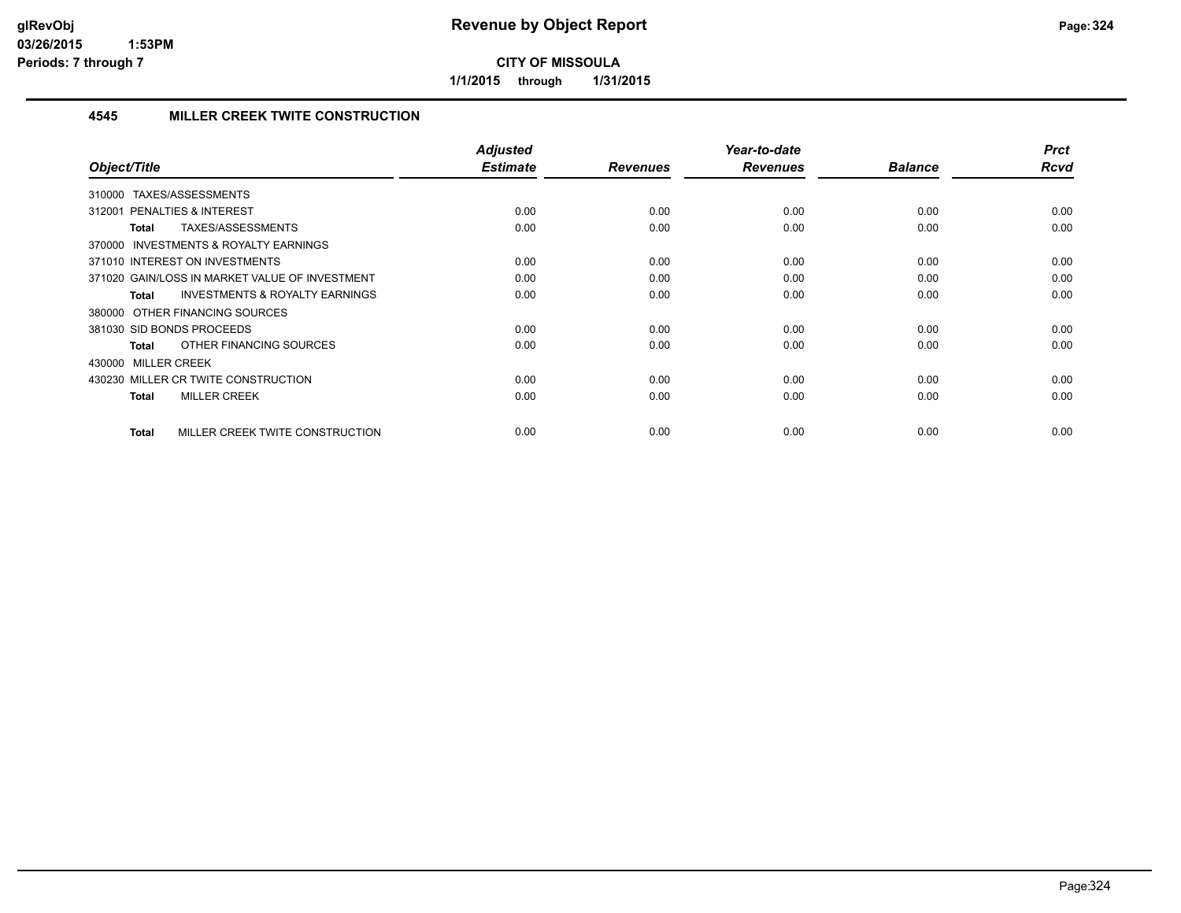# Revenue by Object Report

**CITY OF MISSOULA**

**1/1/2015 through 1/31/2015**

## 4545 MILLER CREEK TWITE CONSTRUCTION

| Object/Title | Adjusted Estimate | Revenues | Year-to-date Revenues | Balance | Prct Rcvd |
|---|---|---|---|---|---|
| 310000 TAXES/ASSESSMENTS | | | | | |
| 312001 PENALTIES & INTEREST | 0.00 | 0.00 | 0.00 | 0.00 | 0.00 |
| **Total** TAXES/ASSESSMENTS | 0.00 | 0.00 | 0.00 | 0.00 | 0.00 |
| 370000 INVESTMENTS & ROYALTY EARNINGS | | | | | |
| 371010 INTEREST ON INVESTMENTS | 0.00 | 0.00 | 0.00 | 0.00 | 0.00 |
| 371020 GAIN/LOSS IN MARKET VALUE OF INVESTMENT | 0.00 | 0.00 | 0.00 | 0.00 | 0.00 |
| **Total** INVESTMENTS & ROYALTY EARNINGS | 0.00 | 0.00 | 0.00 | 0.00 | 0.00 |
| 380000 OTHER FINANCING SOURCES | | | | | |
| 381030 SID BONDS PROCEEDS | 0.00 | 0.00 | 0.00 | 0.00 | 0.00 |
| **Total** OTHER FINANCING SOURCES | 0.00 | 0.00 | 0.00 | 0.00 | 0.00 |
| 430000 MILLER CREEK | | | | | |
| 430230 MILLER CR TWITE CONSTRUCTION | 0.00 | 0.00 | 0.00 | 0.00 | 0.00 |
| **Total** MILLER CREEK | 0.00 | 0.00 | 0.00 | 0.00 | 0.00 |
| **Total** MILLER CREEK TWITE CONSTRUCTION | 0.00 | 0.00 | 0.00 | 0.00 | 0.00 |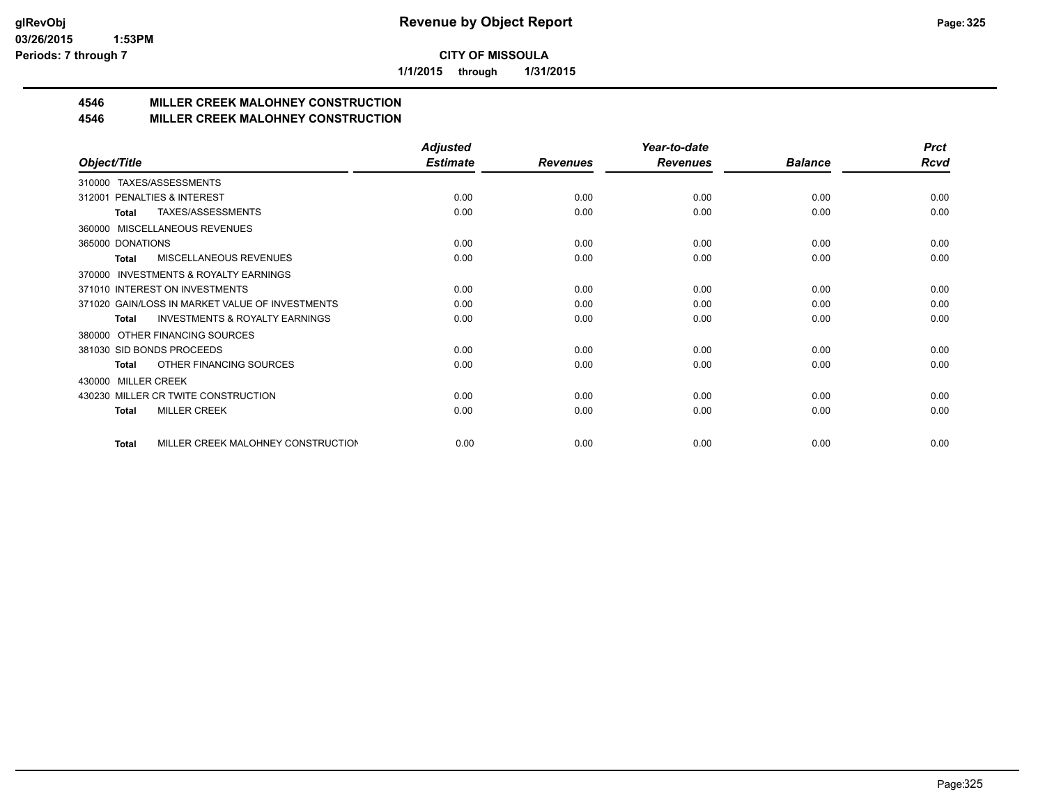**CITY OF MISSOULA**

**1/1/2015 through 1/31/2015**

## 4546 MILLER CREEK MALOHNEY CONSTRUCTION
## 4546 MILLER CREEK MALOHNEY CONSTRUCTION

| Object/Title | Adjusted Estimate | Revenues | Year-to-date Revenues | Balance | Prct Rcvd |
|---|---|---|---|---|---|
| 310000 TAXES/ASSESSMENTS | | | | | |
| 312001 PENALTIES & INTEREST | 0.00 | 0.00 | 0.00 | 0.00 | 0.00 |
| **Total** TAXES/ASSESSMENTS | 0.00 | 0.00 | 0.00 | 0.00 | 0.00 |
| 360000 MISCELLANEOUS REVENUES | | | | | |
| 365000 DONATIONS | 0.00 | 0.00 | 0.00 | 0.00 | 0.00 |
| **Total** MISCELLANEOUS REVENUES | 0.00 | 0.00 | 0.00 | 0.00 | 0.00 |
| 370000 INVESTMENTS & ROYALTY EARNINGS | | | | | |
| 371010 INTEREST ON INVESTMENTS | 0.00 | 0.00 | 0.00 | 0.00 | 0.00 |
| 371020 GAIN/LOSS IN MARKET VALUE OF INVESTMENTS | 0.00 | 0.00 | 0.00 | 0.00 | 0.00 |
| **Total** INVESTMENTS & ROYALTY EARNINGS | 0.00 | 0.00 | 0.00 | 0.00 | 0.00 |
| 380000 OTHER FINANCING SOURCES | | | | | |
| 381030 SID BONDS PROCEEDS | 0.00 | 0.00 | 0.00 | 0.00 | 0.00 |
| **Total** OTHER FINANCING SOURCES | 0.00 | 0.00 | 0.00 | 0.00 | 0.00 |
| 430000 MILLER CREEK | | | | | |
| 430230 MILLER CR TWITE CONSTRUCTION | 0.00 | 0.00 | 0.00 | 0.00 | 0.00 |
| **Total** MILLER CREEK | 0.00 | 0.00 | 0.00 | 0.00 | 0.00 |
| **Total** MILLER CREEK MALOHNEY CONSTRUCTION | 0.00 | 0.00 | 0.00 | 0.00 | 0.00 |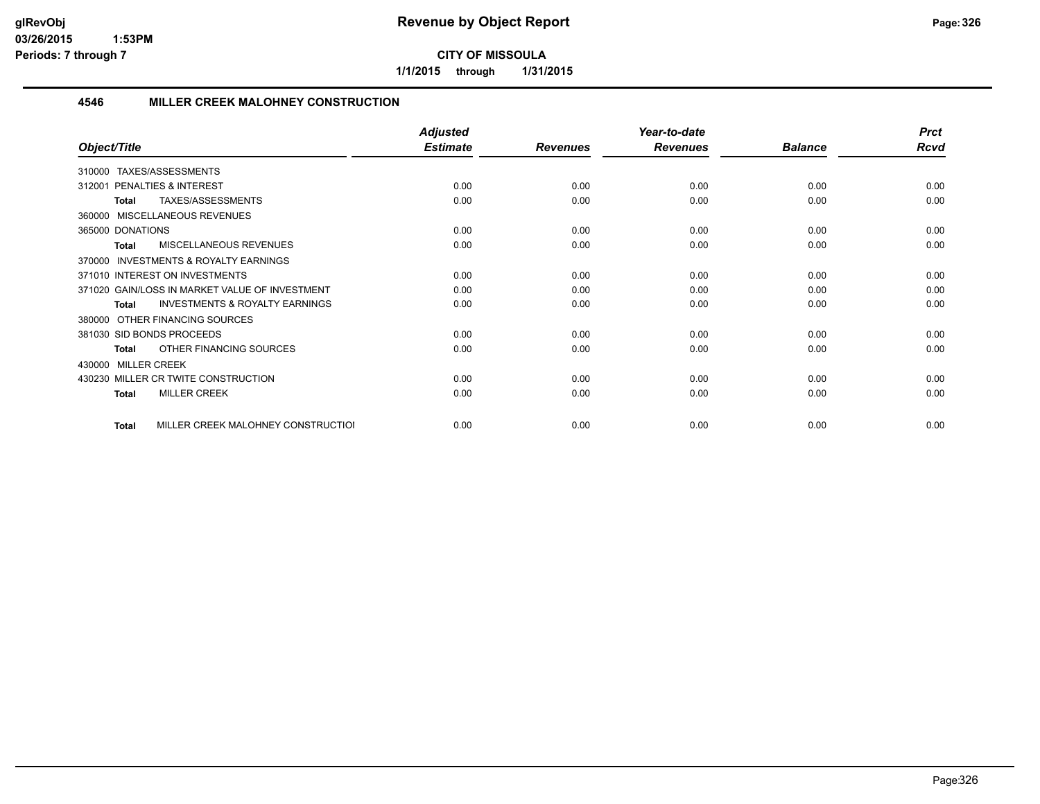# Revenue by Object Report

**CITY OF MISSOULA**

**1/1/2015 through 1/31/2015**

glRevObj
03/26/2015 1:53PM
Periods: 7 through 7

## 4546 MILLER CREEK MALOHNEY CONSTRUCTION

| Object/Title | Adjusted Estimate | Revenues | Year-to-date Revenues | Balance | Prct Rcvd |
|---|---|---|---|---|---|
| 310000 TAXES/ASSESSMENTS | | | | | |
| 312001 PENALTIES & INTEREST | 0.00 | 0.00 | 0.00 | 0.00 | 0.00 |
| **Total** TAXES/ASSESSMENTS | 0.00 | 0.00 | 0.00 | 0.00 | 0.00 |
| 360000 MISCELLANEOUS REVENUES | | | | | |
| 365000 DONATIONS | 0.00 | 0.00 | 0.00 | 0.00 | 0.00 |
| **Total** MISCELLANEOUS REVENUES | 0.00 | 0.00 | 0.00 | 0.00 | 0.00 |
| 370000 INVESTMENTS & ROYALTY EARNINGS | | | | | |
| 371010 INTEREST ON INVESTMENTS | 0.00 | 0.00 | 0.00 | 0.00 | 0.00 |
| 371020 GAIN/LOSS IN MARKET VALUE OF INVESTMENT | 0.00 | 0.00 | 0.00 | 0.00 | 0.00 |
| **Total** INVESTMENTS & ROYALTY EARNINGS | 0.00 | 0.00 | 0.00 | 0.00 | 0.00 |
| 380000 OTHER FINANCING SOURCES | | | | | |
| 381030 SID BONDS PROCEEDS | 0.00 | 0.00 | 0.00 | 0.00 | 0.00 |
| **Total** OTHER FINANCING SOURCES | 0.00 | 0.00 | 0.00 | 0.00 | 0.00 |
| 430000 MILLER CREEK | | | | | |
| 430230 MILLER CR TWITE CONSTRUCTION | 0.00 | 0.00 | 0.00 | 0.00 | 0.00 |
| **Total** MILLER CREEK | 0.00 | 0.00 | 0.00 | 0.00 | 0.00 |
| **Total** MILLER CREEK MALOHNEY CONSTRUCTIOI | 0.00 | 0.00 | 0.00 | 0.00 | 0.00 |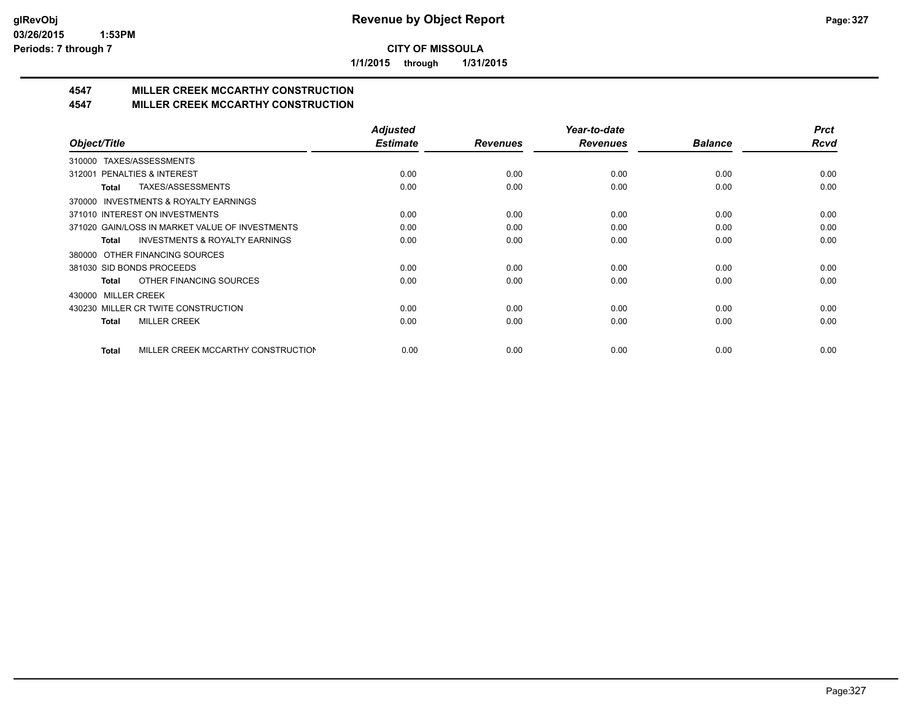**CITY OF MISSOULA**

**1/1/2015 through 1/31/2015**

## 4547 MILLER CREEK MCCARTHY CONSTRUCTION
## 4547 MILLER CREEK MCCARTHY CONSTRUCTION

| *Object/Title* | *Adjusted Estimate* | *Revenues* | *Year-to-date Revenues* | *Balance* | *Prct Rcvd* |
|---|---|---|---|---|---|
| 310000 TAXES/ASSESSMENTS | | | | | |
| 312001 PENALTIES & INTEREST | 0.00 | 0.00 | 0.00 | 0.00 | 0.00 |
| **Total** TAXES/ASSESSMENTS | 0.00 | 0.00 | 0.00 | 0.00 | 0.00 |
| 370000 INVESTMENTS & ROYALTY EARNINGS | | | | | |
| 371010 INTEREST ON INVESTMENTS | 0.00 | 0.00 | 0.00 | 0.00 | 0.00 |
| 371020 GAIN/LOSS IN MARKET VALUE OF INVESTMENTS | 0.00 | 0.00 | 0.00 | 0.00 | 0.00 |
| **Total** INVESTMENTS & ROYALTY EARNINGS | 0.00 | 0.00 | 0.00 | 0.00 | 0.00 |
| 380000 OTHER FINANCING SOURCES | | | | | |
| 381030 SID BONDS PROCEEDS | 0.00 | 0.00 | 0.00 | 0.00 | 0.00 |
| **Total** OTHER FINANCING SOURCES | 0.00 | 0.00 | 0.00 | 0.00 | 0.00 |
| 430000 MILLER CREEK | | | | | |
| 430230 MILLER CR TWITE CONSTRUCTION | 0.00 | 0.00 | 0.00 | 0.00 | 0.00 |
| **Total** MILLER CREEK | 0.00 | 0.00 | 0.00 | 0.00 | 0.00 |
| **Total** MILLER CREEK MCCARTHY CONSTRUCTION | 0.00 | 0.00 | 0.00 | 0.00 | 0.00 |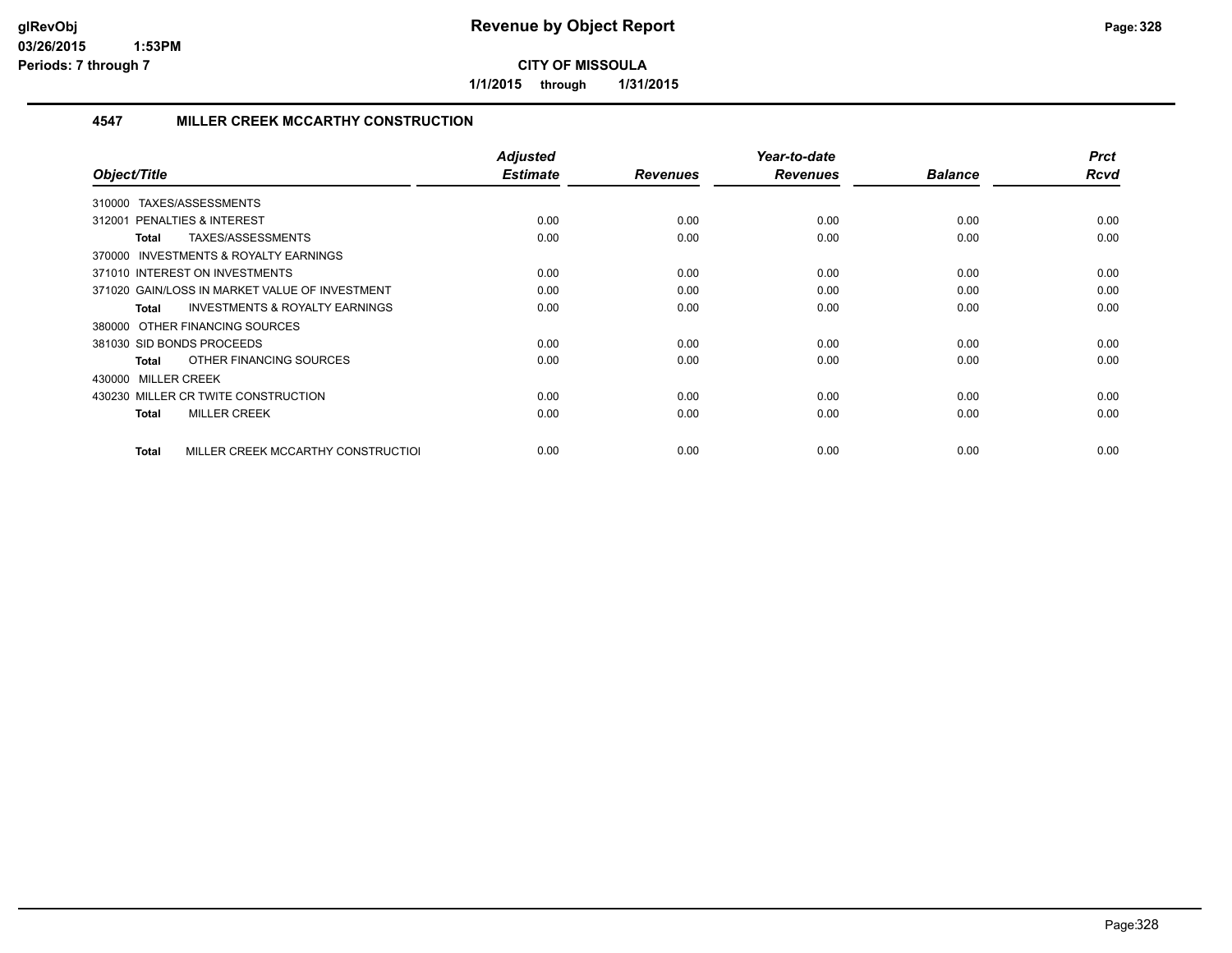# Revenue by Object Report

**CITY OF MISSOULA**

**1/1/2015 through 1/31/2015**

glRevObj
03/26/2015 1:53PM
Periods: 7 through 7

## 4547 MILLER CREEK MCCARTHY CONSTRUCTION

| Object/Title | Adjusted Estimate | Revenues | Year-to-date Revenues | Balance | Prct Rcvd |
|---|---|---|---|---|---|
| 310000 TAXES/ASSESSMENTS | | | | | |
| 312001 PENALTIES & INTEREST | 0.00 | 0.00 | 0.00 | 0.00 | 0.00 |
| **Total** TAXES/ASSESSMENTS | 0.00 | 0.00 | 0.00 | 0.00 | 0.00 |
| 370000 INVESTMENTS & ROYALTY EARNINGS | | | | | |
| 371010 INTEREST ON INVESTMENTS | 0.00 | 0.00 | 0.00 | 0.00 | 0.00 |
| 371020 GAIN/LOSS IN MARKET VALUE OF INVESTMENT | 0.00 | 0.00 | 0.00 | 0.00 | 0.00 |
| **Total** INVESTMENTS & ROYALTY EARNINGS | 0.00 | 0.00 | 0.00 | 0.00 | 0.00 |
| 380000 OTHER FINANCING SOURCES | | | | | |
| 381030 SID BONDS PROCEEDS | 0.00 | 0.00 | 0.00 | 0.00 | 0.00 |
| **Total** OTHER FINANCING SOURCES | 0.00 | 0.00 | 0.00 | 0.00 | 0.00 |
| 430000 MILLER CREEK | | | | | |
| 430230 MILLER CR TWITE CONSTRUCTION | 0.00 | 0.00 | 0.00 | 0.00 | 0.00 |
| **Total** MILLER CREEK | 0.00 | 0.00 | 0.00 | 0.00 | 0.00 |
| **Total** MILLER CREEK MCCARTHY CONSTRUCTIOI | 0.00 | 0.00 | 0.00 | 0.00 | 0.00 |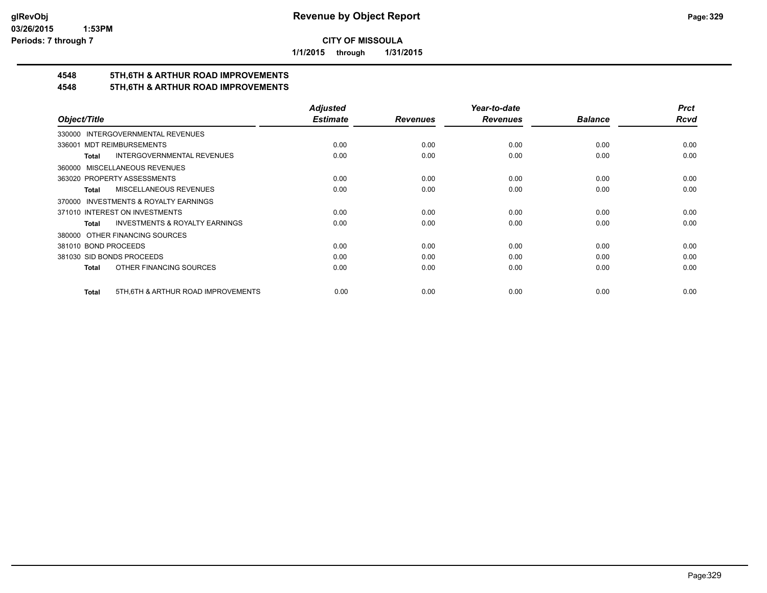**CITY OF MISSOULA**

**1/1/2015 through 1/31/2015**

# Revenue by Object Report

## 4548 5TH,6TH & ARTHUR ROAD IMPROVEMENTS
## 4548 5TH,6TH & ARTHUR ROAD IMPROVEMENTS

| Object/Title | Adjusted Estimate | Revenues | Year-to-date Revenues | Balance | Prct Rcvd |
|---|---|---|---|---|---|
| 330000 INTERGOVERNMENTAL REVENUES | | | | | |
| 336001 MDT REIMBURSEMENTS | 0.00 | 0.00 | 0.00 | 0.00 | 0.00 |
| **Total** INTERGOVERNMENTAL REVENUES | 0.00 | 0.00 | 0.00 | 0.00 | 0.00 |
| 360000 MISCELLANEOUS REVENUES | | | | | |
| 363020 PROPERTY ASSESSMENTS | 0.00 | 0.00 | 0.00 | 0.00 | 0.00 |
| **Total** MISCELLANEOUS REVENUES | 0.00 | 0.00 | 0.00 | 0.00 | 0.00 |
| 370000 INVESTMENTS & ROYALTY EARNINGS | | | | | |
| 371010 INTEREST ON INVESTMENTS | 0.00 | 0.00 | 0.00 | 0.00 | 0.00 |
| **Total** INVESTMENTS & ROYALTY EARNINGS | 0.00 | 0.00 | 0.00 | 0.00 | 0.00 |
| 380000 OTHER FINANCING SOURCES | | | | | |
| 381010 BOND PROCEEDS | 0.00 | 0.00 | 0.00 | 0.00 | 0.00 |
| 381030 SID BONDS PROCEEDS | 0.00 | 0.00 | 0.00 | 0.00 | 0.00 |
| **Total** OTHER FINANCING SOURCES | 0.00 | 0.00 | 0.00 | 0.00 | 0.00 |
| **Total** 5TH,6TH & ARTHUR ROAD IMPROVEMENTS | 0.00 | 0.00 | 0.00 | 0.00 | 0.00 |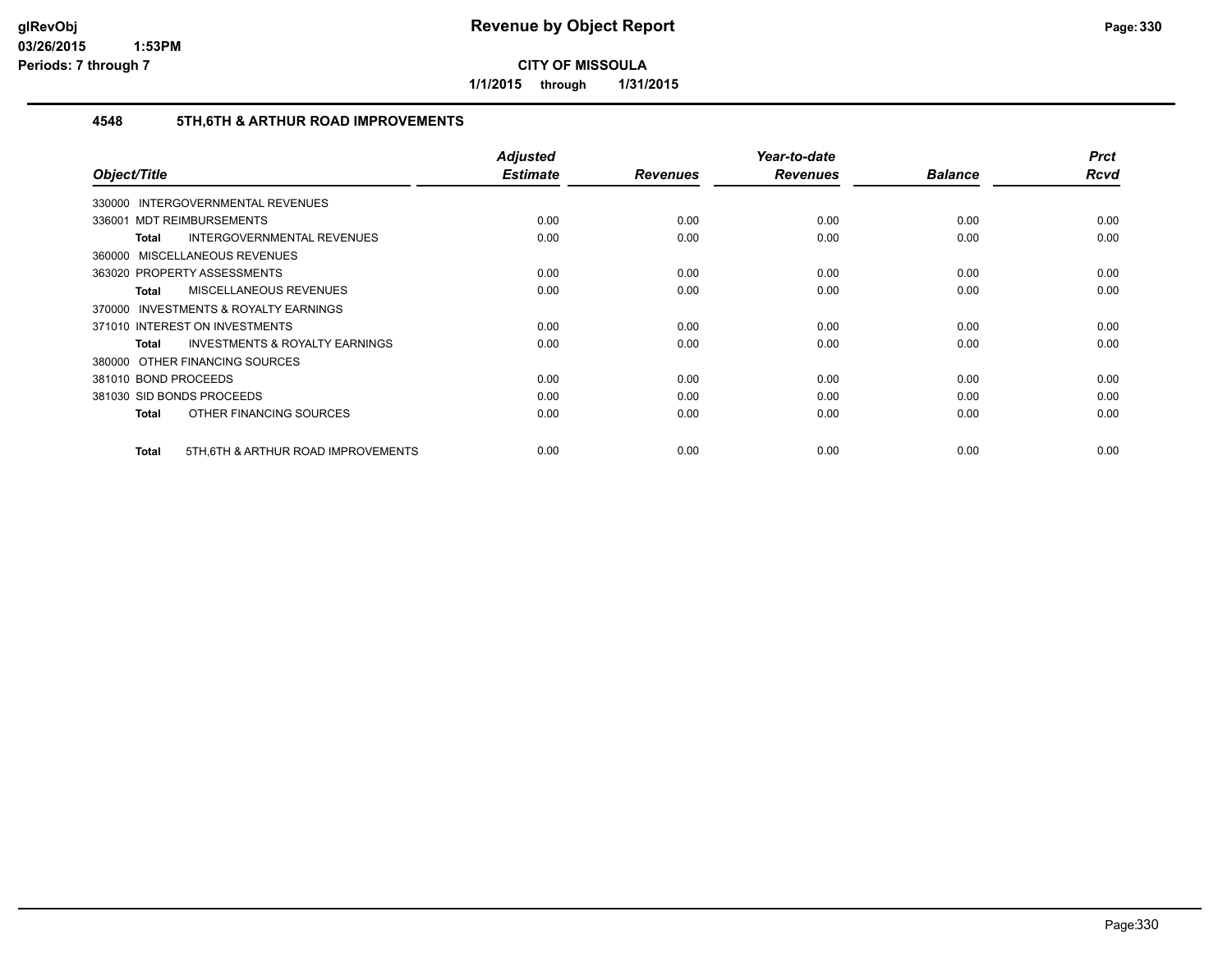# Revenue by Object Report

**CITY OF MISSOULA**

**1/1/2015 through 1/31/2015**

glRevObj
03/26/2015 1:53PM
Periods: 7 through 7

## 4548 5TH,6TH & ARTHUR ROAD IMPROVEMENTS

| Object/Title | | Adjusted Estimate | Revenues | Year-to-date Revenues | Balance | Prct Rcvd |
|---|---|---|---|---|---|---|
| 330000 INTERGOVERNMENTAL REVENUES | | | | | | |
| 336001 MDT REIMBURSEMENTS | | 0.00 | 0.00 | 0.00 | 0.00 | 0.00 |
| Total | INTERGOVERNMENTAL REVENUES | 0.00 | 0.00 | 0.00 | 0.00 | 0.00 |
| 360000 MISCELLANEOUS REVENUES | | | | | | |
| 363020 PROPERTY ASSESSMENTS | | 0.00 | 0.00 | 0.00 | 0.00 | 0.00 |
| Total | MISCELLANEOUS REVENUES | 0.00 | 0.00 | 0.00 | 0.00 | 0.00 |
| 370000 INVESTMENTS & ROYALTY EARNINGS | | | | | | |
| 371010 INTEREST ON INVESTMENTS | | 0.00 | 0.00 | 0.00 | 0.00 | 0.00 |
| Total | INVESTMENTS & ROYALTY EARNINGS | 0.00 | 0.00 | 0.00 | 0.00 | 0.00 |
| 380000 OTHER FINANCING SOURCES | | | | | | |
| 381010 BOND PROCEEDS | | 0.00 | 0.00 | 0.00 | 0.00 | 0.00 |
| 381030 SID BONDS PROCEEDS | | 0.00 | 0.00 | 0.00 | 0.00 | 0.00 |
| Total | OTHER FINANCING SOURCES | 0.00 | 0.00 | 0.00 | 0.00 | 0.00 |
| Total | 5TH,6TH & ARTHUR ROAD IMPROVEMENTS | 0.00 | 0.00 | 0.00 | 0.00 | 0.00 |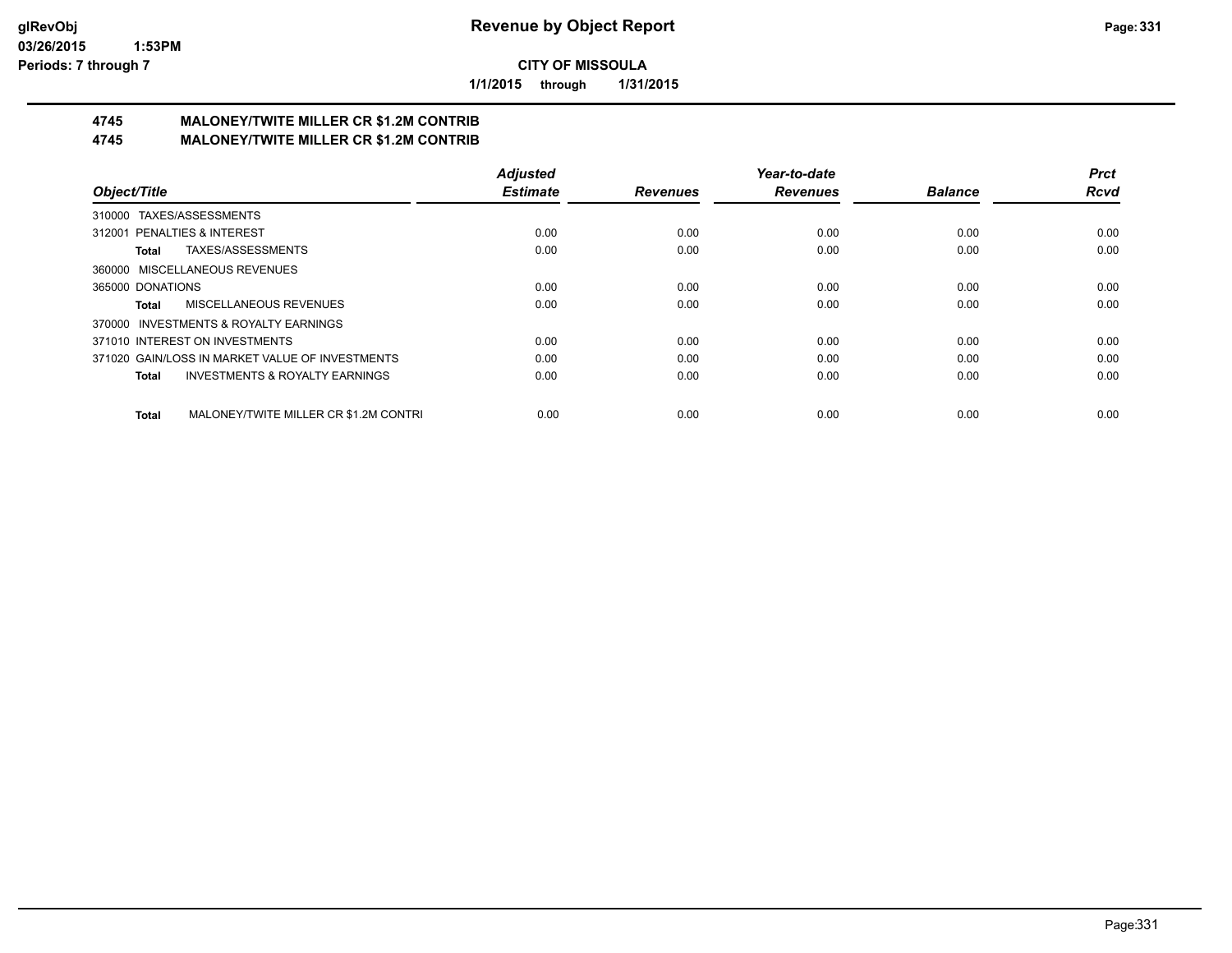# Revenue by Object Report

**CITY OF MISSOULA**

**1/1/2015 through 1/31/2015**

glRevObj
03/26/2015 1:53PM
Periods: 7 through 7

## 4745 MALONEY/TWITE MILLER CR $1.2M CONTRIB
## 4745 MALONEY/TWITE MILLER CR $1.2M CONTRIB

| Object/Title | Adjusted Estimate | Revenues | Year-to-date Revenues | Balance | Prct Rcvd |
|---|---|---|---|---|---|
| 310000 TAXES/ASSESSMENTS | | | | | |
| 312001 PENALTIES & INTEREST | 0.00 | 0.00 | 0.00 | 0.00 | 0.00 |
| **Total** TAXES/ASSESSMENTS | 0.00 | 0.00 | 0.00 | 0.00 | 0.00 |
| 360000 MISCELLANEOUS REVENUES | | | | | |
| 365000 DONATIONS | 0.00 | 0.00 | 0.00 | 0.00 | 0.00 |
| **Total** MISCELLANEOUS REVENUES | 0.00 | 0.00 | 0.00 | 0.00 | 0.00 |
| 370000 INVESTMENTS & ROYALTY EARNINGS | | | | | |
| 371010 INTEREST ON INVESTMENTS | 0.00 | 0.00 | 0.00 | 0.00 | 0.00 |
| 371020 GAIN/LOSS IN MARKET VALUE OF INVESTMENTS | 0.00 | 0.00 | 0.00 | 0.00 | 0.00 |
| **Total** INVESTMENTS & ROYALTY EARNINGS | 0.00 | 0.00 | 0.00 | 0.00 | 0.00 |
| **Total** MALONEY/TWITE MILLER CR $1.2M CONTRI | 0.00 | 0.00 | 0.00 | 0.00 | 0.00 |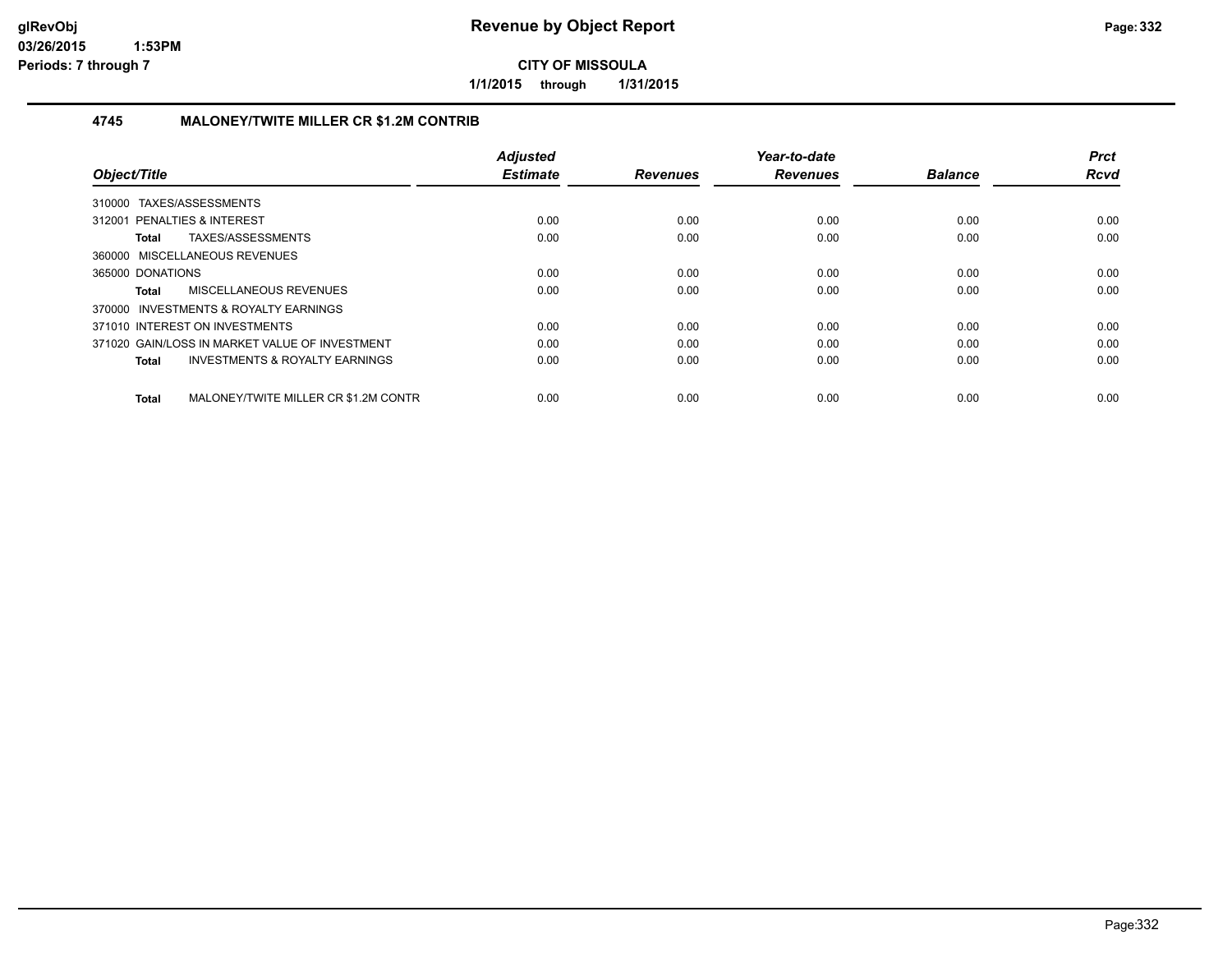# Revenue by Object Report

**CITY OF MISSOULA**

**1/1/2015 through 1/31/2015**

glRevObj
03/26/2015 1:53PM
Periods: 7 through 7

## 4745 MALONEY/TWITE MILLER CR $1.2M CONTRIB

| Object/Title | Adjusted Estimate | Revenues | Year-to-date Revenues | Balance | Prct Rcvd |
|---|---|---|---|---|---|
| 310000 TAXES/ASSESSMENTS | | | | | |
| 312001 PENALTIES & INTEREST | 0.00 | 0.00 | 0.00 | 0.00 | 0.00 |
| **Total** TAXES/ASSESSMENTS | 0.00 | 0.00 | 0.00 | 0.00 | 0.00 |
| 360000 MISCELLANEOUS REVENUES | | | | | |
| 365000 DONATIONS | 0.00 | 0.00 | 0.00 | 0.00 | 0.00 |
| **Total** MISCELLANEOUS REVENUES | 0.00 | 0.00 | 0.00 | 0.00 | 0.00 |
| 370000 INVESTMENTS & ROYALTY EARNINGS | | | | | |
| 371010 INTEREST ON INVESTMENTS | 0.00 | 0.00 | 0.00 | 0.00 | 0.00 |
| 371020 GAIN/LOSS IN MARKET VALUE OF INVESTMENT | 0.00 | 0.00 | 0.00 | 0.00 | 0.00 |
| **Total** INVESTMENTS & ROYALTY EARNINGS | 0.00 | 0.00 | 0.00 | 0.00 | 0.00 |
| **Total** MALONEY/TWITE MILLER CR $1.2M CONTR | 0.00 | 0.00 | 0.00 | 0.00 | 0.00 |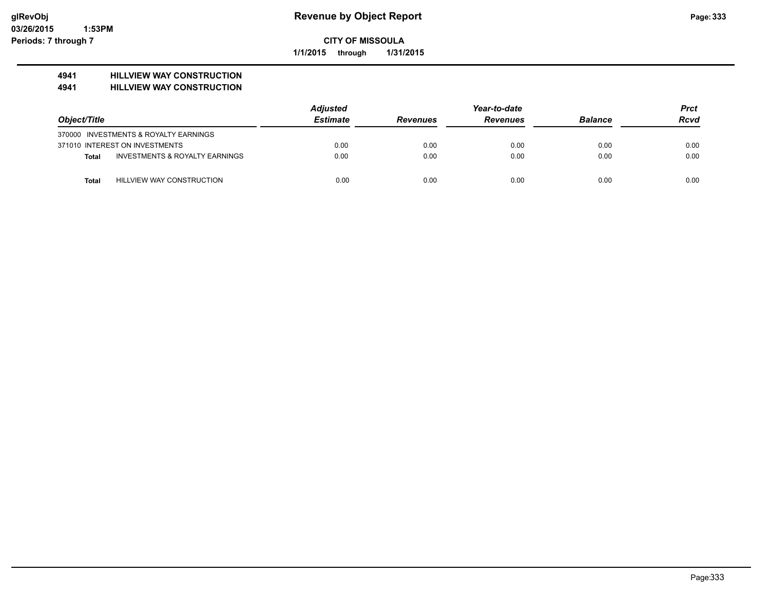**CITY OF MISSOULA**

**1/1/2015 through 1/31/2015**

**4941 HILLVIEW WAY CONSTRUCTION**

**4941 HILLVIEW WAY CONSTRUCTION**

| Object/Title | | Adjusted Estimate | Revenues | Year-to-date Revenues | Balance | Prct Rcvd |
|---|---|---|---|---|---|---|
| 370000 INVESTMENTS & ROYALTY EARNINGS | | | | | | |
| 371010 INTEREST ON INVESTMENTS | | 0.00 | 0.00 | 0.00 | 0.00 | 0.00 |
| Total | INVESTMENTS & ROYALTY EARNINGS | 0.00 | 0.00 | 0.00 | 0.00 | 0.00 |
| Total | HILLVIEW WAY CONSTRUCTION | 0.00 | 0.00 | 0.00 | 0.00 | 0.00 |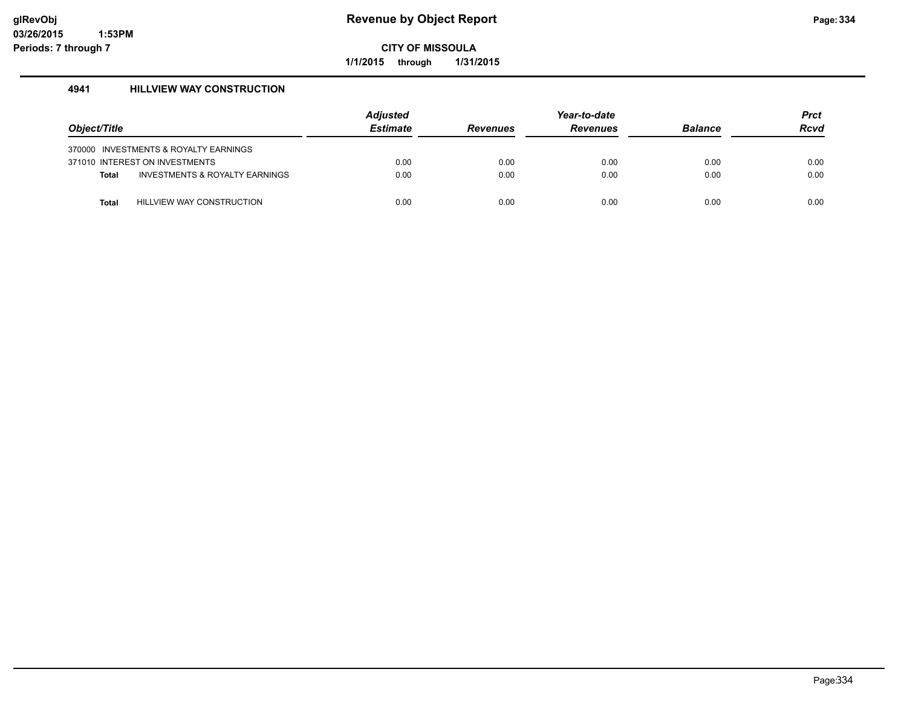# Revenue by Object Report

**CITY OF MISSOULA**

**1/1/2015 through 1/31/2015**

glRevObj
03/26/2015 1:53PM
Periods: 7 through 7

### 4941 HILLVIEW WAY CONSTRUCTION

| Object/Title | | Adjusted Estimate | Revenues | Year-to-date Revenues | Balance | Prct Rcvd |
|---|---|---|---|---|---|---|
| 370000 INVESTMENTS & ROYALTY EARNINGS | | | | | | |
| 371010 INTEREST ON INVESTMENTS | | 0.00 | 0.00 | 0.00 | 0.00 | 0.00 |
| **Total** | INVESTMENTS & ROYALTY EARNINGS | 0.00 | 0.00 | 0.00 | 0.00 | 0.00 |
| **Total** | HILLVIEW WAY CONSTRUCTION | 0.00 | 0.00 | 0.00 | 0.00 | 0.00 |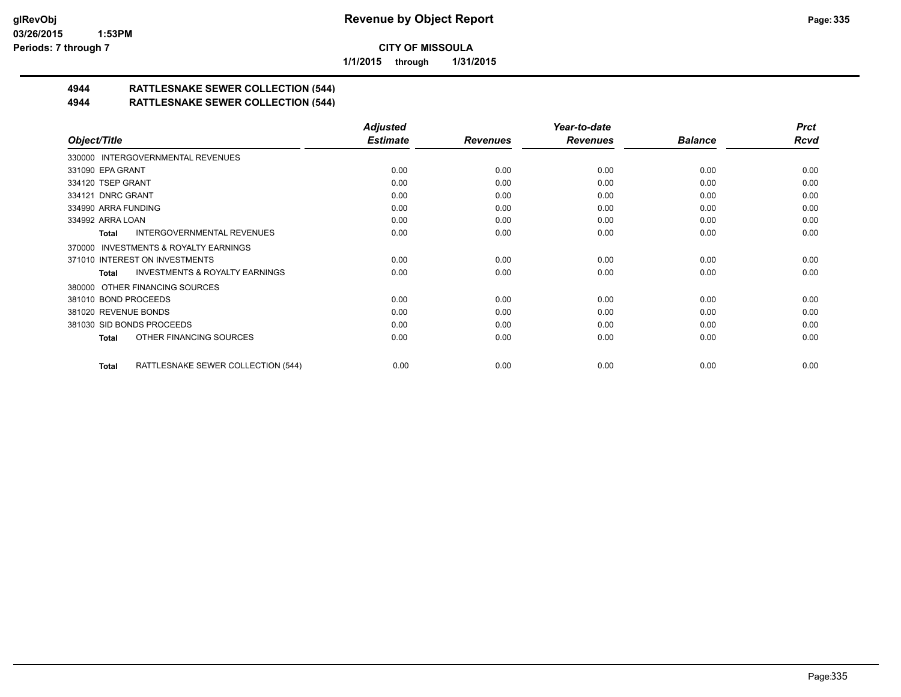**CITY OF MISSOULA**

**1/1/2015 through 1/31/2015**

## 4944 RATTLESNAKE SEWER COLLECTION (544)

## 4944 RATTLESNAKE SEWER COLLECTION (544)

| Object/Title | Adjusted Estimate | Revenues | Year-to-date Revenues | Balance | Prct Rcvd |
|---|---|---|---|---|---|
| 330000 INTERGOVERNMENTAL REVENUES | | | | | |
| 331090 EPA GRANT | 0.00 | 0.00 | 0.00 | 0.00 | 0.00 |
| 334120 TSEP GRANT | 0.00 | 0.00 | 0.00 | 0.00 | 0.00 |
| 334121 DNRC GRANT | 0.00 | 0.00 | 0.00 | 0.00 | 0.00 |
| 334990 ARRA FUNDING | 0.00 | 0.00 | 0.00 | 0.00 | 0.00 |
| 334992 ARRA LOAN | 0.00 | 0.00 | 0.00 | 0.00 | 0.00 |
| **Total** INTERGOVERNMENTAL REVENUES | 0.00 | 0.00 | 0.00 | 0.00 | 0.00 |
| 370000 INVESTMENTS & ROYALTY EARNINGS | | | | | |
| 371010 INTEREST ON INVESTMENTS | 0.00 | 0.00 | 0.00 | 0.00 | 0.00 |
| **Total** INVESTMENTS & ROYALTY EARNINGS | 0.00 | 0.00 | 0.00 | 0.00 | 0.00 |
| 380000 OTHER FINANCING SOURCES | | | | | |
| 381010 BOND PROCEEDS | 0.00 | 0.00 | 0.00 | 0.00 | 0.00 |
| 381020 REVENUE BONDS | 0.00 | 0.00 | 0.00 | 0.00 | 0.00 |
| 381030 SID BONDS PROCEEDS | 0.00 | 0.00 | 0.00 | 0.00 | 0.00 |
| **Total** OTHER FINANCING SOURCES | 0.00 | 0.00 | 0.00 | 0.00 | 0.00 |
| **Total** RATTLESNAKE SEWER COLLECTION (544) | 0.00 | 0.00 | 0.00 | 0.00 | 0.00 |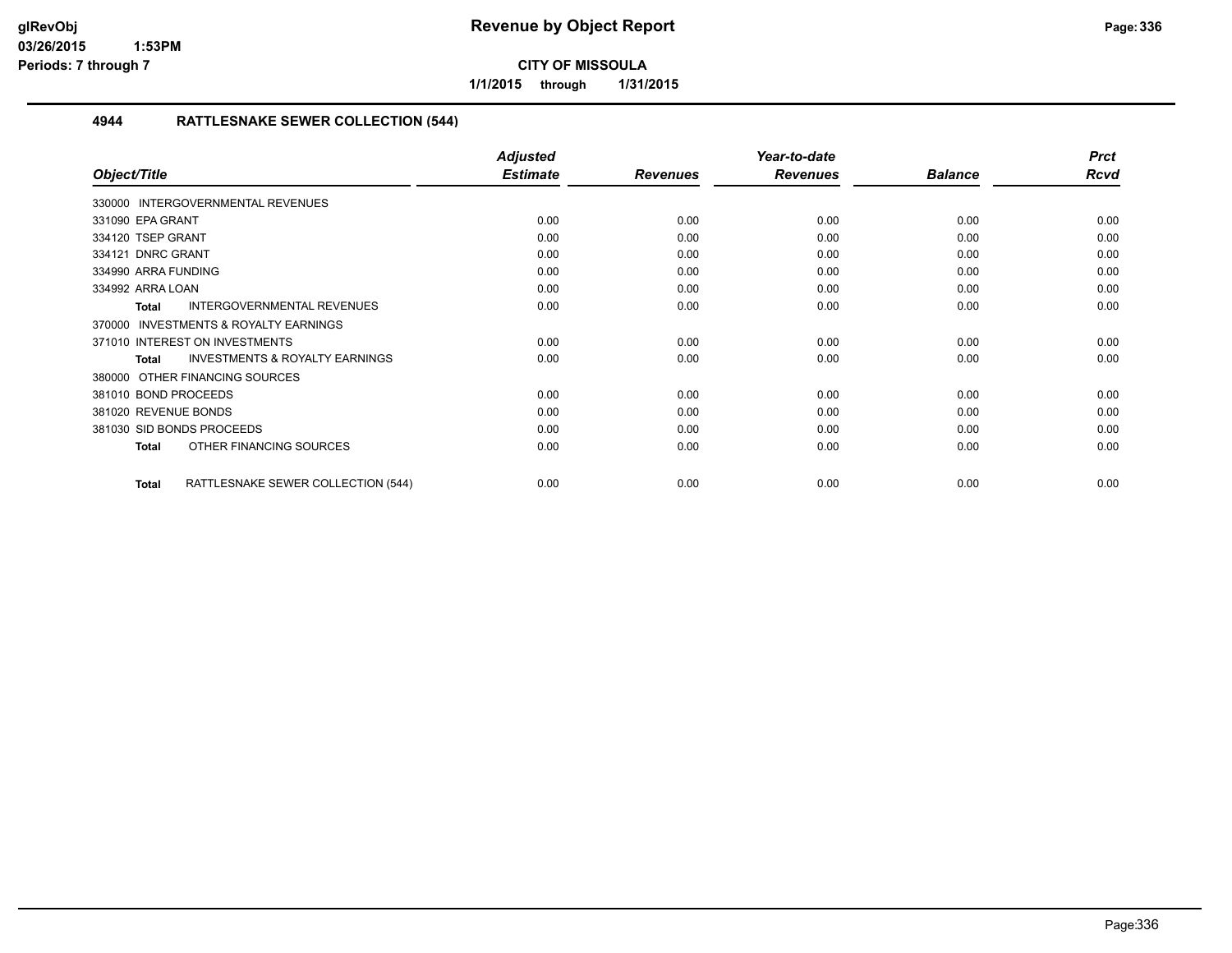**glRevObj**
**03/26/2015 1:53PM**
**Periods: 7 through 7**

# Revenue by Object Report

**CITY OF MISSOULA**

**1/1/2015 through 1/31/2015**

## 4944 RATTLESNAKE SEWER COLLECTION (544)

| Object/Title | Adjusted Estimate | Revenues | Year-to-date Revenues | Balance | Prct Rcvd |
|---|---|---|---|---|---|
| 330000 INTERGOVERNMENTAL REVENUES | | | | | |
| 331090 EPA GRANT | 0.00 | 0.00 | 0.00 | 0.00 | 0.00 |
| 334120 TSEP GRANT | 0.00 | 0.00 | 0.00 | 0.00 | 0.00 |
| 334121 DNRC GRANT | 0.00 | 0.00 | 0.00 | 0.00 | 0.00 |
| 334990 ARRA FUNDING | 0.00 | 0.00 | 0.00 | 0.00 | 0.00 |
| 334992 ARRA LOAN | 0.00 | 0.00 | 0.00 | 0.00 | 0.00 |
| **Total** INTERGOVERNMENTAL REVENUES | 0.00 | 0.00 | 0.00 | 0.00 | 0.00 |
| 370000 INVESTMENTS & ROYALTY EARNINGS | | | | | |
| 371010 INTEREST ON INVESTMENTS | 0.00 | 0.00 | 0.00 | 0.00 | 0.00 |
| **Total** INVESTMENTS & ROYALTY EARNINGS | 0.00 | 0.00 | 0.00 | 0.00 | 0.00 |
| 380000 OTHER FINANCING SOURCES | | | | | |
| 381010 BOND PROCEEDS | 0.00 | 0.00 | 0.00 | 0.00 | 0.00 |
| 381020 REVENUE BONDS | 0.00 | 0.00 | 0.00 | 0.00 | 0.00 |
| 381030 SID BONDS PROCEEDS | 0.00 | 0.00 | 0.00 | 0.00 | 0.00 |
| **Total** OTHER FINANCING SOURCES | 0.00 | 0.00 | 0.00 | 0.00 | 0.00 |
| **Total** RATTLESNAKE SEWER COLLECTION (544) | 0.00 | 0.00 | 0.00 | 0.00 | 0.00 |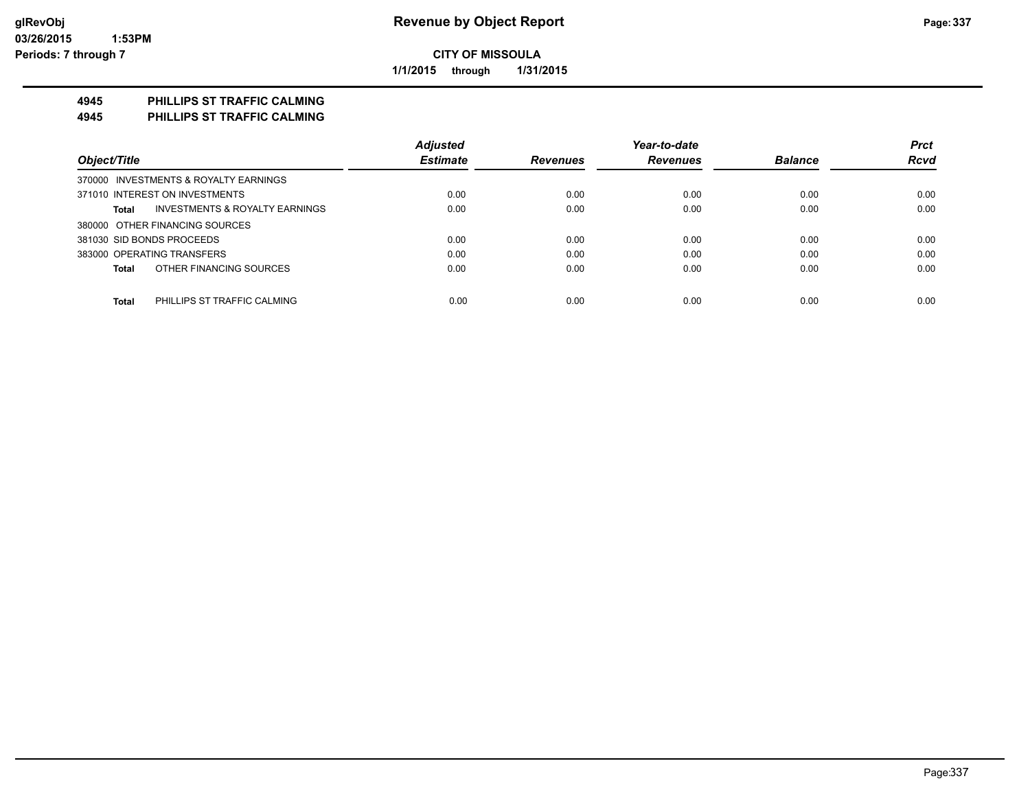# Revenue by Object Report

glRevObj
03/26/2015 1:53PM
Periods: 7 through 7

**CITY OF MISSOULA**

**1/1/2015 through 1/31/2015**

## 4945 PHILLIPS ST TRAFFIC CALMING
## 4945 PHILLIPS ST TRAFFIC CALMING

| Object/Title | Adjusted Estimate | Revenues | Year-to-date Revenues | Balance | Prct Rcvd |
|---|---|---|---|---|---|
| 370000 INVESTMENTS & ROYALTY EARNINGS | | | | | |
| 371010 INTEREST ON INVESTMENTS | 0.00 | 0.00 | 0.00 | 0.00 | 0.00 |
| **Total** INVESTMENTS & ROYALTY EARNINGS | 0.00 | 0.00 | 0.00 | 0.00 | 0.00 |
| 380000 OTHER FINANCING SOURCES | | | | | |
| 381030 SID BONDS PROCEEDS | 0.00 | 0.00 | 0.00 | 0.00 | 0.00 |
| 383000 OPERATING TRANSFERS | 0.00 | 0.00 | 0.00 | 0.00 | 0.00 |
| **Total** OTHER FINANCING SOURCES | 0.00 | 0.00 | 0.00 | 0.00 | 0.00 |
| **Total** PHILLIPS ST TRAFFIC CALMING | 0.00 | 0.00 | 0.00 | 0.00 | 0.00 |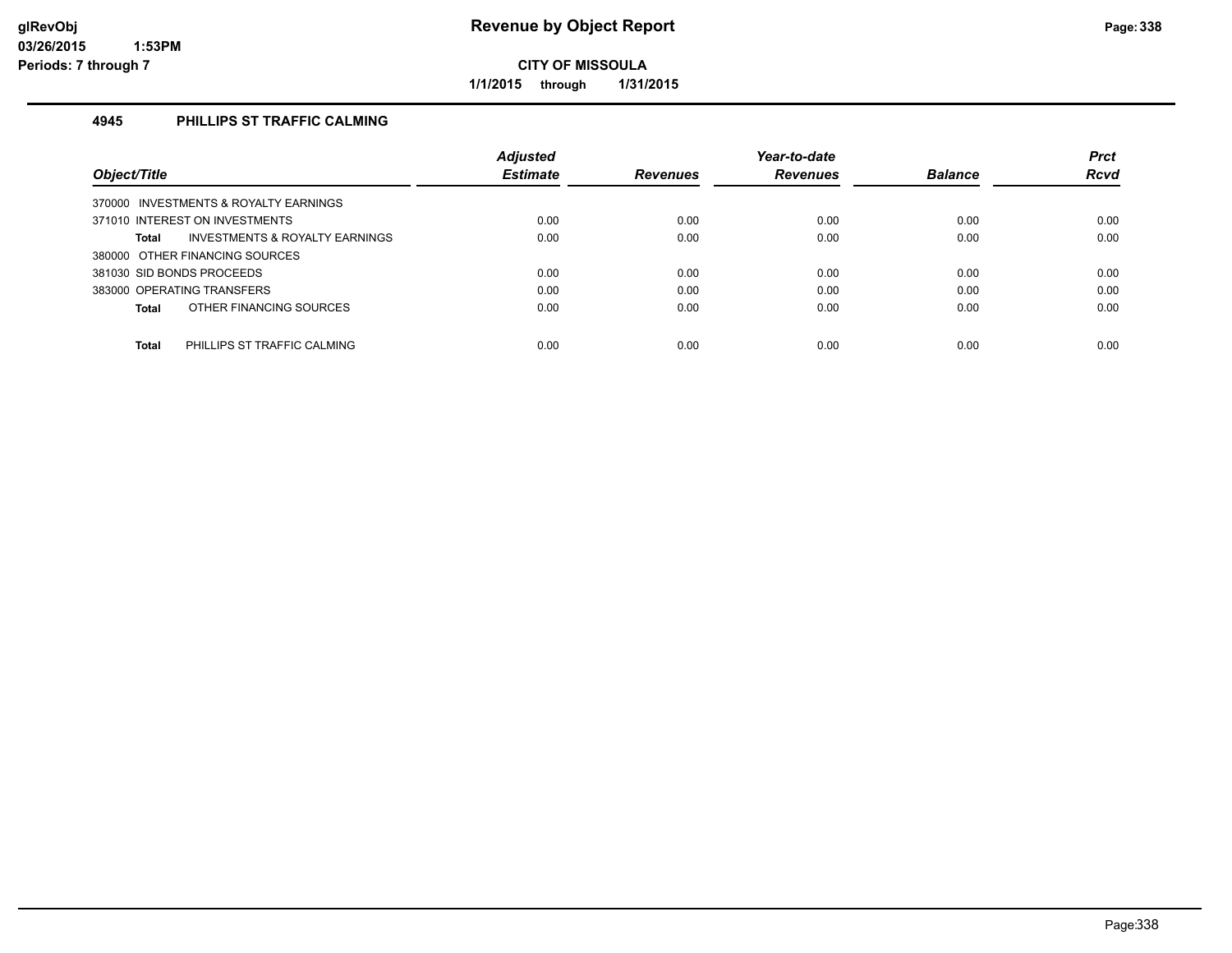# Revenue by Object Report

glRevObj
03/26/2015 1:53PM
Periods: 7 through 7

**CITY OF MISSOULA**

**1/1/2015 through 1/31/2015**

### 4945 PHILLIPS ST TRAFFIC CALMING

| Object/Title | Adjusted Estimate | Revenues | Year-to-date Revenues | Balance | Prct Rcvd |
|---|---|---|---|---|---|
| 370000 INVESTMENTS & ROYALTY EARNINGS | | | | | |
| 371010 INTEREST ON INVESTMENTS | 0.00 | 0.00 | 0.00 | 0.00 | 0.00 |
| **Total** INVESTMENTS & ROYALTY EARNINGS | 0.00 | 0.00 | 0.00 | 0.00 | 0.00 |
| 380000 OTHER FINANCING SOURCES | | | | | |
| 381030 SID BONDS PROCEEDS | 0.00 | 0.00 | 0.00 | 0.00 | 0.00 |
| 383000 OPERATING TRANSFERS | 0.00 | 0.00 | 0.00 | 0.00 | 0.00 |
| **Total** OTHER FINANCING SOURCES | 0.00 | 0.00 | 0.00 | 0.00 | 0.00 |
| **Total** PHILLIPS ST TRAFFIC CALMING | 0.00 | 0.00 | 0.00 | 0.00 | 0.00 |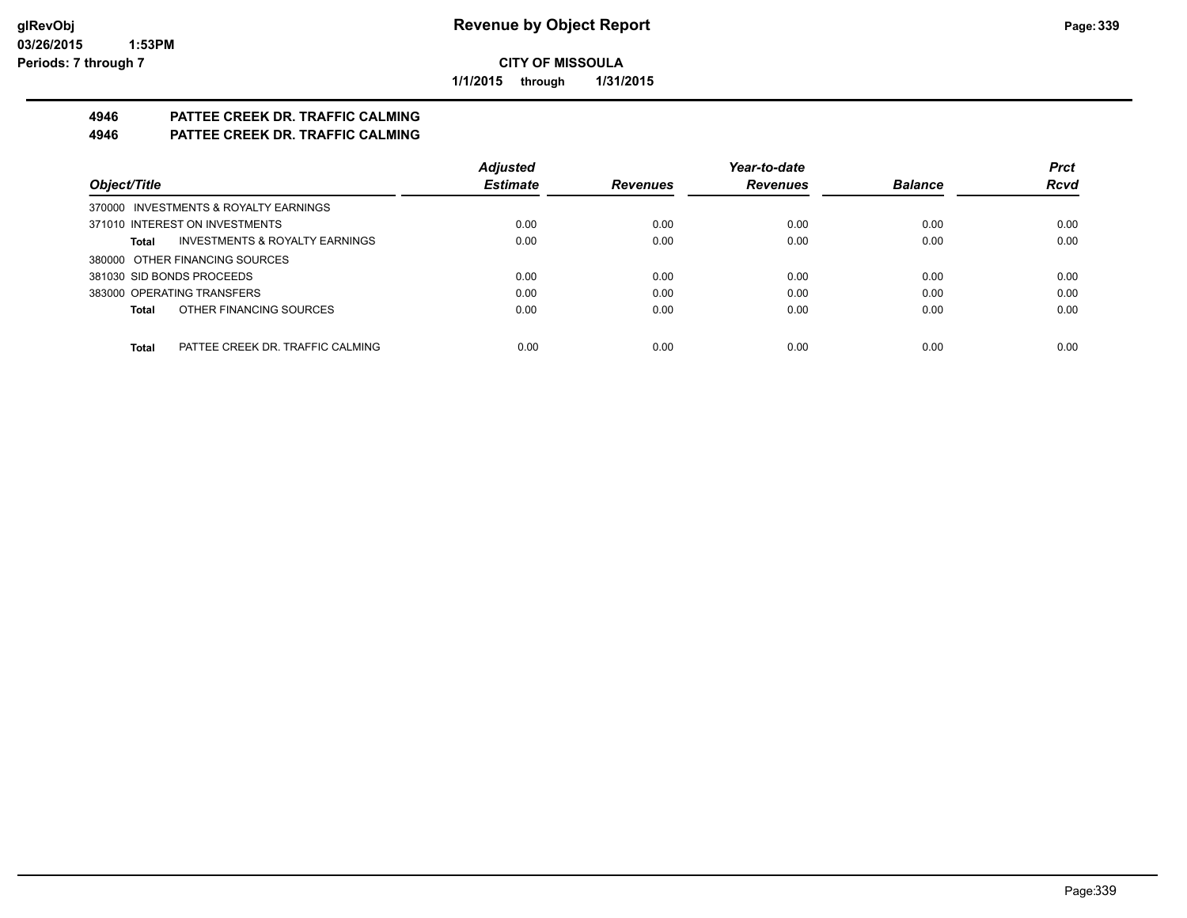**Revenue by Object Report**

**CITY OF MISSOULA**

**1/1/2015 through 1/31/2015**

glRevObj
03/26/2015 1:53PM
Periods: 7 through 7

## 4946 PATTEE CREEK DR. TRAFFIC CALMING
## 4946 PATTEE CREEK DR. TRAFFIC CALMING

| Object/Title | Adjusted Estimate | Revenues | Year-to-date Revenues | Balance | Prct Rcvd |
|---|---|---|---|---|---|
| 370000 INVESTMENTS & ROYALTY EARNINGS | | | | | |
| 371010 INTEREST ON INVESTMENTS | 0.00 | 0.00 | 0.00 | 0.00 | 0.00 |
| **Total** INVESTMENTS & ROYALTY EARNINGS | 0.00 | 0.00 | 0.00 | 0.00 | 0.00 |
| 380000 OTHER FINANCING SOURCES | | | | | |
| 381030 SID BONDS PROCEEDS | 0.00 | 0.00 | 0.00 | 0.00 | 0.00 |
| 383000 OPERATING TRANSFERS | 0.00 | 0.00 | 0.00 | 0.00 | 0.00 |
| **Total** OTHER FINANCING SOURCES | 0.00 | 0.00 | 0.00 | 0.00 | 0.00 |
| **Total** PATTEE CREEK DR. TRAFFIC CALMING | 0.00 | 0.00 | 0.00 | 0.00 | 0.00 |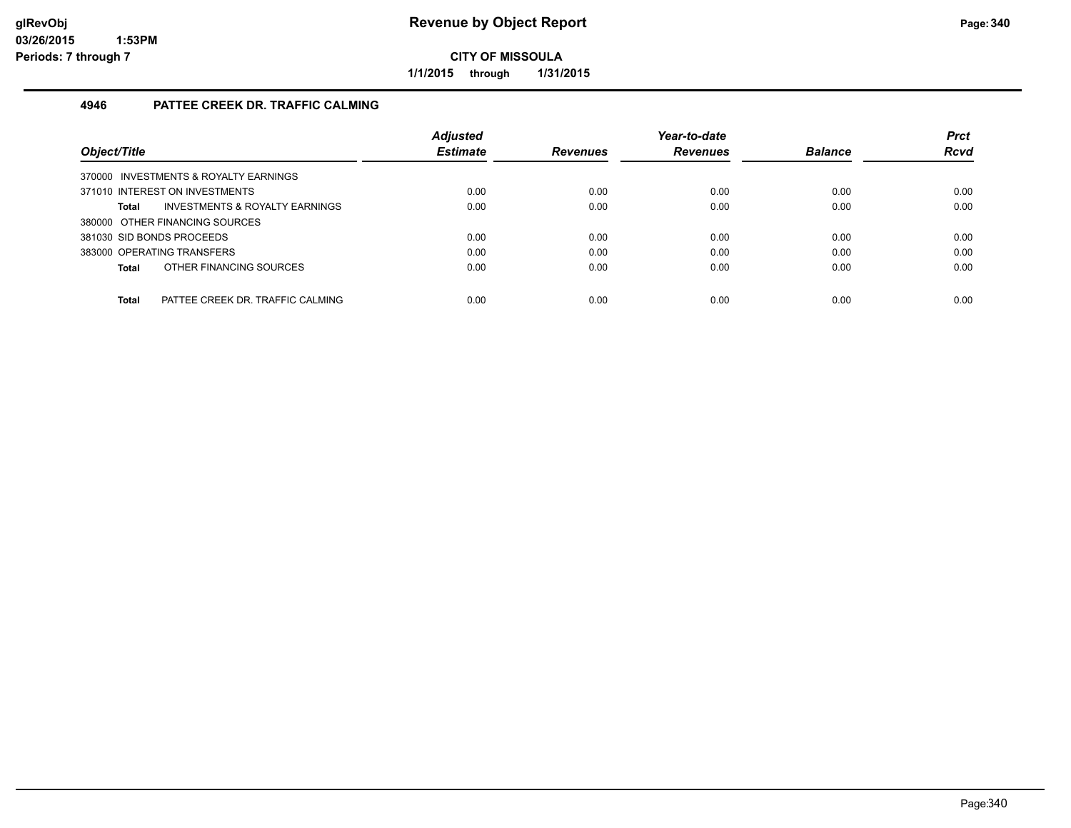# Revenue by Object Report

**CITY OF MISSOULA**

1/1/2015 through 1/31/2015

### 4946 PATTEE CREEK DR. TRAFFIC CALMING

| Object/Title | Adjusted Estimate | Revenues | Year-to-date Revenues | Balance | Prct Rcvd |
|---|---|---|---|---|---|
| 370000 INVESTMENTS & ROYALTY EARNINGS | | | | | |
| 371010 INTEREST ON INVESTMENTS | 0.00 | 0.00 | 0.00 | 0.00 | 0.00 |
| **Total** INVESTMENTS & ROYALTY EARNINGS | 0.00 | 0.00 | 0.00 | 0.00 | 0.00 |
| 380000 OTHER FINANCING SOURCES | | | | | |
| 381030 SID BONDS PROCEEDS | 0.00 | 0.00 | 0.00 | 0.00 | 0.00 |
| 383000 OPERATING TRANSFERS | 0.00 | 0.00 | 0.00 | 0.00 | 0.00 |
| **Total** OTHER FINANCING SOURCES | 0.00 | 0.00 | 0.00 | 0.00 | 0.00 |
| **Total** PATTEE CREEK DR. TRAFFIC CALMING | 0.00 | 0.00 | 0.00 | 0.00 | 0.00 |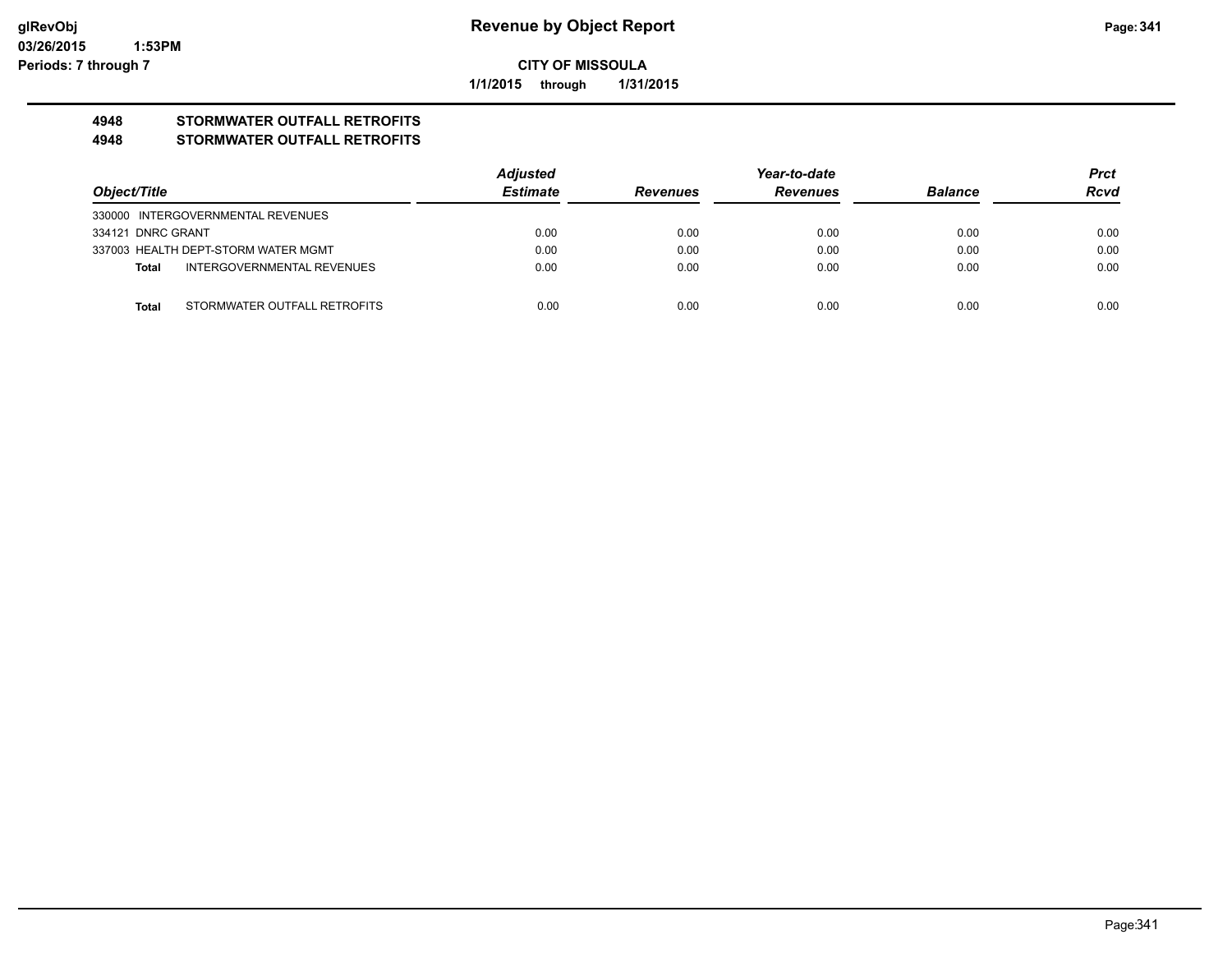**glRevObj**
**03/26/2015 1:53PM**
**Periods: 7 through 7**

# Revenue by Object Report

**CITY OF MISSOULA**

**1/1/2015 through 1/31/2015**

## 4948 STORMWATER OUTFALL RETROFITS
## 4948 STORMWATER OUTFALL RETROFITS

| Object/Title | Adjusted Estimate | Revenues | Year-to-date Revenues | Balance | Prct Rcvd |
|---|---|---|---|---|---|
| 330000 INTERGOVERNMENTAL REVENUES | | | | | |
| 334121 DNRC GRANT | 0.00 | 0.00 | 0.00 | 0.00 | 0.00 |
| 337003 HEALTH DEPT-STORM WATER MGMT | 0.00 | 0.00 | 0.00 | 0.00 | 0.00 |
| **Total** INTERGOVERNMENTAL REVENUES | 0.00 | 0.00 | 0.00 | 0.00 | 0.00 |
| **Total** STORMWATER OUTFALL RETROFITS | 0.00 | 0.00 | 0.00 | 0.00 | 0.00 |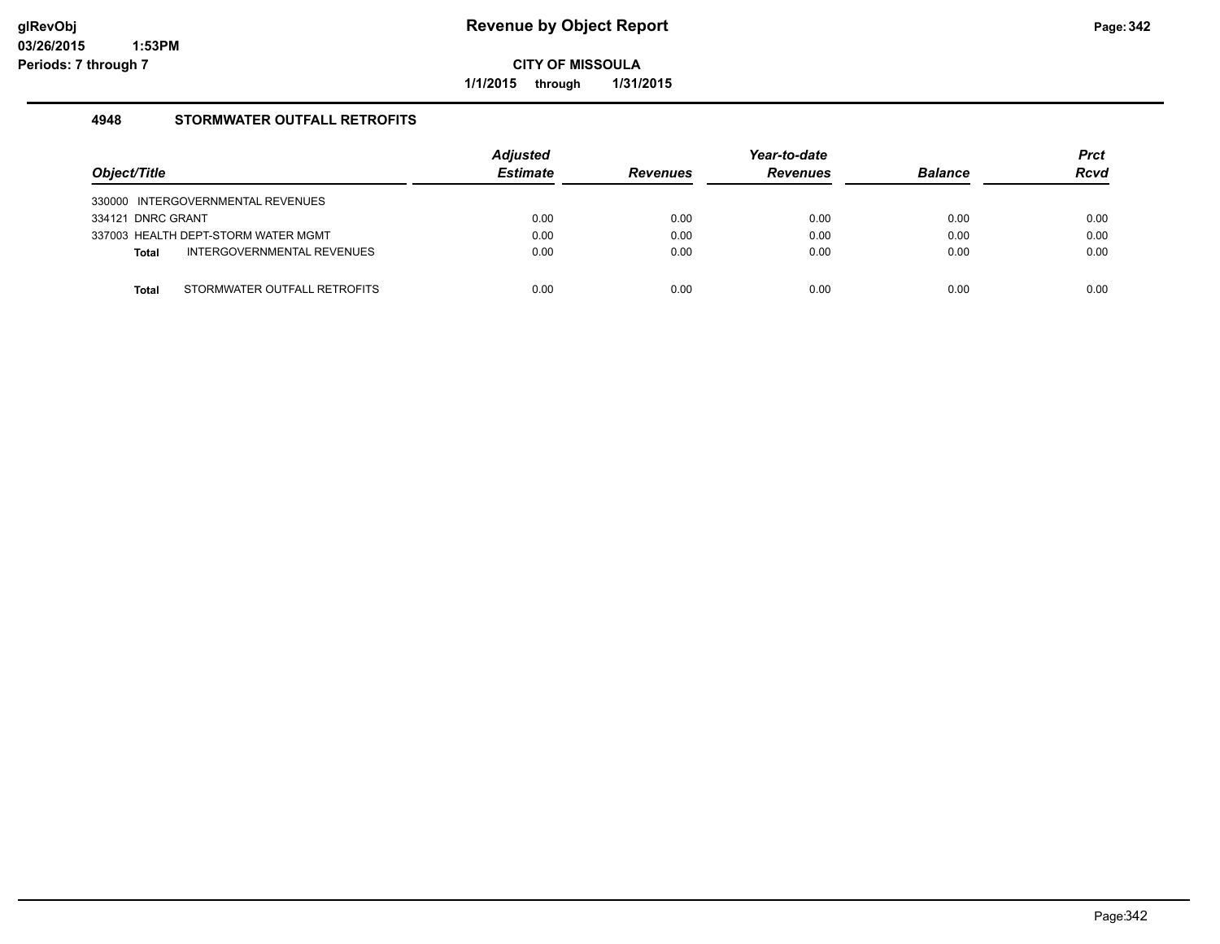# Revenue by Object Report

**CITY OF MISSOULA**

**1/1/2015 through 1/31/2015**

glRevObj
03/26/2015 1:53PM
Periods: 7 through 7

## 4948 STORMWATER OUTFALL RETROFITS

| Object/Title | Adjusted Estimate | Revenues | Year-to-date Revenues | Balance | Prct Rcvd |
|---|---|---|---|---|---|
| 330000 INTERGOVERNMENTAL REVENUES | | | | | |
| 334121 DNRC GRANT | 0.00 | 0.00 | 0.00 | 0.00 | 0.00 |
| 337003 HEALTH DEPT-STORM WATER MGMT | 0.00 | 0.00 | 0.00 | 0.00 | 0.00 |
| **Total** INTERGOVERNMENTAL REVENUES | 0.00 | 0.00 | 0.00 | 0.00 | 0.00 |
| **Total** STORMWATER OUTFALL RETROFITS | 0.00 | 0.00 | 0.00 | 0.00 | 0.00 |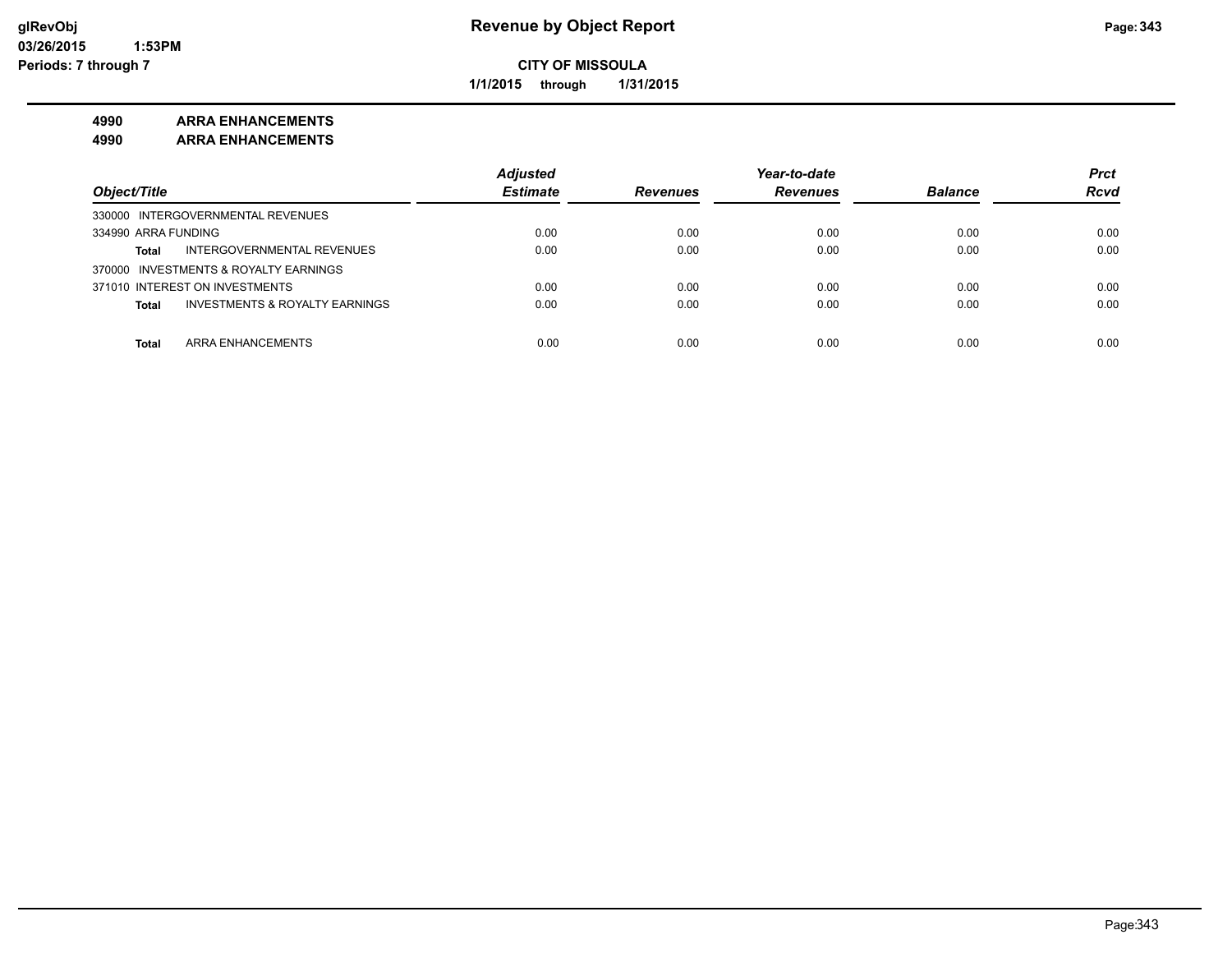# Revenue by Object Report

**CITY OF MISSOULA**

**1/1/2015 through 1/31/2015**

glRevObj
03/26/2015 1:53PM
Periods: 7 through 7

**4990 ARRA ENHANCEMENTS**
**4990 ARRA ENHANCEMENTS**

| Object/Title | Adjusted Estimate | Revenues | Year-to-date Revenues | Balance | Prct Rcvd |
|---|---|---|---|---|---|
| 330000 INTERGOVERNMENTAL REVENUES | | | | | |
| 334990 ARRA FUNDING | 0.00 | 0.00 | 0.00 | 0.00 | 0.00 |
| **Total** INTERGOVERNMENTAL REVENUES | 0.00 | 0.00 | 0.00 | 0.00 | 0.00 |
| 370000 INVESTMENTS & ROYALTY EARNINGS | | | | | |
| 371010 INTEREST ON INVESTMENTS | 0.00 | 0.00 | 0.00 | 0.00 | 0.00 |
| **Total** INVESTMENTS & ROYALTY EARNINGS | 0.00 | 0.00 | 0.00 | 0.00 | 0.00 |
| **Total** ARRA ENHANCEMENTS | 0.00 | 0.00 | 0.00 | 0.00 | 0.00 |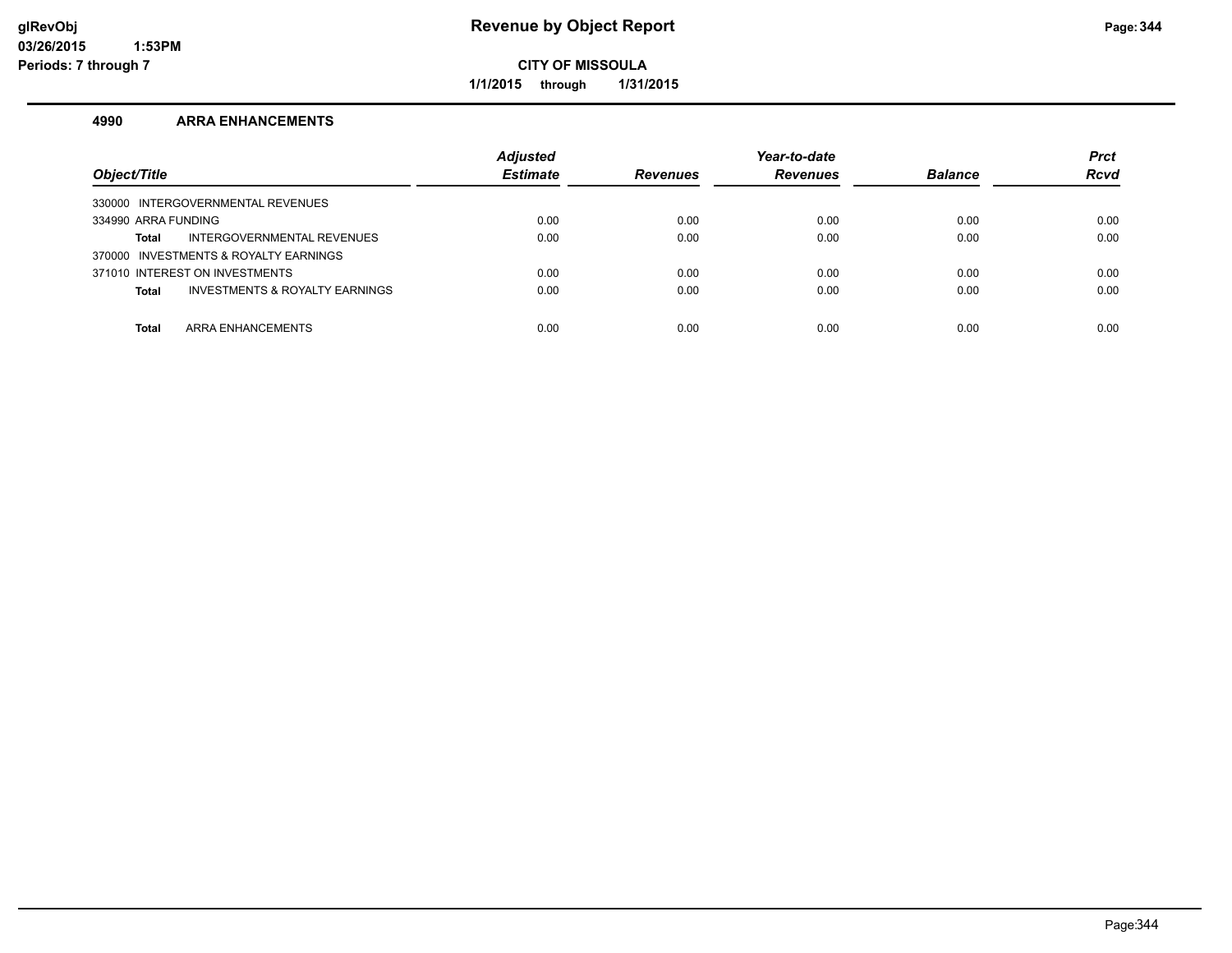**glRevObj**
**03/26/2015 1:53PM**
**Periods: 7 through 7**

# Revenue by Object Report

**CITY OF MISSOULA**

**1/1/2015 through 1/31/2015**

## 4990 ARRA ENHANCEMENTS

| Object/Title | Adjusted Estimate | Revenues | Year-to-date Revenues | Balance | Prct Rcvd |
|---|---|---|---|---|---|
| 330000 INTERGOVERNMENTAL REVENUES | | | | | |
| 334990 ARRA FUNDING | 0.00 | 0.00 | 0.00 | 0.00 | 0.00 |
| **Total** INTERGOVERNMENTAL REVENUES | 0.00 | 0.00 | 0.00 | 0.00 | 0.00 |
| 370000 INVESTMENTS & ROYALTY EARNINGS | | | | | |
| 371010 INTEREST ON INVESTMENTS | 0.00 | 0.00 | 0.00 | 0.00 | 0.00 |
| **Total** INVESTMENTS & ROYALTY EARNINGS | 0.00 | 0.00 | 0.00 | 0.00 | 0.00 |
| **Total** ARRA ENHANCEMENTS | 0.00 | 0.00 | 0.00 | 0.00 | 0.00 |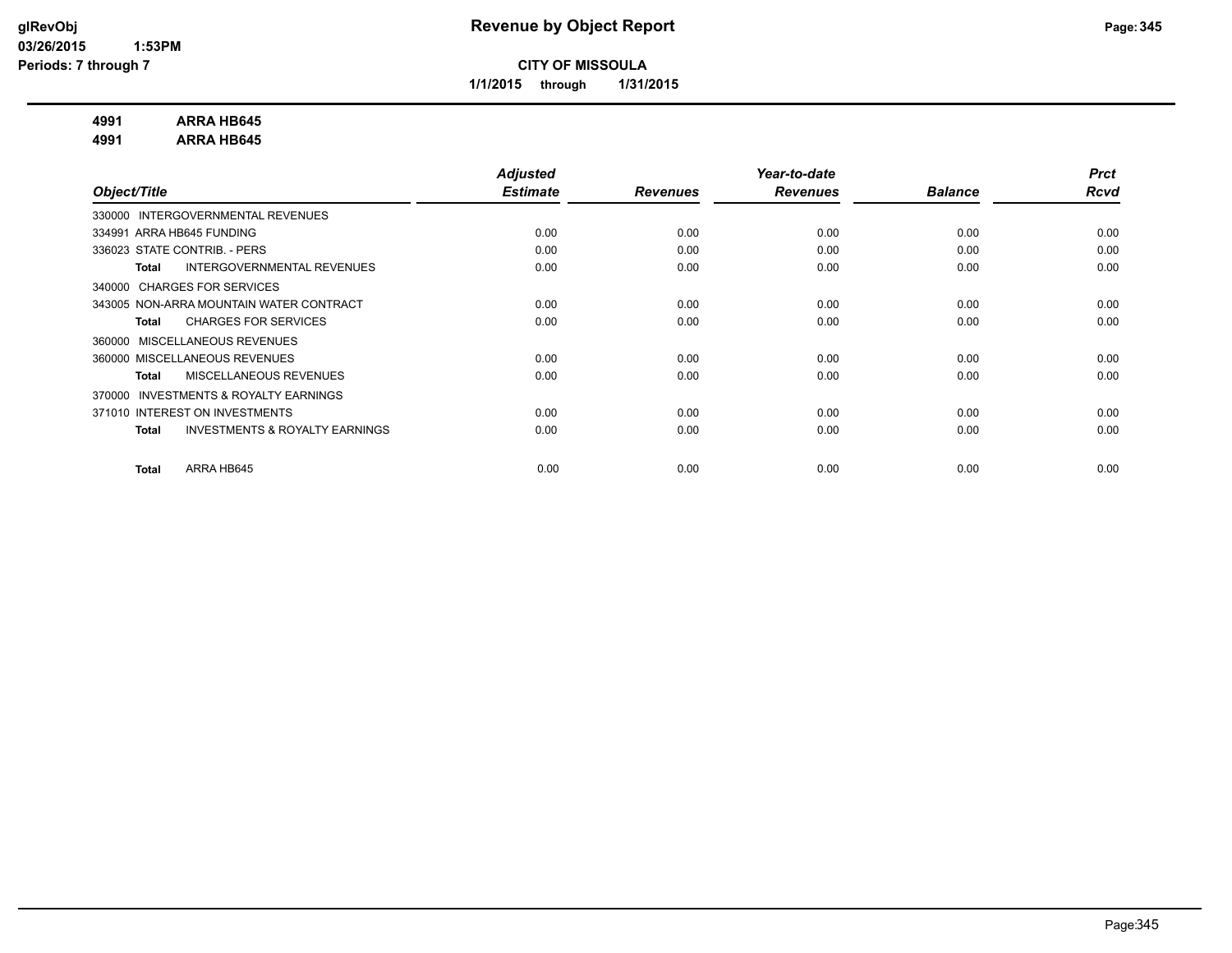**CITY OF MISSOULA**

**1/1/2015 through 1/31/2015**

**4991 ARRA HB645**

**4991 ARRA HB645**

| Object/Title | Adjusted Estimate | Revenues | Year-to-date Revenues | Balance | Prct Rcvd |
|---|---|---|---|---|---|
| 330000 INTERGOVERNMENTAL REVENUES | | | | | |
| 334991 ARRA HB645 FUNDING | 0.00 | 0.00 | 0.00 | 0.00 | 0.00 |
| 336023 STATE CONTRIB. - PERS | 0.00 | 0.00 | 0.00 | 0.00 | 0.00 |
| **Total** INTERGOVERNMENTAL REVENUES | 0.00 | 0.00 | 0.00 | 0.00 | 0.00 |
| 340000 CHARGES FOR SERVICES | | | | | |
| 343005 NON-ARRA MOUNTAIN WATER CONTRACT | 0.00 | 0.00 | 0.00 | 0.00 | 0.00 |
| **Total** CHARGES FOR SERVICES | 0.00 | 0.00 | 0.00 | 0.00 | 0.00 |
| 360000 MISCELLANEOUS REVENUES | | | | | |
| 360000 MISCELLANEOUS REVENUES | 0.00 | 0.00 | 0.00 | 0.00 | 0.00 |
| **Total** MISCELLANEOUS REVENUES | 0.00 | 0.00 | 0.00 | 0.00 | 0.00 |
| 370000 INVESTMENTS & ROYALTY EARNINGS | | | | | |
| 371010 INTEREST ON INVESTMENTS | 0.00 | 0.00 | 0.00 | 0.00 | 0.00 |
| **Total** INVESTMENTS & ROYALTY EARNINGS | 0.00 | 0.00 | 0.00 | 0.00 | 0.00 |
| **Total** ARRA HB645 | 0.00 | 0.00 | 0.00 | 0.00 | 0.00 |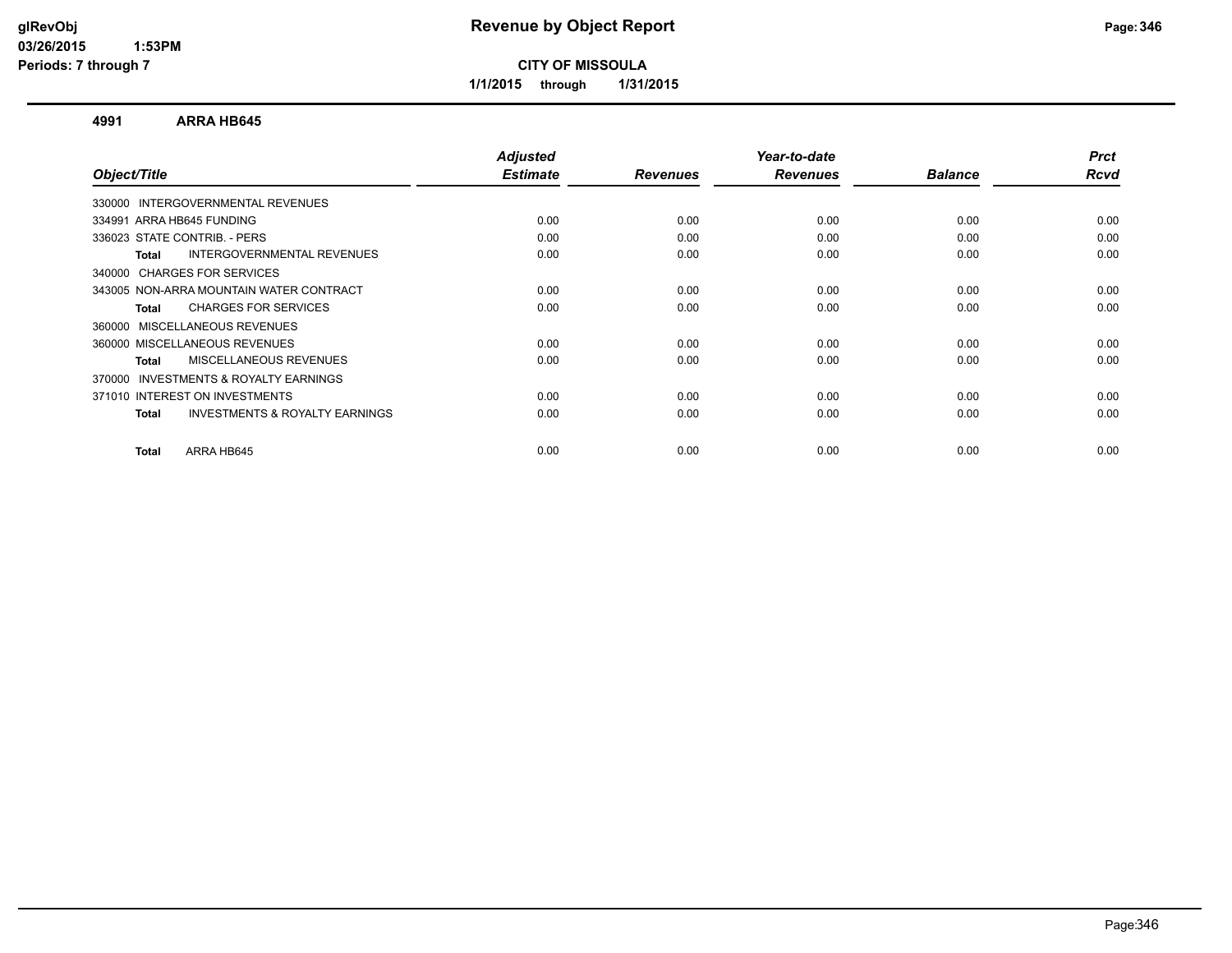# Revenue by Object Report

**CITY OF MISSOULA**

**1/1/2015 through 1/31/2015**

glRevObj
03/26/2015 1:53PM
Periods: 7 through 7

## 4991 ARRA HB645

| Object/Title | Adjusted Estimate | Revenues | Year-to-date Revenues | Balance | Prct Rcvd |
|---|---|---|---|---|---|
| 330000 INTERGOVERNMENTAL REVENUES | | | | | |
| 334991 ARRA HB645 FUNDING | 0.00 | 0.00 | 0.00 | 0.00 | 0.00 |
| 336023 STATE CONTRIB. - PERS | 0.00 | 0.00 | 0.00 | 0.00 | 0.00 |
| **Total** INTERGOVERNMENTAL REVENUES | 0.00 | 0.00 | 0.00 | 0.00 | 0.00 |
| 340000 CHARGES FOR SERVICES | | | | | |
| 343005 NON-ARRA MOUNTAIN WATER CONTRACT | 0.00 | 0.00 | 0.00 | 0.00 | 0.00 |
| **Total** CHARGES FOR SERVICES | 0.00 | 0.00 | 0.00 | 0.00 | 0.00 |
| 360000 MISCELLANEOUS REVENUES | | | | | |
| 360000 MISCELLANEOUS REVENUES | 0.00 | 0.00 | 0.00 | 0.00 | 0.00 |
| **Total** MISCELLANEOUS REVENUES | 0.00 | 0.00 | 0.00 | 0.00 | 0.00 |
| 370000 INVESTMENTS & ROYALTY EARNINGS | | | | | |
| 371010 INTEREST ON INVESTMENTS | 0.00 | 0.00 | 0.00 | 0.00 | 0.00 |
| **Total** INVESTMENTS & ROYALTY EARNINGS | 0.00 | 0.00 | 0.00 | 0.00 | 0.00 |
| **Total** ARRA HB645 | 0.00 | 0.00 | 0.00 | 0.00 | 0.00 |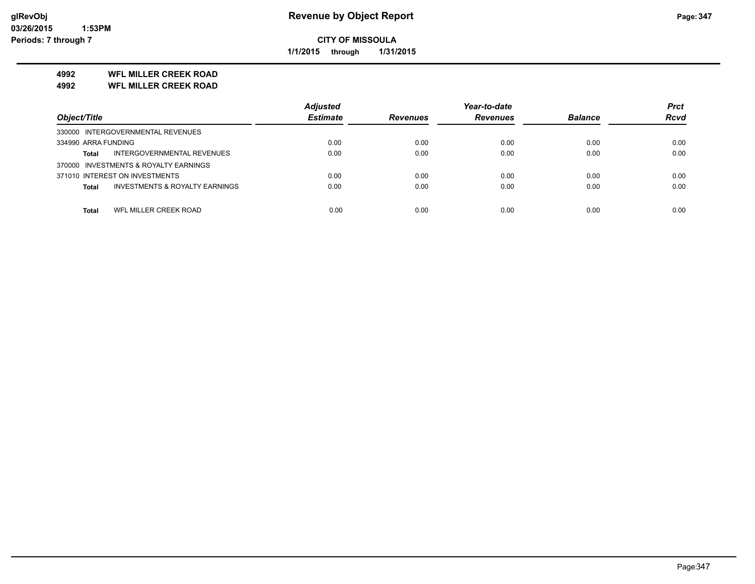# Revenue by Object Report

**CITY OF MISSOULA**

**1/1/2015 through 1/31/2015**

glRevObj
03/26/2015 1:53PM
Periods: 7 through 7

**4992 WFL MILLER CREEK ROAD**
**4992 WFL MILLER CREEK ROAD**

| Object/Title | Adjusted Estimate | Revenues | Year-to-date Revenues | Balance | Prct Rcvd |
|---|---|---|---|---|---|
| 330000 INTERGOVERNMENTAL REVENUES | | | | | |
| 334990 ARRA FUNDING | 0.00 | 0.00 | 0.00 | 0.00 | 0.00 |
| **Total** INTERGOVERNMENTAL REVENUES | 0.00 | 0.00 | 0.00 | 0.00 | 0.00 |
| 370000 INVESTMENTS & ROYALTY EARNINGS | | | | | |
| 371010 INTEREST ON INVESTMENTS | 0.00 | 0.00 | 0.00 | 0.00 | 0.00 |
| **Total** INVESTMENTS & ROYALTY EARNINGS | 0.00 | 0.00 | 0.00 | 0.00 | 0.00 |
| **Total** WFL MILLER CREEK ROAD | 0.00 | 0.00 | 0.00 | 0.00 | 0.00 |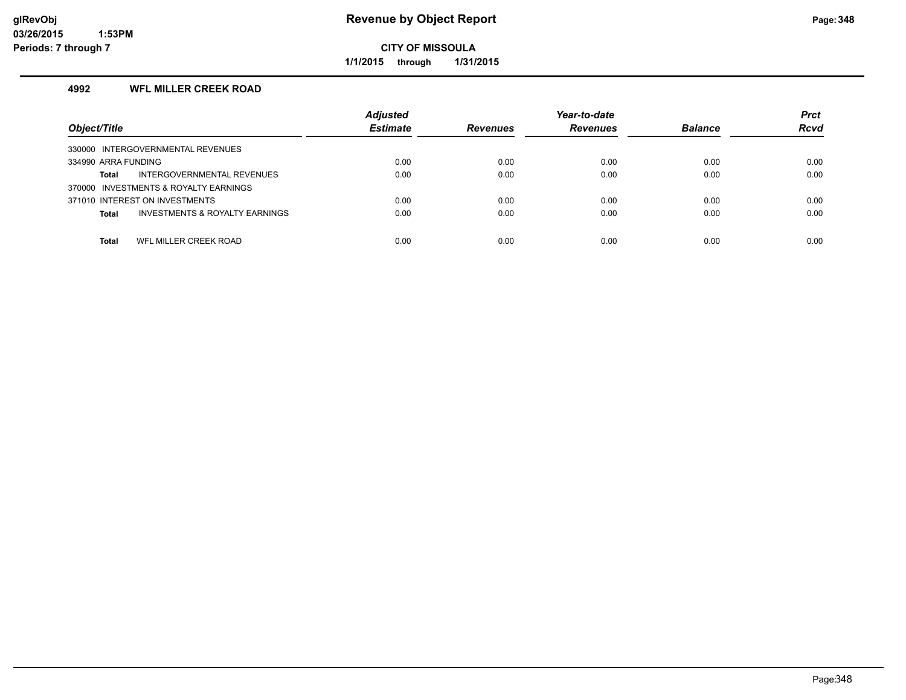# Revenue by Object Report

**CITY OF MISSOULA**

**1/1/2015 through 1/31/2015**

glRevObj
03/26/2015 1:53PM
Periods: 7 through 7

### 4992 WFL MILLER CREEK ROAD

| Object/Title | Adjusted Estimate | Revenues | Year-to-date Revenues | Balance | Prct Rcvd |
|---|---|---|---|---|---|
| 330000 INTERGOVERNMENTAL REVENUES | | | | | |
| 334990 ARRA FUNDING | 0.00 | 0.00 | 0.00 | 0.00 | 0.00 |
| **Total** INTERGOVERNMENTAL REVENUES | 0.00 | 0.00 | 0.00 | 0.00 | 0.00 |
| 370000 INVESTMENTS & ROYALTY EARNINGS | | | | | |
| 371010 INTEREST ON INVESTMENTS | 0.00 | 0.00 | 0.00 | 0.00 | 0.00 |
| **Total** INVESTMENTS & ROYALTY EARNINGS | 0.00 | 0.00 | 0.00 | 0.00 | 0.00 |
| **Total** WFL MILLER CREEK ROAD | 0.00 | 0.00 | 0.00 | 0.00 | 0.00 |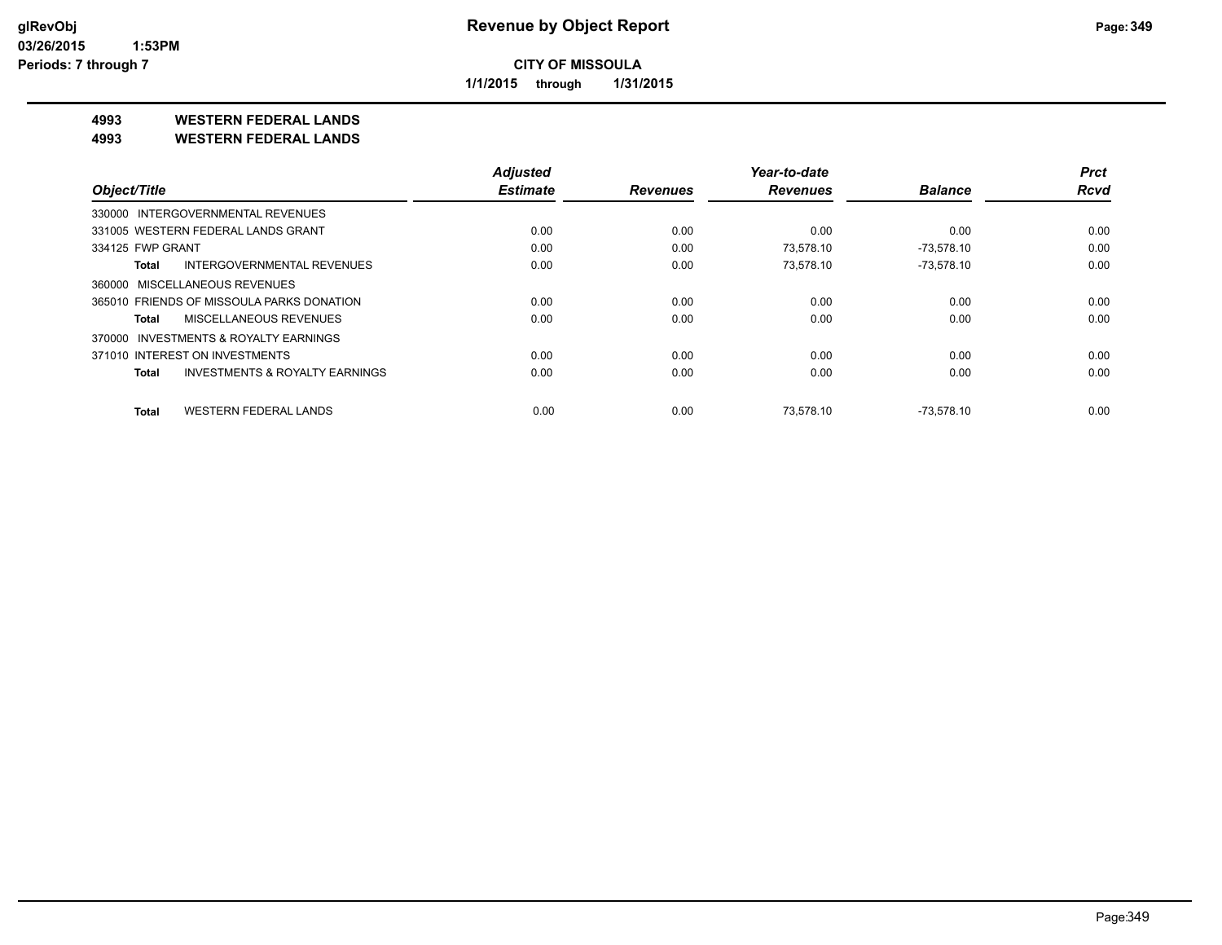**CITY OF MISSOULA**

**1/1/2015 through 1/31/2015**

**Revenue by Object Report**

glRevObj
03/26/2015 1:53PM
Periods: 7 through 7

## 4993 WESTERN FEDERAL LANDS
## 4993 WESTERN FEDERAL LANDS

| Object/Title | Adjusted Estimate | Revenues | Year-to-date Revenues | Balance | Prct Rcvd |
|---|---|---|---|---|---|
| 330000 INTERGOVERNMENTAL REVENUES | | | | | |
| 331005 WESTERN FEDERAL LANDS GRANT | 0.00 | 0.00 | 0.00 | 0.00 | 0.00 |
| 334125 FWP GRANT | 0.00 | 0.00 | 73,578.10 | -73,578.10 | 0.00 |
| Total INTERGOVERNMENTAL REVENUES | 0.00 | 0.00 | 73,578.10 | -73,578.10 | 0.00 |
| 360000 MISCELLANEOUS REVENUES | | | | | |
| 365010 FRIENDS OF MISSOULA PARKS DONATION | 0.00 | 0.00 | 0.00 | 0.00 | 0.00 |
| Total MISCELLANEOUS REVENUES | 0.00 | 0.00 | 0.00 | 0.00 | 0.00 |
| 370000 INVESTMENTS & ROYALTY EARNINGS | | | | | |
| 371010 INTEREST ON INVESTMENTS | 0.00 | 0.00 | 0.00 | 0.00 | 0.00 |
| Total INVESTMENTS & ROYALTY EARNINGS | 0.00 | 0.00 | 0.00 | 0.00 | 0.00 |
| Total WESTERN FEDERAL LANDS | 0.00 | 0.00 | 73,578.10 | -73,578.10 | 0.00 |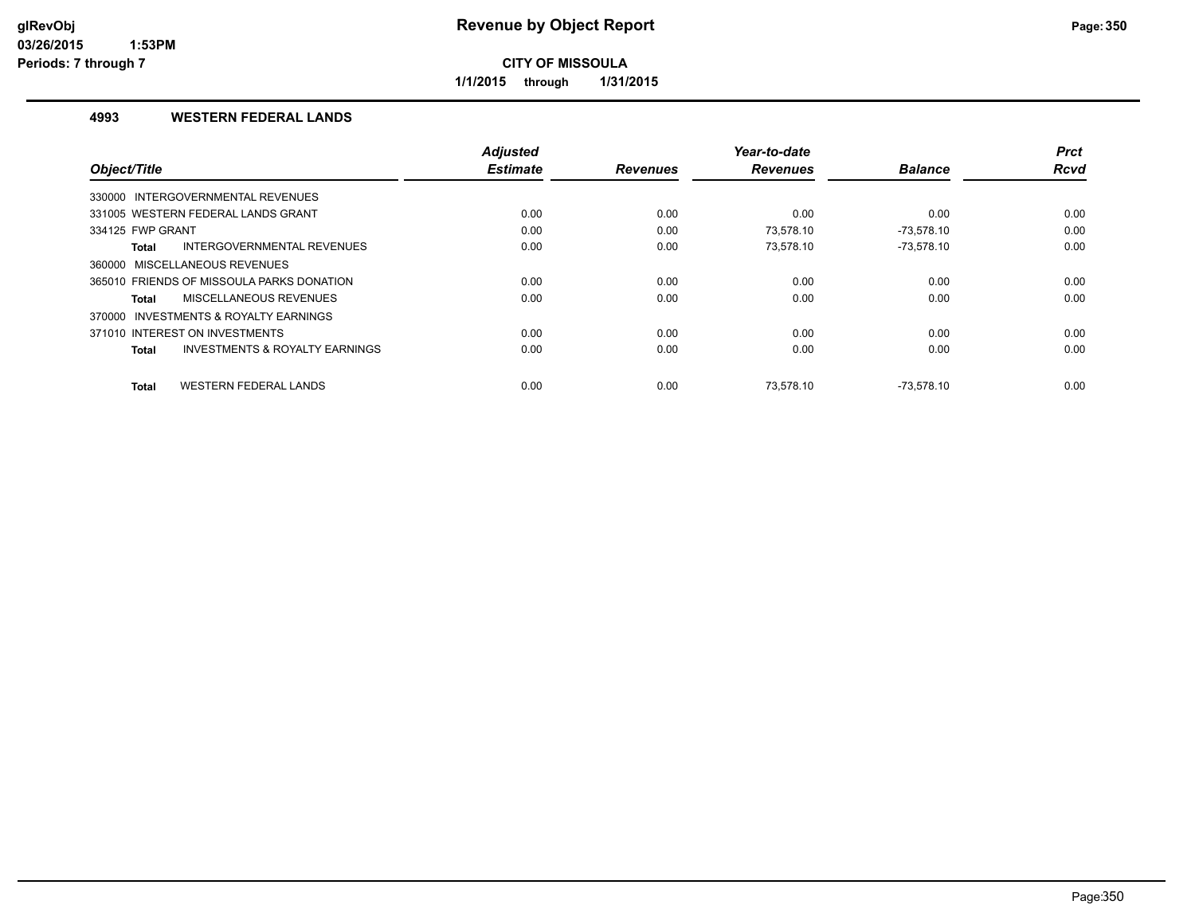# Revenue by Object Report

**CITY OF MISSOULA**

**1/1/2015 through 1/31/2015**

glRevObj
03/26/2015 1:53PM
Periods: 7 through 7

### 4993 WESTERN FEDERAL LANDS

| Object/Title | Adjusted Estimate | Revenues | Year-to-date Revenues | Balance | Prct Rcvd |
|---|---|---|---|---|---|
| 330000 INTERGOVERNMENTAL REVENUES | | | | | |
| 331005 WESTERN FEDERAL LANDS GRANT | 0.00 | 0.00 | 0.00 | 0.00 | 0.00 |
| 334125 FWP GRANT | 0.00 | 0.00 | 73,578.10 | -73,578.10 | 0.00 |
| **Total** INTERGOVERNMENTAL REVENUES | 0.00 | 0.00 | 73,578.10 | -73,578.10 | 0.00 |
| 360000 MISCELLANEOUS REVENUES | | | | | |
| 365010 FRIENDS OF MISSOULA PARKS DONATION | 0.00 | 0.00 | 0.00 | 0.00 | 0.00 |
| **Total** MISCELLANEOUS REVENUES | 0.00 | 0.00 | 0.00 | 0.00 | 0.00 |
| 370000 INVESTMENTS & ROYALTY EARNINGS | | | | | |
| 371010 INTEREST ON INVESTMENTS | 0.00 | 0.00 | 0.00 | 0.00 | 0.00 |
| **Total** INVESTMENTS & ROYALTY EARNINGS | 0.00 | 0.00 | 0.00 | 0.00 | 0.00 |
| **Total** WESTERN FEDERAL LANDS | 0.00 | 0.00 | 73,578.10 | -73,578.10 | 0.00 |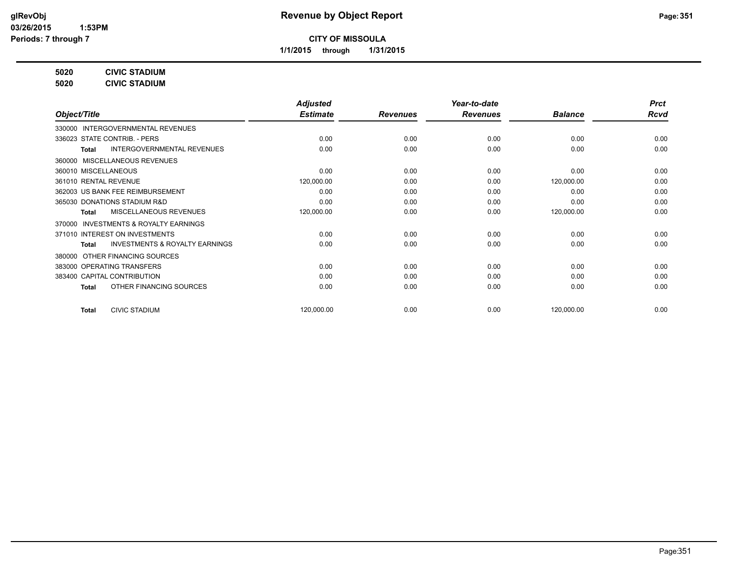# Revenue by Object Report

**CITY OF MISSOULA**

**1/1/2015 through 1/31/2015**

glRevObj
03/26/2015 1:53PM
Periods: 7 through 7

**5020 CIVIC STADIUM**
**5020 CIVIC STADIUM**

| Object/Title | Adjusted Estimate | Revenues | Year-to-date Revenues | Balance | Prct Rcvd |
|---|---|---|---|---|---|
| 330000 INTERGOVERNMENTAL REVENUES | | | | | |
| 336023 STATE CONTRIB. - PERS | 0.00 | 0.00 | 0.00 | 0.00 | 0.00 |
| **Total** INTERGOVERNMENTAL REVENUES | 0.00 | 0.00 | 0.00 | 0.00 | 0.00 |
| 360000 MISCELLANEOUS REVENUES | | | | | |
| 360010 MISCELLANEOUS | 0.00 | 0.00 | 0.00 | 0.00 | 0.00 |
| 361010 RENTAL REVENUE | 120,000.00 | 0.00 | 0.00 | 120,000.00 | 0.00 |
| 362003 US BANK FEE REIMBURSEMENT | 0.00 | 0.00 | 0.00 | 0.00 | 0.00 |
| 365030 DONATIONS STADIUM R&D | 0.00 | 0.00 | 0.00 | 0.00 | 0.00 |
| **Total** MISCELLANEOUS REVENUES | 120,000.00 | 0.00 | 0.00 | 120,000.00 | 0.00 |
| 370000 INVESTMENTS & ROYALTY EARNINGS | | | | | |
| 371010 INTEREST ON INVESTMENTS | 0.00 | 0.00 | 0.00 | 0.00 | 0.00 |
| **Total** INVESTMENTS & ROYALTY EARNINGS | 0.00 | 0.00 | 0.00 | 0.00 | 0.00 |
| 380000 OTHER FINANCING SOURCES | | | | | |
| 383000 OPERATING TRANSFERS | 0.00 | 0.00 | 0.00 | 0.00 | 0.00 |
| 383400 CAPITAL CONTRIBUTION | 0.00 | 0.00 | 0.00 | 0.00 | 0.00 |
| **Total** OTHER FINANCING SOURCES | 0.00 | 0.00 | 0.00 | 0.00 | 0.00 |
| **Total** CIVIC STADIUM | 120,000.00 | 0.00 | 0.00 | 120,000.00 | 0.00 |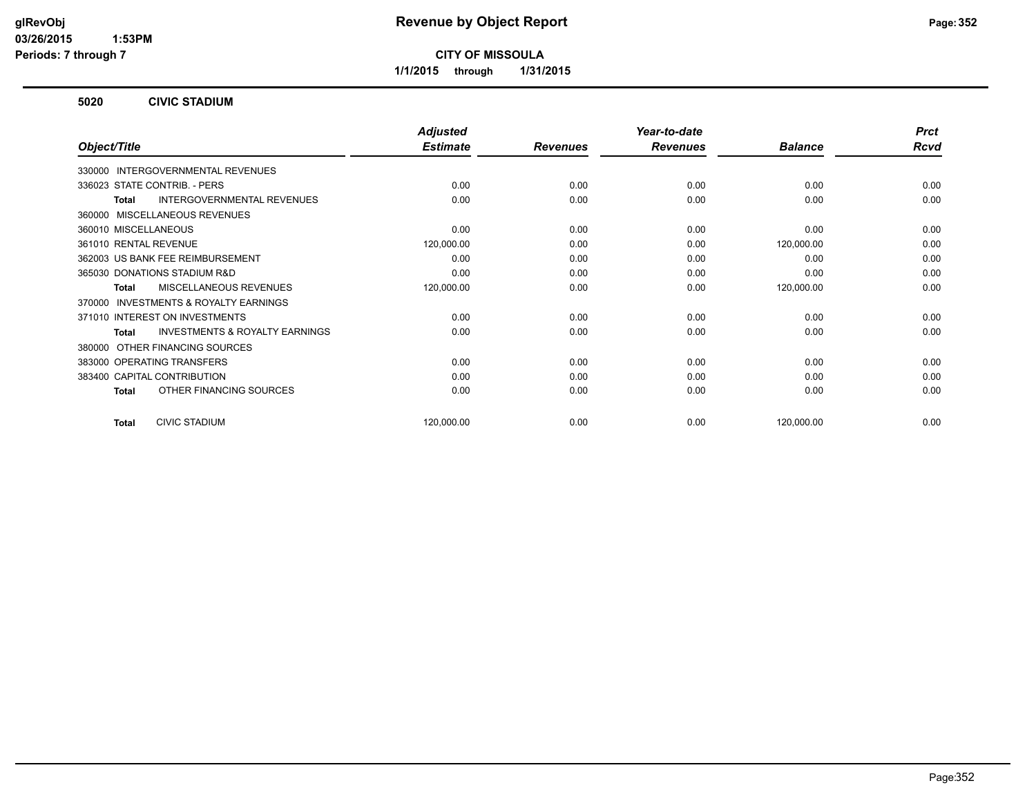# Revenue by Object Report

**CITY OF MISSOULA**

**1/1/2015 through 1/31/2015**

glRevObj
03/26/2015 1:53PM
Periods: 7 through 7

## 5020 CIVIC STADIUM

| Object/Title | Adjusted Estimate | Revenues | Year-to-date Revenues | Balance | Prct Rcvd |
|---|---|---|---|---|---|
| 330000 INTERGOVERNMENTAL REVENUES | | | | | |
| 336023 STATE CONTRIB. - PERS | 0.00 | 0.00 | 0.00 | 0.00 | 0.00 |
| **Total** INTERGOVERNMENTAL REVENUES | 0.00 | 0.00 | 0.00 | 0.00 | 0.00 |
| 360000 MISCELLANEOUS REVENUES | | | | | |
| 360010 MISCELLANEOUS | 0.00 | 0.00 | 0.00 | 0.00 | 0.00 |
| 361010 RENTAL REVENUE | 120,000.00 | 0.00 | 0.00 | 120,000.00 | 0.00 |
| 362003 US BANK FEE REIMBURSEMENT | 0.00 | 0.00 | 0.00 | 0.00 | 0.00 |
| 365030 DONATIONS STADIUM R&D | 0.00 | 0.00 | 0.00 | 0.00 | 0.00 |
| **Total** MISCELLANEOUS REVENUES | 120,000.00 | 0.00 | 0.00 | 120,000.00 | 0.00 |
| 370000 INVESTMENTS & ROYALTY EARNINGS | | | | | |
| 371010 INTEREST ON INVESTMENTS | 0.00 | 0.00 | 0.00 | 0.00 | 0.00 |
| **Total** INVESTMENTS & ROYALTY EARNINGS | 0.00 | 0.00 | 0.00 | 0.00 | 0.00 |
| 380000 OTHER FINANCING SOURCES | | | | | |
| 383000 OPERATING TRANSFERS | 0.00 | 0.00 | 0.00 | 0.00 | 0.00 |
| 383400 CAPITAL CONTRIBUTION | 0.00 | 0.00 | 0.00 | 0.00 | 0.00 |
| **Total** OTHER FINANCING SOURCES | 0.00 | 0.00 | 0.00 | 0.00 | 0.00 |
| **Total** CIVIC STADIUM | 120,000.00 | 0.00 | 0.00 | 120,000.00 | 0.00 |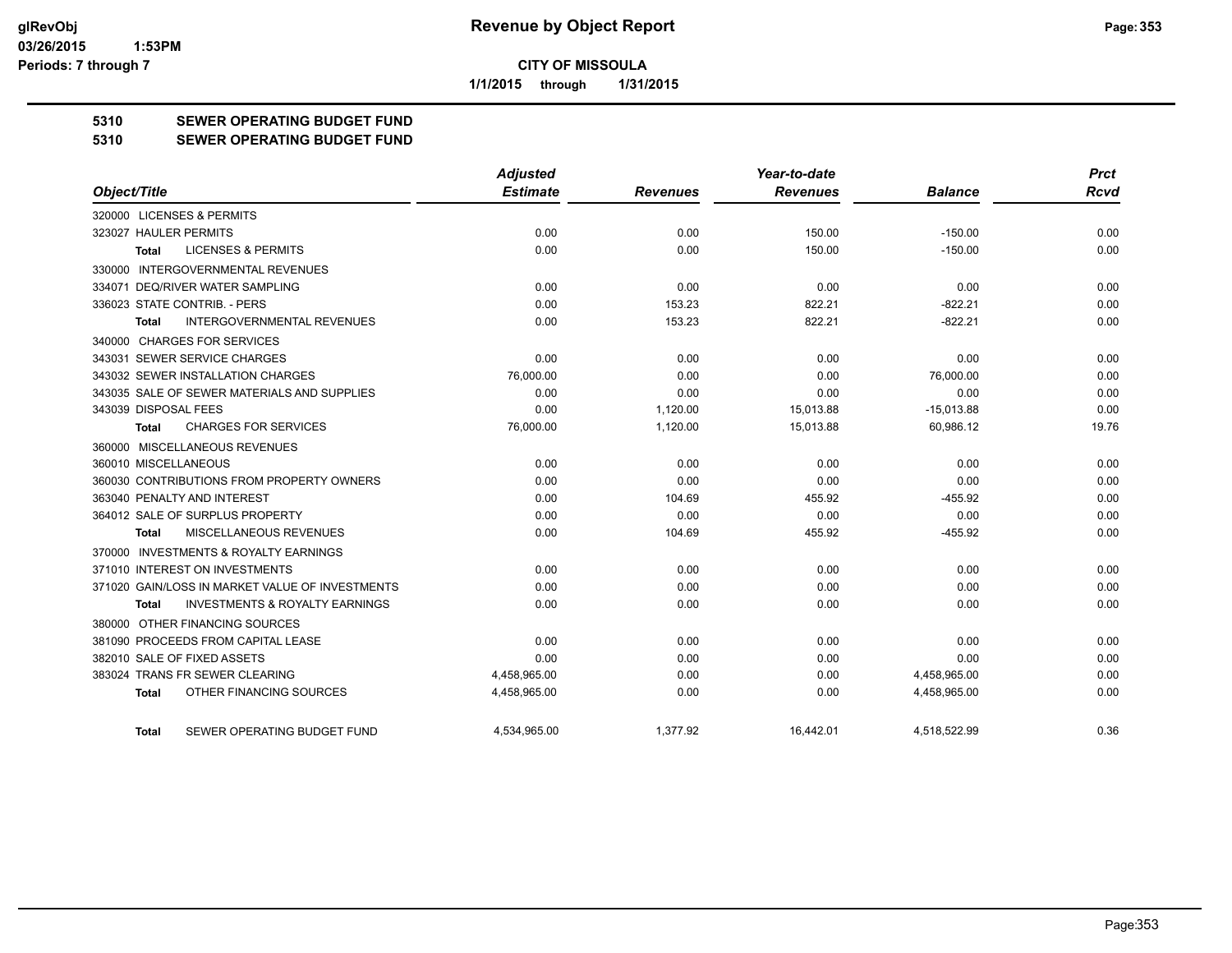# Revenue by Object Report

**CITY OF MISSOULA**

**1/1/2015 through 1/31/2015**

glRevObj
03/26/2015 1:53PM
Periods: 7 through 7

## 5310 SEWER OPERATING BUDGET FUND
## 5310 SEWER OPERATING BUDGET FUND

| Object/Title | Adjusted Estimate | Revenues | Year-to-date Revenues | Balance | Prct Rcvd |
|---|---|---|---|---|---|
| 320000 LICENSES & PERMITS | | | | | |
| 323027 HAULER PERMITS | 0.00 | 0.00 | 150.00 | -150.00 | 0.00 |
| **Total** LICENSES & PERMITS | 0.00 | 0.00 | 150.00 | -150.00 | 0.00 |
| 330000 INTERGOVERNMENTAL REVENUES | | | | | |
| 334071 DEQ/RIVER WATER SAMPLING | 0.00 | 0.00 | 0.00 | 0.00 | 0.00 |
| 336023 STATE CONTRIB. - PERS | 0.00 | 153.23 | 822.21 | -822.21 | 0.00 |
| **Total** INTERGOVERNMENTAL REVENUES | 0.00 | 153.23 | 822.21 | -822.21 | 0.00 |
| 340000 CHARGES FOR SERVICES | | | | | |
| 343031 SEWER SERVICE CHARGES | 0.00 | 0.00 | 0.00 | 0.00 | 0.00 |
| 343032 SEWER INSTALLATION CHARGES | 76,000.00 | 0.00 | 0.00 | 76,000.00 | 0.00 |
| 343035 SALE OF SEWER MATERIALS AND SUPPLIES | 0.00 | 0.00 | 0.00 | 0.00 | 0.00 |
| 343039 DISPOSAL FEES | 0.00 | 1,120.00 | 15,013.88 | -15,013.88 | 0.00 |
| **Total** CHARGES FOR SERVICES | 76,000.00 | 1,120.00 | 15,013.88 | 60,986.12 | 19.76 |
| 360000 MISCELLANEOUS REVENUES | | | | | |
| 360010 MISCELLANEOUS | 0.00 | 0.00 | 0.00 | 0.00 | 0.00 |
| 360030 CONTRIBUTIONS FROM PROPERTY OWNERS | 0.00 | 0.00 | 0.00 | 0.00 | 0.00 |
| 363040 PENALTY AND INTEREST | 0.00 | 104.69 | 455.92 | -455.92 | 0.00 |
| 364012 SALE OF SURPLUS PROPERTY | 0.00 | 0.00 | 0.00 | 0.00 | 0.00 |
| **Total** MISCELLANEOUS REVENUES | 0.00 | 104.69 | 455.92 | -455.92 | 0.00 |
| 370000 INVESTMENTS & ROYALTY EARNINGS | | | | | |
| 371010 INTEREST ON INVESTMENTS | 0.00 | 0.00 | 0.00 | 0.00 | 0.00 |
| 371020 GAIN/LOSS IN MARKET VALUE OF INVESTMENTS | 0.00 | 0.00 | 0.00 | 0.00 | 0.00 |
| **Total** INVESTMENTS & ROYALTY EARNINGS | 0.00 | 0.00 | 0.00 | 0.00 | 0.00 |
| 380000 OTHER FINANCING SOURCES | | | | | |
| 381090 PROCEEDS FROM CAPITAL LEASE | 0.00 | 0.00 | 0.00 | 0.00 | 0.00 |
| 382010 SALE OF FIXED ASSETS | 0.00 | 0.00 | 0.00 | 0.00 | 0.00 |
| 383024 TRANS FR SEWER CLEARING | 4,458,965.00 | 0.00 | 0.00 | 4,458,965.00 | 0.00 |
| **Total** OTHER FINANCING SOURCES | 4,458,965.00 | 0.00 | 0.00 | 4,458,965.00 | 0.00 |
| **Total** SEWER OPERATING BUDGET FUND | 4,534,965.00 | 1,377.92 | 16,442.01 | 4,518,522.99 | 0.36 |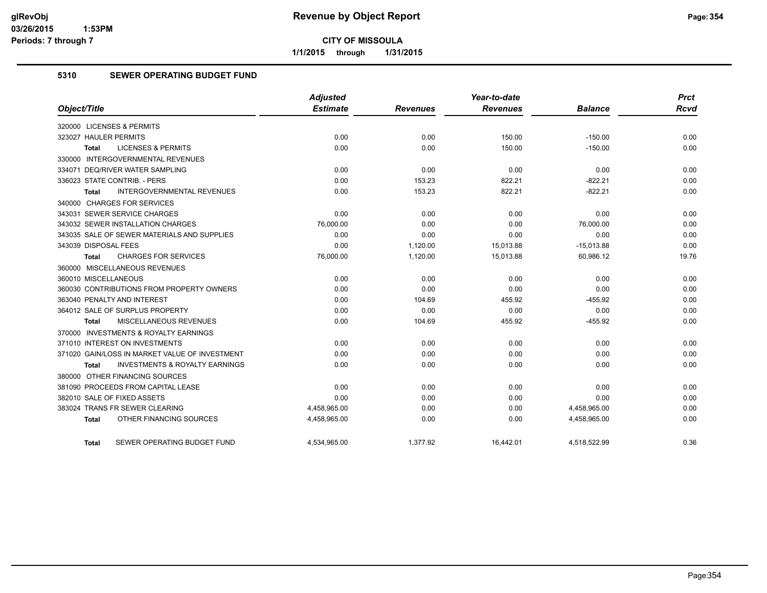# Revenue by Object Report

**CITY OF MISSOULA**

**1/1/2015 through 1/31/2015**

glRevObj
03/26/2015 1:53PM
Periods: 7 through 7

## 5310 SEWER OPERATING BUDGET FUND

| Object/Title | Adjusted Estimate | Revenues | Year-to-date Revenues | Balance | Prct Rcvd |
|---|---|---|---|---|---|
| 320000 LICENSES & PERMITS | | | | | |
| 323027 HAULER PERMITS | 0.00 | 0.00 | 150.00 | -150.00 | 0.00 |
| **Total** LICENSES & PERMITS | 0.00 | 0.00 | 150.00 | -150.00 | 0.00 |
| 330000 INTERGOVERNMENTAL REVENUES | | | | | |
| 334071 DEQ/RIVER WATER SAMPLING | 0.00 | 0.00 | 0.00 | 0.00 | 0.00 |
| 336023 STATE CONTRIB. - PERS | 0.00 | 153.23 | 822.21 | -822.21 | 0.00 |
| **Total** INTERGOVERNMENTAL REVENUES | 0.00 | 153.23 | 822.21 | -822.21 | 0.00 |
| 340000 CHARGES FOR SERVICES | | | | | |
| 343031 SEWER SERVICE CHARGES | 0.00 | 0.00 | 0.00 | 0.00 | 0.00 |
| 343032 SEWER INSTALLATION CHARGES | 76,000.00 | 0.00 | 0.00 | 76,000.00 | 0.00 |
| 343035 SALE OF SEWER MATERIALS AND SUPPLIES | 0.00 | 0.00 | 0.00 | 0.00 | 0.00 |
| 343039 DISPOSAL FEES | 0.00 | 1,120.00 | 15,013.88 | -15,013.88 | 0.00 |
| **Total** CHARGES FOR SERVICES | 76,000.00 | 1,120.00 | 15,013.88 | 60,986.12 | 19.76 |
| 360000 MISCELLANEOUS REVENUES | | | | | |
| 360010 MISCELLANEOUS | 0.00 | 0.00 | 0.00 | 0.00 | 0.00 |
| 360030 CONTRIBUTIONS FROM PROPERTY OWNERS | 0.00 | 0.00 | 0.00 | 0.00 | 0.00 |
| 363040 PENALTY AND INTEREST | 0.00 | 104.69 | 455.92 | -455.92 | 0.00 |
| 364012 SALE OF SURPLUS PROPERTY | 0.00 | 0.00 | 0.00 | 0.00 | 0.00 |
| **Total** MISCELLANEOUS REVENUES | 0.00 | 104.69 | 455.92 | -455.92 | 0.00 |
| 370000 INVESTMENTS & ROYALTY EARNINGS | | | | | |
| 371010 INTEREST ON INVESTMENTS | 0.00 | 0.00 | 0.00 | 0.00 | 0.00 |
| 371020 GAIN/LOSS IN MARKET VALUE OF INVESTMENT | 0.00 | 0.00 | 0.00 | 0.00 | 0.00 |
| **Total** INVESTMENTS & ROYALTY EARNINGS | 0.00 | 0.00 | 0.00 | 0.00 | 0.00 |
| 380000 OTHER FINANCING SOURCES | | | | | |
| 381090 PROCEEDS FROM CAPITAL LEASE | 0.00 | 0.00 | 0.00 | 0.00 | 0.00 |
| 382010 SALE OF FIXED ASSETS | 0.00 | 0.00 | 0.00 | 0.00 | 0.00 |
| 383024 TRANS FR SEWER CLEARING | 4,458,965.00 | 0.00 | 0.00 | 4,458,965.00 | 0.00 |
| **Total** OTHER FINANCING SOURCES | 4,458,965.00 | 0.00 | 0.00 | 4,458,965.00 | 0.00 |
| **Total** SEWER OPERATING BUDGET FUND | 4,534,965.00 | 1,377.92 | 16,442.01 | 4,518,522.99 | 0.36 |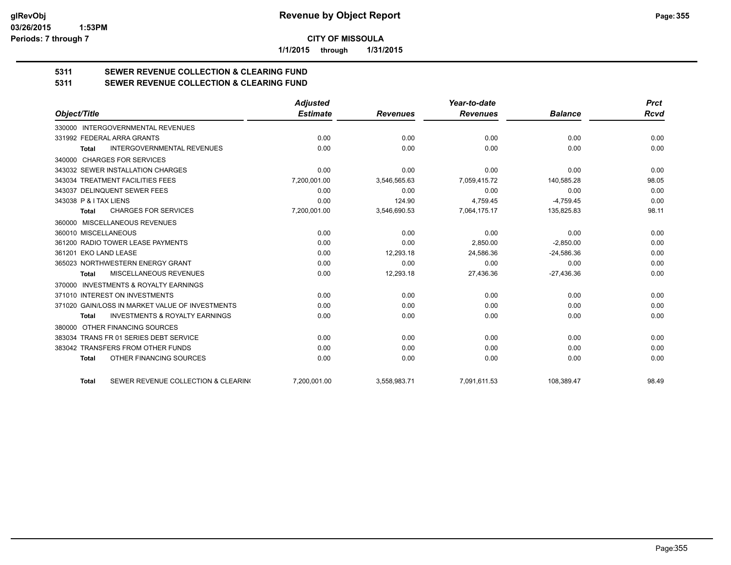**CITY OF MISSOULA**

**1/1/2015 through 1/31/2015**

**Revenue by Object Report**

glRevObj
03/26/2015 1:53PM
Periods: 7 through 7

## 5311 SEWER REVENUE COLLECTION & CLEARING FUND
## 5311 SEWER REVENUE COLLECTION & CLEARING FUND

| Object/Title | Adjusted Estimate | Revenues | Year-to-date Revenues | Balance | Prct Rcvd |
|---|---|---|---|---|---|
| 330000 INTERGOVERNMENTAL REVENUES | | | | | |
| 331992 FEDERAL ARRA GRANTS | 0.00 | 0.00 | 0.00 | 0.00 | 0.00 |
| **Total** INTERGOVERNMENTAL REVENUES | 0.00 | 0.00 | 0.00 | 0.00 | 0.00 |
| 340000 CHARGES FOR SERVICES | | | | | |
| 343032 SEWER INSTALLATION CHARGES | 0.00 | 0.00 | 0.00 | 0.00 | 0.00 |
| 343034 TREATMENT FACILITIES FEES | 7,200,001.00 | 3,546,565.63 | 7,059,415.72 | 140,585.28 | 98.05 |
| 343037 DELINQUENT SEWER FEES | 0.00 | 0.00 | 0.00 | 0.00 | 0.00 |
| 343038 P & I TAX LIENS | 0.00 | 124.90 | 4,759.45 | -4,759.45 | 0.00 |
| **Total** CHARGES FOR SERVICES | 7,200,001.00 | 3,546,690.53 | 7,064,175.17 | 135,825.83 | 98.11 |
| 360000 MISCELLANEOUS REVENUES | | | | | |
| 360010 MISCELLANEOUS | 0.00 | 0.00 | 0.00 | 0.00 | 0.00 |
| 361200 RADIO TOWER LEASE PAYMENTS | 0.00 | 0.00 | 2,850.00 | -2,850.00 | 0.00 |
| 361201 EKO LAND LEASE | 0.00 | 12,293.18 | 24,586.36 | -24,586.36 | 0.00 |
| 365023 NORTHWESTERN ENERGY GRANT | 0.00 | 0.00 | 0.00 | 0.00 | 0.00 |
| **Total** MISCELLANEOUS REVENUES | 0.00 | 12,293.18 | 27,436.36 | -27,436.36 | 0.00 |
| 370000 INVESTMENTS & ROYALTY EARNINGS | | | | | |
| 371010 INTEREST ON INVESTMENTS | 0.00 | 0.00 | 0.00 | 0.00 | 0.00 |
| 371020 GAIN/LOSS IN MARKET VALUE OF INVESTMENTS | 0.00 | 0.00 | 0.00 | 0.00 | 0.00 |
| **Total** INVESTMENTS & ROYALTY EARNINGS | 0.00 | 0.00 | 0.00 | 0.00 | 0.00 |
| 380000 OTHER FINANCING SOURCES | | | | | |
| 383034 TRANS FR 01 SERIES DEBT SERVICE | 0.00 | 0.00 | 0.00 | 0.00 | 0.00 |
| 383042 TRANSFERS FROM OTHER FUNDS | 0.00 | 0.00 | 0.00 | 0.00 | 0.00 |
| **Total** OTHER FINANCING SOURCES | 0.00 | 0.00 | 0.00 | 0.00 | 0.00 |
| **Total** SEWER REVENUE COLLECTION & CLEARIN( | 7,200,001.00 | 3,558,983.71 | 7,091,611.53 | 108,389.47 | 98.49 |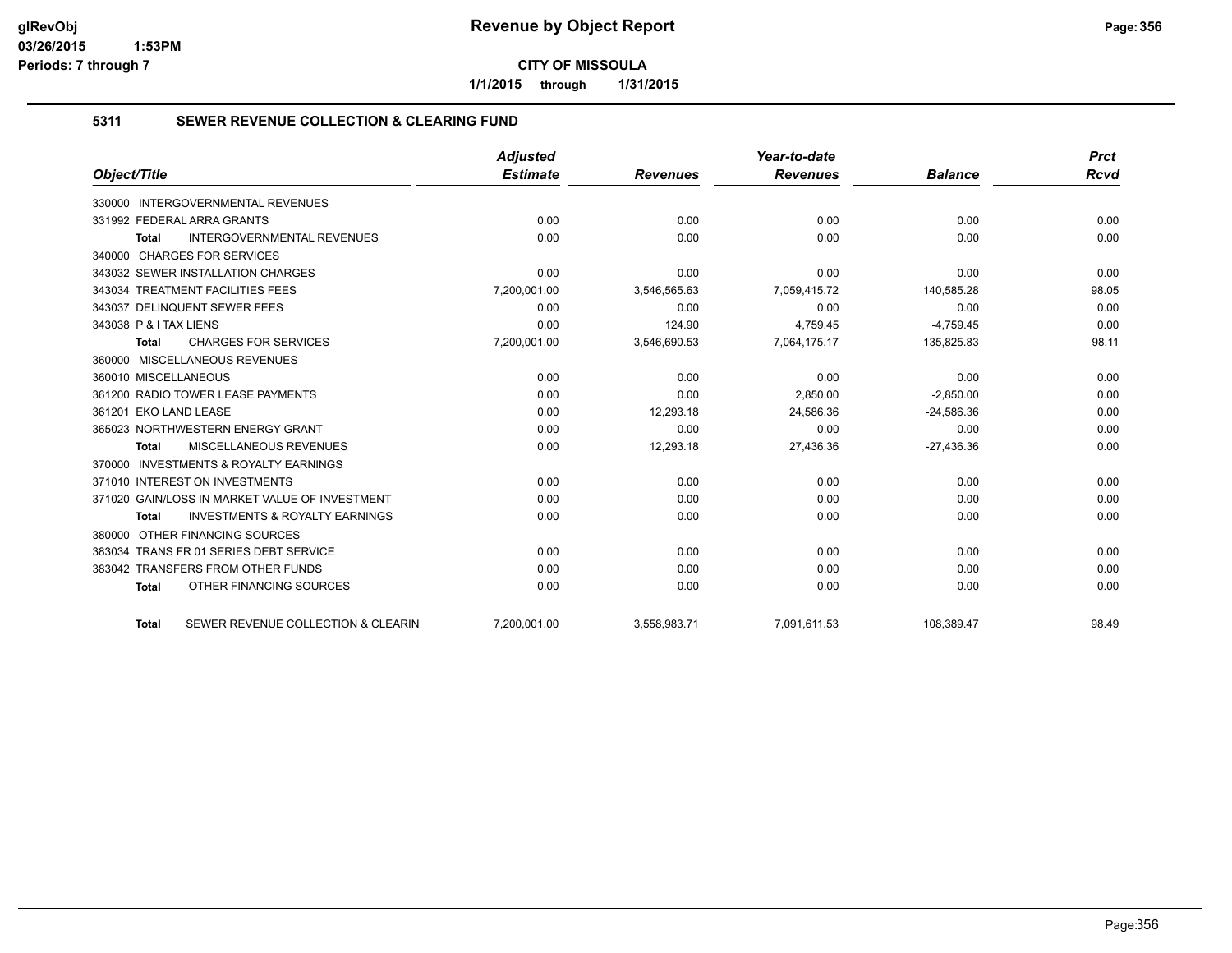**CITY OF MISSOULA**

**1/1/2015 through 1/31/2015**

## 5311 SEWER REVENUE COLLECTION & CLEARING FUND

| Object/Title | Adjusted Estimate | Revenues | Year-to-date Revenues | Balance | Prct Rcvd |
|---|---|---|---|---|---|
| 330000 INTERGOVERNMENTAL REVENUES | | | | | |
| 331992 FEDERAL ARRA GRANTS | 0.00 | 0.00 | 0.00 | 0.00 | 0.00 |
| **Total** INTERGOVERNMENTAL REVENUES | 0.00 | 0.00 | 0.00 | 0.00 | 0.00 |
| 340000 CHARGES FOR SERVICES | | | | | |
| 343032 SEWER INSTALLATION CHARGES | 0.00 | 0.00 | 0.00 | 0.00 | 0.00 |
| 343034 TREATMENT FACILITIES FEES | 7,200,001.00 | 3,546,565.63 | 7,059,415.72 | 140,585.28 | 98.05 |
| 343037 DELINQUENT SEWER FEES | 0.00 | 0.00 | 0.00 | 0.00 | 0.00 |
| 343038 P & I TAX LIENS | 0.00 | 124.90 | 4,759.45 | -4,759.45 | 0.00 |
| **Total** CHARGES FOR SERVICES | 7,200,001.00 | 3,546,690.53 | 7,064,175.17 | 135,825.83 | 98.11 |
| 360000 MISCELLANEOUS REVENUES | | | | | |
| 360010 MISCELLANEOUS | 0.00 | 0.00 | 0.00 | 0.00 | 0.00 |
| 361200 RADIO TOWER LEASE PAYMENTS | 0.00 | 0.00 | 2,850.00 | -2,850.00 | 0.00 |
| 361201 EKO LAND LEASE | 0.00 | 12,293.18 | 24,586.36 | -24,586.36 | 0.00 |
| 365023 NORTHWESTERN ENERGY GRANT | 0.00 | 0.00 | 0.00 | 0.00 | 0.00 |
| **Total** MISCELLANEOUS REVENUES | 0.00 | 12,293.18 | 27,436.36 | -27,436.36 | 0.00 |
| 370000 INVESTMENTS & ROYALTY EARNINGS | | | | | |
| 371010 INTEREST ON INVESTMENTS | 0.00 | 0.00 | 0.00 | 0.00 | 0.00 |
| 371020 GAIN/LOSS IN MARKET VALUE OF INVESTMENT | 0.00 | 0.00 | 0.00 | 0.00 | 0.00 |
| **Total** INVESTMENTS & ROYALTY EARNINGS | 0.00 | 0.00 | 0.00 | 0.00 | 0.00 |
| 380000 OTHER FINANCING SOURCES | | | | | |
| 383034 TRANS FR 01 SERIES DEBT SERVICE | 0.00 | 0.00 | 0.00 | 0.00 | 0.00 |
| 383042 TRANSFERS FROM OTHER FUNDS | 0.00 | 0.00 | 0.00 | 0.00 | 0.00 |
| **Total** OTHER FINANCING SOURCES | 0.00 | 0.00 | 0.00 | 0.00 | 0.00 |
| **Total** SEWER REVENUE COLLECTION & CLEARIN | 7,200,001.00 | 3,558,983.71 | 7,091,611.53 | 108,389.47 | 98.49 |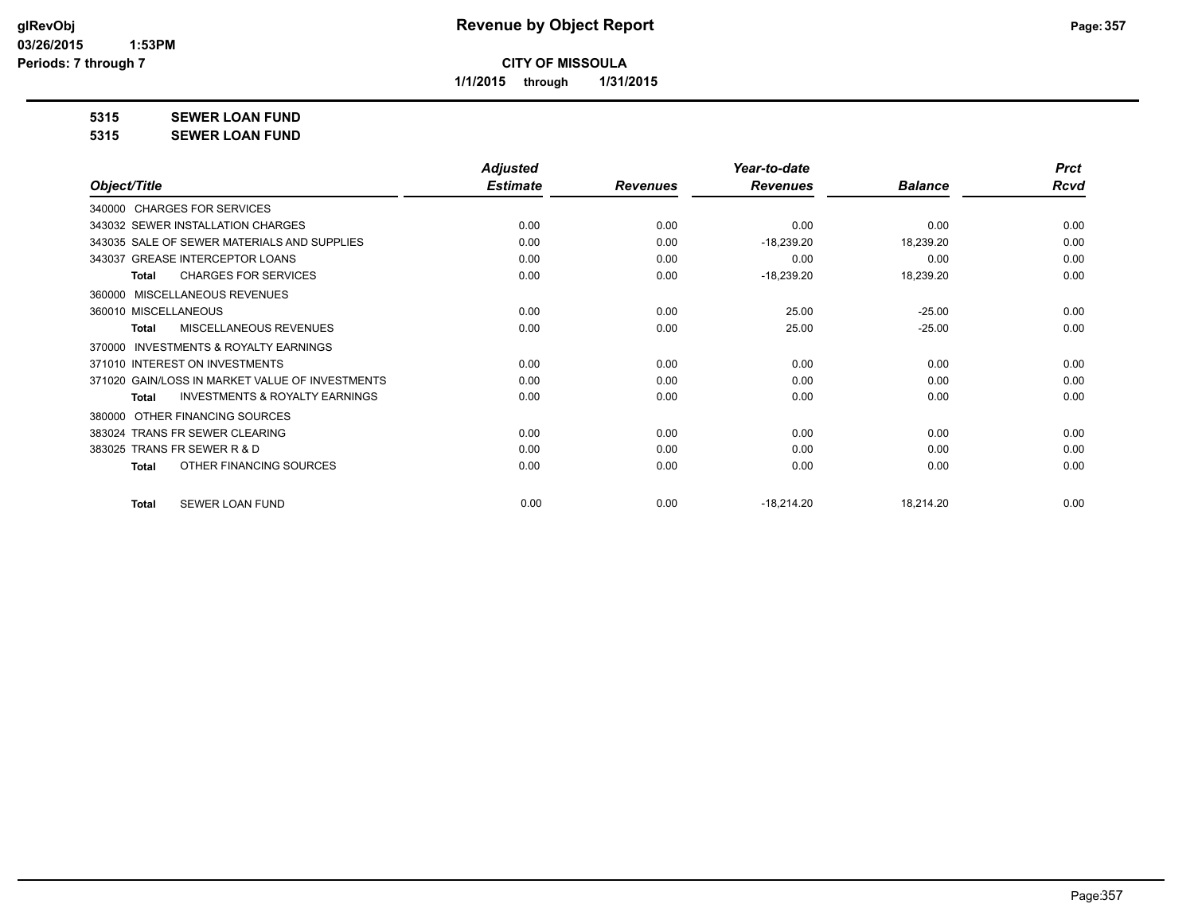# Revenue by Object Report

**CITY OF MISSOULA**

**1/1/2015 through 1/31/2015**

glRevObj
03/26/2015 1:53PM
Periods: 7 through 7

**5315 SEWER LOAN FUND**

**5315 SEWER LOAN FUND**

| Object/Title | Adjusted Estimate | Revenues | Year-to-date Revenues | Balance | Prct Rcvd |
|---|---|---|---|---|---|
| 340000 CHARGES FOR SERVICES | | | | | |
| 343032 SEWER INSTALLATION CHARGES | 0.00 | 0.00 | 0.00 | 0.00 | 0.00 |
| 343035 SALE OF SEWER MATERIALS AND SUPPLIES | 0.00 | 0.00 | -18,239.20 | 18,239.20 | 0.00 |
| 343037 GREASE INTERCEPTOR LOANS | 0.00 | 0.00 | 0.00 | 0.00 | 0.00 |
| **Total** CHARGES FOR SERVICES | 0.00 | 0.00 | -18,239.20 | 18,239.20 | 0.00 |
| 360000 MISCELLANEOUS REVENUES | | | | | |
| 360010 MISCELLANEOUS | 0.00 | 0.00 | 25.00 | -25.00 | 0.00 |
| **Total** MISCELLANEOUS REVENUES | 0.00 | 0.00 | 25.00 | -25.00 | 0.00 |
| 370000 INVESTMENTS & ROYALTY EARNINGS | | | | | |
| 371010 INTEREST ON INVESTMENTS | 0.00 | 0.00 | 0.00 | 0.00 | 0.00 |
| 371020 GAIN/LOSS IN MARKET VALUE OF INVESTMENTS | 0.00 | 0.00 | 0.00 | 0.00 | 0.00 |
| **Total** INVESTMENTS & ROYALTY EARNINGS | 0.00 | 0.00 | 0.00 | 0.00 | 0.00 |
| 380000 OTHER FINANCING SOURCES | | | | | |
| 383024 TRANS FR SEWER CLEARING | 0.00 | 0.00 | 0.00 | 0.00 | 0.00 |
| 383025 TRANS FR SEWER R & D | 0.00 | 0.00 | 0.00 | 0.00 | 0.00 |
| **Total** OTHER FINANCING SOURCES | 0.00 | 0.00 | 0.00 | 0.00 | 0.00 |
| **Total** SEWER LOAN FUND | 0.00 | 0.00 | -18,214.20 | 18,214.20 | 0.00 |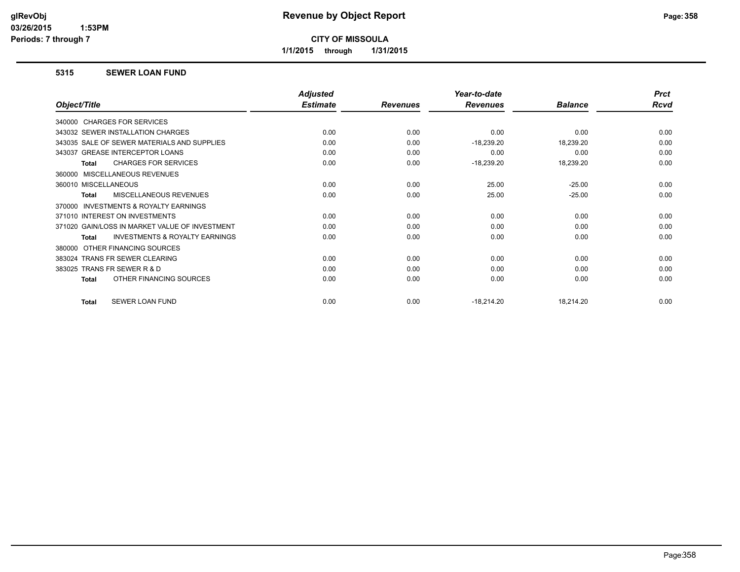# Revenue by Object Report

glRevObj
03/26/2015 1:53PM
Periods: 7 through 7

**CITY OF MISSOULA**

**1/1/2015 through 1/31/2015**

## 5315 SEWER LOAN FUND

| Object/Title | Adjusted Estimate | Revenues | Year-to-date Revenues | Balance | Prct Rcvd |
|---|---|---|---|---|---|
| 340000 CHARGES FOR SERVICES | | | | | |
| 343032 SEWER INSTALLATION CHARGES | 0.00 | 0.00 | 0.00 | 0.00 | 0.00 |
| 343035 SALE OF SEWER MATERIALS AND SUPPLIES | 0.00 | 0.00 | -18,239.20 | 18,239.20 | 0.00 |
| 343037 GREASE INTERCEPTOR LOANS | 0.00 | 0.00 | 0.00 | 0.00 | 0.00 |
| **Total** CHARGES FOR SERVICES | 0.00 | 0.00 | -18,239.20 | 18,239.20 | 0.00 |
| 360000 MISCELLANEOUS REVENUES | | | | | |
| 360010 MISCELLANEOUS | 0.00 | 0.00 | 25.00 | -25.00 | 0.00 |
| **Total** MISCELLANEOUS REVENUES | 0.00 | 0.00 | 25.00 | -25.00 | 0.00 |
| 370000 INVESTMENTS & ROYALTY EARNINGS | | | | | |
| 371010 INTEREST ON INVESTMENTS | 0.00 | 0.00 | 0.00 | 0.00 | 0.00 |
| 371020 GAIN/LOSS IN MARKET VALUE OF INVESTMENT | 0.00 | 0.00 | 0.00 | 0.00 | 0.00 |
| **Total** INVESTMENTS & ROYALTY EARNINGS | 0.00 | 0.00 | 0.00 | 0.00 | 0.00 |
| 380000 OTHER FINANCING SOURCES | | | | | |
| 383024 TRANS FR SEWER CLEARING | 0.00 | 0.00 | 0.00 | 0.00 | 0.00 |
| 383025 TRANS FR SEWER R & D | 0.00 | 0.00 | 0.00 | 0.00 | 0.00 |
| **Total** OTHER FINANCING SOURCES | 0.00 | 0.00 | 0.00 | 0.00 | 0.00 |
| **Total** SEWER LOAN FUND | 0.00 | 0.00 | -18,214.20 | 18,214.20 | 0.00 |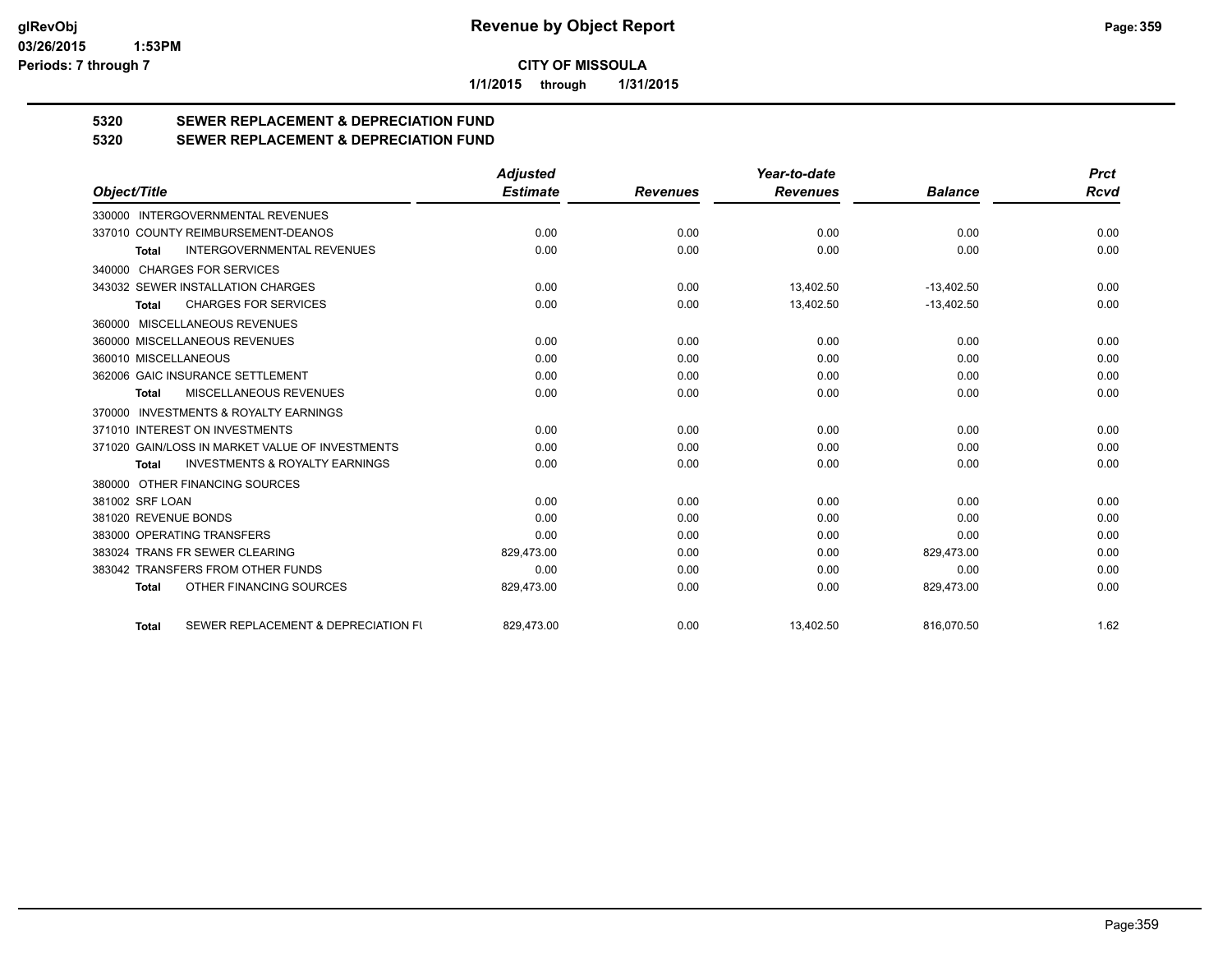**CITY OF MISSOULA**

**1/1/2015 through 1/31/2015**

# Revenue by Object Report

glRevObj
03/26/2015 1:53PM
Periods: 7 through 7

## 5320 SEWER REPLACEMENT & DEPRECIATION FUND
## 5320 SEWER REPLACEMENT & DEPRECIATION FUND

| Object/Title | Adjusted Estimate | Revenues | Year-to-date Revenues | Balance | Prct Rcvd |
|---|---|---|---|---|---|
| 330000 INTERGOVERNMENTAL REVENUES | | | | | |
| 337010 COUNTY REIMBURSEMENT-DEANOS | 0.00 | 0.00 | 0.00 | 0.00 | 0.00 |
| **Total** INTERGOVERNMENTAL REVENUES | 0.00 | 0.00 | 0.00 | 0.00 | 0.00 |
| 340000 CHARGES FOR SERVICES | | | | | |
| 343032 SEWER INSTALLATION CHARGES | 0.00 | 0.00 | 13,402.50 | -13,402.50 | 0.00 |
| **Total** CHARGES FOR SERVICES | 0.00 | 0.00 | 13,402.50 | -13,402.50 | 0.00 |
| 360000 MISCELLANEOUS REVENUES | | | | | |
| 360000 MISCELLANEOUS REVENUES | 0.00 | 0.00 | 0.00 | 0.00 | 0.00 |
| 360010 MISCELLANEOUS | 0.00 | 0.00 | 0.00 | 0.00 | 0.00 |
| 362006 GAIC INSURANCE SETTLEMENT | 0.00 | 0.00 | 0.00 | 0.00 | 0.00 |
| **Total** MISCELLANEOUS REVENUES | 0.00 | 0.00 | 0.00 | 0.00 | 0.00 |
| 370000 INVESTMENTS & ROYALTY EARNINGS | | | | | |
| 371010 INTEREST ON INVESTMENTS | 0.00 | 0.00 | 0.00 | 0.00 | 0.00 |
| 371020 GAIN/LOSS IN MARKET VALUE OF INVESTMENTS | 0.00 | 0.00 | 0.00 | 0.00 | 0.00 |
| **Total** INVESTMENTS & ROYALTY EARNINGS | 0.00 | 0.00 | 0.00 | 0.00 | 0.00 |
| 380000 OTHER FINANCING SOURCES | | | | | |
| 381002 SRF LOAN | 0.00 | 0.00 | 0.00 | 0.00 | 0.00 |
| 381020 REVENUE BONDS | 0.00 | 0.00 | 0.00 | 0.00 | 0.00 |
| 383000 OPERATING TRANSFERS | 0.00 | 0.00 | 0.00 | 0.00 | 0.00 |
| 383024 TRANS FR SEWER CLEARING | 829,473.00 | 0.00 | 0.00 | 829,473.00 | 0.00 |
| 383042 TRANSFERS FROM OTHER FUNDS | 0.00 | 0.00 | 0.00 | 0.00 | 0.00 |
| **Total** OTHER FINANCING SOURCES | 829,473.00 | 0.00 | 0.00 | 829,473.00 | 0.00 |
| **Total** SEWER REPLACEMENT & DEPRECIATION FU | 829,473.00 | 0.00 | 13,402.50 | 816,070.50 | 1.62 |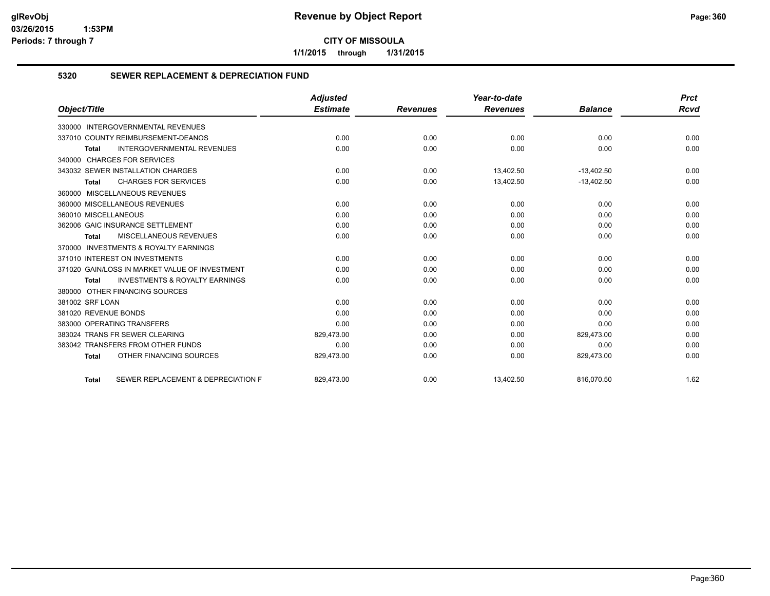# Revenue by Object Report

**CITY OF MISSOULA**

**1/1/2015 through 1/31/2015**

glRevObj
03/26/2015 1:53PM
Periods: 7 through 7

## 5320 SEWER REPLACEMENT & DEPRECIATION FUND

| Object/Title | Adjusted Estimate | Revenues | Year-to-date Revenues | Balance | Prct Rcvd |
|---|---|---|---|---|---|
| 330000 INTERGOVERNMENTAL REVENUES | | | | | |
| 337010 COUNTY REIMBURSEMENT-DEANOS | 0.00 | 0.00 | 0.00 | 0.00 | 0.00 |
| **Total** INTERGOVERNMENTAL REVENUES | 0.00 | 0.00 | 0.00 | 0.00 | 0.00 |
| 340000 CHARGES FOR SERVICES | | | | | |
| 343032 SEWER INSTALLATION CHARGES | 0.00 | 0.00 | 13,402.50 | -13,402.50 | 0.00 |
| **Total** CHARGES FOR SERVICES | 0.00 | 0.00 | 13,402.50 | -13,402.50 | 0.00 |
| 360000 MISCELLANEOUS REVENUES | | | | | |
| 360000 MISCELLANEOUS REVENUES | 0.00 | 0.00 | 0.00 | 0.00 | 0.00 |
| 360010 MISCELLANEOUS | 0.00 | 0.00 | 0.00 | 0.00 | 0.00 |
| 362006 GAIC INSURANCE SETTLEMENT | 0.00 | 0.00 | 0.00 | 0.00 | 0.00 |
| **Total** MISCELLANEOUS REVENUES | 0.00 | 0.00 | 0.00 | 0.00 | 0.00 |
| 370000 INVESTMENTS & ROYALTY EARNINGS | | | | | |
| 371010 INTEREST ON INVESTMENTS | 0.00 | 0.00 | 0.00 | 0.00 | 0.00 |
| 371020 GAIN/LOSS IN MARKET VALUE OF INVESTMENT | 0.00 | 0.00 | 0.00 | 0.00 | 0.00 |
| **Total** INVESTMENTS & ROYALTY EARNINGS | 0.00 | 0.00 | 0.00 | 0.00 | 0.00 |
| 380000 OTHER FINANCING SOURCES | | | | | |
| 381002 SRF LOAN | 0.00 | 0.00 | 0.00 | 0.00 | 0.00 |
| 381020 REVENUE BONDS | 0.00 | 0.00 | 0.00 | 0.00 | 0.00 |
| 383000 OPERATING TRANSFERS | 0.00 | 0.00 | 0.00 | 0.00 | 0.00 |
| 383024 TRANS FR SEWER CLEARING | 829,473.00 | 0.00 | 0.00 | 829,473.00 | 0.00 |
| 383042 TRANSFERS FROM OTHER FUNDS | 0.00 | 0.00 | 0.00 | 0.00 | 0.00 |
| **Total** OTHER FINANCING SOURCES | 829,473.00 | 0.00 | 0.00 | 829,473.00 | 0.00 |
| **Total** SEWER REPLACEMENT & DEPRECIATION F | 829,473.00 | 0.00 | 13,402.50 | 816,070.50 | 1.62 |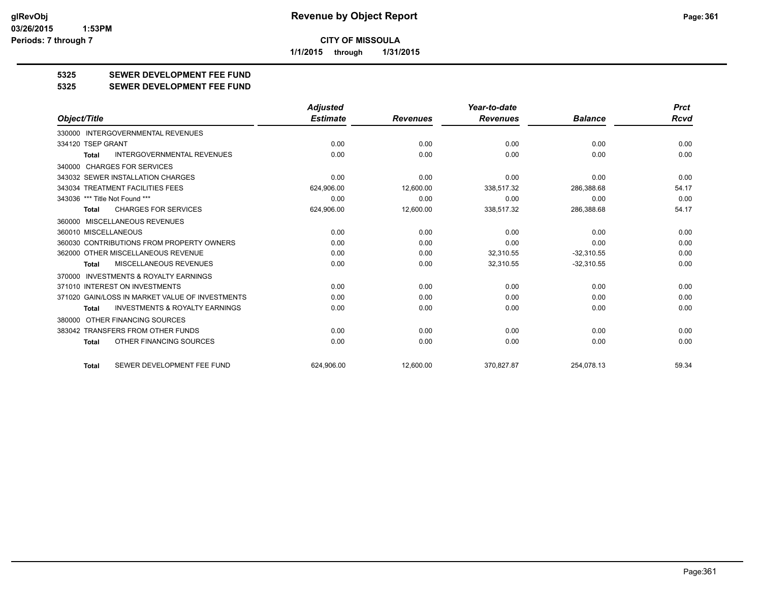# Revenue by Object Report

**CITY OF MISSOULA**

**1/1/2015 through 1/31/2015**

## 5325 SEWER DEVELOPMENT FEE FUND
## 5325 SEWER DEVELOPMENT FEE FUND

| Object/Title | Adjusted Estimate | Revenues | Year-to-date Revenues | Balance | Prct Rcvd |
|---|---|---|---|---|---|
| 330000 INTERGOVERNMENTAL REVENUES | | | | | |
| 334120 TSEP GRANT | 0.00 | 0.00 | 0.00 | 0.00 | 0.00 |
| **Total** INTERGOVERNMENTAL REVENUES | 0.00 | 0.00 | 0.00 | 0.00 | 0.00 |
| 340000 CHARGES FOR SERVICES | | | | | |
| 343032 SEWER INSTALLATION CHARGES | 0.00 | 0.00 | 0.00 | 0.00 | 0.00 |
| 343034 TREATMENT FACILITIES FEES | 624,906.00 | 12,600.00 | 338,517.32 | 286,388.68 | 54.17 |
| 343036 *** Title Not Found *** | 0.00 | 0.00 | 0.00 | 0.00 | 0.00 |
| **Total** CHARGES FOR SERVICES | 624,906.00 | 12,600.00 | 338,517.32 | 286,388.68 | 54.17 |
| 360000 MISCELLANEOUS REVENUES | | | | | |
| 360010 MISCELLANEOUS | 0.00 | 0.00 | 0.00 | 0.00 | 0.00 |
| 360030 CONTRIBUTIONS FROM PROPERTY OWNERS | 0.00 | 0.00 | 0.00 | 0.00 | 0.00 |
| 362000 OTHER MISCELLANEOUS REVENUE | 0.00 | 0.00 | 32,310.55 | -32,310.55 | 0.00 |
| **Total** MISCELLANEOUS REVENUES | 0.00 | 0.00 | 32,310.55 | -32,310.55 | 0.00 |
| 370000 INVESTMENTS & ROYALTY EARNINGS | | | | | |
| 371010 INTEREST ON INVESTMENTS | 0.00 | 0.00 | 0.00 | 0.00 | 0.00 |
| 371020 GAIN/LOSS IN MARKET VALUE OF INVESTMENTS | 0.00 | 0.00 | 0.00 | 0.00 | 0.00 |
| **Total** INVESTMENTS & ROYALTY EARNINGS | 0.00 | 0.00 | 0.00 | 0.00 | 0.00 |
| 380000 OTHER FINANCING SOURCES | | | | | |
| 383042 TRANSFERS FROM OTHER FUNDS | 0.00 | 0.00 | 0.00 | 0.00 | 0.00 |
| **Total** OTHER FINANCING SOURCES | 0.00 | 0.00 | 0.00 | 0.00 | 0.00 |
| **Total** SEWER DEVELOPMENT FEE FUND | 624,906.00 | 12,600.00 | 370,827.87 | 254,078.13 | 59.34 |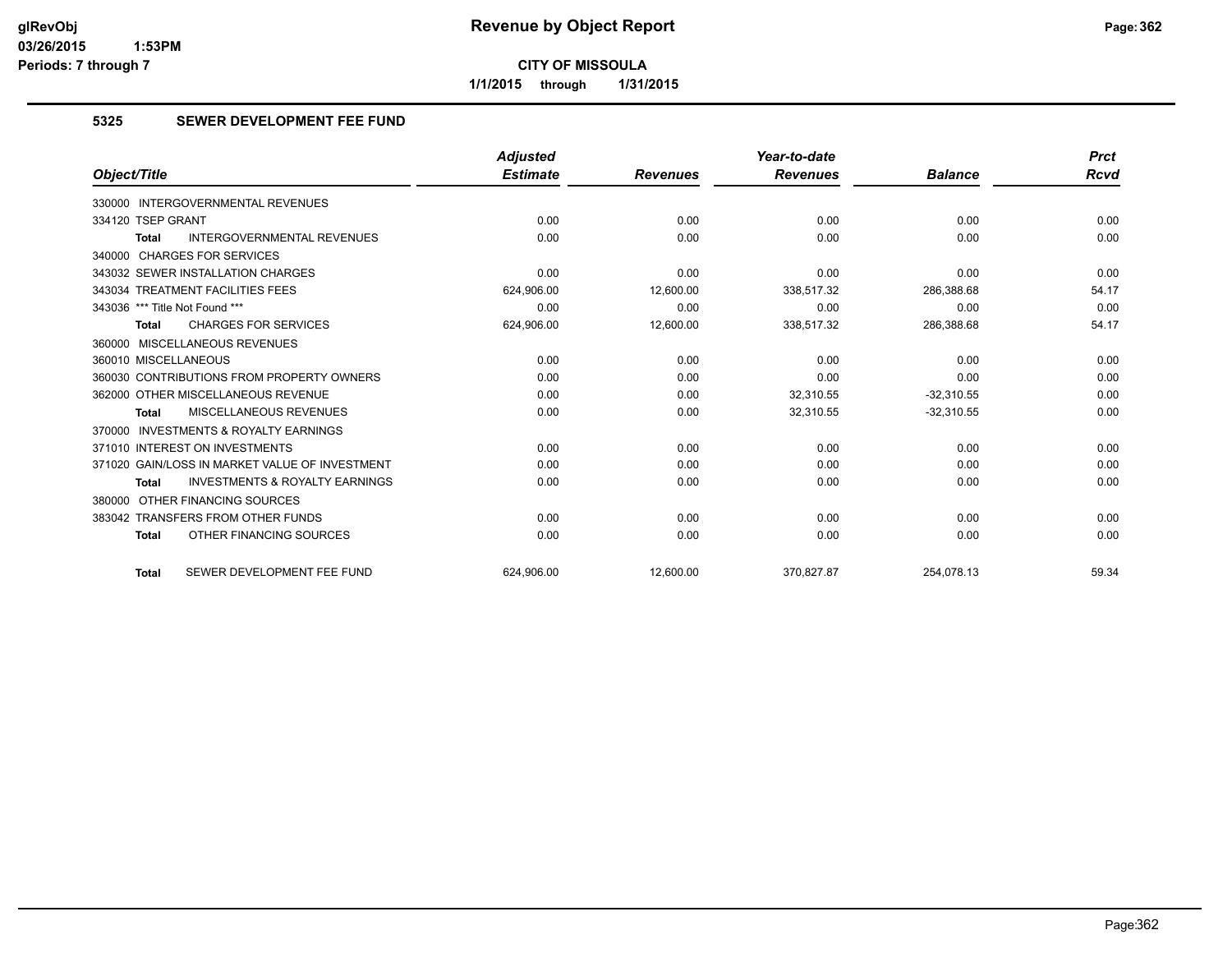# Revenue by Object Report

**CITY OF MISSOULA**

**1/1/2015 through 1/31/2015**

glRevObj
03/26/2015 1:53PM
Periods: 7 through 7

## 5325 SEWER DEVELOPMENT FEE FUND

| Object/Title | Adjusted Estimate | Revenues | Year-to-date Revenues | Balance | Prct Rcvd |
|---|---|---|---|---|---|
| 330000 INTERGOVERNMENTAL REVENUES | | | | | |
| 334120 TSEP GRANT | 0.00 | 0.00 | 0.00 | 0.00 | 0.00 |
| **Total** INTERGOVERNMENTAL REVENUES | 0.00 | 0.00 | 0.00 | 0.00 | 0.00 |
| 340000 CHARGES FOR SERVICES | | | | | |
| 343032 SEWER INSTALLATION CHARGES | 0.00 | 0.00 | 0.00 | 0.00 | 0.00 |
| 343034 TREATMENT FACILITIES FEES | 624,906.00 | 12,600.00 | 338,517.32 | 286,388.68 | 54.17 |
| 343036 *** Title Not Found *** | 0.00 | 0.00 | 0.00 | 0.00 | 0.00 |
| **Total** CHARGES FOR SERVICES | 624,906.00 | 12,600.00 | 338,517.32 | 286,388.68 | 54.17 |
| 360000 MISCELLANEOUS REVENUES | | | | | |
| 360010 MISCELLANEOUS | 0.00 | 0.00 | 0.00 | 0.00 | 0.00 |
| 360030 CONTRIBUTIONS FROM PROPERTY OWNERS | 0.00 | 0.00 | 0.00 | 0.00 | 0.00 |
| 362000 OTHER MISCELLANEOUS REVENUE | 0.00 | 0.00 | 32,310.55 | -32,310.55 | 0.00 |
| **Total** MISCELLANEOUS REVENUES | 0.00 | 0.00 | 32,310.55 | -32,310.55 | 0.00 |
| 370000 INVESTMENTS & ROYALTY EARNINGS | | | | | |
| 371010 INTEREST ON INVESTMENTS | 0.00 | 0.00 | 0.00 | 0.00 | 0.00 |
| 371020 GAIN/LOSS IN MARKET VALUE OF INVESTMENT | 0.00 | 0.00 | 0.00 | 0.00 | 0.00 |
| **Total** INVESTMENTS & ROYALTY EARNINGS | 0.00 | 0.00 | 0.00 | 0.00 | 0.00 |
| 380000 OTHER FINANCING SOURCES | | | | | |
| 383042 TRANSFERS FROM OTHER FUNDS | 0.00 | 0.00 | 0.00 | 0.00 | 0.00 |
| **Total** OTHER FINANCING SOURCES | 0.00 | 0.00 | 0.00 | 0.00 | 0.00 |
| **Total** SEWER DEVELOPMENT FEE FUND | 624,906.00 | 12,600.00 | 370,827.87 | 254,078.13 | 59.34 |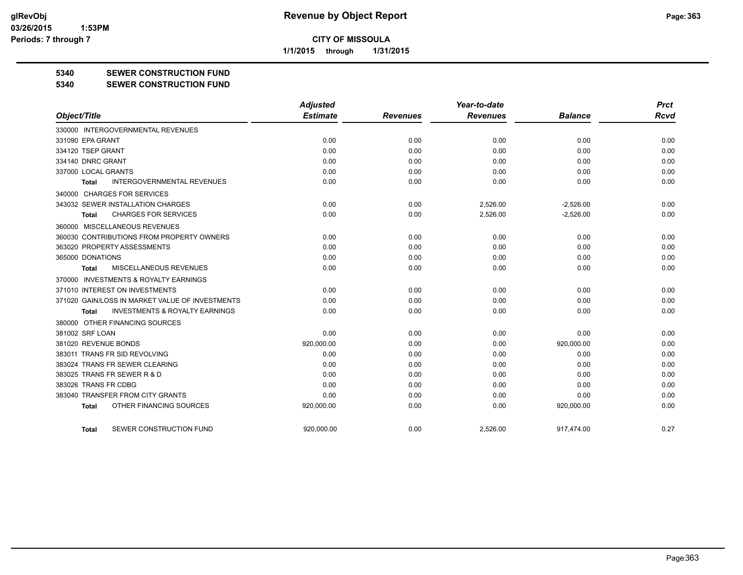# Revenue by Object Report

**CITY OF MISSOULA**

**1/1/2015 through 1/31/2015**

glRevObj
03/26/2015 1:53PM
Periods: 7 through 7

## 5340 SEWER CONSTRUCTION FUND
## 5340 SEWER CONSTRUCTION FUND

| Object/Title | Adjusted Estimate | Revenues | Year-to-date Revenues | Balance | Prct Rcvd |
|---|---|---|---|---|---|
| 330000 INTERGOVERNMENTAL REVENUES | | | | | |
| 331090 EPA GRANT | 0.00 | 0.00 | 0.00 | 0.00 | 0.00 |
| 334120 TSEP GRANT | 0.00 | 0.00 | 0.00 | 0.00 | 0.00 |
| 334140 DNRC GRANT | 0.00 | 0.00 | 0.00 | 0.00 | 0.00 |
| 337000 LOCAL GRANTS | 0.00 | 0.00 | 0.00 | 0.00 | 0.00 |
| **Total** INTERGOVERNMENTAL REVENUES | 0.00 | 0.00 | 0.00 | 0.00 | 0.00 |
| 340000 CHARGES FOR SERVICES | | | | | |
| 343032 SEWER INSTALLATION CHARGES | 0.00 | 0.00 | 2,526.00 | -2,526.00 | 0.00 |
| **Total** CHARGES FOR SERVICES | 0.00 | 0.00 | 2,526.00 | -2,526.00 | 0.00 |
| 360000 MISCELLANEOUS REVENUES | | | | | |
| 360030 CONTRIBUTIONS FROM PROPERTY OWNERS | 0.00 | 0.00 | 0.00 | 0.00 | 0.00 |
| 363020 PROPERTY ASSESSMENTS | 0.00 | 0.00 | 0.00 | 0.00 | 0.00 |
| 365000 DONATIONS | 0.00 | 0.00 | 0.00 | 0.00 | 0.00 |
| **Total** MISCELLANEOUS REVENUES | 0.00 | 0.00 | 0.00 | 0.00 | 0.00 |
| 370000 INVESTMENTS & ROYALTY EARNINGS | | | | | |
| 371010 INTEREST ON INVESTMENTS | 0.00 | 0.00 | 0.00 | 0.00 | 0.00 |
| 371020 GAIN/LOSS IN MARKET VALUE OF INVESTMENTS | 0.00 | 0.00 | 0.00 | 0.00 | 0.00 |
| **Total** INVESTMENTS & ROYALTY EARNINGS | 0.00 | 0.00 | 0.00 | 0.00 | 0.00 |
| 380000 OTHER FINANCING SOURCES | | | | | |
| 381002 SRF LOAN | 0.00 | 0.00 | 0.00 | 0.00 | 0.00 |
| 381020 REVENUE BONDS | 920,000.00 | 0.00 | 0.00 | 920,000.00 | 0.00 |
| 383011 TRANS FR SID REVOLVING | 0.00 | 0.00 | 0.00 | 0.00 | 0.00 |
| 383024 TRANS FR SEWER CLEARING | 0.00 | 0.00 | 0.00 | 0.00 | 0.00 |
| 383025 TRANS FR SEWER R & D | 0.00 | 0.00 | 0.00 | 0.00 | 0.00 |
| 383026 TRANS FR CDBG | 0.00 | 0.00 | 0.00 | 0.00 | 0.00 |
| 383040 TRANSFER FROM CITY GRANTS | 0.00 | 0.00 | 0.00 | 0.00 | 0.00 |
| **Total** OTHER FINANCING SOURCES | 920,000.00 | 0.00 | 0.00 | 920,000.00 | 0.00 |
| **Total** SEWER CONSTRUCTION FUND | 920,000.00 | 0.00 | 2,526.00 | 917,474.00 | 0.27 |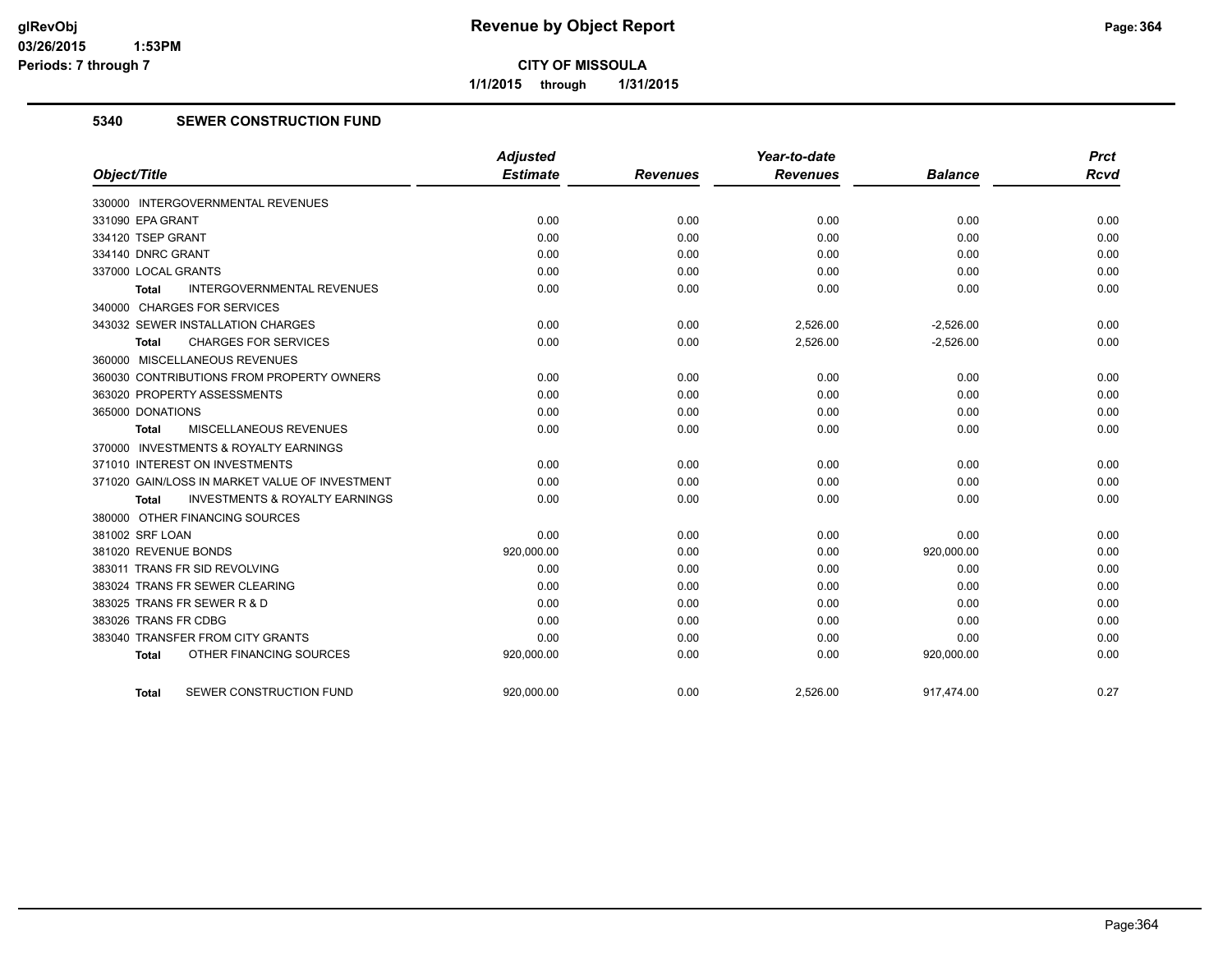**Revenue by Object Report**

**CITY OF MISSOULA**

**1/1/2015 through 1/31/2015**

glRevObj
03/26/2015 1:53PM
Periods: 7 through 7

## 5340 SEWER CONSTRUCTION FUND

| Object/Title | Adjusted Estimate | Revenues | Year-to-date Revenues | Balance | Prct Rcvd |
|---|---|---|---|---|---|
| 330000 INTERGOVERNMENTAL REVENUES | | | | | |
| 331090 EPA GRANT | 0.00 | 0.00 | 0.00 | 0.00 | 0.00 |
| 334120 TSEP GRANT | 0.00 | 0.00 | 0.00 | 0.00 | 0.00 |
| 334140 DNRC GRANT | 0.00 | 0.00 | 0.00 | 0.00 | 0.00 |
| 337000 LOCAL GRANTS | 0.00 | 0.00 | 0.00 | 0.00 | 0.00 |
| **Total** INTERGOVERNMENTAL REVENUES | 0.00 | 0.00 | 0.00 | 0.00 | 0.00 |
| 340000 CHARGES FOR SERVICES | | | | | |
| 343032 SEWER INSTALLATION CHARGES | 0.00 | 0.00 | 2,526.00 | -2,526.00 | 0.00 |
| **Total** CHARGES FOR SERVICES | 0.00 | 0.00 | 2,526.00 | -2,526.00 | 0.00 |
| 360000 MISCELLANEOUS REVENUES | | | | | |
| 360030 CONTRIBUTIONS FROM PROPERTY OWNERS | 0.00 | 0.00 | 0.00 | 0.00 | 0.00 |
| 363020 PROPERTY ASSESSMENTS | 0.00 | 0.00 | 0.00 | 0.00 | 0.00 |
| 365000 DONATIONS | 0.00 | 0.00 | 0.00 | 0.00 | 0.00 |
| **Total** MISCELLANEOUS REVENUES | 0.00 | 0.00 | 0.00 | 0.00 | 0.00 |
| 370000 INVESTMENTS & ROYALTY EARNINGS | | | | | |
| 371010 INTEREST ON INVESTMENTS | 0.00 | 0.00 | 0.00 | 0.00 | 0.00 |
| 371020 GAIN/LOSS IN MARKET VALUE OF INVESTMENT | 0.00 | 0.00 | 0.00 | 0.00 | 0.00 |
| **Total** INVESTMENTS & ROYALTY EARNINGS | 0.00 | 0.00 | 0.00 | 0.00 | 0.00 |
| 380000 OTHER FINANCING SOURCES | | | | | |
| 381002 SRF LOAN | 0.00 | 0.00 | 0.00 | 0.00 | 0.00 |
| 381020 REVENUE BONDS | 920,000.00 | 0.00 | 0.00 | 920,000.00 | 0.00 |
| 383011 TRANS FR SID REVOLVING | 0.00 | 0.00 | 0.00 | 0.00 | 0.00 |
| 383024 TRANS FR SEWER CLEARING | 0.00 | 0.00 | 0.00 | 0.00 | 0.00 |
| 383025 TRANS FR SEWER R & D | 0.00 | 0.00 | 0.00 | 0.00 | 0.00 |
| 383026 TRANS FR CDBG | 0.00 | 0.00 | 0.00 | 0.00 | 0.00 |
| 383040 TRANSFER FROM CITY GRANTS | 0.00 | 0.00 | 0.00 | 0.00 | 0.00 |
| **Total** OTHER FINANCING SOURCES | 920,000.00 | 0.00 | 0.00 | 920,000.00 | 0.00 |
| **Total** SEWER CONSTRUCTION FUND | 920,000.00 | 0.00 | 2,526.00 | 917,474.00 | 0.27 |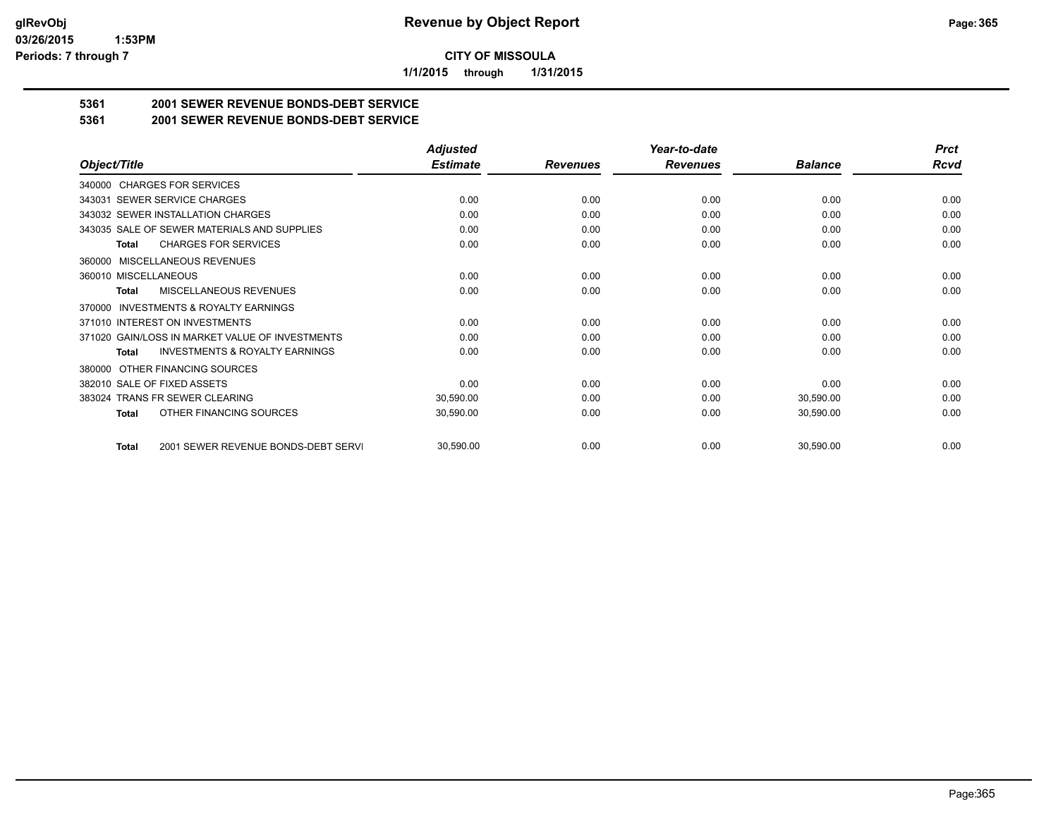**glRevObj**
**03/26/2015 1:53PM**
**Periods: 7 through 7**

# Revenue by Object Report

**CITY OF MISSOULA**

**1/1/2015 through 1/31/2015**

**5361 2001 SEWER REVENUE BONDS-DEBT SERVICE**

**5361 2001 SEWER REVENUE BONDS-DEBT SERVICE**

| Object/Title | Adjusted Estimate | Revenues | Year-to-date Revenues | Balance | Prct Rcvd |
|---|---|---|---|---|---|
| 340000 CHARGES FOR SERVICES | | | | | |
| 343031 SEWER SERVICE CHARGES | 0.00 | 0.00 | 0.00 | 0.00 | 0.00 |
| 343032 SEWER INSTALLATION CHARGES | 0.00 | 0.00 | 0.00 | 0.00 | 0.00 |
| 343035 SALE OF SEWER MATERIALS AND SUPPLIES | 0.00 | 0.00 | 0.00 | 0.00 | 0.00 |
| **Total** CHARGES FOR SERVICES | 0.00 | 0.00 | 0.00 | 0.00 | 0.00 |
| 360000 MISCELLANEOUS REVENUES | | | | | |
| 360010 MISCELLANEOUS | 0.00 | 0.00 | 0.00 | 0.00 | 0.00 |
| **Total** MISCELLANEOUS REVENUES | 0.00 | 0.00 | 0.00 | 0.00 | 0.00 |
| 370000 INVESTMENTS & ROYALTY EARNINGS | | | | | |
| 371010 INTEREST ON INVESTMENTS | 0.00 | 0.00 | 0.00 | 0.00 | 0.00 |
| 371020 GAIN/LOSS IN MARKET VALUE OF INVESTMENTS | 0.00 | 0.00 | 0.00 | 0.00 | 0.00 |
| **Total** INVESTMENTS & ROYALTY EARNINGS | 0.00 | 0.00 | 0.00 | 0.00 | 0.00 |
| 380000 OTHER FINANCING SOURCES | | | | | |
| 382010 SALE OF FIXED ASSETS | 0.00 | 0.00 | 0.00 | 0.00 | 0.00 |
| 383024 TRANS FR SEWER CLEARING | 30,590.00 | 0.00 | 0.00 | 30,590.00 | 0.00 |
| **Total** OTHER FINANCING SOURCES | 30,590.00 | 0.00 | 0.00 | 30,590.00 | 0.00 |
| **Total** 2001 SEWER REVENUE BONDS-DEBT SERVI | 30,590.00 | 0.00 | 0.00 | 30,590.00 | 0.00 |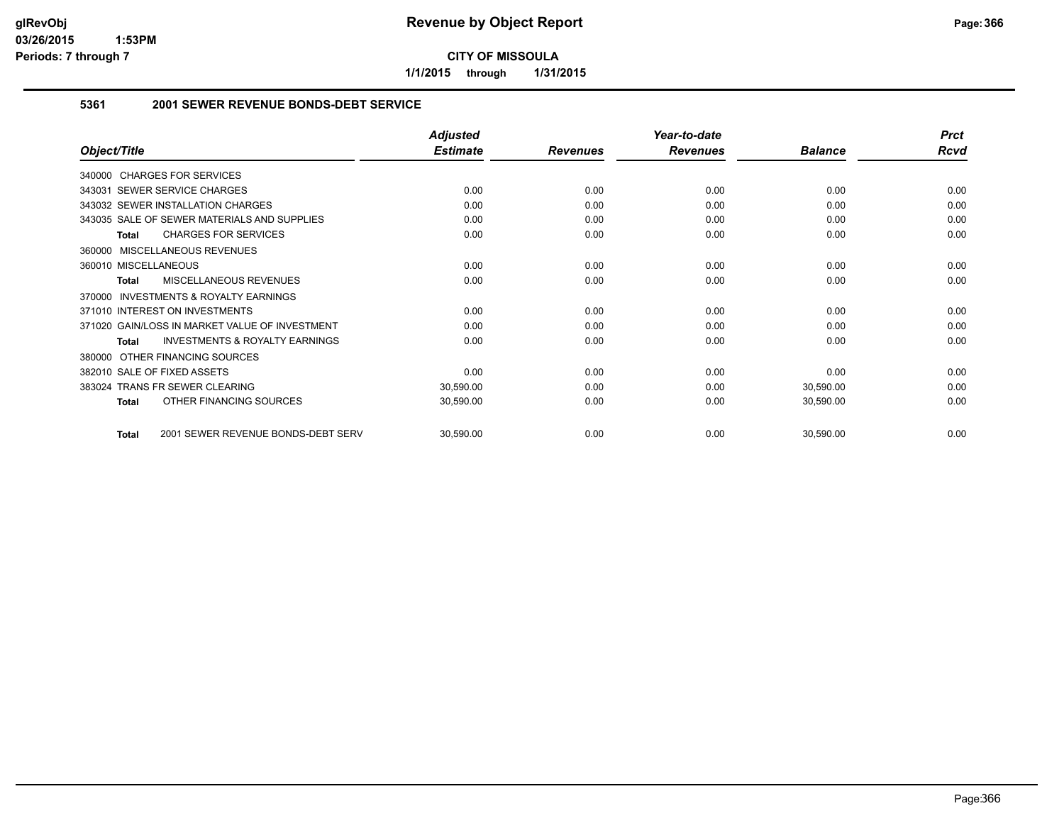# Revenue by Object Report

**CITY OF MISSOULA**

**1/1/2015 through 1/31/2015**

### 5361 2001 SEWER REVENUE BONDS-DEBT SERVICE

| Object/Title | Adjusted Estimate | Revenues | Year-to-date Revenues | Balance | Prct Rcvd |
|---|---|---|---|---|---|
| 340000 CHARGES FOR SERVICES | | | | | |
| 343031 SEWER SERVICE CHARGES | 0.00 | 0.00 | 0.00 | 0.00 | 0.00 |
| 343032 SEWER INSTALLATION CHARGES | 0.00 | 0.00 | 0.00 | 0.00 | 0.00 |
| 343035 SALE OF SEWER MATERIALS AND SUPPLIES | 0.00 | 0.00 | 0.00 | 0.00 | 0.00 |
| **Total** CHARGES FOR SERVICES | 0.00 | 0.00 | 0.00 | 0.00 | 0.00 |
| 360000 MISCELLANEOUS REVENUES | | | | | |
| 360010 MISCELLANEOUS | 0.00 | 0.00 | 0.00 | 0.00 | 0.00 |
| **Total** MISCELLANEOUS REVENUES | 0.00 | 0.00 | 0.00 | 0.00 | 0.00 |
| 370000 INVESTMENTS & ROYALTY EARNINGS | | | | | |
| 371010 INTEREST ON INVESTMENTS | 0.00 | 0.00 | 0.00 | 0.00 | 0.00 |
| 371020 GAIN/LOSS IN MARKET VALUE OF INVESTMENT | 0.00 | 0.00 | 0.00 | 0.00 | 0.00 |
| **Total** INVESTMENTS & ROYALTY EARNINGS | 0.00 | 0.00 | 0.00 | 0.00 | 0.00 |
| 380000 OTHER FINANCING SOURCES | | | | | |
| 382010 SALE OF FIXED ASSETS | 0.00 | 0.00 | 0.00 | 0.00 | 0.00 |
| 383024 TRANS FR SEWER CLEARING | 30,590.00 | 0.00 | 0.00 | 30,590.00 | 0.00 |
| **Total** OTHER FINANCING SOURCES | 30,590.00 | 0.00 | 0.00 | 30,590.00 | 0.00 |
| **Total** 2001 SEWER REVENUE BONDS-DEBT SERV | 30,590.00 | 0.00 | 0.00 | 30,590.00 | 0.00 |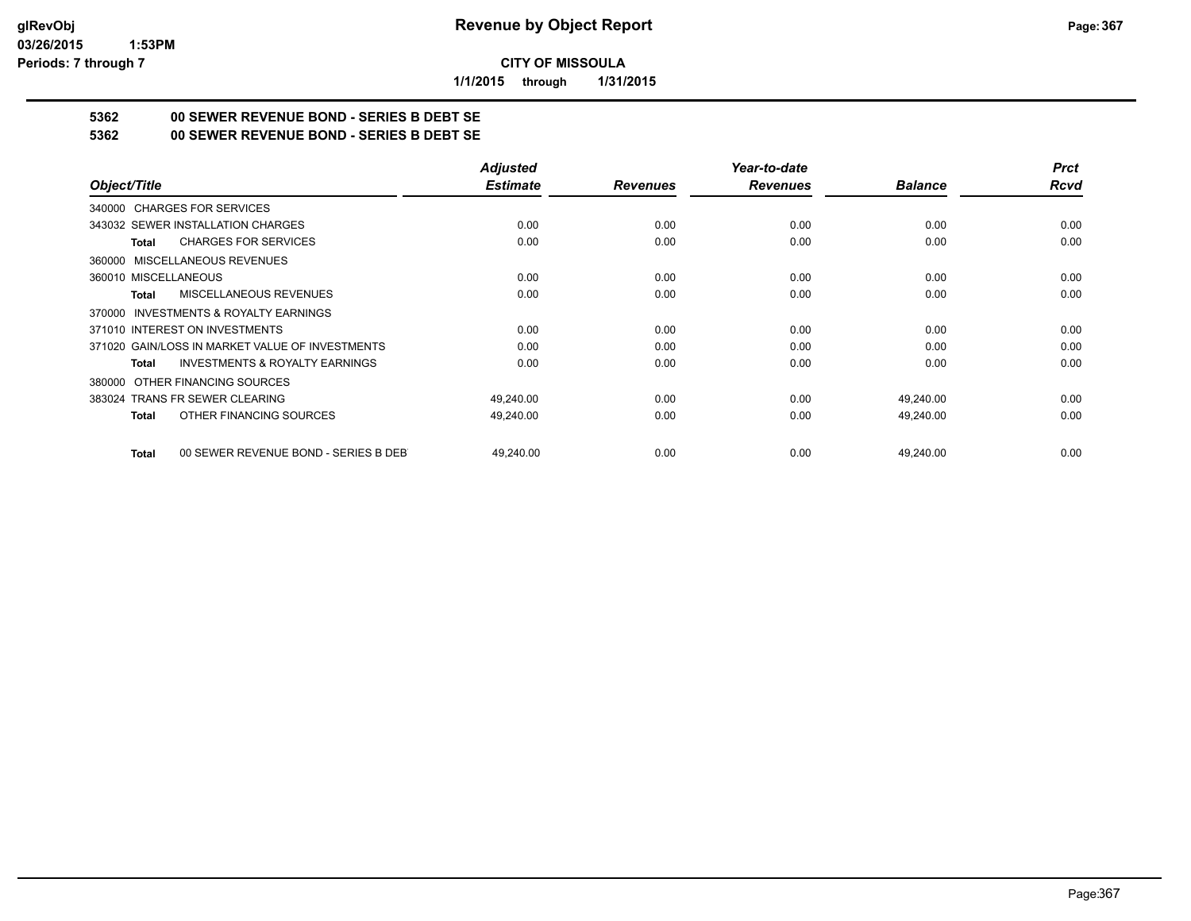**CITY OF MISSOULA**

**1/1/2015 through 1/31/2015**

## 5362 00 SEWER REVENUE BOND - SERIES B DEBT SE
## 5362 00 SEWER REVENUE BOND - SERIES B DEBT SE

| Object/Title | Adjusted Estimate | Revenues | Year-to-date Revenues | Balance | Prct Rcvd |
|---|---|---|---|---|---|
| 340000 CHARGES FOR SERVICES | | | | | |
| 343032 SEWER INSTALLATION CHARGES | 0.00 | 0.00 | 0.00 | 0.00 | 0.00 |
| **Total** CHARGES FOR SERVICES | 0.00 | 0.00 | 0.00 | 0.00 | 0.00 |
| 360000 MISCELLANEOUS REVENUES | | | | | |
| 360010 MISCELLANEOUS | 0.00 | 0.00 | 0.00 | 0.00 | 0.00 |
| **Total** MISCELLANEOUS REVENUES | 0.00 | 0.00 | 0.00 | 0.00 | 0.00 |
| 370000 INVESTMENTS & ROYALTY EARNINGS | | | | | |
| 371010 INTEREST ON INVESTMENTS | 0.00 | 0.00 | 0.00 | 0.00 | 0.00 |
| 371020 GAIN/LOSS IN MARKET VALUE OF INVESTMENTS | 0.00 | 0.00 | 0.00 | 0.00 | 0.00 |
| **Total** INVESTMENTS & ROYALTY EARNINGS | 0.00 | 0.00 | 0.00 | 0.00 | 0.00 |
| 380000 OTHER FINANCING SOURCES | | | | | |
| 383024 TRANS FR SEWER CLEARING | 49,240.00 | 0.00 | 0.00 | 49,240.00 | 0.00 |
| **Total** OTHER FINANCING SOURCES | 49,240.00 | 0.00 | 0.00 | 49,240.00 | 0.00 |
| **Total** 00 SEWER REVENUE BOND - SERIES B DEBT | 49,240.00 | 0.00 | 0.00 | 49,240.00 | 0.00 |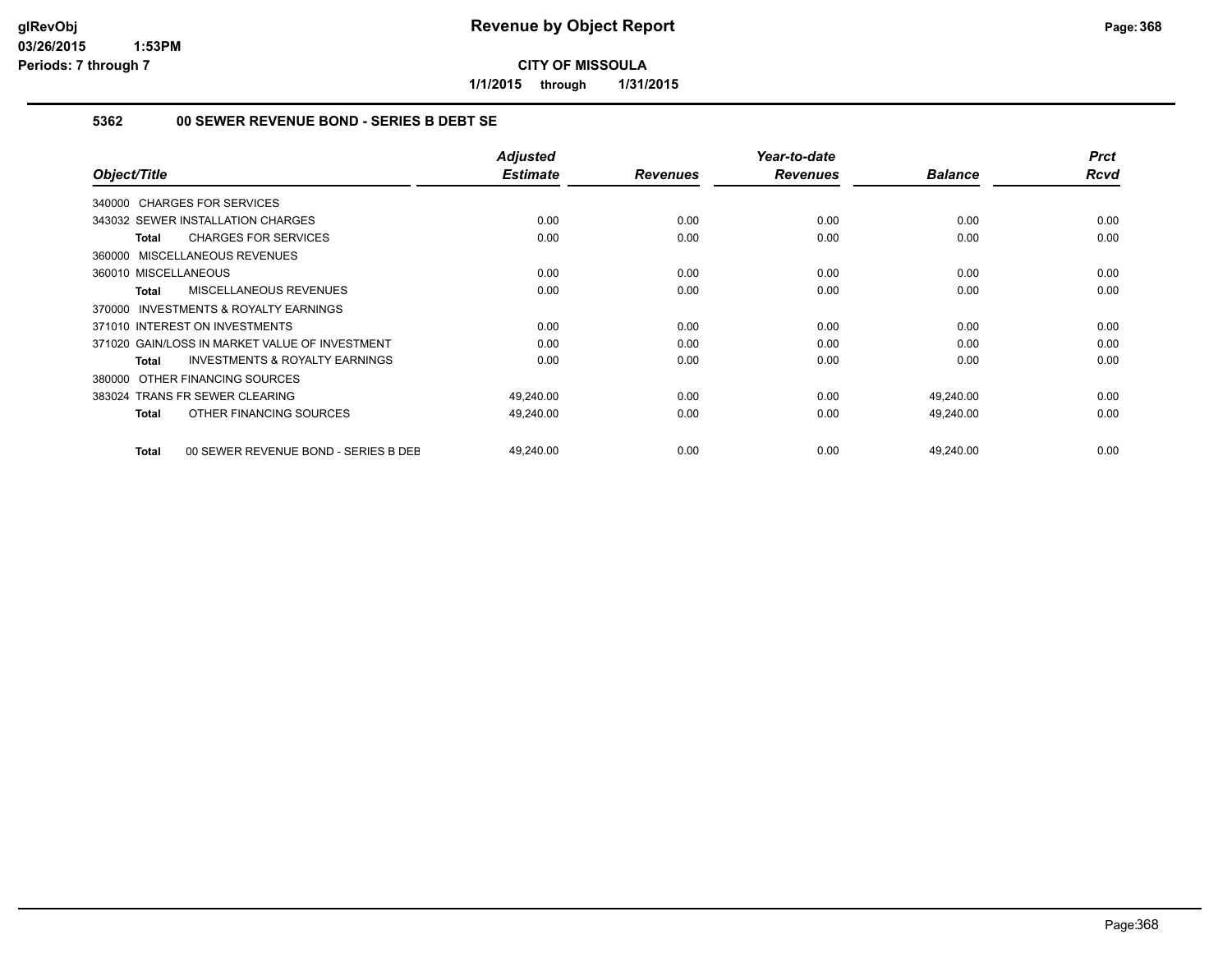# Revenue by Object Report

**CITY OF MISSOULA**

**1/1/2015 through 1/31/2015**

glRevObj
03/26/2015 1:53PM
Periods: 7 through 7

### 5362 00 SEWER REVENUE BOND - SERIES B DEBT SE

| Object/Title | Adjusted Estimate | Revenues | Year-to-date Revenues | Balance | Prct Rcvd |
|---|---|---|---|---|---|
| 340000 CHARGES FOR SERVICES | | | | | |
| 343032 SEWER INSTALLATION CHARGES | 0.00 | 0.00 | 0.00 | 0.00 | 0.00 |
| **Total** CHARGES FOR SERVICES | 0.00 | 0.00 | 0.00 | 0.00 | 0.00 |
| 360000 MISCELLANEOUS REVENUES | | | | | |
| 360010 MISCELLANEOUS | 0.00 | 0.00 | 0.00 | 0.00 | 0.00 |
| **Total** MISCELLANEOUS REVENUES | 0.00 | 0.00 | 0.00 | 0.00 | 0.00 |
| 370000 INVESTMENTS & ROYALTY EARNINGS | | | | | |
| 371010 INTEREST ON INVESTMENTS | 0.00 | 0.00 | 0.00 | 0.00 | 0.00 |
| 371020 GAIN/LOSS IN MARKET VALUE OF INVESTMENT | 0.00 | 0.00 | 0.00 | 0.00 | 0.00 |
| **Total** INVESTMENTS & ROYALTY EARNINGS | 0.00 | 0.00 | 0.00 | 0.00 | 0.00 |
| 380000 OTHER FINANCING SOURCES | | | | | |
| 383024 TRANS FR SEWER CLEARING | 49,240.00 | 0.00 | 0.00 | 49,240.00 | 0.00 |
| **Total** OTHER FINANCING SOURCES | 49,240.00 | 0.00 | 0.00 | 49,240.00 | 0.00 |
| **Total** 00 SEWER REVENUE BOND - SERIES B DEB | 49,240.00 | 0.00 | 0.00 | 49,240.00 | 0.00 |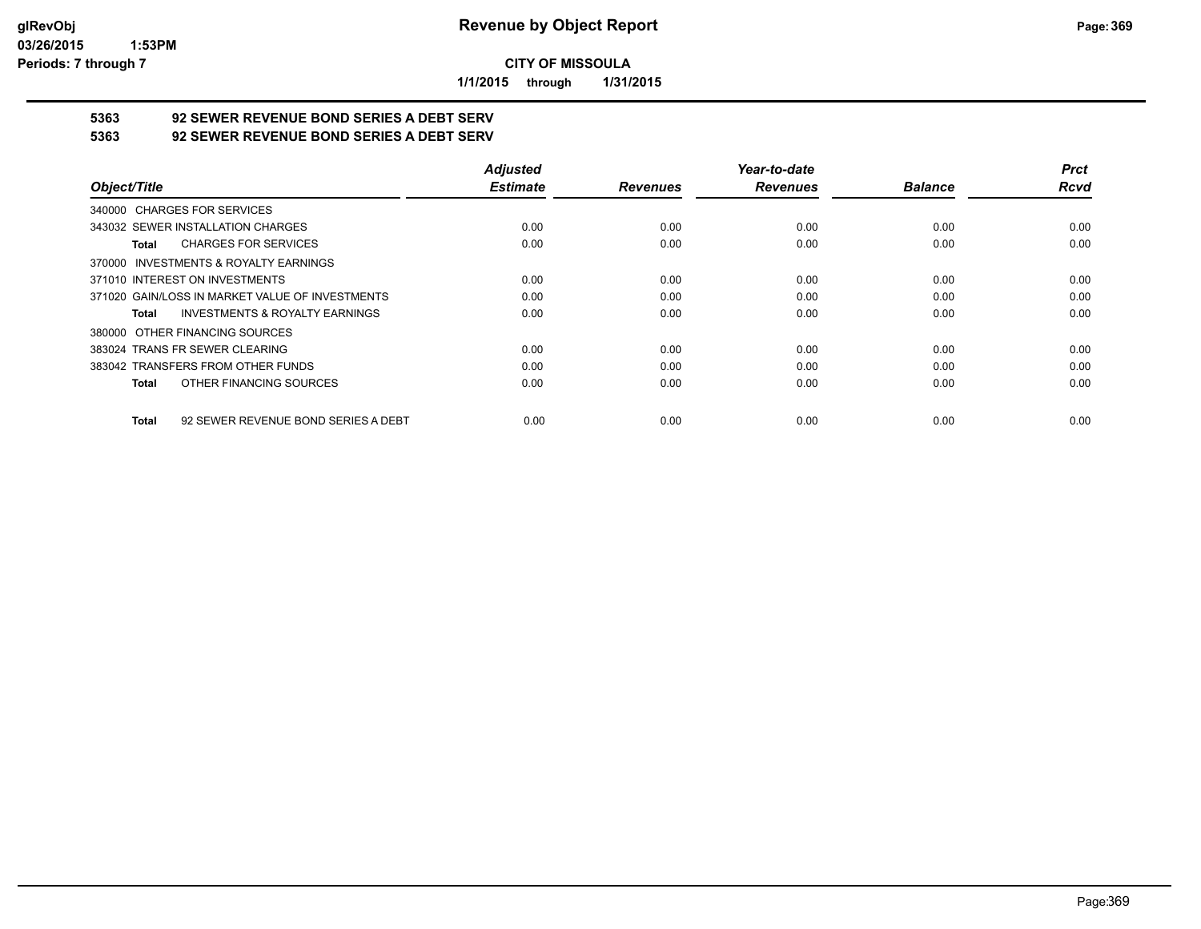# Revenue by Object Report

**CITY OF MISSOULA**

**1/1/2015 through 1/31/2015**

glRevObj
03/26/2015 1:53PM
Periods: 7 through 7

## 5363 92 SEWER REVENUE BOND SERIES A DEBT SERV
## 5363 92 SEWER REVENUE BOND SERIES A DEBT SERV

| Object/Title | Adjusted Estimate | Revenues | Year-to-date Revenues | Balance | Prct Rcvd |
|---|---|---|---|---|---|
| 340000 CHARGES FOR SERVICES | | | | | |
| 343032 SEWER INSTALLATION CHARGES | 0.00 | 0.00 | 0.00 | 0.00 | 0.00 |
| **Total** CHARGES FOR SERVICES | 0.00 | 0.00 | 0.00 | 0.00 | 0.00 |
| 370000 INVESTMENTS & ROYALTY EARNINGS | | | | | |
| 371010 INTEREST ON INVESTMENTS | 0.00 | 0.00 | 0.00 | 0.00 | 0.00 |
| 371020 GAIN/LOSS IN MARKET VALUE OF INVESTMENTS | 0.00 | 0.00 | 0.00 | 0.00 | 0.00 |
| **Total** INVESTMENTS & ROYALTY EARNINGS | 0.00 | 0.00 | 0.00 | 0.00 | 0.00 |
| 380000 OTHER FINANCING SOURCES | | | | | |
| 383024 TRANS FR SEWER CLEARING | 0.00 | 0.00 | 0.00 | 0.00 | 0.00 |
| 383042 TRANSFERS FROM OTHER FUNDS | 0.00 | 0.00 | 0.00 | 0.00 | 0.00 |
| **Total** OTHER FINANCING SOURCES | 0.00 | 0.00 | 0.00 | 0.00 | 0.00 |
| **Total** 92 SEWER REVENUE BOND SERIES A DEBT | 0.00 | 0.00 | 0.00 | 0.00 | 0.00 |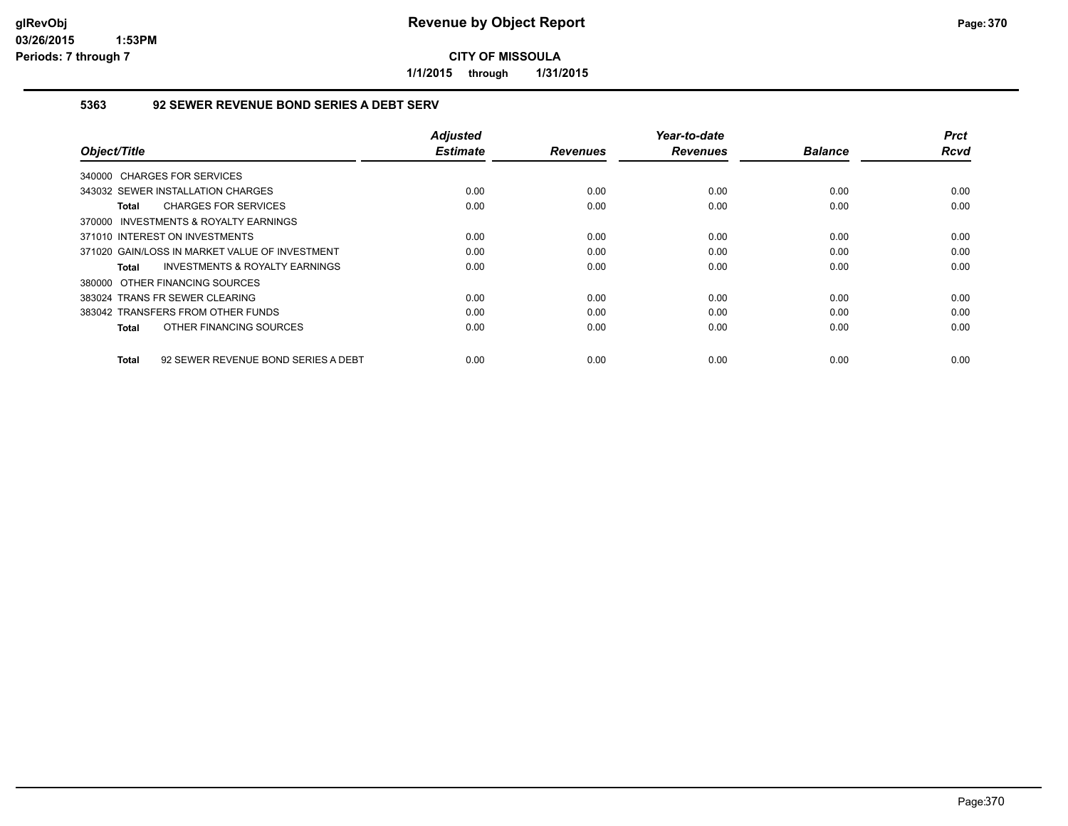# Revenue by Object Report

**CITY OF MISSOULA**

**1/1/2015 through 1/31/2015**

### 5363 92 SEWER REVENUE BOND SERIES A DEBT SERV

| Object/Title | Adjusted Estimate | Revenues | Year-to-date Revenues | Balance | Prct Rcvd |
|---|---|---|---|---|---|
| 340000 CHARGES FOR SERVICES | | | | | |
| 343032 SEWER INSTALLATION CHARGES | 0.00 | 0.00 | 0.00 | 0.00 | 0.00 |
| **Total** CHARGES FOR SERVICES | 0.00 | 0.00 | 0.00 | 0.00 | 0.00 |
| 370000 INVESTMENTS & ROYALTY EARNINGS | | | | | |
| 371010 INTEREST ON INVESTMENTS | 0.00 | 0.00 | 0.00 | 0.00 | 0.00 |
| 371020 GAIN/LOSS IN MARKET VALUE OF INVESTMENT | 0.00 | 0.00 | 0.00 | 0.00 | 0.00 |
| **Total** INVESTMENTS & ROYALTY EARNINGS | 0.00 | 0.00 | 0.00 | 0.00 | 0.00 |
| 380000 OTHER FINANCING SOURCES | | | | | |
| 383024 TRANS FR SEWER CLEARING | 0.00 | 0.00 | 0.00 | 0.00 | 0.00 |
| 383042 TRANSFERS FROM OTHER FUNDS | 0.00 | 0.00 | 0.00 | 0.00 | 0.00 |
| **Total** OTHER FINANCING SOURCES | 0.00 | 0.00 | 0.00 | 0.00 | 0.00 |
| **Total** 92 SEWER REVENUE BOND SERIES A DEBT | 0.00 | 0.00 | 0.00 | 0.00 | 0.00 |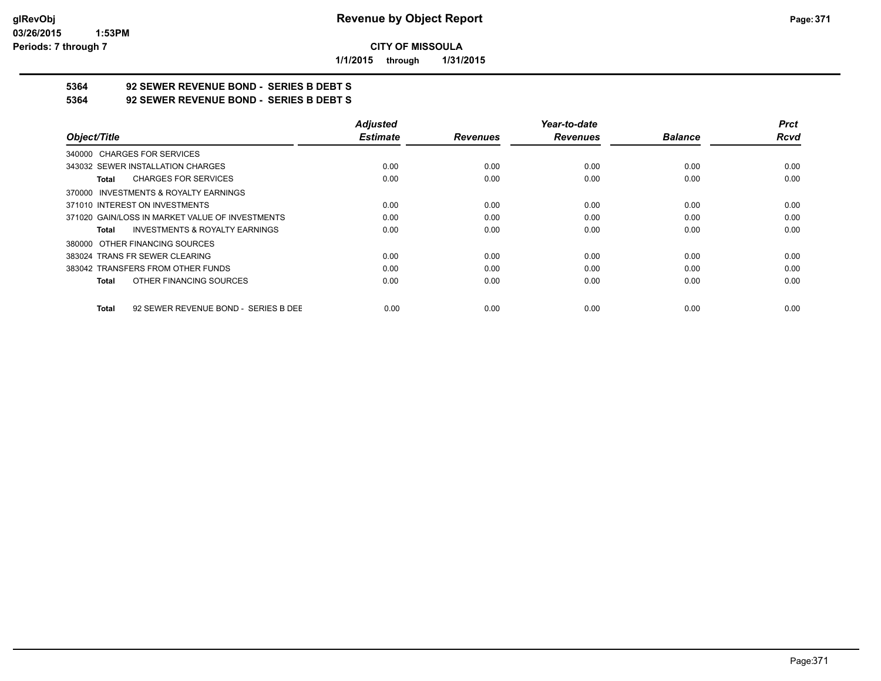**CITY OF MISSOULA**

**1/1/2015 through 1/31/2015**

## 5364 92 SEWER REVENUE BOND - SERIES B DEBT S

## 5364 92 SEWER REVENUE BOND - SERIES B DEBT S

| Object/Title | Adjusted Estimate | Revenues | Year-to-date Revenues | Balance | Prct Rcvd |
|---|---|---|---|---|---|
| 340000 CHARGES FOR SERVICES | | | | | |
| 343032 SEWER INSTALLATION CHARGES | 0.00 | 0.00 | 0.00 | 0.00 | 0.00 |
| **Total** CHARGES FOR SERVICES | 0.00 | 0.00 | 0.00 | 0.00 | 0.00 |
| 370000 INVESTMENTS & ROYALTY EARNINGS | | | | | |
| 371010 INTEREST ON INVESTMENTS | 0.00 | 0.00 | 0.00 | 0.00 | 0.00 |
| 371020 GAIN/LOSS IN MARKET VALUE OF INVESTMENTS | 0.00 | 0.00 | 0.00 | 0.00 | 0.00 |
| **Total** INVESTMENTS & ROYALTY EARNINGS | 0.00 | 0.00 | 0.00 | 0.00 | 0.00 |
| 380000 OTHER FINANCING SOURCES | | | | | |
| 383024 TRANS FR SEWER CLEARING | 0.00 | 0.00 | 0.00 | 0.00 | 0.00 |
| 383042 TRANSFERS FROM OTHER FUNDS | 0.00 | 0.00 | 0.00 | 0.00 | 0.00 |
| **Total** OTHER FINANCING SOURCES | 0.00 | 0.00 | 0.00 | 0.00 | 0.00 |
| **Total** 92 SEWER REVENUE BOND - SERIES B DEE | 0.00 | 0.00 | 0.00 | 0.00 | 0.00 |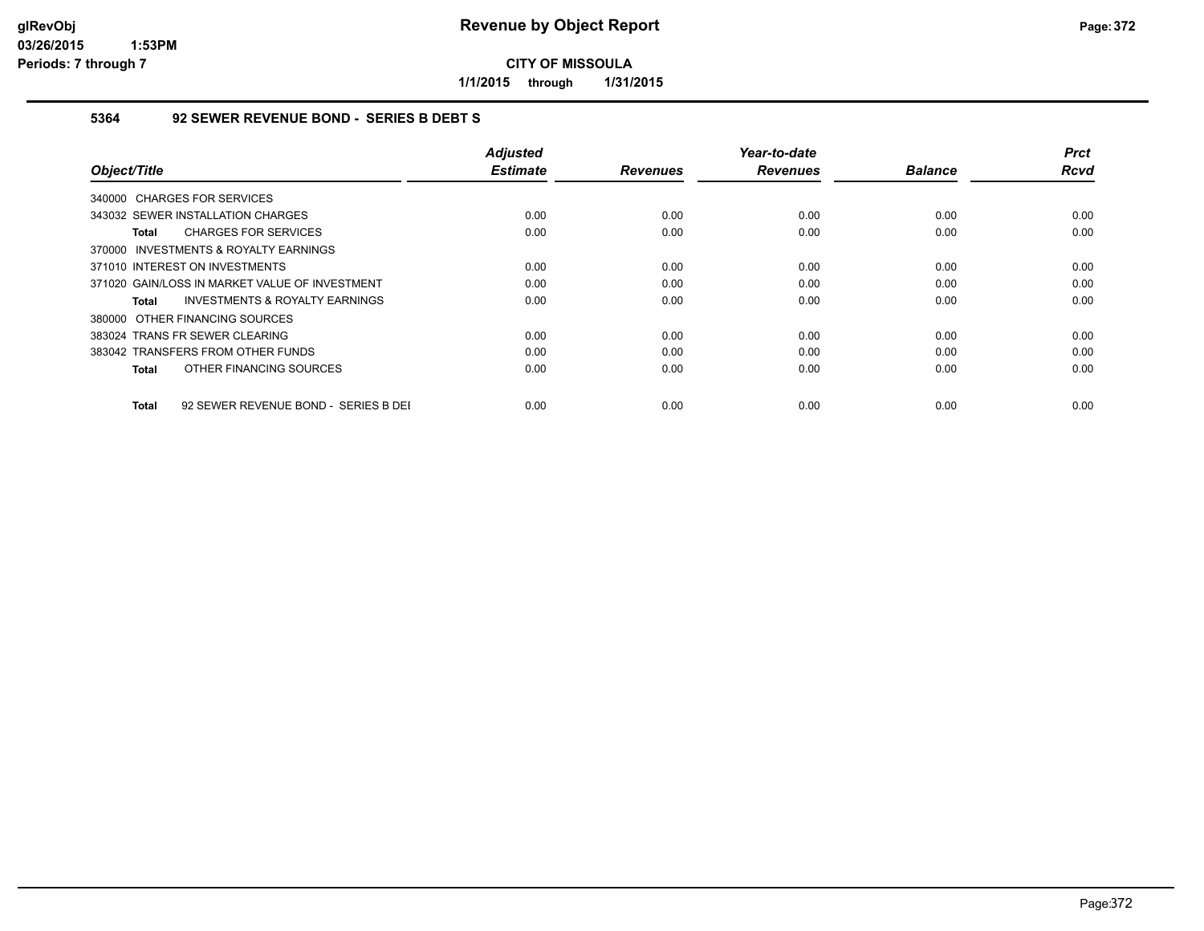**Revenue by Object Report**

**CITY OF MISSOULA**

**1/1/2015 through 1/31/2015**

### 5364 92 SEWER REVENUE BOND - SERIES B DEBT S

| Object/Title | Adjusted Estimate | Revenues | Year-to-date Revenues | Balance | Prct Rcvd |
|---|---|---|---|---|---|
| 340000 CHARGES FOR SERVICES | | | | | |
| 343032 SEWER INSTALLATION CHARGES | 0.00 | 0.00 | 0.00 | 0.00 | 0.00 |
| **Total** CHARGES FOR SERVICES | 0.00 | 0.00 | 0.00 | 0.00 | 0.00 |
| 370000 INVESTMENTS & ROYALTY EARNINGS | | | | | |
| 371010 INTEREST ON INVESTMENTS | 0.00 | 0.00 | 0.00 | 0.00 | 0.00 |
| 371020 GAIN/LOSS IN MARKET VALUE OF INVESTMENT | 0.00 | 0.00 | 0.00 | 0.00 | 0.00 |
| **Total** INVESTMENTS & ROYALTY EARNINGS | 0.00 | 0.00 | 0.00 | 0.00 | 0.00 |
| 380000 OTHER FINANCING SOURCES | | | | | |
| 383024 TRANS FR SEWER CLEARING | 0.00 | 0.00 | 0.00 | 0.00 | 0.00 |
| 383042 TRANSFERS FROM OTHER FUNDS | 0.00 | 0.00 | 0.00 | 0.00 | 0.00 |
| **Total** OTHER FINANCING SOURCES | 0.00 | 0.00 | 0.00 | 0.00 | 0.00 |
| **Total** 92 SEWER REVENUE BOND - SERIES B DEI | 0.00 | 0.00 | 0.00 | 0.00 | 0.00 |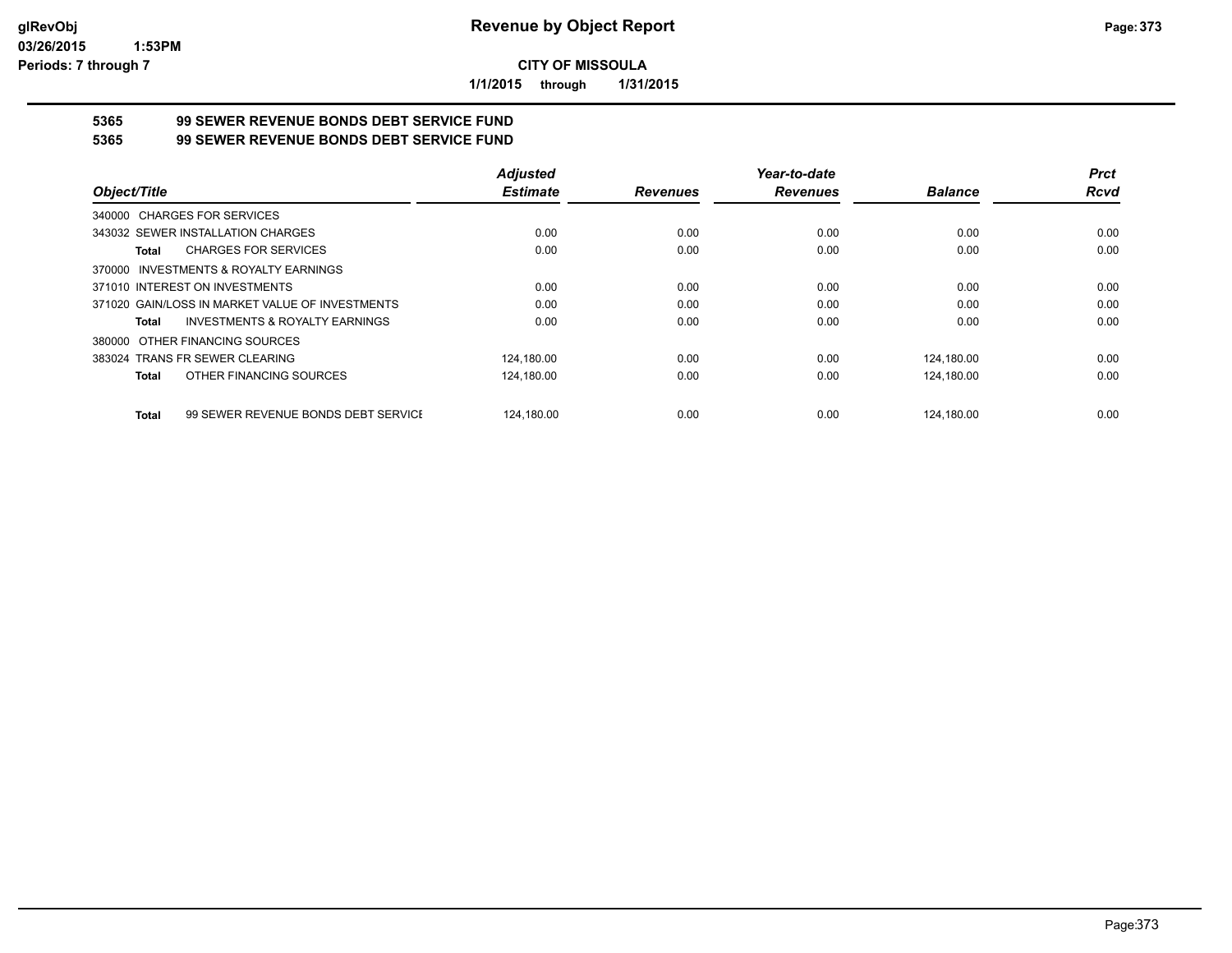**Revenue by Object Report**

**CITY OF MISSOULA**

**1/1/2015 through 1/31/2015**

glRevObj
03/26/2015 1:53PM
Periods: 7 through 7

## 5365 99 SEWER REVENUE BONDS DEBT SERVICE FUND
## 5365 99 SEWER REVENUE BONDS DEBT SERVICE FUND

| Object/Title | Adjusted Estimate | Revenues | Year-to-date Revenues | Balance | Prct Rcvd |
|---|---|---|---|---|---|
| 340000 CHARGES FOR SERVICES | | | | | |
| 343032 SEWER INSTALLATION CHARGES | 0.00 | 0.00 | 0.00 | 0.00 | 0.00 |
| **Total** CHARGES FOR SERVICES | 0.00 | 0.00 | 0.00 | 0.00 | 0.00 |
| 370000 INVESTMENTS & ROYALTY EARNINGS | | | | | |
| 371010 INTEREST ON INVESTMENTS | 0.00 | 0.00 | 0.00 | 0.00 | 0.00 |
| 371020 GAIN/LOSS IN MARKET VALUE OF INVESTMENTS | 0.00 | 0.00 | 0.00 | 0.00 | 0.00 |
| **Total** INVESTMENTS & ROYALTY EARNINGS | 0.00 | 0.00 | 0.00 | 0.00 | 0.00 |
| 380000 OTHER FINANCING SOURCES | | | | | |
| 383024 TRANS FR SEWER CLEARING | 124,180.00 | 0.00 | 0.00 | 124,180.00 | 0.00 |
| **Total** OTHER FINANCING SOURCES | 124,180.00 | 0.00 | 0.00 | 124,180.00 | 0.00 |
| **Total** 99 SEWER REVENUE BONDS DEBT SERVICE | 124,180.00 | 0.00 | 0.00 | 124,180.00 | 0.00 |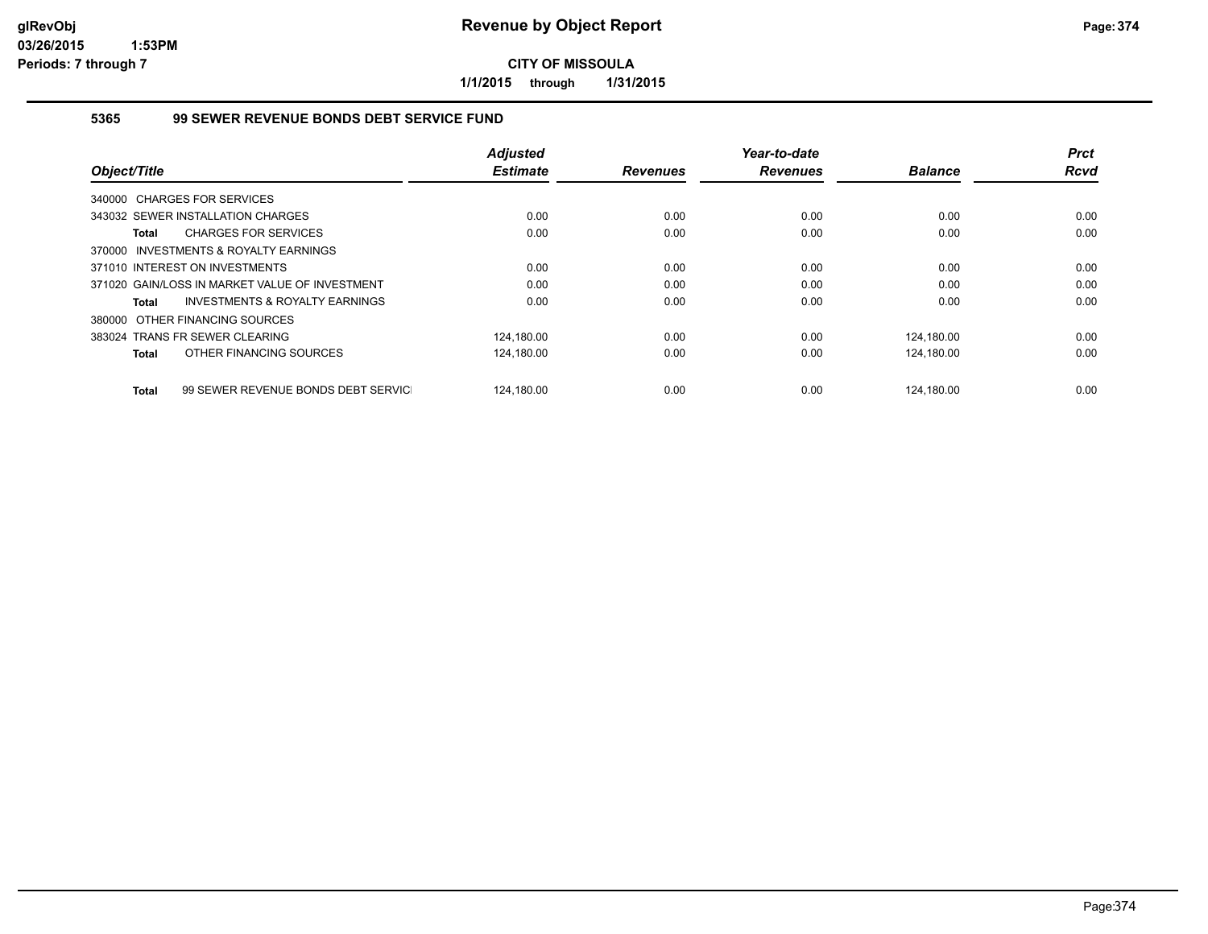# Revenue by Object Report

**CITY OF MISSOULA**

**1/1/2015 through 1/31/2015**

glRevObj
03/26/2015 1:53PM
Periods: 7 through 7

### 5365 99 SEWER REVENUE BONDS DEBT SERVICE FUND

| Object/Title | Adjusted Estimate | Revenues | Year-to-date Revenues | Balance | Prct Rcvd |
|---|---|---|---|---|---|
| 340000 CHARGES FOR SERVICES | | | | | |
| 343032 SEWER INSTALLATION CHARGES | 0.00 | 0.00 | 0.00 | 0.00 | 0.00 |
| **Total** CHARGES FOR SERVICES | 0.00 | 0.00 | 0.00 | 0.00 | 0.00 |
| 370000 INVESTMENTS & ROYALTY EARNINGS | | | | | |
| 371010 INTEREST ON INVESTMENTS | 0.00 | 0.00 | 0.00 | 0.00 | 0.00 |
| 371020 GAIN/LOSS IN MARKET VALUE OF INVESTMENT | 0.00 | 0.00 | 0.00 | 0.00 | 0.00 |
| **Total** INVESTMENTS & ROYALTY EARNINGS | 0.00 | 0.00 | 0.00 | 0.00 | 0.00 |
| 380000 OTHER FINANCING SOURCES | | | | | |
| 383024 TRANS FR SEWER CLEARING | 124,180.00 | 0.00 | 0.00 | 124,180.00 | 0.00 |
| **Total** OTHER FINANCING SOURCES | 124,180.00 | 0.00 | 0.00 | 124,180.00 | 0.00 |
| **Total** 99 SEWER REVENUE BONDS DEBT SERVICI | 124,180.00 | 0.00 | 0.00 | 124,180.00 | 0.00 |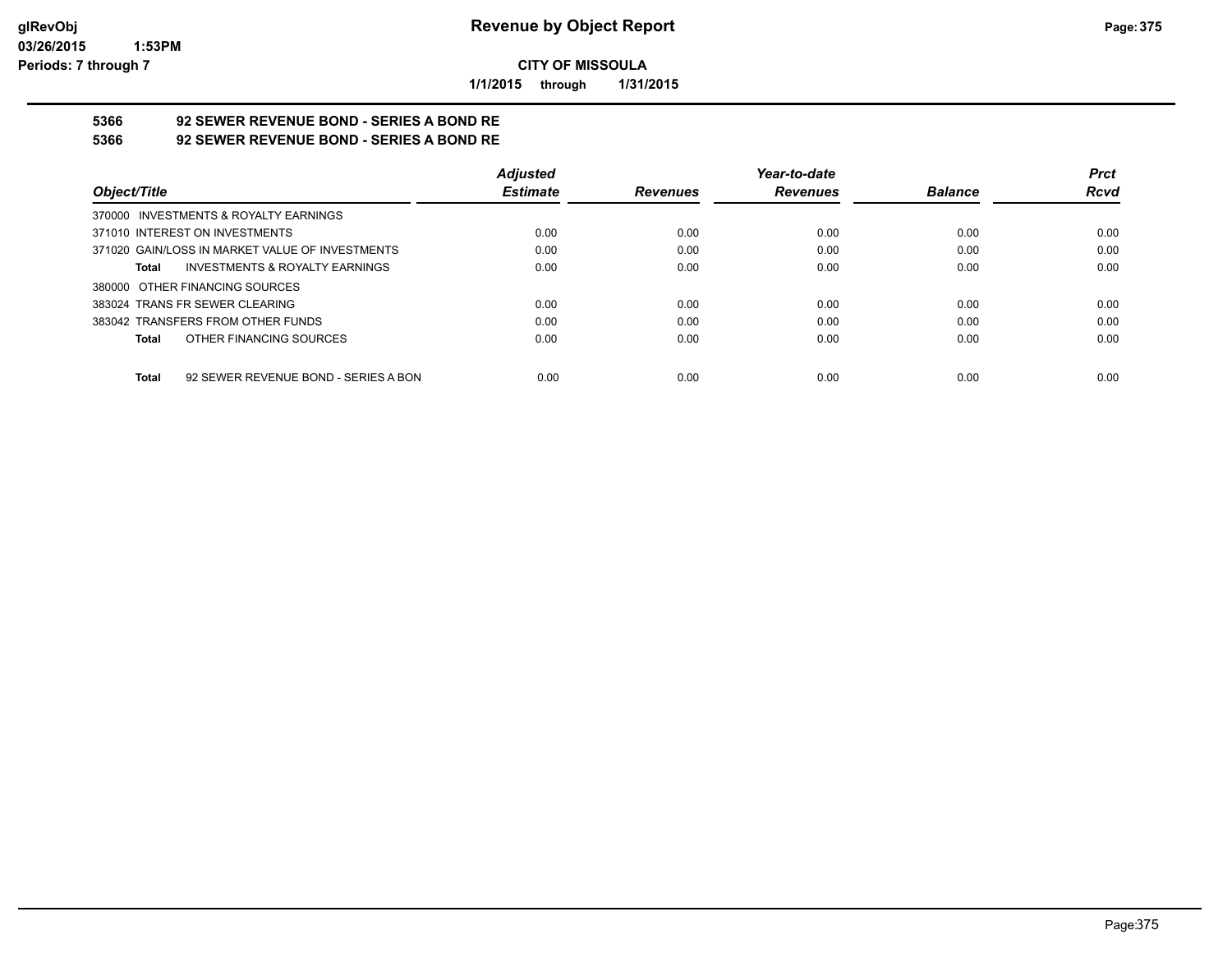**CITY OF MISSOULA**

**1/1/2015 through 1/31/2015**

## 5366 92 SEWER REVENUE BOND - SERIES A BOND RE
## 5366 92 SEWER REVENUE BOND - SERIES A BOND RE

| Object/Title | Adjusted Estimate | Revenues | Year-to-date Revenues | Balance | Prct Rcvd |
|---|---|---|---|---|---|
| 370000 INVESTMENTS & ROYALTY EARNINGS | | | | | |
| 371010 INTEREST ON INVESTMENTS | 0.00 | 0.00 | 0.00 | 0.00 | 0.00 |
| 371020 GAIN/LOSS IN MARKET VALUE OF INVESTMENTS | 0.00 | 0.00 | 0.00 | 0.00 | 0.00 |
| **Total** INVESTMENTS & ROYALTY EARNINGS | 0.00 | 0.00 | 0.00 | 0.00 | 0.00 |
| 380000 OTHER FINANCING SOURCES | | | | | |
| 383024 TRANS FR SEWER CLEARING | 0.00 | 0.00 | 0.00 | 0.00 | 0.00 |
| 383042 TRANSFERS FROM OTHER FUNDS | 0.00 | 0.00 | 0.00 | 0.00 | 0.00 |
| **Total** OTHER FINANCING SOURCES | 0.00 | 0.00 | 0.00 | 0.00 | 0.00 |
| **Total** 92 SEWER REVENUE BOND - SERIES A BON | 0.00 | 0.00 | 0.00 | 0.00 | 0.00 |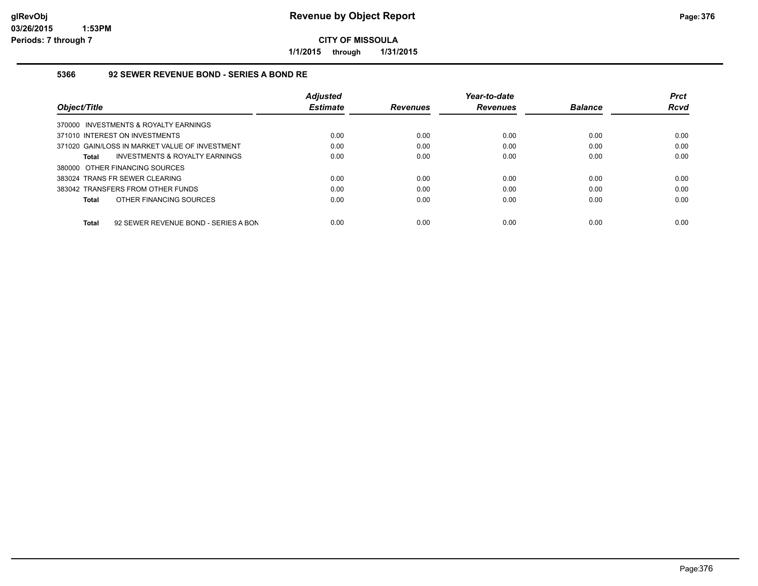# Revenue by Object Report

**CITY OF MISSOULA**

**1/1/2015 through 1/31/2015**

### 5366 92 SEWER REVENUE BOND - SERIES A BOND RE

| Object/Title | Adjusted Estimate | Revenues | Year-to-date Revenues | Balance | Prct Rcvd |
|---|---|---|---|---|---|
| 370000 INVESTMENTS & ROYALTY EARNINGS | | | | | |
| 371010 INTEREST ON INVESTMENTS | 0.00 | 0.00 | 0.00 | 0.00 | 0.00 |
| 371020 GAIN/LOSS IN MARKET VALUE OF INVESTMENT | 0.00 | 0.00 | 0.00 | 0.00 | 0.00 |
| **Total** INVESTMENTS & ROYALTY EARNINGS | 0.00 | 0.00 | 0.00 | 0.00 | 0.00 |
| 380000 OTHER FINANCING SOURCES | | | | | |
| 383024 TRANS FR SEWER CLEARING | 0.00 | 0.00 | 0.00 | 0.00 | 0.00 |
| 383042 TRANSFERS FROM OTHER FUNDS | 0.00 | 0.00 | 0.00 | 0.00 | 0.00 |
| **Total** OTHER FINANCING SOURCES | 0.00 | 0.00 | 0.00 | 0.00 | 0.00 |
| **Total** 92 SEWER REVENUE BOND - SERIES A BON | 0.00 | 0.00 | 0.00 | 0.00 | 0.00 |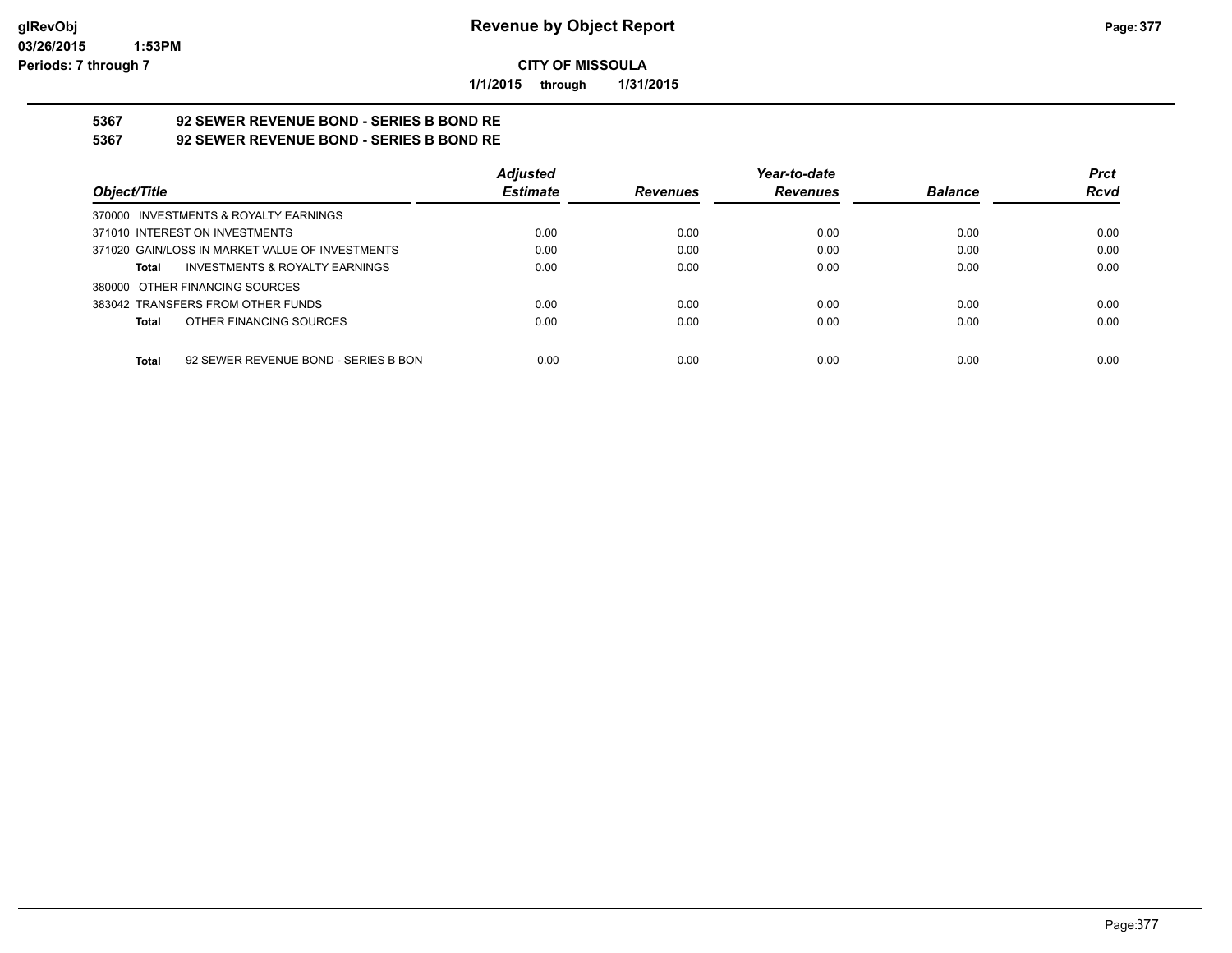**Revenue by Object Report**

**CITY OF MISSOULA**

**1/1/2015 through 1/31/2015**

**5367 92 SEWER REVENUE BOND - SERIES B BOND RE**

**5367 92 SEWER REVENUE BOND - SERIES B BOND RE**

| Object/Title | Adjusted Estimate | Revenues | Year-to-date Revenues | Balance | Prct Rcvd |
|---|---|---|---|---|---|
| 370000 INVESTMENTS & ROYALTY EARNINGS | | | | | |
| 371010 INTEREST ON INVESTMENTS | 0.00 | 0.00 | 0.00 | 0.00 | 0.00 |
| 371020 GAIN/LOSS IN MARKET VALUE OF INVESTMENTS | 0.00 | 0.00 | 0.00 | 0.00 | 0.00 |
| **Total** INVESTMENTS & ROYALTY EARNINGS | 0.00 | 0.00 | 0.00 | 0.00 | 0.00 |
| 380000 OTHER FINANCING SOURCES | | | | | |
| 383042 TRANSFERS FROM OTHER FUNDS | 0.00 | 0.00 | 0.00 | 0.00 | 0.00 |
| **Total** OTHER FINANCING SOURCES | 0.00 | 0.00 | 0.00 | 0.00 | 0.00 |
| **Total** 92 SEWER REVENUE BOND - SERIES B BON | 0.00 | 0.00 | 0.00 | 0.00 | 0.00 |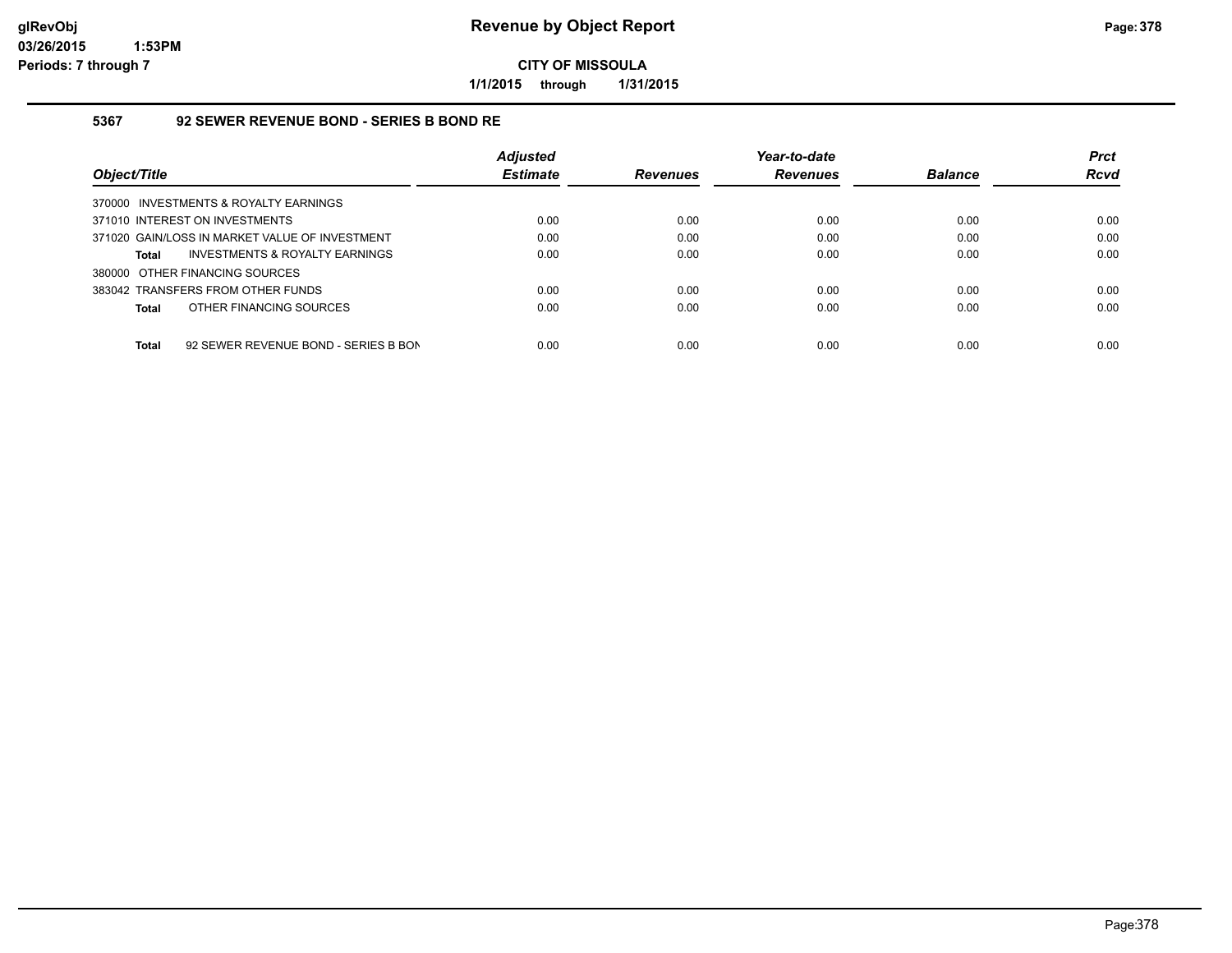# Revenue by Object Report

**CITY OF MISSOULA**

**1/1/2015 through 1/31/2015**

glRevObj
03/26/2015 1:53PM
Periods: 7 through 7

### 5367 92 SEWER REVENUE BOND - SERIES B BOND RE

| Object/Title | Adjusted Estimate | Revenues | Year-to-date Revenues | Balance | Prct Rcvd |
|---|---|---|---|---|---|
| 370000 INVESTMENTS & ROYALTY EARNINGS | | | | | |
| 371010 INTEREST ON INVESTMENTS | 0.00 | 0.00 | 0.00 | 0.00 | 0.00 |
| 371020 GAIN/LOSS IN MARKET VALUE OF INVESTMENT | 0.00 | 0.00 | 0.00 | 0.00 | 0.00 |
| **Total** INVESTMENTS & ROYALTY EARNINGS | 0.00 | 0.00 | 0.00 | 0.00 | 0.00 |
| 380000 OTHER FINANCING SOURCES | | | | | |
| 383042 TRANSFERS FROM OTHER FUNDS | 0.00 | 0.00 | 0.00 | 0.00 | 0.00 |
| **Total** OTHER FINANCING SOURCES | 0.00 | 0.00 | 0.00 | 0.00 | 0.00 |
| **Total** 92 SEWER REVENUE BOND - SERIES B BON | 0.00 | 0.00 | 0.00 | 0.00 | 0.00 |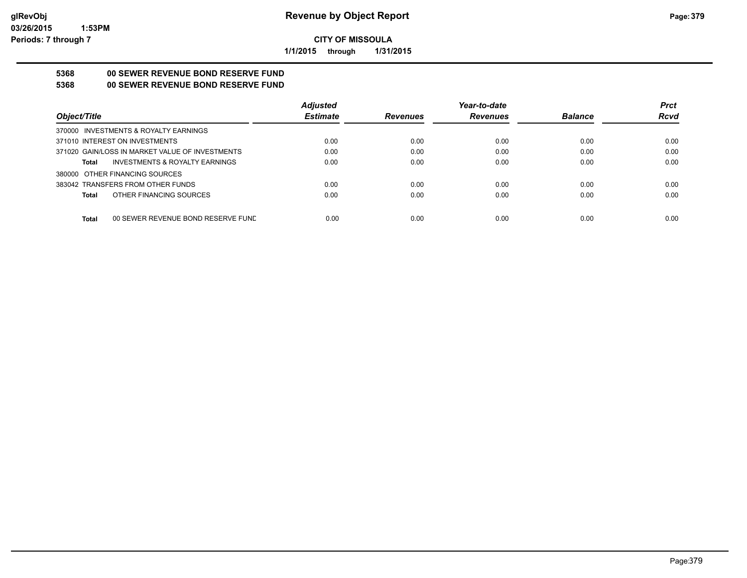**CITY OF MISSOULA**

**1/1/2015 through 1/31/2015**

## 5368 00 SEWER REVENUE BOND RESERVE FUND
## 5368 00 SEWER REVENUE BOND RESERVE FUND

| Object/Title | Adjusted Estimate | Revenues | Year-to-date Revenues | Balance | Prct Rcvd |
|---|---|---|---|---|---|
| 370000 INVESTMENTS & ROYALTY EARNINGS | | | | | |
| 371010 INTEREST ON INVESTMENTS | 0.00 | 0.00 | 0.00 | 0.00 | 0.00 |
| 371020 GAIN/LOSS IN MARKET VALUE OF INVESTMENTS | 0.00 | 0.00 | 0.00 | 0.00 | 0.00 |
| **Total** INVESTMENTS & ROYALTY EARNINGS | 0.00 | 0.00 | 0.00 | 0.00 | 0.00 |
| 380000 OTHER FINANCING SOURCES | | | | | |
| 383042 TRANSFERS FROM OTHER FUNDS | 0.00 | 0.00 | 0.00 | 0.00 | 0.00 |
| **Total** OTHER FINANCING SOURCES | 0.00 | 0.00 | 0.00 | 0.00 | 0.00 |
| **Total** 00 SEWER REVENUE BOND RESERVE FUND | 0.00 | 0.00 | 0.00 | 0.00 | 0.00 |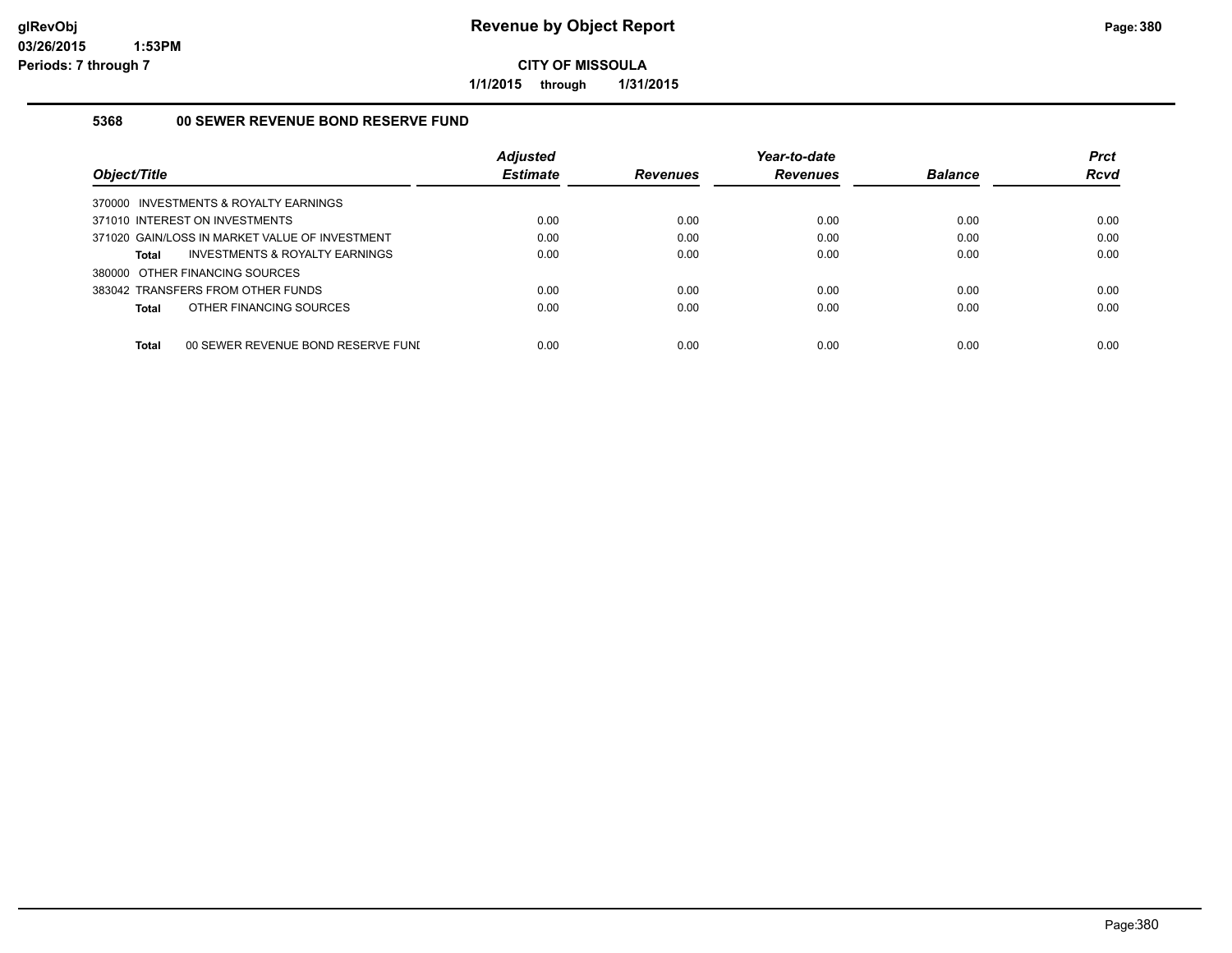# Revenue by Object Report

**CITY OF MISSOULA**

**1/1/2015 through 1/31/2015**

glRevObj
03/26/2015 1:53PM
Periods: 7 through 7

### 5368 00 SEWER REVENUE BOND RESERVE FUND

| Object/Title | Adjusted Estimate | Revenues | Year-to-date Revenues | Balance | Prct Rcvd |
|---|---|---|---|---|---|
| 370000 INVESTMENTS & ROYALTY EARNINGS | | | | | |
| 371010 INTEREST ON INVESTMENTS | 0.00 | 0.00 | 0.00 | 0.00 | 0.00 |
| 371020 GAIN/LOSS IN MARKET VALUE OF INVESTMENT | 0.00 | 0.00 | 0.00 | 0.00 | 0.00 |
| **Total** INVESTMENTS & ROYALTY EARNINGS | 0.00 | 0.00 | 0.00 | 0.00 | 0.00 |
| 380000 OTHER FINANCING SOURCES | | | | | |
| 383042 TRANSFERS FROM OTHER FUNDS | 0.00 | 0.00 | 0.00 | 0.00 | 0.00 |
| **Total** OTHER FINANCING SOURCES | 0.00 | 0.00 | 0.00 | 0.00 | 0.00 |
| **Total** 00 SEWER REVENUE BOND RESERVE FUNI | 0.00 | 0.00 | 0.00 | 0.00 | 0.00 |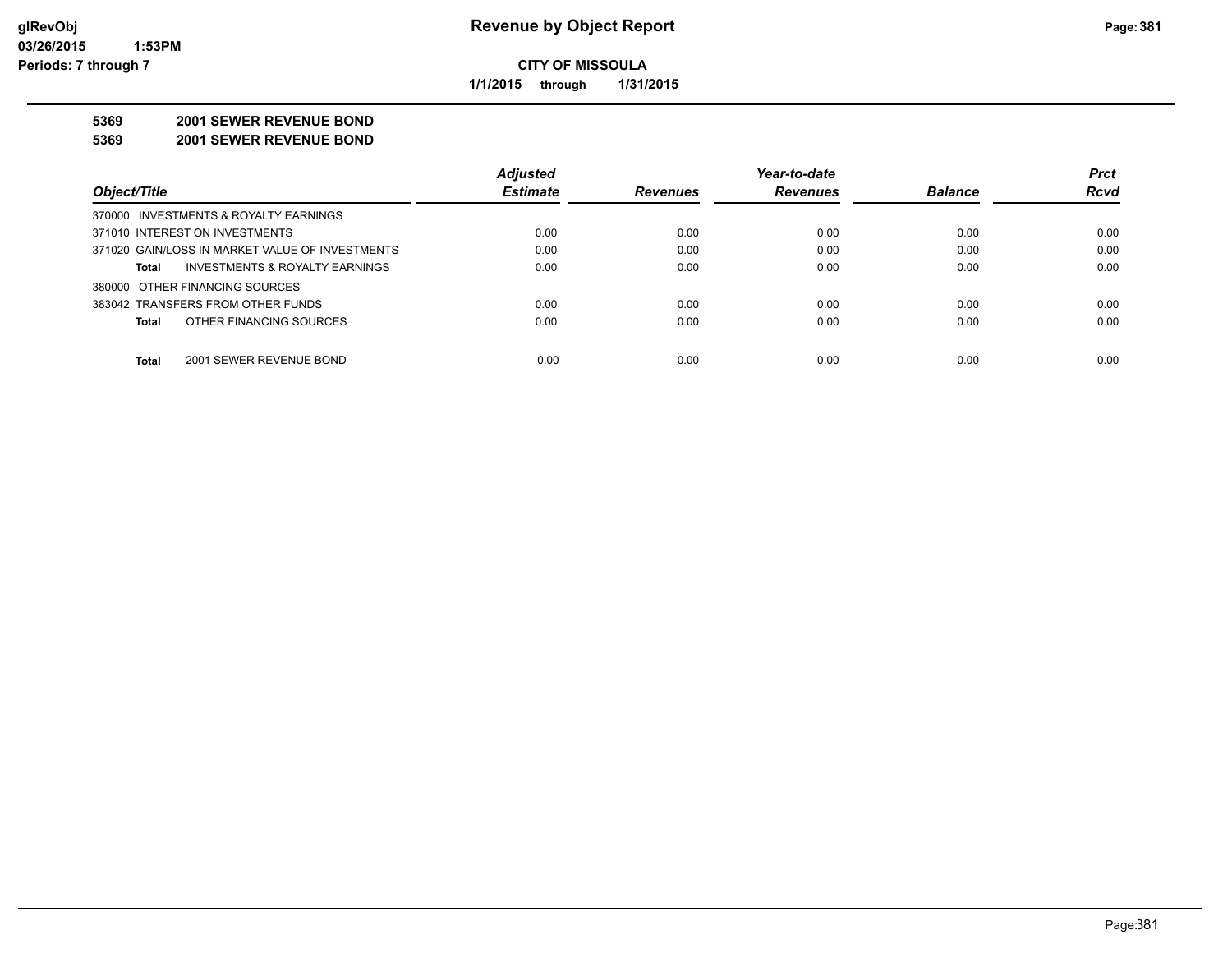**CITY OF MISSOULA**

**1/1/2015 through 1/31/2015**

**5369 2001 SEWER REVENUE BOND**

**5369 2001 SEWER REVENUE BOND**

| Object/Title | Adjusted Estimate | Revenues | Year-to-date Revenues | Balance | Prct Rcvd |
|---|---|---|---|---|---|
| 370000 INVESTMENTS & ROYALTY EARNINGS | | | | | |
| 371010 INTEREST ON INVESTMENTS | 0.00 | 0.00 | 0.00 | 0.00 | 0.00 |
| 371020 GAIN/LOSS IN MARKET VALUE OF INVESTMENTS | 0.00 | 0.00 | 0.00 | 0.00 | 0.00 |
| **Total** INVESTMENTS & ROYALTY EARNINGS | 0.00 | 0.00 | 0.00 | 0.00 | 0.00 |
| 380000 OTHER FINANCING SOURCES | | | | | |
| 383042 TRANSFERS FROM OTHER FUNDS | 0.00 | 0.00 | 0.00 | 0.00 | 0.00 |
| **Total** OTHER FINANCING SOURCES | 0.00 | 0.00 | 0.00 | 0.00 | 0.00 |
| **Total** 2001 SEWER REVENUE BOND | 0.00 | 0.00 | 0.00 | 0.00 | 0.00 |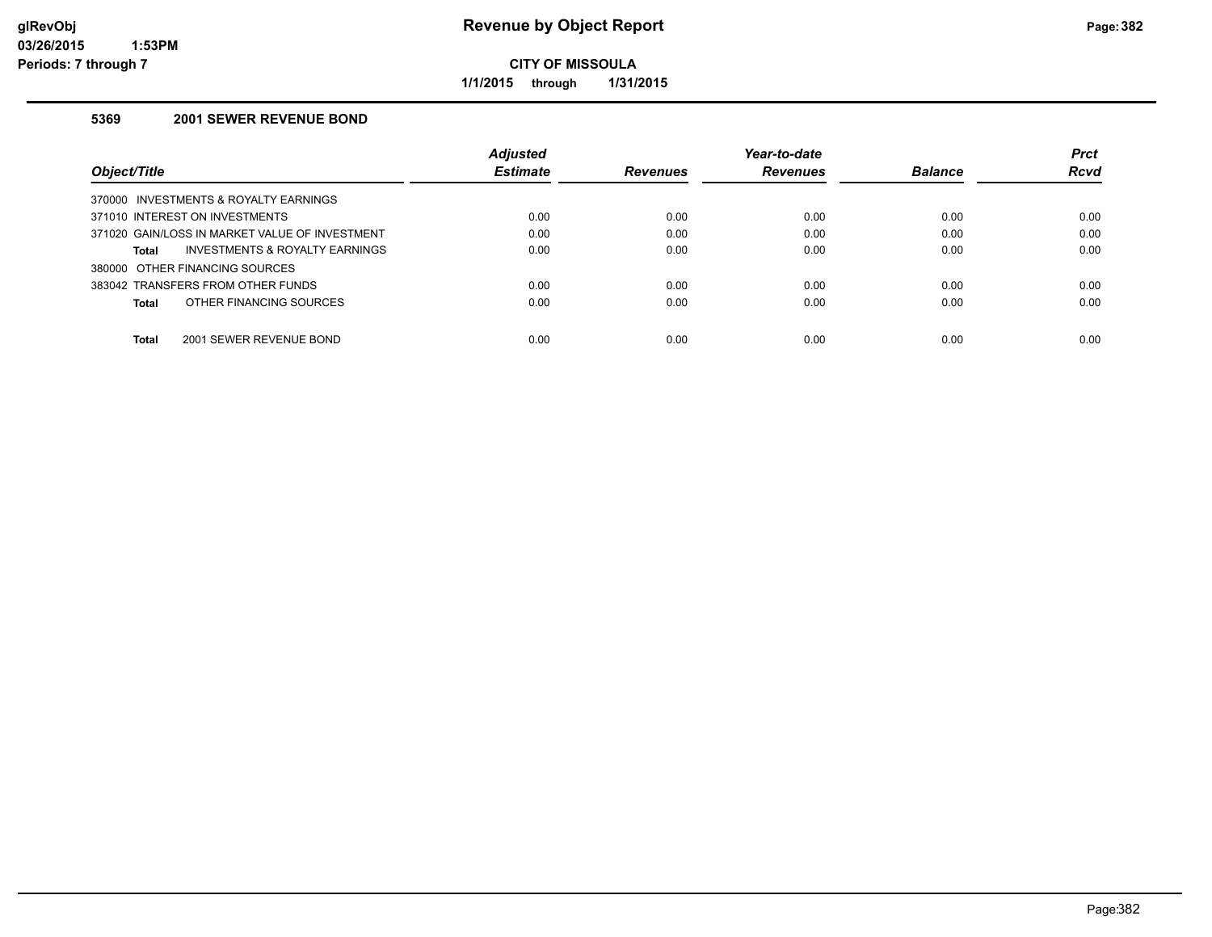# Revenue by Object Report

glRevObj
03/26/2015 1:53PM
Periods: 7 through 7

**CITY OF MISSOULA**

**1/1/2015 through 1/31/2015**

### 5369 2001 SEWER REVENUE BOND

| Object/Title | Adjusted Estimate | Revenues | Year-to-date Revenues | Balance | Prct Rcvd |
|---|---|---|---|---|---|
| 370000 INVESTMENTS & ROYALTY EARNINGS | | | | | |
| 371010 INTEREST ON INVESTMENTS | 0.00 | 0.00 | 0.00 | 0.00 | 0.00 |
| 371020 GAIN/LOSS IN MARKET VALUE OF INVESTMENT | 0.00 | 0.00 | 0.00 | 0.00 | 0.00 |
| **Total** INVESTMENTS & ROYALTY EARNINGS | 0.00 | 0.00 | 0.00 | 0.00 | 0.00 |
| 380000 OTHER FINANCING SOURCES | | | | | |
| 383042 TRANSFERS FROM OTHER FUNDS | 0.00 | 0.00 | 0.00 | 0.00 | 0.00 |
| **Total** OTHER FINANCING SOURCES | 0.00 | 0.00 | 0.00 | 0.00 | 0.00 |
| **Total** 2001 SEWER REVENUE BOND | 0.00 | 0.00 | 0.00 | 0.00 | 0.00 |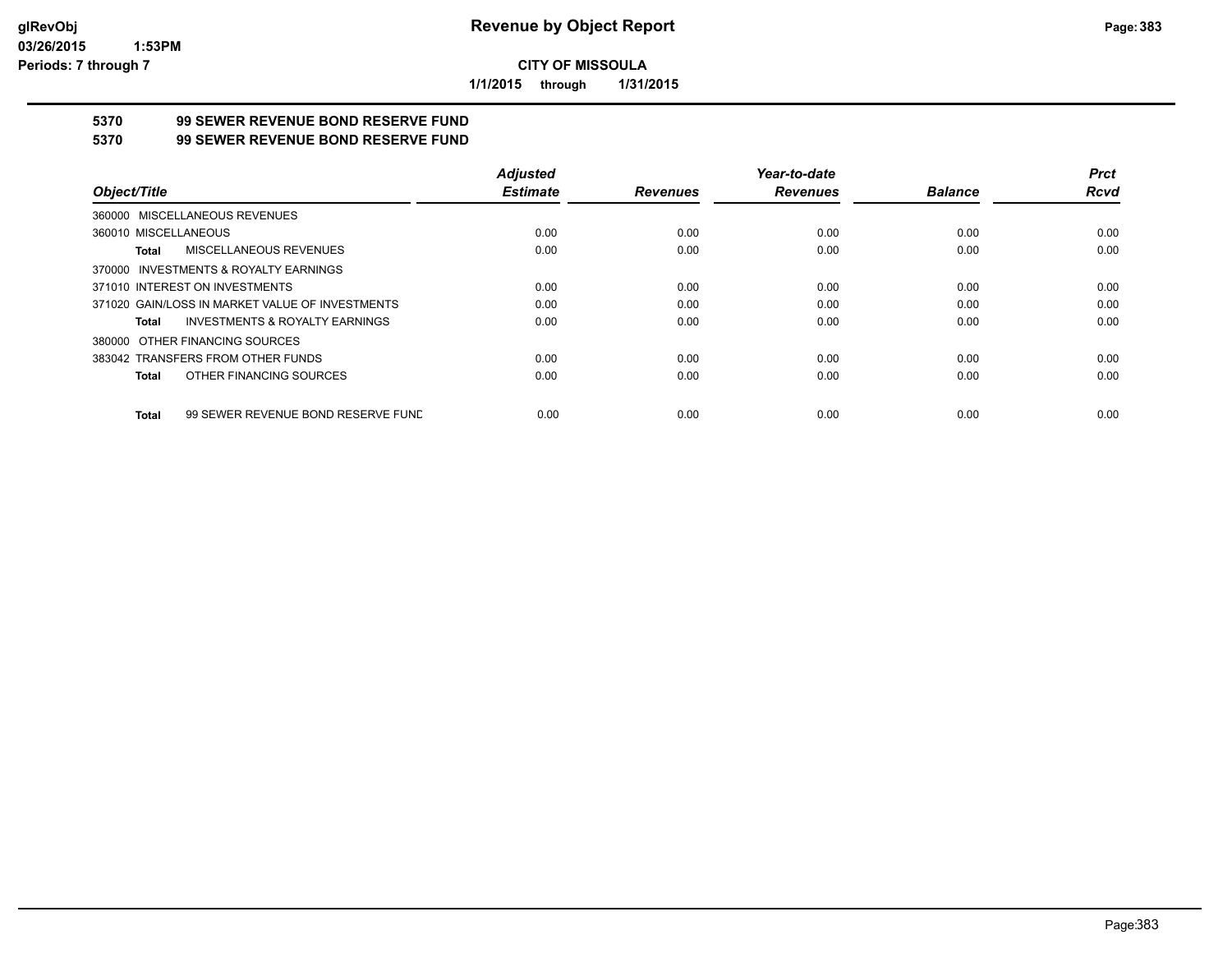# CITY OF MISSOULA

**1/1/2015 through 1/31/2015**

## 5370 99 SEWER REVENUE BOND RESERVE FUND
## 5370 99 SEWER REVENUE BOND RESERVE FUND

| Object/Title | Adjusted Estimate | Revenues | Year-to-date Revenues | Balance | Prct Rcvd |
|---|---|---|---|---|---|
| 360000 MISCELLANEOUS REVENUES | | | | | |
| 360010 MISCELLANEOUS | 0.00 | 0.00 | 0.00 | 0.00 | 0.00 |
| **Total** MISCELLANEOUS REVENUES | 0.00 | 0.00 | 0.00 | 0.00 | 0.00 |
| 370000 INVESTMENTS & ROYALTY EARNINGS | | | | | |
| 371010 INTEREST ON INVESTMENTS | 0.00 | 0.00 | 0.00 | 0.00 | 0.00 |
| 371020 GAIN/LOSS IN MARKET VALUE OF INVESTMENTS | 0.00 | 0.00 | 0.00 | 0.00 | 0.00 |
| **Total** INVESTMENTS & ROYALTY EARNINGS | 0.00 | 0.00 | 0.00 | 0.00 | 0.00 |
| 380000 OTHER FINANCING SOURCES | | | | | |
| 383042 TRANSFERS FROM OTHER FUNDS | 0.00 | 0.00 | 0.00 | 0.00 | 0.00 |
| **Total** OTHER FINANCING SOURCES | 0.00 | 0.00 | 0.00 | 0.00 | 0.00 |
| **Total** 99 SEWER REVENUE BOND RESERVE FUND | 0.00 | 0.00 | 0.00 | 0.00 | 0.00 |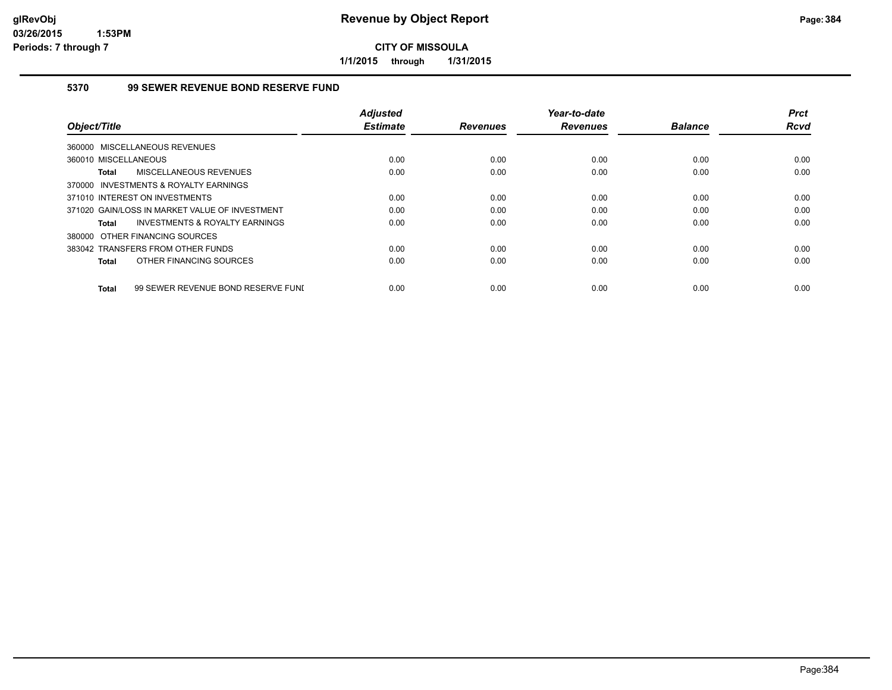**Revenue by Object Report**

**CITY OF MISSOULA**

**1/1/2015 through 1/31/2015**

glRevObj
03/26/2015 1:53PM
Periods: 7 through 7

## 5370 99 SEWER REVENUE BOND RESERVE FUND

| Object/Title | Adjusted Estimate | Revenues | Year-to-date Revenues | Balance | Prct Rcvd |
|---|---|---|---|---|---|
| 360000 MISCELLANEOUS REVENUES | | | | | |
| 360010 MISCELLANEOUS | 0.00 | 0.00 | 0.00 | 0.00 | 0.00 |
| **Total** MISCELLANEOUS REVENUES | 0.00 | 0.00 | 0.00 | 0.00 | 0.00 |
| 370000 INVESTMENTS & ROYALTY EARNINGS | | | | | |
| 371010 INTEREST ON INVESTMENTS | 0.00 | 0.00 | 0.00 | 0.00 | 0.00 |
| 371020 GAIN/LOSS IN MARKET VALUE OF INVESTMENT | 0.00 | 0.00 | 0.00 | 0.00 | 0.00 |
| **Total** INVESTMENTS & ROYALTY EARNINGS | 0.00 | 0.00 | 0.00 | 0.00 | 0.00 |
| 380000 OTHER FINANCING SOURCES | | | | | |
| 383042 TRANSFERS FROM OTHER FUNDS | 0.00 | 0.00 | 0.00 | 0.00 | 0.00 |
| **Total** OTHER FINANCING SOURCES | 0.00 | 0.00 | 0.00 | 0.00 | 0.00 |
| **Total** 99 SEWER REVENUE BOND RESERVE FUNI | 0.00 | 0.00 | 0.00 | 0.00 | 0.00 |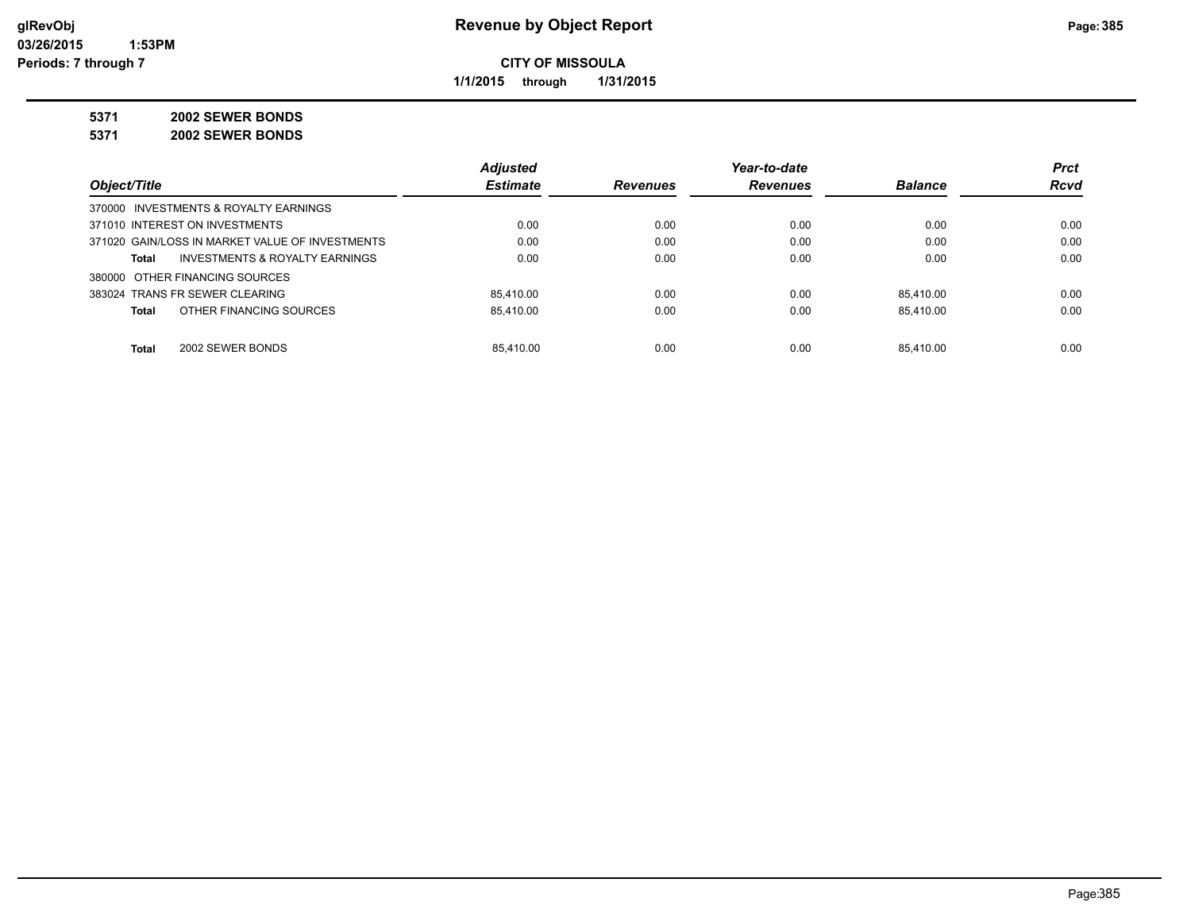**glRevObj**
**03/26/2015 1:53PM**
**Periods: 7 through 7**

# Revenue by Object Report

**CITY OF MISSOULA**

**1/1/2015 through 1/31/2015**

**5371 2002 SEWER BONDS**

**5371 2002 SEWER BONDS**

| Object/Title | Adjusted Estimate | Revenues | Year-to-date Revenues | Balance | Prct Rcvd |
|---|---|---|---|---|---|
| 370000 INVESTMENTS & ROYALTY EARNINGS | | | | | |
| 371010 INTEREST ON INVESTMENTS | 0.00 | 0.00 | 0.00 | 0.00 | 0.00 |
| 371020 GAIN/LOSS IN MARKET VALUE OF INVESTMENTS | 0.00 | 0.00 | 0.00 | 0.00 | 0.00 |
| **Total** INVESTMENTS & ROYALTY EARNINGS | 0.00 | 0.00 | 0.00 | 0.00 | 0.00 |
| 380000 OTHER FINANCING SOURCES | | | | | |
| 383024 TRANS FR SEWER CLEARING | 85,410.00 | 0.00 | 0.00 | 85,410.00 | 0.00 |
| **Total** OTHER FINANCING SOURCES | 85,410.00 | 0.00 | 0.00 | 85,410.00 | 0.00 |
| **Total** 2002 SEWER BONDS | 85,410.00 | 0.00 | 0.00 | 85,410.00 | 0.00 |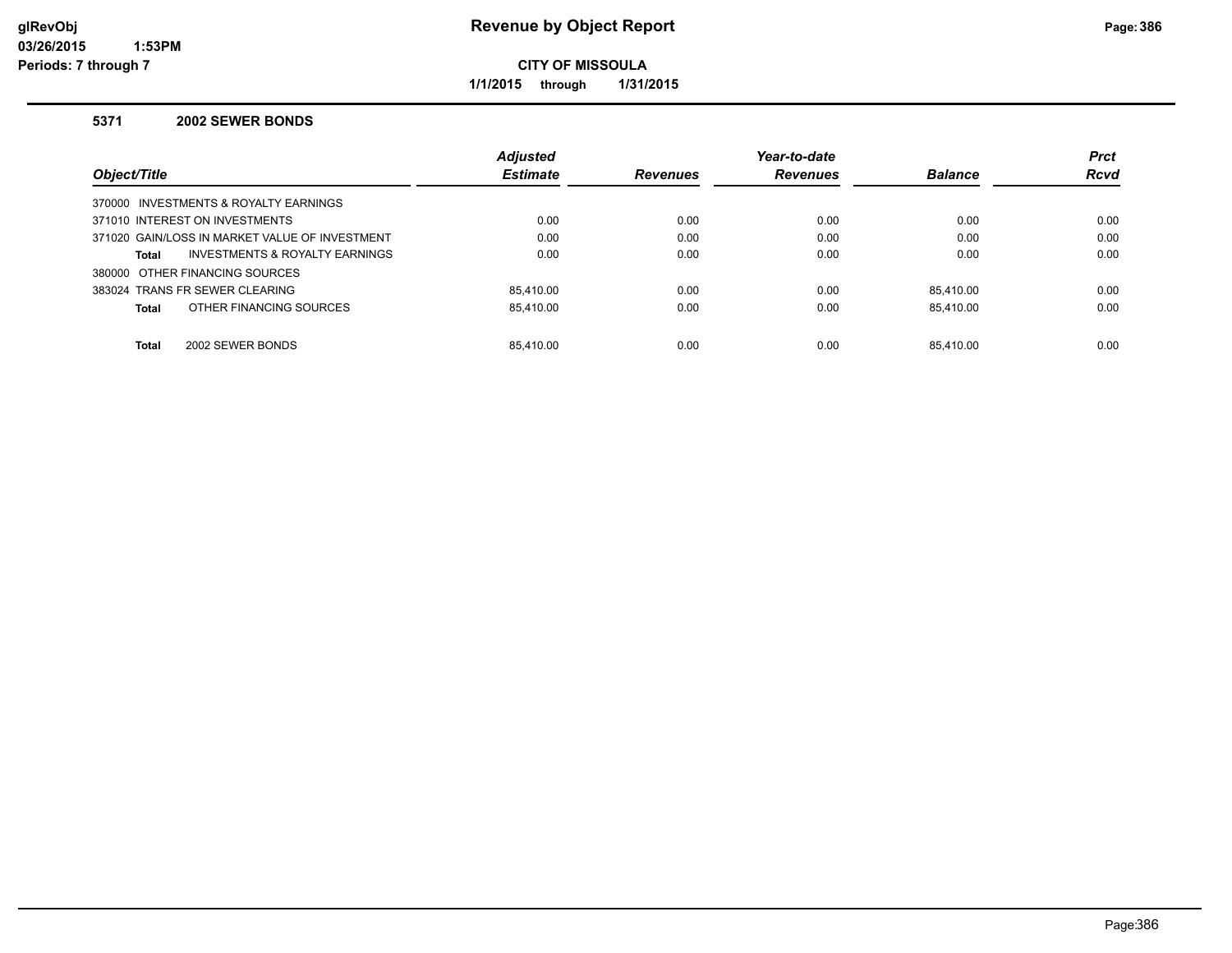# Revenue by Object Report

**CITY OF MISSOULA**

**1/1/2015 through 1/31/2015**

glRevObj
03/26/2015 1:53PM
Periods: 7 through 7

## 5371 2002 SEWER BONDS

| Object/Title | Adjusted Estimate | Revenues | Year-to-date Revenues | Balance | Prct Rcvd |
|---|---|---|---|---|---|
| 370000 INVESTMENTS & ROYALTY EARNINGS | | | | | |
| 371010 INTEREST ON INVESTMENTS | 0.00 | 0.00 | 0.00 | 0.00 | 0.00 |
| 371020 GAIN/LOSS IN MARKET VALUE OF INVESTMENT | 0.00 | 0.00 | 0.00 | 0.00 | 0.00 |
| **Total** INVESTMENTS & ROYALTY EARNINGS | 0.00 | 0.00 | 0.00 | 0.00 | 0.00 |
| 380000 OTHER FINANCING SOURCES | | | | | |
| 383024 TRANS FR SEWER CLEARING | 85,410.00 | 0.00 | 0.00 | 85,410.00 | 0.00 |
| **Total** OTHER FINANCING SOURCES | 85,410.00 | 0.00 | 0.00 | 85,410.00 | 0.00 |
| **Total** 2002 SEWER BONDS | 85,410.00 | 0.00 | 0.00 | 85,410.00 | 0.00 |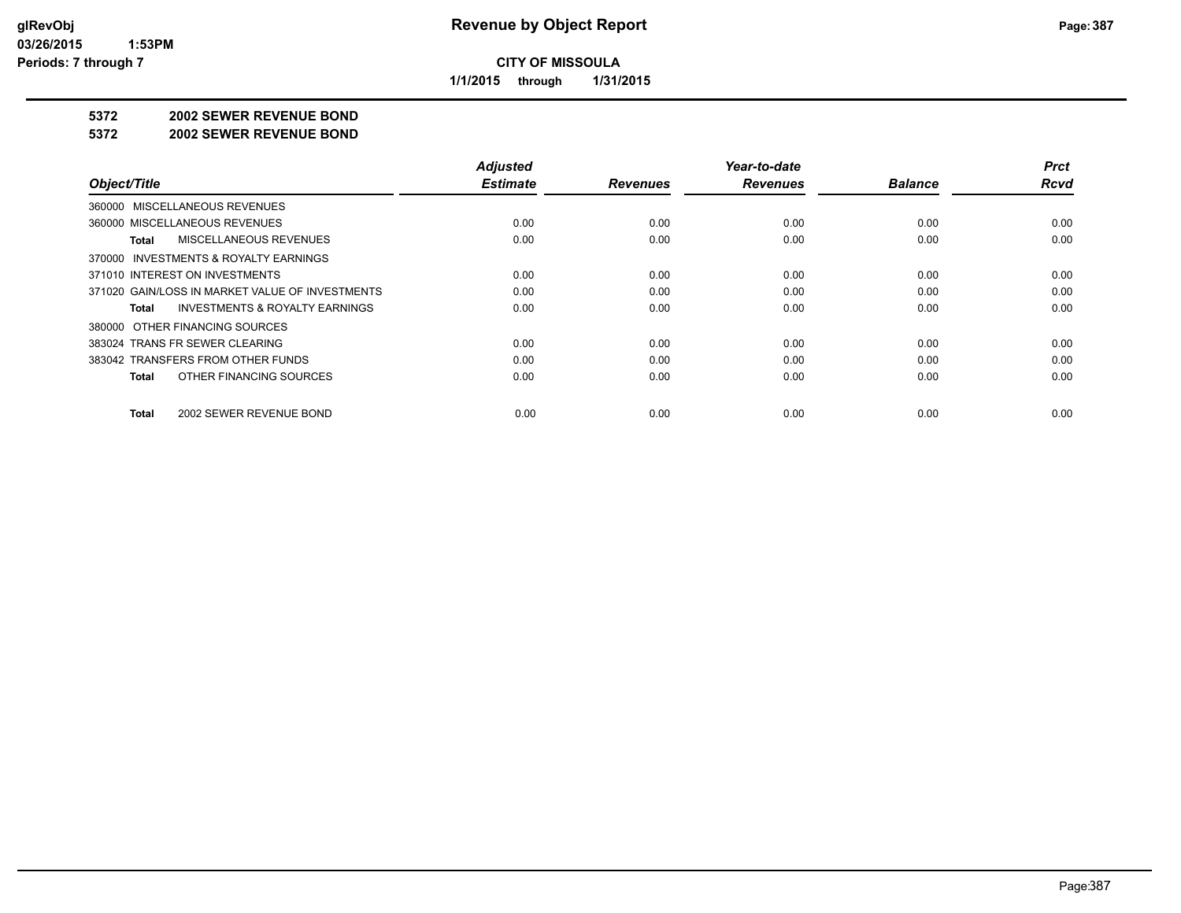**CITY OF MISSOULA**

**1/1/2015 through 1/31/2015**

**Revenue by Object Report**

glRevObj
03/26/2015 1:53PM
Periods: 7 through 7

## 5372 2002 SEWER REVENUE BOND

## 5372 2002 SEWER REVENUE BOND

| Object/Title | Adjusted Estimate | Revenues | Year-to-date Revenues | Balance | Prct Rcvd |
|---|---|---|---|---|---|
| 360000 MISCELLANEOUS REVENUES | | | | | |
| 360000 MISCELLANEOUS REVENUES | 0.00 | 0.00 | 0.00 | 0.00 | 0.00 |
| **Total** MISCELLANEOUS REVENUES | 0.00 | 0.00 | 0.00 | 0.00 | 0.00 |
| 370000 INVESTMENTS & ROYALTY EARNINGS | | | | | |
| 371010 INTEREST ON INVESTMENTS | 0.00 | 0.00 | 0.00 | 0.00 | 0.00 |
| 371020 GAIN/LOSS IN MARKET VALUE OF INVESTMENTS | 0.00 | 0.00 | 0.00 | 0.00 | 0.00 |
| **Total** INVESTMENTS & ROYALTY EARNINGS | 0.00 | 0.00 | 0.00 | 0.00 | 0.00 |
| 380000 OTHER FINANCING SOURCES | | | | | |
| 383024 TRANS FR SEWER CLEARING | 0.00 | 0.00 | 0.00 | 0.00 | 0.00 |
| 383042 TRANSFERS FROM OTHER FUNDS | 0.00 | 0.00 | 0.00 | 0.00 | 0.00 |
| **Total** OTHER FINANCING SOURCES | 0.00 | 0.00 | 0.00 | 0.00 | 0.00 |
| **Total** 2002 SEWER REVENUE BOND | 0.00 | 0.00 | 0.00 | 0.00 | 0.00 |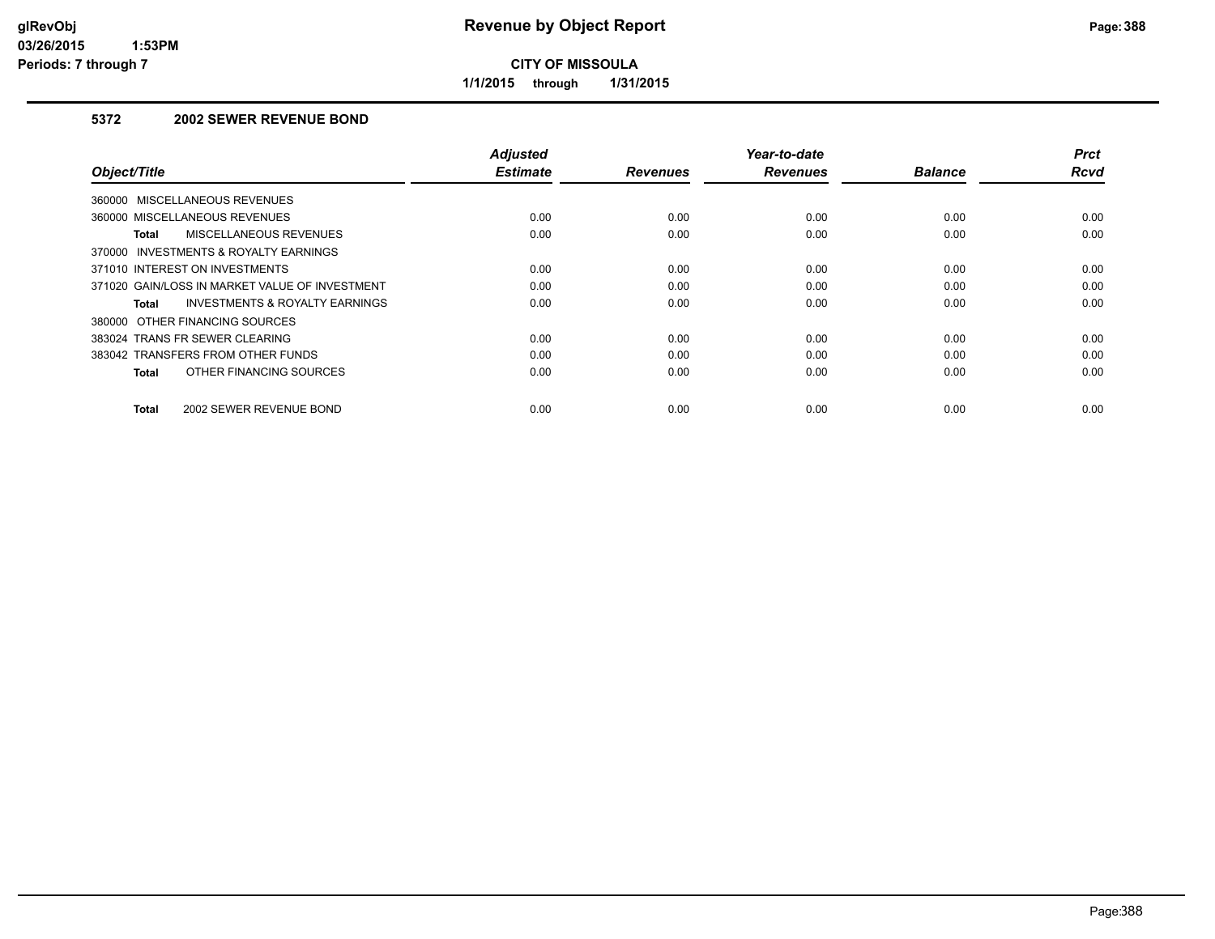# Revenue by Object Report

**CITY OF MISSOULA**

**1/1/2015 through 1/31/2015**

glRevObj
03/26/2015 1:53PM
Periods: 7 through 7

## 5372 2002 SEWER REVENUE BOND

| Object/Title | Adjusted Estimate | Revenues | Year-to-date Revenues | Balance | Prct Rcvd |
|---|---|---|---|---|---|
| 360000 MISCELLANEOUS REVENUES | | | | | |
| 360000 MISCELLANEOUS REVENUES | 0.00 | 0.00 | 0.00 | 0.00 | 0.00 |
| **Total** MISCELLANEOUS REVENUES | 0.00 | 0.00 | 0.00 | 0.00 | 0.00 |
| 370000 INVESTMENTS & ROYALTY EARNINGS | | | | | |
| 371010 INTEREST ON INVESTMENTS | 0.00 | 0.00 | 0.00 | 0.00 | 0.00 |
| 371020 GAIN/LOSS IN MARKET VALUE OF INVESTMENT | 0.00 | 0.00 | 0.00 | 0.00 | 0.00 |
| **Total** INVESTMENTS & ROYALTY EARNINGS | 0.00 | 0.00 | 0.00 | 0.00 | 0.00 |
| 380000 OTHER FINANCING SOURCES | | | | | |
| 383024 TRANS FR SEWER CLEARING | 0.00 | 0.00 | 0.00 | 0.00 | 0.00 |
| 383042 TRANSFERS FROM OTHER FUNDS | 0.00 | 0.00 | 0.00 | 0.00 | 0.00 |
| **Total** OTHER FINANCING SOURCES | 0.00 | 0.00 | 0.00 | 0.00 | 0.00 |
| **Total** 2002 SEWER REVENUE BOND | 0.00 | 0.00 | 0.00 | 0.00 | 0.00 |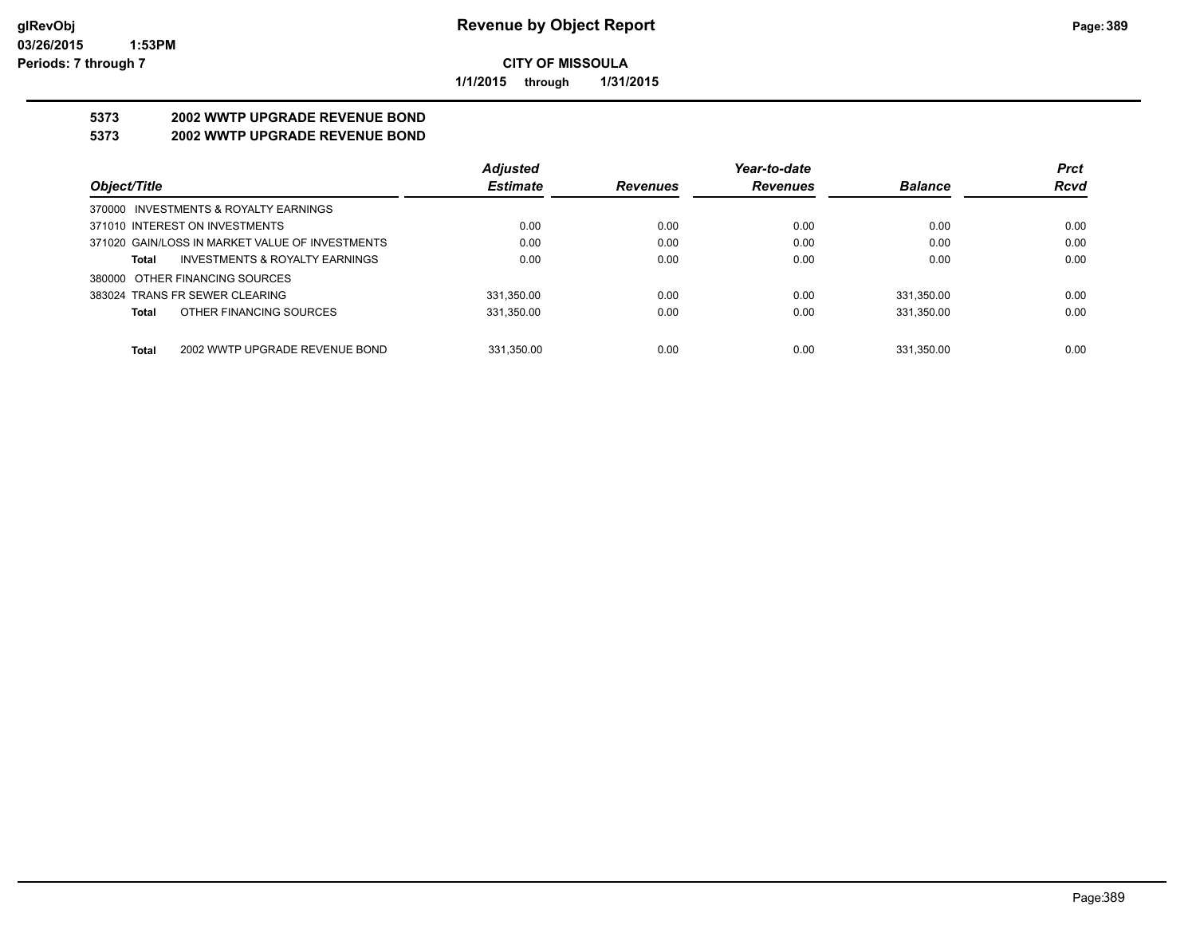# Revenue by Object Report

**CITY OF MISSOULA**

**1/1/2015 through 1/31/2015**

glRevObj
03/26/2015 1:53PM
Periods: 7 through 7

## 5373 2002 WWTP UPGRADE REVENUE BOND
## 5373 2002 WWTP UPGRADE REVENUE BOND

| Object/Title | Adjusted Estimate | Revenues | Year-to-date Revenues | Balance | Prct Rcvd |
|---|---|---|---|---|---|
| 370000 INVESTMENTS & ROYALTY EARNINGS | | | | | |
| 371010 INTEREST ON INVESTMENTS | 0.00 | 0.00 | 0.00 | 0.00 | 0.00 |
| 371020 GAIN/LOSS IN MARKET VALUE OF INVESTMENTS | 0.00 | 0.00 | 0.00 | 0.00 | 0.00 |
| **Total** INVESTMENTS & ROYALTY EARNINGS | 0.00 | 0.00 | 0.00 | 0.00 | 0.00 |
| 380000 OTHER FINANCING SOURCES | | | | | |
| 383024 TRANS FR SEWER CLEARING | 331,350.00 | 0.00 | 0.00 | 331,350.00 | 0.00 |
| **Total** OTHER FINANCING SOURCES | 331,350.00 | 0.00 | 0.00 | 331,350.00 | 0.00 |
| **Total** 2002 WWTP UPGRADE REVENUE BOND | 331,350.00 | 0.00 | 0.00 | 331,350.00 | 0.00 |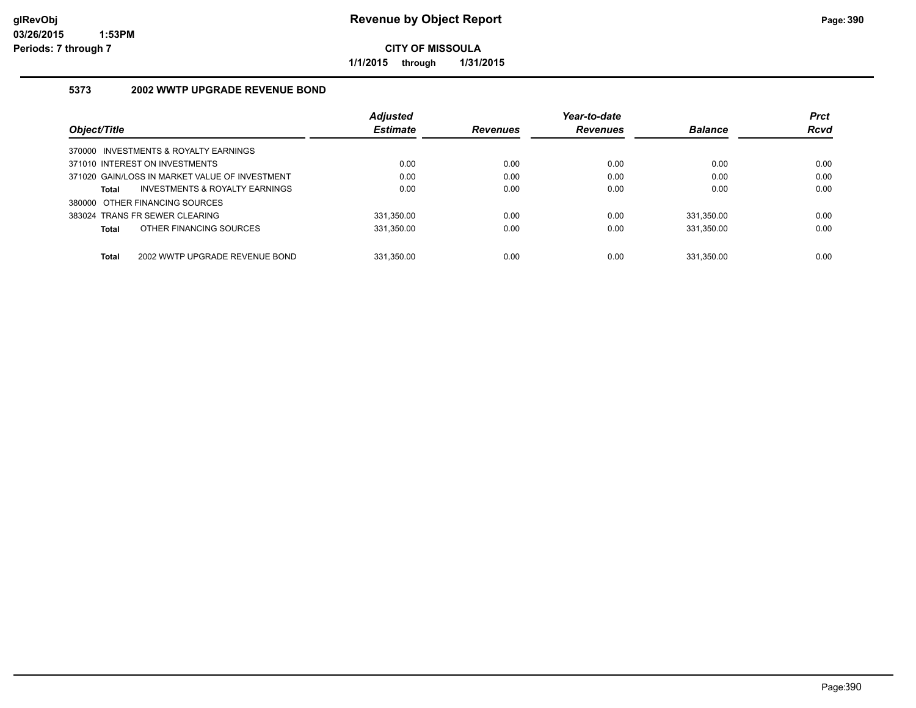# Revenue by Object Report

**CITY OF MISSOULA**

**1/1/2015 through 1/31/2015**

### 5373 2002 WWTP UPGRADE REVENUE BOND

| Object/Title | Adjusted Estimate | Revenues | Year-to-date Revenues | Balance | Prct Rcvd |
|---|---|---|---|---|---|
| 370000 INVESTMENTS & ROYALTY EARNINGS | | | | | |
| 371010 INTEREST ON INVESTMENTS | 0.00 | 0.00 | 0.00 | 0.00 | 0.00 |
| 371020 GAIN/LOSS IN MARKET VALUE OF INVESTMENT | 0.00 | 0.00 | 0.00 | 0.00 | 0.00 |
| **Total** INVESTMENTS & ROYALTY EARNINGS | 0.00 | 0.00 | 0.00 | 0.00 | 0.00 |
| 380000 OTHER FINANCING SOURCES | | | | | |
| 383024 TRANS FR SEWER CLEARING | 331,350.00 | 0.00 | 0.00 | 331,350.00 | 0.00 |
| **Total** OTHER FINANCING SOURCES | 331,350.00 | 0.00 | 0.00 | 331,350.00 | 0.00 |
| **Total** 2002 WWTP UPGRADE REVENUE BOND | 331,350.00 | 0.00 | 0.00 | 331,350.00 | 0.00 |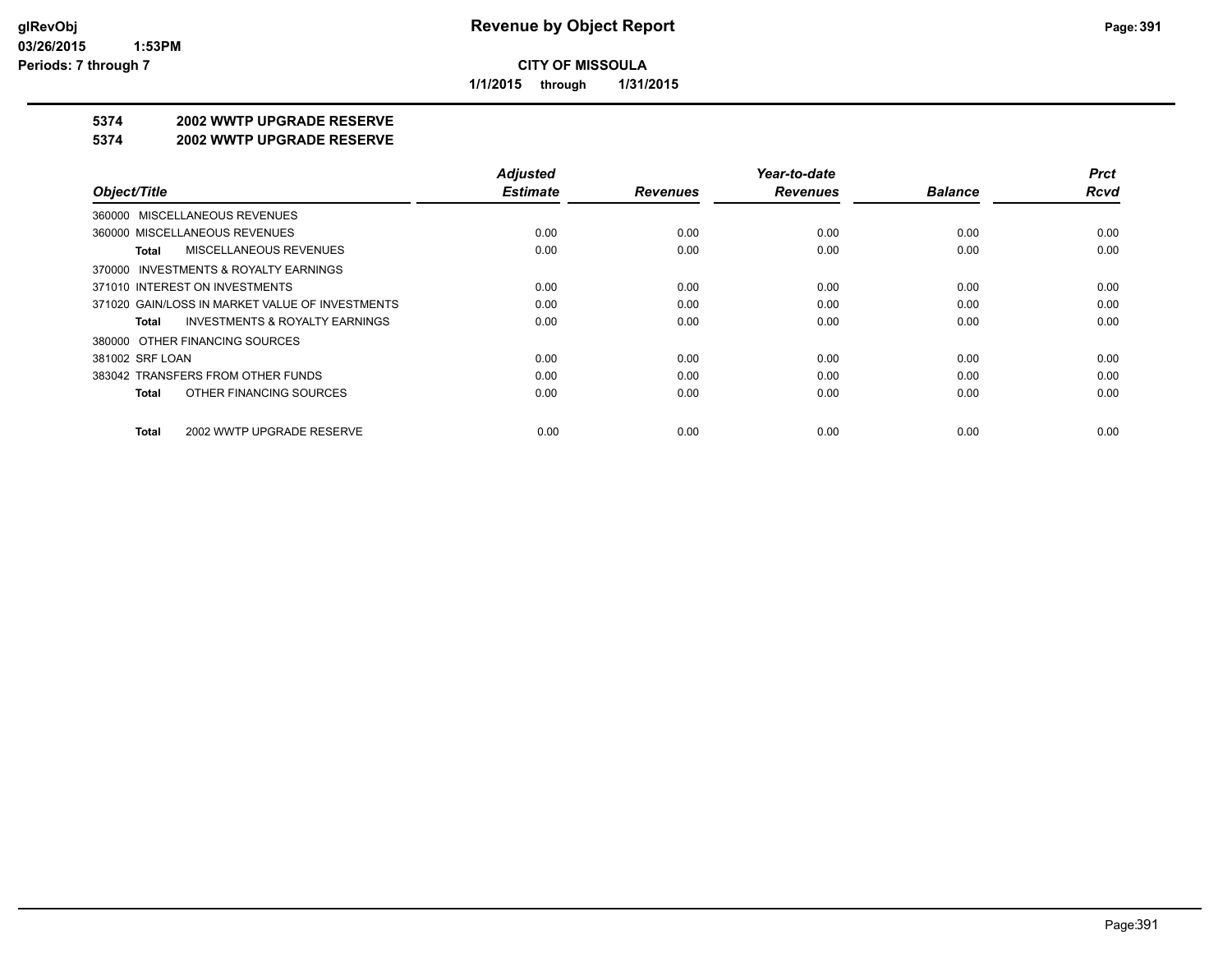**glRevObj**
**03/26/2015 1:53PM**
**Periods: 7 through 7**

# Revenue by Object Report

**CITY OF MISSOULA**

**1/1/2015 through 1/31/2015**

## 5374 2002 WWTP UPGRADE RESERVE
## 5374 2002 WWTP UPGRADE RESERVE

| *Object/Title* | *Adjusted Estimate* | *Revenues* | *Year-to-date Revenues* | *Balance* | *Prct Rcvd* |
|---|---|---|---|---|---|
| 360000 MISCELLANEOUS REVENUES | | | | | |
| 360000 MISCELLANEOUS REVENUES | 0.00 | 0.00 | 0.00 | 0.00 | 0.00 |
| **Total** MISCELLANEOUS REVENUES | 0.00 | 0.00 | 0.00 | 0.00 | 0.00 |
| 370000 INVESTMENTS & ROYALTY EARNINGS | | | | | |
| 371010 INTEREST ON INVESTMENTS | 0.00 | 0.00 | 0.00 | 0.00 | 0.00 |
| 371020 GAIN/LOSS IN MARKET VALUE OF INVESTMENTS | 0.00 | 0.00 | 0.00 | 0.00 | 0.00 |
| **Total** INVESTMENTS & ROYALTY EARNINGS | 0.00 | 0.00 | 0.00 | 0.00 | 0.00 |
| 380000 OTHER FINANCING SOURCES | | | | | |
| 381002 SRF LOAN | 0.00 | 0.00 | 0.00 | 0.00 | 0.00 |
| 383042 TRANSFERS FROM OTHER FUNDS | 0.00 | 0.00 | 0.00 | 0.00 | 0.00 |
| **Total** OTHER FINANCING SOURCES | 0.00 | 0.00 | 0.00 | 0.00 | 0.00 |
| **Total** 2002 WWTP UPGRADE RESERVE | 0.00 | 0.00 | 0.00 | 0.00 | 0.00 |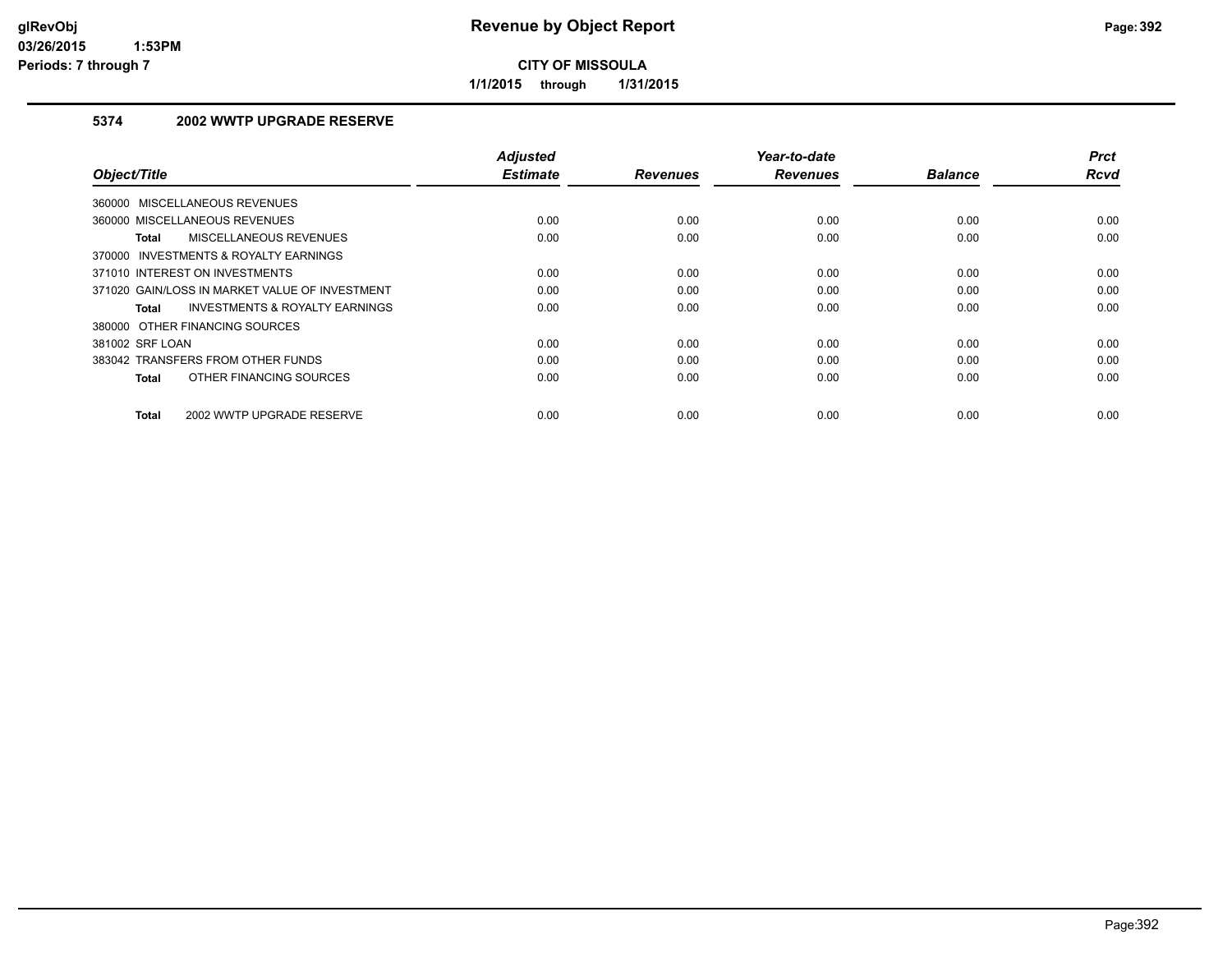# Revenue by Object Report

**CITY OF MISSOULA**

**1/1/2015 through 1/31/2015**

### 5374 2002 WWTP UPGRADE RESERVE

| Object/Title | Adjusted Estimate | Revenues | Year-to-date Revenues | Balance | Prct Rcvd |
|---|---|---|---|---|---|
| 360000 MISCELLANEOUS REVENUES | | | | | |
| 360000 MISCELLANEOUS REVENUES | 0.00 | 0.00 | 0.00 | 0.00 | 0.00 |
| **Total** MISCELLANEOUS REVENUES | 0.00 | 0.00 | 0.00 | 0.00 | 0.00 |
| 370000 INVESTMENTS & ROYALTY EARNINGS | | | | | |
| 371010 INTEREST ON INVESTMENTS | 0.00 | 0.00 | 0.00 | 0.00 | 0.00 |
| 371020 GAIN/LOSS IN MARKET VALUE OF INVESTMENT | 0.00 | 0.00 | 0.00 | 0.00 | 0.00 |
| **Total** INVESTMENTS & ROYALTY EARNINGS | 0.00 | 0.00 | 0.00 | 0.00 | 0.00 |
| 380000 OTHER FINANCING SOURCES | | | | | |
| 381002 SRF LOAN | 0.00 | 0.00 | 0.00 | 0.00 | 0.00 |
| 383042 TRANSFERS FROM OTHER FUNDS | 0.00 | 0.00 | 0.00 | 0.00 | 0.00 |
| **Total** OTHER FINANCING SOURCES | 0.00 | 0.00 | 0.00 | 0.00 | 0.00 |
| **Total** 2002 WWTP UPGRADE RESERVE | 0.00 | 0.00 | 0.00 | 0.00 | 0.00 |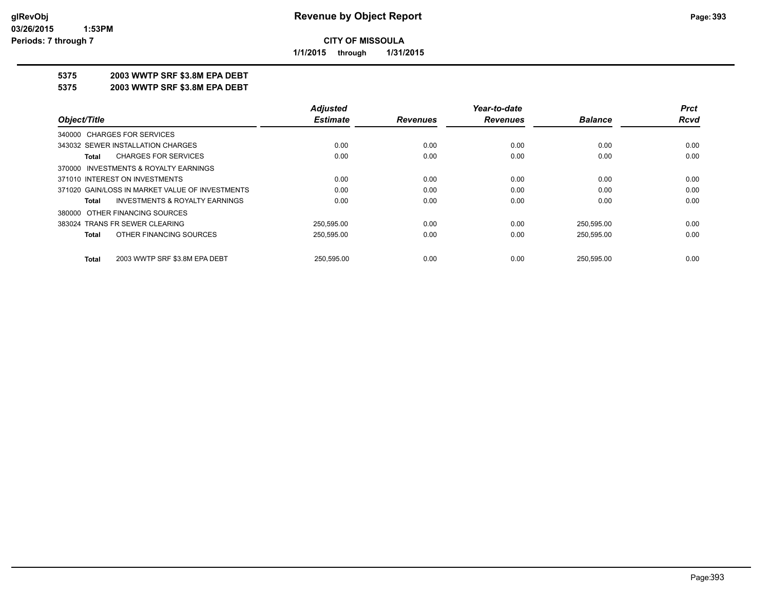# Revenue by Object Report

glRevObj
03/26/2015 1:53PM
Periods: 7 through 7

**CITY OF MISSOULA**

**1/1/2015 through 1/31/2015**

## 5375 2003 WWTP SRF $3.8M EPA DEBT
## 5375 2003 WWTP SRF $3.8M EPA DEBT

| Object/Title | Adjusted Estimate | Revenues | Year-to-date Revenues | Balance | Prct Rcvd |
|---|---|---|---|---|---|
| 340000 CHARGES FOR SERVICES | | | | | |
| 343032 SEWER INSTALLATION CHARGES | 0.00 | 0.00 | 0.00 | 0.00 | 0.00 |
| **Total** CHARGES FOR SERVICES | 0.00 | 0.00 | 0.00 | 0.00 | 0.00 |
| 370000 INVESTMENTS & ROYALTY EARNINGS | | | | | |
| 371010 INTEREST ON INVESTMENTS | 0.00 | 0.00 | 0.00 | 0.00 | 0.00 |
| 371020 GAIN/LOSS IN MARKET VALUE OF INVESTMENTS | 0.00 | 0.00 | 0.00 | 0.00 | 0.00 |
| **Total** INVESTMENTS & ROYALTY EARNINGS | 0.00 | 0.00 | 0.00 | 0.00 | 0.00 |
| 380000 OTHER FINANCING SOURCES | | | | | |
| 383024 TRANS FR SEWER CLEARING | 250,595.00 | 0.00 | 0.00 | 250,595.00 | 0.00 |
| **Total** OTHER FINANCING SOURCES | 250,595.00 | 0.00 | 0.00 | 250,595.00 | 0.00 |
| **Total** 2003 WWTP SRF $3.8M EPA DEBT | 250,595.00 | 0.00 | 0.00 | 250,595.00 | 0.00 |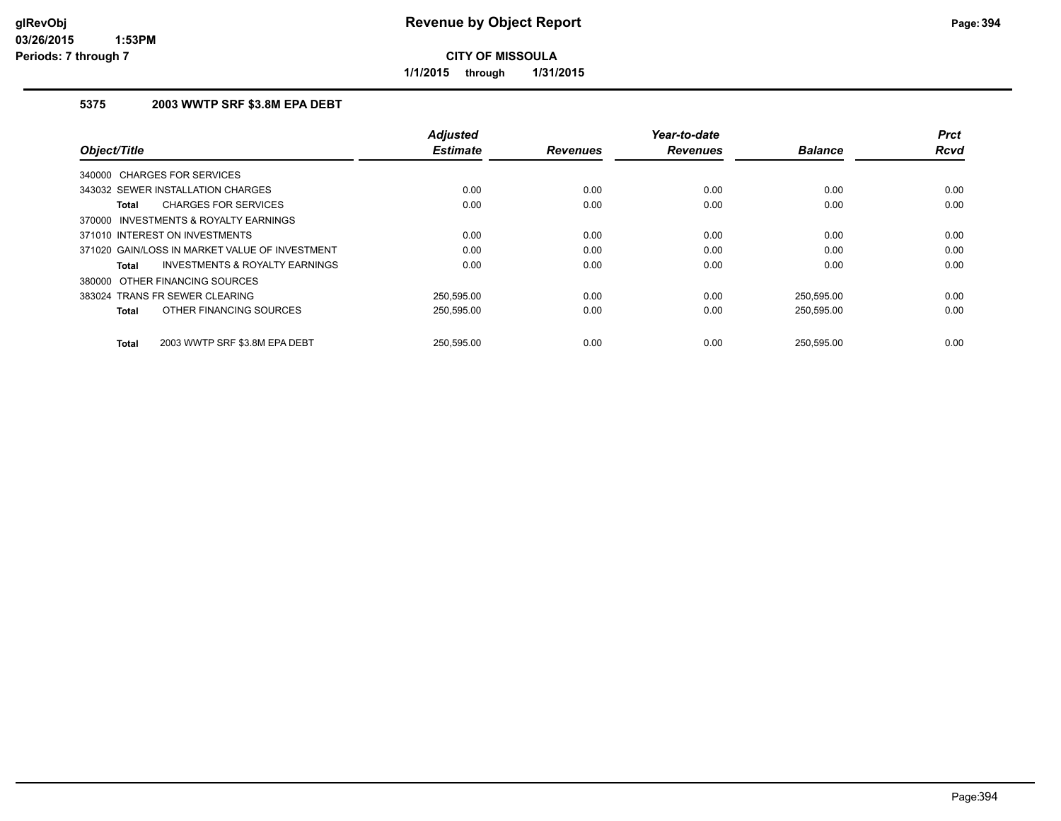# Revenue by Object Report

**CITY OF MISSOULA**

**1/1/2015 through 1/31/2015**

glRevObj
03/26/2015 1:53PM
Periods: 7 through 7

### 5375 2003 WWTP SRF $3.8M EPA DEBT

| Object/Title | Adjusted Estimate | Revenues | Year-to-date Revenues | Balance | Prct Rcvd |
|---|---|---|---|---|---|
| 340000 CHARGES FOR SERVICES | | | | | |
| 343032 SEWER INSTALLATION CHARGES | 0.00 | 0.00 | 0.00 | 0.00 | 0.00 |
| **Total** CHARGES FOR SERVICES | 0.00 | 0.00 | 0.00 | 0.00 | 0.00 |
| 370000 INVESTMENTS & ROYALTY EARNINGS | | | | | |
| 371010 INTEREST ON INVESTMENTS | 0.00 | 0.00 | 0.00 | 0.00 | 0.00 |
| 371020 GAIN/LOSS IN MARKET VALUE OF INVESTMENT | 0.00 | 0.00 | 0.00 | 0.00 | 0.00 |
| **Total** INVESTMENTS & ROYALTY EARNINGS | 0.00 | 0.00 | 0.00 | 0.00 | 0.00 |
| 380000 OTHER FINANCING SOURCES | | | | | |
| 383024 TRANS FR SEWER CLEARING | 250,595.00 | 0.00 | 0.00 | 250,595.00 | 0.00 |
| **Total** OTHER FINANCING SOURCES | 250,595.00 | 0.00 | 0.00 | 250,595.00 | 0.00 |
| **Total** 2003 WWTP SRF $3.8M EPA DEBT | 250,595.00 | 0.00 | 0.00 | 250,595.00 | 0.00 |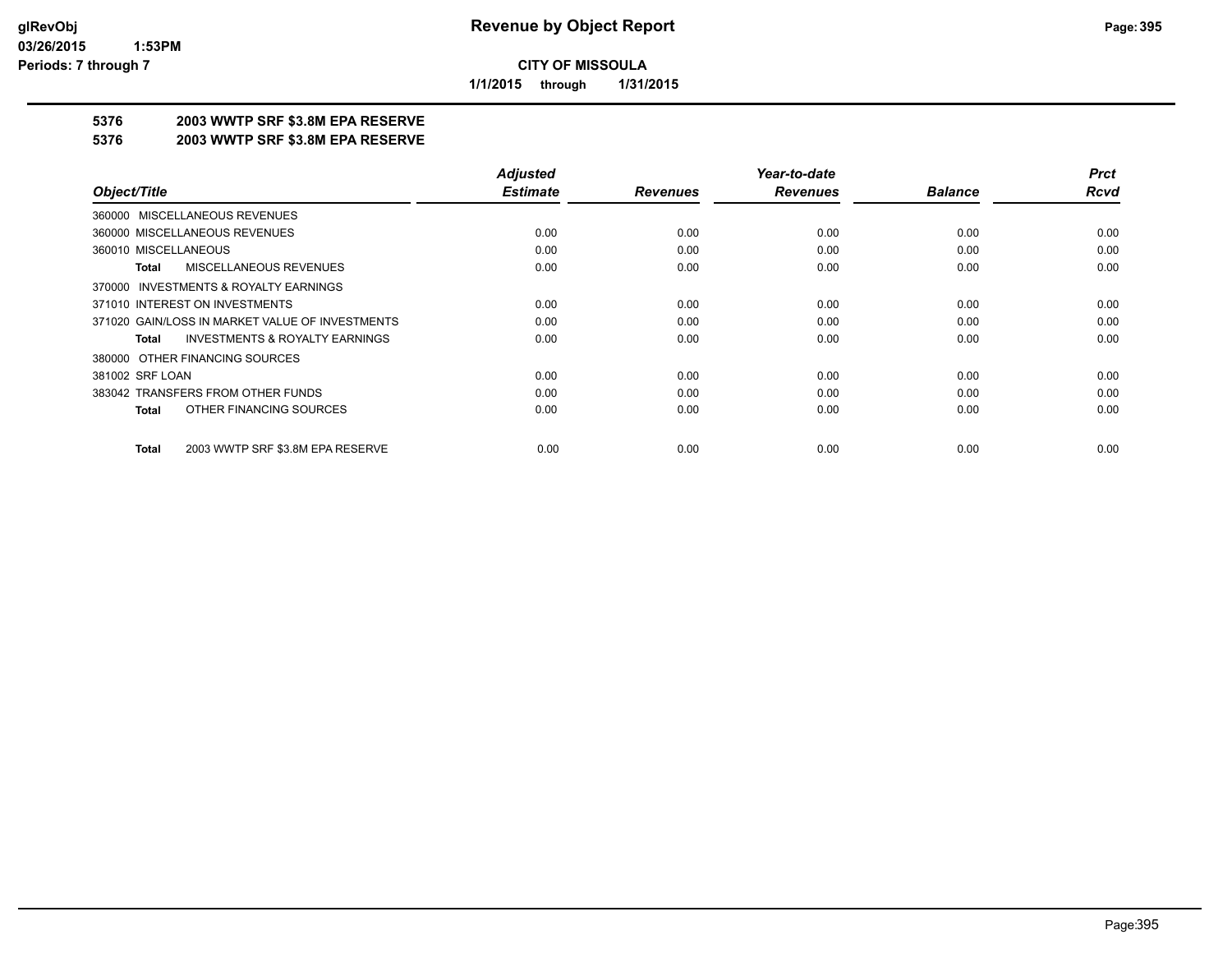# Revenue by Object Report

**CITY OF MISSOULA**

**1/1/2015 through 1/31/2015**

glRevObj
03/26/2015 1:53PM
Periods: 7 through 7

## 5376 2003 WWTP SRF $3.8M EPA RESERVE

## 5376 2003 WWTP SRF $3.8M EPA RESERVE

| Object/Title | Adjusted Estimate | Revenues | Year-to-date Revenues | Balance | Prct Rcvd |
|---|---|---|---|---|---|
| 360000 MISCELLANEOUS REVENUES | | | | | |
| 360000 MISCELLANEOUS REVENUES | 0.00 | 0.00 | 0.00 | 0.00 | 0.00 |
| 360010 MISCELLANEOUS | 0.00 | 0.00 | 0.00 | 0.00 | 0.00 |
| **Total** MISCELLANEOUS REVENUES | 0.00 | 0.00 | 0.00 | 0.00 | 0.00 |
| 370000 INVESTMENTS & ROYALTY EARNINGS | | | | | |
| 371010 INTEREST ON INVESTMENTS | 0.00 | 0.00 | 0.00 | 0.00 | 0.00 |
| 371020 GAIN/LOSS IN MARKET VALUE OF INVESTMENTS | 0.00 | 0.00 | 0.00 | 0.00 | 0.00 |
| **Total** INVESTMENTS & ROYALTY EARNINGS | 0.00 | 0.00 | 0.00 | 0.00 | 0.00 |
| 380000 OTHER FINANCING SOURCES | | | | | |
| 381002 SRF LOAN | 0.00 | 0.00 | 0.00 | 0.00 | 0.00 |
| 383042 TRANSFERS FROM OTHER FUNDS | 0.00 | 0.00 | 0.00 | 0.00 | 0.00 |
| **Total** OTHER FINANCING SOURCES | 0.00 | 0.00 | 0.00 | 0.00 | 0.00 |
| **Total** 2003 WWTP SRF $3.8M EPA RESERVE | 0.00 | 0.00 | 0.00 | 0.00 | 0.00 |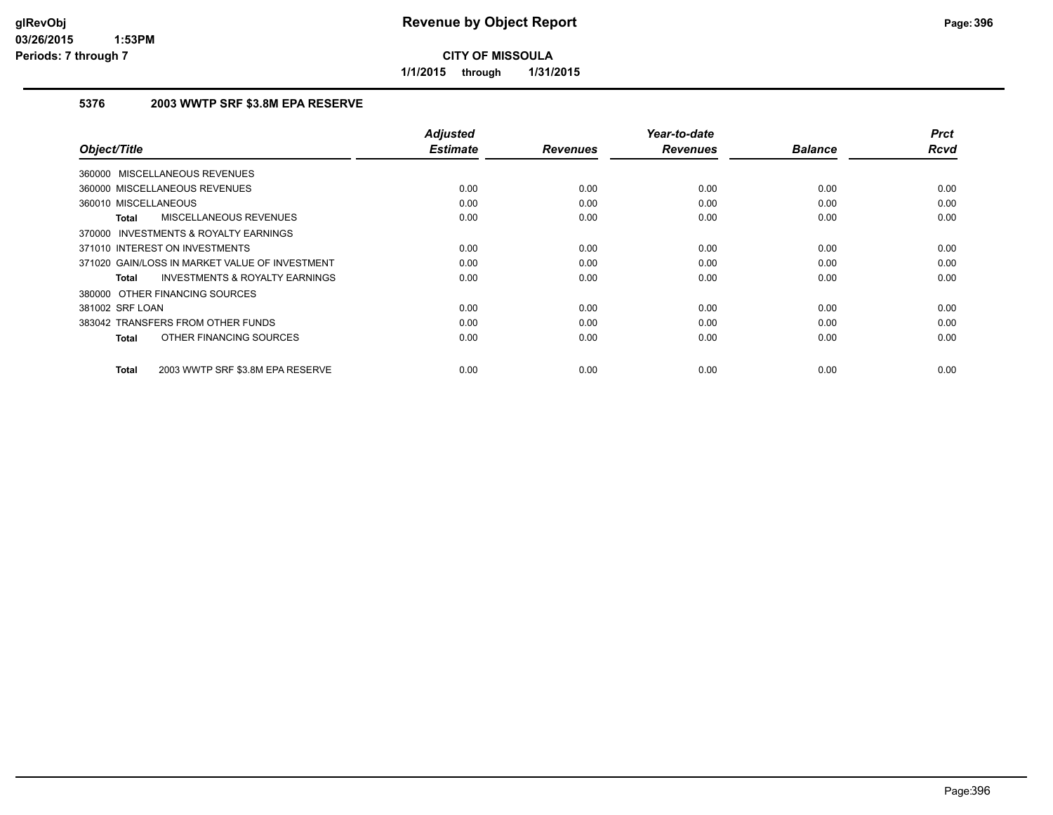# Revenue by Object Report

**CITY OF MISSOULA**

**1/1/2015 through 1/31/2015**

### 5376 2003 WWTP SRF $3.8M EPA RESERVE

| Object/Title | Adjusted Estimate | Revenues | Year-to-date Revenues | Balance | Prct Rcvd |
|---|---|---|---|---|---|
| 360000 MISCELLANEOUS REVENUES | | | | | |
| 360000 MISCELLANEOUS REVENUES | 0.00 | 0.00 | 0.00 | 0.00 | 0.00 |
| 360010 MISCELLANEOUS | 0.00 | 0.00 | 0.00 | 0.00 | 0.00 |
| **Total** MISCELLANEOUS REVENUES | 0.00 | 0.00 | 0.00 | 0.00 | 0.00 |
| 370000 INVESTMENTS & ROYALTY EARNINGS | | | | | |
| 371010 INTEREST ON INVESTMENTS | 0.00 | 0.00 | 0.00 | 0.00 | 0.00 |
| 371020 GAIN/LOSS IN MARKET VALUE OF INVESTMENT | 0.00 | 0.00 | 0.00 | 0.00 | 0.00 |
| **Total** INVESTMENTS & ROYALTY EARNINGS | 0.00 | 0.00 | 0.00 | 0.00 | 0.00 |
| 380000 OTHER FINANCING SOURCES | | | | | |
| 381002 SRF LOAN | 0.00 | 0.00 | 0.00 | 0.00 | 0.00 |
| 383042 TRANSFERS FROM OTHER FUNDS | 0.00 | 0.00 | 0.00 | 0.00 | 0.00 |
| **Total** OTHER FINANCING SOURCES | 0.00 | 0.00 | 0.00 | 0.00 | 0.00 |
| **Total** 2003 WWTP SRF $3.8M EPA RESERVE | 0.00 | 0.00 | 0.00 | 0.00 | 0.00 |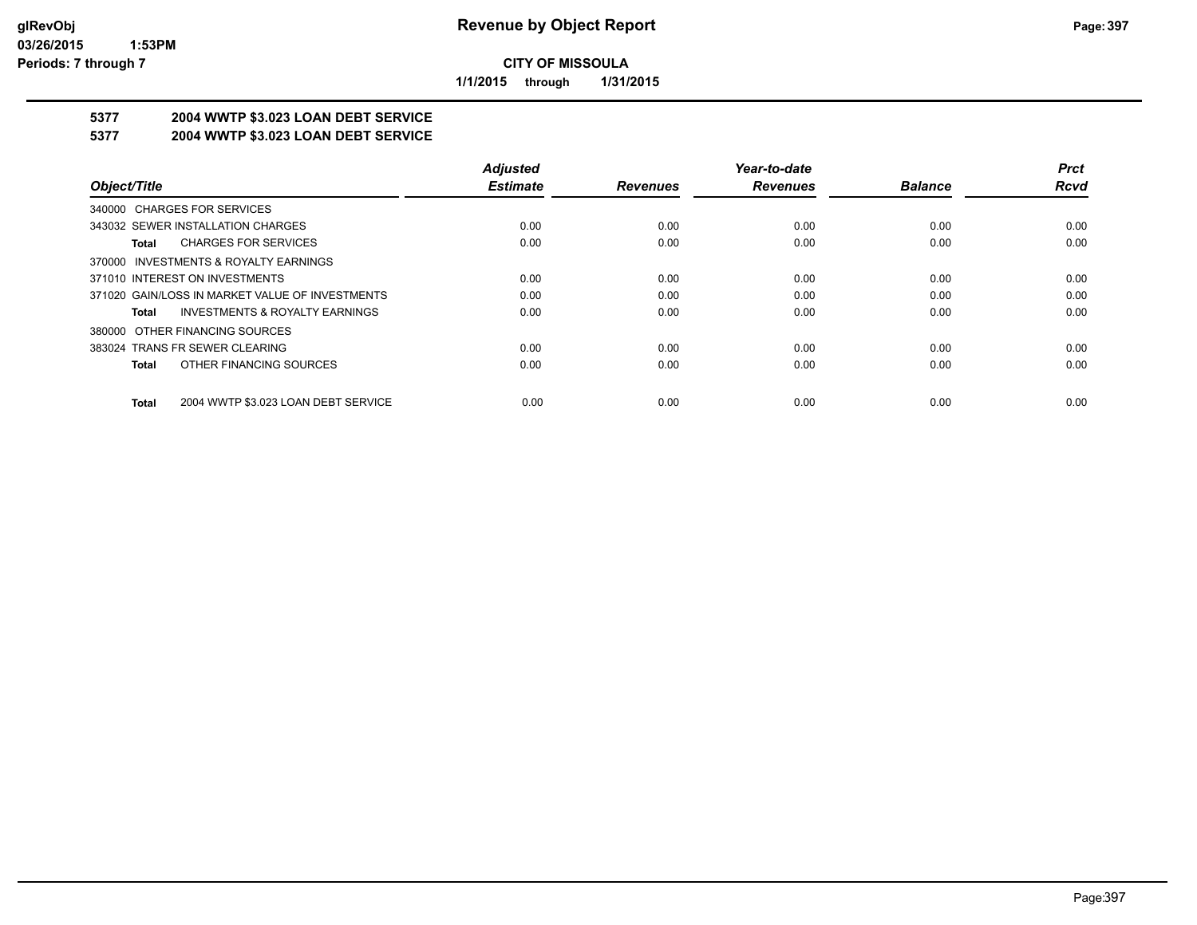**CITY OF MISSOULA**

**1/1/2015 through 1/31/2015**

## 5377 2004 WWTP $3.023 LOAN DEBT SERVICE

## 5377 2004 WWTP $3.023 LOAN DEBT SERVICE

| Object/Title | Adjusted Estimate | Revenues | Year-to-date Revenues | Balance | Prct Rcvd |
|---|---|---|---|---|---|
| 340000 CHARGES FOR SERVICES | | | | | |
| 343032 SEWER INSTALLATION CHARGES | 0.00 | 0.00 | 0.00 | 0.00 | 0.00 |
| **Total** CHARGES FOR SERVICES | 0.00 | 0.00 | 0.00 | 0.00 | 0.00 |
| 370000 INVESTMENTS & ROYALTY EARNINGS | | | | | |
| 371010 INTEREST ON INVESTMENTS | 0.00 | 0.00 | 0.00 | 0.00 | 0.00 |
| 371020 GAIN/LOSS IN MARKET VALUE OF INVESTMENTS | 0.00 | 0.00 | 0.00 | 0.00 | 0.00 |
| **Total** INVESTMENTS & ROYALTY EARNINGS | 0.00 | 0.00 | 0.00 | 0.00 | 0.00 |
| 380000 OTHER FINANCING SOURCES | | | | | |
| 383024 TRANS FR SEWER CLEARING | 0.00 | 0.00 | 0.00 | 0.00 | 0.00 |
| **Total** OTHER FINANCING SOURCES | 0.00 | 0.00 | 0.00 | 0.00 | 0.00 |
| **Total** 2004 WWTP $3.023 LOAN DEBT SERVICE | 0.00 | 0.00 | 0.00 | 0.00 | 0.00 |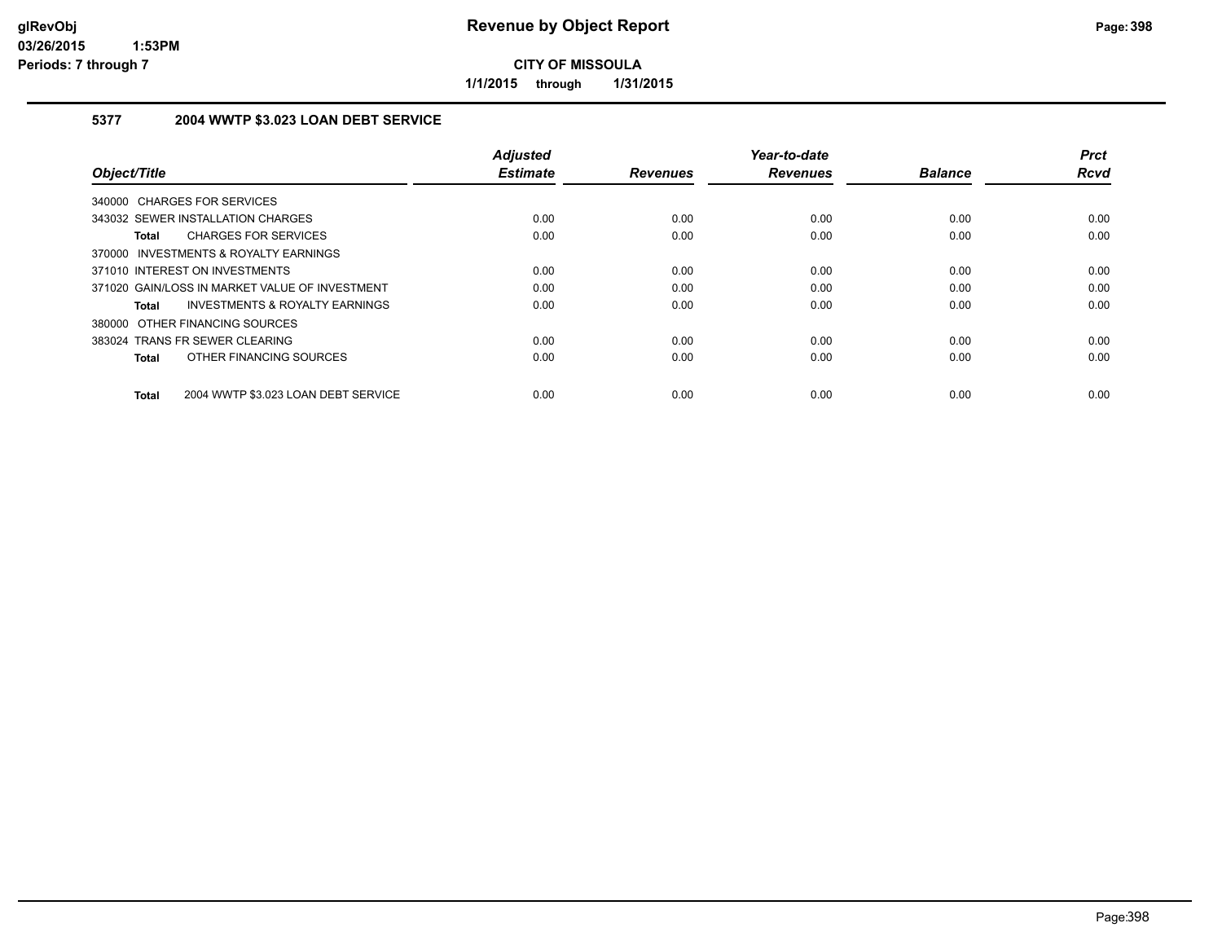**Revenue by Object Report**

**CITY OF MISSOULA**

**1/1/2015 through 1/31/2015**

### 5377 2004 WWTP $3.023 LOAN DEBT SERVICE

| Object/Title | Adjusted Estimate | Revenues | Year-to-date Revenues | Balance | Prct Rcvd |
|---|---|---|---|---|---|
| 340000 CHARGES FOR SERVICES | | | | | |
| 343032 SEWER INSTALLATION CHARGES | 0.00 | 0.00 | 0.00 | 0.00 | 0.00 |
| **Total** CHARGES FOR SERVICES | 0.00 | 0.00 | 0.00 | 0.00 | 0.00 |
| 370000 INVESTMENTS & ROYALTY EARNINGS | | | | | |
| 371010 INTEREST ON INVESTMENTS | 0.00 | 0.00 | 0.00 | 0.00 | 0.00 |
| 371020 GAIN/LOSS IN MARKET VALUE OF INVESTMENT | 0.00 | 0.00 | 0.00 | 0.00 | 0.00 |
| **Total** INVESTMENTS & ROYALTY EARNINGS | 0.00 | 0.00 | 0.00 | 0.00 | 0.00 |
| 380000 OTHER FINANCING SOURCES | | | | | |
| 383024 TRANS FR SEWER CLEARING | 0.00 | 0.00 | 0.00 | 0.00 | 0.00 |
| **Total** OTHER FINANCING SOURCES | 0.00 | 0.00 | 0.00 | 0.00 | 0.00 |
| **Total** 2004 WWTP $3.023 LOAN DEBT SERVICE | 0.00 | 0.00 | 0.00 | 0.00 | 0.00 |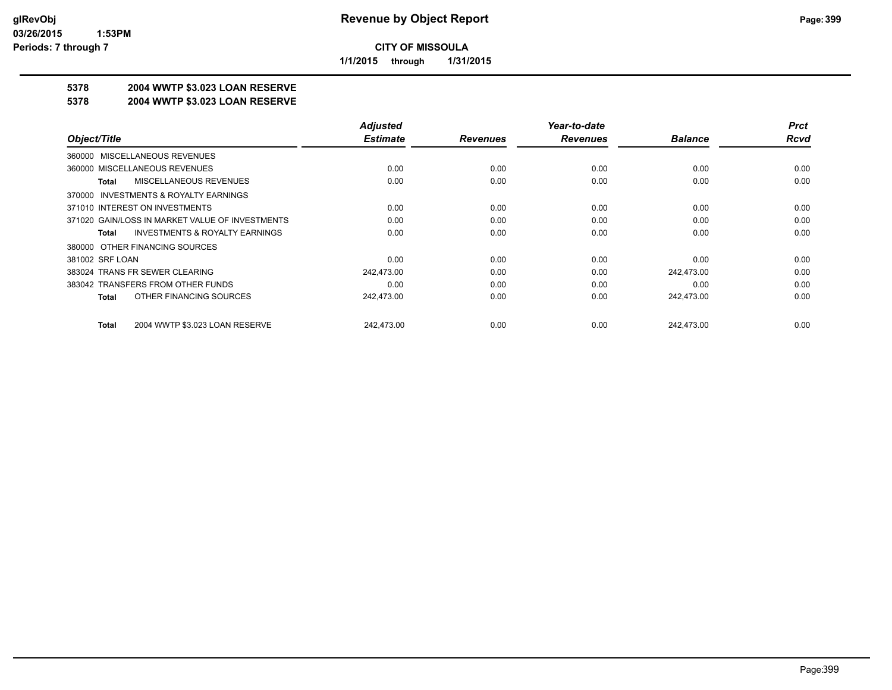# Revenue by Object Report

**CITY OF MISSOULA**

**1/1/2015 through 1/31/2015**

glRevObj
03/26/2015 1:53PM
Periods: 7 through 7

## 5378 2004 WWTP $3.023 LOAN RESERVE
## 5378 2004 WWTP $3.023 LOAN RESERVE

| Object/Title | Adjusted Estimate | Revenues | Year-to-date Revenues | Balance | Prct Rcvd |
|---|---|---|---|---|---|
| 360000 MISCELLANEOUS REVENUES | | | | | |
| 360000 MISCELLANEOUS REVENUES | 0.00 | 0.00 | 0.00 | 0.00 | 0.00 |
| **Total** MISCELLANEOUS REVENUES | 0.00 | 0.00 | 0.00 | 0.00 | 0.00 |
| 370000 INVESTMENTS & ROYALTY EARNINGS | | | | | |
| 371010 INTEREST ON INVESTMENTS | 0.00 | 0.00 | 0.00 | 0.00 | 0.00 |
| 371020 GAIN/LOSS IN MARKET VALUE OF INVESTMENTS | 0.00 | 0.00 | 0.00 | 0.00 | 0.00 |
| **Total** INVESTMENTS & ROYALTY EARNINGS | 0.00 | 0.00 | 0.00 | 0.00 | 0.00 |
| 380000 OTHER FINANCING SOURCES | | | | | |
| 381002 SRF LOAN | 0.00 | 0.00 | 0.00 | 0.00 | 0.00 |
| 383024 TRANS FR SEWER CLEARING | 242,473.00 | 0.00 | 0.00 | 242,473.00 | 0.00 |
| 383042 TRANSFERS FROM OTHER FUNDS | 0.00 | 0.00 | 0.00 | 0.00 | 0.00 |
| **Total** OTHER FINANCING SOURCES | 242,473.00 | 0.00 | 0.00 | 242,473.00 | 0.00 |
| **Total** 2004 WWTP $3.023 LOAN RESERVE | 242,473.00 | 0.00 | 0.00 | 242,473.00 | 0.00 |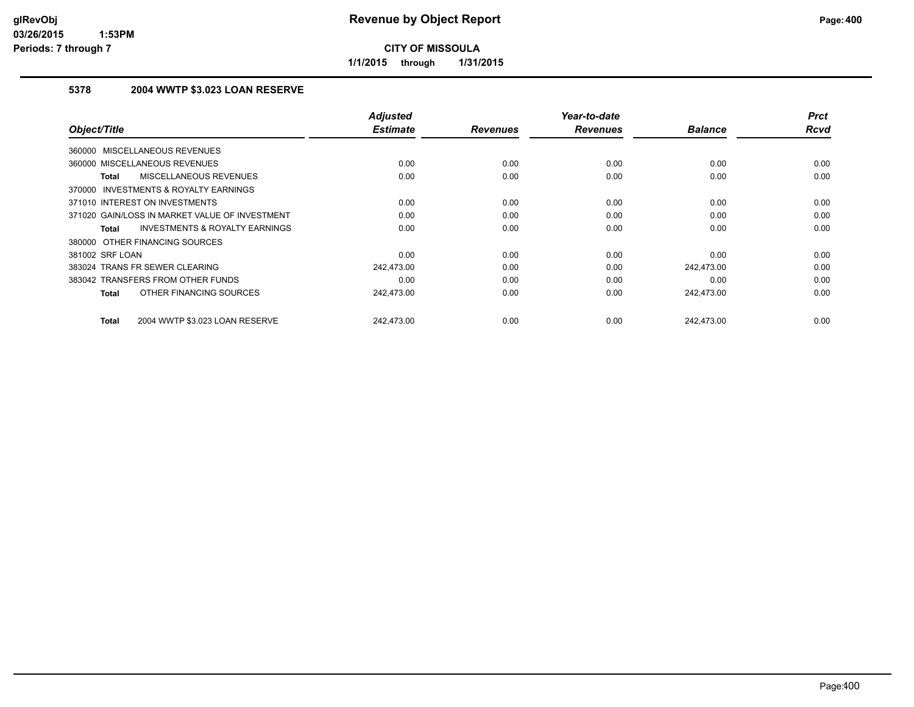# Revenue by Object Report

**CITY OF MISSOULA**

**1/1/2015 through 1/31/2015**

glRevObj
03/26/2015 1:53PM
Periods: 7 through 7

## 5378 2004 WWTP $3.023 LOAN RESERVE

| Object/Title | Adjusted Estimate | Revenues | Year-to-date Revenues | Balance | Prct Rcvd |
|---|---|---|---|---|---|
| 360000 MISCELLANEOUS REVENUES | | | | | |
| 360000 MISCELLANEOUS REVENUES | 0.00 | 0.00 | 0.00 | 0.00 | 0.00 |
| **Total** MISCELLANEOUS REVENUES | 0.00 | 0.00 | 0.00 | 0.00 | 0.00 |
| 370000 INVESTMENTS & ROYALTY EARNINGS | | | | | |
| 371010 INTEREST ON INVESTMENTS | 0.00 | 0.00 | 0.00 | 0.00 | 0.00 |
| 371020 GAIN/LOSS IN MARKET VALUE OF INVESTMENT | 0.00 | 0.00 | 0.00 | 0.00 | 0.00 |
| **Total** INVESTMENTS & ROYALTY EARNINGS | 0.00 | 0.00 | 0.00 | 0.00 | 0.00 |
| 380000 OTHER FINANCING SOURCES | | | | | |
| 381002 SRF LOAN | 0.00 | 0.00 | 0.00 | 0.00 | 0.00 |
| 383024 TRANS FR SEWER CLEARING | 242,473.00 | 0.00 | 0.00 | 242,473.00 | 0.00 |
| 383042 TRANSFERS FROM OTHER FUNDS | 0.00 | 0.00 | 0.00 | 0.00 | 0.00 |
| **Total** OTHER FINANCING SOURCES | 242,473.00 | 0.00 | 0.00 | 242,473.00 | 0.00 |
| **Total** 2004 WWTP $3.023 LOAN RESERVE | 242,473.00 | 0.00 | 0.00 | 242,473.00 | 0.00 |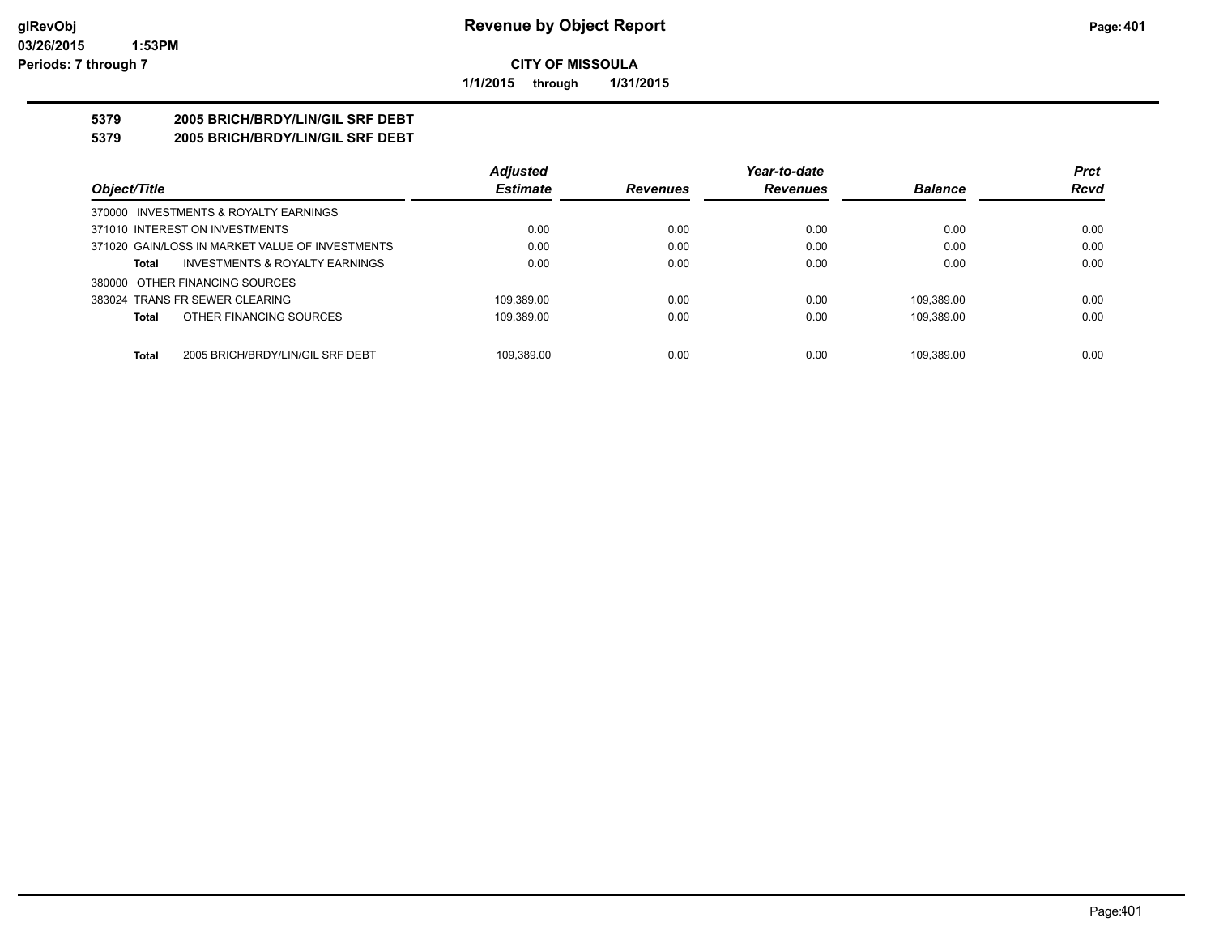**glRevObj**
**03/26/2015 1:53PM**
**Periods: 7 through 7**

# Revenue by Object Report

**CITY OF MISSOULA**

**1/1/2015 through 1/31/2015**

## 5379 2005 BRICH/BRDY/LIN/GIL SRF DEBT
## 5379 2005 BRICH/BRDY/LIN/GIL SRF DEBT

| Object/Title | Adjusted Estimate | Revenues | Year-to-date Revenues | Balance | Prct Rcvd |
|---|---|---|---|---|---|
| 370000 INVESTMENTS & ROYALTY EARNINGS | | | | | |
| 371010 INTEREST ON INVESTMENTS | 0.00 | 0.00 | 0.00 | 0.00 | 0.00 |
| 371020 GAIN/LOSS IN MARKET VALUE OF INVESTMENTS | 0.00 | 0.00 | 0.00 | 0.00 | 0.00 |
| **Total** INVESTMENTS & ROYALTY EARNINGS | 0.00 | 0.00 | 0.00 | 0.00 | 0.00 |
| 380000 OTHER FINANCING SOURCES | | | | | |
| 383024 TRANS FR SEWER CLEARING | 109,389.00 | 0.00 | 0.00 | 109,389.00 | 0.00 |
| **Total** OTHER FINANCING SOURCES | 109,389.00 | 0.00 | 0.00 | 109,389.00 | 0.00 |
| **Total** 2005 BRICH/BRDY/LIN/GIL SRF DEBT | 109,389.00 | 0.00 | 0.00 | 109,389.00 | 0.00 |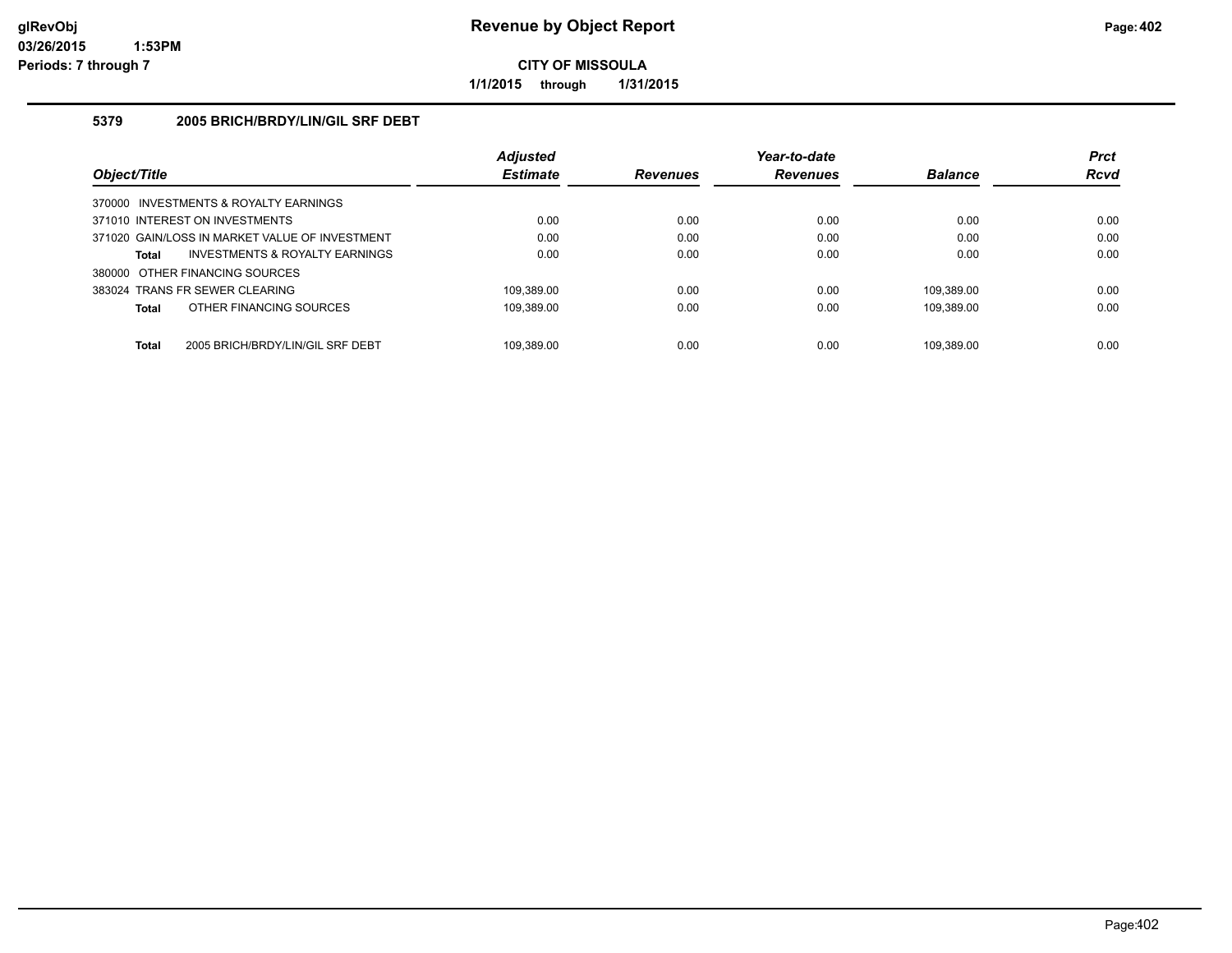**Revenue by Object Report**

**CITY OF MISSOULA**

**1/1/2015 through 1/31/2015**

glRevObj
03/26/2015 1:53PM
Periods: 7 through 7

### 5379 2005 BRICH/BRDY/LIN/GIL SRF DEBT

| Object/Title | Adjusted Estimate | Revenues | Year-to-date Revenues | Balance | Prct Rcvd |
|---|---|---|---|---|---|
| 370000 INVESTMENTS & ROYALTY EARNINGS | | | | | |
| 371010 INTEREST ON INVESTMENTS | 0.00 | 0.00 | 0.00 | 0.00 | 0.00 |
| 371020 GAIN/LOSS IN MARKET VALUE OF INVESTMENT | 0.00 | 0.00 | 0.00 | 0.00 | 0.00 |
| **Total** INVESTMENTS & ROYALTY EARNINGS | 0.00 | 0.00 | 0.00 | 0.00 | 0.00 |
| 380000 OTHER FINANCING SOURCES | | | | | |
| 383024 TRANS FR SEWER CLEARING | 109,389.00 | 0.00 | 0.00 | 109,389.00 | 0.00 |
| **Total** OTHER FINANCING SOURCES | 109,389.00 | 0.00 | 0.00 | 109,389.00 | 0.00 |
| **Total** 2005 BRICH/BRDY/LIN/GIL SRF DEBT | 109,389.00 | 0.00 | 0.00 | 109,389.00 | 0.00 |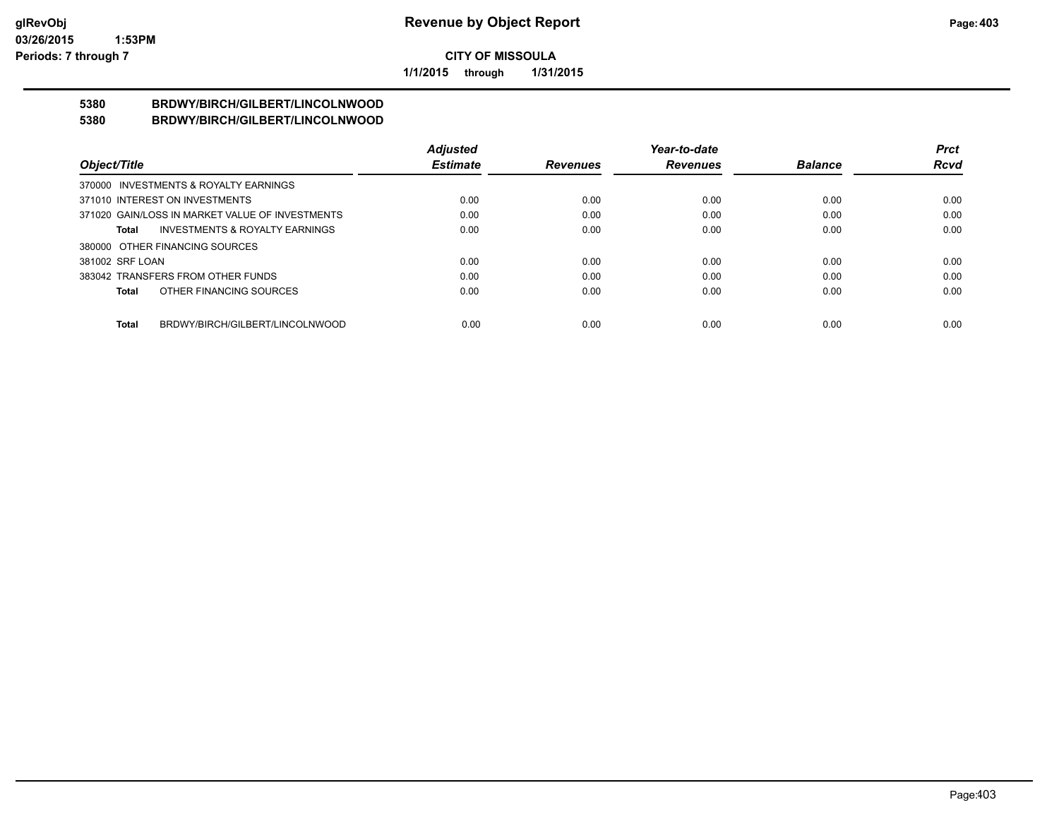**CITY OF MISSOULA**

**1/1/2015 through 1/31/2015**

## 5380 BRDWY/BIRCH/GILBERT/LINCOLNWOOD
## 5380 BRDWY/BIRCH/GILBERT/LINCOLNWOOD

| Object/Title | Adjusted Estimate | Revenues | Year-to-date Revenues | Balance | Prct Rcvd |
|---|---|---|---|---|---|
| 370000 INVESTMENTS & ROYALTY EARNINGS | | | | | |
| 371010 INTEREST ON INVESTMENTS | 0.00 | 0.00 | 0.00 | 0.00 | 0.00 |
| 371020 GAIN/LOSS IN MARKET VALUE OF INVESTMENTS | 0.00 | 0.00 | 0.00 | 0.00 | 0.00 |
| **Total** INVESTMENTS & ROYALTY EARNINGS | 0.00 | 0.00 | 0.00 | 0.00 | 0.00 |
| 380000 OTHER FINANCING SOURCES | | | | | |
| 381002 SRF LOAN | 0.00 | 0.00 | 0.00 | 0.00 | 0.00 |
| 383042 TRANSFERS FROM OTHER FUNDS | 0.00 | 0.00 | 0.00 | 0.00 | 0.00 |
| **Total** OTHER FINANCING SOURCES | 0.00 | 0.00 | 0.00 | 0.00 | 0.00 |
| **Total** BRDWY/BIRCH/GILBERT/LINCOLNWOOD | 0.00 | 0.00 | 0.00 | 0.00 | 0.00 |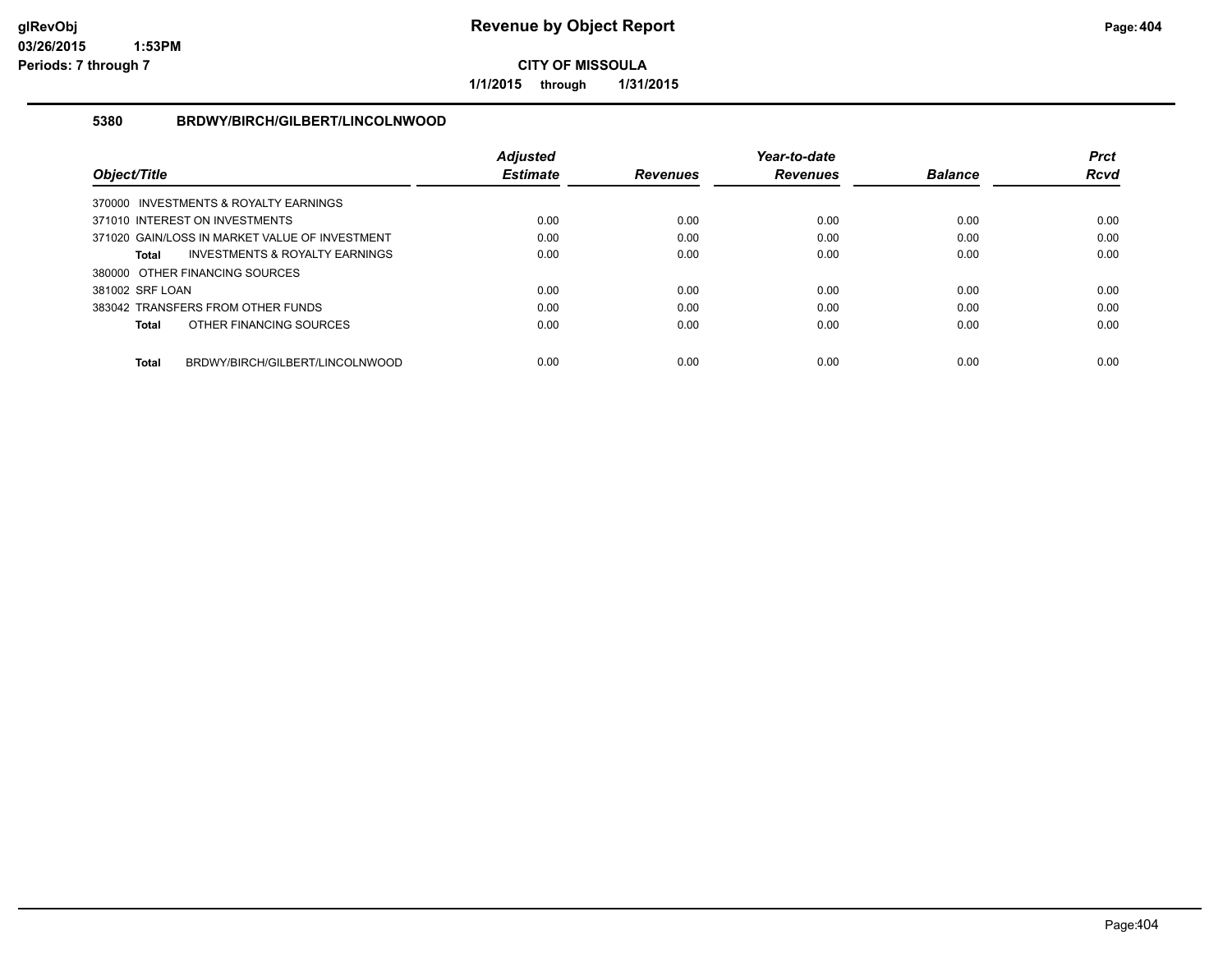# Revenue by Object Report

**CITY OF MISSOULA**

**1/1/2015 through 1/31/2015**

### 5380 BRDWY/BIRCH/GILBERT/LINCOLNWOOD

| Object/Title | Adjusted Estimate | Revenues | Year-to-date Revenues | Balance | Prct Rcvd |
|---|---|---|---|---|---|
| 370000 INVESTMENTS & ROYALTY EARNINGS | | | | | |
| 371010 INTEREST ON INVESTMENTS | 0.00 | 0.00 | 0.00 | 0.00 | 0.00 |
| 371020 GAIN/LOSS IN MARKET VALUE OF INVESTMENT | 0.00 | 0.00 | 0.00 | 0.00 | 0.00 |
| **Total** INVESTMENTS & ROYALTY EARNINGS | 0.00 | 0.00 | 0.00 | 0.00 | 0.00 |
| 380000 OTHER FINANCING SOURCES | | | | | |
| 381002 SRF LOAN | 0.00 | 0.00 | 0.00 | 0.00 | 0.00 |
| 383042 TRANSFERS FROM OTHER FUNDS | 0.00 | 0.00 | 0.00 | 0.00 | 0.00 |
| **Total** OTHER FINANCING SOURCES | 0.00 | 0.00 | 0.00 | 0.00 | 0.00 |
| **Total** BRDWY/BIRCH/GILBERT/LINCOLNWOOD | 0.00 | 0.00 | 0.00 | 0.00 | 0.00 |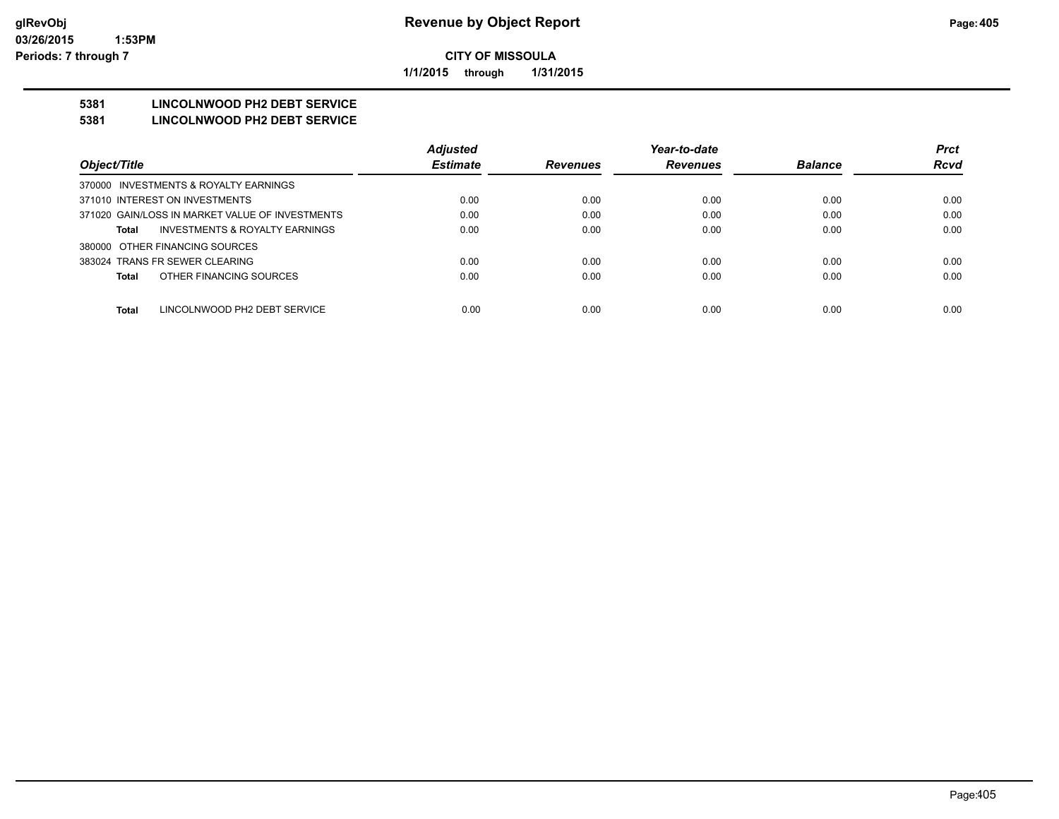**glRevObj**
**03/26/2015 1:53PM**
**Periods: 7 through 7**

# Revenue by Object Report

**CITY OF MISSOULA**

**1/1/2015 through 1/31/2015**

## 5381 LINCOLNWOOD PH2 DEBT SERVICE
## 5381 LINCOLNWOOD PH2 DEBT SERVICE

| Object/Title | Adjusted Estimate | Revenues | Year-to-date Revenues | Balance | Prct Rcvd |
|---|---|---|---|---|---|
| 370000 INVESTMENTS & ROYALTY EARNINGS | | | | | |
| 371010 INTEREST ON INVESTMENTS | 0.00 | 0.00 | 0.00 | 0.00 | 0.00 |
| 371020 GAIN/LOSS IN MARKET VALUE OF INVESTMENTS | 0.00 | 0.00 | 0.00 | 0.00 | 0.00 |
| **Total** INVESTMENTS & ROYALTY EARNINGS | 0.00 | 0.00 | 0.00 | 0.00 | 0.00 |
| 380000 OTHER FINANCING SOURCES | | | | | |
| 383024 TRANS FR SEWER CLEARING | 0.00 | 0.00 | 0.00 | 0.00 | 0.00 |
| **Total** OTHER FINANCING SOURCES | 0.00 | 0.00 | 0.00 | 0.00 | 0.00 |
| **Total** LINCOLNWOOD PH2 DEBT SERVICE | 0.00 | 0.00 | 0.00 | 0.00 | 0.00 |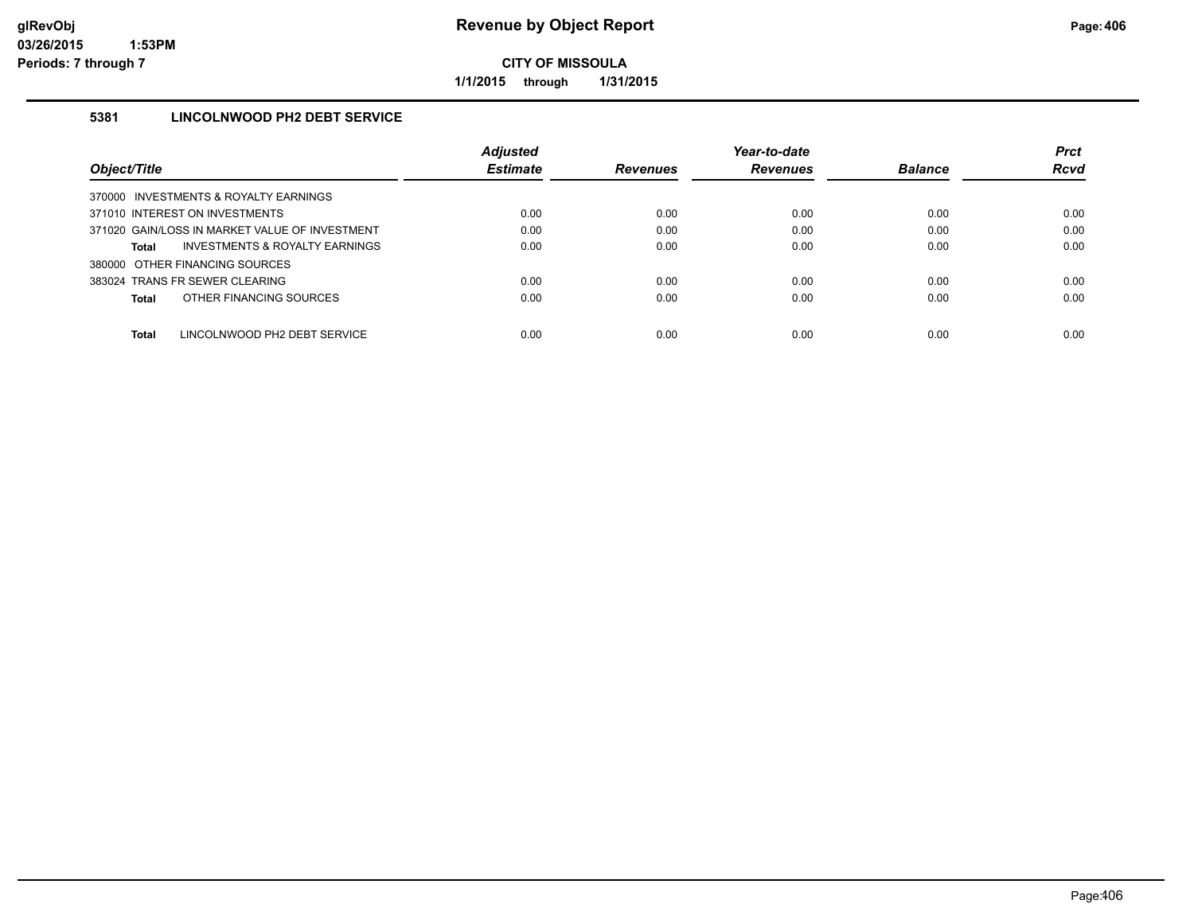# Revenue by Object Report

glRevObj
03/26/2015 1:53PM
Periods: 7 through 7

**CITY OF MISSOULA**

**1/1/2015 through 1/31/2015**

### 5381 LINCOLNWOOD PH2 DEBT SERVICE

| Object/Title | Adjusted Estimate | Revenues | Year-to-date Revenues | Balance | Prct Rcvd |
|---|---|---|---|---|---|
| 370000 INVESTMENTS & ROYALTY EARNINGS | | | | | |
| 371010 INTEREST ON INVESTMENTS | 0.00 | 0.00 | 0.00 | 0.00 | 0.00 |
| 371020 GAIN/LOSS IN MARKET VALUE OF INVESTMENT | 0.00 | 0.00 | 0.00 | 0.00 | 0.00 |
| **Total** INVESTMENTS & ROYALTY EARNINGS | 0.00 | 0.00 | 0.00 | 0.00 | 0.00 |
| 380000 OTHER FINANCING SOURCES | | | | | |
| 383024 TRANS FR SEWER CLEARING | 0.00 | 0.00 | 0.00 | 0.00 | 0.00 |
| **Total** OTHER FINANCING SOURCES | 0.00 | 0.00 | 0.00 | 0.00 | 0.00 |
| **Total** LINCOLNWOOD PH2 DEBT SERVICE | 0.00 | 0.00 | 0.00 | 0.00 | 0.00 |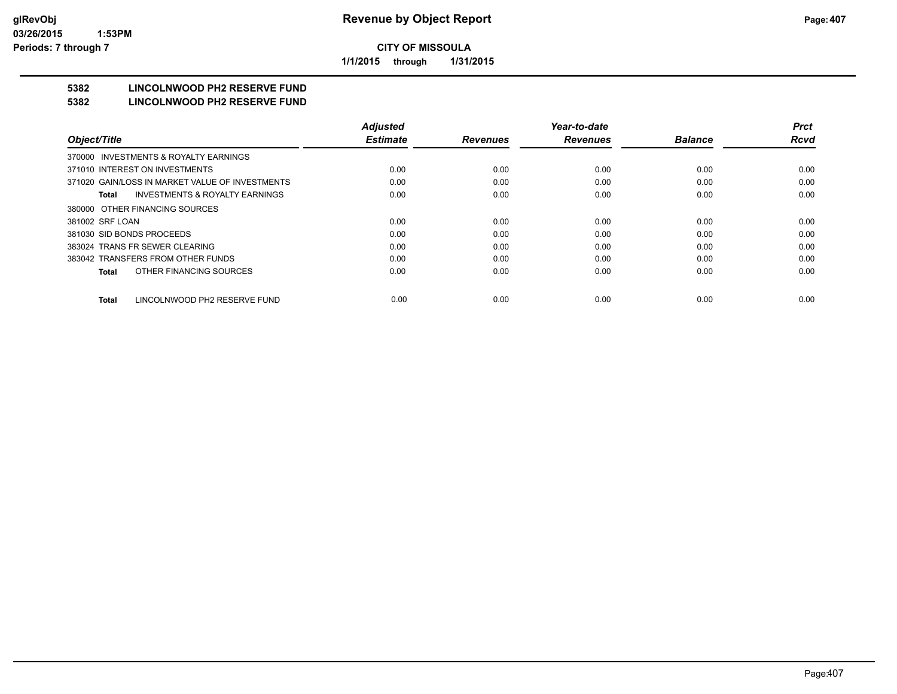**CITY OF MISSOULA**

**1/1/2015 through 1/31/2015**

## 5382 LINCOLNWOOD PH2 RESERVE FUND
## 5382 LINCOLNWOOD PH2 RESERVE FUND

| Object/Title | Adjusted Estimate | Revenues | Year-to-date Revenues | Balance | Prct Rcvd |
|---|---|---|---|---|---|
| 370000 INVESTMENTS & ROYALTY EARNINGS | | | | | |
| 371010 INTEREST ON INVESTMENTS | 0.00 | 0.00 | 0.00 | 0.00 | 0.00 |
| 371020 GAIN/LOSS IN MARKET VALUE OF INVESTMENTS | 0.00 | 0.00 | 0.00 | 0.00 | 0.00 |
| **Total** INVESTMENTS & ROYALTY EARNINGS | 0.00 | 0.00 | 0.00 | 0.00 | 0.00 |
| 380000 OTHER FINANCING SOURCES | | | | | |
| 381002 SRF LOAN | 0.00 | 0.00 | 0.00 | 0.00 | 0.00 |
| 381030 SID BONDS PROCEEDS | 0.00 | 0.00 | 0.00 | 0.00 | 0.00 |
| 383024 TRANS FR SEWER CLEARING | 0.00 | 0.00 | 0.00 | 0.00 | 0.00 |
| 383042 TRANSFERS FROM OTHER FUNDS | 0.00 | 0.00 | 0.00 | 0.00 | 0.00 |
| **Total** OTHER FINANCING SOURCES | 0.00 | 0.00 | 0.00 | 0.00 | 0.00 |
| **Total** LINCOLNWOOD PH2 RESERVE FUND | 0.00 | 0.00 | 0.00 | 0.00 | 0.00 |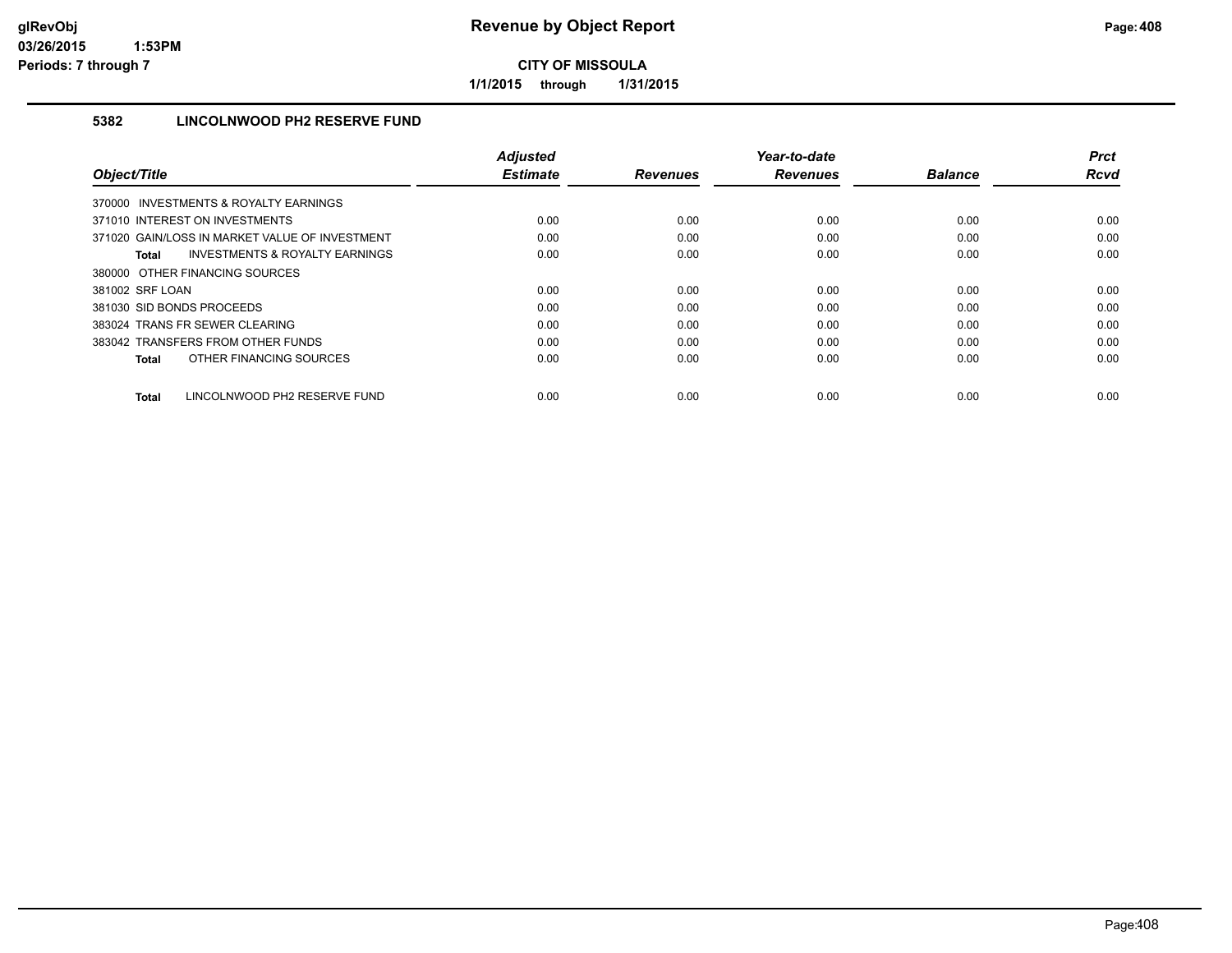# Revenue by Object Report

**CITY OF MISSOULA**

**1/1/2015 through 1/31/2015**

glRevObj
03/26/2015 1:53PM
Periods: 7 through 7

## 5382 LINCOLNWOOD PH2 RESERVE FUND

| Object/Title | Adjusted Estimate | Revenues | Year-to-date Revenues | Balance | Prct Rcvd |
|---|---|---|---|---|---|
| 370000 INVESTMENTS & ROYALTY EARNINGS | | | | | |
| 371010 INTEREST ON INVESTMENTS | 0.00 | 0.00 | 0.00 | 0.00 | 0.00 |
| 371020 GAIN/LOSS IN MARKET VALUE OF INVESTMENT | 0.00 | 0.00 | 0.00 | 0.00 | 0.00 |
| **Total** INVESTMENTS & ROYALTY EARNINGS | 0.00 | 0.00 | 0.00 | 0.00 | 0.00 |
| 380000 OTHER FINANCING SOURCES | | | | | |
| 381002 SRF LOAN | 0.00 | 0.00 | 0.00 | 0.00 | 0.00 |
| 381030 SID BONDS PROCEEDS | 0.00 | 0.00 | 0.00 | 0.00 | 0.00 |
| 383024 TRANS FR SEWER CLEARING | 0.00 | 0.00 | 0.00 | 0.00 | 0.00 |
| 383042 TRANSFERS FROM OTHER FUNDS | 0.00 | 0.00 | 0.00 | 0.00 | 0.00 |
| **Total** OTHER FINANCING SOURCES | 0.00 | 0.00 | 0.00 | 0.00 | 0.00 |
| **Total** LINCOLNWOOD PH2 RESERVE FUND | 0.00 | 0.00 | 0.00 | 0.00 | 0.00 |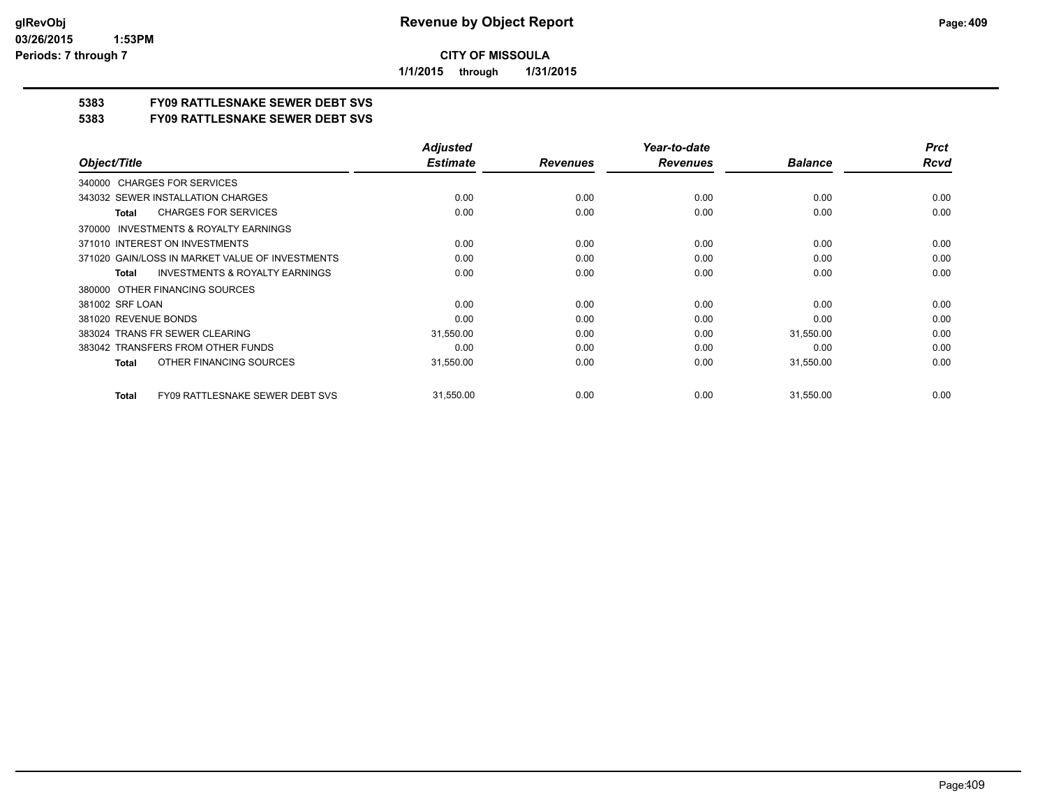**Revenue by Object Report**

**CITY OF MISSOULA**

**1/1/2015 through 1/31/2015**

glRevObj
03/26/2015 1:53PM
Periods: 7 through 7

## 5383 FY09 RATTLESNAKE SEWER DEBT SVS

## 5383 FY09 RATTLESNAKE SEWER DEBT SVS

| Object/Title | Adjusted Estimate | Revenues | Year-to-date Revenues | Balance | Prct Rcvd |
|---|---|---|---|---|---|
| 340000 CHARGES FOR SERVICES | | | | | |
| 343032 SEWER INSTALLATION CHARGES | 0.00 | 0.00 | 0.00 | 0.00 | 0.00 |
| **Total** CHARGES FOR SERVICES | 0.00 | 0.00 | 0.00 | 0.00 | 0.00 |
| 370000 INVESTMENTS & ROYALTY EARNINGS | | | | | |
| 371010 INTEREST ON INVESTMENTS | 0.00 | 0.00 | 0.00 | 0.00 | 0.00 |
| 371020 GAIN/LOSS IN MARKET VALUE OF INVESTMENTS | 0.00 | 0.00 | 0.00 | 0.00 | 0.00 |
| **Total** INVESTMENTS & ROYALTY EARNINGS | 0.00 | 0.00 | 0.00 | 0.00 | 0.00 |
| 380000 OTHER FINANCING SOURCES | | | | | |
| 381002 SRF LOAN | 0.00 | 0.00 | 0.00 | 0.00 | 0.00 |
| 381020 REVENUE BONDS | 0.00 | 0.00 | 0.00 | 0.00 | 0.00 |
| 383024 TRANS FR SEWER CLEARING | 31,550.00 | 0.00 | 0.00 | 31,550.00 | 0.00 |
| 383042 TRANSFERS FROM OTHER FUNDS | 0.00 | 0.00 | 0.00 | 0.00 | 0.00 |
| **Total** OTHER FINANCING SOURCES | 31,550.00 | 0.00 | 0.00 | 31,550.00 | 0.00 |
| **Total** FY09 RATTLESNAKE SEWER DEBT SVS | 31,550.00 | 0.00 | 0.00 | 31,550.00 | 0.00 |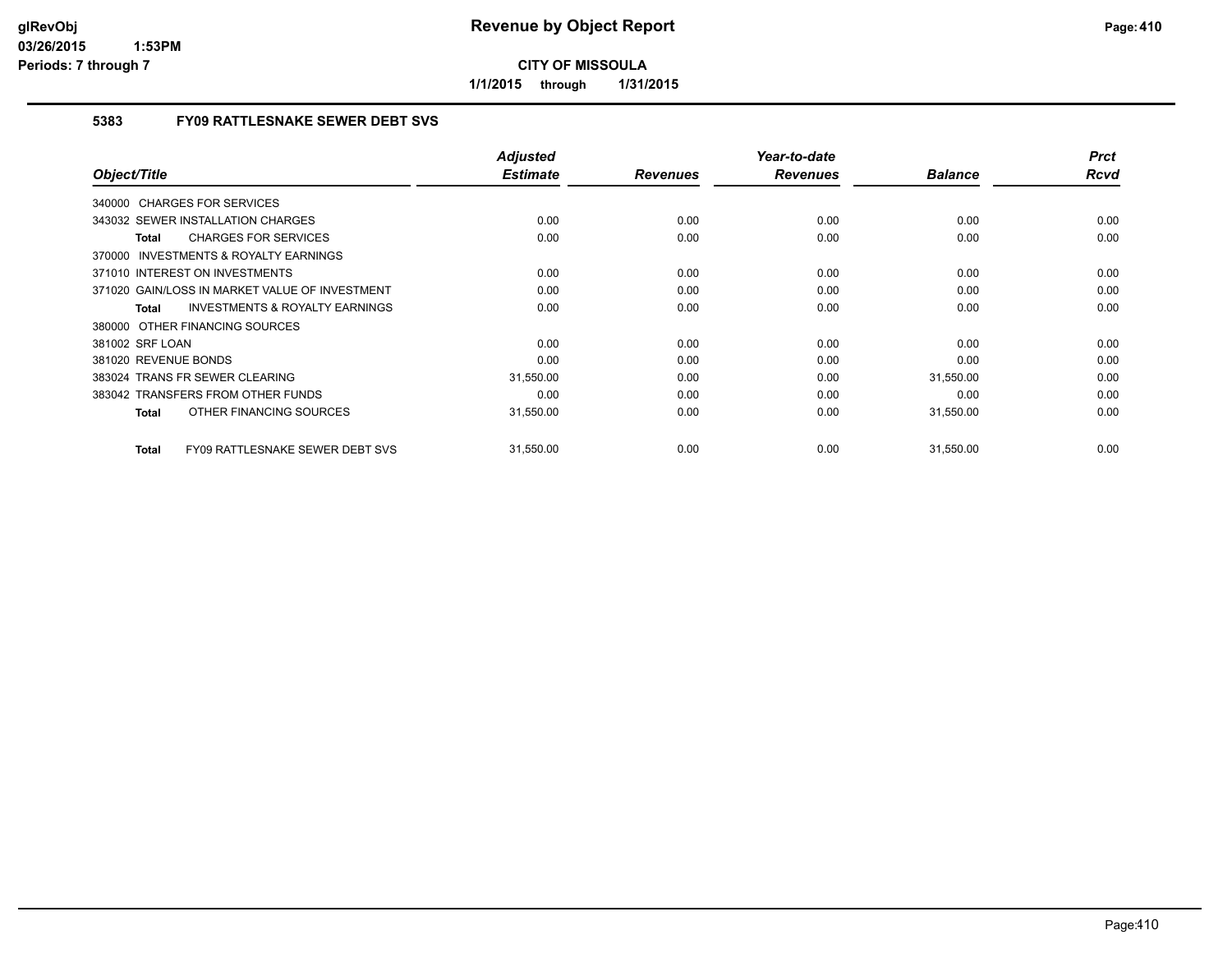# Revenue by Object Report

**CITY OF MISSOULA**

**1/1/2015 through 1/31/2015**

glRevObj
03/26/2015 1:53PM
Periods: 7 through 7

## 5383 FY09 RATTLESNAKE SEWER DEBT SVS

| Object/Title | Adjusted Estimate | Revenues | Year-to-date Revenues | Balance | Prct Rcvd |
|---|---|---|---|---|---|
| 340000 CHARGES FOR SERVICES | | | | | |
| 343032 SEWER INSTALLATION CHARGES | 0.00 | 0.00 | 0.00 | 0.00 | 0.00 |
| **Total** CHARGES FOR SERVICES | 0.00 | 0.00 | 0.00 | 0.00 | 0.00 |
| 370000 INVESTMENTS & ROYALTY EARNINGS | | | | | |
| 371010 INTEREST ON INVESTMENTS | 0.00 | 0.00 | 0.00 | 0.00 | 0.00 |
| 371020 GAIN/LOSS IN MARKET VALUE OF INVESTMENT | 0.00 | 0.00 | 0.00 | 0.00 | 0.00 |
| **Total** INVESTMENTS & ROYALTY EARNINGS | 0.00 | 0.00 | 0.00 | 0.00 | 0.00 |
| 380000 OTHER FINANCING SOURCES | | | | | |
| 381002 SRF LOAN | 0.00 | 0.00 | 0.00 | 0.00 | 0.00 |
| 381020 REVENUE BONDS | 0.00 | 0.00 | 0.00 | 0.00 | 0.00 |
| 383024 TRANS FR SEWER CLEARING | 31,550.00 | 0.00 | 0.00 | 31,550.00 | 0.00 |
| 383042 TRANSFERS FROM OTHER FUNDS | 0.00 | 0.00 | 0.00 | 0.00 | 0.00 |
| **Total** OTHER FINANCING SOURCES | 31,550.00 | 0.00 | 0.00 | 31,550.00 | 0.00 |
| **Total** FY09 RATTLESNAKE SEWER DEBT SVS | 31,550.00 | 0.00 | 0.00 | 31,550.00 | 0.00 |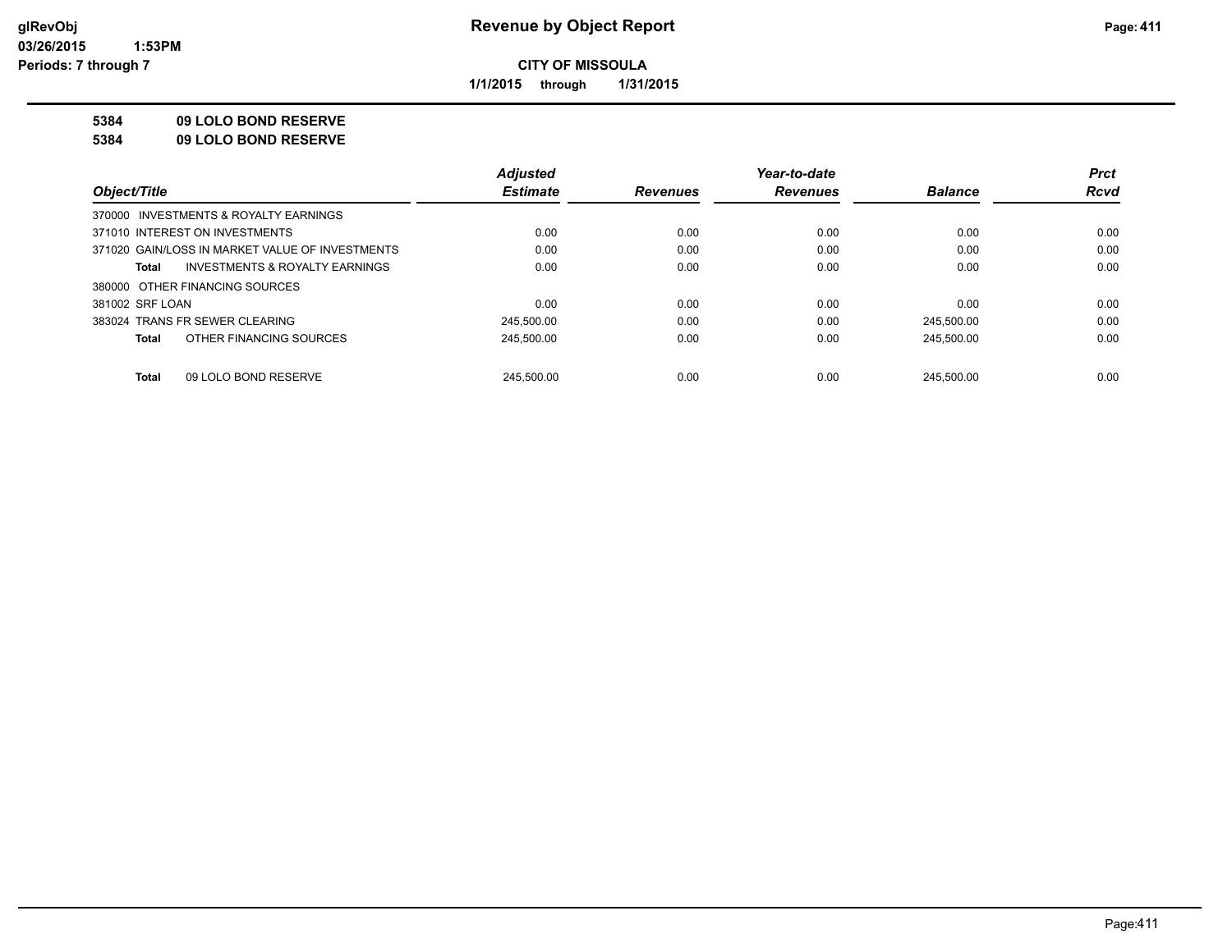# Revenue by Object Report

**CITY OF MISSOULA**

**1/1/2015 through 1/31/2015**

glRevObj
03/26/2015 1:53PM
Periods: 7 through 7

**5384 09 LOLO BOND RESERVE**

**5384 09 LOLO BOND RESERVE**

| Object/Title | Adjusted Estimate | Revenues | Year-to-date Revenues | Balance | Prct Rcvd |
|---|---|---|---|---|---|
| 370000 INVESTMENTS & ROYALTY EARNINGS | | | | | |
| 371010 INTEREST ON INVESTMENTS | 0.00 | 0.00 | 0.00 | 0.00 | 0.00 |
| 371020 GAIN/LOSS IN MARKET VALUE OF INVESTMENTS | 0.00 | 0.00 | 0.00 | 0.00 | 0.00 |
| **Total** INVESTMENTS & ROYALTY EARNINGS | 0.00 | 0.00 | 0.00 | 0.00 | 0.00 |
| 380000 OTHER FINANCING SOURCES | | | | | |
| 381002 SRF LOAN | 0.00 | 0.00 | 0.00 | 0.00 | 0.00 |
| 383024 TRANS FR SEWER CLEARING | 245,500.00 | 0.00 | 0.00 | 245,500.00 | 0.00 |
| **Total** OTHER FINANCING SOURCES | 245,500.00 | 0.00 | 0.00 | 245,500.00 | 0.00 |
| **Total** 09 LOLO BOND RESERVE | 245,500.00 | 0.00 | 0.00 | 245,500.00 | 0.00 |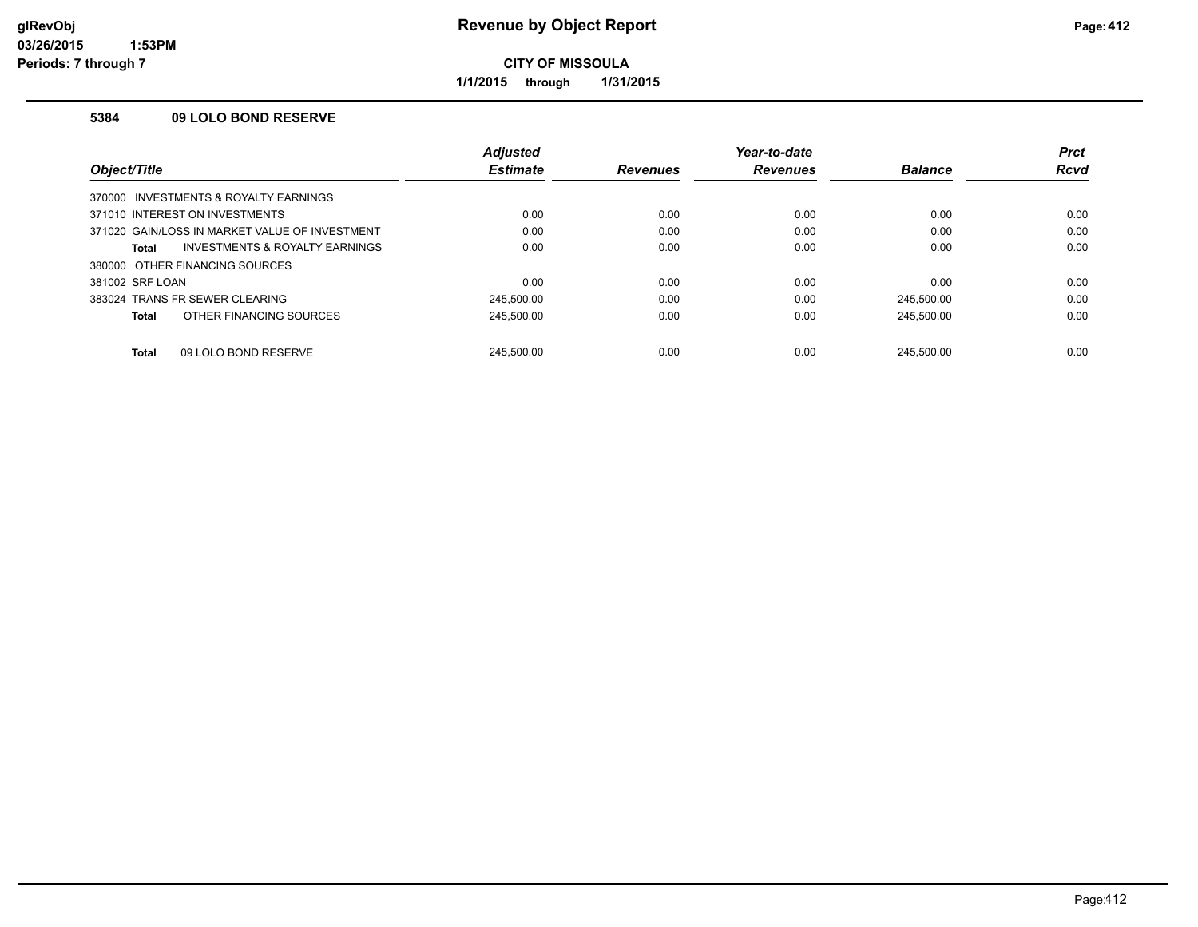# Revenue by Object Report

**CITY OF MISSOULA**

**1/1/2015 through 1/31/2015**

### 5384 09 LOLO BOND RESERVE

| Object/Title | Adjusted Estimate | Revenues | Year-to-date Revenues | Balance | Prct Rcvd |
|---|---|---|---|---|---|
| 370000 INVESTMENTS & ROYALTY EARNINGS | | | | | |
| 371010 INTEREST ON INVESTMENTS | 0.00 | 0.00 | 0.00 | 0.00 | 0.00 |
| 371020 GAIN/LOSS IN MARKET VALUE OF INVESTMENT | 0.00 | 0.00 | 0.00 | 0.00 | 0.00 |
| **Total** INVESTMENTS & ROYALTY EARNINGS | 0.00 | 0.00 | 0.00 | 0.00 | 0.00 |
| 380000 OTHER FINANCING SOURCES | | | | | |
| 381002 SRF LOAN | 0.00 | 0.00 | 0.00 | 0.00 | 0.00 |
| 383024 TRANS FR SEWER CLEARING | 245,500.00 | 0.00 | 0.00 | 245,500.00 | 0.00 |
| **Total** OTHER FINANCING SOURCES | 245,500.00 | 0.00 | 0.00 | 245,500.00 | 0.00 |
| **Total** 09 LOLO BOND RESERVE | 245,500.00 | 0.00 | 0.00 | 245,500.00 | 0.00 |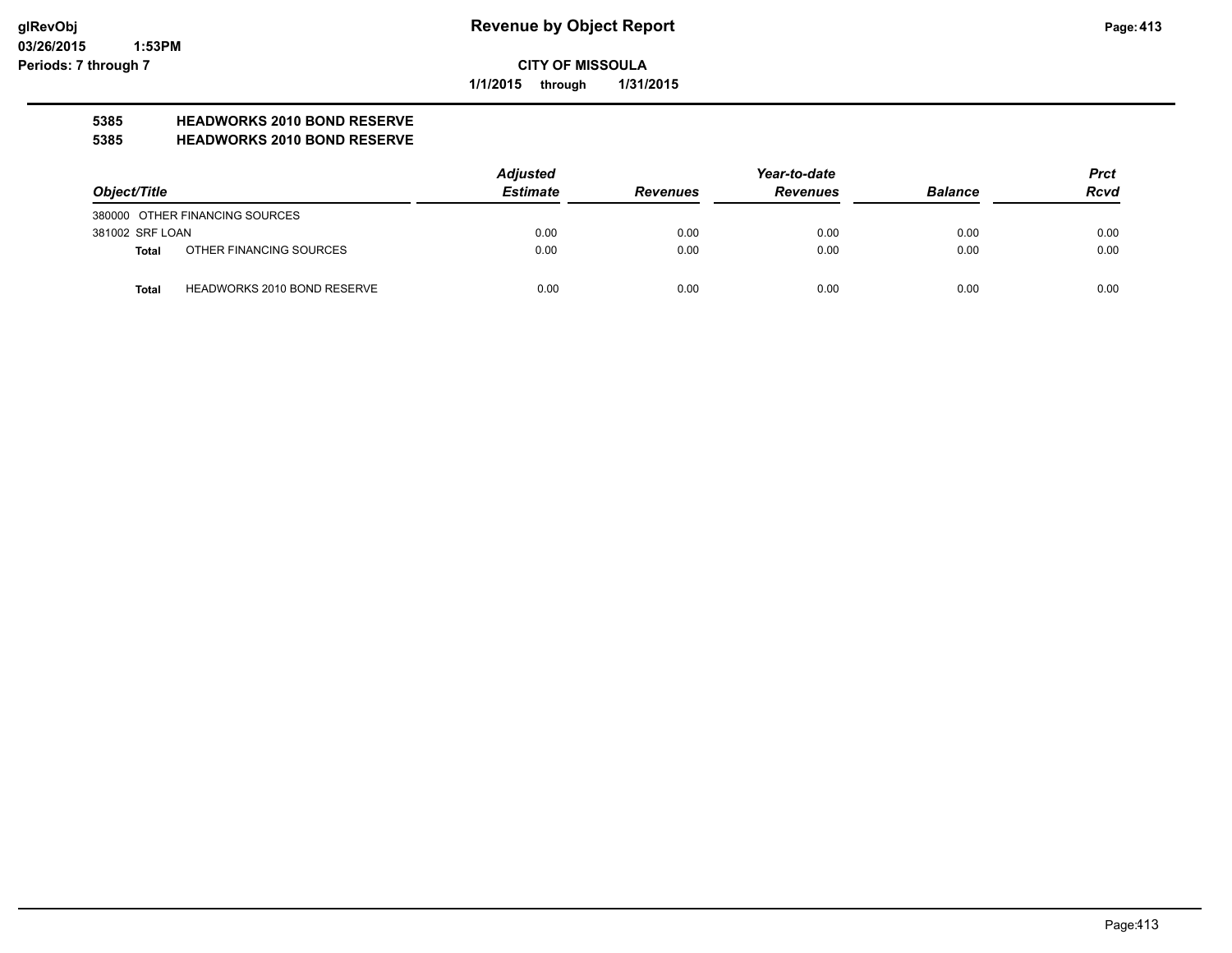**CITY OF MISSOULA**

**1/1/2015 through 1/31/2015**

**5385 HEADWORKS 2010 BOND RESERVE**

**5385 HEADWORKS 2010 BOND RESERVE**

| Object/Title | Adjusted Estimate | Revenues | Year-to-date Revenues | Balance | Prct Rcvd |
|---|---|---|---|---|---|
| 380000 OTHER FINANCING SOURCES | | | | | |
| 381002 SRF LOAN | 0.00 | 0.00 | 0.00 | 0.00 | 0.00 |
| **Total** OTHER FINANCING SOURCES | 0.00 | 0.00 | 0.00 | 0.00 | 0.00 |
| **Total** HEADWORKS 2010 BOND RESERVE | 0.00 | 0.00 | 0.00 | 0.00 | 0.00 |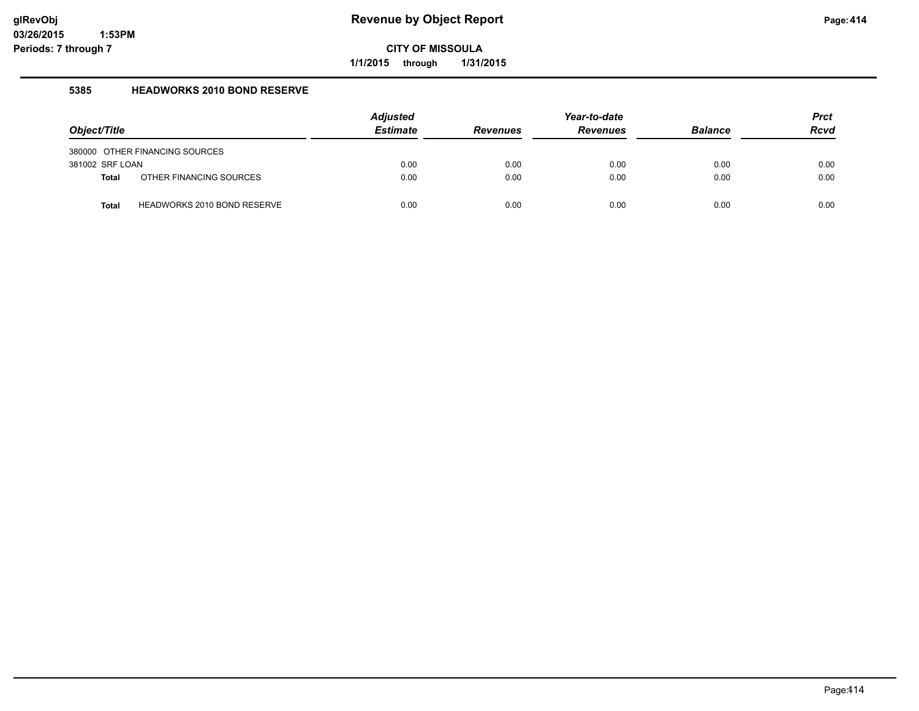# Revenue by Object Report

**CITY OF MISSOULA**

**1/1/2015 through 1/31/2015**

glRevObj
03/26/2015 1:53PM
Periods: 7 through 7

## 5385 HEADWORKS 2010 BOND RESERVE

| Object/Title | Adjusted Estimate | Revenues | Year-to-date Revenues | Balance | Prct Rcvd |
|---|---|---|---|---|---|
| 380000 OTHER FINANCING SOURCES | | | | | |
| 381002 SRF LOAN | 0.00 | 0.00 | 0.00 | 0.00 | 0.00 |
| **Total** OTHER FINANCING SOURCES | 0.00 | 0.00 | 0.00 | 0.00 | 0.00 |
| **Total** HEADWORKS 2010 BOND RESERVE | 0.00 | 0.00 | 0.00 | 0.00 | 0.00 |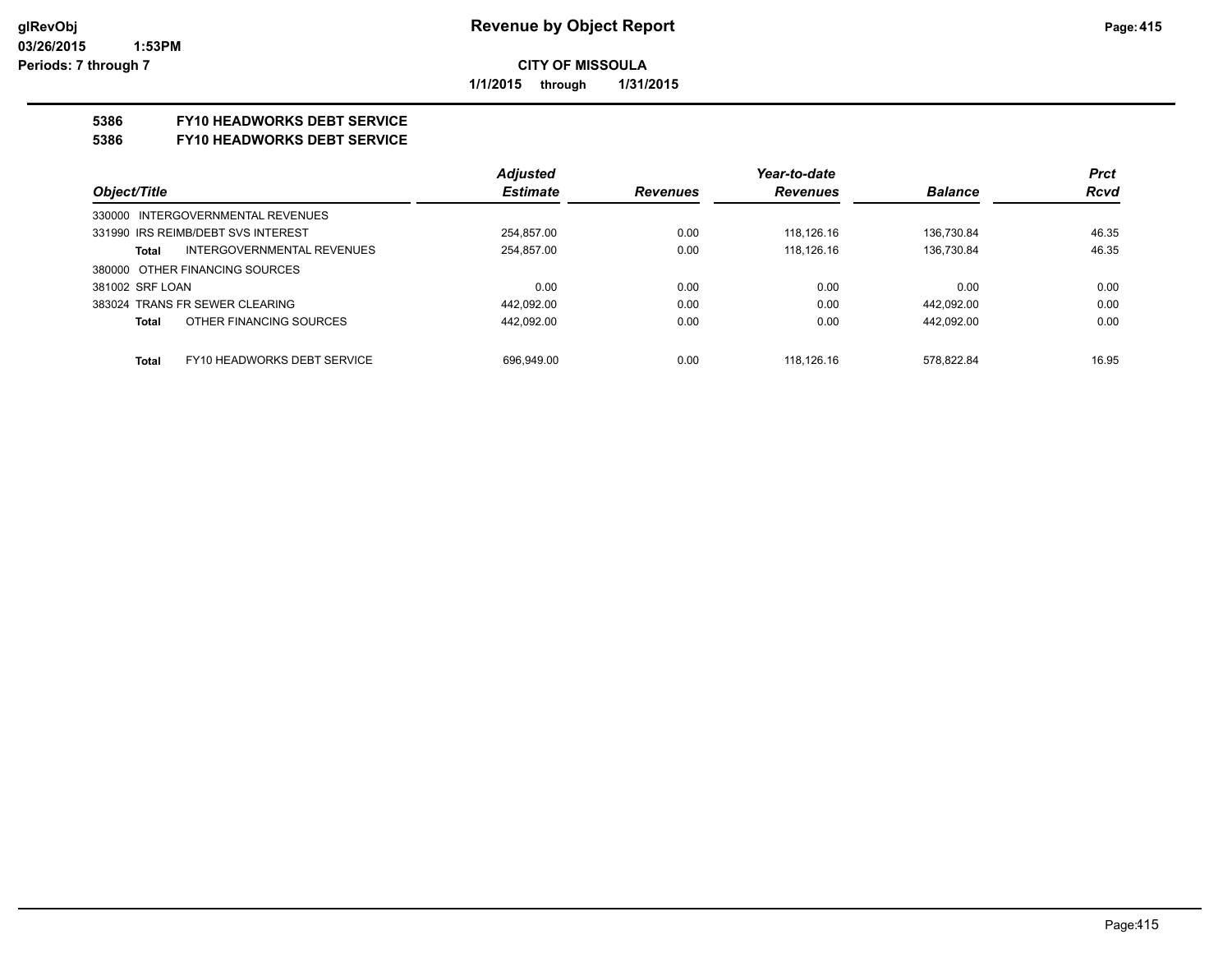# Revenue by Object Report

**CITY OF MISSOULA**

**1/1/2015 through 1/31/2015**

glRevObj
03/26/2015 1:53PM
Periods: 7 through 7

## 5386 FY10 HEADWORKS DEBT SERVICE
## 5386 FY10 HEADWORKS DEBT SERVICE

| Object/Title | Adjusted Estimate | Revenues | Year-to-date Revenues | Balance | Prct Rcvd |
|---|---|---|---|---|---|
| 330000 INTERGOVERNMENTAL REVENUES | | | | | |
| 331990 IRS REIMB/DEBT SVS INTEREST | 254,857.00 | 0.00 | 118,126.16 | 136,730.84 | 46.35 |
| **Total** INTERGOVERNMENTAL REVENUES | 254,857.00 | 0.00 | 118,126.16 | 136,730.84 | 46.35 |
| 380000 OTHER FINANCING SOURCES | | | | | |
| 381002 SRF LOAN | 0.00 | 0.00 | 0.00 | 0.00 | 0.00 |
| 383024 TRANS FR SEWER CLEARING | 442,092.00 | 0.00 | 0.00 | 442,092.00 | 0.00 |
| **Total** OTHER FINANCING SOURCES | 442,092.00 | 0.00 | 0.00 | 442,092.00 | 0.00 |
| **Total** FY10 HEADWORKS DEBT SERVICE | 696,949.00 | 0.00 | 118,126.16 | 578,822.84 | 16.95 |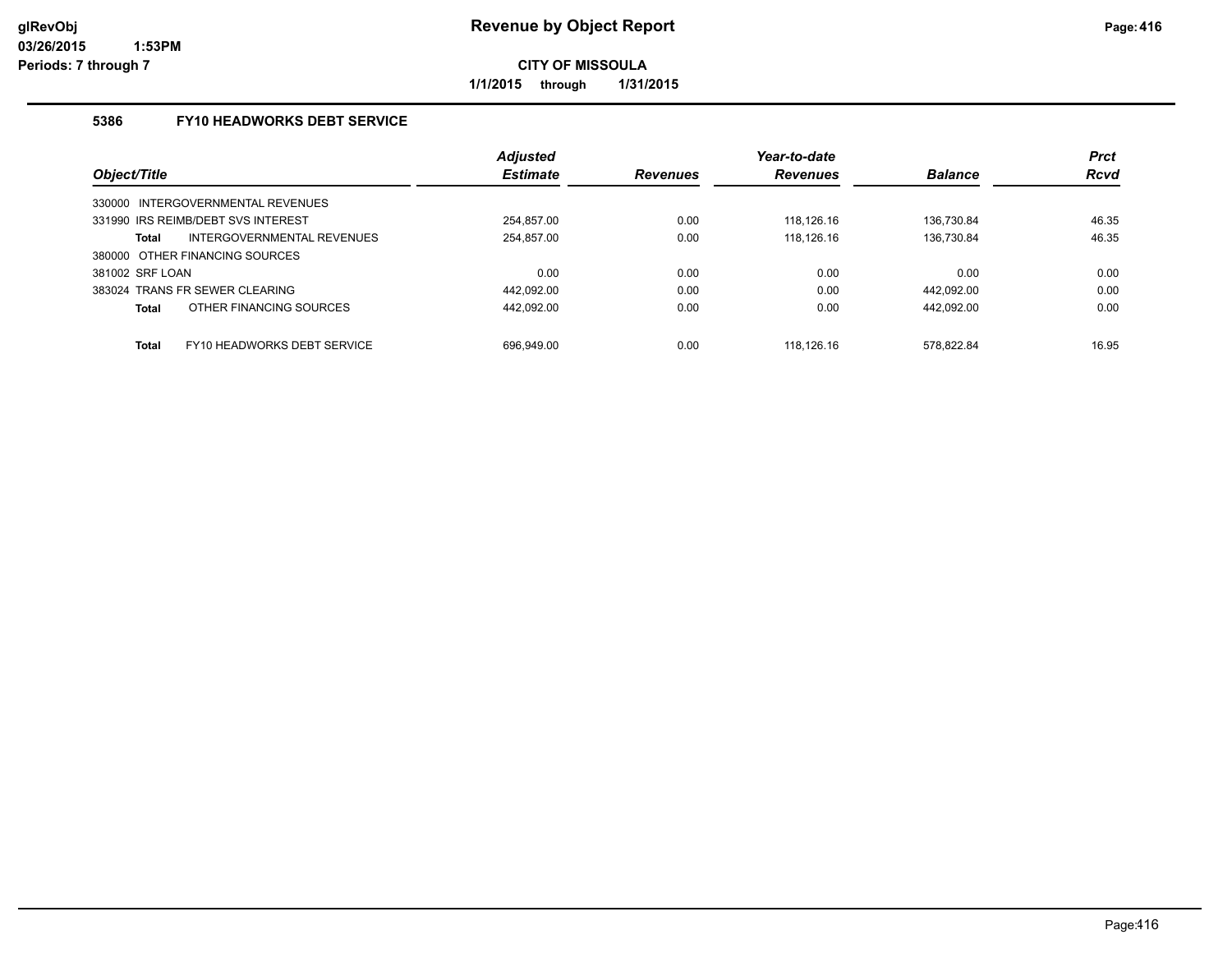**CITY OF MISSOULA**

**1/1/2015 through 1/31/2015**

### 5386 FY10 HEADWORKS DEBT SERVICE

| Object/Title | Adjusted Estimate | Revenues | Year-to-date Revenues | Balance | Prct Rcvd |
|---|---|---|---|---|---|
| 330000 INTERGOVERNMENTAL REVENUES | | | | | |
| 331990 IRS REIMB/DEBT SVS INTEREST | 254,857.00 | 0.00 | 118,126.16 | 136,730.84 | 46.35 |
| **Total** INTERGOVERNMENTAL REVENUES | 254,857.00 | 0.00 | 118,126.16 | 136,730.84 | 46.35 |
| 380000 OTHER FINANCING SOURCES | | | | | |
| 381002 SRF LOAN | 0.00 | 0.00 | 0.00 | 0.00 | 0.00 |
| 383024 TRANS FR SEWER CLEARING | 442,092.00 | 0.00 | 0.00 | 442,092.00 | 0.00 |
| **Total** OTHER FINANCING SOURCES | 442,092.00 | 0.00 | 0.00 | 442,092.00 | 0.00 |
| **Total** FY10 HEADWORKS DEBT SERVICE | 696,949.00 | 0.00 | 118,126.16 | 578,822.84 | 16.95 |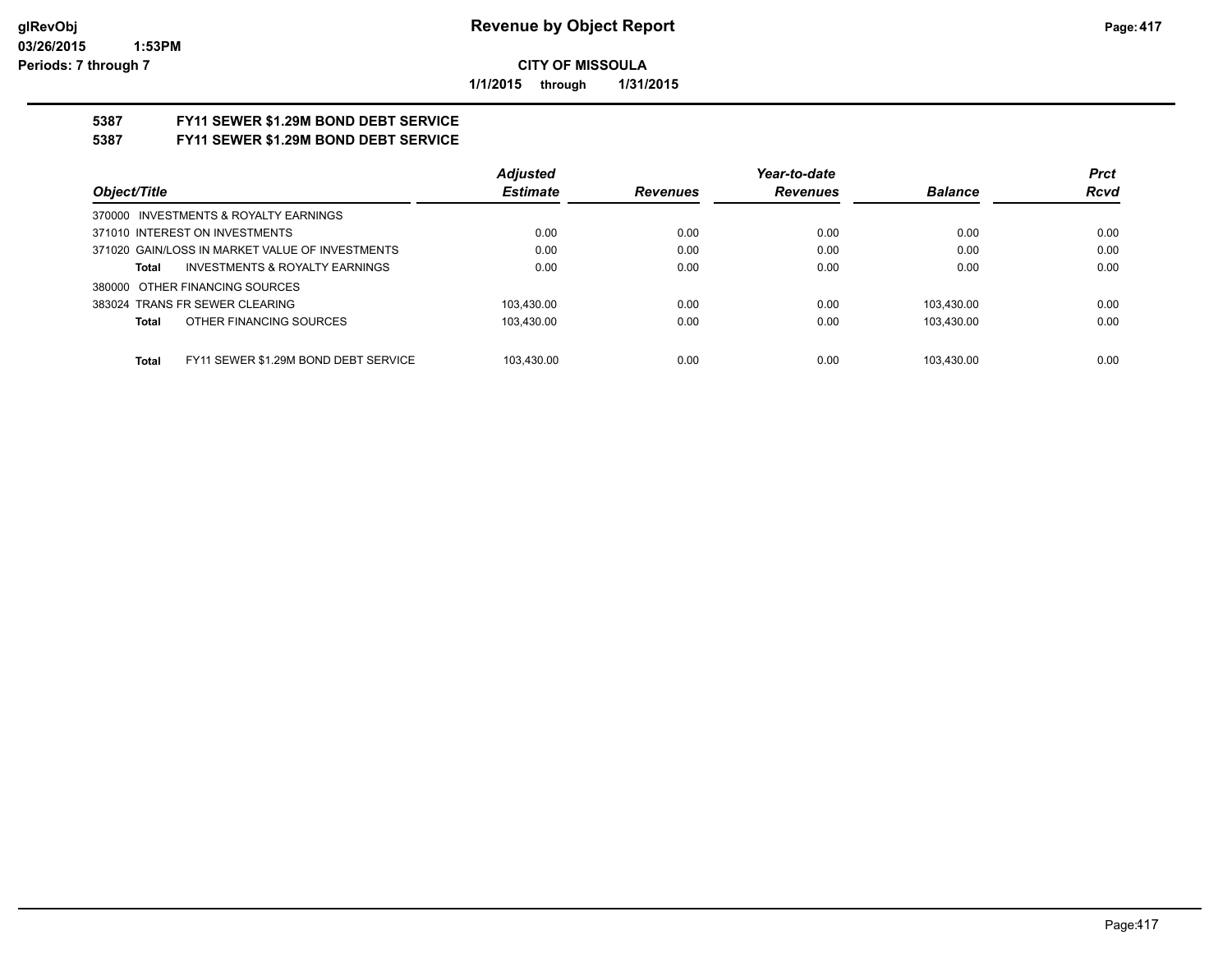**CITY OF MISSOULA**

**1/1/2015 through 1/31/2015**

## 5387 FY11 SEWER $1.29M BOND DEBT SERVICE
## 5387 FY11 SEWER $1.29M BOND DEBT SERVICE

| Object/Title | Adjusted Estimate | Revenues | Year-to-date Revenues | Balance | Prct Rcvd |
|---|---|---|---|---|---|
| 370000 INVESTMENTS & ROYALTY EARNINGS | | | | | |
| 371010 INTEREST ON INVESTMENTS | 0.00 | 0.00 | 0.00 | 0.00 | 0.00 |
| 371020 GAIN/LOSS IN MARKET VALUE OF INVESTMENTS | 0.00 | 0.00 | 0.00 | 0.00 | 0.00 |
| **Total** INVESTMENTS & ROYALTY EARNINGS | 0.00 | 0.00 | 0.00 | 0.00 | 0.00 |
| 380000 OTHER FINANCING SOURCES | | | | | |
| 383024 TRANS FR SEWER CLEARING | 103,430.00 | 0.00 | 0.00 | 103,430.00 | 0.00 |
| **Total** OTHER FINANCING SOURCES | 103,430.00 | 0.00 | 0.00 | 103,430.00 | 0.00 |
| **Total** FY11 SEWER $1.29M BOND DEBT SERVICE | 103,430.00 | 0.00 | 0.00 | 103,430.00 | 0.00 |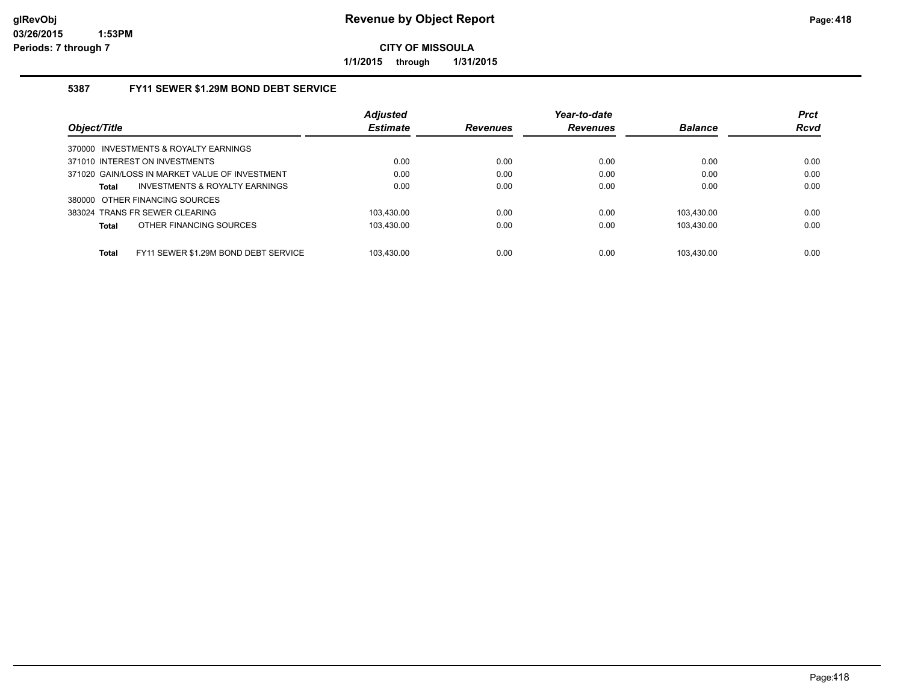# Revenue by Object Report

**CITY OF MISSOULA**

**1/1/2015 through 1/31/2015**

glRevObj
03/26/2015 1:53PM
Periods: 7 through 7

### 5387 FY11 SEWER $1.29M BOND DEBT SERVICE

| Object/Title | | Adjusted Estimate | Revenues | Year-to-date Revenues | Balance | Prct Rcvd |
|---|---|---|---|---|---|---|
| 370000 INVESTMENTS & ROYALTY EARNINGS | | | | | | |
| 371010 INTEREST ON INVESTMENTS | | 0.00 | 0.00 | 0.00 | 0.00 | 0.00 |
| 371020 GAIN/LOSS IN MARKET VALUE OF INVESTMENT | | 0.00 | 0.00 | 0.00 | 0.00 | 0.00 |
| **Total** | INVESTMENTS & ROYALTY EARNINGS | 0.00 | 0.00 | 0.00 | 0.00 | 0.00 |
| 380000 OTHER FINANCING SOURCES | | | | | | |
| 383024 TRANS FR SEWER CLEARING | | 103,430.00 | 0.00 | 0.00 | 103,430.00 | 0.00 |
| **Total** | OTHER FINANCING SOURCES | 103,430.00 | 0.00 | 0.00 | 103,430.00 | 0.00 |
| **Total** | FY11 SEWER $1.29M BOND DEBT SERVICE | 103,430.00 | 0.00 | 0.00 | 103,430.00 | 0.00 |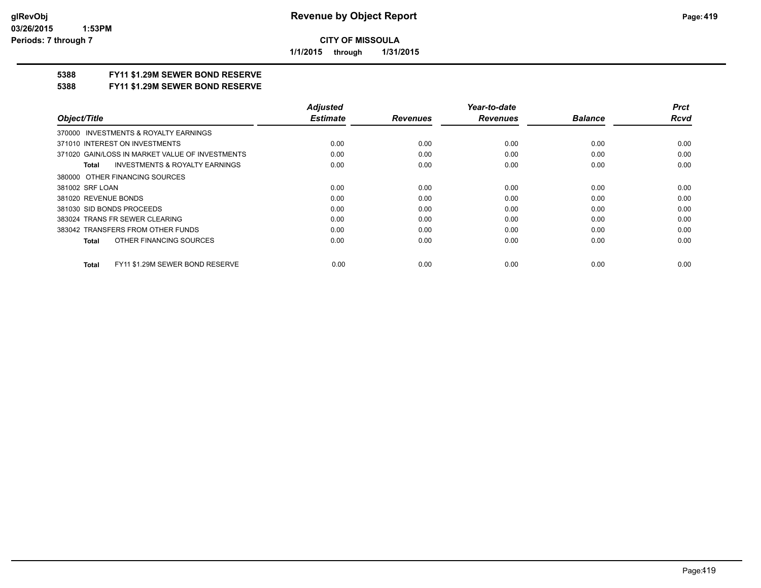**Revenue by Object Report**

**CITY OF MISSOULA**

**1/1/2015 through 1/31/2015**

glRevObj
03/26/2015 1:53PM
Periods: 7 through 7

## 5388 FY11 $1.29M SEWER BOND RESERVE

## 5388 FY11 $1.29M SEWER BOND RESERVE

| Object/Title | Adjusted Estimate | Revenues | Year-to-date Revenues | Balance | Prct Rcvd |
|---|---|---|---|---|---|
| 370000 INVESTMENTS & ROYALTY EARNINGS | | | | | |
| 371010 INTEREST ON INVESTMENTS | 0.00 | 0.00 | 0.00 | 0.00 | 0.00 |
| 371020 GAIN/LOSS IN MARKET VALUE OF INVESTMENTS | 0.00 | 0.00 | 0.00 | 0.00 | 0.00 |
| **Total** INVESTMENTS & ROYALTY EARNINGS | 0.00 | 0.00 | 0.00 | 0.00 | 0.00 |
| 380000 OTHER FINANCING SOURCES | | | | | |
| 381002 SRF LOAN | 0.00 | 0.00 | 0.00 | 0.00 | 0.00 |
| 381020 REVENUE BONDS | 0.00 | 0.00 | 0.00 | 0.00 | 0.00 |
| 381030 SID BONDS PROCEEDS | 0.00 | 0.00 | 0.00 | 0.00 | 0.00 |
| 383024 TRANS FR SEWER CLEARING | 0.00 | 0.00 | 0.00 | 0.00 | 0.00 |
| 383042 TRANSFERS FROM OTHER FUNDS | 0.00 | 0.00 | 0.00 | 0.00 | 0.00 |
| **Total** OTHER FINANCING SOURCES | 0.00 | 0.00 | 0.00 | 0.00 | 0.00 |
| **Total** FY11 $1.29M SEWER BOND RESERVE | 0.00 | 0.00 | 0.00 | 0.00 | 0.00 |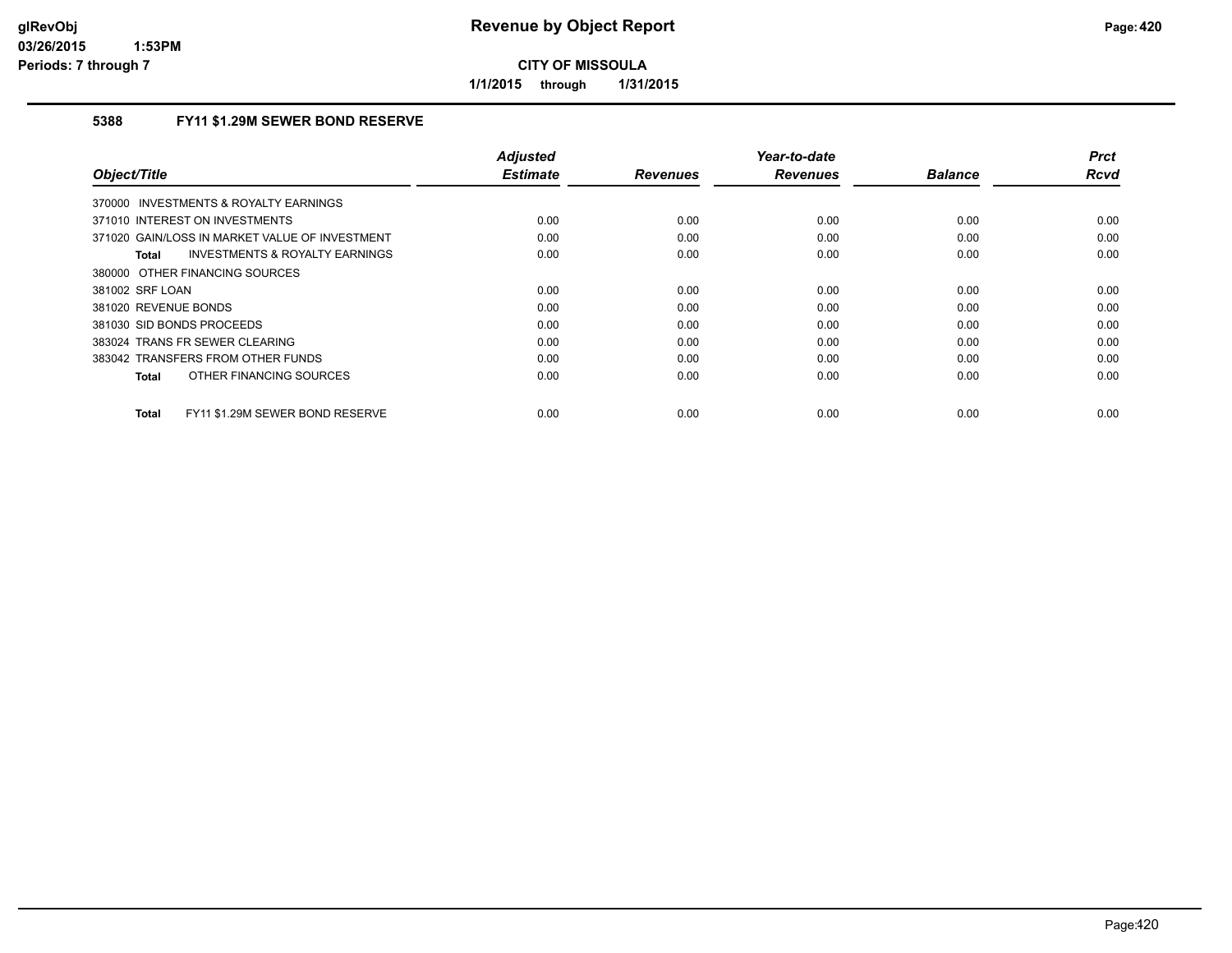**Revenue by Object Report**

**CITY OF MISSOULA**

**1/1/2015 through 1/31/2015**

glRevObj
03/26/2015 1:53PM
Periods: 7 through 7

### 5388 FY11 $1.29M SEWER BOND RESERVE

| Object/Title | Adjusted Estimate | Revenues | Year-to-date Revenues | Balance | Prct Rcvd |
|---|---|---|---|---|---|
| 370000 INVESTMENTS & ROYALTY EARNINGS | | | | | |
| 371010 INTEREST ON INVESTMENTS | 0.00 | 0.00 | 0.00 | 0.00 | 0.00 |
| 371020 GAIN/LOSS IN MARKET VALUE OF INVESTMENT | 0.00 | 0.00 | 0.00 | 0.00 | 0.00 |
| **Total** INVESTMENTS & ROYALTY EARNINGS | 0.00 | 0.00 | 0.00 | 0.00 | 0.00 |
| 380000 OTHER FINANCING SOURCES | | | | | |
| 381002 SRF LOAN | 0.00 | 0.00 | 0.00 | 0.00 | 0.00 |
| 381020 REVENUE BONDS | 0.00 | 0.00 | 0.00 | 0.00 | 0.00 |
| 381030 SID BONDS PROCEEDS | 0.00 | 0.00 | 0.00 | 0.00 | 0.00 |
| 383024 TRANS FR SEWER CLEARING | 0.00 | 0.00 | 0.00 | 0.00 | 0.00 |
| 383042 TRANSFERS FROM OTHER FUNDS | 0.00 | 0.00 | 0.00 | 0.00 | 0.00 |
| **Total** OTHER FINANCING SOURCES | 0.00 | 0.00 | 0.00 | 0.00 | 0.00 |
| **Total** FY11 $1.29M SEWER BOND RESERVE | 0.00 | 0.00 | 0.00 | 0.00 | 0.00 |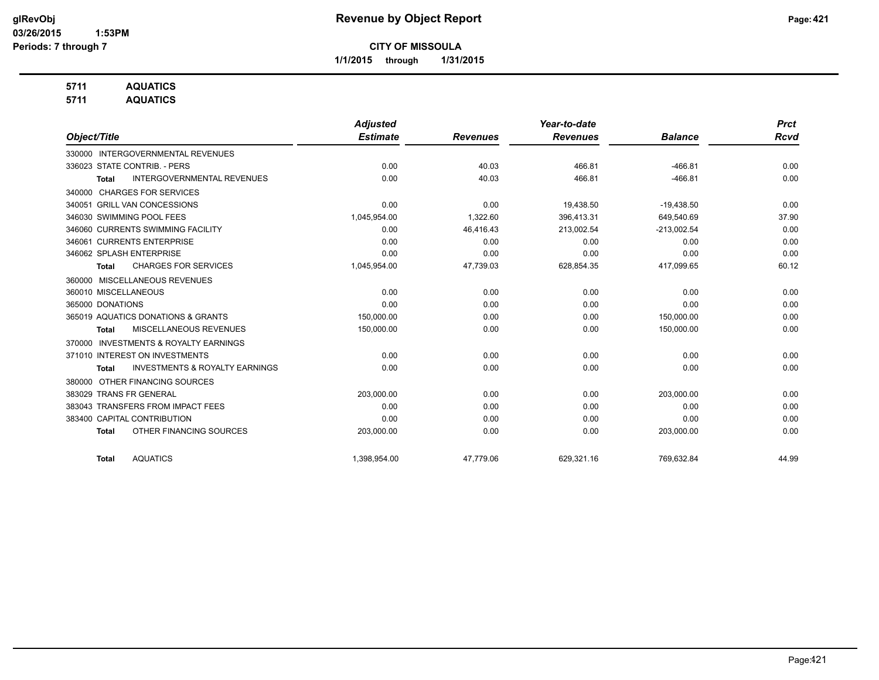# Revenue by Object Report

**CITY OF MISSOULA**

**1/1/2015 through 1/31/2015**

glRevObj
03/26/2015 1:53PM
Periods: 7 through 7

**5711 AQUATICS**
**5711 AQUATICS**

| Object/Title | Adjusted Estimate | Revenues | Year-to-date Revenues | Balance | Prct Rcvd |
|---|---|---|---|---|---|
| 330000 INTERGOVERNMENTAL REVENUES | | | | | |
| 336023 STATE CONTRIB. - PERS | 0.00 | 40.03 | 466.81 | -466.81 | 0.00 |
| **Total** INTERGOVERNMENTAL REVENUES | 0.00 | 40.03 | 466.81 | -466.81 | 0.00 |
| 340000 CHARGES FOR SERVICES | | | | | |
| 340051 GRILL VAN CONCESSIONS | 0.00 | 0.00 | 19,438.50 | -19,438.50 | 0.00 |
| 346030 SWIMMING POOL FEES | 1,045,954.00 | 1,322.60 | 396,413.31 | 649,540.69 | 37.90 |
| 346060 CURRENTS SWIMMING FACILITY | 0.00 | 46,416.43 | 213,002.54 | -213,002.54 | 0.00 |
| 346061 CURRENTS ENTERPRISE | 0.00 | 0.00 | 0.00 | 0.00 | 0.00 |
| 346062 SPLASH ENTERPRISE | 0.00 | 0.00 | 0.00 | 0.00 | 0.00 |
| **Total** CHARGES FOR SERVICES | 1,045,954.00 | 47,739.03 | 628,854.35 | 417,099.65 | 60.12 |
| 360000 MISCELLANEOUS REVENUES | | | | | |
| 360010 MISCELLANEOUS | 0.00 | 0.00 | 0.00 | 0.00 | 0.00 |
| 365000 DONATIONS | 0.00 | 0.00 | 0.00 | 0.00 | 0.00 |
| 365019 AQUATICS DONATIONS & GRANTS | 150,000.00 | 0.00 | 0.00 | 150,000.00 | 0.00 |
| **Total** MISCELLANEOUS REVENUES | 150,000.00 | 0.00 | 0.00 | 150,000.00 | 0.00 |
| 370000 INVESTMENTS & ROYALTY EARNINGS | | | | | |
| 371010 INTEREST ON INVESTMENTS | 0.00 | 0.00 | 0.00 | 0.00 | 0.00 |
| **Total** INVESTMENTS & ROYALTY EARNINGS | 0.00 | 0.00 | 0.00 | 0.00 | 0.00 |
| 380000 OTHER FINANCING SOURCES | | | | | |
| 383029 TRANS FR GENERAL | 203,000.00 | 0.00 | 0.00 | 203,000.00 | 0.00 |
| 383043 TRANSFERS FROM IMPACT FEES | 0.00 | 0.00 | 0.00 | 0.00 | 0.00 |
| 383400 CAPITAL CONTRIBUTION | 0.00 | 0.00 | 0.00 | 0.00 | 0.00 |
| **Total** OTHER FINANCING SOURCES | 203,000.00 | 0.00 | 0.00 | 203,000.00 | 0.00 |
| **Total** AQUATICS | 1,398,954.00 | 47,779.06 | 629,321.16 | 769,632.84 | 44.99 |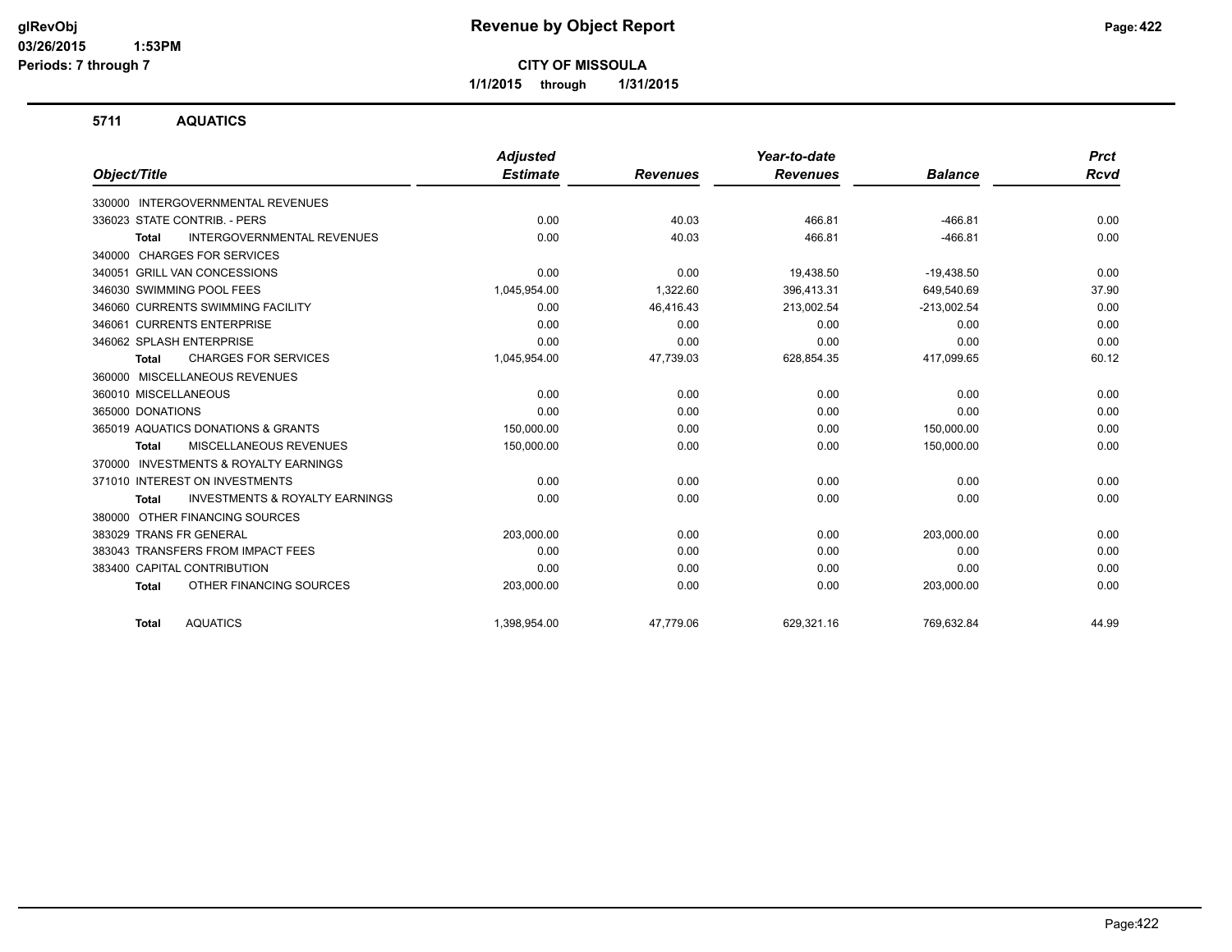# Revenue by Object Report

**CITY OF MISSOULA**

**1/1/2015 through 1/31/2015**

glRevObj
03/26/2015 1:53PM
Periods: 7 through 7

## 5711 AQUATICS

| Object/Title | Adjusted Estimate | Revenues | Year-to-date Revenues | Balance | Prct Rcvd |
|---|---|---|---|---|---|
| 330000 INTERGOVERNMENTAL REVENUES | | | | | |
| 336023 STATE CONTRIB. - PERS | 0.00 | 40.03 | 466.81 | -466.81 | 0.00 |
| **Total** INTERGOVERNMENTAL REVENUES | 0.00 | 40.03 | 466.81 | -466.81 | 0.00 |
| 340000 CHARGES FOR SERVICES | | | | | |
| 340051 GRILL VAN CONCESSIONS | 0.00 | 0.00 | 19,438.50 | -19,438.50 | 0.00 |
| 346030 SWIMMING POOL FEES | 1,045,954.00 | 1,322.60 | 396,413.31 | 649,540.69 | 37.90 |
| 346060 CURRENTS SWIMMING FACILITY | 0.00 | 46,416.43 | 213,002.54 | -213,002.54 | 0.00 |
| 346061 CURRENTS ENTERPRISE | 0.00 | 0.00 | 0.00 | 0.00 | 0.00 |
| 346062 SPLASH ENTERPRISE | 0.00 | 0.00 | 0.00 | 0.00 | 0.00 |
| **Total** CHARGES FOR SERVICES | 1,045,954.00 | 47,739.03 | 628,854.35 | 417,099.65 | 60.12 |
| 360000 MISCELLANEOUS REVENUES | | | | | |
| 360010 MISCELLANEOUS | 0.00 | 0.00 | 0.00 | 0.00 | 0.00 |
| 365000 DONATIONS | 0.00 | 0.00 | 0.00 | 0.00 | 0.00 |
| 365019 AQUATICS DONATIONS & GRANTS | 150,000.00 | 0.00 | 0.00 | 150,000.00 | 0.00 |
| **Total** MISCELLANEOUS REVENUES | 150,000.00 | 0.00 | 0.00 | 150,000.00 | 0.00 |
| 370000 INVESTMENTS & ROYALTY EARNINGS | | | | | |
| 371010 INTEREST ON INVESTMENTS | 0.00 | 0.00 | 0.00 | 0.00 | 0.00 |
| **Total** INVESTMENTS & ROYALTY EARNINGS | 0.00 | 0.00 | 0.00 | 0.00 | 0.00 |
| 380000 OTHER FINANCING SOURCES | | | | | |
| 383029 TRANS FR GENERAL | 203,000.00 | 0.00 | 0.00 | 203,000.00 | 0.00 |
| 383043 TRANSFERS FROM IMPACT FEES | 0.00 | 0.00 | 0.00 | 0.00 | 0.00 |
| 383400 CAPITAL CONTRIBUTION | 0.00 | 0.00 | 0.00 | 0.00 | 0.00 |
| **Total** OTHER FINANCING SOURCES | 203,000.00 | 0.00 | 0.00 | 203,000.00 | 0.00 |
| **Total** AQUATICS | 1,398,954.00 | 47,779.06 | 629,321.16 | 769,632.84 | 44.99 |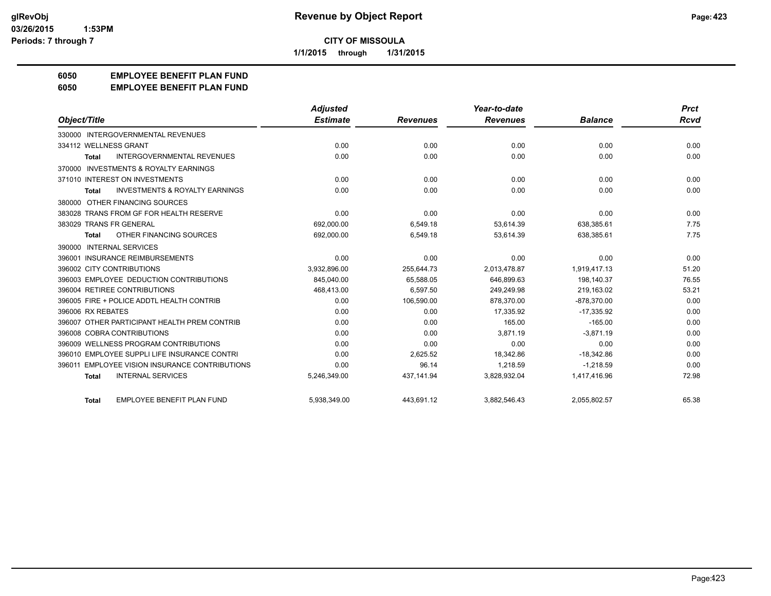# Revenue by Object Report

**CITY OF MISSOULA**

**1/1/2015 through 1/31/2015**

glRevObj
03/26/2015 1:53PM
Periods: 7 through 7

## 6050 EMPLOYEE BENEFIT PLAN FUND
## 6050 EMPLOYEE BENEFIT PLAN FUND

| Object/Title | Adjusted Estimate | Revenues | Year-to-date Revenues | Balance | Prct Rcvd |
|---|---|---|---|---|---|
| 330000 INTERGOVERNMENTAL REVENUES | | | | | |
| 334112 WELLNESS GRANT | 0.00 | 0.00 | 0.00 | 0.00 | 0.00 |
| **Total** INTERGOVERNMENTAL REVENUES | 0.00 | 0.00 | 0.00 | 0.00 | 0.00 |
| 370000 INVESTMENTS & ROYALTY EARNINGS | | | | | |
| 371010 INTEREST ON INVESTMENTS | 0.00 | 0.00 | 0.00 | 0.00 | 0.00 |
| **Total** INVESTMENTS & ROYALTY EARNINGS | 0.00 | 0.00 | 0.00 | 0.00 | 0.00 |
| 380000 OTHER FINANCING SOURCES | | | | | |
| 383028 TRANS FROM GF FOR HEALTH RESERVE | 0.00 | 0.00 | 0.00 | 0.00 | 0.00 |
| 383029 TRANS FR GENERAL | 692,000.00 | 6,549.18 | 53,614.39 | 638,385.61 | 7.75 |
| **Total** OTHER FINANCING SOURCES | 692,000.00 | 6,549.18 | 53,614.39 | 638,385.61 | 7.75 |
| 390000 INTERNAL SERVICES | | | | | |
| 396001 INSURANCE REIMBURSEMENTS | 0.00 | 0.00 | 0.00 | 0.00 | 0.00 |
| 396002 CITY CONTRIBUTIONS | 3,932,896.00 | 255,644.73 | 2,013,478.87 | 1,919,417.13 | 51.20 |
| 396003 EMPLOYEE DEDUCTION CONTRIBUTIONS | 845,040.00 | 65,588.05 | 646,899.63 | 198,140.37 | 76.55 |
| 396004 RETIREE CONTRIBUTIONS | 468,413.00 | 6,597.50 | 249,249.98 | 219,163.02 | 53.21 |
| 396005 FIRE + POLICE ADDTL HEALTH CONTRIB | 0.00 | 106,590.00 | 878,370.00 | -878,370.00 | 0.00 |
| 396006 RX REBATES | 0.00 | 0.00 | 17,335.92 | -17,335.92 | 0.00 |
| 396007 OTHER PARTICIPANT HEALTH PREM CONTRIB | 0.00 | 0.00 | 165.00 | -165.00 | 0.00 |
| 396008 COBRA CONTRIBUTIONS | 0.00 | 0.00 | 3,871.19 | -3,871.19 | 0.00 |
| 396009 WELLNESS PROGRAM CONTRIBUTIONS | 0.00 | 0.00 | 0.00 | 0.00 | 0.00 |
| 396010 EMPLOYEE SUPPLI LIFE INSURANCE CONTRI | 0.00 | 2,625.52 | 18,342.86 | -18,342.86 | 0.00 |
| 396011 EMPLOYEE VISION INSURANCE CONTRIBUTIONS | 0.00 | 96.14 | 1,218.59 | -1,218.59 | 0.00 |
| **Total** INTERNAL SERVICES | 5,246,349.00 | 437,141.94 | 3,828,932.04 | 1,417,416.96 | 72.98 |
| **Total** EMPLOYEE BENEFIT PLAN FUND | 5,938,349.00 | 443,691.12 | 3,882,546.43 | 2,055,802.57 | 65.38 |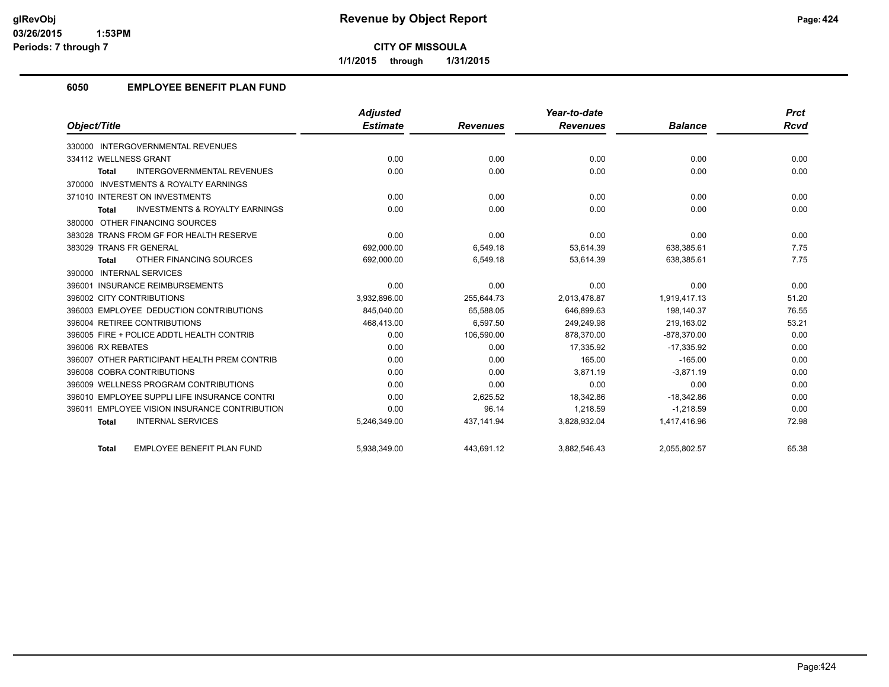# Revenue by Object Report

**CITY OF MISSOULA**

**1/1/2015 through 1/31/2015**

glRevObj
03/26/2015 1:53PM
Periods: 7 through 7

## 6050 EMPLOYEE BENEFIT PLAN FUND

| Object/Title | Adjusted Estimate | Revenues | Year-to-date Revenues | Balance | Prct Rcvd |
|---|---|---|---|---|---|
| 330000 INTERGOVERNMENTAL REVENUES | | | | | |
| 334112 WELLNESS GRANT | 0.00 | 0.00 | 0.00 | 0.00 | 0.00 |
| **Total** INTERGOVERNMENTAL REVENUES | 0.00 | 0.00 | 0.00 | 0.00 | 0.00 |
| 370000 INVESTMENTS & ROYALTY EARNINGS | | | | | |
| 371010 INTEREST ON INVESTMENTS | 0.00 | 0.00 | 0.00 | 0.00 | 0.00 |
| **Total** INVESTMENTS & ROYALTY EARNINGS | 0.00 | 0.00 | 0.00 | 0.00 | 0.00 |
| 380000 OTHER FINANCING SOURCES | | | | | |
| 383028 TRANS FROM GF FOR HEALTH RESERVE | 0.00 | 0.00 | 0.00 | 0.00 | 0.00 |
| 383029 TRANS FR GENERAL | 692,000.00 | 6,549.18 | 53,614.39 | 638,385.61 | 7.75 |
| **Total** OTHER FINANCING SOURCES | 692,000.00 | 6,549.18 | 53,614.39 | 638,385.61 | 7.75 |
| 390000 INTERNAL SERVICES | | | | | |
| 396001 INSURANCE REIMBURSEMENTS | 0.00 | 0.00 | 0.00 | 0.00 | 0.00 |
| 396002 CITY CONTRIBUTIONS | 3,932,896.00 | 255,644.73 | 2,013,478.87 | 1,919,417.13 | 51.20 |
| 396003 EMPLOYEE DEDUCTION CONTRIBUTIONS | 845,040.00 | 65,588.05 | 646,899.63 | 198,140.37 | 76.55 |
| 396004 RETIREE CONTRIBUTIONS | 468,413.00 | 6,597.50 | 249,249.98 | 219,163.02 | 53.21 |
| 396005 FIRE + POLICE ADDTL HEALTH CONTRIB | 0.00 | 106,590.00 | 878,370.00 | -878,370.00 | 0.00 |
| 396006 RX REBATES | 0.00 | 0.00 | 17,335.92 | -17,335.92 | 0.00 |
| 396007 OTHER PARTICIPANT HEALTH PREM CONTRIB | 0.00 | 0.00 | 165.00 | -165.00 | 0.00 |
| 396008 COBRA CONTRIBUTIONS | 0.00 | 0.00 | 3,871.19 | -3,871.19 | 0.00 |
| 396009 WELLNESS PROGRAM CONTRIBUTIONS | 0.00 | 0.00 | 0.00 | 0.00 | 0.00 |
| 396010 EMPLOYEE SUPPLI LIFE INSURANCE CONTRI | 0.00 | 2,625.52 | 18,342.86 | -18,342.86 | 0.00 |
| 396011 EMPLOYEE VISION INSURANCE CONTRIBUTION | 0.00 | 96.14 | 1,218.59 | -1,218.59 | 0.00 |
| **Total** INTERNAL SERVICES | 5,246,349.00 | 437,141.94 | 3,828,932.04 | 1,417,416.96 | 72.98 |
| **Total** EMPLOYEE BENEFIT PLAN FUND | 5,938,349.00 | 443,691.12 | 3,882,546.43 | 2,055,802.57 | 65.38 |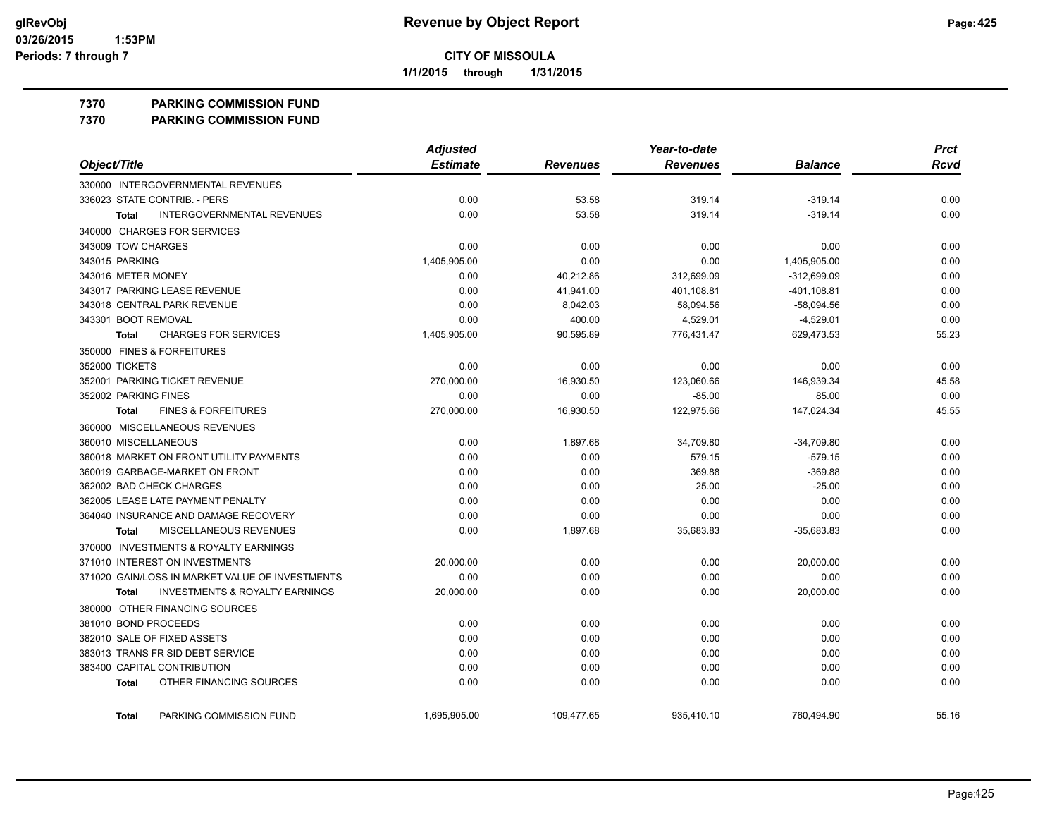# Revenue by Object Report

**CITY OF MISSOULA**

**1/1/2015 through 1/31/2015**

glRevObj
03/26/2015 1:53PM
Periods: 7 through 7

## 7370 PARKING COMMISSION FUND
## 7370 PARKING COMMISSION FUND

| Object/Title | Adjusted Estimate | Revenues | Year-to-date Revenues | Balance | Prct Rcvd |
|---|---|---|---|---|---|
| 330000 INTERGOVERNMENTAL REVENUES | | | | | |
| 336023 STATE CONTRIB. - PERS | 0.00 | 53.58 | 319.14 | -319.14 | 0.00 |
| **Total** INTERGOVERNMENTAL REVENUES | 0.00 | 53.58 | 319.14 | -319.14 | 0.00 |
| 340000 CHARGES FOR SERVICES | | | | | |
| 343009 TOW CHARGES | 0.00 | 0.00 | 0.00 | 0.00 | 0.00 |
| 343015 PARKING | 1,405,905.00 | 0.00 | 0.00 | 1,405,905.00 | 0.00 |
| 343016 METER MONEY | 0.00 | 40,212.86 | 312,699.09 | -312,699.09 | 0.00 |
| 343017 PARKING LEASE REVENUE | 0.00 | 41,941.00 | 401,108.81 | -401,108.81 | 0.00 |
| 343018 CENTRAL PARK REVENUE | 0.00 | 8,042.03 | 58,094.56 | -58,094.56 | 0.00 |
| 343301 BOOT REMOVAL | 0.00 | 400.00 | 4,529.01 | -4,529.01 | 0.00 |
| **Total** CHARGES FOR SERVICES | 1,405,905.00 | 90,595.89 | 776,431.47 | 629,473.53 | 55.23 |
| 350000 FINES & FORFEITURES | | | | | |
| 352000 TICKETS | 0.00 | 0.00 | 0.00 | 0.00 | 0.00 |
| 352001 PARKING TICKET REVENUE | 270,000.00 | 16,930.50 | 123,060.66 | 146,939.34 | 45.58 |
| 352002 PARKING FINES | 0.00 | 0.00 | -85.00 | 85.00 | 0.00 |
| **Total** FINES & FORFEITURES | 270,000.00 | 16,930.50 | 122,975.66 | 147,024.34 | 45.55 |
| 360000 MISCELLANEOUS REVENUES | | | | | |
| 360010 MISCELLANEOUS | 0.00 | 1,897.68 | 34,709.80 | -34,709.80 | 0.00 |
| 360018 MARKET ON FRONT UTILITY PAYMENTS | 0.00 | 0.00 | 579.15 | -579.15 | 0.00 |
| 360019 GARBAGE-MARKET ON FRONT | 0.00 | 0.00 | 369.88 | -369.88 | 0.00 |
| 362002 BAD CHECK CHARGES | 0.00 | 0.00 | 25.00 | -25.00 | 0.00 |
| 362005 LEASE LATE PAYMENT PENALTY | 0.00 | 0.00 | 0.00 | 0.00 | 0.00 |
| 364040 INSURANCE AND DAMAGE RECOVERY | 0.00 | 0.00 | 0.00 | 0.00 | 0.00 |
| **Total** MISCELLANEOUS REVENUES | 0.00 | 1,897.68 | 35,683.83 | -35,683.83 | 0.00 |
| 370000 INVESTMENTS & ROYALTY EARNINGS | | | | | |
| 371010 INTEREST ON INVESTMENTS | 20,000.00 | 0.00 | 0.00 | 20,000.00 | 0.00 |
| 371020 GAIN/LOSS IN MARKET VALUE OF INVESTMENTS | 0.00 | 0.00 | 0.00 | 0.00 | 0.00 |
| **Total** INVESTMENTS & ROYALTY EARNINGS | 20,000.00 | 0.00 | 0.00 | 20,000.00 | 0.00 |
| 380000 OTHER FINANCING SOURCES | | | | | |
| 381010 BOND PROCEEDS | 0.00 | 0.00 | 0.00 | 0.00 | 0.00 |
| 382010 SALE OF FIXED ASSETS | 0.00 | 0.00 | 0.00 | 0.00 | 0.00 |
| 383013 TRANS FR SID DEBT SERVICE | 0.00 | 0.00 | 0.00 | 0.00 | 0.00 |
| 383400 CAPITAL CONTRIBUTION | 0.00 | 0.00 | 0.00 | 0.00 | 0.00 |
| **Total** OTHER FINANCING SOURCES | 0.00 | 0.00 | 0.00 | 0.00 | 0.00 |
| **Total** PARKING COMMISSION FUND | 1,695,905.00 | 109,477.65 | 935,410.10 | 760,494.90 | 55.16 |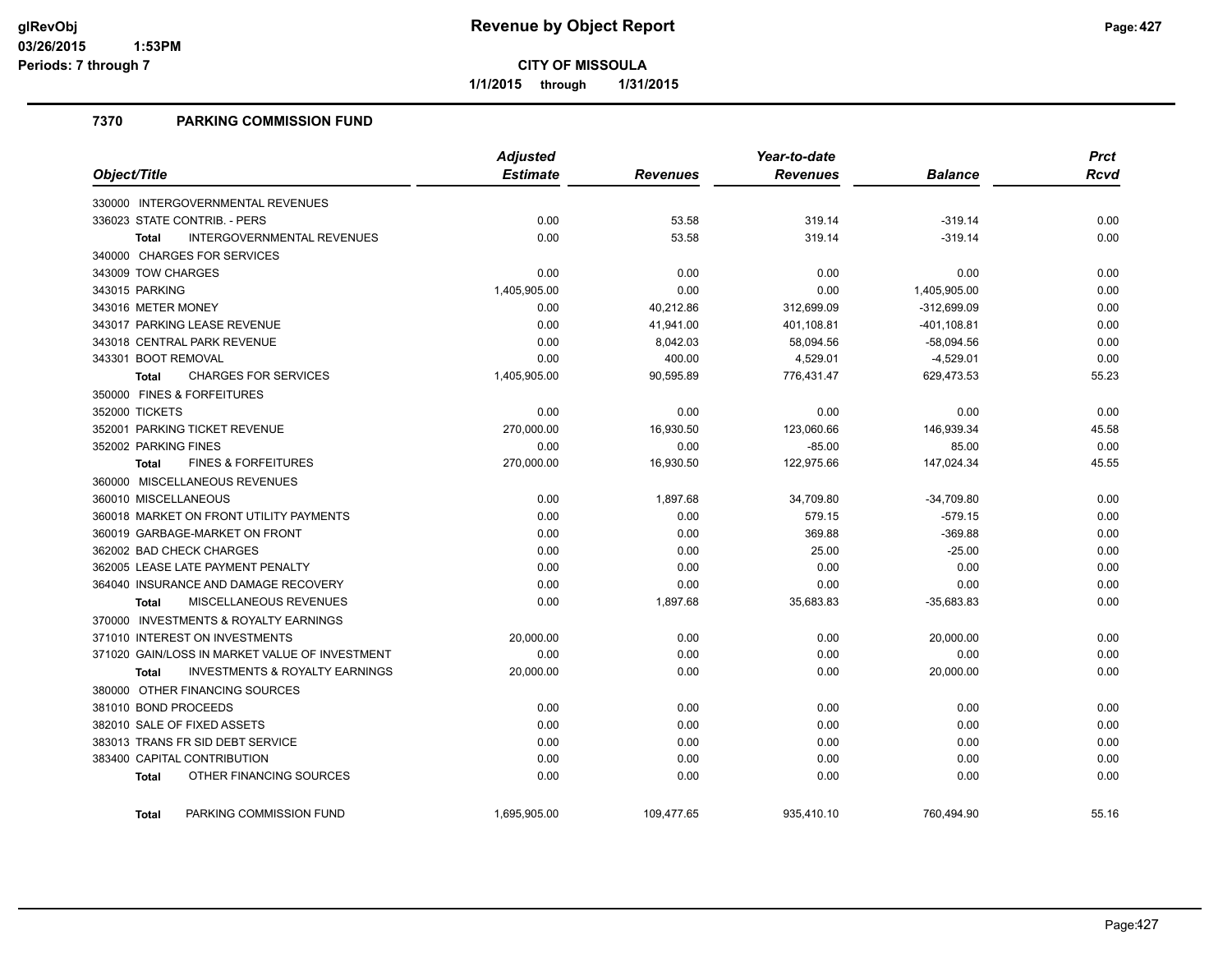# Revenue by Object Report

**CITY OF MISSOULA**

**1/1/2015 through 1/31/2015**

glRevObj
03/26/2015 1:53PM
Periods: 7 through 7

## 7370 PARKING COMMISSION FUND

| Object/Title | Adjusted Estimate | Revenues | Year-to-date Revenues | Balance | Prct Rcvd |
|---|---|---|---|---|---|
| 330000 INTERGOVERNMENTAL REVENUES | | | | | |
| 336023 STATE CONTRIB. - PERS | 0.00 | 53.58 | 319.14 | -319.14 | 0.00 |
| **Total** INTERGOVERNMENTAL REVENUES | 0.00 | 53.58 | 319.14 | -319.14 | 0.00 |
| 340000 CHARGES FOR SERVICES | | | | | |
| 343009 TOW CHARGES | 0.00 | 0.00 | 0.00 | 0.00 | 0.00 |
| 343015 PARKING | 1,405,905.00 | 0.00 | 0.00 | 1,405,905.00 | 0.00 |
| 343016 METER MONEY | 0.00 | 40,212.86 | 312,699.09 | -312,699.09 | 0.00 |
| 343017 PARKING LEASE REVENUE | 0.00 | 41,941.00 | 401,108.81 | -401,108.81 | 0.00 |
| 343018 CENTRAL PARK REVENUE | 0.00 | 8,042.03 | 58,094.56 | -58,094.56 | 0.00 |
| 343301 BOOT REMOVAL | 0.00 | 400.00 | 4,529.01 | -4,529.01 | 0.00 |
| **Total** CHARGES FOR SERVICES | 1,405,905.00 | 90,595.89 | 776,431.47 | 629,473.53 | 55.23 |
| 350000 FINES & FORFEITURES | | | | | |
| 352000 TICKETS | 0.00 | 0.00 | 0.00 | 0.00 | 0.00 |
| 352001 PARKING TICKET REVENUE | 270,000.00 | 16,930.50 | 123,060.66 | 146,939.34 | 45.58 |
| 352002 PARKING FINES | 0.00 | 0.00 | -85.00 | 85.00 | 0.00 |
| **Total** FINES & FORFEITURES | 270,000.00 | 16,930.50 | 122,975.66 | 147,024.34 | 45.55 |
| 360000 MISCELLANEOUS REVENUES | | | | | |
| 360010 MISCELLANEOUS | 0.00 | 1,897.68 | 34,709.80 | -34,709.80 | 0.00 |
| 360018 MARKET ON FRONT UTILITY PAYMENTS | 0.00 | 0.00 | 579.15 | -579.15 | 0.00 |
| 360019 GARBAGE-MARKET ON FRONT | 0.00 | 0.00 | 369.88 | -369.88 | 0.00 |
| 362002 BAD CHECK CHARGES | 0.00 | 0.00 | 25.00 | -25.00 | 0.00 |
| 362005 LEASE LATE PAYMENT PENALTY | 0.00 | 0.00 | 0.00 | 0.00 | 0.00 |
| 364040 INSURANCE AND DAMAGE RECOVERY | 0.00 | 0.00 | 0.00 | 0.00 | 0.00 |
| **Total** MISCELLANEOUS REVENUES | 0.00 | 1,897.68 | 35,683.83 | -35,683.83 | 0.00 |
| 370000 INVESTMENTS & ROYALTY EARNINGS | | | | | |
| 371010 INTEREST ON INVESTMENTS | 20,000.00 | 0.00 | 0.00 | 20,000.00 | 0.00 |
| 371020 GAIN/LOSS IN MARKET VALUE OF INVESTMENT | 0.00 | 0.00 | 0.00 | 0.00 | 0.00 |
| **Total** INVESTMENTS & ROYALTY EARNINGS | 20,000.00 | 0.00 | 0.00 | 20,000.00 | 0.00 |
| 380000 OTHER FINANCING SOURCES | | | | | |
| 381010 BOND PROCEEDS | 0.00 | 0.00 | 0.00 | 0.00 | 0.00 |
| 382010 SALE OF FIXED ASSETS | 0.00 | 0.00 | 0.00 | 0.00 | 0.00 |
| 383013 TRANS FR SID DEBT SERVICE | 0.00 | 0.00 | 0.00 | 0.00 | 0.00 |
| 383400 CAPITAL CONTRIBUTION | 0.00 | 0.00 | 0.00 | 0.00 | 0.00 |
| **Total** OTHER FINANCING SOURCES | 0.00 | 0.00 | 0.00 | 0.00 | 0.00 |
| **Total** PARKING COMMISSION FUND | 1,695,905.00 | 109,477.65 | 935,410.10 | 760,494.90 | 55.16 |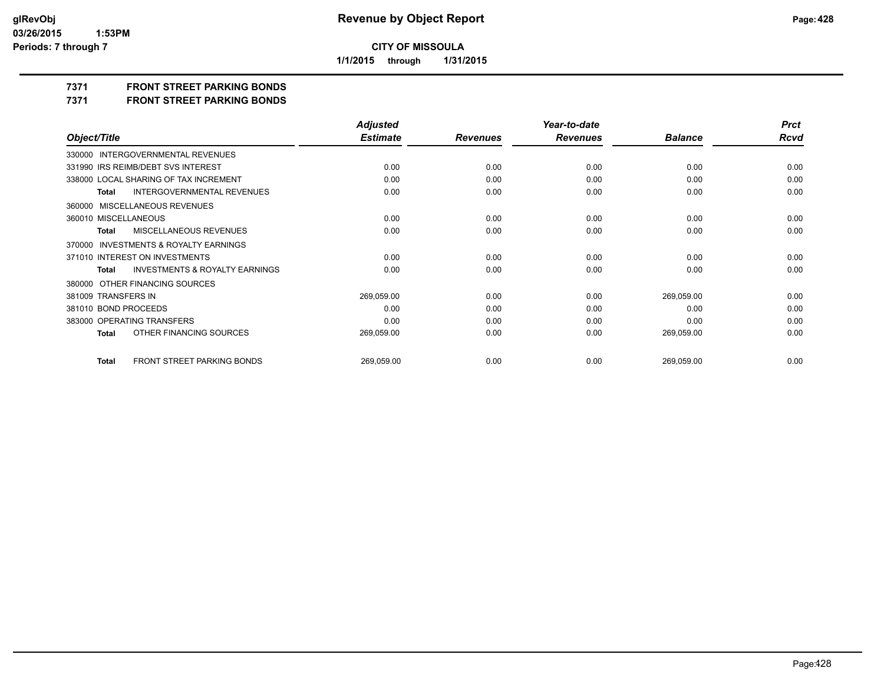**CITY OF MISSOULA**

**1/1/2015 through 1/31/2015**

## 7371 FRONT STREET PARKING BONDS

## 7371 FRONT STREET PARKING BONDS

| Object/Title | Adjusted Estimate | Revenues | Year-to-date Revenues | Balance | Prct Rcvd |
|---|---|---|---|---|---|
| 330000 INTERGOVERNMENTAL REVENUES | | | | | |
| 331990 IRS REIMB/DEBT SVS INTEREST | 0.00 | 0.00 | 0.00 | 0.00 | 0.00 |
| 338000 LOCAL SHARING OF TAX INCREMENT | 0.00 | 0.00 | 0.00 | 0.00 | 0.00 |
| Total INTERGOVERNMENTAL REVENUES | 0.00 | 0.00 | 0.00 | 0.00 | 0.00 |
| 360000 MISCELLANEOUS REVENUES | | | | | |
| 360010 MISCELLANEOUS | 0.00 | 0.00 | 0.00 | 0.00 | 0.00 |
| Total MISCELLANEOUS REVENUES | 0.00 | 0.00 | 0.00 | 0.00 | 0.00 |
| 370000 INVESTMENTS & ROYALTY EARNINGS | | | | | |
| 371010 INTEREST ON INVESTMENTS | 0.00 | 0.00 | 0.00 | 0.00 | 0.00 |
| Total INVESTMENTS & ROYALTY EARNINGS | 0.00 | 0.00 | 0.00 | 0.00 | 0.00 |
| 380000 OTHER FINANCING SOURCES | | | | | |
| 381009 TRANSFERS IN | 269,059.00 | 0.00 | 0.00 | 269,059.00 | 0.00 |
| 381010 BOND PROCEEDS | 0.00 | 0.00 | 0.00 | 0.00 | 0.00 |
| 383000 OPERATING TRANSFERS | 0.00 | 0.00 | 0.00 | 0.00 | 0.00 |
| Total OTHER FINANCING SOURCES | 269,059.00 | 0.00 | 0.00 | 269,059.00 | 0.00 |
| Total FRONT STREET PARKING BONDS | 269,059.00 | 0.00 | 0.00 | 269,059.00 | 0.00 |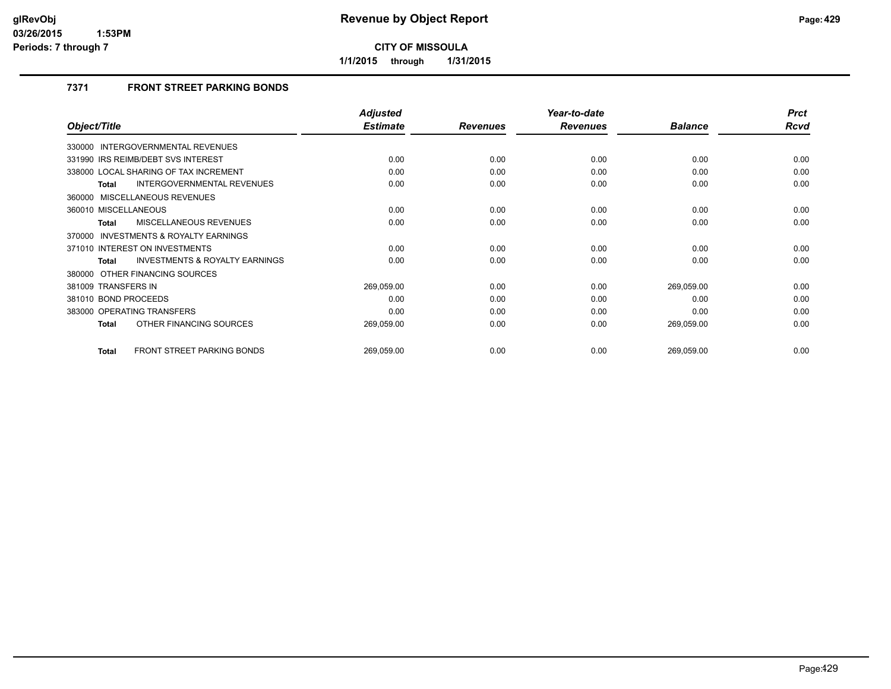**CITY OF MISSOULA**

**1/1/2015 through 1/31/2015**

### 7371 FRONT STREET PARKING BONDS

| Object/Title | Adjusted Estimate | Revenues | Year-to-date Revenues | Balance | Prct Rcvd |
|---|---|---|---|---|---|
| 330000 INTERGOVERNMENTAL REVENUES | | | | | |
| 331990 IRS REIMB/DEBT SVS INTEREST | 0.00 | 0.00 | 0.00 | 0.00 | 0.00 |
| 338000 LOCAL SHARING OF TAX INCREMENT | 0.00 | 0.00 | 0.00 | 0.00 | 0.00 |
| **Total** INTERGOVERNMENTAL REVENUES | 0.00 | 0.00 | 0.00 | 0.00 | 0.00 |
| 360000 MISCELLANEOUS REVENUES | | | | | |
| 360010 MISCELLANEOUS | 0.00 | 0.00 | 0.00 | 0.00 | 0.00 |
| **Total** MISCELLANEOUS REVENUES | 0.00 | 0.00 | 0.00 | 0.00 | 0.00 |
| 370000 INVESTMENTS & ROYALTY EARNINGS | | | | | |
| 371010 INTEREST ON INVESTMENTS | 0.00 | 0.00 | 0.00 | 0.00 | 0.00 |
| **Total** INVESTMENTS & ROYALTY EARNINGS | 0.00 | 0.00 | 0.00 | 0.00 | 0.00 |
| 380000 OTHER FINANCING SOURCES | | | | | |
| 381009 TRANSFERS IN | 269,059.00 | 0.00 | 0.00 | 269,059.00 | 0.00 |
| 381010 BOND PROCEEDS | 0.00 | 0.00 | 0.00 | 0.00 | 0.00 |
| 383000 OPERATING TRANSFERS | 0.00 | 0.00 | 0.00 | 0.00 | 0.00 |
| **Total** OTHER FINANCING SOURCES | 269,059.00 | 0.00 | 0.00 | 269,059.00 | 0.00 |
| **Total** FRONT STREET PARKING BONDS | 269,059.00 | 0.00 | 0.00 | 269,059.00 | 0.00 |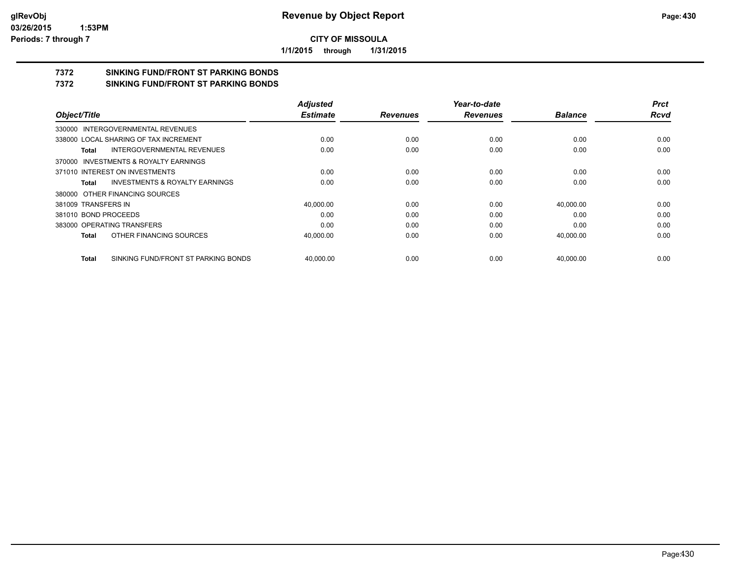**CITY OF MISSOULA**

**1/1/2015 through 1/31/2015**

**Revenue by Object Report**

# 7372 SINKING FUND/FRONT ST PARKING BONDS

## 7372 SINKING FUND/FRONT ST PARKING BONDS

| Object/Title | Adjusted Estimate | Revenues | Year-to-date Revenues | Balance | Prct Rcvd |
|---|---|---|---|---|---|
| 330000 INTERGOVERNMENTAL REVENUES | | | | | |
| 338000 LOCAL SHARING OF TAX INCREMENT | 0.00 | 0.00 | 0.00 | 0.00 | 0.00 |
| **Total** INTERGOVERNMENTAL REVENUES | 0.00 | 0.00 | 0.00 | 0.00 | 0.00 |
| 370000 INVESTMENTS & ROYALTY EARNINGS | | | | | |
| 371010 INTEREST ON INVESTMENTS | 0.00 | 0.00 | 0.00 | 0.00 | 0.00 |
| **Total** INVESTMENTS & ROYALTY EARNINGS | 0.00 | 0.00 | 0.00 | 0.00 | 0.00 |
| 380000 OTHER FINANCING SOURCES | | | | | |
| 381009 TRANSFERS IN | 40,000.00 | 0.00 | 0.00 | 40,000.00 | 0.00 |
| 381010 BOND PROCEEDS | 0.00 | 0.00 | 0.00 | 0.00 | 0.00 |
| 383000 OPERATING TRANSFERS | 0.00 | 0.00 | 0.00 | 0.00 | 0.00 |
| **Total** OTHER FINANCING SOURCES | 40,000.00 | 0.00 | 0.00 | 40,000.00 | 0.00 |
| **Total** SINKING FUND/FRONT ST PARKING BONDS | 40,000.00 | 0.00 | 0.00 | 40,000.00 | 0.00 |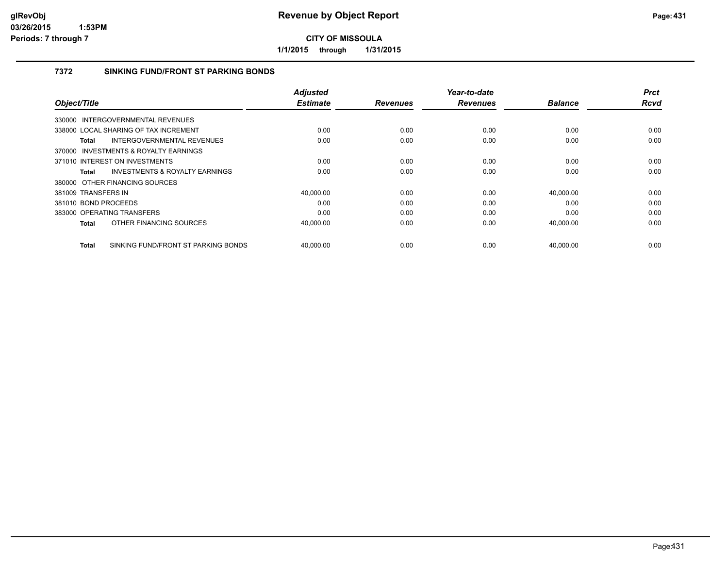**CITY OF MISSOULA**

**1/1/2015 through 1/31/2015**

## 7372 SINKING FUND/FRONT ST PARKING BONDS

| Object/Title | | Adjusted Estimate | Revenues | Year-to-date Revenues | Balance | Prct Rcvd |
|---|---|---|---|---|---|---|
| 330000 INTERGOVERNMENTAL REVENUES | | | | | | |
| 338000 LOCAL SHARING OF TAX INCREMENT | | 0.00 | 0.00 | 0.00 | 0.00 | 0.00 |
| **Total** | INTERGOVERNMENTAL REVENUES | 0.00 | 0.00 | 0.00 | 0.00 | 0.00 |
| 370000 INVESTMENTS & ROYALTY EARNINGS | | | | | | |
| 371010 INTEREST ON INVESTMENTS | | 0.00 | 0.00 | 0.00 | 0.00 | 0.00 |
| **Total** | INVESTMENTS & ROYALTY EARNINGS | 0.00 | 0.00 | 0.00 | 0.00 | 0.00 |
| 380000 OTHER FINANCING SOURCES | | | | | | |
| 381009 TRANSFERS IN | | 40,000.00 | 0.00 | 0.00 | 40,000.00 | 0.00 |
| 381010 BOND PROCEEDS | | 0.00 | 0.00 | 0.00 | 0.00 | 0.00 |
| 383000 OPERATING TRANSFERS | | 0.00 | 0.00 | 0.00 | 0.00 | 0.00 |
| **Total** | OTHER FINANCING SOURCES | 40,000.00 | 0.00 | 0.00 | 40,000.00 | 0.00 |
| **Total** | SINKING FUND/FRONT ST PARKING BONDS | 40,000.00 | 0.00 | 0.00 | 40,000.00 | 0.00 |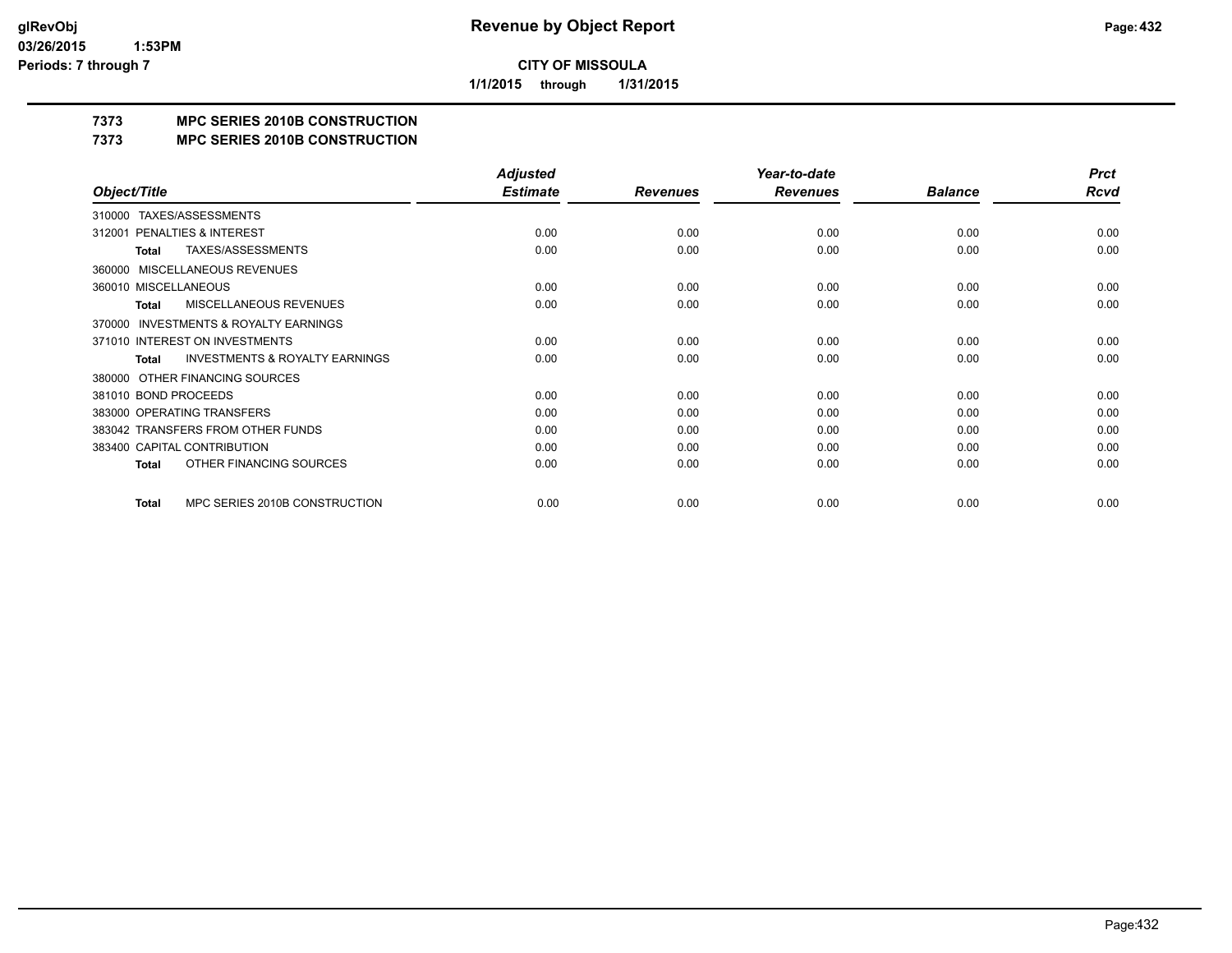**Revenue by Object Report**

**CITY OF MISSOULA**

**1/1/2015 through 1/31/2015**

## 7373 MPC SERIES 2010B CONSTRUCTION

## 7373 MPC SERIES 2010B CONSTRUCTION

| Object/Title | Adjusted Estimate | Revenues | Year-to-date Revenues | Balance | Prct Rcvd |
|---|---|---|---|---|---|
| 310000 TAXES/ASSESSMENTS | | | | | |
| 312001 PENALTIES & INTEREST | 0.00 | 0.00 | 0.00 | 0.00 | 0.00 |
| **Total** TAXES/ASSESSMENTS | 0.00 | 0.00 | 0.00 | 0.00 | 0.00 |
| 360000 MISCELLANEOUS REVENUES | | | | | |
| 360010 MISCELLANEOUS | 0.00 | 0.00 | 0.00 | 0.00 | 0.00 |
| **Total** MISCELLANEOUS REVENUES | 0.00 | 0.00 | 0.00 | 0.00 | 0.00 |
| 370000 INVESTMENTS & ROYALTY EARNINGS | | | | | |
| 371010 INTEREST ON INVESTMENTS | 0.00 | 0.00 | 0.00 | 0.00 | 0.00 |
| **Total** INVESTMENTS & ROYALTY EARNINGS | 0.00 | 0.00 | 0.00 | 0.00 | 0.00 |
| 380000 OTHER FINANCING SOURCES | | | | | |
| 381010 BOND PROCEEDS | 0.00 | 0.00 | 0.00 | 0.00 | 0.00 |
| 383000 OPERATING TRANSFERS | 0.00 | 0.00 | 0.00 | 0.00 | 0.00 |
| 383042 TRANSFERS FROM OTHER FUNDS | 0.00 | 0.00 | 0.00 | 0.00 | 0.00 |
| 383400 CAPITAL CONTRIBUTION | 0.00 | 0.00 | 0.00 | 0.00 | 0.00 |
| **Total** OTHER FINANCING SOURCES | 0.00 | 0.00 | 0.00 | 0.00 | 0.00 |
| **Total** MPC SERIES 2010B CONSTRUCTION | 0.00 | 0.00 | 0.00 | 0.00 | 0.00 |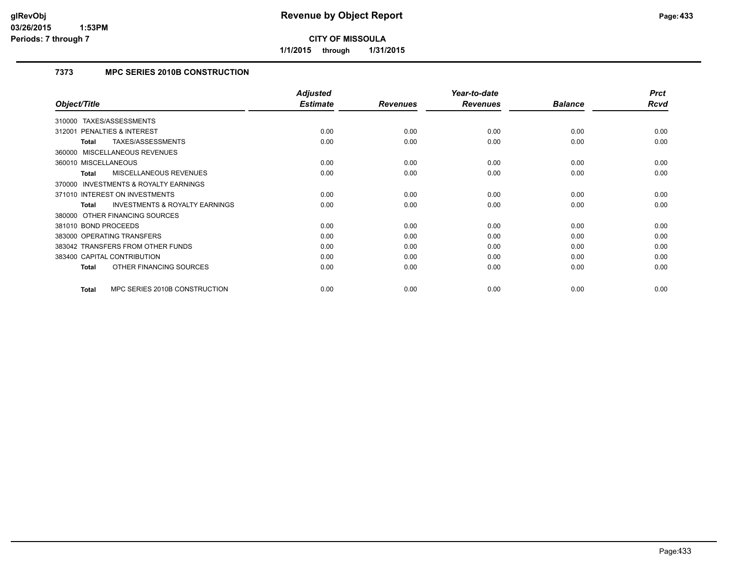# Revenue by Object Report

**CITY OF MISSOULA**

**1/1/2015 through 1/31/2015**

glRevObj
03/26/2015 1:53PM
Periods: 7 through 7

### 7373 MPC SERIES 2010B CONSTRUCTION

| Object/Title | Adjusted Estimate | Revenues | Year-to-date Revenues | Balance | Prct Rcvd |
|---|---|---|---|---|---|
| 310000 TAXES/ASSESSMENTS | | | | | |
| 312001 PENALTIES & INTEREST | 0.00 | 0.00 | 0.00 | 0.00 | 0.00 |
| **Total** TAXES/ASSESSMENTS | 0.00 | 0.00 | 0.00 | 0.00 | 0.00 |
| 360000 MISCELLANEOUS REVENUES | | | | | |
| 360010 MISCELLANEOUS | 0.00 | 0.00 | 0.00 | 0.00 | 0.00 |
| **Total** MISCELLANEOUS REVENUES | 0.00 | 0.00 | 0.00 | 0.00 | 0.00 |
| 370000 INVESTMENTS & ROYALTY EARNINGS | | | | | |
| 371010 INTEREST ON INVESTMENTS | 0.00 | 0.00 | 0.00 | 0.00 | 0.00 |
| **Total** INVESTMENTS & ROYALTY EARNINGS | 0.00 | 0.00 | 0.00 | 0.00 | 0.00 |
| 380000 OTHER FINANCING SOURCES | | | | | |
| 381010 BOND PROCEEDS | 0.00 | 0.00 | 0.00 | 0.00 | 0.00 |
| 383000 OPERATING TRANSFERS | 0.00 | 0.00 | 0.00 | 0.00 | 0.00 |
| 383042 TRANSFERS FROM OTHER FUNDS | 0.00 | 0.00 | 0.00 | 0.00 | 0.00 |
| 383400 CAPITAL CONTRIBUTION | 0.00 | 0.00 | 0.00 | 0.00 | 0.00 |
| **Total** OTHER FINANCING SOURCES | 0.00 | 0.00 | 0.00 | 0.00 | 0.00 |
| **Total** MPC SERIES 2010B CONSTRUCTION | 0.00 | 0.00 | 0.00 | 0.00 | 0.00 |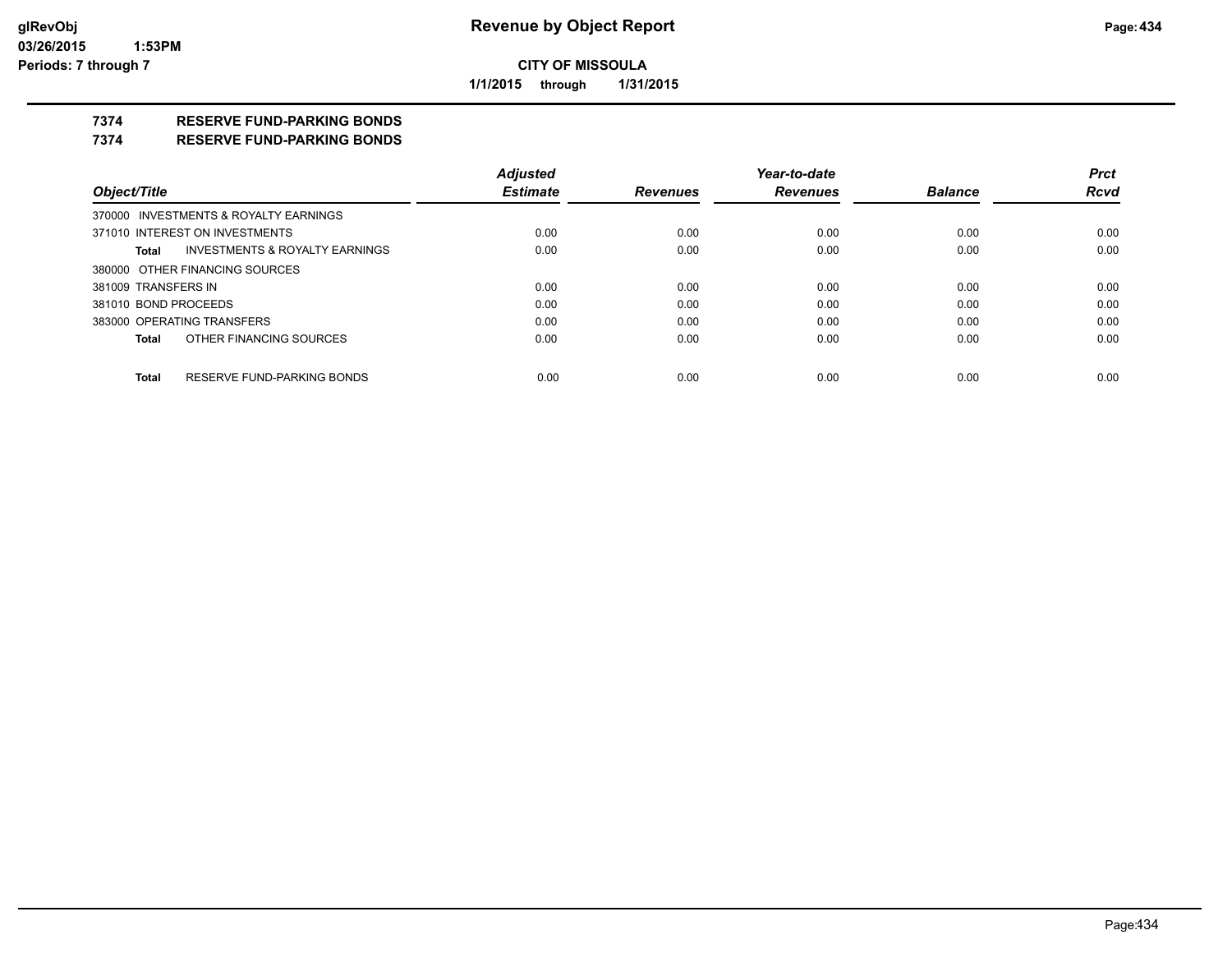**Revenue by Object Report**

**CITY OF MISSOULA**

**1/1/2015 through 1/31/2015**

glRevObj
03/26/2015 1:53PM
Periods: 7 through 7

# 7374 RESERVE FUND-PARKING BONDS

## 7374 RESERVE FUND-PARKING BONDS

| Object/Title | Adjusted Estimate | Revenues | Year-to-date Revenues | Balance | Prct Rcvd |
|---|---|---|---|---|---|
| 370000 INVESTMENTS & ROYALTY EARNINGS | | | | | |
| 371010 INTEREST ON INVESTMENTS | 0.00 | 0.00 | 0.00 | 0.00 | 0.00 |
| **Total** INVESTMENTS & ROYALTY EARNINGS | 0.00 | 0.00 | 0.00 | 0.00 | 0.00 |
| 380000 OTHER FINANCING SOURCES | | | | | |
| 381009 TRANSFERS IN | 0.00 | 0.00 | 0.00 | 0.00 | 0.00 |
| 381010 BOND PROCEEDS | 0.00 | 0.00 | 0.00 | 0.00 | 0.00 |
| 383000 OPERATING TRANSFERS | 0.00 | 0.00 | 0.00 | 0.00 | 0.00 |
| **Total** OTHER FINANCING SOURCES | 0.00 | 0.00 | 0.00 | 0.00 | 0.00 |
| **Total** RESERVE FUND-PARKING BONDS | 0.00 | 0.00 | 0.00 | 0.00 | 0.00 |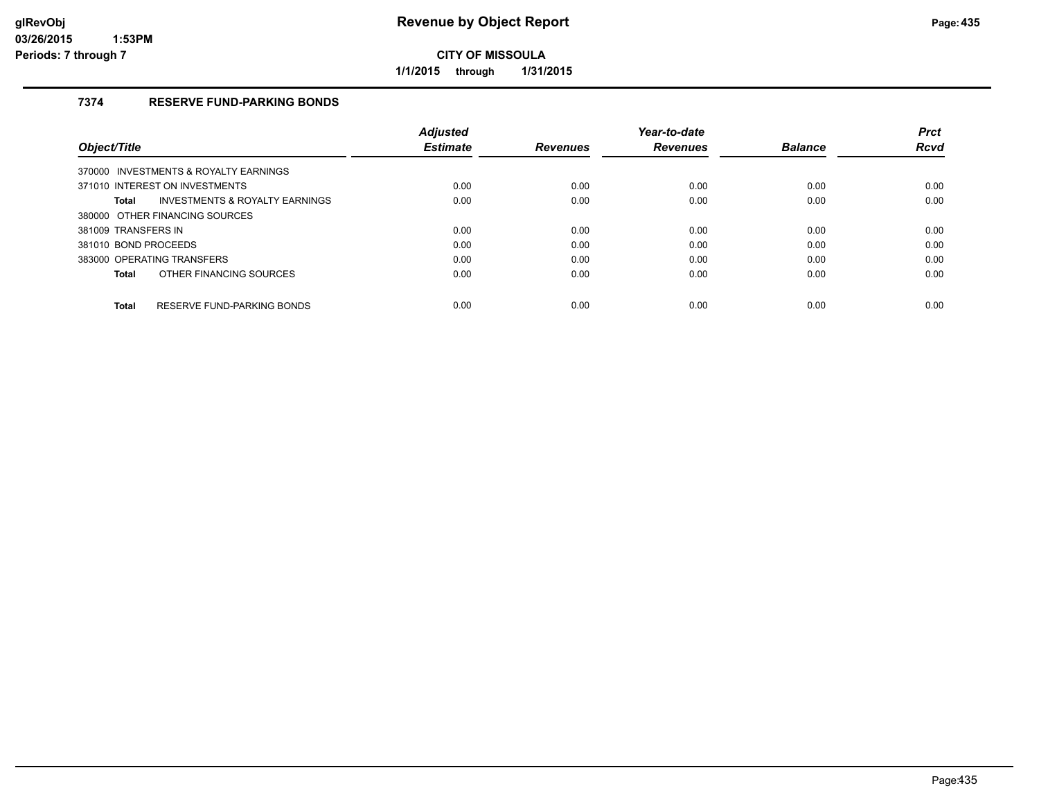**Revenue by Object Report**

**CITY OF MISSOULA**

**1/1/2015 through 1/31/2015**

glRevObj
03/26/2015 1:53PM
Periods: 7 through 7

### 7374 RESERVE FUND-PARKING BONDS

| Object/Title | Adjusted Estimate | Revenues | Year-to-date Revenues | Balance | Prct Rcvd |
|---|---|---|---|---|---|
| 370000 INVESTMENTS & ROYALTY EARNINGS | | | | | |
| 371010 INTEREST ON INVESTMENTS | 0.00 | 0.00 | 0.00 | 0.00 | 0.00 |
| **Total** INVESTMENTS & ROYALTY EARNINGS | 0.00 | 0.00 | 0.00 | 0.00 | 0.00 |
| 380000 OTHER FINANCING SOURCES | | | | | |
| 381009 TRANSFERS IN | 0.00 | 0.00 | 0.00 | 0.00 | 0.00 |
| 381010 BOND PROCEEDS | 0.00 | 0.00 | 0.00 | 0.00 | 0.00 |
| 383000 OPERATING TRANSFERS | 0.00 | 0.00 | 0.00 | 0.00 | 0.00 |
| **Total** OTHER FINANCING SOURCES | 0.00 | 0.00 | 0.00 | 0.00 | 0.00 |
| **Total** RESERVE FUND-PARKING BONDS | 0.00 | 0.00 | 0.00 | 0.00 | 0.00 |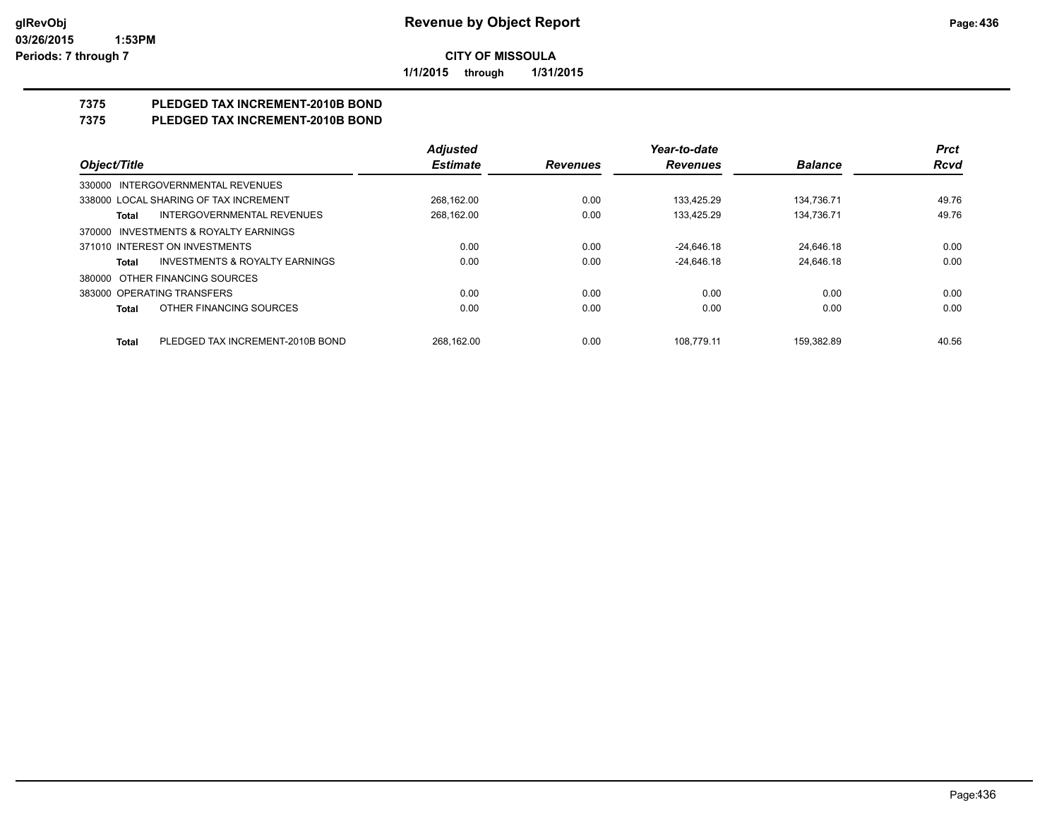**Revenue by Object Report**

**CITY OF MISSOULA**

**1/1/2015 through 1/31/2015**

glRevObj
03/26/2015 1:53PM
Periods: 7 through 7

## 7375 PLEDGED TAX INCREMENT-2010B BOND
## 7375 PLEDGED TAX INCREMENT-2010B BOND

| Object/Title | Adjusted Estimate | Revenues | Year-to-date Revenues | Balance | Prct Rcvd |
|---|---|---|---|---|---|
| 330000 INTERGOVERNMENTAL REVENUES | | | | | |
| 338000 LOCAL SHARING OF TAX INCREMENT | 268,162.00 | 0.00 | 133,425.29 | 134,736.71 | 49.76 |
| **Total** INTERGOVERNMENTAL REVENUES | 268,162.00 | 0.00 | 133,425.29 | 134,736.71 | 49.76 |
| 370000 INVESTMENTS & ROYALTY EARNINGS | | | | | |
| 371010 INTEREST ON INVESTMENTS | 0.00 | 0.00 | -24,646.18 | 24,646.18 | 0.00 |
| **Total** INVESTMENTS & ROYALTY EARNINGS | 0.00 | 0.00 | -24,646.18 | 24,646.18 | 0.00 |
| 380000 OTHER FINANCING SOURCES | | | | | |
| 383000 OPERATING TRANSFERS | 0.00 | 0.00 | 0.00 | 0.00 | 0.00 |
| **Total** OTHER FINANCING SOURCES | 0.00 | 0.00 | 0.00 | 0.00 | 0.00 |
| **Total** PLEDGED TAX INCREMENT-2010B BOND | 268,162.00 | 0.00 | 108,779.11 | 159,382.89 | 40.56 |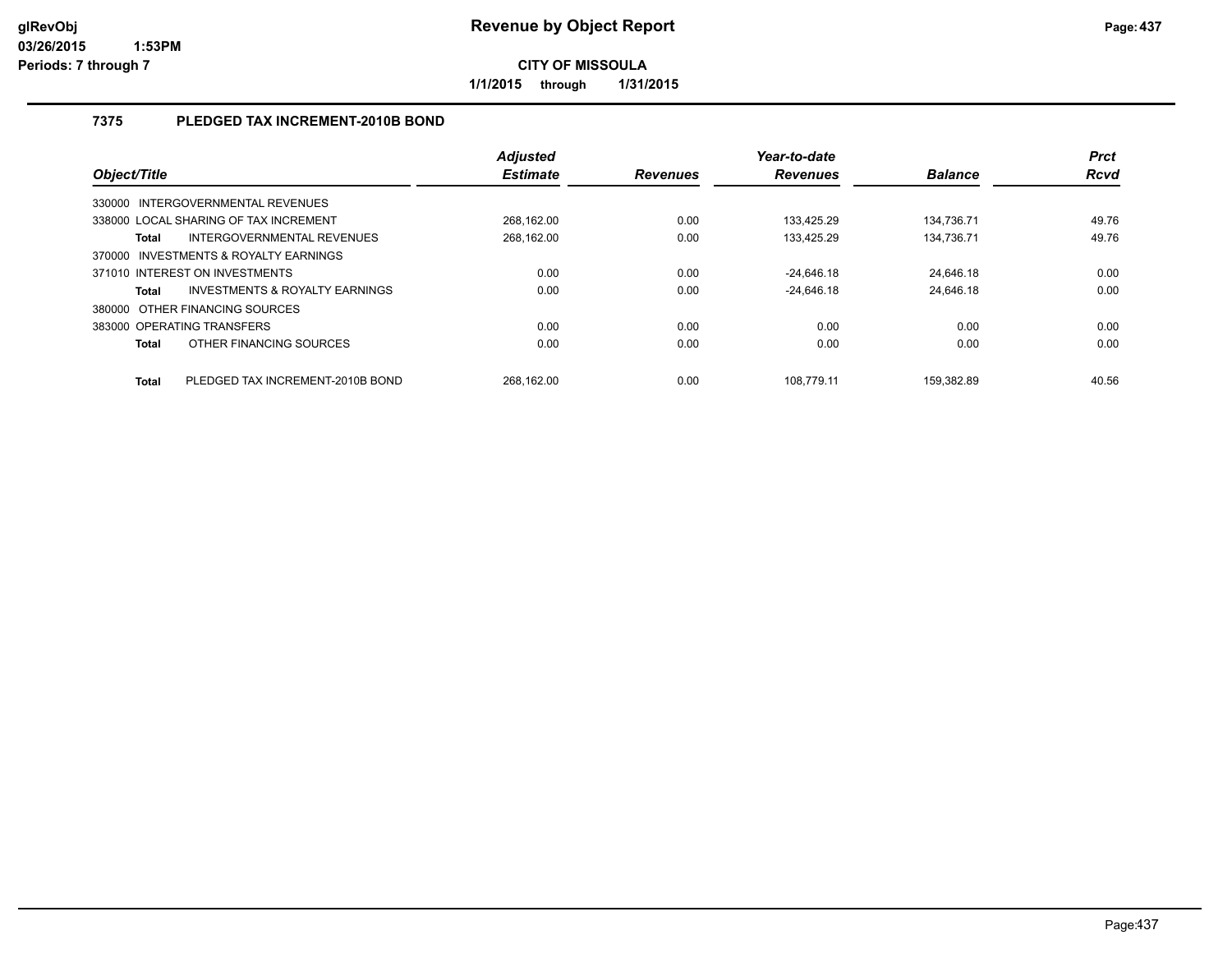# Revenue by Object Report

**CITY OF MISSOULA**

**1/1/2015 through 1/31/2015**

glRevObj
03/26/2015 1:53PM
Periods: 7 through 7

## 7375 PLEDGED TAX INCREMENT-2010B BOND

| Object/Title | | Adjusted Estimate | Revenues | Year-to-date Revenues | Balance | Prct Rcvd |
|---|---|---|---|---|---|---|
| 330000 INTERGOVERNMENTAL REVENUES | | | | | | |
| 338000 LOCAL SHARING OF TAX INCREMENT | | 268,162.00 | 0.00 | 133,425.29 | 134,736.71 | 49.76 |
| **Total** | INTERGOVERNMENTAL REVENUES | 268,162.00 | 0.00 | 133,425.29 | 134,736.71 | 49.76 |
| 370000 INVESTMENTS & ROYALTY EARNINGS | | | | | | |
| 371010 INTEREST ON INVESTMENTS | | 0.00 | 0.00 | -24,646.18 | 24,646.18 | 0.00 |
| **Total** | INVESTMENTS & ROYALTY EARNINGS | 0.00 | 0.00 | -24,646.18 | 24,646.18 | 0.00 |
| 380000 OTHER FINANCING SOURCES | | | | | | |
| 383000 OPERATING TRANSFERS | | 0.00 | 0.00 | 0.00 | 0.00 | 0.00 |
| **Total** | OTHER FINANCING SOURCES | 0.00 | 0.00 | 0.00 | 0.00 | 0.00 |
| **Total** | PLEDGED TAX INCREMENT-2010B BOND | 268,162.00 | 0.00 | 108,779.11 | 159,382.89 | 40.56 |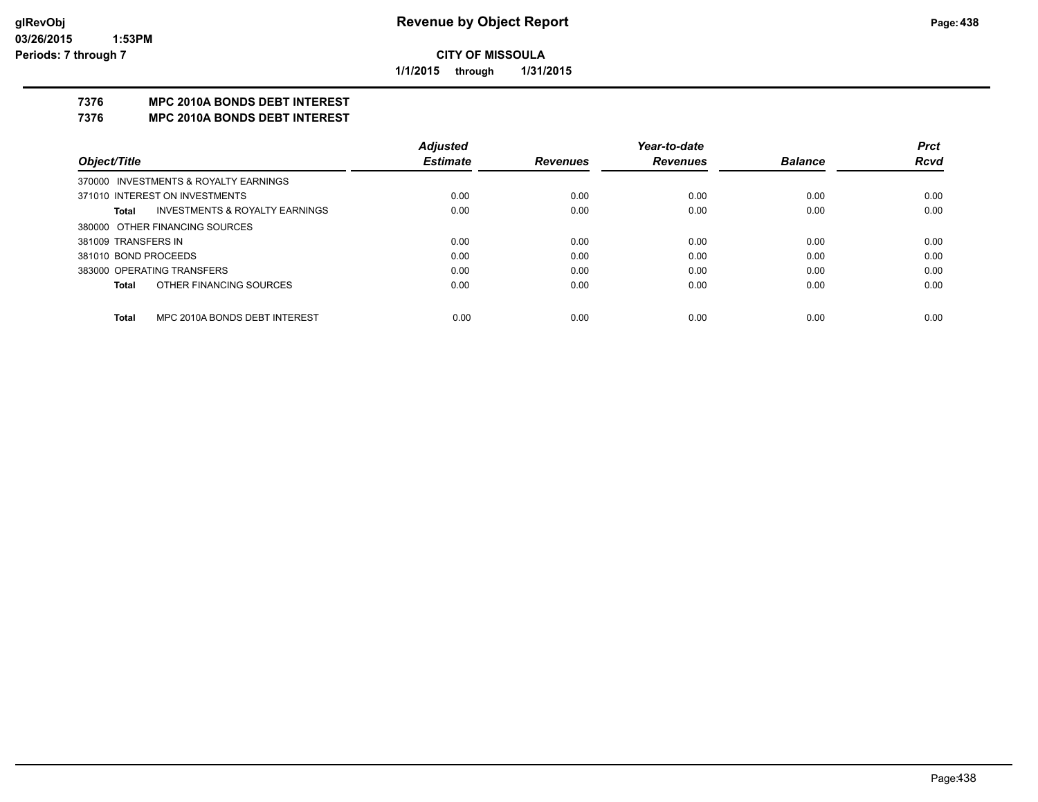# Revenue by Object Report

**CITY OF MISSOULA**

**1/1/2015 through 1/31/2015**

glRevObj
03/26/2015 1:53PM
Periods: 7 through 7

## 7376 MPC 2010A BONDS DEBT INTEREST
## 7376 MPC 2010A BONDS DEBT INTEREST

| Object/Title | Adjusted Estimate | Revenues | Year-to-date Revenues | Balance | Prct Rcvd |
|---|---|---|---|---|---|
| 370000 INVESTMENTS & ROYALTY EARNINGS | | | | | |
| 371010 INTEREST ON INVESTMENTS | 0.00 | 0.00 | 0.00 | 0.00 | 0.00 |
| **Total** INVESTMENTS & ROYALTY EARNINGS | 0.00 | 0.00 | 0.00 | 0.00 | 0.00 |
| 380000 OTHER FINANCING SOURCES | | | | | |
| 381009 TRANSFERS IN | 0.00 | 0.00 | 0.00 | 0.00 | 0.00 |
| 381010 BOND PROCEEDS | 0.00 | 0.00 | 0.00 | 0.00 | 0.00 |
| 383000 OPERATING TRANSFERS | 0.00 | 0.00 | 0.00 | 0.00 | 0.00 |
| **Total** OTHER FINANCING SOURCES | 0.00 | 0.00 | 0.00 | 0.00 | 0.00 |
| **Total** MPC 2010A BONDS DEBT INTEREST | 0.00 | 0.00 | 0.00 | 0.00 | 0.00 |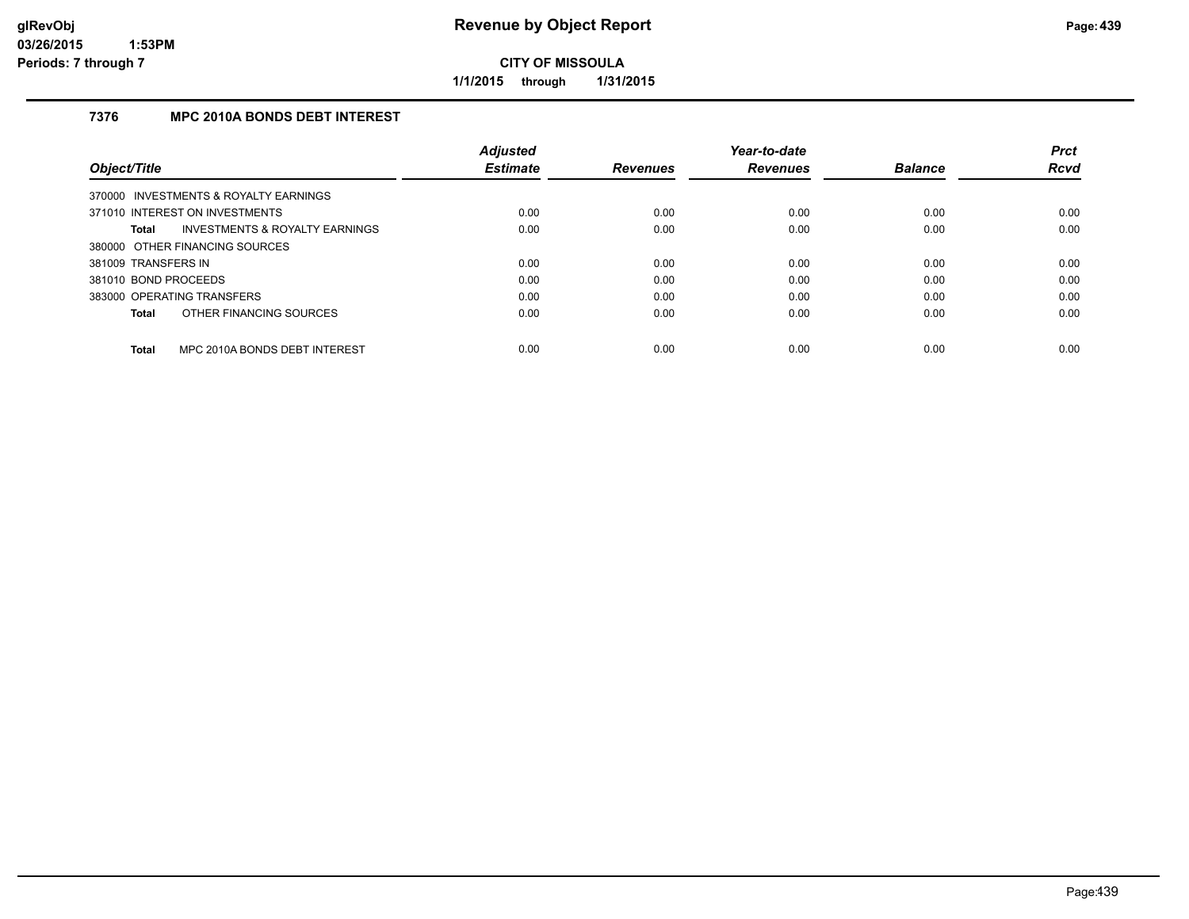# Revenue by Object Report

**CITY OF MISSOULA**

**1/1/2015 through 1/31/2015**

glRevObj
03/26/2015 1:53PM
Periods: 7 through 7

## 7376 MPC 2010A BONDS DEBT INTEREST

| Object/Title | Adjusted Estimate | Revenues | Year-to-date Revenues | Balance | Prct Rcvd |
|---|---|---|---|---|---|
| 370000 INVESTMENTS & ROYALTY EARNINGS | | | | | |
| 371010 INTEREST ON INVESTMENTS | 0.00 | 0.00 | 0.00 | 0.00 | 0.00 |
| **Total** INVESTMENTS & ROYALTY EARNINGS | 0.00 | 0.00 | 0.00 | 0.00 | 0.00 |
| 380000 OTHER FINANCING SOURCES | | | | | |
| 381009 TRANSFERS IN | 0.00 | 0.00 | 0.00 | 0.00 | 0.00 |
| 381010 BOND PROCEEDS | 0.00 | 0.00 | 0.00 | 0.00 | 0.00 |
| 383000 OPERATING TRANSFERS | 0.00 | 0.00 | 0.00 | 0.00 | 0.00 |
| **Total** OTHER FINANCING SOURCES | 0.00 | 0.00 | 0.00 | 0.00 | 0.00 |
| **Total** MPC 2010A BONDS DEBT INTEREST | 0.00 | 0.00 | 0.00 | 0.00 | 0.00 |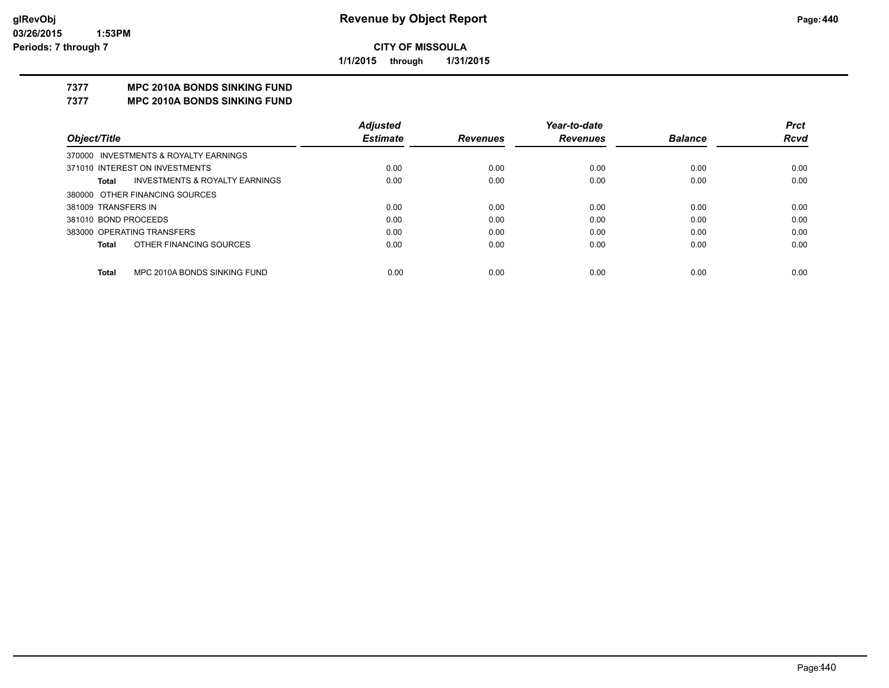# CITY OF MISSOULA

**1/1/2015 through 1/31/2015**

## 7377 MPC 2010A BONDS SINKING FUND
## 7377 MPC 2010A BONDS SINKING FUND

| Object/Title | Adjusted Estimate | Revenues | Year-to-date Revenues | Balance | Prct Rcvd |
|---|---|---|---|---|---|
| 370000 INVESTMENTS & ROYALTY EARNINGS | | | | | |
| 371010 INTEREST ON INVESTMENTS | 0.00 | 0.00 | 0.00 | 0.00 | 0.00 |
| **Total** INVESTMENTS & ROYALTY EARNINGS | 0.00 | 0.00 | 0.00 | 0.00 | 0.00 |
| 380000 OTHER FINANCING SOURCES | | | | | |
| 381009 TRANSFERS IN | 0.00 | 0.00 | 0.00 | 0.00 | 0.00 |
| 381010 BOND PROCEEDS | 0.00 | 0.00 | 0.00 | 0.00 | 0.00 |
| 383000 OPERATING TRANSFERS | 0.00 | 0.00 | 0.00 | 0.00 | 0.00 |
| **Total** OTHER FINANCING SOURCES | 0.00 | 0.00 | 0.00 | 0.00 | 0.00 |
| **Total** MPC 2010A BONDS SINKING FUND | 0.00 | 0.00 | 0.00 | 0.00 | 0.00 |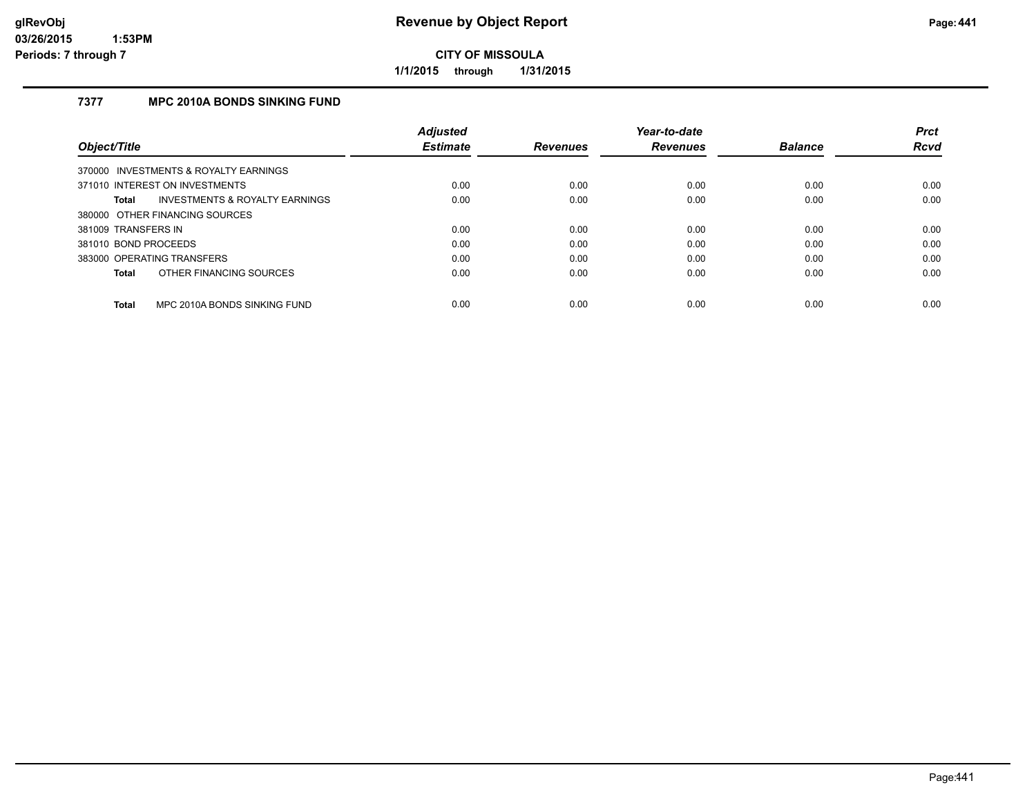**CITY OF MISSOULA**

**1/1/2015 through 1/31/2015**

## 7377 MPC 2010A BONDS SINKING FUND

| Object/Title | Adjusted Estimate | Revenues | Year-to-date Revenues | Balance | Prct Rcvd |
|---|---|---|---|---|---|
| 370000 INVESTMENTS & ROYALTY EARNINGS | | | | | |
| 371010 INTEREST ON INVESTMENTS | 0.00 | 0.00 | 0.00 | 0.00 | 0.00 |
| **Total** INVESTMENTS & ROYALTY EARNINGS | 0.00 | 0.00 | 0.00 | 0.00 | 0.00 |
| 380000 OTHER FINANCING SOURCES | | | | | |
| 381009 TRANSFERS IN | 0.00 | 0.00 | 0.00 | 0.00 | 0.00 |
| 381010 BOND PROCEEDS | 0.00 | 0.00 | 0.00 | 0.00 | 0.00 |
| 383000 OPERATING TRANSFERS | 0.00 | 0.00 | 0.00 | 0.00 | 0.00 |
| **Total** OTHER FINANCING SOURCES | 0.00 | 0.00 | 0.00 | 0.00 | 0.00 |
| **Total** MPC 2010A BONDS SINKING FUND | 0.00 | 0.00 | 0.00 | 0.00 | 0.00 |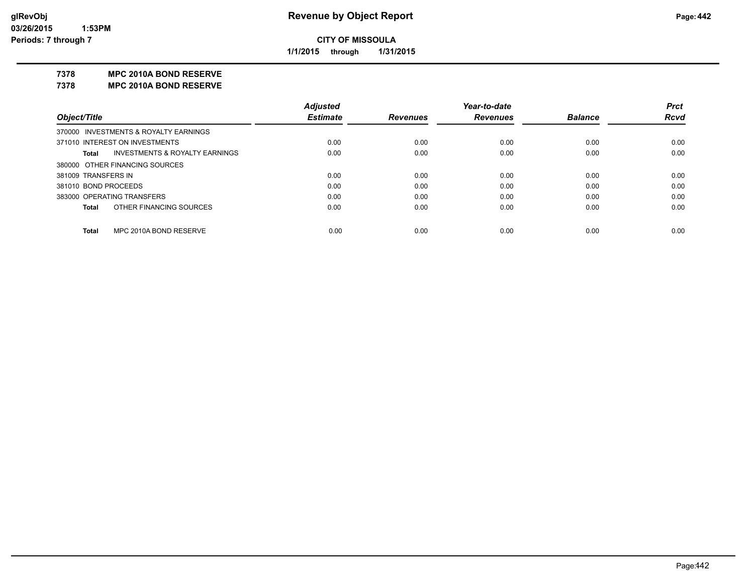# Revenue by Object Report

**CITY OF MISSOULA**

**1/1/2015 through 1/31/2015**

glRevObj
03/26/2015 1:53PM
Periods: 7 through 7

**7378 MPC 2010A BOND RESERVE**

**7378 MPC 2010A BOND RESERVE**

| Object/Title | Adjusted Estimate | Revenues | Year-to-date Revenues | Balance | Prct Rcvd |
|---|---|---|---|---|---|
| 370000 INVESTMENTS & ROYALTY EARNINGS | | | | | |
| 371010 INTEREST ON INVESTMENTS | 0.00 | 0.00 | 0.00 | 0.00 | 0.00 |
| **Total** INVESTMENTS & ROYALTY EARNINGS | 0.00 | 0.00 | 0.00 | 0.00 | 0.00 |
| 380000 OTHER FINANCING SOURCES | | | | | |
| 381009 TRANSFERS IN | 0.00 | 0.00 | 0.00 | 0.00 | 0.00 |
| 381010 BOND PROCEEDS | 0.00 | 0.00 | 0.00 | 0.00 | 0.00 |
| 383000 OPERATING TRANSFERS | 0.00 | 0.00 | 0.00 | 0.00 | 0.00 |
| **Total** OTHER FINANCING SOURCES | 0.00 | 0.00 | 0.00 | 0.00 | 0.00 |
| **Total** MPC 2010A BOND RESERVE | 0.00 | 0.00 | 0.00 | 0.00 | 0.00 |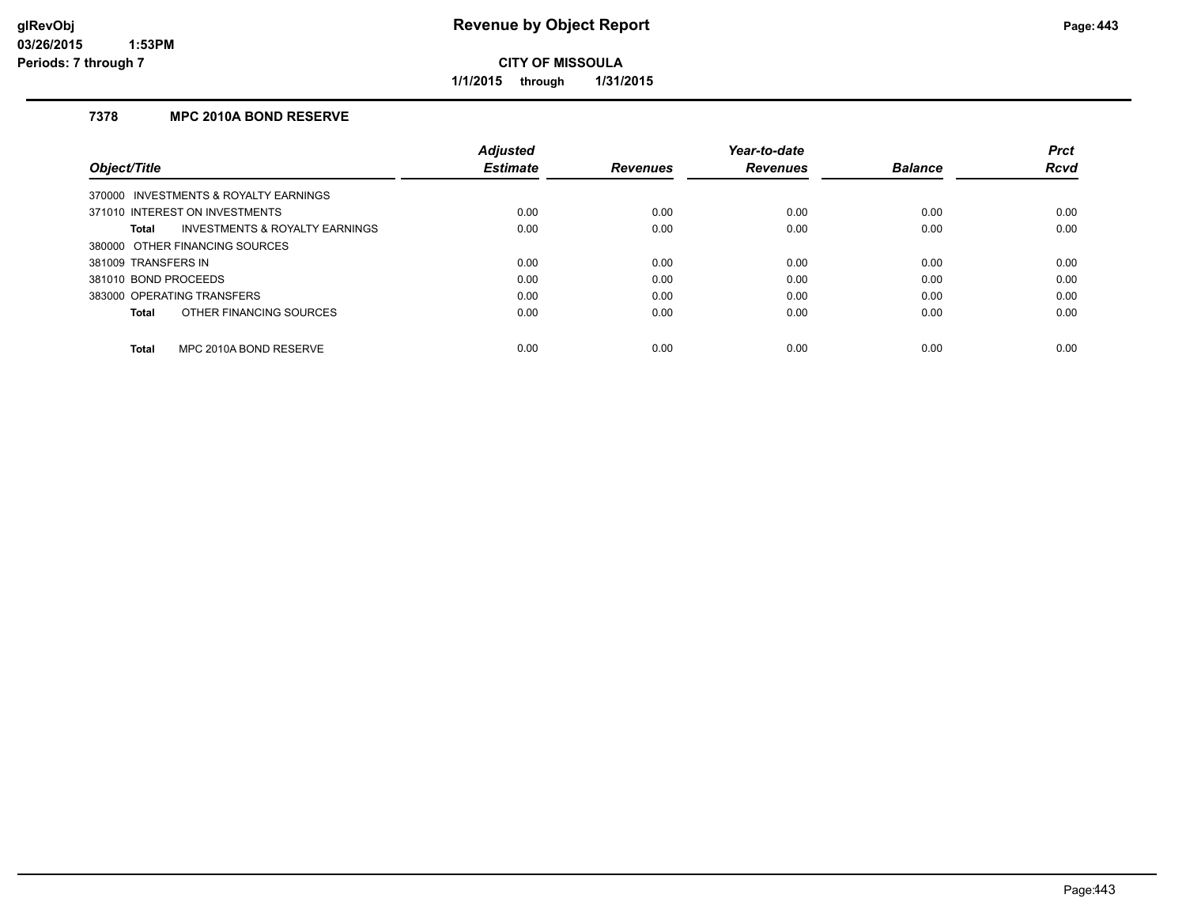# Revenue by Object Report

**CITY OF MISSOULA**

**1/1/2015 through 1/31/2015**

### 7378 MPC 2010A BOND RESERVE

| Object/Title | Adjusted Estimate | Revenues | Year-to-date Revenues | Balance | Prct Rcvd |
|---|---|---|---|---|---|
| 370000 INVESTMENTS & ROYALTY EARNINGS | | | | | |
| 371010 INTEREST ON INVESTMENTS | 0.00 | 0.00 | 0.00 | 0.00 | 0.00 |
| **Total** INVESTMENTS & ROYALTY EARNINGS | 0.00 | 0.00 | 0.00 | 0.00 | 0.00 |
| 380000 OTHER FINANCING SOURCES | | | | | |
| 381009 TRANSFERS IN | 0.00 | 0.00 | 0.00 | 0.00 | 0.00 |
| 381010 BOND PROCEEDS | 0.00 | 0.00 | 0.00 | 0.00 | 0.00 |
| 383000 OPERATING TRANSFERS | 0.00 | 0.00 | 0.00 | 0.00 | 0.00 |
| **Total** OTHER FINANCING SOURCES | 0.00 | 0.00 | 0.00 | 0.00 | 0.00 |
| **Total** MPC 2010A BOND RESERVE | 0.00 | 0.00 | 0.00 | 0.00 | 0.00 |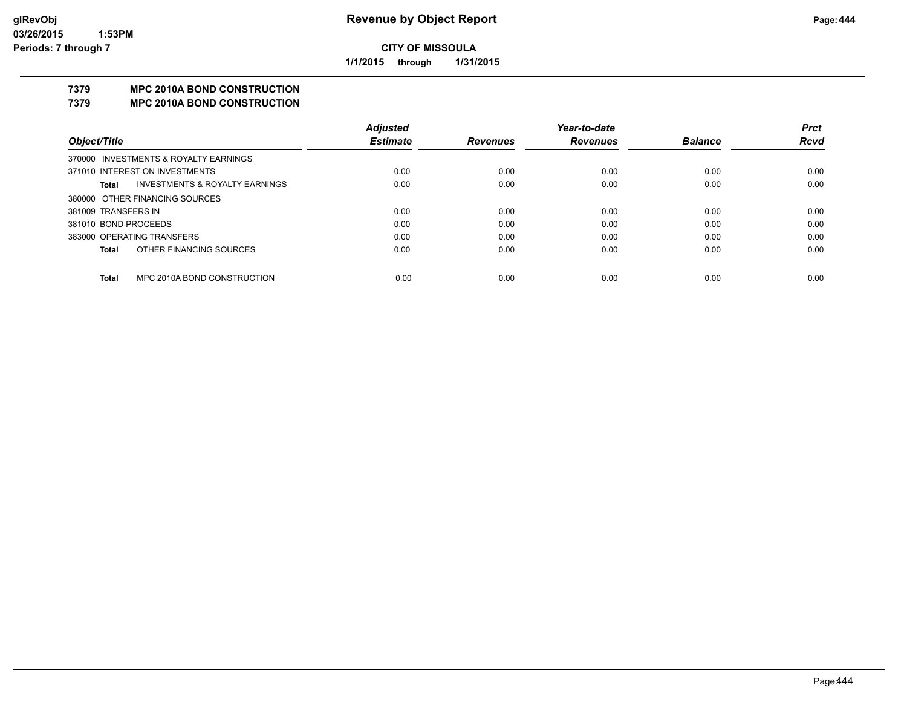# Revenue by Object Report

**CITY OF MISSOULA**

**1/1/2015 through 1/31/2015**

glRevObj
03/26/2015 1:53PM
Periods: 7 through 7

## 7379 MPC 2010A BOND CONSTRUCTION
## 7379 MPC 2010A BOND CONSTRUCTION

| Object/Title | Adjusted Estimate | Revenues | Year-to-date Revenues | Balance | Prct Rcvd |
|---|---|---|---|---|---|
| 370000 INVESTMENTS & ROYALTY EARNINGS | | | | | |
| 371010 INTEREST ON INVESTMENTS | 0.00 | 0.00 | 0.00 | 0.00 | 0.00 |
| **Total** INVESTMENTS & ROYALTY EARNINGS | 0.00 | 0.00 | 0.00 | 0.00 | 0.00 |
| 380000 OTHER FINANCING SOURCES | | | | | |
| 381009 TRANSFERS IN | 0.00 | 0.00 | 0.00 | 0.00 | 0.00 |
| 381010 BOND PROCEEDS | 0.00 | 0.00 | 0.00 | 0.00 | 0.00 |
| 383000 OPERATING TRANSFERS | 0.00 | 0.00 | 0.00 | 0.00 | 0.00 |
| **Total** OTHER FINANCING SOURCES | 0.00 | 0.00 | 0.00 | 0.00 | 0.00 |
| **Total** MPC 2010A BOND CONSTRUCTION | 0.00 | 0.00 | 0.00 | 0.00 | 0.00 |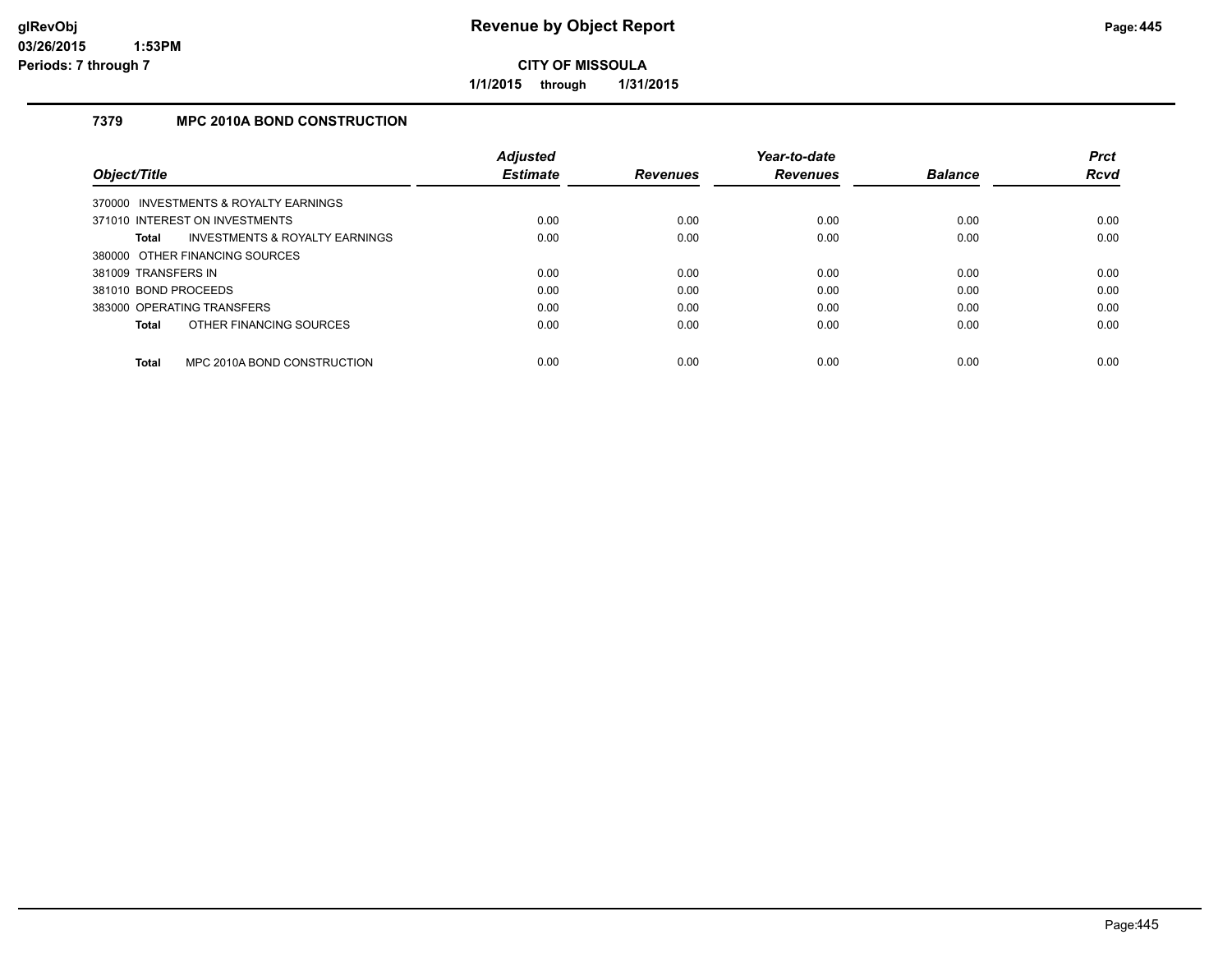# Revenue by Object Report

**CITY OF MISSOULA**

**1/1/2015 through 1/31/2015**

glRevObj
03/26/2015 1:53PM
Periods: 7 through 7

### 7379 MPC 2010A BOND CONSTRUCTION

| Object/Title | Adjusted Estimate | Revenues | Year-to-date Revenues | Balance | Prct Rcvd |
|---|---|---|---|---|---|
| 370000 INVESTMENTS & ROYALTY EARNINGS | | | | | |
| 371010 INTEREST ON INVESTMENTS | 0.00 | 0.00 | 0.00 | 0.00 | 0.00 |
| **Total** INVESTMENTS & ROYALTY EARNINGS | 0.00 | 0.00 | 0.00 | 0.00 | 0.00 |
| 380000 OTHER FINANCING SOURCES | | | | | |
| 381009 TRANSFERS IN | 0.00 | 0.00 | 0.00 | 0.00 | 0.00 |
| 381010 BOND PROCEEDS | 0.00 | 0.00 | 0.00 | 0.00 | 0.00 |
| 383000 OPERATING TRANSFERS | 0.00 | 0.00 | 0.00 | 0.00 | 0.00 |
| **Total** OTHER FINANCING SOURCES | 0.00 | 0.00 | 0.00 | 0.00 | 0.00 |
| **Total** MPC 2010A BOND CONSTRUCTION | 0.00 | 0.00 | 0.00 | 0.00 | 0.00 |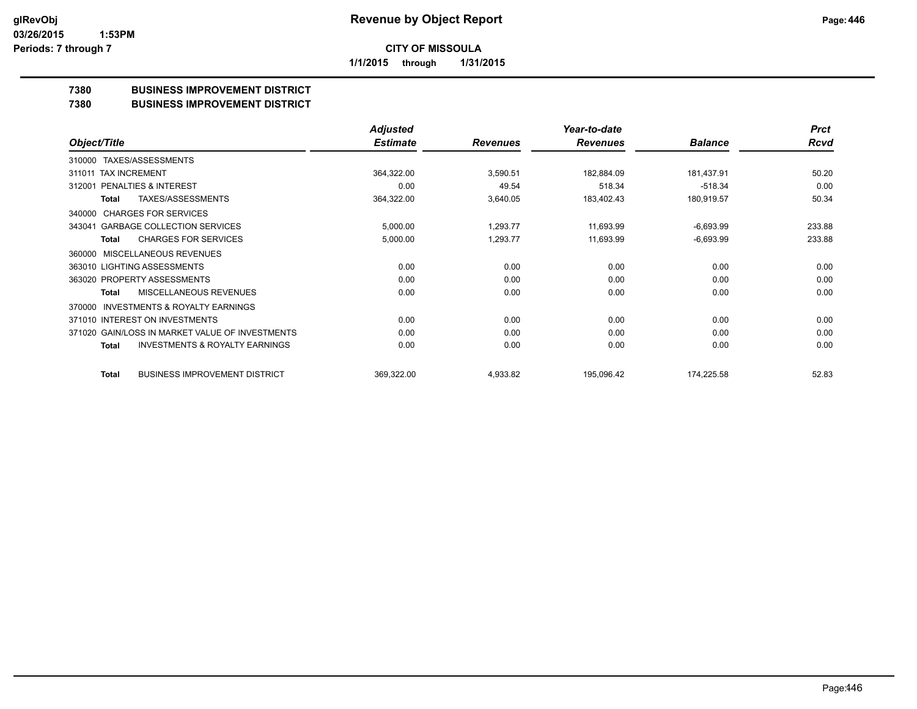# Revenue by Object Report

**CITY OF MISSOULA**

**1/1/2015 through 1/31/2015**

glRevObj
03/26/2015 1:53PM
Periods: 7 through 7

## 7380 BUSINESS IMPROVEMENT DISTRICT
## 7380 BUSINESS IMPROVEMENT DISTRICT

| Object/Title | Adjusted Estimate | Revenues | Year-to-date Revenues | Balance | Prct Rcvd |
|---|---|---|---|---|---|
| 310000 TAXES/ASSESSMENTS | | | | | |
| 311011 TAX INCREMENT | 364,322.00 | 3,590.51 | 182,884.09 | 181,437.91 | 50.20 |
| 312001 PENALTIES & INTEREST | 0.00 | 49.54 | 518.34 | -518.34 | 0.00 |
| **Total** TAXES/ASSESSMENTS | 364,322.00 | 3,640.05 | 183,402.43 | 180,919.57 | 50.34 |
| 340000 CHARGES FOR SERVICES | | | | | |
| 343041 GARBAGE COLLECTION SERVICES | 5,000.00 | 1,293.77 | 11,693.99 | -6,693.99 | 233.88 |
| **Total** CHARGES FOR SERVICES | 5,000.00 | 1,293.77 | 11,693.99 | -6,693.99 | 233.88 |
| 360000 MISCELLANEOUS REVENUES | | | | | |
| 363010 LIGHTING ASSESSMENTS | 0.00 | 0.00 | 0.00 | 0.00 | 0.00 |
| 363020 PROPERTY ASSESSMENTS | 0.00 | 0.00 | 0.00 | 0.00 | 0.00 |
| **Total** MISCELLANEOUS REVENUES | 0.00 | 0.00 | 0.00 | 0.00 | 0.00 |
| 370000 INVESTMENTS & ROYALTY EARNINGS | | | | | |
| 371010 INTEREST ON INVESTMENTS | 0.00 | 0.00 | 0.00 | 0.00 | 0.00 |
| 371020 GAIN/LOSS IN MARKET VALUE OF INVESTMENTS | 0.00 | 0.00 | 0.00 | 0.00 | 0.00 |
| **Total** INVESTMENTS & ROYALTY EARNINGS | 0.00 | 0.00 | 0.00 | 0.00 | 0.00 |
| **Total** BUSINESS IMPROVEMENT DISTRICT | 369,322.00 | 4,933.82 | 195,096.42 | 174,225.58 | 52.83 |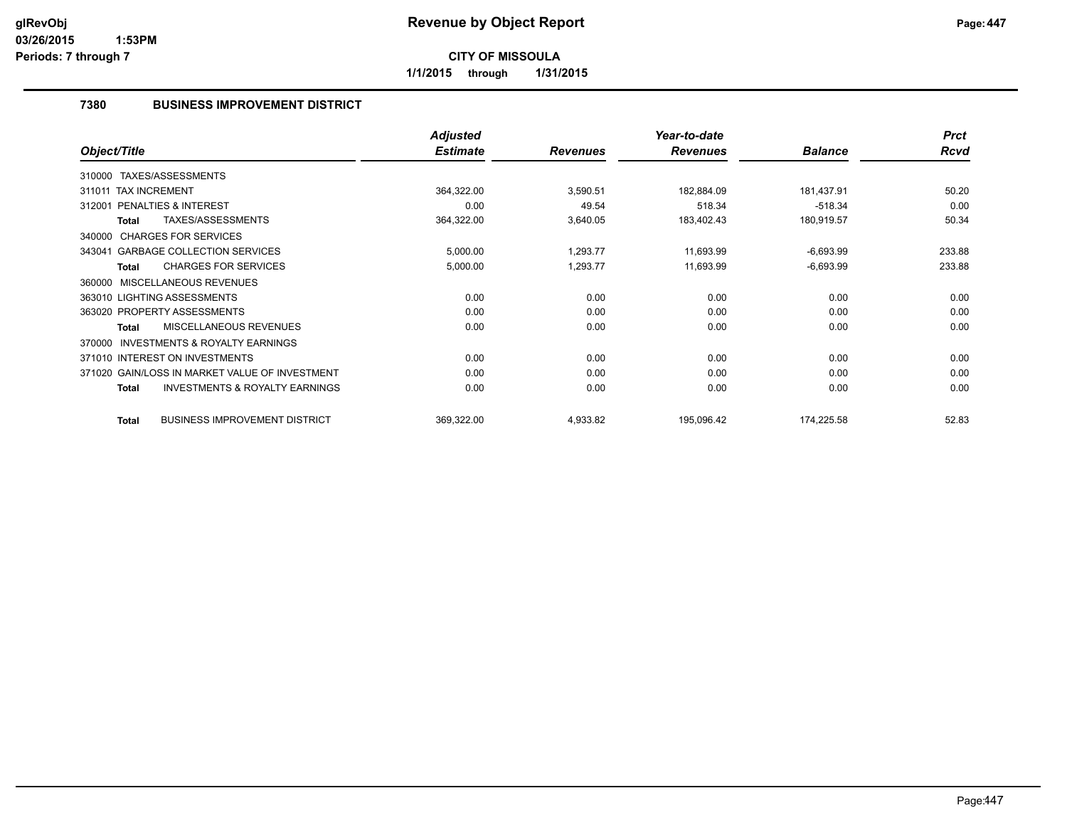**glRevObj**
**03/26/2015 1:53PM**
**Periods: 7 through 7**

# Revenue by Object Report

**CITY OF MISSOULA**

**1/1/2015 through 1/31/2015**

## 7380 BUSINESS IMPROVEMENT DISTRICT

| Object/Title | Adjusted Estimate | Revenues | Year-to-date Revenues | Balance | Prct Rcvd |
|---|---|---|---|---|---|
| 310000 TAXES/ASSESSMENTS | | | | | |
| 311011 TAX INCREMENT | 364,322.00 | 3,590.51 | 182,884.09 | 181,437.91 | 50.20 |
| 312001 PENALTIES & INTEREST | 0.00 | 49.54 | 518.34 | -518.34 | 0.00 |
| **Total** TAXES/ASSESSMENTS | 364,322.00 | 3,640.05 | 183,402.43 | 180,919.57 | 50.34 |
| 340000 CHARGES FOR SERVICES | | | | | |
| 343041 GARBAGE COLLECTION SERVICES | 5,000.00 | 1,293.77 | 11,693.99 | -6,693.99 | 233.88 |
| **Total** CHARGES FOR SERVICES | 5,000.00 | 1,293.77 | 11,693.99 | -6,693.99 | 233.88 |
| 360000 MISCELLANEOUS REVENUES | | | | | |
| 363010 LIGHTING ASSESSMENTS | 0.00 | 0.00 | 0.00 | 0.00 | 0.00 |
| 363020 PROPERTY ASSESSMENTS | 0.00 | 0.00 | 0.00 | 0.00 | 0.00 |
| **Total** MISCELLANEOUS REVENUES | 0.00 | 0.00 | 0.00 | 0.00 | 0.00 |
| 370000 INVESTMENTS & ROYALTY EARNINGS | | | | | |
| 371010 INTEREST ON INVESTMENTS | 0.00 | 0.00 | 0.00 | 0.00 | 0.00 |
| 371020 GAIN/LOSS IN MARKET VALUE OF INVESTMENT | 0.00 | 0.00 | 0.00 | 0.00 | 0.00 |
| **Total** INVESTMENTS & ROYALTY EARNINGS | 0.00 | 0.00 | 0.00 | 0.00 | 0.00 |
| **Total** BUSINESS IMPROVEMENT DISTRICT | 369,322.00 | 4,933.82 | 195,096.42 | 174,225.58 | 52.83 |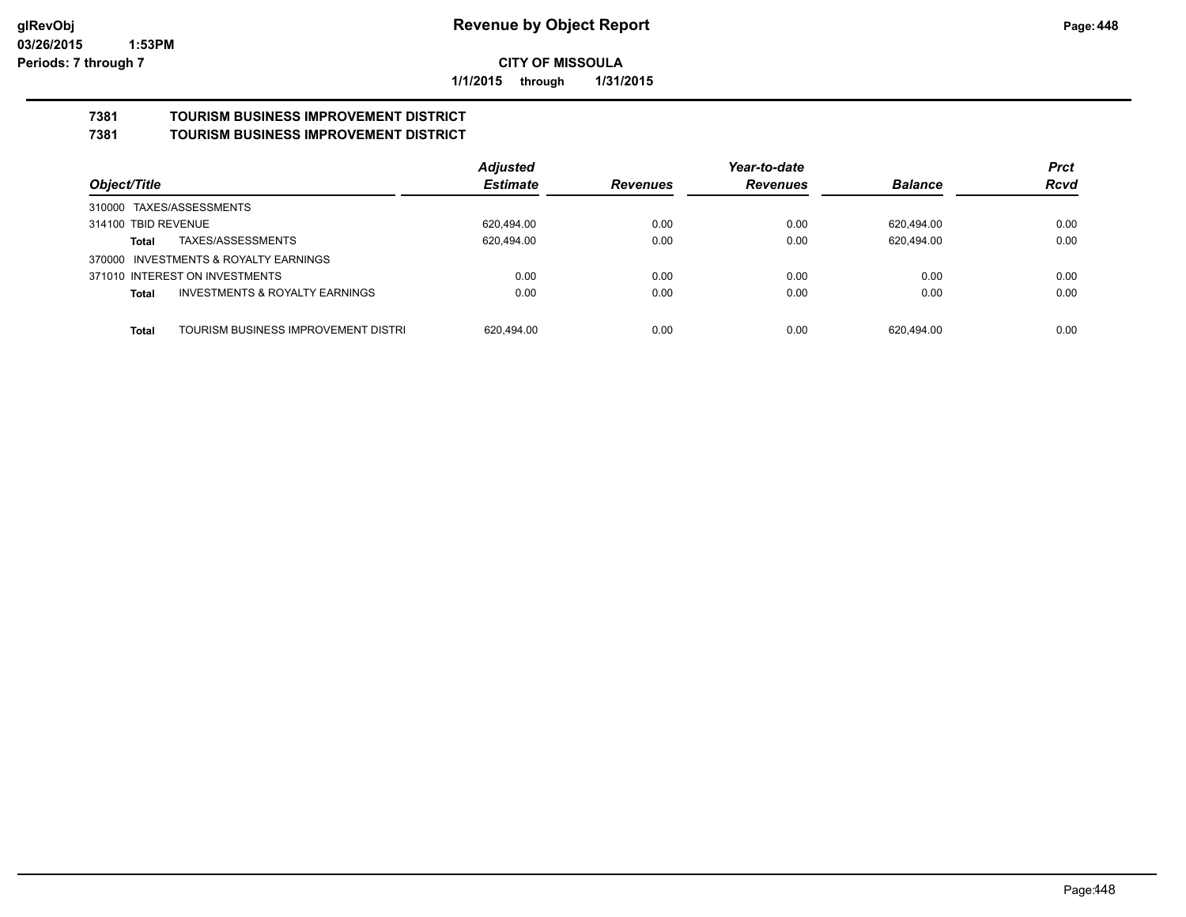# Revenue by Object Report

**CITY OF MISSOULA**

**1/1/2015 through 1/31/2015**

glRevObj
03/26/2015 1:53PM
Periods: 7 through 7

## 7381 TOURISM BUSINESS IMPROVEMENT DISTRICT
## 7381 TOURISM BUSINESS IMPROVEMENT DISTRICT

| Object/Title | Adjusted Estimate | Revenues | Year-to-date Revenues | Balance | Prct Rcvd |
|---|---|---|---|---|---|
| 310000 TAXES/ASSESSMENTS | | | | | |
| 314100 TBID REVENUE | 620,494.00 | 0.00 | 0.00 | 620,494.00 | 0.00 |
| **Total** TAXES/ASSESSMENTS | 620,494.00 | 0.00 | 0.00 | 620,494.00 | 0.00 |
| 370000 INVESTMENTS & ROYALTY EARNINGS | | | | | |
| 371010 INTEREST ON INVESTMENTS | 0.00 | 0.00 | 0.00 | 0.00 | 0.00 |
| **Total** INVESTMENTS & ROYALTY EARNINGS | 0.00 | 0.00 | 0.00 | 0.00 | 0.00 |
| **Total** TOURISM BUSINESS IMPROVEMENT DISTRI | 620,494.00 | 0.00 | 0.00 | 620,494.00 | 0.00 |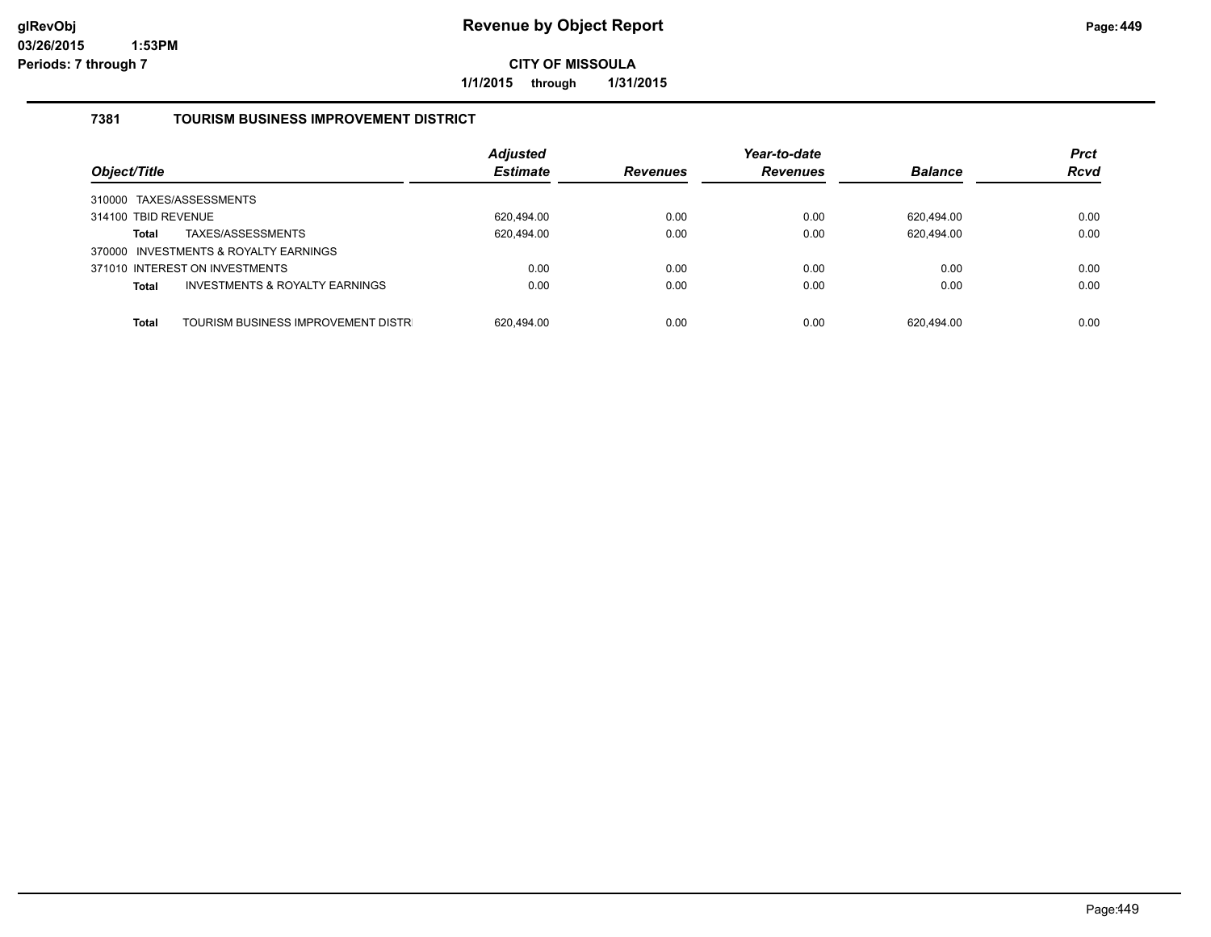# Revenue by Object Report

**CITY OF MISSOULA**

**1/1/2015 through 1/31/2015**

glRevObj
03/26/2015 1:53PM
Periods: 7 through 7

## 7381 TOURISM BUSINESS IMPROVEMENT DISTRICT

| Object/Title | Adjusted Estimate | Revenues | Year-to-date Revenues | Balance | Prct Rcvd |
|---|---|---|---|---|---|
| 310000 TAXES/ASSESSMENTS | | | | | |
| 314100 TBID REVENUE | 620,494.00 | 0.00 | 0.00 | 620,494.00 | 0.00 |
| **Total** TAXES/ASSESSMENTS | 620,494.00 | 0.00 | 0.00 | 620,494.00 | 0.00 |
| 370000 INVESTMENTS & ROYALTY EARNINGS | | | | | |
| 371010 INTEREST ON INVESTMENTS | 0.00 | 0.00 | 0.00 | 0.00 | 0.00 |
| **Total** INVESTMENTS & ROYALTY EARNINGS | 0.00 | 0.00 | 0.00 | 0.00 | 0.00 |
| **Total** TOURISM BUSINESS IMPROVEMENT DISTR | 620,494.00 | 0.00 | 0.00 | 620,494.00 | 0.00 |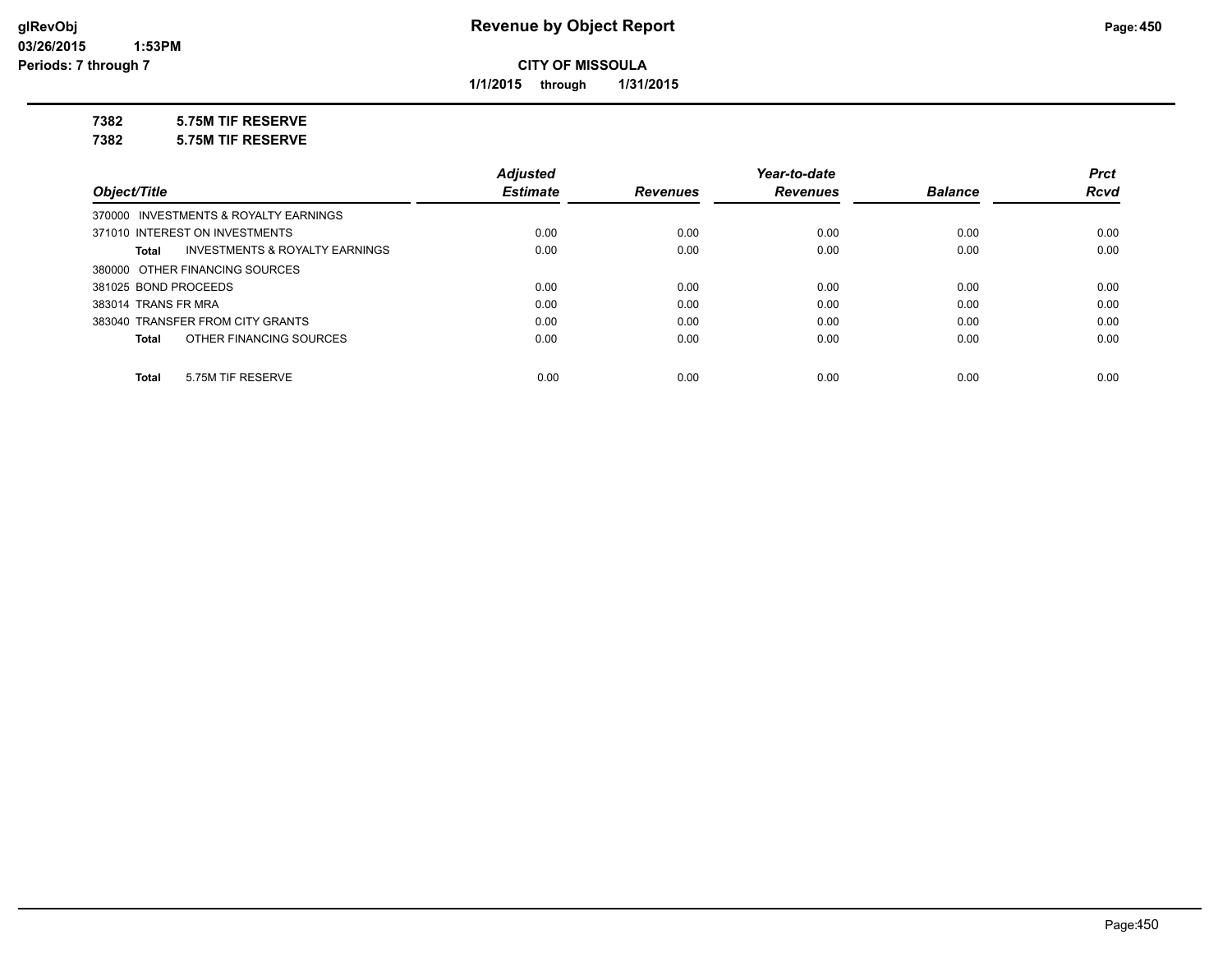# Revenue by Object Report

**CITY OF MISSOULA**

**1/1/2015 through 1/31/2015**

glRevObj
03/26/2015 1:53PM
Periods: 7 through 7

**7382 5.75M TIF RESERVE**

**7382 5.75M TIF RESERVE**

| Object/Title | Adjusted Estimate | Revenues | Year-to-date Revenues | Balance | Prct Rcvd |
|---|---|---|---|---|---|
| 370000 INVESTMENTS & ROYALTY EARNINGS | | | | | |
| 371010 INTEREST ON INVESTMENTS | 0.00 | 0.00 | 0.00 | 0.00 | 0.00 |
| **Total** INVESTMENTS & ROYALTY EARNINGS | 0.00 | 0.00 | 0.00 | 0.00 | 0.00 |
| 380000 OTHER FINANCING SOURCES | | | | | |
| 381025 BOND PROCEEDS | 0.00 | 0.00 | 0.00 | 0.00 | 0.00 |
| 383014 TRANS FR MRA | 0.00 | 0.00 | 0.00 | 0.00 | 0.00 |
| 383040 TRANSFER FROM CITY GRANTS | 0.00 | 0.00 | 0.00 | 0.00 | 0.00 |
| **Total** OTHER FINANCING SOURCES | 0.00 | 0.00 | 0.00 | 0.00 | 0.00 |
| **Total** 5.75M TIF RESERVE | 0.00 | 0.00 | 0.00 | 0.00 | 0.00 |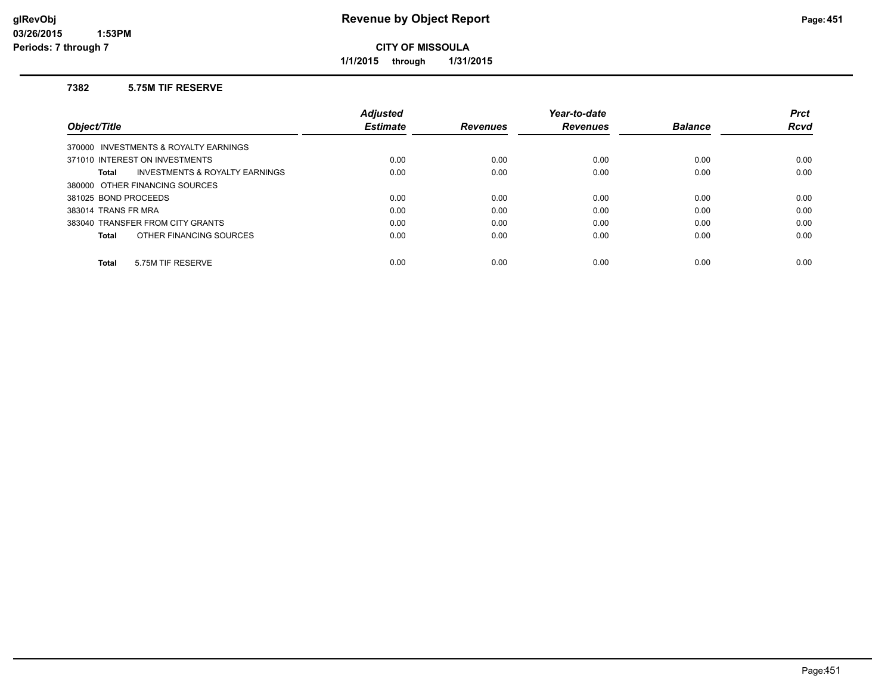# Revenue by Object Report

glRevObj
03/26/2015 1:53PM
Periods: 7 through 7

**CITY OF MISSOULA**

**1/1/2015 through 1/31/2015**

### 7382 5.75M TIF RESERVE

| Object/Title | Adjusted Estimate | Revenues | Year-to-date Revenues | Balance | Prct Rcvd |
|---|---|---|---|---|---|
| 370000 INVESTMENTS & ROYALTY EARNINGS | | | | | |
| 371010 INTEREST ON INVESTMENTS | 0.00 | 0.00 | 0.00 | 0.00 | 0.00 |
| **Total** INVESTMENTS & ROYALTY EARNINGS | 0.00 | 0.00 | 0.00 | 0.00 | 0.00 |
| 380000 OTHER FINANCING SOURCES | | | | | |
| 381025 BOND PROCEEDS | 0.00 | 0.00 | 0.00 | 0.00 | 0.00 |
| 383014 TRANS FR MRA | 0.00 | 0.00 | 0.00 | 0.00 | 0.00 |
| 383040 TRANSFER FROM CITY GRANTS | 0.00 | 0.00 | 0.00 | 0.00 | 0.00 |
| **Total** OTHER FINANCING SOURCES | 0.00 | 0.00 | 0.00 | 0.00 | 0.00 |
| **Total** 5.75M TIF RESERVE | 0.00 | 0.00 | 0.00 | 0.00 | 0.00 |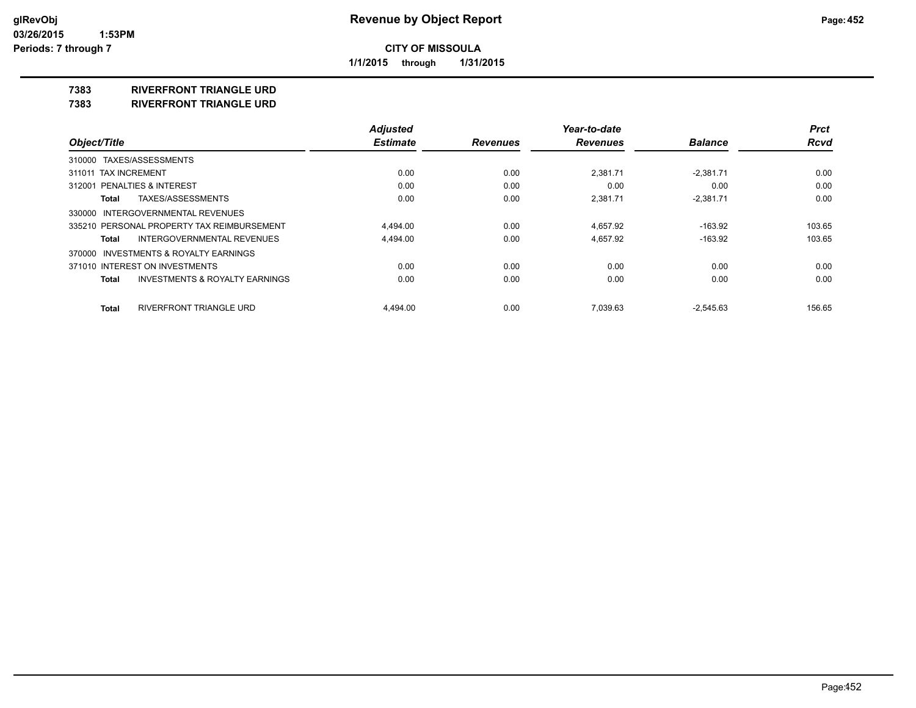# Revenue by Object Report

**CITY OF MISSOULA**

**1/1/2015 through 1/31/2015**

glRevObj
03/26/2015 1:53PM
Periods: 7 through 7

**7383 RIVERFRONT TRIANGLE URD**

**7383 RIVERFRONT TRIANGLE URD**

| Object/Title | Adjusted Estimate | Revenues | Year-to-date Revenues | Balance | Prct Rcvd |
|---|---|---|---|---|---|
| 310000 TAXES/ASSESSMENTS | | | | | |
| 311011 TAX INCREMENT | 0.00 | 0.00 | 2,381.71 | -2,381.71 | 0.00 |
| 312001 PENALTIES & INTEREST | 0.00 | 0.00 | 0.00 | 0.00 | 0.00 |
| **Total** TAXES/ASSESSMENTS | 0.00 | 0.00 | 2,381.71 | -2,381.71 | 0.00 |
| 330000 INTERGOVERNMENTAL REVENUES | | | | | |
| 335210 PERSONAL PROPERTY TAX REIMBURSEMENT | 4,494.00 | 0.00 | 4,657.92 | -163.92 | 103.65 |
| **Total** INTERGOVERNMENTAL REVENUES | 4,494.00 | 0.00 | 4,657.92 | -163.92 | 103.65 |
| 370000 INVESTMENTS & ROYALTY EARNINGS | | | | | |
| 371010 INTEREST ON INVESTMENTS | 0.00 | 0.00 | 0.00 | 0.00 | 0.00 |
| **Total** INVESTMENTS & ROYALTY EARNINGS | 0.00 | 0.00 | 0.00 | 0.00 | 0.00 |
| **Total** RIVERFRONT TRIANGLE URD | 4,494.00 | 0.00 | 7,039.63 | -2,545.63 | 156.65 |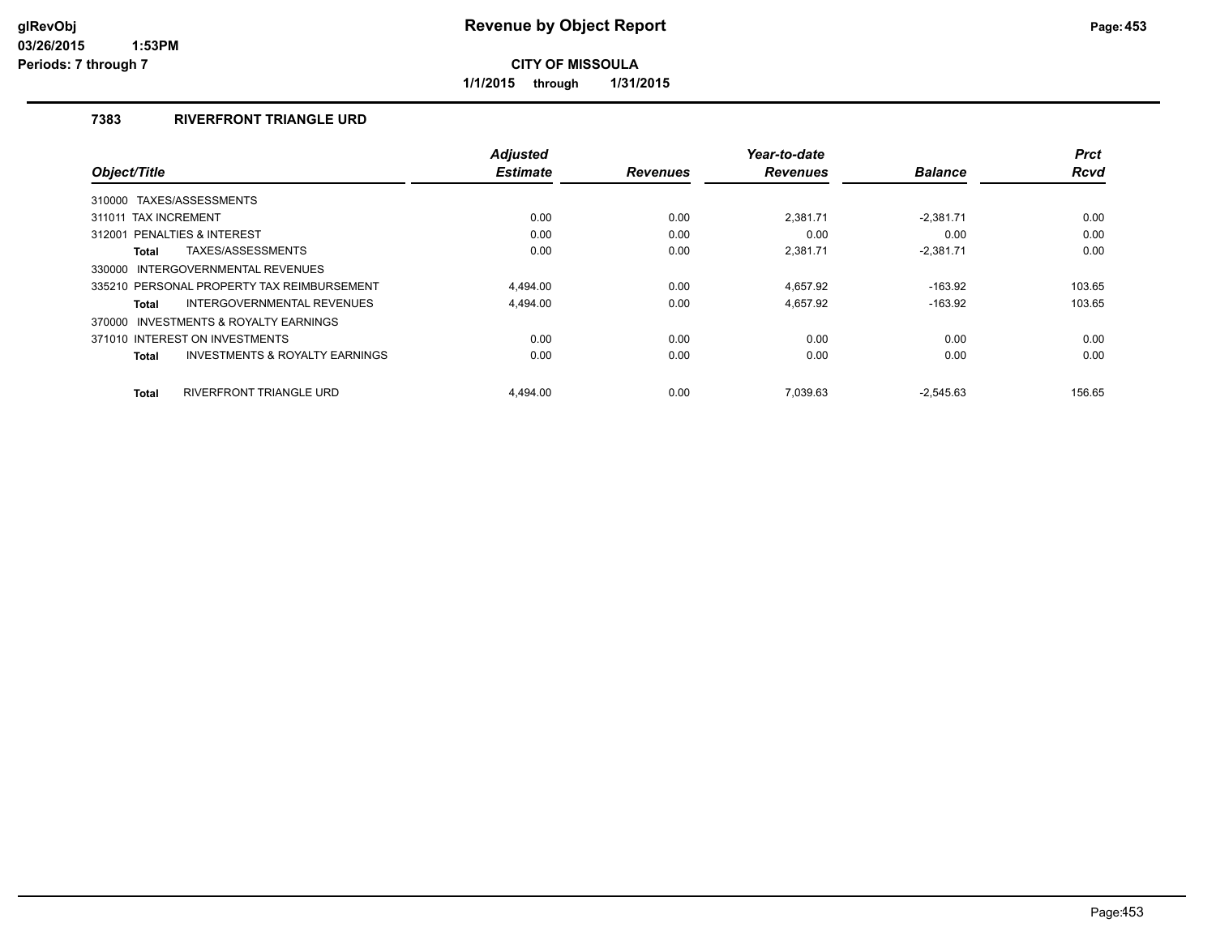# Revenue by Object Report

**CITY OF MISSOULA**

**1/1/2015 through 1/31/2015**

### 7383 RIVERFRONT TRIANGLE URD

| Object/Title | Adjusted Estimate | Revenues | Year-to-date Revenues | Balance | Prct Rcvd |
|---|---|---|---|---|---|
| 310000 TAXES/ASSESSMENTS | | | | | |
| 311011 TAX INCREMENT | 0.00 | 0.00 | 2,381.71 | -2,381.71 | 0.00 |
| 312001 PENALTIES & INTEREST | 0.00 | 0.00 | 0.00 | 0.00 | 0.00 |
| **Total** TAXES/ASSESSMENTS | 0.00 | 0.00 | 2,381.71 | -2,381.71 | 0.00 |
| 330000 INTERGOVERNMENTAL REVENUES | | | | | |
| 335210 PERSONAL PROPERTY TAX REIMBURSEMENT | 4,494.00 | 0.00 | 4,657.92 | -163.92 | 103.65 |
| **Total** INTERGOVERNMENTAL REVENUES | 4,494.00 | 0.00 | 4,657.92 | -163.92 | 103.65 |
| 370000 INVESTMENTS & ROYALTY EARNINGS | | | | | |
| 371010 INTEREST ON INVESTMENTS | 0.00 | 0.00 | 0.00 | 0.00 | 0.00 |
| **Total** INVESTMENTS & ROYALTY EARNINGS | 0.00 | 0.00 | 0.00 | 0.00 | 0.00 |
| **Total** RIVERFRONT TRIANGLE URD | 4,494.00 | 0.00 | 7,039.63 | -2,545.63 | 156.65 |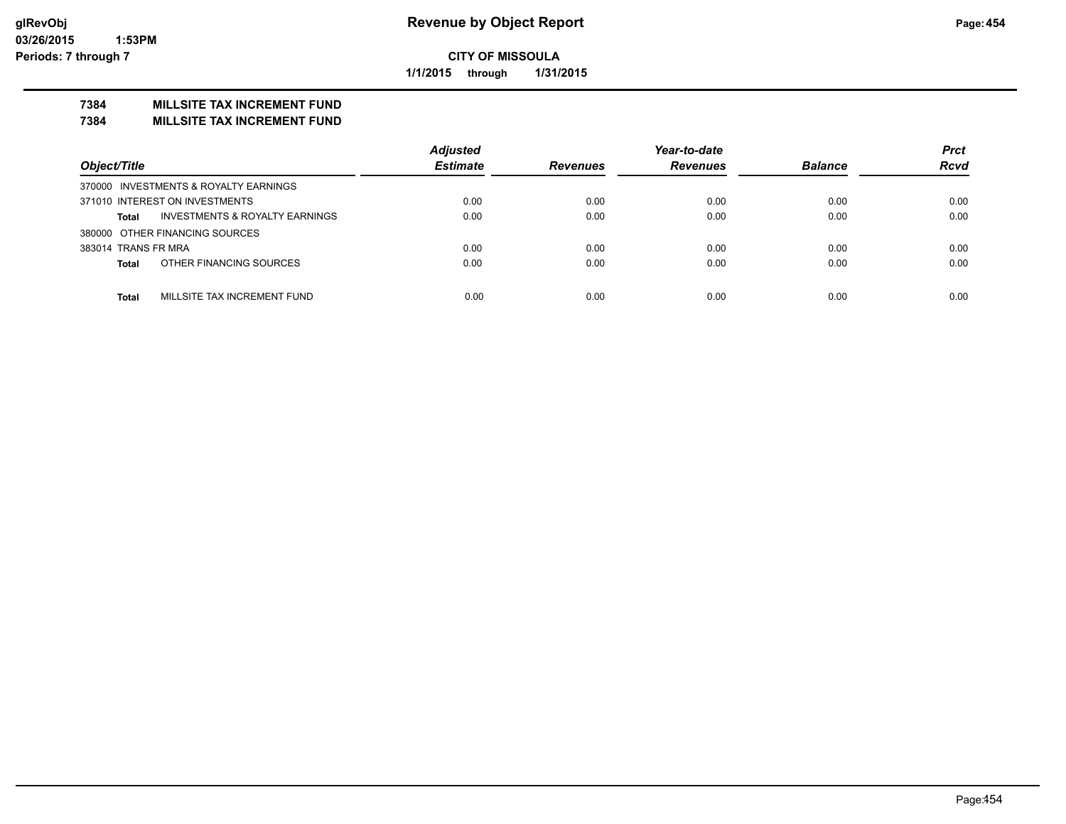**Revenue by Object Report**

**CITY OF MISSOULA**

**1/1/2015 through 1/31/2015**

glRevObj
03/26/2015 1:53PM
Periods: 7 through 7

**7384 MILLSITE TAX INCREMENT FUND**

**7384 MILLSITE TAX INCREMENT FUND**

| Object/Title | Adjusted Estimate | Revenues | Year-to-date Revenues | Balance | Prct Rcvd |
|---|---|---|---|---|---|
| 370000 INVESTMENTS & ROYALTY EARNINGS | | | | | |
| 371010 INTEREST ON INVESTMENTS | 0.00 | 0.00 | 0.00 | 0.00 | 0.00 |
| **Total** INVESTMENTS & ROYALTY EARNINGS | 0.00 | 0.00 | 0.00 | 0.00 | 0.00 |
| 380000 OTHER FINANCING SOURCES | | | | | |
| 383014 TRANS FR MRA | 0.00 | 0.00 | 0.00 | 0.00 | 0.00 |
| **Total** OTHER FINANCING SOURCES | 0.00 | 0.00 | 0.00 | 0.00 | 0.00 |
| **Total** MILLSITE TAX INCREMENT FUND | 0.00 | 0.00 | 0.00 | 0.00 | 0.00 |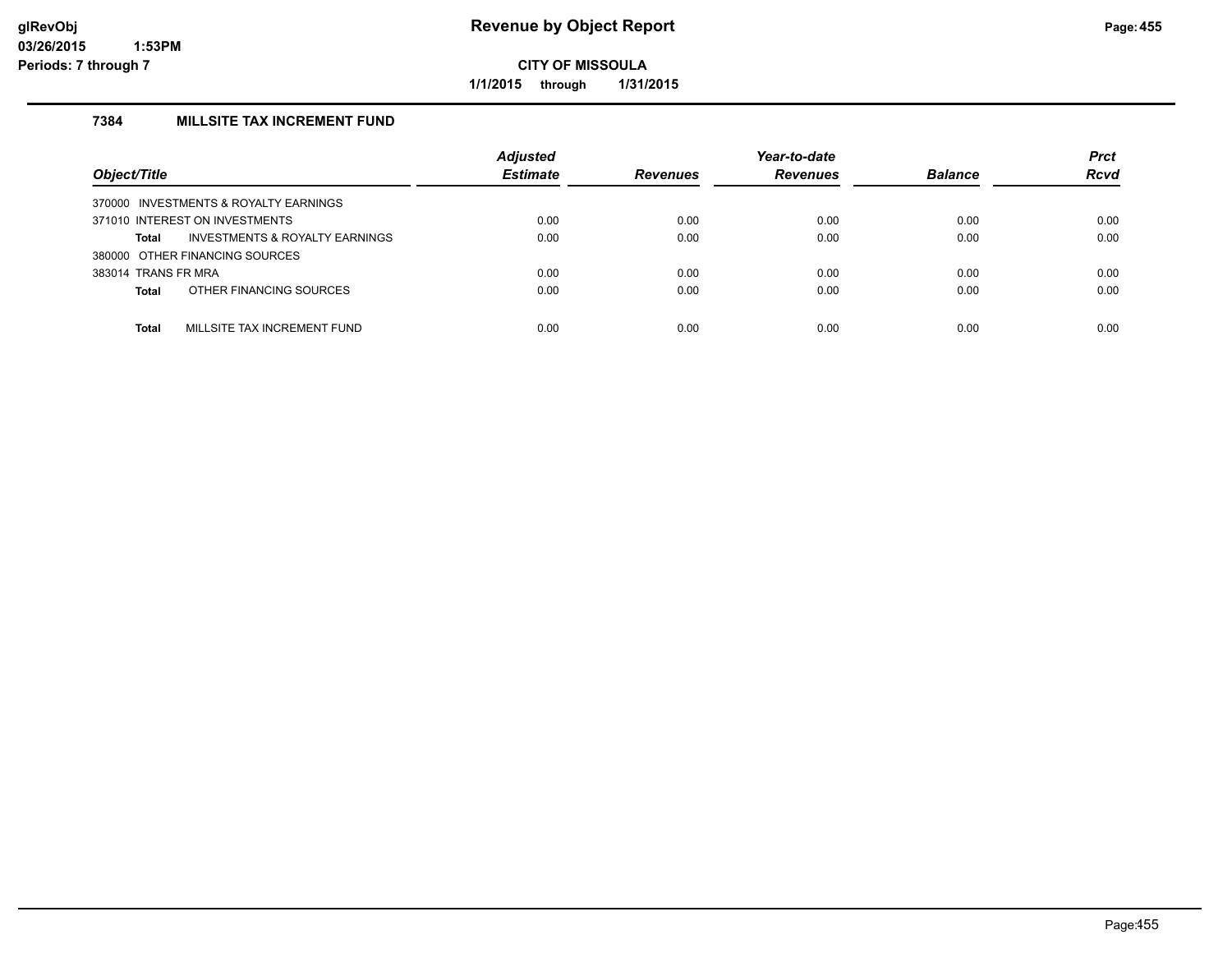# Revenue by Object Report

**CITY OF MISSOULA**

**1/1/2015 through 1/31/2015**

## 7384 MILLSITE TAX INCREMENT FUND

| Object/Title | Adjusted Estimate | Revenues | Year-to-date Revenues | Balance | Prct Rcvd |
|---|---|---|---|---|---|
| 370000 INVESTMENTS & ROYALTY EARNINGS | | | | | |
| 371010 INTEREST ON INVESTMENTS | 0.00 | 0.00 | 0.00 | 0.00 | 0.00 |
| **Total** INVESTMENTS & ROYALTY EARNINGS | 0.00 | 0.00 | 0.00 | 0.00 | 0.00 |
| 380000 OTHER FINANCING SOURCES | | | | | |
| 383014 TRANS FR MRA | 0.00 | 0.00 | 0.00 | 0.00 | 0.00 |
| **Total** OTHER FINANCING SOURCES | 0.00 | 0.00 | 0.00 | 0.00 | 0.00 |
| **Total** MILLSITE TAX INCREMENT FUND | 0.00 | 0.00 | 0.00 | 0.00 | 0.00 |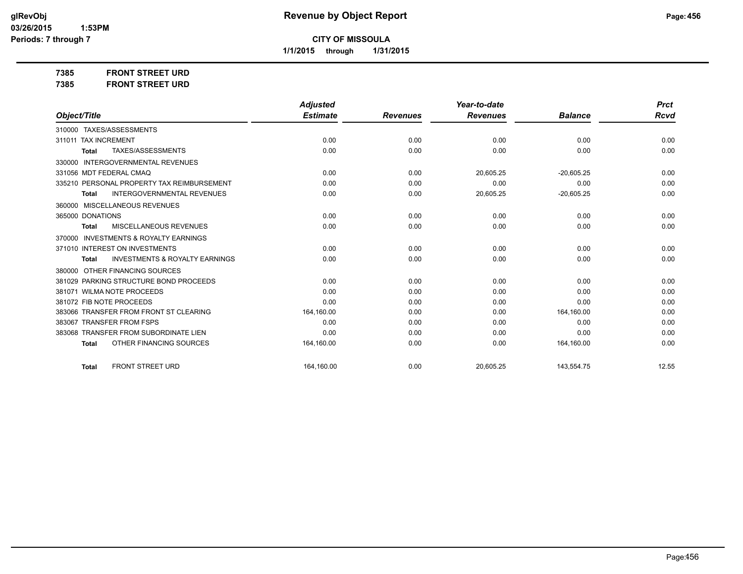**CITY OF MISSOULA**

**1/1/2015 through 1/31/2015**

**Revenue by Object Report**

glRevObj
03/26/2015 1:53PM
Periods: 7 through 7

**7385 FRONT STREET URD**

**7385 FRONT STREET URD**

| Object/Title | Adjusted Estimate | Revenues | Year-to-date Revenues | Balance | Prct Rcvd |
|---|---|---|---|---|---|
| 310000 TAXES/ASSESSMENTS | | | | | |
| 311011 TAX INCREMENT | 0.00 | 0.00 | 0.00 | 0.00 | 0.00 |
| **Total** TAXES/ASSESSMENTS | 0.00 | 0.00 | 0.00 | 0.00 | 0.00 |
| 330000 INTERGOVERNMENTAL REVENUES | | | | | |
| 331056 MDT FEDERAL CMAQ | 0.00 | 0.00 | 20,605.25 | -20,605.25 | 0.00 |
| 335210 PERSONAL PROPERTY TAX REIMBURSEMENT | 0.00 | 0.00 | 0.00 | 0.00 | 0.00 |
| **Total** INTERGOVERNMENTAL REVENUES | 0.00 | 0.00 | 20,605.25 | -20,605.25 | 0.00 |
| 360000 MISCELLANEOUS REVENUES | | | | | |
| 365000 DONATIONS | 0.00 | 0.00 | 0.00 | 0.00 | 0.00 |
| **Total** MISCELLANEOUS REVENUES | 0.00 | 0.00 | 0.00 | 0.00 | 0.00 |
| 370000 INVESTMENTS & ROYALTY EARNINGS | | | | | |
| 371010 INTEREST ON INVESTMENTS | 0.00 | 0.00 | 0.00 | 0.00 | 0.00 |
| **Total** INVESTMENTS & ROYALTY EARNINGS | 0.00 | 0.00 | 0.00 | 0.00 | 0.00 |
| 380000 OTHER FINANCING SOURCES | | | | | |
| 381029 PARKING STRUCTURE BOND PROCEEDS | 0.00 | 0.00 | 0.00 | 0.00 | 0.00 |
| 381071 WILMA NOTE PROCEEDS | 0.00 | 0.00 | 0.00 | 0.00 | 0.00 |
| 381072 FIB NOTE PROCEEDS | 0.00 | 0.00 | 0.00 | 0.00 | 0.00 |
| 383066 TRANSFER FROM FRONT ST CLEARING | 164,160.00 | 0.00 | 0.00 | 164,160.00 | 0.00 |
| 383067 TRANSFER FROM FSPS | 0.00 | 0.00 | 0.00 | 0.00 | 0.00 |
| 383068 TRANSFER FROM SUBORDINATE LIEN | 0.00 | 0.00 | 0.00 | 0.00 | 0.00 |
| **Total** OTHER FINANCING SOURCES | 164,160.00 | 0.00 | 0.00 | 164,160.00 | 0.00 |
| **Total** FRONT STREET URD | 164,160.00 | 0.00 | 20,605.25 | 143,554.75 | 12.55 |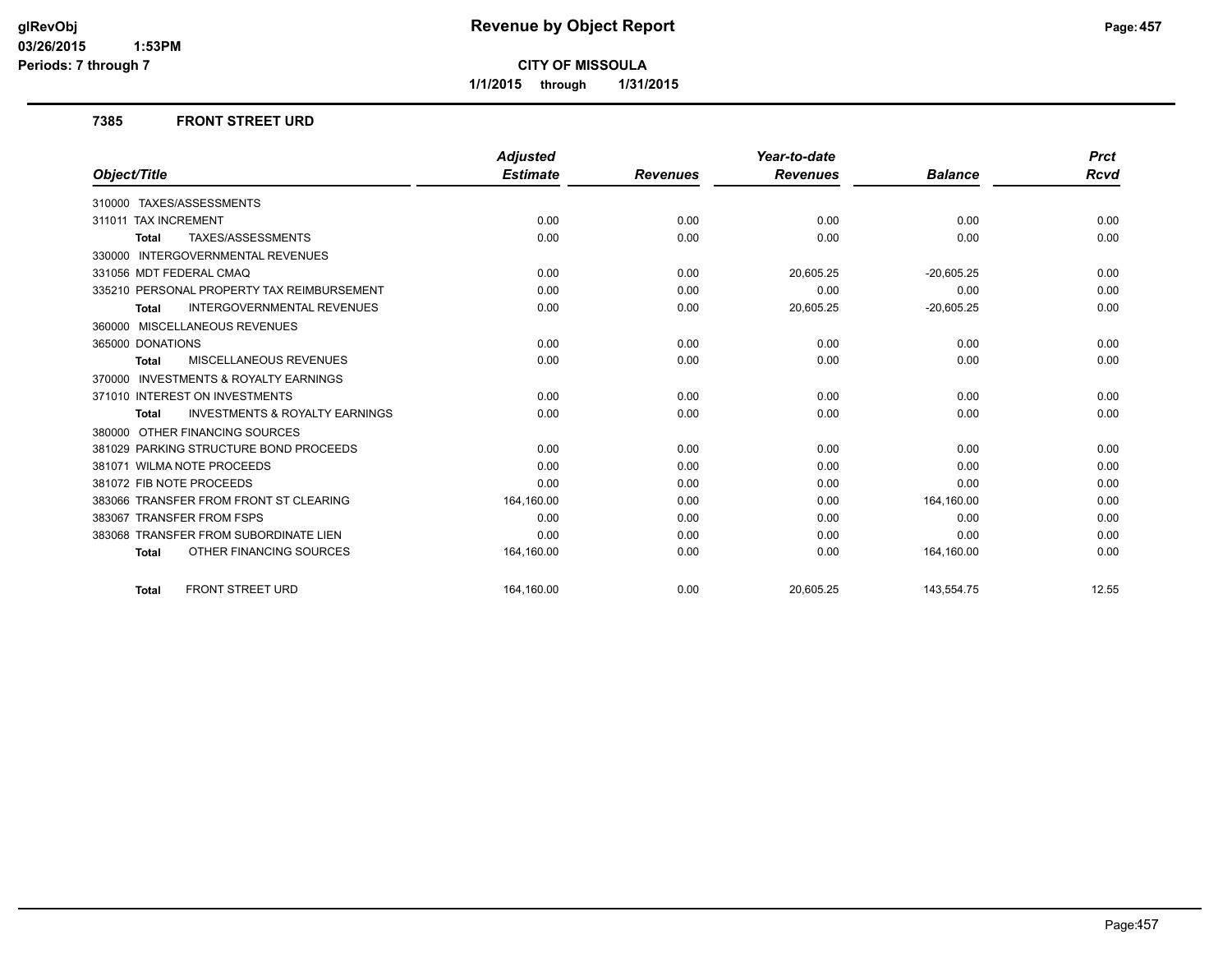# Revenue by Object Report

**CITY OF MISSOULA**

**1/1/2015 through 1/31/2015**

glRevObj
03/26/2015 1:53PM
Periods: 7 through 7

### 7385 FRONT STREET URD

| Object/Title | Adjusted Estimate | Revenues | Year-to-date Revenues | Balance | Prct Rcvd |
|---|---|---|---|---|---|
| 310000 TAXES/ASSESSMENTS | | | | | |
| 311011 TAX INCREMENT | 0.00 | 0.00 | 0.00 | 0.00 | 0.00 |
| **Total** TAXES/ASSESSMENTS | 0.00 | 0.00 | 0.00 | 0.00 | 0.00 |
| 330000 INTERGOVERNMENTAL REVENUES | | | | | |
| 331056 MDT FEDERAL CMAQ | 0.00 | 0.00 | 20,605.25 | -20,605.25 | 0.00 |
| 335210 PERSONAL PROPERTY TAX REIMBURSEMENT | 0.00 | 0.00 | 0.00 | 0.00 | 0.00 |
| **Total** INTERGOVERNMENTAL REVENUES | 0.00 | 0.00 | 20,605.25 | -20,605.25 | 0.00 |
| 360000 MISCELLANEOUS REVENUES | | | | | |
| 365000 DONATIONS | 0.00 | 0.00 | 0.00 | 0.00 | 0.00 |
| **Total** MISCELLANEOUS REVENUES | 0.00 | 0.00 | 0.00 | 0.00 | 0.00 |
| 370000 INVESTMENTS & ROYALTY EARNINGS | | | | | |
| 371010 INTEREST ON INVESTMENTS | 0.00 | 0.00 | 0.00 | 0.00 | 0.00 |
| **Total** INVESTMENTS & ROYALTY EARNINGS | 0.00 | 0.00 | 0.00 | 0.00 | 0.00 |
| 380000 OTHER FINANCING SOURCES | | | | | |
| 381029 PARKING STRUCTURE BOND PROCEEDS | 0.00 | 0.00 | 0.00 | 0.00 | 0.00 |
| 381071 WILMA NOTE PROCEEDS | 0.00 | 0.00 | 0.00 | 0.00 | 0.00 |
| 381072 FIB NOTE PROCEEDS | 0.00 | 0.00 | 0.00 | 0.00 | 0.00 |
| 383066 TRANSFER FROM FRONT ST CLEARING | 164,160.00 | 0.00 | 0.00 | 164,160.00 | 0.00 |
| 383067 TRANSFER FROM FSPS | 0.00 | 0.00 | 0.00 | 0.00 | 0.00 |
| 383068 TRANSFER FROM SUBORDINATE LIEN | 0.00 | 0.00 | 0.00 | 0.00 | 0.00 |
| **Total** OTHER FINANCING SOURCES | 164,160.00 | 0.00 | 0.00 | 164,160.00 | 0.00 |
| **Total** FRONT STREET URD | 164,160.00 | 0.00 | 20,605.25 | 143,554.75 | 12.55 |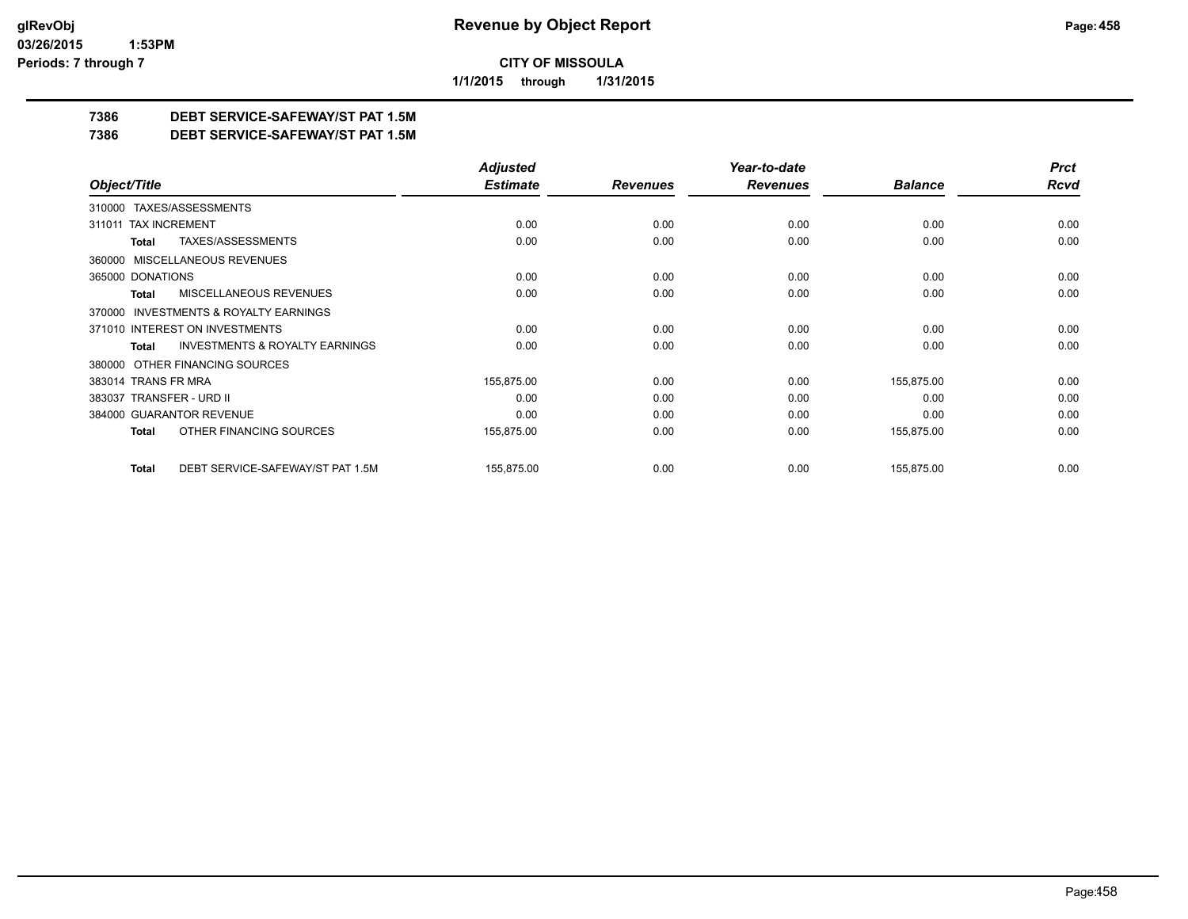# Revenue by Object Report

**CITY OF MISSOULA**

**1/1/2015 through 1/31/2015**

glRevObj
03/26/2015 1:53PM
Periods: 7 through 7

**7386 DEBT SERVICE-SAFEWAY/ST PAT 1.5M**
**7386 DEBT SERVICE-SAFEWAY/ST PAT 1.5M**

| Object/Title | Adjusted Estimate | Revenues | Year-to-date Revenues | Balance | Prct Rcvd |
|---|---|---|---|---|---|
| 310000 TAXES/ASSESSMENTS | | | | | |
| 311011 TAX INCREMENT | 0.00 | 0.00 | 0.00 | 0.00 | 0.00 |
| **Total** TAXES/ASSESSMENTS | 0.00 | 0.00 | 0.00 | 0.00 | 0.00 |
| 360000 MISCELLANEOUS REVENUES | | | | | |
| 365000 DONATIONS | 0.00 | 0.00 | 0.00 | 0.00 | 0.00 |
| **Total** MISCELLANEOUS REVENUES | 0.00 | 0.00 | 0.00 | 0.00 | 0.00 |
| 370000 INVESTMENTS & ROYALTY EARNINGS | | | | | |
| 371010 INTEREST ON INVESTMENTS | 0.00 | 0.00 | 0.00 | 0.00 | 0.00 |
| **Total** INVESTMENTS & ROYALTY EARNINGS | 0.00 | 0.00 | 0.00 | 0.00 | 0.00 |
| 380000 OTHER FINANCING SOURCES | | | | | |
| 383014 TRANS FR MRA | 155,875.00 | 0.00 | 0.00 | 155,875.00 | 0.00 |
| 383037 TRANSFER - URD II | 0.00 | 0.00 | 0.00 | 0.00 | 0.00 |
| 384000 GUARANTOR REVENUE | 0.00 | 0.00 | 0.00 | 0.00 | 0.00 |
| **Total** OTHER FINANCING SOURCES | 155,875.00 | 0.00 | 0.00 | 155,875.00 | 0.00 |
| **Total** DEBT SERVICE-SAFEWAY/ST PAT 1.5M | 155,875.00 | 0.00 | 0.00 | 155,875.00 | 0.00 |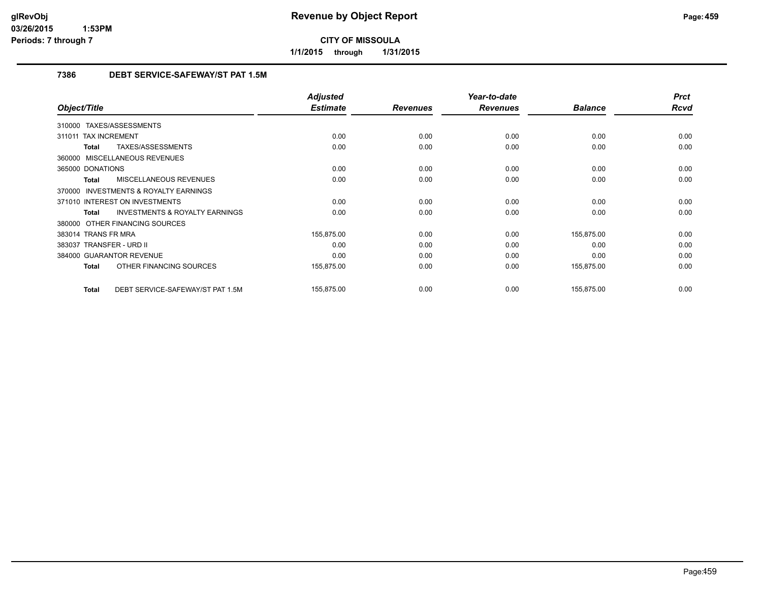**Revenue by Object Report**

**CITY OF MISSOULA**

**1/1/2015 through 1/31/2015**

### 7386 DEBT SERVICE-SAFEWAY/ST PAT 1.5M

| Object/Title | Adjusted Estimate | Revenues | Year-to-date Revenues | Balance | Prct Rcvd |
|---|---|---|---|---|---|
| 310000 TAXES/ASSESSMENTS | | | | | |
| 311011 TAX INCREMENT | 0.00 | 0.00 | 0.00 | 0.00 | 0.00 |
| **Total** TAXES/ASSESSMENTS | 0.00 | 0.00 | 0.00 | 0.00 | 0.00 |
| 360000 MISCELLANEOUS REVENUES | | | | | |
| 365000 DONATIONS | 0.00 | 0.00 | 0.00 | 0.00 | 0.00 |
| **Total** MISCELLANEOUS REVENUES | 0.00 | 0.00 | 0.00 | 0.00 | 0.00 |
| 370000 INVESTMENTS & ROYALTY EARNINGS | | | | | |
| 371010 INTEREST ON INVESTMENTS | 0.00 | 0.00 | 0.00 | 0.00 | 0.00 |
| **Total** INVESTMENTS & ROYALTY EARNINGS | 0.00 | 0.00 | 0.00 | 0.00 | 0.00 |
| 380000 OTHER FINANCING SOURCES | | | | | |
| 383014 TRANS FR MRA | 155,875.00 | 0.00 | 0.00 | 155,875.00 | 0.00 |
| 383037 TRANSFER - URD II | 0.00 | 0.00 | 0.00 | 0.00 | 0.00 |
| 384000 GUARANTOR REVENUE | 0.00 | 0.00 | 0.00 | 0.00 | 0.00 |
| **Total** OTHER FINANCING SOURCES | 155,875.00 | 0.00 | 0.00 | 155,875.00 | 0.00 |
| **Total** DEBT SERVICE-SAFEWAY/ST PAT 1.5M | 155,875.00 | 0.00 | 0.00 | 155,875.00 | 0.00 |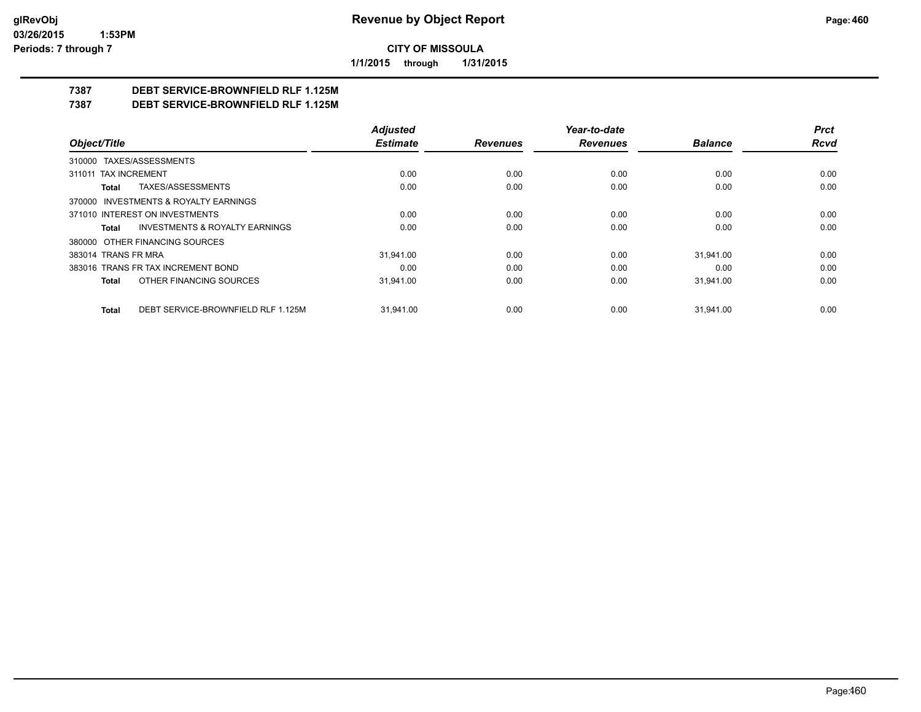# CITY OF MISSOULA

**1/1/2015 through 1/31/2015**

## 7387 DEBT SERVICE-BROWNFIELD RLF 1.125M
## 7387 DEBT SERVICE-BROWNFIELD RLF 1.125M

| Object/Title | Adjusted Estimate | Revenues | Year-to-date Revenues | Balance | Prct Rcvd |
|---|---|---|---|---|---|
| 310000 TAXES/ASSESSMENTS | | | | | |
| 311011 TAX INCREMENT | 0.00 | 0.00 | 0.00 | 0.00 | 0.00 |
| **Total** TAXES/ASSESSMENTS | 0.00 | 0.00 | 0.00 | 0.00 | 0.00 |
| 370000 INVESTMENTS & ROYALTY EARNINGS | | | | | |
| 371010 INTEREST ON INVESTMENTS | 0.00 | 0.00 | 0.00 | 0.00 | 0.00 |
| **Total** INVESTMENTS & ROYALTY EARNINGS | 0.00 | 0.00 | 0.00 | 0.00 | 0.00 |
| 380000 OTHER FINANCING SOURCES | | | | | |
| 383014 TRANS FR MRA | 31,941.00 | 0.00 | 0.00 | 31,941.00 | 0.00 |
| 383016 TRANS FR TAX INCREMENT BOND | 0.00 | 0.00 | 0.00 | 0.00 | 0.00 |
| **Total** OTHER FINANCING SOURCES | 31,941.00 | 0.00 | 0.00 | 31,941.00 | 0.00 |
| **Total** DEBT SERVICE-BROWNFIELD RLF 1.125M | 31,941.00 | 0.00 | 0.00 | 31,941.00 | 0.00 |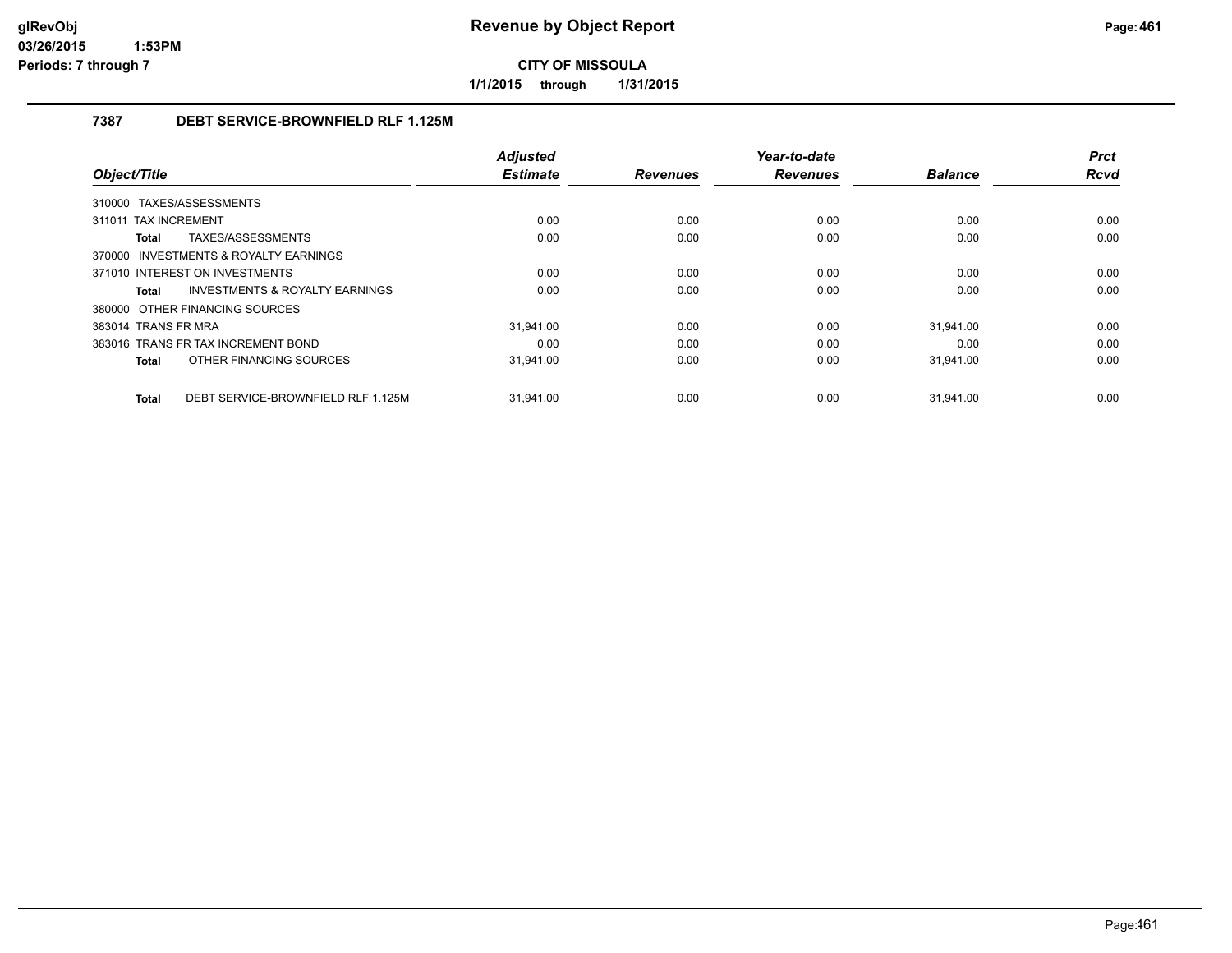# Revenue by Object Report

**CITY OF MISSOULA**

**1/1/2015 through 1/31/2015**

glRevObj
03/26/2015 1:53PM
Periods: 7 through 7

## 7387 DEBT SERVICE-BROWNFIELD RLF 1.125M

| Object/Title | Adjusted Estimate | Revenues | Year-to-date Revenues | Balance | Prct Rcvd |
|---|---|---|---|---|---|
| 310000 TAXES/ASSESSMENTS | | | | | |
| 311011 TAX INCREMENT | 0.00 | 0.00 | 0.00 | 0.00 | 0.00 |
| **Total** TAXES/ASSESSMENTS | 0.00 | 0.00 | 0.00 | 0.00 | 0.00 |
| 370000 INVESTMENTS & ROYALTY EARNINGS | | | | | |
| 371010 INTEREST ON INVESTMENTS | 0.00 | 0.00 | 0.00 | 0.00 | 0.00 |
| **Total** INVESTMENTS & ROYALTY EARNINGS | 0.00 | 0.00 | 0.00 | 0.00 | 0.00 |
| 380000 OTHER FINANCING SOURCES | | | | | |
| 383014 TRANS FR MRA | 31,941.00 | 0.00 | 0.00 | 31,941.00 | 0.00 |
| 383016 TRANS FR TAX INCREMENT BOND | 0.00 | 0.00 | 0.00 | 0.00 | 0.00 |
| **Total** OTHER FINANCING SOURCES | 31,941.00 | 0.00 | 0.00 | 31,941.00 | 0.00 |
| **Total** DEBT SERVICE-BROWNFIELD RLF 1.125M | 31,941.00 | 0.00 | 0.00 | 31,941.00 | 0.00 |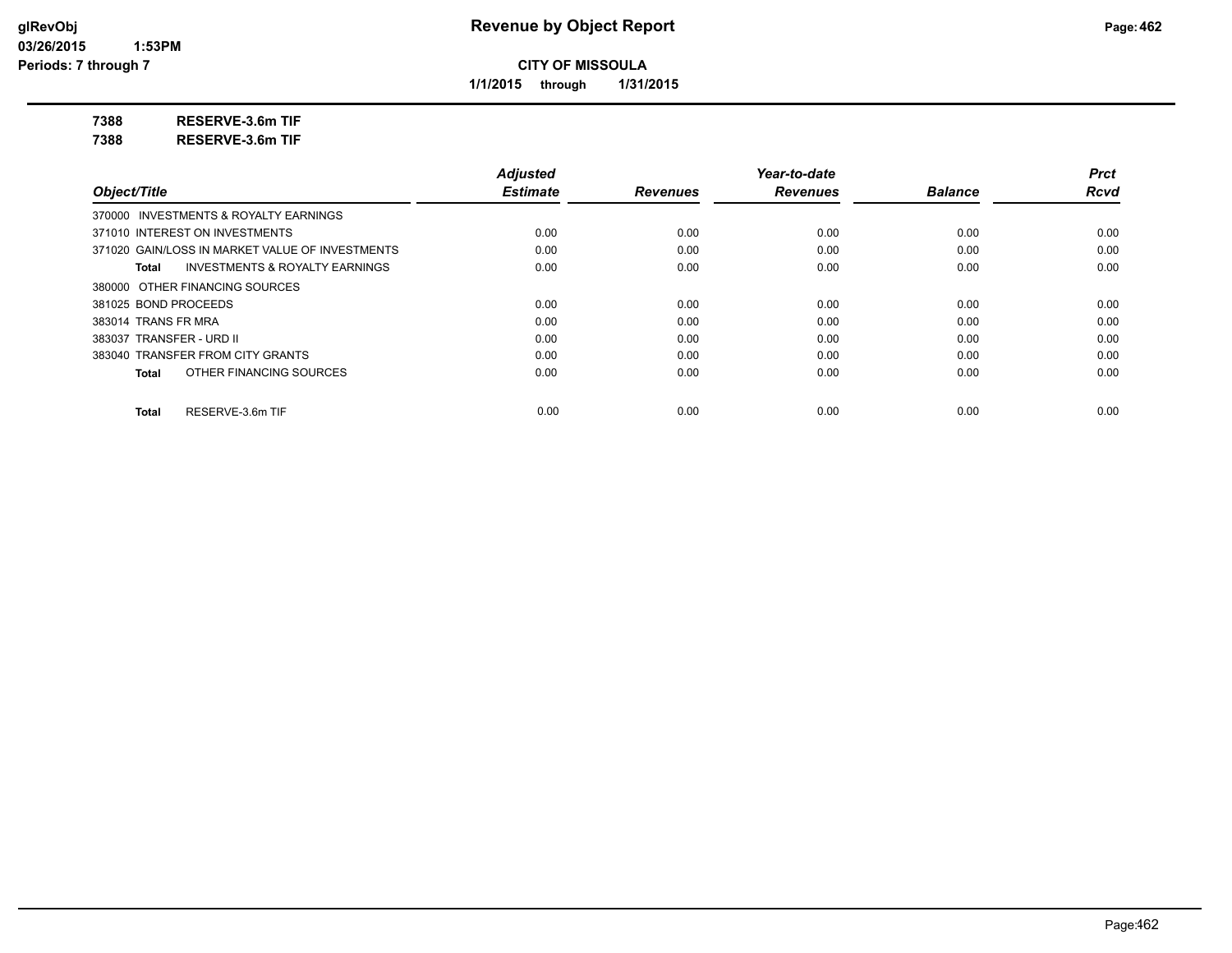# Revenue by Object Report

**CITY OF MISSOULA**

**1/1/2015 through 1/31/2015**

**7388 RESERVE-3.6m TIF**

**7388 RESERVE-3.6m TIF**

| Object/Title | Adjusted Estimate | Revenues | Year-to-date Revenues | Balance | Prct Rcvd |
|---|---|---|---|---|---|
| 370000 INVESTMENTS & ROYALTY EARNINGS | | | | | |
| 371010 INTEREST ON INVESTMENTS | 0.00 | 0.00 | 0.00 | 0.00 | 0.00 |
| 371020 GAIN/LOSS IN MARKET VALUE OF INVESTMENTS | 0.00 | 0.00 | 0.00 | 0.00 | 0.00 |
| **Total** INVESTMENTS & ROYALTY EARNINGS | 0.00 | 0.00 | 0.00 | 0.00 | 0.00 |
| 380000 OTHER FINANCING SOURCES | | | | | |
| 381025 BOND PROCEEDS | 0.00 | 0.00 | 0.00 | 0.00 | 0.00 |
| 383014 TRANS FR MRA | 0.00 | 0.00 | 0.00 | 0.00 | 0.00 |
| 383037 TRANSFER - URD II | 0.00 | 0.00 | 0.00 | 0.00 | 0.00 |
| 383040 TRANSFER FROM CITY GRANTS | 0.00 | 0.00 | 0.00 | 0.00 | 0.00 |
| **Total** OTHER FINANCING SOURCES | 0.00 | 0.00 | 0.00 | 0.00 | 0.00 |
| **Total** RESERVE-3.6m TIF | 0.00 | 0.00 | 0.00 | 0.00 | 0.00 |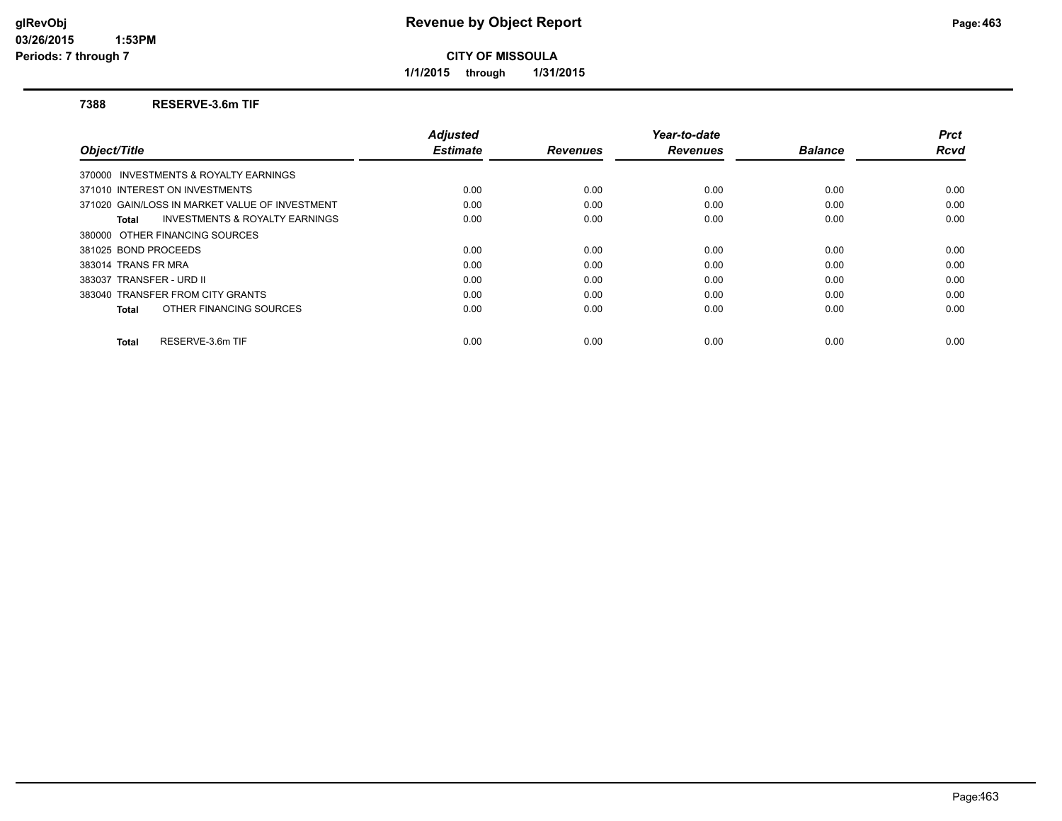# Revenue by Object Report

**CITY OF MISSOULA**

**1/1/2015 through 1/31/2015**

glRevObj
03/26/2015 1:53PM
Periods: 7 through 7

### 7388 RESERVE-3.6m TIF

| Object/Title | Adjusted Estimate | Revenues | Year-to-date Revenues | Balance | Prct Rcvd |
|---|---|---|---|---|---|
| 370000 INVESTMENTS & ROYALTY EARNINGS | | | | | |
| 371010 INTEREST ON INVESTMENTS | 0.00 | 0.00 | 0.00 | 0.00 | 0.00 |
| 371020 GAIN/LOSS IN MARKET VALUE OF INVESTMENT | 0.00 | 0.00 | 0.00 | 0.00 | 0.00 |
| **Total** INVESTMENTS & ROYALTY EARNINGS | 0.00 | 0.00 | 0.00 | 0.00 | 0.00 |
| 380000 OTHER FINANCING SOURCES | | | | | |
| 381025 BOND PROCEEDS | 0.00 | 0.00 | 0.00 | 0.00 | 0.00 |
| 383014 TRANS FR MRA | 0.00 | 0.00 | 0.00 | 0.00 | 0.00 |
| 383037 TRANSFER - URD II | 0.00 | 0.00 | 0.00 | 0.00 | 0.00 |
| 383040 TRANSFER FROM CITY GRANTS | 0.00 | 0.00 | 0.00 | 0.00 | 0.00 |
| **Total** OTHER FINANCING SOURCES | 0.00 | 0.00 | 0.00 | 0.00 | 0.00 |
| **Total** RESERVE-3.6m TIF | 0.00 | 0.00 | 0.00 | 0.00 | 0.00 |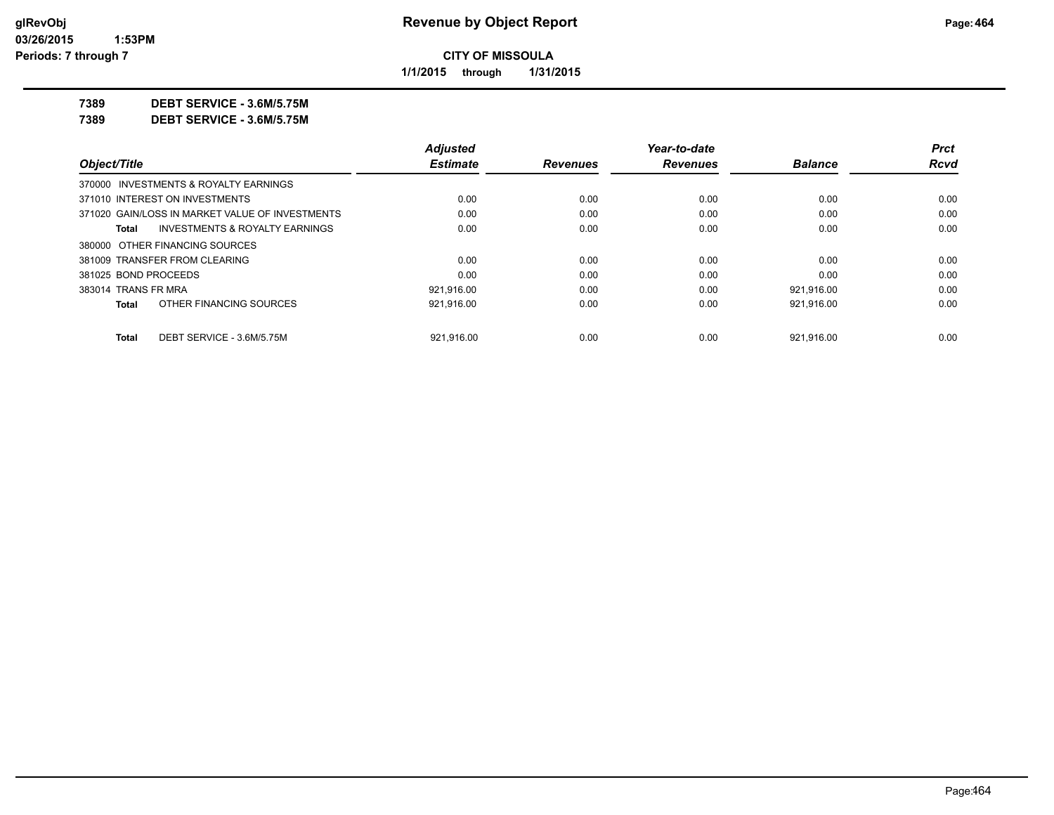# Revenue by Object Report

**CITY OF MISSOULA**

**1/1/2015 through 1/31/2015**

**7389 DEBT SERVICE - 3.6M/5.75M**

**7389 DEBT SERVICE - 3.6M/5.75M**

| Object/Title | Adjusted Estimate | Revenues | Year-to-date Revenues | Balance | Prct Rcvd |
|---|---|---|---|---|---|
| 370000 INVESTMENTS & ROYALTY EARNINGS | | | | | |
| 371010 INTEREST ON INVESTMENTS | 0.00 | 0.00 | 0.00 | 0.00 | 0.00 |
| 371020 GAIN/LOSS IN MARKET VALUE OF INVESTMENTS | 0.00 | 0.00 | 0.00 | 0.00 | 0.00 |
| **Total** INVESTMENTS & ROYALTY EARNINGS | 0.00 | 0.00 | 0.00 | 0.00 | 0.00 |
| 380000 OTHER FINANCING SOURCES | | | | | |
| 381009 TRANSFER FROM CLEARING | 0.00 | 0.00 | 0.00 | 0.00 | 0.00 |
| 381025 BOND PROCEEDS | 0.00 | 0.00 | 0.00 | 0.00 | 0.00 |
| 383014 TRANS FR MRA | 921,916.00 | 0.00 | 0.00 | 921,916.00 | 0.00 |
| **Total** OTHER FINANCING SOURCES | 921,916.00 | 0.00 | 0.00 | 921,916.00 | 0.00 |
| **Total** DEBT SERVICE - 3.6M/5.75M | 921,916.00 | 0.00 | 0.00 | 921,916.00 | 0.00 |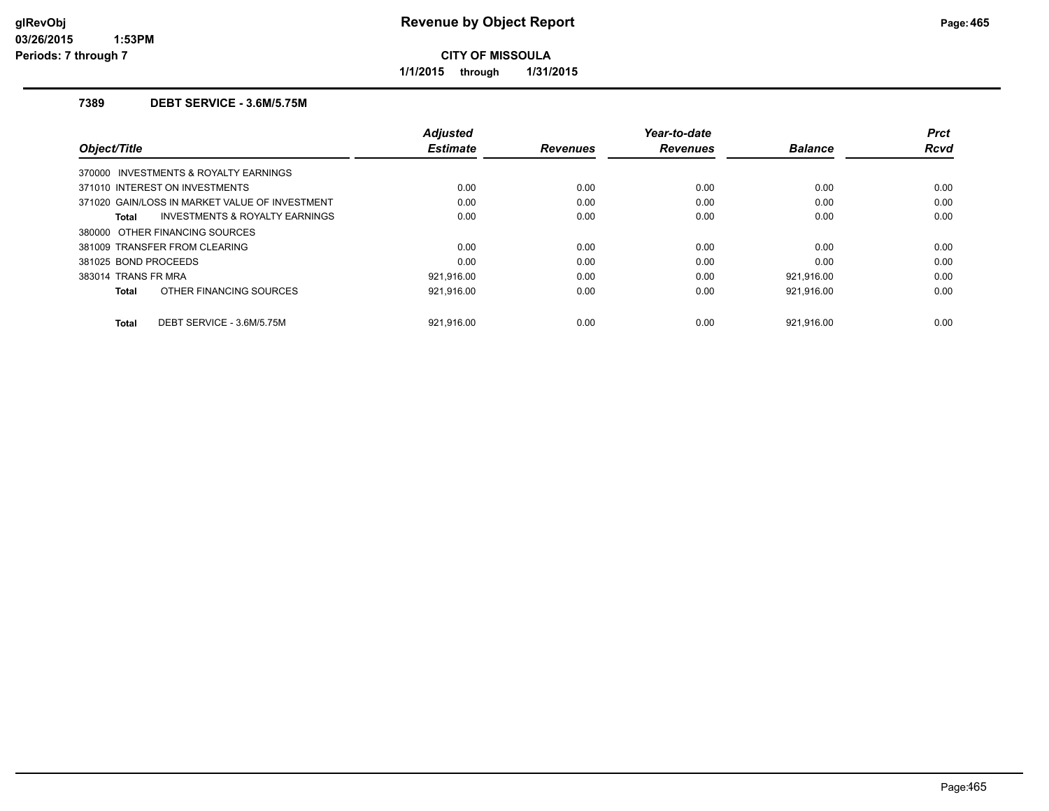# Revenue by Object Report

**CITY OF MISSOULA**

**1/1/2015 through 1/31/2015**

glRevObj
03/26/2015 1:53PM
Periods: 7 through 7

## 7389 DEBT SERVICE - 3.6M/5.75M

| Object/Title | Adjusted Estimate | Revenues | Year-to-date Revenues | Balance | Prct Rcvd |
|---|---|---|---|---|---|
| 370000 INVESTMENTS & ROYALTY EARNINGS | | | | | |
| 371010 INTEREST ON INVESTMENTS | 0.00 | 0.00 | 0.00 | 0.00 | 0.00 |
| 371020 GAIN/LOSS IN MARKET VALUE OF INVESTMENT | 0.00 | 0.00 | 0.00 | 0.00 | 0.00 |
| **Total** INVESTMENTS & ROYALTY EARNINGS | 0.00 | 0.00 | 0.00 | 0.00 | 0.00 |
| 380000 OTHER FINANCING SOURCES | | | | | |
| 381009 TRANSFER FROM CLEARING | 0.00 | 0.00 | 0.00 | 0.00 | 0.00 |
| 381025 BOND PROCEEDS | 0.00 | 0.00 | 0.00 | 0.00 | 0.00 |
| 383014 TRANS FR MRA | 921,916.00 | 0.00 | 0.00 | 921,916.00 | 0.00 |
| **Total** OTHER FINANCING SOURCES | 921,916.00 | 0.00 | 0.00 | 921,916.00 | 0.00 |
| **Total** DEBT SERVICE - 3.6M/5.75M | 921,916.00 | 0.00 | 0.00 | 921,916.00 | 0.00 |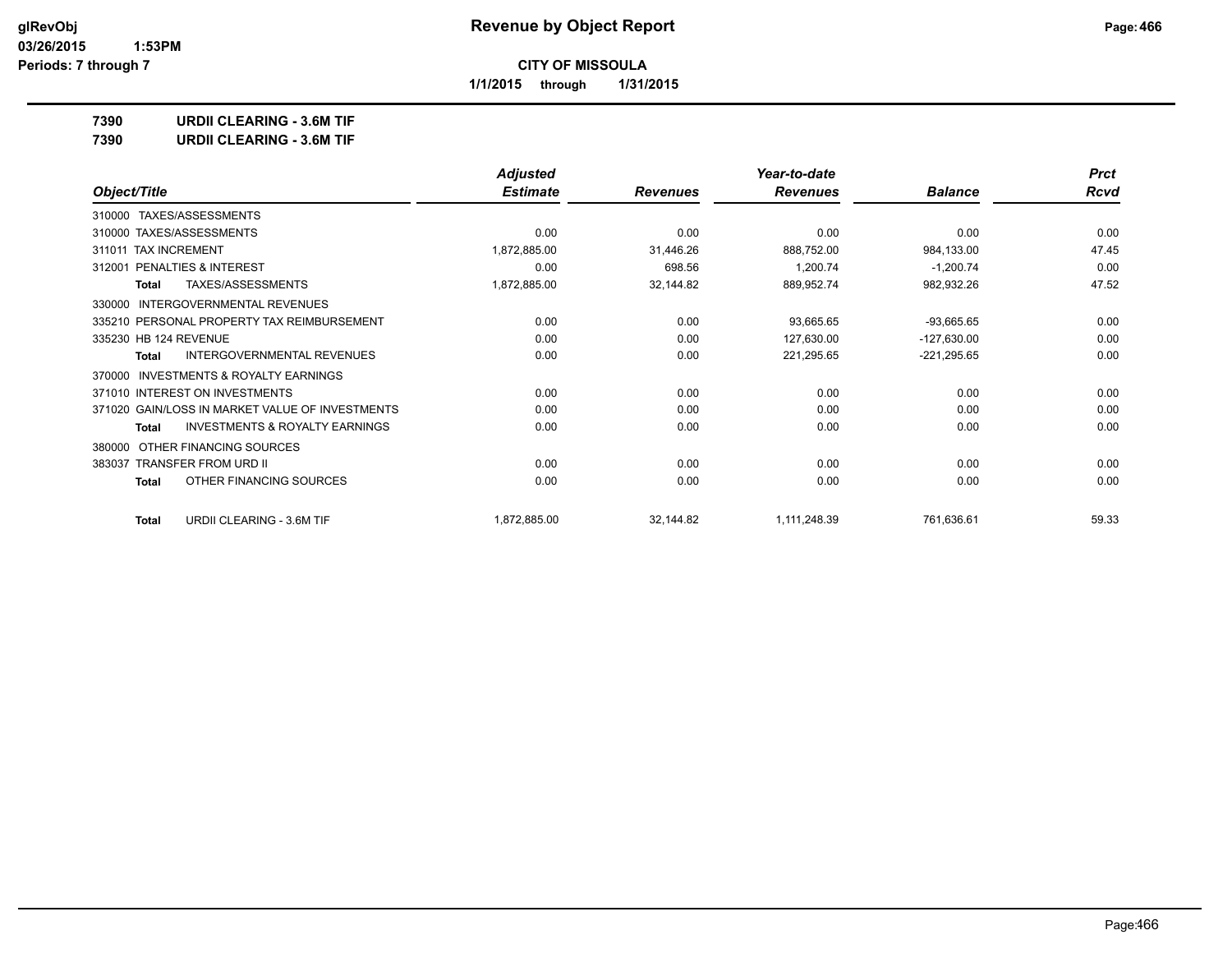# Revenue by Object Report

**CITY OF MISSOULA**

**1/1/2015 through 1/31/2015**

**7390 URDII CLEARING - 3.6M TIF**

**7390 URDII CLEARING - 3.6M TIF**

| Object/Title | Adjusted Estimate | Revenues | Year-to-date Revenues | Balance | Prct Rcvd |
|---|---|---|---|---|---|
| 310000 TAXES/ASSESSMENTS | | | | | |
| 310000 TAXES/ASSESSMENTS | 0.00 | 0.00 | 0.00 | 0.00 | 0.00 |
| 311011 TAX INCREMENT | 1,872,885.00 | 31,446.26 | 888,752.00 | 984,133.00 | 47.45 |
| 312001 PENALTIES & INTEREST | 0.00 | 698.56 | 1,200.74 | -1,200.74 | 0.00 |
| **Total** TAXES/ASSESSMENTS | 1,872,885.00 | 32,144.82 | 889,952.74 | 982,932.26 | 47.52 |
| 330000 INTERGOVERNMENTAL REVENUES | | | | | |
| 335210 PERSONAL PROPERTY TAX REIMBURSEMENT | 0.00 | 0.00 | 93,665.65 | -93,665.65 | 0.00 |
| 335230 HB 124 REVENUE | 0.00 | 0.00 | 127,630.00 | -127,630.00 | 0.00 |
| **Total** INTERGOVERNMENTAL REVENUES | 0.00 | 0.00 | 221,295.65 | -221,295.65 | 0.00 |
| 370000 INVESTMENTS & ROYALTY EARNINGS | | | | | |
| 371010 INTEREST ON INVESTMENTS | 0.00 | 0.00 | 0.00 | 0.00 | 0.00 |
| 371020 GAIN/LOSS IN MARKET VALUE OF INVESTMENTS | 0.00 | 0.00 | 0.00 | 0.00 | 0.00 |
| **Total** INVESTMENTS & ROYALTY EARNINGS | 0.00 | 0.00 | 0.00 | 0.00 | 0.00 |
| 380000 OTHER FINANCING SOURCES | | | | | |
| 383037 TRANSFER FROM URD II | 0.00 | 0.00 | 0.00 | 0.00 | 0.00 |
| **Total** OTHER FINANCING SOURCES | 0.00 | 0.00 | 0.00 | 0.00 | 0.00 |
| **Total** URDII CLEARING - 3.6M TIF | 1,872,885.00 | 32,144.82 | 1,111,248.39 | 761,636.61 | 59.33 |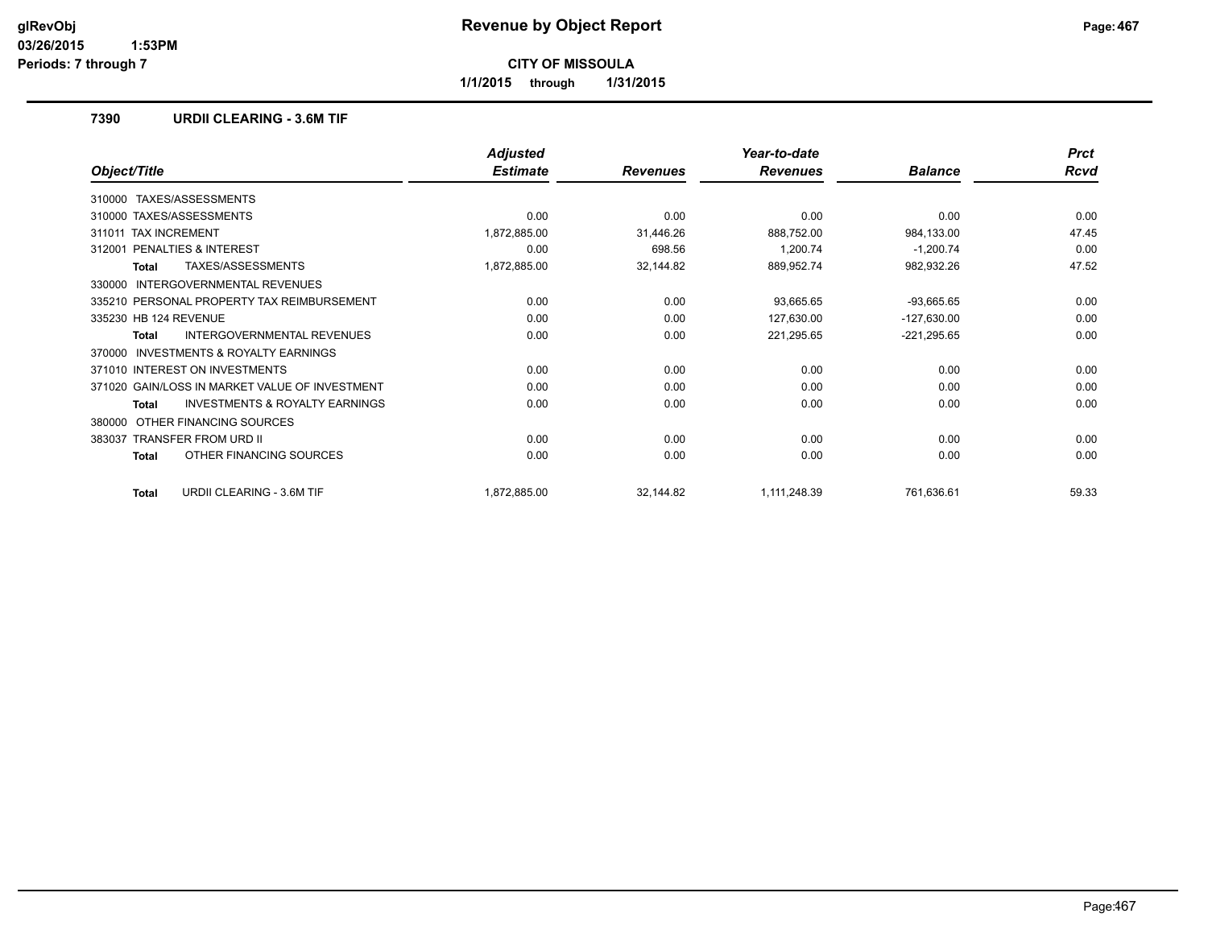# Revenue by Object Report

**CITY OF MISSOULA**

**1/1/2015 through 1/31/2015**

glRevObj
03/26/2015 1:53PM
Periods: 7 through 7

### 7390 URDII CLEARING - 3.6M TIF

| Object/Title | Adjusted Estimate | Revenues | Year-to-date Revenues | Balance | Prct Rcvd |
|---|---|---|---|---|---|
| 310000 TAXES/ASSESSMENTS | | | | | |
| 310000 TAXES/ASSESSMENTS | 0.00 | 0.00 | 0.00 | 0.00 | 0.00 |
| 311011 TAX INCREMENT | 1,872,885.00 | 31,446.26 | 888,752.00 | 984,133.00 | 47.45 |
| 312001 PENALTIES & INTEREST | 0.00 | 698.56 | 1,200.74 | -1,200.74 | 0.00 |
| **Total** TAXES/ASSESSMENTS | 1,872,885.00 | 32,144.82 | 889,952.74 | 982,932.26 | 47.52 |
| 330000 INTERGOVERNMENTAL REVENUES | | | | | |
| 335210 PERSONAL PROPERTY TAX REIMBURSEMENT | 0.00 | 0.00 | 93,665.65 | -93,665.65 | 0.00 |
| 335230 HB 124 REVENUE | 0.00 | 0.00 | 127,630.00 | -127,630.00 | 0.00 |
| **Total** INTERGOVERNMENTAL REVENUES | 0.00 | 0.00 | 221,295.65 | -221,295.65 | 0.00 |
| 370000 INVESTMENTS & ROYALTY EARNINGS | | | | | |
| 371010 INTEREST ON INVESTMENTS | 0.00 | 0.00 | 0.00 | 0.00 | 0.00 |
| 371020 GAIN/LOSS IN MARKET VALUE OF INVESTMENT | 0.00 | 0.00 | 0.00 | 0.00 | 0.00 |
| **Total** INVESTMENTS & ROYALTY EARNINGS | 0.00 | 0.00 | 0.00 | 0.00 | 0.00 |
| 380000 OTHER FINANCING SOURCES | | | | | |
| 383037 TRANSFER FROM URD II | 0.00 | 0.00 | 0.00 | 0.00 | 0.00 |
| **Total** OTHER FINANCING SOURCES | 0.00 | 0.00 | 0.00 | 0.00 | 0.00 |
| **Total** URDII CLEARING - 3.6M TIF | 1,872,885.00 | 32,144.82 | 1,111,248.39 | 761,636.61 | 59.33 |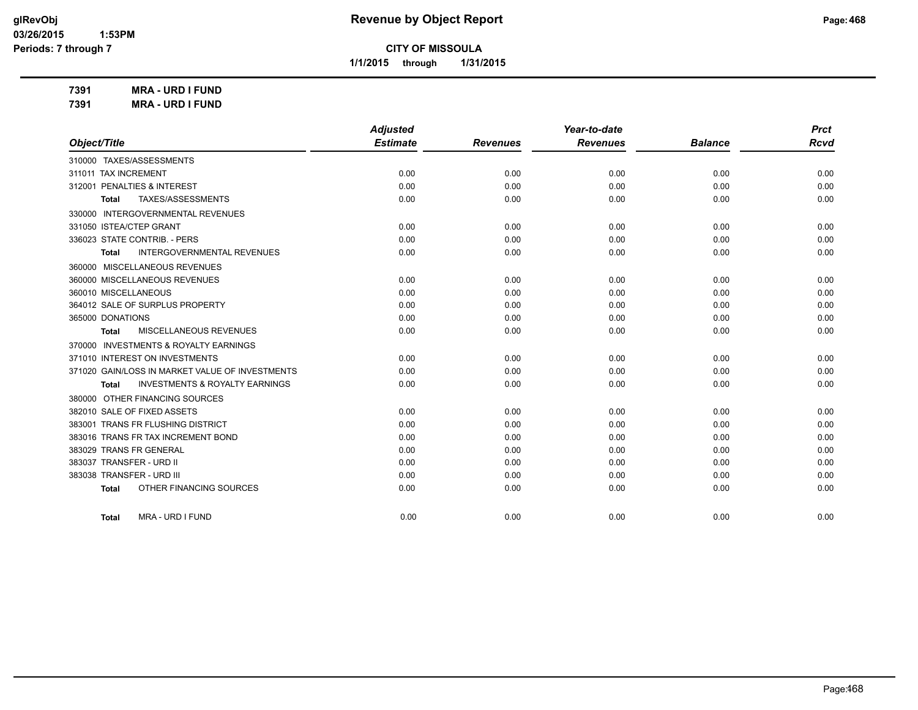**CITY OF MISSOULA**

**1/1/2015 through 1/31/2015**

**7391 MRA - URD I FUND**

**7391 MRA - URD I FUND**

| Object/Title | Adjusted Estimate | Revenues | Year-to-date Revenues | Balance | Prct Rcvd |
|---|---|---|---|---|---|
| 310000 TAXES/ASSESSMENTS | | | | | |
| 311011 TAX INCREMENT | 0.00 | 0.00 | 0.00 | 0.00 | 0.00 |
| 312001 PENALTIES & INTEREST | 0.00 | 0.00 | 0.00 | 0.00 | 0.00 |
| **Total** TAXES/ASSESSMENTS | 0.00 | 0.00 | 0.00 | 0.00 | 0.00 |
| 330000 INTERGOVERNMENTAL REVENUES | | | | | |
| 331050 ISTEA/CTEP GRANT | 0.00 | 0.00 | 0.00 | 0.00 | 0.00 |
| 336023 STATE CONTRIB. - PERS | 0.00 | 0.00 | 0.00 | 0.00 | 0.00 |
| **Total** INTERGOVERNMENTAL REVENUES | 0.00 | 0.00 | 0.00 | 0.00 | 0.00 |
| 360000 MISCELLANEOUS REVENUES | | | | | |
| 360000 MISCELLANEOUS REVENUES | 0.00 | 0.00 | 0.00 | 0.00 | 0.00 |
| 360010 MISCELLANEOUS | 0.00 | 0.00 | 0.00 | 0.00 | 0.00 |
| 364012 SALE OF SURPLUS PROPERTY | 0.00 | 0.00 | 0.00 | 0.00 | 0.00 |
| 365000 DONATIONS | 0.00 | 0.00 | 0.00 | 0.00 | 0.00 |
| **Total** MISCELLANEOUS REVENUES | 0.00 | 0.00 | 0.00 | 0.00 | 0.00 |
| 370000 INVESTMENTS & ROYALTY EARNINGS | | | | | |
| 371010 INTEREST ON INVESTMENTS | 0.00 | 0.00 | 0.00 | 0.00 | 0.00 |
| 371020 GAIN/LOSS IN MARKET VALUE OF INVESTMENTS | 0.00 | 0.00 | 0.00 | 0.00 | 0.00 |
| **Total** INVESTMENTS & ROYALTY EARNINGS | 0.00 | 0.00 | 0.00 | 0.00 | 0.00 |
| 380000 OTHER FINANCING SOURCES | | | | | |
| 382010 SALE OF FIXED ASSETS | 0.00 | 0.00 | 0.00 | 0.00 | 0.00 |
| 383001 TRANS FR FLUSHING DISTRICT | 0.00 | 0.00 | 0.00 | 0.00 | 0.00 |
| 383016 TRANS FR TAX INCREMENT BOND | 0.00 | 0.00 | 0.00 | 0.00 | 0.00 |
| 383029 TRANS FR GENERAL | 0.00 | 0.00 | 0.00 | 0.00 | 0.00 |
| 383037 TRANSFER - URD II | 0.00 | 0.00 | 0.00 | 0.00 | 0.00 |
| 383038 TRANSFER - URD III | 0.00 | 0.00 | 0.00 | 0.00 | 0.00 |
| **Total** OTHER FINANCING SOURCES | 0.00 | 0.00 | 0.00 | 0.00 | 0.00 |
| **Total** MRA - URD I FUND | 0.00 | 0.00 | 0.00 | 0.00 | 0.00 |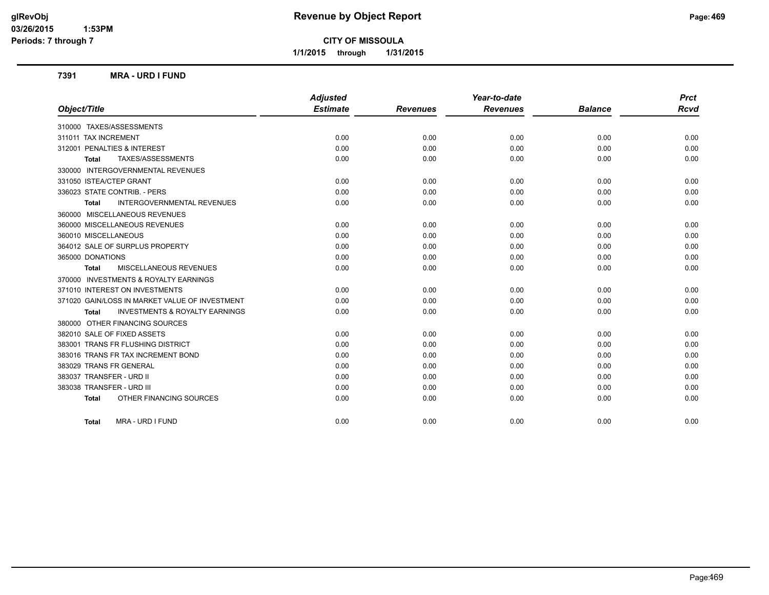# Revenue by Object Report

**CITY OF MISSOULA**

**1/1/2015 through 1/31/2015**

glRevObj
03/26/2015 1:53PM
Periods: 7 through 7

## 7391 MRA - URD I FUND

| Object/Title | Adjusted Estimate | Revenues | Year-to-date Revenues | Balance | Prct Rcvd |
|---|---|---|---|---|---|
| 310000 TAXES/ASSESSMENTS | | | | | |
| 311011 TAX INCREMENT | 0.00 | 0.00 | 0.00 | 0.00 | 0.00 |
| 312001 PENALTIES & INTEREST | 0.00 | 0.00 | 0.00 | 0.00 | 0.00 |
| **Total** TAXES/ASSESSMENTS | 0.00 | 0.00 | 0.00 | 0.00 | 0.00 |
| 330000 INTERGOVERNMENTAL REVENUES | | | | | |
| 331050 ISTEA/CTEP GRANT | 0.00 | 0.00 | 0.00 | 0.00 | 0.00 |
| 336023 STATE CONTRIB. - PERS | 0.00 | 0.00 | 0.00 | 0.00 | 0.00 |
| **Total** INTERGOVERNMENTAL REVENUES | 0.00 | 0.00 | 0.00 | 0.00 | 0.00 |
| 360000 MISCELLANEOUS REVENUES | | | | | |
| 360000 MISCELLANEOUS REVENUES | 0.00 | 0.00 | 0.00 | 0.00 | 0.00 |
| 360010 MISCELLANEOUS | 0.00 | 0.00 | 0.00 | 0.00 | 0.00 |
| 364012 SALE OF SURPLUS PROPERTY | 0.00 | 0.00 | 0.00 | 0.00 | 0.00 |
| 365000 DONATIONS | 0.00 | 0.00 | 0.00 | 0.00 | 0.00 |
| **Total** MISCELLANEOUS REVENUES | 0.00 | 0.00 | 0.00 | 0.00 | 0.00 |
| 370000 INVESTMENTS & ROYALTY EARNINGS | | | | | |
| 371010 INTEREST ON INVESTMENTS | 0.00 | 0.00 | 0.00 | 0.00 | 0.00 |
| 371020 GAIN/LOSS IN MARKET VALUE OF INVESTMENT | 0.00 | 0.00 | 0.00 | 0.00 | 0.00 |
| **Total** INVESTMENTS & ROYALTY EARNINGS | 0.00 | 0.00 | 0.00 | 0.00 | 0.00 |
| 380000 OTHER FINANCING SOURCES | | | | | |
| 382010 SALE OF FIXED ASSETS | 0.00 | 0.00 | 0.00 | 0.00 | 0.00 |
| 383001 TRANS FR FLUSHING DISTRICT | 0.00 | 0.00 | 0.00 | 0.00 | 0.00 |
| 383016 TRANS FR TAX INCREMENT BOND | 0.00 | 0.00 | 0.00 | 0.00 | 0.00 |
| 383029 TRANS FR GENERAL | 0.00 | 0.00 | 0.00 | 0.00 | 0.00 |
| 383037 TRANSFER - URD II | 0.00 | 0.00 | 0.00 | 0.00 | 0.00 |
| 383038 TRANSFER - URD III | 0.00 | 0.00 | 0.00 | 0.00 | 0.00 |
| **Total** OTHER FINANCING SOURCES | 0.00 | 0.00 | 0.00 | 0.00 | 0.00 |
| **Total** MRA - URD I FUND | 0.00 | 0.00 | 0.00 | 0.00 | 0.00 |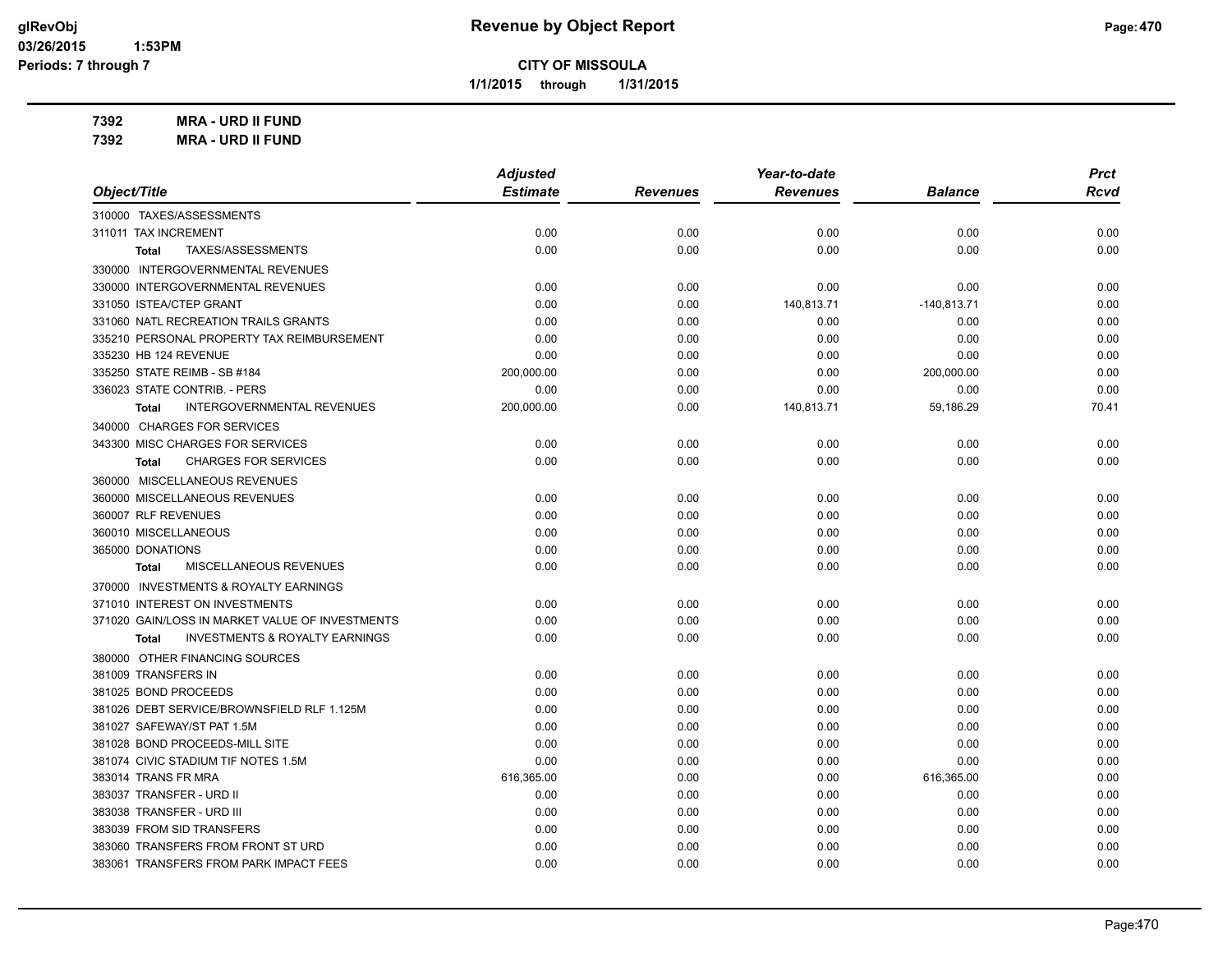# Revenue by Object Report

**CITY OF MISSOULA**

**1/1/2015 through 1/31/2015**

glRevObj
03/26/2015 1:53PM
Periods: 7 through 7

**7392 MRA - URD II FUND**
**7392 MRA - URD II FUND**

| Object/Title | Adjusted Estimate | Revenues | Year-to-date Revenues | Balance | Prct Rcvd |
|---|---|---|---|---|---|
| 310000 TAXES/ASSESSMENTS | | | | | |
| 311011 TAX INCREMENT | 0.00 | 0.00 | 0.00 | 0.00 | 0.00 |
| **Total** TAXES/ASSESSMENTS | 0.00 | 0.00 | 0.00 | 0.00 | 0.00 |
| 330000 INTERGOVERNMENTAL REVENUES | | | | | |
| 330000 INTERGOVERNMENTAL REVENUES | 0.00 | 0.00 | 0.00 | 0.00 | 0.00 |
| 331050 ISTEA/CTEP GRANT | 0.00 | 0.00 | 140,813.71 | -140,813.71 | 0.00 |
| 331060 NATL RECREATION TRAILS GRANTS | 0.00 | 0.00 | 0.00 | 0.00 | 0.00 |
| 335210 PERSONAL PROPERTY TAX REIMBURSEMENT | 0.00 | 0.00 | 0.00 | 0.00 | 0.00 |
| 335230 HB 124 REVENUE | 0.00 | 0.00 | 0.00 | 0.00 | 0.00 |
| 335250 STATE REIMB - SB #184 | 200,000.00 | 0.00 | 0.00 | 200,000.00 | 0.00 |
| 336023 STATE CONTRIB. - PERS | 0.00 | 0.00 | 0.00 | 0.00 | 0.00 |
| **Total** INTERGOVERNMENTAL REVENUES | 200,000.00 | 0.00 | 140,813.71 | 59,186.29 | 70.41 |
| 340000 CHARGES FOR SERVICES | | | | | |
| 343300 MISC CHARGES FOR SERVICES | 0.00 | 0.00 | 0.00 | 0.00 | 0.00 |
| **Total** CHARGES FOR SERVICES | 0.00 | 0.00 | 0.00 | 0.00 | 0.00 |
| 360000 MISCELLANEOUS REVENUES | | | | | |
| 360000 MISCELLANEOUS REVENUES | 0.00 | 0.00 | 0.00 | 0.00 | 0.00 |
| 360007 RLF REVENUES | 0.00 | 0.00 | 0.00 | 0.00 | 0.00 |
| 360010 MISCELLANEOUS | 0.00 | 0.00 | 0.00 | 0.00 | 0.00 |
| 365000 DONATIONS | 0.00 | 0.00 | 0.00 | 0.00 | 0.00 |
| **Total** MISCELLANEOUS REVENUES | 0.00 | 0.00 | 0.00 | 0.00 | 0.00 |
| 370000 INVESTMENTS & ROYALTY EARNINGS | | | | | |
| 371010 INTEREST ON INVESTMENTS | 0.00 | 0.00 | 0.00 | 0.00 | 0.00 |
| 371020 GAIN/LOSS IN MARKET VALUE OF INVESTMENTS | 0.00 | 0.00 | 0.00 | 0.00 | 0.00 |
| **Total** INVESTMENTS & ROYALTY EARNINGS | 0.00 | 0.00 | 0.00 | 0.00 | 0.00 |
| 380000 OTHER FINANCING SOURCES | | | | | |
| 381009 TRANSFERS IN | 0.00 | 0.00 | 0.00 | 0.00 | 0.00 |
| 381025 BOND PROCEEDS | 0.00 | 0.00 | 0.00 | 0.00 | 0.00 |
| 381026 DEBT SERVICE/BROWNSFIELD RLF 1.125M | 0.00 | 0.00 | 0.00 | 0.00 | 0.00 |
| 381027 SAFEWAY/ST PAT 1.5M | 0.00 | 0.00 | 0.00 | 0.00 | 0.00 |
| 381028 BOND PROCEEDS-MILL SITE | 0.00 | 0.00 | 0.00 | 0.00 | 0.00 |
| 381074 CIVIC STADIUM TIF NOTES 1.5M | 0.00 | 0.00 | 0.00 | 0.00 | 0.00 |
| 383014 TRANS FR MRA | 616,365.00 | 0.00 | 0.00 | 616,365.00 | 0.00 |
| 383037 TRANSFER - URD II | 0.00 | 0.00 | 0.00 | 0.00 | 0.00 |
| 383038 TRANSFER - URD III | 0.00 | 0.00 | 0.00 | 0.00 | 0.00 |
| 383039 FROM SID TRANSFERS | 0.00 | 0.00 | 0.00 | 0.00 | 0.00 |
| 383060 TRANSFERS FROM FRONT ST URD | 0.00 | 0.00 | 0.00 | 0.00 | 0.00 |
| 383061 TRANSFERS FROM PARK IMPACT FEES | 0.00 | 0.00 | 0.00 | 0.00 | 0.00 |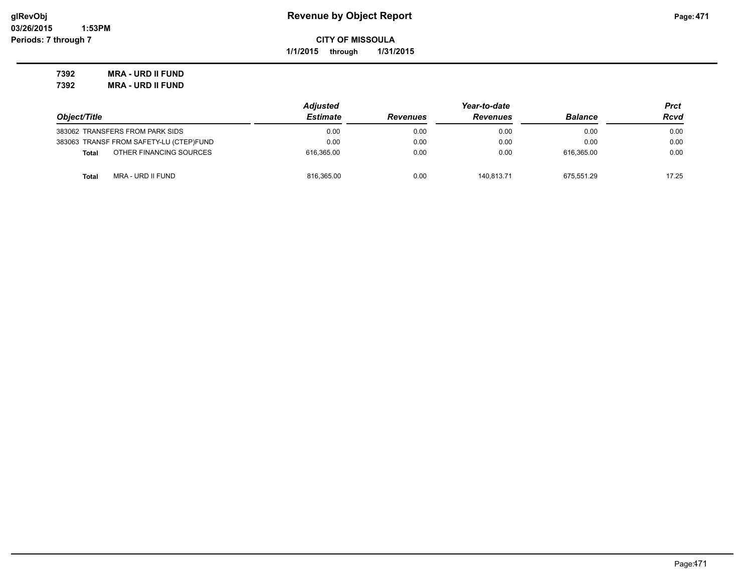# Revenue by Object Report

**CITY OF MISSOULA**

**1/1/2015 through 1/31/2015**

glRevObj
03/26/2015 1:53PM
Periods: 7 through 7

**7392 MRA - URD II FUND**
**7392 MRA - URD II FUND**

| Object/Title | Adjusted Estimate | Revenues | Year-to-date Revenues | Balance | Prct Rcvd |
|---|---|---|---|---|---|
| 383062 TRANSFERS FROM PARK SIDS | 0.00 | 0.00 | 0.00 | 0.00 | 0.00 |
| 383063 TRANSF FROM SAFETY-LU (CTEP)FUND | 0.00 | 0.00 | 0.00 | 0.00 | 0.00 |
| **Total** OTHER FINANCING SOURCES | 616,365.00 | 0.00 | 0.00 | 616,365.00 | 0.00 |
| **Total** MRA - URD II FUND | 816,365.00 | 0.00 | 140,813.71 | 675,551.29 | 17.25 |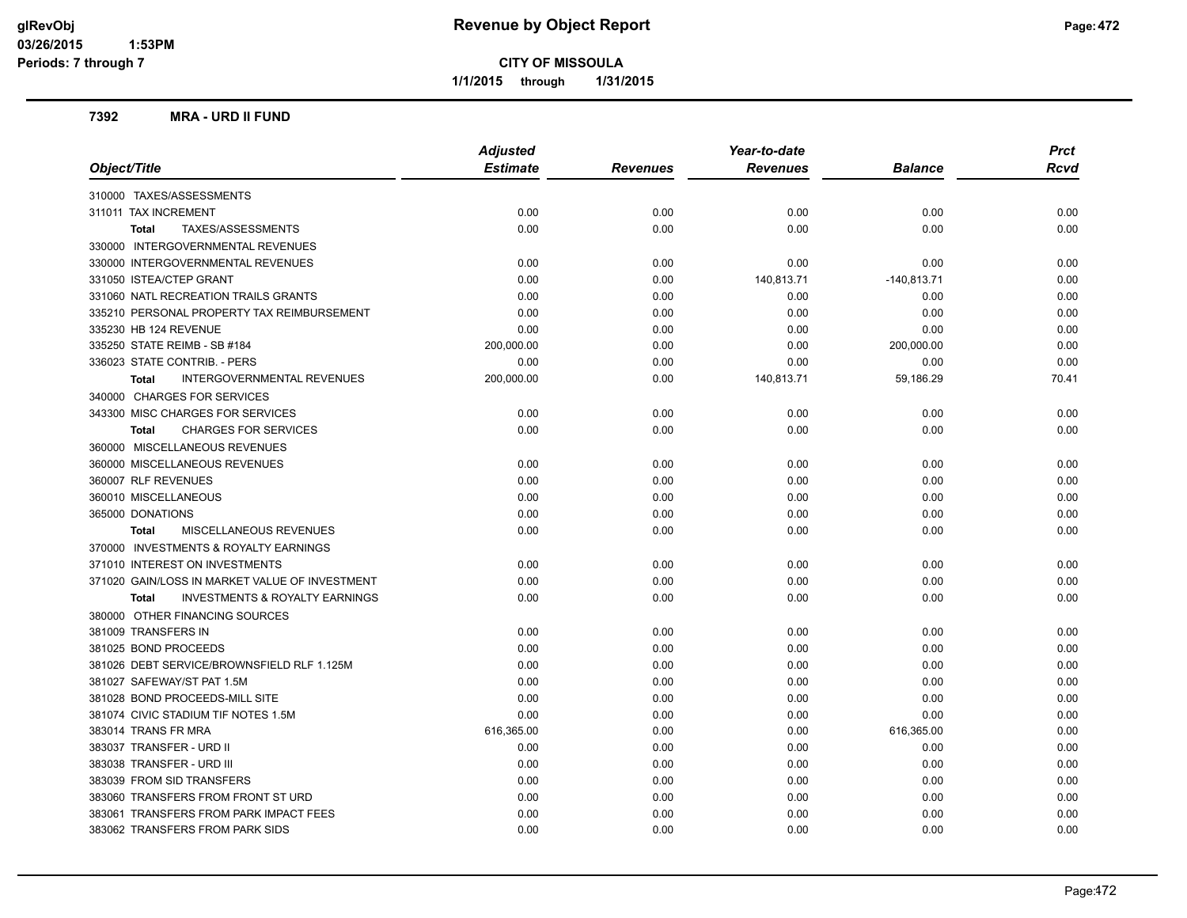# Revenue by Object Report

**CITY OF MISSOULA**

**1/1/2015 through 1/31/2015**

glRevObj
03/26/2015 1:53PM
Periods: 7 through 7

### 7392 MRA - URD II FUND

| Object/Title | Adjusted Estimate | Revenues | Year-to-date Revenues | Balance | Prct Rcvd |
|---|---|---|---|---|---|
| 310000 TAXES/ASSESSMENTS | | | | | |
| 311011 TAX INCREMENT | 0.00 | 0.00 | 0.00 | 0.00 | 0.00 |
| **Total** TAXES/ASSESSMENTS | 0.00 | 0.00 | 0.00 | 0.00 | 0.00 |
| 330000 INTERGOVERNMENTAL REVENUES | | | | | |
| 330000 INTERGOVERNMENTAL REVENUES | 0.00 | 0.00 | 0.00 | 0.00 | 0.00 |
| 331050 ISTEA/CTEP GRANT | 0.00 | 0.00 | 140,813.71 | -140,813.71 | 0.00 |
| 331060 NATL RECREATION TRAILS GRANTS | 0.00 | 0.00 | 0.00 | 0.00 | 0.00 |
| 335210 PERSONAL PROPERTY TAX REIMBURSEMENT | 0.00 | 0.00 | 0.00 | 0.00 | 0.00 |
| 335230 HB 124 REVENUE | 0.00 | 0.00 | 0.00 | 0.00 | 0.00 |
| 335250 STATE REIMB - SB #184 | 200,000.00 | 0.00 | 0.00 | 200,000.00 | 0.00 |
| 336023 STATE CONTRIB. - PERS | 0.00 | 0.00 | 0.00 | 0.00 | 0.00 |
| **Total** INTERGOVERNMENTAL REVENUES | 200,000.00 | 0.00 | 140,813.71 | 59,186.29 | 70.41 |
| 340000 CHARGES FOR SERVICES | | | | | |
| 343300 MISC CHARGES FOR SERVICES | 0.00 | 0.00 | 0.00 | 0.00 | 0.00 |
| **Total** CHARGES FOR SERVICES | 0.00 | 0.00 | 0.00 | 0.00 | 0.00 |
| 360000 MISCELLANEOUS REVENUES | | | | | |
| 360000 MISCELLANEOUS REVENUES | 0.00 | 0.00 | 0.00 | 0.00 | 0.00 |
| 360007 RLF REVENUES | 0.00 | 0.00 | 0.00 | 0.00 | 0.00 |
| 360010 MISCELLANEOUS | 0.00 | 0.00 | 0.00 | 0.00 | 0.00 |
| 365000 DONATIONS | 0.00 | 0.00 | 0.00 | 0.00 | 0.00 |
| **Total** MISCELLANEOUS REVENUES | 0.00 | 0.00 | 0.00 | 0.00 | 0.00 |
| 370000 INVESTMENTS & ROYALTY EARNINGS | | | | | |
| 371010 INTEREST ON INVESTMENTS | 0.00 | 0.00 | 0.00 | 0.00 | 0.00 |
| 371020 GAIN/LOSS IN MARKET VALUE OF INVESTMENT | 0.00 | 0.00 | 0.00 | 0.00 | 0.00 |
| **Total** INVESTMENTS & ROYALTY EARNINGS | 0.00 | 0.00 | 0.00 | 0.00 | 0.00 |
| 380000 OTHER FINANCING SOURCES | | | | | |
| 381009 TRANSFERS IN | 0.00 | 0.00 | 0.00 | 0.00 | 0.00 |
| 381025 BOND PROCEEDS | 0.00 | 0.00 | 0.00 | 0.00 | 0.00 |
| 381026 DEBT SERVICE/BROWNSFIELD RLF 1.125M | 0.00 | 0.00 | 0.00 | 0.00 | 0.00 |
| 381027 SAFEWAY/ST PAT 1.5M | 0.00 | 0.00 | 0.00 | 0.00 | 0.00 |
| 381028 BOND PROCEEDS-MILL SITE | 0.00 | 0.00 | 0.00 | 0.00 | 0.00 |
| 381074 CIVIC STADIUM TIF NOTES 1.5M | 0.00 | 0.00 | 0.00 | 0.00 | 0.00 |
| 383014 TRANS FR MRA | 616,365.00 | 0.00 | 0.00 | 616,365.00 | 0.00 |
| 383037 TRANSFER - URD II | 0.00 | 0.00 | 0.00 | 0.00 | 0.00 |
| 383038 TRANSFER - URD III | 0.00 | 0.00 | 0.00 | 0.00 | 0.00 |
| 383039 FROM SID TRANSFERS | 0.00 | 0.00 | 0.00 | 0.00 | 0.00 |
| 383060 TRANSFERS FROM FRONT ST URD | 0.00 | 0.00 | 0.00 | 0.00 | 0.00 |
| 383061 TRANSFERS FROM PARK IMPACT FEES | 0.00 | 0.00 | 0.00 | 0.00 | 0.00 |
| 383062 TRANSFERS FROM PARK SIDS | 0.00 | 0.00 | 0.00 | 0.00 | 0.00 |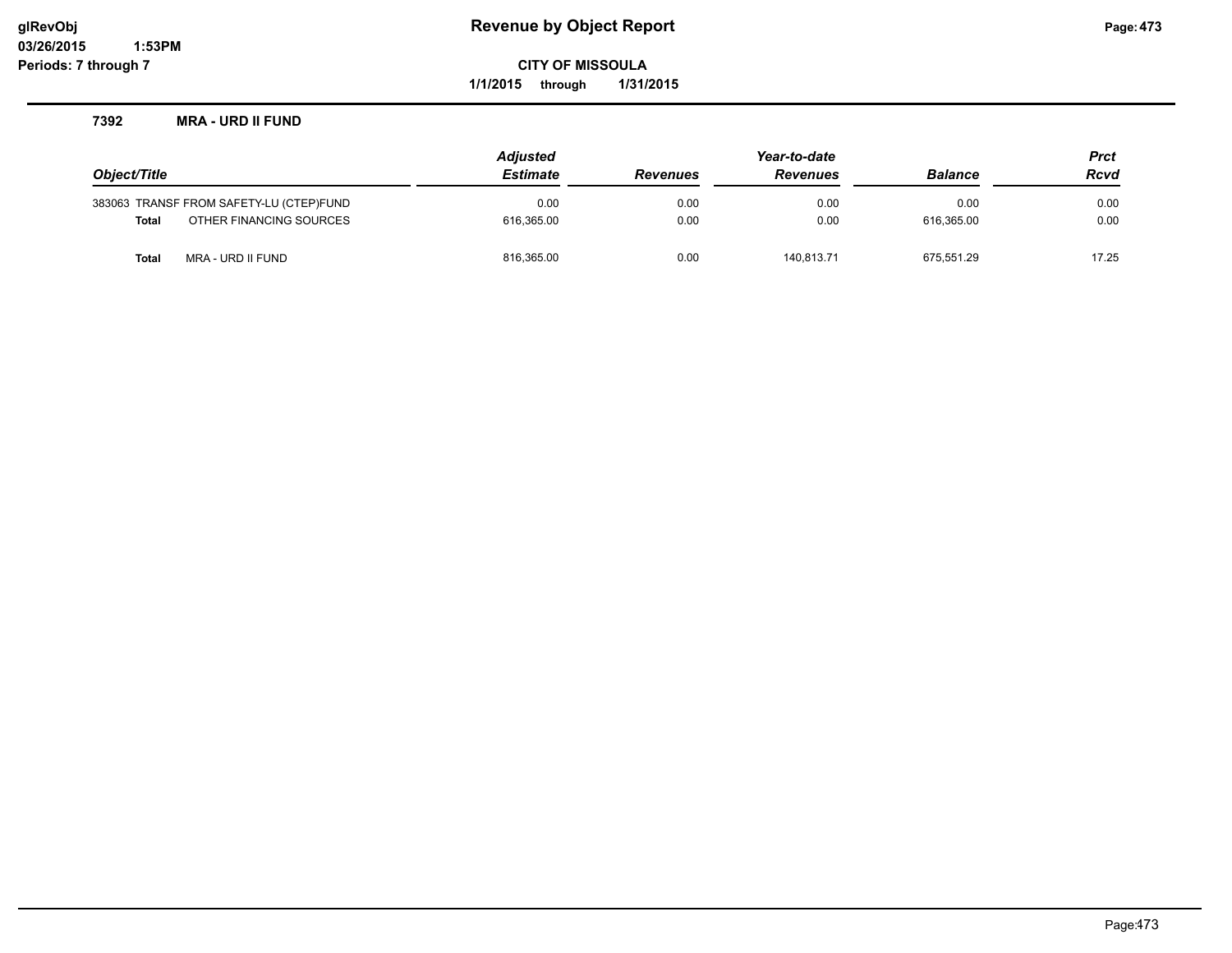**Revenue by Object Report**

**CITY OF MISSOULA**

**1/1/2015 through 1/31/2015**

glRevObj
03/26/2015 1:53PM
Periods: 7 through 7

## 7392 MRA - URD II FUND

| Object/Title | | Adjusted Estimate | Revenues | Year-to-date Revenues | Balance | Prct Rcvd |
|---|---|---|---|---|---|---|
| 383063 | TRANSF FROM SAFETY-LU (CTEP)FUND | 0.00 | 0.00 | 0.00 | 0.00 | 0.00 |
| **Total** | OTHER FINANCING SOURCES | 616,365.00 | 0.00 | 0.00 | 616,365.00 | 0.00 |
| **Total** | MRA - URD II FUND | 816,365.00 | 0.00 | 140,813.71 | 675,551.29 | 17.25 |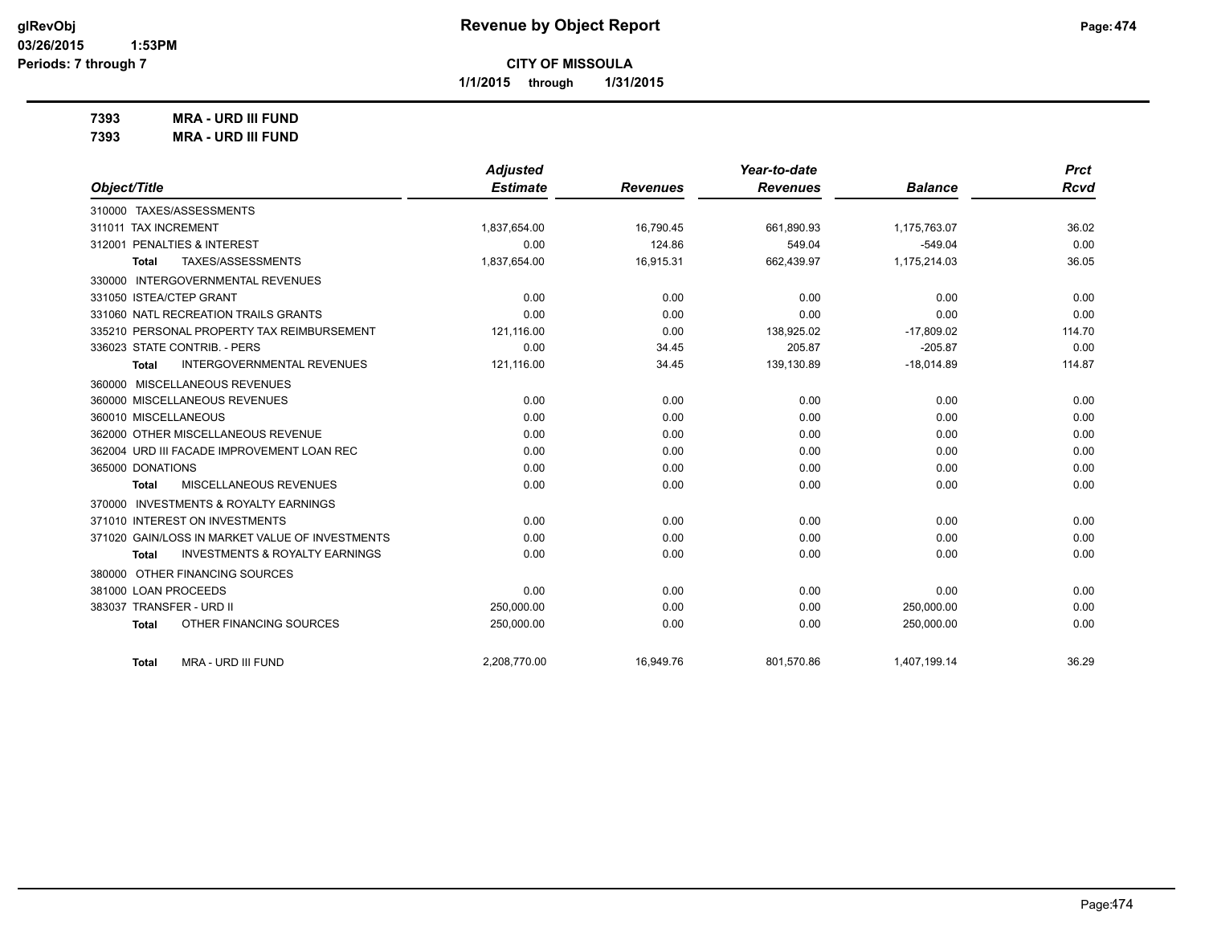**Revenue by Object Report**

**CITY OF MISSOULA**

**1/1/2015 through 1/31/2015**

glRevObj
03/26/2015 1:53PM
Periods: 7 through 7

**7393 MRA - URD III FUND**

**7393 MRA - URD III FUND**

| Object/Title | Adjusted Estimate | Revenues | Year-to-date Revenues | Balance | Prct Rcvd |
|---|---|---|---|---|---|
| 310000 TAXES/ASSESSMENTS | | | | | |
| 311011 TAX INCREMENT | 1,837,654.00 | 16,790.45 | 661,890.93 | 1,175,763.07 | 36.02 |
| 312001 PENALTIES & INTEREST | 0.00 | 124.86 | 549.04 | -549.04 | 0.00 |
| Total TAXES/ASSESSMENTS | 1,837,654.00 | 16,915.31 | 662,439.97 | 1,175,214.03 | 36.05 |
| 330000 INTERGOVERNMENTAL REVENUES | | | | | |
| 331050 ISTEA/CTEP GRANT | 0.00 | 0.00 | 0.00 | 0.00 | 0.00 |
| 331060 NATL RECREATION TRAILS GRANTS | 0.00 | 0.00 | 0.00 | 0.00 | 0.00 |
| 335210 PERSONAL PROPERTY TAX REIMBURSEMENT | 121,116.00 | 0.00 | 138,925.02 | -17,809.02 | 114.70 |
| 336023 STATE CONTRIB. - PERS | 0.00 | 34.45 | 205.87 | -205.87 | 0.00 |
| Total INTERGOVERNMENTAL REVENUES | 121,116.00 | 34.45 | 139,130.89 | -18,014.89 | 114.87 |
| 360000 MISCELLANEOUS REVENUES | | | | | |
| 360000 MISCELLANEOUS REVENUES | 0.00 | 0.00 | 0.00 | 0.00 | 0.00 |
| 360010 MISCELLANEOUS | 0.00 | 0.00 | 0.00 | 0.00 | 0.00 |
| 362000 OTHER MISCELLANEOUS REVENUE | 0.00 | 0.00 | 0.00 | 0.00 | 0.00 |
| 362004 URD III FACADE IMPROVEMENT LOAN REC | 0.00 | 0.00 | 0.00 | 0.00 | 0.00 |
| 365000 DONATIONS | 0.00 | 0.00 | 0.00 | 0.00 | 0.00 |
| Total MISCELLANEOUS REVENUES | 0.00 | 0.00 | 0.00 | 0.00 | 0.00 |
| 370000 INVESTMENTS & ROYALTY EARNINGS | | | | | |
| 371010 INTEREST ON INVESTMENTS | 0.00 | 0.00 | 0.00 | 0.00 | 0.00 |
| 371020 GAIN/LOSS IN MARKET VALUE OF INVESTMENTS | 0.00 | 0.00 | 0.00 | 0.00 | 0.00 |
| Total INVESTMENTS & ROYALTY EARNINGS | 0.00 | 0.00 | 0.00 | 0.00 | 0.00 |
| 380000 OTHER FINANCING SOURCES | | | | | |
| 381000 LOAN PROCEEDS | 0.00 | 0.00 | 0.00 | 0.00 | 0.00 |
| 383037 TRANSFER - URD II | 250,000.00 | 0.00 | 0.00 | 250,000.00 | 0.00 |
| Total OTHER FINANCING SOURCES | 250,000.00 | 0.00 | 0.00 | 250,000.00 | 0.00 |
| Total MRA - URD III FUND | 2,208,770.00 | 16,949.76 | 801,570.86 | 1,407,199.14 | 36.29 |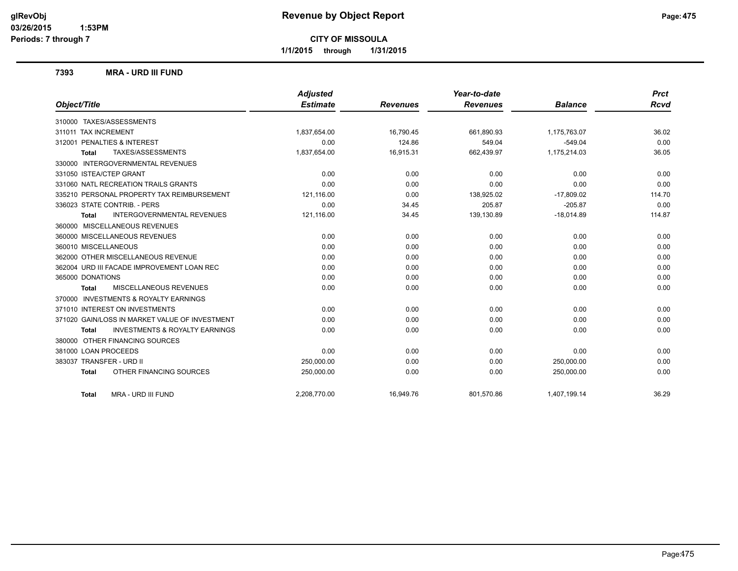**glRevObj**
**03/26/2015 1:53PM**
**Periods: 7 through 7**

# Revenue by Object Report

**CITY OF MISSOULA**

**1/1/2015 through 1/31/2015**

## 7393 MRA - URD III FUND

| Object/Title | Adjusted Estimate | Revenues | Year-to-date Revenues | Balance | Prct Rcvd |
|---|---|---|---|---|---|
| 310000 TAXES/ASSESSMENTS | | | | | |
| 311011 TAX INCREMENT | 1,837,654.00 | 16,790.45 | 661,890.93 | 1,175,763.07 | 36.02 |
| 312001 PENALTIES & INTEREST | 0.00 | 124.86 | 549.04 | -549.04 | 0.00 |
| **Total** TAXES/ASSESSMENTS | 1,837,654.00 | 16,915.31 | 662,439.97 | 1,175,214.03 | 36.05 |
| 330000 INTERGOVERNMENTAL REVENUES | | | | | |
| 331050 ISTEA/CTEP GRANT | 0.00 | 0.00 | 0.00 | 0.00 | 0.00 |
| 331060 NATL RECREATION TRAILS GRANTS | 0.00 | 0.00 | 0.00 | 0.00 | 0.00 |
| 335210 PERSONAL PROPERTY TAX REIMBURSEMENT | 121,116.00 | 0.00 | 138,925.02 | -17,809.02 | 114.70 |
| 336023 STATE CONTRIB. - PERS | 0.00 | 34.45 | 205.87 | -205.87 | 0.00 |
| **Total** INTERGOVERNMENTAL REVENUES | 121,116.00 | 34.45 | 139,130.89 | -18,014.89 | 114.87 |
| 360000 MISCELLANEOUS REVENUES | | | | | |
| 360000 MISCELLANEOUS REVENUES | 0.00 | 0.00 | 0.00 | 0.00 | 0.00 |
| 360010 MISCELLANEOUS | 0.00 | 0.00 | 0.00 | 0.00 | 0.00 |
| 362000 OTHER MISCELLANEOUS REVENUE | 0.00 | 0.00 | 0.00 | 0.00 | 0.00 |
| 362004 URD III FACADE IMPROVEMENT LOAN REC | 0.00 | 0.00 | 0.00 | 0.00 | 0.00 |
| 365000 DONATIONS | 0.00 | 0.00 | 0.00 | 0.00 | 0.00 |
| **Total** MISCELLANEOUS REVENUES | 0.00 | 0.00 | 0.00 | 0.00 | 0.00 |
| 370000 INVESTMENTS & ROYALTY EARNINGS | | | | | |
| 371010 INTEREST ON INVESTMENTS | 0.00 | 0.00 | 0.00 | 0.00 | 0.00 |
| 371020 GAIN/LOSS IN MARKET VALUE OF INVESTMENT | 0.00 | 0.00 | 0.00 | 0.00 | 0.00 |
| **Total** INVESTMENTS & ROYALTY EARNINGS | 0.00 | 0.00 | 0.00 | 0.00 | 0.00 |
| 380000 OTHER FINANCING SOURCES | | | | | |
| 381000 LOAN PROCEEDS | 0.00 | 0.00 | 0.00 | 0.00 | 0.00 |
| 383037 TRANSFER - URD II | 250,000.00 | 0.00 | 0.00 | 250,000.00 | 0.00 |
| **Total** OTHER FINANCING SOURCES | 250,000.00 | 0.00 | 0.00 | 250,000.00 | 0.00 |
| **Total** MRA - URD III FUND | 2,208,770.00 | 16,949.76 | 801,570.86 | 1,407,199.14 | 36.29 |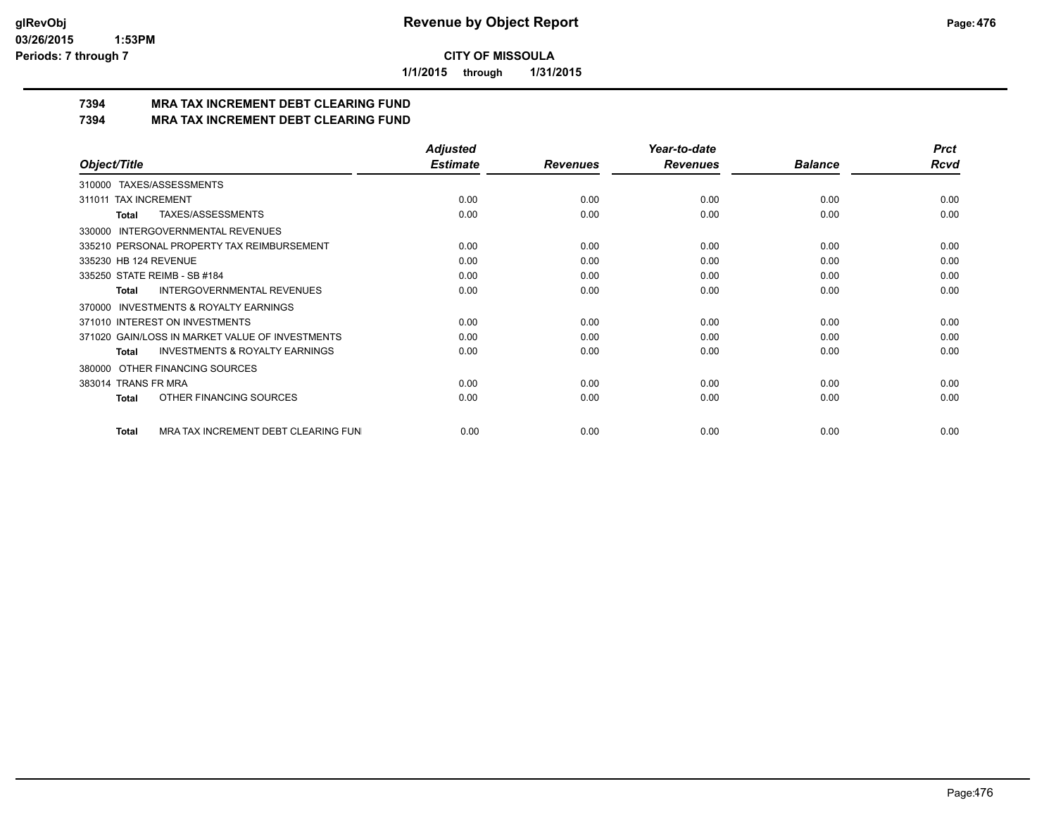# CITY OF MISSOULA

**1/1/2015 through 1/31/2015**

## 7394 MRA TAX INCREMENT DEBT CLEARING FUND
## 7394 MRA TAX INCREMENT DEBT CLEARING FUND

| Object/Title | Adjusted Estimate | Revenues | Year-to-date Revenues | Balance | Prct Rcvd |
|---|---|---|---|---|---|
| 310000 TAXES/ASSESSMENTS | | | | | |
| 311011 TAX INCREMENT | 0.00 | 0.00 | 0.00 | 0.00 | 0.00 |
| **Total** TAXES/ASSESSMENTS | 0.00 | 0.00 | 0.00 | 0.00 | 0.00 |
| 330000 INTERGOVERNMENTAL REVENUES | | | | | |
| 335210 PERSONAL PROPERTY TAX REIMBURSEMENT | 0.00 | 0.00 | 0.00 | 0.00 | 0.00 |
| 335230 HB 124 REVENUE | 0.00 | 0.00 | 0.00 | 0.00 | 0.00 |
| 335250 STATE REIMB - SB #184 | 0.00 | 0.00 | 0.00 | 0.00 | 0.00 |
| **Total** INTERGOVERNMENTAL REVENUES | 0.00 | 0.00 | 0.00 | 0.00 | 0.00 |
| 370000 INVESTMENTS & ROYALTY EARNINGS | | | | | |
| 371010 INTEREST ON INVESTMENTS | 0.00 | 0.00 | 0.00 | 0.00 | 0.00 |
| 371020 GAIN/LOSS IN MARKET VALUE OF INVESTMENTS | 0.00 | 0.00 | 0.00 | 0.00 | 0.00 |
| **Total** INVESTMENTS & ROYALTY EARNINGS | 0.00 | 0.00 | 0.00 | 0.00 | 0.00 |
| 380000 OTHER FINANCING SOURCES | | | | | |
| 383014 TRANS FR MRA | 0.00 | 0.00 | 0.00 | 0.00 | 0.00 |
| **Total** OTHER FINANCING SOURCES | 0.00 | 0.00 | 0.00 | 0.00 | 0.00 |
| **Total** MRA TAX INCREMENT DEBT CLEARING FUN | 0.00 | 0.00 | 0.00 | 0.00 | 0.00 |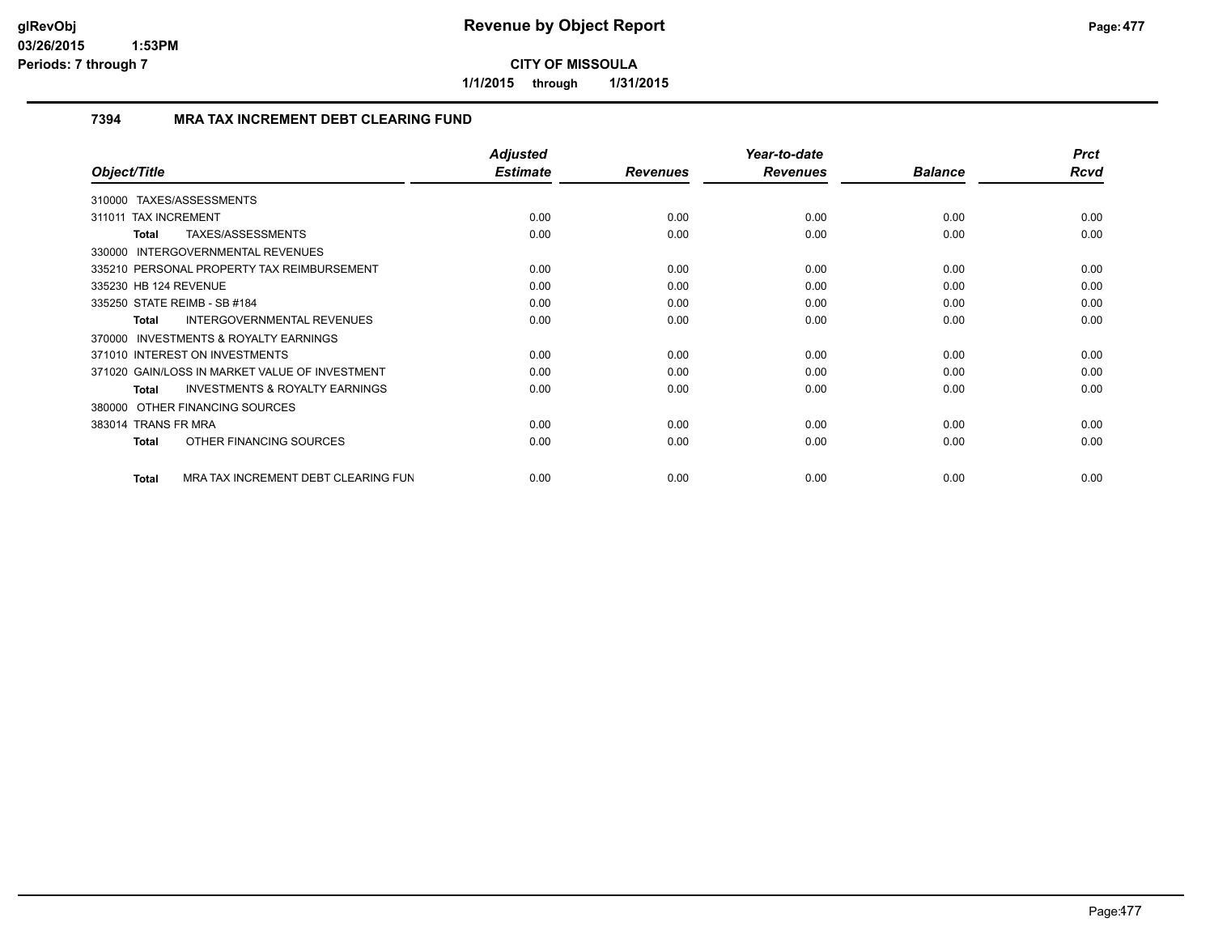# Revenue by Object Report

**CITY OF MISSOULA**

**1/1/2015 through 1/31/2015**

### 7394 MRA TAX INCREMENT DEBT CLEARING FUND

| Object/Title | Adjusted Estimate | Revenues | Year-to-date Revenues | Balance | Prct Rcvd |
|---|---|---|---|---|---|
| 310000 TAXES/ASSESSMENTS | | | | | |
| 311011 TAX INCREMENT | 0.00 | 0.00 | 0.00 | 0.00 | 0.00 |
| **Total** TAXES/ASSESSMENTS | 0.00 | 0.00 | 0.00 | 0.00 | 0.00 |
| 330000 INTERGOVERNMENTAL REVENUES | | | | | |
| 335210 PERSONAL PROPERTY TAX REIMBURSEMENT | 0.00 | 0.00 | 0.00 | 0.00 | 0.00 |
| 335230 HB 124 REVENUE | 0.00 | 0.00 | 0.00 | 0.00 | 0.00 |
| 335250 STATE REIMB - SB #184 | 0.00 | 0.00 | 0.00 | 0.00 | 0.00 |
| **Total** INTERGOVERNMENTAL REVENUES | 0.00 | 0.00 | 0.00 | 0.00 | 0.00 |
| 370000 INVESTMENTS & ROYALTY EARNINGS | | | | | |
| 371010 INTEREST ON INVESTMENTS | 0.00 | 0.00 | 0.00 | 0.00 | 0.00 |
| 371020 GAIN/LOSS IN MARKET VALUE OF INVESTMENT | 0.00 | 0.00 | 0.00 | 0.00 | 0.00 |
| **Total** INVESTMENTS & ROYALTY EARNINGS | 0.00 | 0.00 | 0.00 | 0.00 | 0.00 |
| 380000 OTHER FINANCING SOURCES | | | | | |
| 383014 TRANS FR MRA | 0.00 | 0.00 | 0.00 | 0.00 | 0.00 |
| **Total** OTHER FINANCING SOURCES | 0.00 | 0.00 | 0.00 | 0.00 | 0.00 |
| **Total** MRA TAX INCREMENT DEBT CLEARING FUN | 0.00 | 0.00 | 0.00 | 0.00 | 0.00 |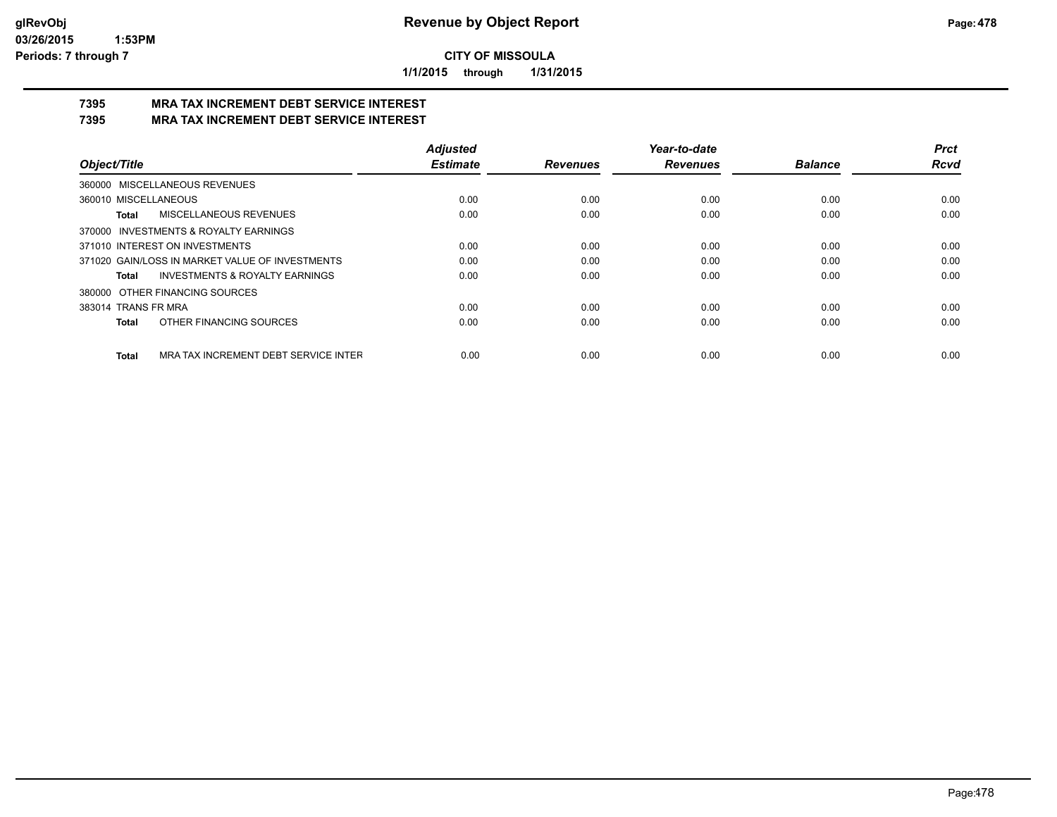**CITY OF MISSOULA**

**1/1/2015 through 1/31/2015**

## 7395 MRA TAX INCREMENT DEBT SERVICE INTEREST

## 7395 MRA TAX INCREMENT DEBT SERVICE INTEREST

| Object/Title | Adjusted Estimate | Revenues | Year-to-date Revenues | Balance | Prct Rcvd |
|---|---|---|---|---|---|
| 360000 MISCELLANEOUS REVENUES | | | | | |
| 360010 MISCELLANEOUS | 0.00 | 0.00 | 0.00 | 0.00 | 0.00 |
| **Total** MISCELLANEOUS REVENUES | 0.00 | 0.00 | 0.00 | 0.00 | 0.00 |
| 370000 INVESTMENTS & ROYALTY EARNINGS | | | | | |
| 371010 INTEREST ON INVESTMENTS | 0.00 | 0.00 | 0.00 | 0.00 | 0.00 |
| 371020 GAIN/LOSS IN MARKET VALUE OF INVESTMENTS | 0.00 | 0.00 | 0.00 | 0.00 | 0.00 |
| **Total** INVESTMENTS & ROYALTY EARNINGS | 0.00 | 0.00 | 0.00 | 0.00 | 0.00 |
| 380000 OTHER FINANCING SOURCES | | | | | |
| 383014 TRANS FR MRA | 0.00 | 0.00 | 0.00 | 0.00 | 0.00 |
| **Total** OTHER FINANCING SOURCES | 0.00 | 0.00 | 0.00 | 0.00 | 0.00 |
| **Total** MRA TAX INCREMENT DEBT SERVICE INTER | 0.00 | 0.00 | 0.00 | 0.00 | 0.00 |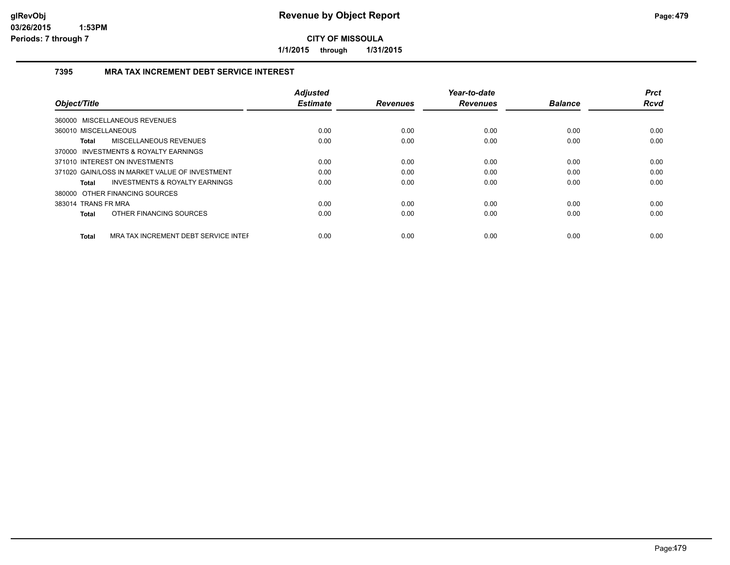# Revenue by Object Report

## CITY OF MISSOULA

**1/1/2015 through 1/31/2015**

### 7395 MRA TAX INCREMENT DEBT SERVICE INTEREST

| Object/Title | Adjusted Estimate | Revenues | Year-to-date Revenues | Balance | Prct Rcvd |
|---|---|---|---|---|---|
| 360000 MISCELLANEOUS REVENUES | | | | | |
| 360010 MISCELLANEOUS | 0.00 | 0.00 | 0.00 | 0.00 | 0.00 |
| **Total** MISCELLANEOUS REVENUES | 0.00 | 0.00 | 0.00 | 0.00 | 0.00 |
| 370000 INVESTMENTS & ROYALTY EARNINGS | | | | | |
| 371010 INTEREST ON INVESTMENTS | 0.00 | 0.00 | 0.00 | 0.00 | 0.00 |
| 371020 GAIN/LOSS IN MARKET VALUE OF INVESTMENT | 0.00 | 0.00 | 0.00 | 0.00 | 0.00 |
| **Total** INVESTMENTS & ROYALTY EARNINGS | 0.00 | 0.00 | 0.00 | 0.00 | 0.00 |
| 380000 OTHER FINANCING SOURCES | | | | | |
| 383014 TRANS FR MRA | 0.00 | 0.00 | 0.00 | 0.00 | 0.00 |
| **Total** OTHER FINANCING SOURCES | 0.00 | 0.00 | 0.00 | 0.00 | 0.00 |
| **Total** MRA TAX INCREMENT DEBT SERVICE INTEF | 0.00 | 0.00 | 0.00 | 0.00 | 0.00 |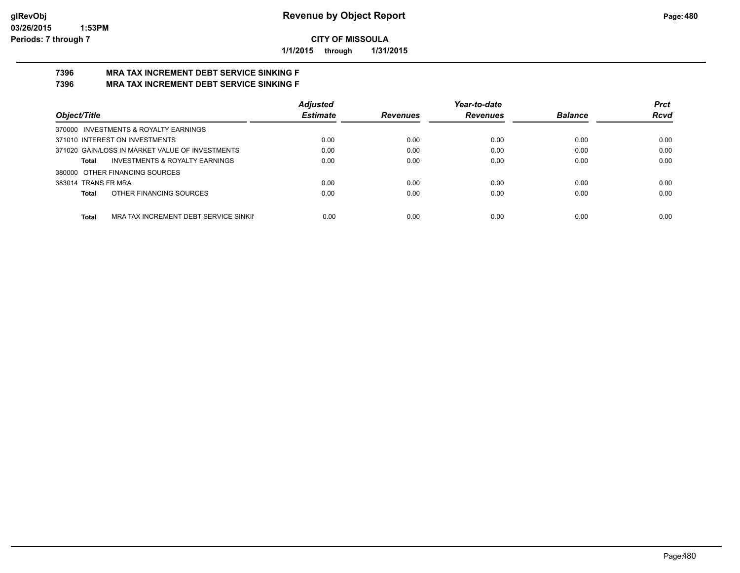# Revenue by Object Report

**CITY OF MISSOULA**

**1/1/2015 through 1/31/2015**

**7396 MRA TAX INCREMENT DEBT SERVICE SINKING F**

**7396 MRA TAX INCREMENT DEBT SERVICE SINKING F**

| Object/Title | Adjusted Estimate | Revenues | Year-to-date Revenues | Balance | Prct Rcvd |
|---|---|---|---|---|---|
| 370000 INVESTMENTS & ROYALTY EARNINGS | | | | | |
| 371010 INTEREST ON INVESTMENTS | 0.00 | 0.00 | 0.00 | 0.00 | 0.00 |
| 371020 GAIN/LOSS IN MARKET VALUE OF INVESTMENTS | 0.00 | 0.00 | 0.00 | 0.00 | 0.00 |
| **Total** INVESTMENTS & ROYALTY EARNINGS | 0.00 | 0.00 | 0.00 | 0.00 | 0.00 |
| 380000 OTHER FINANCING SOURCES | | | | | |
| 383014 TRANS FR MRA | 0.00 | 0.00 | 0.00 | 0.00 | 0.00 |
| **Total** OTHER FINANCING SOURCES | 0.00 | 0.00 | 0.00 | 0.00 | 0.00 |
| **Total** MRA TAX INCREMENT DEBT SERVICE SINKII | 0.00 | 0.00 | 0.00 | 0.00 | 0.00 |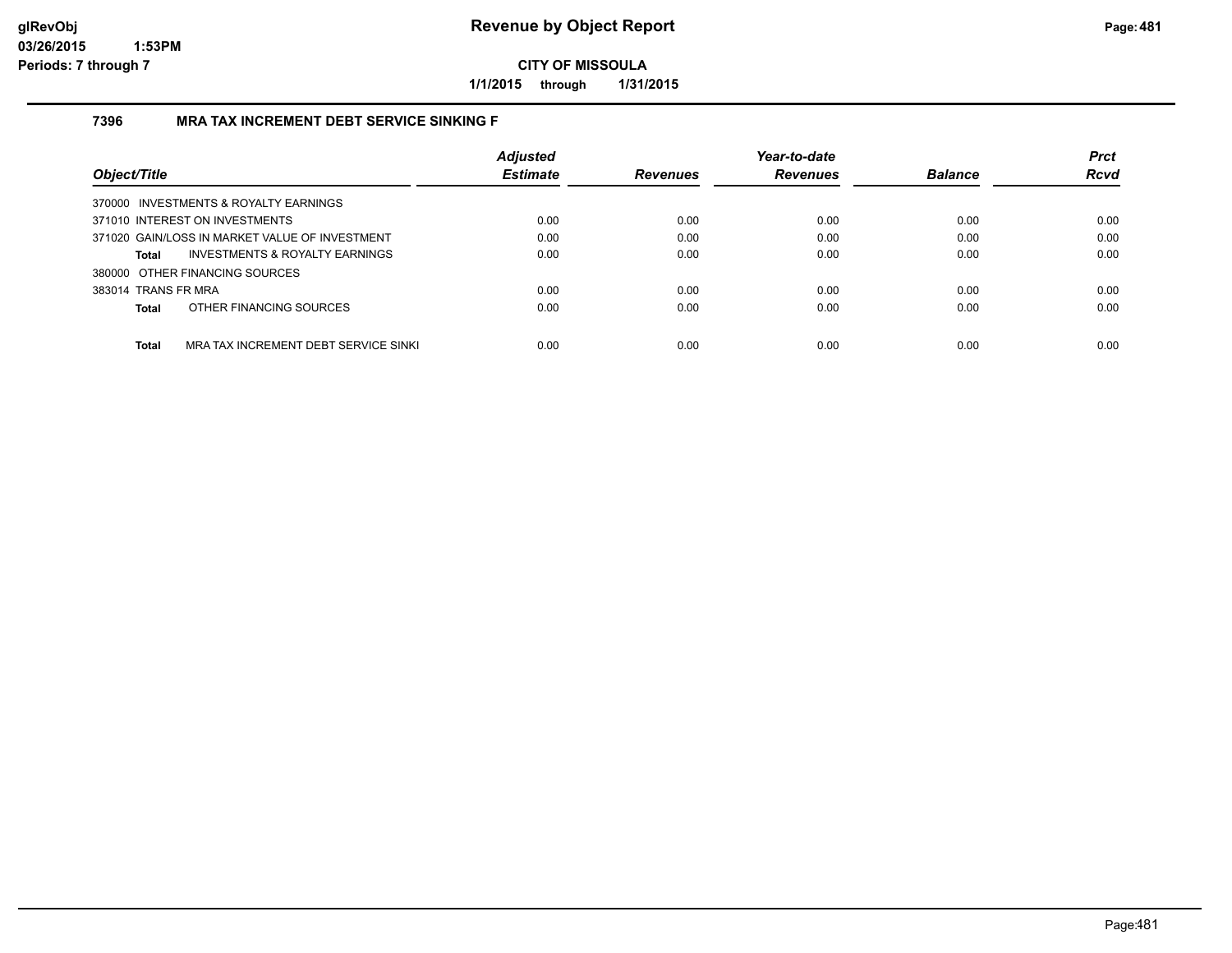# Revenue by Object Report

**CITY OF MISSOULA**

**1/1/2015 through 1/31/2015**

glRevObj
03/26/2015 1:53PM
Periods: 7 through 7

## 7396 MRA TAX INCREMENT DEBT SERVICE SINKING F

| Object/Title | Adjusted Estimate | Revenues | Year-to-date Revenues | Balance | Prct Rcvd |
|---|---|---|---|---|---|
| 370000 INVESTMENTS & ROYALTY EARNINGS | | | | | |
| 371010 INTEREST ON INVESTMENTS | 0.00 | 0.00 | 0.00 | 0.00 | 0.00 |
| 371020 GAIN/LOSS IN MARKET VALUE OF INVESTMENT | 0.00 | 0.00 | 0.00 | 0.00 | 0.00 |
| **Total** INVESTMENTS & ROYALTY EARNINGS | 0.00 | 0.00 | 0.00 | 0.00 | 0.00 |
| 380000 OTHER FINANCING SOURCES | | | | | |
| 383014 TRANS FR MRA | 0.00 | 0.00 | 0.00 | 0.00 | 0.00 |
| **Total** OTHER FINANCING SOURCES | 0.00 | 0.00 | 0.00 | 0.00 | 0.00 |
| **Total** MRA TAX INCREMENT DEBT SERVICE SINKI | 0.00 | 0.00 | 0.00 | 0.00 | 0.00 |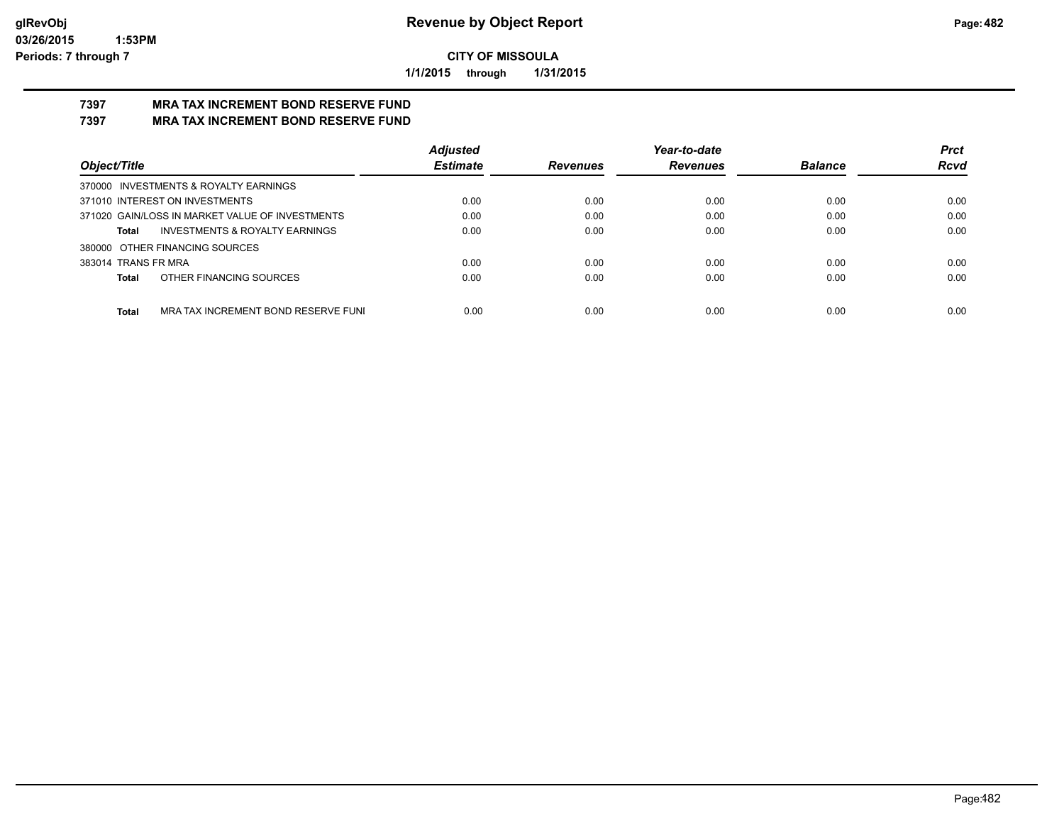**Revenue by Object Report**

**CITY OF MISSOULA**

**1/1/2015 through 1/31/2015**

glRevObj
03/26/2015 1:53PM
Periods: 7 through 7

## 7397 MRA TAX INCREMENT BOND RESERVE FUND
## 7397 MRA TAX INCREMENT BOND RESERVE FUND

| Object/Title | Adjusted Estimate | Revenues | Year-to-date Revenues | Balance | Prct Rcvd |
|---|---|---|---|---|---|
| 370000 INVESTMENTS & ROYALTY EARNINGS | | | | | |
| 371010 INTEREST ON INVESTMENTS | 0.00 | 0.00 | 0.00 | 0.00 | 0.00 |
| 371020 GAIN/LOSS IN MARKET VALUE OF INVESTMENTS | 0.00 | 0.00 | 0.00 | 0.00 | 0.00 |
| **Total** INVESTMENTS & ROYALTY EARNINGS | 0.00 | 0.00 | 0.00 | 0.00 | 0.00 |
| 380000 OTHER FINANCING SOURCES | | | | | |
| 383014 TRANS FR MRA | 0.00 | 0.00 | 0.00 | 0.00 | 0.00 |
| **Total** OTHER FINANCING SOURCES | 0.00 | 0.00 | 0.00 | 0.00 | 0.00 |
| **Total** MRA TAX INCREMENT BOND RESERVE FUNI | 0.00 | 0.00 | 0.00 | 0.00 | 0.00 |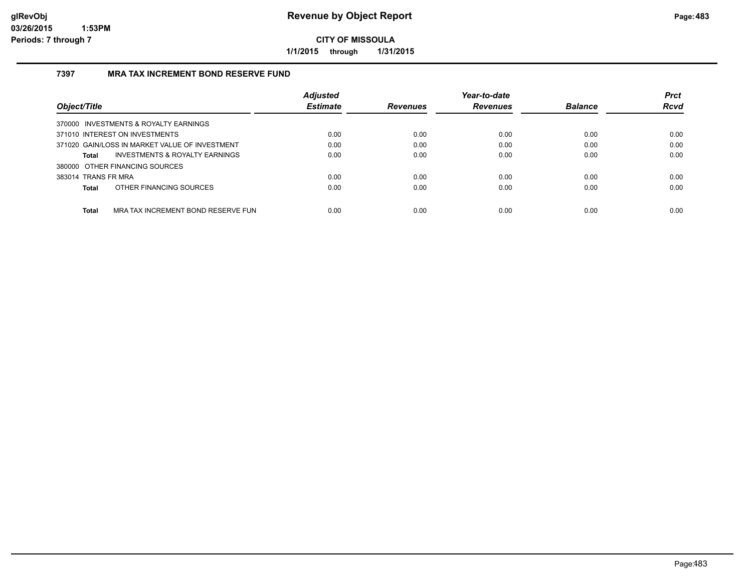# Revenue by Object Report

**CITY OF MISSOULA**

**1/1/2015 through 1/31/2015**

glRevObj
03/26/2015 1:53PM
Periods: 7 through 7

## 7397 MRA TAX INCREMENT BOND RESERVE FUND

| Object/Title | Adjusted Estimate | Revenues | Year-to-date Revenues | Balance | Prct Rcvd |
|---|---|---|---|---|---|
| 370000 INVESTMENTS & ROYALTY EARNINGS | | | | | |
| 371010 INTEREST ON INVESTMENTS | 0.00 | 0.00 | 0.00 | 0.00 | 0.00 |
| 371020 GAIN/LOSS IN MARKET VALUE OF INVESTMENT | 0.00 | 0.00 | 0.00 | 0.00 | 0.00 |
| **Total** INVESTMENTS & ROYALTY EARNINGS | 0.00 | 0.00 | 0.00 | 0.00 | 0.00 |
| 380000 OTHER FINANCING SOURCES | | | | | |
| 383014 TRANS FR MRA | 0.00 | 0.00 | 0.00 | 0.00 | 0.00 |
| **Total** OTHER FINANCING SOURCES | 0.00 | 0.00 | 0.00 | 0.00 | 0.00 |
| **Total** MRA TAX INCREMENT BOND RESERVE FUN | 0.00 | 0.00 | 0.00 | 0.00 | 0.00 |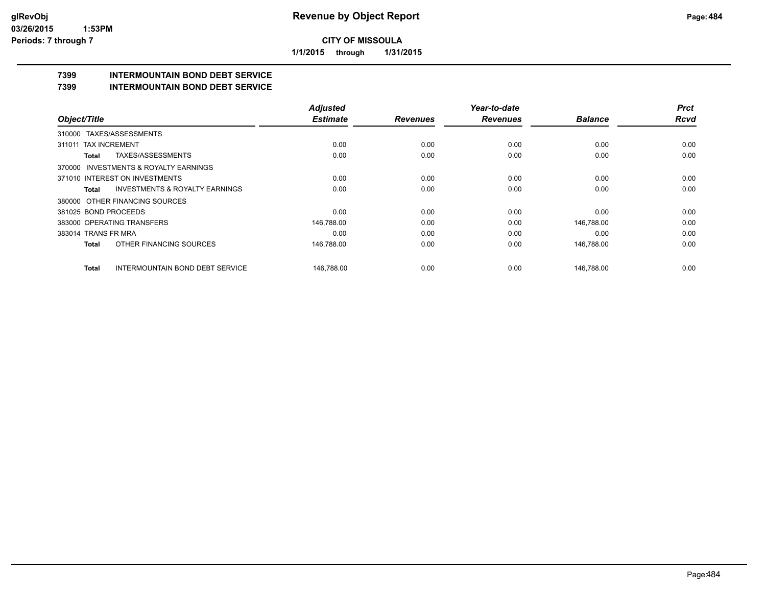**CITY OF MISSOULA**

**1/1/2015 through 1/31/2015**

## 7399 INTERMOUNTAIN BOND DEBT SERVICE

## 7399 INTERMOUNTAIN BOND DEBT SERVICE

| Object/Title | | Adjusted Estimate | Revenues | Year-to-date Revenues | Balance | Prct Rcvd |
|---|---|---|---|---|---|---|
| 310000 TAXES/ASSESSMENTS | | | | | | |
| 311011 TAX INCREMENT | | 0.00 | 0.00 | 0.00 | 0.00 | 0.00 |
| Total | TAXES/ASSESSMENTS | 0.00 | 0.00 | 0.00 | 0.00 | 0.00 |
| 370000 INVESTMENTS & ROYALTY EARNINGS | | | | | | |
| 371010 INTEREST ON INVESTMENTS | | 0.00 | 0.00 | 0.00 | 0.00 | 0.00 |
| Total | INVESTMENTS & ROYALTY EARNINGS | 0.00 | 0.00 | 0.00 | 0.00 | 0.00 |
| 380000 OTHER FINANCING SOURCES | | | | | | |
| 381025 BOND PROCEEDS | | 0.00 | 0.00 | 0.00 | 0.00 | 0.00 |
| 383000 OPERATING TRANSFERS | | 146,788.00 | 0.00 | 0.00 | 146,788.00 | 0.00 |
| 383014 TRANS FR MRA | | 0.00 | 0.00 | 0.00 | 0.00 | 0.00 |
| Total | OTHER FINANCING SOURCES | 146,788.00 | 0.00 | 0.00 | 146,788.00 | 0.00 |
| Total | INTERMOUNTAIN BOND DEBT SERVICE | 146,788.00 | 0.00 | 0.00 | 146,788.00 | 0.00 |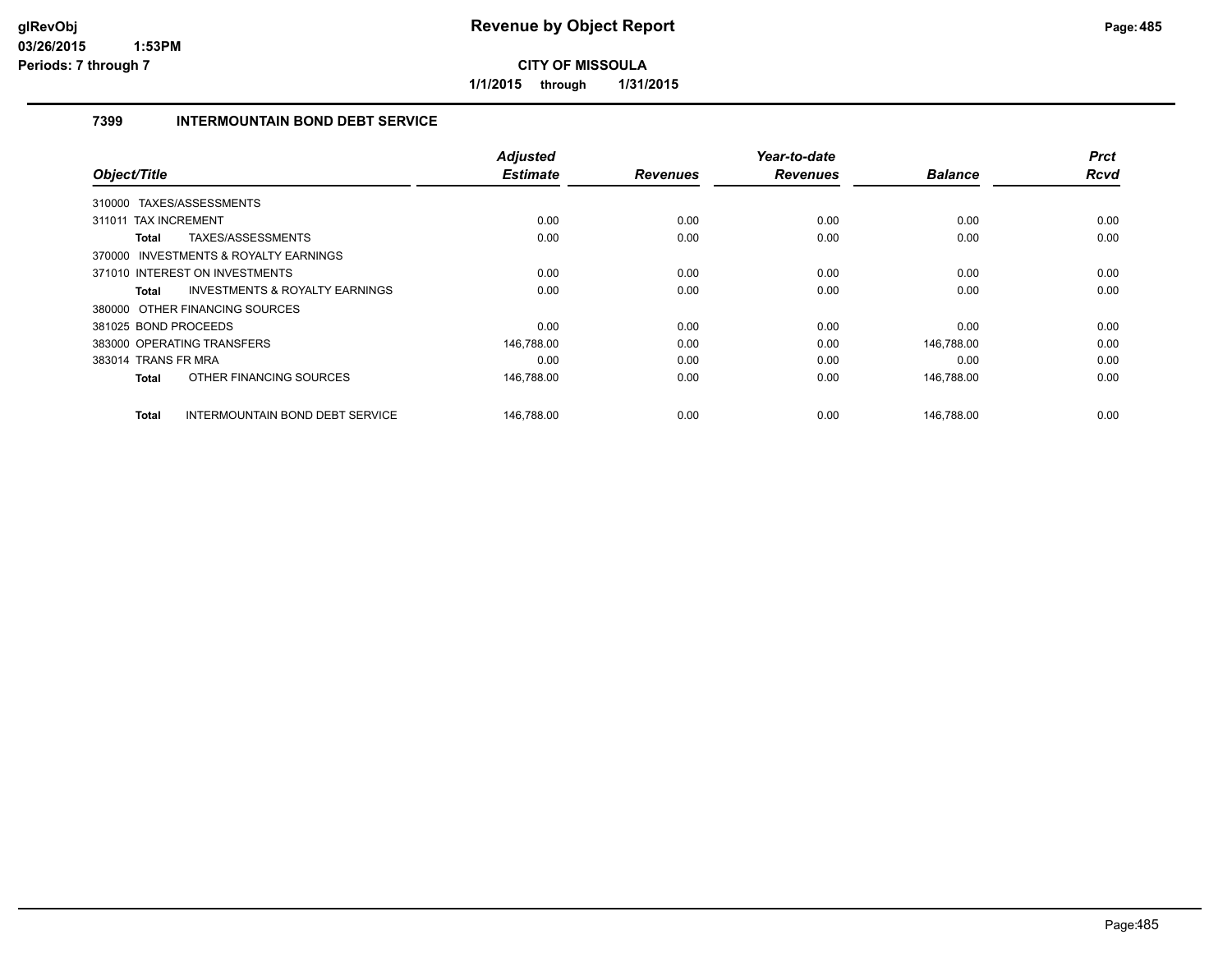**Revenue by Object Report**

**CITY OF MISSOULA**

**1/1/2015 through 1/31/2015**

## 7399 INTERMOUNTAIN BOND DEBT SERVICE

| Object/Title | Adjusted Estimate | Revenues | Year-to-date Revenues | Balance | Prct Rcvd |
|---|---|---|---|---|---|
| 310000 TAXES/ASSESSMENTS | | | | | |
| 311011 TAX INCREMENT | 0.00 | 0.00 | 0.00 | 0.00 | 0.00 |
| **Total** TAXES/ASSESSMENTS | 0.00 | 0.00 | 0.00 | 0.00 | 0.00 |
| 370000 INVESTMENTS & ROYALTY EARNINGS | | | | | |
| 371010 INTEREST ON INVESTMENTS | 0.00 | 0.00 | 0.00 | 0.00 | 0.00 |
| **Total** INVESTMENTS & ROYALTY EARNINGS | 0.00 | 0.00 | 0.00 | 0.00 | 0.00 |
| 380000 OTHER FINANCING SOURCES | | | | | |
| 381025 BOND PROCEEDS | 0.00 | 0.00 | 0.00 | 0.00 | 0.00 |
| 383000 OPERATING TRANSFERS | 146,788.00 | 0.00 | 0.00 | 146,788.00 | 0.00 |
| 383014 TRANS FR MRA | 0.00 | 0.00 | 0.00 | 0.00 | 0.00 |
| **Total** OTHER FINANCING SOURCES | 146,788.00 | 0.00 | 0.00 | 146,788.00 | 0.00 |
| **Total** INTERMOUNTAIN BOND DEBT SERVICE | 146,788.00 | 0.00 | 0.00 | 146,788.00 | 0.00 |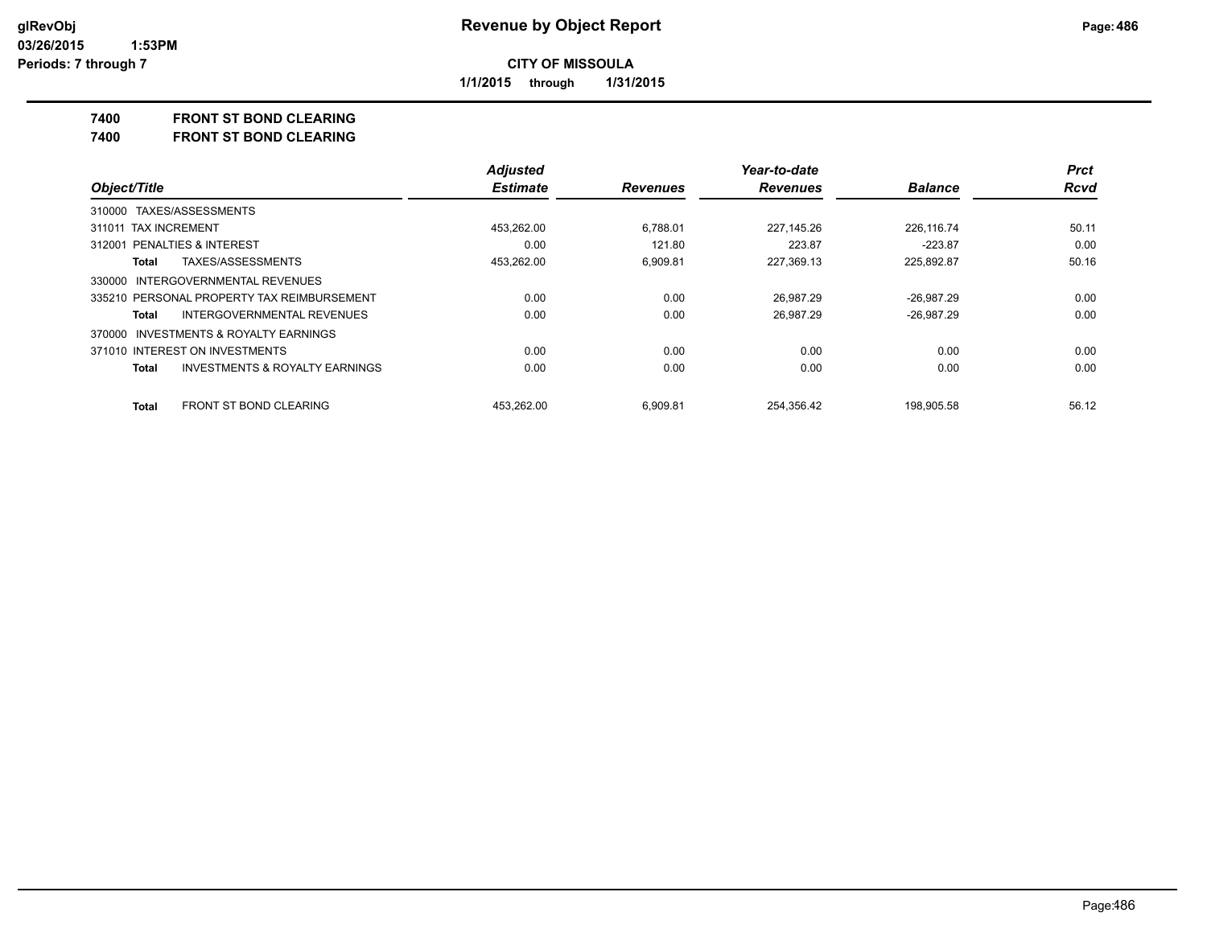**CITY OF MISSOULA**

**1/1/2015 through 1/31/2015**

## 7400 FRONT ST BOND CLEARING

## 7400 FRONT ST BOND CLEARING

| Object/Title | | Adjusted Estimate | Revenues | Year-to-date Revenues | Balance | Prct Rcvd |
|---|---|---|---|---|---|---|
| 310000 TAXES/ASSESSMENTS | | | | | | |
| 311011 TAX INCREMENT | | 453,262.00 | 6,788.01 | 227,145.26 | 226,116.74 | 50.11 |
| 312001 PENALTIES & INTEREST | | 0.00 | 121.80 | 223.87 | -223.87 | 0.00 |
| Total | TAXES/ASSESSMENTS | 453,262.00 | 6,909.81 | 227,369.13 | 225,892.87 | 50.16 |
| 330000 INTERGOVERNMENTAL REVENUES | | | | | | |
| 335210 PERSONAL PROPERTY TAX REIMBURSEMENT | | 0.00 | 0.00 | 26,987.29 | -26,987.29 | 0.00 |
| Total | INTERGOVERNMENTAL REVENUES | 0.00 | 0.00 | 26,987.29 | -26,987.29 | 0.00 |
| 370000 INVESTMENTS & ROYALTY EARNINGS | | | | | | |
| 371010 INTEREST ON INVESTMENTS | | 0.00 | 0.00 | 0.00 | 0.00 | 0.00 |
| Total | INVESTMENTS & ROYALTY EARNINGS | 0.00 | 0.00 | 0.00 | 0.00 | 0.00 |
| Total | FRONT ST BOND CLEARING | 453,262.00 | 6,909.81 | 254,356.42 | 198,905.58 | 56.12 |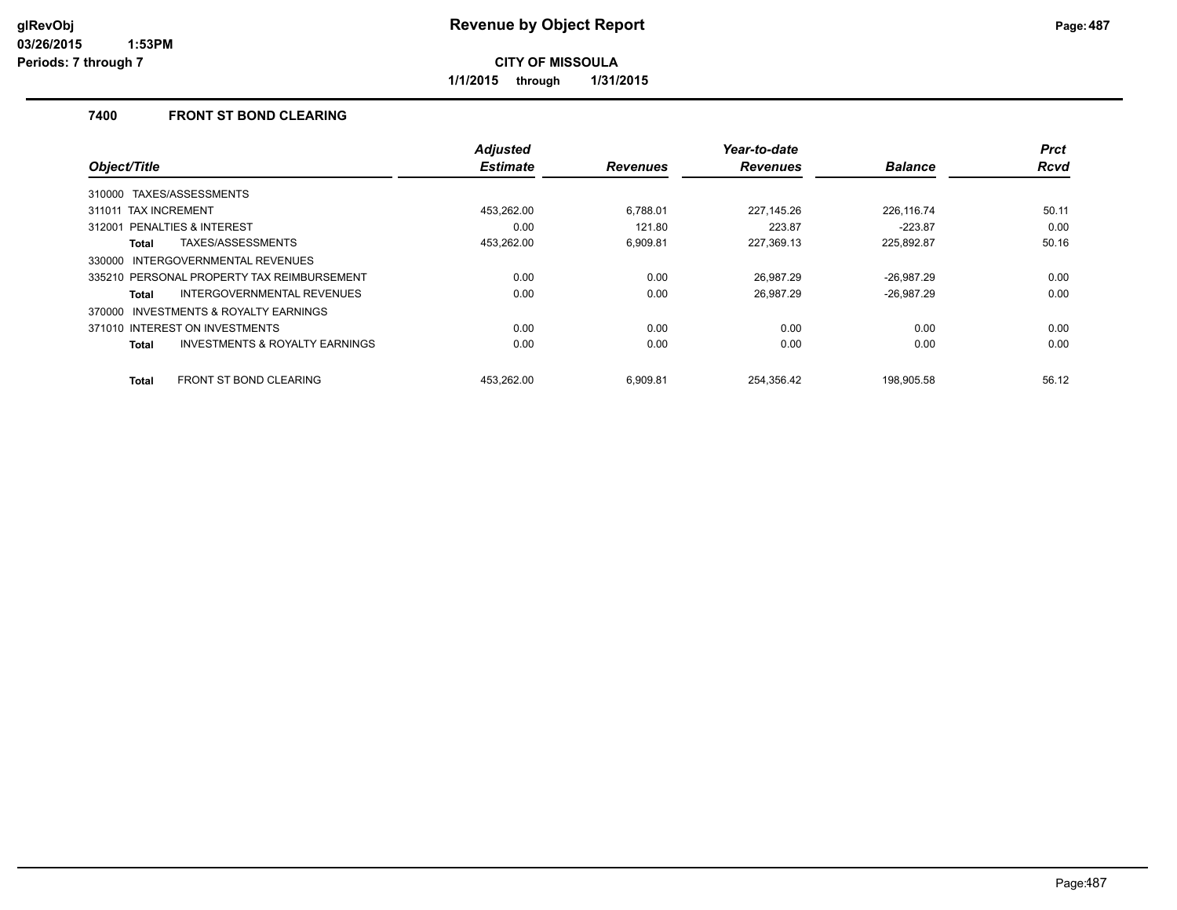# Revenue by Object Report

**CITY OF MISSOULA**

**1/1/2015 through 1/31/2015**

glRevObj
03/26/2015 1:53PM
Periods: 7 through 7

## 7400 FRONT ST BOND CLEARING

| Object/Title | Adjusted Estimate | Revenues | Year-to-date Revenues | Balance | Prct Rcvd |
|---|---|---|---|---|---|
| 310000 TAXES/ASSESSMENTS | | | | | |
| 311011 TAX INCREMENT | 453,262.00 | 6,788.01 | 227,145.26 | 226,116.74 | 50.11 |
| 312001 PENALTIES & INTEREST | 0.00 | 121.80 | 223.87 | -223.87 | 0.00 |
| **Total** TAXES/ASSESSMENTS | 453,262.00 | 6,909.81 | 227,369.13 | 225,892.87 | 50.16 |
| 330000 INTERGOVERNMENTAL REVENUES | | | | | |
| 335210 PERSONAL PROPERTY TAX REIMBURSEMENT | 0.00 | 0.00 | 26,987.29 | -26,987.29 | 0.00 |
| **Total** INTERGOVERNMENTAL REVENUES | 0.00 | 0.00 | 26,987.29 | -26,987.29 | 0.00 |
| 370000 INVESTMENTS & ROYALTY EARNINGS | | | | | |
| 371010 INTEREST ON INVESTMENTS | 0.00 | 0.00 | 0.00 | 0.00 | 0.00 |
| **Total** INVESTMENTS & ROYALTY EARNINGS | 0.00 | 0.00 | 0.00 | 0.00 | 0.00 |
| **Total** FRONT ST BOND CLEARING | 453,262.00 | 6,909.81 | 254,356.42 | 198,905.58 | 56.12 |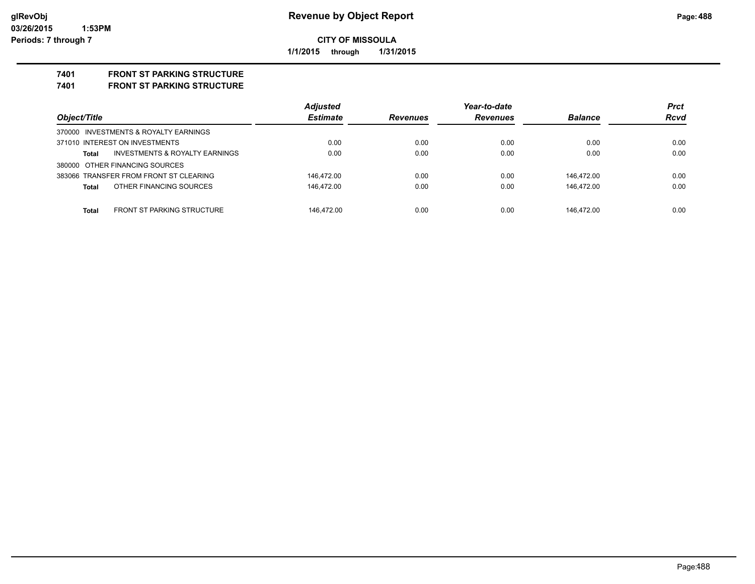# Revenue by Object Report

**CITY OF MISSOULA**

**1/1/2015 through 1/31/2015**

## 7401 FRONT ST PARKING STRUCTURE
## 7401 FRONT ST PARKING STRUCTURE

| Object/Title | | Adjusted Estimate | Revenues | Year-to-date Revenues | Balance | Prct Rcvd |
|---|---|---|---|---|---|---|
| 370000 INVESTMENTS & ROYALTY EARNINGS | | | | | | |
| 371010 INTEREST ON INVESTMENTS | | 0.00 | 0.00 | 0.00 | 0.00 | 0.00 |
| **Total** | INVESTMENTS & ROYALTY EARNINGS | 0.00 | 0.00 | 0.00 | 0.00 | 0.00 |
| 380000 OTHER FINANCING SOURCES | | | | | | |
| 383066 TRANSFER FROM FRONT ST CLEARING | | 146,472.00 | 0.00 | 0.00 | 146,472.00 | 0.00 |
| **Total** | OTHER FINANCING SOURCES | 146,472.00 | 0.00 | 0.00 | 146,472.00 | 0.00 |
| **Total** | FRONT ST PARKING STRUCTURE | 146,472.00 | 0.00 | 0.00 | 146,472.00 | 0.00 |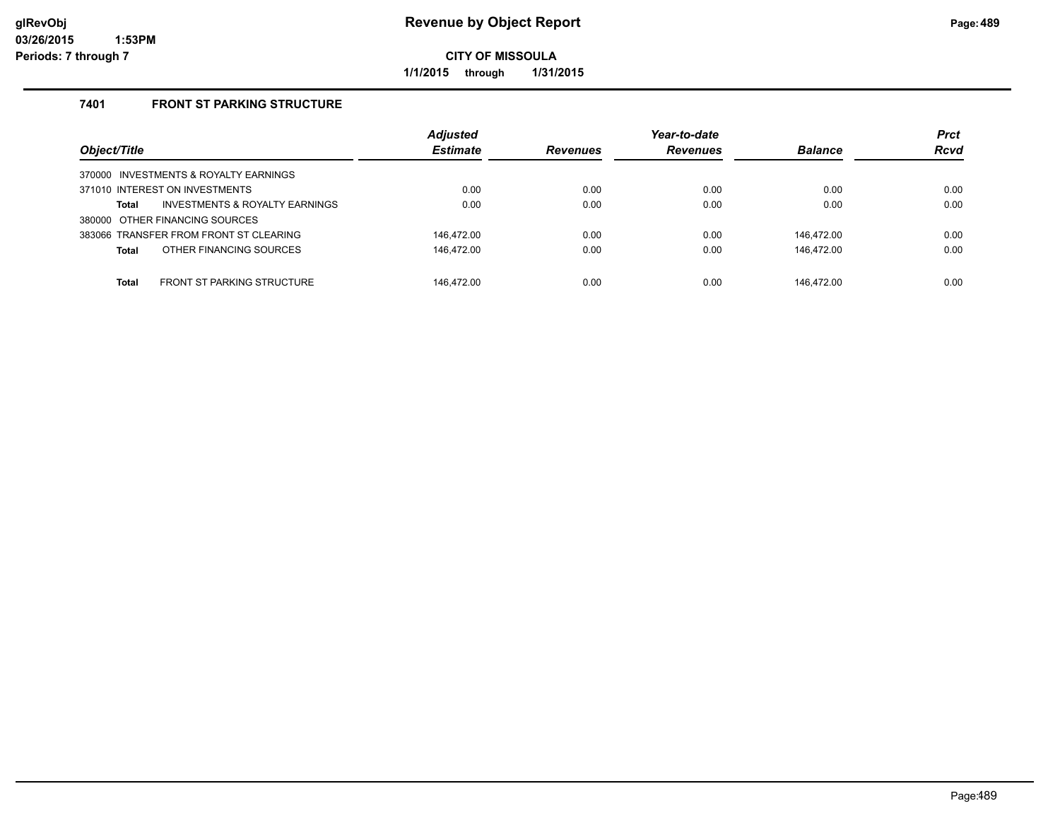**Revenue by Object Report**

**CITY OF MISSOULA**

**1/1/2015 through 1/31/2015**

glRevObj
03/26/2015 1:53PM
Periods: 7 through 7

### 7401 FRONT ST PARKING STRUCTURE

| Object/Title | Adjusted Estimate | Revenues | Year-to-date Revenues | Balance | Prct Rcvd |
|---|---|---|---|---|---|
| 370000 INVESTMENTS & ROYALTY EARNINGS | | | | | |
| 371010 INTEREST ON INVESTMENTS | 0.00 | 0.00 | 0.00 | 0.00 | 0.00 |
| **Total** INVESTMENTS & ROYALTY EARNINGS | 0.00 | 0.00 | 0.00 | 0.00 | 0.00 |
| 380000 OTHER FINANCING SOURCES | | | | | |
| 383066 TRANSFER FROM FRONT ST CLEARING | 146,472.00 | 0.00 | 0.00 | 146,472.00 | 0.00 |
| **Total** OTHER FINANCING SOURCES | 146,472.00 | 0.00 | 0.00 | 146,472.00 | 0.00 |
| **Total** FRONT ST PARKING STRUCTURE | 146,472.00 | 0.00 | 0.00 | 146,472.00 | 0.00 |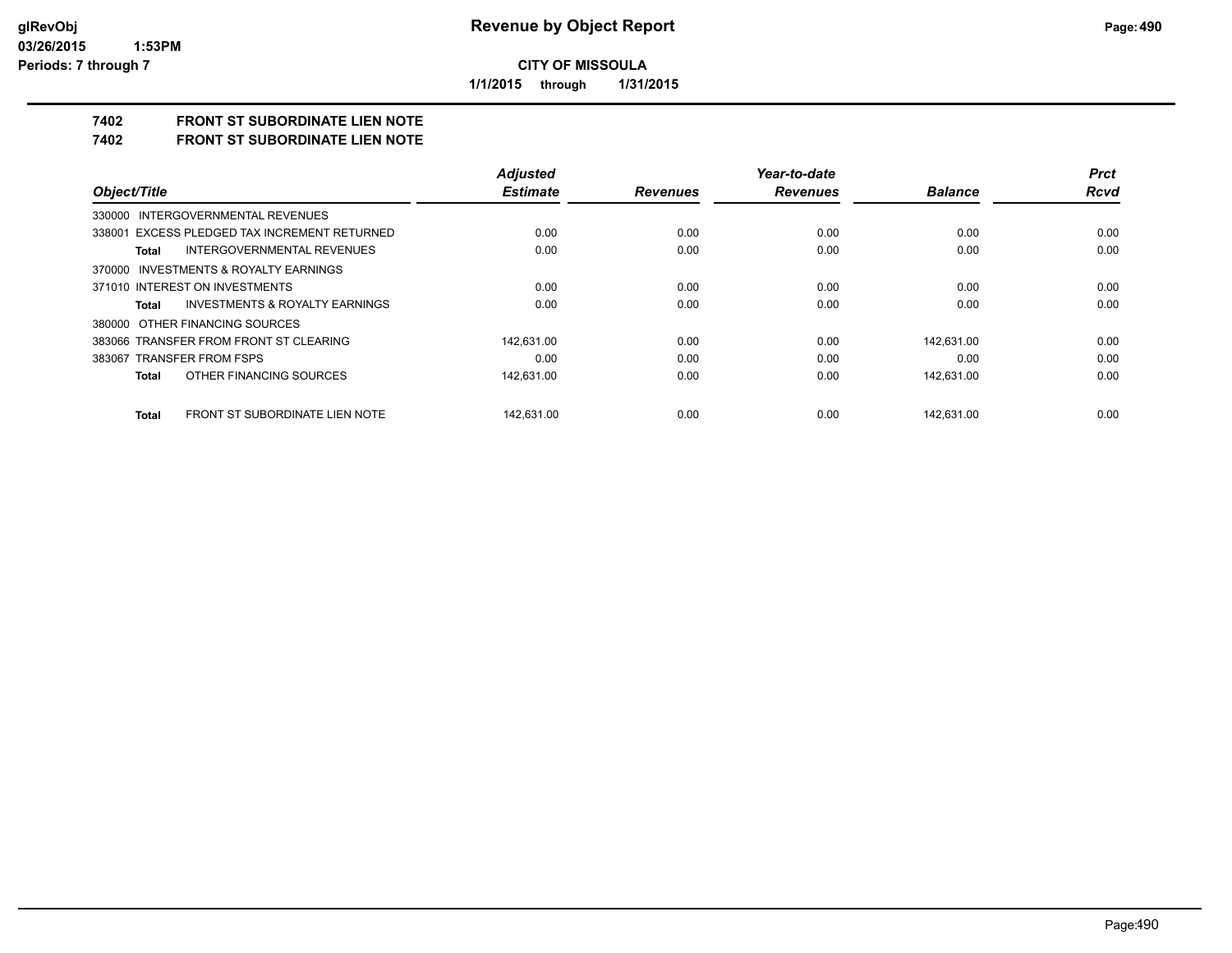**CITY OF MISSOULA**

**1/1/2015 through 1/31/2015**

## 7402 FRONT ST SUBORDINATE LIEN NOTE

## 7402 FRONT ST SUBORDINATE LIEN NOTE

| Object/Title | Adjusted Estimate | Revenues | Year-to-date Revenues | Balance | Prct Rcvd |
|---|---|---|---|---|---|
| 330000 INTERGOVERNMENTAL REVENUES | | | | | |
| 338001 EXCESS PLEDGED TAX INCREMENT RETURNED | 0.00 | 0.00 | 0.00 | 0.00 | 0.00 |
| **Total** INTERGOVERNMENTAL REVENUES | 0.00 | 0.00 | 0.00 | 0.00 | 0.00 |
| 370000 INVESTMENTS & ROYALTY EARNINGS | | | | | |
| 371010 INTEREST ON INVESTMENTS | 0.00 | 0.00 | 0.00 | 0.00 | 0.00 |
| **Total** INVESTMENTS & ROYALTY EARNINGS | 0.00 | 0.00 | 0.00 | 0.00 | 0.00 |
| 380000 OTHER FINANCING SOURCES | | | | | |
| 383066 TRANSFER FROM FRONT ST CLEARING | 142,631.00 | 0.00 | 0.00 | 142,631.00 | 0.00 |
| 383067 TRANSFER FROM FSPS | 0.00 | 0.00 | 0.00 | 0.00 | 0.00 |
| **Total** OTHER FINANCING SOURCES | 142,631.00 | 0.00 | 0.00 | 142,631.00 | 0.00 |
| **Total** FRONT ST SUBORDINATE LIEN NOTE | 142,631.00 | 0.00 | 0.00 | 142,631.00 | 0.00 |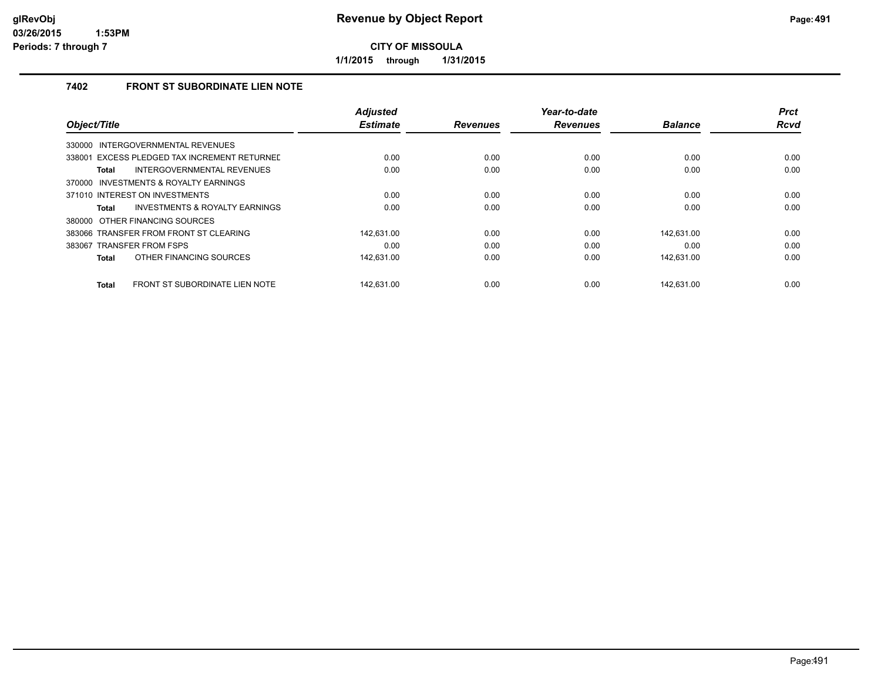**Revenue by Object Report**

**CITY OF MISSOULA**

**1/1/2015 through 1/31/2015**

glRevObj
03/26/2015 1:53PM
Periods: 7 through 7

## 7402 FRONT ST SUBORDINATE LIEN NOTE

| Object/Title | Adjusted Estimate | Revenues | Year-to-date Revenues | Balance | Prct Rcvd |
|---|---|---|---|---|---|
| 330000 INTERGOVERNMENTAL REVENUES | | | | | |
| 338001 EXCESS PLEDGED TAX INCREMENT RETURNED | 0.00 | 0.00 | 0.00 | 0.00 | 0.00 |
| **Total** INTERGOVERNMENTAL REVENUES | 0.00 | 0.00 | 0.00 | 0.00 | 0.00 |
| 370000 INVESTMENTS & ROYALTY EARNINGS | | | | | |
| 371010 INTEREST ON INVESTMENTS | 0.00 | 0.00 | 0.00 | 0.00 | 0.00 |
| **Total** INVESTMENTS & ROYALTY EARNINGS | 0.00 | 0.00 | 0.00 | 0.00 | 0.00 |
| 380000 OTHER FINANCING SOURCES | | | | | |
| 383066 TRANSFER FROM FRONT ST CLEARING | 142,631.00 | 0.00 | 0.00 | 142,631.00 | 0.00 |
| 383067 TRANSFER FROM FSPS | 0.00 | 0.00 | 0.00 | 0.00 | 0.00 |
| **Total** OTHER FINANCING SOURCES | 142,631.00 | 0.00 | 0.00 | 142,631.00 | 0.00 |
| **Total** FRONT ST SUBORDINATE LIEN NOTE | 142,631.00 | 0.00 | 0.00 | 142,631.00 | 0.00 |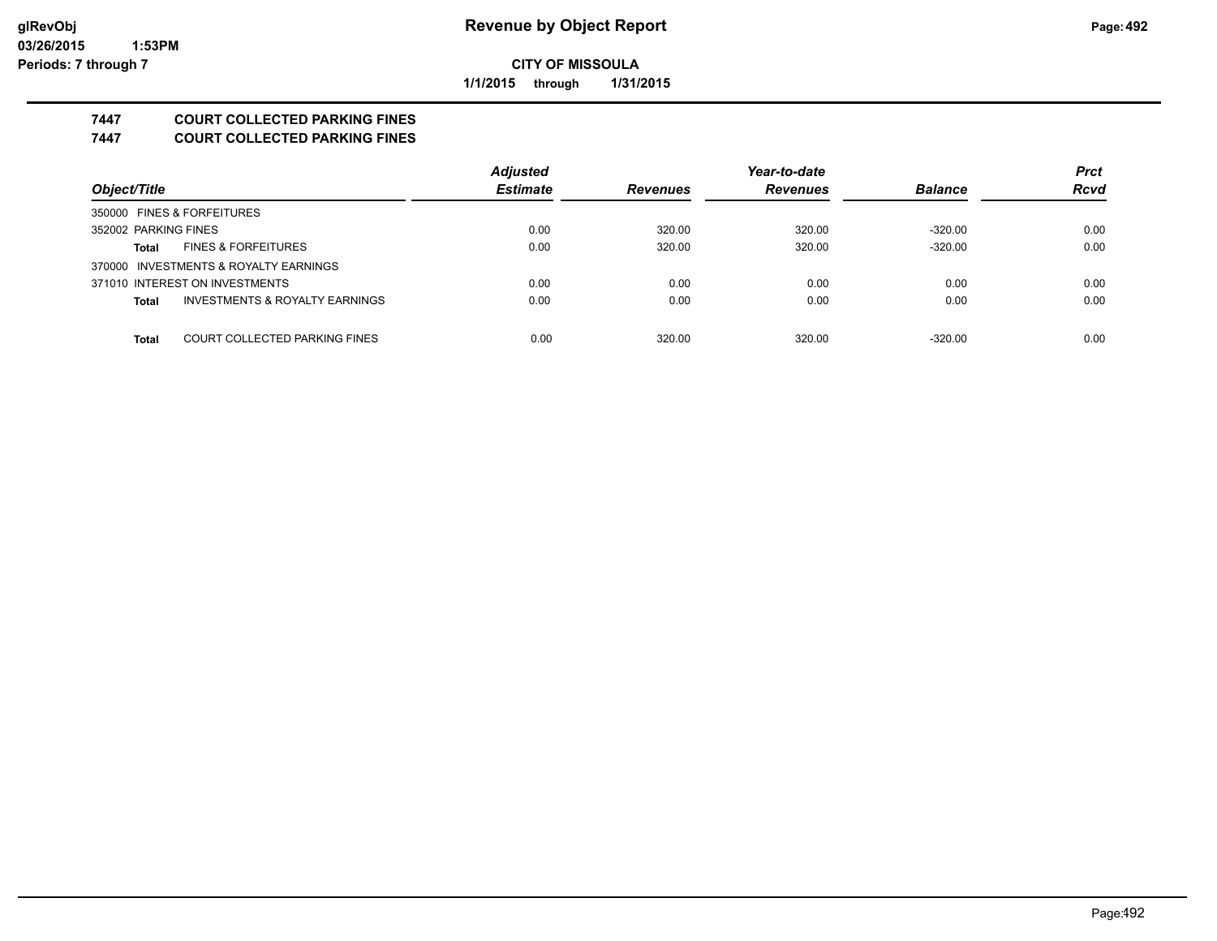**CITY OF MISSOULA**

**1/1/2015 through 1/31/2015**

## 7447 COURT COLLECTED PARKING FINES
## 7447 COURT COLLECTED PARKING FINES

| Object/Title | | Adjusted Estimate | Revenues | Year-to-date Revenues | Balance | Prct Rcvd |
|---|---|---|---|---|---|---|
| 350000 FINES & FORFEITURES | | | | | | |
| 352002 PARKING FINES | | 0.00 | 320.00 | 320.00 | -320.00 | 0.00 |
| Total | FINES & FORFEITURES | 0.00 | 320.00 | 320.00 | -320.00 | 0.00 |
| 370000 INVESTMENTS & ROYALTY EARNINGS | | | | | | |
| 371010 INTEREST ON INVESTMENTS | | 0.00 | 0.00 | 0.00 | 0.00 | 0.00 |
| Total | INVESTMENTS & ROYALTY EARNINGS | 0.00 | 0.00 | 0.00 | 0.00 | 0.00 |
| Total | COURT COLLECTED PARKING FINES | 0.00 | 320.00 | 320.00 | -320.00 | 0.00 |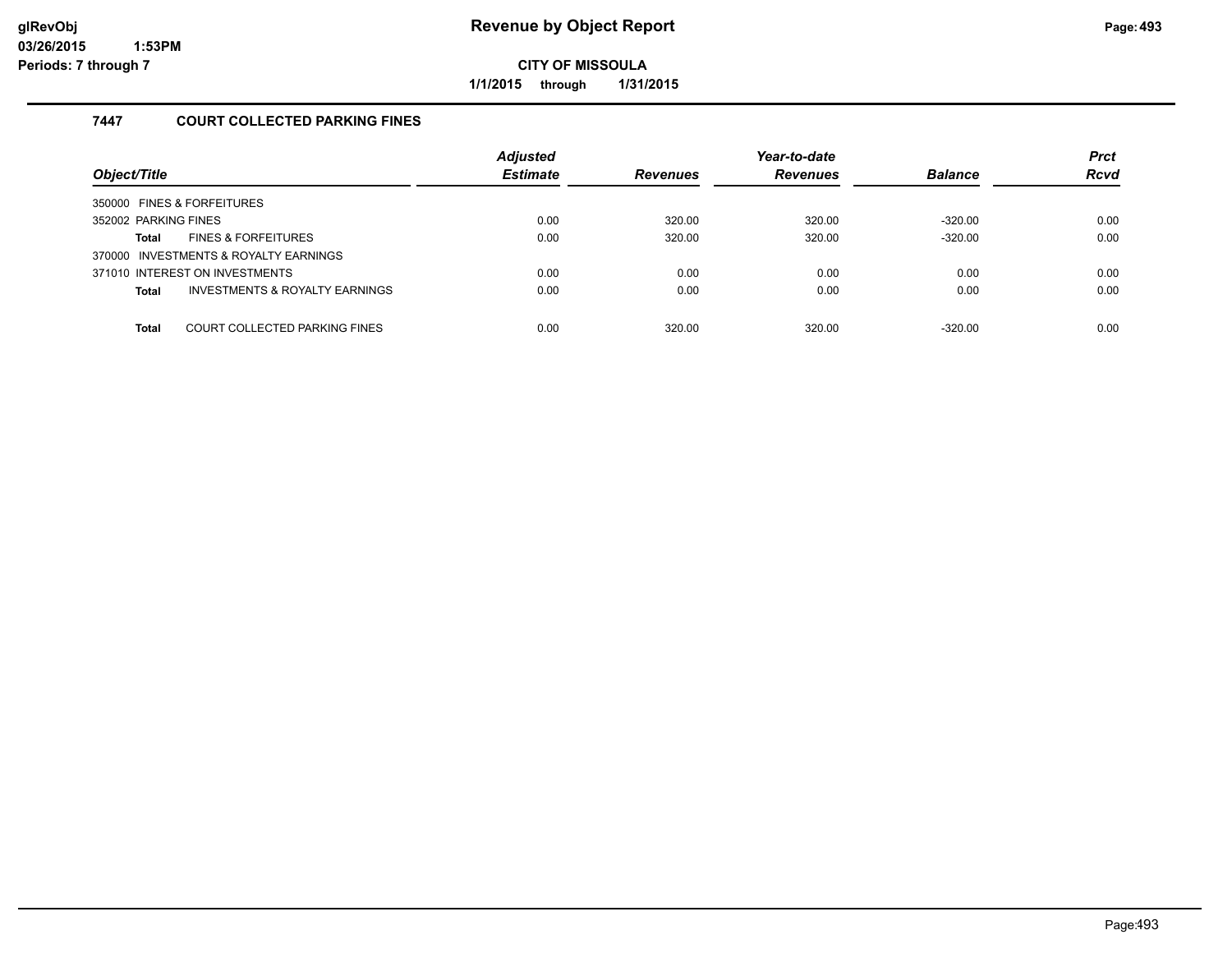# Revenue by Object Report

**CITY OF MISSOULA**

**1/1/2015 through 1/31/2015**

### 7447 COURT COLLECTED PARKING FINES

| Object/Title | | Adjusted Estimate | Revenues | Year-to-date Revenues | Balance | Prct Rcvd |
|---|---|---|---|---|---|---|
| 350000 FINES & FORFEITURES | | | | | | |
| 352002 PARKING FINES | | 0.00 | 320.00 | 320.00 | -320.00 | 0.00 |
| **Total** | FINES & FORFEITURES | 0.00 | 320.00 | 320.00 | -320.00 | 0.00 |
| 370000 INVESTMENTS & ROYALTY EARNINGS | | | | | | |
| 371010 INTEREST ON INVESTMENTS | | 0.00 | 0.00 | 0.00 | 0.00 | 0.00 |
| **Total** | INVESTMENTS & ROYALTY EARNINGS | 0.00 | 0.00 | 0.00 | 0.00 | 0.00 |
| **Total** | COURT COLLECTED PARKING FINES | 0.00 | 320.00 | 320.00 | -320.00 | 0.00 |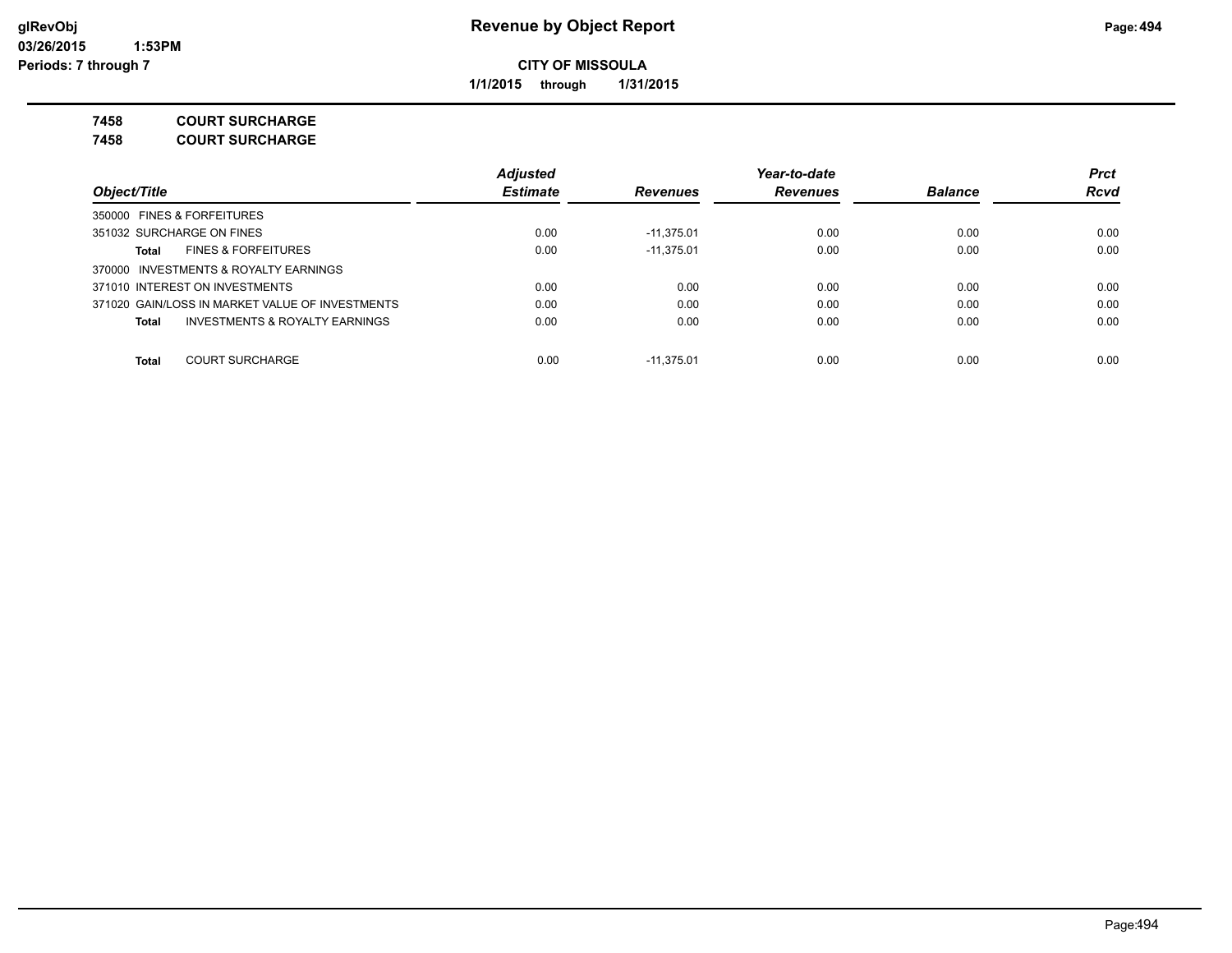**CITY OF MISSOULA**

**1/1/2015 through 1/31/2015**

**7458 COURT SURCHARGE**

**7458 COURT SURCHARGE**

| Object/Title | Adjusted Estimate | Revenues | Year-to-date Revenues | Balance | Prct Rcvd |
|---|---|---|---|---|---|
| 350000 FINES & FORFEITURES | | | | | |
| 351032 SURCHARGE ON FINES | 0.00 | -11,375.01 | 0.00 | 0.00 | 0.00 |
| **Total** FINES & FORFEITURES | 0.00 | -11,375.01 | 0.00 | 0.00 | 0.00 |
| 370000 INVESTMENTS & ROYALTY EARNINGS | | | | | |
| 371010 INTEREST ON INVESTMENTS | 0.00 | 0.00 | 0.00 | 0.00 | 0.00 |
| 371020 GAIN/LOSS IN MARKET VALUE OF INVESTMENTS | 0.00 | 0.00 | 0.00 | 0.00 | 0.00 |
| **Total** INVESTMENTS & ROYALTY EARNINGS | 0.00 | 0.00 | 0.00 | 0.00 | 0.00 |
| **Total** COURT SURCHARGE | 0.00 | -11,375.01 | 0.00 | 0.00 | 0.00 |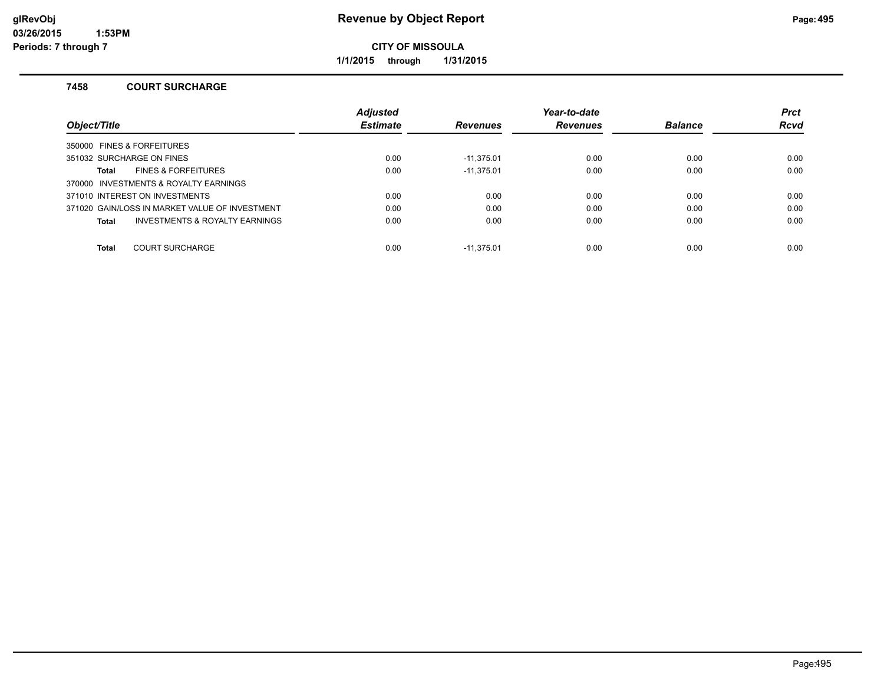# Revenue by Object Report

**CITY OF MISSOULA**

**1/1/2015 through 1/31/2015**

### 7458 COURT SURCHARGE

| Object/Title | Adjusted Estimate | Revenues | Year-to-date Revenues | Balance | Prct Rcvd |
|---|---|---|---|---|---|
| 350000 FINES & FORFEITURES | | | | | |
| 351032 SURCHARGE ON FINES | 0.00 | -11,375.01 | 0.00 | 0.00 | 0.00 |
| **Total** FINES & FORFEITURES | 0.00 | -11,375.01 | 0.00 | 0.00 | 0.00 |
| 370000 INVESTMENTS & ROYALTY EARNINGS | | | | | |
| 371010 INTEREST ON INVESTMENTS | 0.00 | 0.00 | 0.00 | 0.00 | 0.00 |
| 371020 GAIN/LOSS IN MARKET VALUE OF INVESTMENT | 0.00 | 0.00 | 0.00 | 0.00 | 0.00 |
| **Total** INVESTMENTS & ROYALTY EARNINGS | 0.00 | 0.00 | 0.00 | 0.00 | 0.00 |
| **Total** COURT SURCHARGE | 0.00 | -11,375.01 | 0.00 | 0.00 | 0.00 |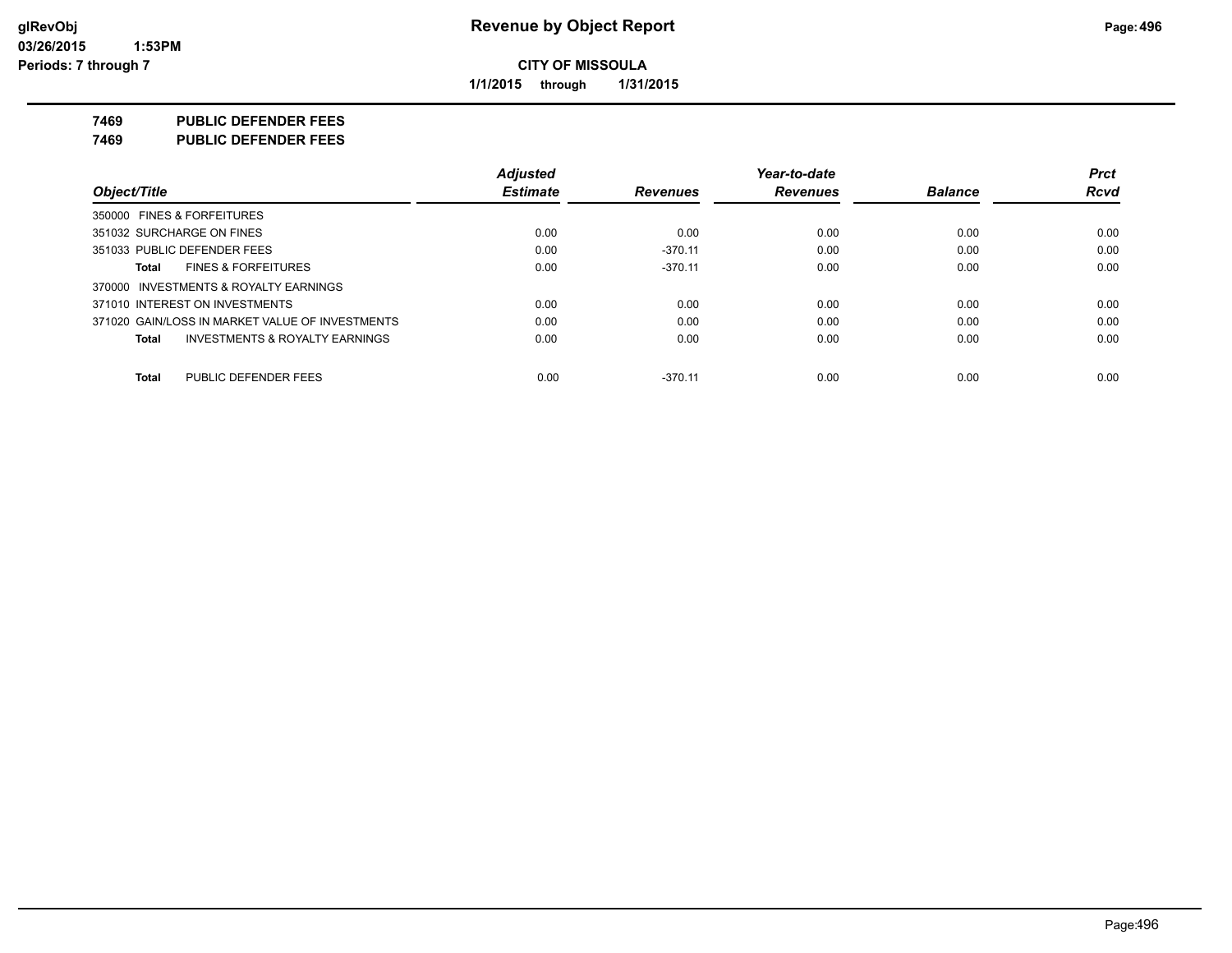**Revenue by Object Report**

**CITY OF MISSOULA**

**1/1/2015 through 1/31/2015**

glRevObj
03/26/2015 1:53PM
Periods: 7 through 7

**7469 PUBLIC DEFENDER FEES**

**7469 PUBLIC DEFENDER FEES**

| Object/Title | Adjusted Estimate | Revenues | Year-to-date Revenues | Balance | Prct Rcvd |
|---|---|---|---|---|---|
| 350000 FINES & FORFEITURES | | | | | |
| 351032 SURCHARGE ON FINES | 0.00 | 0.00 | 0.00 | 0.00 | 0.00 |
| 351033 PUBLIC DEFENDER FEES | 0.00 | -370.11 | 0.00 | 0.00 | 0.00 |
| **Total** FINES & FORFEITURES | 0.00 | -370.11 | 0.00 | 0.00 | 0.00 |
| 370000 INVESTMENTS & ROYALTY EARNINGS | | | | | |
| 371010 INTEREST ON INVESTMENTS | 0.00 | 0.00 | 0.00 | 0.00 | 0.00 |
| 371020 GAIN/LOSS IN MARKET VALUE OF INVESTMENTS | 0.00 | 0.00 | 0.00 | 0.00 | 0.00 |
| **Total** INVESTMENTS & ROYALTY EARNINGS | 0.00 | 0.00 | 0.00 | 0.00 | 0.00 |
| **Total** PUBLIC DEFENDER FEES | 0.00 | -370.11 | 0.00 | 0.00 | 0.00 |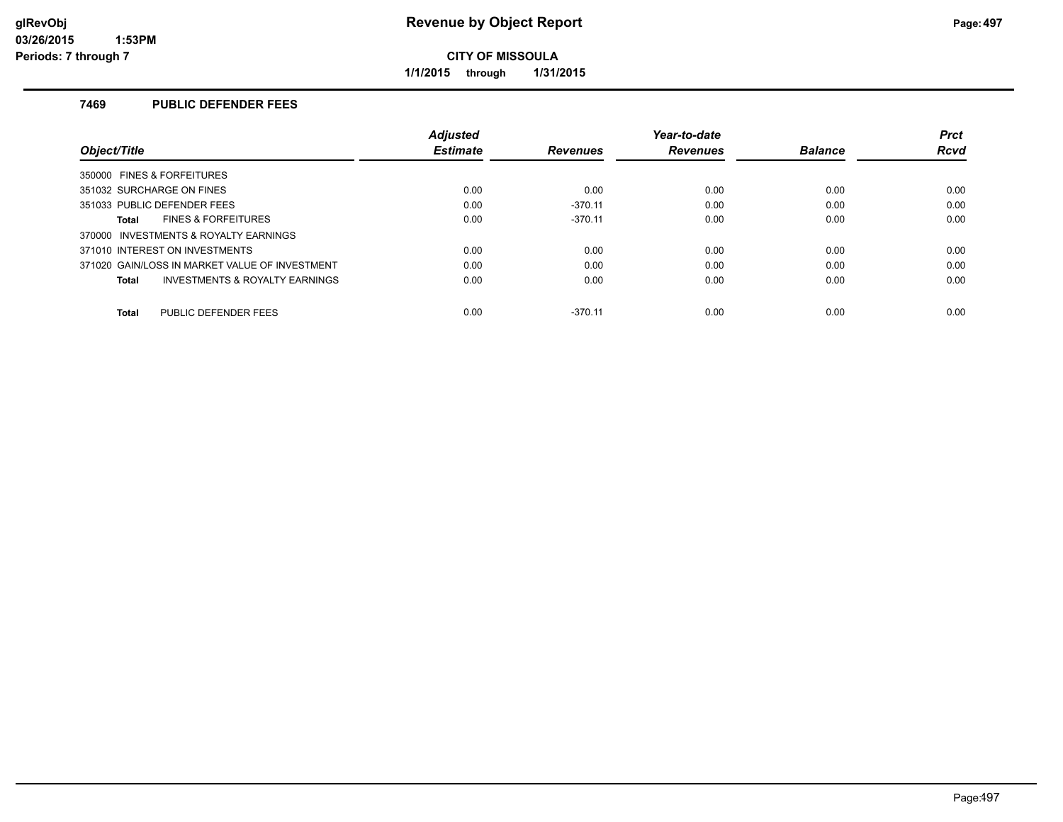# Revenue by Object Report

glRevObj
03/26/2015 1:53PM
Periods: 7 through 7

**CITY OF MISSOULA**

**1/1/2015 through 1/31/2015**

### 7469 PUBLIC DEFENDER FEES

| Object/Title | Adjusted Estimate | Revenues | Year-to-date Revenues | Balance | Prct Rcvd |
|---|---|---|---|---|---|
| 350000 FINES & FORFEITURES | | | | | |
| 351032 SURCHARGE ON FINES | 0.00 | 0.00 | 0.00 | 0.00 | 0.00 |
| 351033 PUBLIC DEFENDER FEES | 0.00 | -370.11 | 0.00 | 0.00 | 0.00 |
| **Total** FINES & FORFEITURES | 0.00 | -370.11 | 0.00 | 0.00 | 0.00 |
| 370000 INVESTMENTS & ROYALTY EARNINGS | | | | | |
| 371010 INTEREST ON INVESTMENTS | 0.00 | 0.00 | 0.00 | 0.00 | 0.00 |
| 371020 GAIN/LOSS IN MARKET VALUE OF INVESTMENT | 0.00 | 0.00 | 0.00 | 0.00 | 0.00 |
| **Total** INVESTMENTS & ROYALTY EARNINGS | 0.00 | 0.00 | 0.00 | 0.00 | 0.00 |
| **Total** PUBLIC DEFENDER FEES | 0.00 | -370.11 | 0.00 | 0.00 | 0.00 |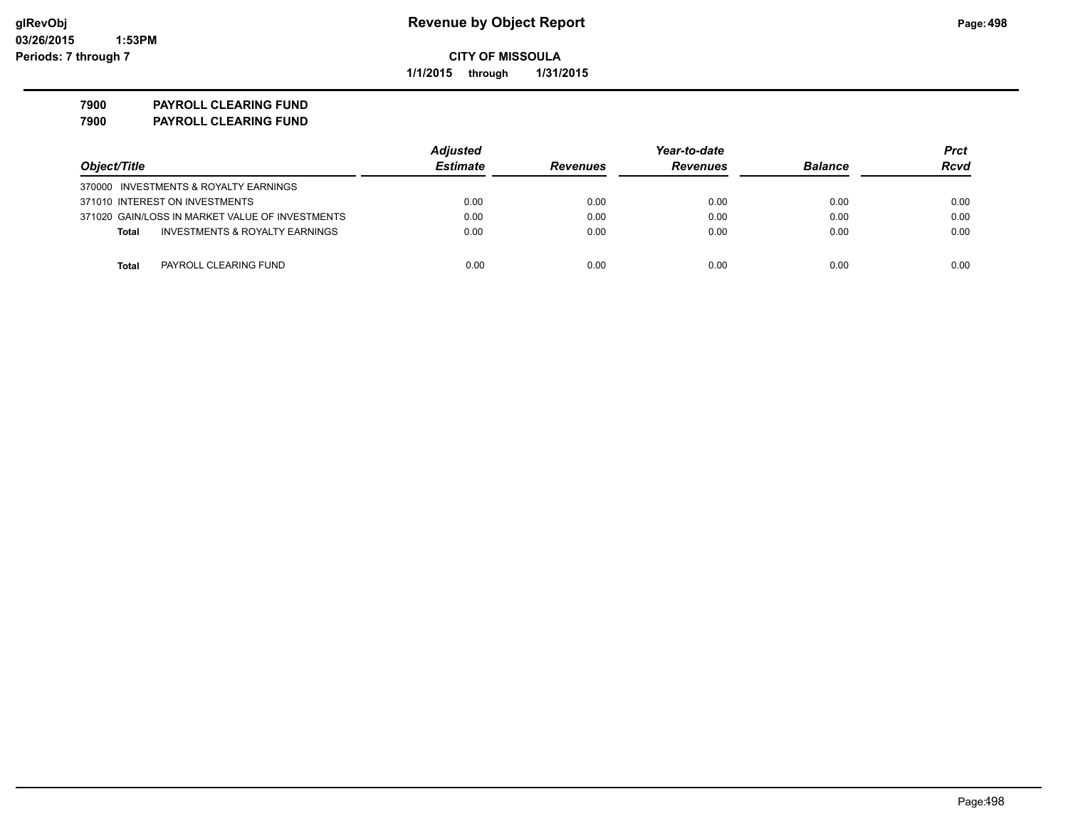# Revenue by Object Report

**CITY OF MISSOULA**

**1/1/2015 through 1/31/2015**

glRevObj
03/26/2015 1:53PM
Periods: 7 through 7

**7900 PAYROLL CLEARING FUND**
**7900 PAYROLL CLEARING FUND**

| Object/Title | Adjusted Estimate | Revenues | Year-to-date Revenues | Balance | Prct Rcvd |
|---|---|---|---|---|---|
| 370000 INVESTMENTS & ROYALTY EARNINGS | | | | | |
| 371010 INTEREST ON INVESTMENTS | 0.00 | 0.00 | 0.00 | 0.00 | 0.00 |
| 371020 GAIN/LOSS IN MARKET VALUE OF INVESTMENTS | 0.00 | 0.00 | 0.00 | 0.00 | 0.00 |
| **Total** INVESTMENTS & ROYALTY EARNINGS | 0.00 | 0.00 | 0.00 | 0.00 | 0.00 |
| **Total** PAYROLL CLEARING FUND | 0.00 | 0.00 | 0.00 | 0.00 | 0.00 |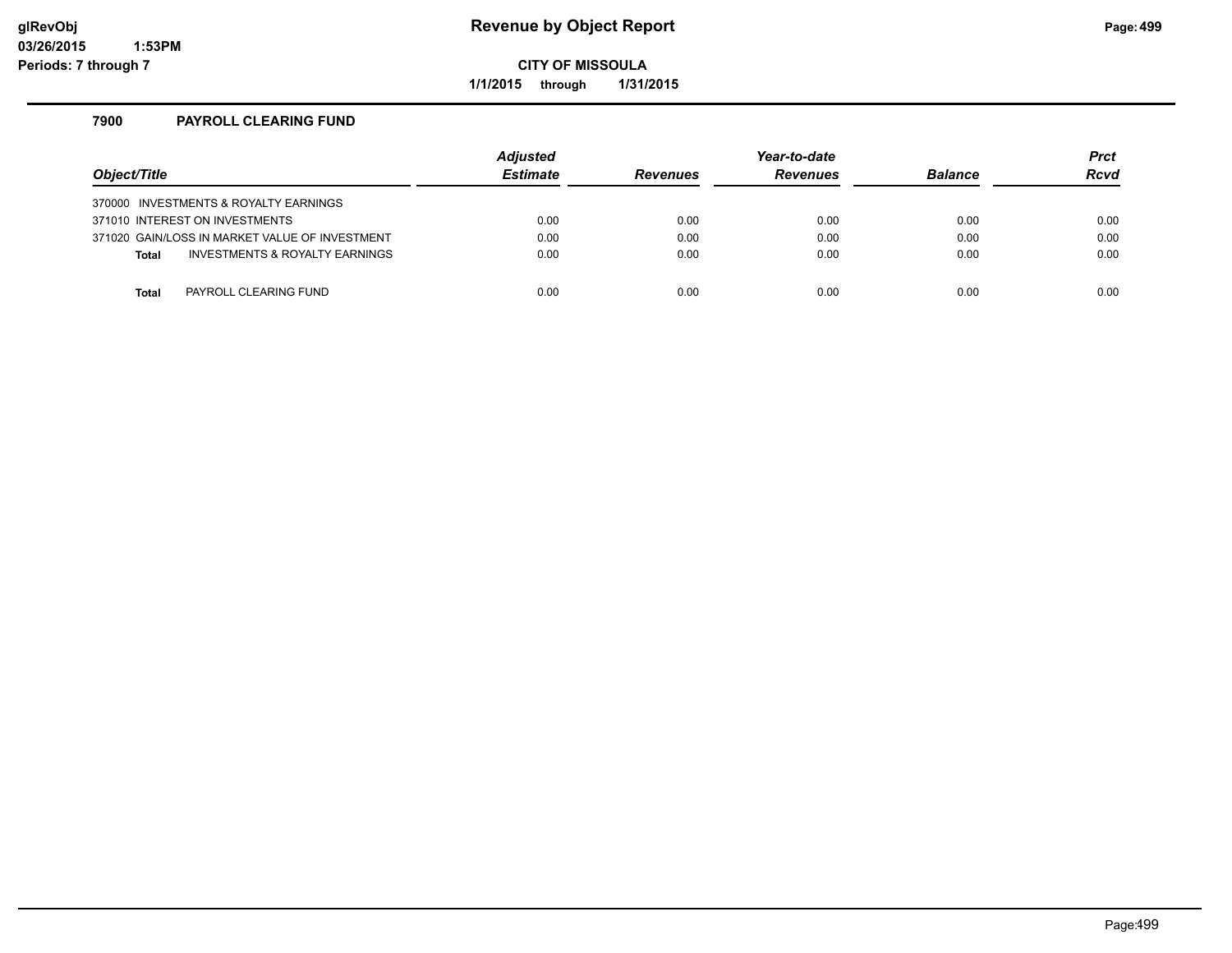# Revenue by Object Report

**CITY OF MISSOULA**

**1/1/2015 through 1/31/2015**

glRevObj
03/26/2015 1:53PM
Periods: 7 through 7

## 7900 PAYROLL CLEARING FUND

| Object/Title | Adjusted Estimate | Revenues | Year-to-date Revenues | Balance | Prct Rcvd |
|---|---|---|---|---|---|
| 370000 INVESTMENTS & ROYALTY EARNINGS | | | | | |
| 371010 INTEREST ON INVESTMENTS | 0.00 | 0.00 | 0.00 | 0.00 | 0.00 |
| 371020 GAIN/LOSS IN MARKET VALUE OF INVESTMENT | 0.00 | 0.00 | 0.00 | 0.00 | 0.00 |
| **Total** INVESTMENTS & ROYALTY EARNINGS | 0.00 | 0.00 | 0.00 | 0.00 | 0.00 |
| **Total** PAYROLL CLEARING FUND | 0.00 | 0.00 | 0.00 | 0.00 | 0.00 |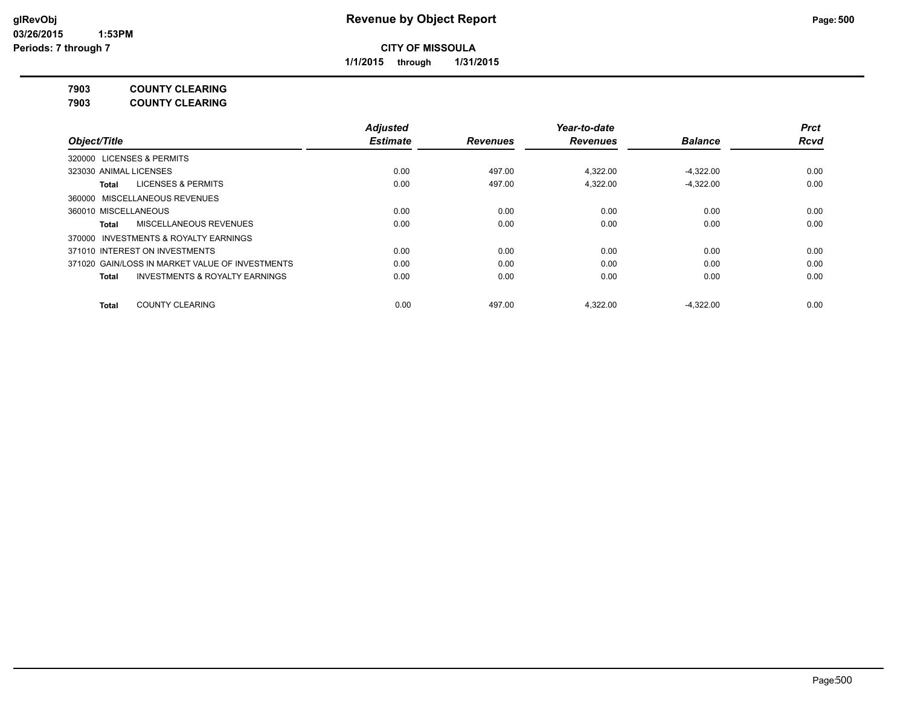# Revenue by Object Report

**CITY OF MISSOULA**

**1/1/2015 through 1/31/2015**

glRevObj
03/26/2015 1:53PM
Periods: 7 through 7

**7903 COUNTY CLEARING**
**7903 COUNTY CLEARING**

| Object/Title | Adjusted Estimate | Revenues | Year-to-date Revenues | Balance | Prct Rcvd |
|---|---|---|---|---|---|
| 320000 LICENSES & PERMITS | | | | | |
| 323030 ANIMAL LICENSES | 0.00 | 497.00 | 4,322.00 | -4,322.00 | 0.00 |
| **Total** LICENSES & PERMITS | 0.00 | 497.00 | 4,322.00 | -4,322.00 | 0.00 |
| 360000 MISCELLANEOUS REVENUES | | | | | |
| 360010 MISCELLANEOUS | 0.00 | 0.00 | 0.00 | 0.00 | 0.00 |
| **Total** MISCELLANEOUS REVENUES | 0.00 | 0.00 | 0.00 | 0.00 | 0.00 |
| 370000 INVESTMENTS & ROYALTY EARNINGS | | | | | |
| 371010 INTEREST ON INVESTMENTS | 0.00 | 0.00 | 0.00 | 0.00 | 0.00 |
| 371020 GAIN/LOSS IN MARKET VALUE OF INVESTMENTS | 0.00 | 0.00 | 0.00 | 0.00 | 0.00 |
| **Total** INVESTMENTS & ROYALTY EARNINGS | 0.00 | 0.00 | 0.00 | 0.00 | 0.00 |
| **Total** COUNTY CLEARING | 0.00 | 497.00 | 4,322.00 | -4,322.00 | 0.00 |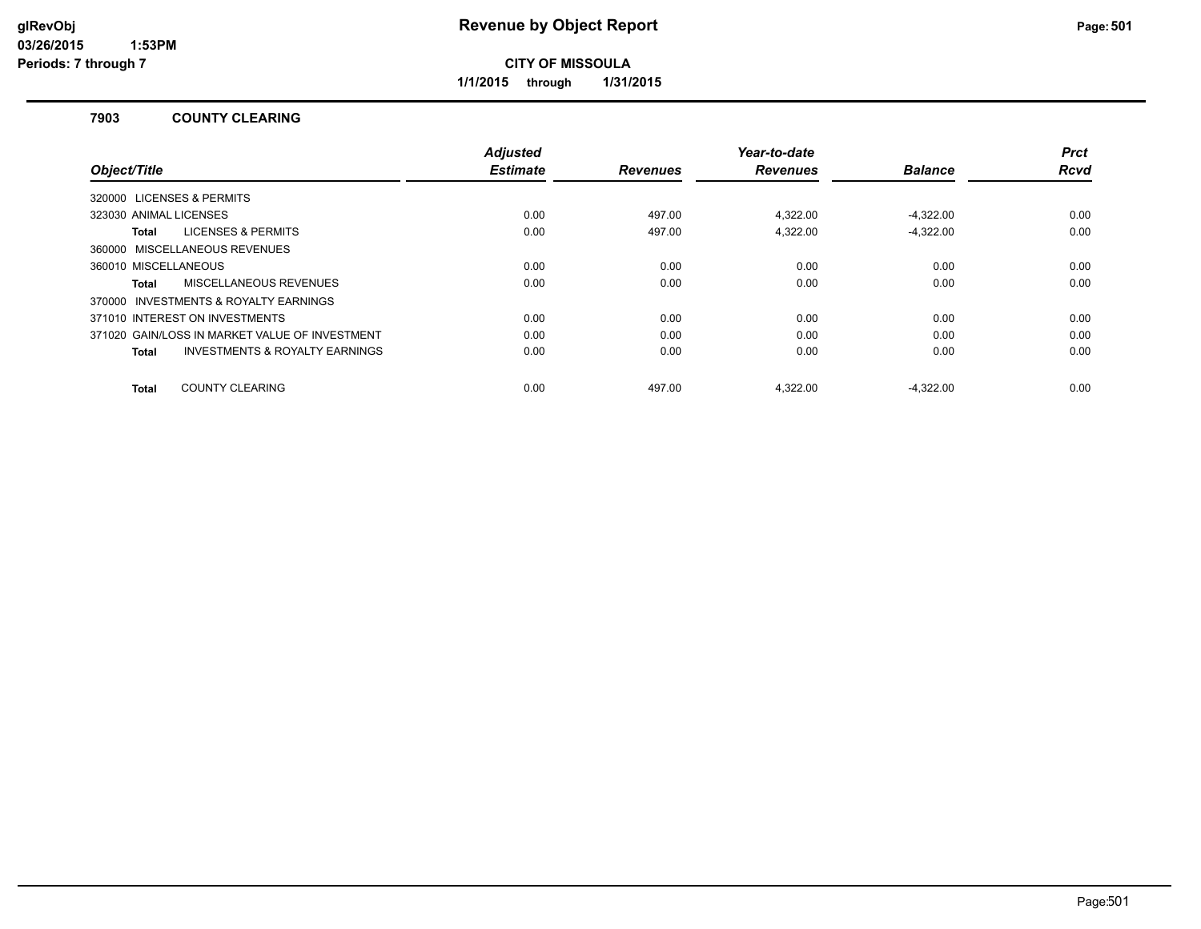**Revenue by Object Report**

**CITY OF MISSOULA**

**1/1/2015 through 1/31/2015**

## 7903 COUNTY CLEARING

| Object/Title | Adjusted Estimate | Revenues | Year-to-date Revenues | Balance | Prct Rcvd |
|---|---|---|---|---|---|
| 320000 LICENSES & PERMITS | | | | | |
| 323030 ANIMAL LICENSES | 0.00 | 497.00 | 4,322.00 | -4,322.00 | 0.00 |
| **Total** LICENSES & PERMITS | 0.00 | 497.00 | 4,322.00 | -4,322.00 | 0.00 |
| 360000 MISCELLANEOUS REVENUES | | | | | |
| 360010 MISCELLANEOUS | 0.00 | 0.00 | 0.00 | 0.00 | 0.00 |
| **Total** MISCELLANEOUS REVENUES | 0.00 | 0.00 | 0.00 | 0.00 | 0.00 |
| 370000 INVESTMENTS & ROYALTY EARNINGS | | | | | |
| 371010 INTEREST ON INVESTMENTS | 0.00 | 0.00 | 0.00 | 0.00 | 0.00 |
| 371020 GAIN/LOSS IN MARKET VALUE OF INVESTMENT | 0.00 | 0.00 | 0.00 | 0.00 | 0.00 |
| **Total** INVESTMENTS & ROYALTY EARNINGS | 0.00 | 0.00 | 0.00 | 0.00 | 0.00 |
| **Total** COUNTY CLEARING | 0.00 | 497.00 | 4,322.00 | -4,322.00 | 0.00 |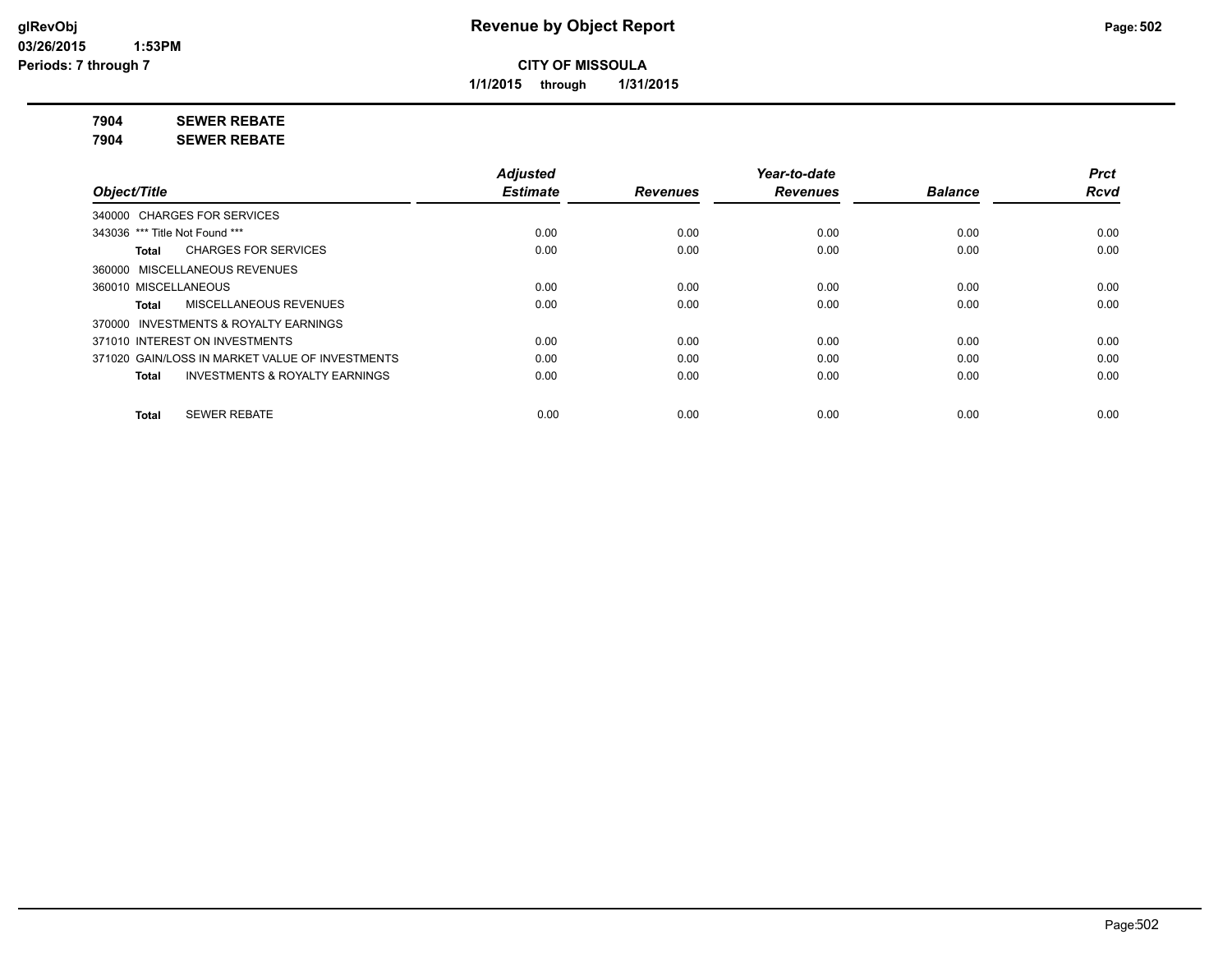# Revenue by Object Report

**CITY OF MISSOULA**

**1/1/2015 through 1/31/2015**

**7904 SEWER REBATE**

**7904 SEWER REBATE**

| Object/Title | Adjusted Estimate | Revenues | Year-to-date Revenues | Balance | Prct Rcvd |
|---|---|---|---|---|---|
| 340000 CHARGES FOR SERVICES | | | | | |
| 343036 *** Title Not Found *** | 0.00 | 0.00 | 0.00 | 0.00 | 0.00 |
| **Total** CHARGES FOR SERVICES | 0.00 | 0.00 | 0.00 | 0.00 | 0.00 |
| 360000 MISCELLANEOUS REVENUES | | | | | |
| 360010 MISCELLANEOUS | 0.00 | 0.00 | 0.00 | 0.00 | 0.00 |
| **Total** MISCELLANEOUS REVENUES | 0.00 | 0.00 | 0.00 | 0.00 | 0.00 |
| 370000 INVESTMENTS & ROYALTY EARNINGS | | | | | |
| 371010 INTEREST ON INVESTMENTS | 0.00 | 0.00 | 0.00 | 0.00 | 0.00 |
| 371020 GAIN/LOSS IN MARKET VALUE OF INVESTMENTS | 0.00 | 0.00 | 0.00 | 0.00 | 0.00 |
| **Total** INVESTMENTS & ROYALTY EARNINGS | 0.00 | 0.00 | 0.00 | 0.00 | 0.00 |
| **Total** SEWER REBATE | 0.00 | 0.00 | 0.00 | 0.00 | 0.00 |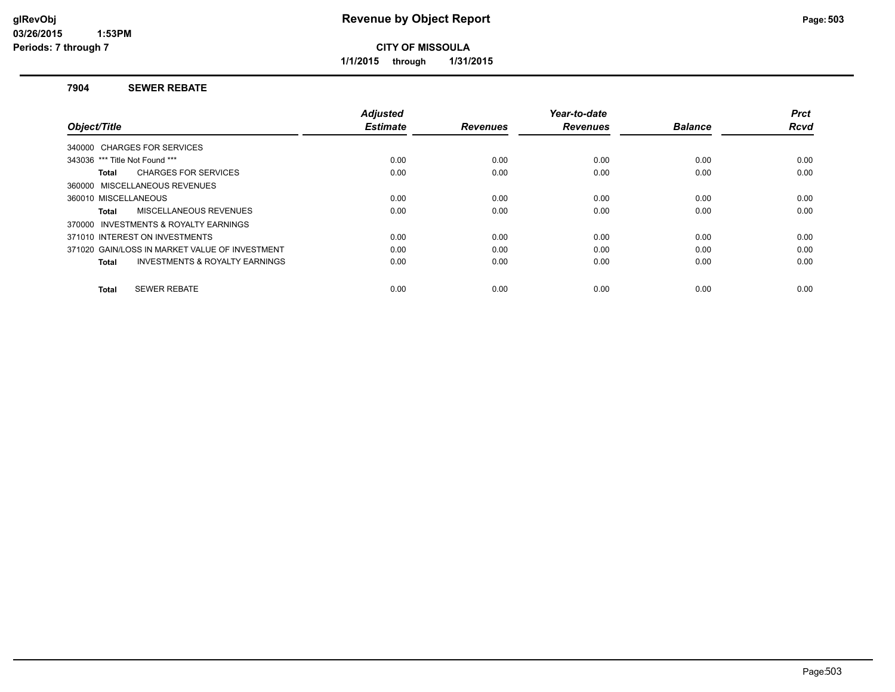# Revenue by Object Report

**CITY OF MISSOULA**

**1/1/2015 through 1/31/2015**

glRevObj
03/26/2015 1:53PM
Periods: 7 through 7

## 7904 SEWER REBATE

| Object/Title | Adjusted Estimate | Revenues | Year-to-date Revenues | Balance | Prct Rcvd |
|---|---|---|---|---|---|
| 340000 CHARGES FOR SERVICES | | | | | |
| 343036 *** Title Not Found *** | 0.00 | 0.00 | 0.00 | 0.00 | 0.00 |
| **Total** CHARGES FOR SERVICES | 0.00 | 0.00 | 0.00 | 0.00 | 0.00 |
| 360000 MISCELLANEOUS REVENUES | | | | | |
| 360010 MISCELLANEOUS | 0.00 | 0.00 | 0.00 | 0.00 | 0.00 |
| **Total** MISCELLANEOUS REVENUES | 0.00 | 0.00 | 0.00 | 0.00 | 0.00 |
| 370000 INVESTMENTS & ROYALTY EARNINGS | | | | | |
| 371010 INTEREST ON INVESTMENTS | 0.00 | 0.00 | 0.00 | 0.00 | 0.00 |
| 371020 GAIN/LOSS IN MARKET VALUE OF INVESTMENT | 0.00 | 0.00 | 0.00 | 0.00 | 0.00 |
| **Total** INVESTMENTS & ROYALTY EARNINGS | 0.00 | 0.00 | 0.00 | 0.00 | 0.00 |
| **Total** SEWER REBATE | 0.00 | 0.00 | 0.00 | 0.00 | 0.00 |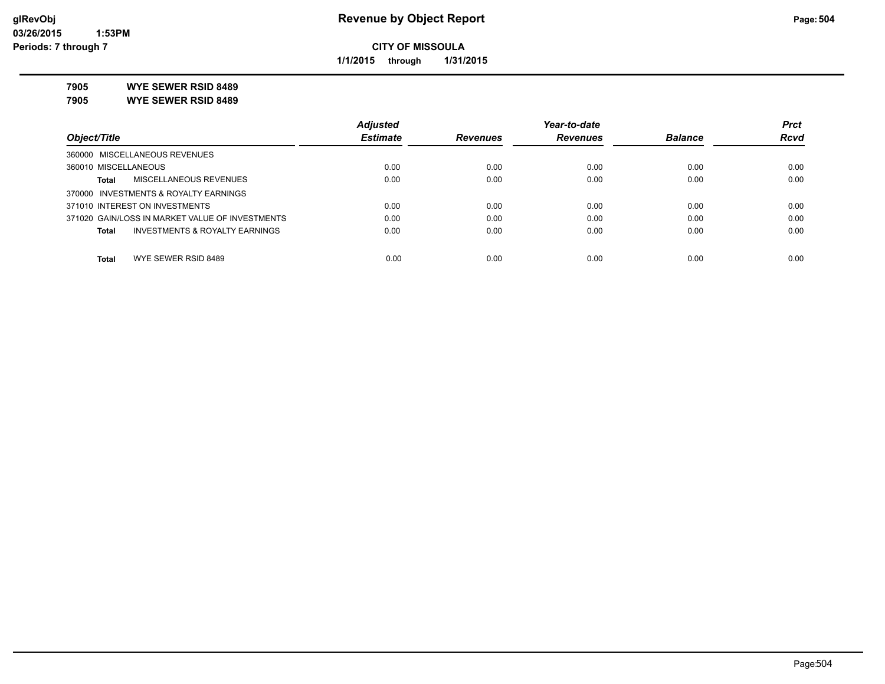**CITY OF MISSOULA**

**1/1/2015 through 1/31/2015**

**7905 WYE SEWER RSID 8489**

**7905 WYE SEWER RSID 8489**

| Object/Title | Adjusted Estimate | Revenues | Year-to-date Revenues | Balance | Prct Rcvd |
|---|---|---|---|---|---|
| 360000 MISCELLANEOUS REVENUES | | | | | |
| 360010 MISCELLANEOUS | 0.00 | 0.00 | 0.00 | 0.00 | 0.00 |
| **Total** MISCELLANEOUS REVENUES | 0.00 | 0.00 | 0.00 | 0.00 | 0.00 |
| 370000 INVESTMENTS & ROYALTY EARNINGS | | | | | |
| 371010 INTEREST ON INVESTMENTS | 0.00 | 0.00 | 0.00 | 0.00 | 0.00 |
| 371020 GAIN/LOSS IN MARKET VALUE OF INVESTMENTS | 0.00 | 0.00 | 0.00 | 0.00 | 0.00 |
| **Total** INVESTMENTS & ROYALTY EARNINGS | 0.00 | 0.00 | 0.00 | 0.00 | 0.00 |
| **Total** WYE SEWER RSID 8489 | 0.00 | 0.00 | 0.00 | 0.00 | 0.00 |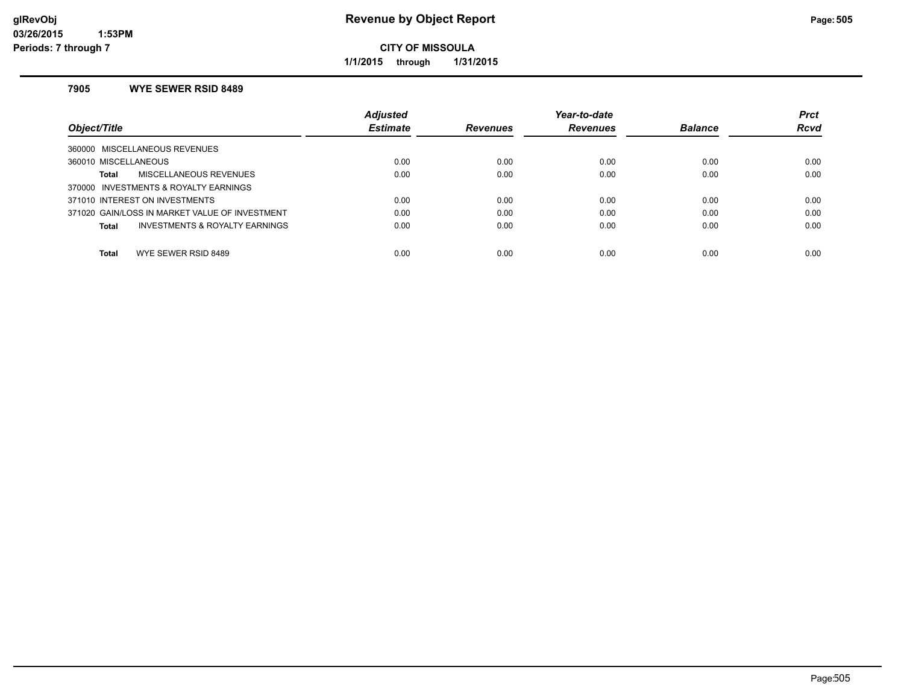# Revenue by Object Report

**CITY OF MISSOULA**

**1/1/2015 through 1/31/2015**

glRevObj
03/26/2015 1:53PM
Periods: 7 through 7

### 7905 WYE SEWER RSID 8489

| Object/Title | Adjusted Estimate | Revenues | Year-to-date Revenues | Balance | Prct Rcvd |
|---|---|---|---|---|---|
| 360000 MISCELLANEOUS REVENUES | | | | | |
| 360010 MISCELLANEOUS | 0.00 | 0.00 | 0.00 | 0.00 | 0.00 |
| **Total** MISCELLANEOUS REVENUES | 0.00 | 0.00 | 0.00 | 0.00 | 0.00 |
| 370000 INVESTMENTS & ROYALTY EARNINGS | | | | | |
| 371010 INTEREST ON INVESTMENTS | 0.00 | 0.00 | 0.00 | 0.00 | 0.00 |
| 371020 GAIN/LOSS IN MARKET VALUE OF INVESTMENT | 0.00 | 0.00 | 0.00 | 0.00 | 0.00 |
| **Total** INVESTMENTS & ROYALTY EARNINGS | 0.00 | 0.00 | 0.00 | 0.00 | 0.00 |
| **Total** WYE SEWER RSID 8489 | 0.00 | 0.00 | 0.00 | 0.00 | 0.00 |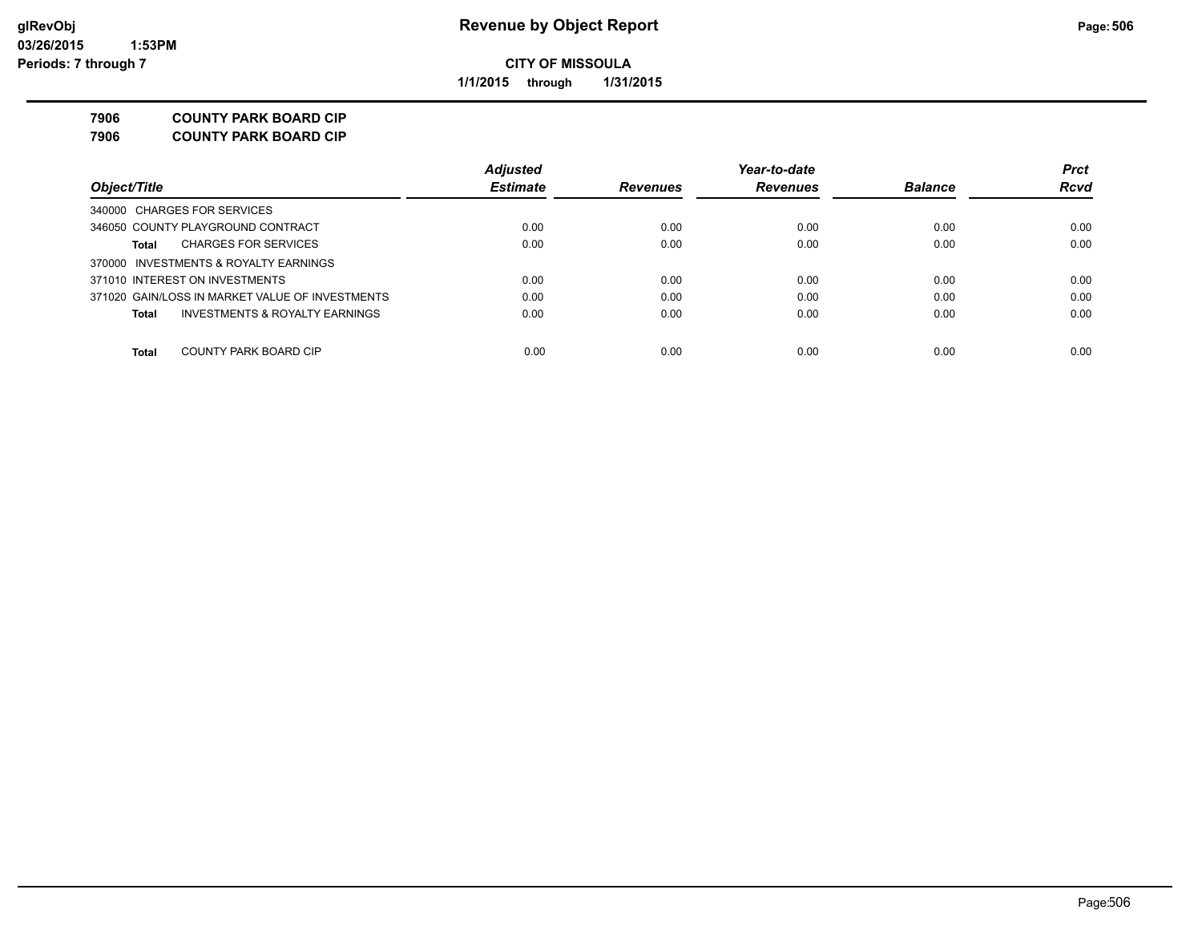**Revenue by Object Report**

**CITY OF MISSOULA**

**1/1/2015 through 1/31/2015**

glRevObj
03/26/2015 1:53PM
Periods: 7 through 7

**7906 COUNTY PARK BOARD CIP**
**7906 COUNTY PARK BOARD CIP**

| Object/Title | Adjusted Estimate | Revenues | Year-to-date Revenues | Balance | Prct Rcvd |
|---|---|---|---|---|---|
| 340000 CHARGES FOR SERVICES | | | | | |
| 346050 COUNTY PLAYGROUND CONTRACT | 0.00 | 0.00 | 0.00 | 0.00 | 0.00 |
| **Total** CHARGES FOR SERVICES | 0.00 | 0.00 | 0.00 | 0.00 | 0.00 |
| 370000 INVESTMENTS & ROYALTY EARNINGS | | | | | |
| 371010 INTEREST ON INVESTMENTS | 0.00 | 0.00 | 0.00 | 0.00 | 0.00 |
| 371020 GAIN/LOSS IN MARKET VALUE OF INVESTMENTS | 0.00 | 0.00 | 0.00 | 0.00 | 0.00 |
| **Total** INVESTMENTS & ROYALTY EARNINGS | 0.00 | 0.00 | 0.00 | 0.00 | 0.00 |
| **Total** COUNTY PARK BOARD CIP | 0.00 | 0.00 | 0.00 | 0.00 | 0.00 |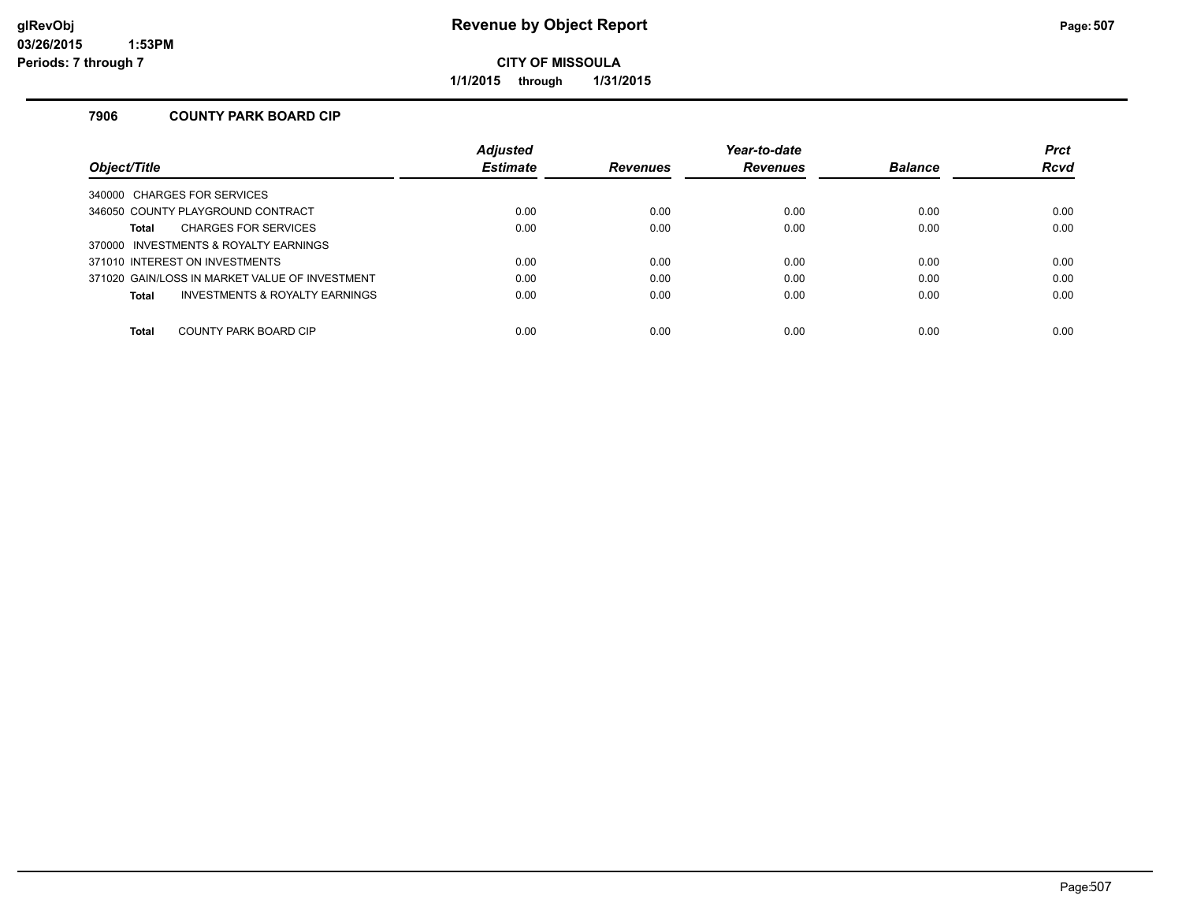# Revenue by Object Report

glRevObj
03/26/2015 1:53PM
Periods: 7 through 7

**CITY OF MISSOULA**

**1/1/2015 through 1/31/2015**

### 7906 COUNTY PARK BOARD CIP

| Object/Title | Adjusted Estimate | Revenues | Year-to-date Revenues | Balance | Prct Rcvd |
|---|---|---|---|---|---|
| 340000 CHARGES FOR SERVICES | | | | | |
| 346050 COUNTY PLAYGROUND CONTRACT | 0.00 | 0.00 | 0.00 | 0.00 | 0.00 |
| **Total** CHARGES FOR SERVICES | 0.00 | 0.00 | 0.00 | 0.00 | 0.00 |
| 370000 INVESTMENTS & ROYALTY EARNINGS | | | | | |
| 371010 INTEREST ON INVESTMENTS | 0.00 | 0.00 | 0.00 | 0.00 | 0.00 |
| 371020 GAIN/LOSS IN MARKET VALUE OF INVESTMENT | 0.00 | 0.00 | 0.00 | 0.00 | 0.00 |
| **Total** INVESTMENTS & ROYALTY EARNINGS | 0.00 | 0.00 | 0.00 | 0.00 | 0.00 |
| **Total** COUNTY PARK BOARD CIP | 0.00 | 0.00 | 0.00 | 0.00 | 0.00 |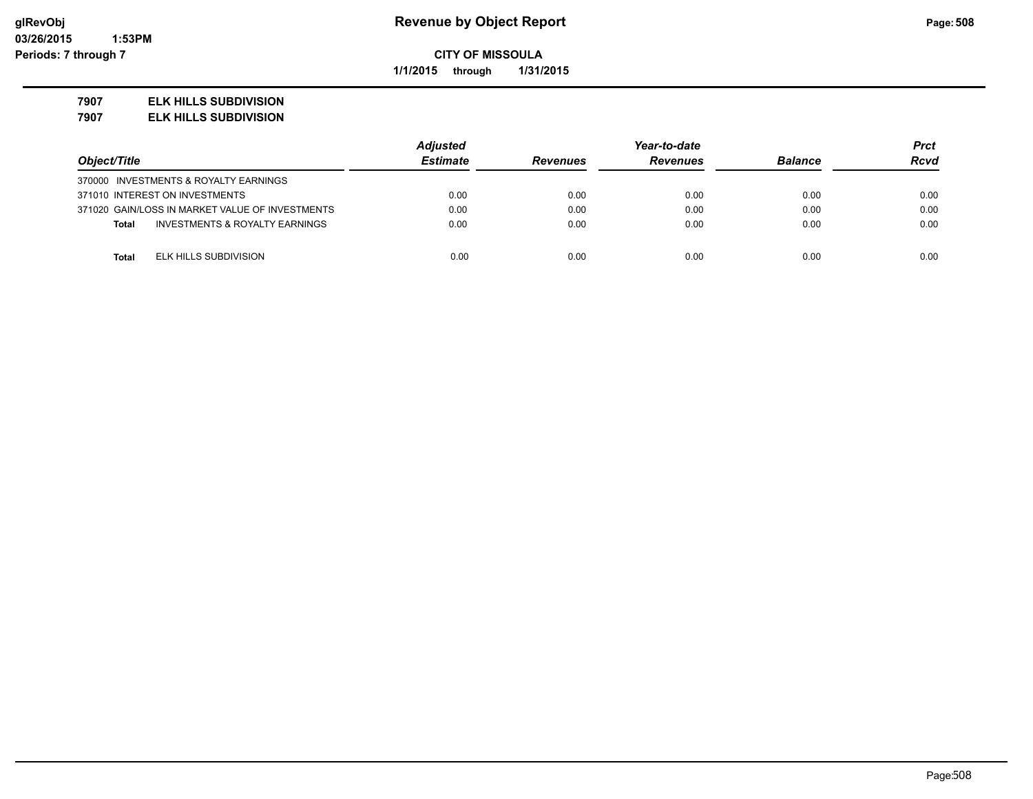# Revenue by Object Report

**CITY OF MISSOULA**

**1/1/2015 through 1/31/2015**

glRevObj
03/26/2015 1:53PM
Periods: 7 through 7

**7907 ELK HILLS SUBDIVISION**
**7907 ELK HILLS SUBDIVISION**

| Object/Title | Adjusted Estimate | Revenues | Year-to-date Revenues | Balance | Prct Rcvd |
|---|---|---|---|---|---|
| 370000 INVESTMENTS & ROYALTY EARNINGS | | | | | |
| 371010 INTEREST ON INVESTMENTS | 0.00 | 0.00 | 0.00 | 0.00 | 0.00 |
| 371020 GAIN/LOSS IN MARKET VALUE OF INVESTMENTS | 0.00 | 0.00 | 0.00 | 0.00 | 0.00 |
| **Total** INVESTMENTS & ROYALTY EARNINGS | 0.00 | 0.00 | 0.00 | 0.00 | 0.00 |
| **Total** ELK HILLS SUBDIVISION | 0.00 | 0.00 | 0.00 | 0.00 | 0.00 |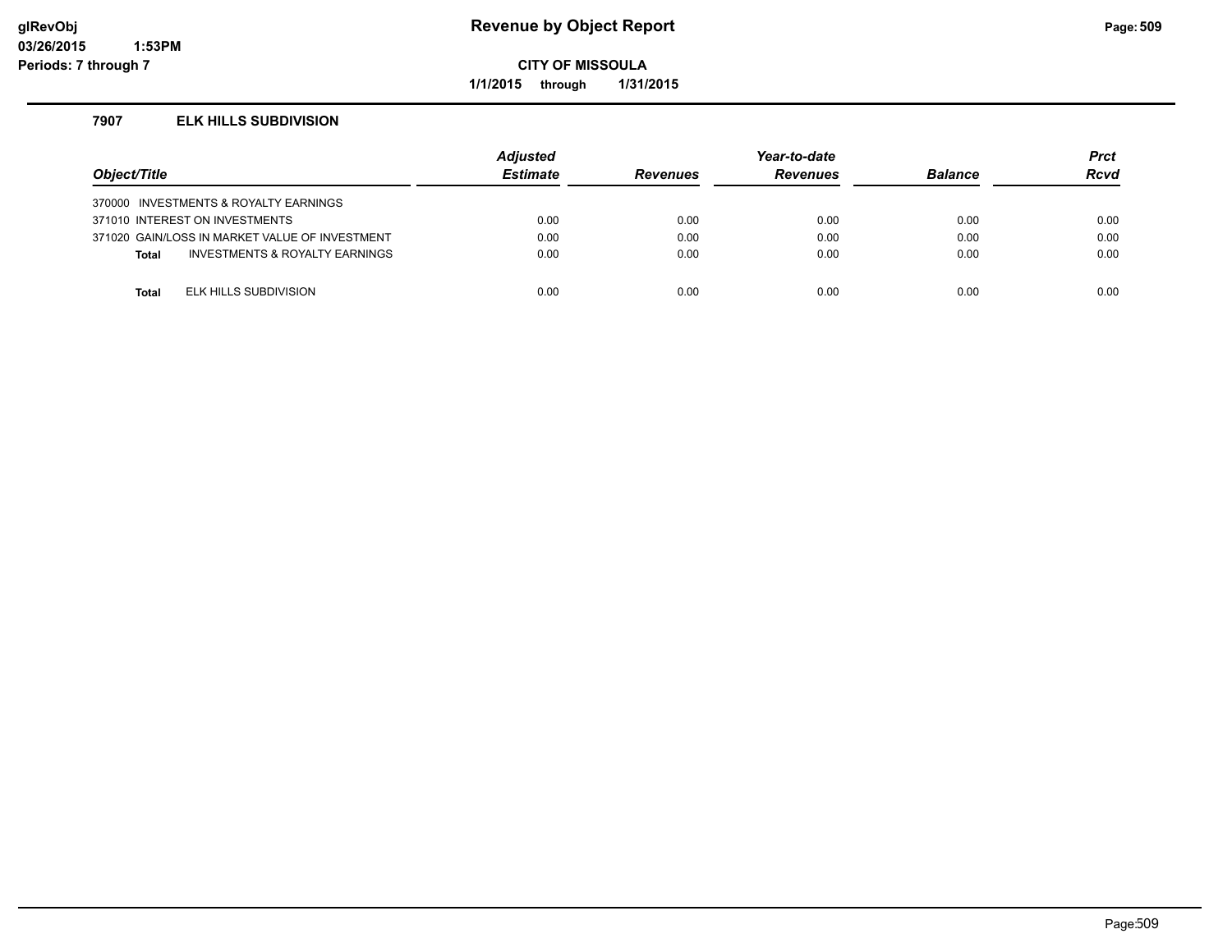**Revenue by Object Report**

**CITY OF MISSOULA**

**1/1/2015 through 1/31/2015**

glRevObj
03/26/2015 1:53PM
Periods: 7 through 7

### 7907 ELK HILLS SUBDIVISION

| *Object/Title* | | *Adjusted Estimate* | *Revenues* | *Year-to-date Revenues* | *Balance* | *Prct Rcvd* |
|---|---|---|---|---|---|---|
| 370000 INVESTMENTS & ROYALTY EARNINGS | | | | | | |
| 371010 INTEREST ON INVESTMENTS | | 0.00 | 0.00 | 0.00 | 0.00 | 0.00 |
| 371020 GAIN/LOSS IN MARKET VALUE OF INVESTMENT | | 0.00 | 0.00 | 0.00 | 0.00 | 0.00 |
| **Total** | INVESTMENTS & ROYALTY EARNINGS | 0.00 | 0.00 | 0.00 | 0.00 | 0.00 |
| **Total** | ELK HILLS SUBDIVISION | 0.00 | 0.00 | 0.00 | 0.00 | 0.00 |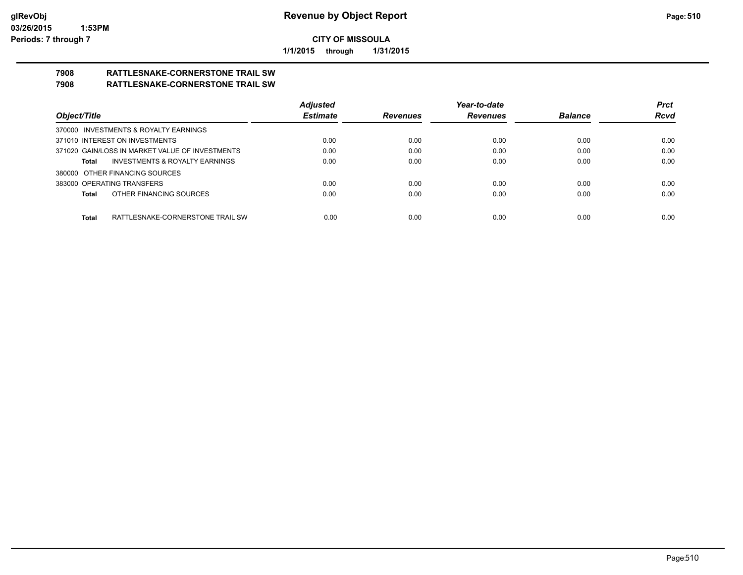# Revenue by Object Report

**CITY OF MISSOULA**

**1/1/2015 through 1/31/2015**

glRevObj
03/26/2015 1:53PM
Periods: 7 through 7

## 7908 RATTLESNAKE-CORNERSTONE TRAIL SW
## 7908 RATTLESNAKE-CORNERSTONE TRAIL SW

| Object/Title | Adjusted Estimate | Revenues | Year-to-date Revenues | Balance | Prct Rcvd |
|---|---|---|---|---|---|
| 370000 INVESTMENTS & ROYALTY EARNINGS | | | | | |
| 371010 INTEREST ON INVESTMENTS | 0.00 | 0.00 | 0.00 | 0.00 | 0.00 |
| 371020 GAIN/LOSS IN MARKET VALUE OF INVESTMENTS | 0.00 | 0.00 | 0.00 | 0.00 | 0.00 |
| **Total** INVESTMENTS & ROYALTY EARNINGS | 0.00 | 0.00 | 0.00 | 0.00 | 0.00 |
| 380000 OTHER FINANCING SOURCES | | | | | |
| 383000 OPERATING TRANSFERS | 0.00 | 0.00 | 0.00 | 0.00 | 0.00 |
| **Total** OTHER FINANCING SOURCES | 0.00 | 0.00 | 0.00 | 0.00 | 0.00 |
| **Total** RATTLESNAKE-CORNERSTONE TRAIL SW | 0.00 | 0.00 | 0.00 | 0.00 | 0.00 |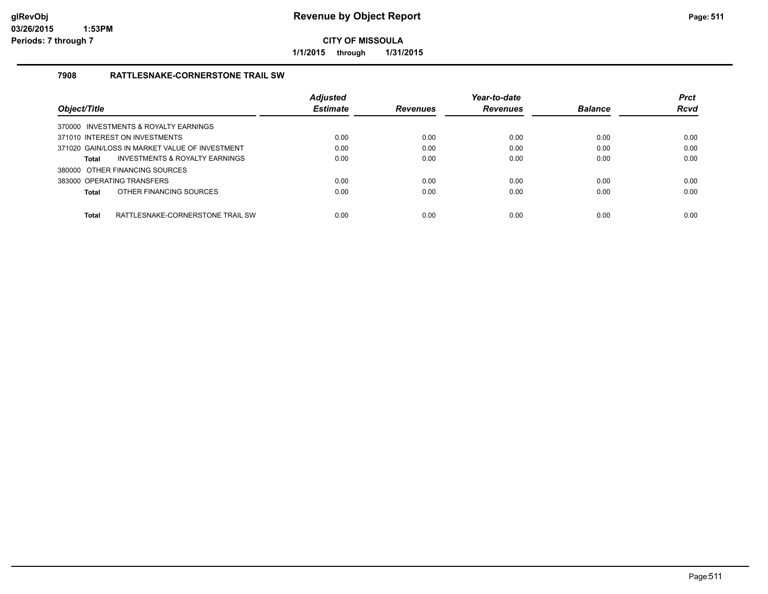# Revenue by Object Report

**CITY OF MISSOULA**

**1/1/2015 through 1/31/2015**

glRevObj
03/26/2015 1:53PM
Periods: 7 through 7

## 7908 RATTLESNAKE-CORNERSTONE TRAIL SW

| Object/Title | Adjusted Estimate | Revenues | Year-to-date Revenues | Balance | Prct Rcvd |
|---|---|---|---|---|---|
| 370000 INVESTMENTS & ROYALTY EARNINGS | | | | | |
| 371010 INTEREST ON INVESTMENTS | 0.00 | 0.00 | 0.00 | 0.00 | 0.00 |
| 371020 GAIN/LOSS IN MARKET VALUE OF INVESTMENT | 0.00 | 0.00 | 0.00 | 0.00 | 0.00 |
| **Total** INVESTMENTS & ROYALTY EARNINGS | 0.00 | 0.00 | 0.00 | 0.00 | 0.00 |
| 380000 OTHER FINANCING SOURCES | | | | | |
| 383000 OPERATING TRANSFERS | 0.00 | 0.00 | 0.00 | 0.00 | 0.00 |
| **Total** OTHER FINANCING SOURCES | 0.00 | 0.00 | 0.00 | 0.00 | 0.00 |
| **Total** RATTLESNAKE-CORNERSTONE TRAIL SW | 0.00 | 0.00 | 0.00 | 0.00 | 0.00 |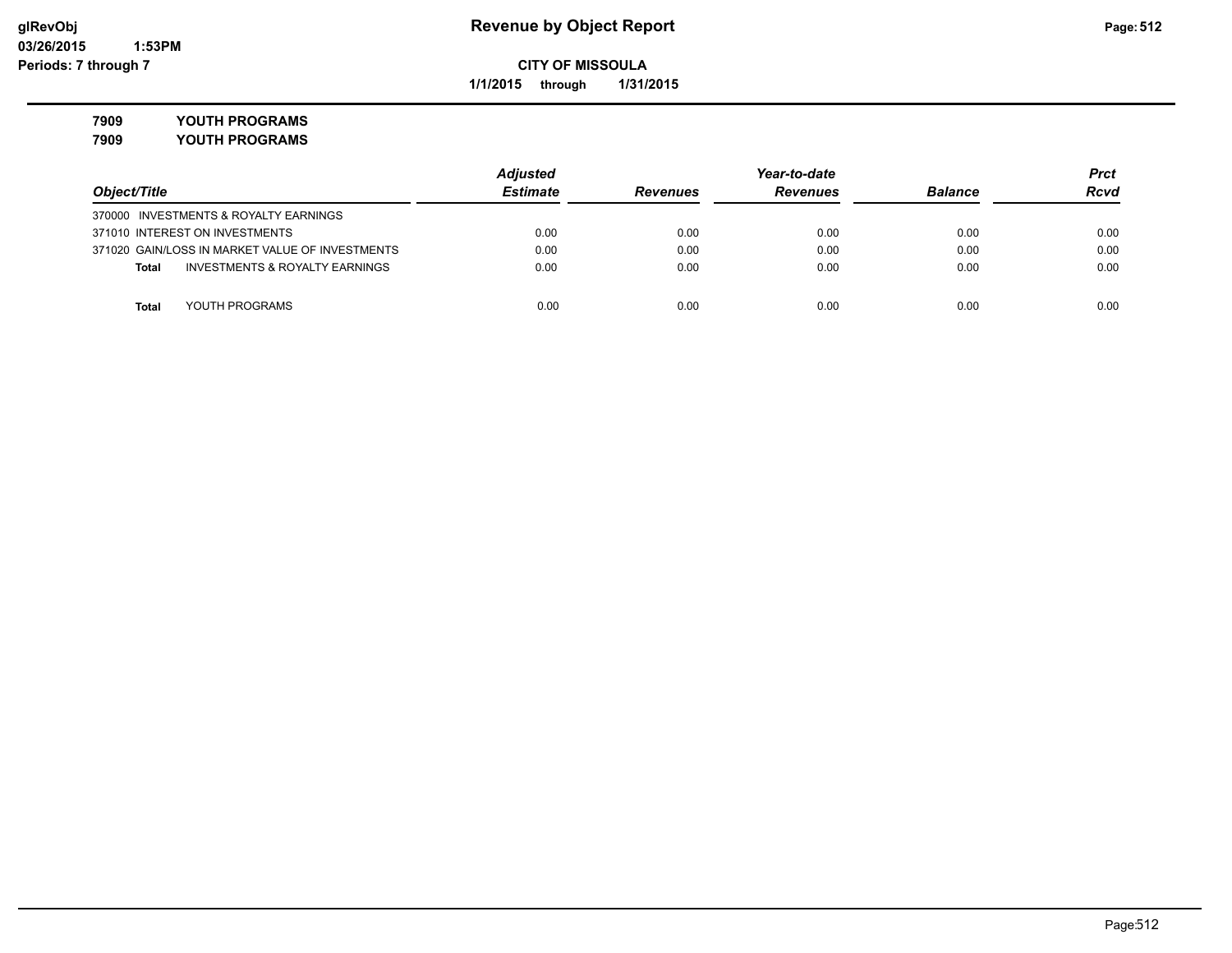# Revenue by Object Report

glRevObj
03/26/2015 1:53PM
Periods: 7 through 7

**CITY OF MISSOULA**

**1/1/2015 through 1/31/2015**

**7909 YOUTH PROGRAMS**

**7909 YOUTH PROGRAMS**

| Object/Title | Adjusted Estimate | Revenues | Year-to-date Revenues | Balance | Prct Rcvd |
|---|---|---|---|---|---|
| 370000 INVESTMENTS & ROYALTY EARNINGS | | | | | |
| 371010 INTEREST ON INVESTMENTS | 0.00 | 0.00 | 0.00 | 0.00 | 0.00 |
| 371020 GAIN/LOSS IN MARKET VALUE OF INVESTMENTS | 0.00 | 0.00 | 0.00 | 0.00 | 0.00 |
| **Total** INVESTMENTS & ROYALTY EARNINGS | 0.00 | 0.00 | 0.00 | 0.00 | 0.00 |
| **Total** YOUTH PROGRAMS | 0.00 | 0.00 | 0.00 | 0.00 | 0.00 |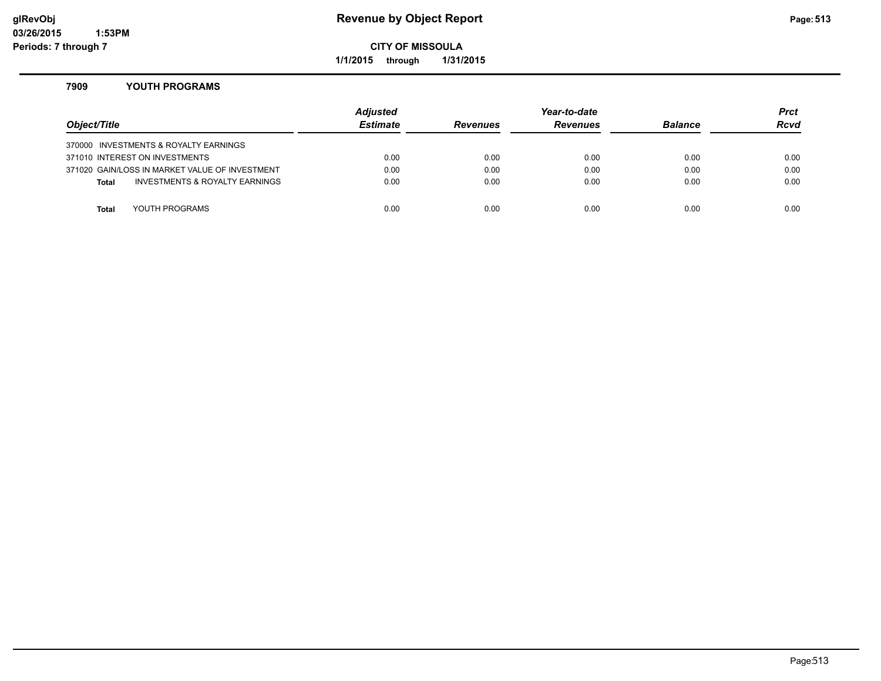# Revenue by Object Report

**CITY OF MISSOULA**

**1/1/2015 through 1/31/2015**

glRevObj
03/26/2015 1:53PM
Periods: 7 through 7

### 7909 YOUTH PROGRAMS

| Object/Title | Adjusted Estimate | Revenues | Year-to-date Revenues | Balance | Prct Rcvd |
|---|---|---|---|---|---|
| 370000 INVESTMENTS & ROYALTY EARNINGS | | | | | |
| 371010 INTEREST ON INVESTMENTS | 0.00 | 0.00 | 0.00 | 0.00 | 0.00 |
| 371020 GAIN/LOSS IN MARKET VALUE OF INVESTMENT | 0.00 | 0.00 | 0.00 | 0.00 | 0.00 |
| **Total** INVESTMENTS & ROYALTY EARNINGS | 0.00 | 0.00 | 0.00 | 0.00 | 0.00 |
| **Total** YOUTH PROGRAMS | 0.00 | 0.00 | 0.00 | 0.00 | 0.00 |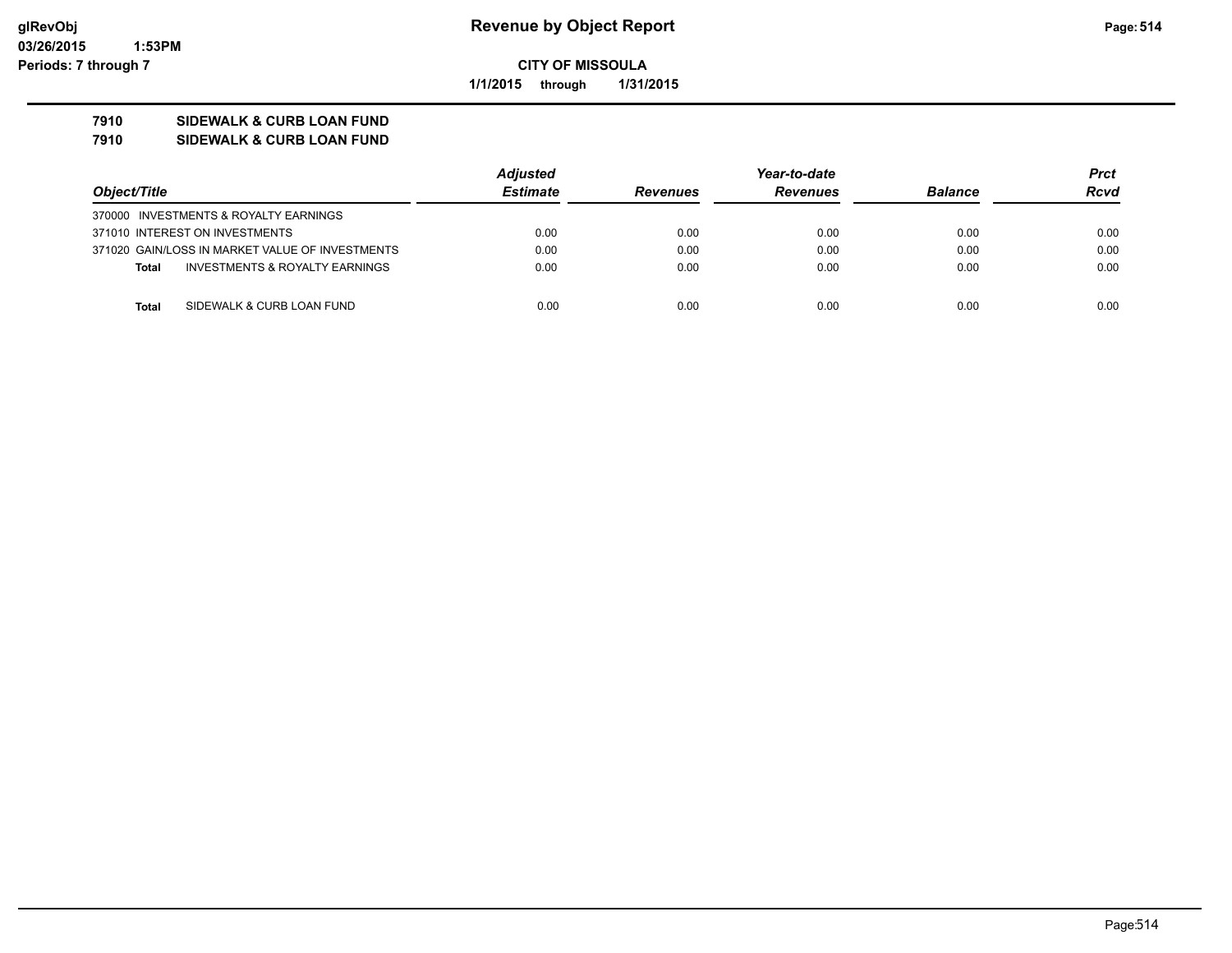**Revenue by Object Report**

**CITY OF MISSOULA**

**1/1/2015 through 1/31/2015**

glRevObj
03/26/2015 1:53PM
Periods: 7 through 7

**7910 SIDEWALK & CURB LOAN FUND**
**7910 SIDEWALK & CURB LOAN FUND**

| *Object/Title* | *Adjusted Estimate* | *Revenues* | *Year-to-date Revenues* | *Balance* | *Prct Rcvd* |
|---|---|---|---|---|---|
| 370000 INVESTMENTS & ROYALTY EARNINGS | | | | | |
| 371010 INTEREST ON INVESTMENTS | 0.00 | 0.00 | 0.00 | 0.00 | 0.00 |
| 371020 GAIN/LOSS IN MARKET VALUE OF INVESTMENTS | 0.00 | 0.00 | 0.00 | 0.00 | 0.00 |
| **Total** INVESTMENTS & ROYALTY EARNINGS | 0.00 | 0.00 | 0.00 | 0.00 | 0.00 |
| **Total** SIDEWALK & CURB LOAN FUND | 0.00 | 0.00 | 0.00 | 0.00 | 0.00 |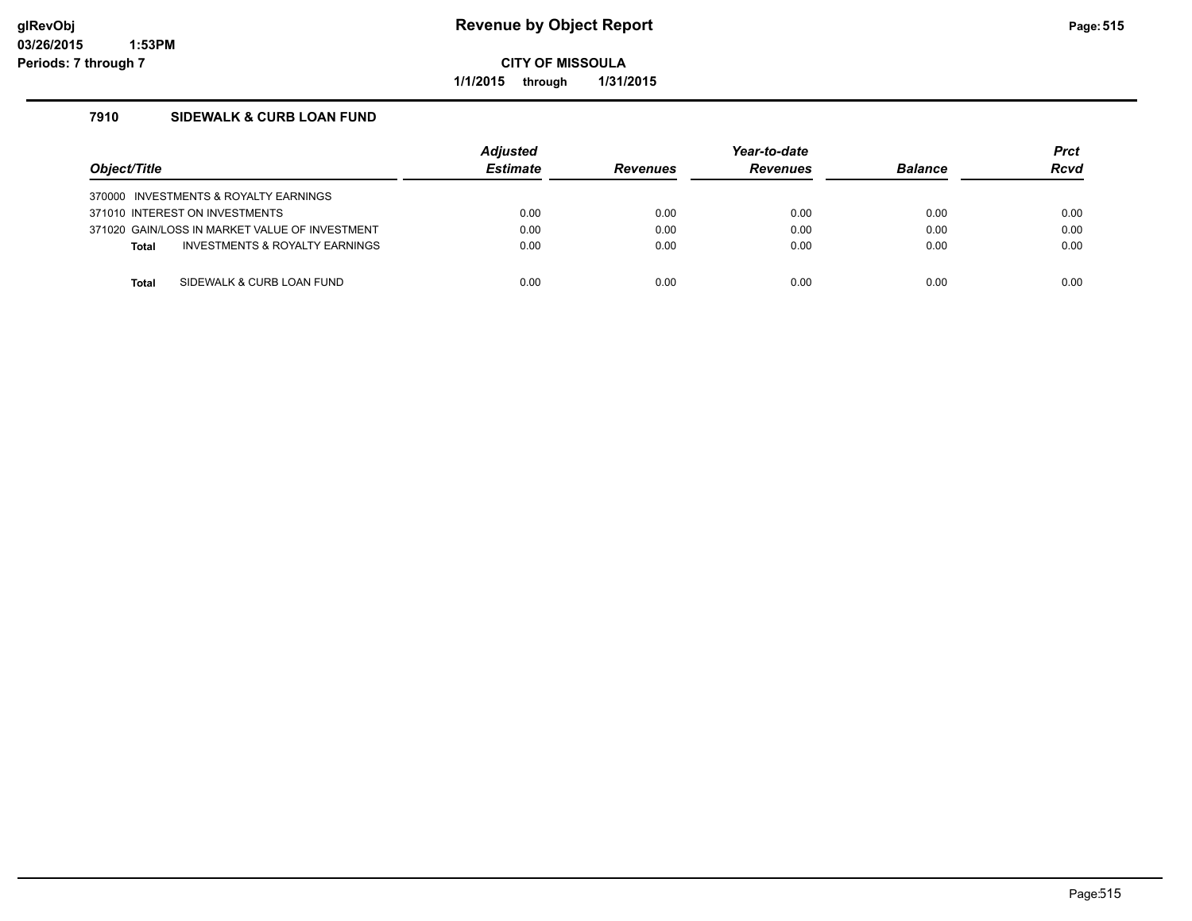# Revenue by Object Report

**CITY OF MISSOULA**

**1/1/2015 through 1/31/2015**

glRevObj
03/26/2015 1:53PM
Periods: 7 through 7

## 7910 SIDEWALK & CURB LOAN FUND

| Object/Title | Adjusted Estimate | Revenues | Year-to-date Revenues | Balance | Prct Rcvd |
|---|---|---|---|---|---|
| 370000 INVESTMENTS & ROYALTY EARNINGS | | | | | |
| 371010 INTEREST ON INVESTMENTS | 0.00 | 0.00 | 0.00 | 0.00 | 0.00 |
| 371020 GAIN/LOSS IN MARKET VALUE OF INVESTMENT | 0.00 | 0.00 | 0.00 | 0.00 | 0.00 |
| **Total** INVESTMENTS & ROYALTY EARNINGS | 0.00 | 0.00 | 0.00 | 0.00 | 0.00 |
| **Total** SIDEWALK & CURB LOAN FUND | 0.00 | 0.00 | 0.00 | 0.00 | 0.00 |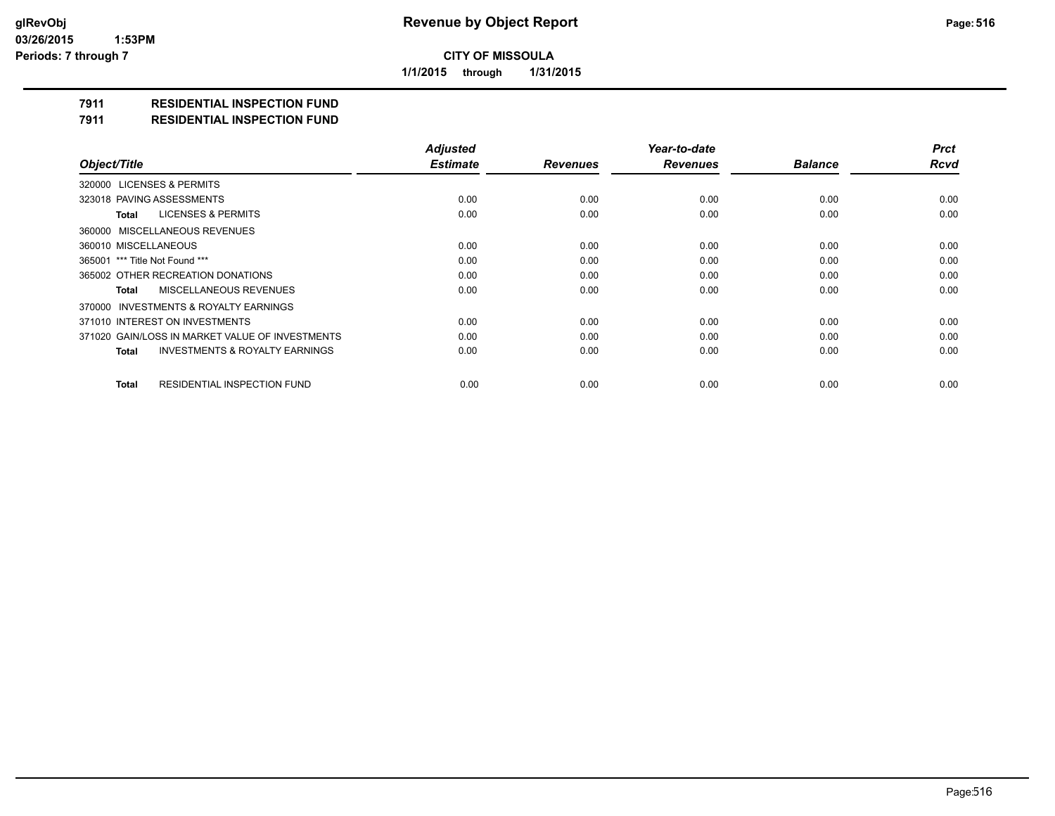**Revenue by Object Report**

**CITY OF MISSOULA**

**1/1/2015 through 1/31/2015**

## 7911 RESIDENTIAL INSPECTION FUND
## 7911 RESIDENTIAL INSPECTION FUND

| Object/Title | Adjusted Estimate | Revenues | Year-to-date Revenues | Balance | Prct Rcvd |
|---|---|---|---|---|---|
| 320000 LICENSES & PERMITS | | | | | |
| 323018 PAVING ASSESSMENTS | 0.00 | 0.00 | 0.00 | 0.00 | 0.00 |
| **Total** LICENSES & PERMITS | 0.00 | 0.00 | 0.00 | 0.00 | 0.00 |
| 360000 MISCELLANEOUS REVENUES | | | | | |
| 360010 MISCELLANEOUS | 0.00 | 0.00 | 0.00 | 0.00 | 0.00 |
| 365001 *** Title Not Found *** | 0.00 | 0.00 | 0.00 | 0.00 | 0.00 |
| 365002 OTHER RECREATION DONATIONS | 0.00 | 0.00 | 0.00 | 0.00 | 0.00 |
| **Total** MISCELLANEOUS REVENUES | 0.00 | 0.00 | 0.00 | 0.00 | 0.00 |
| 370000 INVESTMENTS & ROYALTY EARNINGS | | | | | |
| 371010 INTEREST ON INVESTMENTS | 0.00 | 0.00 | 0.00 | 0.00 | 0.00 |
| 371020 GAIN/LOSS IN MARKET VALUE OF INVESTMENTS | 0.00 | 0.00 | 0.00 | 0.00 | 0.00 |
| **Total** INVESTMENTS & ROYALTY EARNINGS | 0.00 | 0.00 | 0.00 | 0.00 | 0.00 |
| **Total** RESIDENTIAL INSPECTION FUND | 0.00 | 0.00 | 0.00 | 0.00 | 0.00 |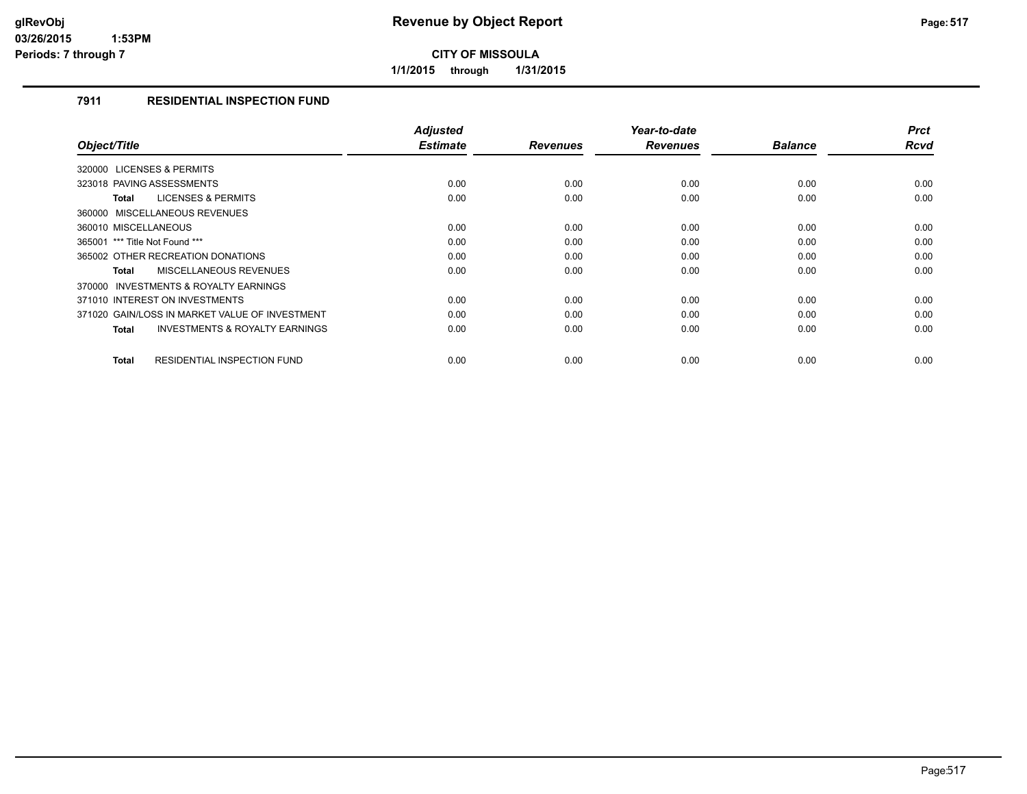# Revenue by Object Report

**CITY OF MISSOULA**

**1/1/2015 through 1/31/2015**

glRevObj
03/26/2015 1:53PM
Periods: 7 through 7

## 7911 RESIDENTIAL INSPECTION FUND

| Object/Title | Adjusted Estimate | Revenues | Year-to-date Revenues | Balance | Prct Rcvd |
|---|---|---|---|---|---|
| 320000 LICENSES & PERMITS | | | | | |
| 323018 PAVING ASSESSMENTS | 0.00 | 0.00 | 0.00 | 0.00 | 0.00 |
| **Total** LICENSES & PERMITS | 0.00 | 0.00 | 0.00 | 0.00 | 0.00 |
| 360000 MISCELLANEOUS REVENUES | | | | | |
| 360010 MISCELLANEOUS | 0.00 | 0.00 | 0.00 | 0.00 | 0.00 |
| 365001 *** Title Not Found *** | 0.00 | 0.00 | 0.00 | 0.00 | 0.00 |
| 365002 OTHER RECREATION DONATIONS | 0.00 | 0.00 | 0.00 | 0.00 | 0.00 |
| **Total** MISCELLANEOUS REVENUES | 0.00 | 0.00 | 0.00 | 0.00 | 0.00 |
| 370000 INVESTMENTS & ROYALTY EARNINGS | | | | | |
| 371010 INTEREST ON INVESTMENTS | 0.00 | 0.00 | 0.00 | 0.00 | 0.00 |
| 371020 GAIN/LOSS IN MARKET VALUE OF INVESTMENT | 0.00 | 0.00 | 0.00 | 0.00 | 0.00 |
| **Total** INVESTMENTS & ROYALTY EARNINGS | 0.00 | 0.00 | 0.00 | 0.00 | 0.00 |
| **Total** RESIDENTIAL INSPECTION FUND | 0.00 | 0.00 | 0.00 | 0.00 | 0.00 |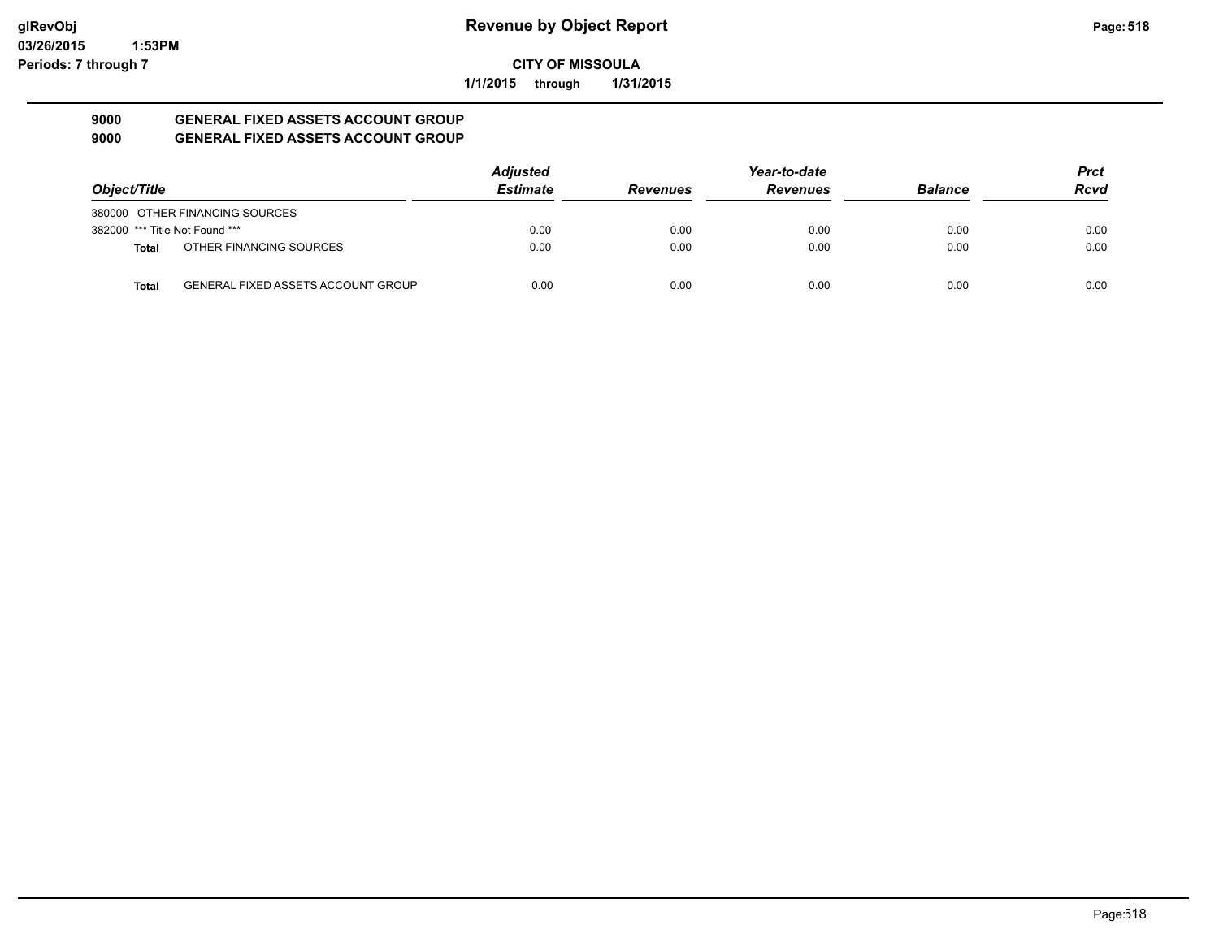**glRevObj**
**03/26/2015 1:53PM**
**Periods: 7 through 7**

# Revenue by Object Report

**CITY OF MISSOULA**

**1/1/2015 through 1/31/2015**

## 9000 GENERAL FIXED ASSETS ACCOUNT GROUP
## 9000 GENERAL FIXED ASSETS ACCOUNT GROUP

| *Object/Title* | | *Adjusted Estimate* | *Revenues* | *Year-to-date Revenues* | *Balance* | *Prct Rcvd* |
|---|---|---|---|---|---|---|
| 380000 OTHER FINANCING SOURCES | | | | | | |
| 382000 *** Title Not Found *** | | 0.00 | 0.00 | 0.00 | 0.00 | 0.00 |
| **Total** | OTHER FINANCING SOURCES | 0.00 | 0.00 | 0.00 | 0.00 | 0.00 |
| **Total** | GENERAL FIXED ASSETS ACCOUNT GROUP | 0.00 | 0.00 | 0.00 | 0.00 | 0.00 |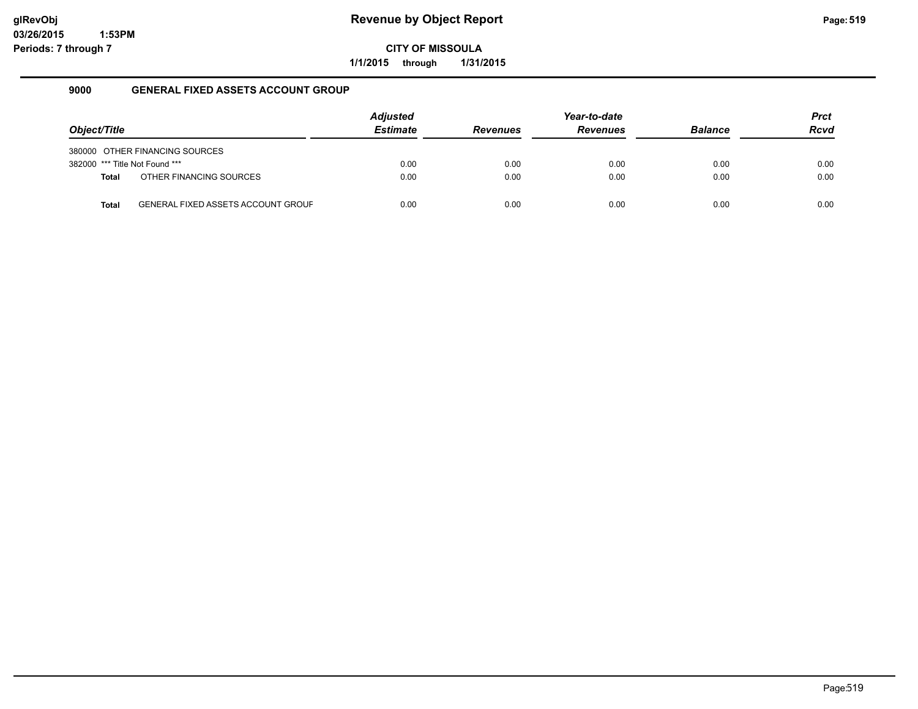# Revenue by Object Report

glRevObj
03/26/2015 1:53PM
Periods: 7 through 7

**CITY OF MISSOULA**

**1/1/2015 through 1/31/2015**

## 9000 GENERAL FIXED ASSETS ACCOUNT GROUP

| Object/Title | | Adjusted Estimate | Revenues | Year-to-date Revenues | Balance | Prct Rcvd |
|---|---|---|---|---|---|---|
| 380000 | OTHER FINANCING SOURCES | | | | | |
| 382000 | *** Title Not Found *** | 0.00 | 0.00 | 0.00 | 0.00 | 0.00 |
| **Total** | OTHER FINANCING SOURCES | 0.00 | 0.00 | 0.00 | 0.00 | 0.00 |
| **Total** | GENERAL FIXED ASSETS ACCOUNT GROUF | 0.00 | 0.00 | 0.00 | 0.00 | 0.00 |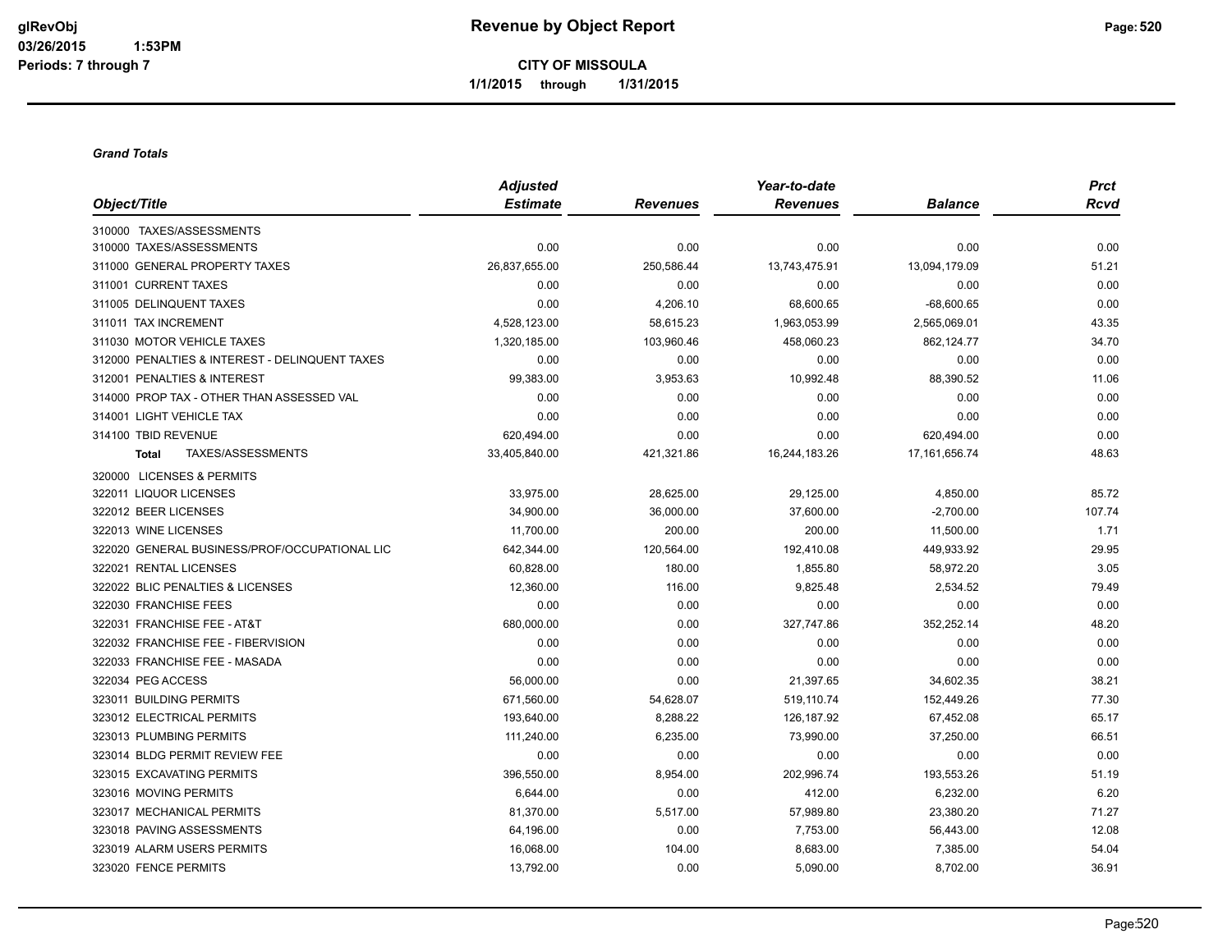# Revenue by Object Report

**CITY OF MISSOULA**

**1/1/2015 through 1/31/2015**

***Grand Totals***

| Object/Title | Adjusted Estimate | Revenues | Year-to-date Revenues | Balance | Prct Rcvd |
|---|---|---|---|---|---|
| 310000 TAXES/ASSESSMENTS | | | | | |
| 310000 TAXES/ASSESSMENTS | 0.00 | 0.00 | 0.00 | 0.00 | 0.00 |
| 311000 GENERAL PROPERTY TAXES | 26,837,655.00 | 250,586.44 | 13,743,475.91 | 13,094,179.09 | 51.21 |
| 311001 CURRENT TAXES | 0.00 | 0.00 | 0.00 | 0.00 | 0.00 |
| 311005 DELINQUENT TAXES | 0.00 | 4,206.10 | 68,600.65 | -68,600.65 | 0.00 |
| 311011 TAX INCREMENT | 4,528,123.00 | 58,615.23 | 1,963,053.99 | 2,565,069.01 | 43.35 |
| 311030 MOTOR VEHICLE TAXES | 1,320,185.00 | 103,960.46 | 458,060.23 | 862,124.77 | 34.70 |
| 312000 PENALTIES & INTEREST - DELINQUENT TAXES | 0.00 | 0.00 | 0.00 | 0.00 | 0.00 |
| 312001 PENALTIES & INTEREST | 99,383.00 | 3,953.63 | 10,992.48 | 88,390.52 | 11.06 |
| 314000 PROP TAX - OTHER THAN ASSESSED VAL | 0.00 | 0.00 | 0.00 | 0.00 | 0.00 |
| 314001 LIGHT VEHICLE TAX | 0.00 | 0.00 | 0.00 | 0.00 | 0.00 |
| 314100 TBID REVENUE | 620,494.00 | 0.00 | 0.00 | 620,494.00 | 0.00 |
| **Total** TAXES/ASSESSMENTS | 33,405,840.00 | 421,321.86 | 16,244,183.26 | 17,161,656.74 | 48.63 |
| 320000 LICENSES & PERMITS | | | | | |
| 322011 LIQUOR LICENSES | 33,975.00 | 28,625.00 | 29,125.00 | 4,850.00 | 85.72 |
| 322012 BEER LICENSES | 34,900.00 | 36,000.00 | 37,600.00 | -2,700.00 | 107.74 |
| 322013 WINE LICENSES | 11,700.00 | 200.00 | 200.00 | 11,500.00 | 1.71 |
| 322020 GENERAL BUSINESS/PROF/OCCUPATIONAL LIC | 642,344.00 | 120,564.00 | 192,410.08 | 449,933.92 | 29.95 |
| 322021 RENTAL LICENSES | 60,828.00 | 180.00 | 1,855.80 | 58,972.20 | 3.05 |
| 322022 BLIC PENALTIES & LICENSES | 12,360.00 | 116.00 | 9,825.48 | 2,534.52 | 79.49 |
| 322030 FRANCHISE FEES | 0.00 | 0.00 | 0.00 | 0.00 | 0.00 |
| 322031 FRANCHISE FEE - AT&T | 680,000.00 | 0.00 | 327,747.86 | 352,252.14 | 48.20 |
| 322032 FRANCHISE FEE - FIBERVISION | 0.00 | 0.00 | 0.00 | 0.00 | 0.00 |
| 322033 FRANCHISE FEE - MASADA | 0.00 | 0.00 | 0.00 | 0.00 | 0.00 |
| 322034 PEG ACCESS | 56,000.00 | 0.00 | 21,397.65 | 34,602.35 | 38.21 |
| 323011 BUILDING PERMITS | 671,560.00 | 54,628.07 | 519,110.74 | 152,449.26 | 77.30 |
| 323012 ELECTRICAL PERMITS | 193,640.00 | 8,288.22 | 126,187.92 | 67,452.08 | 65.17 |
| 323013 PLUMBING PERMITS | 111,240.00 | 6,235.00 | 73,990.00 | 37,250.00 | 66.51 |
| 323014 BLDG PERMIT REVIEW FEE | 0.00 | 0.00 | 0.00 | 0.00 | 0.00 |
| 323015 EXCAVATING PERMITS | 396,550.00 | 8,954.00 | 202,996.74 | 193,553.26 | 51.19 |
| 323016 MOVING PERMITS | 6,644.00 | 0.00 | 412.00 | 6,232.00 | 6.20 |
| 323017 MECHANICAL PERMITS | 81,370.00 | 5,517.00 | 57,989.80 | 23,380.20 | 71.27 |
| 323018 PAVING ASSESSMENTS | 64,196.00 | 0.00 | 7,753.00 | 56,443.00 | 12.08 |
| 323019 ALARM USERS PERMITS | 16,068.00 | 104.00 | 8,683.00 | 7,385.00 | 54.04 |
| 323020 FENCE PERMITS | 13,792.00 | 0.00 | 5,090.00 | 8,702.00 | 36.91 |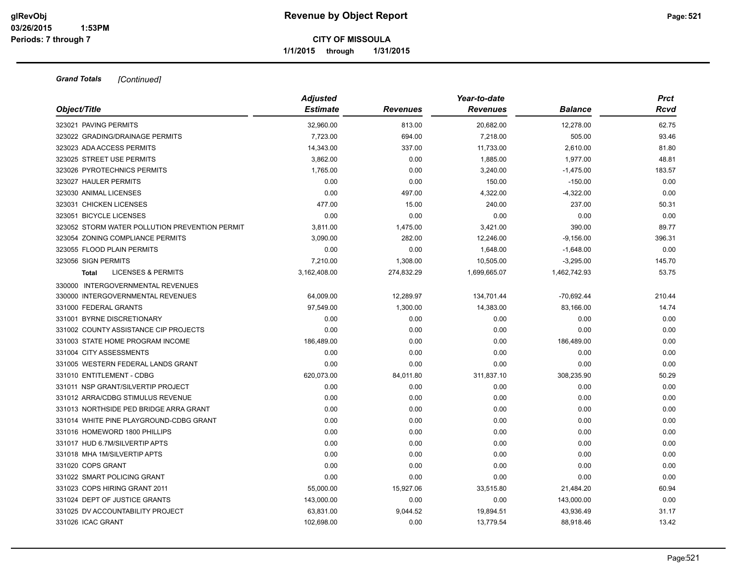# Revenue by Object Report

**CITY OF MISSOULA**

**1/1/2015 through 1/31/2015**

glRevObj
03/26/2015 1:53PM
Periods: 7 through 7

***Grand Totals*** *[Continued]*

| Object/Title | Adjusted Estimate | Revenues | Year-to-date Revenues | Balance | Prct Rcvd |
|---|---|---|---|---|---|
| 323021 PAVING PERMITS | 32,960.00 | 813.00 | 20,682.00 | 12,278.00 | 62.75 |
| 323022 GRADING/DRAINAGE PERMITS | 7,723.00 | 694.00 | 7,218.00 | 505.00 | 93.46 |
| 323023 ADA ACCESS PERMITS | 14,343.00 | 337.00 | 11,733.00 | 2,610.00 | 81.80 |
| 323025 STREET USE PERMITS | 3,862.00 | 0.00 | 1,885.00 | 1,977.00 | 48.81 |
| 323026 PYROTECHNICS PERMITS | 1,765.00 | 0.00 | 3,240.00 | -1,475.00 | 183.57 |
| 323027 HAULER PERMITS | 0.00 | 0.00 | 150.00 | -150.00 | 0.00 |
| 323030 ANIMAL LICENSES | 0.00 | 497.00 | 4,322.00 | -4,322.00 | 0.00 |
| 323031 CHICKEN LICENSES | 477.00 | 15.00 | 240.00 | 237.00 | 50.31 |
| 323051 BICYCLE LICENSES | 0.00 | 0.00 | 0.00 | 0.00 | 0.00 |
| 323052 STORM WATER POLLUTION PREVENTION PERMIT | 3,811.00 | 1,475.00 | 3,421.00 | 390.00 | 89.77 |
| 323054 ZONING COMPLIANCE PERMITS | 3,090.00 | 282.00 | 12,246.00 | -9,156.00 | 396.31 |
| 323055 FLOOD PLAIN PERMITS | 0.00 | 0.00 | 1,648.00 | -1,648.00 | 0.00 |
| 323056 SIGN PERMITS | 7,210.00 | 1,308.00 | 10,505.00 | -3,295.00 | 145.70 |
| **Total** LICENSES & PERMITS | 3,162,408.00 | 274,832.29 | 1,699,665.07 | 1,462,742.93 | 53.75 |
| 330000 INTERGOVERNMENTAL REVENUES | | | | | |
| 330000 INTERGOVERNMENTAL REVENUES | 64,009.00 | 12,289.97 | 134,701.44 | -70,692.44 | 210.44 |
| 331000 FEDERAL GRANTS | 97,549.00 | 1,300.00 | 14,383.00 | 83,166.00 | 14.74 |
| 331001 BYRNE DISCRETIONARY | 0.00 | 0.00 | 0.00 | 0.00 | 0.00 |
| 331002 COUNTY ASSISTANCE CIP PROJECTS | 0.00 | 0.00 | 0.00 | 0.00 | 0.00 |
| 331003 STATE HOME PROGRAM INCOME | 186,489.00 | 0.00 | 0.00 | 186,489.00 | 0.00 |
| 331004 CITY ASSESSMENTS | 0.00 | 0.00 | 0.00 | 0.00 | 0.00 |
| 331005 WESTERN FEDERAL LANDS GRANT | 0.00 | 0.00 | 0.00 | 0.00 | 0.00 |
| 331010 ENTITLEMENT - CDBG | 620,073.00 | 84,011.80 | 311,837.10 | 308,235.90 | 50.29 |
| 331011 NSP GRANT/SILVERTIP PROJECT | 0.00 | 0.00 | 0.00 | 0.00 | 0.00 |
| 331012 ARRA/CDBG STIMULUS REVENUE | 0.00 | 0.00 | 0.00 | 0.00 | 0.00 |
| 331013 NORTHSIDE PED BRIDGE ARRA GRANT | 0.00 | 0.00 | 0.00 | 0.00 | 0.00 |
| 331014 WHITE PINE PLAYGROUND-CDBG GRANT | 0.00 | 0.00 | 0.00 | 0.00 | 0.00 |
| 331016 HOMEWORD 1800 PHILLIPS | 0.00 | 0.00 | 0.00 | 0.00 | 0.00 |
| 331017 HUD 6.7M/SILVERTIP APTS | 0.00 | 0.00 | 0.00 | 0.00 | 0.00 |
| 331018 MHA 1M/SILVERTIP APTS | 0.00 | 0.00 | 0.00 | 0.00 | 0.00 |
| 331020 COPS GRANT | 0.00 | 0.00 | 0.00 | 0.00 | 0.00 |
| 331022 SMART POLICING GRANT | 0.00 | 0.00 | 0.00 | 0.00 | 0.00 |
| 331023 COPS HIRING GRANT 2011 | 55,000.00 | 15,927.06 | 33,515.80 | 21,484.20 | 60.94 |
| 331024 DEPT OF JUSTICE GRANTS | 143,000.00 | 0.00 | 0.00 | 143,000.00 | 0.00 |
| 331025 DV ACCOUNTABILITY PROJECT | 63,831.00 | 9,044.52 | 19,894.51 | 43,936.49 | 31.17 |
| 331026 ICAC GRANT | 102,698.00 | 0.00 | 13,779.54 | 88,918.46 | 13.42 |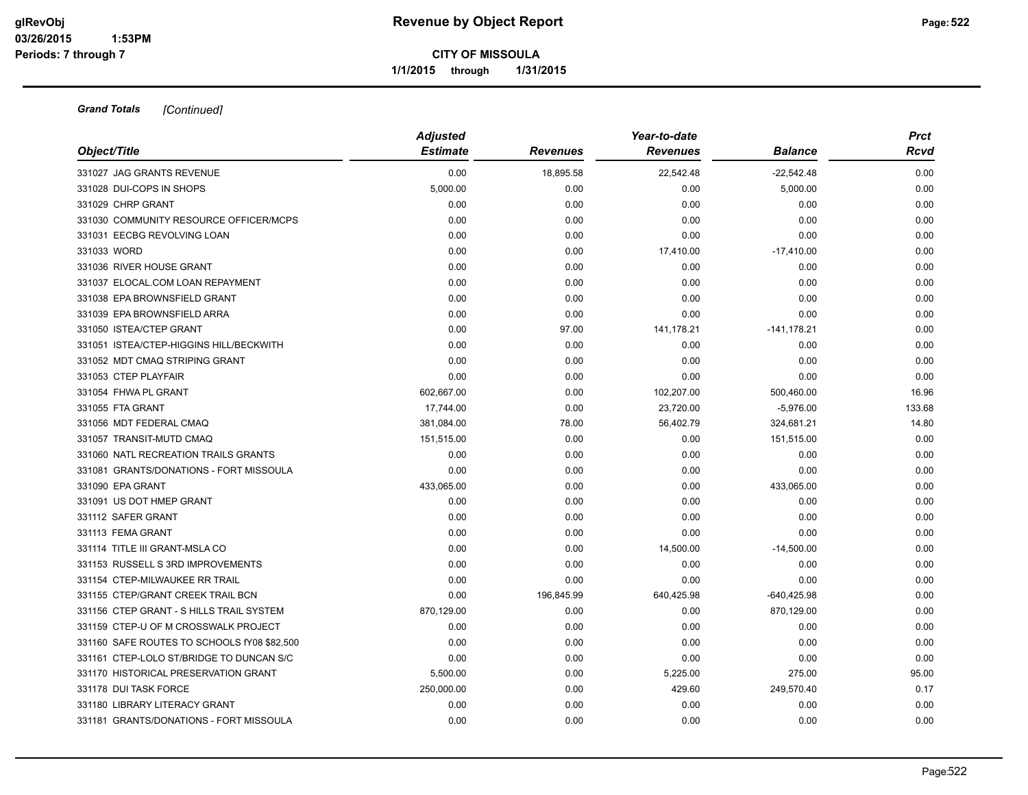**Grand Totals** *[Continued]*

| Object/Title | Adjusted Estimate | Revenues | Year-to-date Revenues | Balance | Prct Rcvd |
|---|---|---|---|---|---|
| 331027 JAG GRANTS REVENUE | 0.00 | 18,895.58 | 22,542.48 | -22,542.48 | 0.00 |
| 331028 DUI-COPS IN SHOPS | 5,000.00 | 0.00 | 0.00 | 5,000.00 | 0.00 |
| 331029 CHRP GRANT | 0.00 | 0.00 | 0.00 | 0.00 | 0.00 |
| 331030 COMMUNITY RESOURCE OFFICER/MCPS | 0.00 | 0.00 | 0.00 | 0.00 | 0.00 |
| 331031 EECBG REVOLVING LOAN | 0.00 | 0.00 | 0.00 | 0.00 | 0.00 |
| 331033 WORD | 0.00 | 0.00 | 17,410.00 | -17,410.00 | 0.00 |
| 331036 RIVER HOUSE GRANT | 0.00 | 0.00 | 0.00 | 0.00 | 0.00 |
| 331037 ELOCAL.COM LOAN REPAYMENT | 0.00 | 0.00 | 0.00 | 0.00 | 0.00 |
| 331038 EPA BROWNSFIELD GRANT | 0.00 | 0.00 | 0.00 | 0.00 | 0.00 |
| 331039 EPA BROWNSFIELD ARRA | 0.00 | 0.00 | 0.00 | 0.00 | 0.00 |
| 331050 ISTEA/CTEP GRANT | 0.00 | 97.00 | 141,178.21 | -141,178.21 | 0.00 |
| 331051 ISTEA/CTEP-HIGGINS HILL/BECKWITH | 0.00 | 0.00 | 0.00 | 0.00 | 0.00 |
| 331052 MDT CMAQ STRIPING GRANT | 0.00 | 0.00 | 0.00 | 0.00 | 0.00 |
| 331053 CTEP PLAYFAIR | 0.00 | 0.00 | 0.00 | 0.00 | 0.00 |
| 331054 FHWA PL GRANT | 602,667.00 | 0.00 | 102,207.00 | 500,460.00 | 16.96 |
| 331055 FTA GRANT | 17,744.00 | 0.00 | 23,720.00 | -5,976.00 | 133.68 |
| 331056 MDT FEDERAL CMAQ | 381,084.00 | 78.00 | 56,402.79 | 324,681.21 | 14.80 |
| 331057 TRANSIT-MUTD CMAQ | 151,515.00 | 0.00 | 0.00 | 151,515.00 | 0.00 |
| 331060 NATL RECREATION TRAILS GRANTS | 0.00 | 0.00 | 0.00 | 0.00 | 0.00 |
| 331081 GRANTS/DONATIONS - FORT MISSOULA | 0.00 | 0.00 | 0.00 | 0.00 | 0.00 |
| 331090 EPA GRANT | 433,065.00 | 0.00 | 0.00 | 433,065.00 | 0.00 |
| 331091 US DOT HMEP GRANT | 0.00 | 0.00 | 0.00 | 0.00 | 0.00 |
| 331112 SAFER GRANT | 0.00 | 0.00 | 0.00 | 0.00 | 0.00 |
| 331113 FEMA GRANT | 0.00 | 0.00 | 0.00 | 0.00 | 0.00 |
| 331114 TITLE III GRANT-MSLA CO | 0.00 | 0.00 | 14,500.00 | -14,500.00 | 0.00 |
| 331153 RUSSELL S 3RD IMPROVEMENTS | 0.00 | 0.00 | 0.00 | 0.00 | 0.00 |
| 331154 CTEP-MILWAUKEE RR TRAIL | 0.00 | 0.00 | 0.00 | 0.00 | 0.00 |
| 331155 CTEP/GRANT CREEK TRAIL BCN | 0.00 | 196,845.99 | 640,425.98 | -640,425.98 | 0.00 |
| 331156 CTEP GRANT - S HILLS TRAIL SYSTEM | 870,129.00 | 0.00 | 0.00 | 870,129.00 | 0.00 |
| 331159 CTEP-U OF M CROSSWALK PROJECT | 0.00 | 0.00 | 0.00 | 0.00 | 0.00 |
| 331160 SAFE ROUTES TO SCHOOLS fY08 $82,500 | 0.00 | 0.00 | 0.00 | 0.00 | 0.00 |
| 331161 CTEP-LOLO ST/BRIDGE TO DUNCAN S/C | 0.00 | 0.00 | 0.00 | 0.00 | 0.00 |
| 331170 HISTORICAL PRESERVATION GRANT | 5,500.00 | 0.00 | 5,225.00 | 275.00 | 95.00 |
| 331178 DUI TASK FORCE | 250,000.00 | 0.00 | 429.60 | 249,570.40 | 0.17 |
| 331180 LIBRARY LITERACY GRANT | 0.00 | 0.00 | 0.00 | 0.00 | 0.00 |
| 331181 GRANTS/DONATIONS - FORT MISSOULA | 0.00 | 0.00 | 0.00 | 0.00 | 0.00 |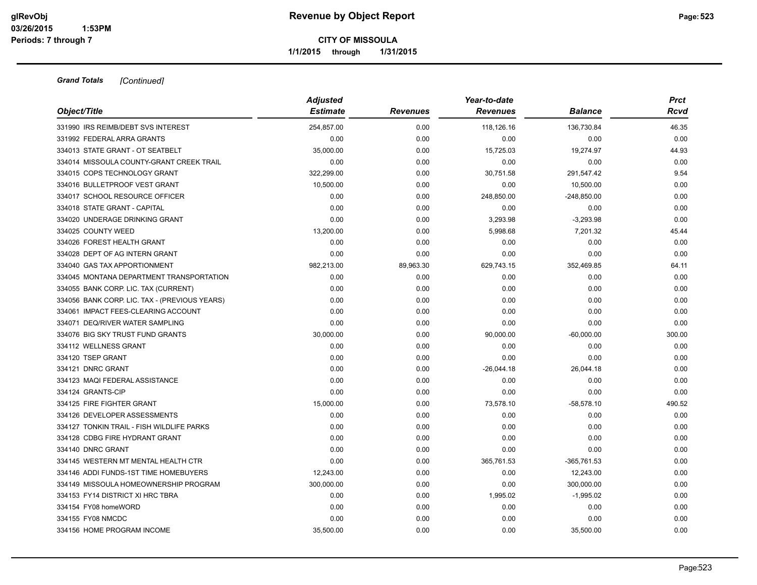**Grand Totals** *[Continued]*

| Object/Title | Adjusted Estimate | Revenues | Year-to-date Revenues | Balance | Prct Rcvd |
|---|---|---|---|---|---|
| 331990 IRS REIMB/DEBT SVS INTEREST | 254,857.00 | 0.00 | 118,126.16 | 136,730.84 | 46.35 |
| 331992 FEDERAL ARRA GRANTS | 0.00 | 0.00 | 0.00 | 0.00 | 0.00 |
| 334013 STATE GRANT - OT SEATBELT | 35,000.00 | 0.00 | 15,725.03 | 19,274.97 | 44.93 |
| 334014 MISSOULA COUNTY-GRANT CREEK TRAIL | 0.00 | 0.00 | 0.00 | 0.00 | 0.00 |
| 334015 COPS TECHNOLOGY GRANT | 322,299.00 | 0.00 | 30,751.58 | 291,547.42 | 9.54 |
| 334016 BULLETPROOF VEST GRANT | 10,500.00 | 0.00 | 0.00 | 10,500.00 | 0.00 |
| 334017 SCHOOL RESOURCE OFFICER | 0.00 | 0.00 | 248,850.00 | -248,850.00 | 0.00 |
| 334018 STATE GRANT - CAPITAL | 0.00 | 0.00 | 0.00 | 0.00 | 0.00 |
| 334020 UNDERAGE DRINKING GRANT | 0.00 | 0.00 | 3,293.98 | -3,293.98 | 0.00 |
| 334025 COUNTY WEED | 13,200.00 | 0.00 | 5,998.68 | 7,201.32 | 45.44 |
| 334026 FOREST HEALTH GRANT | 0.00 | 0.00 | 0.00 | 0.00 | 0.00 |
| 334028 DEPT OF AG INTERN GRANT | 0.00 | 0.00 | 0.00 | 0.00 | 0.00 |
| 334040 GAS TAX APPORTIONMENT | 982,213.00 | 89,963.30 | 629,743.15 | 352,469.85 | 64.11 |
| 334045 MONTANA DEPARTMENT TRANSPORTATION | 0.00 | 0.00 | 0.00 | 0.00 | 0.00 |
| 334055 BANK CORP. LIC. TAX (CURRENT) | 0.00 | 0.00 | 0.00 | 0.00 | 0.00 |
| 334056 BANK CORP. LIC. TAX - (PREVIOUS YEARS) | 0.00 | 0.00 | 0.00 | 0.00 | 0.00 |
| 334061 IMPACT FEES-CLEARING ACCOUNT | 0.00 | 0.00 | 0.00 | 0.00 | 0.00 |
| 334071 DEQ/RIVER WATER SAMPLING | 0.00 | 0.00 | 0.00 | 0.00 | 0.00 |
| 334076 BIG SKY TRUST FUND GRANTS | 30,000.00 | 0.00 | 90,000.00 | -60,000.00 | 300.00 |
| 334112 WELLNESS GRANT | 0.00 | 0.00 | 0.00 | 0.00 | 0.00 |
| 334120 TSEP GRANT | 0.00 | 0.00 | 0.00 | 0.00 | 0.00 |
| 334121 DNRC GRANT | 0.00 | 0.00 | -26,044.18 | 26,044.18 | 0.00 |
| 334123 MAQI FEDERAL ASSISTANCE | 0.00 | 0.00 | 0.00 | 0.00 | 0.00 |
| 334124 GRANTS-CIP | 0.00 | 0.00 | 0.00 | 0.00 | 0.00 |
| 334125 FIRE FIGHTER GRANT | 15,000.00 | 0.00 | 73,578.10 | -58,578.10 | 490.52 |
| 334126 DEVELOPER ASSESSMENTS | 0.00 | 0.00 | 0.00 | 0.00 | 0.00 |
| 334127 TONKIN TRAIL - FISH WILDLIFE PARKS | 0.00 | 0.00 | 0.00 | 0.00 | 0.00 |
| 334128 CDBG FIRE HYDRANT GRANT | 0.00 | 0.00 | 0.00 | 0.00 | 0.00 |
| 334140 DNRC GRANT | 0.00 | 0.00 | 0.00 | 0.00 | 0.00 |
| 334145 WESTERN MT MENTAL HEALTH CTR | 0.00 | 0.00 | 365,761.53 | -365,761.53 | 0.00 |
| 334146 ADDI FUNDS-1ST TIME HOMEBUYERS | 12,243.00 | 0.00 | 0.00 | 12,243.00 | 0.00 |
| 334149 MISSOULA HOMEOWNERSHIP PROGRAM | 300,000.00 | 0.00 | 0.00 | 300,000.00 | 0.00 |
| 334153 FY14 DISTRICT XI HRC TBRA | 0.00 | 0.00 | 1,995.02 | -1,995.02 | 0.00 |
| 334154 FY08 homeWORD | 0.00 | 0.00 | 0.00 | 0.00 | 0.00 |
| 334155 FY08 NMCDC | 0.00 | 0.00 | 0.00 | 0.00 | 0.00 |
| 334156 HOME PROGRAM INCOME | 35,500.00 | 0.00 | 0.00 | 35,500.00 | 0.00 |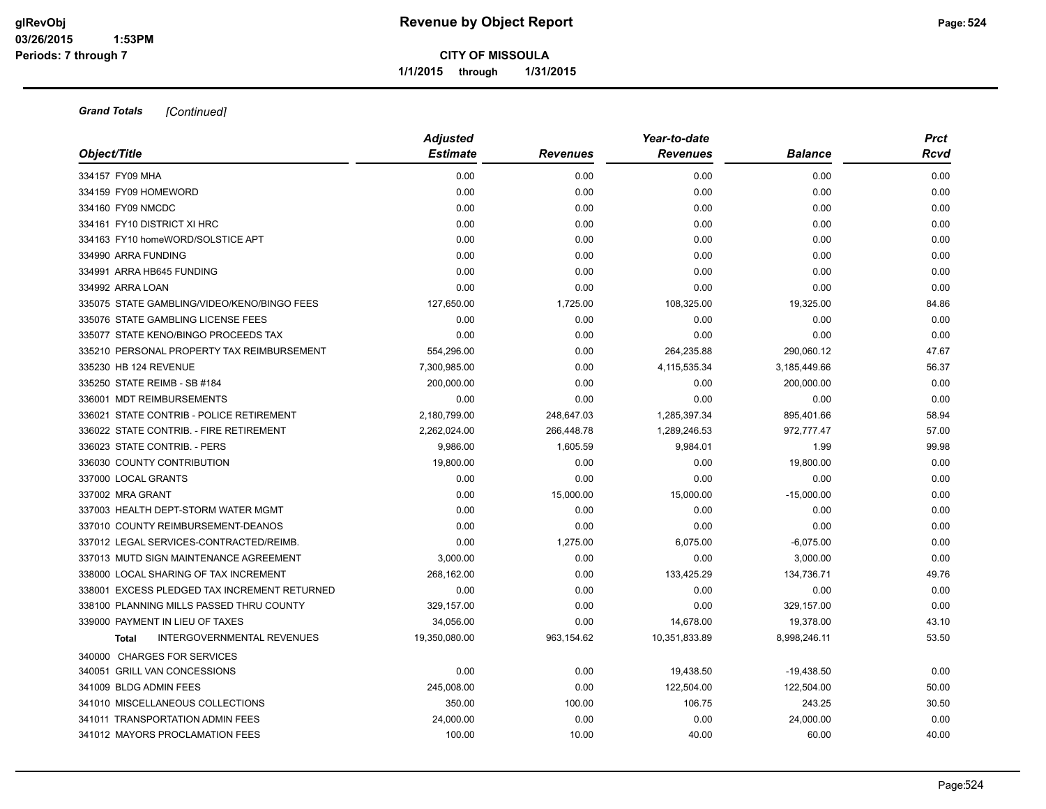**Grand Totals** *[Continued]*

| Object/Title | Adjusted Estimate | Revenues | Year-to-date Revenues | Balance | Prct Rcvd |
|---|---|---|---|---|---|
| 334157 FY09 MHA | 0.00 | 0.00 | 0.00 | 0.00 | 0.00 |
| 334159 FY09 HOMEWORD | 0.00 | 0.00 | 0.00 | 0.00 | 0.00 |
| 334160 FY09 NMCDC | 0.00 | 0.00 | 0.00 | 0.00 | 0.00 |
| 334161 FY10 DISTRICT XI HRC | 0.00 | 0.00 | 0.00 | 0.00 | 0.00 |
| 334163 FY10 homeWORD/SOLSTICE APT | 0.00 | 0.00 | 0.00 | 0.00 | 0.00 |
| 334990 ARRA FUNDING | 0.00 | 0.00 | 0.00 | 0.00 | 0.00 |
| 334991 ARRA HB645 FUNDING | 0.00 | 0.00 | 0.00 | 0.00 | 0.00 |
| 334992 ARRA LOAN | 0.00 | 0.00 | 0.00 | 0.00 | 0.00 |
| 335075 STATE GAMBLING/VIDEO/KENO/BINGO FEES | 127,650.00 | 1,725.00 | 108,325.00 | 19,325.00 | 84.86 |
| 335076 STATE GAMBLING LICENSE FEES | 0.00 | 0.00 | 0.00 | 0.00 | 0.00 |
| 335077 STATE KENO/BINGO PROCEEDS TAX | 0.00 | 0.00 | 0.00 | 0.00 | 0.00 |
| 335210 PERSONAL PROPERTY TAX REIMBURSEMENT | 554,296.00 | 0.00 | 264,235.88 | 290,060.12 | 47.67 |
| 335230 HB 124 REVENUE | 7,300,985.00 | 0.00 | 4,115,535.34 | 3,185,449.66 | 56.37 |
| 335250 STATE REIMB - SB #184 | 200,000.00 | 0.00 | 0.00 | 200,000.00 | 0.00 |
| 336001 MDT REIMBURSEMENTS | 0.00 | 0.00 | 0.00 | 0.00 | 0.00 |
| 336021 STATE CONTRIB - POLICE RETIREMENT | 2,180,799.00 | 248,647.03 | 1,285,397.34 | 895,401.66 | 58.94 |
| 336022 STATE CONTRIB. - FIRE RETIREMENT | 2,262,024.00 | 266,448.78 | 1,289,246.53 | 972,777.47 | 57.00 |
| 336023 STATE CONTRIB. - PERS | 9,986.00 | 1,605.59 | 9,984.01 | 1.99 | 99.98 |
| 336030 COUNTY CONTRIBUTION | 19,800.00 | 0.00 | 0.00 | 19,800.00 | 0.00 |
| 337000 LOCAL GRANTS | 0.00 | 0.00 | 0.00 | 0.00 | 0.00 |
| 337002 MRA GRANT | 0.00 | 15,000.00 | 15,000.00 | -15,000.00 | 0.00 |
| 337003 HEALTH DEPT-STORM WATER MGMT | 0.00 | 0.00 | 0.00 | 0.00 | 0.00 |
| 337010 COUNTY REIMBURSEMENT-DEANOS | 0.00 | 0.00 | 0.00 | 0.00 | 0.00 |
| 337012 LEGAL SERVICES-CONTRACTED/REIMB. | 0.00 | 1,275.00 | 6,075.00 | -6,075.00 | 0.00 |
| 337013 MUTD SIGN MAINTENANCE AGREEMENT | 3,000.00 | 0.00 | 0.00 | 3,000.00 | 0.00 |
| 338000 LOCAL SHARING OF TAX INCREMENT | 268,162.00 | 0.00 | 133,425.29 | 134,736.71 | 49.76 |
| 338001 EXCESS PLEDGED TAX INCREMENT RETURNED | 0.00 | 0.00 | 0.00 | 0.00 | 0.00 |
| 338100 PLANNING MILLS PASSED THRU COUNTY | 329,157.00 | 0.00 | 0.00 | 329,157.00 | 0.00 |
| 339000 PAYMENT IN LIEU OF TAXES | 34,056.00 | 0.00 | 14,678.00 | 19,378.00 | 43.10 |
| **Total** INTERGOVERNMENTAL REVENUES | 19,350,080.00 | 963,154.62 | 10,351,833.89 | 8,998,246.11 | 53.50 |
| 340000 CHARGES FOR SERVICES | | | | | |
| 340051 GRILL VAN CONCESSIONS | 0.00 | 0.00 | 19,438.50 | -19,438.50 | 0.00 |
| 341009 BLDG ADMIN FEES | 245,008.00 | 0.00 | 122,504.00 | 122,504.00 | 50.00 |
| 341010 MISCELLANEOUS COLLECTIONS | 350.00 | 100.00 | 106.75 | 243.25 | 30.50 |
| 341011 TRANSPORTATION ADMIN FEES | 24,000.00 | 0.00 | 0.00 | 24,000.00 | 0.00 |
| 341012 MAYORS PROCLAMATION FEES | 100.00 | 10.00 | 40.00 | 60.00 | 40.00 |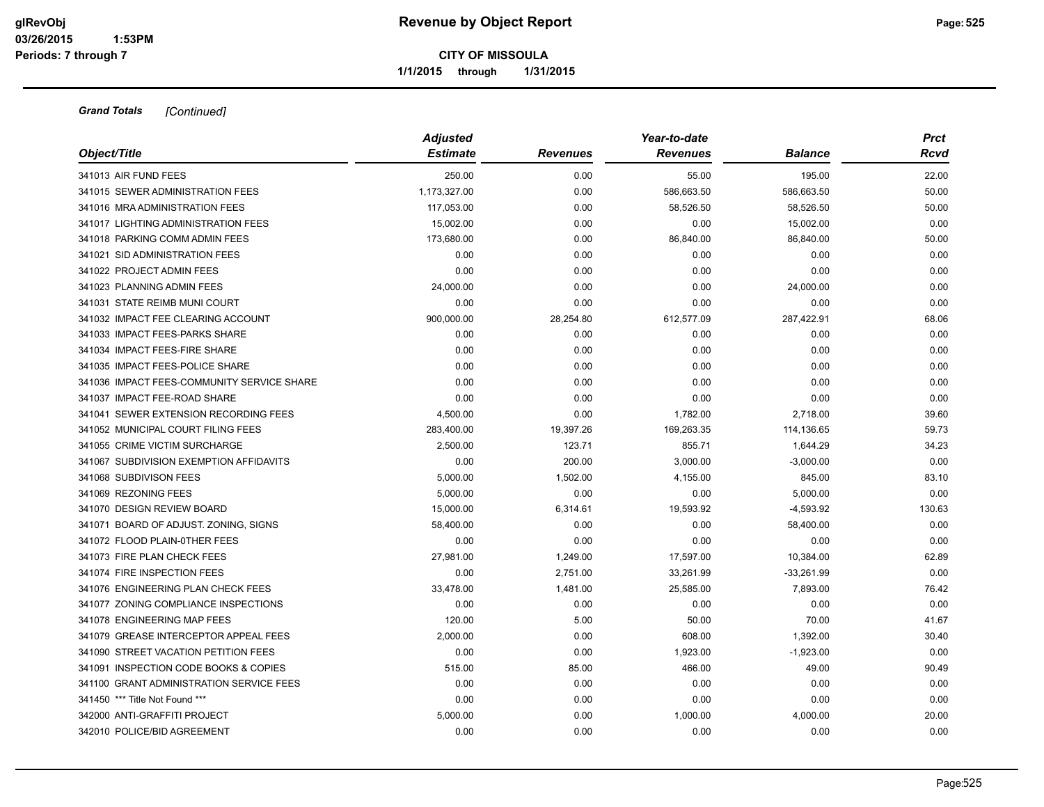# Revenue by Object Report

**CITY OF MISSOULA**

**1/1/2015 through 1/31/2015**

glRevObj
03/26/2015 1:53PM
Periods: 7 through 7

***Grand Totals*** *[Continued]*

| *Object/Title* | *Adjusted Estimate* | *Revenues* | *Year-to-date Revenues* | *Balance* | *Prct Rcvd* |
|---|---|---|---|---|---|
| 341013 AIR FUND FEES | 250.00 | 0.00 | 55.00 | 195.00 | 22.00 |
| 341015 SEWER ADMINISTRATION FEES | 1,173,327.00 | 0.00 | 586,663.50 | 586,663.50 | 50.00 |
| 341016 MRA ADMINISTRATION FEES | 117,053.00 | 0.00 | 58,526.50 | 58,526.50 | 50.00 |
| 341017 LIGHTING ADMINISTRATION FEES | 15,002.00 | 0.00 | 0.00 | 15,002.00 | 0.00 |
| 341018 PARKING COMM ADMIN FEES | 173,680.00 | 0.00 | 86,840.00 | 86,840.00 | 50.00 |
| 341021 SID ADMINISTRATION FEES | 0.00 | 0.00 | 0.00 | 0.00 | 0.00 |
| 341022 PROJECT ADMIN FEES | 0.00 | 0.00 | 0.00 | 0.00 | 0.00 |
| 341023 PLANNING ADMIN FEES | 24,000.00 | 0.00 | 0.00 | 24,000.00 | 0.00 |
| 341031 STATE REIMB MUNI COURT | 0.00 | 0.00 | 0.00 | 0.00 | 0.00 |
| 341032 IMPACT FEE CLEARING ACCOUNT | 900,000.00 | 28,254.80 | 612,577.09 | 287,422.91 | 68.06 |
| 341033 IMPACT FEES-PARKS SHARE | 0.00 | 0.00 | 0.00 | 0.00 | 0.00 |
| 341034 IMPACT FEES-FIRE SHARE | 0.00 | 0.00 | 0.00 | 0.00 | 0.00 |
| 341035 IMPACT FEES-POLICE SHARE | 0.00 | 0.00 | 0.00 | 0.00 | 0.00 |
| 341036 IMPACT FEES-COMMUNITY SERVICE SHARE | 0.00 | 0.00 | 0.00 | 0.00 | 0.00 |
| 341037 IMPACT FEE-ROAD SHARE | 0.00 | 0.00 | 0.00 | 0.00 | 0.00 |
| 341041 SEWER EXTENSION RECORDING FEES | 4,500.00 | 0.00 | 1,782.00 | 2,718.00 | 39.60 |
| 341052 MUNICIPAL COURT FILING FEES | 283,400.00 | 19,397.26 | 169,263.35 | 114,136.65 | 59.73 |
| 341055 CRIME VICTIM SURCHARGE | 2,500.00 | 123.71 | 855.71 | 1,644.29 | 34.23 |
| 341067 SUBDIVISION EXEMPTION AFFIDAVITS | 0.00 | 200.00 | 3,000.00 | -3,000.00 | 0.00 |
| 341068 SUBDIVISON FEES | 5,000.00 | 1,502.00 | 4,155.00 | 845.00 | 83.10 |
| 341069 REZONING FEES | 5,000.00 | 0.00 | 0.00 | 5,000.00 | 0.00 |
| 341070 DESIGN REVIEW BOARD | 15,000.00 | 6,314.61 | 19,593.92 | -4,593.92 | 130.63 |
| 341071 BOARD OF ADJUST. ZONING, SIGNS | 58,400.00 | 0.00 | 0.00 | 58,400.00 | 0.00 |
| 341072 FLOOD PLAIN-0THER FEES | 0.00 | 0.00 | 0.00 | 0.00 | 0.00 |
| 341073 FIRE PLAN CHECK FEES | 27,981.00 | 1,249.00 | 17,597.00 | 10,384.00 | 62.89 |
| 341074 FIRE INSPECTION FEES | 0.00 | 2,751.00 | 33,261.99 | -33,261.99 | 0.00 |
| 341076 ENGINEERING PLAN CHECK FEES | 33,478.00 | 1,481.00 | 25,585.00 | 7,893.00 | 76.42 |
| 341077 ZONING COMPLIANCE INSPECTIONS | 0.00 | 0.00 | 0.00 | 0.00 | 0.00 |
| 341078 ENGINEERING MAP FEES | 120.00 | 5.00 | 50.00 | 70.00 | 41.67 |
| 341079 GREASE INTERCEPTOR APPEAL FEES | 2,000.00 | 0.00 | 608.00 | 1,392.00 | 30.40 |
| 341090 STREET VACATION PETITION FEES | 0.00 | 0.00 | 1,923.00 | -1,923.00 | 0.00 |
| 341091 INSPECTION CODE BOOKS & COPIES | 515.00 | 85.00 | 466.00 | 49.00 | 90.49 |
| 341100 GRANT ADMINISTRATION SERVICE FEES | 0.00 | 0.00 | 0.00 | 0.00 | 0.00 |
| 341450 *** Title Not Found *** | 0.00 | 0.00 | 0.00 | 0.00 | 0.00 |
| 342000 ANTI-GRAFFITI PROJECT | 5,000.00 | 0.00 | 1,000.00 | 4,000.00 | 20.00 |
| 342010 POLICE/BID AGREEMENT | 0.00 | 0.00 | 0.00 | 0.00 | 0.00 |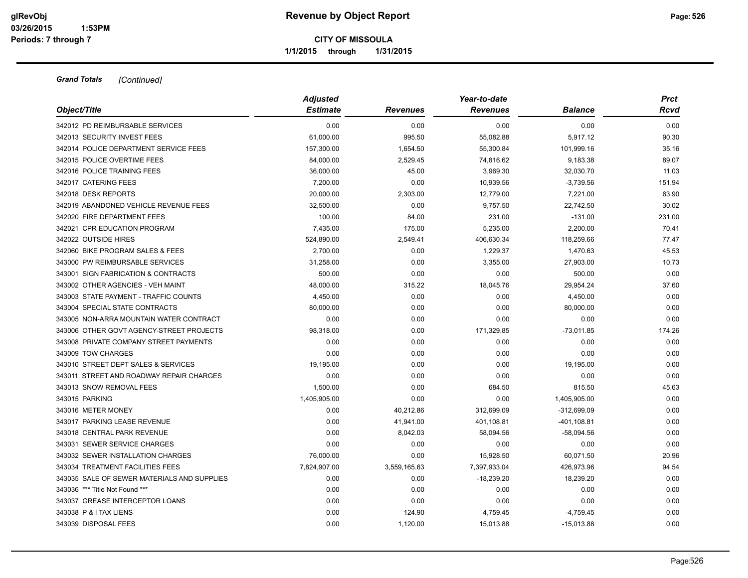**Grand Totals** *[Continued]*

| Object/Title | Adjusted Estimate | Revenues | Year-to-date Revenues | Balance | Prct Rcvd |
|---|---|---|---|---|---|
| 342012 PD REIMBURSABLE SERVICES | 0.00 | 0.00 | 0.00 | 0.00 | 0.00 |
| 342013 SECURITY INVEST FEES | 61,000.00 | 995.50 | 55,082.88 | 5,917.12 | 90.30 |
| 342014 POLICE DEPARTMENT SERVICE FEES | 157,300.00 | 1,654.50 | 55,300.84 | 101,999.16 | 35.16 |
| 342015 POLICE OVERTIME FEES | 84,000.00 | 2,529.45 | 74,816.62 | 9,183.38 | 89.07 |
| 342016 POLICE TRAINING FEES | 36,000.00 | 45.00 | 3,969.30 | 32,030.70 | 11.03 |
| 342017 CATERING FEES | 7,200.00 | 0.00 | 10,939.56 | -3,739.56 | 151.94 |
| 342018 DESK REPORTS | 20,000.00 | 2,303.00 | 12,779.00 | 7,221.00 | 63.90 |
| 342019 ABANDONED VEHICLE REVENUE FEES | 32,500.00 | 0.00 | 9,757.50 | 22,742.50 | 30.02 |
| 342020 FIRE DEPARTMENT FEES | 100.00 | 84.00 | 231.00 | -131.00 | 231.00 |
| 342021 CPR EDUCATION PROGRAM | 7,435.00 | 175.00 | 5,235.00 | 2,200.00 | 70.41 |
| 342022 OUTSIDE HIRES | 524,890.00 | 2,549.41 | 406,630.34 | 118,259.66 | 77.47 |
| 342060 BIKE PROGRAM SALES & FEES | 2,700.00 | 0.00 | 1,229.37 | 1,470.63 | 45.53 |
| 343000 PW REIMBURSABLE SERVICES | 31,258.00 | 0.00 | 3,355.00 | 27,903.00 | 10.73 |
| 343001 SIGN FABRICATION & CONTRACTS | 500.00 | 0.00 | 0.00 | 500.00 | 0.00 |
| 343002 OTHER AGENCIES - VEH MAINT | 48,000.00 | 315.22 | 18,045.76 | 29,954.24 | 37.60 |
| 343003 STATE PAYMENT - TRAFFIC COUNTS | 4,450.00 | 0.00 | 0.00 | 4,450.00 | 0.00 |
| 343004 SPECIAL STATE CONTRACTS | 80,000.00 | 0.00 | 0.00 | 80,000.00 | 0.00 |
| 343005 NON-ARRA MOUNTAIN WATER CONTRACT | 0.00 | 0.00 | 0.00 | 0.00 | 0.00 |
| 343006 OTHER GOVT AGENCY-STREET PROJECTS | 98,318.00 | 0.00 | 171,329.85 | -73,011.85 | 174.26 |
| 343008 PRIVATE COMPANY STREET PAYMENTS | 0.00 | 0.00 | 0.00 | 0.00 | 0.00 |
| 343009 TOW CHARGES | 0.00 | 0.00 | 0.00 | 0.00 | 0.00 |
| 343010 STREET DEPT SALES & SERVICES | 19,195.00 | 0.00 | 0.00 | 19,195.00 | 0.00 |
| 343011 STREET AND ROADWAY REPAIR CHARGES | 0.00 | 0.00 | 0.00 | 0.00 | 0.00 |
| 343013 SNOW REMOVAL FEES | 1,500.00 | 0.00 | 684.50 | 815.50 | 45.63 |
| 343015 PARKING | 1,405,905.00 | 0.00 | 0.00 | 1,405,905.00 | 0.00 |
| 343016 METER MONEY | 0.00 | 40,212.86 | 312,699.09 | -312,699.09 | 0.00 |
| 343017 PARKING LEASE REVENUE | 0.00 | 41,941.00 | 401,108.81 | -401,108.81 | 0.00 |
| 343018 CENTRAL PARK REVENUE | 0.00 | 8,042.03 | 58,094.56 | -58,094.56 | 0.00 |
| 343031 SEWER SERVICE CHARGES | 0.00 | 0.00 | 0.00 | 0.00 | 0.00 |
| 343032 SEWER INSTALLATION CHARGES | 76,000.00 | 0.00 | 15,928.50 | 60,071.50 | 20.96 |
| 343034 TREATMENT FACILITIES FEES | 7,824,907.00 | 3,559,165.63 | 7,397,933.04 | 426,973.96 | 94.54 |
| 343035 SALE OF SEWER MATERIALS AND SUPPLIES | 0.00 | 0.00 | -18,239.20 | 18,239.20 | 0.00 |
| 343036 *** Title Not Found *** | 0.00 | 0.00 | 0.00 | 0.00 | 0.00 |
| 343037 GREASE INTERCEPTOR LOANS | 0.00 | 0.00 | 0.00 | 0.00 | 0.00 |
| 343038 P & I TAX LIENS | 0.00 | 124.90 | 4,759.45 | -4,759.45 | 0.00 |
| 343039 DISPOSAL FEES | 0.00 | 1,120.00 | 15,013.88 | -15,013.88 | 0.00 |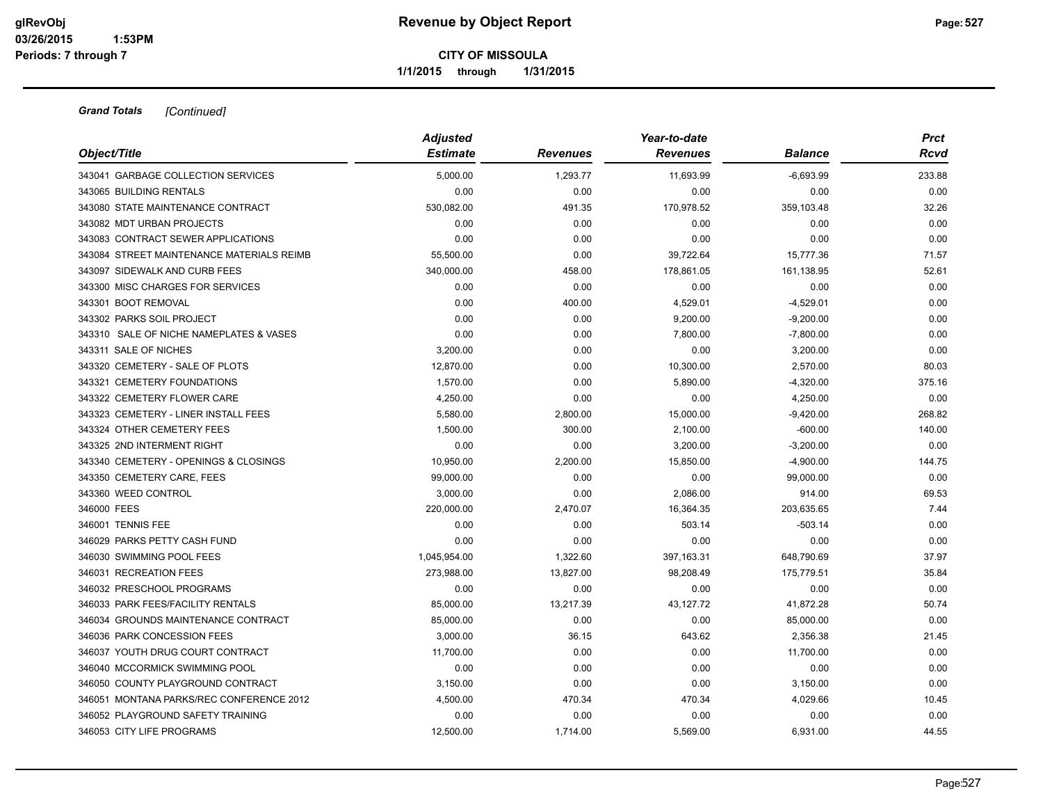**Revenue by Object Report**

**CITY OF MISSOULA**

**1/1/2015 through 1/31/2015**

glRevObj
03/26/2015 1:53PM
Periods: 7 through 7

***Grand Totals*** *[Continued]*

| *Object/Title* | *Adjusted Estimate* | *Revenues* | *Year-to-date Revenues* | *Balance* | *Prct Rcvd* |
|---|---|---|---|---|---|
| 343041 GARBAGE COLLECTION SERVICES | 5,000.00 | 1,293.77 | 11,693.99 | -6,693.99 | 233.88 |
| 343065 BUILDING RENTALS | 0.00 | 0.00 | 0.00 | 0.00 | 0.00 |
| 343080 STATE MAINTENANCE CONTRACT | 530,082.00 | 491.35 | 170,978.52 | 359,103.48 | 32.26 |
| 343082 MDT URBAN PROJECTS | 0.00 | 0.00 | 0.00 | 0.00 | 0.00 |
| 343083 CONTRACT SEWER APPLICATIONS | 0.00 | 0.00 | 0.00 | 0.00 | 0.00 |
| 343084 STREET MAINTENANCE MATERIALS REIMB | 55,500.00 | 0.00 | 39,722.64 | 15,777.36 | 71.57 |
| 343097 SIDEWALK AND CURB FEES | 340,000.00 | 458.00 | 178,861.05 | 161,138.95 | 52.61 |
| 343300 MISC CHARGES FOR SERVICES | 0.00 | 0.00 | 0.00 | 0.00 | 0.00 |
| 343301 BOOT REMOVAL | 0.00 | 400.00 | 4,529.01 | -4,529.01 | 0.00 |
| 343302 PARKS SOIL PROJECT | 0.00 | 0.00 | 9,200.00 | -9,200.00 | 0.00 |
| 343310 SALE OF NICHE NAMEPLATES & VASES | 0.00 | 0.00 | 7,800.00 | -7,800.00 | 0.00 |
| 343311 SALE OF NICHES | 3,200.00 | 0.00 | 0.00 | 3,200.00 | 0.00 |
| 343320 CEMETERY - SALE OF PLOTS | 12,870.00 | 0.00 | 10,300.00 | 2,570.00 | 80.03 |
| 343321 CEMETERY FOUNDATIONS | 1,570.00 | 0.00 | 5,890.00 | -4,320.00 | 375.16 |
| 343322 CEMETERY FLOWER CARE | 4,250.00 | 0.00 | 0.00 | 4,250.00 | 0.00 |
| 343323 CEMETERY - LINER INSTALL FEES | 5,580.00 | 2,800.00 | 15,000.00 | -9,420.00 | 268.82 |
| 343324 OTHER CEMETERY FEES | 1,500.00 | 300.00 | 2,100.00 | -600.00 | 140.00 |
| 343325 2ND INTERMENT RIGHT | 0.00 | 0.00 | 3,200.00 | -3,200.00 | 0.00 |
| 343340 CEMETERY - OPENINGS & CLOSINGS | 10,950.00 | 2,200.00 | 15,850.00 | -4,900.00 | 144.75 |
| 343350 CEMETERY CARE, FEES | 99,000.00 | 0.00 | 0.00 | 99,000.00 | 0.00 |
| 343360 WEED CONTROL | 3,000.00 | 0.00 | 2,086.00 | 914.00 | 69.53 |
| 346000 FEES | 220,000.00 | 2,470.07 | 16,364.35 | 203,635.65 | 7.44 |
| 346001 TENNIS FEE | 0.00 | 0.00 | 503.14 | -503.14 | 0.00 |
| 346029 PARKS PETTY CASH FUND | 0.00 | 0.00 | 0.00 | 0.00 | 0.00 |
| 346030 SWIMMING POOL FEES | 1,045,954.00 | 1,322.60 | 397,163.31 | 648,790.69 | 37.97 |
| 346031 RECREATION FEES | 273,988.00 | 13,827.00 | 98,208.49 | 175,779.51 | 35.84 |
| 346032 PRESCHOOL PROGRAMS | 0.00 | 0.00 | 0.00 | 0.00 | 0.00 |
| 346033 PARK FEES/FACILITY RENTALS | 85,000.00 | 13,217.39 | 43,127.72 | 41,872.28 | 50.74 |
| 346034 GROUNDS MAINTENANCE CONTRACT | 85,000.00 | 0.00 | 0.00 | 85,000.00 | 0.00 |
| 346036 PARK CONCESSION FEES | 3,000.00 | 36.15 | 643.62 | 2,356.38 | 21.45 |
| 346037 YOUTH DRUG COURT CONTRACT | 11,700.00 | 0.00 | 0.00 | 11,700.00 | 0.00 |
| 346040 MCCORMICK SWIMMING POOL | 0.00 | 0.00 | 0.00 | 0.00 | 0.00 |
| 346050 COUNTY PLAYGROUND CONTRACT | 3,150.00 | 0.00 | 0.00 | 3,150.00 | 0.00 |
| 346051 MONTANA PARKS/REC CONFERENCE 2012 | 4,500.00 | 470.34 | 470.34 | 4,029.66 | 10.45 |
| 346052 PLAYGROUND SAFETY TRAINING | 0.00 | 0.00 | 0.00 | 0.00 | 0.00 |
| 346053 CITY LIFE PROGRAMS | 12,500.00 | 1,714.00 | 5,569.00 | 6,931.00 | 44.55 |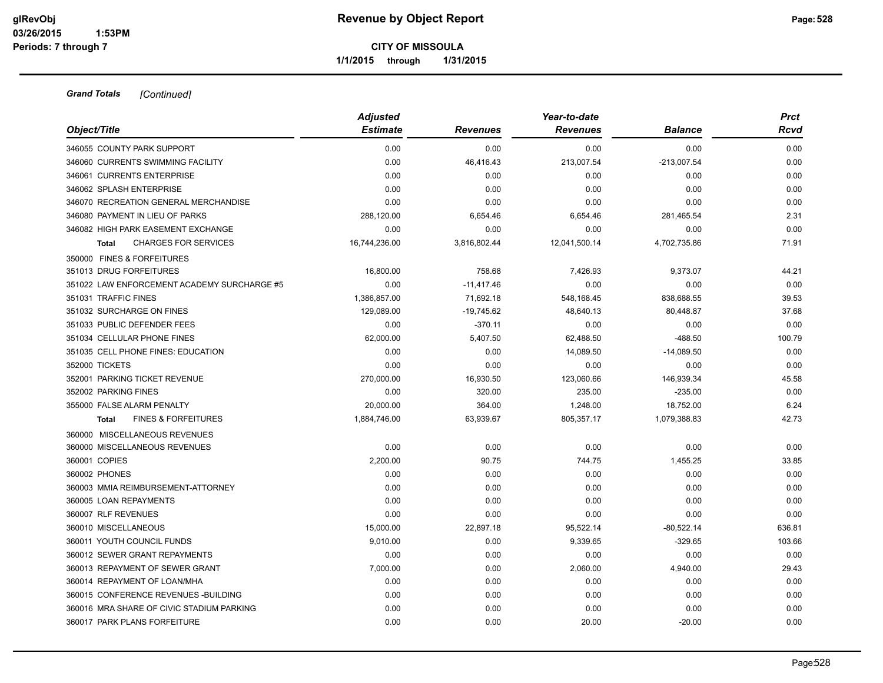**Revenue by Object Report**

**CITY OF MISSOULA**

**1/1/2015 through 1/31/2015**

***Grand Totals*** *[Continued]*

| Object/Title | Adjusted Estimate | Revenues | Year-to-date Revenues | Balance | Prct Rcvd |
|---|---|---|---|---|---|
| 346055 COUNTY PARK SUPPORT | 0.00 | 0.00 | 0.00 | 0.00 | 0.00 |
| 346060 CURRENTS SWIMMING FACILITY | 0.00 | 46,416.43 | 213,007.54 | -213,007.54 | 0.00 |
| 346061 CURRENTS ENTERPRISE | 0.00 | 0.00 | 0.00 | 0.00 | 0.00 |
| 346062 SPLASH ENTERPRISE | 0.00 | 0.00 | 0.00 | 0.00 | 0.00 |
| 346070 RECREATION GENERAL MERCHANDISE | 0.00 | 0.00 | 0.00 | 0.00 | 0.00 |
| 346080 PAYMENT IN LIEU OF PARKS | 288,120.00 | 6,654.46 | 6,654.46 | 281,465.54 | 2.31 |
| 346082 HIGH PARK EASEMENT EXCHANGE | 0.00 | 0.00 | 0.00 | 0.00 | 0.00 |
| **Total** CHARGES FOR SERVICES | 16,744,236.00 | 3,816,802.44 | 12,041,500.14 | 4,702,735.86 | 71.91 |
| 350000 FINES & FORFEITURES | | | | | |
| 351013 DRUG FORFEITURES | 16,800.00 | 758.68 | 7,426.93 | 9,373.07 | 44.21 |
| 351022 LAW ENFORCEMENT ACADEMY SURCHARGE #5 | 0.00 | -11,417.46 | 0.00 | 0.00 | 0.00 |
| 351031 TRAFFIC FINES | 1,386,857.00 | 71,692.18 | 548,168.45 | 838,688.55 | 39.53 |
| 351032 SURCHARGE ON FINES | 129,089.00 | -19,745.62 | 48,640.13 | 80,448.87 | 37.68 |
| 351033 PUBLIC DEFENDER FEES | 0.00 | -370.11 | 0.00 | 0.00 | 0.00 |
| 351034 CELLULAR PHONE FINES | 62,000.00 | 5,407.50 | 62,488.50 | -488.50 | 100.79 |
| 351035 CELL PHONE FINES: EDUCATION | 0.00 | 0.00 | 14,089.50 | -14,089.50 | 0.00 |
| 352000 TICKETS | 0.00 | 0.00 | 0.00 | 0.00 | 0.00 |
| 352001 PARKING TICKET REVENUE | 270,000.00 | 16,930.50 | 123,060.66 | 146,939.34 | 45.58 |
| 352002 PARKING FINES | 0.00 | 320.00 | 235.00 | -235.00 | 0.00 |
| 355000 FALSE ALARM PENALTY | 20,000.00 | 364.00 | 1,248.00 | 18,752.00 | 6.24 |
| **Total** FINES & FORFEITURES | 1,884,746.00 | 63,939.67 | 805,357.17 | 1,079,388.83 | 42.73 |
| 360000 MISCELLANEOUS REVENUES | | | | | |
| 360000 MISCELLANEOUS REVENUES | 0.00 | 0.00 | 0.00 | 0.00 | 0.00 |
| 360001 COPIES | 2,200.00 | 90.75 | 744.75 | 1,455.25 | 33.85 |
| 360002 PHONES | 0.00 | 0.00 | 0.00 | 0.00 | 0.00 |
| 360003 MMIA REIMBURSEMENT-ATTORNEY | 0.00 | 0.00 | 0.00 | 0.00 | 0.00 |
| 360005 LOAN REPAYMENTS | 0.00 | 0.00 | 0.00 | 0.00 | 0.00 |
| 360007 RLF REVENUES | 0.00 | 0.00 | 0.00 | 0.00 | 0.00 |
| 360010 MISCELLANEOUS | 15,000.00 | 22,897.18 | 95,522.14 | -80,522.14 | 636.81 |
| 360011 YOUTH COUNCIL FUNDS | 9,010.00 | 0.00 | 9,339.65 | -329.65 | 103.66 |
| 360012 SEWER GRANT REPAYMENTS | 0.00 | 0.00 | 0.00 | 0.00 | 0.00 |
| 360013 REPAYMENT OF SEWER GRANT | 7,000.00 | 0.00 | 2,060.00 | 4,940.00 | 29.43 |
| 360014 REPAYMENT OF LOAN/MHA | 0.00 | 0.00 | 0.00 | 0.00 | 0.00 |
| 360015 CONFERENCE REVENUES -BUILDING | 0.00 | 0.00 | 0.00 | 0.00 | 0.00 |
| 360016 MRA SHARE OF CIVIC STADIUM PARKING | 0.00 | 0.00 | 0.00 | 0.00 | 0.00 |
| 360017 PARK PLANS FORFEITURE | 0.00 | 0.00 | 20.00 | -20.00 | 0.00 |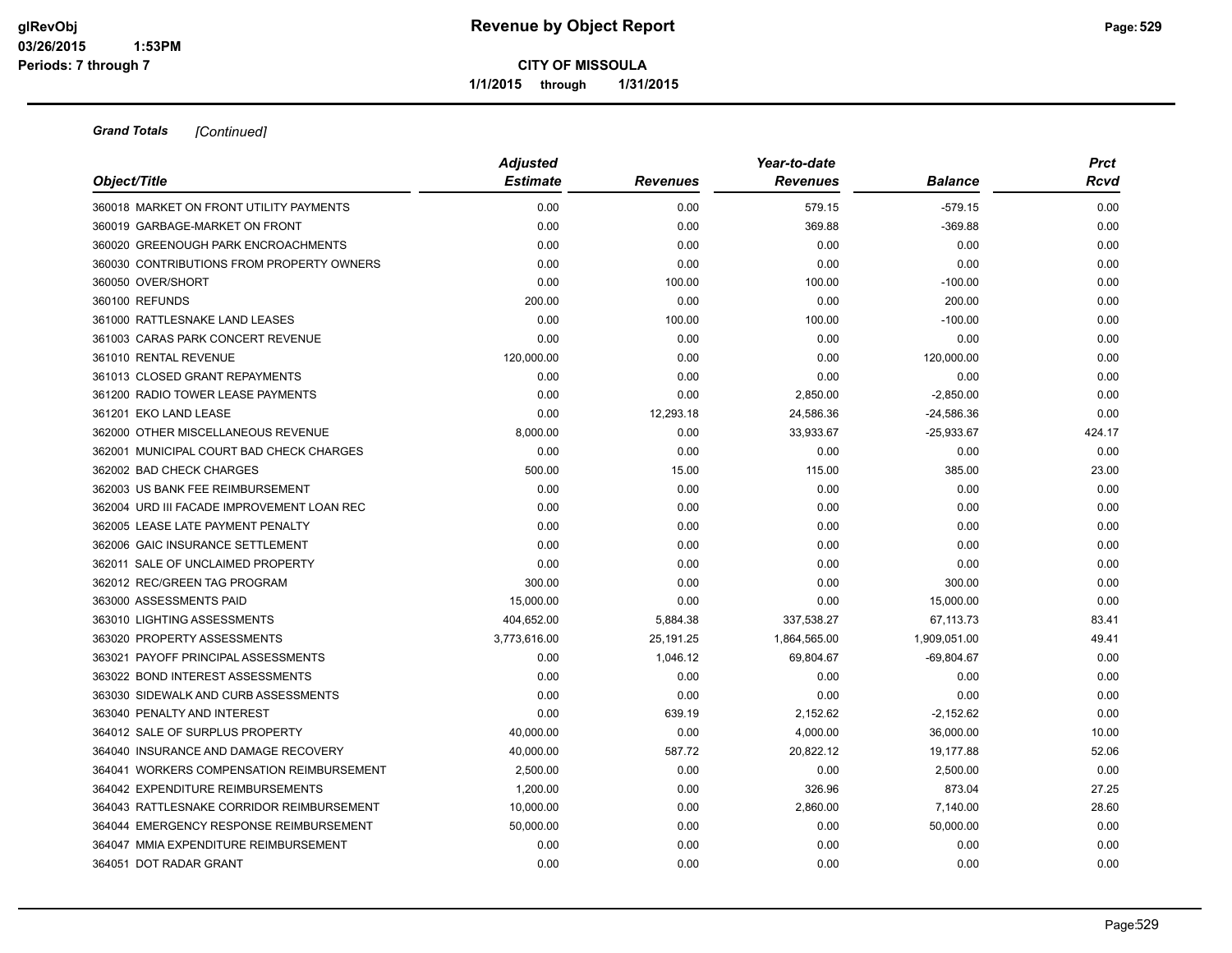**Grand Totals** *[Continued]*

| Object/Title | Adjusted Estimate | Revenues | Year-to-date Revenues | Balance | Prct Rcvd |
|---|---|---|---|---|---|
| 360018 MARKET ON FRONT UTILITY PAYMENTS | 0.00 | 0.00 | 579.15 | -579.15 | 0.00 |
| 360019 GARBAGE-MARKET ON FRONT | 0.00 | 0.00 | 369.88 | -369.88 | 0.00 |
| 360020 GREENOUGH PARK ENCROACHMENTS | 0.00 | 0.00 | 0.00 | 0.00 | 0.00 |
| 360030 CONTRIBUTIONS FROM PROPERTY OWNERS | 0.00 | 0.00 | 0.00 | 0.00 | 0.00 |
| 360050 OVER/SHORT | 0.00 | 100.00 | 100.00 | -100.00 | 0.00 |
| 360100 REFUNDS | 200.00 | 0.00 | 0.00 | 200.00 | 0.00 |
| 361000 RATTLESNAKE LAND LEASES | 0.00 | 100.00 | 100.00 | -100.00 | 0.00 |
| 361003 CARAS PARK CONCERT REVENUE | 0.00 | 0.00 | 0.00 | 0.00 | 0.00 |
| 361010 RENTAL REVENUE | 120,000.00 | 0.00 | 0.00 | 120,000.00 | 0.00 |
| 361013 CLOSED GRANT REPAYMENTS | 0.00 | 0.00 | 0.00 | 0.00 | 0.00 |
| 361200 RADIO TOWER LEASE PAYMENTS | 0.00 | 0.00 | 2,850.00 | -2,850.00 | 0.00 |
| 361201 EKO LAND LEASE | 0.00 | 12,293.18 | 24,586.36 | -24,586.36 | 0.00 |
| 362000 OTHER MISCELLANEOUS REVENUE | 8,000.00 | 0.00 | 33,933.67 | -25,933.67 | 424.17 |
| 362001 MUNICIPAL COURT BAD CHECK CHARGES | 0.00 | 0.00 | 0.00 | 0.00 | 0.00 |
| 362002 BAD CHECK CHARGES | 500.00 | 15.00 | 115.00 | 385.00 | 23.00 |
| 362003 US BANK FEE REIMBURSEMENT | 0.00 | 0.00 | 0.00 | 0.00 | 0.00 |
| 362004 URD III FACADE IMPROVEMENT LOAN REC | 0.00 | 0.00 | 0.00 | 0.00 | 0.00 |
| 362005 LEASE LATE PAYMENT PENALTY | 0.00 | 0.00 | 0.00 | 0.00 | 0.00 |
| 362006 GAIC INSURANCE SETTLEMENT | 0.00 | 0.00 | 0.00 | 0.00 | 0.00 |
| 362011 SALE OF UNCLAIMED PROPERTY | 0.00 | 0.00 | 0.00 | 0.00 | 0.00 |
| 362012 REC/GREEN TAG PROGRAM | 300.00 | 0.00 | 0.00 | 300.00 | 0.00 |
| 363000 ASSESSMENTS PAID | 15,000.00 | 0.00 | 0.00 | 15,000.00 | 0.00 |
| 363010 LIGHTING ASSESSMENTS | 404,652.00 | 5,884.38 | 337,538.27 | 67,113.73 | 83.41 |
| 363020 PROPERTY ASSESSMENTS | 3,773,616.00 | 25,191.25 | 1,864,565.00 | 1,909,051.00 | 49.41 |
| 363021 PAYOFF PRINCIPAL ASSESSMENTS | 0.00 | 1,046.12 | 69,804.67 | -69,804.67 | 0.00 |
| 363022 BOND INTEREST ASSESSMENTS | 0.00 | 0.00 | 0.00 | 0.00 | 0.00 |
| 363030 SIDEWALK AND CURB ASSESSMENTS | 0.00 | 0.00 | 0.00 | 0.00 | 0.00 |
| 363040 PENALTY AND INTEREST | 0.00 | 639.19 | 2,152.62 | -2,152.62 | 0.00 |
| 364012 SALE OF SURPLUS PROPERTY | 40,000.00 | 0.00 | 4,000.00 | 36,000.00 | 10.00 |
| 364040 INSURANCE AND DAMAGE RECOVERY | 40,000.00 | 587.72 | 20,822.12 | 19,177.88 | 52.06 |
| 364041 WORKERS COMPENSATION REIMBURSEMENT | 2,500.00 | 0.00 | 0.00 | 2,500.00 | 0.00 |
| 364042 EXPENDITURE REIMBURSEMENTS | 1,200.00 | 0.00 | 326.96 | 873.04 | 27.25 |
| 364043 RATTLESNAKE CORRIDOR REIMBURSEMENT | 10,000.00 | 0.00 | 2,860.00 | 7,140.00 | 28.60 |
| 364044 EMERGENCY RESPONSE REIMBURSEMENT | 50,000.00 | 0.00 | 0.00 | 50,000.00 | 0.00 |
| 364047 MMIA EXPENDITURE REIMBURSEMENT | 0.00 | 0.00 | 0.00 | 0.00 | 0.00 |
| 364051 DOT RADAR GRANT | 0.00 | 0.00 | 0.00 | 0.00 | 0.00 |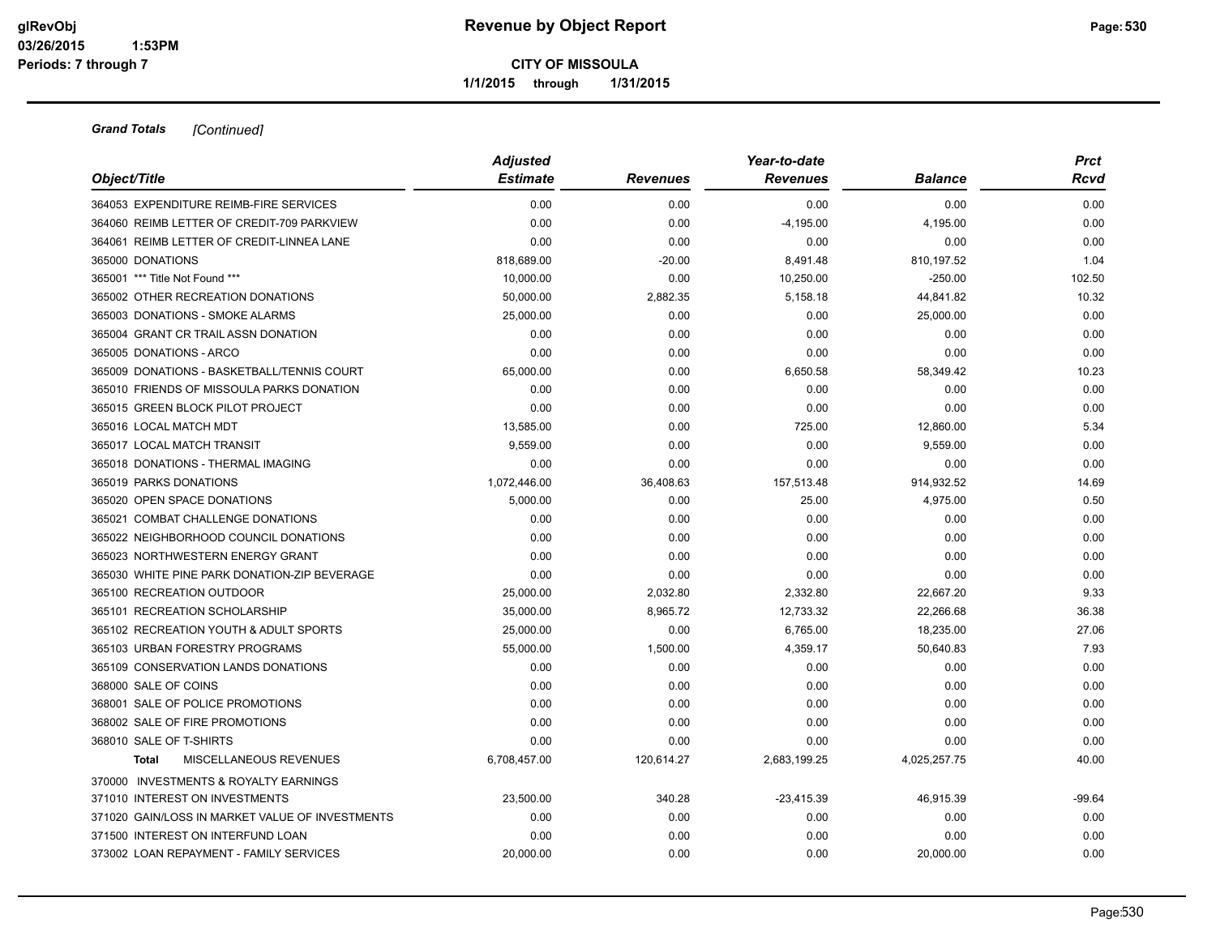**Grand Totals** *[Continued]*

| Object/Title | *Adjusted Estimate* | *Revenues* | *Year-to-date Revenues* | *Balance* | *Prct Rcvd* |
|---|---|---|---|---|---|
| 364053 EXPENDITURE REIMB-FIRE SERVICES | 0.00 | 0.00 | 0.00 | 0.00 | 0.00 |
| 364060 REIMB LETTER OF CREDIT-709 PARKVIEW | 0.00 | 0.00 | -4,195.00 | 4,195.00 | 0.00 |
| 364061 REIMB LETTER OF CREDIT-LINNEA LANE | 0.00 | 0.00 | 0.00 | 0.00 | 0.00 |
| 365000 DONATIONS | 818,689.00 | -20.00 | 8,491.48 | 810,197.52 | 1.04 |
| 365001 *** Title Not Found *** | 10,000.00 | 0.00 | 10,250.00 | -250.00 | 102.50 |
| 365002 OTHER RECREATION DONATIONS | 50,000.00 | 2,882.35 | 5,158.18 | 44,841.82 | 10.32 |
| 365003 DONATIONS - SMOKE ALARMS | 25,000.00 | 0.00 | 0.00 | 25,000.00 | 0.00 |
| 365004 GRANT CR TRAIL ASSN DONATION | 0.00 | 0.00 | 0.00 | 0.00 | 0.00 |
| 365005 DONATIONS - ARCO | 0.00 | 0.00 | 0.00 | 0.00 | 0.00 |
| 365009 DONATIONS - BASKETBALL/TENNIS COURT | 65,000.00 | 0.00 | 6,650.58 | 58,349.42 | 10.23 |
| 365010 FRIENDS OF MISSOULA PARKS DONATION | 0.00 | 0.00 | 0.00 | 0.00 | 0.00 |
| 365015 GREEN BLOCK PILOT PROJECT | 0.00 | 0.00 | 0.00 | 0.00 | 0.00 |
| 365016 LOCAL MATCH MDT | 13,585.00 | 0.00 | 725.00 | 12,860.00 | 5.34 |
| 365017 LOCAL MATCH TRANSIT | 9,559.00 | 0.00 | 0.00 | 9,559.00 | 0.00 |
| 365018 DONATIONS - THERMAL IMAGING | 0.00 | 0.00 | 0.00 | 0.00 | 0.00 |
| 365019 PARKS DONATIONS | 1,072,446.00 | 36,408.63 | 157,513.48 | 914,932.52 | 14.69 |
| 365020 OPEN SPACE DONATIONS | 5,000.00 | 0.00 | 25.00 | 4,975.00 | 0.50 |
| 365021 COMBAT CHALLENGE DONATIONS | 0.00 | 0.00 | 0.00 | 0.00 | 0.00 |
| 365022 NEIGHBORHOOD COUNCIL DONATIONS | 0.00 | 0.00 | 0.00 | 0.00 | 0.00 |
| 365023 NORTHWESTERN ENERGY GRANT | 0.00 | 0.00 | 0.00 | 0.00 | 0.00 |
| 365030 WHITE PINE PARK DONATION-ZIP BEVERAGE | 0.00 | 0.00 | 0.00 | 0.00 | 0.00 |
| 365100 RECREATION OUTDOOR | 25,000.00 | 2,032.80 | 2,332.80 | 22,667.20 | 9.33 |
| 365101 RECREATION SCHOLARSHIP | 35,000.00 | 8,965.72 | 12,733.32 | 22,266.68 | 36.38 |
| 365102 RECREATION YOUTH & ADULT SPORTS | 25,000.00 | 0.00 | 6,765.00 | 18,235.00 | 27.06 |
| 365103 URBAN FORESTRY PROGRAMS | 55,000.00 | 1,500.00 | 4,359.17 | 50,640.83 | 7.93 |
| 365109 CONSERVATION LANDS DONATIONS | 0.00 | 0.00 | 0.00 | 0.00 | 0.00 |
| 368000 SALE OF COINS | 0.00 | 0.00 | 0.00 | 0.00 | 0.00 |
| 368001 SALE OF POLICE PROMOTIONS | 0.00 | 0.00 | 0.00 | 0.00 | 0.00 |
| 368002 SALE OF FIRE PROMOTIONS | 0.00 | 0.00 | 0.00 | 0.00 | 0.00 |
| 368010 SALE OF T-SHIRTS | 0.00 | 0.00 | 0.00 | 0.00 | 0.00 |
| **Total** MISCELLANEOUS REVENUES | 6,708,457.00 | 120,614.27 | 2,683,199.25 | 4,025,257.75 | 40.00 |
| 370000 INVESTMENTS & ROYALTY EARNINGS | | | | | |
| 371010 INTEREST ON INVESTMENTS | 23,500.00 | 340.28 | -23,415.39 | 46,915.39 | -99.64 |
| 371020 GAIN/LOSS IN MARKET VALUE OF INVESTMENTS | 0.00 | 0.00 | 0.00 | 0.00 | 0.00 |
| 371500 INTEREST ON INTERFUND LOAN | 0.00 | 0.00 | 0.00 | 0.00 | 0.00 |
| 373002 LOAN REPAYMENT - FAMILY SERVICES | 20,000.00 | 0.00 | 0.00 | 20,000.00 | 0.00 |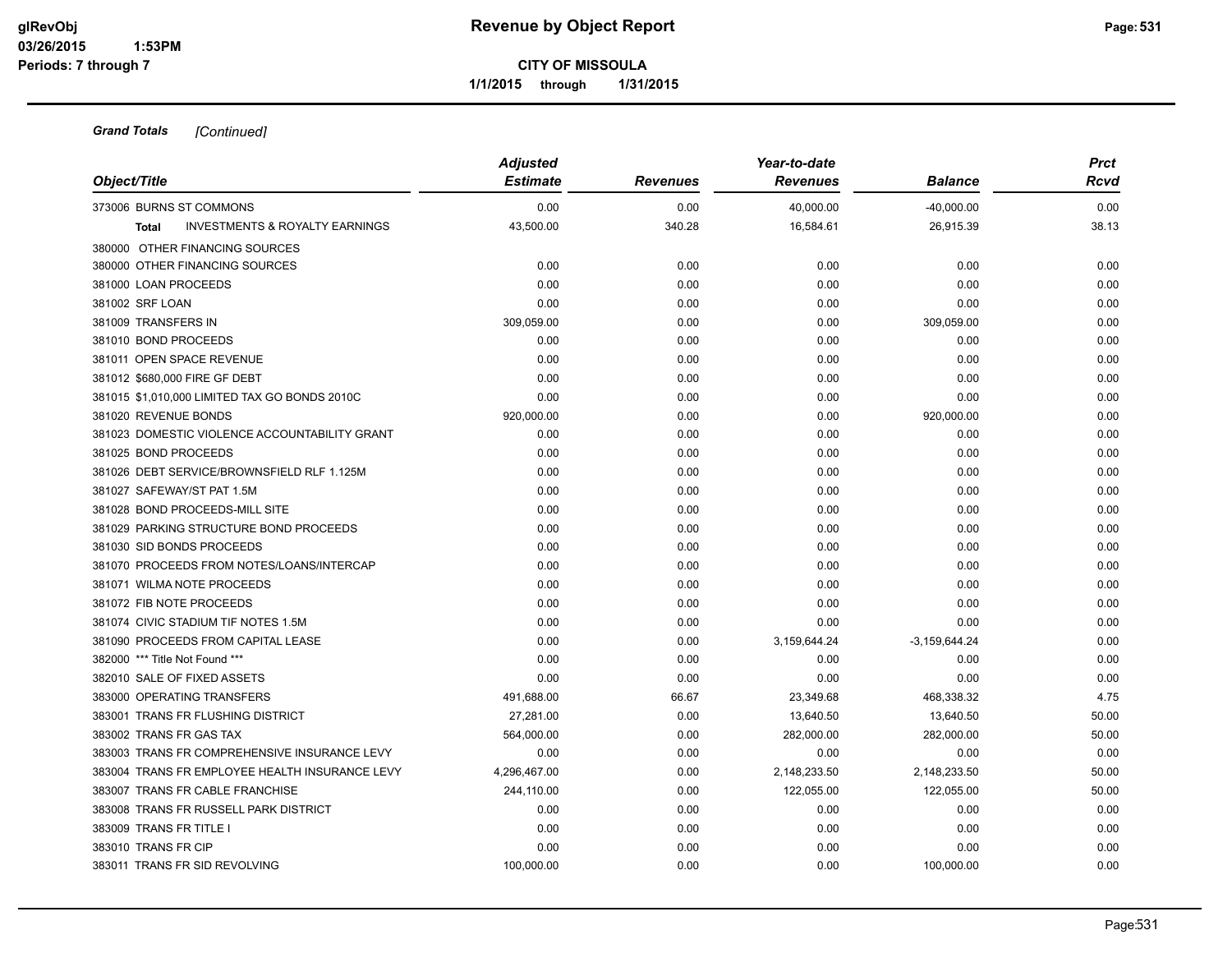**CITY OF MISSOULA**

**1/1/2015 through 1/31/2015**

***Grand Totals*** *[Continued]*

| Object/Title | Adjusted Estimate | Revenues | Year-to-date Revenues | Balance | Prct Rcvd |
|---|---|---|---|---|---|
| 373006 BURNS ST COMMONS | 0.00 | 0.00 | 40,000.00 | -40,000.00 | 0.00 |
| **Total** INVESTMENTS & ROYALTY EARNINGS | 43,500.00 | 340.28 | 16,584.61 | 26,915.39 | 38.13 |
| 380000 OTHER FINANCING SOURCES | | | | | |
| 380000 OTHER FINANCING SOURCES | 0.00 | 0.00 | 0.00 | 0.00 | 0.00 |
| 381000 LOAN PROCEEDS | 0.00 | 0.00 | 0.00 | 0.00 | 0.00 |
| 381002 SRF LOAN | 0.00 | 0.00 | 0.00 | 0.00 | 0.00 |
| 381009 TRANSFERS IN | 309,059.00 | 0.00 | 0.00 | 309,059.00 | 0.00 |
| 381010 BOND PROCEEDS | 0.00 | 0.00 | 0.00 | 0.00 | 0.00 |
| 381011 OPEN SPACE REVENUE | 0.00 | 0.00 | 0.00 | 0.00 | 0.00 |
| 381012 $680,000 FIRE GF DEBT | 0.00 | 0.00 | 0.00 | 0.00 | 0.00 |
| 381015 $1,010,000 LIMITED TAX GO BONDS 2010C | 0.00 | 0.00 | 0.00 | 0.00 | 0.00 |
| 381020 REVENUE BONDS | 920,000.00 | 0.00 | 0.00 | 920,000.00 | 0.00 |
| 381023 DOMESTIC VIOLENCE ACCOUNTABILITY GRANT | 0.00 | 0.00 | 0.00 | 0.00 | 0.00 |
| 381025 BOND PROCEEDS | 0.00 | 0.00 | 0.00 | 0.00 | 0.00 |
| 381026 DEBT SERVICE/BROWNSFIELD RLF 1.125M | 0.00 | 0.00 | 0.00 | 0.00 | 0.00 |
| 381027 SAFEWAY/ST PAT 1.5M | 0.00 | 0.00 | 0.00 | 0.00 | 0.00 |
| 381028 BOND PROCEEDS-MILL SITE | 0.00 | 0.00 | 0.00 | 0.00 | 0.00 |
| 381029 PARKING STRUCTURE BOND PROCEEDS | 0.00 | 0.00 | 0.00 | 0.00 | 0.00 |
| 381030 SID BONDS PROCEEDS | 0.00 | 0.00 | 0.00 | 0.00 | 0.00 |
| 381070 PROCEEDS FROM NOTES/LOANS/INTERCAP | 0.00 | 0.00 | 0.00 | 0.00 | 0.00 |
| 381071 WILMA NOTE PROCEEDS | 0.00 | 0.00 | 0.00 | 0.00 | 0.00 |
| 381072 FIB NOTE PROCEEDS | 0.00 | 0.00 | 0.00 | 0.00 | 0.00 |
| 381074 CIVIC STADIUM TIF NOTES 1.5M | 0.00 | 0.00 | 0.00 | 0.00 | 0.00 |
| 381090 PROCEEDS FROM CAPITAL LEASE | 0.00 | 0.00 | 3,159,644.24 | -3,159,644.24 | 0.00 |
| 382000 *** Title Not Found *** | 0.00 | 0.00 | 0.00 | 0.00 | 0.00 |
| 382010 SALE OF FIXED ASSETS | 0.00 | 0.00 | 0.00 | 0.00 | 0.00 |
| 383000 OPERATING TRANSFERS | 491,688.00 | 66.67 | 23,349.68 | 468,338.32 | 4.75 |
| 383001 TRANS FR FLUSHING DISTRICT | 27,281.00 | 0.00 | 13,640.50 | 13,640.50 | 50.00 |
| 383002 TRANS FR GAS TAX | 564,000.00 | 0.00 | 282,000.00 | 282,000.00 | 50.00 |
| 383003 TRANS FR COMPREHENSIVE INSURANCE LEVY | 0.00 | 0.00 | 0.00 | 0.00 | 0.00 |
| 383004 TRANS FR EMPLOYEE HEALTH INSURANCE LEVY | 4,296,467.00 | 0.00 | 2,148,233.50 | 2,148,233.50 | 50.00 |
| 383007 TRANS FR CABLE FRANCHISE | 244,110.00 | 0.00 | 122,055.00 | 122,055.00 | 50.00 |
| 383008 TRANS FR RUSSELL PARK DISTRICT | 0.00 | 0.00 | 0.00 | 0.00 | 0.00 |
| 383009 TRANS FR TITLE I | 0.00 | 0.00 | 0.00 | 0.00 | 0.00 |
| 383010 TRANS FR CIP | 0.00 | 0.00 | 0.00 | 0.00 | 0.00 |
| 383011 TRANS FR SID REVOLVING | 100,000.00 | 0.00 | 0.00 | 100,000.00 | 0.00 |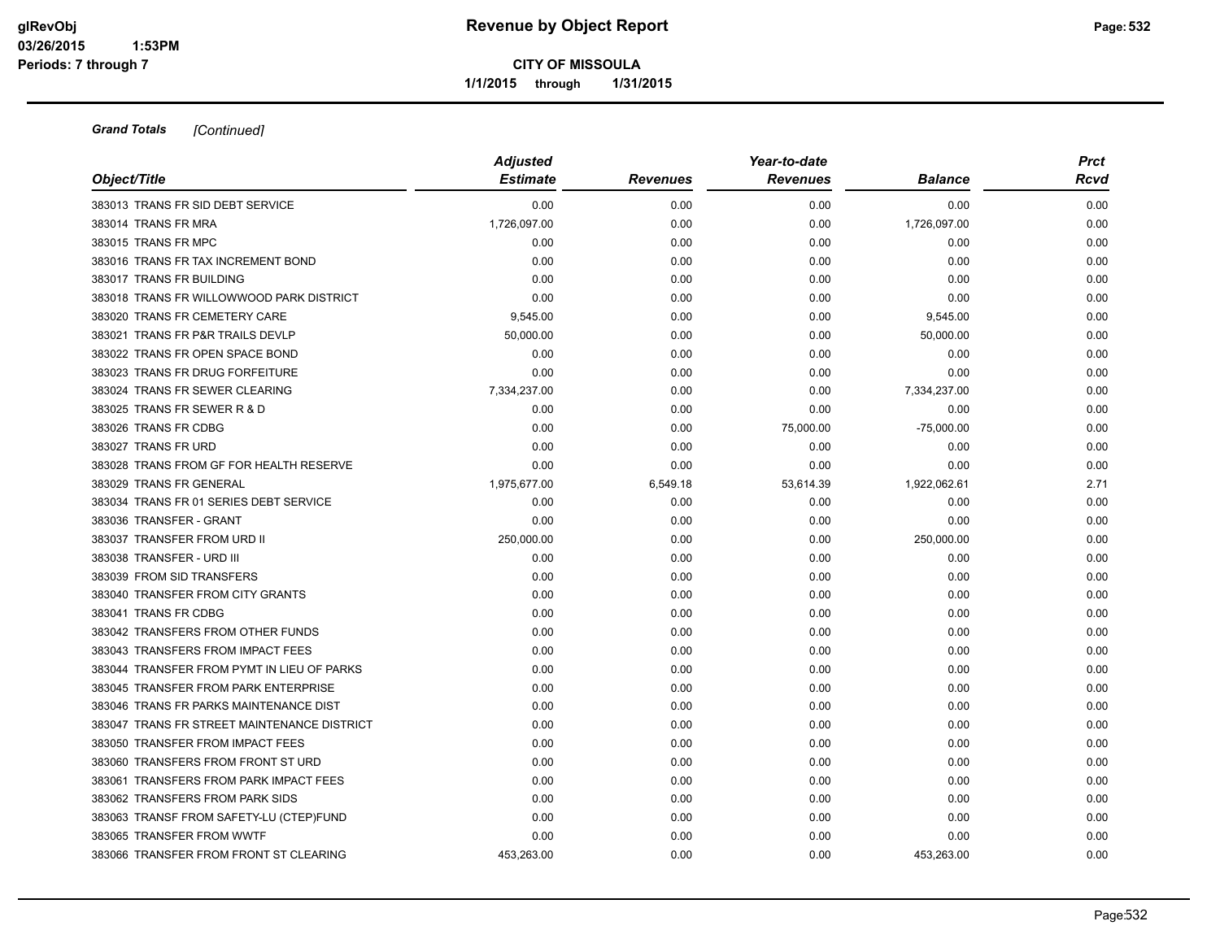**Grand Totals** *[Continued]*

| Object/Title | Adjusted Estimate | Revenues | Year-to-date Revenues | Balance | Prct Rcvd |
|---|---|---|---|---|---|
| 383013 TRANS FR SID DEBT SERVICE | 0.00 | 0.00 | 0.00 | 0.00 | 0.00 |
| 383014 TRANS FR MRA | 1,726,097.00 | 0.00 | 0.00 | 1,726,097.00 | 0.00 |
| 383015 TRANS FR MPC | 0.00 | 0.00 | 0.00 | 0.00 | 0.00 |
| 383016 TRANS FR TAX INCREMENT BOND | 0.00 | 0.00 | 0.00 | 0.00 | 0.00 |
| 383017 TRANS FR BUILDING | 0.00 | 0.00 | 0.00 | 0.00 | 0.00 |
| 383018 TRANS FR WILLOWWOOD PARK DISTRICT | 0.00 | 0.00 | 0.00 | 0.00 | 0.00 |
| 383020 TRANS FR CEMETERY CARE | 9,545.00 | 0.00 | 0.00 | 9,545.00 | 0.00 |
| 383021 TRANS FR P&R TRAILS DEVLP | 50,000.00 | 0.00 | 0.00 | 50,000.00 | 0.00 |
| 383022 TRANS FR OPEN SPACE BOND | 0.00 | 0.00 | 0.00 | 0.00 | 0.00 |
| 383023 TRANS FR DRUG FORFEITURE | 0.00 | 0.00 | 0.00 | 0.00 | 0.00 |
| 383024 TRANS FR SEWER CLEARING | 7,334,237.00 | 0.00 | 0.00 | 7,334,237.00 | 0.00 |
| 383025 TRANS FR SEWER R & D | 0.00 | 0.00 | 0.00 | 0.00 | 0.00 |
| 383026 TRANS FR CDBG | 0.00 | 0.00 | 75,000.00 | -75,000.00 | 0.00 |
| 383027 TRANS FR URD | 0.00 | 0.00 | 0.00 | 0.00 | 0.00 |
| 383028 TRANS FROM GF FOR HEALTH RESERVE | 0.00 | 0.00 | 0.00 | 0.00 | 0.00 |
| 383029 TRANS FR GENERAL | 1,975,677.00 | 6,549.18 | 53,614.39 | 1,922,062.61 | 2.71 |
| 383034 TRANS FR 01 SERIES DEBT SERVICE | 0.00 | 0.00 | 0.00 | 0.00 | 0.00 |
| 383036 TRANSFER - GRANT | 0.00 | 0.00 | 0.00 | 0.00 | 0.00 |
| 383037 TRANSFER FROM URD II | 250,000.00 | 0.00 | 0.00 | 250,000.00 | 0.00 |
| 383038 TRANSFER - URD III | 0.00 | 0.00 | 0.00 | 0.00 | 0.00 |
| 383039 FROM SID TRANSFERS | 0.00 | 0.00 | 0.00 | 0.00 | 0.00 |
| 383040 TRANSFER FROM CITY GRANTS | 0.00 | 0.00 | 0.00 | 0.00 | 0.00 |
| 383041 TRANS FR CDBG | 0.00 | 0.00 | 0.00 | 0.00 | 0.00 |
| 383042 TRANSFERS FROM OTHER FUNDS | 0.00 | 0.00 | 0.00 | 0.00 | 0.00 |
| 383043 TRANSFERS FROM IMPACT FEES | 0.00 | 0.00 | 0.00 | 0.00 | 0.00 |
| 383044 TRANSFER FROM PYMT IN LIEU OF PARKS | 0.00 | 0.00 | 0.00 | 0.00 | 0.00 |
| 383045 TRANSFER FROM PARK ENTERPRISE | 0.00 | 0.00 | 0.00 | 0.00 | 0.00 |
| 383046 TRANS FR PARKS MAINTENANCE DIST | 0.00 | 0.00 | 0.00 | 0.00 | 0.00 |
| 383047 TRANS FR STREET MAINTENANCE DISTRICT | 0.00 | 0.00 | 0.00 | 0.00 | 0.00 |
| 383050 TRANSFER FROM IMPACT FEES | 0.00 | 0.00 | 0.00 | 0.00 | 0.00 |
| 383060 TRANSFERS FROM FRONT ST URD | 0.00 | 0.00 | 0.00 | 0.00 | 0.00 |
| 383061 TRANSFERS FROM PARK IMPACT FEES | 0.00 | 0.00 | 0.00 | 0.00 | 0.00 |
| 383062 TRANSFERS FROM PARK SIDS | 0.00 | 0.00 | 0.00 | 0.00 | 0.00 |
| 383063 TRANSF FROM SAFETY-LU (CTEP)FUND | 0.00 | 0.00 | 0.00 | 0.00 | 0.00 |
| 383065 TRANSFER FROM WWTF | 0.00 | 0.00 | 0.00 | 0.00 | 0.00 |
| 383066 TRANSFER FROM FRONT ST CLEARING | 453,263.00 | 0.00 | 0.00 | 453,263.00 | 0.00 |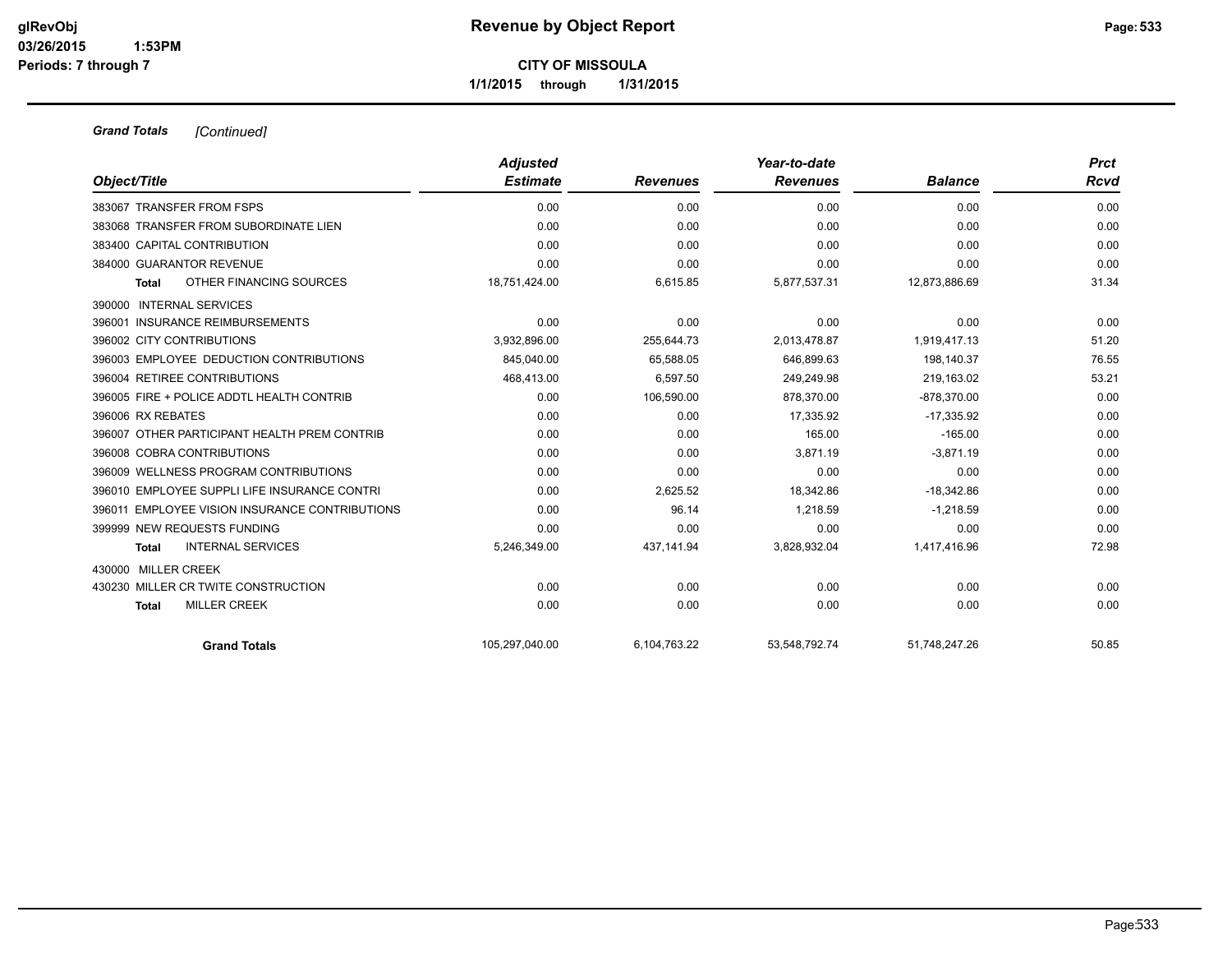**Grand Totals** *[Continued]*

| Object/Title | Adjusted Estimate | Revenues | Year-to-date Revenues | Balance | Prct Rcvd |
|---|---|---|---|---|---|
| 383067 TRANSFER FROM FSPS | 0.00 | 0.00 | 0.00 | 0.00 | 0.00 |
| 383068 TRANSFER FROM SUBORDINATE LIEN | 0.00 | 0.00 | 0.00 | 0.00 | 0.00 |
| 383400 CAPITAL CONTRIBUTION | 0.00 | 0.00 | 0.00 | 0.00 | 0.00 |
| 384000 GUARANTOR REVENUE | 0.00 | 0.00 | 0.00 | 0.00 | 0.00 |
| **Total** OTHER FINANCING SOURCES | 18,751,424.00 | 6,615.85 | 5,877,537.31 | 12,873,886.69 | 31.34 |
| 390000 INTERNAL SERVICES | | | | | |
| 396001 INSURANCE REIMBURSEMENTS | 0.00 | 0.00 | 0.00 | 0.00 | 0.00 |
| 396002 CITY CONTRIBUTIONS | 3,932,896.00 | 255,644.73 | 2,013,478.87 | 1,919,417.13 | 51.20 |
| 396003 EMPLOYEE DEDUCTION CONTRIBUTIONS | 845,040.00 | 65,588.05 | 646,899.63 | 198,140.37 | 76.55 |
| 396004 RETIREE CONTRIBUTIONS | 468,413.00 | 6,597.50 | 249,249.98 | 219,163.02 | 53.21 |
| 396005 FIRE + POLICE ADDTL HEALTH CONTRIB | 0.00 | 106,590.00 | 878,370.00 | -878,370.00 | 0.00 |
| 396006 RX REBATES | 0.00 | 0.00 | 17,335.92 | -17,335.92 | 0.00 |
| 396007 OTHER PARTICIPANT HEALTH PREM CONTRIB | 0.00 | 0.00 | 165.00 | -165.00 | 0.00 |
| 396008 COBRA CONTRIBUTIONS | 0.00 | 0.00 | 3,871.19 | -3,871.19 | 0.00 |
| 396009 WELLNESS PROGRAM CONTRIBUTIONS | 0.00 | 0.00 | 0.00 | 0.00 | 0.00 |
| 396010 EMPLOYEE SUPPLI LIFE INSURANCE CONTRI | 0.00 | 2,625.52 | 18,342.86 | -18,342.86 | 0.00 |
| 396011 EMPLOYEE VISION INSURANCE CONTRIBUTIONS | 0.00 | 96.14 | 1,218.59 | -1,218.59 | 0.00 |
| 399999 NEW REQUESTS FUNDING | 0.00 | 0.00 | 0.00 | 0.00 | 0.00 |
| **Total** INTERNAL SERVICES | 5,246,349.00 | 437,141.94 | 3,828,932.04 | 1,417,416.96 | 72.98 |
| 430000 MILLER CREEK | | | | | |
| 430230 MILLER CR TWITE CONSTRUCTION | 0.00 | 0.00 | 0.00 | 0.00 | 0.00 |
| **Total** MILLER CREEK | 0.00 | 0.00 | 0.00 | 0.00 | 0.00 |
| **Grand Totals** | 105,297,040.00 | 6,104,763.22 | 53,548,792.74 | 51,748,247.26 | 50.85 |